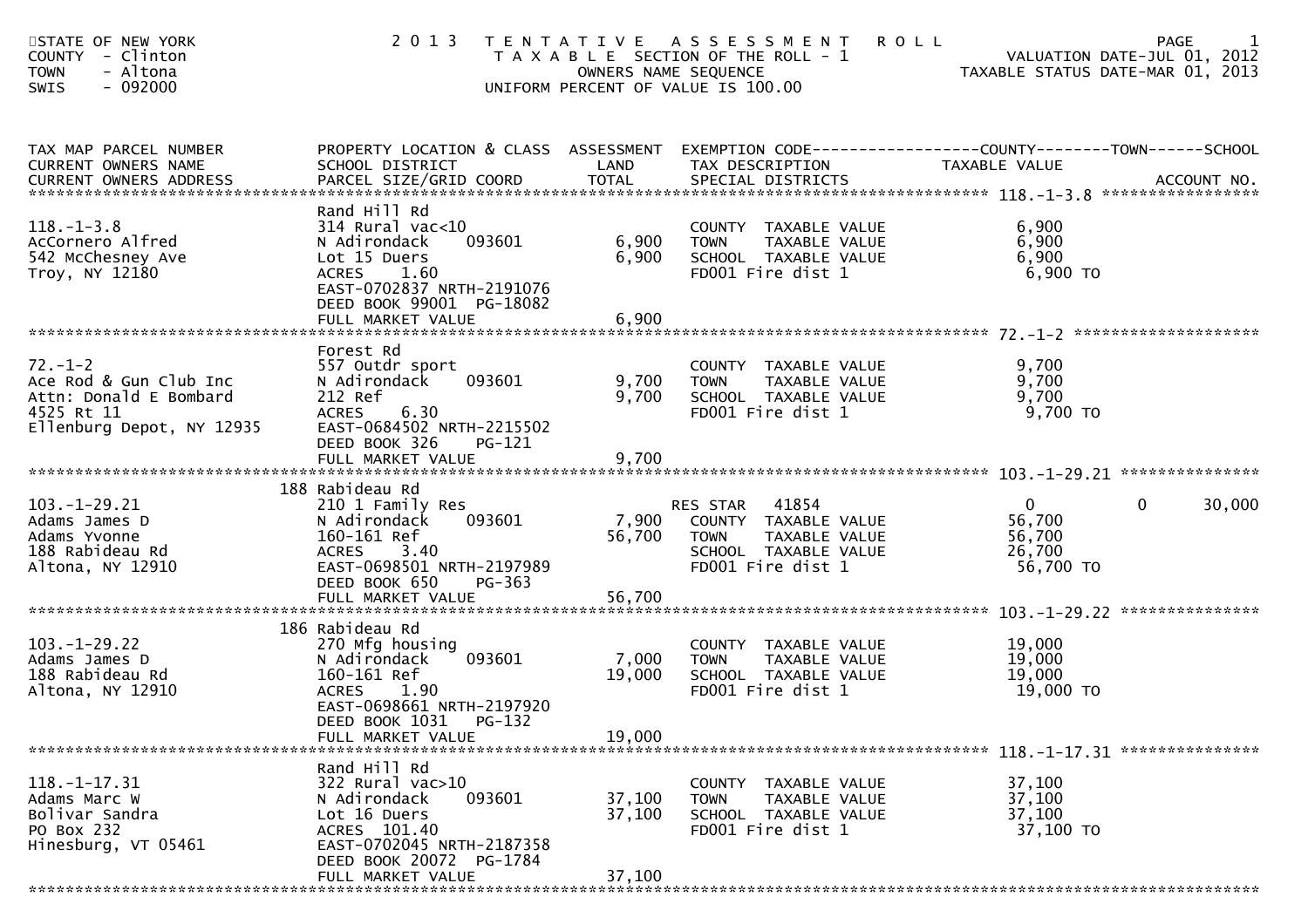STATE OF NEW YORK
COUNTY - Clinton
TOWN - Altona
SWIS - 092000

# 2013 TENTATIVE ASSESSMENT ROLL

TAXABLE SECTION OF THE ROLL - 1
OWNERS NAME SEQUENCE
UNIFORM PERCENT OF VALUE IS 100.00

VALUATION DATE-JUL 01, 2012
TAXABLE STATUS DATE-MAR 01, 2013

| TAX MAP PARCEL NUMBER / CURRENT OWNERS NAME / CURRENT OWNERS ADDRESS | PROPERTY LOCATION & CLASS / SCHOOL DISTRICT / PARCEL SIZE/GRID COORD | ASSESSMENT LAND / TOTAL | EXEMPTION CODE / TAX DESCRIPTION / SPECIAL DISTRICTS | COUNTY TAXABLE VALUE | TOWN | SCHOOL | ACCOUNT NO. |
|---|---|---|---|---|---|---|---|
| **118.-1-3.8** | Rand Hill Rd | | | | | | |
| 118.-1-3.8 | 314 Rural vac<10 | | COUNTY TAXABLE VALUE | 6,900 | | | |
| AcCornero Alfred | N Adirondack 093601 | 6,900 | TOWN TAXABLE VALUE | 6,900 | | | |
| 542 McChesney Ave | Lot 15 Duers | 6,900 | SCHOOL TAXABLE VALUE | 6,900 | | | |
| Troy, NY 12180 | ACRES 1.60 | | FD001 Fire dist 1 | 6,900 TO | | | |
| | EAST-0702837 NRTH-2191076 | | | | | | |
| | DEED BOOK 99001 PG-18082 | | | | | | |
| | FULL MARKET VALUE | 6,900 | | | | | |
| **72.-1-2** | Forest Rd | | | | | | |
| 72.-1-2 | 557 Outdr sport | | COUNTY TAXABLE VALUE | 9,700 | | | |
| Ace Rod & Gun Club Inc | N Adirondack 093601 | 9,700 | TOWN TAXABLE VALUE | 9,700 | | | |
| Attn: Donald E Bombard | 212 Ref | 9,700 | SCHOOL TAXABLE VALUE | 9,700 | | | |
| 4525 Rt 11 | ACRES 6.30 | | FD001 Fire dist 1 | 9,700 TO | | | |
| Ellenburg Depot, NY 12935 | EAST-0684502 NRTH-2215502 | | | | | | |
| | DEED BOOK 326 PG-121 | | | | | | |
| | FULL MARKET VALUE | 9,700 | | | | | |
| **103.-1-29.21** | 188 Rabideau Rd | | | | | | |
| 103.-1-29.21 | 210 1 Family Res | | RES STAR 41854 | 0 | 0 | 30,000 | |
| Adams James D | N Adirondack 093601 | 7,900 | COUNTY TAXABLE VALUE | 56,700 | | | |
| Adams Yvonne | 160-161 Ref | 56,700 | TOWN TAXABLE VALUE | 56,700 | | | |
| 188 Rabideau Rd | ACRES 3.40 | | SCHOOL TAXABLE VALUE | 26,700 | | | |
| Altona, NY 12910 | EAST-0698501 NRTH-2197989 | | FD001 Fire dist 1 | 56,700 TO | | | |
| | DEED BOOK 650 PG-363 | | | | | | |
| | FULL MARKET VALUE | 56,700 | | | | | |
| **103.-1-29.22** | 186 Rabideau Rd | | | | | | |
| 103.-1-29.22 | 270 Mfg housing | | COUNTY TAXABLE VALUE | 19,000 | | | |
| Adams James D | N Adirondack 093601 | 7,000 | TOWN TAXABLE VALUE | 19,000 | | | |
| 188 Rabideau Rd | 160-161 Ref | 19,000 | SCHOOL TAXABLE VALUE | 19,000 | | | |
| Altona, NY 12910 | ACRES 1.90 | | FD001 Fire dist 1 | 19,000 TO | | | |
| | EAST-0698661 NRTH-2197920 | | | | | | |
| | DEED BOOK 1031 PG-132 | | | | | | |
| | FULL MARKET VALUE | 19,000 | | | | | |
| **118.-1-17.31** | Rand Hill Rd | | | | | | |
| 118.-1-17.31 | 322 Rural vac>10 | | COUNTY TAXABLE VALUE | 37,100 | | | |
| Adams Marc W | N Adirondack 093601 | 37,100 | TOWN TAXABLE VALUE | 37,100 | | | |
| Bolivar Sandra | Lot 16 Duers | 37,100 | SCHOOL TAXABLE VALUE | 37,100 | | | |
| PO Box 232 | ACRES 101.40 | | FD001 Fire dist 1 | 37,100 TO | | | |
| Hinesburg, VT 05461 | EAST-0702045 NRTH-2187358 | | | | | | |
| | DEED BOOK 20072 PG-1784 | | | | | | |
| | FULL MARKET VALUE | 37,100 | | | | | |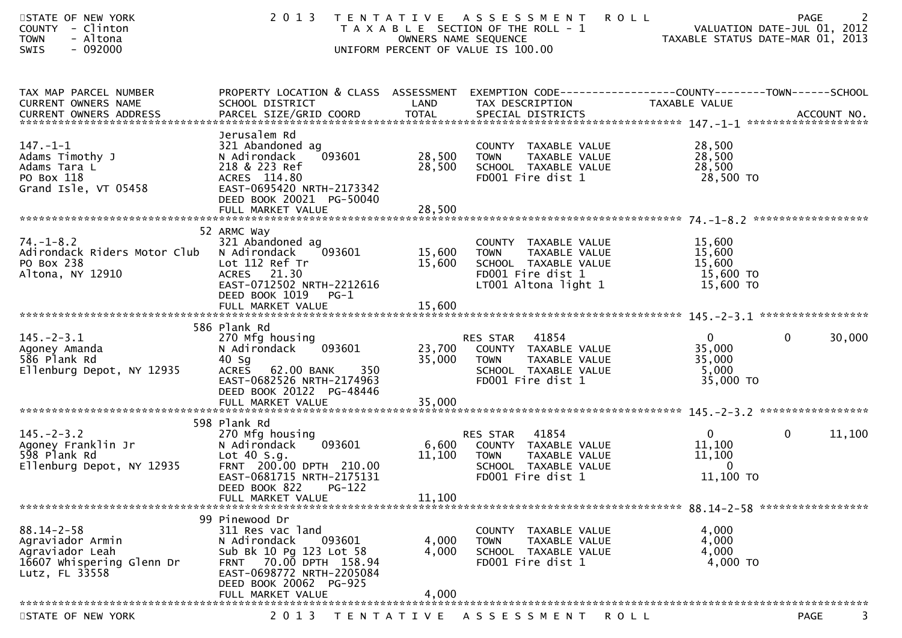STATE OF NEW YORK
COUNTY - Clinton
TOWN - Altona
SWIS - 092000

# 2013 TENTATIVE ASSESSMENT ROLL

TAXABLE SECTION OF THE ROLL - 1
OWNERS NAME SEQUENCE
UNIFORM PERCENT OF VALUE IS 100.00

VALUATION DATE-JUL 01, 2012
TAXABLE STATUS DATE-MAR 01, 2013

| TAX MAP PARCEL NUMBER / CURRENT OWNERS NAME / CURRENT OWNERS ADDRESS | PROPERTY LOCATION & CLASS / SCHOOL DISTRICT / PARCEL SIZE/GRID COORD | ASSESSMENT LAND / TOTAL | EXEMPTION CODE / TAX DESCRIPTION / SPECIAL DISTRICTS | COUNTY TAXABLE VALUE | TOWN | SCHOOL / ACCOUNT NO. |
|---|---|---|---|---|---|---|
| **147.-1-1** | Jerusalem Rd | | | | | |
| 147.-1-1 | 321 Abandoned ag | | COUNTY TAXABLE VALUE | 28,500 | | |
| Adams Timothy J | N Adirondack 093601 | 28,500 | TOWN TAXABLE VALUE | 28,500 | | |
| Adams Tara L | 218 & 223 Ref | 28,500 | SCHOOL TAXABLE VALUE | 28,500 | | |
| PO Box 118 | ACRES 114.80 | | FD001 Fire dist 1 | 28,500 TO | | |
| Grand Isle, VT 05458 | EAST-0695420 NRTH-2173342 | | | | | |
| | DEED BOOK 20021 PG-50040 | | | | | |
| | FULL MARKET VALUE | 28,500 | | | | |
| **74.-1-8.2** | 52 ARMC Way | | | | | |
| 74.-1-8.2 | 321 Abandoned ag | | COUNTY TAXABLE VALUE | 15,600 | | |
| Adirondack Riders Motor Club | N Adirondack 093601 | 15,600 | TOWN TAXABLE VALUE | 15,600 | | |
| PO Box 238 | Lot 112 Ref Tr | 15,600 | SCHOOL TAXABLE VALUE | 15,600 | | |
| Altona, NY 12910 | ACRES 21.30 | | FD001 Fire dist 1 | 15,600 TO | | |
| | EAST-0712502 NRTH-2212616 | | LT001 Altona light 1 | 15,600 TO | | |
| | DEED BOOK 1019 PG-1 | | | | | |
| | FULL MARKET VALUE | 15,600 | | | | |
| **145.-2-3.1** | 586 Plank Rd | | | | | |
| 145.-2-3.1 | 270 Mfg housing | | RES STAR 41854 | 0 | 0 | 30,000 |
| Agoney Amanda | N Adirondack 093601 | 23,700 | COUNTY TAXABLE VALUE | 35,000 | | |
| 586 Plank Rd | 40 Sg | 35,000 | TOWN TAXABLE VALUE | 35,000 | | |
| Ellenburg Depot, NY 12935 | ACRES 62.00 BANK 350 | | SCHOOL TAXABLE VALUE | 5,000 | | |
| | EAST-0682526 NRTH-2174963 | | FD001 Fire dist 1 | 35,000 TO | | |
| | DEED BOOK 20122 PG-48446 | | | | | |
| | FULL MARKET VALUE | 35,000 | | | | |
| **145.-2-3.2** | 598 Plank Rd | | | | | |
| 145.-2-3.2 | 270 Mfg housing | | RES STAR 41854 | 0 | 0 | 11,100 |
| Agoney Franklin Jr | N Adirondack 093601 | 6,600 | COUNTY TAXABLE VALUE | 11,100 | | |
| 598 Plank Rd | Lot 40 S.g. | 11,100 | TOWN TAXABLE VALUE | 11,100 | | |
| Ellenburg Depot, NY 12935 | FRNT 200.00 DPTH 210.00 | | SCHOOL TAXABLE VALUE | 0 | | |
| | EAST-0681715 NRTH-2175131 | | FD001 Fire dist 1 | 11,100 TO | | |
| | DEED BOOK 822 PG-122 | | | | | |
| | FULL MARKET VALUE | 11,100 | | | | |
| **88.14-2-58** | 99 Pinewood Dr | | | | | |
| 88.14-2-58 | 311 Res vac land | | COUNTY TAXABLE VALUE | 4,000 | | |
| Agraviador Armin | N Adirondack 093601 | 4,000 | TOWN TAXABLE VALUE | 4,000 | | |
| Agraviador Leah | Sub Bk 10 Pg 123 Lot 58 | 4,000 | SCHOOL TAXABLE VALUE | 4,000 | | |
| 16607 Whispering Glenn Dr | FRNT 70.00 DPTH 158.94 | | FD001 Fire dist 1 | 4,000 TO | | |
| Lutz, FL 33558 | EAST-0698772 NRTH-2205084 | | | | | |
| | DEED BOOK 20062 PG-925 | | | | | |
| | FULL MARKET VALUE | 4,000 | | | | |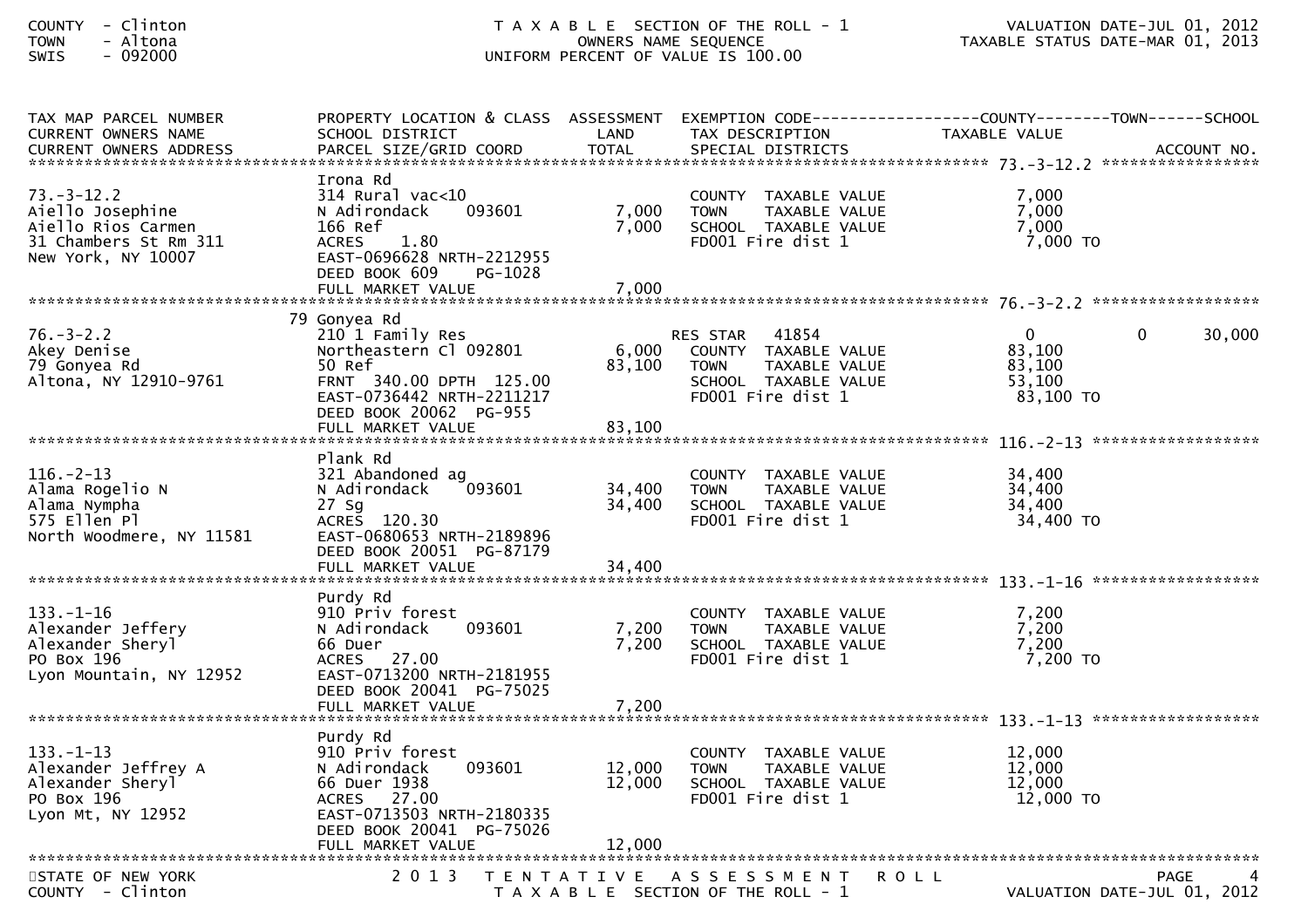COUNTY - Clinton
TOWN - Altona
SWIS - 092000

T A X A B L E SECTION OF THE ROLL - 1
OWNERS NAME SEQUENCE
UNIFORM PERCENT OF VALUE IS 100.00

VALUATION DATE-JUL 01, 2012
TAXABLE STATUS DATE-MAR 01, 2013

| TAX MAP PARCEL NUMBER / CURRENT OWNERS NAME / CURRENT OWNERS ADDRESS | PROPERTY LOCATION & CLASS / SCHOOL DISTRICT / PARCEL SIZE/GRID COORD | ASSESSMENT LAND | ASSESSMENT TOTAL | EXEMPTION CODE / TAX DESCRIPTION / SPECIAL DISTRICTS | COUNTY TAXABLE VALUE | TOWN | SCHOOL | ACCOUNT NO. |
|---|---|---|---|---|---|---|---|---|
| **73.-3-12.2** | Irona Rd | | | | | | | |
| 73.-3-12.2 | 314 Rural vac<10 | | | COUNTY TAXABLE VALUE | 7,000 | | | |
| Aiello Josephine | N Adirondack 093601 | 7,000 | | TOWN TAXABLE VALUE | 7,000 | | | |
| Aiello Rios Carmen | 166 Ref | | 7,000 | SCHOOL TAXABLE VALUE | 7,000 | | | |
| 31 Chambers St Rm 311 | ACRES 1.80 | | | FD001 Fire dist 1 | 7,000 TO | | | |
| New York, NY 10007 | EAST-0696628 NRTH-2212955 | | | | | | | |
| | DEED BOOK 609 PG-1028 | | | | | | | |
| | FULL MARKET VALUE | | 7,000 | | | | | |
| **76.-3-2.2** | 79 Gonyea Rd | | | | | | | |
| 76.-3-2.2 | 210 1 Family Res | | | RES STAR 41854 | 0 | 0 | 30,000 | |
| Akey Denise | Northeastern Cl 092801 | 6,000 | | COUNTY TAXABLE VALUE | 83,100 | | | |
| 79 Gonyea Rd | 50 Ref | | 83,100 | TOWN TAXABLE VALUE | 83,100 | | | |
| Altona, NY 12910-9761 | FRNT 340.00 DPTH 125.00 | | | SCHOOL TAXABLE VALUE | 53,100 | | | |
| | EAST-0736442 NRTH-2211217 | | | FD001 Fire dist 1 | 83,100 TO | | | |
| | DEED BOOK 20062 PG-955 | | | | | | | |
| | FULL MARKET VALUE | | 83,100 | | | | | |
| **116.-2-13** | Plank Rd | | | | | | | |
| 116.-2-13 | 321 Abandoned ag | | | COUNTY TAXABLE VALUE | 34,400 | | | |
| Alama Rogelio N | N Adirondack 093601 | 34,400 | | TOWN TAXABLE VALUE | 34,400 | | | |
| Alama Nympha | 27 Sg | | 34,400 | SCHOOL TAXABLE VALUE | 34,400 | | | |
| 575 Ellen Pl | ACRES 120.30 | | | FD001 Fire dist 1 | 34,400 TO | | | |
| North Woodmere, NY 11581 | EAST-0680653 NRTH-2189896 | | | | | | | |
| | DEED BOOK 20051 PG-87179 | | | | | | | |
| | FULL MARKET VALUE | | 34,400 | | | | | |
| **133.-1-16** | Purdy Rd | | | | | | | |
| 133.-1-16 | 910 Priv forest | | | COUNTY TAXABLE VALUE | 7,200 | | | |
| Alexander Jeffery | N Adirondack 093601 | 7,200 | | TOWN TAXABLE VALUE | 7,200 | | | |
| Alexander Sheryl | 66 Duer | | 7,200 | SCHOOL TAXABLE VALUE | 7,200 | | | |
| PO Box 196 | ACRES 27.00 | | | FD001 Fire dist 1 | 7,200 TO | | | |
| Lyon Mountain, NY 12952 | EAST-0713200 NRTH-2181955 | | | | | | | |
| | DEED BOOK 20041 PG-75025 | | | | | | | |
| | FULL MARKET VALUE | | 7,200 | | | | | |
| **133.-1-13** | Purdy Rd | | | | | | | |
| 133.-1-13 | 910 Priv forest | | | COUNTY TAXABLE VALUE | 12,000 | | | |
| Alexander Jeffrey A | N Adirondack 093601 | 12,000 | | TOWN TAXABLE VALUE | 12,000 | | | |
| Alexander Sheryl | 66 Duer 1938 | | 12,000 | SCHOOL TAXABLE VALUE | 12,000 | | | |
| PO Box 196 | ACRES 27.00 | | | FD001 Fire dist 1 | 12,000 TO | | | |
| Lyon Mt, NY 12952 | EAST-0713503 NRTH-2180335 | | | | | | | |
| | DEED BOOK 20041 PG-75026 | | | | | | | |
| | FULL MARKET VALUE | | 12,000 | | | | | |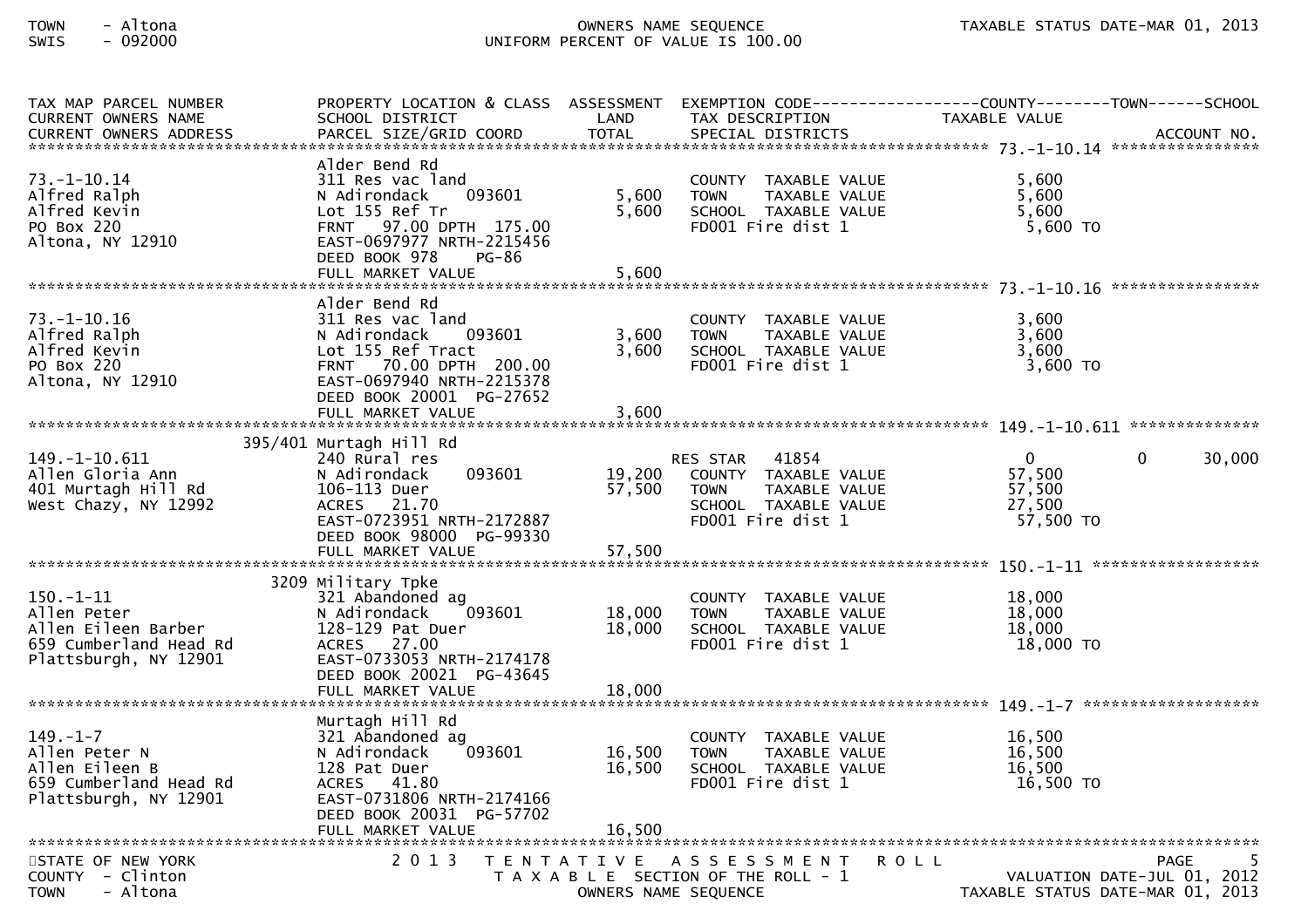| TAX MAP PARCEL NUMBER<br>CURRENT OWNERS NAME<br>CURRENT OWNERS ADDRESS | PROPERTY LOCATION & CLASS<br>SCHOOL DISTRICT<br>PARCEL SIZE/GRID COORD | ASSESSMENT<br>LAND<br>TOTAL | EXEMPTION CODE<br>TAX DESCRIPTION<br>SPECIAL DISTRICTS | COUNTY<br>TAXABLE VALUE | TOWN | SCHOOL<br>ACCOUNT NO. |
|---|---|---|---|---|---|---|
| 73.-1-10.14 | Alder Bend Rd | | | | | |
| 73.-1-10.14 | 311 Res vac land | | COUNTY TAXABLE VALUE | 5,600 | | |
| Alfred Ralph | N Adirondack 093601 | 5,600 | TOWN TAXABLE VALUE | 5,600 | | |
| Alfred Kevin | Lot 155 Ref Tr | 5,600 | SCHOOL TAXABLE VALUE | 5,600 | | |
| PO Box 220 | FRNT 97.00 DPTH 175.00 | | FD001 Fire dist 1 | 5,600 TO | | |
| Altona, NY 12910 | EAST-0697977 NRTH-2215456 | | | | | |
| | DEED BOOK 978 PG-86 | | | | | |
| | FULL MARKET VALUE | 5,600 | | | | |
| 73.-1-10.16 | Alder Bend Rd | | | | | |
| 73.-1-10.16 | 311 Res vac land | | COUNTY TAXABLE VALUE | 3,600 | | |
| Alfred Ralph | N Adirondack 093601 | 3,600 | TOWN TAXABLE VALUE | 3,600 | | |
| Alfred Kevin | Lot 155 Ref Tract | 3,600 | SCHOOL TAXABLE VALUE | 3,600 | | |
| PO Box 220 | FRNT 70.00 DPTH 200.00 | | FD001 Fire dist 1 | 3,600 TO | | |
| Altona, NY 12910 | EAST-0697940 NRTH-2215378 | | | | | |
| | DEED BOOK 20001 PG-27652 | | | | | |
| | FULL MARKET VALUE | 3,600 | | | | |
| 149.-1-10.611 | 395/401 Murtagh Hill Rd | | | | | |
| 149.-1-10.611 | 240 Rural res | | RES STAR 41854 | 0 | 0 | 30,000 |
| Allen Gloria Ann | N Adirondack 093601 | 19,200 | COUNTY TAXABLE VALUE | 57,500 | | |
| 401 Murtagh Hill Rd | 106-113 Duer | 57,500 | TOWN TAXABLE VALUE | 57,500 | | |
| West Chazy, NY 12992 | ACRES 21.70 | | SCHOOL TAXABLE VALUE | 27,500 | | |
| | EAST-0723951 NRTH-2172887 | | FD001 Fire dist 1 | 57,500 TO | | |
| | DEED BOOK 98000 PG-99330 | | | | | |
| | FULL MARKET VALUE | 57,500 | | | | |
| 150.-1-11 | 3209 Military Tpke | | | | | |
| 150.-1-11 | 321 Abandoned ag | | COUNTY TAXABLE VALUE | 18,000 | | |
| Allen Peter | N Adirondack 093601 | 18,000 | TOWN TAXABLE VALUE | 18,000 | | |
| Allen Eileen Barber | 128-129 Pat Duer | 18,000 | SCHOOL TAXABLE VALUE | 18,000 | | |
| 659 Cumberland Head Rd | ACRES 27.00 | | FD001 Fire dist 1 | 18,000 TO | | |
| Plattsburgh, NY 12901 | EAST-0733053 NRTH-2174178 | | | | | |
| | DEED BOOK 20021 PG-43645 | | | | | |
| | FULL MARKET VALUE | 18,000 | | | | |
| 149.-1-7 | Murtagh Hill Rd | | | | | |
| 149.-1-7 | 321 Abandoned ag | | COUNTY TAXABLE VALUE | 16,500 | | |
| Allen Peter N | N Adirondack 093601 | 16,500 | TOWN TAXABLE VALUE | 16,500 | | |
| Allen Eileen B | 128 Pat Duer | 16,500 | SCHOOL TAXABLE VALUE | 16,500 | | |
| 659 Cumberland Head Rd | ACRES 41.80 | | FD001 Fire dist 1 | 16,500 TO | | |
| Plattsburgh, NY 12901 | EAST-0731806 NRTH-2174166 | | | | | |
| | DEED BOOK 20031 PG-57702 | | | | | |
| | FULL MARKET VALUE | 16,500 | | | | |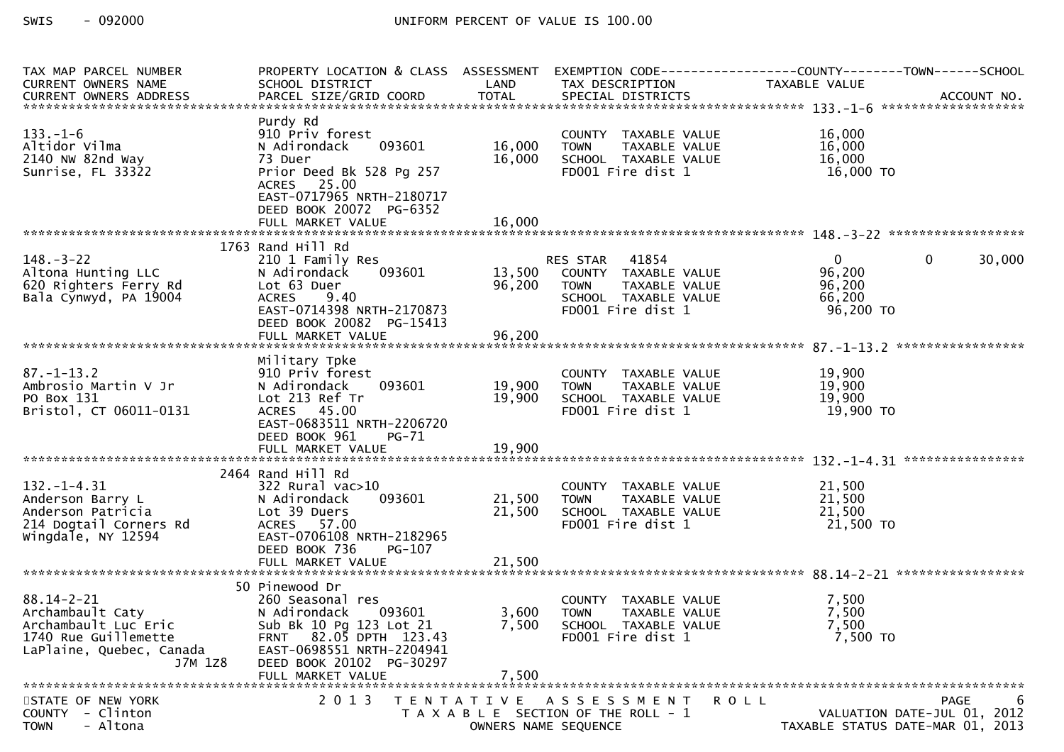SWIS - 092000 UNIFORM PERCENT OF VALUE IS 100.00

| TAX MAP PARCEL NUMBER<br>CURRENT OWNERS NAME<br>CURRENT OWNERS ADDRESS | PROPERTY LOCATION & CLASS<br>SCHOOL DISTRICT<br>PARCEL SIZE/GRID COORD | ASSESSMENT<br>LAND<br>TOTAL | EXEMPTION CODE<br>TAX DESCRIPTION<br>SPECIAL DISTRICTS | COUNTY<br>TAXABLE VALUE | TOWN | SCHOOL<br>ACCOUNT NO. |
|---|---|---|---|---|---|---|
| **133.-1-6** | | | | | | |
| 133.-1-6<br>Altidor Vilma<br>2140 NW 82nd Way<br>Sunrise, FL 33322 | Purdy Rd<br>910 Priv forest<br>N Adirondack 093601<br>73 Duer<br>Prior Deed Bk 528 Pg 257<br>ACRES 25.00<br>EAST-0717965 NRTH-2180717<br>DEED BOOK 20072 PG-6352<br>FULL MARKET VALUE | <br><br>16,000<br>16,000<br><br><br><br><br>16,000 | COUNTY TAXABLE VALUE<br>TOWN TAXABLE VALUE<br>SCHOOL TAXABLE VALUE<br>FD001 Fire dist 1 | 16,000<br>16,000<br>16,000<br>16,000 TO | | |
| **148.-3-22** | | | | | | |
| 148.-3-22<br>Altona Hunting LLC<br>620 Righters Ferry Rd<br>Bala Cynwyd, PA 19004 | 1763 Rand Hill Rd<br>210 1 Family Res<br>N Adirondack 093601<br>Lot 63 Duer<br>ACRES 9.40<br>EAST-0714398 NRTH-2170873<br>DEED BOOK 20082 PG-15413<br>FULL MARKET VALUE | <br><br>13,500<br>96,200<br><br><br><br>96,200 | RES STAR 41854<br>COUNTY TAXABLE VALUE<br>TOWN TAXABLE VALUE<br>SCHOOL TAXABLE VALUE<br>FD001 Fire dist 1 | 0<br>96,200<br>96,200<br>66,200<br>96,200 TO | 0 | 30,000 |
| **87.-1-13.2** | | | | | | |
| 87.-1-13.2<br>Ambrosio Martin V Jr<br>PO Box 131<br>Bristol, CT 06011-0131 | Military Tpke<br>910 Priv forest<br>N Adirondack 093601<br>Lot 213 Ref Tr<br>ACRES 45.00<br>EAST-0683511 NRTH-2206720<br>DEED BOOK 961 PG-71<br>FULL MARKET VALUE | <br><br>19,900<br>19,900<br><br><br><br>19,900 | COUNTY TAXABLE VALUE<br>TOWN TAXABLE VALUE<br>SCHOOL TAXABLE VALUE<br>FD001 Fire dist 1 | 19,900<br>19,900<br>19,900<br>19,900 TO | | |
| **132.-1-4.31** | | | | | | |
| 132.-1-4.31<br>Anderson Barry L<br>Anderson Patricia<br>214 Dogtail Corners Rd<br>Wingdale, NY 12594 | 2464 Rand Hill Rd<br>322 Rural vac>10<br>N Adirondack 093601<br>Lot 39 Duers<br>ACRES 57.00<br>EAST-0706108 NRTH-2182965<br>DEED BOOK 736 PG-107<br>FULL MARKET VALUE | <br><br>21,500<br>21,500<br><br><br><br>21,500 | COUNTY TAXABLE VALUE<br>TOWN TAXABLE VALUE<br>SCHOOL TAXABLE VALUE<br>FD001 Fire dist 1 | 21,500<br>21,500<br>21,500<br>21,500 TO | | |
| **88.14-2-21** | | | | | | |
| 88.14-2-21<br>Archambault Caty<br>Archambault Luc Eric<br>1740 Rue Guillemette<br>LaPlaine, Quebec, Canada<br>J7M 1Z8 | 50 Pinewood Dr<br>260 Seasonal res<br>N Adirondack 093601<br>Sub Bk 10 Pg 123 Lot 21<br>FRNT 82.05 DPTH 123.43<br>EAST-0698551 NRTH-2204941<br>DEED BOOK 20102 PG-30297<br>FULL MARKET VALUE | <br><br>3,600<br>7,500<br><br><br><br>7,500 | COUNTY TAXABLE VALUE<br>TOWN TAXABLE VALUE<br>SCHOOL TAXABLE VALUE<br>FD001 Fire dist 1 | 7,500<br>7,500<br>7,500<br>7,500 TO | | |

STATE OF NEW YORK — COUNTY - Clinton — TOWN - Altona

2013 TENTATIVE ASSESSMENT ROLL — TAXABLE SECTION OF THE ROLL - 1 — OWNERS NAME SEQUENCE

VALUATION DATE-JUL 01, 2012 — TAXABLE STATUS DATE-MAR 01, 2013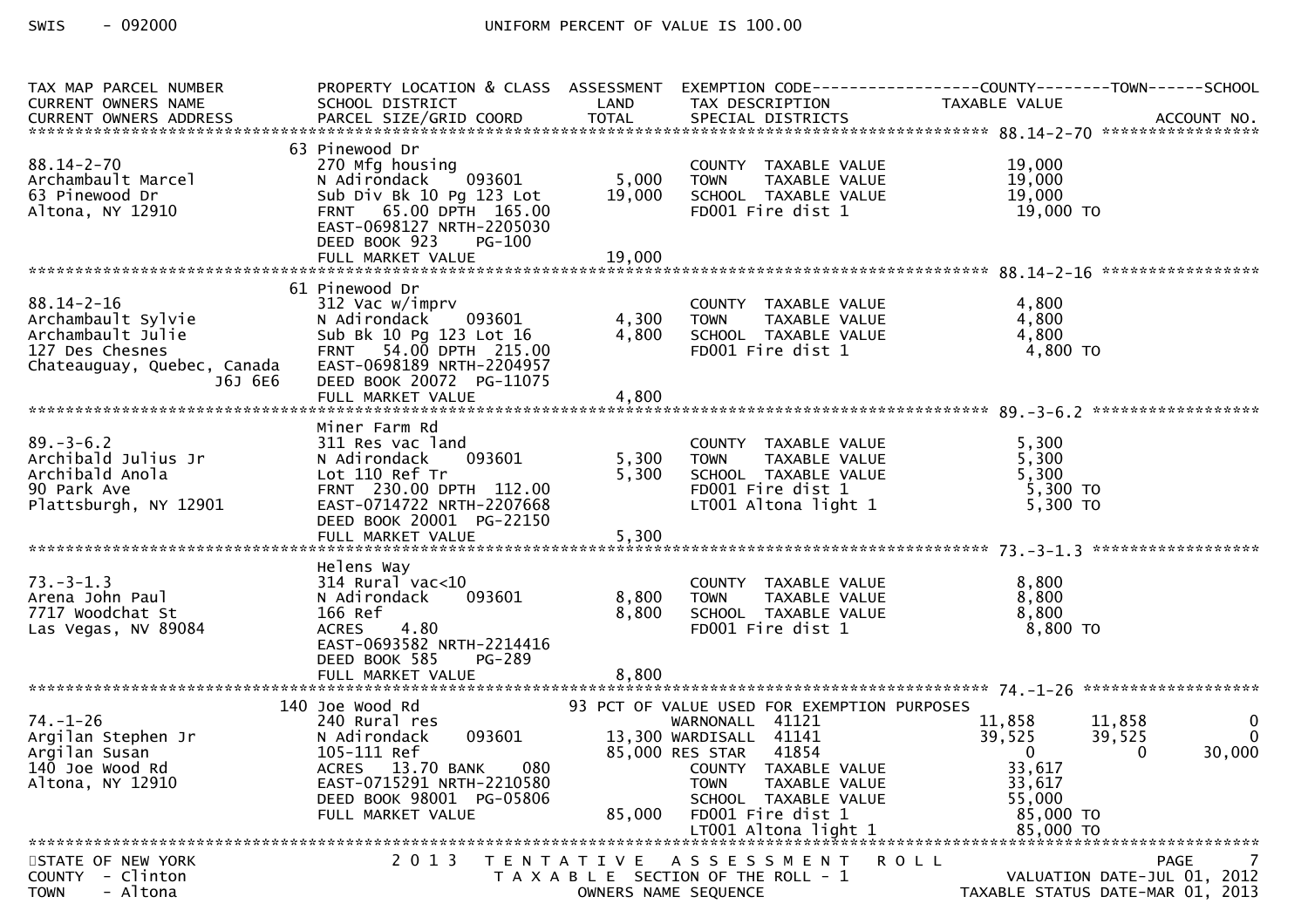SWIS - 092000 UNIFORM PERCENT OF VALUE IS 100.00

| TAX MAP PARCEL NUMBER<br>CURRENT OWNERS NAME<br>CURRENT OWNERS ADDRESS | PROPERTY LOCATION & CLASS<br>SCHOOL DISTRICT<br>PARCEL SIZE/GRID COORD | ASSESSMENT<br>LAND<br>TOTAL | EXEMPTION CODE<br>TAX DESCRIPTION<br>SPECIAL DISTRICTS | COUNTY<br>TAXABLE VALUE | TOWN | SCHOOL<br>ACCOUNT NO. |
|---|---|---|---|---|---|---|
| **88.14-2-70** | | | | | | |
| | 63 Pinewood Dr | | | | | |
| 88.14-2-70 | 270 Mfg housing | | COUNTY TAXABLE VALUE | 19,000 | | |
| Archambault Marcel | N Adirondack 093601 | 5,000 | TOWN TAXABLE VALUE | 19,000 | | |
| 63 Pinewood Dr | Sub Div Bk 10 Pg 123 Lot | 19,000 | SCHOOL TAXABLE VALUE | 19,000 | | |
| Altona, NY 12910 | FRNT 65.00 DPTH 165.00 | | FD001 Fire dist 1 | 19,000 TO | | |
| | EAST-0698127 NRTH-2205030 | | | | | |
| | DEED BOOK 923 PG-100 | | | | | |
| | FULL MARKET VALUE | 19,000 | | | | |
| **88.14-2-16** | | | | | | |
| | 61 Pinewood Dr | | | | | |
| 88.14-2-16 | 312 Vac w/imprv | | COUNTY TAXABLE VALUE | 4,800 | | |
| Archambault Sylvie | N Adirondack 093601 | 4,300 | TOWN TAXABLE VALUE | 4,800 | | |
| Archambault Julie | Sub Bk 10 Pg 123 Lot 16 | 4,800 | SCHOOL TAXABLE VALUE | 4,800 | | |
| 127 Des Chesnes | FRNT 54.00 DPTH 215.00 | | FD001 Fire dist 1 | 4,800 TO | | |
| Chateauguay, Quebec, Canada J6J 6E6 | EAST-0698189 NRTH-2204957 | | | | | |
| | DEED BOOK 20072 PG-11075 | | | | | |
| | FULL MARKET VALUE | 4,800 | | | | |
| **89.-3-6.2** | | | | | | |
| | Miner Farm Rd | | | | | |
| 89.-3-6.2 | 311 Res vac land | | COUNTY TAXABLE VALUE | 5,300 | | |
| Archibald Julius Jr | N Adirondack 093601 | 5,300 | TOWN TAXABLE VALUE | 5,300 | | |
| Archibald Anola | Lot 110 Ref Tr | 5,300 | SCHOOL TAXABLE VALUE | 5,300 | | |
| 90 Park Ave | FRNT 230.00 DPTH 112.00 | | FD001 Fire dist 1 | 5,300 TO | | |
| Plattsburgh, NY 12901 | EAST-0714722 NRTH-2207668 | | LT001 Altona light 1 | 5,300 TO | | |
| | DEED BOOK 20001 PG-22150 | | | | | |
| | FULL MARKET VALUE | 5,300 | | | | |
| **73.-3-1.3** | | | | | | |
| | Helens Way | | | | | |
| 73.-3-1.3 | 314 Rural vac<10 | | COUNTY TAXABLE VALUE | 8,800 | | |
| Arena John Paul | N Adirondack 093601 | 8,800 | TOWN TAXABLE VALUE | 8,800 | | |
| 7717 Woodchat St | 166 Ref | 8,800 | SCHOOL TAXABLE VALUE | 8,800 | | |
| Las Vegas, NV 89084 | ACRES 4.80 | | FD001 Fire dist 1 | 8,800 TO | | |
| | EAST-0693582 NRTH-2214416 | | | | | |
| | DEED BOOK 585 PG-289 | | | | | |
| | FULL MARKET VALUE | 8,800 | | | | |
| **74.-1-26** | | | | | | |
| | 140 Joe Wood Rd | | 93 PCT OF VALUE USED FOR EXEMPTION PURPOSES | | | |
| 74.-1-26 | 240 Rural res | | WARNONALL 41121 | 11,858 | 11,858 | 0 |
| Argilan Stephen Jr | N Adirondack 093601 | 13,300 | WARDISALL 41141 | 39,525 | 39,525 | 0 |
| Argilan Susan | 105-111 Ref | 85,000 | RES STAR 41854 | 0 | 0 | 30,000 |
| 140 Joe Wood Rd | ACRES 13.70 BANK 080 | | COUNTY TAXABLE VALUE | 33,617 | | |
| Altona, NY 12910 | EAST-0715291 NRTH-2210580 | | TOWN TAXABLE VALUE | 33,617 | | |
| | DEED BOOK 98001 PG-05806 | | SCHOOL TAXABLE VALUE | 55,000 | | |
| | FULL MARKET VALUE | 85,000 | FD001 Fire dist 1 | 85,000 TO | | |
| | | | LT001 Altona light 1 | 85,000 TO | | |

STATE OF NEW YORK
COUNTY - Clinton
TOWN - Altona

2013 TENTATIVE ASSESSMENT ROLL
TAXABLE SECTION OF THE ROLL - 1
OWNERS NAME SEQUENCE

VALUATION DATE-JUL 01, 2012
TAXABLE STATUS DATE-MAR 01, 2013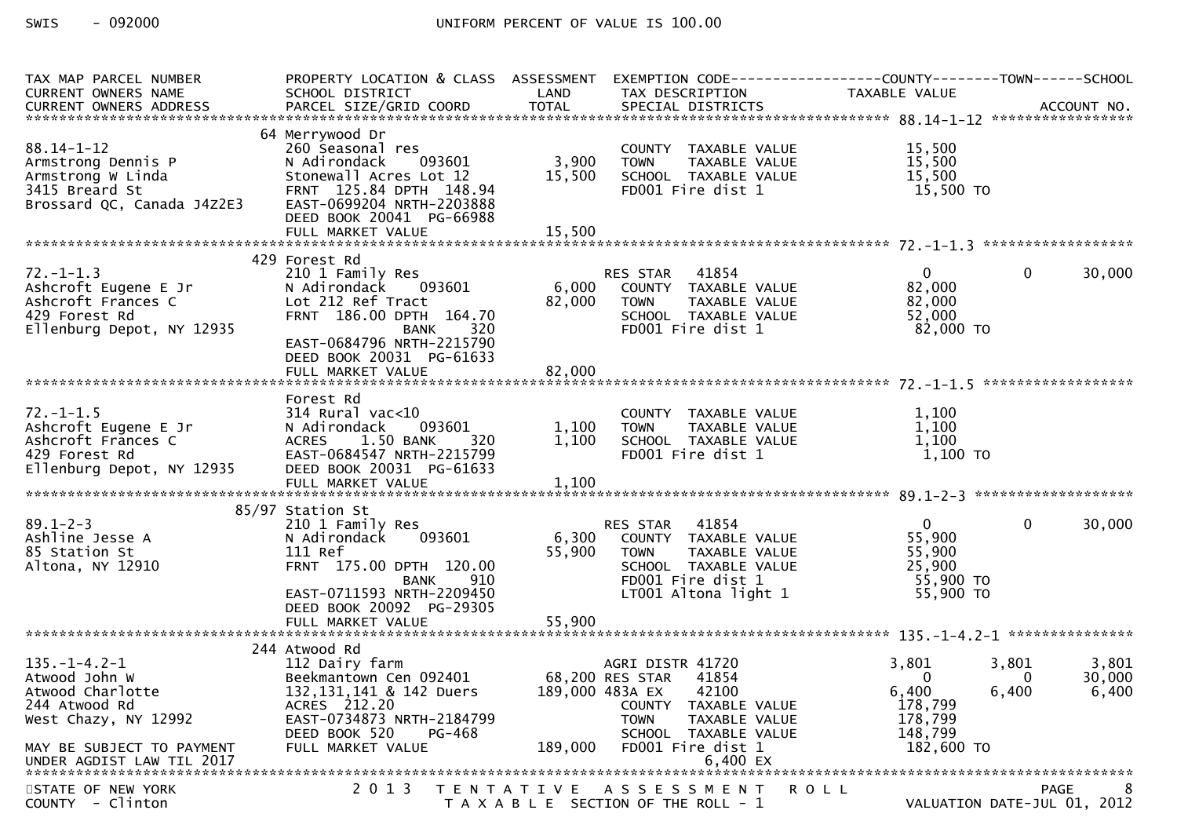SWIS - 092000 UNIFORM PERCENT OF VALUE IS 100.00

| TAX MAP PARCEL NUMBER / CURRENT OWNERS NAME / CURRENT OWNERS ADDRESS | PROPERTY LOCATION & CLASS / SCHOOL DISTRICT / PARCEL SIZE/GRID COORD | ASSESSMENT LAND / TOTAL | EXEMPTION CODE / TAX DESCRIPTION / SPECIAL DISTRICTS | COUNTY TAXABLE VALUE | TOWN | SCHOOL / ACCOUNT NO. |
|---|---|---|---|---|---|---|
| **88.14-1-12** | 64 Merrywood Dr | | | | | |
| 88.14-1-12 | 260 Seasonal res | | COUNTY TAXABLE VALUE | 15,500 | | |
| Armstrong Dennis P | N Adirondack 093601 | 3,900 | TOWN TAXABLE VALUE | 15,500 | | |
| Armstrong W Linda | Stonewall Acres Lot 12 | 15,500 | SCHOOL TAXABLE VALUE | 15,500 | | |
| 3415 Breard St | FRNT 125.84 DPTH 148.94 | | FD001 Fire dist 1 | 15,500 TO | | |
| Brossard QC, Canada J4Z2E3 | EAST-0699204 NRTH-2203888 | | | | | |
| | DEED BOOK 20041 PG-66988 | | | | | |
| | FULL MARKET VALUE | 15,500 | | | | |
| **72.-1-1.3** | 429 Forest Rd | | | | | |
| 72.-1-1.3 | 210 1 Family Res | | RES STAR 41854 | 0 | 0 | 30,000 |
| Ashcroft Eugene E Jr | N Adirondack 093601 | 6,000 | COUNTY TAXABLE VALUE | 82,000 | | |
| Ashcroft Frances C | Lot 212 Ref Tract | 82,000 | TOWN TAXABLE VALUE | 82,000 | | |
| 429 Forest Rd | FRNT 186.00 DPTH 164.70 | | SCHOOL TAXABLE VALUE | 52,000 | | |
| Ellenburg Depot, NY 12935 | BANK 320 | | FD001 Fire dist 1 | 82,000 TO | | |
| | EAST-0684796 NRTH-2215790 | | | | | |
| | DEED BOOK 20031 PG-61633 | | | | | |
| | FULL MARKET VALUE | 82,000 | | | | |
| **72.-1-1.5** | Forest Rd | | | | | |
| 72.-1-1.5 | 314 Rural vac<10 | | COUNTY TAXABLE VALUE | 1,100 | | |
| Ashcroft Eugene E Jr | N Adirondack 093601 | 1,100 | TOWN TAXABLE VALUE | 1,100 | | |
| Ashcroft Frances C | ACRES 1.50 BANK 320 | 1,100 | SCHOOL TAXABLE VALUE | 1,100 | | |
| 429 Forest Rd | EAST-0684547 NRTH-2215799 | | FD001 Fire dist 1 | 1,100 TO | | |
| Ellenburg Depot, NY 12935 | DEED BOOK 20031 PG-61633 | | | | | |
| | FULL MARKET VALUE | 1,100 | | | | |
| **89.1-2-3** | 85/97 Station St | | | | | |
| 89.1-2-3 | 210 1 Family Res | | RES STAR 41854 | 0 | 0 | 30,000 |
| Ashline Jesse A | N Adirondack 093601 | 6,300 | COUNTY TAXABLE VALUE | 55,900 | | |
| 85 Station St | 111 Ref | 55,900 | TOWN TAXABLE VALUE | 55,900 | | |
| Altona, NY 12910 | FRNT 175.00 DPTH 120.00 | | SCHOOL TAXABLE VALUE | 25,900 | | |
| | BANK 910 | | FD001 Fire dist 1 | 55,900 TO | | |
| | EAST-0711593 NRTH-2209450 | | LT001 Altona light 1 | 55,900 TO | | |
| | DEED BOOK 20092 PG-29305 | | | | | |
| | FULL MARKET VALUE | 55,900 | | | | |
| **135.-1-4.2-1** | 244 Atwood Rd | | | | | |
| 135.-1-4.2-1 | 112 Dairy farm | | AGRI DISTR 41720 | 3,801 | 3,801 | 3,801 |
| Atwood John W | Beekmantown Cen 092401 | 68,200 | RES STAR 41854 | 0 | 0 | 30,000 |
| Atwood Charlotte | 132,131,141 & 142 Duers | 189,000 | 483A EX 42100 | 6,400 | 6,400 | 6,400 |
| 244 Atwood Rd | ACRES 212.20 | | COUNTY TAXABLE VALUE | 178,799 | | |
| West Chazy, NY 12992 | EAST-0734873 NRTH-2184799 | | TOWN TAXABLE VALUE | 178,799 | | |
| | DEED BOOK 520 PG-468 | | SCHOOL TAXABLE VALUE | 148,799 | | |
| MAY BE SUBJECT TO PAYMENT | FULL MARKET VALUE | 189,000 | FD001 Fire dist 1 | 182,600 TO | | |
| UNDER AGDIST LAW TIL 2017 | | | 6,400 EX | | | |

STATE OF NEW YORK 2013 TENTATIVE ASSESSMENT ROLL
COUNTY - Clinton TAXABLE SECTION OF THE ROLL - 1 VALUATION DATE-JUL 01, 2012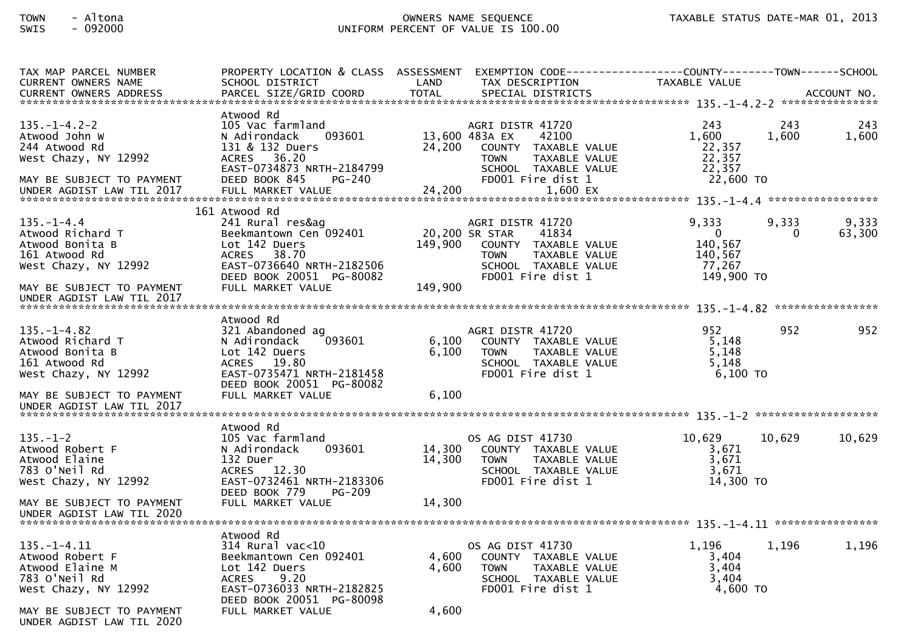TOWN - Altona
SWIS - 092000

OWNERS NAME SEQUENCE
UNIFORM PERCENT OF VALUE IS 100.00

TAXABLE STATUS DATE-MAR 01, 2013

```
TAX MAP PARCEL NUMBER          PROPERTY LOCATION & CLASS  ASSESSMENT  EXEMPTION CODE------------------COUNTY--------TOWN------SCHOOL
CURRENT OWNERS NAME            SCHOOL DISTRICT               LAND      TAX DESCRIPTION            TAXABLE VALUE
CURRENT OWNERS ADDRESS         PARCEL SIZE/GRID COORD       TOTAL      SPECIAL DISTRICTS                                  ACCOUNT NO.
******************************************************************************************** 135.-1-4.2-2 ***************
                               Atwood Rd
135.-1-4.2-2                   105 Vac farmland                  AGRI DISTR 41720             243        243          243
Atwood John W                  N Adirondack    093601      13,600 483A EX     42100         1,600      1,600        1,600
244 Atwood Rd                  131 & 132 Duers             24,200   COUNTY  TAXABLE VALUE     22,357
West Chazy, NY 12992           ACRES   36.20                        TOWN    TAXABLE VALUE     22,357
                               EAST-0734873 NRTH-2184799            SCHOOL  TAXABLE VALUE     22,357
MAY BE SUBJECT TO PAYMENT      DEED BOOK 845    PG-240              FD001 Fire dist 1          22,600 TO
UNDER AGDIST LAW TIL 2017      FULL MARKET VALUE           24,200              1,600 EX
******************************************************************************************** 135.-1-4.4 *****************
                           161 Atwood Rd
135.-1-4.4                     241 Rural res&ag                  AGRI DISTR 41720           9,333      9,333        9,333
Atwood Richard T               Beekmantown Cen 092401      20,200 SR STAR     41834             0          0       63,300
Atwood Bonita B                Lot 142 Duers              149,900   COUNTY  TAXABLE VALUE    140,567
161 Atwood Rd                  ACRES   38.70                        TOWN    TAXABLE VALUE    140,567
West Chazy, NY 12992           EAST-0736640 NRTH-2182506            SCHOOL  TAXABLE VALUE     77,267
                               DEED BOOK 20051  PG-80082            FD001 Fire dist 1         149,900 TO
MAY BE SUBJECT TO PAYMENT      FULL MARKET VALUE          149,900
UNDER AGDIST LAW TIL 2017
******************************************************************************************** 135.-1-4.82 ****************
                               Atwood Rd
135.-1-4.82                    321 Abandoned ag                  AGRI DISTR 41720             952        952          952
Atwood Richard T               N Adirondack    093601       6,100   COUNTY  TAXABLE VALUE      5,148
Atwood Bonita B                Lot 142 Duers                6,100   TOWN    TAXABLE VALUE      5,148
161 Atwood Rd                  ACRES   19.80                        SCHOOL  TAXABLE VALUE      5,148
West Chazy, NY 12992           EAST-0735471 NRTH-2181458            FD001 Fire dist 1           6,100 TO
                               DEED BOOK 20051  PG-80082
MAY BE SUBJECT TO PAYMENT      FULL MARKET VALUE            6,100
UNDER AGDIST LAW TIL 2017
******************************************************************************************** 135.-1-2 *******************
                               Atwood Rd
135.-1-2                       105 Vac farmland                  OS AG DIST 41730          10,629     10,629       10,629
Atwood Robert F                N Adirondack    093601      14,300   COUNTY  TAXABLE VALUE      3,671
Atwood Elaine                  132 Duer                    14,300   TOWN    TAXABLE VALUE      3,671
783 O'Neil Rd                  ACRES   12.30                        SCHOOL  TAXABLE VALUE      3,671
West Chazy, NY 12992           EAST-0732461 NRTH-2183306            FD001 Fire dist 1          14,300 TO
                               DEED BOOK 779    PG-209
MAY BE SUBJECT TO PAYMENT      FULL MARKET VALUE           14,300
UNDER AGDIST LAW TIL 2020
******************************************************************************************** 135.-1-4.11 ****************
                               Atwood Rd
135.-1-4.11                    314 Rural vac<10                  OS AG DIST 41730           1,196      1,196        1,196
Atwood Robert F                Beekmantown Cen 092401       4,600   COUNTY  TAXABLE VALUE      3,404
Atwood Elaine M                Lot 142 Duers                4,600   TOWN    TAXABLE VALUE      3,404
783 O'Neil Rd                  ACRES    9.20                        SCHOOL  TAXABLE VALUE      3,404
West Chazy, NY 12992           EAST-0736033 NRTH-2182825            FD001 Fire dist 1           4,600 TO
                               DEED BOOK 20051  PG-80098
MAY BE SUBJECT TO PAYMENT      FULL MARKET VALUE            4,600
UNDER AGDIST LAW TIL 2020
```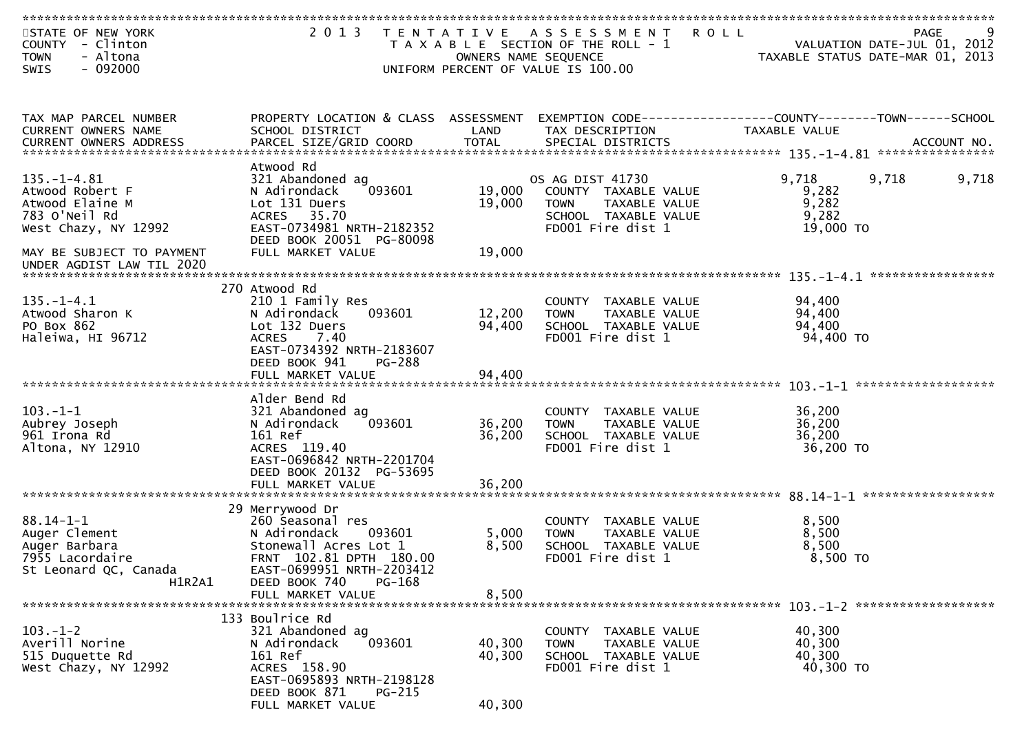STATE OF NEW YORK
COUNTY - Clinton
TOWN - Altona
SWIS - 092000

# 2013 TENTATIVE ASSESSMENT ROLL

TAXABLE SECTION OF THE ROLL - 1
OWNERS NAME SEQUENCE
UNIFORM PERCENT OF VALUE IS 100.00

VALUATION DATE-JUL 01, 2012
TAXABLE STATUS DATE-MAR 01, 2013

| TAX MAP PARCEL NUMBER / CURRENT OWNERS NAME / CURRENT OWNERS ADDRESS | PROPERTY LOCATION & CLASS / SCHOOL DISTRICT / PARCEL SIZE/GRID COORD | ASSESSMENT LAND / TOTAL | EXEMPTION CODE / TAX DESCRIPTION / SPECIAL DISTRICTS | COUNTY TAXABLE VALUE | TOWN | SCHOOL | ACCOUNT NO. |
|---|---|---|---|---|---|---|---|
| **135.-1-4.81** | Atwood Rd | | | | | | |
| 135.-1-4.81 | 321 Abandoned ag | | OS AG DIST 41730 | 9,718 | 9,718 | 9,718 | |
| Atwood Robert F | N Adirondack 093601 | 19,000 | COUNTY TAXABLE VALUE | 9,282 | | | |
| Atwood Elaine M | Lot 131 Duers | 19,000 | TOWN TAXABLE VALUE | 9,282 | | | |
| 783 O'Neil Rd | ACRES 35.70 | | SCHOOL TAXABLE VALUE | 9,282 | | | |
| West Chazy, NY 12992 | EAST-0734981 NRTH-2182352 | | FD001 Fire dist 1 | 19,000 TO | | | |
| | DEED BOOK 20051 PG-80098 | | | | | | |
| MAY BE SUBJECT TO PAYMENT UNDER AGDIST LAW TIL 2020 | FULL MARKET VALUE | 19,000 | | | | | |
| **135.-1-4.1** | 270 Atwood Rd | | | | | | |
| 135.-1-4.1 | 210 1 Family Res | | COUNTY TAXABLE VALUE | 94,400 | | | |
| Atwood Sharon K | N Adirondack 093601 | 12,200 | TOWN TAXABLE VALUE | 94,400 | | | |
| PO Box 862 | Lot 132 Duers | 94,400 | SCHOOL TAXABLE VALUE | 94,400 | | | |
| Haleiwa, HI 96712 | ACRES 7.40 | | FD001 Fire dist 1 | 94,400 TO | | | |
| | EAST-0734392 NRTH-2183607 | | | | | | |
| | DEED BOOK 941 PG-288 | | | | | | |
| | FULL MARKET VALUE | 94,400 | | | | | |
| **103.-1-1** | Alder Bend Rd | | | | | | |
| 103.-1-1 | 321 Abandoned ag | | COUNTY TAXABLE VALUE | 36,200 | | | |
| Aubrey Joseph | N Adirondack 093601 | 36,200 | TOWN TAXABLE VALUE | 36,200 | | | |
| 961 Irona Rd | 161 Ref | 36,200 | SCHOOL TAXABLE VALUE | 36,200 | | | |
| Altona, NY 12910 | ACRES 119.40 | | FD001 Fire dist 1 | 36,200 TO | | | |
| | EAST-0696842 NRTH-2201704 | | | | | | |
| | DEED BOOK 20132 PG-53695 | | | | | | |
| | FULL MARKET VALUE | 36,200 | | | | | |
| **88.14-1-1** | 29 Merrywood Dr | | | | | | |
| 88.14-1-1 | 260 Seasonal res | | COUNTY TAXABLE VALUE | 8,500 | | | |
| Auger Clement | N Adirondack 093601 | 5,000 | TOWN TAXABLE VALUE | 8,500 | | | |
| Auger Barbara | Stonewall Acres Lot 1 | 8,500 | SCHOOL TAXABLE VALUE | 8,500 | | | |
| 7955 Lacordaire | FRNT 102.81 DPTH 180.00 | | FD001 Fire dist 1 | 8,500 TO | | | |
| St Leonard QC, Canada H1R2A1 | EAST-0699951 NRTH-2203412 | | | | | | |
| | DEED BOOK 740 PG-168 | | | | | | |
| | FULL MARKET VALUE | 8,500 | | | | | |
| **103.-1-2** | 133 Boulrice Rd | | | | | | |
| 103.-1-2 | 321 Abandoned ag | | COUNTY TAXABLE VALUE | 40,300 | | | |
| Averill Norine | N Adirondack 093601 | 40,300 | TOWN TAXABLE VALUE | 40,300 | | | |
| 515 Duquette Rd | 161 Ref | 40,300 | SCHOOL TAXABLE VALUE | 40,300 | | | |
| West Chazy, NY 12992 | ACRES 158.90 | | FD001 Fire dist 1 | 40,300 TO | | | |
| | EAST-0695893 NRTH-2198128 | | | | | | |
| | DEED BOOK 871 PG-215 | | | | | | |
| | FULL MARKET VALUE | 40,300 | | | | | |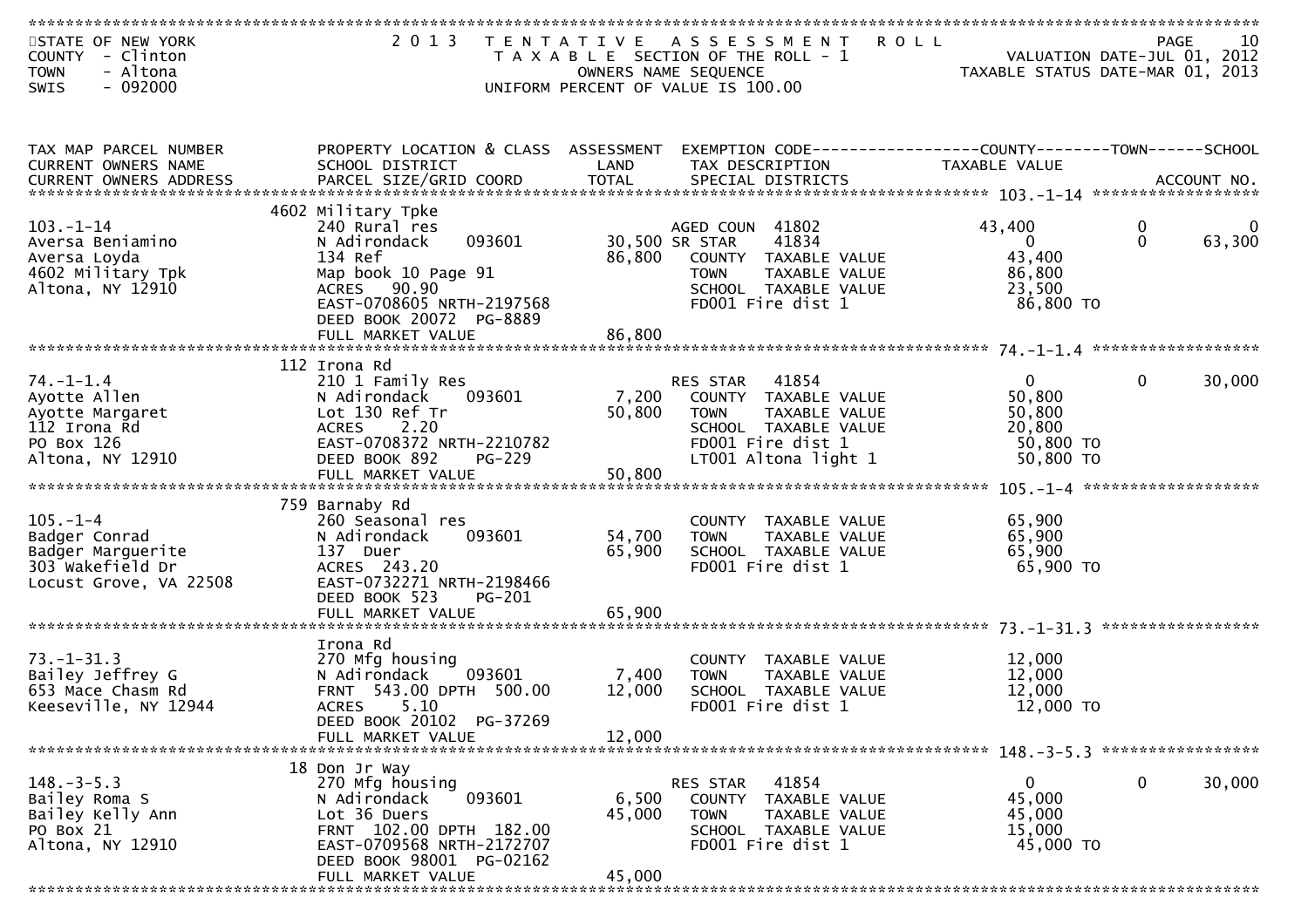STATE OF NEW YORK — COUNTY - Clinton — TOWN - Altona — SWIS - 092000

# 2013 TENTATIVE ASSESSMENT ROLL

TAXABLE SECTION OF THE ROLL - 1 — OWNERS NAME SEQUENCE — UNIFORM PERCENT OF VALUE IS 100.00

VALUATION DATE-JUL 01, 2012 — TAXABLE STATUS DATE-MAR 01, 2013

| TAX MAP PARCEL NUMBER / CURRENT OWNERS NAME / CURRENT OWNERS ADDRESS | PROPERTY LOCATION & CLASS / SCHOOL DISTRICT / PARCEL SIZE/GRID COORD | ASSESSMENT LAND / TOTAL | EXEMPTION CODE / TAX DESCRIPTION / SPECIAL DISTRICTS | COUNTY TAXABLE VALUE | TOWN | SCHOOL |
|---|---|---|---|---|---|---|
| **103.-1-14** | 4602 Military Tpke | | | | | |
| 103.-1-14 | 240 Rural res | | AGED COUN 41802 | 43,400 | 0 | 0 |
| Aversa Beniamino | N Adirondack 093601 | 30,500 | SR STAR 41834 | 0 | 0 | 63,300 |
| Aversa Loyda | 134 Ref | 86,800 | COUNTY TAXABLE VALUE | 43,400 | | |
| 4602 Military Tpk | Map book 10 Page 91 | | TOWN TAXABLE VALUE | 86,800 | | |
| Altona, NY 12910 | ACRES 90.90 | | SCHOOL TAXABLE VALUE | 23,500 | | |
| | EAST-0708605 NRTH-2197568 | | FD001 Fire dist 1 | 86,800 TO | | |
| | DEED BOOK 20072 PG-8889 | | | | | |
| | FULL MARKET VALUE | 86,800 | | | | |
| **74.-1-1.4** | 112 Irona Rd | | | | | |
| 74.-1-1.4 | 210 1 Family Res | | RES STAR 41854 | 0 | 0 | 30,000 |
| Ayotte Allen | N Adirondack 093601 | 7,200 | COUNTY TAXABLE VALUE | 50,800 | | |
| Ayotte Margaret | Lot 130 Ref Tr | 50,800 | TOWN TAXABLE VALUE | 50,800 | | |
| 112 Irona Rd | ACRES 2.20 | | SCHOOL TAXABLE VALUE | 20,800 | | |
| PO Box 126 | EAST-0708372 NRTH-2210782 | | FD001 Fire dist 1 | 50,800 TO | | |
| Altona, NY 12910 | DEED BOOK 892 PG-229 | | LT001 Altona light 1 | 50,800 TO | | |
| | FULL MARKET VALUE | 50,800 | | | | |
| **105.-1-4** | 759 Barnaby Rd | | | | | |
| 105.-1-4 | 260 Seasonal res | | COUNTY TAXABLE VALUE | 65,900 | | |
| Badger Conrad | N Adirondack 093601 | 54,700 | TOWN TAXABLE VALUE | 65,900 | | |
| Badger Marguerite | 137 Duer | 65,900 | SCHOOL TAXABLE VALUE | 65,900 | | |
| 303 Wakefield Dr | ACRES 243.20 | | FD001 Fire dist 1 | 65,900 TO | | |
| Locust Grove, VA 22508 | EAST-0732271 NRTH-2198466 | | | | | |
| | DEED BOOK 523 PG-201 | | | | | |
| | FULL MARKET VALUE | 65,900 | | | | |
| **73.-1-31.3** | Irona Rd | | | | | |
| 73.-1-31.3 | 270 Mfg housing | | COUNTY TAXABLE VALUE | 12,000 | | |
| Bailey Jeffrey G | N Adirondack 093601 | 7,400 | TOWN TAXABLE VALUE | 12,000 | | |
| 653 Mace Chasm Rd | FRNT 543.00 DPTH 500.00 | 12,000 | SCHOOL TAXABLE VALUE | 12,000 | | |
| Keeseville, NY 12944 | ACRES 5.10 | | FD001 Fire dist 1 | 12,000 TO | | |
| | DEED BOOK 20102 PG-37269 | | | | | |
| | FULL MARKET VALUE | 12,000 | | | | |
| **148.-3-5.3** | 18 Don Jr Way | | | | | |
| 148.-3-5.3 | 270 Mfg housing | | RES STAR 41854 | 0 | 0 | 30,000 |
| Bailey Roma S | N Adirondack 093601 | 6,500 | COUNTY TAXABLE VALUE | 45,000 | | |
| Bailey Kelly Ann | Lot 36 Duers | 45,000 | TOWN TAXABLE VALUE | 45,000 | | |
| PO Box 21 | FRNT 102.00 DPTH 182.00 | | SCHOOL TAXABLE VALUE | 15,000 | | |
| Altona, NY 12910 | EAST-0709568 NRTH-2172707 | | FD001 Fire dist 1 | 45,000 TO | | |
| | DEED BOOK 98001 PG-02162 | | | | | |
| | FULL MARKET VALUE | 45,000 | | | | |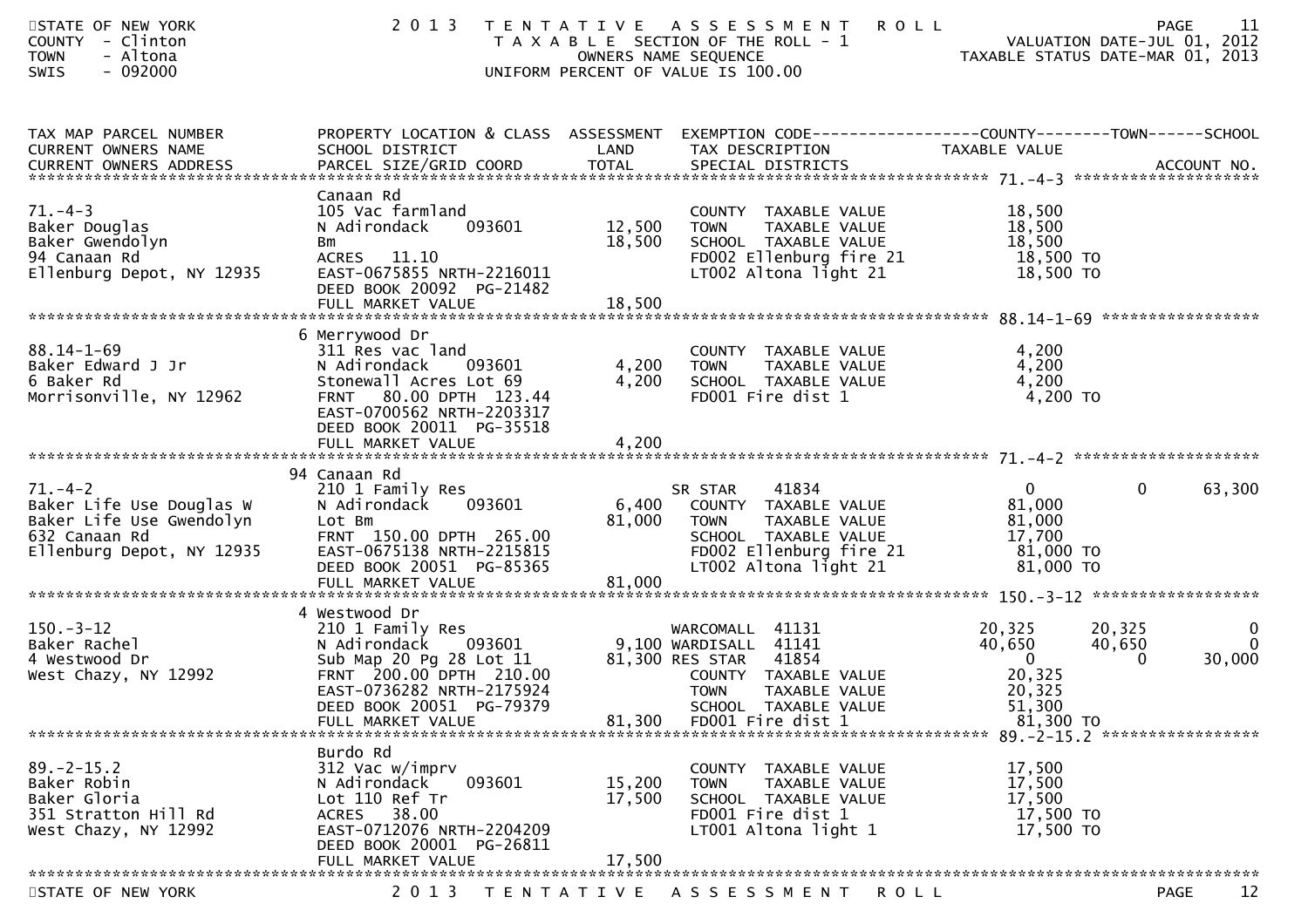STATE OF NEW YORK
COUNTY - Clinton
TOWN - Altona
SWIS - 092000

# 2013 TENTATIVE ASSESSMENT ROLL

TAXABLE SECTION OF THE ROLL - 1
OWNERS NAME SEQUENCE
UNIFORM PERCENT OF VALUE IS 100.00

VALUATION DATE-JUL 01, 2012
TAXABLE STATUS DATE-MAR 01, 2013

| TAX MAP PARCEL NUMBER / CURRENT OWNERS NAME / CURRENT OWNERS ADDRESS | PROPERTY LOCATION & CLASS / SCHOOL DISTRICT / PARCEL SIZE/GRID COORD | ASSESSMENT LAND / TOTAL | EXEMPTION CODE / TAX DESCRIPTION / SPECIAL DISTRICTS | COUNTY TAXABLE VALUE | TOWN | SCHOOL |
|---|---|---|---|---|---|---|
| **71.-4-3** | Canaan Rd | | | | | |
| 71.-4-3 | 105 Vac farmland | | COUNTY TAXABLE VALUE | 18,500 | | |
| Baker Douglas | N Adirondack 093601 | 12,500 | TOWN TAXABLE VALUE | 18,500 | | |
| Baker Gwendolyn | Bm | 18,500 | SCHOOL TAXABLE VALUE | 18,500 | | |
| 94 Canaan Rd | ACRES 11.10 | | FD002 Ellenburg fire 21 | 18,500 TO | | |
| Ellenburg Depot, NY 12935 | EAST-0675855 NRTH-2216011 | | LT002 Altona light 21 | 18,500 TO | | |
| | DEED BOOK 20092 PG-21482 | | | | | |
| | FULL MARKET VALUE | 18,500 | | | | |
| **88.14-1-69** | 6 Merrywood Dr | | | | | |
| 88.14-1-69 | 311 Res vac land | | COUNTY TAXABLE VALUE | 4,200 | | |
| Baker Edward J Jr | N Adirondack 093601 | 4,200 | TOWN TAXABLE VALUE | 4,200 | | |
| 6 Baker Rd | Stonewall Acres Lot 69 | 4,200 | SCHOOL TAXABLE VALUE | 4,200 | | |
| Morrisonville, NY 12962 | FRNT 80.00 DPTH 123.44 | | FD001 Fire dist 1 | 4,200 TO | | |
| | EAST-0700562 NRTH-2203317 | | | | | |
| | DEED BOOK 20011 PG-35518 | | | | | |
| | FULL MARKET VALUE | 4,200 | | | | |
| **71.-4-2** | 94 Canaan Rd | | | | | |
| 71.-4-2 | 210 1 Family Res | | SR STAR 41834 | 0 | 0 | 63,300 |
| Baker Life Use Douglas W | N Adirondack 093601 | 6,400 | COUNTY TAXABLE VALUE | 81,000 | | |
| Baker Life Use Gwendolyn | Lot Bm | 81,000 | TOWN TAXABLE VALUE | 81,000 | | |
| 632 Canaan Rd | FRNT 150.00 DPTH 265.00 | | SCHOOL TAXABLE VALUE | 17,700 | | |
| Ellenburg Depot, NY 12935 | EAST-0675138 NRTH-2215815 | | FD002 Ellenburg fire 21 | 81,000 TO | | |
| | DEED BOOK 20051 PG-85365 | | LT002 Altona light 21 | 81,000 TO | | |
| | FULL MARKET VALUE | 81,000 | | | | |
| **150.-3-12** | 4 Westwood Dr | | | | | |
| 150.-3-12 | 210 1 Family Res | | WARCOMALL 41131 | 20,325 | 20,325 | 0 |
| Baker Rachel | N Adirondack 093601 | 9,100 | WARDISALL 41141 | 40,650 | 40,650 | 0 |
| 4 Westwood Dr | Sub Map 20 Pg 28 Lot 11 | 81,300 | RES STAR 41854 | 0 | 0 | 30,000 |
| West Chazy, NY 12992 | FRNT 200.00 DPTH 210.00 | | COUNTY TAXABLE VALUE | 20,325 | | |
| | EAST-0736282 NRTH-2175924 | | TOWN TAXABLE VALUE | 20,325 | | |
| | DEED BOOK 20051 PG-79379 | | SCHOOL TAXABLE VALUE | 51,300 | | |
| | FULL MARKET VALUE | 81,300 | FD001 Fire dist 1 | 81,300 TO | | |
| **89.-2-15.2** | Burdo Rd | | | | | |
| 89.-2-15.2 | 312 Vac w/imprv | | COUNTY TAXABLE VALUE | 17,500 | | |
| Baker Robin | N Adirondack 093601 | 15,200 | TOWN TAXABLE VALUE | 17,500 | | |
| Baker Gloria | Lot 110 Ref Tr | 17,500 | SCHOOL TAXABLE VALUE | 17,500 | | |
| 351 Stratton Hill Rd | ACRES 38.00 | | FD001 Fire dist 1 | 17,500 TO | | |
| West Chazy, NY 12992 | EAST-0712076 NRTH-2204209 | | LT001 Altona light 1 | 17,500 TO | | |
| | DEED BOOK 20001 PG-26811 | | | | | |
| | FULL MARKET VALUE | 17,500 | | | | |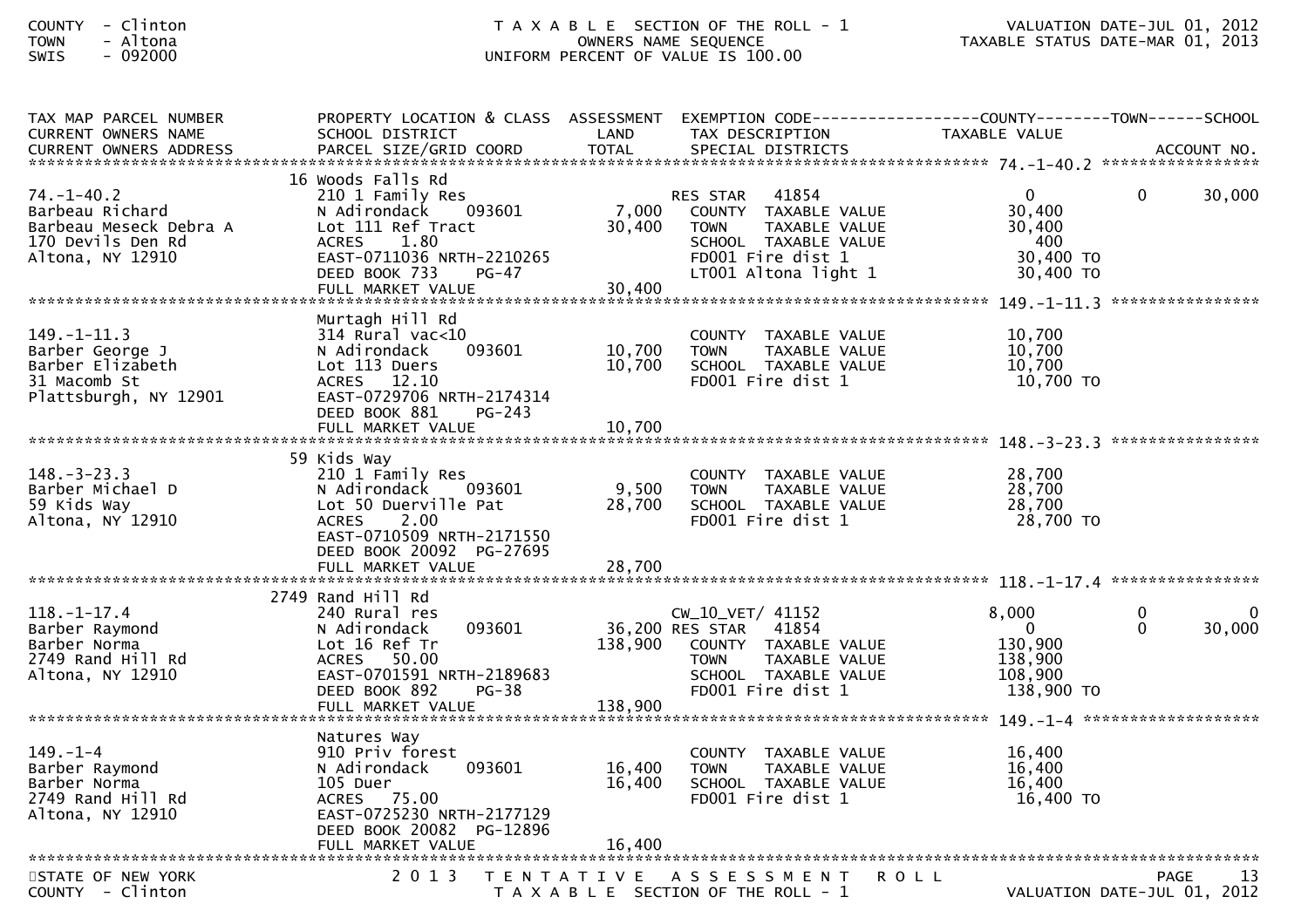COUNTY - Clinton
TOWN - Altona
SWIS - 092000

T A X A B L E SECTION OF THE ROLL - 1
OWNERS NAME SEQUENCE
UNIFORM PERCENT OF VALUE IS 100.00

VALUATION DATE-JUL 01, 2012
TAXABLE STATUS DATE-MAR 01, 2013

| TAX MAP PARCEL NUMBER / CURRENT OWNERS NAME / CURRENT OWNERS ADDRESS | PROPERTY LOCATION & CLASS / SCHOOL DISTRICT / PARCEL SIZE/GRID COORD | ASSESSMENT LAND / TOTAL | EXEMPTION CODE / TAX DESCRIPTION / SPECIAL DISTRICTS | COUNTY TAXABLE VALUE | TOWN | SCHOOL / ACCOUNT NO. |
|---|---|---|---|---|---|---|
| **74.-1-40.2** | 16 Woods Falls Rd | | | | | |
| 74.-1-40.2 | 210 1 Family Res | | RES STAR 41854 | 0 | 0 | 30,000 |
| Barbeau Richard | N Adirondack 093601 | 7,000 | COUNTY TAXABLE VALUE | 30,400 | | |
| Barbeau Meseck Debra A | Lot 111 Ref Tract | 30,400 | TOWN TAXABLE VALUE | 30,400 | | |
| 170 Devils Den Rd | ACRES 1.80 | | SCHOOL TAXABLE VALUE | 400 | | |
| Altona, NY 12910 | EAST-0711036 NRTH-2210265 | | FD001 Fire dist 1 | 30,400 TO | | |
| | DEED BOOK 733 PG-47 | | LT001 Altona light 1 | 30,400 TO | | |
| | FULL MARKET VALUE | 30,400 | | | | |
| **149.-1-11.3** | Murtagh Hill Rd | | | | | |
| 149.-1-11.3 | 314 Rural vac<10 | | COUNTY TAXABLE VALUE | 10,700 | | |
| Barber George J | N Adirondack 093601 | 10,700 | TOWN TAXABLE VALUE | 10,700 | | |
| Barber Elizabeth | Lot 113 Duers | 10,700 | SCHOOL TAXABLE VALUE | 10,700 | | |
| 31 Macomb St | ACRES 12.10 | | FD001 Fire dist 1 | 10,700 TO | | |
| Plattsburgh, NY 12901 | EAST-0729706 NRTH-2174314 | | | | | |
| | DEED BOOK 881 PG-243 | | | | | |
| | FULL MARKET VALUE | 10,700 | | | | |
| **148.-3-23.3** | 59 Kids Way | | | | | |
| 148.-3-23.3 | 210 1 Family Res | | COUNTY TAXABLE VALUE | 28,700 | | |
| Barber Michael D | N Adirondack 093601 | 9,500 | TOWN TAXABLE VALUE | 28,700 | | |
| 59 Kids Way | Lot 50 Duerville Pat | 28,700 | SCHOOL TAXABLE VALUE | 28,700 | | |
| Altona, NY 12910 | ACRES 2.00 | | FD001 Fire dist 1 | 28,700 TO | | |
| | EAST-0710509 NRTH-2171550 | | | | | |
| | DEED BOOK 20092 PG-27695 | | | | | |
| | FULL MARKET VALUE | 28,700 | | | | |
| **118.-1-17.4** | 2749 Rand Hill Rd | | | | | |
| 118.-1-17.4 | 240 Rural res | | CW_10_VET/ 41152 | 8,000 | 0 | 0 |
| Barber Raymond | N Adirondack 093601 | 36,200 | RES STAR 41854 | 0 | 0 | 30,000 |
| Barber Norma | Lot 16 Ref Tr | 138,900 | COUNTY TAXABLE VALUE | 130,900 | | |
| 2749 Rand Hill Rd | ACRES 50.00 | | TOWN TAXABLE VALUE | 138,900 | | |
| Altona, NY 12910 | EAST-0701591 NRTH-2189683 | | SCHOOL TAXABLE VALUE | 108,900 | | |
| | DEED BOOK 892 PG-38 | | FD001 Fire dist 1 | 138,900 TO | | |
| | FULL MARKET VALUE | 138,900 | | | | |
| **149.-1-4** | Natures Way | | | | | |
| 149.-1-4 | 910 Priv forest | | COUNTY TAXABLE VALUE | 16,400 | | |
| Barber Raymond | N Adirondack 093601 | 16,400 | TOWN TAXABLE VALUE | 16,400 | | |
| Barber Norma | 105 Duer | 16,400 | SCHOOL TAXABLE VALUE | 16,400 | | |
| 2749 Rand Hill Rd | ACRES 75.00 | | FD001 Fire dist 1 | 16,400 TO | | |
| Altona, NY 12910 | EAST-0725230 NRTH-2177129 | | | | | |
| | DEED BOOK 20082 PG-12896 | | | | | |
| | FULL MARKET VALUE | 16,400 | | | | |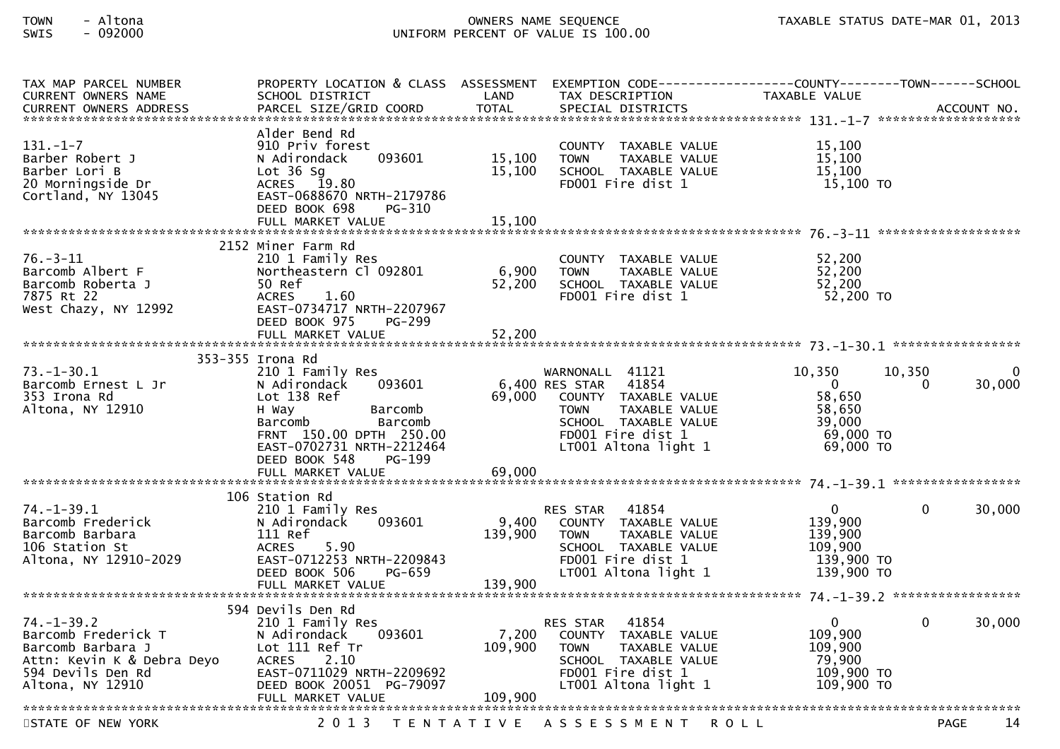TOWN - Altona
SWIS - 092000

OWNERS NAME SEQUENCE
UNIFORM PERCENT OF VALUE IS 100.00

TAXABLE STATUS DATE-MAR 01, 2013

| TAX MAP PARCEL NUMBER / CURRENT OWNERS NAME / CURRENT OWNERS ADDRESS | PROPERTY LOCATION & CLASS / SCHOOL DISTRICT / PARCEL SIZE/GRID COORD | ASSESSMENT LAND / TOTAL | EXEMPTION CODE / TAX DESCRIPTION / SPECIAL DISTRICTS | COUNTY TAXABLE VALUE | TOWN | SCHOOL |
|---|---|---|---|---|---|---|
| **131.-1-7** | Alder Bend Rd | | | | | |
| 131.-1-7 | 910 Priv forest | | COUNTY TAXABLE VALUE | 15,100 | | |
| Barber Robert J | N Adirondack 093601 | 15,100 | TOWN TAXABLE VALUE | 15,100 | | |
| Barber Lori B | Lot 36 Sg | 15,100 | SCHOOL TAXABLE VALUE | 15,100 | | |
| 20 Morningside Dr | ACRES 19.80 | | FD001 Fire dist 1 | 15,100 TO | | |
| Cortland, NY 13045 | EAST-0688670 NRTH-2179786 | | | | | |
| | DEED BOOK 698 PG-310 | | | | | |
| | FULL MARKET VALUE | 15,100 | | | | |
| **76.-3-11** | 2152 Miner Farm Rd | | | | | |
| 76.-3-11 | 210 1 Family Res | | COUNTY TAXABLE VALUE | 52,200 | | |
| Barcomb Albert F | Northeastern Cl 092801 | 6,900 | TOWN TAXABLE VALUE | 52,200 | | |
| Barcomb Roberta J | 50 Ref | 52,200 | SCHOOL TAXABLE VALUE | 52,200 | | |
| 7875 Rt 22 | ACRES 1.60 | | FD001 Fire dist 1 | 52,200 TO | | |
| West Chazy, NY 12992 | EAST-0734717 NRTH-2207967 | | | | | |
| | DEED BOOK 975 PG-299 | | | | | |
| | FULL MARKET VALUE | 52,200 | | | | |
| **73.-1-30.1** | 353-355 Irona Rd | | | | | |
| 73.-1-30.1 | 210 1 Family Res | | WARNONALL 41121 | 10,350 | 10,350 | 0 |
| Barcomb Ernest L Jr | N Adirondack 093601 | 6,400 | RES STAR 41854 | 0 | 0 | 30,000 |
| 353 Irona Rd | Lot 138 Ref | 69,000 | COUNTY TAXABLE VALUE | 58,650 | | |
| Altona, NY 12910 | H Way Barcomb | | TOWN TAXABLE VALUE | 58,650 | | |
| | Barcomb Barcomb | | SCHOOL TAXABLE VALUE | 39,000 | | |
| | FRNT 150.00 DPTH 250.00 | | FD001 Fire dist 1 | 69,000 TO | | |
| | EAST-0702731 NRTH-2212464 | | LT001 Altona light 1 | 69,000 TO | | |
| | DEED BOOK 548 PG-199 | | | | | |
| | FULL MARKET VALUE | 69,000 | | | | |
| **74.-1-39.1** | 106 Station Rd | | | | | |
| 74.-1-39.1 | 210 1 Family Res | | RES STAR 41854 | 0 | 0 | 30,000 |
| Barcomb Frederick | N Adirondack 093601 | 9,400 | COUNTY TAXABLE VALUE | 139,900 | | |
| Barcomb Barbara | 111 Ref | 139,900 | TOWN TAXABLE VALUE | 139,900 | | |
| 106 Station St | ACRES 5.90 | | SCHOOL TAXABLE VALUE | 109,900 | | |
| Altona, NY 12910-2029 | EAST-0712253 NRTH-2209843 | | FD001 Fire dist 1 | 139,900 TO | | |
| | DEED BOOK 506 PG-659 | | LT001 Altona light 1 | 139,900 TO | | |
| | FULL MARKET VALUE | 139,900 | | | | |
| **74.-1-39.2** | 594 Devils Den Rd | | | | | |
| 74.-1-39.2 | 210 1 Family Res | | RES STAR 41854 | 0 | 0 | 30,000 |
| Barcomb Frederick T | N Adirondack 093601 | 7,200 | COUNTY TAXABLE VALUE | 109,900 | | |
| Barcomb Barbara J | Lot 111 Ref Tr | 109,900 | TOWN TAXABLE VALUE | 109,900 | | |
| Attn: Kevin K & Debra Deyo | ACRES 2.10 | | SCHOOL TAXABLE VALUE | 79,900 | | |
| 594 Devils Den Rd | EAST-0711029 NRTH-2209692 | | FD001 Fire dist 1 | 109,900 TO | | |
| Altona, NY 12910 | DEED BOOK 20051 PG-79097 | | LT001 Altona light 1 | 109,900 TO | | |
| | FULL MARKET VALUE | 109,900 | | | | |

STATE OF NEW YORK — 2013 TENTATIVE ASSESSMENT ROLL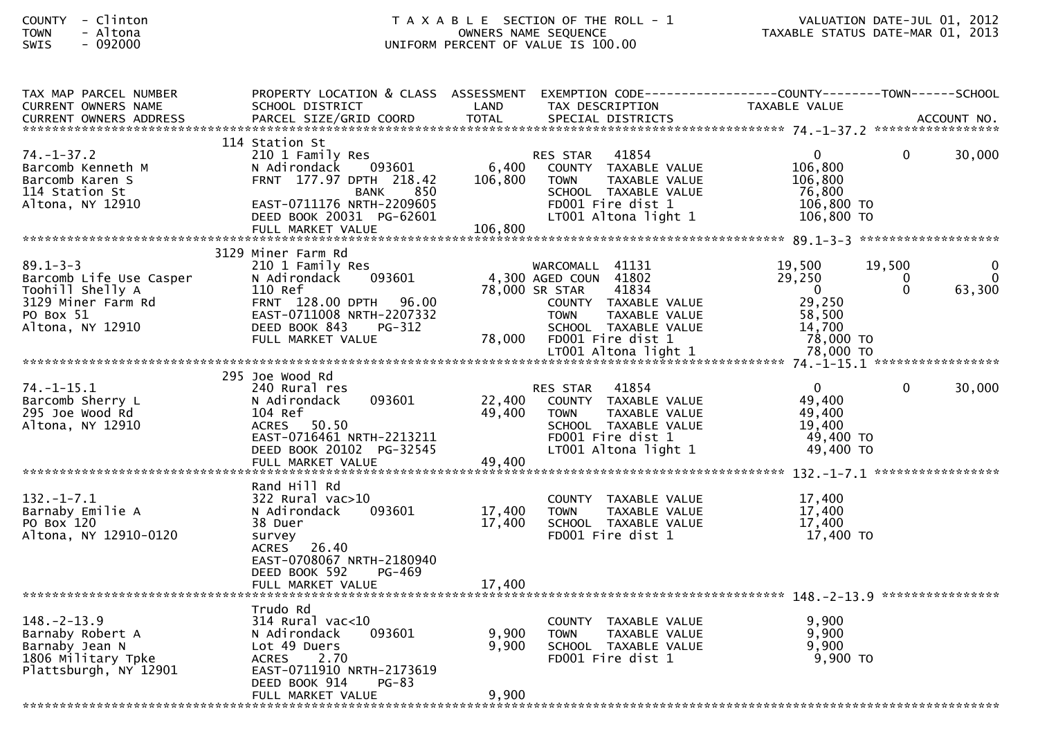COUNTY - Clinton
TOWN - Altona
SWIS - 092000

TAXABLE SECTION OF THE ROLL - 1
OWNERS NAME SEQUENCE
UNIFORM PERCENT OF VALUE IS 100.00

VALUATION DATE-JUL 01, 2012
TAXABLE STATUS DATE-MAR 01, 2013

| TAX MAP PARCEL NUMBER / CURRENT OWNERS NAME / CURRENT OWNERS ADDRESS | PROPERTY LOCATION & CLASS / SCHOOL DISTRICT / PARCEL SIZE/GRID COORD | ASSESSMENT LAND / TOTAL | EXEMPTION CODE / TAX DESCRIPTION / SPECIAL DISTRICTS | COUNTY TAXABLE VALUE | TOWN | SCHOOL / ACCOUNT NO. |
|---|---|---|---|---|---|---|
| **74.-1-37.2** | 114 Station St | | | | | |
| 74.-1-37.2 | 210 1 Family Res | | RES STAR 41854 | 0 | 0 | 30,000 |
| Barcomb Kenneth M | N Adirondack 093601 | 6,400 | COUNTY TAXABLE VALUE | 106,800 | | |
| Barcomb Karen S | FRNT 177.97 DPTH 218.42 | 106,800 | TOWN TAXABLE VALUE | 106,800 | | |
| 114 Station St | BANK 850 | | SCHOOL TAXABLE VALUE | 76,800 | | |
| Altona, NY 12910 | EAST-0711176 NRTH-2209605 | | FD001 Fire dist 1 | 106,800 TO | | |
| | DEED BOOK 20031 PG-62601 | | LT001 Altona light 1 | 106,800 TO | | |
| | FULL MARKET VALUE | 106,800 | | | | |
| **89.1-3-3** | 3129 Miner Farm Rd | | | | | |
| 89.1-3-3 | 210 1 Family Res | | WARCOMALL 41131 | 19,500 | 19,500 | 0 |
| Barcomb Life Use Casper | N Adirondack 093601 | 4,300 | AGED COUN 41802 | 29,250 | 0 | 0 |
| Toohill Shelly A | 110 Ref | 78,000 | SR STAR 41834 | 0 | 0 | 63,300 |
| 3129 Miner Farm Rd | FRNT 128.00 DPTH 96.00 | | COUNTY TAXABLE VALUE | 29,250 | | |
| PO Box 51 | EAST-0711008 NRTH-2207332 | | TOWN TAXABLE VALUE | 58,500 | | |
| Altona, NY 12910 | DEED BOOK 843 PG-312 | | SCHOOL TAXABLE VALUE | 14,700 | | |
| | FULL MARKET VALUE | 78,000 | FD001 Fire dist 1 | 78,000 TO | | |
| | | | LT001 Altona light 1 | 78,000 TO | | |
| **74.-1-15.1** | 295 Joe Wood Rd | | | | | |
| 74.-1-15.1 | 240 Rural res | | RES STAR 41854 | 0 | 0 | 30,000 |
| Barcomb Sherry L | N Adirondack 093601 | 22,400 | COUNTY TAXABLE VALUE | 49,400 | | |
| 295 Joe Wood Rd | 104 Ref | 49,400 | TOWN TAXABLE VALUE | 49,400 | | |
| Altona, NY 12910 | ACRES 50.50 | | SCHOOL TAXABLE VALUE | 19,400 | | |
| | EAST-0716461 NRTH-2213211 | | FD001 Fire dist 1 | 49,400 TO | | |
| | DEED BOOK 20102 PG-32545 | | LT001 Altona light 1 | 49,400 TO | | |
| | FULL MARKET VALUE | 49,400 | | | | |
| **132.-1-7.1** | Rand Hill Rd | | | | | |
| 132.-1-7.1 | 322 Rural vac>10 | | COUNTY TAXABLE VALUE | 17,400 | | |
| Barnaby Emilie A | N Adirondack 093601 | 17,400 | TOWN TAXABLE VALUE | 17,400 | | |
| PO Box 120 | 38 Duer | 17,400 | SCHOOL TAXABLE VALUE | 17,400 | | |
| Altona, NY 12910-0120 | survey | | FD001 Fire dist 1 | 17,400 TO | | |
| | ACRES 26.40 | | | | | |
| | EAST-0708067 NRTH-2180940 | | | | | |
| | DEED BOOK 592 PG-469 | | | | | |
| | FULL MARKET VALUE | 17,400 | | | | |
| **148.-2-13.9** | Trudo Rd | | | | | |
| 148.-2-13.9 | 314 Rural vac<10 | | COUNTY TAXABLE VALUE | 9,900 | | |
| Barnaby Robert A | N Adirondack 093601 | 9,900 | TOWN TAXABLE VALUE | 9,900 | | |
| Barnaby Jean N | Lot 49 Duers | 9,900 | SCHOOL TAXABLE VALUE | 9,900 | | |
| 1806 Military Tpke | ACRES 2.70 | | FD001 Fire dist 1 | 9,900 TO | | |
| Plattsburgh, NY 12901 | EAST-0711910 NRTH-2173619 | | | | | |
| | DEED BOOK 914 PG-83 | | | | | |
| | FULL MARKET VALUE | 9,900 | | | | |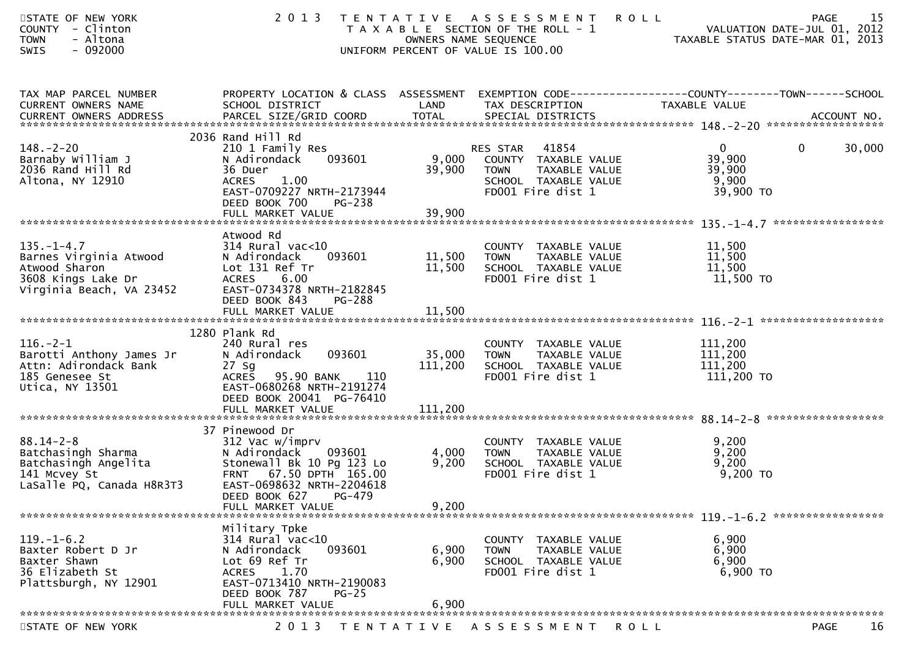STATE OF NEW YORK
COUNTY - Clinton
TOWN - Altona
SWIS - 092000

# 2013 TENTATIVE ASSESSMENT ROLL

TAXABLE SECTION OF THE ROLL - 1
OWNERS NAME SEQUENCE
UNIFORM PERCENT OF VALUE IS 100.00

VALUATION DATE-JUL 01, 2012
TAXABLE STATUS DATE-MAR 01, 2013

| TAX MAP PARCEL NUMBER / CURRENT OWNERS NAME / CURRENT OWNERS ADDRESS | PROPERTY LOCATION & CLASS / SCHOOL DISTRICT / PARCEL SIZE/GRID COORD | ASSESSMENT LAND / TOTAL | EXEMPTION CODE / TAX DESCRIPTION / SPECIAL DISTRICTS | COUNTY TAXABLE VALUE | TOWN | SCHOOL |
|---|---|---|---|---|---|---|
| **148.-2-20** | 2036 Rand Hill Rd | | | | | |
| 148.-2-20 | 210 1 Family Res | | RES STAR 41854 | 0 | 0 | 30,000 |
| Barnaby William J | N Adirondack 093601 | 9,000 | COUNTY TAXABLE VALUE | 39,900 | | |
| 2036 Rand Hill Rd | 36 Duer | 39,900 | TOWN TAXABLE VALUE | 39,900 | | |
| Altona, NY 12910 | ACRES 1.00 | | SCHOOL TAXABLE VALUE | 9,900 | | |
| | EAST-0709227 NRTH-2173944 | | FD001 Fire dist 1 | 39,900 TO | | |
| | DEED BOOK 700 PG-238 | | | | | |
| | FULL MARKET VALUE | 39,900 | | | | |
| **135.-1-4.7** | Atwood Rd | | | | | |
| 135.-1-4.7 | 314 Rural vac<10 | | COUNTY TAXABLE VALUE | 11,500 | | |
| Barnes Virginia Atwood | N Adirondack 093601 | 11,500 | TOWN TAXABLE VALUE | 11,500 | | |
| Atwood Sharon | Lot 131 Ref Tr | 11,500 | SCHOOL TAXABLE VALUE | 11,500 | | |
| 3608 Kings Lake Dr | ACRES 6.00 | | FD001 Fire dist 1 | 11,500 TO | | |
| Virginia Beach, VA 23452 | EAST-0734378 NRTH-2182845 | | | | | |
| | DEED BOOK 843 PG-288 | | | | | |
| | FULL MARKET VALUE | 11,500 | | | | |
| **116.-2-1** | 1280 Plank Rd | | | | | |
| 116.-2-1 | 240 Rural res | | COUNTY TAXABLE VALUE | 111,200 | | |
| Barotti Anthony James Jr | N Adirondack 093601 | 35,000 | TOWN TAXABLE VALUE | 111,200 | | |
| Attn: Adirondack Bank | 27 Sg | 111,200 | SCHOOL TAXABLE VALUE | 111,200 | | |
| 185 Genesee St | ACRES 95.90 BANK 110 | | FD001 Fire dist 1 | 111,200 TO | | |
| Utica, NY 13501 | EAST-0680268 NRTH-2191274 | | | | | |
| | DEED BOOK 20041 PG-76410 | | | | | |
| | FULL MARKET VALUE | 111,200 | | | | |
| **88.14-2-8** | 37 Pinewood Dr | | | | | |
| 88.14-2-8 | 312 Vac w/imprv | | COUNTY TAXABLE VALUE | 9,200 | | |
| Batchasingh Sharma | N Adirondack 093601 | 4,000 | TOWN TAXABLE VALUE | 9,200 | | |
| Batchasingh Angelita | Stonewall Bk 10 Pg 123 Lo | 9,200 | SCHOOL TAXABLE VALUE | 9,200 | | |
| 141 Mcvey St | FRNT 67.50 DPTH 165.00 | | FD001 Fire dist 1 | 9,200 TO | | |
| LaSalle PQ, Canada H8R3T3 | EAST-0698632 NRTH-2204618 | | | | | |
| | DEED BOOK 627 PG-479 | | | | | |
| | FULL MARKET VALUE | 9,200 | | | | |
| **119.-1-6.2** | Military Tpke | | | | | |
| 119.-1-6.2 | 314 Rural vac<10 | | COUNTY TAXABLE VALUE | 6,900 | | |
| Baxter Robert D Jr | N Adirondack 093601 | 6,900 | TOWN TAXABLE VALUE | 6,900 | | |
| Baxter Shawn | Lot 69 Ref Tr | 6,900 | SCHOOL TAXABLE VALUE | 6,900 | | |
| 36 Elizabeth St | ACRES 1.70 | | FD001 Fire dist 1 | 6,900 TO | | |
| Plattsburgh, NY 12901 | EAST-0713410 NRTH-2190083 | | | | | |
| | DEED BOOK 787 PG-25 | | | | | |
| | FULL MARKET VALUE | 6,900 | | | | |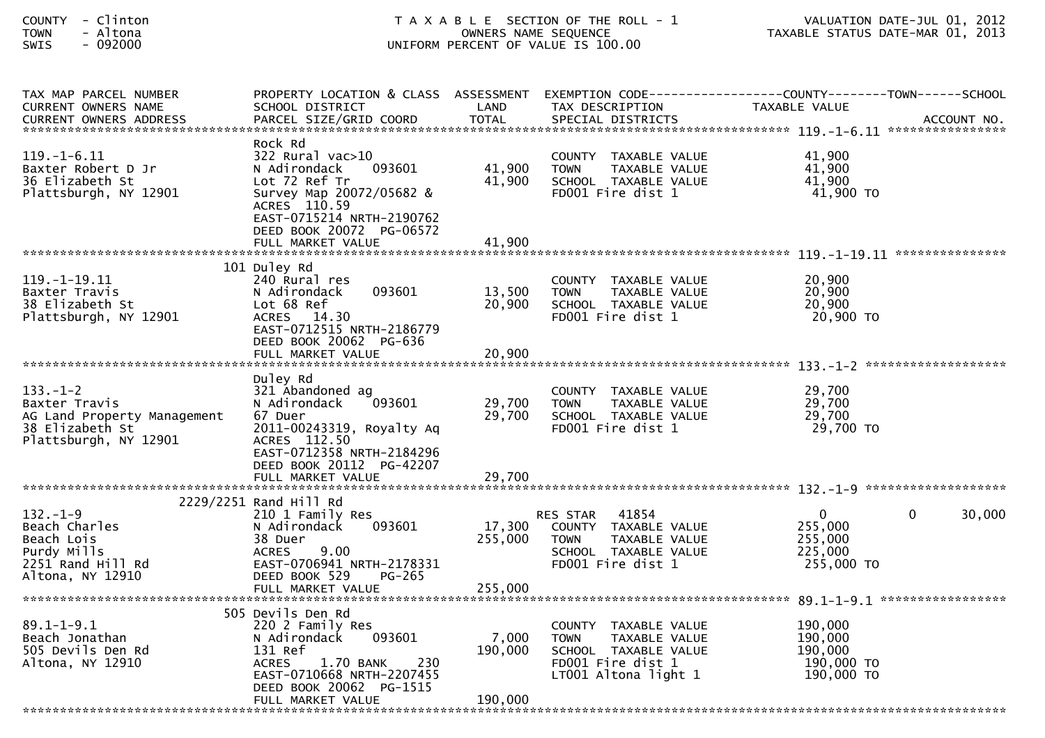COUNTY - Clinton
TOWN - Altona
SWIS - 092000

T A X A B L E SECTION OF THE ROLL - 1
OWNERS NAME SEQUENCE
UNIFORM PERCENT OF VALUE IS 100.00

VALUATION DATE-JUL 01, 2012
TAXABLE STATUS DATE-MAR 01, 2013

| TAX MAP PARCEL NUMBER / CURRENT OWNERS NAME / CURRENT OWNERS ADDRESS | PROPERTY LOCATION & CLASS / SCHOOL DISTRICT / PARCEL SIZE/GRID COORD | ASSESSMENT LAND / TOTAL | EXEMPTION CODE / TAX DESCRIPTION / SPECIAL DISTRICTS | COUNTY TAXABLE VALUE | TOWN | SCHOOL | ACCOUNT NO. |
|---|---|---|---|---|---|---|---|
| **119.-1-6.11** | | | | | | | |
| 119.-1-6.11 | Rock Rd | | | | | | |
| Baxter Robert D Jr | 322 Rural vac>10 | | COUNTY TAXABLE VALUE | 41,900 | | | |
| 36 Elizabeth St | N Adirondack 093601 | 41,900 | TOWN TAXABLE VALUE | 41,900 | | | |
| Plattsburgh, NY 12901 | Lot 72 Ref Tr | 41,900 | SCHOOL TAXABLE VALUE | 41,900 | | | |
| | Survey Map 20072/05682 & | | FD001 Fire dist 1 | 41,900 TO | | | |
| | ACRES 110.59 | | | | | | |
| | EAST-0715214 NRTH-2190762 | | | | | | |
| | DEED BOOK 20072 PG-06572 | | | | | | |
| | FULL MARKET VALUE | 41,900 | | | | | |
| **119.-1-19.11** | | | | | | | |
| 119.-1-19.11 | 101 Duley Rd | | | | | | |
| Baxter Travis | 240 Rural res | | COUNTY TAXABLE VALUE | 20,900 | | | |
| 38 Elizabeth St | N Adirondack 093601 | 13,500 | TOWN TAXABLE VALUE | 20,900 | | | |
| Plattsburgh, NY 12901 | Lot 68 Ref | 20,900 | SCHOOL TAXABLE VALUE | 20,900 | | | |
| | ACRES 14.30 | | FD001 Fire dist 1 | 20,900 TO | | | |
| | EAST-0712515 NRTH-2186779 | | | | | | |
| | DEED BOOK 20062 PG-636 | | | | | | |
| | FULL MARKET VALUE | 20,900 | | | | | |
| **133.-1-2** | | | | | | | |
| 133.-1-2 | Duley Rd | | | | | | |
| Baxter Travis | 321 Abandoned ag | | COUNTY TAXABLE VALUE | 29,700 | | | |
| AG Land Property Management | N Adirondack 093601 | 29,700 | TOWN TAXABLE VALUE | 29,700 | | | |
| 38 Elizabeth St | 67 Duer | 29,700 | SCHOOL TAXABLE VALUE | 29,700 | | | |
| Plattsburgh, NY 12901 | 2011-00243319, Royalty Aq | | FD001 Fire dist 1 | 29,700 TO | | | |
| | ACRES 112.50 | | | | | | |
| | EAST-0712358 NRTH-2184296 | | | | | | |
| | DEED BOOK 20112 PG-42207 | | | | | | |
| | FULL MARKET VALUE | 29,700 | | | | | |
| **132.-1-9** | | | | | | | |
| 132.-1-9 | 2229/2251 Rand Hill Rd | | | | | | |
| Beach Charles | 210 1 Family Res | | RES STAR 41854 | 0 | 0 | 30,000 | |
| Beach Lois | N Adirondack 093601 | 17,300 | COUNTY TAXABLE VALUE | 255,000 | | | |
| Purdy Mills | 38 Duer | 255,000 | TOWN TAXABLE VALUE | 255,000 | | | |
| 2251 Rand Hill Rd | ACRES 9.00 | | SCHOOL TAXABLE VALUE | 225,000 | | | |
| Altona, NY 12910 | EAST-0706941 NRTH-2178331 | | FD001 Fire dist 1 | 255,000 TO | | | |
| | DEED BOOK 529 PG-265 | | | | | | |
| | FULL MARKET VALUE | 255,000 | | | | | |
| **89.1-1-9.1** | | | | | | | |
| 89.1-1-9.1 | 505 Devils Den Rd | | | | | | |
| Beach Jonathan | 220 2 Family Res | | COUNTY TAXABLE VALUE | 190,000 | | | |
| 505 Devils Den Rd | N Adirondack 093601 | 7,000 | TOWN TAXABLE VALUE | 190,000 | | | |
| Altona, NY 12910 | 131 Ref | 190,000 | SCHOOL TAXABLE VALUE | 190,000 | | | |
| | ACRES 1.70 BANK 230 | | FD001 Fire dist 1 | 190,000 TO | | | |
| | EAST-0710668 NRTH-2207455 | | LT001 Altona light 1 | 190,000 TO | | | |
| | DEED BOOK 20062 PG-1515 | | | | | | |
| | FULL MARKET VALUE | 190,000 | | | | | |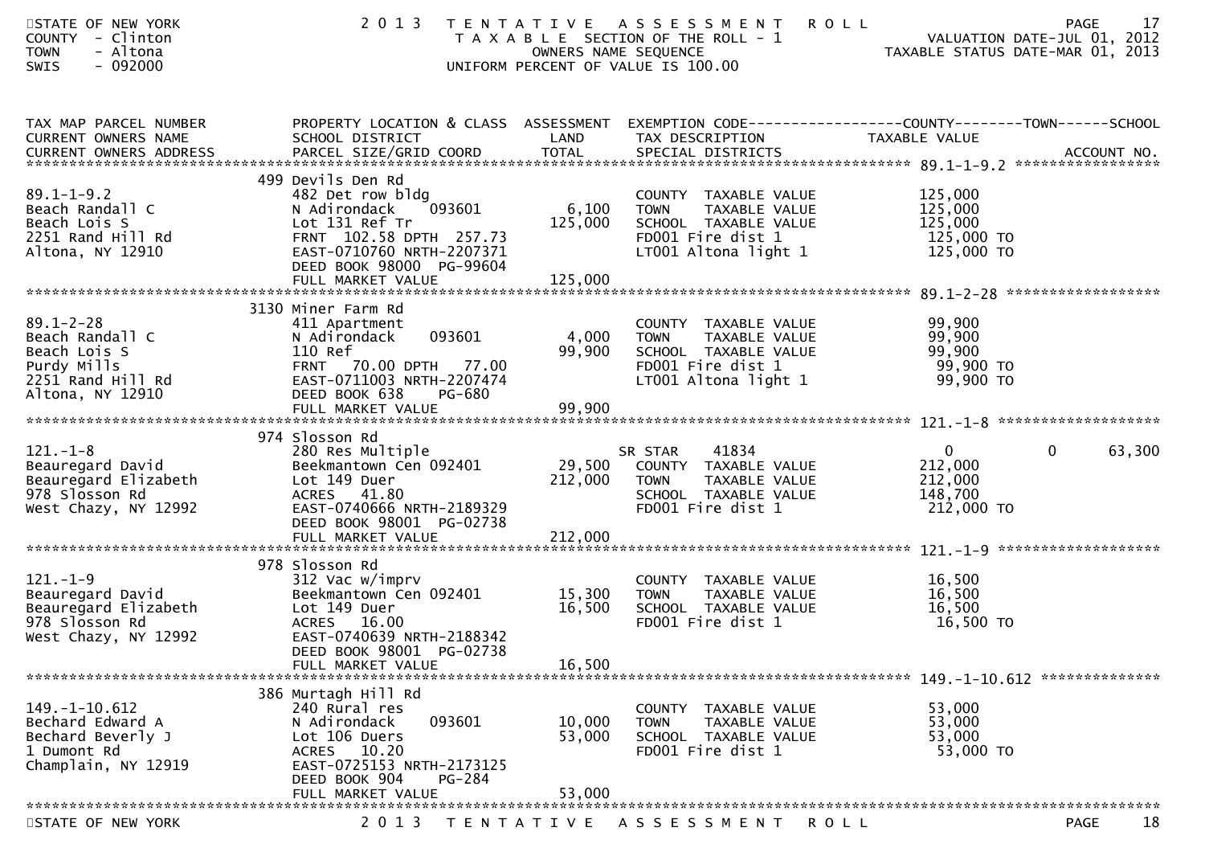STATE OF NEW YORK
COUNTY - Clinton
TOWN - Altona
SWIS - 092000

# 2013 TENTATIVE ASSESSMENT ROLL

TAXABLE SECTION OF THE ROLL - 1
OWNERS NAME SEQUENCE
UNIFORM PERCENT OF VALUE IS 100.00

VALUATION DATE-JUL 01, 2012
TAXABLE STATUS DATE-MAR 01, 2013

| TAX MAP PARCEL NUMBER / CURRENT OWNERS NAME / CURRENT OWNERS ADDRESS | PROPERTY LOCATION & CLASS / SCHOOL DISTRICT / PARCEL SIZE/GRID COORD | ASSESSMENT LAND / TOTAL | EXEMPTION CODE / TAX DESCRIPTION / SPECIAL DISTRICTS | COUNTY TAXABLE VALUE | TOWN | SCHOOL | ACCOUNT NO. |
|---|---|---|---|---|---|---|---|
| **89.1-1-9.2** | 499 Devils Den Rd | | | | | | |
| 89.1-1-9.2 | 482 Det row bldg | | COUNTY TAXABLE VALUE | 125,000 | | | |
| Beach Randall C | N Adirondack 093601 | 6,100 | TOWN TAXABLE VALUE | 125,000 | | | |
| Beach Lois S | Lot 131 Ref Tr | 125,000 | SCHOOL TAXABLE VALUE | 125,000 | | | |
| 2251 Rand Hill Rd | FRNT 102.58 DPTH 257.73 | | FD001 Fire dist 1 | 125,000 TO | | | |
| Altona, NY 12910 | EAST-0710760 NRTH-2207371 | | LT001 Altona light 1 | 125,000 TO | | | |
| | DEED BOOK 98000 PG-99604 | | | | | | |
| | FULL MARKET VALUE | 125,000 | | | | | |
| **89.1-2-28** | 3130 Miner Farm Rd | | | | | | |
| 89.1-2-28 | 411 Apartment | | COUNTY TAXABLE VALUE | 99,900 | | | |
| Beach Randall C | N Adirondack 093601 | 4,000 | TOWN TAXABLE VALUE | 99,900 | | | |
| Beach Lois S | 110 Ref | 99,900 | SCHOOL TAXABLE VALUE | 99,900 | | | |
| Purdy Mills | FRNT 70.00 DPTH 77.00 | | FD001 Fire dist 1 | 99,900 TO | | | |
| 2251 Rand Hill Rd | EAST-0711003 NRTH-2207474 | | LT001 Altona light 1 | 99,900 TO | | | |
| Altona, NY 12910 | DEED BOOK 638 PG-680 | | | | | | |
| | FULL MARKET VALUE | 99,900 | | | | | |
| **121.-1-8** | 974 Slosson Rd | | | | | | |
| 121.-1-8 | 280 Res Multiple | | SR STAR 41834 | 0 | 0 | 63,300 | |
| Beauregard David | Beekmantown Cen 092401 | 29,500 | COUNTY TAXABLE VALUE | 212,000 | | | |
| Beauregard Elizabeth | Lot 149 Duer | 212,000 | TOWN TAXABLE VALUE | 212,000 | | | |
| 978 Slosson Rd | ACRES 41.80 | | SCHOOL TAXABLE VALUE | 148,700 | | | |
| West Chazy, NY 12992 | EAST-0740666 NRTH-2189329 | | FD001 Fire dist 1 | 212,000 TO | | | |
| | DEED BOOK 98001 PG-02738 | | | | | | |
| | FULL MARKET VALUE | 212,000 | | | | | |
| **121.-1-9** | 978 Slosson Rd | | | | | | |
| 121.-1-9 | 312 Vac w/imprv | | COUNTY TAXABLE VALUE | 16,500 | | | |
| Beauregard David | Beekmantown Cen 092401 | 15,300 | TOWN TAXABLE VALUE | 16,500 | | | |
| Beauregard Elizabeth | Lot 149 Duer | 16,500 | SCHOOL TAXABLE VALUE | 16,500 | | | |
| 978 Slosson Rd | ACRES 16.00 | | FD001 Fire dist 1 | 16,500 TO | | | |
| West Chazy, NY 12992 | EAST-0740639 NRTH-2188342 | | | | | | |
| | DEED BOOK 98001 PG-02738 | | | | | | |
| | FULL MARKET VALUE | 16,500 | | | | | |
| **149.-1-10.612** | 386 Murtagh Hill Rd | | | | | | |
| 149.-1-10.612 | 240 Rural res | | COUNTY TAXABLE VALUE | 53,000 | | | |
| Bechard Edward A | N Adirondack 093601 | 10,000 | TOWN TAXABLE VALUE | 53,000 | | | |
| Bechard Beverly J | Lot 106 Duers | 53,000 | SCHOOL TAXABLE VALUE | 53,000 | | | |
| 1 Dumont Rd | ACRES 10.20 | | FD001 Fire dist 1 | 53,000 TO | | | |
| Champlain, NY 12919 | EAST-0725153 NRTH-2173125 | | | | | | |
| | DEED BOOK 904 PG-284 | | | | | | |
| | FULL MARKET VALUE | 53,000 | | | | | |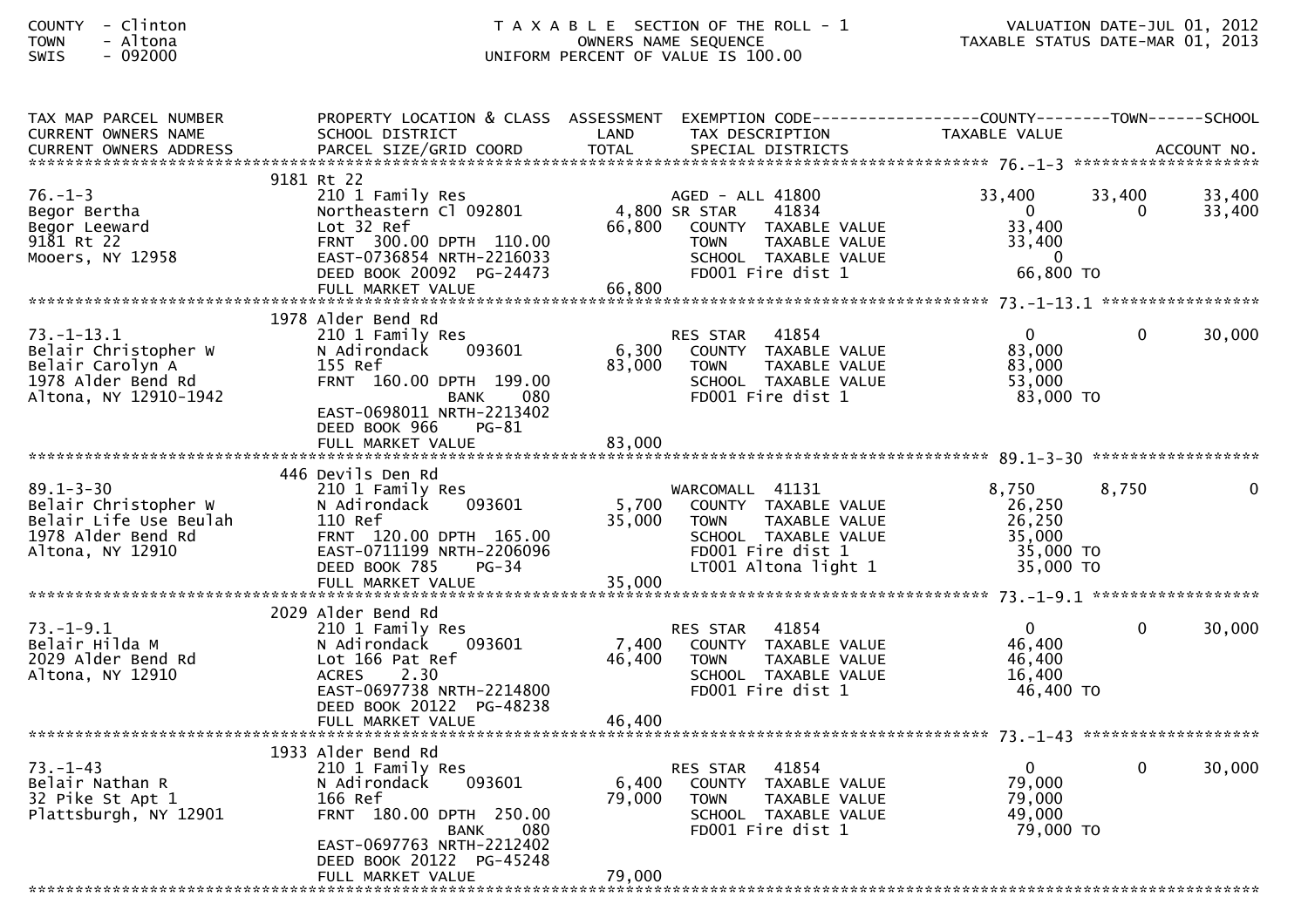COUNTY - Clinton
TOWN - Altona
SWIS - 092000

T A X A B L E SECTION OF THE ROLL - 1
OWNERS NAME SEQUENCE
UNIFORM PERCENT OF VALUE IS 100.00

VALUATION DATE-JUL 01, 2012
TAXABLE STATUS DATE-MAR 01, 2013

| TAX MAP PARCEL NUMBER / CURRENT OWNERS NAME / CURRENT OWNERS ADDRESS | PROPERTY LOCATION & CLASS / SCHOOL DISTRICT / PARCEL SIZE/GRID COORD | ASSESSMENT LAND / TOTAL | EXEMPTION CODE / TAX DESCRIPTION / SPECIAL DISTRICTS | COUNTY TAXABLE VALUE | TOWN | SCHOOL / ACCOUNT NO. |
|---|---|---|---|---|---|---|
| **76.-1-3** | 9181 Rt 22 | | | | | |
| 76.-1-3 | 210 1 Family Res | | AGED - ALL 41800 | 33,400 | 33,400 | 33,400 |
| Begor Bertha | Northeastern Cl 092801 | 4,800 | SR STAR 41834 | 0 | 0 | 33,400 |
| Begor Leeward | Lot 32 Ref | 66,800 | COUNTY TAXABLE VALUE | 33,400 | | |
| 9181 Rt 22 | FRNT 300.00 DPTH 110.00 | | TOWN TAXABLE VALUE | 33,400 | | |
| Mooers, NY 12958 | EAST-0736854 NRTH-2216033 | | SCHOOL TAXABLE VALUE | 0 | | |
| | DEED BOOK 20092 PG-24473 | | FD001 Fire dist 1 | 66,800 TO | | |
| | FULL MARKET VALUE | 66,800 | | | | |
| **73.-1-13.1** | 1978 Alder Bend Rd | | | | | |
| 73.-1-13.1 | 210 1 Family Res | | RES STAR 41854 | 0 | 0 | 30,000 |
| Belair Christopher W | N Adirondack 093601 | 6,300 | COUNTY TAXABLE VALUE | 83,000 | | |
| Belair Carolyn A | 155 Ref | 83,000 | TOWN TAXABLE VALUE | 83,000 | | |
| 1978 Alder Bend Rd | FRNT 160.00 DPTH 199.00 | | SCHOOL TAXABLE VALUE | 53,000 | | |
| Altona, NY 12910-1942 | BANK 080 | | FD001 Fire dist 1 | 83,000 TO | | |
| | EAST-0698011 NRTH-2213402 | | | | | |
| | DEED BOOK 966 PG-81 | | | | | |
| | FULL MARKET VALUE | 83,000 | | | | |
| **89.1-3-30** | 446 Devils Den Rd | | | | | |
| 89.1-3-30 | 210 1 Family Res | | WARCOMALL 41131 | 8,750 | 8,750 | 0 |
| Belair Christopher W | N Adirondack 093601 | 5,700 | COUNTY TAXABLE VALUE | 26,250 | | |
| Belair Life Use Beulah | 110 Ref | 35,000 | TOWN TAXABLE VALUE | 26,250 | | |
| 1978 Alder Bend Rd | FRNT 120.00 DPTH 165.00 | | SCHOOL TAXABLE VALUE | 35,000 | | |
| Altona, NY 12910 | EAST-0711199 NRTH-2206096 | | FD001 Fire dist 1 | 35,000 TO | | |
| | DEED BOOK 785 PG-34 | | LT001 Altona light 1 | 35,000 TO | | |
| | FULL MARKET VALUE | 35,000 | | | | |
| **73.-1-9.1** | 2029 Alder Bend Rd | | | | | |
| 73.-1-9.1 | 210 1 Family Res | | RES STAR 41854 | 0 | 0 | 30,000 |
| Belair Hilda M | N Adirondack 093601 | 7,400 | COUNTY TAXABLE VALUE | 46,400 | | |
| 2029 Alder Bend Rd | Lot 166 Pat Ref | 46,400 | TOWN TAXABLE VALUE | 46,400 | | |
| Altona, NY 12910 | ACRES 2.30 | | SCHOOL TAXABLE VALUE | 16,400 | | |
| | EAST-0697738 NRTH-2214800 | | FD001 Fire dist 1 | 46,400 TO | | |
| | DEED BOOK 20122 PG-48238 | | | | | |
| | FULL MARKET VALUE | 46,400 | | | | |
| **73.-1-43** | 1933 Alder Bend Rd | | | | | |
| 73.-1-43 | 210 1 Family Res | | RES STAR 41854 | 0 | 0 | 30,000 |
| Belair Nathan R | N Adirondack 093601 | 6,400 | COUNTY TAXABLE VALUE | 79,000 | | |
| 32 Pike St Apt 1 | 166 Ref | 79,000 | TOWN TAXABLE VALUE | 79,000 | | |
| Plattsburgh, NY 12901 | FRNT 180.00 DPTH 250.00 | | SCHOOL TAXABLE VALUE | 49,000 | | |
| | BANK 080 | | FD001 Fire dist 1 | 79,000 TO | | |
| | EAST-0697763 NRTH-2212402 | | | | | |
| | DEED BOOK 20122 PG-45248 | | | | | |
| | FULL MARKET VALUE | 79,000 | | | | |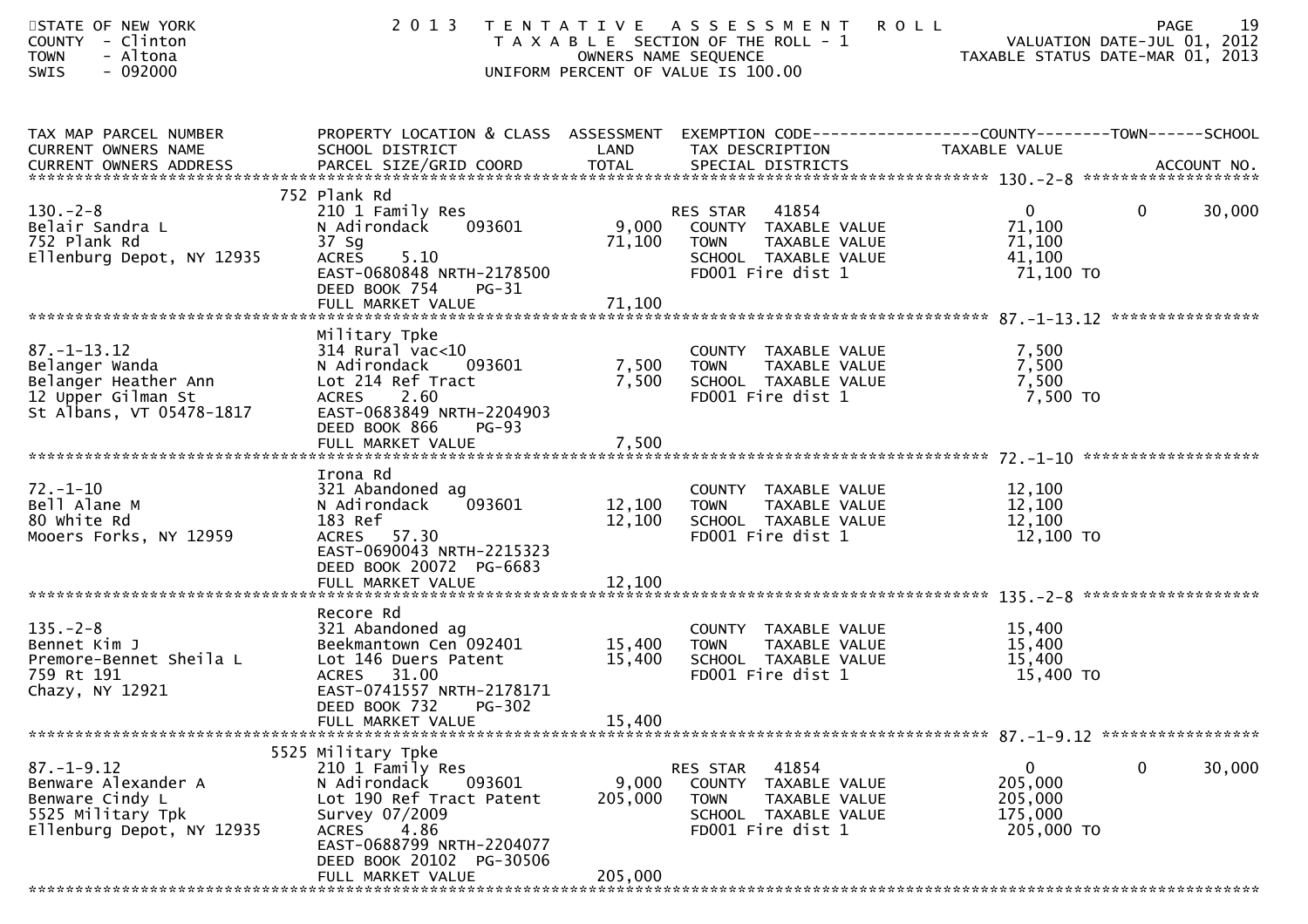STATE OF NEW YORK
COUNTY - Clinton
TOWN - Altona
SWIS - 092000

# 2013 TENTATIVE ASSESSMENT ROLL

TAXABLE SECTION OF THE ROLL - 1
OWNERS NAME SEQUENCE
UNIFORM PERCENT OF VALUE IS 100.00

VALUATION DATE-JUL 01, 2012
TAXABLE STATUS DATE-MAR 01, 2013

| TAX MAP PARCEL NUMBER / CURRENT OWNERS NAME / CURRENT OWNERS ADDRESS | PROPERTY LOCATION & CLASS / SCHOOL DISTRICT / PARCEL SIZE/GRID COORD | ASSESSMENT LAND / TOTAL | EXEMPTION CODE / TAX DESCRIPTION / SPECIAL DISTRICTS | COUNTY TAXABLE VALUE | TOWN | SCHOOL / ACCOUNT NO. |
|---|---|---|---|---|---|---|
| 130.-2-8 | 752 Plank Rd | | | | | |
| 130.-2-8 | 210 1 Family Res | | RES STAR 41854 | 0 | 0 | 30,000 |
| Belair Sandra L | N Adirondack 093601 | 9,000 | COUNTY TAXABLE VALUE | 71,100 | | |
| 752 Plank Rd | 37 Sg | 71,100 | TOWN TAXABLE VALUE | 71,100 | | |
| Ellenburg Depot, NY 12935 | ACRES 5.10 | | SCHOOL TAXABLE VALUE | 41,100 | | |
| | EAST-0680848 NRTH-2178500 | | FD001 Fire dist 1 | 71,100 TO | | |
| | DEED BOOK 754 PG-31 | | | | | |
| | FULL MARKET VALUE | 71,100 | | | | |
| 87.-1-13.12 | Military Tpke | | | | | |
| 87.-1-13.12 | 314 Rural vac<10 | | COUNTY TAXABLE VALUE | 7,500 | | |
| Belanger Wanda | N Adirondack 093601 | 7,500 | TOWN TAXABLE VALUE | 7,500 | | |
| Belanger Heather Ann | Lot 214 Ref Tract | 7,500 | SCHOOL TAXABLE VALUE | 7,500 | | |
| 12 Upper Gilman St | ACRES 2.60 | | FD001 Fire dist 1 | 7,500 TO | | |
| St Albans, VT 05478-1817 | EAST-0683849 NRTH-2204903 | | | | | |
| | DEED BOOK 866 PG-93 | | | | | |
| | FULL MARKET VALUE | 7,500 | | | | |
| 72.-1-10 | Irona Rd | | | | | |
| 72.-1-10 | 321 Abandoned ag | | COUNTY TAXABLE VALUE | 12,100 | | |
| Bell Alane M | N Adirondack 093601 | 12,100 | TOWN TAXABLE VALUE | 12,100 | | |
| 80 White Rd | 183 Ref | 12,100 | SCHOOL TAXABLE VALUE | 12,100 | | |
| Mooers Forks, NY 12959 | ACRES 57.30 | | FD001 Fire dist 1 | 12,100 TO | | |
| | EAST-0690043 NRTH-2215323 | | | | | |
| | DEED BOOK 20072 PG-6683 | | | | | |
| | FULL MARKET VALUE | 12,100 | | | | |
| 135.-2-8 | Recore Rd | | | | | |
| 135.-2-8 | 321 Abandoned ag | | COUNTY TAXABLE VALUE | 15,400 | | |
| Bennet Kim J | Beekmantown Cen 092401 | 15,400 | TOWN TAXABLE VALUE | 15,400 | | |
| Premore-Bennet Sheila L | Lot 146 Duers Patent | 15,400 | SCHOOL TAXABLE VALUE | 15,400 | | |
| 759 Rt 191 | ACRES 31.00 | | FD001 Fire dist 1 | 15,400 TO | | |
| Chazy, NY 12921 | EAST-0741557 NRTH-2178171 | | | | | |
| | DEED BOOK 732 PG-302 | | | | | |
| | FULL MARKET VALUE | 15,400 | | | | |
| 87.-1-9.12 | 5525 Military Tpke | | | | | |
| 87.-1-9.12 | 210 1 Family Res | | RES STAR 41854 | 0 | 0 | 30,000 |
| Benware Alexander A | N Adirondack 093601 | 9,000 | COUNTY TAXABLE VALUE | 205,000 | | |
| Benware Cindy L | Lot 190 Ref Tract Patent | 205,000 | TOWN TAXABLE VALUE | 205,000 | | |
| 5525 Military Tpk | Survey 07/2009 | | SCHOOL TAXABLE VALUE | 175,000 | | |
| Ellenburg Depot, NY 12935 | ACRES 4.86 | | FD001 Fire dist 1 | 205,000 TO | | |
| | EAST-0688799 NRTH-2204077 | | | | | |
| | DEED BOOK 20102 PG-30506 | | | | | |
| | FULL MARKET VALUE | 205,000 | | | | |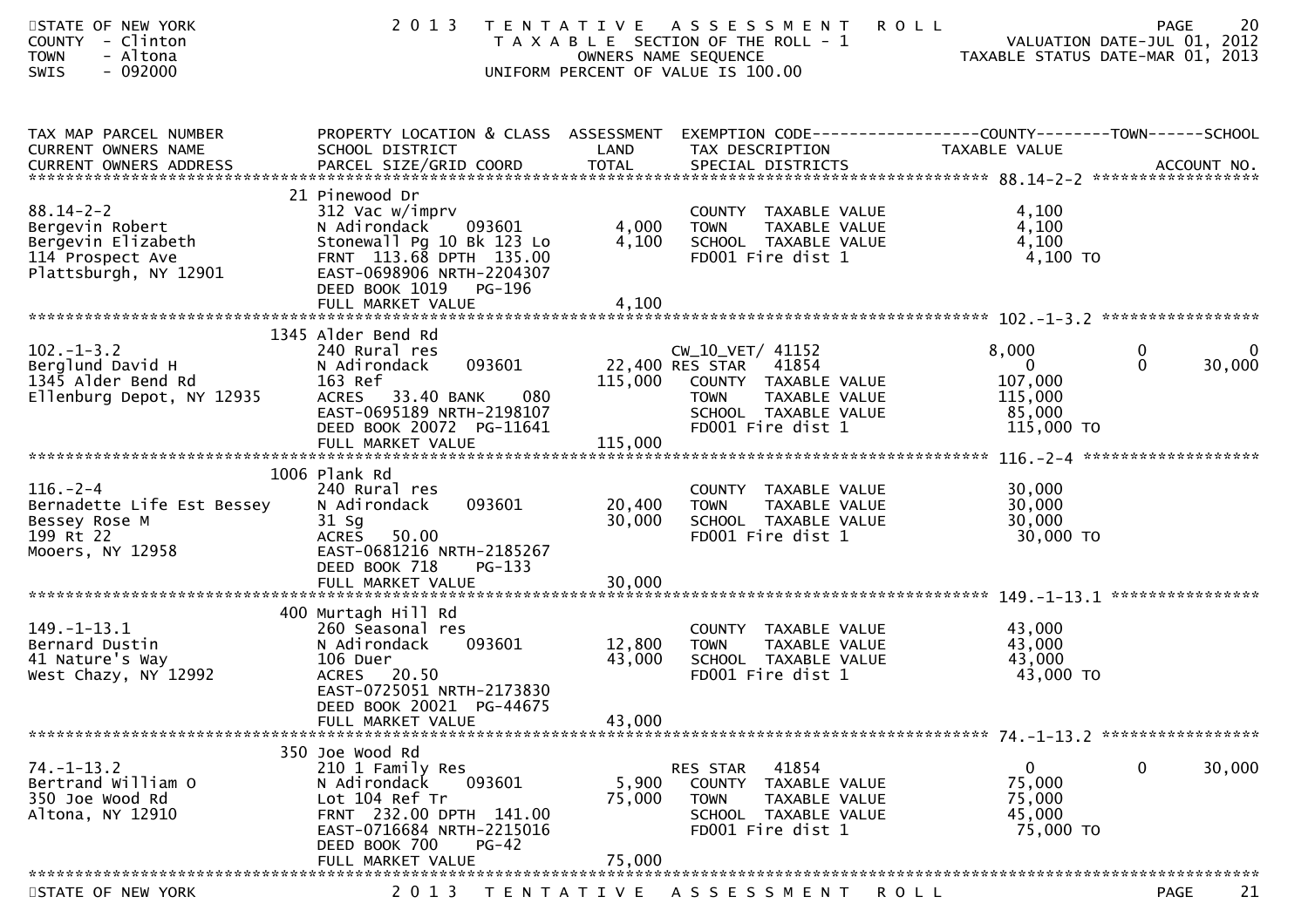STATE OF NEW YORK
COUNTY - Clinton
TOWN - Altona
SWIS - 092000

2013 TENTATIVE ASSESSMENT ROLL
TAXABLE SECTION OF THE ROLL - 1
OWNERS NAME SEQUENCE
UNIFORM PERCENT OF VALUE IS 100.00

VALUATION DATE-JUL 01, 2012
TAXABLE STATUS DATE-MAR 01, 2013

| TAX MAP PARCEL NUMBER<br>CURRENT OWNERS NAME<br>CURRENT OWNERS ADDRESS | PROPERTY LOCATION & CLASS<br>SCHOOL DISTRICT<br>PARCEL SIZE/GRID COORD | ASSESSMENT<br>LAND<br>TOTAL | EXEMPTION CODE<br>TAX DESCRIPTION<br>SPECIAL DISTRICTS | COUNTY<br>TAXABLE VALUE | TOWN | SCHOOL<br>ACCOUNT NO. |
|---|---|---|---|---|---|---|
| **88.14-2-2** | 21 Pinewood Dr | | | | | |
| 88.14-2-2 | 312 Vac w/imprv | | COUNTY TAXABLE VALUE | 4,100 | | |
| Bergevin Robert | N Adirondack 093601 | 4,000 | TOWN TAXABLE VALUE | 4,100 | | |
| Bergevin Elizabeth | Stonewall Pg 10 Bk 123 Lo | 4,100 | SCHOOL TAXABLE VALUE | 4,100 | | |
| 114 Prospect Ave | FRNT 113.68 DPTH 135.00 | | FD001 Fire dist 1 | 4,100 TO | | |
| Plattsburgh, NY 12901 | EAST-0698906 NRTH-2204307 | | | | | |
| | DEED BOOK 1019 PG-196 | | | | | |
| | FULL MARKET VALUE | 4,100 | | | | |
| **102.-1-3.2** | 1345 Alder Bend Rd | | | | | |
| 102.-1-3.2 | 240 Rural res | | CW_10_VET/ 41152 | 8,000 | 0 | 0 |
| Berglund David H | N Adirondack 093601 | 22,400 | RES STAR 41854 | 0 | 0 | 30,000 |
| 1345 Alder Bend Rd | 163 Ref | 115,000 | COUNTY TAXABLE VALUE | 107,000 | | |
| Ellenburg Depot, NY 12935 | ACRES 33.40 BANK 080 | | TOWN TAXABLE VALUE | 115,000 | | |
| | EAST-0695189 NRTH-2198107 | | SCHOOL TAXABLE VALUE | 85,000 | | |
| | DEED BOOK 20072 PG-11641 | | FD001 Fire dist 1 | 115,000 TO | | |
| | FULL MARKET VALUE | 115,000 | | | | |
| **116.-2-4** | 1006 Plank Rd | | | | | |
| 116.-2-4 | 240 Rural res | | COUNTY TAXABLE VALUE | 30,000 | | |
| Bernadette Life Est Bessey | N Adirondack 093601 | 20,400 | TOWN TAXABLE VALUE | 30,000 | | |
| Bessey Rose M | 31 Sg | 30,000 | SCHOOL TAXABLE VALUE | 30,000 | | |
| 199 Rt 22 | ACRES 50.00 | | FD001 Fire dist 1 | 30,000 TO | | |
| Mooers, NY 12958 | EAST-0681216 NRTH-2185267 | | | | | |
| | DEED BOOK 718 PG-133 | | | | | |
| | FULL MARKET VALUE | 30,000 | | | | |
| **149.-1-13.1** | 400 Murtagh Hill Rd | | | | | |
| 149.-1-13.1 | 260 Seasonal res | | COUNTY TAXABLE VALUE | 43,000 | | |
| Bernard Dustin | N Adirondack 093601 | 12,800 | TOWN TAXABLE VALUE | 43,000 | | |
| 41 Nature's Way | 106 Duer | 43,000 | SCHOOL TAXABLE VALUE | 43,000 | | |
| West Chazy, NY 12992 | ACRES 20.50 | | FD001 Fire dist 1 | 43,000 TO | | |
| | EAST-0725051 NRTH-2173830 | | | | | |
| | DEED BOOK 20021 PG-44675 | | | | | |
| | FULL MARKET VALUE | 43,000 | | | | |
| **74.-1-13.2** | 350 Joe Wood Rd | | | | | |
| 74.-1-13.2 | 210 1 Family Res | | RES STAR 41854 | 0 | 0 | 30,000 |
| Bertrand William O | N Adirondack 093601 | 5,900 | COUNTY TAXABLE VALUE | 75,000 | | |
| 350 Joe Wood Rd | Lot 104 Ref Tr | 75,000 | TOWN TAXABLE VALUE | 75,000 | | |
| Altona, NY 12910 | FRNT 232.00 DPTH 141.00 | | SCHOOL TAXABLE VALUE | 45,000 | | |
| | EAST-0716684 NRTH-2215016 | | FD001 Fire dist 1 | 75,000 TO | | |
| | DEED BOOK 700 PG-42 | | | | | |
| | FULL MARKET VALUE | 75,000 | | | | |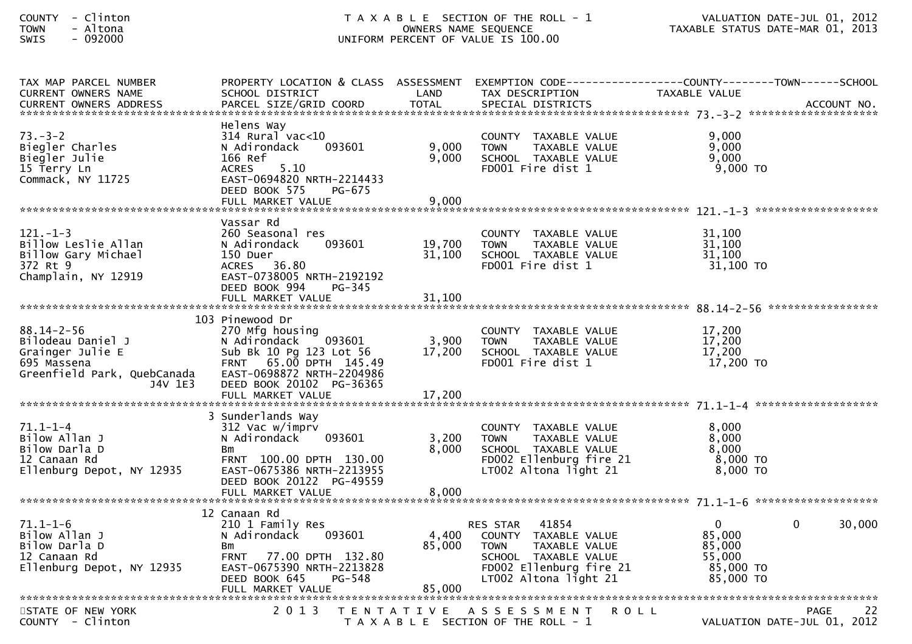COUNTY - Clinton
TOWN - Altona
SWIS - 092000

T A X A B L E SECTION OF THE ROLL - 1
OWNERS NAME SEQUENCE
UNIFORM PERCENT OF VALUE IS 100.00

VALUATION DATE-JUL 01, 2012
TAXABLE STATUS DATE-MAR 01, 2013

| TAX MAP PARCEL NUMBER / CURRENT OWNERS NAME / CURRENT OWNERS ADDRESS | PROPERTY LOCATION & CLASS / SCHOOL DISTRICT / PARCEL SIZE/GRID COORD | ASSESSMENT LAND / TOTAL | EXEMPTION CODE / TAX DESCRIPTION / SPECIAL DISTRICTS | COUNTY TAXABLE VALUE | TOWN | SCHOOL / ACCOUNT NO. |
|---|---|---|---|---|---|---|
| **73.-3-2** | Helens Way | | | | | |
| 73.-3-2 | 314 Rural vac<10 | | COUNTY TAXABLE VALUE | 9,000 | | |
| Biegler Charles | N Adirondack 093601 | 9,000 | TOWN TAXABLE VALUE | 9,000 | | |
| Biegler Julie | 166 Ref | 9,000 | SCHOOL TAXABLE VALUE | 9,000 | | |
| 15 Terry Ln | ACRES 5.10 | | FD001 Fire dist 1 | 9,000 TO | | |
| Commack, NY 11725 | EAST-0694820 NRTH-2214433 | | | | | |
| | DEED BOOK 575 PG-675 | | | | | |
| | FULL MARKET VALUE | 9,000 | | | | |
| **121.-1-3** | Vassar Rd | | | | | |
| 121.-1-3 | 260 Seasonal res | | COUNTY TAXABLE VALUE | 31,100 | | |
| Billow Leslie Allan | N Adirondack 093601 | 19,700 | TOWN TAXABLE VALUE | 31,100 | | |
| Billow Gary Michael | 150 Duer | 31,100 | SCHOOL TAXABLE VALUE | 31,100 | | |
| 372 Rt 9 | ACRES 36.80 | | FD001 Fire dist 1 | 31,100 TO | | |
| Champlain, NY 12919 | EAST-0738005 NRTH-2192192 | | | | | |
| | DEED BOOK 994 PG-345 | | | | | |
| | FULL MARKET VALUE | 31,100 | | | | |
| **88.14-2-56** | 103 Pinewood Dr | | | | | |
| 88.14-2-56 | 270 Mfg housing | | COUNTY TAXABLE VALUE | 17,200 | | |
| Bilodeau Daniel J | N Adirondack 093601 | 3,900 | TOWN TAXABLE VALUE | 17,200 | | |
| Grainger Julie E | Sub Bk 10 Pg 123 Lot 56 | 17,200 | SCHOOL TAXABLE VALUE | 17,200 | | |
| 695 Massena | FRNT 65.00 DPTH 145.49 | | FD001 Fire dist 1 | 17,200 TO | | |
| Greenfield Park, QuebCanada J4V 1E3 | EAST-0698872 NRTH-2204986 | | | | | |
| | DEED BOOK 20102 PG-36365 | | | | | |
| | FULL MARKET VALUE | 17,200 | | | | |
| **71.1-1-4** | 3 Sunderlands Way | | | | | |
| 71.1-1-4 | 312 Vac w/imprv | | COUNTY TAXABLE VALUE | 8,000 | | |
| Bilow Allan J | N Adirondack 093601 | 3,200 | TOWN TAXABLE VALUE | 8,000 | | |
| Bilow Darla D | Bm | 8,000 | SCHOOL TAXABLE VALUE | 8,000 | | |
| 12 Canaan Rd | FRNT 100.00 DPTH 130.00 | | FD002 Ellenburg fire 21 | 8,000 TO | | |
| Ellenburg Depot, NY 12935 | EAST-0675386 NRTH-2213955 | | LT002 Altona light 21 | 8,000 TO | | |
| | DEED BOOK 20122 PG-49559 | | | | | |
| | FULL MARKET VALUE | 8,000 | | | | |
| **71.1-1-6** | 12 Canaan Rd | | | | | |
| 71.1-1-6 | 210 1 Family Res | | RES STAR 41854 | 0 | 0 | 30,000 |
| Bilow Allan J | N Adirondack 093601 | 4,400 | COUNTY TAXABLE VALUE | 85,000 | | |
| Bilow Darla D | Bm | 85,000 | TOWN TAXABLE VALUE | 85,000 | | |
| 12 Canaan Rd | FRNT 77.00 DPTH 132.80 | | SCHOOL TAXABLE VALUE | 55,000 | | |
| Ellenburg Depot, NY 12935 | EAST-0675390 NRTH-2213828 | | FD002 Ellenburg fire 21 | 85,000 TO | | |
| | DEED BOOK 645 PG-548 | | LT002 Altona light 21 | 85,000 TO | | |
| | FULL MARKET VALUE | 85,000 | | | | |

STATE OF NEW YORK — 2013 TENTATIVE ASSESSMENT ROLL — COUNTY - Clinton — T A X A B L E SECTION OF THE ROLL - 1 — VALUATION DATE-JUL 01, 2012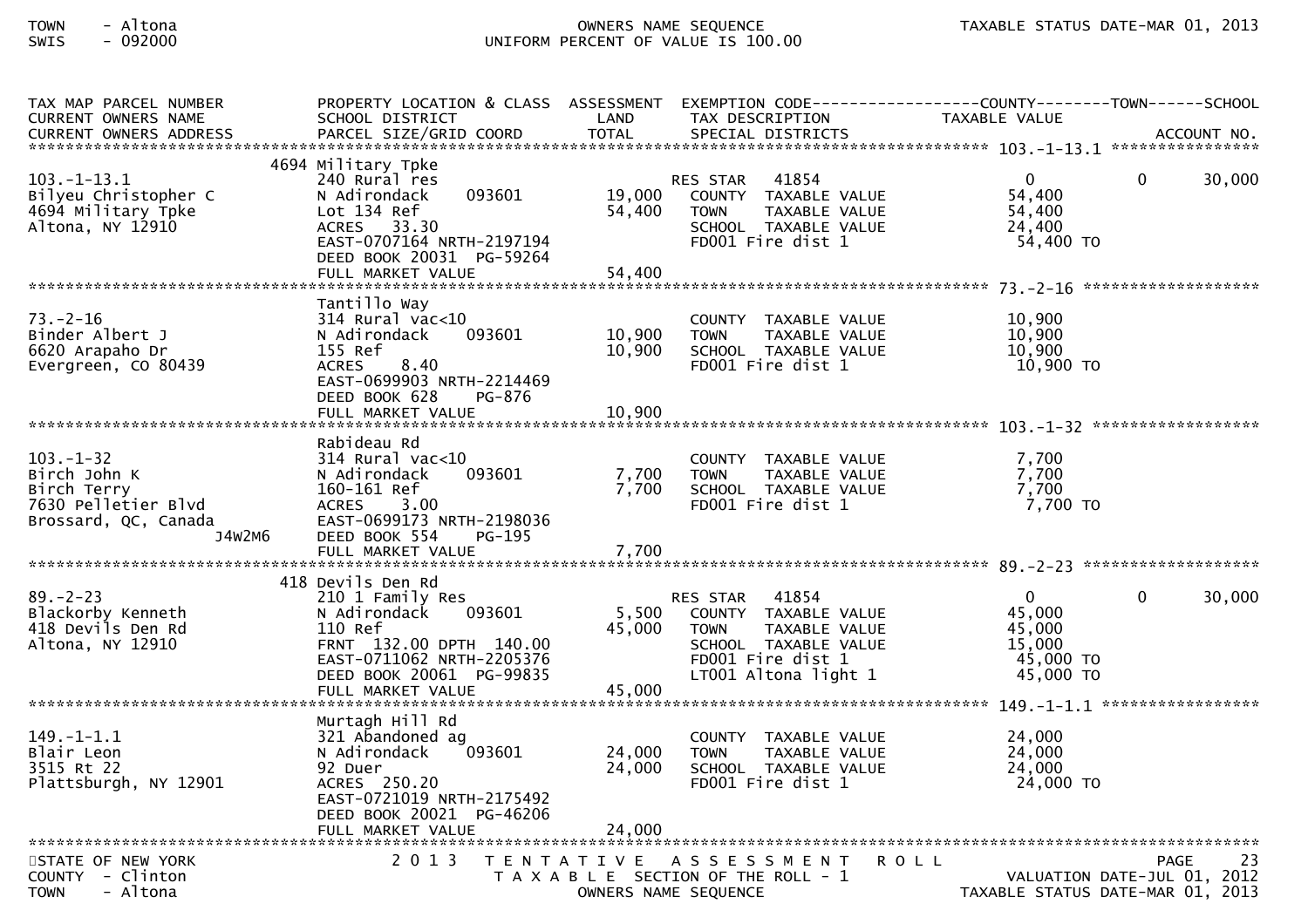TOWN - Altona
SWIS - 092000

OWNERS NAME SEQUENCE
UNIFORM PERCENT OF VALUE IS 100.00

| TAX MAP PARCEL NUMBER / CURRENT OWNERS NAME / CURRENT OWNERS ADDRESS | PROPERTY LOCATION & CLASS / SCHOOL DISTRICT / PARCEL SIZE/GRID COORD | ASSESSMENT LAND / TOTAL | EXEMPTION CODE / TAX DESCRIPTION / SPECIAL DISTRICTS | COUNTY TAXABLE VALUE | TOWN | SCHOOL / ACCOUNT NO. |
|---|---|---|---|---|---|---|
| 103.-1-13.1 | 4694 Military Tpke | | | | | |
| 103.-1-13.1 | 240 Rural res | | RES STAR 41854 | 0 | 0 | 30,000 |
| Bilyeu Christopher C | N Adirondack 093601 | 19,000 | COUNTY TAXABLE VALUE | 54,400 | | |
| 4694 Military Tpke | Lot 134 Ref | 54,400 | TOWN TAXABLE VALUE | 54,400 | | |
| Altona, NY 12910 | ACRES 33.30 | | SCHOOL TAXABLE VALUE | 24,400 | | |
| | EAST-0707164 NRTH-2197194 | | FD001 Fire dist 1 | 54,400 TO | | |
| | DEED BOOK 20031 PG-59264 | | | | | |
| | FULL MARKET VALUE | 54,400 | | | | |
| 73.-2-16 | Tantillo Way | | | | | |
| 73.-2-16 | 314 Rural vac<10 | | COUNTY TAXABLE VALUE | 10,900 | | |
| Binder Albert J | N Adirondack 093601 | 10,900 | TOWN TAXABLE VALUE | 10,900 | | |
| 6620 Arapaho Dr | 155 Ref | 10,900 | SCHOOL TAXABLE VALUE | 10,900 | | |
| Evergreen, CO 80439 | ACRES 8.40 | | FD001 Fire dist 1 | 10,900 TO | | |
| | EAST-0699903 NRTH-2214469 | | | | | |
| | DEED BOOK 628 PG-876 | | | | | |
| | FULL MARKET VALUE | 10,900 | | | | |
| 103.-1-32 | Rabideau Rd | | | | | |
| 103.-1-32 | 314 Rural vac<10 | | COUNTY TAXABLE VALUE | 7,700 | | |
| Birch John K | N Adirondack 093601 | 7,700 | TOWN TAXABLE VALUE | 7,700 | | |
| Birch Terry | 160-161 Ref | 7,700 | SCHOOL TAXABLE VALUE | 7,700 | | |
| 7630 Pelletier Blvd | ACRES 3.00 | | FD001 Fire dist 1 | 7,700 TO | | |
| Brossard, QC, Canada J4W2M6 | EAST-0699173 NRTH-2198036 | | | | | |
| | DEED BOOK 554 PG-195 | | | | | |
| | FULL MARKET VALUE | 7,700 | | | | |
| 89.-2-23 | 418 Devils Den Rd | | | | | |
| 89.-2-23 | 210 1 Family Res | | RES STAR 41854 | 0 | 0 | 30,000 |
| Blackorby Kenneth | N Adirondack 093601 | 5,500 | COUNTY TAXABLE VALUE | 45,000 | | |
| 418 Devils Den Rd | 110 Ref | 45,000 | TOWN TAXABLE VALUE | 45,000 | | |
| Altona, NY 12910 | FRNT 132.00 DPTH 140.00 | | SCHOOL TAXABLE VALUE | 15,000 | | |
| | EAST-0711062 NRTH-2205376 | | FD001 Fire dist 1 | 45,000 TO | | |
| | DEED BOOK 20061 PG-99835 | | LT001 Altona light 1 | 45,000 TO | | |
| | FULL MARKET VALUE | 45,000 | | | | |
| 149.-1-1.1 | Murtagh Hill Rd | | | | | |
| 149.-1-1.1 | 321 Abandoned ag | | COUNTY TAXABLE VALUE | 24,000 | | |
| Blair Leon | N Adirondack 093601 | 24,000 | TOWN TAXABLE VALUE | 24,000 | | |
| 3515 Rt 22 | 92 Duer | 24,000 | SCHOOL TAXABLE VALUE | 24,000 | | |
| Plattsburgh, NY 12901 | ACRES 250.20 | | FD001 Fire dist 1 | 24,000 TO | | |
| | EAST-0721019 NRTH-2175492 | | | | | |
| | DEED BOOK 20021 PG-46206 | | | | | |
| | FULL MARKET VALUE | 24,000 | | | | |

STATE OF NEW YORK — 2013 TENTATIVE ASSESSMENT ROLL
COUNTY - Clinton — TAXABLE SECTION OF THE ROLL - 1 — VALUATION DATE-JUL 01, 2012
TOWN - Altona — OWNERS NAME SEQUENCE — TAXABLE STATUS DATE-MAR 01, 2013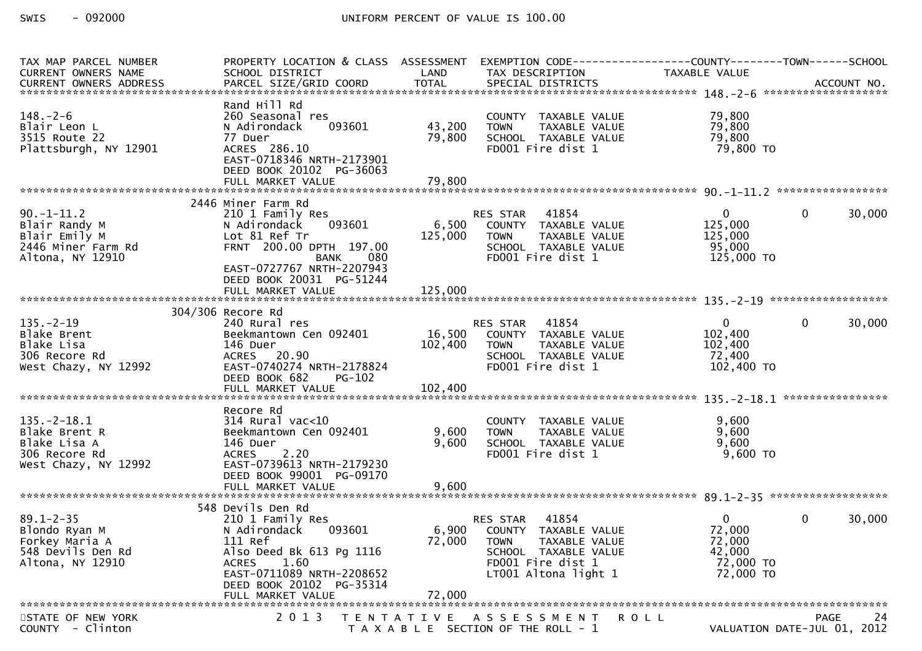| TAX MAP PARCEL NUMBER<br>CURRENT OWNERS NAME<br>CURRENT OWNERS ADDRESS | PROPERTY LOCATION & CLASS<br>SCHOOL DISTRICT<br>PARCEL SIZE/GRID COORD | ASSESSMENT<br>LAND<br>TOTAL | EXEMPTION CODE<br>TAX DESCRIPTION<br>SPECIAL DISTRICTS | COUNTY<br>TAXABLE VALUE | TOWN | SCHOOL<br>ACCOUNT NO. |
|---|---|---|---|---|---|---|
| 148.-2-6 | Rand Hill Rd | | | | | |
| 148.-2-6 | 260 Seasonal res | | COUNTY TAXABLE VALUE | 79,800 | | |
| Blair Leon L | N Adirondack 093601 | 43,200 | TOWN TAXABLE VALUE | 79,800 | | |
| 3515 Route 22 | 77 Duer | 79,800 | SCHOOL TAXABLE VALUE | 79,800 | | |
| Plattsburgh, NY 12901 | ACRES 286.10 | | FD001 Fire dist 1 | 79,800 TO | | |
| | EAST-0718346 NRTH-2173901 | | | | | |
| | DEED BOOK 20102 PG-36063 | | | | | |
| | FULL MARKET VALUE | 79,800 | | | | |
| 90.-1-11.2 | 2446 Miner Farm Rd | | | | | |
| 90.-1-11.2 | 210 1 Family Res | | RES STAR 41854 | 0 | 0 | 30,000 |
| Blair Randy M | N Adirondack 093601 | 6,500 | COUNTY TAXABLE VALUE | 125,000 | | |
| Blair Emily M | Lot 81 Ref Tr | 125,000 | TOWN TAXABLE VALUE | 125,000 | | |
| 2446 Miner Farm Rd | FRNT 200.00 DPTH 197.00 | | SCHOOL TAXABLE VALUE | 95,000 | | |
| Altona, NY 12910 | BANK 080 | | FD001 Fire dist 1 | 125,000 TO | | |
| | EAST-0727767 NRTH-2207943 | | | | | |
| | DEED BOOK 20031 PG-51244 | | | | | |
| | FULL MARKET VALUE | 125,000 | | | | |
| 135.-2-19 | 304/306 Recore Rd | | | | | |
| 135.-2-19 | 240 Rural res | | RES STAR 41854 | 0 | 0 | 30,000 |
| Blake Brent | Beekmantown Cen 092401 | 16,500 | COUNTY TAXABLE VALUE | 102,400 | | |
| Blake Lisa | 146 Duer | 102,400 | TOWN TAXABLE VALUE | 102,400 | | |
| 306 Recore Rd | ACRES 20.90 | | SCHOOL TAXABLE VALUE | 72,400 | | |
| West Chazy, NY 12992 | EAST-0740274 NRTH-2178824 | | FD001 Fire dist 1 | 102,400 TO | | |
| | DEED BOOK 682 PG-102 | | | | | |
| | FULL MARKET VALUE | 102,400 | | | | |
| 135.-2-18.1 | Recore Rd | | | | | |
| 135.-2-18.1 | 314 Rural vac<10 | | COUNTY TAXABLE VALUE | 9,600 | | |
| Blake Brent R | Beekmantown Cen 092401 | 9,600 | TOWN TAXABLE VALUE | 9,600 | | |
| Blake Lisa A | 146 Duer | 9,600 | SCHOOL TAXABLE VALUE | 9,600 | | |
| 306 Recore Rd | ACRES 2.20 | | FD001 Fire dist 1 | 9,600 TO | | |
| West Chazy, NY 12992 | EAST-0739613 NRTH-2179230 | | | | | |
| | DEED BOOK 99001 PG-09170 | | | | | |
| | FULL MARKET VALUE | 9,600 | | | | |
| 89.1-2-35 | 548 Devils Den Rd | | | | | |
| 89.1-2-35 | 210 1 Family Res | | RES STAR 41854 | 0 | 0 | 30,000 |
| Blondo Ryan M | N Adirondack 093601 | 6,900 | COUNTY TAXABLE VALUE | 72,000 | | |
| Forkey Maria A | 111 Ref | 72,000 | TOWN TAXABLE VALUE | 72,000 | | |
| 548 Devils Den Rd | Also Deed Bk 613 Pg 1116 | | SCHOOL TAXABLE VALUE | 42,000 | | |
| Altona, NY 12910 | ACRES 1.60 | | FD001 Fire dist 1 | 72,000 TO | | |
| | EAST-0711089 NRTH-2208652 | | LT001 Altona light 1 | 72,000 TO | | |
| | DEED BOOK 20102 PG-35314 | | | | | |
| | FULL MARKET VALUE | 72,000 | | | | |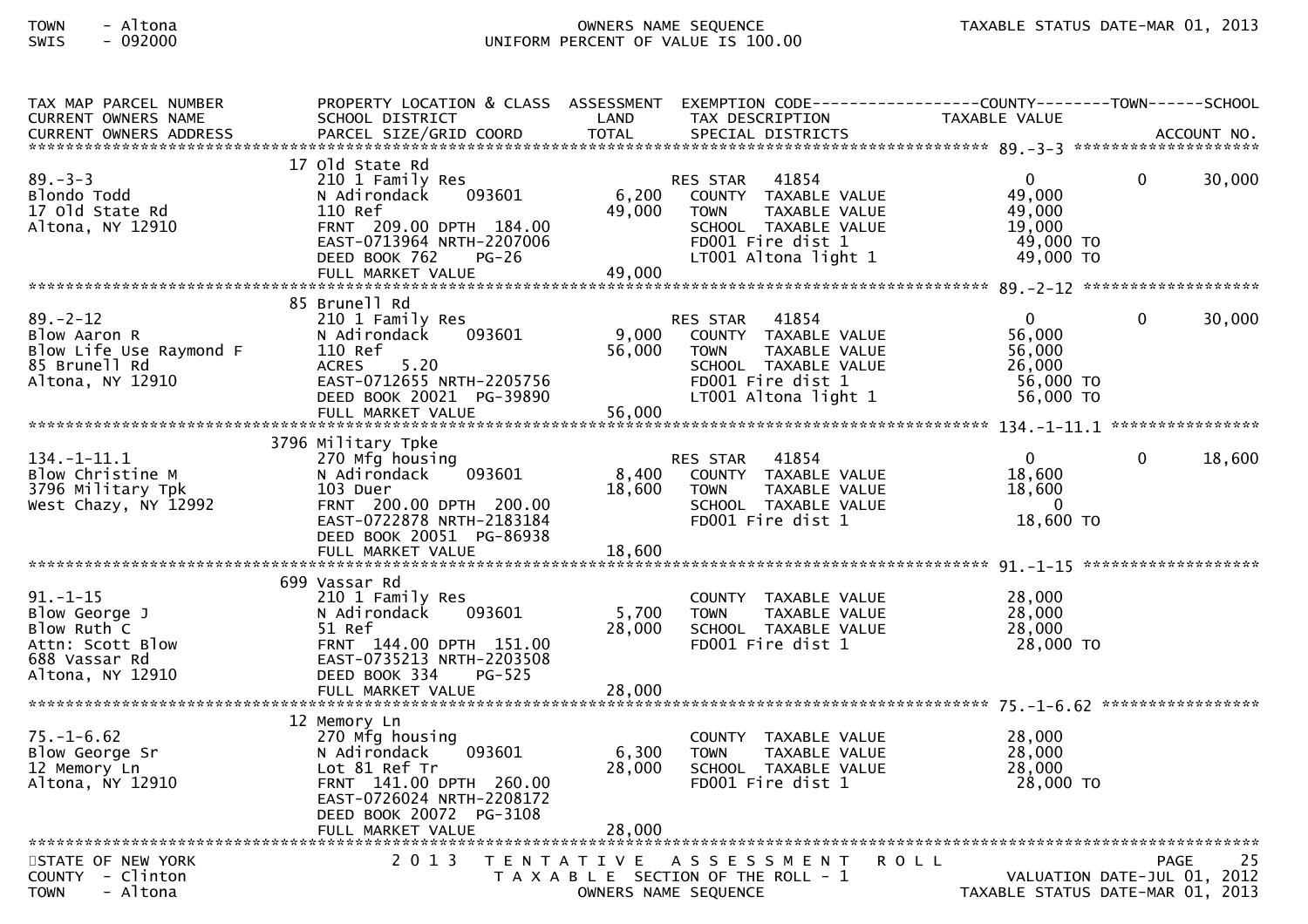| TAX MAP PARCEL NUMBER<br>CURRENT OWNERS NAME<br>CURRENT OWNERS ADDRESS | PROPERTY LOCATION & CLASS<br>SCHOOL DISTRICT<br>PARCEL SIZE/GRID COORD | ASSESSMENT<br>LAND<br>TOTAL | EXEMPTION CODE<br>TAX DESCRIPTION<br>SPECIAL DISTRICTS | COUNTY<br>TAXABLE VALUE | TOWN | SCHOOL<br>ACCOUNT NO. |
|---|---|---|---|---|---|---|
| **89.-3-3** | 17 Old State Rd | | | | | |
| 89.-3-3 | 210 1 Family Res | | RES STAR 41854 | 0 | 0 | 30,000 |
| Blondo Todd | N Adirondack 093601 | 6,200 | COUNTY TAXABLE VALUE | 49,000 | | |
| 17 Old State Rd | 110 Ref | 49,000 | TOWN TAXABLE VALUE | 49,000 | | |
| Altona, NY 12910 | FRNT 209.00 DPTH 184.00 | | SCHOOL TAXABLE VALUE | 19,000 | | |
| | EAST-0713964 NRTH-2207006 | | FD001 Fire dist 1 | 49,000 TO | | |
| | DEED BOOK 762 PG-26 | | LT001 Altona light 1 | 49,000 TO | | |
| | FULL MARKET VALUE | 49,000 | | | | |
| **89.-2-12** | 85 Brunell Rd | | | | | |
| 89.-2-12 | 210 1 Family Res | | RES STAR 41854 | 0 | 0 | 30,000 |
| Blow Aaron R | N Adirondack 093601 | 9,000 | COUNTY TAXABLE VALUE | 56,000 | | |
| Blow Life Use Raymond F | 110 Ref | 56,000 | TOWN TAXABLE VALUE | 56,000 | | |
| 85 Brunell Rd | ACRES 5.20 | | SCHOOL TAXABLE VALUE | 26,000 | | |
| Altona, NY 12910 | EAST-0712655 NRTH-2205756 | | FD001 Fire dist 1 | 56,000 TO | | |
| | DEED BOOK 20021 PG-39890 | | LT001 Altona light 1 | 56,000 TO | | |
| | FULL MARKET VALUE | 56,000 | | | | |
| **134.-1-11.1** | 3796 Military Tpke | | | | | |
| 134.-1-11.1 | 270 Mfg housing | | RES STAR 41854 | 0 | 0 | 18,600 |
| Blow Christine M | N Adirondack 093601 | 8,400 | COUNTY TAXABLE VALUE | 18,600 | | |
| 3796 Military Tpk | 103 Duer | 18,600 | TOWN TAXABLE VALUE | 18,600 | | |
| West Chazy, NY 12992 | FRNT 200.00 DPTH 200.00 | | SCHOOL TAXABLE VALUE | 0 | | |
| | EAST-0722878 NRTH-2183184 | | FD001 Fire dist 1 | 18,600 TO | | |
| | DEED BOOK 20051 PG-86938 | | | | | |
| | FULL MARKET VALUE | 18,600 | | | | |
| **91.-1-15** | 699 Vassar Rd | | | | | |
| 91.-1-15 | 210 1 Family Res | | COUNTY TAXABLE VALUE | 28,000 | | |
| Blow George J | N Adirondack 093601 | 5,700 | TOWN TAXABLE VALUE | 28,000 | | |
| Blow Ruth C | 51 Ref | 28,000 | SCHOOL TAXABLE VALUE | 28,000 | | |
| Attn: Scott Blow | FRNT 144.00 DPTH 151.00 | | FD001 Fire dist 1 | 28,000 TO | | |
| 688 Vassar Rd | EAST-0735213 NRTH-2203508 | | | | | |
| Altona, NY 12910 | DEED BOOK 334 PG-525 | | | | | |
| | FULL MARKET VALUE | 28,000 | | | | |
| **75.-1-6.62** | 12 Memory Ln | | | | | |
| 75.-1-6.62 | 270 Mfg housing | | COUNTY TAXABLE VALUE | 28,000 | | |
| Blow George Sr | N Adirondack 093601 | 6,300 | TOWN TAXABLE VALUE | 28,000 | | |
| 12 Memory Ln | Lot 81 Ref Tr | 28,000 | SCHOOL TAXABLE VALUE | 28,000 | | |
| Altona, NY 12910 | FRNT 141.00 DPTH 260.00 | | FD001 Fire dist 1 | 28,000 TO | | |
| | EAST-0726024 NRTH-2208172 | | | | | |
| | DEED BOOK 20072 PG-3108 | | | | | |
| | FULL MARKET VALUE | 28,000 | | | | |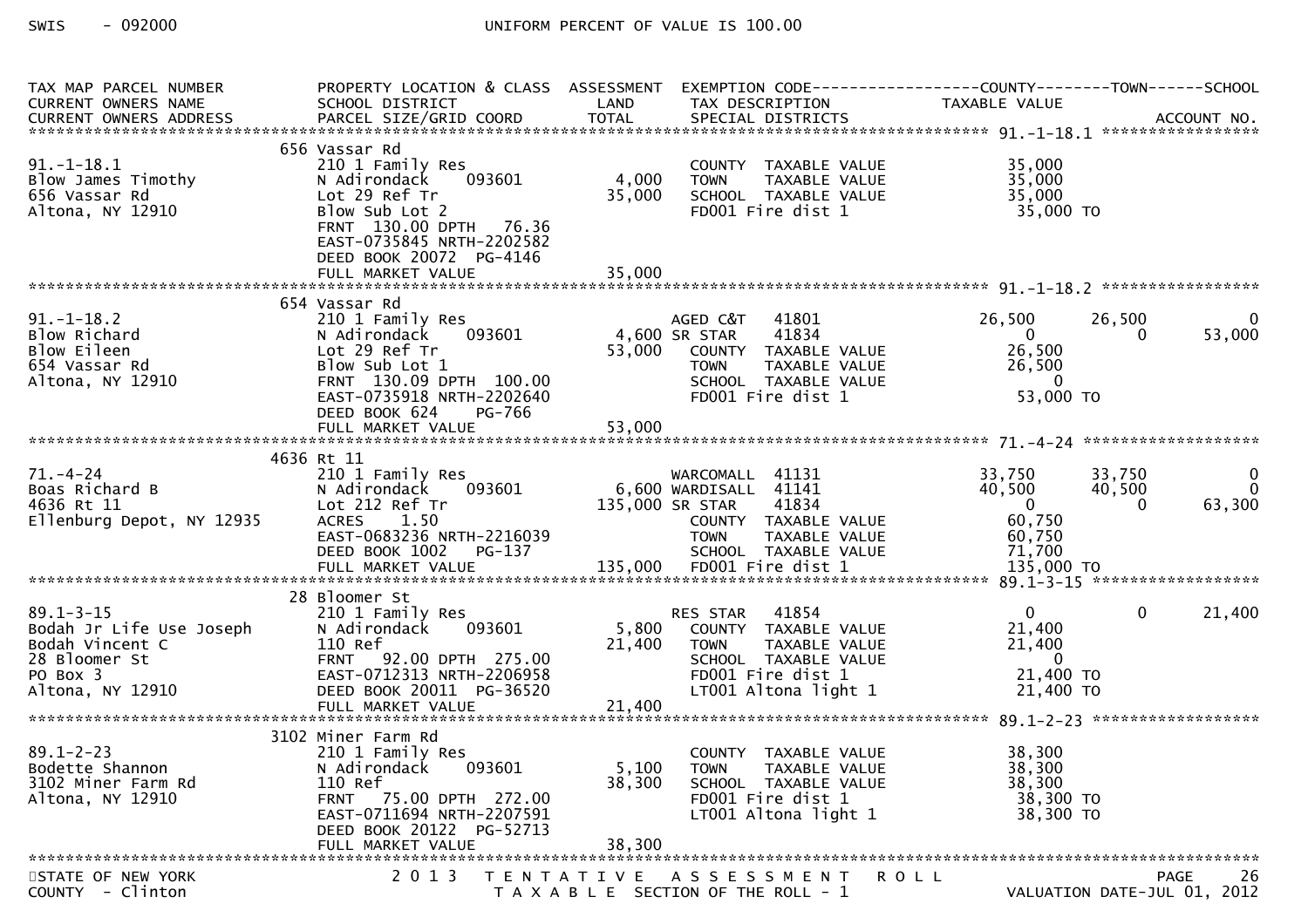SWIS - 092000 UNIFORM PERCENT OF VALUE IS 100.00

| TAX MAP PARCEL NUMBER / CURRENT OWNERS NAME / CURRENT OWNERS ADDRESS | PROPERTY LOCATION & CLASS / SCHOOL DISTRICT / PARCEL SIZE/GRID COORD | ASSESSMENT LAND | TOTAL | EXEMPTION CODE / TAX DESCRIPTION / SPECIAL DISTRICTS | COUNTY TAXABLE VALUE | TOWN | SCHOOL | ACCOUNT NO. |
|---|---|---|---|---|---|---|---|---|
| **91.-1-18.1** | 656 Vassar Rd | | | | | | | |
| 91.-1-18.1 | 210 1 Family Res | | | COUNTY TAXABLE VALUE | 35,000 | | | |
| Blow James Timothy | N Adirondack 093601 | 4,000 | | TOWN TAXABLE VALUE | 35,000 | | | |
| 656 Vassar Rd | Lot 29 Ref Tr | | 35,000 | SCHOOL TAXABLE VALUE | 35,000 | | | |
| Altona, NY 12910 | Blow Sub Lot 2 | | | FD001 Fire dist 1 | 35,000 TO | | | |
| | FRNT 130.00 DPTH 76.36 | | | | | | | |
| | EAST-0735845 NRTH-2202582 | | | | | | | |
| | DEED BOOK 20072 PG-4146 | | | | | | | |
| | FULL MARKET VALUE | | 35,000 | | | | | |
| **91.-1-18.2** | 654 Vassar Rd | | | | | | | |
| 91.-1-18.2 | 210 1 Family Res | | | AGED C&T 41801 | 26,500 | 26,500 | 0 | |
| Blow Richard | N Adirondack 093601 | 4,600 | | SR STAR 41834 | 0 | 0 | 53,000 | |
| Blow Eileen | Lot 29 Ref Tr | | 53,000 | COUNTY TAXABLE VALUE | 26,500 | | | |
| 654 Vassar Rd | Blow Sub Lot 1 | | | TOWN TAXABLE VALUE | 26,500 | | | |
| Altona, NY 12910 | FRNT 130.09 DPTH 100.00 | | | SCHOOL TAXABLE VALUE | 0 | | | |
| | EAST-0735918 NRTH-2202640 | | | FD001 Fire dist 1 | 53,000 TO | | | |
| | DEED BOOK 624 PG-766 | | | | | | | |
| | FULL MARKET VALUE | | 53,000 | | | | | |
| **71.-4-24** | 4636 Rt 11 | | | | | | | |
| 71.-4-24 | 210 1 Family Res | | | WARCOMALL 41131 | 33,750 | 33,750 | 0 | |
| Boas Richard B | N Adirondack 093601 | 6,600 | | WARDISALL 41141 | 40,500 | 40,500 | 0 | |
| 4636 Rt 11 | Lot 212 Ref Tr | | 135,000 | SR STAR 41834 | 0 | 0 | 63,300 | |
| Ellenburg Depot, NY 12935 | ACRES 1.50 | | | COUNTY TAXABLE VALUE | 60,750 | | | |
| | EAST-0683236 NRTH-2216039 | | | TOWN TAXABLE VALUE | 60,750 | | | |
| | DEED BOOK 1002 PG-137 | | | SCHOOL TAXABLE VALUE | 71,700 | | | |
| | FULL MARKET VALUE | | 135,000 | FD001 Fire dist 1 | 135,000 TO | | | |
| **89.1-3-15** | 28 Bloomer St | | | | | | | |
| 89.1-3-15 | 210 1 Family Res | | | RES STAR 41854 | 0 | 0 | 21,400 | |
| Bodah Jr Life Use Joseph | N Adirondack 093601 | 5,800 | | COUNTY TAXABLE VALUE | 21,400 | | | |
| Bodah Vincent C | 110 Ref | | 21,400 | TOWN TAXABLE VALUE | 21,400 | | | |
| 28 Bloomer St | FRNT 92.00 DPTH 275.00 | | | SCHOOL TAXABLE VALUE | 0 | | | |
| PO Box 3 | EAST-0712313 NRTH-2206958 | | | FD001 Fire dist 1 | 21,400 TO | | | |
| Altona, NY 12910 | DEED BOOK 20011 PG-36520 | | | LT001 Altona light 1 | 21,400 TO | | | |
| | FULL MARKET VALUE | | 21,400 | | | | | |
| **89.1-2-23** | 3102 Miner Farm Rd | | | | | | | |
| 89.1-2-23 | 210 1 Family Res | | | COUNTY TAXABLE VALUE | 38,300 | | | |
| Bodette Shannon | N Adirondack 093601 | 5,100 | | TOWN TAXABLE VALUE | 38,300 | | | |
| 3102 Miner Farm Rd | 110 Ref | | 38,300 | SCHOOL TAXABLE VALUE | 38,300 | | | |
| Altona, NY 12910 | FRNT 75.00 DPTH 272.00 | | | FD001 Fire dist 1 | 38,300 TO | | | |
| | EAST-0711694 NRTH-2207591 | | | LT001 Altona light 1 | 38,300 TO | | | |
| | DEED BOOK 20122 PG-52713 | | | | | | | |
| | FULL MARKET VALUE | | 38,300 | | | | | |

STATE OF NEW YORK — 2013 TENTATIVE ASSESSMENT ROLL — PAGE 26
COUNTY - Clinton — TAXABLE SECTION OF THE ROLL - 1 — VALUATION DATE-JUL 01, 2012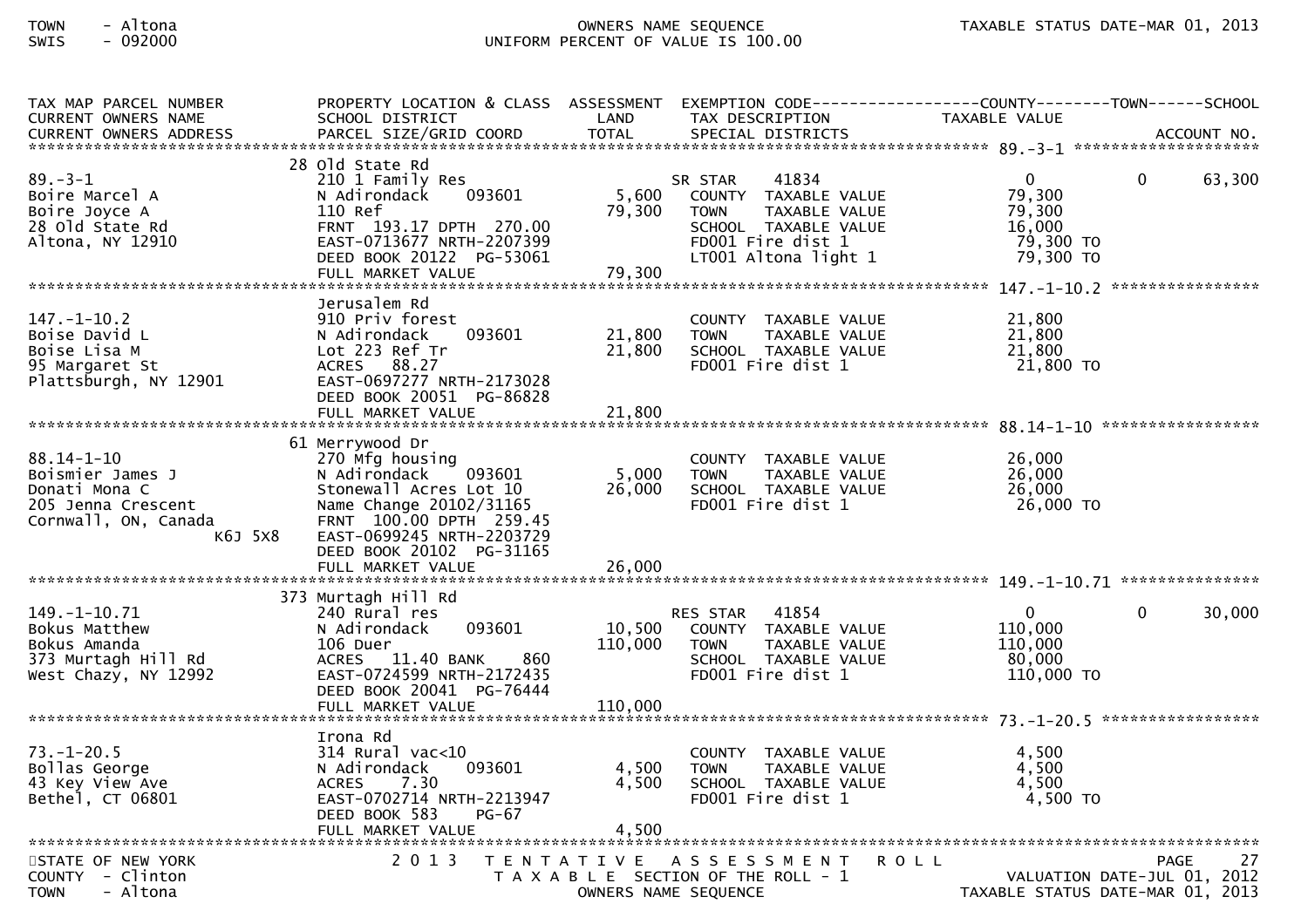TOWN - Altona
SWIS - 092000

OWNERS NAME SEQUENCE
UNIFORM PERCENT OF VALUE IS 100.00

TAXABLE STATUS DATE-MAR 01, 2013

| TAX MAP PARCEL NUMBER / CURRENT OWNERS NAME / CURRENT OWNERS ADDRESS | PROPERTY LOCATION & CLASS / SCHOOL DISTRICT / PARCEL SIZE/GRID COORD | ASSESSMENT LAND / TOTAL | EXEMPTION CODE / TAX DESCRIPTION / SPECIAL DISTRICTS | COUNTY TAXABLE VALUE | TOWN | SCHOOL / ACCOUNT NO. |
|---|---|---|---|---|---|---|
| **89.-3-1** | 28 Old State Rd | | | | | |
| 89.-3-1 | 210 1 Family Res | | SR STAR 41834 | 0 | 0 | 63,300 |
| Boire Marcel A | N Adirondack 093601 | 5,600 | COUNTY TAXABLE VALUE | 79,300 | | |
| Boire Joyce A | 110 Ref | 79,300 | TOWN TAXABLE VALUE | 79,300 | | |
| 28 Old State Rd | FRNT 193.17 DPTH 270.00 | | SCHOOL TAXABLE VALUE | 16,000 | | |
| Altona, NY 12910 | EAST-0713677 NRTH-2207399 | | FD001 Fire dist 1 | 79,300 TO | | |
| | DEED BOOK 20122 PG-53061 | | LT001 Altona light 1 | 79,300 TO | | |
| | FULL MARKET VALUE | 79,300 | | | | |
| **147.-1-10.2** | Jerusalem Rd | | | | | |
| 147.-1-10.2 | 910 Priv forest | | COUNTY TAXABLE VALUE | 21,800 | | |
| Boise David L | N Adirondack 093601 | 21,800 | TOWN TAXABLE VALUE | 21,800 | | |
| Boise Lisa M | Lot 223 Ref Tr | 21,800 | SCHOOL TAXABLE VALUE | 21,800 | | |
| 95 Margaret St | ACRES 88.27 | | FD001 Fire dist 1 | 21,800 TO | | |
| Plattsburgh, NY 12901 | EAST-0697277 NRTH-2173028 | | | | | |
| | DEED BOOK 20051 PG-86828 | | | | | |
| | FULL MARKET VALUE | 21,800 | | | | |
| **88.14-1-10** | 61 Merrywood Dr | | | | | |
| 88.14-1-10 | 270 Mfg housing | | COUNTY TAXABLE VALUE | 26,000 | | |
| Boismier James J | N Adirondack 093601 | 5,000 | TOWN TAXABLE VALUE | 26,000 | | |
| Donati Mona C | Stonewall Acres Lot 10 | 26,000 | SCHOOL TAXABLE VALUE | 26,000 | | |
| 205 Jenna Crescent | Name Change 20102/31165 | | FD001 Fire dist 1 | 26,000 TO | | |
| Cornwall, ON, Canada | FRNT 100.00 DPTH 259.45 | | | | | |
| K6J 5X8 | EAST-0699245 NRTH-2203729 | | | | | |
| | DEED BOOK 20102 PG-31165 | | | | | |
| | FULL MARKET VALUE | 26,000 | | | | |
| **149.-1-10.71** | 373 Murtagh Hill Rd | | | | | |
| 149.-1-10.71 | 240 Rural res | | RES STAR 41854 | 0 | 0 | 30,000 |
| Bokus Matthew | N Adirondack 093601 | 10,500 | COUNTY TAXABLE VALUE | 110,000 | | |
| Bokus Amanda | 106 Duer | 110,000 | TOWN TAXABLE VALUE | 110,000 | | |
| 373 Murtagh Hill Rd | ACRES 11.40 BANK 860 | | SCHOOL TAXABLE VALUE | 80,000 | | |
| West Chazy, NY 12992 | EAST-0724599 NRTH-2172435 | | FD001 Fire dist 1 | 110,000 TO | | |
| | DEED BOOK 20041 PG-76444 | | | | | |
| | FULL MARKET VALUE | 110,000 | | | | |
| **73.-1-20.5** | Irona Rd | | | | | |
| 73.-1-20.5 | 314 Rural vac<10 | | COUNTY TAXABLE VALUE | 4,500 | | |
| Bollas George | N Adirondack 093601 | 4,500 | TOWN TAXABLE VALUE | 4,500 | | |
| 43 Key View Ave | ACRES 7.30 | 4,500 | SCHOOL TAXABLE VALUE | 4,500 | | |
| Bethel, CT 06801 | EAST-0702714 NRTH-2213947 | | FD001 Fire dist 1 | 4,500 TO | | |
| | DEED BOOK 583 PG-67 | | | | | |
| | FULL MARKET VALUE | 4,500 | | | | |

STATE OF NEW YORK
COUNTY - Clinton
TOWN - Altona

2013 TENTATIVE ASSESSMENT ROLL
TAXABLE SECTION OF THE ROLL - 1
OWNERS NAME SEQUENCE

VALUATION DATE-JUL 01, 2012
TAXABLE STATUS DATE-MAR 01, 2013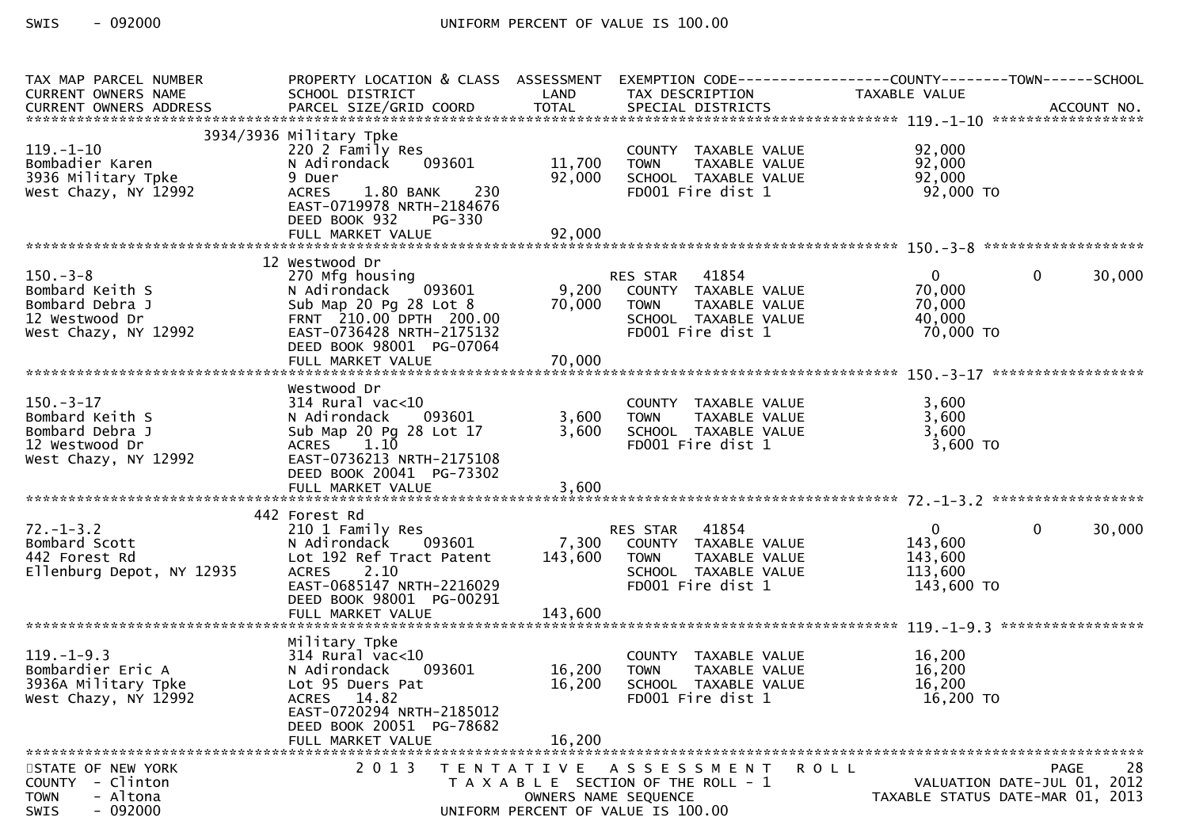| TAX MAP PARCEL NUMBER<br>CURRENT OWNERS NAME<br>CURRENT OWNERS ADDRESS | PROPERTY LOCATION & CLASS<br>SCHOOL DISTRICT<br>PARCEL SIZE/GRID COORD | ASSESSMENT<br>LAND<br>TOTAL | EXEMPTION CODE<br>TAX DESCRIPTION<br>SPECIAL DISTRICTS | COUNTY<br>TAXABLE VALUE | TOWN | SCHOOL<br>ACCOUNT NO. |
|---|---|---|---|---|---|---|
| **119.-1-10** | 3934/3936 Military Tpke | | | | | |
| 119.-1-10 | 220 2 Family Res | | COUNTY TAXABLE VALUE | 92,000 | | |
| Bombadier Karen | N Adirondack 093601 | 11,700 | TOWN TAXABLE VALUE | 92,000 | | |
| 3936 Military Tpke | 9 Duer | 92,000 | SCHOOL TAXABLE VALUE | 92,000 | | |
| West Chazy, NY 12992 | ACRES 1.80 BANK 230 | | FD001 Fire dist 1 | 92,000 TO | | |
| | EAST-0719978 NRTH-2184676 | | | | | |
| | DEED BOOK 932 PG-330 | | | | | |
| | FULL MARKET VALUE | 92,000 | | | | |
| **150.-3-8** | 12 Westwood Dr | | | | | |
| 150.-3-8 | 270 Mfg housing | | RES STAR 41854 | 0 | 0 | 30,000 |
| Bombard Keith S | N Adirondack 093601 | 9,200 | COUNTY TAXABLE VALUE | 70,000 | | |
| Bombard Debra J | Sub Map 20 Pg 28 Lot 8 | 70,000 | TOWN TAXABLE VALUE | 70,000 | | |
| 12 Westwood Dr | FRNT 210.00 DPTH 200.00 | | SCHOOL TAXABLE VALUE | 40,000 | | |
| West Chazy, NY 12992 | EAST-0736428 NRTH-2175132 | | FD001 Fire dist 1 | 70,000 TO | | |
| | DEED BOOK 98001 PG-07064 | | | | | |
| | FULL MARKET VALUE | 70,000 | | | | |
| **150.-3-17** | Westwood Dr | | | | | |
| 150.-3-17 | 314 Rural vac<10 | | COUNTY TAXABLE VALUE | 3,600 | | |
| Bombard Keith S | N Adirondack 093601 | 3,600 | TOWN TAXABLE VALUE | 3,600 | | |
| Bombard Debra J | Sub Map 20 Pg 28 Lot 17 | 3,600 | SCHOOL TAXABLE VALUE | 3,600 | | |
| 12 Westwood Dr | ACRES 1.10 | | FD001 Fire dist 1 | 3,600 TO | | |
| West Chazy, NY 12992 | EAST-0736213 NRTH-2175108 | | | | | |
| | DEED BOOK 20041 PG-73302 | | | | | |
| | FULL MARKET VALUE | 3,600 | | | | |
| **72.-1-3.2** | 442 Forest Rd | | | | | |
| 72.-1-3.2 | 210 1 Family Res | | RES STAR 41854 | 0 | 0 | 30,000 |
| Bombard Scott | N Adirondack 093601 | 7,300 | COUNTY TAXABLE VALUE | 143,600 | | |
| 442 Forest Rd | Lot 192 Ref Tract Patent | 143,600 | TOWN TAXABLE VALUE | 143,600 | | |
| Ellenburg Depot, NY 12935 | ACRES 2.10 | | SCHOOL TAXABLE VALUE | 113,600 | | |
| | EAST-0685147 NRTH-2216029 | | FD001 Fire dist 1 | 143,600 TO | | |
| | DEED BOOK 98001 PG-00291 | | | | | |
| | FULL MARKET VALUE | 143,600 | | | | |
| **119.-1-9.3** | Military Tpke | | | | | |
| 119.-1-9.3 | 314 Rural vac<10 | | COUNTY TAXABLE VALUE | 16,200 | | |
| Bombardier Eric A | N Adirondack 093601 | 16,200 | TOWN TAXABLE VALUE | 16,200 | | |
| 3936A Military Tpke | Lot 95 Duers Pat | 16,200 | SCHOOL TAXABLE VALUE | 16,200 | | |
| West Chazy, NY 12992 | ACRES 14.82 | | FD001 Fire dist 1 | 16,200 TO | | |
| | EAST-0720294 NRTH-2185012 | | | | | |
| | DEED BOOK 20051 PG-78682 | | | | | |
| | FULL MARKET VALUE | 16,200 | | | | |

STATE OF NEW YORK — 2013 TENTATIVE ASSESSMENT ROLL
COUNTY - Clinton — TAXABLE SECTION OF THE ROLL - 1 — VALUATION DATE-JUL 01, 2012
TOWN - Altona — OWNERS NAME SEQUENCE — TAXABLE STATUS DATE-MAR 01, 2013
SWIS - 092000 — UNIFORM PERCENT OF VALUE IS 100.00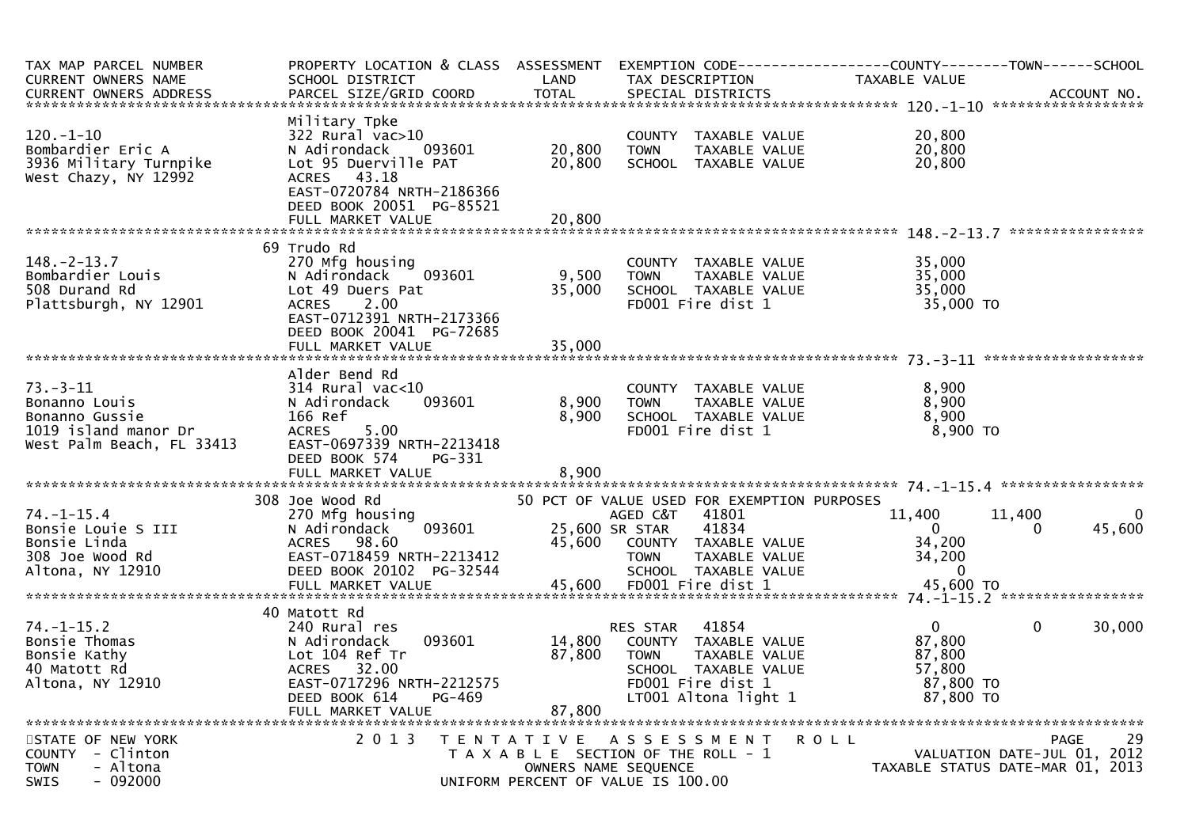| TAX MAP PARCEL NUMBER<br>CURRENT OWNERS NAME<br>CURRENT OWNERS ADDRESS | PROPERTY LOCATION & CLASS<br>SCHOOL DISTRICT<br>PARCEL SIZE/GRID COORD | ASSESSMENT<br>LAND<br>TOTAL | EXEMPTION CODE<br>TAX DESCRIPTION<br>SPECIAL DISTRICTS | COUNTY<br>TAXABLE VALUE | TOWN | SCHOOL<br>ACCOUNT NO. |
|---|---|---|---|---|---|---|
| **120.-1-10** | | | | | | |
| | Military Tpke | | | | | |
| 120.-1-10 | 322 Rural vac>10 | | COUNTY TAXABLE VALUE | 20,800 | | |
| Bombardier Eric A | N Adirondack 093601 | 20,800 | TOWN TAXABLE VALUE | 20,800 | | |
| 3936 Military Turnpike | Lot 95 Duerville PAT | 20,800 | SCHOOL TAXABLE VALUE | 20,800 | | |
| West Chazy, NY 12992 | ACRES 43.18 | | | | | |
| | EAST-0720784 NRTH-2186366 | | | | | |
| | DEED BOOK 20051 PG-85521 | | | | | |
| | FULL MARKET VALUE | 20,800 | | | | |
| **148.-2-13.7** | | | | | | |
| | 69 Trudo Rd | | | | | |
| 148.-2-13.7 | 270 Mfg housing | | COUNTY TAXABLE VALUE | 35,000 | | |
| Bombardier Louis | N Adirondack 093601 | 9,500 | TOWN TAXABLE VALUE | 35,000 | | |
| 508 Durand Rd | Lot 49 Duers Pat | 35,000 | SCHOOL TAXABLE VALUE | 35,000 | | |
| Plattsburgh, NY 12901 | ACRES 2.00 | | FD001 Fire dist 1 | 35,000 TO | | |
| | EAST-0712391 NRTH-2173366 | | | | | |
| | DEED BOOK 20041 PG-72685 | | | | | |
| | FULL MARKET VALUE | 35,000 | | | | |
| **73.-3-11** | | | | | | |
| | Alder Bend Rd | | | | | |
| 73.-3-11 | 314 Rural vac<10 | | COUNTY TAXABLE VALUE | 8,900 | | |
| Bonanno Louis | N Adirondack 093601 | 8,900 | TOWN TAXABLE VALUE | 8,900 | | |
| Bonanno Gussie | 166 Ref | 8,900 | SCHOOL TAXABLE VALUE | 8,900 | | |
| 1019 island manor Dr | ACRES 5.00 | | FD001 Fire dist 1 | 8,900 TO | | |
| West Palm Beach, FL 33413 | EAST-0697339 NRTH-2213418 | | | | | |
| | DEED BOOK 574 PG-331 | | | | | |
| | FULL MARKET VALUE | 8,900 | | | | |
| **74.-1-15.4** | | | | | | |
| | 308 Joe Wood Rd | | 50 PCT OF VALUE USED FOR EXEMPTION PURPOSES | | | |
| 74.-1-15.4 | 270 Mfg housing | | AGED C&T 41801 | 11,400 | 11,400 | 0 |
| Bonsie Louie S III | N Adirondack 093601 | 25,600 | SR STAR 41834 | 0 | 0 | 45,600 |
| Bonsie Linda | ACRES 98.60 | 45,600 | COUNTY TAXABLE VALUE | 34,200 | | |
| 308 Joe Wood Rd | EAST-0718459 NRTH-2213412 | | TOWN TAXABLE VALUE | 34,200 | | |
| Altona, NY 12910 | DEED BOOK 20102 PG-32544 | | SCHOOL TAXABLE VALUE | 0 | | |
| | FULL MARKET VALUE | 45,600 | FD001 Fire dist 1 | 45,600 TO | | |
| **74.-1-15.2** | | | | | | |
| | 40 Matott Rd | | | | | |
| 74.-1-15.2 | 240 Rural res | | RES STAR 41854 | 0 | 0 | 30,000 |
| Bonsie Thomas | N Adirondack 093601 | 14,800 | COUNTY TAXABLE VALUE | 87,800 | | |
| Bonsie Kathy | Lot 104 Ref Tr | 87,800 | TOWN TAXABLE VALUE | 87,800 | | |
| 40 Matott Rd | ACRES 32.00 | | SCHOOL TAXABLE VALUE | 57,800 | | |
| Altona, NY 12910 | EAST-0717296 NRTH-2212575 | | FD001 Fire dist 1 | 87,800 TO | | |
| | DEED BOOK 614 PG-469 | | LT001 Altona light 1 | 87,800 TO | | |
| | FULL MARKET VALUE | 87,800 | | | | |

STATE OF NEW YORK
COUNTY - Clinton
TOWN - Altona
SWIS - 092000

2013 TENTATIVE ASSESSMENT ROLL
TAXABLE SECTION OF THE ROLL - 1
OWNERS NAME SEQUENCE
UNIFORM PERCENT OF VALUE IS 100.00

VALUATION DATE-JUL 01, 2012
TAXABLE STATUS DATE-MAR 01, 2013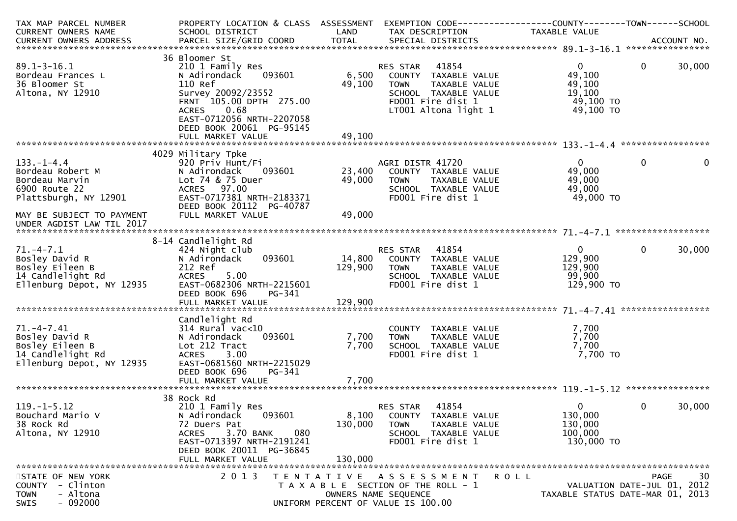```
TAX MAP PARCEL NUMBER          PROPERTY LOCATION & CLASS  ASSESSMENT  EXEMPTION CODE------------------COUNTY--------TOWN------SCHOOL
CURRENT OWNERS NAME            SCHOOL DISTRICT               LAND      TAX DESCRIPTION            TAXABLE VALUE
CURRENT OWNERS ADDRESS         PARCEL SIZE/GRID COORD        TOTAL     SPECIAL DISTRICTS                                     ACCOUNT NO.
******************************************************************************************************* 89.1-3-16.1 ****************
                               36 Bloomer St
89.1-3-16.1                    210 1 Family Res                        RES STAR    41854                  0          0        30,000
Bordeau Frances L              N Adirondack     093601          6,500   COUNTY  TAXABLE VALUE            49,100
36 Bloomer St                  110 Ref                         49,100   TOWN    TAXABLE VALUE            49,100
Altona, NY 12910               Survey 20092/23552                       SCHOOL  TAXABLE VALUE            19,100
                               FRNT  105.00 DPTH  275.00                FD001 Fire dist 1                49,100 TO
                               ACRES     0.68                           LT001 Altona light 1             49,100 TO
                               EAST-0712056 NRTH-2207058
                               DEED BOOK 20061  PG-95145
                               FULL MARKET VALUE               49,100
******************************************************************************************************* 133.-1-4.4 *****************
                               4029 Military Tpke
133.-1-4.4                     920 Priv Hunt/Fi                        AGRI DISTR 41720                   0          0             0
Bordeau Robert M               N Adirondack     093601         23,400   COUNTY  TAXABLE VALUE            49,000
Bordeau Marvin                 Lot 74 & 75 Duer                49,000   TOWN    TAXABLE VALUE            49,000
6900 Route 22                  ACRES    97.00                           SCHOOL  TAXABLE VALUE            49,000
Plattsburgh, NY 12901          EAST-0717381 NRTH-2183371                FD001 Fire dist 1                49,000 TO
                               DEED BOOK 20112  PG-40787
MAY BE SUBJECT TO PAYMENT      FULL MARKET VALUE               49,000
UNDER AGDIST LAW TIL 2017
******************************************************************************************************* 71.-4-7.1 ******************
                               8-14 Candlelight Rd
71.-4-7.1                      424 Night club                          RES STAR    41854                  0          0        30,000
Bosley David R                 N Adirondack     093601         14,800   COUNTY  TAXABLE VALUE           129,900
Bosley Eileen B                212 Ref                        129,900   TOWN    TAXABLE VALUE           129,900
14 Candlelight Rd              ACRES     5.00                           SCHOOL  TAXABLE VALUE            99,900
Ellenburg Depot, NY 12935      EAST-0682306 NRTH-2215601                FD001 Fire dist 1               129,900 TO
                               DEED BOOK 696    PG-341
                               FULL MARKET VALUE              129,900
******************************************************************************************************* 71.-4-7.41 *****************
                               Candlelight Rd
71.-4-7.41                     314 Rural vac<10                         COUNTY  TAXABLE VALUE             7,700
Bosley David R                 N Adirondack     093601          7,700   TOWN    TAXABLE VALUE             7,700
Bosley Eileen B                Lot 212 Tract                    7,700   SCHOOL  TAXABLE VALUE             7,700
14 Candlelight Rd              ACRES     3.00                           FD001 Fire dist 1                 7,700 TO
Ellenburg Depot, NY 12935      EAST-0681560 NRTH-2215029
                               DEED BOOK 696    PG-341
                               FULL MARKET VALUE                7,700
******************************************************************************************************* 119.-1-5.12 ****************
                               38 Rock Rd
119.-1-5.12                    210 1 Family Res                        RES STAR    41854                  0          0        30,000
Bouchard Mario V               N Adirondack     093601          8,100   COUNTY  TAXABLE VALUE           130,000
38 Rock Rd                     72 Duers Pat                   130,000   TOWN    TAXABLE VALUE           130,000
Altona, NY 12910               ACRES     3.70 BANK     080              SCHOOL  TAXABLE VALUE           100,000
                               EAST-0713397 NRTH-2191241                FD001 Fire dist 1               130,000 TO
                               DEED BOOK 20011  PG-36845
                               FULL MARKET VALUE              130,000
************************************************************************************************************************************
STATE OF NEW YORK                  2 0 1 3   T E N T A T I V E   A S S E S S M E N T   R O L L                              PAGE    30
COUNTY  - Clinton                          T A X A B L E  SECTION OF THE ROLL - 1                      VALUATION DATE-JUL 01, 2012
TOWN    - Altona                                  OWNERS NAME SEQUENCE                            TAXABLE STATUS DATE-MAR 01, 2013
SWIS    - 092000                         UNIFORM PERCENT OF VALUE IS 100.00
```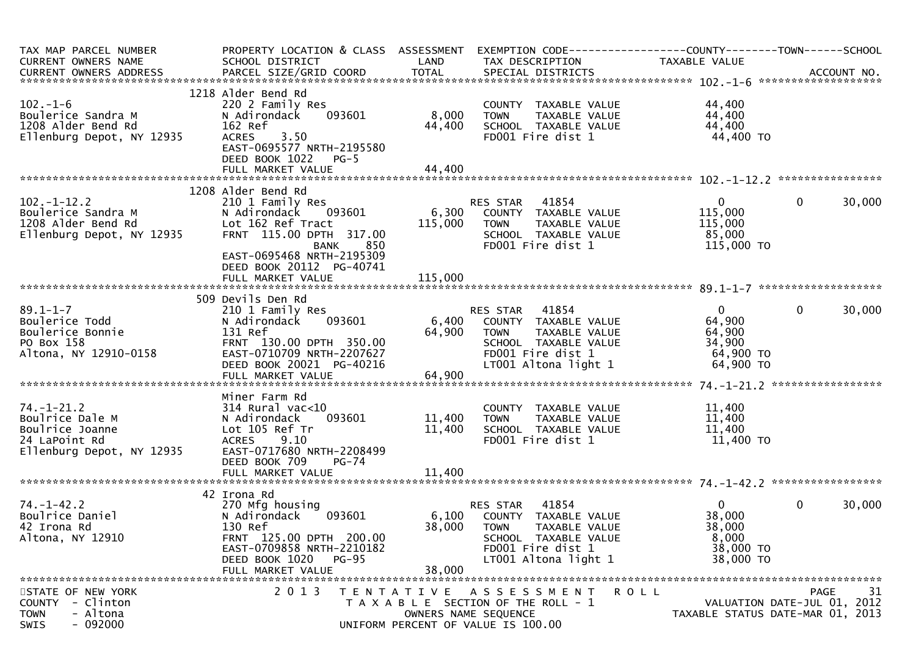| TAX MAP PARCEL NUMBER / CURRENT OWNERS NAME / CURRENT OWNERS ADDRESS | PROPERTY LOCATION & CLASS / SCHOOL DISTRICT / PARCEL SIZE/GRID COORD | ASSESSMENT LAND / TOTAL | EXEMPTION CODE / TAX DESCRIPTION / SPECIAL DISTRICTS | COUNTY TAXABLE VALUE | TOWN | SCHOOL / ACCOUNT NO. |
|---|---|---|---|---|---|---|
| **102.-1-6** | 1218 Alder Bend Rd | | | | | |
| 102.-1-6 | 220 2 Family Res | | COUNTY TAXABLE VALUE | 44,400 | | |
| Boulerice Sandra M | N Adirondack 093601 | 8,000 | TOWN TAXABLE VALUE | 44,400 | | |
| 1208 Alder Bend Rd | 162 Ref | 44,400 | SCHOOL TAXABLE VALUE | 44,400 | | |
| Ellenburg Depot, NY 12935 | ACRES 3.50 | | FD001 Fire dist 1 | 44,400 TO | | |
| | EAST-0695577 NRTH-2195580 | | | | | |
| | DEED BOOK 1022 PG-5 | | | | | |
| | FULL MARKET VALUE | 44,400 | | | | |
| **102.-1-12.2** | 1208 Alder Bend Rd | | | | | |
| 102.-1-12.2 | 210 1 Family Res | | RES STAR 41854 | 0 | 0 | 30,000 |
| Boulerice Sandra M | N Adirondack 093601 | 6,300 | COUNTY TAXABLE VALUE | 115,000 | | |
| 1208 Alder Bend Rd | Lot 162 Ref Tract | 115,000 | TOWN TAXABLE VALUE | 115,000 | | |
| Ellenburg Depot, NY 12935 | FRNT 115.00 DPTH 317.00 | | SCHOOL TAXABLE VALUE | 85,000 | | |
| | BANK 850 | | FD001 Fire dist 1 | 115,000 TO | | |
| | EAST-0695468 NRTH-2195309 | | | | | |
| | DEED BOOK 20112 PG-40741 | | | | | |
| | FULL MARKET VALUE | 115,000 | | | | |
| **89.1-1-7** | 509 Devils Den Rd | | | | | |
| 89.1-1-7 | 210 1 Family Res | | RES STAR 41854 | 0 | 0 | 30,000 |
| Boulerice Todd | N Adirondack 093601 | 6,400 | COUNTY TAXABLE VALUE | 64,900 | | |
| Boulerice Bonnie | 131 Ref | 64,900 | TOWN TAXABLE VALUE | 64,900 | | |
| PO Box 158 | FRNT 130.00 DPTH 350.00 | | SCHOOL TAXABLE VALUE | 34,900 | | |
| Altona, NY 12910-0158 | EAST-0710709 NRTH-2207627 | | FD001 Fire dist 1 | 64,900 TO | | |
| | DEED BOOK 20021 PG-40216 | | LT001 Altona light 1 | 64,900 TO | | |
| | FULL MARKET VALUE | 64,900 | | | | |
| **74.-1-21.2** | Miner Farm Rd | | | | | |
| 74.-1-21.2 | 314 Rural vac<10 | | COUNTY TAXABLE VALUE | 11,400 | | |
| Boulrice Dale M | N Adirondack 093601 | 11,400 | TOWN TAXABLE VALUE | 11,400 | | |
| Boulrice Joanne | Lot 105 Ref Tr | 11,400 | SCHOOL TAXABLE VALUE | 11,400 | | |
| 24 LaPoint Rd | ACRES 9.10 | | FD001 Fire dist 1 | 11,400 TO | | |
| Ellenburg Depot, NY 12935 | EAST-0717680 NRTH-2208499 | | | | | |
| | DEED BOOK 709 PG-74 | | | | | |
| | FULL MARKET VALUE | 11,400 | | | | |
| **74.-1-42.2** | 42 Irona Rd | | | | | |
| 74.-1-42.2 | 270 Mfg housing | | RES STAR 41854 | 0 | 0 | 30,000 |
| Boulrice Daniel | N Adirondack 093601 | 6,100 | COUNTY TAXABLE VALUE | 38,000 | | |
| 42 Irona Rd | 130 Ref | 38,000 | TOWN TAXABLE VALUE | 38,000 | | |
| Altona, NY 12910 | FRNT 125.00 DPTH 200.00 | | SCHOOL TAXABLE VALUE | 8,000 | | |
| | EAST-0709858 NRTH-2210182 | | FD001 Fire dist 1 | 38,000 TO | | |
| | DEED BOOK 1020 PG-95 | | LT001 Altona light 1 | 38,000 TO | | |
| | FULL MARKET VALUE | 38,000 | | | | |

STATE OF NEW YORK — COUNTY - Clinton — TOWN - Altona — SWIS - 092000

2013 TENTATIVE ASSESSMENT ROLL — TAXABLE SECTION OF THE ROLL - 1 — OWNERS NAME SEQUENCE — UNIFORM PERCENT OF VALUE IS 100.00

VALUATION DATE-JUL 01, 2012 — TAXABLE STATUS DATE-MAR 01, 2013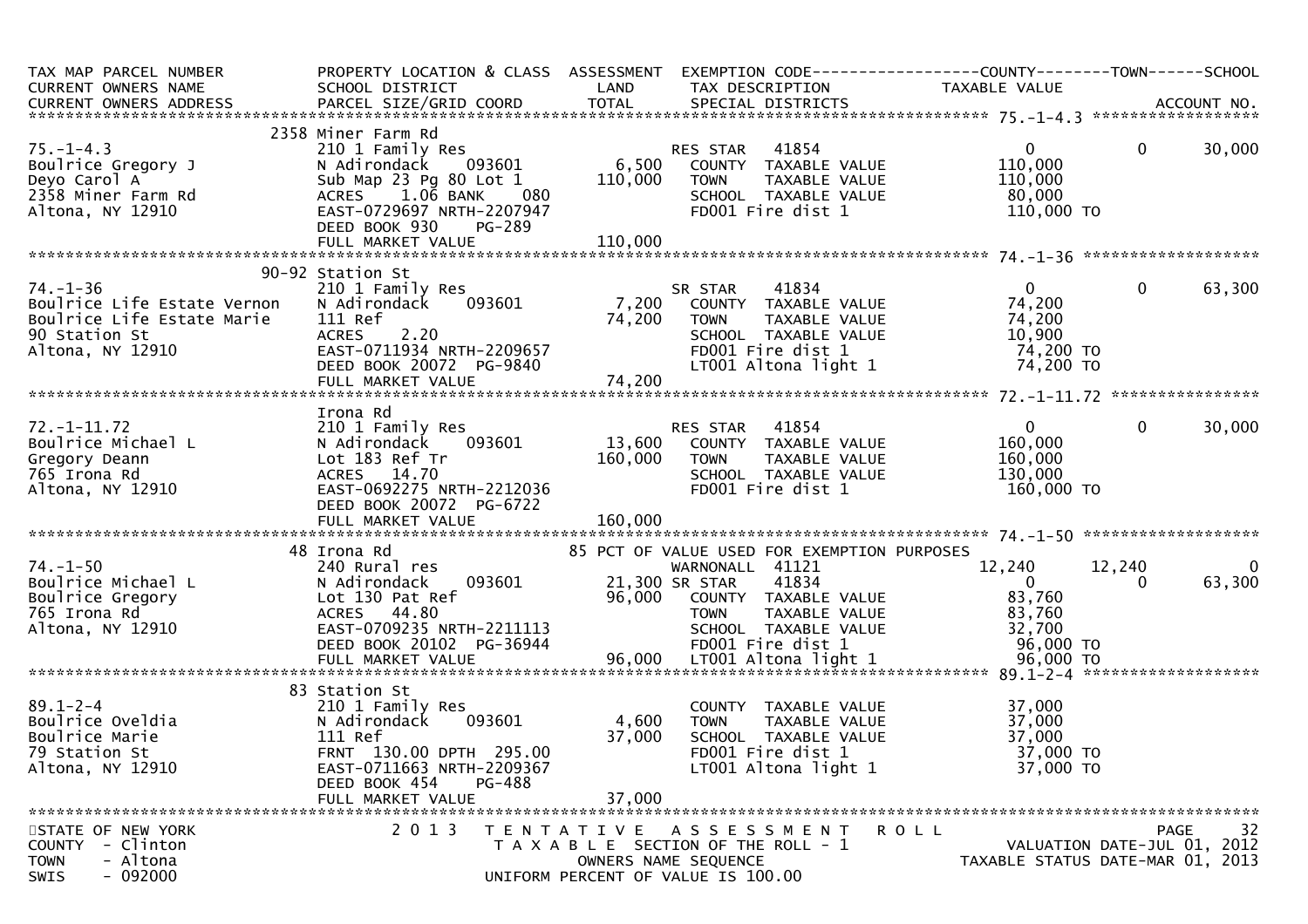| TAX MAP PARCEL NUMBER<br>CURRENT OWNERS NAME<br>CURRENT OWNERS ADDRESS | PROPERTY LOCATION & CLASS<br>SCHOOL DISTRICT<br>PARCEL SIZE/GRID COORD | ASSESSMENT<br>LAND<br>TOTAL | EXEMPTION CODE<br>TAX DESCRIPTION<br>SPECIAL DISTRICTS | COUNTY<br>TAXABLE VALUE | TOWN | SCHOOL<br>ACCOUNT NO. |
|---|---|---|---|---|---|---|
| **75.-1-4.3** | 2358 Miner Farm Rd | | | | | |
| 75.-1-4.3 | 210 1 Family Res | | RES STAR 41854 | 0 | 0 | 30,000 |
| Boulrice Gregory J | N Adirondack 093601 | 6,500 | COUNTY TAXABLE VALUE | 110,000 | | |
| Deyo Carol A | Sub Map 23 Pg 80 Lot 1 | 110,000 | TOWN TAXABLE VALUE | 110,000 | | |
| 2358 Miner Farm Rd | ACRES 1.06 BANK 080 | | SCHOOL TAXABLE VALUE | 80,000 | | |
| Altona, NY 12910 | EAST-0729697 NRTH-2207947 | | FD001 Fire dist 1 | 110,000 TO | | |
| | DEED BOOK 930 PG-289 | | | | | |
| | FULL MARKET VALUE | 110,000 | | | | |
| **74.-1-36** | 90-92 Station St | | | | | |
| 74.-1-36 | 210 1 Family Res | | SR STAR 41834 | 0 | 0 | 63,300 |
| Boulrice Life Estate Vernon | N Adirondack 093601 | 7,200 | COUNTY TAXABLE VALUE | 74,200 | | |
| Boulrice Life Estate Marie | 111 Ref | 74,200 | TOWN TAXABLE VALUE | 74,200 | | |
| 90 Station St | ACRES 2.20 | | SCHOOL TAXABLE VALUE | 10,900 | | |
| Altona, NY 12910 | EAST-0711934 NRTH-2209657 | | FD001 Fire dist 1 | 74,200 TO | | |
| | DEED BOOK 20072 PG-9840 | | LT001 Altona light 1 | 74,200 TO | | |
| | FULL MARKET VALUE | 74,200 | | | | |
| **72.-1-11.72** | Irona Rd | | | | | |
| 72.-1-11.72 | 210 1 Family Res | | RES STAR 41854 | 0 | 0 | 30,000 |
| Boulrice Michael L | N Adirondack 093601 | 13,600 | COUNTY TAXABLE VALUE | 160,000 | | |
| Gregory Deann | Lot 183 Ref Tr | 160,000 | TOWN TAXABLE VALUE | 160,000 | | |
| 765 Irona Rd | ACRES 14.70 | | SCHOOL TAXABLE VALUE | 130,000 | | |
| Altona, NY 12910 | EAST-0692275 NRTH-2212036 | | FD001 Fire dist 1 | 160,000 TO | | |
| | DEED BOOK 20072 PG-6722 | | | | | |
| | FULL MARKET VALUE | 160,000 | | | | |
| **74.-1-50** | 48 Irona Rd | | 85 PCT OF VALUE USED FOR EXEMPTION PURPOSES | | | |
| 74.-1-50 | 240 Rural res | | WARNONALL 41121 | 12,240 | 12,240 | 0 |
| Boulrice Michael L | N Adirondack 093601 | 21,300 | SR STAR 41834 | 0 | 0 | 63,300 |
| Boulrice Gregory | Lot 130 Pat Ref | 96,000 | COUNTY TAXABLE VALUE | 83,760 | | |
| 765 Irona Rd | ACRES 44.80 | | TOWN TAXABLE VALUE | 83,760 | | |
| Altona, NY 12910 | EAST-0709235 NRTH-2211113 | | SCHOOL TAXABLE VALUE | 32,700 | | |
| | DEED BOOK 20102 PG-36944 | | FD001 Fire dist 1 | 96,000 TO | | |
| | FULL MARKET VALUE | 96,000 | LT001 Altona light 1 | 96,000 TO | | |
| **89.1-2-4** | 83 Station St | | | | | |
| 89.1-2-4 | 210 1 Family Res | | COUNTY TAXABLE VALUE | 37,000 | | |
| Boulrice Oveldia | N Adirondack 093601 | 4,600 | TOWN TAXABLE VALUE | 37,000 | | |
| Boulrice Marie | 111 Ref | 37,000 | SCHOOL TAXABLE VALUE | 37,000 | | |
| 79 Station St | FRNT 130.00 DPTH 295.00 | | FD001 Fire dist 1 | 37,000 TO | | |
| Altona, NY 12910 | EAST-0711663 NRTH-2209367 | | LT001 Altona light 1 | 37,000 TO | | |
| | DEED BOOK 454 PG-488 | | | | | |
| | FULL MARKET VALUE | 37,000 | | | | |

STATE OF NEW YORK
COUNTY - Clinton
TOWN - Altona
SWIS - 092000

2013 TENTATIVE ASSESSMENT ROLL
TAXABLE SECTION OF THE ROLL - 1
OWNERS NAME SEQUENCE
UNIFORM PERCENT OF VALUE IS 100.00

VALUATION DATE-JUL 01, 2012
TAXABLE STATUS DATE-MAR 01, 2013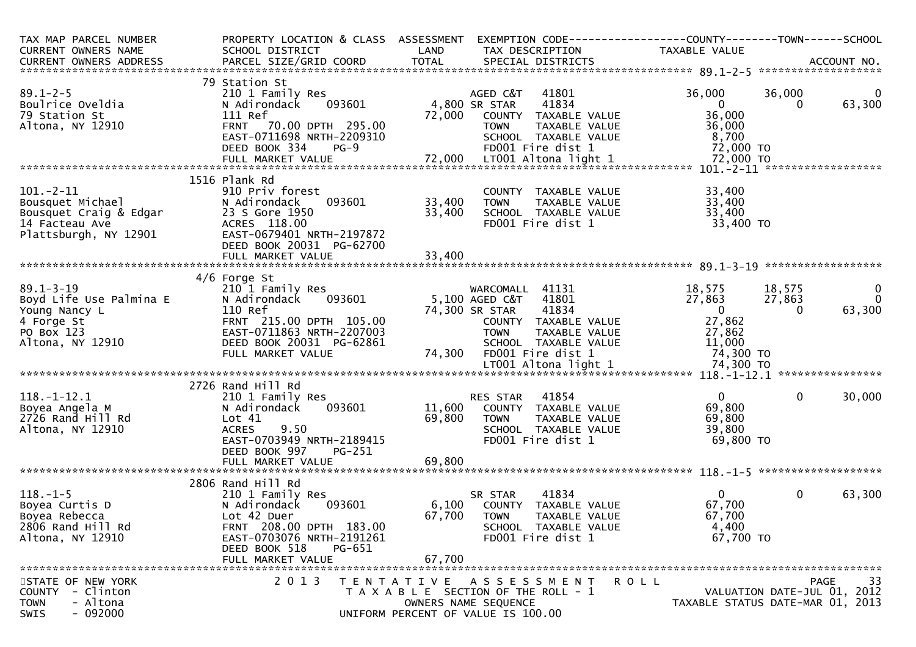```
TAX MAP PARCEL NUMBER          PROPERTY LOCATION & CLASS  ASSESSMENT  EXEMPTION CODE------------------COUNTY--------TOWN------SCHOOL
CURRENT OWNERS NAME            SCHOOL DISTRICT               LAND      TAX DESCRIPTION            TAXABLE VALUE
CURRENT OWNERS ADDRESS         PARCEL SIZE/GRID COORD        TOTAL     SPECIAL DISTRICTS                                       ACCOUNT NO.
******************************************************************************************************* 89.1-2-5 ******************
                               79 Station St
89.1-2-5                       210 1 Family Res                      AGED C&T   41801             36,000        36,000             0
Boulrice Oveldia               N Adirondack     093601        4,800 SR STAR     41834                  0             0        63,300
79 Station St                  111 Ref                       72,000    COUNTY   TAXABLE VALUE        36,000
Altona, NY 12910               FRNT   70.00 DPTH 295.00                TOWN     TAXABLE VALUE        36,000
                               EAST-0711698 NRTH-2209310               SCHOOL   TAXABLE VALUE         8,700
                               DEED BOOK 334    PG-9                   FD001 Fire dist 1             72,000 TO
                               FULL MARKET VALUE             72,000    LT001 Altona light 1          72,000 TO
******************************************************************************************************* 101.-2-11 *****************
                               1516 Plank Rd
101.-2-11                      910 Priv forest                          COUNTY  TAXABLE VALUE        33,400
Bousquet Michael               N Adirondack     093601       33,400     TOWN    TAXABLE VALUE        33,400
Bousquet Craig & Edgar         23 S Gore 1950                33,400     SCHOOL  TAXABLE VALUE        33,400
14 Facteau Ave                 ACRES  118.00                            FD001 Fire dist 1             33,400 TO
Plattsburgh, NY 12901          EAST-0679401 NRTH-2197872
                               DEED BOOK 20031  PG-62700
                               FULL MARKET VALUE             33,400
******************************************************************************************************* 89.1-3-19 *****************
                               4/6 Forge St
89.1-3-19                      210 1 Family Res                      WARCOMALL  41131             18,575        18,575             0
Boyd Life Use Palmina E        N Adirondack     093601        5,100 AGED C&T    41801             27,863        27,863             0
Young Nancy L                  110 Ref                       74,300 SR STAR     41834                  0             0        63,300
4 Forge St                     FRNT  215.00 DPTH 105.00                COUNTY   TAXABLE VALUE        27,862
PO Box 123                     EAST-0711863 NRTH-2207003               TOWN     TAXABLE VALUE        27,862
Altona, NY 12910               DEED BOOK 20031  PG-62861               SCHOOL   TAXABLE VALUE        11,000
                               FULL MARKET VALUE             74,300    FD001 Fire dist 1             74,300 TO
                                                                       LT001 Altona light 1          74,300 TO
******************************************************************************************************* 118.-1-12.1 ***************
                               2726 Rand Hill Rd
118.-1-12.1                    210 1 Family Res                        RES STAR   41854                  0             0        30,000
Boyea Angela M                 N Adirondack     093601       11,600    COUNTY   TAXABLE VALUE        69,800
2726 Rand Hill Rd              Lot 41                        69,800    TOWN     TAXABLE VALUE        69,800
Altona, NY 12910               ACRES    9.50                           SCHOOL   TAXABLE VALUE        39,800
                               EAST-0703949 NRTH-2189415               FD001 Fire dist 1             69,800 TO
                               DEED BOOK 997    PG-251
                               FULL MARKET VALUE             69,800
******************************************************************************************************* 118.-1-5 ******************
                               2806 Rand Hill Rd
118.-1-5                       210 1 Family Res                        SR STAR    41834                  0             0        63,300
Boyea Curtis D                 N Adirondack     093601        6,100    COUNTY   TAXABLE VALUE        67,700
Boyea Rebecca                  Lot 42 Duer                   67,700    TOWN     TAXABLE VALUE        67,700
2806 Rand Hill Rd              FRNT  208.00 DPTH 183.00                SCHOOL   TAXABLE VALUE         4,400
Altona, NY 12910               EAST-0703076 NRTH-2191261               FD001 Fire dist 1             67,700 TO
                               DEED BOOK 518    PG-651
                               FULL MARKET VALUE             67,700
************************************************************************************************************************************
STATE OF NEW YORK                2 0 1 3   T E N T A T I V E   A S S E S S M E N T   R O L L
COUNTY  - Clinton                     T A X A B L E  SECTION OF THE ROLL - 1                  VALUATION DATE-JUL 01, 2012
TOWN    - Altona                             OWNERS NAME SEQUENCE                        TAXABLE STATUS DATE-MAR 01, 2013
SWIS    - 092000                      UNIFORM PERCENT OF VALUE IS 100.00
```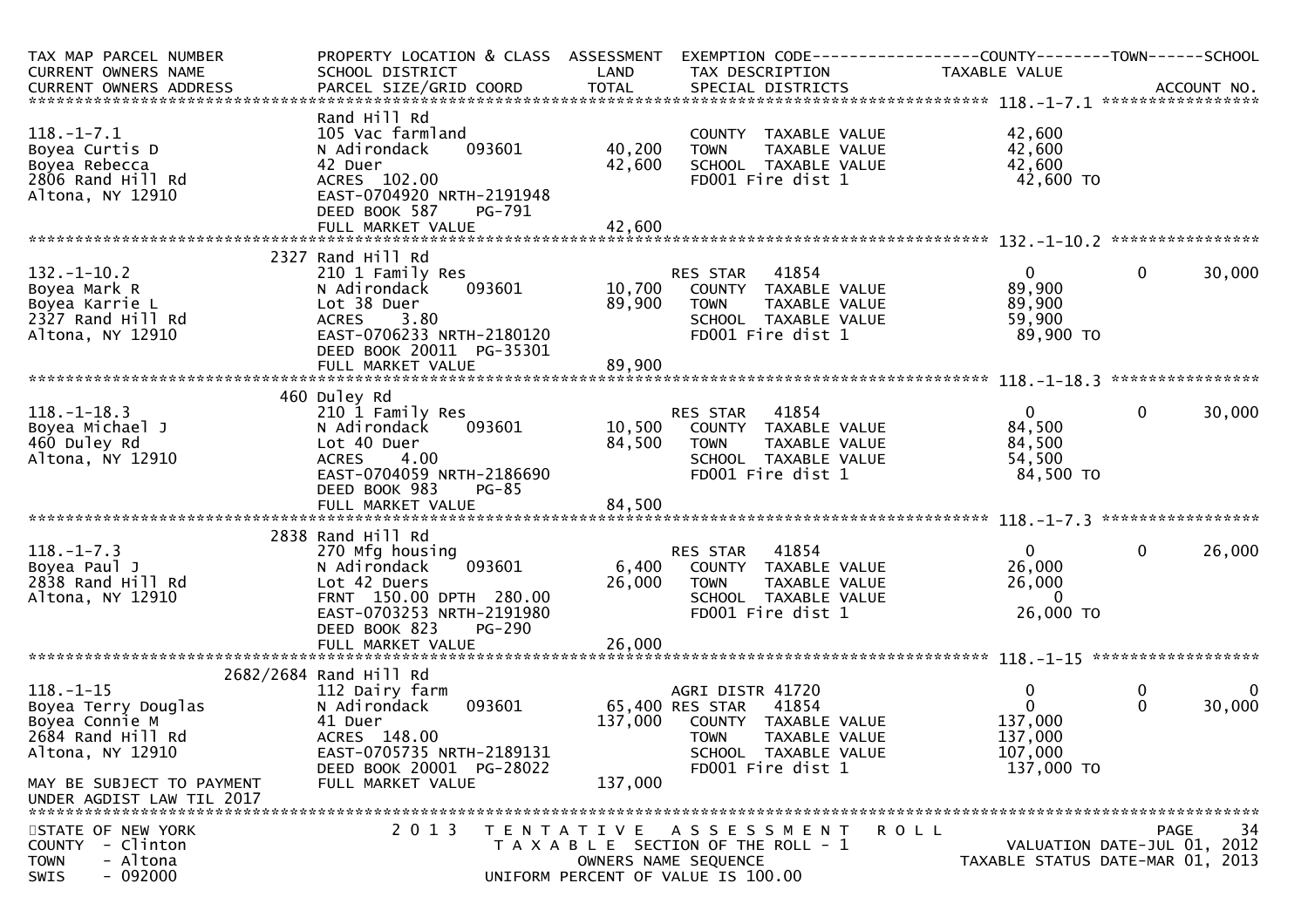| TAX MAP PARCEL NUMBER<br>CURRENT OWNERS NAME<br>CURRENT OWNERS ADDRESS | PROPERTY LOCATION & CLASS<br>SCHOOL DISTRICT<br>PARCEL SIZE/GRID COORD | ASSESSMENT<br>LAND<br>TOTAL | EXEMPTION CODE<br>TAX DESCRIPTION<br>SPECIAL DISTRICTS | COUNTY<br>TAXABLE VALUE | TOWN | SCHOOL<br>ACCOUNT NO. |
|---|---|---|---|---|---|---|
| **118.-1-7.1** | | | | | | |
| | Rand Hill Rd | | | | | |
| 118.-1-7.1 | 105 Vac farmland | | COUNTY TAXABLE VALUE | 42,600 | | |
| Boyea Curtis D | N Adirondack 093601 | 40,200 | TOWN TAXABLE VALUE | 42,600 | | |
| Boyea Rebecca | 42 Duer | 42,600 | SCHOOL TAXABLE VALUE | 42,600 | | |
| 2806 Rand Hill Rd | ACRES 102.00 | | FD001 Fire dist 1 | 42,600 TO | | |
| Altona, NY 12910 | EAST-0704920 NRTH-2191948 | | | | | |
| | DEED BOOK 587 PG-791 | | | | | |
| | FULL MARKET VALUE | 42,600 | | | | |
| **132.-1-10.2** | | | | | | |
| | 2327 Rand Hill Rd | | | | | |
| 132.-1-10.2 | 210 1 Family Res | | RES STAR 41854 | 0 | 0 | 30,000 |
| Boyea Mark R | N Adirondack 093601 | 10,700 | COUNTY TAXABLE VALUE | 89,900 | | |
| Boyea Karrie L | Lot 38 Duer | 89,900 | TOWN TAXABLE VALUE | 89,900 | | |
| 2327 Rand Hill Rd | ACRES 3.80 | | SCHOOL TAXABLE VALUE | 59,900 | | |
| Altona, NY 12910 | EAST-0706233 NRTH-2180120 | | FD001 Fire dist 1 | 89,900 TO | | |
| | DEED BOOK 20011 PG-35301 | | | | | |
| | FULL MARKET VALUE | 89,900 | | | | |
| **118.-1-18.3** | | | | | | |
| | 460 Duley Rd | | | | | |
| 118.-1-18.3 | 210 1 Family Res | | RES STAR 41854 | 0 | 0 | 30,000 |
| Boyea Michael J | N Adirondack 093601 | 10,500 | COUNTY TAXABLE VALUE | 84,500 | | |
| 460 Duley Rd | Lot 40 Duer | 84,500 | TOWN TAXABLE VALUE | 84,500 | | |
| Altona, NY 12910 | ACRES 4.00 | | SCHOOL TAXABLE VALUE | 54,500 | | |
| | EAST-0704059 NRTH-2186690 | | FD001 Fire dist 1 | 84,500 TO | | |
| | DEED BOOK 983 PG-85 | | | | | |
| | FULL MARKET VALUE | 84,500 | | | | |
| **118.-1-7.3** | | | | | | |
| | 2838 Rand Hill Rd | | | | | |
| 118.-1-7.3 | 270 Mfg housing | | RES STAR 41854 | 0 | 0 | 26,000 |
| Boyea Paul J | N Adirondack 093601 | 6,400 | COUNTY TAXABLE VALUE | 26,000 | | |
| 2838 Rand Hill Rd | Lot 42 Duers | 26,000 | TOWN TAXABLE VALUE | 26,000 | | |
| Altona, NY 12910 | FRNT 150.00 DPTH 280.00 | | SCHOOL TAXABLE VALUE | 0 | | |
| | EAST-0703253 NRTH-2191980 | | FD001 Fire dist 1 | 26,000 TO | | |
| | DEED BOOK 823 PG-290 | | | | | |
| | FULL MARKET VALUE | 26,000 | | | | |
| **118.-1-15** | | | | | | |
| | 2682/2684 Rand Hill Rd | | | | | |
| 118.-1-15 | 112 Dairy farm | | AGRI DISTR 41720 | 0 | 0 | 0 |
| Boyea Terry Douglas | N Adirondack 093601 | 65,400 | RES STAR 41854 | 0 | 0 | 30,000 |
| Boyea Connie M | 41 Duer | 137,000 | COUNTY TAXABLE VALUE | 137,000 | | |
| 2684 Rand Hill Rd | ACRES 148.00 | | TOWN TAXABLE VALUE | 137,000 | | |
| Altona, NY 12910 | EAST-0705735 NRTH-2189131 | | SCHOOL TAXABLE VALUE | 107,000 | | |
| | DEED BOOK 20001 PG-28022 | | FD001 Fire dist 1 | 137,000 TO | | |
| MAY BE SUBJECT TO PAYMENT | FULL MARKET VALUE | 137,000 | | | | |
| UNDER AGDIST LAW TIL 2017 | | | | | | |

STATE OF NEW YORK
COUNTY - Clinton
TOWN - Altona
SWIS - 092000

2013 TENTATIVE ASSESSMENT ROLL
TAXABLE SECTION OF THE ROLL - 1
OWNERS NAME SEQUENCE
UNIFORM PERCENT OF VALUE IS 100.00

VALUATION DATE-JUL 01, 2012
TAXABLE STATUS DATE-MAR 01, 2013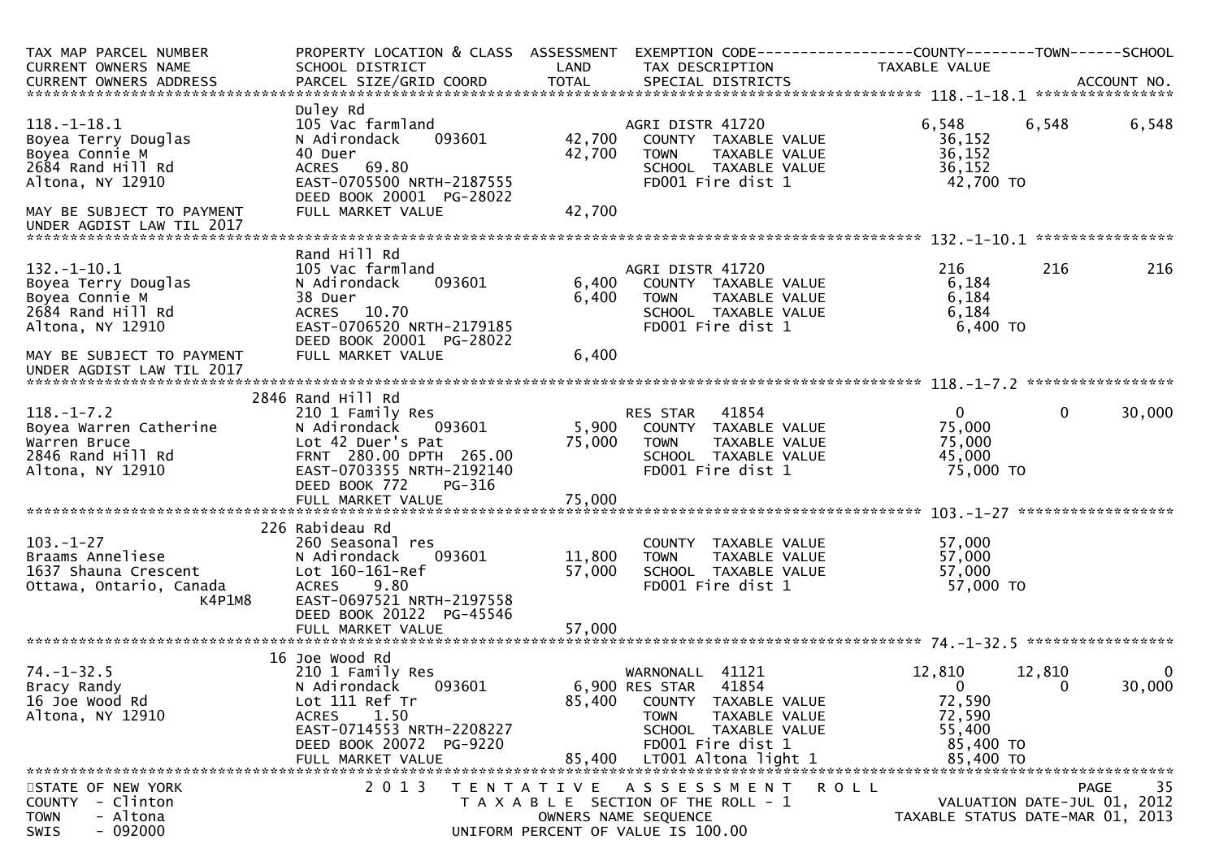| TAX MAP PARCEL NUMBER<br>CURRENT OWNERS NAME<br>CURRENT OWNERS ADDRESS | PROPERTY LOCATION & CLASS<br>SCHOOL DISTRICT<br>PARCEL SIZE/GRID COORD | ASSESSMENT<br>LAND<br>TOTAL | EXEMPTION CODE<br>TAX DESCRIPTION<br>SPECIAL DISTRICTS | COUNTY<br>TAXABLE VALUE | TOWN | SCHOOL<br>ACCOUNT NO. |
|---|---|---|---|---|---|---|
| **118.-1-18.1** | | | | | | |
| | Duley Rd | | | | | |
| 118.-1-18.1 | 105 Vac farmland | | AGRI DISTR 41720 | 6,548 | 6,548 | 6,548 |
| Boyea Terry Douglas | N Adirondack 093601 | 42,700 | COUNTY TAXABLE VALUE | 36,152 | | |
| Boyea Connie M | 40 Duer | 42,700 | TOWN TAXABLE VALUE | 36,152 | | |
| 2684 Rand Hill Rd | ACRES 69.80 | | SCHOOL TAXABLE VALUE | 36,152 | | |
| Altona, NY 12910 | EAST-0705500 NRTH-2187555 | | FD001 Fire dist 1 | 42,700 TO | | |
| | DEED BOOK 20001 PG-28022 | | | | | |
| MAY BE SUBJECT TO PAYMENT | FULL MARKET VALUE | 42,700 | | | | |
| UNDER AGDIST LAW TIL 2017 | | | | | | |
| **132.-1-10.1** | | | | | | |
| | Rand Hill Rd | | | | | |
| 132.-1-10.1 | 105 Vac farmland | | AGRI DISTR 41720 | 216 | 216 | 216 |
| Boyea Terry Douglas | N Adirondack 093601 | 6,400 | COUNTY TAXABLE VALUE | 6,184 | | |
| Boyea Connie M | 38 Duer | 6,400 | TOWN TAXABLE VALUE | 6,184 | | |
| 2684 Rand Hill Rd | ACRES 10.70 | | SCHOOL TAXABLE VALUE | 6,184 | | |
| Altona, NY 12910 | EAST-0706520 NRTH-2179185 | | FD001 Fire dist 1 | 6,400 TO | | |
| | DEED BOOK 20001 PG-28022 | | | | | |
| MAY BE SUBJECT TO PAYMENT | FULL MARKET VALUE | 6,400 | | | | |
| UNDER AGDIST LAW TIL 2017 | | | | | | |
| **118.-1-7.2** | | | | | | |
| | 2846 Rand Hill Rd | | | | | |
| 118.-1-7.2 | 210 1 Family Res | | RES STAR 41854 | 0 | 0 | 30,000 |
| Boyea Warren Catherine | N Adirondack 093601 | 5,900 | COUNTY TAXABLE VALUE | 75,000 | | |
| Warren Bruce | Lot 42 Duer's Pat | 75,000 | TOWN TAXABLE VALUE | 75,000 | | |
| 2846 Rand Hill Rd | FRNT 280.00 DPTH 265.00 | | SCHOOL TAXABLE VALUE | 45,000 | | |
| Altona, NY 12910 | EAST-0703355 NRTH-2192140 | | FD001 Fire dist 1 | 75,000 TO | | |
| | DEED BOOK 772 PG-316 | | | | | |
| | FULL MARKET VALUE | 75,000 | | | | |
| **103.-1-27** | | | | | | |
| | 226 Rabideau Rd | | | | | |
| 103.-1-27 | 260 Seasonal res | | COUNTY TAXABLE VALUE | 57,000 | | |
| Braams Anneliese | N Adirondack 093601 | 11,800 | TOWN TAXABLE VALUE | 57,000 | | |
| 1637 Shauna Crescent | Lot 160-161-Ref | 57,000 | SCHOOL TAXABLE VALUE | 57,000 | | |
| Ottawa, Ontario, Canada K4P1M8 | ACRES 9.80 | | FD001 Fire dist 1 | 57,000 TO | | |
| | EAST-0697521 NRTH-2197558 | | | | | |
| | DEED BOOK 20122 PG-45546 | | | | | |
| | FULL MARKET VALUE | 57,000 | | | | |
| **74.-1-32.5** | | | | | | |
| | 16 Joe Wood Rd | | | | | |
| 74.-1-32.5 | 210 1 Family Res | | WARNONALL 41121 | 12,810 | 12,810 | 0 |
| Bracy Randy | N Adirondack 093601 | 6,900 | RES STAR 41854 | 0 | 0 | 30,000 |
| 16 Joe Wood Rd | Lot 111 Ref Tr | 85,400 | COUNTY TAXABLE VALUE | 72,590 | | |
| Altona, NY 12910 | ACRES 1.50 | | TOWN TAXABLE VALUE | 72,590 | | |
| | EAST-0714553 NRTH-2208227 | | SCHOOL TAXABLE VALUE | 55,400 | | |
| | DEED BOOK 20072 PG-9220 | | FD001 Fire dist 1 | 85,400 TO | | |
| | FULL MARKET VALUE | 85,400 | LT001 Altona light 1 | 85,400 TO | | |

STATE OF NEW YORK
COUNTY - Clinton
TOWN - Altona
SWIS - 092000

2013 TENTATIVE ASSESSMENT ROLL
TAXABLE SECTION OF THE ROLL - 1
OWNERS NAME SEQUENCE
UNIFORM PERCENT OF VALUE IS 100.00

VALUATION DATE-JUL 01, 2012
TAXABLE STATUS DATE-MAR 01, 2013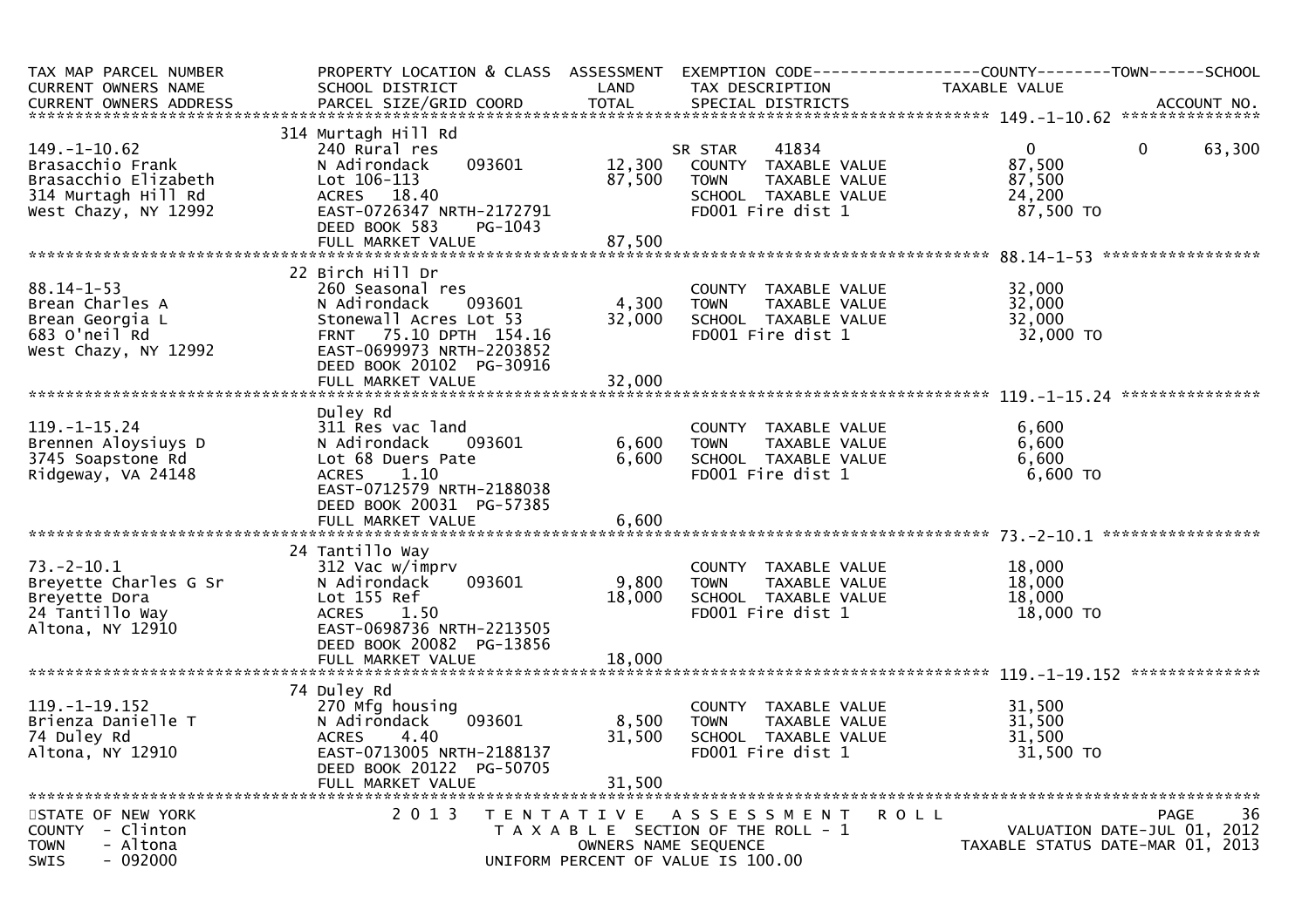| TAX MAP PARCEL NUMBER<br>CURRENT OWNERS NAME<br>CURRENT OWNERS ADDRESS | PROPERTY LOCATION & CLASS<br>SCHOOL DISTRICT<br>PARCEL SIZE/GRID COORD | ASSESSMENT<br>LAND<br>TOTAL | EXEMPTION CODE<br>TAX DESCRIPTION<br>SPECIAL DISTRICTS | COUNTY<br>TAXABLE VALUE | TOWN | SCHOOL<br>ACCOUNT NO. |
|---|---|---|---|---|---|---|
| **149.-1-10.62** | | | | | | |
| 149.-1-10.62 | 314 Murtagh Hill Rd | | | | | |
| | 240 Rural res | | SR STAR 41834 | 0 | 0 | 63,300 |
| Brasacchio Frank | N Adirondack 093601 | 12,300 | COUNTY TAXABLE VALUE | 87,500 | | |
| Brasacchio Elizabeth | Lot 106-113 | 87,500 | TOWN TAXABLE VALUE | 87,500 | | |
| 314 Murtagh Hill Rd | ACRES 18.40 | | SCHOOL TAXABLE VALUE | 24,200 | | |
| West Chazy, NY 12992 | EAST-0726347 NRTH-2172791 | | FD001 Fire dist 1 | 87,500 TO | | |
| | DEED BOOK 583 PG-1043 | | | | | |
| | FULL MARKET VALUE | 87,500 | | | | |
| **88.14-1-53** | | | | | | |
| 88.14-1-53 | 22 Birch Hill Dr | | | | | |
| | 260 Seasonal res | | COUNTY TAXABLE VALUE | 32,000 | | |
| Brean Charles A | N Adirondack 093601 | 4,300 | TOWN TAXABLE VALUE | 32,000 | | |
| Brean Georgia L | Stonewall Acres Lot 53 | 32,000 | SCHOOL TAXABLE VALUE | 32,000 | | |
| 683 O'neil Rd | FRNT 75.10 DPTH 154.16 | | FD001 Fire dist 1 | 32,000 TO | | |
| West Chazy, NY 12992 | EAST-0699973 NRTH-2203852 | | | | | |
| | DEED BOOK 20102 PG-30916 | | | | | |
| | FULL MARKET VALUE | 32,000 | | | | |
| **119.-1-15.24** | | | | | | |
| 119.-1-15.24 | Duley Rd | | | | | |
| | 311 Res vac land | | COUNTY TAXABLE VALUE | 6,600 | | |
| Brennen Aloysiuys D | N Adirondack 093601 | 6,600 | TOWN TAXABLE VALUE | 6,600 | | |
| 3745 Soapstone Rd | Lot 68 Duers Pate | 6,600 | SCHOOL TAXABLE VALUE | 6,600 | | |
| Ridgeway, VA 24148 | ACRES 1.10 | | FD001 Fire dist 1 | 6,600 TO | | |
| | EAST-0712579 NRTH-2188038 | | | | | |
| | DEED BOOK 20031 PG-57385 | | | | | |
| | FULL MARKET VALUE | 6,600 | | | | |
| **73.-2-10.1** | | | | | | |
| 73.-2-10.1 | 24 Tantillo Way | | | | | |
| | 312 Vac w/imprv | | COUNTY TAXABLE VALUE | 18,000 | | |
| Breyette Charles G Sr | N Adirondack 093601 | 9,800 | TOWN TAXABLE VALUE | 18,000 | | |
| Breyette Dora | Lot 155 Ref | 18,000 | SCHOOL TAXABLE VALUE | 18,000 | | |
| 24 Tantillo Way | ACRES 1.50 | | FD001 Fire dist 1 | 18,000 TO | | |
| Altona, NY 12910 | EAST-0698736 NRTH-2213505 | | | | | |
| | DEED BOOK 20082 PG-13856 | | | | | |
| | FULL MARKET VALUE | 18,000 | | | | |
| **119.-1-19.152** | | | | | | |
| 119.-1-19.152 | 74 Duley Rd | | | | | |
| | 270 Mfg housing | | COUNTY TAXABLE VALUE | 31,500 | | |
| Brienza Danielle T | N Adirondack 093601 | 8,500 | TOWN TAXABLE VALUE | 31,500 | | |
| 74 Duley Rd | ACRES 4.40 | 31,500 | SCHOOL TAXABLE VALUE | 31,500 | | |
| Altona, NY 12910 | EAST-0713005 NRTH-2188137 | | FD001 Fire dist 1 | 31,500 TO | | |
| | DEED BOOK 20122 PG-50705 | | | | | |
| | FULL MARKET VALUE | 31,500 | | | | |

STATE OF NEW YORK
COUNTY - Clinton
TOWN - Altona
SWIS - 092000

2013 TENTATIVE ASSESSMENT ROLL
TAXABLE SECTION OF THE ROLL - 1
OWNERS NAME SEQUENCE
UNIFORM PERCENT OF VALUE IS 100.00

VALUATION DATE-JUL 01, 2012
TAXABLE STATUS DATE-MAR 01, 2013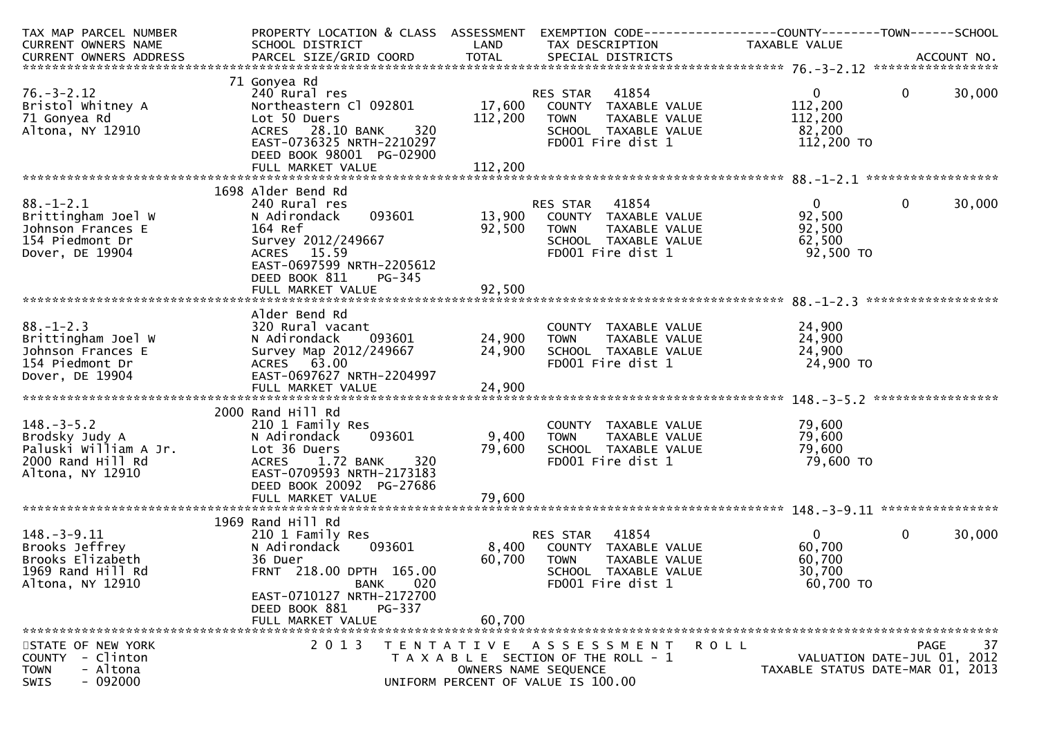```
TAX MAP PARCEL NUMBER          PROPERTY LOCATION & CLASS  ASSESSMENT  EXEMPTION CODE------------------COUNTY--------TOWN------SCHOOL
CURRENT OWNERS NAME            SCHOOL DISTRICT               LAND      TAX DESCRIPTION             TAXABLE VALUE
CURRENT OWNERS ADDRESS         PARCEL SIZE/GRID COORD        TOTAL     SPECIAL DISTRICTS                                    ACCOUNT NO.
******************************************************************************************************* 76.-3-2.12 *****************
                               71 Gonyea Rd
76.-3-2.12                     240 Rural res                           RES STAR   41854                      0           0     30,000
Bristol Whitney A              Northeastern Cl 092801         17,600   COUNTY  TAXABLE VALUE            112,200
71 Gonyea Rd                   Lot 50 Duers                  112,200   TOWN    TAXABLE VALUE            112,200
Altona, NY 12910               ACRES  28.10 BANK     320               SCHOOL  TAXABLE VALUE             82,200
                               EAST-0736325 NRTH-2210297               FD001 Fire dist 1                 112,200 TO
                               DEED BOOK 98001  PG-02900
                               FULL MARKET VALUE             112,200
******************************************************************************************************* 88.-1-2.1 ******************
                               1698 Alder Bend Rd
88.-1-2.1                      240 Rural res                           RES STAR   41854                      0           0     30,000
Brittingham Joel W             N Adirondack    093601         13,900   COUNTY  TAXABLE VALUE             92,500
Johnson Frances E              164 Ref                        92,500   TOWN    TAXABLE VALUE             92,500
154 Piedmont Dr                Survey 2012/249667                      SCHOOL  TAXABLE VALUE             62,500
Dover, DE 19904                ACRES  15.59                            FD001 Fire dist 1                  92,500 TO
                               EAST-0697599 NRTH-2205612
                               DEED BOOK 811    PG-345
                               FULL MARKET VALUE              92,500
******************************************************************************************************* 88.-1-2.3 ******************
                               Alder Bend Rd
88.-1-2.3                      320 Rural vacant                        COUNTY  TAXABLE VALUE             24,900
Brittingham Joel W             N Adirondack    093601         24,900   TOWN    TAXABLE VALUE             24,900
Johnson Frances E              Survey Map 2012/249667         24,900   SCHOOL  TAXABLE VALUE             24,900
154 Piedmont Dr                ACRES  63.00                            FD001 Fire dist 1                  24,900 TO
Dover, DE 19904                EAST-0697627 NRTH-2204997
                               FULL MARKET VALUE              24,900
******************************************************************************************************* 148.-3-5.2 *****************
                               2000 Rand Hill Rd
148.-3-5.2                     210 1 Family Res                        COUNTY  TAXABLE VALUE             79,600
Brodsky Judy A                 N Adirondack    093601          9,400   TOWN    TAXABLE VALUE             79,600
Paluski William A Jr.          Lot 36 Duers                   79,600   SCHOOL  TAXABLE VALUE             79,600
2000 Rand Hill Rd              ACRES   1.72 BANK     320               FD001 Fire dist 1                  79,600 TO
Altona, NY 12910               EAST-0709593 NRTH-2173183
                               DEED BOOK 20092  PG-27686
                               FULL MARKET VALUE              79,600
******************************************************************************************************* 148.-3-9.11 ****************
                               1969 Rand Hill Rd
148.-3-9.11                    210 1 Family Res                        RES STAR   41854                      0           0     30,000
Brooks Jeffrey                 N Adirondack    093601          8,400   COUNTY  TAXABLE VALUE             60,700
Brooks Elizabeth               36 Duer                        60,700   TOWN    TAXABLE VALUE             60,700
1969 Rand Hill Rd              FRNT 218.00 DPTH 165.00                 SCHOOL  TAXABLE VALUE             30,700
Altona, NY 12910                           BANK     020                FD001 Fire dist 1                  60,700 TO
                               EAST-0710127 NRTH-2172700
                               DEED BOOK 881    PG-337
                               FULL MARKET VALUE              60,700
************************************************************************************************************************************
STATE OF NEW YORK                   2 0 1 3   T E N T A T I V E   A S S E S S M E N T   R O L L                              PAGE    37
COUNTY  - Clinton                            T A X A B L E  SECTION OF THE ROLL - 1                       VALUATION DATE-JUL 01, 2012
TOWN    - Altona                                 OWNERS NAME SEQUENCE                              TAXABLE STATUS DATE-MAR 01, 2013
SWIS    - 092000                         UNIFORM PERCENT OF VALUE IS 100.00
```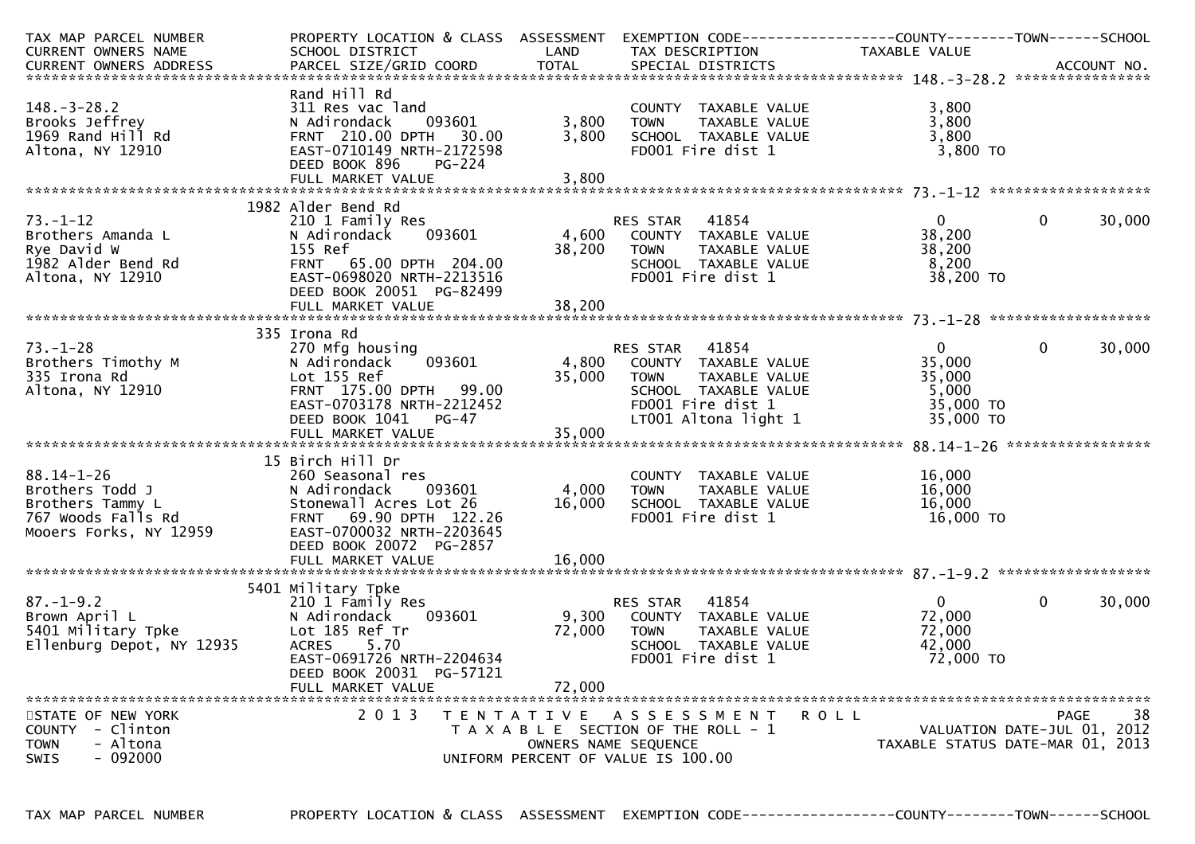| TAX MAP PARCEL NUMBER<br>CURRENT OWNERS NAME<br>CURRENT OWNERS ADDRESS | PROPERTY LOCATION & CLASS<br>SCHOOL DISTRICT<br>PARCEL SIZE/GRID COORD | ASSESSMENT<br>LAND<br>TOTAL | EXEMPTION CODE<br>TAX DESCRIPTION<br>SPECIAL DISTRICTS | COUNTY<br>TAXABLE VALUE | TOWN | SCHOOL<br>ACCOUNT NO. |
|---|---|---|---|---|---|---|
| **148.-3-28.2** | Rand Hill Rd | | | | | |
| 148.-3-28.2 | 311 Res vac land | | COUNTY TAXABLE VALUE | 3,800 | | |
| Brooks Jeffrey | N Adirondack 093601 | 3,800 | TOWN TAXABLE VALUE | 3,800 | | |
| 1969 Rand Hill Rd | FRNT 210.00 DPTH 30.00 | 3,800 | SCHOOL TAXABLE VALUE | 3,800 | | |
| Altona, NY 12910 | EAST-0710149 NRTH-2172598 | | FD001 Fire dist 1 | 3,800 TO | | |
| | DEED BOOK 896 PG-224 | | | | | |
| | FULL MARKET VALUE | 3,800 | | | | |
| **73.-1-12** | 1982 Alder Bend Rd | | | | | |
| 73.-1-12 | 210 1 Family Res | | RES STAR 41854 | 0 | 0 | 30,000 |
| Brothers Amanda L | N Adirondack 093601 | 4,600 | COUNTY TAXABLE VALUE | 38,200 | | |
| Rye David W | 155 Ref | 38,200 | TOWN TAXABLE VALUE | 38,200 | | |
| 1982 Alder Bend Rd | FRNT 65.00 DPTH 204.00 | | SCHOOL TAXABLE VALUE | 8,200 | | |
| Altona, NY 12910 | EAST-0698020 NRTH-2213516 | | FD001 Fire dist 1 | 38,200 TO | | |
| | DEED BOOK 20051 PG-82499 | | | | | |
| | FULL MARKET VALUE | 38,200 | | | | |
| **73.-1-28** | 335 Irona Rd | | | | | |
| 73.-1-28 | 270 Mfg housing | | RES STAR 41854 | 0 | 0 | 30,000 |
| Brothers Timothy M | N Adirondack 093601 | 4,800 | COUNTY TAXABLE VALUE | 35,000 | | |
| 335 Irona Rd | Lot 155 Ref | 35,000 | TOWN TAXABLE VALUE | 35,000 | | |
| Altona, NY 12910 | FRNT 175.00 DPTH 99.00 | | SCHOOL TAXABLE VALUE | 5,000 | | |
| | EAST-0703178 NRTH-2212452 | | FD001 Fire dist 1 | 35,000 TO | | |
| | DEED BOOK 1041 PG-47 | | LT001 Altona light 1 | 35,000 TO | | |
| | FULL MARKET VALUE | 35,000 | | | | |
| **88.14-1-26** | 15 Birch Hill Dr | | | | | |
| 88.14-1-26 | 260 Seasonal res | | COUNTY TAXABLE VALUE | 16,000 | | |
| Brothers Todd J | N Adirondack 093601 | 4,000 | TOWN TAXABLE VALUE | 16,000 | | |
| Brothers Tammy L | Stonewall Acres Lot 26 | 16,000 | SCHOOL TAXABLE VALUE | 16,000 | | |
| 767 Woods Falls Rd | FRNT 69.90 DPTH 122.26 | | FD001 Fire dist 1 | 16,000 TO | | |
| Mooers Forks, NY 12959 | EAST-0700032 NRTH-2203645 | | | | | |
| | DEED BOOK 20072 PG-2857 | | | | | |
| | FULL MARKET VALUE | 16,000 | | | | |
| **87.-1-9.2** | 5401 Military Tpke | | | | | |
| 87.-1-9.2 | 210 1 Family Res | | RES STAR 41854 | 0 | 0 | 30,000 |
| Brown April L | N Adirondack 093601 | 9,300 | COUNTY TAXABLE VALUE | 72,000 | | |
| 5401 Military Tpke | Lot 185 Ref Tr | 72,000 | TOWN TAXABLE VALUE | 72,000 | | |
| Ellenburg Depot, NY 12935 | ACRES 5.70 | | SCHOOL TAXABLE VALUE | 42,000 | | |
| | EAST-0691726 NRTH-2204634 | | FD001 Fire dist 1 | 72,000 TO | | |
| | DEED BOOK 20031 PG-57121 | | | | | |
| | FULL MARKET VALUE | 72,000 | | | | |

STATE OF NEW YORK
COUNTY - Clinton
TOWN - Altona
SWIS - 092000

2013 TENTATIVE ASSESSMENT ROLL
TAXABLE SECTION OF THE ROLL - 1
OWNERS NAME SEQUENCE
UNIFORM PERCENT OF VALUE IS 100.00

VALUATION DATE-JUL 01, 2012
TAXABLE STATUS DATE-MAR 01, 2013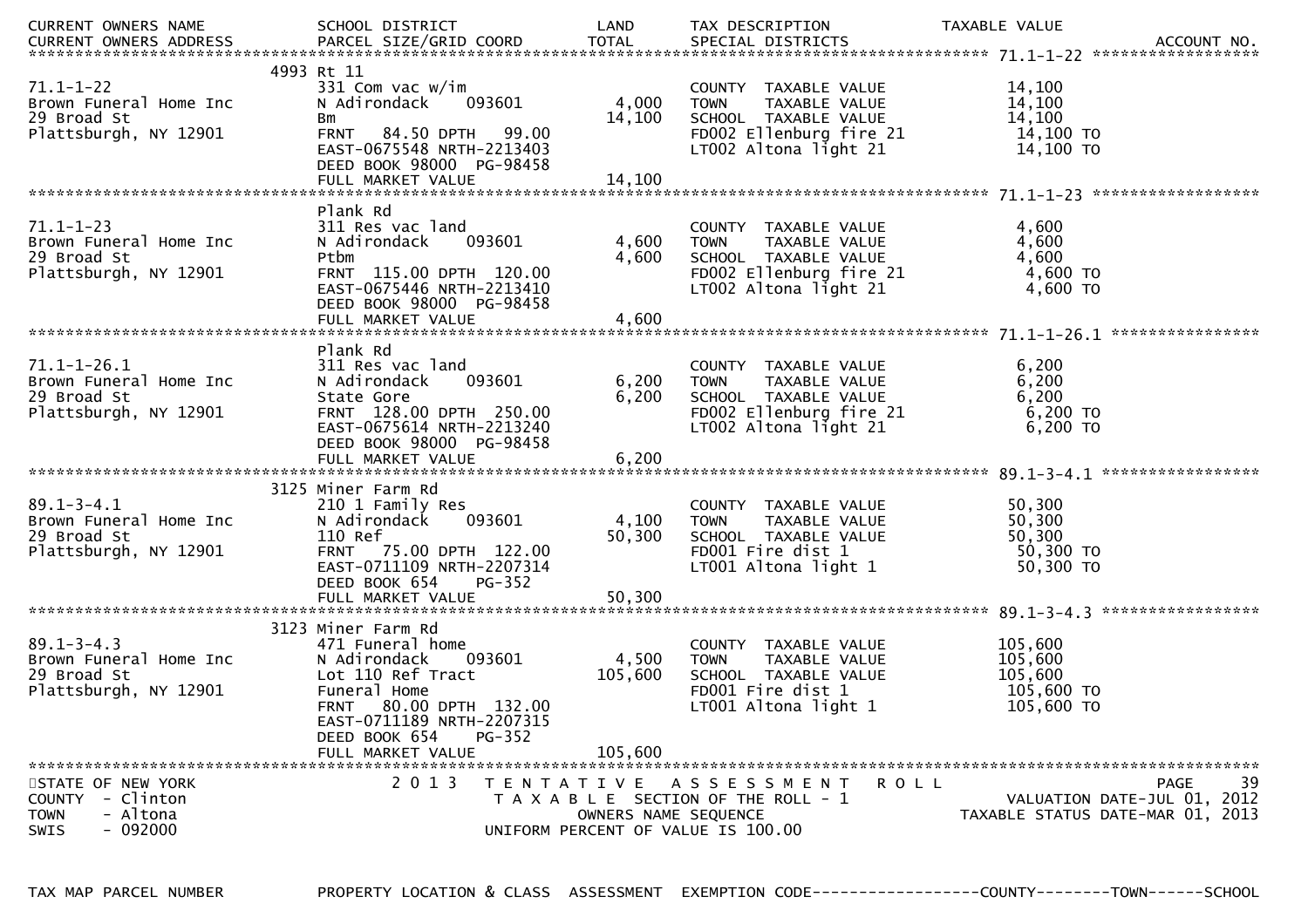| CURRENT OWNERS NAME<br>CURRENT OWNERS ADDRESS | SCHOOL DISTRICT<br>PARCEL SIZE/GRID COORD | LAND<br>TOTAL | TAX DESCRIPTION<br>SPECIAL DISTRICTS | TAXABLE VALUE | ACCOUNT NO. |
|---|---|---|---|---|---|
| **71.1-1-22** | | | | | |
| | 4993 Rt 11 | | | | |
| 71.1-1-22 | 331 Com vac w/im | | COUNTY TAXABLE VALUE | 14,100 | |
| Brown Funeral Home Inc | N Adirondack 093601 | 4,000 | TOWN TAXABLE VALUE | 14,100 | |
| 29 Broad St | Bm | 14,100 | SCHOOL TAXABLE VALUE | 14,100 | |
| Plattsburgh, NY 12901 | FRNT 84.50 DPTH 99.00 | | FD002 Ellenburg fire 21 | 14,100 TO | |
| | EAST-0675548 NRTH-2213403 | | LT002 Altona light 21 | 14,100 TO | |
| | DEED BOOK 98000 PG-98458 | | | | |
| | FULL MARKET VALUE | 14,100 | | | |
| **71.1-1-23** | | | | | |
| | Plank Rd | | | | |
| 71.1-1-23 | 311 Res vac land | | COUNTY TAXABLE VALUE | 4,600 | |
| Brown Funeral Home Inc | N Adirondack 093601 | 4,600 | TOWN TAXABLE VALUE | 4,600 | |
| 29 Broad St | Ptbm | 4,600 | SCHOOL TAXABLE VALUE | 4,600 | |
| Plattsburgh, NY 12901 | FRNT 115.00 DPTH 120.00 | | FD002 Ellenburg fire 21 | 4,600 TO | |
| | EAST-0675446 NRTH-2213410 | | LT002 Altona light 21 | 4,600 TO | |
| | DEED BOOK 98000 PG-98458 | | | | |
| | FULL MARKET VALUE | 4,600 | | | |
| **71.1-1-26.1** | | | | | |
| | Plank Rd | | | | |
| 71.1-1-26.1 | 311 Res vac land | | COUNTY TAXABLE VALUE | 6,200 | |
| Brown Funeral Home Inc | N Adirondack 093601 | 6,200 | TOWN TAXABLE VALUE | 6,200 | |
| 29 Broad St | State Gore | 6,200 | SCHOOL TAXABLE VALUE | 6,200 | |
| Plattsburgh, NY 12901 | FRNT 128.00 DPTH 250.00 | | FD002 Ellenburg fire 21 | 6,200 TO | |
| | EAST-0675614 NRTH-2213240 | | LT002 Altona light 21 | 6,200 TO | |
| | DEED BOOK 98000 PG-98458 | | | | |
| | FULL MARKET VALUE | 6,200 | | | |
| **89.1-3-4.1** | | | | | |
| | 3125 Miner Farm Rd | | | | |
| 89.1-3-4.1 | 210 1 Family Res | | COUNTY TAXABLE VALUE | 50,300 | |
| Brown Funeral Home Inc | N Adirondack 093601 | 4,100 | TOWN TAXABLE VALUE | 50,300 | |
| 29 Broad St | 110 Ref | 50,300 | SCHOOL TAXABLE VALUE | 50,300 | |
| Plattsburgh, NY 12901 | FRNT 75.00 DPTH 122.00 | | FD001 Fire dist 1 | 50,300 TO | |
| | EAST-0711109 NRTH-2207314 | | LT001 Altona light 1 | 50,300 TO | |
| | DEED BOOK 654 PG-352 | | | | |
| | FULL MARKET VALUE | 50,300 | | | |
| **89.1-3-4.3** | | | | | |
| | 3123 Miner Farm Rd | | | | |
| 89.1-3-4.3 | 471 Funeral home | | COUNTY TAXABLE VALUE | 105,600 | |
| Brown Funeral Home Inc | N Adirondack 093601 | 4,500 | TOWN TAXABLE VALUE | 105,600 | |
| 29 Broad St | Lot 110 Ref Tract | 105,600 | SCHOOL TAXABLE VALUE | 105,600 | |
| Plattsburgh, NY 12901 | Funeral Home | | FD001 Fire dist 1 | 105,600 TO | |
| | FRNT 80.00 DPTH 132.00 | | LT001 Altona light 1 | 105,600 TO | |
| | EAST-0711189 NRTH-2207315 | | | | |
| | DEED BOOK 654 PG-352 | | | | |
| | FULL MARKET VALUE | 105,600 | | | |

STATE OF NEW YORK
COUNTY - Clinton
TOWN - Altona
SWIS - 092000

2013 TENTATIVE ASSESSMENT ROLL
TAXABLE SECTION OF THE ROLL - 1
OWNERS NAME SEQUENCE
UNIFORM PERCENT OF VALUE IS 100.00

VALUATION DATE-JUL 01, 2012
TAXABLE STATUS DATE-MAR 01, 2013

TAX MAP PARCEL NUMBER | PROPERTY LOCATION & CLASS | ASSESSMENT | EXEMPTION CODE------------------COUNTY--------TOWN------SCHOOL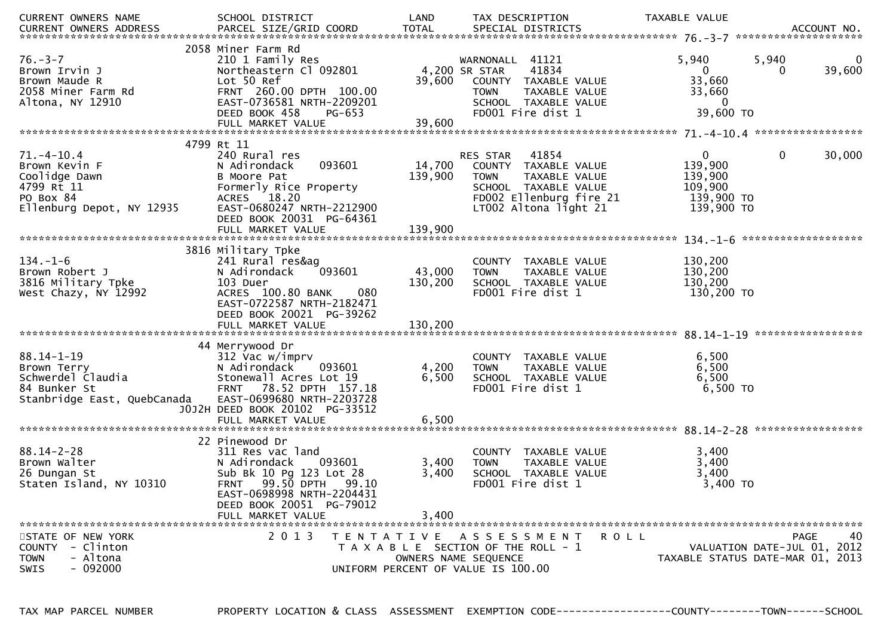| CURRENT OWNERS NAME<br>CURRENT OWNERS ADDRESS | SCHOOL DISTRICT<br>PARCEL SIZE/GRID COORD | LAND<br>TOTAL | TAX DESCRIPTION<br>SPECIAL DISTRICTS | TAXABLE VALUE | | ACCOUNT NO. |
|---|---|---|---|---|---|---|
| **76.-3-7** | 2058 Miner Farm Rd | | | | | |
| 76.-3-7 | 210 1 Family Res | | WARNONALL 41121 | 5,940 | 5,940 | 0 |
| Brown Irvin J | Northeastern Cl 092801 | 4,200 | SR STAR 41834 | 0 | 0 | 39,600 |
| Brown Maude R | Lot 50 Ref | 39,600 | COUNTY TAXABLE VALUE | 33,660 | | |
| 2058 Miner Farm Rd | FRNT 260.00 DPTH 100.00 | | TOWN TAXABLE VALUE | 33,660 | | |
| Altona, NY 12910 | EAST-0736581 NRTH-2209201 | | SCHOOL TAXABLE VALUE | 0 | | |
| | DEED BOOK 458 PG-653 | | FD001 Fire dist 1 | 39,600 TO | | |
| | FULL MARKET VALUE | 39,600 | | | | |
| **71.-4-10.4** | 4799 Rt 11 | | | | | |
| 71.-4-10.4 | 240 Rural res | | RES STAR 41854 | 0 | 0 | 30,000 |
| Brown Kevin F | N Adirondack 093601 | 14,700 | COUNTY TAXABLE VALUE | 139,900 | | |
| Coolidge Dawn | B Moore Pat | 139,900 | TOWN TAXABLE VALUE | 139,900 | | |
| 4799 Rt 11 | Formerly Rice Property | | SCHOOL TAXABLE VALUE | 109,900 | | |
| PO Box 84 | ACRES 18.20 | | FD002 Ellenburg fire 21 | 139,900 TO | | |
| Ellenburg Depot, NY 12935 | EAST-0680247 NRTH-2212900 | | LT002 Altona light 21 | 139,900 TO | | |
| | DEED BOOK 20031 PG-64361 | | | | | |
| | FULL MARKET VALUE | 139,900 | | | | |
| **134.-1-6** | 3816 Military Tpke | | | | | |
| 134.-1-6 | 241 Rural res&ag | | COUNTY TAXABLE VALUE | 130,200 | | |
| Brown Robert J | N Adirondack 093601 | 43,000 | TOWN TAXABLE VALUE | 130,200 | | |
| 3816 Military Tpke | 103 Duer | 130,200 | SCHOOL TAXABLE VALUE | 130,200 | | |
| West Chazy, NY 12992 | ACRES 100.80 BANK 080 | | FD001 Fire dist 1 | 130,200 TO | | |
| | EAST-0722587 NRTH-2182471 | | | | | |
| | DEED BOOK 20021 PG-39262 | | | | | |
| | FULL MARKET VALUE | 130,200 | | | | |
| **88.14-1-19** | 44 Merrywood Dr | | | | | |
| 88.14-1-19 | 312 Vac w/imprv | | COUNTY TAXABLE VALUE | 6,500 | | |
| Brown Terry | N Adirondack 093601 | 4,200 | TOWN TAXABLE VALUE | 6,500 | | |
| Schwerdel Claudia | Stonewall Acres Lot 19 | 6,500 | SCHOOL TAXABLE VALUE | 6,500 | | |
| 84 Bunker St | FRNT 78.52 DPTH 157.18 | | FD001 Fire dist 1 | 6,500 TO | | |
| Stanbridge East, QuebCanada J0J2H | EAST-0699680 NRTH-2203728 | | | | | |
| | DEED BOOK 20102 PG-33512 | | | | | |
| | FULL MARKET VALUE | 6,500 | | | | |
| **88.14-2-28** | 22 Pinewood Dr | | | | | |
| 88.14-2-28 | 311 Res vac land | | COUNTY TAXABLE VALUE | 3,400 | | |
| Brown Walter | N Adirondack 093601 | 3,400 | TOWN TAXABLE VALUE | 3,400 | | |
| 26 Dungan St | Sub Bk 10 Pg 123 Lot 28 | 3,400 | SCHOOL TAXABLE VALUE | 3,400 | | |
| Staten Island, NY 10310 | FRNT 99.50 DPTH 99.10 | | FD001 Fire dist 1 | 3,400 TO | | |
| | EAST-0698998 NRTH-2204431 | | | | | |
| | DEED BOOK 20051 PG-79012 | | | | | |
| | FULL MARKET VALUE | 3,400 | | | | |

STATE OF NEW YORK
COUNTY - Clinton
TOWN - Altona
SWIS - 092000

2013 TENTATIVE ASSESSMENT ROLL
TAXABLE SECTION OF THE ROLL - 1
OWNERS NAME SEQUENCE
UNIFORM PERCENT OF VALUE IS 100.00

VALUATION DATE-JUL 01, 2012
TAXABLE STATUS DATE-MAR 01, 2013

TAX MAP PARCEL NUMBER | PROPERTY LOCATION & CLASS | ASSESSMENT | EXEMPTION CODE------------------COUNTY--------TOWN------SCHOOL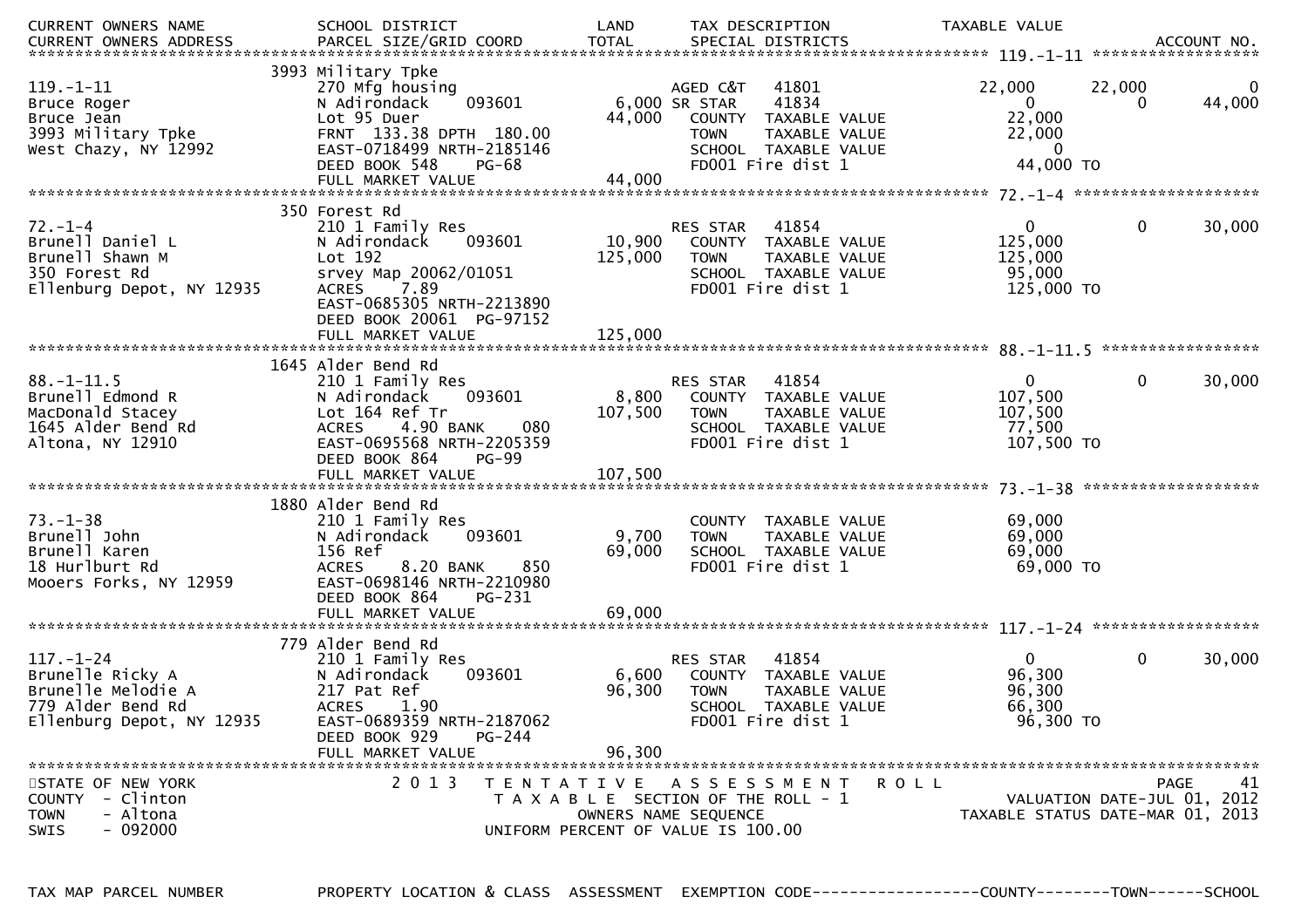| CURRENT OWNERS NAME<br>CURRENT OWNERS ADDRESS | SCHOOL DISTRICT<br>PARCEL SIZE/GRID COORD | LAND<br>TOTAL | TAX DESCRIPTION<br>SPECIAL DISTRICTS | TAXABLE VALUE | | ACCOUNT NO. |
|---|---|---|---|---|---|---|
| **119.-1-11** | 3993 Military Tpke | | | | | |
| 119.-1-11 | 270 Mfg housing | | AGED C&T 41801 | 22,000 | 22,000 | 0 |
| Bruce Roger | N Adirondack 093601 | 6,000 | SR STAR 41834 | 0 | 0 | 44,000 |
| Bruce Jean | Lot 95 Duer | 44,000 | COUNTY TAXABLE VALUE | 22,000 | | |
| 3993 Military Tpke | FRNT 133.38 DPTH 180.00 | | TOWN TAXABLE VALUE | 22,000 | | |
| West Chazy, NY 12992 | EAST-0718499 NRTH-2185146 | | SCHOOL TAXABLE VALUE | 0 | | |
| | DEED BOOK 548 PG-68 | | FD001 Fire dist 1 | 44,000 TO | | |
| | FULL MARKET VALUE | 44,000 | | | | |
| **72.-1-4** | 350 Forest Rd | | | | | |
| 72.-1-4 | 210 1 Family Res | | RES STAR 41854 | 0 | 0 | 30,000 |
| Brunell Daniel L | N Adirondack 093601 | 10,900 | COUNTY TAXABLE VALUE | 125,000 | | |
| Brunell Shawn M | Lot 192 | 125,000 | TOWN TAXABLE VALUE | 125,000 | | |
| 350 Forest Rd | srvey Map 20062/01051 | | SCHOOL TAXABLE VALUE | 95,000 | | |
| Ellenburg Depot, NY 12935 | ACRES 7.89 | | FD001 Fire dist 1 | 125,000 TO | | |
| | EAST-0685305 NRTH-2213890 | | | | | |
| | DEED BOOK 20061 PG-97152 | | | | | |
| | FULL MARKET VALUE | 125,000 | | | | |
| **88.-1-11.5** | 1645 Alder Bend Rd | | | | | |
| 88.-1-11.5 | 210 1 Family Res | | RES STAR 41854 | 0 | 0 | 30,000 |
| Brunell Edmond R | N Adirondack 093601 | 8,800 | COUNTY TAXABLE VALUE | 107,500 | | |
| MacDonald Stacey | Lot 164 Ref Tr | 107,500 | TOWN TAXABLE VALUE | 107,500 | | |
| 1645 Alder Bend Rd | ACRES 4.90 BANK 080 | | SCHOOL TAXABLE VALUE | 77,500 | | |
| Altona, NY 12910 | EAST-0695568 NRTH-2205359 | | FD001 Fire dist 1 | 107,500 TO | | |
| | DEED BOOK 864 PG-99 | | | | | |
| | FULL MARKET VALUE | 107,500 | | | | |
| **73.-1-38** | 1880 Alder Bend Rd | | | | | |
| 73.-1-38 | 210 1 Family Res | | COUNTY TAXABLE VALUE | 69,000 | | |
| Brunell John | N Adirondack 093601 | 9,700 | TOWN TAXABLE VALUE | 69,000 | | |
| Brunell Karen | 156 Ref | 69,000 | SCHOOL TAXABLE VALUE | 69,000 | | |
| 18 Hurlburt Rd | ACRES 8.20 BANK 850 | | FD001 Fire dist 1 | 69,000 TO | | |
| Mooers Forks, NY 12959 | EAST-0698146 NRTH-2210980 | | | | | |
| | DEED BOOK 864 PG-231 | | | | | |
| | FULL MARKET VALUE | 69,000 | | | | |
| **117.-1-24** | 779 Alder Bend Rd | | | | | |
| 117.-1-24 | 210 1 Family Res | | RES STAR 41854 | 0 | 0 | 30,000 |
| Brunelle Ricky A | N Adirondack 093601 | 6,600 | COUNTY TAXABLE VALUE | 96,300 | | |
| Brunelle Melodie A | 217 Pat Ref | 96,300 | TOWN TAXABLE VALUE | 96,300 | | |
| 779 Alder Bend Rd | ACRES 1.90 | | SCHOOL TAXABLE VALUE | 66,300 | | |
| Ellenburg Depot, NY 12935 | EAST-0689359 NRTH-2187062 | | FD001 Fire dist 1 | 96,300 TO | | |
| | DEED BOOK 929 PG-244 | | | | | |
| | FULL MARKET VALUE | 96,300 | | | | |

STATE OF NEW YORK
COUNTY - Clinton
TOWN - Altona
SWIS - 092000

2 0 1 3 TENTATIVE ASSESSMENT ROLL
TAXABLE SECTION OF THE ROLL - 1
OWNERS NAME SEQUENCE
UNIFORM PERCENT OF VALUE IS 100.00

VALUATION DATE-JUL 01, 2012
TAXABLE STATUS DATE-MAR 01, 2013

TAX MAP PARCEL NUMBER PROPERTY LOCATION & CLASS ASSESSMENT EXEMPTION CODE------------------COUNTY--------TOWN------SCHOOL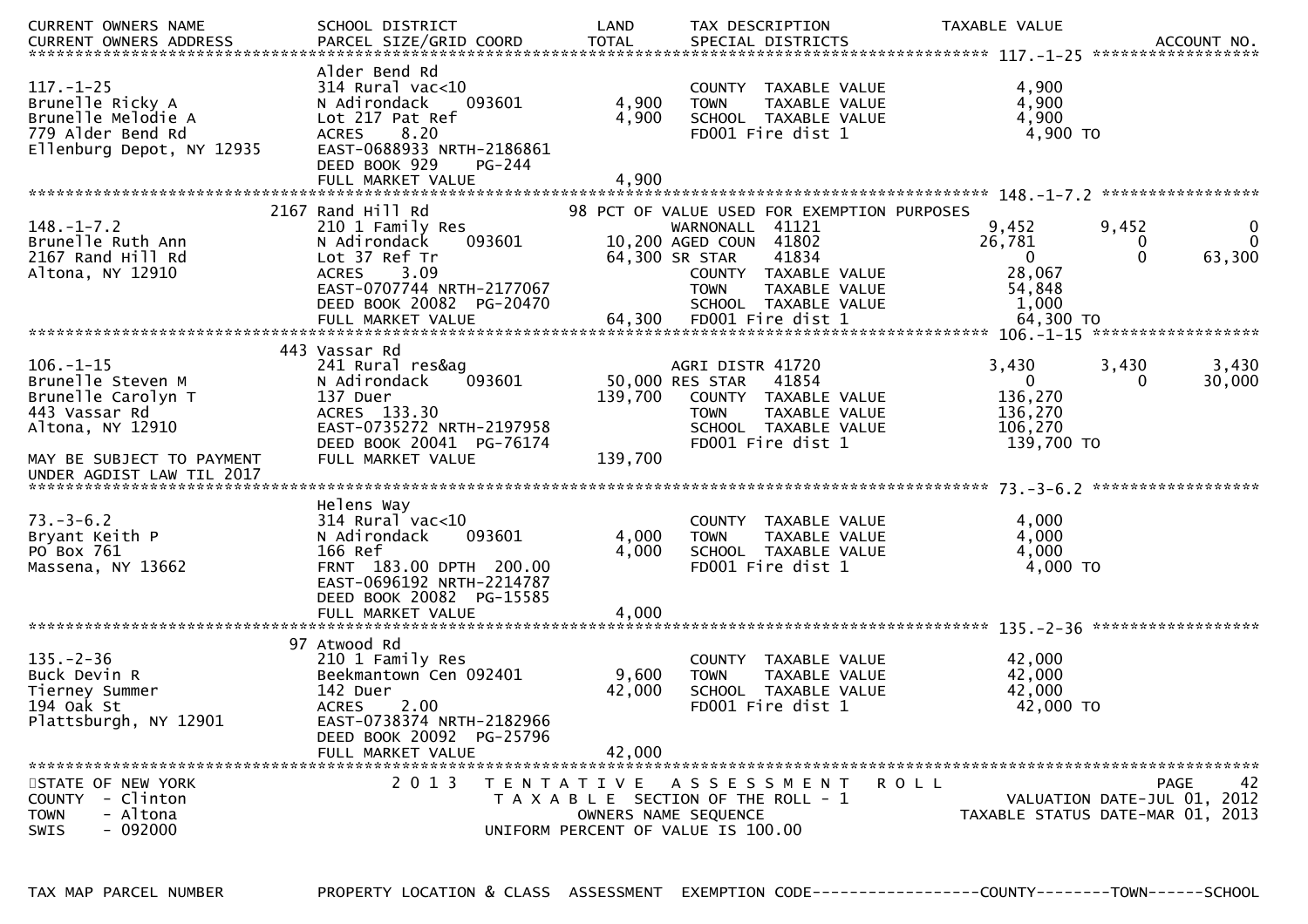| CURRENT OWNERS NAME / CURRENT OWNERS ADDRESS | SCHOOL DISTRICT / PARCEL SIZE/GRID COORD | LAND / TOTAL | TAX DESCRIPTION / SPECIAL DISTRICTS | TAXABLE VALUE | | ACCOUNT NO. |
|---|---|---|---|---|---|---|
| **117.-1-25** | Alder Bend Rd | | | | | |
| 117.-1-25 | 314 Rural vac<10 | | COUNTY TAXABLE VALUE | 4,900 | | |
| Brunelle Ricky A | N Adirondack 093601 | 4,900 | TOWN TAXABLE VALUE | 4,900 | | |
| Brunelle Melodie A | Lot 217 Pat Ref | 4,900 | SCHOOL TAXABLE VALUE | 4,900 | | |
| 779 Alder Bend Rd | ACRES 8.20 | | FD001 Fire dist 1 | 4,900 TO | | |
| Ellenburg Depot, NY 12935 | EAST-0688933 NRTH-2186861 | | | | | |
| | DEED BOOK 929 PG-244 | | | | | |
| | FULL MARKET VALUE | 4,900 | | | | |
| **148.-1-7.2** | 2167 Rand Hill Rd | | 98 PCT OF VALUE USED FOR EXEMPTION PURPOSES | | | |
| 148.-1-7.2 | 210 1 Family Res | | WARNONALL 41121 | 9,452 | 9,452 | 0 |
| Brunelle Ruth Ann | N Adirondack 093601 | 10,200 | AGED COUN 41802 | 26,781 | 0 | 0 |
| 2167 Rand Hill Rd | Lot 37 Ref Tr | 64,300 | SR STAR 41834 | 0 | 0 | 63,300 |
| Altona, NY 12910 | ACRES 3.09 | | COUNTY TAXABLE VALUE | 28,067 | | |
| | EAST-0707744 NRTH-2177067 | | TOWN TAXABLE VALUE | 54,848 | | |
| | DEED BOOK 20082 PG-20470 | | SCHOOL TAXABLE VALUE | 1,000 | | |
| | FULL MARKET VALUE | 64,300 | FD001 Fire dist 1 | 64,300 TO | | |
| **106.-1-15** | 443 Vassar Rd | | | | | |
| 106.-1-15 | 241 Rural res&ag | | AGRI DISTR 41720 | 3,430 | 3,430 | 3,430 |
| Brunelle Steven M | N Adirondack 093601 | 50,000 | RES STAR 41854 | 0 | 0 | 30,000 |
| Brunelle Carolyn T | 137 Duer | 139,700 | COUNTY TAXABLE VALUE | 136,270 | | |
| 443 Vassar Rd | ACRES 133.30 | | TOWN TAXABLE VALUE | 136,270 | | |
| Altona, NY 12910 | EAST-0735272 NRTH-2197958 | | SCHOOL TAXABLE VALUE | 106,270 | | |
| | DEED BOOK 20041 PG-76174 | | FD001 Fire dist 1 | 139,700 TO | | |
| MAY BE SUBJECT TO PAYMENT | FULL MARKET VALUE | 139,700 | | | | |
| UNDER AGDIST LAW TIL 2017 | | | | | | |
| **73.-3-6.2** | Helens Way | | | | | |
| 73.-3-6.2 | 314 Rural vac<10 | | COUNTY TAXABLE VALUE | 4,000 | | |
| Bryant Keith P | N Adirondack 093601 | 4,000 | TOWN TAXABLE VALUE | 4,000 | | |
| PO Box 761 | 166 Ref | 4,000 | SCHOOL TAXABLE VALUE | 4,000 | | |
| Massena, NY 13662 | FRNT 183.00 DPTH 200.00 | | FD001 Fire dist 1 | 4,000 TO | | |
| | EAST-0696192 NRTH-2214787 | | | | | |
| | DEED BOOK 20082 PG-15585 | | | | | |
| | FULL MARKET VALUE | 4,000 | | | | |
| **135.-2-36** | 97 Atwood Rd | | | | | |
| 135.-2-36 | 210 1 Family Res | | COUNTY TAXABLE VALUE | 42,000 | | |
| Buck Devin R | Beekmantown Cen 092401 | 9,600 | TOWN TAXABLE VALUE | 42,000 | | |
| Tierney Summer | 142 Duer | 42,000 | SCHOOL TAXABLE VALUE | 42,000 | | |
| 194 Oak St | ACRES 2.00 | | FD001 Fire dist 1 | 42,000 TO | | |
| Plattsburgh, NY 12901 | EAST-0738374 NRTH-2182966 | | | | | |
| | DEED BOOK 20092 PG-25796 | | | | | |
| | FULL MARKET VALUE | 42,000 | | | | |

STATE OF NEW YORK
COUNTY - Clinton
TOWN - Altona
SWIS - 092000

2013 TENTATIVE ASSESSMENT ROLL
TAXABLE SECTION OF THE ROLL - 1
OWNERS NAME SEQUENCE
UNIFORM PERCENT OF VALUE IS 100.00

PAGE 42
VALUATION DATE-JUL 01, 2012
TAXABLE STATUS DATE-MAR 01, 2013

TAX MAP PARCEL NUMBER | PROPERTY LOCATION & CLASS | ASSESSMENT | EXEMPTION CODE------------------COUNTY--------TOWN------SCHOOL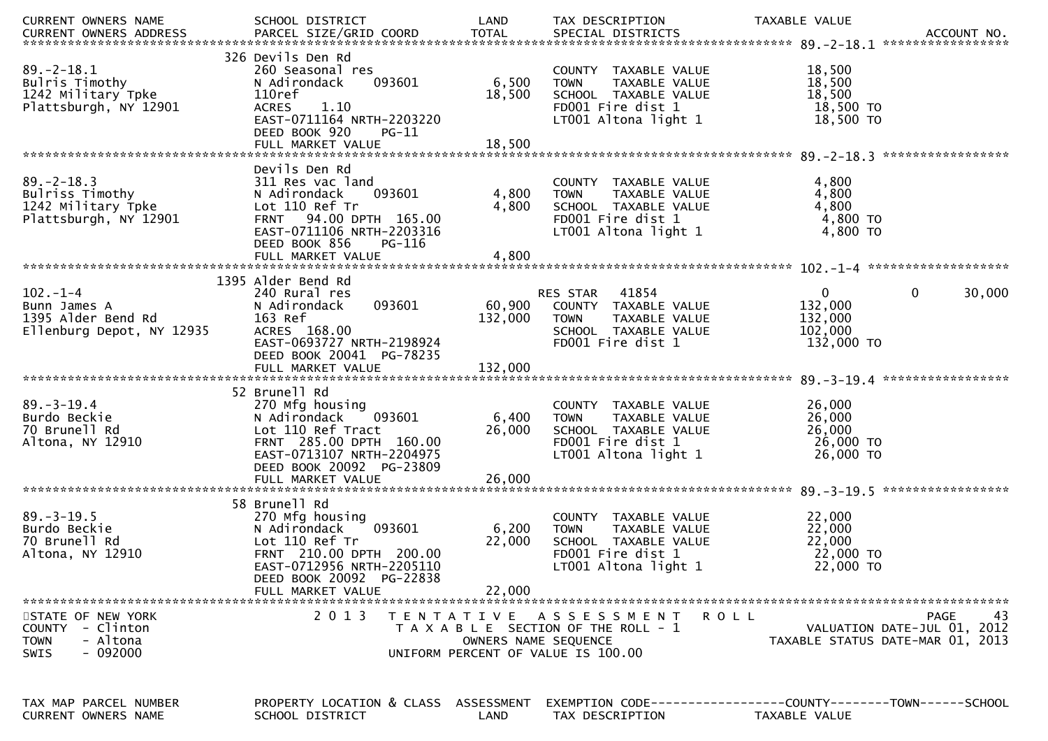| CURRENT OWNERS NAME<br>CURRENT OWNERS ADDRESS | SCHOOL DISTRICT<br>PARCEL SIZE/GRID COORD | LAND<br>TOTAL | TAX DESCRIPTION<br>SPECIAL DISTRICTS | TAXABLE VALUE | | ACCOUNT NO. |
|---|---|---|---|---|---|---|
| **89.-2-18.1** | | | | | | |
| | 326 Devils Den Rd | | | | | |
| 89.-2-18.1 | 260 Seasonal res | | COUNTY TAXABLE VALUE | 18,500 | | |
| Bulris Timothy | N Adirondack 093601 | 6,500 | TOWN TAXABLE VALUE | 18,500 | | |
| 1242 Military Tpke | 110ref | 18,500 | SCHOOL TAXABLE VALUE | 18,500 | | |
| Plattsburgh, NY 12901 | ACRES 1.10 | | FD001 Fire dist 1 | 18,500 TO | | |
| | EAST-0711164 NRTH-2203220 | | LT001 Altona light 1 | 18,500 TO | | |
| | DEED BOOK 920 PG-11 | | | | | |
| | FULL MARKET VALUE | 18,500 | | | | |
| **89.-2-18.3** | | | | | | |
| | Devils Den Rd | | | | | |
| 89.-2-18.3 | 311 Res vac land | | COUNTY TAXABLE VALUE | 4,800 | | |
| Bulriss Timothy | N Adirondack 093601 | 4,800 | TOWN TAXABLE VALUE | 4,800 | | |
| 1242 Military Tpke | Lot 110 Ref Tr | 4,800 | SCHOOL TAXABLE VALUE | 4,800 | | |
| Plattsburgh, NY 12901 | FRNT 94.00 DPTH 165.00 | | FD001 Fire dist 1 | 4,800 TO | | |
| | EAST-0711106 NRTH-2203316 | | LT001 Altona light 1 | 4,800 TO | | |
| | DEED BOOK 856 PG-116 | | | | | |
| | FULL MARKET VALUE | 4,800 | | | | |
| **102.-1-4** | | | | | | |
| | 1395 Alder Bend Rd | | | | | |
| 102.-1-4 | 240 Rural res | | RES STAR 41854 | 0 | 0 | 30,000 |
| Bunn James A | N Adirondack 093601 | 60,900 | COUNTY TAXABLE VALUE | 132,000 | | |
| 1395 Alder Bend Rd | 163 Ref | 132,000 | TOWN TAXABLE VALUE | 132,000 | | |
| Ellenburg Depot, NY 12935 | ACRES 168.00 | | SCHOOL TAXABLE VALUE | 102,000 | | |
| | EAST-0693727 NRTH-2198924 | | FD001 Fire dist 1 | 132,000 TO | | |
| | DEED BOOK 20041 PG-78235 | | | | | |
| | FULL MARKET VALUE | 132,000 | | | | |
| **89.-3-19.4** | | | | | | |
| | 52 Brunell Rd | | | | | |
| 89.-3-19.4 | 270 Mfg housing | | COUNTY TAXABLE VALUE | 26,000 | | |
| Burdo Beckie | N Adirondack 093601 | 6,400 | TOWN TAXABLE VALUE | 26,000 | | |
| 70 Brunell Rd | Lot 110 Ref Tract | 26,000 | SCHOOL TAXABLE VALUE | 26,000 | | |
| Altona, NY 12910 | FRNT 285.00 DPTH 160.00 | | FD001 Fire dist 1 | 26,000 TO | | |
| | EAST-0713107 NRTH-2204975 | | LT001 Altona light 1 | 26,000 TO | | |
| | DEED BOOK 20092 PG-23809 | | | | | |
| | FULL MARKET VALUE | 26,000 | | | | |
| **89.-3-19.5** | | | | | | |
| | 58 Brunell Rd | | | | | |
| 89.-3-19.5 | 270 Mfg housing | | COUNTY TAXABLE VALUE | 22,000 | | |
| Burdo Beckie | N Adirondack 093601 | 6,200 | TOWN TAXABLE VALUE | 22,000 | | |
| 70 Brunell Rd | Lot 110 Ref Tr | 22,000 | SCHOOL TAXABLE VALUE | 22,000 | | |
| Altona, NY 12910 | FRNT 210.00 DPTH 200.00 | | FD001 Fire dist 1 | 22,000 TO | | |
| | EAST-0712956 NRTH-2205110 | | LT001 Altona light 1 | 22,000 TO | | |
| | DEED BOOK 20092 PG-22838 | | | | | |
| | FULL MARKET VALUE | 22,000 | | | | |

STATE OF NEW YORK
COUNTY - Clinton
TOWN - Altona
SWIS - 092000

2013 TENTATIVE ASSESSMENT ROLL
TAXABLE SECTION OF THE ROLL - 1
OWNERS NAME SEQUENCE
UNIFORM PERCENT OF VALUE IS 100.00

VALUATION DATE-JUL 01, 2012
TAXABLE STATUS DATE-MAR 01, 2013

| TAX MAP PARCEL NUMBER<br>CURRENT OWNERS NAME | PROPERTY LOCATION & CLASS<br>SCHOOL DISTRICT | ASSESSMENT<br>LAND | EXEMPTION CODE<br>TAX DESCRIPTION | COUNTY<br>TAXABLE VALUE | TOWN | SCHOOL |
|---|---|---|---|---|---|---|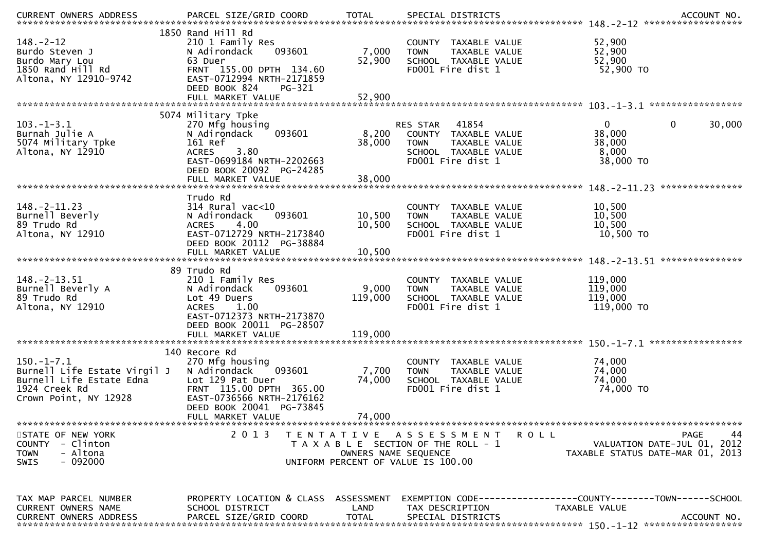CURRENT OWNERS ADDRESS PARCEL SIZE/GRID COORD TOTAL SPECIAL DISTRICTS ACCOUNT NO.

```
******************************************************************************************************* 148.-2-12 ******************
                              1850 Rand Hill Rd
148.-2-12                     210 1 Family Res                        COUNTY  TAXABLE VALUE           52,900
Burdo Steven J                N Adirondack     093601       7,000     TOWN    TAXABLE VALUE           52,900
Burdo Mary Lou                63 Duer                      52,900     SCHOOL  TAXABLE VALUE           52,900
1850 Rand Hill Rd             FRNT 155.00 DPTH 134.60                 FD001 Fire dist 1                52,900 TO
Altona, NY 12910-9742         EAST-0712994 NRTH-2171859
                              DEED BOOK 824     PG-321
                              FULL MARKET VALUE            52,900
******************************************************************************************************* 103.-1-3.1 *****************
                              5074 Military Tpke
103.-1-3.1                    270 Mfg housing                         RES STAR    41854                0              0       30,000
Burnah Julie A                N Adirondack     093601       8,200     COUNTY  TAXABLE VALUE           38,000
5074 Military Tpke            161 Ref                      38,000     TOWN    TAXABLE VALUE           38,000
Altona, NY 12910              ACRES     3.80                          SCHOOL  TAXABLE VALUE            8,000
                              EAST-0699184 NRTH-2202663               FD001 Fire dist 1                38,000 TO
                              DEED BOOK 20092  PG-24285
                              FULL MARKET VALUE            38,000
******************************************************************************************************* 148.-2-11.23 ***************
                              Trudo Rd
148.-2-11.23                  314 Rural vac<10                        COUNTY  TAXABLE VALUE           10,500
Burnell Beverly               N Adirondack     093601      10,500     TOWN    TAXABLE VALUE           10,500
89 Trudo Rd                   ACRES     4.00               10,500     SCHOOL  TAXABLE VALUE           10,500
Altona, NY 12910              EAST-0712729 NRTH-2173840               FD001 Fire dist 1                10,500 TO
                              DEED BOOK 20112  PG-38884
                              FULL MARKET VALUE            10,500
******************************************************************************************************* 148.-2-13.51 ***************
                              89 Trudo Rd
148.-2-13.51                  210 1 Family Res                        COUNTY  TAXABLE VALUE          119,000
Burnell Beverly A             N Adirondack     093601       9,000     TOWN    TAXABLE VALUE          119,000
89 Trudo Rd                   Lot 49 Duers                119,000     SCHOOL  TAXABLE VALUE          119,000
Altona, NY 12910              ACRES     1.00                          FD001 Fire dist 1               119,000 TO
                              EAST-0712373 NRTH-2173870
                              DEED BOOK 20011  PG-28507
                              FULL MARKET VALUE           119,000
******************************************************************************************************* 150.-1-7.1 *****************
                              140 Recore Rd
150.-1-7.1                    270 Mfg housing                         COUNTY  TAXABLE VALUE           74,000
Burnell Life Estate Virgil J  N Adirondack     093601       7,700     TOWN    TAXABLE VALUE           74,000
Burnell Life Estate Edna      Lot 129 Pat Duer             74,000     SCHOOL  TAXABLE VALUE           74,000
1924 Creek Rd                 FRNT 115.00 DPTH 365.00                 FD001 Fire dist 1                74,000 TO
Crown Point, NY 12928         EAST-0736566 NRTH-2176162
                              DEED BOOK 20041  PG-73845
                              FULL MARKET VALUE            74,000
************************************************************************************************************************************
```

STATE OF NEW YORK — 2013 TENTATIVE ASSESSMENT ROLL — PAGE 44
COUNTY - Clinton — TAXABLE SECTION OF THE ROLL - 1 — VALUATION DATE-JUL 01, 2012
TOWN - Altona — OWNERS NAME SEQUENCE — TAXABLE STATUS DATE-MAR 01, 2013
SWIS - 092000 — UNIFORM PERCENT OF VALUE IS 100.00

```
TAX MAP PARCEL NUMBER         PROPERTY LOCATION & CLASS  ASSESSMENT  EXEMPTION CODE------------------COUNTY--------TOWN------SCHOOL
CURRENT OWNERS NAME           SCHOOL DISTRICT               LAND     TAX DESCRIPTION            TAXABLE VALUE
CURRENT OWNERS ADDRESS        PARCEL SIZE/GRID COORD        TOTAL    SPECIAL DISTRICTS                                 ACCOUNT NO.
******************************************************************************************************* 150.-1-12 ******************
```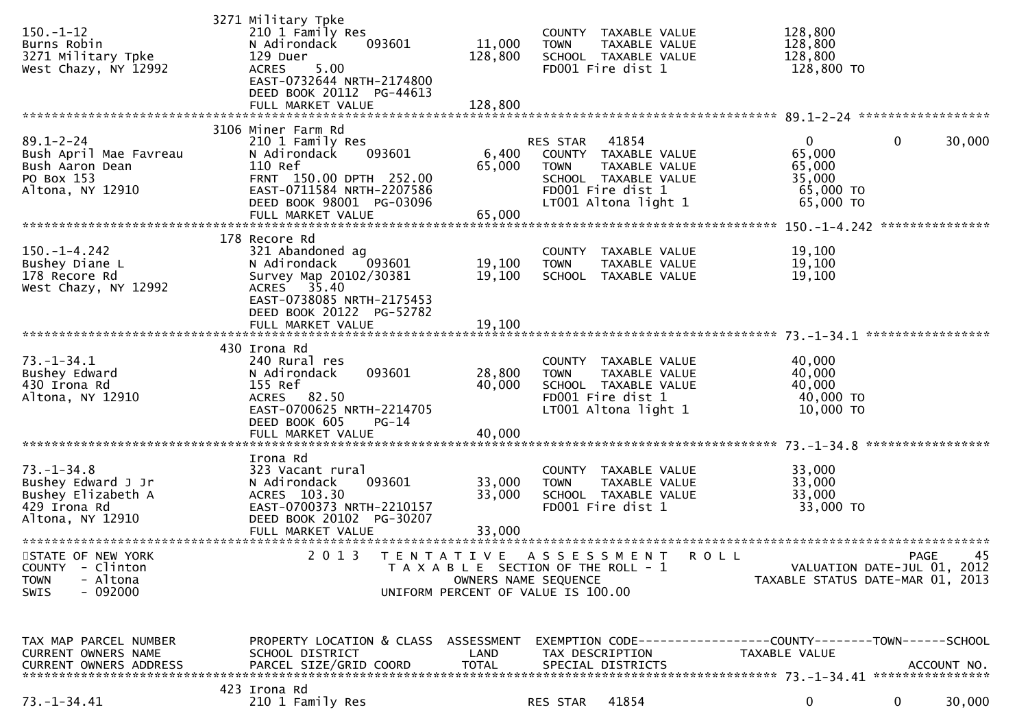| TAX MAP PARCEL NUMBER / CURRENT OWNERS NAME / CURRENT OWNERS ADDRESS | PROPERTY LOCATION & CLASS / SCHOOL DISTRICT / PARCEL SIZE/GRID COORD | ASSESSMENT LAND | ASSESSMENT TOTAL | EXEMPTION CODE / TAX DESCRIPTION / SPECIAL DISTRICTS | COUNTY TAXABLE VALUE | TOWN | SCHOOL |
|---|---|---|---|---|---|---|---|
| 150.-1-12 | 3271 Military Tpke | | | | | | |
| Burns Robin | 210 1 Family Res | | | COUNTY TAXABLE VALUE | 128,800 | | |
| 3271 Military Tpke | N Adirondack 093601 | 11,000 | | TOWN TAXABLE VALUE | 128,800 | | |
| West Chazy, NY 12992 | 129 Duer | | 128,800 | SCHOOL TAXABLE VALUE | 128,800 | | |
| | ACRES 5.00 | | | FD001 Fire dist 1 | 128,800 TO | | |
| | EAST-0732644 NRTH-2174800 | | | | | | |
| | DEED BOOK 20112 PG-44613 | | | | | | |
| | FULL MARKET VALUE | | 128,800 | | | | |
| 89.1-2-24 | 3106 Miner Farm Rd | | | | | | |
| Bush April Mae Favreau | 210 1 Family Res | | | RES STAR 41854 | 0 | 0 | 30,000 |
| Bush Aaron Dean | N Adirondack 093601 | 6,400 | | COUNTY TAXABLE VALUE | 65,000 | | |
| PO Box 153 | 110 Ref | | 65,000 | TOWN TAXABLE VALUE | 65,000 | | |
| Altona, NY 12910 | FRNT 150.00 DPTH 252.00 | | | SCHOOL TAXABLE VALUE | 35,000 | | |
| | EAST-0711584 NRTH-2207586 | | | FD001 Fire dist 1 | 65,000 TO | | |
| | DEED BOOK 98001 PG-03096 | | | LT001 Altona light 1 | 65,000 TO | | |
| | FULL MARKET VALUE | | 65,000 | | | | |
| 150.-1-4.242 | 178 Recore Rd | | | | | | |
| Bushey Diane L | 321 Abandoned ag | | | COUNTY TAXABLE VALUE | 19,100 | | |
| 178 Recore Rd | N Adirondack 093601 | 19,100 | | TOWN TAXABLE VALUE | 19,100 | | |
| West Chazy, NY 12992 | Survey Map 20102/30381 | | 19,100 | SCHOOL TAXABLE VALUE | 19,100 | | |
| | ACRES 35.40 | | | | | | |
| | EAST-0738085 NRTH-2175453 | | | | | | |
| | DEED BOOK 20122 PG-52782 | | | | | | |
| | FULL MARKET VALUE | | 19,100 | | | | |
| 73.-1-34.1 | 430 Irona Rd | | | | | | |
| Bushey Edward | 240 Rural res | | | COUNTY TAXABLE VALUE | 40,000 | | |
| 430 Irona Rd | N Adirondack 093601 | 28,800 | | TOWN TAXABLE VALUE | 40,000 | | |
| Altona, NY 12910 | 155 Ref | | 40,000 | SCHOOL TAXABLE VALUE | 40,000 | | |
| | ACRES 82.50 | | | FD001 Fire dist 1 | 40,000 TO | | |
| | EAST-0700625 NRTH-2214705 | | | LT001 Altona light 1 | 10,000 TO | | |
| | DEED BOOK 605 PG-14 | | | | | | |
| | FULL MARKET VALUE | | 40,000 | | | | |
| 73.-1-34.8 | Irona Rd | | | | | | |
| Bushey Edward J Jr | 323 Vacant rural | | | COUNTY TAXABLE VALUE | 33,000 | | |
| Bushey Elizabeth A | N Adirondack 093601 | 33,000 | | TOWN TAXABLE VALUE | 33,000 | | |
| 429 Irona Rd | ACRES 103.30 | | 33,000 | SCHOOL TAXABLE VALUE | 33,000 | | |
| Altona, NY 12910 | EAST-0700373 NRTH-2210157 | | | FD001 Fire dist 1 | 33,000 TO | | |
| | DEED BOOK 20102 PG-30207 | | | | | | |
| | FULL MARKET VALUE | | 33,000 | | | | |

STATE OF NEW YORK — COUNTY - Clinton — TOWN - Altona — SWIS - 092000

2013 TENTATIVE ASSESSMENT ROLL — TAXABLE SECTION OF THE ROLL - 1 — OWNERS NAME SEQUENCE — UNIFORM PERCENT OF VALUE IS 100.00

VALUATION DATE-JUL 01, 2012 — TAXABLE STATUS DATE-MAR 01, 2013

| TAX MAP PARCEL NUMBER / CURRENT OWNERS NAME / CURRENT OWNERS ADDRESS | PROPERTY LOCATION & CLASS / SCHOOL DISTRICT / PARCEL SIZE/GRID COORD | ASSESSMENT LAND | ASSESSMENT TOTAL | EXEMPTION CODE / TAX DESCRIPTION / SPECIAL DISTRICTS | COUNTY TAXABLE VALUE | TOWN | SCHOOL / ACCOUNT NO. |
|---|---|---|---|---|---|---|---|
| 73.-1-34.41 | 423 Irona Rd | | | | | | |
| | 210 1 Family Res | | | RES STAR 41854 | 0 | 0 | 30,000 |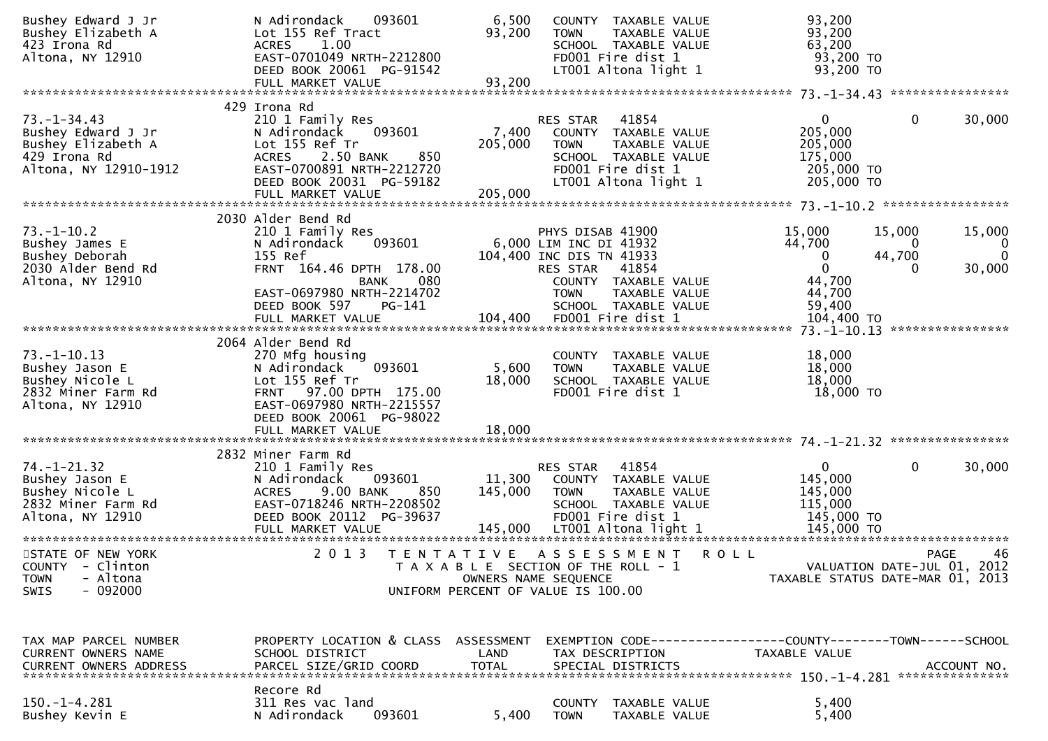```
Bushey Edward J Jr             N Adirondack     093601          6,500    COUNTY  TAXABLE VALUE              93,200
Bushey Elizabeth A             Lot 155 Ref Tract               93,200    TOWN    TAXABLE VALUE              93,200
423 Irona Rd                   ACRES     1.00                            SCHOOL  TAXABLE VALUE              63,200
Altona, NY 12910               EAST-0701049 NRTH-2212800                 FD001 Fire dist 1                  93,200 TO
                               DEED BOOK 20061  PG-91542                 LT001 Altona light 1               93,200 TO
                               FULL MARKET VALUE               93,200
******************************************************************************************************* 73.-1-34.43 ****************
                              429 Irona Rd
73.-1-34.43                    210 1 Family Res                          RES STAR    41854                   0             0      30,000
Bushey Edward J Jr             N Adirondack     093601          7,400    COUNTY  TAXABLE VALUE             205,000
Bushey Elizabeth A             Lot 155 Ref Tr                 205,000    TOWN    TAXABLE VALUE             205,000
429 Irona Rd                   ACRES     2.50 BANK     850               SCHOOL  TAXABLE VALUE             175,000
Altona, NY 12910-1912          EAST-0700891 NRTH-2212720                 FD001 Fire dist 1                 205,000 TO
                               DEED BOOK 20031  PG-59182                 LT001 Altona light 1              205,000 TO
                               FULL MARKET VALUE              205,000
******************************************************************************************************* 73.-1-10.2 *****************
                              2030 Alder Bend Rd
73.-1-10.2                     210 1 Family Res                          PHYS DISAB 41900               15,000        15,000      15,000
Bushey James E                 N Adirondack     093601          6,000 LIM INC DI 41932                  44,700             0           0
Bushey Deborah                 155 Ref                        104,400 INC DIS TN 41933                      0        44,700           0
2030 Alder Bend Rd             FRNT 164.46 DPTH 178.00                   RES STAR    41854                   0             0      30,000
Altona, NY 12910                          BANK     080                   COUNTY  TAXABLE VALUE              44,700
                               EAST-0697980 NRTH-2214702                 TOWN    TAXABLE VALUE              44,700
                               DEED BOOK 597    PG-141                   SCHOOL  TAXABLE VALUE              59,400
                               FULL MARKET VALUE              104,400    FD001 Fire dist 1                 104,400 TO
******************************************************************************************************* 73.-1-10.13 ****************
                              2064 Alder Bend Rd
73.-1-10.13                    270 Mfg housing                           COUNTY  TAXABLE VALUE              18,000
Bushey Jason E                 N Adirondack     093601          5,600    TOWN    TAXABLE VALUE              18,000
Bushey Nicole L                Lot 155 Ref Tr                  18,000    SCHOOL  TAXABLE VALUE              18,000
2832 Miner Farm Rd             FRNT  97.00 DPTH 175.00                   FD001 Fire dist 1                  18,000 TO
Altona, NY 12910               EAST-0697980 NRTH-2215557
                               DEED BOOK 20061  PG-98022
                               FULL MARKET VALUE               18,000
******************************************************************************************************* 74.-1-21.32 ****************
                              2832 Miner Farm Rd
74.-1-21.32                    210 1 Family Res                          RES STAR    41854                   0             0      30,000
Bushey Jason E                 N Adirondack     093601         11,300    COUNTY  TAXABLE VALUE             145,000
Bushey Nicole L                ACRES     9.00 BANK     850    145,000    TOWN    TAXABLE VALUE             145,000
2832 Miner Farm Rd             EAST-0718246 NRTH-2208502                 SCHOOL  TAXABLE VALUE             115,000
Altona, NY 12910               DEED BOOK 20112  PG-39637                 FD001 Fire dist 1                 145,000 TO
                               FULL MARKET VALUE              145,000    LT001 Altona light 1              145,000 TO
*************************************************************************************************************************************
STATE OF NEW YORK                  2 0 1 3   T E N T A T I V E   A S S E S S M E N T   R O L L                              PAGE    46
COUNTY  - Clinton                             T A X A B L E  SECTION OF THE ROLL - 1                     VALUATION DATE-JUL 01, 2012
TOWN    - Altona                                 OWNERS NAME SEQUENCE                                TAXABLE STATUS DATE-MAR 01, 2013
SWIS    - 092000                              UNIFORM PERCENT OF VALUE IS 100.00


TAX MAP PARCEL NUMBER          PROPERTY LOCATION & CLASS  ASSESSMENT  EXEMPTION CODE------------------COUNTY--------TOWN------SCHOOL
CURRENT OWNERS NAME            SCHOOL DISTRICT               LAND      TAX DESCRIPTION              TAXABLE VALUE
CURRENT OWNERS ADDRESS         PARCEL SIZE/GRID COORD        TOTAL     SPECIAL DISTRICTS                                  ACCOUNT NO.
******************************************************************************************************* 150.-1-4.281 ***************
                               Recore Rd
150.-1-4.281                   311 Res vac land                          COUNTY  TAXABLE VALUE               5,400
Bushey Kevin E                 N Adirondack     093601          5,400    TOWN    TAXABLE VALUE               5,400
```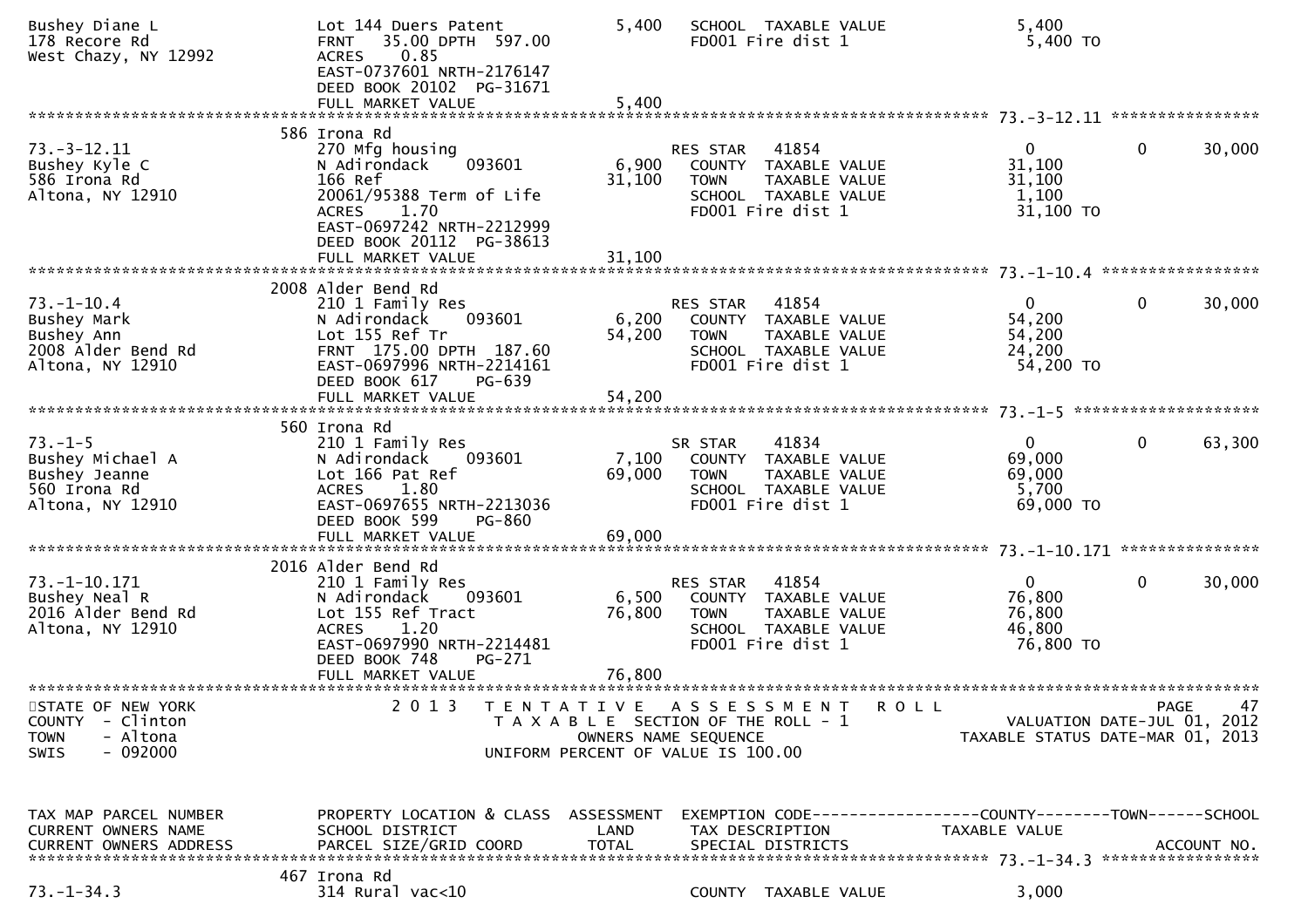```
Bushey Diane L                  Lot 144 Duers Patent            5,400   SCHOOL  TAXABLE VALUE               5,400
178 Recore Rd                   FRNT   35.00 DPTH  597.00               FD001 Fire dist 1                    5,400 TO
West Chazy, NY 12992            ACRES    0.85
                                EAST-0737601 NRTH-2176147
                                DEED BOOK 20102  PG-31671
                                FULL MARKET VALUE               5,400
******************************************************************************************************* 73.-3-12.11 ****************
                                586 Irona Rd
73.-3-12.11                     270 Mfg housing                          RES STAR   41854                   0          0     30,000
Bushey Kyle C                   N Adirondack     093601         6,900   COUNTY  TAXABLE VALUE              31,100
586 Irona Rd                    166 Ref                        31,100   TOWN    TAXABLE VALUE              31,100
Altona, NY 12910                20061/95388 Term of Life                SCHOOL  TAXABLE VALUE               1,100
                                ACRES    1.70                           FD001 Fire dist 1                   31,100 TO
                                EAST-0697242 NRTH-2212999
                                DEED BOOK 20112  PG-38613
                                FULL MARKET VALUE              31,100
******************************************************************************************************* 73.-1-10.4 *****************
                                2008 Alder Bend Rd
73.-1-10.4                      210 1 Family Res                         RES STAR   41854                   0          0     30,000
Bushey Mark                     N Adirondack     093601         6,200   COUNTY  TAXABLE VALUE              54,200
Bushey Ann                      Lot 155 Ref Tr                 54,200   TOWN    TAXABLE VALUE              54,200
2008 Alder Bend Rd              FRNT  175.00 DPTH  187.60               SCHOOL  TAXABLE VALUE              24,200
Altona, NY 12910                EAST-0697996 NRTH-2214161               FD001 Fire dist 1                   54,200 TO
                                DEED BOOK 617     PG-639
                                FULL MARKET VALUE              54,200
******************************************************************************************************* 73.-1-5 ********************
                                560 Irona Rd
73.-1-5                         210 1 Family Res                         SR STAR    41834                   0          0     63,300
Bushey Michael A                N Adirondack     093601         7,100   COUNTY  TAXABLE VALUE              69,000
Bushey Jeanne                   Lot 166 Pat Ref                69,000   TOWN    TAXABLE VALUE              69,000
560 Irona Rd                    ACRES    1.80                           SCHOOL  TAXABLE VALUE               5,700
Altona, NY 12910                EAST-0697655 NRTH-2213036               FD001 Fire dist 1                   69,000 TO
                                DEED BOOK 599     PG-860
                                FULL MARKET VALUE              69,000
******************************************************************************************************* 73.-1-10.171 ***************
                                2016 Alder Bend Rd
73.-1-10.171                    210 1 Family Res                         RES STAR   41854                   0          0     30,000
Bushey Neal R                   N Adirondack     093601         6,500   COUNTY  TAXABLE VALUE              76,800
2016 Alder Bend Rd              Lot 155 Ref Tract              76,800   TOWN    TAXABLE VALUE              76,800
Altona, NY 12910                ACRES    1.20                           SCHOOL  TAXABLE VALUE              46,800
                                EAST-0697990 NRTH-2214481               FD001 Fire dist 1                   76,800 TO
                                DEED BOOK 748     PG-271
                                FULL MARKET VALUE              76,800
************************************************************************************************************************************
STATE OF NEW YORK                2 0 1 3   T E N T A T I V E   A S S E S S M E N T   R O L L                              PAGE    47
COUNTY  - Clinton                          T A X A B L E  SECTION OF THE ROLL - 1                      VALUATION DATE-JUL 01, 2012
TOWN    - Altona                                 OWNERS NAME SEQUENCE                             TAXABLE STATUS DATE-MAR 01, 2013
SWIS    - 092000                          UNIFORM PERCENT OF VALUE IS 100.00


TAX MAP PARCEL NUMBER           PROPERTY LOCATION & CLASS  ASSESSMENT  EXEMPTION CODE------------------COUNTY--------TOWN------SCHOOL
CURRENT OWNERS NAME             SCHOOL DISTRICT               LAND     TAX DESCRIPTION             TAXABLE VALUE
CURRENT OWNERS ADDRESS          PARCEL SIZE/GRID COORD       TOTAL     SPECIAL DISTRICTS                                 ACCOUNT NO.
******************************************************************************************************* 73.-1-34.3 *****************
                                467 Irona Rd
73.-1-34.3                      314 Rural vac<10                        COUNTY  TAXABLE VALUE               3,000
```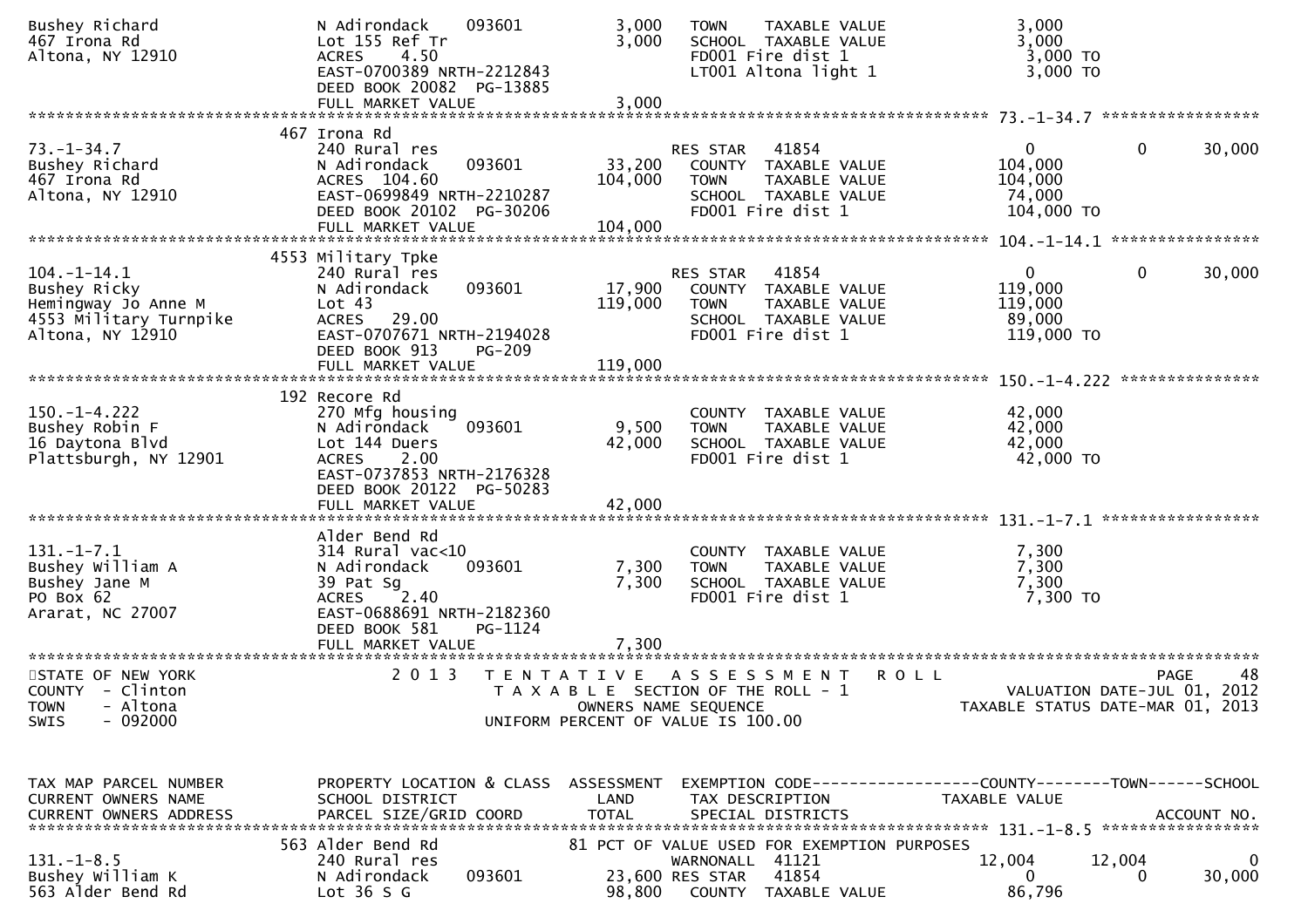```
Bushey Richard                N Adirondack     093601         3,000   TOWN    TAXABLE VALUE              3,000
467 Irona Rd                  Lot 155 Ref Tr                  3,000   SCHOOL  TAXABLE VALUE              3,000
Altona, NY 12910              ACRES     4.50                          FD001 Fire dist 1                   3,000 TO
                              EAST-0700389 NRTH-2212843               LT001 Altona light 1                3,000 TO
                              DEED BOOK 20082  PG-13885
                              FULL MARKET VALUE               3,000
******************************************************************************************************* 73.-1-34.7 *****************
                            467 Irona Rd
73.-1-34.7                    240 Rural res                           RES STAR   41854                    0            0       30,000
Bushey Richard                N Adirondack     093601        33,200   COUNTY  TAXABLE VALUE            104,000
467 Irona Rd                  ACRES  104.60                 104,000   TOWN    TAXABLE VALUE            104,000
Altona, NY 12910              EAST-0699849 NRTH-2210287               SCHOOL  TAXABLE VALUE             74,000
                              DEED BOOK 20102  PG-30206               FD001 Fire dist 1                 104,000 TO
                              FULL MARKET VALUE             104,000
******************************************************************************************************* 104.-1-14.1 ****************
                           4553 Military Tpke
104.-1-14.1                   240 Rural res                           RES STAR   41854                    0            0       30,000
Bushey Ricky                  N Adirondack     093601        17,900   COUNTY  TAXABLE VALUE            119,000
Hemingway Jo Anne M           Lot 43                        119,000   TOWN    TAXABLE VALUE            119,000
4553 Military Turnpike        ACRES    29.00                          SCHOOL  TAXABLE VALUE             89,000
Altona, NY 12910              EAST-0707671 NRTH-2194028               FD001 Fire dist 1                 119,000 TO
                              DEED BOOK 913    PG-209
                              FULL MARKET VALUE             119,000
******************************************************************************************************* 150.-1-4.222 ***************
                            192 Recore Rd
150.-1-4.222                  270 Mfg housing                         COUNTY  TAXABLE VALUE             42,000
Bushey Robin F                N Adirondack     093601         9,500   TOWN    TAXABLE VALUE             42,000
16 Daytona Blvd               Lot 144 Duers                  42,000   SCHOOL  TAXABLE VALUE             42,000
Plattsburgh, NY 12901         ACRES     2.00                          FD001 Fire dist 1                  42,000 TO
                              EAST-0737853 NRTH-2176328
                              DEED BOOK 20122  PG-50283
                              FULL MARKET VALUE              42,000
******************************************************************************************************* 131.-1-7.1 *****************
                              Alder Bend Rd
131.-1-7.1                    314 Rural vac<10                        COUNTY  TAXABLE VALUE              7,300
Bushey William A              N Adirondack     093601         7,300   TOWN    TAXABLE VALUE              7,300
Bushey Jane M                 39 Pat Sg                       7,300   SCHOOL  TAXABLE VALUE              7,300
PO Box 62                     ACRES     2.40                          FD001 Fire dist 1                   7,300 TO
Ararat, NC 27007              EAST-0688691 NRTH-2182360
                              DEED BOOK 581    PG-1124
                              FULL MARKET VALUE               7,300
************************************************************************************************************************************
STATE OF NEW YORK                 2 0 1 3   T E N T A T I V E   A S S E S S M E N T   R O L L                            PAGE     48
COUNTY  - Clinton                           T A X A B L E SECTION OF THE ROLL - 1                       VALUATION DATE-JUL 01, 2012
TOWN    - Altona                                   OWNERS NAME SEQUENCE                             TAXABLE STATUS DATE-MAR 01, 2013
SWIS    - 092000                            UNIFORM PERCENT OF VALUE IS 100.00


TAX MAP PARCEL NUMBER         PROPERTY LOCATION & CLASS  ASSESSMENT  EXEMPTION CODE------------------COUNTY--------TOWN------SCHOOL
CURRENT OWNERS NAME           SCHOOL DISTRICT               LAND      TAX DESCRIPTION             TAXABLE VALUE
CURRENT OWNERS ADDRESS        PARCEL SIZE/GRID COORD        TOTAL     SPECIAL DISTRICTS                                  ACCOUNT NO.
******************************************************************************************************* 131.-1-8.5 *****************
                            563 Alder Bend Rd              81 PCT OF VALUE USED FOR EXEMPTION PURPOSES
131.-1-8.5                    240 Rural res                           WARNONALL  41121                12,004       12,004            0
Bushey William K              N Adirondack     093601        23,600 RES STAR   41854                    0            0       30,000
563 Alder Bend Rd             Lot 36 S G                     98,800   COUNTY  TAXABLE VALUE             86,796
```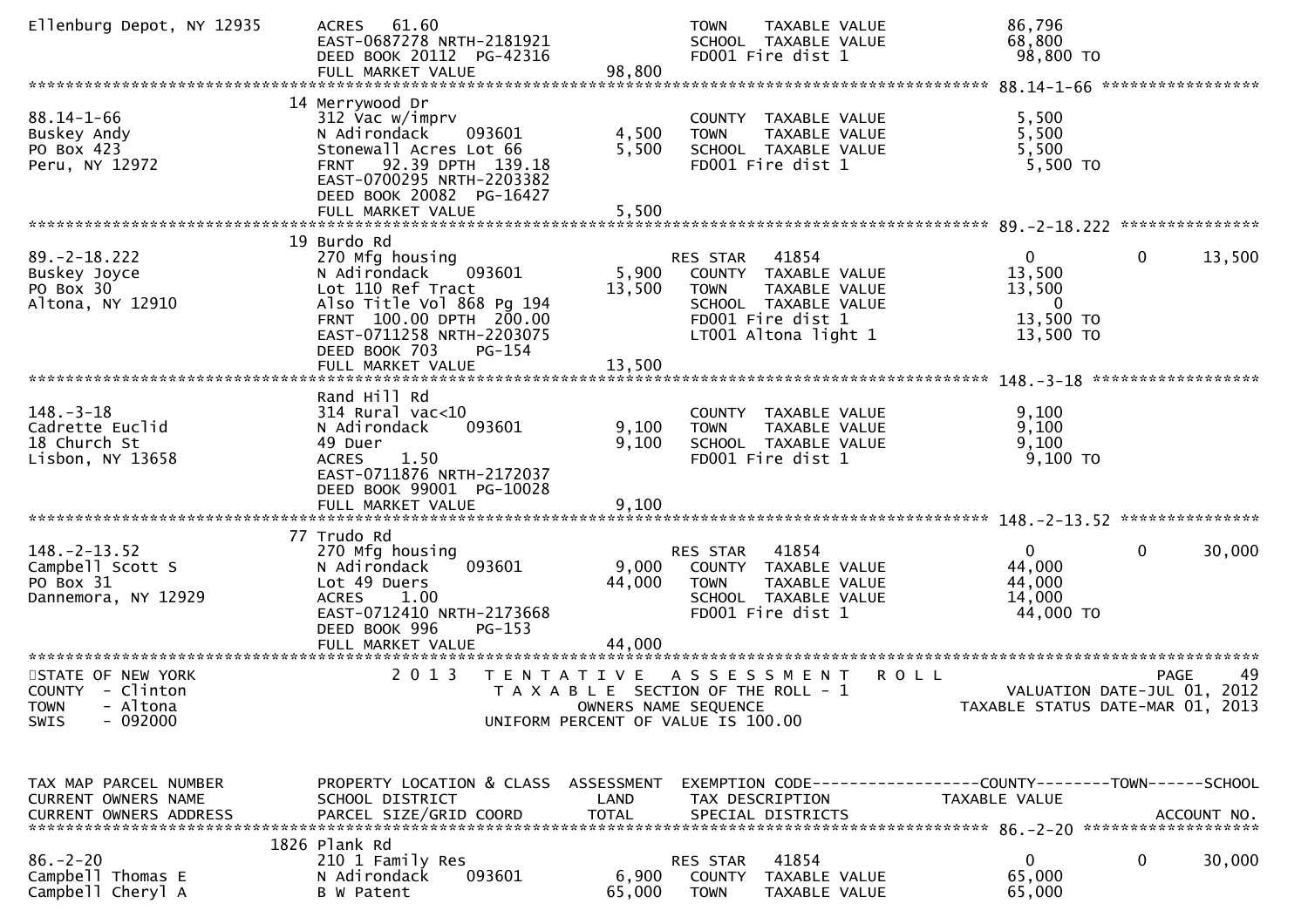```
Ellenburg Depot, NY 12935    ACRES   61.60                          TOWN    TAXABLE VALUE           86,796
                             EAST-0687278 NRTH-2181921              SCHOOL  TAXABLE VALUE           68,800
                             DEED BOOK 20112  PG-42316              FD001 Fire dist 1                98,800 TO
                             FULL MARKET VALUE              98,800
******************************************************************************************************* 88.14-1-66 *****************
                          14 Merrywood Dr
88.14-1-66                   312 Vac w/imprv                        COUNTY  TAXABLE VALUE            5,500
Buskey Andy                  N Adirondack      093601      4,500    TOWN    TAXABLE VALUE            5,500
PO Box 423                   Stonewall Acres Lot 66        5,500    SCHOOL  TAXABLE VALUE            5,500
Peru, NY 12972               FRNT   92.39 DPTH  139.18              FD001 Fire dist 1                 5,500 TO
                             EAST-0700295 NRTH-2203382
                             DEED BOOK 20082  PG-16427
                             FULL MARKET VALUE               5,500
******************************************************************************************************* 89.-2-18.222 ***************
                          19 Burdo Rd
89.-2-18.222                 270 Mfg housing                        RES STAR    41854                    0            0      13,500
Buskey Joyce                 N Adirondack      093601      5,900    COUNTY  TAXABLE VALUE           13,500
PO Box 30                    Lot 110 Ref Tract            13,500    TOWN    TAXABLE VALUE           13,500
Altona, NY 12910             Also Title Vol 868 Pg 194              SCHOOL  TAXABLE VALUE                0
                             FRNT  100.00 DPTH  200.00              FD001 Fire dist 1                13,500 TO
                             EAST-0711258 NRTH-2203075              LT001 Altona light 1             13,500 TO
                             DEED BOOK 703     PG-154
                             FULL MARKET VALUE              13,500
******************************************************************************************************* 148.-3-18 ******************
                             Rand Hill Rd
148.-3-18                    314 Rural vac<10                       COUNTY  TAXABLE VALUE            9,100
Cadrette Euclid              N Adirondack      093601      9,100    TOWN    TAXABLE VALUE            9,100
18 Church St                 49 Duer                       9,100    SCHOOL  TAXABLE VALUE            9,100
Lisbon, NY 13658             ACRES    1.50                          FD001 Fire dist 1                 9,100 TO
                             EAST-0711876 NRTH-2172037
                             DEED BOOK 99001  PG-10028
                             FULL MARKET VALUE               9,100
******************************************************************************************************* 148.-2-13.52 ***************
                          77 Trudo Rd
148.-2-13.52                 270 Mfg housing                        RES STAR    41854                    0            0      30,000
Campbell Scott S             N Adirondack      093601      9,000    COUNTY  TAXABLE VALUE           44,000
PO Box 31                    Lot 49 Duers                 44,000    TOWN    TAXABLE VALUE           44,000
Dannemora, NY 12929          ACRES    1.00                          SCHOOL  TAXABLE VALUE           14,000
                             EAST-0712410 NRTH-2173668              FD001 Fire dist 1                44,000 TO
                             DEED BOOK 996     PG-153
                             FULL MARKET VALUE              44,000
************************************************************************************************************************************
STATE OF NEW YORK                  2 0 1 3   T E N T A T I V E   A S S E S S M E N T   R O L L                              PAGE    49
COUNTY  - Clinton                              T A X A B L E  SECTION OF THE ROLL - 1                     VALUATION DATE-JUL 01, 2012
TOWN    - Altona                                   OWNERS NAME SEQUENCE                             TAXABLE STATUS DATE-MAR 01, 2013
SWIS    - 092000                           UNIFORM PERCENT OF VALUE IS 100.00


TAX MAP PARCEL NUMBER        PROPERTY LOCATION & CLASS  ASSESSMENT  EXEMPTION CODE------------------COUNTY--------TOWN------SCHOOL
CURRENT OWNERS NAME          SCHOOL DISTRICT               LAND      TAX DESCRIPTION              TAXABLE VALUE
CURRENT OWNERS ADDRESS       PARCEL SIZE/GRID COORD       TOTAL      SPECIAL DISTRICTS                                    ACCOUNT NO.
******************************************************************************************************* 86.-2-20 *******************
                        1826 Plank Rd
86.-2-20                     210 1 Family Res                       RES STAR    41854                    0            0      30,000
Campbell Thomas E            N Adirondack      093601      6,900    COUNTY  TAXABLE VALUE           65,000
Campbell Cheryl A            B W Patent                   65,000    TOWN    TAXABLE VALUE           65,000
```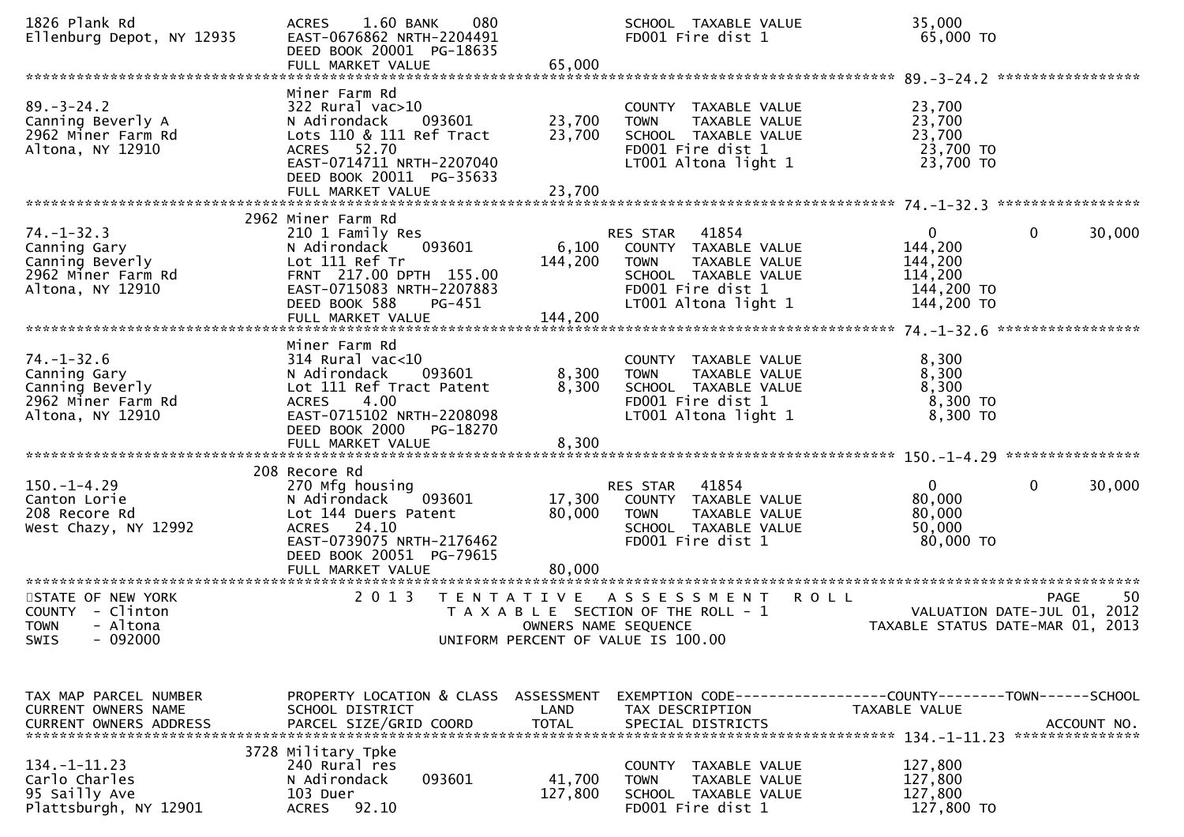```
1826 Plank Rd                   ACRES    1.60 BANK    080                SCHOOL  TAXABLE VALUE              35,000
Ellenburg Depot, NY 12935       EAST-0676862 NRTH-2204491                FD001 Fire dist 1                   65,000 TO
                                DEED BOOK 20001  PG-18635
                                FULL MARKET VALUE              65,000
******************************************************************************************************* 89.-3-24.2 *****************
                                Miner Farm Rd
89.-3-24.2                      322 Rural vac>10                         COUNTY  TAXABLE VALUE              23,700
Canning Beverly A               N Adirondack    093601         23,700    TOWN    TAXABLE VALUE              23,700
2962 Miner Farm Rd              Lots 110 & 111 Ref Tract       23,700    SCHOOL  TAXABLE VALUE              23,700
Altona, NY 12910                ACRES   52.70                            FD001 Fire dist 1                   23,700 TO
                                EAST-0714711 NRTH-2207040                LT001 Altona light 1                23,700 TO
                                DEED BOOK 20011  PG-35633
                                FULL MARKET VALUE              23,700
******************************************************************************************************* 74.-1-32.3 *****************
                                2962 Miner Farm Rd
74.-1-32.3                      210 1 Family Res                         RES STAR   41854                    0          0      30,000
Canning Gary                    N Adirondack    093601          6,100    COUNTY  TAXABLE VALUE             144,200
Canning Beverly                 Lot 111 Ref Tr                144,200    TOWN    TAXABLE VALUE             144,200
2962 Miner Farm Rd              FRNT 217.00 DPTH 155.00                  SCHOOL  TAXABLE VALUE             114,200
Altona, NY 12910                EAST-0715083 NRTH-2207883                FD001 Fire dist 1                  144,200 TO
                                DEED BOOK 588    PG-451                  LT001 Altona light 1               144,200 TO
                                FULL MARKET VALUE             144,200
******************************************************************************************************* 74.-1-32.6 *****************
                                Miner Farm Rd
74.-1-32.6                      314 Rural vac<10                         COUNTY  TAXABLE VALUE               8,300
Canning Gary                    N Adirondack    093601          8,300    TOWN    TAXABLE VALUE               8,300
Canning Beverly                 Lot 111 Ref Tract Patent        8,300    SCHOOL  TAXABLE VALUE               8,300
2962 Miner Farm Rd              ACRES    4.00                            FD001 Fire dist 1                    8,300 TO
Altona, NY 12910                EAST-0715102 NRTH-2208098                LT001 Altona light 1                 8,300 TO
                                DEED BOOK 2000   PG-18270
                                FULL MARKET VALUE               8,300
******************************************************************************************************* 150.-1-4.29 ****************
                                208 Recore Rd
150.-1-4.29                     270 Mfg housing                          RES STAR   41854                    0          0      30,000
Canton Lorie                    N Adirondack    093601         17,300    COUNTY  TAXABLE VALUE              80,000
208 Recore Rd                   Lot 144 Duers Patent           80,000    TOWN    TAXABLE VALUE              80,000
West Chazy, NY 12992            ACRES   24.10                            SCHOOL  TAXABLE VALUE              50,000
                                EAST-0739075 NRTH-2176462                FD001 Fire dist 1                   80,000 TO
                                DEED BOOK 20051  PG-79615
                                FULL MARKET VALUE              80,000
************************************************************************************************************************************
STATE OF NEW YORK                2 0 1 3   T E N T A T I V E   A S S E S S M E N T   R O L L                          PAGE    50
COUNTY  - Clinton                    T A X A B L E  SECTION OF THE ROLL - 1                          VALUATION DATE-JUL 01, 2012
TOWN    - Altona                              OWNERS NAME SEQUENCE                               TAXABLE STATUS DATE-MAR 01, 2013
SWIS    - 092000                         UNIFORM PERCENT OF VALUE IS 100.00


TAX MAP PARCEL NUMBER           PROPERTY LOCATION & CLASS  ASSESSMENT  EXEMPTION CODE------------------COUNTY--------TOWN------SCHOOL
CURRENT OWNERS NAME             SCHOOL DISTRICT               LAND     TAX DESCRIPTION             TAXABLE VALUE
CURRENT OWNERS ADDRESS          PARCEL SIZE/GRID COORD        TOTAL    SPECIAL DISTRICTS                                  ACCOUNT NO.
******************************************************************************************************* 134.-1-11.23 ***************
                                3728 Military Tpke
134.-1-11.23                    240 Rural res                            COUNTY  TAXABLE VALUE             127,800
Carlo Charles                   N Adirondack    093601         41,700    TOWN    TAXABLE VALUE             127,800
95 Sailly Ave                   103 Duer                      127,800    SCHOOL  TAXABLE VALUE             127,800
Plattsburgh, NY 12901           ACRES   92.10                            FD001 Fire dist 1                  127,800 TO
```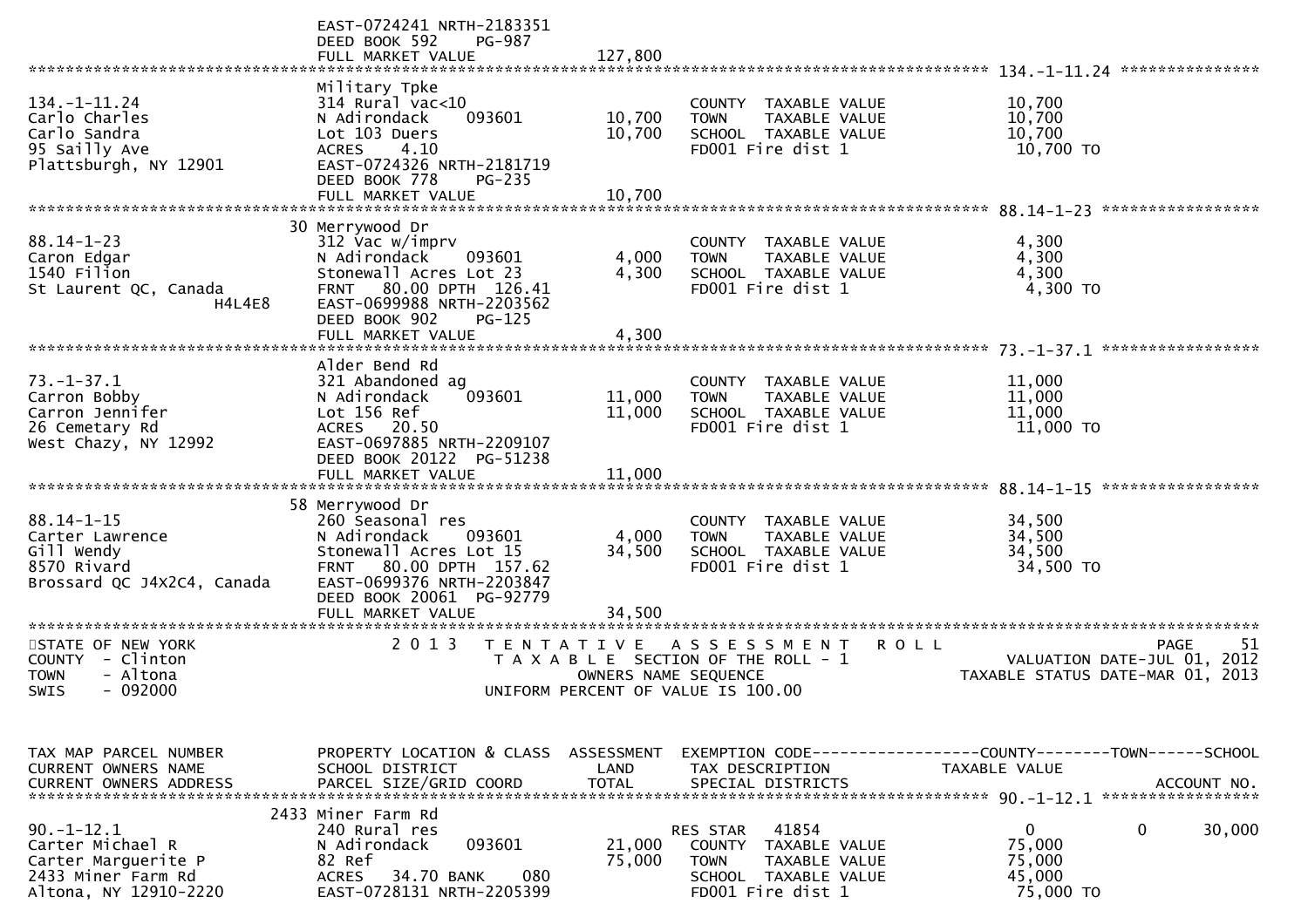```
                              EAST-0724241 NRTH-2183351
                              DEED BOOK 592     PG-987
                              FULL MARKET VALUE              127,800
******************************************************************************************************* 134.-1-11.24 ***************
                              Military Tpke
134.-1-11.24                  314 Rural vac<10                          COUNTY  TAXABLE VALUE            10,700
Carlo Charles                 N Adirondack     093601        10,700     TOWN    TAXABLE VALUE            10,700
Carlo Sandra                  Lot 103 Duers                  10,700     SCHOOL  TAXABLE VALUE            10,700
95 Sailly Ave                 ACRES    4.10                             FD001 Fire dist 1                 10,700 TO
Plattsburgh, NY 12901         EAST-0724326 NRTH-2181719
                              DEED BOOK 778     PG-235
                              FULL MARKET VALUE               10,700
******************************************************************************************************* 88.14-1-23 *****************
                           30 Merrywood Dr
88.14-1-23                    312 Vac w/imprv                           COUNTY  TAXABLE VALUE             4,300
Caron Edgar                   N Adirondack     093601         4,000     TOWN    TAXABLE VALUE             4,300
1540 Filion                   Stonewall Acres Lot 23          4,300     SCHOOL  TAXABLE VALUE             4,300
St Laurent QC, Canada         FRNT   80.00 DPTH  126.41                 FD001 Fire dist 1                  4,300 TO
                    H4L4E8    EAST-0699988 NRTH-2203562
                              DEED BOOK 902     PG-125
                              FULL MARKET VALUE                4,300
******************************************************************************************************* 73.-1-37.1 *****************
                              Alder Bend Rd
73.-1-37.1                    321 Abandoned ag                          COUNTY  TAXABLE VALUE            11,000
Carron Bobby                  N Adirondack     093601        11,000     TOWN    TAXABLE VALUE            11,000
Carron Jennifer               Lot 156 Ref                    11,000     SCHOOL  TAXABLE VALUE            11,000
26 Cemetary Rd                ACRES   20.50                             FD001 Fire dist 1                 11,000 TO
West Chazy, NY 12992          EAST-0697885 NRTH-2209107
                              DEED BOOK 20122 PG-51238
                              FULL MARKET VALUE               11,000
******************************************************************************************************* 88.14-1-15 *****************
                           58 Merrywood Dr
88.14-1-15                    260 Seasonal res                          COUNTY  TAXABLE VALUE            34,500
Carter Lawrence               N Adirondack     093601         4,000     TOWN    TAXABLE VALUE            34,500
Gill Wendy                    Stonewall Acres Lot 15         34,500     SCHOOL  TAXABLE VALUE            34,500
8570 Rivard                   FRNT   80.00 DPTH  157.62                 FD001 Fire dist 1                 34,500 TO
Brossard QC J4X2C4, Canada    EAST-0699376 NRTH-2203847
                              DEED BOOK 20061 PG-92779
                              FULL MARKET VALUE               34,500
************************************************************************************************************************************
STATE OF NEW YORK                2 0 1 3   T E N T A T I V E   A S S E S S M E N T   R O L L                          PAGE     51
COUNTY  - Clinton                      T A X A B L E  SECTION OF THE ROLL - 1                      VALUATION DATE-JUL 01, 2012
TOWN    - Altona                               OWNERS NAME SEQUENCE                              TAXABLE STATUS DATE-MAR 01, 2013
SWIS    - 092000                        UNIFORM PERCENT OF VALUE IS 100.00


TAX MAP PARCEL NUMBER          PROPERTY LOCATION & CLASS  ASSESSMENT  EXEMPTION CODE------------------COUNTY--------TOWN------SCHOOL
CURRENT OWNERS NAME            SCHOOL DISTRICT               LAND      TAX DESCRIPTION             TAXABLE VALUE
CURRENT OWNERS ADDRESS         PARCEL SIZE/GRID COORD        TOTAL     SPECIAL DISTRICTS                                 ACCOUNT NO.
******************************************************************************************************* 90.-1-12.1 *****************
                         2433 Miner Farm Rd
90.-1-12.1                    240 Rural res                        RES STAR   41854                  0            0       30,000
Carter Michael R              N Adirondack     093601        21,000   COUNTY  TAXABLE VALUE            75,000
Carter Marguerite P           82 Ref                         75,000   TOWN    TAXABLE VALUE            75,000
2433 Miner Farm Rd            ACRES   34.70 BANK     080              SCHOOL  TAXABLE VALUE            45,000
Altona, NY 12910-2220         EAST-0728131 NRTH-2205399               FD001 Fire dist 1                 75,000 TO
```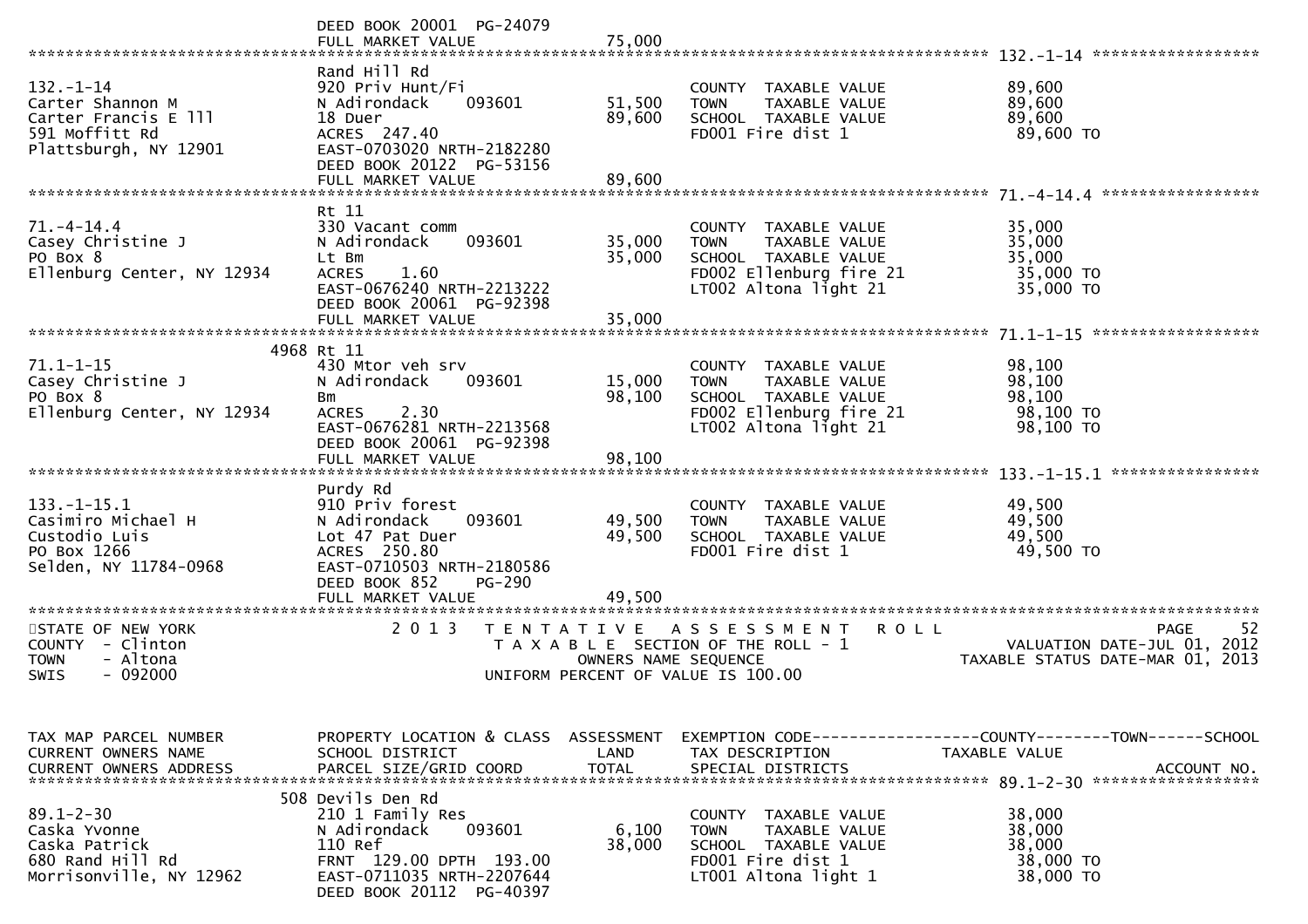DEED BOOK 20001 PG-24079
FULL MARKET VALUE 75,000

**132.-1-14**

| | | | | |
|---|---|---|---|---|
| 132.-1-14 | Rand Hill Rd | | | |
| Carter Shannon M | 920 Priv Hunt/Fi | | COUNTY TAXABLE VALUE | 89,600 |
| Carter Francis E lll | N Adirondack 093601 | 51,500 | TOWN TAXABLE VALUE | 89,600 |
| 591 Moffitt Rd | 18 Duer | 89,600 | SCHOOL TAXABLE VALUE | 89,600 |
| Plattsburgh, NY 12901 | ACRES 247.40 | | FD001 Fire dist 1 | 89,600 TO |
| | EAST-0703020 NRTH-2182280 | | | |
| | DEED BOOK 20122 PG-53156 | | | |
| | FULL MARKET VALUE | 89,600 | | |

**71.-4-14.4**

| | | | | |
|---|---|---|---|---|
| 71.-4-14.4 | Rt 11 | | | |
| Casey Christine J | 330 Vacant comm | | COUNTY TAXABLE VALUE | 35,000 |
| PO Box 8 | N Adirondack 093601 | 35,000 | TOWN TAXABLE VALUE | 35,000 |
| Ellenburg Center, NY 12934 | Lt Bm | 35,000 | SCHOOL TAXABLE VALUE | 35,000 |
| | ACRES 1.60 | | FD002 Ellenburg fire 21 | 35,000 TO |
| | EAST-0676240 NRTH-2213222 | | LT002 Altona light 21 | 35,000 TO |
| | DEED BOOK 20061 PG-92398 | | | |
| | FULL MARKET VALUE | 35,000 | | |

**71.1-1-15**

| | | | | |
|---|---|---|---|---|
| 71.1-1-15 | 4968 Rt 11 | | | |
| Casey Christine J | 430 Mtor veh srv | | COUNTY TAXABLE VALUE | 98,100 |
| PO Box 8 | N Adirondack 093601 | 15,000 | TOWN TAXABLE VALUE | 98,100 |
| Ellenburg Center, NY 12934 | Bm | 98,100 | SCHOOL TAXABLE VALUE | 98,100 |
| | ACRES 2.30 | | FD002 Ellenburg fire 21 | 98,100 TO |
| | EAST-0676281 NRTH-2213568 | | LT002 Altona light 21 | 98,100 TO |
| | DEED BOOK 20061 PG-92398 | | | |
| | FULL MARKET VALUE | 98,100 | | |

**133.-1-15.1**

| | | | | |
|---|---|---|---|---|
| 133.-1-15.1 | Purdy Rd | | | |
| Casimiro Michael H | 910 Priv forest | | COUNTY TAXABLE VALUE | 49,500 |
| Custodio Luis | N Adirondack 093601 | 49,500 | TOWN TAXABLE VALUE | 49,500 |
| PO Box 1266 | Lot 47 Pat Duer | 49,500 | SCHOOL TAXABLE VALUE | 49,500 |
| Selden, NY 11784-0968 | ACRES 250.80 | | FD001 Fire dist 1 | 49,500 TO |
| | EAST-0710503 NRTH-2180586 | | | |
| | DEED BOOK 852 PG-290 | | | |
| | FULL MARKET VALUE | 49,500 | | |

STATE OF NEW YORK
COUNTY - Clinton
TOWN - Altona
SWIS - 092000

2013 TENTATIVE ASSESSMENT ROLL
TAXABLE SECTION OF THE ROLL - 1
OWNERS NAME SEQUENCE
UNIFORM PERCENT OF VALUE IS 100.00

VALUATION DATE-JUL 01, 2012
TAXABLE STATUS DATE-MAR 01, 2013

| TAX MAP PARCEL NUMBER / CURRENT OWNERS NAME / CURRENT OWNERS ADDRESS | PROPERTY LOCATION & CLASS / SCHOOL DISTRICT / PARCEL SIZE/GRID COORD | ASSESSMENT LAND / TOTAL | EXEMPTION CODE / TAX DESCRIPTION / SPECIAL DISTRICTS | COUNTY--------TOWN------SCHOOL TAXABLE VALUE / ACCOUNT NO. |
|---|---|---|---|---|
| **89.1-2-30** | | | | |
| 89.1-2-30 | 508 Devils Den Rd | | | |
| Caska Yvonne | 210 1 Family Res | | COUNTY TAXABLE VALUE | 38,000 |
| Caska Patrick | N Adirondack 093601 | 6,100 | TOWN TAXABLE VALUE | 38,000 |
| 680 Rand Hill Rd | 110 Ref | 38,000 | SCHOOL TAXABLE VALUE | 38,000 |
| Morrisonville, NY 12962 | FRNT 129.00 DPTH 193.00 | | FD001 Fire dist 1 | 38,000 TO |
| | EAST-0711035 NRTH-2207644 | | LT001 Altona light 1 | 38,000 TO |
| | DEED BOOK 20112 PG-40397 | | | |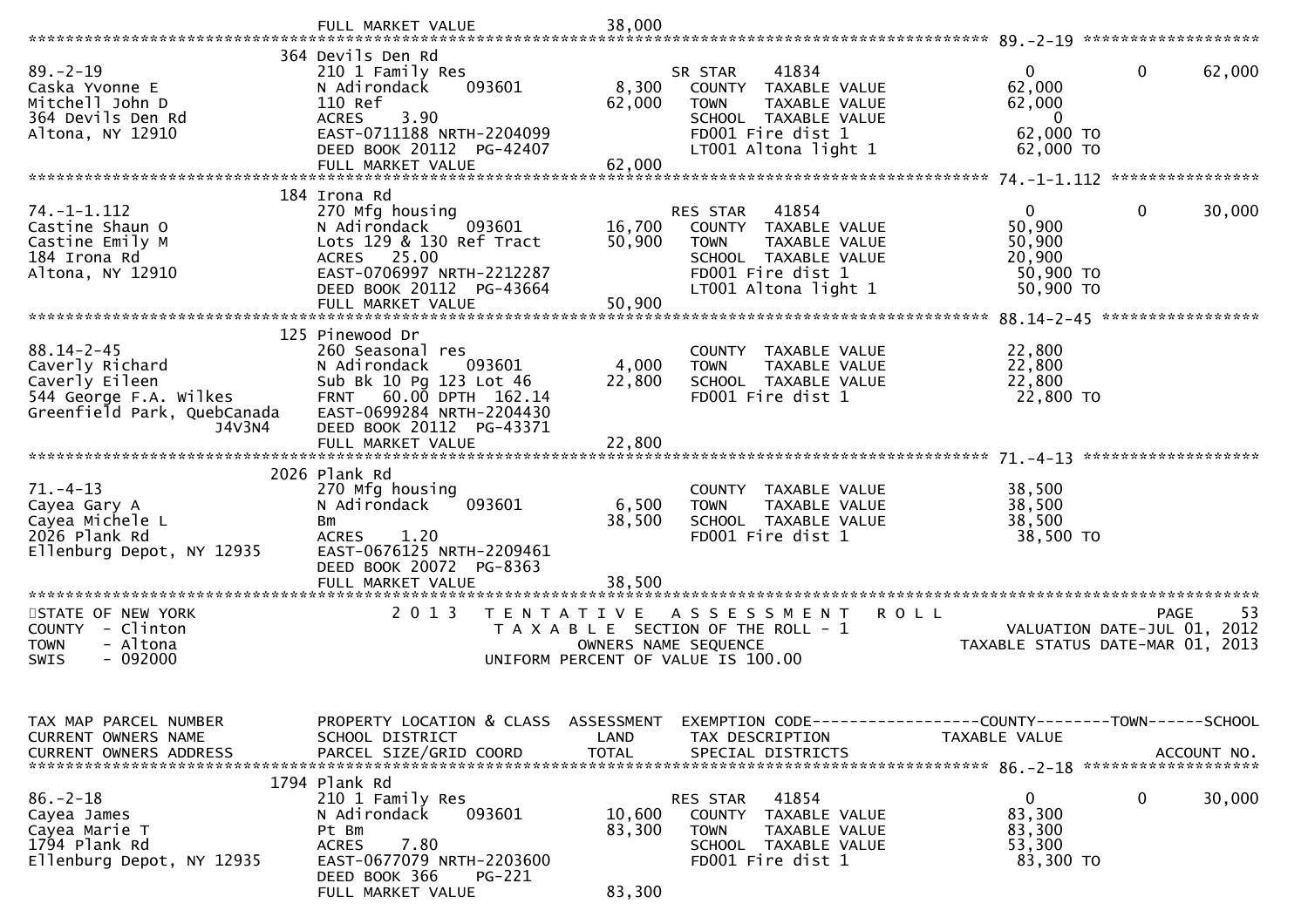FULL MARKET VALUE 38,000

---

**89.-2-19**

| | | | | |
|---|---|---|---|---|
| 364 Devils Den Rd | | | | |
| 89.-2-19 | 210 1 Family Res | | SR STAR 41834 | 0 0 62,000 |
| Caska Yvonne E | N Adirondack 093601 | 8,300 | COUNTY TAXABLE VALUE | 62,000 |
| Mitchell John D | 110 Ref | 62,000 | TOWN TAXABLE VALUE | 62,000 |
| 364 Devils Den Rd | ACRES 3.90 | | SCHOOL TAXABLE VALUE | 0 |
| Altona, NY 12910 | EAST-0711188 NRTH-2204099 | | FD001 Fire dist 1 | 62,000 TO |
| | DEED BOOK 20112 PG-42407 | | LT001 Altona light 1 | 62,000 TO |
| | FULL MARKET VALUE | 62,000 | | |

---

**74.-1-1.112**

| | | | | |
|---|---|---|---|---|
| 184 Irona Rd | | | | |
| 74.-1-1.112 | 270 Mfg housing | | RES STAR 41854 | 0 0 30,000 |
| Castine Shaun O | N Adirondack 093601 | 16,700 | COUNTY TAXABLE VALUE | 50,900 |
| Castine Emily M | Lots 129 & 130 Ref Tract | 50,900 | TOWN TAXABLE VALUE | 50,900 |
| 184 Irona Rd | ACRES 25.00 | | SCHOOL TAXABLE VALUE | 20,900 |
| Altona, NY 12910 | EAST-0706997 NRTH-2212287 | | FD001 Fire dist 1 | 50,900 TO |
| | DEED BOOK 20112 PG-43664 | | LT001 Altona light 1 | 50,900 TO |
| | FULL MARKET VALUE | 50,900 | | |

---

**88.14-2-45**

| | | | | |
|---|---|---|---|---|
| 125 Pinewood Dr | | | | |
| 88.14-2-45 | 260 Seasonal res | | COUNTY TAXABLE VALUE | 22,800 |
| Caverly Richard | N Adirondack 093601 | 4,000 | TOWN TAXABLE VALUE | 22,800 |
| Caverly Eileen | Sub Bk 10 Pg 123 Lot 46 | 22,800 | SCHOOL TAXABLE VALUE | 22,800 |
| 544 George F.A. Wilkes | FRNT 60.00 DPTH 162.14 | | FD001 Fire dist 1 | 22,800 TO |
| Greenfield Park, QuebCanada J4V3N4 | EAST-0699284 NRTH-2204430 | | | |
| | DEED BOOK 20112 PG-43371 | | | |
| | FULL MARKET VALUE | 22,800 | | |

---

**71.-4-13**

| | | | | |
|---|---|---|---|---|
| 2026 Plank Rd | | | | |
| 71.-4-13 | 270 Mfg housing | | COUNTY TAXABLE VALUE | 38,500 |
| Cayea Gary A | N Adirondack 093601 | 6,500 | TOWN TAXABLE VALUE | 38,500 |
| Cayea Michele L | Bm | 38,500 | SCHOOL TAXABLE VALUE | 38,500 |
| 2026 Plank Rd | ACRES 1.20 | | FD001 Fire dist 1 | 38,500 TO |
| Ellenburg Depot, NY 12935 | EAST-0676125 NRTH-2209461 | | | |
| | DEED BOOK 20072 PG-8363 | | | |
| | FULL MARKET VALUE | 38,500 | | |

---

STATE OF NEW YORK — 2013 TENTATIVE ASSESSMENT ROLL — PAGE 53
COUNTY - Clinton — TAXABLE SECTION OF THE ROLL - 1 — VALUATION DATE-JUL 01, 2012
TOWN - Altona — OWNERS NAME SEQUENCE — TAXABLE STATUS DATE-MAR 01, 2013
SWIS - 092000 — UNIFORM PERCENT OF VALUE IS 100.00

| TAX MAP PARCEL NUMBER / CURRENT OWNERS NAME / CURRENT OWNERS ADDRESS | PROPERTY LOCATION & CLASS / SCHOOL DISTRICT / PARCEL SIZE/GRID COORD | ASSESSMENT LAND / TOTAL | EXEMPTION CODE / TAX DESCRIPTION / SPECIAL DISTRICTS | COUNTY--------TOWN------SCHOOL TAXABLE VALUE / ACCOUNT NO. |
|---|---|---|---|---|

**86.-2-18**

| | | | | |
|---|---|---|---|---|
| 1794 Plank Rd | | | | |
| 86.-2-18 | 210 1 Family Res | | RES STAR 41854 | 0 0 30,000 |
| Cayea James | N Adirondack 093601 | 10,600 | COUNTY TAXABLE VALUE | 83,300 |
| Cayea Marie T | Pt Bm | 83,300 | TOWN TAXABLE VALUE | 83,300 |
| 1794 Plank Rd | ACRES 7.80 | | SCHOOL TAXABLE VALUE | 53,300 |
| Ellenburg Depot, NY 12935 | EAST-0677079 NRTH-2203600 | | FD001 Fire dist 1 | 83,300 TO |
| | DEED BOOK 366 PG-221 | | | |
| | FULL MARKET VALUE | 83,300 | | |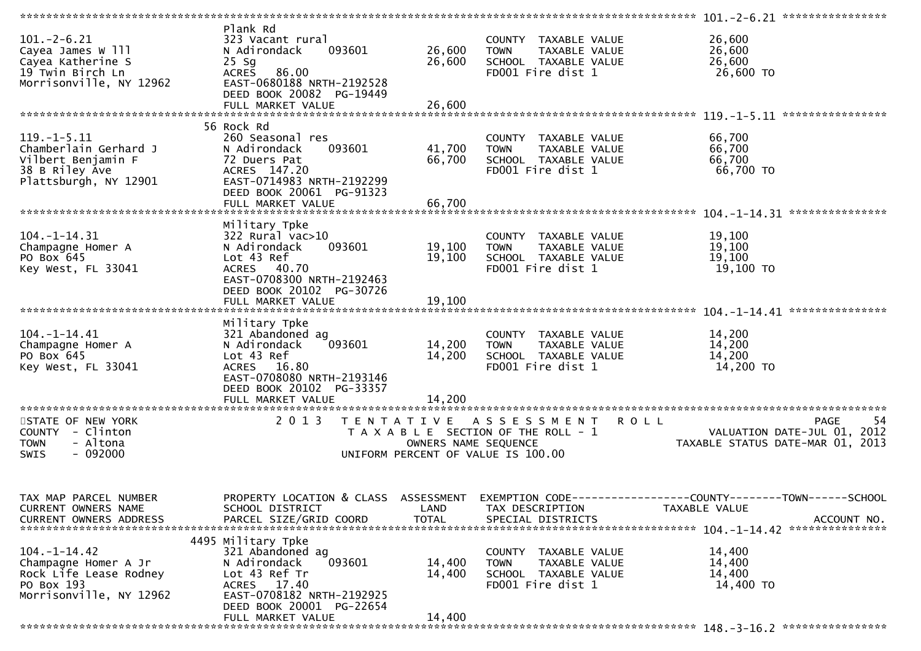| TAX MAP PARCEL NUMBER / CURRENT OWNERS NAME / CURRENT OWNERS ADDRESS | PROPERTY LOCATION & CLASS / SCHOOL DISTRICT / PARCEL SIZE/GRID COORD | ASSESSMENT LAND | TOTAL | EXEMPTION CODE / TAX DESCRIPTION / SPECIAL DISTRICTS | COUNTY--------TOWN------SCHOOL TAXABLE VALUE | ACCOUNT NO. |
|---|---|---|---|---|---|---|
| **101.-2-6.21** | Plank Rd | | | | | |
| 101.-2-6.21 | 323 Vacant rural | | | COUNTY TAXABLE VALUE | 26,600 | |
| Cayea James W lll | N Adirondack 093601 | 26,600 | | TOWN TAXABLE VALUE | 26,600 | |
| Cayea Katherine S | 25 Sg | | 26,600 | SCHOOL TAXABLE VALUE | 26,600 | |
| 19 Twin Birch Ln | ACRES 86.00 | | | FD001 Fire dist 1 | 26,600 TO | |
| Morrisonville, NY 12962 | EAST-0680188 NRTH-2192528 | | | | | |
| | DEED BOOK 20082 PG-19449 | | | | | |
| | FULL MARKET VALUE | 26,600 | | | | |
| **119.-1-5.11** | 56 Rock Rd | | | | | |
| 119.-1-5.11 | 260 Seasonal res | | | COUNTY TAXABLE VALUE | 66,700 | |
| Chamberlain Gerhard J | N Adirondack 093601 | 41,700 | | TOWN TAXABLE VALUE | 66,700 | |
| Vilbert Benjamin F | 72 Duers Pat | | 66,700 | SCHOOL TAXABLE VALUE | 66,700 | |
| 38 B Riley Ave | ACRES 147.20 | | | FD001 Fire dist 1 | 66,700 TO | |
| Plattsburgh, NY 12901 | EAST-0714983 NRTH-2192299 | | | | | |
| | DEED BOOK 20061 PG-91323 | | | | | |
| | FULL MARKET VALUE | 66,700 | | | | |
| **104.-1-14.31** | Military Tpke | | | | | |
| 104.-1-14.31 | 322 Rural vac>10 | | | COUNTY TAXABLE VALUE | 19,100 | |
| Champagne Homer A | N Adirondack 093601 | 19,100 | | TOWN TAXABLE VALUE | 19,100 | |
| PO Box 645 | Lot 43 Ref | | 19,100 | SCHOOL TAXABLE VALUE | 19,100 | |
| Key West, FL 33041 | ACRES 40.70 | | | FD001 Fire dist 1 | 19,100 TO | |
| | EAST-0708300 NRTH-2192463 | | | | | |
| | DEED BOOK 20102 PG-30726 | | | | | |
| | FULL MARKET VALUE | 19,100 | | | | |
| **104.-1-14.41** | Military Tpke | | | | | |
| 104.-1-14.41 | 321 Abandoned ag | | | COUNTY TAXABLE VALUE | 14,200 | |
| Champagne Homer A | N Adirondack 093601 | 14,200 | | TOWN TAXABLE VALUE | 14,200 | |
| PO Box 645 | Lot 43 Ref | | 14,200 | SCHOOL TAXABLE VALUE | 14,200 | |
| Key West, FL 33041 | ACRES 16.80 | | | FD001 Fire dist 1 | 14,200 TO | |
| | EAST-0708080 NRTH-2193146 | | | | | |
| | DEED BOOK 20102 PG-33357 | | | | | |
| | FULL MARKET VALUE | 14,200 | | | | |

STATE OF NEW YORK — COUNTY - Clinton — TOWN - Altona — SWIS - 092000

2013 TENTATIVE ASSESSMENT ROLL
TAXABLE SECTION OF THE ROLL - 1
OWNERS NAME SEQUENCE
UNIFORM PERCENT OF VALUE IS 100.00

VALUATION DATE-JUL 01, 2012
TAXABLE STATUS DATE-MAR 01, 2013

| TAX MAP PARCEL NUMBER / CURRENT OWNERS NAME / CURRENT OWNERS ADDRESS | PROPERTY LOCATION & CLASS / SCHOOL DISTRICT / PARCEL SIZE/GRID COORD | ASSESSMENT LAND | TOTAL | EXEMPTION CODE / TAX DESCRIPTION / SPECIAL DISTRICTS | COUNTY--------TOWN------SCHOOL TAXABLE VALUE | ACCOUNT NO. |
|---|---|---|---|---|---|---|
| **104.-1-14.42** | 4495 Military Tpke | | | | | |
| 104.-1-14.42 | 321 Abandoned ag | | | COUNTY TAXABLE VALUE | 14,400 | |
| Champagne Homer A Jr | N Adirondack 093601 | 14,400 | | TOWN TAXABLE VALUE | 14,400 | |
| Rock Life Lease Rodney | Lot 43 Ref Tr | | 14,400 | SCHOOL TAXABLE VALUE | 14,400 | |
| PO Box 193 | ACRES 17.40 | | | FD001 Fire dist 1 | 14,400 TO | |
| Morrisonville, NY 12962 | EAST-0708182 NRTH-2192925 | | | | | |
| | DEED BOOK 20001 PG-22654 | | | | | |
| | FULL MARKET VALUE | 14,400 | | | | |
| **148.-3-16.2** | | | | | | |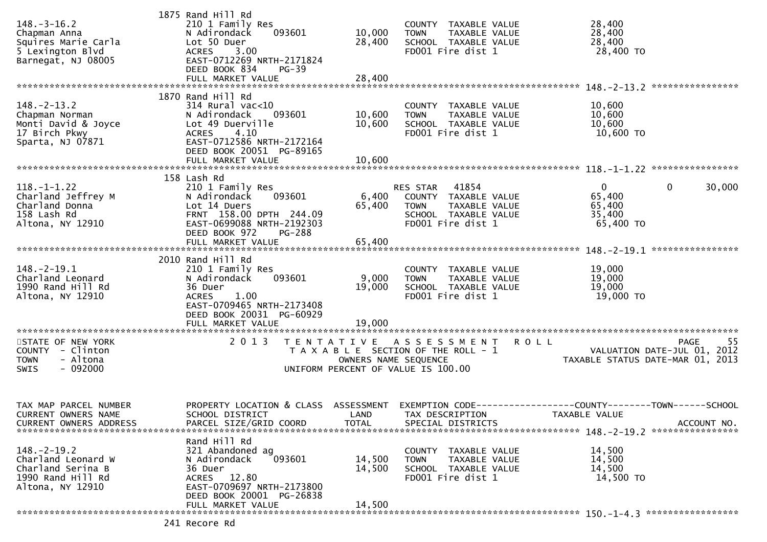```
                                  1875 Rand Hill Rd
148.-3-16.2                       210 1 Family Res                          COUNTY  TAXABLE VALUE            28,400
Chapman Anna                      N Adirondack     093601       10,000      TOWN    TAXABLE VALUE            28,400
Squires Marie Carla               Lot 50 Duer                   28,400      SCHOOL  TAXABLE VALUE            28,400
5 Lexington Blvd                  ACRES     3.00                            FD001 Fire dist 1                 28,400 TO
Barnegat, NJ 08005                EAST-0712269 NRTH-2171824
                                  DEED BOOK 834     PG-39
                                  FULL MARKET VALUE             28,400
******************************************************************************************************* 148.-2-13.2 ****************
                                  1870 Rand Hill Rd
148.-2-13.2                       314 Rural vac<10                          COUNTY  TAXABLE VALUE            10,600
Chapman Norman                    N Adirondack     093601       10,600      TOWN    TAXABLE VALUE            10,600
Monti David & Joyce               Lot 49 Duerville              10,600      SCHOOL  TAXABLE VALUE            10,600
17 Birch Pkwy                     ACRES     4.10                            FD001 Fire dist 1                 10,600 TO
Sparta, NJ 07871                  EAST-0712586 NRTH-2172164
                                  DEED BOOK 20051  PG-89165
                                  FULL MARKET VALUE             10,600
******************************************************************************************************* 118.-1-1.22 ****************
                                  158 Lash Rd
118.-1-1.22                       210 1 Family Res                          RES STAR    41854                    0             0       30,000
Charland Jeffrey M                N Adirondack     093601        6,400      COUNTY  TAXABLE VALUE            65,400
Charland Donna                    Lot 14 Duers                  65,400      TOWN    TAXABLE VALUE            65,400
158 Lash Rd                       FRNT  158.00 DPTH  244.09                 SCHOOL  TAXABLE VALUE            35,400
Altona, NY 12910                  EAST-0699088 NRTH-2192303                 FD001 Fire dist 1                 65,400 TO
                                  DEED BOOK 972     PG-288
                                  FULL MARKET VALUE             65,400
******************************************************************************************************* 148.-2-19.1 ****************
                                  2010 Rand Hill Rd
148.-2-19.1                       210 1 Family Res                          COUNTY  TAXABLE VALUE            19,000
Charland Leonard                  N Adirondack     093601        9,000      TOWN    TAXABLE VALUE            19,000
1990 Rand Hill Rd                 36 Duer                       19,000      SCHOOL  TAXABLE VALUE            19,000
Altona, NY 12910                  ACRES     1.00                            FD001 Fire dist 1                 19,000 TO
                                  EAST-0709465 NRTH-2173408
                                  DEED BOOK 20031  PG-60929
                                  FULL MARKET VALUE             19,000
************************************************************************************************************************************
STATE OF NEW YORK                    2 0 1 3   T E N T A T I V E   A S S E S S M E N T   R O L L                              PAGE    55
COUNTY  - Clinton                          T A X A B L E  SECTION OF THE ROLL - 1                        VALUATION DATE-JUL 01, 2012
TOWN    - Altona                                  OWNERS NAME SEQUENCE                            TAXABLE STATUS DATE-MAR 01, 2013
SWIS    - 092000                          UNIFORM PERCENT OF VALUE IS 100.00



TAX MAP PARCEL NUMBER             PROPERTY LOCATION & CLASS  ASSESSMENT  EXEMPTION CODE------------------COUNTY--------TOWN------SCHOOL
CURRENT OWNERS NAME               SCHOOL DISTRICT               LAND      TAX DESCRIPTION              TAXABLE VALUE
CURRENT OWNERS ADDRESS            PARCEL SIZE/GRID COORD        TOTAL     SPECIAL DISTRICTS                                   ACCOUNT NO.
******************************************************************************************************* 148.-2-19.2 ****************
                                  Rand Hill Rd
148.-2-19.2                       321 Abandoned ag                          COUNTY  TAXABLE VALUE            14,500
Charland Leonard W                N Adirondack     093601       14,500      TOWN    TAXABLE VALUE            14,500
Charland Serina B                 36 Duer                       14,500      SCHOOL  TAXABLE VALUE            14,500
1990 Rand Hill Rd                 ACRES    12.80                            FD001 Fire dist 1                 14,500 TO
Altona, NY 12910                  EAST-0709697 NRTH-2173800
                                  DEED BOOK 20001  PG-26838
                                  FULL MARKET VALUE             14,500
******************************************************************************************************* 150.-1-4.3 *****************
                                  241 Recore Rd
```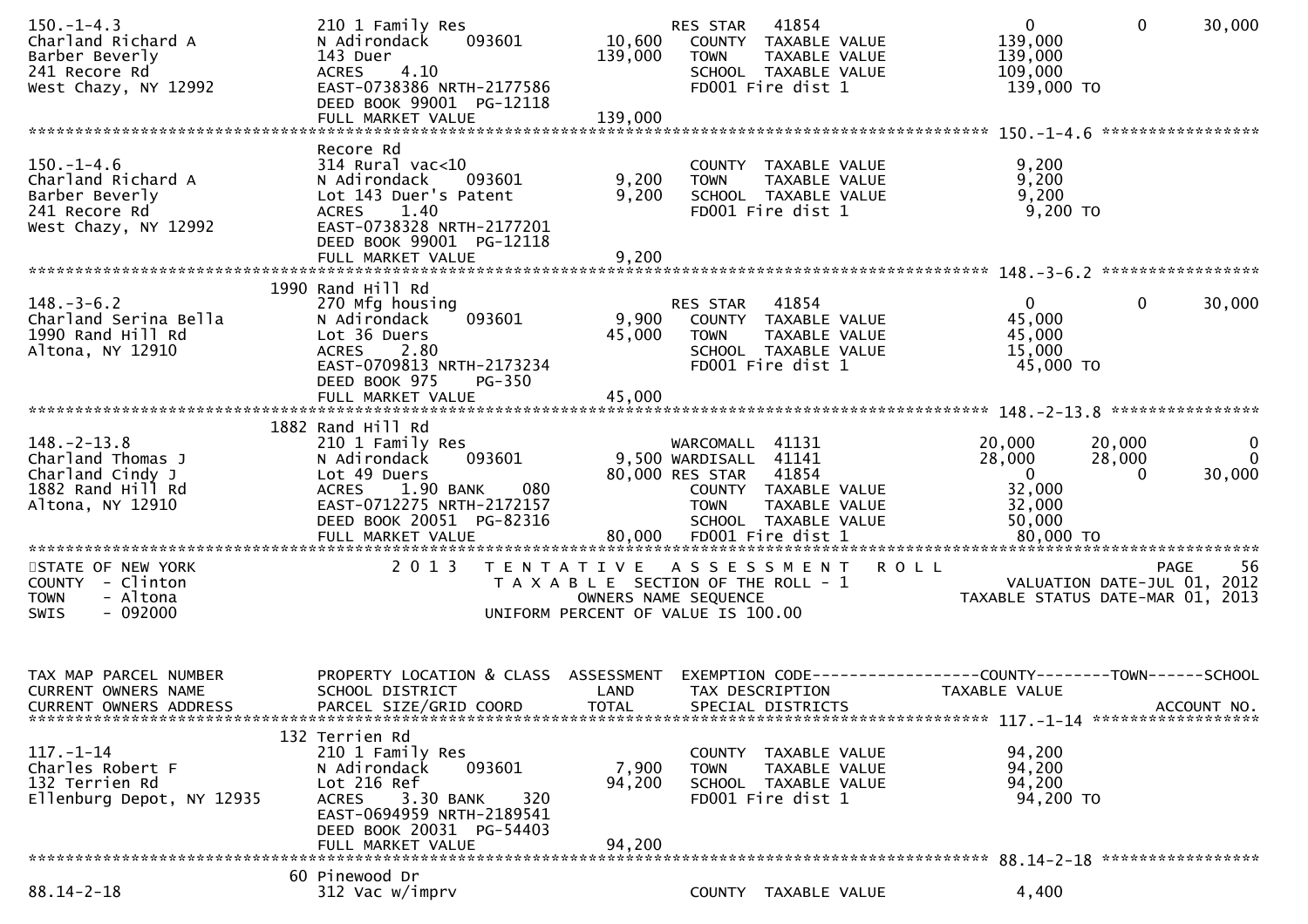```
150.-1-4.3                  210 1 Family Res                     RES STAR   41854                    0           0       30,000
Charland Richard A          N Adirondack     093601      10,600   COUNTY  TAXABLE VALUE           139,000
Barber Beverly              143 Duer                    139,000   TOWN    TAXABLE VALUE           139,000
241 Recore Rd               ACRES    4.10                         SCHOOL  TAXABLE VALUE           109,000
West Chazy, NY 12992        EAST-0738386 NRTH-2177586             FD001 Fire dist 1               139,000 TO
                            DEED BOOK 99001  PG-12118
                            FULL MARKET VALUE           139,000
******************************************************************************************************* 150.-1-4.6 *****************
                            Recore Rd
150.-1-4.6                  314 Rural vac<10                      COUNTY  TAXABLE VALUE             9,200
Charland Richard A          N Adirondack     093601       9,200   TOWN    TAXABLE VALUE             9,200
Barber Beverly              Lot 143 Duer's Patent         9,200   SCHOOL  TAXABLE VALUE             9,200
241 Recore Rd               ACRES    1.40                         FD001 Fire dist 1                 9,200 TO
West Chazy, NY 12992        EAST-0738328 NRTH-2177201
                            DEED BOOK 99001  PG-12118
                            FULL MARKET VALUE             9,200
******************************************************************************************************* 148.-3-6.2 *****************
                        1990 Rand Hill Rd
148.-3-6.2                  270 Mfg housing                      RES STAR   41854                    0           0       30,000
Charland Serina Bella       N Adirondack     093601       9,900   COUNTY  TAXABLE VALUE            45,000
1990 Rand Hill Rd           Lot 36 Duers                 45,000   TOWN    TAXABLE VALUE            45,000
Altona, NY 12910            ACRES    2.80                         SCHOOL  TAXABLE VALUE            15,000
                            EAST-0709813 NRTH-2173234             FD001 Fire dist 1                45,000 TO
                            DEED BOOK 975    PG-350
                            FULL MARKET VALUE            45,000
******************************************************************************************************* 148.-2-13.8 ****************
                        1882 Rand Hill Rd
148.-2-13.8                 210 1 Family Res                     WARCOMALL  41131               20,000      20,000            0
Charland Thomas J           N Adirondack     093601       9,500 WARDISALL  41141               28,000      28,000            0
Charland Cindy J            Lot 49 Duers                 80,000 RES STAR   41854                    0           0       30,000
1882 Rand Hill Rd           ACRES    1.90 BANK     080            COUNTY  TAXABLE VALUE            32,000
Altona, NY 12910            EAST-0712275 NRTH-2172157             TOWN    TAXABLE VALUE            32,000
                            DEED BOOK 20051  PG-82316             SCHOOL  TAXABLE VALUE            50,000
                            FULL MARKET VALUE            80,000   FD001 Fire dist 1                80,000 TO
************************************************************************************************************************************
STATE OF NEW YORK                  2 0 1 3   T E N T A T I V E   A S S E S S M E N T   R O L L                          PAGE    56
COUNTY  - Clinton                            T A X A B L E  SECTION OF THE ROLL - 1                    VALUATION DATE-JUL 01, 2012
TOWN    - Altona                                  OWNERS NAME SEQUENCE                            TAXABLE STATUS DATE-MAR 01, 2013
SWIS    - 092000                             UNIFORM PERCENT OF VALUE IS 100.00


TAX MAP PARCEL NUMBER       PROPERTY LOCATION & CLASS  ASSESSMENT  EXEMPTION CODE------------------COUNTY--------TOWN------SCHOOL
CURRENT OWNERS NAME         SCHOOL DISTRICT               LAND      TAX DESCRIPTION              TAXABLE VALUE
CURRENT OWNERS ADDRESS      PARCEL SIZE/GRID COORD        TOTAL     SPECIAL DISTRICTS                                  ACCOUNT NO.
******************************************************************************************************* 117.-1-14 ******************
                         132 Terrien Rd
117.-1-14                   210 1 Family Res                      COUNTY  TAXABLE VALUE            94,200
Charles Robert F            N Adirondack     093601       7,900   TOWN    TAXABLE VALUE            94,200
132 Terrien Rd              Lot 216 Ref                  94,200   SCHOOL  TAXABLE VALUE            94,200
Ellenburg Depot, NY 12935   ACRES    3.30 BANK     320            FD001 Fire dist 1                94,200 TO
                            EAST-0694959 NRTH-2189541
                            DEED BOOK 20031  PG-54403
                            FULL MARKET VALUE            94,200
******************************************************************************************************* 88.14-2-18 *****************
                         60 Pinewood Dr
88.14-2-18                  312 Vac w/imprv                       COUNTY  TAXABLE VALUE             4,400
```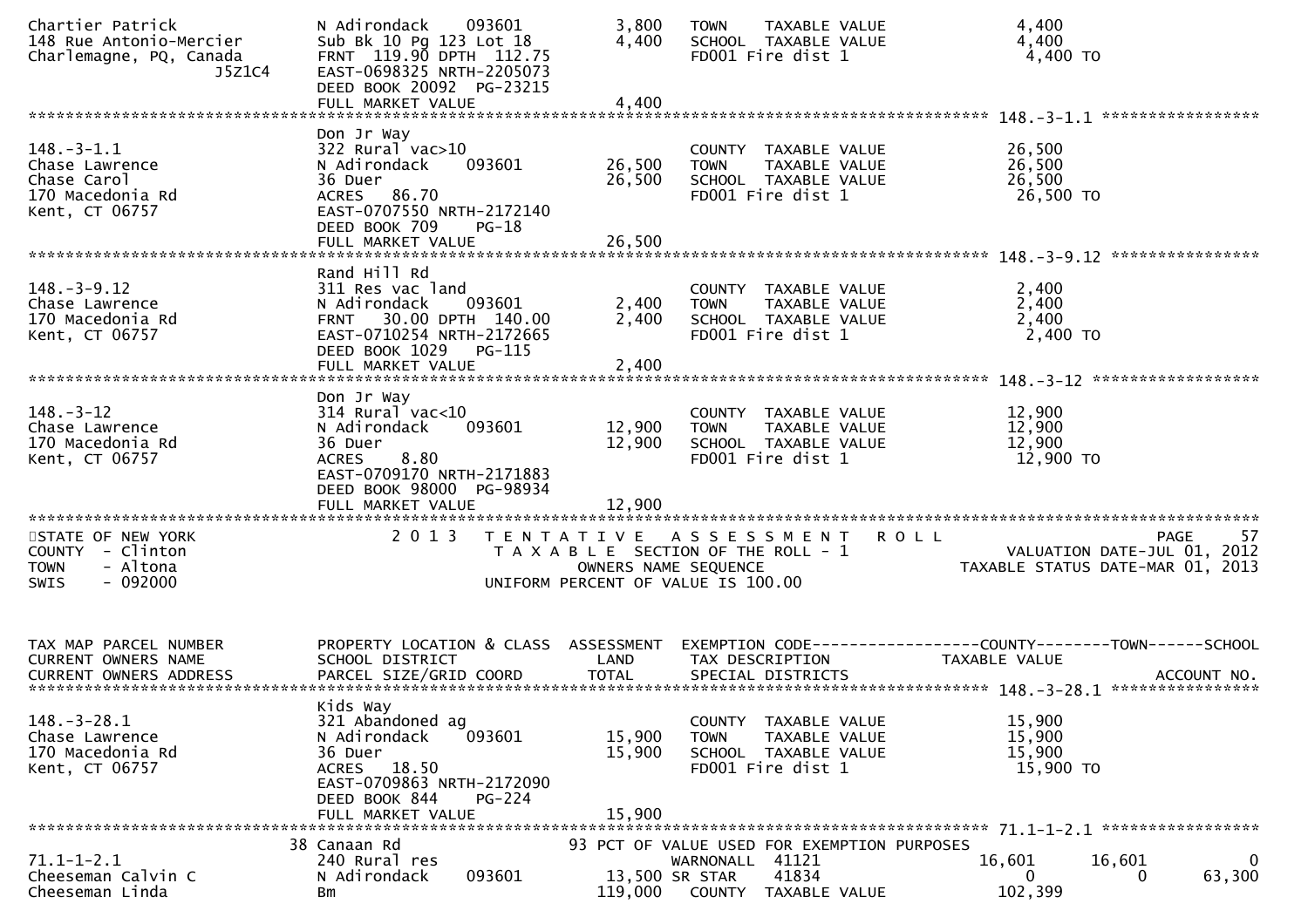Chartier Patrick | N Adirondack 093601 | 3,800 | TOWN TAXABLE VALUE | 4,400
148 Rue Antonio-Mercier | Sub Bk 10 Pg 123 Lot 18 | 4,400 | SCHOOL TAXABLE VALUE | 4,400
Charlemagne, PQ, Canada | FRNT 119.90 DPTH 112.75 | | FD001 Fire dist 1 | 4,400 TO
J5Z1C4 | EAST-0698325 NRTH-2205073
DEED BOOK 20092 PG-23215
FULL MARKET VALUE 4,400

```
******************************************************************************************************* 148.-3-1.1 *****************
                               Don Jr Way
148.-3-1.1                     322 Rural vac>10                          COUNTY  TAXABLE VALUE              26,500
Chase Lawrence                 N Adirondack     093601      26,500       TOWN    TAXABLE VALUE              26,500
Chase Carol                    36 Duer                      26,500       SCHOOL  TAXABLE VALUE              26,500
170 Macedonia Rd               ACRES   86.70                             FD001 Fire dist 1                   26,500 TO
Kent, CT 06757                 EAST-0707550 NRTH-2172140
                               DEED BOOK 709    PG-18
                               FULL MARKET VALUE            26,500
******************************************************************************************************* 148.-3-9.12 ****************
                               Rand Hill Rd
148.-3-9.12                    311 Res vac land                          COUNTY  TAXABLE VALUE               2,400
Chase Lawrence                 N Adirondack     093601       2,400       TOWN    TAXABLE VALUE               2,400
170 Macedonia Rd               FRNT   30.00 DPTH 140.00      2,400       SCHOOL  TAXABLE VALUE               2,400
Kent, CT 06757                 EAST-0710254 NRTH-2172665                 FD001 Fire dist 1                    2,400 TO
                               DEED BOOK 1029   PG-115
                               FULL MARKET VALUE             2,400
******************************************************************************************************* 148.-3-12 ******************
                               Don Jr Way
148.-3-12                      314 Rural vac<10                          COUNTY  TAXABLE VALUE              12,900
Chase Lawrence                 N Adirondack     093601      12,900       TOWN    TAXABLE VALUE              12,900
170 Macedonia Rd               36 Duer                      12,900       SCHOOL  TAXABLE VALUE              12,900
Kent, CT 06757                 ACRES    8.80                             FD001 Fire dist 1                   12,900 TO
                               EAST-0709170 NRTH-2171883
                               DEED BOOK 98000  PG-98934
                               FULL MARKET VALUE            12,900
************************************************************************************************************************************
STATE OF NEW YORK                  2 0 1 3   T E N T A T I V E   A S S E S S M E N T   R O L L                              PAGE    57
COUNTY  - Clinton                          T A X A B L E  SECTION OF THE ROLL - 1                           VALUATION DATE-JUL 01, 2012
TOWN    - Altona                                  OWNERS NAME SEQUENCE                                  TAXABLE STATUS DATE-MAR 01, 2013
SWIS    - 092000                            UNIFORM PERCENT OF VALUE IS 100.00


TAX MAP PARCEL NUMBER          PROPERTY LOCATION & CLASS  ASSESSMENT  EXEMPTION CODE------------------COUNTY--------TOWN------SCHOOL
CURRENT OWNERS NAME            SCHOOL DISTRICT               LAND      TAX DESCRIPTION            TAXABLE VALUE
CURRENT OWNERS ADDRESS         PARCEL SIZE/GRID COORD       TOTAL      SPECIAL DISTRICTS                                 ACCOUNT NO.
******************************************************************************************************* 148.-3-28.1 ****************
                               Kids Way
148.-3-28.1                    321 Abandoned ag                          COUNTY  TAXABLE VALUE              15,900
Chase Lawrence                 N Adirondack     093601      15,900       TOWN    TAXABLE VALUE              15,900
170 Macedonia Rd               36 Duer                      15,900       SCHOOL  TAXABLE VALUE              15,900
Kent, CT 06757                 ACRES   18.50                             FD001 Fire dist 1                   15,900 TO
                               EAST-0709863 NRTH-2172090
                               DEED BOOK 844    PG-224
                               FULL MARKET VALUE            15,900
******************************************************************************************************* 71.1-1-2.1 *****************
                            38 Canaan Rd                 93 PCT OF VALUE USED FOR EXEMPTION PURPOSES
71.1-1-2.1                     240 Rural res                       WARNONALL  41121                 16,601        16,601             0
Cheeseman Calvin C             N Adirondack     093601      13,500 SR STAR    41834                      0             0        63,300
Cheeseman Linda                Bm                          119,000    COUNTY  TAXABLE VALUE            102,399
```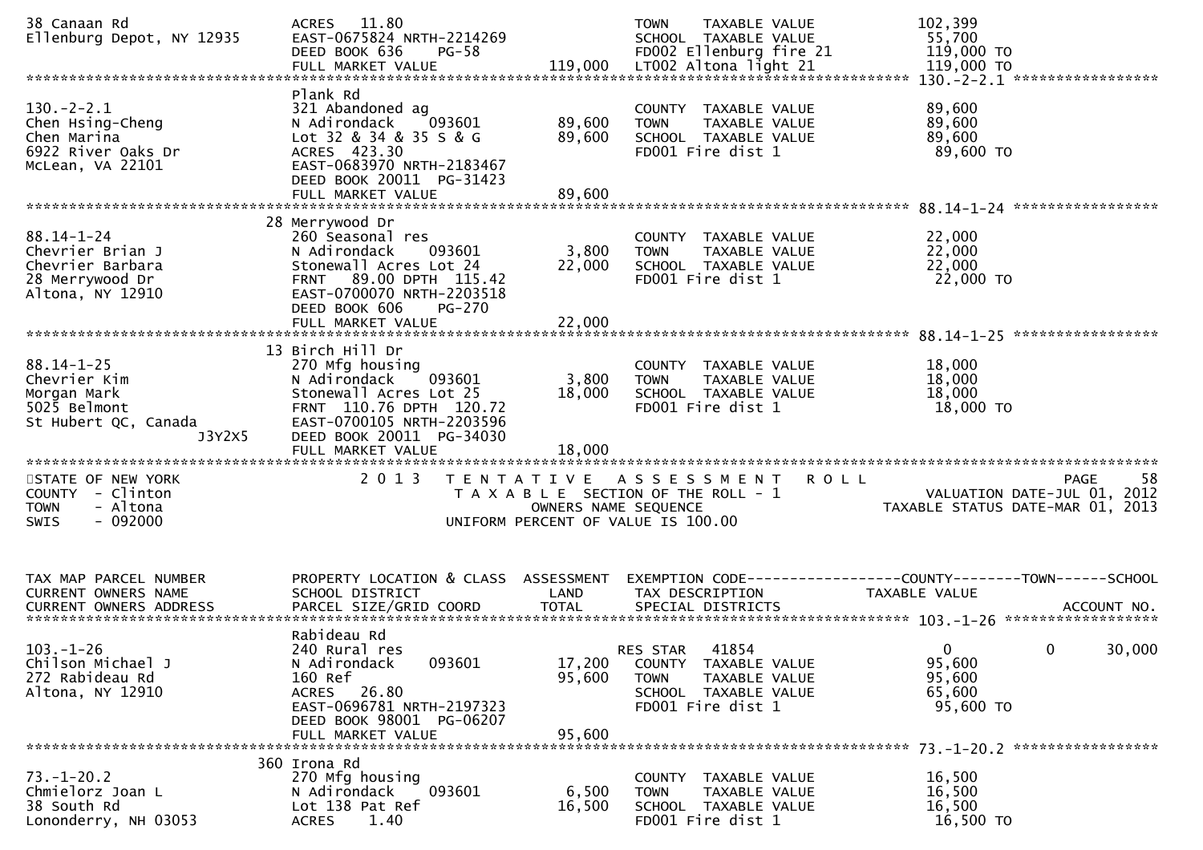```
38 Canaan Rd                  ACRES  11.80                               TOWN    TAXABLE VALUE            102,399
Ellenburg Depot, NY 12935     EAST-0675824 NRTH-2214269                  SCHOOL  TAXABLE VALUE             55,700
                              DEED BOOK 636    PG-58                     FD002 Ellenburg fire 21          119,000 TO
                              FULL MARKET VALUE                119,000   LT002 Altona light 21            119,000 TO
******************************************************************************************************* 130.-2-2.1 *****************
                              Plank Rd
130.-2-2.1                    321 Abandoned ag                           COUNTY  TAXABLE VALUE             89,600
Chen Hsing-Cheng              N Adirondack     093601       89,600       TOWN    TAXABLE VALUE             89,600
Chen Marina                   Lot 32 & 34 & 35 S & G        89,600       SCHOOL  TAXABLE VALUE             89,600
6922 River Oaks Dr            ACRES  423.30                              FD001 Fire dist 1                 89,600 TO
McLean, VA 22101              EAST-0683970 NRTH-2183467
                              DEED BOOK 20011  PG-31423
                              FULL MARKET VALUE                 89,600
******************************************************************************************************* 88.14-1-24 *****************
                              28 Merrywood Dr
88.14-1-24                    260 Seasonal res                           COUNTY  TAXABLE VALUE             22,000
Chevrier Brian J              N Adirondack     093601        3,800       TOWN    TAXABLE VALUE             22,000
Chevrier Barbara              Stonewall Acres Lot 24        22,000       SCHOOL  TAXABLE VALUE             22,000
28 Merrywood Dr               FRNT   89.00 DPTH 115.42                   FD001 Fire dist 1                 22,000 TO
Altona, NY 12910              EAST-0700070 NRTH-2203518
                              DEED BOOK 606    PG-270
                              FULL MARKET VALUE                 22,000
******************************************************************************************************* 88.14-1-25 *****************
                              13 Birch Hill Dr
88.14-1-25                    270 Mfg housing                            COUNTY  TAXABLE VALUE             18,000
Chevrier Kim                  N Adirondack     093601        3,800       TOWN    TAXABLE VALUE             18,000
Morgan Mark                   Stonewall Acres Lot 25        18,000       SCHOOL  TAXABLE VALUE             18,000
5025 Belmont                  FRNT  110.76 DPTH 120.72                   FD001 Fire dist 1                 18,000 TO
St Hubert QC, Canada          EAST-0700105 NRTH-2203596
                  J3Y2X5      DEED BOOK 20011  PG-34030
                              FULL MARKET VALUE                 18,000
************************************************************************************************************************************
STATE OF NEW YORK                 2 0 1 3   T E N T A T I V E   A S S E S S M E N T   R O L L                          PAGE     58
COUNTY  - Clinton                          T A X A B L E  SECTION OF THE ROLL - 1                     VALUATION DATE-JUL 01, 2012
TOWN    - Altona                                   OWNERS NAME SEQUENCE                          TAXABLE STATUS DATE-MAR 01, 2013
SWIS    - 092000                            UNIFORM PERCENT OF VALUE IS 100.00


TAX MAP PARCEL NUMBER         PROPERTY LOCATION & CLASS  ASSESSMENT  EXEMPTION CODE-----------------COUNTY--------TOWN------SCHOOL
CURRENT OWNERS NAME           SCHOOL DISTRICT               LAND     TAX DESCRIPTION              TAXABLE VALUE
CURRENT OWNERS ADDRESS        PARCEL SIZE/GRID COORD        TOTAL    SPECIAL DISTRICTS                                   ACCOUNT NO.
******************************************************************************************************* 103.-1-26 ******************
                              Rabideau Rd
103.-1-26                     240 Rural res                          RES STAR   41854                  0            0       30,000
Chilson Michael J             N Adirondack     093601       17,200   COUNTY  TAXABLE VALUE             95,600
272 Rabideau Rd               160 Ref                       95,600   TOWN    TAXABLE VALUE             95,600
Altona, NY 12910              ACRES  26.80                           SCHOOL  TAXABLE VALUE             65,600
                              EAST-0696781 NRTH-2197323              FD001 Fire dist 1                 95,600 TO
                              DEED BOOK 98001  PG-06207
                              FULL MARKET VALUE                 95,600
******************************************************************************************************* 73.-1-20.2 *****************
                              360 Irona Rd
73.-1-20.2                    270 Mfg housing                        COUNTY  TAXABLE VALUE             16,500
Chmielorz Joan L              N Adirondack     093601        6,500   TOWN    TAXABLE VALUE             16,500
38 South Rd                   Lot 138 Pat Ref               16,500   SCHOOL  TAXABLE VALUE             16,500
Lononderry, NH 03053          ACRES   1.40                           FD001 Fire dist 1                 16,500 TO
```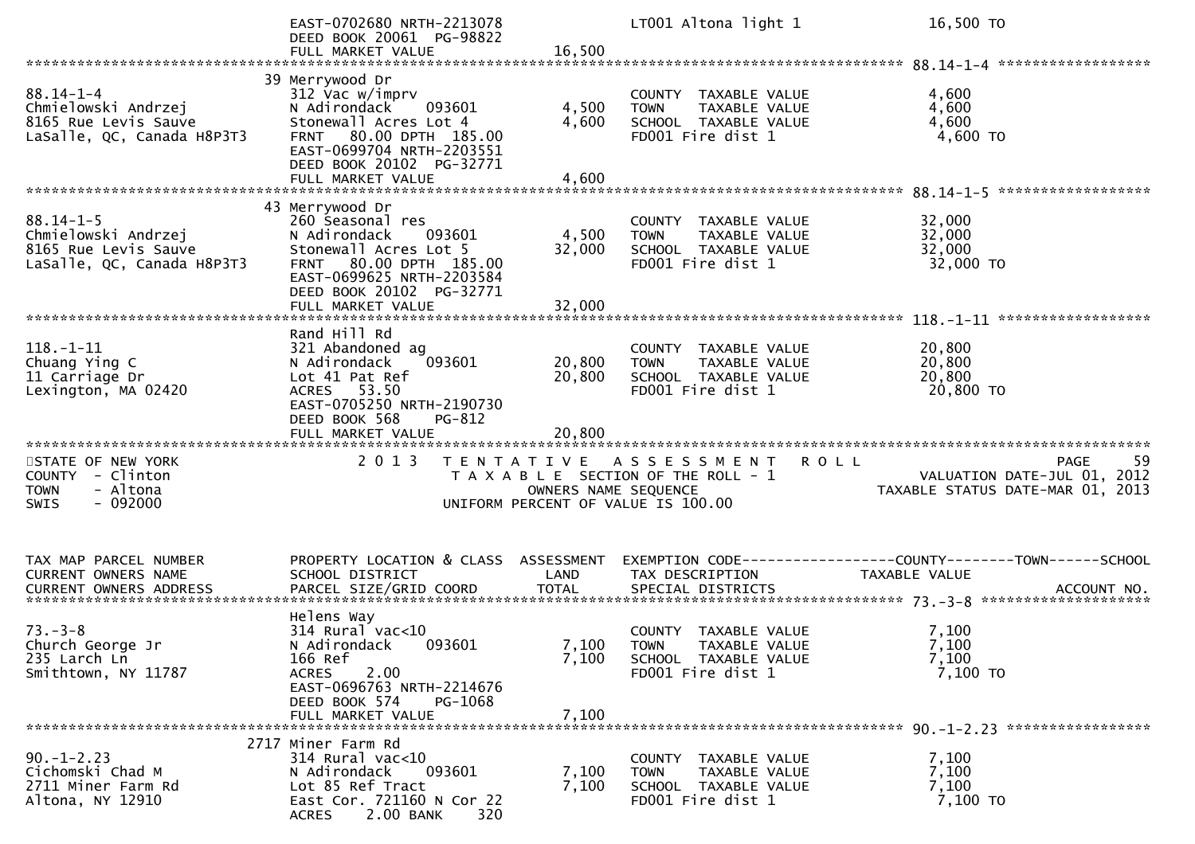| | | | | |
|---|---|---|---|---|
| | EAST-0702680 NRTH-2213078 | | LT001 Altona light 1 | 16,500 TO |
| | DEED BOOK 20061 PG-98822 | | | |
| | FULL MARKET VALUE | 16,500 | | |

************ 88.14-1-4 ************

| | | | | |
|---|---|---|---|---|
| | 39 Merrywood Dr | | | |
| 88.14-1-4 | 312 Vac w/imprv | | COUNTY TAXABLE VALUE | 4,600 |
| Chmielowski Andrzej | N Adirondack 093601 | 4,500 | TOWN TAXABLE VALUE | 4,600 |
| 8165 Rue Levis Sauve | Stonewall Acres Lot 4 | 4,600 | SCHOOL TAXABLE VALUE | 4,600 |
| LaSalle, QC, Canada H8P3T3 | FRNT 80.00 DPTH 185.00 | | FD001 Fire dist 1 | 4,600 TO |
| | EAST-0699704 NRTH-2203551 | | | |
| | DEED BOOK 20102 PG-32771 | | | |
| | FULL MARKET VALUE | 4,600 | | |

************ 88.14-1-5 ************

| | | | | |
|---|---|---|---|---|
| | 43 Merrywood Dr | | | |
| 88.14-1-5 | 260 Seasonal res | | COUNTY TAXABLE VALUE | 32,000 |
| Chmielowski Andrzej | N Adirondack 093601 | 4,500 | TOWN TAXABLE VALUE | 32,000 |
| 8165 Rue Levis Sauve | Stonewall Acres Lot 5 | 32,000 | SCHOOL TAXABLE VALUE | 32,000 |
| LaSalle, QC, Canada H8P3T3 | FRNT 80.00 DPTH 185.00 | | FD001 Fire dist 1 | 32,000 TO |
| | EAST-0699625 NRTH-2203584 | | | |
| | DEED BOOK 20102 PG-32771 | | | |
| | FULL MARKET VALUE | 32,000 | | |

************ 118.-1-11 ************

| | | | | |
|---|---|---|---|---|
| | Rand Hill Rd | | | |
| 118.-1-11 | 321 Abandoned ag | | COUNTY TAXABLE VALUE | 20,800 |
| Chuang Ying C | N Adirondack 093601 | 20,800 | TOWN TAXABLE VALUE | 20,800 |
| 11 Carriage Dr | Lot 41 Pat Ref | 20,800 | SCHOOL TAXABLE VALUE | 20,800 |
| Lexington, MA 02420 | ACRES 53.50 | | FD001 Fire dist 1 | 20,800 TO |
| | EAST-0705250 NRTH-2190730 | | | |
| | DEED BOOK 568 PG-812 | | | |
| | FULL MARKET VALUE | 20,800 | | |

STATE OF NEW YORK — 2013 TENTATIVE ASSESSMENT ROLL — PAGE 59
COUNTY - Clinton — TAXABLE SECTION OF THE ROLL - 1 — VALUATION DATE-JUL 01, 2012
TOWN - Altona — OWNERS NAME SEQUENCE — TAXABLE STATUS DATE-MAR 01, 2013
SWIS - 092000 — UNIFORM PERCENT OF VALUE IS 100.00

| TAX MAP PARCEL NUMBER / CURRENT OWNERS NAME / CURRENT OWNERS ADDRESS | PROPERTY LOCATION & CLASS / SCHOOL DISTRICT / PARCEL SIZE/GRID COORD | ASSESSMENT LAND / TOTAL | EXEMPTION CODE / TAX DESCRIPTION / SPECIAL DISTRICTS | COUNTY--------TOWN------SCHOOL TAXABLE VALUE / ACCOUNT NO. |
|---|---|---|---|---|

************ 73.-3-8 ************

| | | | | |
|---|---|---|---|---|
| | Helens Way | | | |
| 73.-3-8 | 314 Rural vac<10 | | COUNTY TAXABLE VALUE | 7,100 |
| Church George Jr | N Adirondack 093601 | 7,100 | TOWN TAXABLE VALUE | 7,100 |
| 235 Larch Ln | 166 Ref | 7,100 | SCHOOL TAXABLE VALUE | 7,100 |
| Smithtown, NY 11787 | ACRES 2.00 | | FD001 Fire dist 1 | 7,100 TO |
| | EAST-0696763 NRTH-2214676 | | | |
| | DEED BOOK 574 PG-1068 | | | |
| | FULL MARKET VALUE | 7,100 | | |

************ 90.-1-2.23 ************

| | | | | |
|---|---|---|---|---|
| | 2717 Miner Farm Rd | | | |
| 90.-1-2.23 | 314 Rural vac<10 | | COUNTY TAXABLE VALUE | 7,100 |
| Cichomski Chad M | N Adirondack 093601 | 7,100 | TOWN TAXABLE VALUE | 7,100 |
| 2711 Miner Farm Rd | Lot 85 Ref Tract | 7,100 | SCHOOL TAXABLE VALUE | 7,100 |
| Altona, NY 12910 | East Cor. 721160 N Cor 22 | | FD001 Fire dist 1 | 7,100 TO |
| | ACRES 2.00 BANK 320 | | | |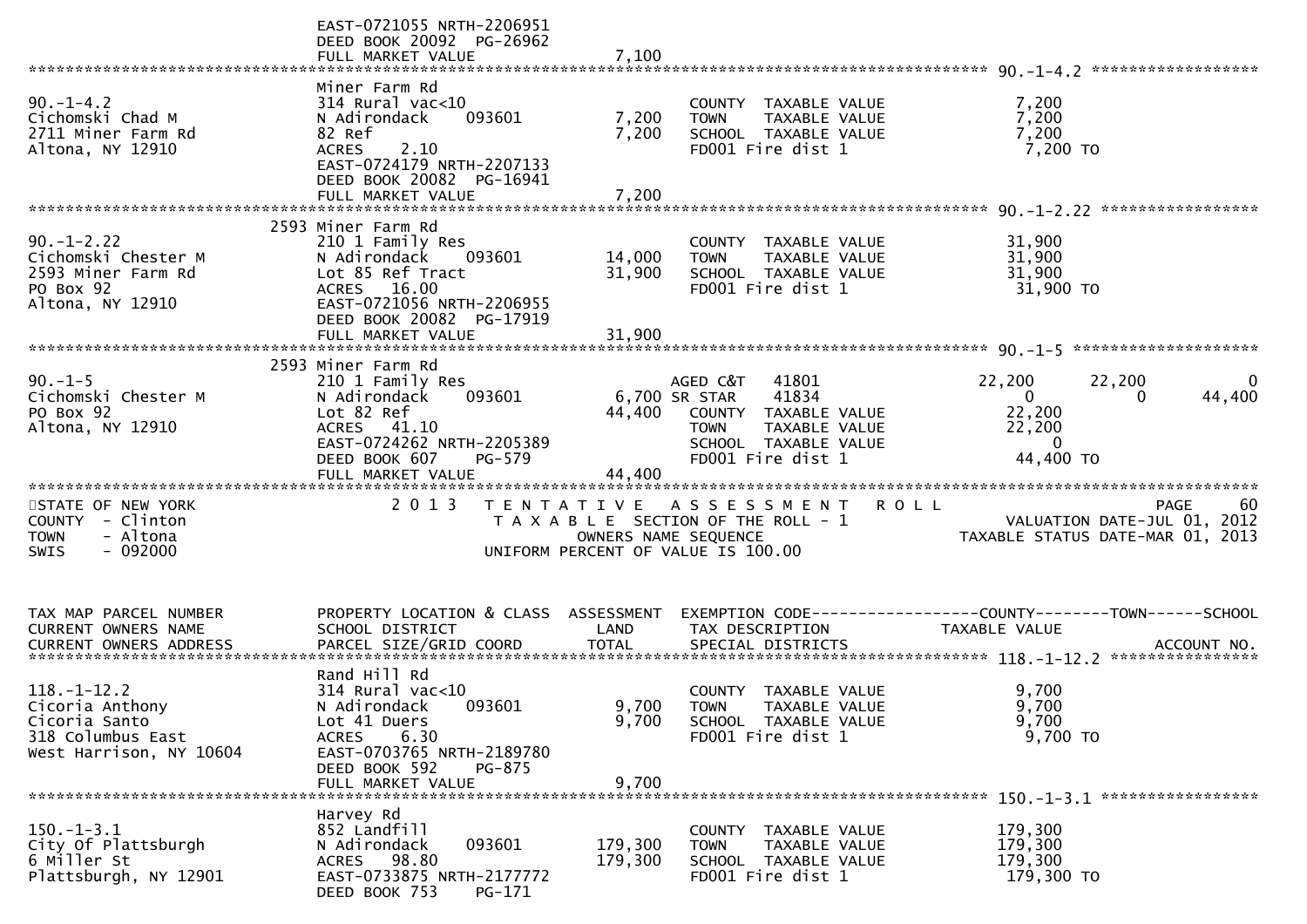```
                              EAST-0721055 NRTH-2206951
                              DEED BOOK 20092  PG-26962
                              FULL MARKET VALUE            7,100
******************************************************************************************************* 90.-1-4.2 ******************
                              Miner Farm Rd
90.-1-4.2                     314 Rural vac<10                       COUNTY  TAXABLE VALUE            7,200
Cichomski Chad M              N Adirondack     093601      7,200     TOWN    TAXABLE VALUE            7,200
2711 Miner Farm Rd            82 Ref                       7,200     SCHOOL  TAXABLE VALUE            7,200
Altona, NY 12910              ACRES     2.10                         FD001 Fire dist 1                 7,200 TO
                              EAST-0724179 NRTH-2207133
                              DEED BOOK 20082  PG-16941
                              FULL MARKET VALUE            7,200
******************************************************************************************************* 90.-1-2.22 *****************
                         2593 Miner Farm Rd
90.-1-2.22                    210 1 Family Res                       COUNTY  TAXABLE VALUE           31,900
Cichomski Chester M           N Adirondack     093601     14,000     TOWN    TAXABLE VALUE           31,900
2593 Miner Farm Rd            Lot 85 Ref Tract            31,900     SCHOOL  TAXABLE VALUE           31,900
PO Box 92                     ACRES    16.00                         FD001 Fire dist 1                31,900 TO
Altona, NY 12910              EAST-0721056 NRTH-2206955
                              DEED BOOK 20082  PG-17919
                              FULL MARKET VALUE           31,900
******************************************************************************************************* 90.-1-5 ********************
                         2593 Miner Farm Rd
90.-1-5                       210 1 Family Res                      AGED C&T    41801              22,200      22,200           0
Cichomski Chester M           N Adirondack     093601      6,700 SR STAR     41834                   0           0        44,400
PO Box 92                     Lot 82 Ref                  44,400     COUNTY  TAXABLE VALUE           22,200
Altona, NY 12910              ACRES    41.10                         TOWN    TAXABLE VALUE           22,200
                              EAST-0724262 NRTH-2205389              SCHOOL  TAXABLE VALUE                0
                              DEED BOOK 607    PG-579                FD001 Fire dist 1                44,400 TO
                              FULL MARKET VALUE           44,400
************************************************************************************************************************************
STATE OF NEW YORK                 2 0 1 3   T E N T A T I V E   A S S E S S M E N T   R O L L                          PAGE    60
COUNTY  - Clinton                           T A X A B L E  SECTION OF THE ROLL - 1                   VALUATION DATE-JUL 01, 2012
TOWN    - Altona                                   OWNERS NAME SEQUENCE                       TAXABLE STATUS DATE-MAR 01, 2013
SWIS    - 092000                              UNIFORM PERCENT OF VALUE IS 100.00


TAX MAP PARCEL NUMBER         PROPERTY LOCATION & CLASS  ASSESSMENT  EXEMPTION CODE------------------COUNTY--------TOWN------SCHOOL
CURRENT OWNERS NAME           SCHOOL DISTRICT               LAND      TAX DESCRIPTION              TAXABLE VALUE
CURRENT OWNERS ADDRESS        PARCEL SIZE/GRID COORD        TOTAL     SPECIAL DISTRICTS                                  ACCOUNT NO.
******************************************************************************************************* 118.-1-12.2 ****************
                              Rand Hill Rd
118.-1-12.2                   314 Rural vac<10                       COUNTY  TAXABLE VALUE            9,700
Cicoria Anthony               N Adirondack     093601      9,700     TOWN    TAXABLE VALUE            9,700
Cicoria Santo                 Lot 41 Duers                 9,700     SCHOOL  TAXABLE VALUE            9,700
318 Columbus East             ACRES     6.30                         FD001 Fire dist 1                 9,700 TO
West Harrison, NY 10604       EAST-0703765 NRTH-2189780
                              DEED BOOK 592    PG-875
                              FULL MARKET VALUE            9,700
******************************************************************************************************* 150.-1-3.1 *****************
                              Harvey Rd
150.-1-3.1                    852 Landfill                           COUNTY  TAXABLE VALUE          179,300
City Of Plattsburgh           N Adirondack     093601    179,300     TOWN    TAXABLE VALUE          179,300
6 Miller St                   ACRES    98.80             179,300     SCHOOL  TAXABLE VALUE          179,300
Plattsburgh, NY 12901         EAST-0733875 NRTH-2177772              FD001 Fire dist 1               179,300 TO
                              DEED BOOK 753    PG-171
```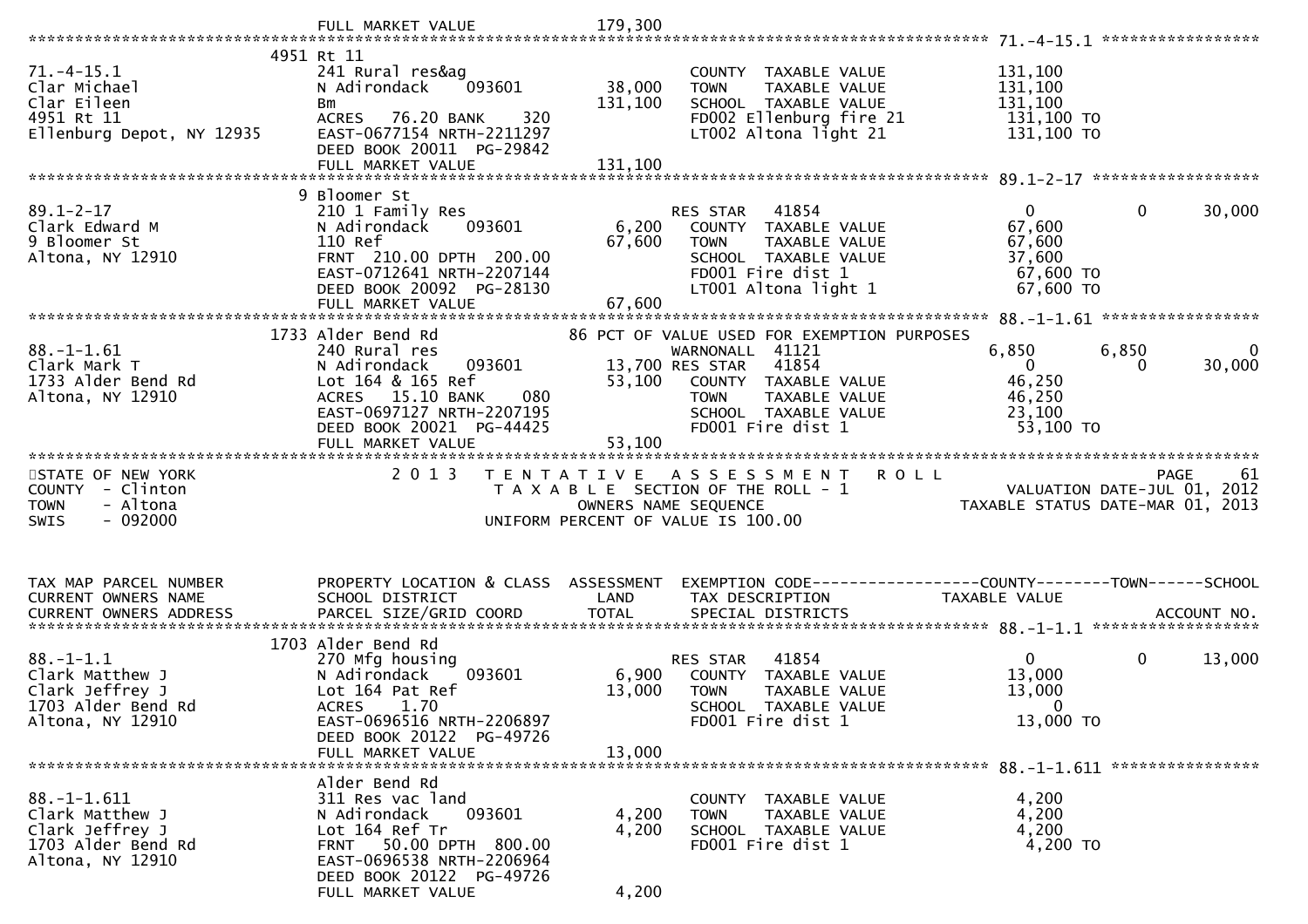```
                                   FULL MARKET VALUE             179,300
******************************************************************************************************* 71.-4-15.1 *****************
                              4951 Rt 11
71.-4-15.1                         241 Rural res&ag                          COUNTY  TAXABLE VALUE            131,100
Clar Michael                       N Adirondack      093601         38,000   TOWN    TAXABLE VALUE            131,100
Clar Eileen                        Bm                              131,100   SCHOOL  TAXABLE VALUE            131,100
4951 Rt 11                         ACRES    76.20 BANK     320               FD002 Ellenburg fire 21           131,100 TO
Ellenburg Depot, NY 12935          EAST-0677154 NRTH-2211297                 LT002 Altona light 21             131,100 TO
                                   DEED BOOK 20011  PG-29842
                                   FULL MARKET VALUE             131,100
******************************************************************************************************* 89.1-2-17 ******************
                              9 Bloomer St
89.1-2-17                          210 1 Family Res                          RES STAR    41854                  0             0         30,000
Clark Edward M                     N Adirondack      093601          6,200   COUNTY  TAXABLE VALUE             67,600
9 Bloomer St                       110 Ref                          67,600   TOWN    TAXABLE VALUE             67,600
Altona, NY 12910                   FRNT  210.00 DPTH  200.00                 SCHOOL  TAXABLE VALUE             37,600
                                   EAST-0712641 NRTH-2207144                 FD001 Fire dist 1                  67,600 TO
                                   DEED BOOK 20092  PG-28130                 LT001 Altona light 1               67,600 TO
                                   FULL MARKET VALUE              67,600
******************************************************************************************************* 88.-1-1.61 *****************
                              1733 Alder Bend Rd            86 PCT OF VALUE USED FOR EXEMPTION PURPOSES
88.-1-1.61                         240 Rural res                             WARNONALL  41121              6,850         6,850             0
Clark Mark T                       N Adirondack      093601         13,700 RES STAR    41854                  0             0         30,000
1733 Alder Bend Rd                 Lot 164 & 165 Ref                53,100   COUNTY  TAXABLE VALUE             46,250
Altona, NY 12910                   ACRES    15.10 BANK     080               TOWN    TAXABLE VALUE             46,250
                                   EAST-0697127 NRTH-2207195                 SCHOOL  TAXABLE VALUE             23,100
                                   DEED BOOK 20021  PG-44425                 FD001 Fire dist 1                  53,100 TO
                                   FULL MARKET VALUE              53,100
************************************************************************************************************************************
STATE OF NEW YORK                    2 0 1 3   T E N T A T I V E   A S S E S S M E N T   R O L L                         PAGE     61
COUNTY  - Clinton                          T A X A B L E  SECTION OF THE ROLL - 1                       VALUATION DATE-JUL 01, 2012
TOWN    - Altona                                  OWNERS NAME SEQUENCE                             TAXABLE STATUS DATE-MAR 01, 2013
SWIS    - 092000                           UNIFORM PERCENT OF VALUE IS 100.00


TAX MAP PARCEL NUMBER              PROPERTY LOCATION & CLASS  ASSESSMENT  EXEMPTION CODE------------------COUNTY--------TOWN------SCHOOL
CURRENT OWNERS NAME                SCHOOL DISTRICT               LAND      TAX DESCRIPTION             TAXABLE VALUE
CURRENT OWNERS ADDRESS             PARCEL SIZE/GRID COORD        TOTAL     SPECIAL DISTRICTS                                 ACCOUNT NO.
******************************************************************************************************* 88.-1-1.1 ******************
                              1703 Alder Bend Rd
88.-1-1.1                          270 Mfg housing                           RES STAR    41854                  0             0         13,000
Clark Matthew J                    N Adirondack      093601          6,900   COUNTY  TAXABLE VALUE             13,000
Clark Jeffrey J                    Lot 164 Pat Ref                  13,000   TOWN    TAXABLE VALUE             13,000
1703 Alder Bend Rd                 ACRES     1.70                            SCHOOL  TAXABLE VALUE                  0
Altona, NY 12910                   EAST-0696516 NRTH-2206897                 FD001 Fire dist 1                  13,000 TO
                                   DEED BOOK 20122  PG-49726
                                   FULL MARKET VALUE              13,000
******************************************************************************************************* 88.-1-1.611 ****************
                                   Alder Bend Rd
88.-1-1.611                        311 Res vac land                          COUNTY  TAXABLE VALUE              4,200
Clark Matthew J                    N Adirondack      093601          4,200   TOWN    TAXABLE VALUE              4,200
Clark Jeffrey J                    Lot 164 Ref Tr                    4,200   SCHOOL  TAXABLE VALUE              4,200
1703 Alder Bend Rd                 FRNT   50.00 DPTH  800.00                 FD001 Fire dist 1                   4,200 TO
Altona, NY 12910                   EAST-0696538 NRTH-2206964
                                   DEED BOOK 20122  PG-49726
                                   FULL MARKET VALUE               4,200
```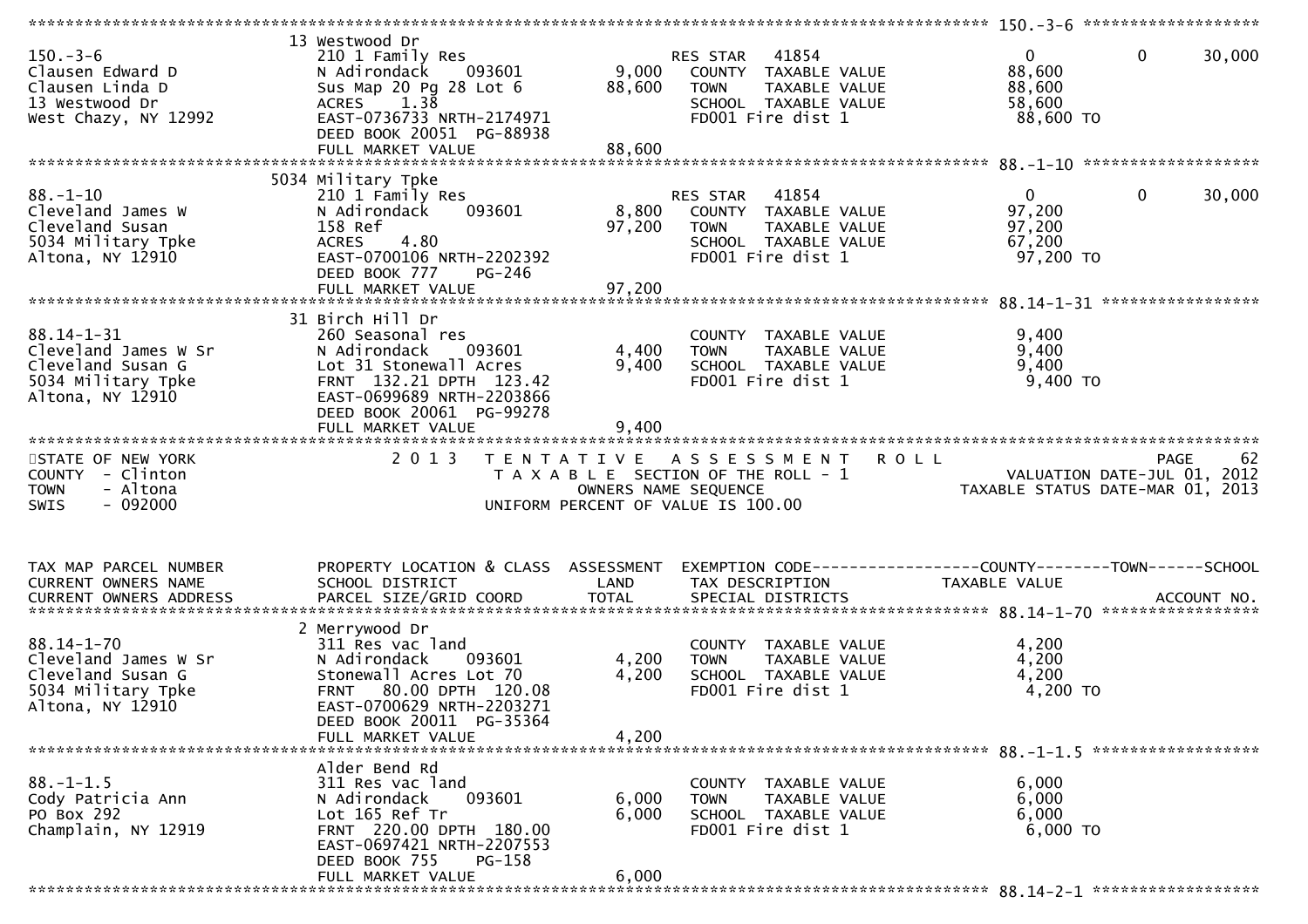```
******************************************************************************************************* 150.-3-6 ********************
                    13 Westwood Dr
150.-3-6            210 1 Family Res                      RES STAR    41854                 0           0      30,000
Clausen Edward D    N Adirondack    093601        9,000   COUNTY  TAXABLE VALUE        88,600
Clausen Linda D     Sus Map 20 Pg 28 Lot 6       88,600   TOWN    TAXABLE VALUE        88,600
13 Westwood Dr      ACRES    1.38                         SCHOOL  TAXABLE VALUE        58,600
West Chazy, NY 12992 EAST-0736733 NRTH-2174971            FD001 Fire dist 1             88,600 TO
                    DEED BOOK 20051  PG-88938
                    FULL MARKET VALUE            88,600
******************************************************************************************************* 88.-1-10 ********************
                    5034 Military Tpke
88.-1-10            210 1 Family Res                      RES STAR    41854                 0           0      30,000
Cleveland James W   N Adirondack    093601        8,800   COUNTY  TAXABLE VALUE        97,200
Cleveland Susan     158 Ref                      97,200   TOWN    TAXABLE VALUE        97,200
5034 Military Tpke  ACRES    4.80                         SCHOOL  TAXABLE VALUE        67,200
Altona, NY 12910    EAST-0700106 NRTH-2202392             FD001 Fire dist 1             97,200 TO
                    DEED BOOK 777    PG-246
                    FULL MARKET VALUE            97,200
******************************************************************************************************* 88.14-1-31 ******************
                    31 Birch Hill Dr
88.14-1-31          260 Seasonal res                      COUNTY  TAXABLE VALUE         9,400
Cleveland James W Sr N Adirondack    093601       4,400   TOWN    TAXABLE VALUE         9,400
Cleveland Susan G   Lot 31 Stonewall Acres        9,400   SCHOOL  TAXABLE VALUE         9,400
5034 Military Tpke  FRNT 132.21 DPTH 123.42               FD001 Fire dist 1              9,400 TO
Altona, NY 12910    EAST-0699689 NRTH-2203866
                    DEED BOOK 20061  PG-99278
                    FULL MARKET VALUE             9,400
************************************************************************************************************************************
STATE OF NEW YORK              2 0 1 3   T E N T A T I V E   A S S E S S M E N T   R O L L                          PAGE    62
COUNTY  - Clinton                     T A X A B L E  SECTION OF THE ROLL - 1                        VALUATION DATE-JUL 01, 2012
TOWN    - Altona                             OWNERS NAME SEQUENCE                            TAXABLE STATUS DATE-MAR 01, 2013
SWIS    - 092000                      UNIFORM PERCENT OF VALUE IS 100.00


TAX MAP PARCEL NUMBER     PROPERTY LOCATION & CLASS  ASSESSMENT  EXEMPTION CODE------------------COUNTY--------TOWN------SCHOOL
CURRENT OWNERS NAME       SCHOOL DISTRICT               LAND      TAX DESCRIPTION            TAXABLE VALUE
CURRENT OWNERS ADDRESS    PARCEL SIZE/GRID COORD        TOTAL     SPECIAL DISTRICTS                                  ACCOUNT NO.
******************************************************************************************************* 88.14-1-70 ******************
                    2 Merrywood Dr
88.14-1-70          311 Res vac land                      COUNTY  TAXABLE VALUE         4,200
Cleveland James W Sr N Adirondack    093601       4,200   TOWN    TAXABLE VALUE         4,200
Cleveland Susan G   Stonewall Acres Lot 70        4,200   SCHOOL  TAXABLE VALUE         4,200
5034 Military Tpke  FRNT  80.00 DPTH 120.08               FD001 Fire dist 1              4,200 TO
Altona, NY 12910    EAST-0700629 NRTH-2203271
                    DEED BOOK 20011  PG-35364
                    FULL MARKET VALUE             4,200
******************************************************************************************************* 88.-1-1.5 *******************
                    Alder Bend Rd
88.-1-1.5           311 Res vac land                      COUNTY  TAXABLE VALUE         6,000
Cody Patricia Ann   N Adirondack    093601        6,000   TOWN    TAXABLE VALUE         6,000
PO Box 292          Lot 165 Ref Tr                6,000   SCHOOL  TAXABLE VALUE         6,000
Champlain, NY 12919 FRNT 220.00 DPTH 180.00               FD001 Fire dist 1              6,000 TO
                    EAST-0697421 NRTH-2207553
                    DEED BOOK 755    PG-158
                    FULL MARKET VALUE             6,000
******************************************************************************************************* 88.14-2-1 *******************
```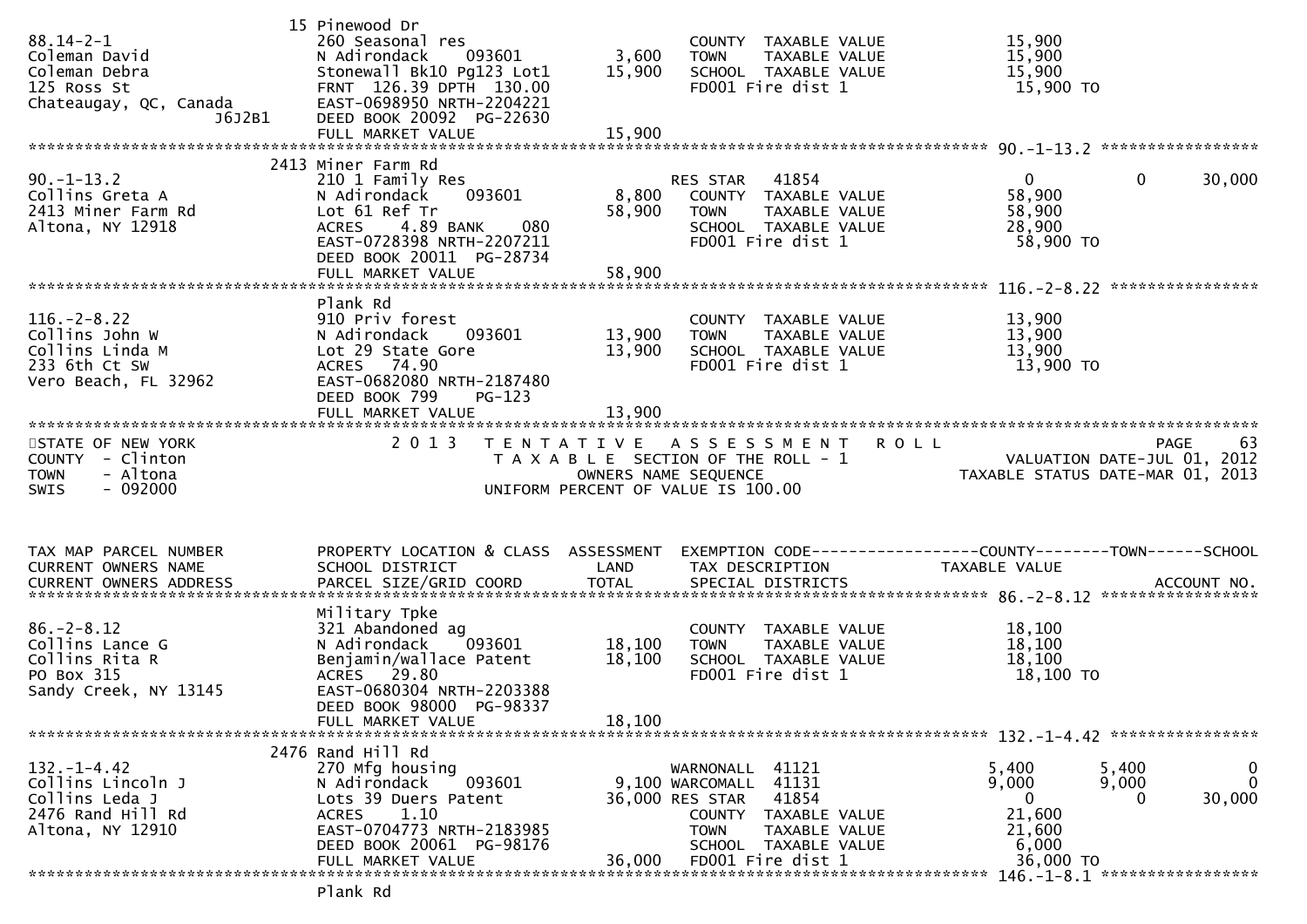| TAX MAP PARCEL NUMBER<br>CURRENT OWNERS NAME<br>CURRENT OWNERS ADDRESS | PROPERTY LOCATION & CLASS<br>SCHOOL DISTRICT<br>PARCEL SIZE/GRID COORD | ASSESSMENT LAND | TOTAL | EXEMPTION CODE<br>TAX DESCRIPTION<br>SPECIAL DISTRICTS | COUNTY<br>TAXABLE VALUE | TOWN | SCHOOL<br>ACCOUNT NO. |
|---|---|---|---|---|---|---|---|
| 88.14-2-1<br>Coleman David<br>Coleman Debra<br>125 Ross St<br>Chateaugay, QC, Canada J6J2B1 | 15 Pinewood Dr<br>260 Seasonal res<br>N Adirondack 093601<br>Stonewall Bk10 Pg123 Lot1<br>FRNT 126.39 DPTH 130.00<br>EAST-0698950 NRTH-2204221<br>DEED BOOK 20092 PG-22630<br>FULL MARKET VALUE | 3,600 | 15,900<br><br><br><br><br><br><br>15,900 | COUNTY TAXABLE VALUE<br>TOWN TAXABLE VALUE<br>SCHOOL TAXABLE VALUE<br>FD001 Fire dist 1 | 15,900<br>15,900<br>15,900<br>15,900 TO | | |
| 90.-1-13.2<br>Collins Greta A<br>2413 Miner Farm Rd<br>Altona, NY 12918 | 2413 Miner Farm Rd<br>210 1 Family Res<br>N Adirondack 093601<br>Lot 61 Ref Tr<br>ACRES 4.89 BANK 080<br>EAST-0728398 NRTH-2207211<br>DEED BOOK 20011 PG-28734<br>FULL MARKET VALUE | 8,800 | 58,900<br><br><br><br><br><br><br>58,900 | RES STAR 41854<br>COUNTY TAXABLE VALUE<br>TOWN TAXABLE VALUE<br>SCHOOL TAXABLE VALUE<br>FD001 Fire dist 1 | 0<br>58,900<br>58,900<br>28,900<br>58,900 TO | 0 | 30,000 |
| 116.-2-8.22<br>Collins John W<br>Collins Linda M<br>233 6th Ct SW<br>Vero Beach, FL 32962 | Plank Rd<br>910 Priv forest<br>N Adirondack 093601<br>Lot 29 State Gore<br>ACRES 74.90<br>EAST-0682080 NRTH-2187480<br>DEED BOOK 799 PG-123<br>FULL MARKET VALUE | 13,900 | 13,900<br><br><br><br><br><br><br>13,900 | COUNTY TAXABLE VALUE<br>TOWN TAXABLE VALUE<br>SCHOOL TAXABLE VALUE<br>FD001 Fire dist 1 | 13,900<br>13,900<br>13,900<br>13,900 TO | | |

STATE OF NEW YORK
COUNTY - Clinton
TOWN - Altona
SWIS - 092000

2 0 1 3 TENTATIVE ASSESSMENT ROLL
TAXABLE SECTION OF THE ROLL - 1
OWNERS NAME SEQUENCE
UNIFORM PERCENT OF VALUE IS 100.00

PAGE 63
VALUATION DATE-JUL 01, 2012
TAXABLE STATUS DATE-MAR 01, 2013

| TAX MAP PARCEL NUMBER<br>CURRENT OWNERS NAME<br>CURRENT OWNERS ADDRESS | PROPERTY LOCATION & CLASS<br>SCHOOL DISTRICT<br>PARCEL SIZE/GRID COORD | ASSESSMENT LAND | TOTAL | EXEMPTION CODE<br>TAX DESCRIPTION<br>SPECIAL DISTRICTS | COUNTY<br>TAXABLE VALUE | TOWN | SCHOOL<br>ACCOUNT NO. |
|---|---|---|---|---|---|---|---|
| 86.-2-8.12<br>Collins Lance G<br>Collins Rita R<br>PO Box 315<br>Sandy Creek, NY 13145 | Military Tpke<br>321 Abandoned ag<br>N Adirondack 093601<br>Benjamin/wallace Patent<br>ACRES 29.80<br>EAST-0680304 NRTH-2203388<br>DEED BOOK 98000 PG-98337<br>FULL MARKET VALUE | 18,100 | 18,100<br><br><br><br><br><br><br>18,100 | COUNTY TAXABLE VALUE<br>TOWN TAXABLE VALUE<br>SCHOOL TAXABLE VALUE<br>FD001 Fire dist 1 | 18,100<br>18,100<br>18,100<br>18,100 TO | | |
| 132.-1-4.42<br>Collins Lincoln J<br>Collins Leda J<br>2476 Rand Hill Rd<br>Altona, NY 12910 | 2476 Rand Hill Rd<br>270 Mfg housing<br>N Adirondack 093601<br>Lots 39 Duers Patent<br>ACRES 1.10<br>EAST-0704773 NRTH-2183985<br>DEED BOOK 20061 PG-98176<br>FULL MARKET VALUE | 9,100 | 36,000<br><br><br><br><br><br><br>36,000 | WARNONALL 41121<br>WARCOMALL 41131<br>RES STAR 41854<br>COUNTY TAXABLE VALUE<br>TOWN TAXABLE VALUE<br>SCHOOL TAXABLE VALUE<br>FD001 Fire dist 1 | 5,400<br>9,000<br>0<br>21,600<br>21,600<br>6,000<br>36,000 TO | 5,400<br>9,000<br>0 | 0<br>0<br>30,000 |
| 146.-1-8.1 | Plank Rd | | | | | | |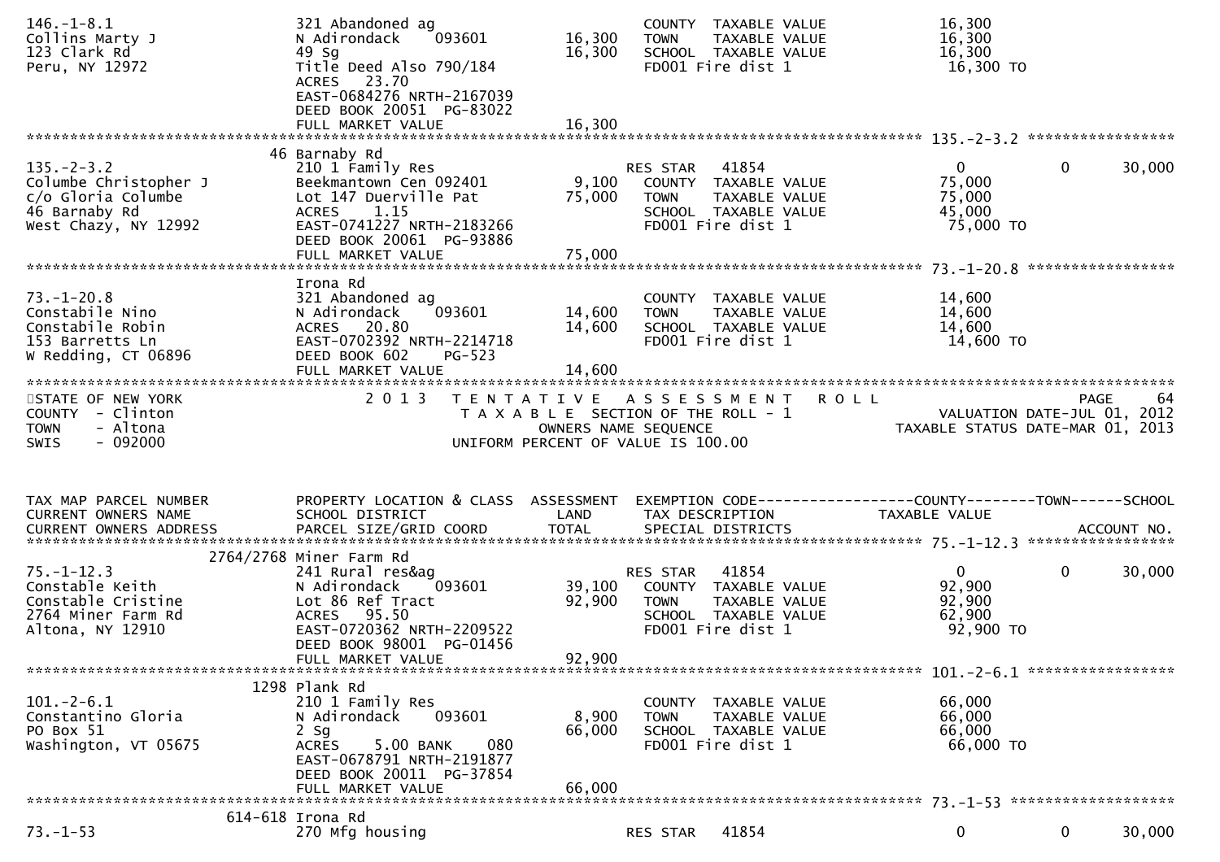146.-1-8.1 | 321 Abandoned ag | | COUNTY TAXABLE VALUE | 16,300
Collins Marty J | N Adirondack 093601 | 16,300 | TOWN TAXABLE VALUE | 16,300
123 Clark Rd | 49 Sg | 16,300 | SCHOOL TAXABLE VALUE | 16,300
Peru, NY 12972 | Title Deed Also 790/184 | | FD001 Fire dist 1 | 16,300 TO
ACRES 23.70
EAST-0684276 NRTH-2167039
DEED BOOK 20051 PG-83022
FULL MARKET VALUE 16,300

******************************************************************************************************* 135.-2-3.2 *****************

46 Barnaby Rd

| | | | | | | |
|---|---|---|---|---|---|---|
| 135.-2-3.2 | 210 1 Family Res | | RES STAR 41854 | 0 | 0 | 30,000 |
| Columbe Christopher J | Beekmantown Cen 092401 | 9,100 | COUNTY TAXABLE VALUE | 75,000 | | |
| c/o Gloria Columbe | Lot 147 Duerville Pat | 75,000 | TOWN TAXABLE VALUE | 75,000 | | |
| 46 Barnaby Rd | ACRES 1.15 | | SCHOOL TAXABLE VALUE | 45,000 | | |
| West Chazy, NY 12992 | EAST-0741227 NRTH-2183266 | | FD001 Fire dist 1 | 75,000 TO | | |
| | DEED BOOK 20061 PG-93886 | | | | | |
| | FULL MARKET VALUE | 75,000 | | | | |

******************************************************************************************************* 73.-1-20.8 *****************

Irona Rd

| | | | | |
|---|---|---|---|---|
| 73.-1-20.8 | 321 Abandoned ag | | COUNTY TAXABLE VALUE | 14,600 |
| Constabile Nino | N Adirondack 093601 | 14,600 | TOWN TAXABLE VALUE | 14,600 |
| Constabile Robin | ACRES 20.80 | 14,600 | SCHOOL TAXABLE VALUE | 14,600 |
| 153 Barretts Ln | EAST-0702392 NRTH-2214718 | | FD001 Fire dist 1 | 14,600 TO |
| W Redding, CT 06896 | DEED BOOK 602 PG-523 | | | |
| | FULL MARKET VALUE | 14,600 | | |

*******************************************************************************************************

STATE OF NEW YORK — 2013 TENTATIVE ASSESSMENT ROLL — PAGE 64
COUNTY - Clinton — TAXABLE SECTION OF THE ROLL - 1 — VALUATION DATE-JUL 01, 2012
TOWN - Altona — OWNERS NAME SEQUENCE — TAXABLE STATUS DATE-MAR 01, 2013
SWIS - 092000 — UNIFORM PERCENT OF VALUE IS 100.00

| TAX MAP PARCEL NUMBER / CURRENT OWNERS NAME / CURRENT OWNERS ADDRESS | PROPERTY LOCATION & CLASS / SCHOOL DISTRICT / PARCEL SIZE/GRID COORD | ASSESSMENT LAND / TOTAL | EXEMPTION CODE / TAX DESCRIPTION / SPECIAL DISTRICTS | COUNTY TAXABLE VALUE | TOWN | SCHOOL / ACCOUNT NO. |
|---|---|---|---|---|---|---|
| | 2764/2768 Miner Farm Rd | | | | | |
| 75.-1-12.3 | 241 Rural res&ag | | RES STAR 41854 | 0 | 0 | 30,000 |
| Constable Keith | N Adirondack 093601 | 39,100 | COUNTY TAXABLE VALUE | 92,900 | | |
| Constable Cristine | Lot 86 Ref Tract | 92,900 | TOWN TAXABLE VALUE | 92,900 | | |
| 2764 Miner Farm Rd | ACRES 95.50 | | SCHOOL TAXABLE VALUE | 62,900 | | |
| Altona, NY 12910 | EAST-0720362 NRTH-2209522 | | FD001 Fire dist 1 | 92,900 TO | | |
| | DEED BOOK 98001 PG-01456 | | | | | |
| | FULL MARKET VALUE | 92,900 | | | | |
| | 1298 Plank Rd | | | | | |
| 101.-2-6.1 | 210 1 Family Res | | COUNTY TAXABLE VALUE | 66,000 | | |
| Constantino Gloria | N Adirondack 093601 | 8,900 | TOWN TAXABLE VALUE | 66,000 | | |
| PO Box 51 | 2 Sg | 66,000 | SCHOOL TAXABLE VALUE | 66,000 | | |
| Washington, VT 05675 | ACRES 5.00 BANK 080 | | FD001 Fire dist 1 | 66,000 TO | | |
| | EAST-0678791 NRTH-2191877 | | | | | |
| | DEED BOOK 20011 PG-37854 | | | | | |
| | FULL MARKET VALUE | 66,000 | | | | |
| | 614-618 Irona Rd | | | | | |
| 73.-1-53 | 270 Mfg housing | | RES STAR 41854 | 0 | 0 | 30,000 |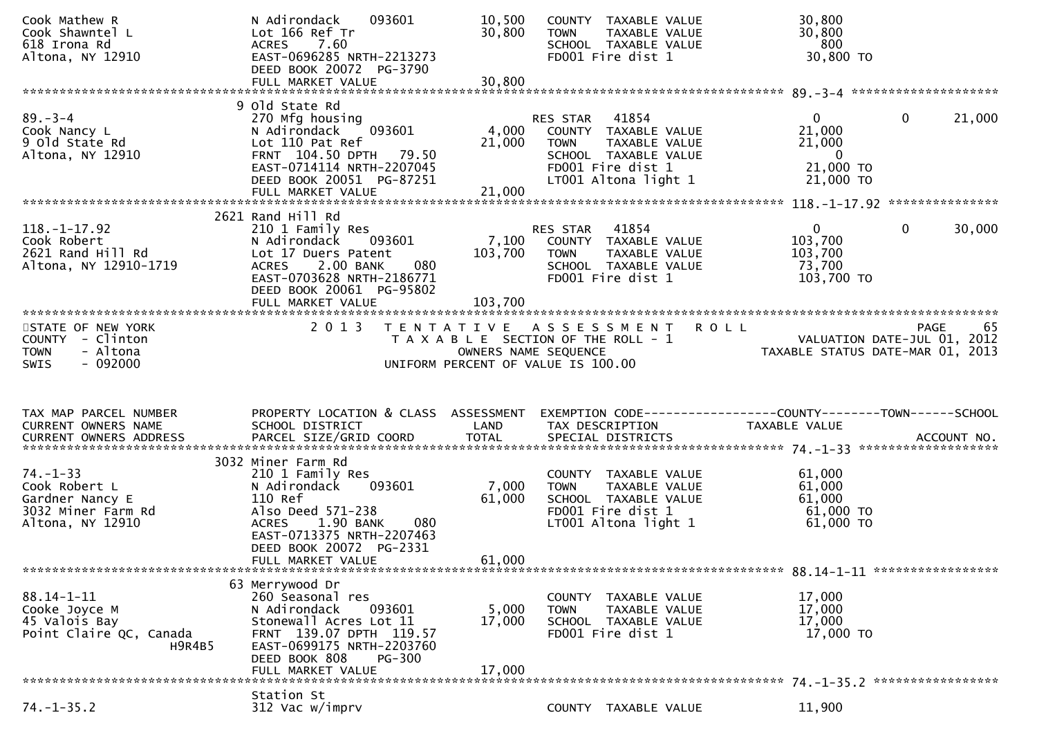```
Cook Mathew R                    N Adirondack    093601       10,500   COUNTY  TAXABLE VALUE            30,800
Cook Shawntel L                  Lot 166 Ref Tr               30,800   TOWN    TAXABLE VALUE            30,800
618 Irona Rd                     ACRES    7.60                         SCHOOL  TAXABLE VALUE               800
Altona, NY 12910                 EAST-0696285 NRTH-2213273             FD001 Fire dist 1                30,800 TO
                                 DEED BOOK 20072  PG-3790
                                 FULL MARKET VALUE            30,800
******************************************************************************************************* 89.-3-4 ********************
                               9 Old State Rd
89.-3-4                          270 Mfg housing                       RES STAR   41854                  0          0       21,000
Cook Nancy L                     N Adirondack    093601        4,000   COUNTY  TAXABLE VALUE            21,000
9 Old State Rd                   Lot 110 Pat Ref              21,000   TOWN    TAXABLE VALUE            21,000
Altona, NY 12910                 FRNT 104.50 DPTH   79.50              SCHOOL  TAXABLE VALUE                 0
                                 EAST-0714114 NRTH-2207045             FD001 Fire dist 1                21,000 TO
                                 DEED BOOK 20051  PG-87251             LT001 Altona light 1             21,000 TO
                                 FULL MARKET VALUE            21,000
******************************************************************************************************* 118.-1-17.92 ***************
                            2621 Rand Hill Rd
118.-1-17.92                     210 1 Family Res                      RES STAR   41854                  0          0       30,000
Cook Robert                      N Adirondack    093601        7,100   COUNTY  TAXABLE VALUE           103,700
2621 Rand Hill Rd                Lot 17 Duers Patent         103,700   TOWN    TAXABLE VALUE           103,700
Altona, NY 12910-1719            ACRES    2.00 BANK     080            SCHOOL  TAXABLE VALUE            73,700
                                 EAST-0703628 NRTH-2186771             FD001 Fire dist 1               103,700 TO
                                 DEED BOOK 20061  PG-95802
                                 FULL MARKET VALUE           103,700
************************************************************************************************************************************
STATE OF NEW YORK                2 0 1 3   T E N T A T I V E   A S S E S S M E N T   R O L L                              PAGE    65
COUNTY  - Clinton                          T A X A B L E  SECTION OF THE ROLL - 1                        VALUATION DATE-JUL 01, 2012
TOWN    - Altona                                   OWNERS NAME SEQUENCE                            TAXABLE STATUS DATE-MAR 01, 2013
SWIS    - 092000                           UNIFORM PERCENT OF VALUE IS 100.00


TAX MAP PARCEL NUMBER            PROPERTY LOCATION & CLASS  ASSESSMENT  EXEMPTION CODE------------------COUNTY--------TOWN------SCHOOL
CURRENT OWNERS NAME              SCHOOL DISTRICT               LAND     TAX DESCRIPTION                 TAXABLE VALUE
CURRENT OWNERS ADDRESS           PARCEL SIZE/GRID COORD       TOTAL     SPECIAL DISTRICTS                                ACCOUNT NO.
******************************************************************************************************* 74.-1-33 *******************
                            3032 Miner Farm Rd
74.-1-33                         210 1 Family Res                      COUNTY  TAXABLE VALUE            61,000
Cook Robert L                    N Adirondack    093601        7,000   TOWN    TAXABLE VALUE            61,000
Gardner Nancy E                  110 Ref                      61,000   SCHOOL  TAXABLE VALUE            61,000
3032 Miner Farm Rd               Also Deed 571-238                     FD001 Fire dist 1                61,000 TO
Altona, NY 12910                 ACRES    1.90 BANK     080            LT001 Altona light 1             61,000 TO
                                 EAST-0713375 NRTH-2207463
                                 DEED BOOK 20072  PG-2331
                                 FULL MARKET VALUE            61,000
******************************************************************************************************* 88.14-1-11 *****************
                              63 Merrywood Dr
88.14-1-11                       260 Seasonal res                      COUNTY  TAXABLE VALUE            17,000
Cooke Joyce M                    N Adirondack    093601        5,000   TOWN    TAXABLE VALUE            17,000
45 Valois Bay                    Stonewall Acres Lot 11       17,000   SCHOOL  TAXABLE VALUE            17,000
Point Claire QC, Canada          FRNT 139.07 DPTH  119.57              FD001 Fire dist 1                17,000 TO
                     H9R4B5      EAST-0699175 NRTH-2203760
                                 DEED BOOK 808    PG-300
                                 FULL MARKET VALUE            17,000
******************************************************************************************************* 74.-1-35.2 *****************
                                 Station St
74.-1-35.2                       312 Vac w/imprv                       COUNTY  TAXABLE VALUE            11,900
```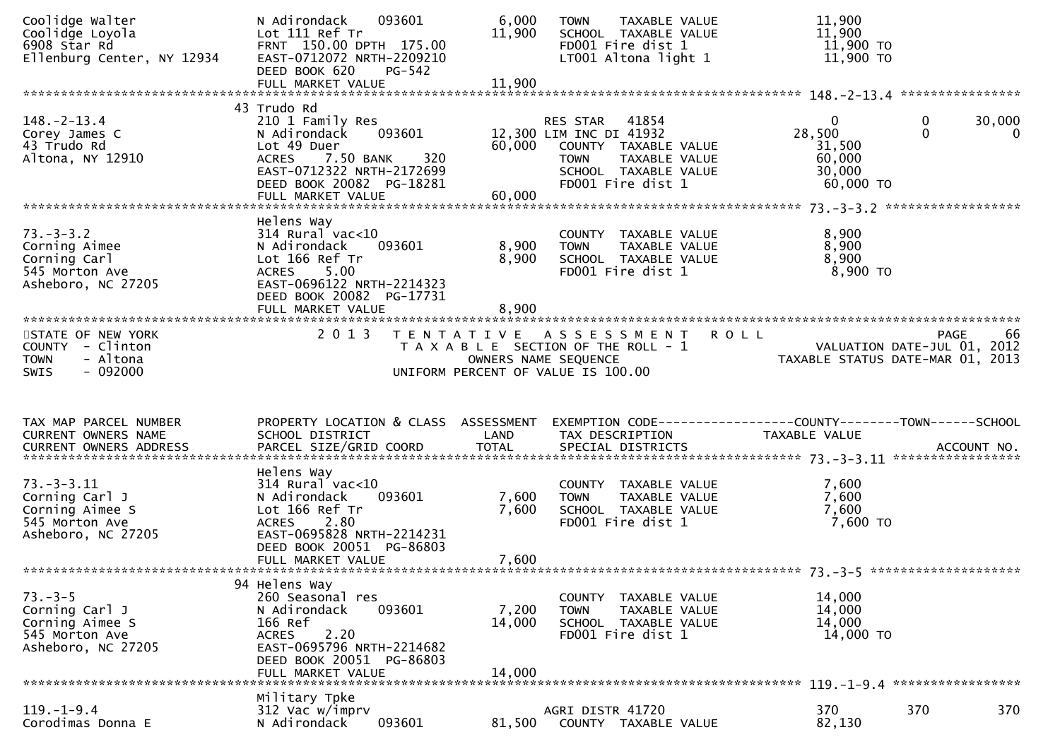```
Coolidge Walter               N Adirondack     093601         6,000   TOWN    TAXABLE VALUE              11,900
Coolidge Loyola               Lot 111 Ref Tr                 11,900   SCHOOL  TAXABLE VALUE              11,900
6908 Star Rd                  FRNT 150.00 DPTH 175.00                 FD001 Fire dist 1                  11,900 TO
Ellenburg Center, NY 12934    EAST-0712072 NRTH-2209210               LT001 Altona light 1               11,900 TO
                              DEED BOOK 620    PG-542
                              FULL MARKET VALUE              11,900
******************************************************************************************************* 148.-2-13.4 ****************
                           43 Trudo Rd
148.-2-13.4                   210 1 Family Res                        RES STAR   41854                    0          0      30,000
Corey James C                 N Adirondack     093601        12,300 LIM INC DI 41932                 28,500          0           0
43 Trudo Rd                   Lot 49 Duer                    60,000   COUNTY  TAXABLE VALUE              31,500
Altona, NY 12910              ACRES    7.50 BANK     320              TOWN    TAXABLE VALUE              60,000
                              EAST-0712322 NRTH-2172699               SCHOOL  TAXABLE VALUE              30,000
                              DEED BOOK 20082  PG-18281               FD001 Fire dist 1                  60,000 TO
                              FULL MARKET VALUE              60,000
******************************************************************************************************* 73.-3-3.2 ******************
                              Helens Way
73.-3-3.2                     314 Rural vac<10                        COUNTY  TAXABLE VALUE               8,900
Corning Aimee                 N Adirondack     093601         8,900   TOWN    TAXABLE VALUE               8,900
Corning Carl                  Lot 166 Ref Tr                  8,900   SCHOOL  TAXABLE VALUE               8,900
545 Morton Ave                ACRES    5.00                           FD001 Fire dist 1                   8,900 TO
Asheboro, NC 27205            EAST-0696122 NRTH-2214323
                              DEED BOOK 20082  PG-17731
                              FULL MARKET VALUE               8,900
************************************************************************************************************************************
STATE OF NEW YORK                 2 0 1 3   T E N T A T I V E   A S S E S S M E N T   R O L L                            PAGE     66
COUNTY  - Clinton                       T A X A B L E  SECTION OF THE ROLL - 1                         VALUATION DATE-JUL 01, 2012
TOWN    - Altona                               OWNERS NAME SEQUENCE                               TAXABLE STATUS DATE-MAR 01, 2013
SWIS    - 092000                        UNIFORM PERCENT OF VALUE IS 100.00


TAX MAP PARCEL NUMBER         PROPERTY LOCATION & CLASS  ASSESSMENT  EXEMPTION CODE------------------COUNTY--------TOWN------SCHOOL
CURRENT OWNERS NAME           SCHOOL DISTRICT               LAND      TAX DESCRIPTION              TAXABLE VALUE
CURRENT OWNERS ADDRESS        PARCEL SIZE/GRID COORD        TOTAL     SPECIAL DISTRICTS                                  ACCOUNT NO.
******************************************************************************************************* 73.-3-3.11 *****************
                              Helens Way
73.-3-3.11                    314 Rural vac<10                        COUNTY  TAXABLE VALUE               7,600
Corning Carl J                N Adirondack     093601         7,600   TOWN    TAXABLE VALUE               7,600
Corning Aimee S               Lot 166 Ref Tr                  7,600   SCHOOL  TAXABLE VALUE               7,600
545 Morton Ave                ACRES    2.80                           FD001 Fire dist 1                   7,600 TO
Asheboro, NC 27205            EAST-0695828 NRTH-2214231
                              DEED BOOK 20051  PG-86803
                              FULL MARKET VALUE               7,600
******************************************************************************************************* 73.-3-5 ********************
                           94 Helens Way
73.-3-5                       260 Seasonal res                        COUNTY  TAXABLE VALUE              14,000
Corning Carl J                N Adirondack     093601         7,200   TOWN    TAXABLE VALUE              14,000
Corning Aimee S               166 Ref                        14,000   SCHOOL  TAXABLE VALUE              14,000
545 Morton Ave                ACRES    2.20                           FD001 Fire dist 1                  14,000 TO
Asheboro, NC 27205            EAST-0695796 NRTH-2214682
                              DEED BOOK 20051  PG-86803
                              FULL MARKET VALUE              14,000
******************************************************************************************************* 119.-1-9.4 *****************
                              Military Tpke
119.-1-9.4                    312 Vac w/imprv                         AGRI DISTR 41720                  370        370         370
Corodimas Donna E             N Adirondack     093601        81,500   COUNTY  TAXABLE VALUE              82,130
```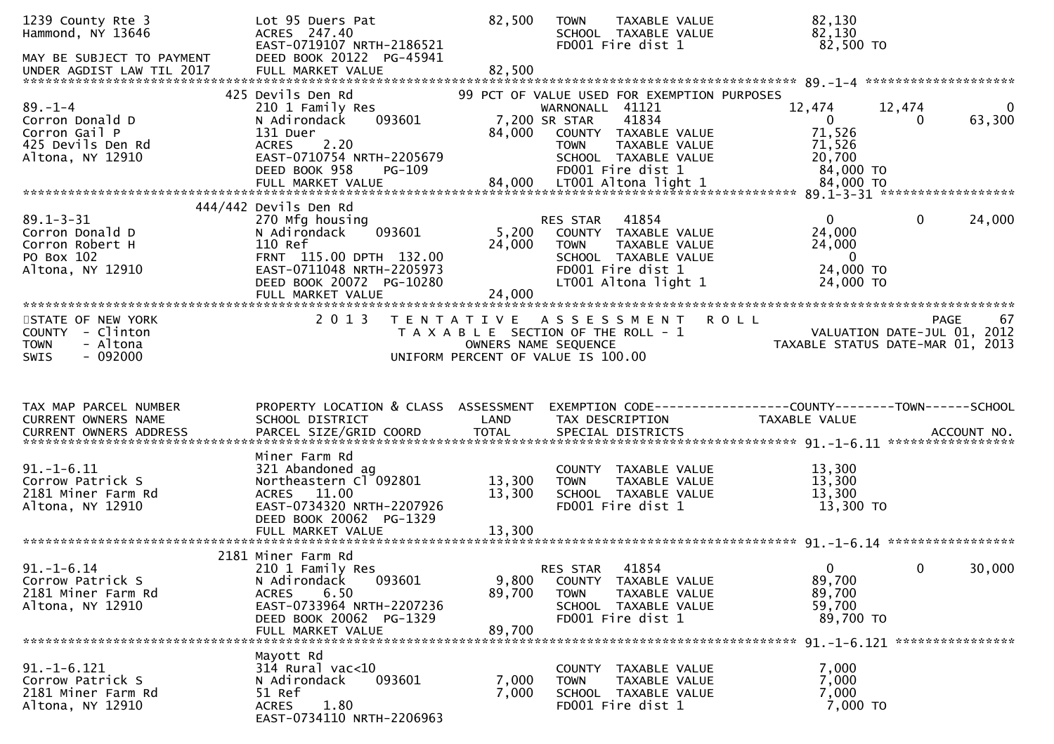```
1239 County Rte 3               Lot 95 Duers Pat                 82,500    TOWN    TAXABLE VALUE             82,130
Hammond, NY 13646               ACRES  247.40                              SCHOOL  TAXABLE VALUE             82,130
                                EAST-0719107 NRTH-2186521                  FD001 Fire dist 1                  82,500 TO
MAY BE SUBJECT TO PAYMENT       DEED BOOK 20122  PG-45941
UNDER AGDIST LAW TIL 2017       FULL MARKET VALUE                82,500
******************************************************************************************************* 89.-1-4 ********************
                         425 Devils Den Rd                       99 PCT OF VALUE USED FOR EXEMPTION PURPOSES
89.-1-4                         210 1 Family Res                           WARNONALL  41121                  12,474      12,474           0
Corron Donald D                 N Adirondack     093601           7,200 SR STAR     41834                       0           0      63,300
Corron Gail P                   131 Duer                         84,000    COUNTY  TAXABLE VALUE             71,526
425 Devils Den Rd               ACRES    2.20                              TOWN    TAXABLE VALUE             71,526
Altona, NY 12910                EAST-0710754 NRTH-2205679                  SCHOOL  TAXABLE VALUE             20,700
                                DEED BOOK 958    PG-109                    FD001 Fire dist 1                  84,000 TO
                                FULL MARKET VALUE                84,000    LT001 Altona light 1               84,000 TO
******************************************************************************************************* 89.1-3-31 ******************
                     444/442 Devils Den Rd
89.1-3-31                       270 Mfg housing                            RES STAR   41854                     0           0      24,000
Corron Donald D                 N Adirondack     093601           5,200    COUNTY  TAXABLE VALUE             24,000
Corron Robert H                 110 Ref                          24,000    TOWN    TAXABLE VALUE             24,000
PO Box 102                      FRNT 115.00 DPTH 132.00                    SCHOOL  TAXABLE VALUE                  0
Altona, NY 12910                EAST-0711048 NRTH-2205973                  FD001 Fire dist 1                  24,000 TO
                                DEED BOOK 20072  PG-10280                  LT001 Altona light 1               24,000 TO
                                FULL MARKET VALUE                24,000
************************************************************************************************************************************
STATE OF NEW YORK                2 0 1 3   T E N T A T I V E   A S S E S S M E N T   R O L L                               PAGE    67
COUNTY  - Clinton                          T A X A B L E  SECTION OF THE ROLL - 1                        VALUATION DATE-JUL 01, 2012
TOWN    - Altona                               OWNERS NAME SEQUENCE                                 TAXABLE STATUS DATE-MAR 01, 2013
SWIS    - 092000                           UNIFORM PERCENT OF VALUE IS 100.00


TAX MAP PARCEL NUMBER           PROPERTY LOCATION & CLASS  ASSESSMENT  EXEMPTION CODE------------------COUNTY--------TOWN------SCHOOL
CURRENT OWNERS NAME             SCHOOL DISTRICT               LAND      TAX DESCRIPTION              TAXABLE VALUE
CURRENT OWNERS ADDRESS          PARCEL SIZE/GRID COORD        TOTAL     SPECIAL DISTRICTS                                ACCOUNT NO.
******************************************************************************************************* 91.-1-6.11 *****************
                                Miner Farm Rd
91.-1-6.11                      321 Abandoned ag                           COUNTY  TAXABLE VALUE             13,300
Corrow Patrick S                Northeastern Cl 092801           13,300    TOWN    TAXABLE VALUE             13,300
2181 Miner Farm Rd              ACRES   11.00                    13,300    SCHOOL  TAXABLE VALUE             13,300
Altona, NY 12910                EAST-0734320 NRTH-2207926                  FD001 Fire dist 1                  13,300 TO
                                DEED BOOK 20062  PG-1329
                                FULL MARKET VALUE                13,300
******************************************************************************************************* 91.-1-6.14 *****************
                         2181 Miner Farm Rd
91.-1-6.14                      210 1 Family Res                           RES STAR   41854                     0           0      30,000
Corrow Patrick S                N Adirondack     093601           9,800    COUNTY  TAXABLE VALUE             89,700
2181 Miner Farm Rd              ACRES    6.50                    89,700    TOWN    TAXABLE VALUE             89,700
Altona, NY 12910                EAST-0733964 NRTH-2207236                  SCHOOL  TAXABLE VALUE             59,700
                                DEED BOOK 20062  PG-1329                   FD001 Fire dist 1                  89,700 TO
                                FULL MARKET VALUE                89,700
******************************************************************************************************* 91.-1-6.121 ****************
                                Mayott Rd
91.-1-6.121                     314 Rural vac<10                           COUNTY  TAXABLE VALUE              7,000
Corrow Patrick S                N Adirondack     093601           7,000    TOWN    TAXABLE VALUE              7,000
2181 Miner Farm Rd              51 Ref                            7,000    SCHOOL  TAXABLE VALUE              7,000
Altona, NY 12910                ACRES    1.80                              FD001 Fire dist 1                   7,000 TO
                                EAST-0734110 NRTH-2206963
```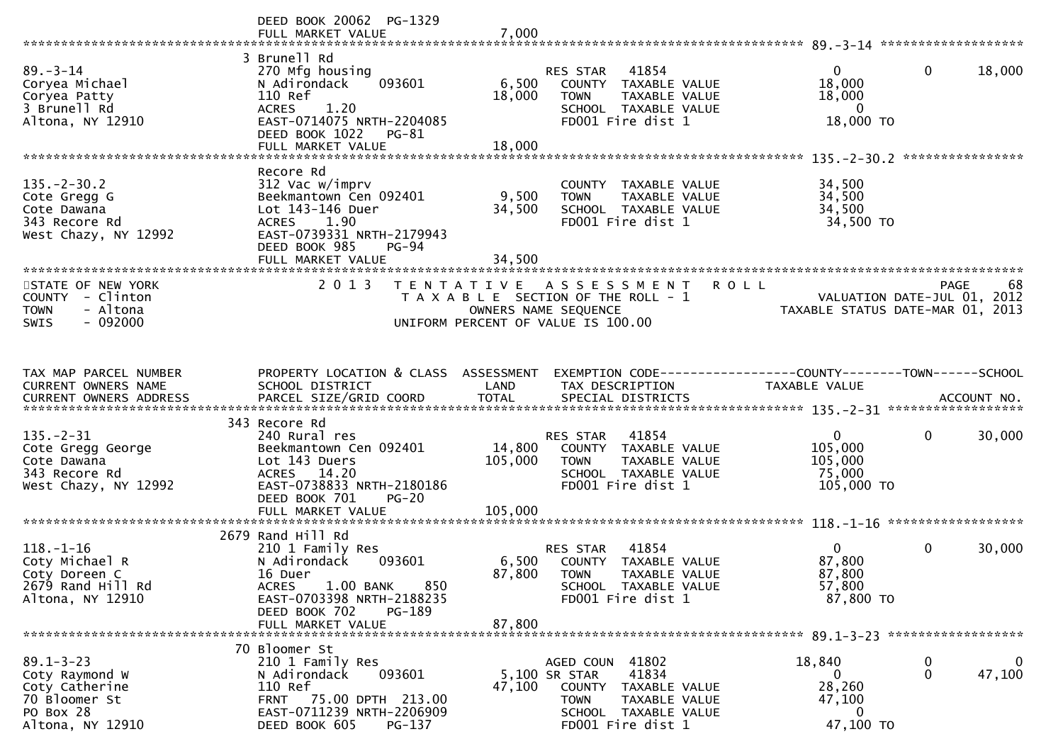DEED BOOK 20062 PG-1329
FULL MARKET VALUE 7,000

******************************************************************************************************* 89.-3-14 *******************

| TAX MAP PARCEL NUMBER / CURRENT OWNERS NAME / CURRENT OWNERS ADDRESS | PROPERTY LOCATION & CLASS / SCHOOL DISTRICT / PARCEL SIZE/GRID COORD | ASSESSMENT LAND | TOTAL | EXEMPTION CODE / TAX DESCRIPTION / SPECIAL DISTRICTS | COUNTY TAXABLE VALUE | TOWN | SCHOOL |
|---|---|---|---|---|---|---|---|
| 89.-3-14 | 3 Brunell Rd | | | | | | |
| Coryea Michael | 270 Mfg housing | | | RES STAR 41854 | 0 | 0 | 18,000 |
| Coryea Patty | N Adirondack 093601 | 6,500 | | COUNTY TAXABLE VALUE | 18,000 | | |
| 3 Brunell Rd | 110 Ref | | 18,000 | TOWN TAXABLE VALUE | 18,000 | | |
| Altona, NY 12910 | ACRES 1.20 | | | SCHOOL TAXABLE VALUE | 0 | | |
| | EAST-0714075 NRTH-2204085 | | | FD001 Fire dist 1 | 18,000 TO | | |
| | DEED BOOK 1022 PG-81 | | | | | | |
| | FULL MARKET VALUE | | 18,000 | | | | |
| 135.-2-30.2 | Recore Rd | | | | | | |
| Cote Gregg G | 312 Vac w/imprv | | | COUNTY TAXABLE VALUE | 34,500 | | |
| Cote Dawana | Beekmantown Cen 092401 | 9,500 | | TOWN TAXABLE VALUE | 34,500 | | |
| 343 Recore Rd | Lot 143-146 Duer | | 34,500 | SCHOOL TAXABLE VALUE | 34,500 | | |
| West Chazy, NY 12992 | ACRES 1.90 | | | FD001 Fire dist 1 | 34,500 TO | | |
| | EAST-0739331 NRTH-2179943 | | | | | | |
| | DEED BOOK 985 PG-94 | | | | | | |
| | FULL MARKET VALUE | | 34,500 | | | | |

STATE OF NEW YORK
COUNTY - Clinton
TOWN - Altona
SWIS - 092000

2013 TENTATIVE ASSESSMENT ROLL
TAXABLE SECTION OF THE ROLL - 1
OWNERS NAME SEQUENCE
UNIFORM PERCENT OF VALUE IS 100.00

VALUATION DATE-JUL 01, 2012
TAXABLE STATUS DATE-MAR 01, 2013

| TAX MAP PARCEL NUMBER / CURRENT OWNERS NAME / CURRENT OWNERS ADDRESS | PROPERTY LOCATION & CLASS / SCHOOL DISTRICT / PARCEL SIZE/GRID COORD | ASSESSMENT LAND | TOTAL | EXEMPTION CODE / TAX DESCRIPTION / SPECIAL DISTRICTS | COUNTY TAXABLE VALUE | TOWN | SCHOOL / ACCOUNT NO. |
|---|---|---|---|---|---|---|---|
| 135.-2-31 | 343 Recore Rd | | | | | | |
| Cote Gregg George | 240 Rural res | | | RES STAR 41854 | 0 | 0 | 30,000 |
| Cote Dawana | Beekmantown Cen 092401 | 14,800 | | COUNTY TAXABLE VALUE | 105,000 | | |
| 343 Recore Rd | Lot 143 Duers | | 105,000 | TOWN TAXABLE VALUE | 105,000 | | |
| West Chazy, NY 12992 | ACRES 14.20 | | | SCHOOL TAXABLE VALUE | 75,000 | | |
| | EAST-0738833 NRTH-2180186 | | | FD001 Fire dist 1 | 105,000 TO | | |
| | DEED BOOK 701 PG-20 | | | | | | |
| | FULL MARKET VALUE | | 105,000 | | | | |
| 118.-1-16 | 2679 Rand Hill Rd | | | | | | |
| Coty Michael R | 210 1 Family Res | | | RES STAR 41854 | 0 | 0 | 30,000 |
| Coty Doreen C | N Adirondack 093601 | 6,500 | | COUNTY TAXABLE VALUE | 87,800 | | |
| 2679 Rand Hill Rd | 16 Duer | | 87,800 | TOWN TAXABLE VALUE | 87,800 | | |
| Altona, NY 12910 | ACRES 1.00 BANK 850 | | | SCHOOL TAXABLE VALUE | 57,800 | | |
| | EAST-0703398 NRTH-2188235 | | | FD001 Fire dist 1 | 87,800 TO | | |
| | DEED BOOK 702 PG-189 | | | | | | |
| | FULL MARKET VALUE | | 87,800 | | | | |
| 89.1-3-23 | 70 Bloomer St | | | | | | |
| Coty Raymond W | 210 1 Family Res | | | AGED COUN 41802 | 18,840 | 0 | 0 |
| Coty Catherine | N Adirondack 093601 | 5,100 | | SR STAR 41834 | 0 | 0 | 47,100 |
| 70 Bloomer St | 110 Ref | | 47,100 | COUNTY TAXABLE VALUE | 28,260 | | |
| PO Box 28 | FRNT 75.00 DPTH 213.00 | | | TOWN TAXABLE VALUE | 47,100 | | |
| Altona, NY 12910 | EAST-0711239 NRTH-2206909 | | | SCHOOL TAXABLE VALUE | 0 | | |
| | DEED BOOK 605 PG-137 | | | FD001 Fire dist 1 | 47,100 TO | | |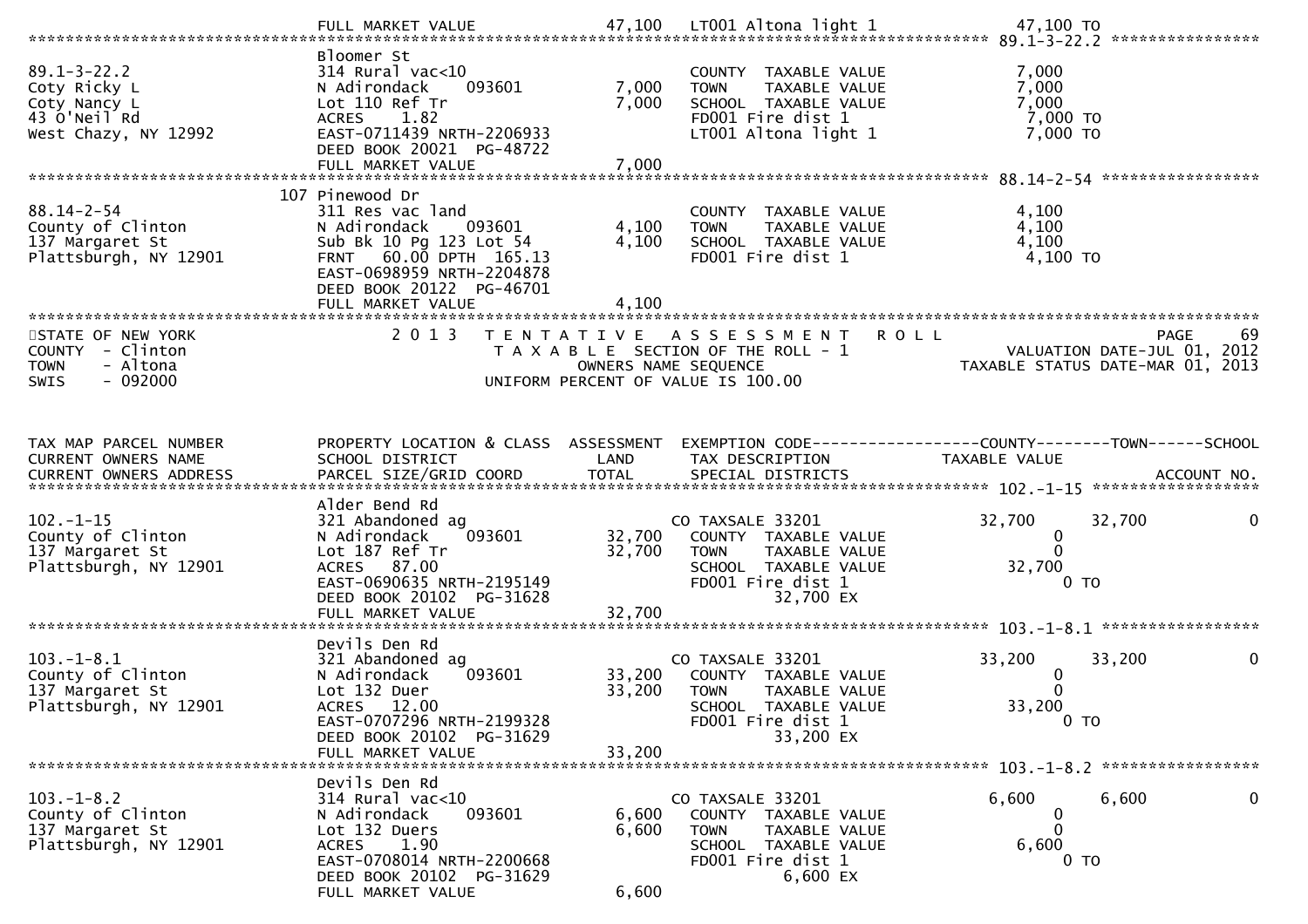| | | | | |
|---|---|---|---|---|
| | FULL MARKET VALUE | 47,100 | LT001 Altona light 1 | 47,100 TO |

**89.1-3-22.2**

| | | | | |
|---|---|---|---|---|
| 89.1-3-22.2 | Bloomer St | | | |
| Coty Ricky L | 314 Rural vac<10 | | COUNTY TAXABLE VALUE | 7,000 |
| Coty Nancy L | N Adirondack 093601 | 7,000 | TOWN TAXABLE VALUE | 7,000 |
| 43 O'Neil Rd | Lot 110 Ref Tr | 7,000 | SCHOOL TAXABLE VALUE | 7,000 |
| West Chazy, NY 12992 | ACRES 1.82 | | FD001 Fire dist 1 | 7,000 TO |
| | EAST-0711439 NRTH-2206933 | | LT001 Altona light 1 | 7,000 TO |
| | DEED BOOK 20021 PG-48722 | | | |
| | FULL MARKET VALUE | 7,000 | | |

**88.14-2-54**

| | | | | |
|---|---|---|---|---|
| 88.14-2-54 | 107 Pinewood Dr | | | |
| County of Clinton | 311 Res vac land | | COUNTY TAXABLE VALUE | 4,100 |
| 137 Margaret St | N Adirondack 093601 | 4,100 | TOWN TAXABLE VALUE | 4,100 |
| Plattsburgh, NY 12901 | Sub Bk 10 Pg 123 Lot 54 | 4,100 | SCHOOL TAXABLE VALUE | 4,100 |
| | FRNT 60.00 DPTH 165.13 | | FD001 Fire dist 1 | 4,100 TO |
| | EAST-0698959 NRTH-2204878 | | | |
| | DEED BOOK 20122 PG-46701 | | | |
| | FULL MARKET VALUE | 4,100 | | |

STATE OF NEW YORK
COUNTY - Clinton
TOWN - Altona
SWIS - 092000

2 0 1 3 TENTATIVE ASSESSMENT ROLL
TAXABLE SECTION OF THE ROLL - 1
OWNERS NAME SEQUENCE
UNIFORM PERCENT OF VALUE IS 100.00

PAGE 69
VALUATION DATE-JUL 01, 2012
TAXABLE STATUS DATE-MAR 01, 2013

| TAX MAP PARCEL NUMBER / CURRENT OWNERS NAME / CURRENT OWNERS ADDRESS | PROPERTY LOCATION & CLASS / SCHOOL DISTRICT / PARCEL SIZE/GRID COORD | ASSESSMENT LAND / TOTAL | EXEMPTION CODE / TAX DESCRIPTION / SPECIAL DISTRICTS | COUNTY TAXABLE VALUE | TOWN | SCHOOL / ACCOUNT NO. |
|---|---|---|---|---|---|---|
| **102.-1-15** | Alder Bend Rd | | | | | |
| 102.-1-15 | 321 Abandoned ag | | CO TAXSALE 33201 | 32,700 | 32,700 | 0 |
| County of Clinton | N Adirondack 093601 | 32,700 | COUNTY TAXABLE VALUE | 0 | | |
| 137 Margaret St | Lot 187 Ref Tr | 32,700 | TOWN TAXABLE VALUE | 0 | | |
| Plattsburgh, NY 12901 | ACRES 87.00 | | SCHOOL TAXABLE VALUE | 32,700 | | |
| | EAST-0690635 NRTH-2195149 | | FD001 Fire dist 1 | 0 TO | | |
| | DEED BOOK 20102 PG-31628 | | 32,700 EX | | | |
| | FULL MARKET VALUE | 32,700 | | | | |
| **103.-1-8.1** | Devils Den Rd | | | | | |
| 103.-1-8.1 | 321 Abandoned ag | | CO TAXSALE 33201 | 33,200 | 33,200 | 0 |
| County of Clinton | N Adirondack 093601 | 33,200 | COUNTY TAXABLE VALUE | 0 | | |
| 137 Margaret St | Lot 132 Duer | 33,200 | TOWN TAXABLE VALUE | 0 | | |
| Plattsburgh, NY 12901 | ACRES 12.00 | | SCHOOL TAXABLE VALUE | 33,200 | | |
| | EAST-0707296 NRTH-2199328 | | FD001 Fire dist 1 | 0 TO | | |
| | DEED BOOK 20102 PG-31629 | | 33,200 EX | | | |
| | FULL MARKET VALUE | 33,200 | | | | |
| **103.-1-8.2** | Devils Den Rd | | | | | |
| 103.-1-8.2 | 314 Rural vac<10 | | CO TAXSALE 33201 | 6,600 | 6,600 | 0 |
| County of Clinton | N Adirondack 093601 | 6,600 | COUNTY TAXABLE VALUE | 0 | | |
| 137 Margaret St | Lot 132 Duers | 6,600 | TOWN TAXABLE VALUE | 0 | | |
| Plattsburgh, NY 12901 | ACRES 1.90 | | SCHOOL TAXABLE VALUE | 6,600 | | |
| | EAST-0708014 NRTH-2200668 | | FD001 Fire dist 1 | 0 TO | | |
| | DEED BOOK 20102 PG-31629 | | 6,600 EX | | | |
| | FULL MARKET VALUE | 6,600 | | | | |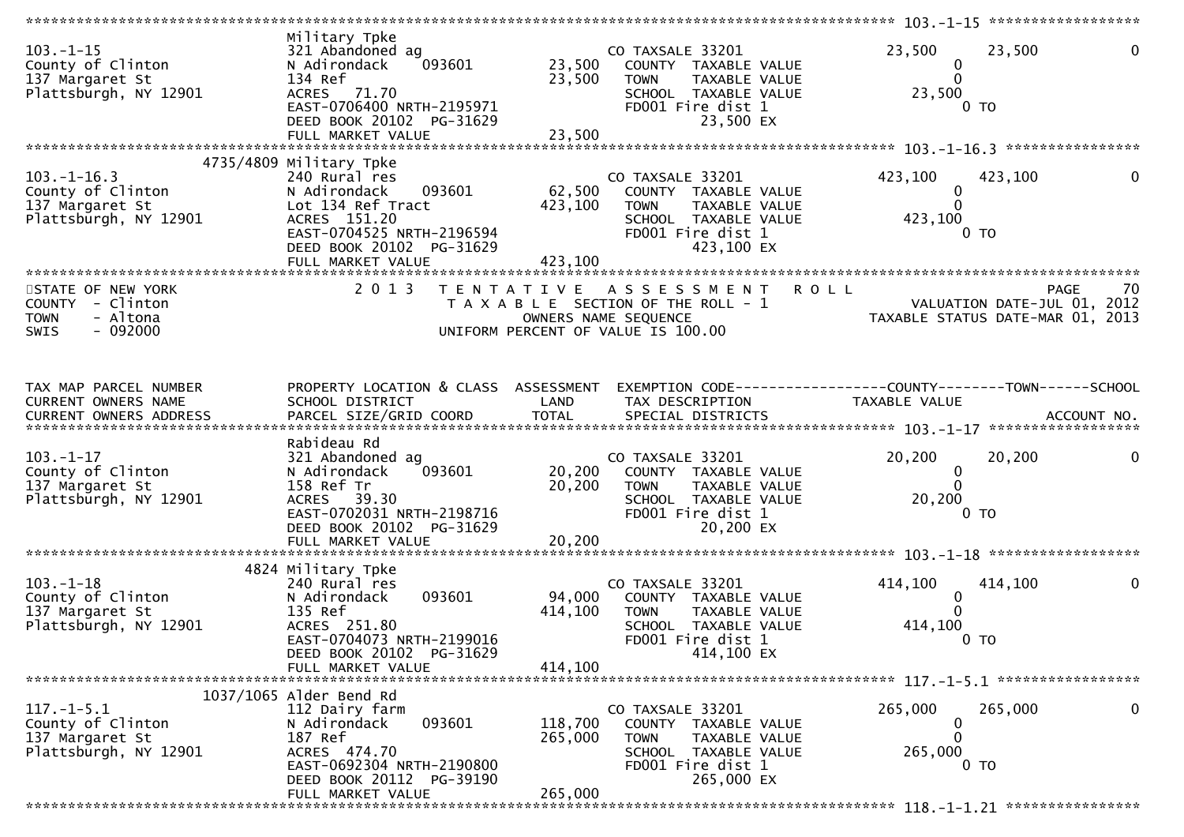```
******************************************************************************************************* 103.-1-15 ******************
                                Military Tpke
103.-1-15                       321 Abandoned ag                     CO TAXSALE 33201              23,500     23,500          0
County of Clinton               N Adirondack    093601      23,500   COUNTY  TAXABLE VALUE              0
137 Margaret St                 134 Ref                     23,500   TOWN    TAXABLE VALUE              0
Plattsburgh, NY 12901           ACRES   71.70                        SCHOOL  TAXABLE VALUE         23,500
                                EAST-0706400 NRTH-2195971            FD001 Fire dist 1                  0 TO
                                DEED BOOK 20102  PG-31629                  23,500 EX
                                FULL MARKET VALUE           23,500
******************************************************************************************************* 103.-1-16.3 ****************
                      4735/4809 Military Tpke
103.-1-16.3                     240 Rural res                        CO TAXSALE 33201             423,100    423,100          0
County of Clinton               N Adirondack    093601      62,500   COUNTY  TAXABLE VALUE              0
137 Margaret St                 Lot 134 Ref Tract          423,100   TOWN    TAXABLE VALUE              0
Plattsburgh, NY 12901           ACRES  151.20                        SCHOOL  TAXABLE VALUE        423,100
                                EAST-0704525 NRTH-2196594            FD001 Fire dist 1                  0 TO
                                DEED BOOK 20102  PG-31629                 423,100 EX
                                FULL MARKET VALUE          423,100
************************************************************************************************************************************
STATE OF NEW YORK               2 0 1 3   T E N T A T I V E   A S S E S S M E N T   R O L L                             PAGE    70
COUNTY  - Clinton                         T A X A B L E  SECTION OF THE ROLL - 1                   VALUATION DATE-JUL 01, 2012
TOWN    - Altona                                  OWNERS NAME SEQUENCE                           TAXABLE STATUS DATE-MAR 01, 2013
SWIS    - 092000                           UNIFORM PERCENT OF VALUE IS 100.00


TAX MAP PARCEL NUMBER           PROPERTY LOCATION & CLASS  ASSESSMENT  EXEMPTION CODE------------------COUNTY--------TOWN------SCHOOL
CURRENT OWNERS NAME             SCHOOL DISTRICT               LAND      TAX DESCRIPTION              TAXABLE VALUE
CURRENT OWNERS ADDRESS          PARCEL SIZE/GRID COORD        TOTAL     SPECIAL DISTRICTS                                   ACCOUNT NO.
******************************************************************************************************* 103.-1-17 ******************
                                Rabideau Rd
103.-1-17                       321 Abandoned ag                     CO TAXSALE 33201              20,200     20,200          0
County of Clinton               N Adirondack    093601      20,200   COUNTY  TAXABLE VALUE              0
137 Margaret St                 158 Ref Tr                  20,200   TOWN    TAXABLE VALUE              0
Plattsburgh, NY 12901           ACRES   39.30                        SCHOOL  TAXABLE VALUE         20,200
                                EAST-0702031 NRTH-2198716            FD001 Fire dist 1                  0 TO
                                DEED BOOK 20102  PG-31629                  20,200 EX
                                FULL MARKET VALUE           20,200
******************************************************************************************************* 103.-1-18 ******************
                           4824 Military Tpke
103.-1-18                       240 Rural res                        CO TAXSALE 33201             414,100    414,100          0
County of Clinton               N Adirondack    093601      94,000   COUNTY  TAXABLE VALUE              0
137 Margaret St                 135 Ref                    414,100   TOWN    TAXABLE VALUE              0
Plattsburgh, NY 12901           ACRES  251.80                        SCHOOL  TAXABLE VALUE        414,100
                                EAST-0704073 NRTH-2199016            FD001 Fire dist 1                  0 TO
                                DEED BOOK 20102  PG-31629                 414,100 EX
                                FULL MARKET VALUE          414,100
******************************************************************************************************* 117.-1-5.1 *****************
                      1037/1065 Alder Bend Rd
117.-1-5.1                      112 Dairy farm                       CO TAXSALE 33201             265,000    265,000          0
County of Clinton               N Adirondack    093601     118,700   COUNTY  TAXABLE VALUE              0
137 Margaret St                 187 Ref                    265,000   TOWN    TAXABLE VALUE              0
Plattsburgh, NY 12901           ACRES  474.70                        SCHOOL  TAXABLE VALUE        265,000
                                EAST-0692304 NRTH-2190800            FD001 Fire dist 1                  0 TO
                                DEED BOOK 20112  PG-39190                 265,000 EX
                                FULL MARKET VALUE          265,000
******************************************************************************************************* 118.-1-1.21 ****************
```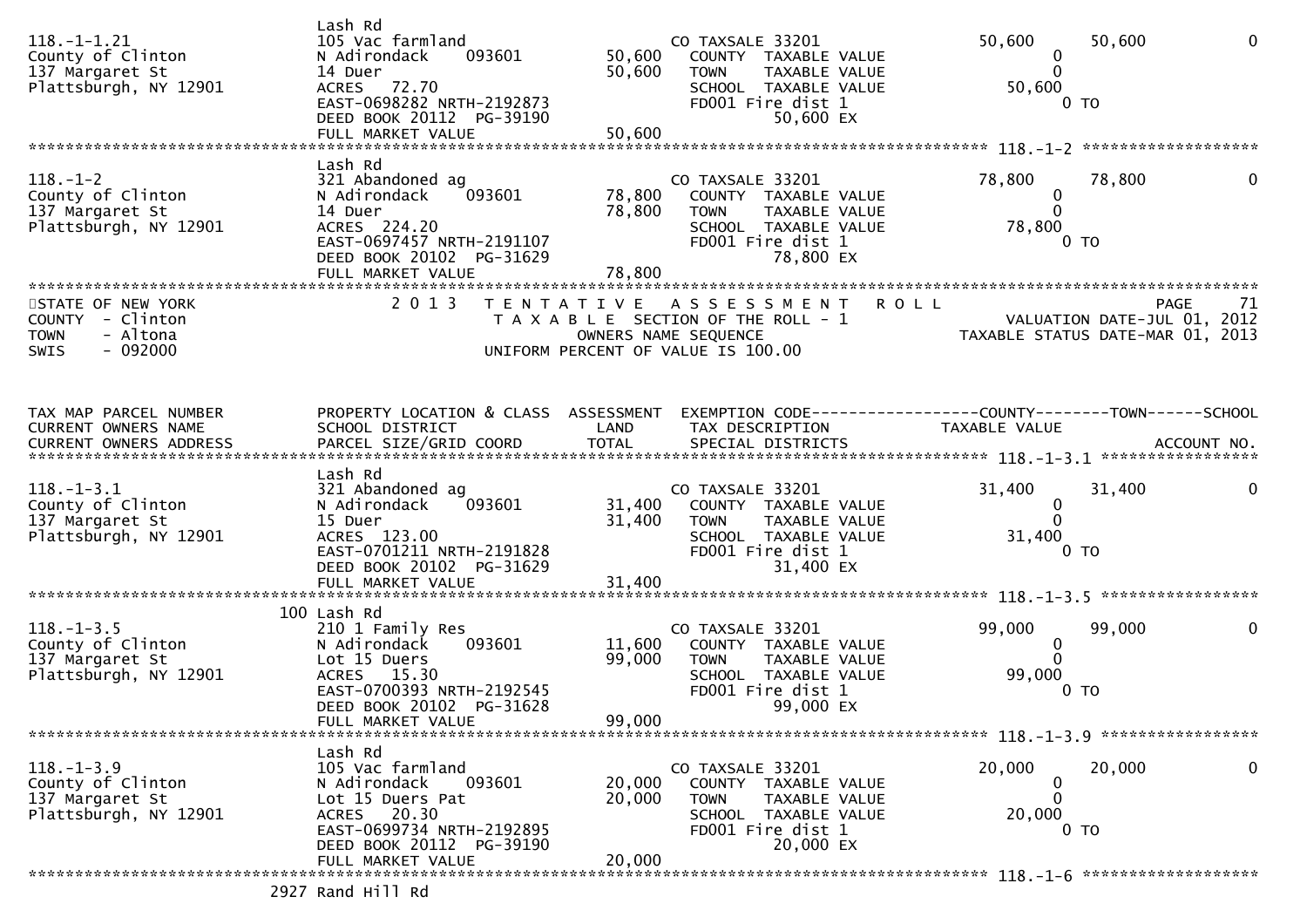```
                              Lash Rd
118.-1-1.21                   105 Vac farmland                      CO TAXSALE 33201              50,600      50,600            0
County of Clinton             N Adirondack     093601      50,600     COUNTY  TAXABLE VALUE            0
137 Margaret St               14 Duer                      50,600     TOWN    TAXABLE VALUE            0
Plattsburgh, NY 12901         ACRES   72.70                           SCHOOL  TAXABLE VALUE       50,600
                              EAST-0698282 NRTH-2192873               FD001 Fire dist 1                 0 TO
                              DEED BOOK 20112  PG-39190                          50,600 EX
                              FULL MARKET VALUE            50,600
******************************************************************************************************* 118.-1-2 ********************
                              Lash Rd
118.-1-2                      321 Abandoned ag                      CO TAXSALE 33201              78,800      78,800            0
County of Clinton             N Adirondack     093601      78,800     COUNTY  TAXABLE VALUE            0
137 Margaret St               14 Duer                      78,800     TOWN    TAXABLE VALUE            0
Plattsburgh, NY 12901         ACRES  224.20                           SCHOOL  TAXABLE VALUE       78,800
                              EAST-0697457 NRTH-2191107               FD001 Fire dist 1                 0 TO
                              DEED BOOK 20102  PG-31629                          78,800 EX
                              FULL MARKET VALUE            78,800
************************************************************************************************************************************
STATE OF NEW YORK              2 0 1 3   T E N T A T I V E   A S S E S S M E N T   R O L L                              PAGE    71
COUNTY  - Clinton                          T A X A B L E  SECTION OF THE ROLL - 1                   VALUATION DATE-JUL 01, 2012
TOWN    - Altona                                 OWNERS NAME SEQUENCE                          TAXABLE STATUS DATE-MAR 01, 2013
SWIS    - 092000                          UNIFORM PERCENT OF VALUE IS 100.00


TAX MAP PARCEL NUMBER          PROPERTY LOCATION & CLASS  ASSESSMENT  EXEMPTION CODE------------------COUNTY--------TOWN------SCHOOL
CURRENT OWNERS NAME            SCHOOL DISTRICT               LAND      TAX DESCRIPTION              TAXABLE VALUE
CURRENT OWNERS ADDRESS         PARCEL SIZE/GRID COORD        TOTAL     SPECIAL DISTRICTS                                  ACCOUNT NO.
******************************************************************************************************* 118.-1-3.1 ******************
                              Lash Rd
118.-1-3.1                    321 Abandoned ag                      CO TAXSALE 33201              31,400      31,400            0
County of Clinton             N Adirondack     093601      31,400     COUNTY  TAXABLE VALUE            0
137 Margaret St               15 Duer                      31,400     TOWN    TAXABLE VALUE            0
Plattsburgh, NY 12901         ACRES  123.00                           SCHOOL  TAXABLE VALUE       31,400
                              EAST-0701211 NRTH-2191828               FD001 Fire dist 1                 0 TO
                              DEED BOOK 20102  PG-31629                          31,400 EX
                              FULL MARKET VALUE            31,400
******************************************************************************************************* 118.-1-3.5 ******************
                          100 Lash Rd
118.-1-3.5                    210 1 Family Res                      CO TAXSALE 33201              99,000      99,000            0
County of Clinton             N Adirondack     093601      11,600     COUNTY  TAXABLE VALUE            0
137 Margaret St               Lot 15 Duers                 99,000     TOWN    TAXABLE VALUE            0
Plattsburgh, NY 12901         ACRES   15.30                           SCHOOL  TAXABLE VALUE       99,000
                              EAST-0700393 NRTH-2192545               FD001 Fire dist 1                 0 TO
                              DEED BOOK 20102  PG-31628                          99,000 EX
                              FULL MARKET VALUE            99,000
******************************************************************************************************* 118.-1-3.9 ******************
                              Lash Rd
118.-1-3.9                    105 Vac farmland                      CO TAXSALE 33201              20,000      20,000            0
County of Clinton             N Adirondack     093601      20,000     COUNTY  TAXABLE VALUE            0
137 Margaret St               Lot 15 Duers Pat             20,000     TOWN    TAXABLE VALUE            0
Plattsburgh, NY 12901         ACRES   20.30                           SCHOOL  TAXABLE VALUE       20,000
                              EAST-0699734 NRTH-2192895               FD001 Fire dist 1                 0 TO
                              DEED BOOK 20112  PG-39190                          20,000 EX
                              FULL MARKET VALUE            20,000
******************************************************************************************************* 118.-1-6 ********************
                         2927 Rand Hill Rd
```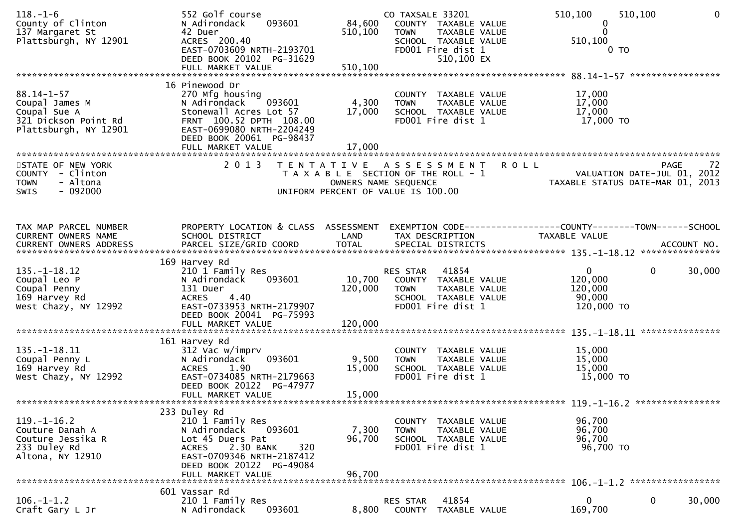```
118.-1-6                       552 Golf course                    CO TAXSALE 33201             510,100     510,100         0
County of Clinton              N Adirondack     093601      84,600   COUNTY  TAXABLE VALUE          0
137 Margaret St                42 Duer                     510,100   TOWN    TAXABLE VALUE          0
Plattsburgh, NY 12901          ACRES  200.40                         SCHOOL  TAXABLE VALUE     510,100
                               EAST-0703609 NRTH-2193701             FD001 Fire dist 1               0 TO
                               DEED BOOK 20102  PG-31629                  510,100 EX
                               FULL MARKET VALUE           510,100
******************************************************************************************************* 88.14-1-57 *****************
                             16 Pinewood Dr
88.14-1-57                     270 Mfg housing                       COUNTY  TAXABLE VALUE          17,000
Coupal James M                 N Adirondack     093601       4,300   TOWN    TAXABLE VALUE          17,000
Coupal Sue A                   Stonewall Acres Lot 57       17,000   SCHOOL  TAXABLE VALUE          17,000
321 Dickson Point Rd           FRNT  100.52 DPTH  108.00             FD001 Fire dist 1               17,000 TO
Plattsburgh, NY 12901          EAST-0699080 NRTH-2204249
                               DEED BOOK 20061  PG-98437
                               FULL MARKET VALUE            17,000
************************************************************************************************************************************
STATE OF NEW YORK                2 0 1 3   T E N T A T I V E   A S S E S S M E N T   R O L L                          PAGE     72
COUNTY  - Clinton                            T A X A B L E  SECTION OF THE ROLL - 1                  VALUATION DATE-JUL 01, 2012
TOWN    - Altona                                    OWNERS NAME SEQUENCE                           TAXABLE STATUS DATE-MAR 01, 2013
SWIS    - 092000                             UNIFORM PERCENT OF VALUE IS 100.00


TAX MAP PARCEL NUMBER          PROPERTY LOCATION & CLASS  ASSESSMENT  EXEMPTION CODE------------------COUNTY--------TOWN------SCHOOL
CURRENT OWNERS NAME            SCHOOL DISTRICT               LAND      TAX DESCRIPTION              TAXABLE VALUE
CURRENT OWNERS ADDRESS         PARCEL SIZE/GRID COORD        TOTAL     SPECIAL DISTRICTS                                 ACCOUNT NO.
******************************************************************************************************* 135.-1-18.12 ***************
                             169 Harvey Rd
135.-1-18.12                   210 1 Family Res                      RES STAR   41854                    0           0      30,000
Coupal Leo P                   N Adirondack     093601      10,700   COUNTY  TAXABLE VALUE         120,000
Coupal Penny                   131 Duer                    120,000   TOWN    TAXABLE VALUE         120,000
169 Harvey Rd                  ACRES     4.40                        SCHOOL  TAXABLE VALUE          90,000
West Chazy, NY 12992           EAST-0733953 NRTH-2179907             FD001 Fire dist 1              120,000 TO
                               DEED BOOK 20041  PG-75993
                               FULL MARKET VALUE           120,000
******************************************************************************************************* 135.-1-18.11 ***************
                             161 Harvey Rd
135.-1-18.11                   312 Vac w/imprv                       COUNTY  TAXABLE VALUE          15,000
Coupal Penny L                 N Adirondack     093601       9,500   TOWN    TAXABLE VALUE          15,000
169 Harvey Rd                  ACRES     1.90               15,000   SCHOOL  TAXABLE VALUE          15,000
West Chazy, NY 12992           EAST-0734085 NRTH-2179663             FD001 Fire dist 1               15,000 TO
                               DEED BOOK 20122  PG-47977
                               FULL MARKET VALUE            15,000
******************************************************************************************************* 119.-1-16.2 ****************
                             233 Duley Rd
119.-1-16.2                    210 1 Family Res                      COUNTY  TAXABLE VALUE          96,700
Couture Danah A                N Adirondack     093601       7,300   TOWN    TAXABLE VALUE          96,700
Couture Jessika R              Lot 45 Duers Pat             96,700   SCHOOL  TAXABLE VALUE          96,700
233 Duley Rd                   ACRES     2.30 BANK     320           FD001 Fire dist 1               96,700 TO
Altona, NY 12910               EAST-0709346 NRTH-2187412
                               DEED BOOK 20122  PG-49084
                               FULL MARKET VALUE            96,700
******************************************************************************************************* 106.-1-1.2 *****************
                             601 Vassar Rd
106.-1-1.2                     210 1 Family Res                      RES STAR   41854                    0           0      30,000
Craft Gary L Jr                N Adirondack     093601       8,800   COUNTY  TAXABLE VALUE         169,700
```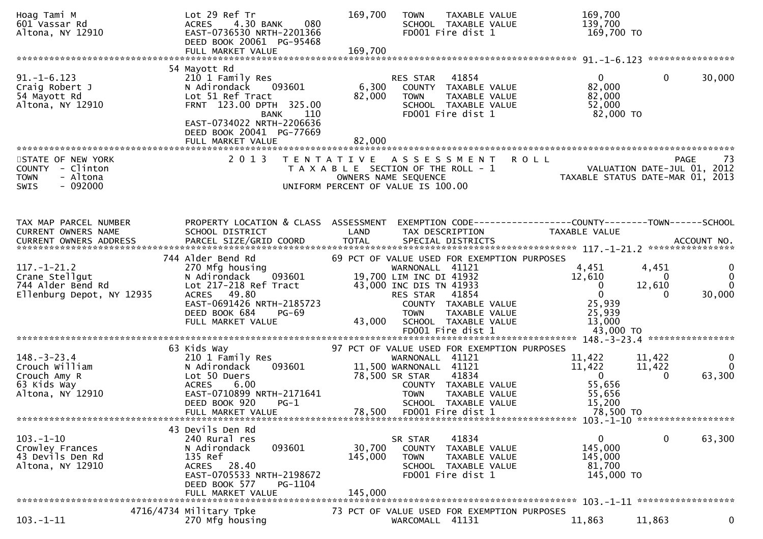```
Hoag Tami M                  Lot 29 Ref Tr                 169,700   TOWN    TAXABLE VALUE            169,700
601 Vassar Rd                ACRES    4.30 BANK     080              SCHOOL  TAXABLE VALUE            139,700
Altona, NY 12910             EAST-0736530 NRTH-2201366               FD001 Fire dist 1                169,700 TO
                             DEED BOOK 20061  PG-95468
                             FULL MARKET VALUE             169,700
******************************************************************************************************* 91.-1-6.123 *****************
                             54 Mayott Rd
91.-1-6.123                  210 1 Family Res                        RES STAR    41854                      0          0     30,000
Craig Robert J               N Adirondack    093601          6,300   COUNTY  TAXABLE VALUE             82,000
54 Mayott Rd                 Lot 51 Ref Tract               82,000   TOWN    TAXABLE VALUE             82,000
Altona, NY 12910             FRNT  123.00 DPTH  325.00               SCHOOL  TAXABLE VALUE             52,000
                                          BANK    110                FD001 Fire dist 1                 82,000 TO
                             EAST-0734022 NRTH-2206636
                             DEED BOOK 20041  PG-77669
                             FULL MARKET VALUE              82,000
************************************************************************************************************************************
STATE OF NEW YORK                 2 0 1 3   T E N T A T I V E   A S S E S S M E N T   R O L L                              PAGE    73
COUNTY  - Clinton                           T A X A B L E  SECTION OF THE ROLL - 1                    VALUATION DATE-JUL 01, 2012
TOWN    - Altona                                  OWNERS NAME SEQUENCE                           TAXABLE STATUS DATE-MAR 01, 2013
SWIS    - 092000                           UNIFORM PERCENT OF VALUE IS 100.00


TAX MAP PARCEL NUMBER        PROPERTY LOCATION & CLASS  ASSESSMENT  EXEMPTION CODE------------------COUNTY--------TOWN------SCHOOL
CURRENT OWNERS NAME          SCHOOL DISTRICT               LAND      TAX DESCRIPTION             TAXABLE VALUE
CURRENT OWNERS ADDRESS       PARCEL SIZE/GRID COORD        TOTAL     SPECIAL DISTRICTS                                 ACCOUNT NO.
******************************************************************************************************* 117.-1-21.2 *****************
                         744 Alder Bend Rd              69 PCT OF VALUE USED FOR EXEMPTION PURPOSES
117.-1-21.2                  270 Mfg housing                         WARNONALL  41121                   4,451      4,451          0
Crane Stellgut               N Adirondack    093601         19,700 LIM INC DI 41932                    12,610          0          0
744 Alder Bend Rd            Lot 217-218 Ref Tract          43,000 INC DIS TN 41933                         0     12,610          0
Ellenburg Depot, NY 12935    ACRES   49.80                           RES STAR    41854                      0          0     30,000
                             EAST-0691426 NRTH-2185723               COUNTY  TAXABLE VALUE             25,939
                             DEED BOOK 684    PG-69                  TOWN    TAXABLE VALUE             25,939
                             FULL MARKET VALUE              43,000   SCHOOL  TAXABLE VALUE             13,000
                                                                     FD001 Fire dist 1                 43,000 TO
******************************************************************************************************* 148.-3-23.4 *****************
                             63 Kids Way                    97 PCT OF VALUE USED FOR EXEMPTION PURPOSES
148.-3-23.4                  210 1 Family Res                        WARNONALL  41121                  11,422     11,422          0
Crouch William               N Adirondack    093601         11,500 WARNONALL  41121                    11,422     11,422          0
Crouch Amy R                 Lot 50 Duers                   78,500 SR STAR    41834                         0          0     63,300
63 Kids Way                  ACRES    6.00                           COUNTY  TAXABLE VALUE             55,656
Altona, NY 12910             EAST-0710899 NRTH-2171641               TOWN    TAXABLE VALUE             55,656
                             DEED BOOK 920    PG-1                   SCHOOL  TAXABLE VALUE             15,200
                             FULL MARKET VALUE              78,500   FD001 Fire dist 1                 78,500 TO
******************************************************************************************************* 103.-1-10 *******************
                             43 Devils Den Rd
103.-1-10                    240 Rural res                           SR STAR    41834                       0          0     63,300
Crowley Frances              N Adirondack    093601         30,700   COUNTY  TAXABLE VALUE            145,000
43 Devils Den Rd             135 Ref                       145,000   TOWN    TAXABLE VALUE            145,000
Altona, NY 12910             ACRES   28.40                           SCHOOL  TAXABLE VALUE             81,700
                             EAST-0705533 NRTH-2198672               FD001 Fire dist 1                145,000 TO
                             DEED BOOK 577    PG-1104
                             FULL MARKET VALUE             145,000
******************************************************************************************************* 103.-1-11 *******************
                       4716/4734 Military Tpke          73 PCT OF VALUE USED FOR EXEMPTION PURPOSES
103.-1-11                    270 Mfg housing                         WARCOMALL  41131                  11,863     11,863          0
```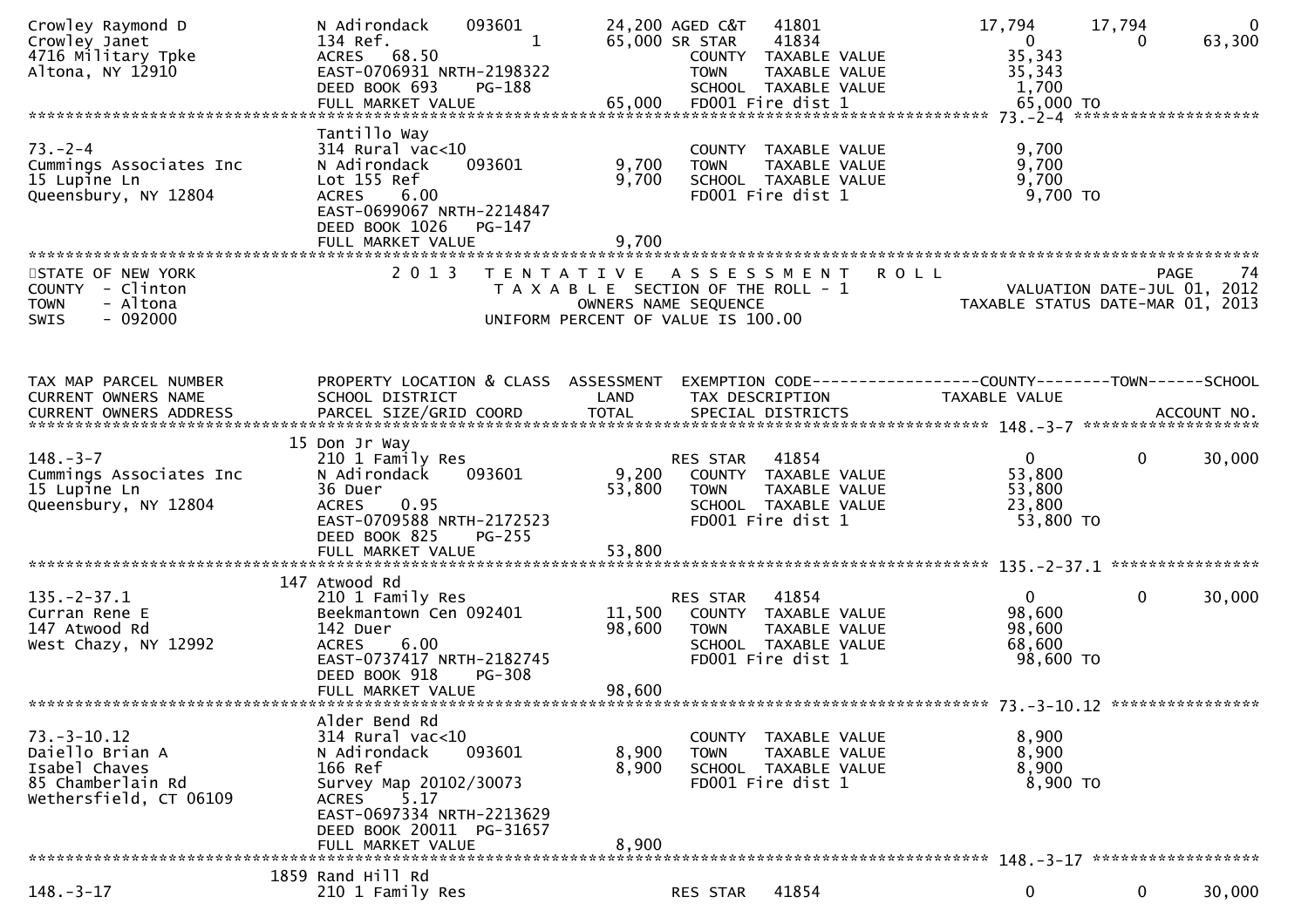```
Crowley Raymond D              N Adirondack    093601       24,200 AGED C&T   41801              17,794      17,794           0
Crowley Janet                  134 Ref.               1     65,000 SR STAR    41834                   0           0      63,300
4716 Military Tpke             ACRES    68.50                      COUNTY  TAXABLE VALUE          35,343
Altona, NY 12910               EAST-0706931 NRTH-2198322           TOWN    TAXABLE VALUE          35,343
                               DEED BOOK 693    PG-188             SCHOOL  TAXABLE VALUE           1,700
                               FULL MARKET VALUE             65,000 FD001 Fire dist 1             65,000 TO
******************************************************************************************************* 73.-2-4 ********************
                               Tantillo Way
73.-2-4                        314 Rural vac<10                    COUNTY  TAXABLE VALUE           9,700
Cummings Associates Inc        N Adirondack    093601        9,700 TOWN    TAXABLE VALUE           9,700
15 Lupine Ln                   Lot 155 Ref                   9,700 SCHOOL  TAXABLE VALUE           9,700
Queensbury, NY 12804           ACRES     6.00                      FD001 Fire dist 1               9,700 TO
                               EAST-0699067 NRTH-2214847
                               DEED BOOK 1026   PG-147
                               FULL MARKET VALUE              9,700
************************************************************************************************************************************
```

STATE OF NEW YORK — 2013 TENTATIVE ASSESSMENT ROLL — PAGE 74
COUNTY - Clinton — TAXABLE SECTION OF THE ROLL - 1 — VALUATION DATE-JUL 01, 2012
TOWN - Altona — OWNERS NAME SEQUENCE — TAXABLE STATUS DATE-MAR 01, 2013
SWIS - 092000 — UNIFORM PERCENT OF VALUE IS 100.00

```
TAX MAP PARCEL NUMBER          PROPERTY LOCATION & CLASS  ASSESSMENT  EXEMPTION CODE------------------COUNTY--------TOWN------SCHOOL
CURRENT OWNERS NAME            SCHOOL DISTRICT               LAND      TAX DESCRIPTION            TAXABLE VALUE
CURRENT OWNERS ADDRESS         PARCEL SIZE/GRID COORD       TOTAL      SPECIAL DISTRICTS                                  ACCOUNT NO.
******************************************************************************************************* 148.-3-7 *******************
                            15 Don Jr Way
148.-3-7                       210 1 Family Res                    RES STAR   41854                   0           0      30,000
Cummings Associates Inc        N Adirondack    093601        9,200 COUNTY  TAXABLE VALUE          53,800
15 Lupine Ln                   36 Duer                      53,800 TOWN    TAXABLE VALUE          53,800
Queensbury, NY 12804           ACRES     0.95                      SCHOOL  TAXABLE VALUE          23,800
                               EAST-0709588 NRTH-2172523           FD001 Fire dist 1              53,800 TO
                               DEED BOOK 825    PG-255
                               FULL MARKET VALUE             53,800
******************************************************************************************************* 135.-2-37.1 ****************
                           147 Atwood Rd
135.-2-37.1                    210 1 Family Res                    RES STAR   41854                   0           0      30,000
Curran Rene E                  Beekmantown Cen 092401       11,500 COUNTY  TAXABLE VALUE          98,600
147 Atwood Rd                  142 Duer                     98,600 TOWN    TAXABLE VALUE          98,600
West Chazy, NY 12992           ACRES     6.00                      SCHOOL  TAXABLE VALUE          68,600
                               EAST-0737417 NRTH-2182745           FD001 Fire dist 1              98,600 TO
                               DEED BOOK 918    PG-308
                               FULL MARKET VALUE             98,600
******************************************************************************************************* 73.-3-10.12 ****************
                               Alder Bend Rd
73.-3-10.12                    314 Rural vac<10                    COUNTY  TAXABLE VALUE           8,900
Daiello Brian A                N Adirondack    093601        8,900 TOWN    TAXABLE VALUE           8,900
Isabel Chaves                  166 Ref                       8,900 SCHOOL  TAXABLE VALUE           8,900
85 Chamberlain Rd              Survey Map 20102/30073              FD001 Fire dist 1               8,900 TO
Wethersfield, CT 06109         ACRES     5.17
                               EAST-0697334 NRTH-2213629
                               DEED BOOK 20011  PG-31657
                               FULL MARKET VALUE              8,900
******************************************************************************************************* 148.-3-17 ******************
                          1859 Rand Hill Rd
148.-3-17                      210 1 Family Res                    RES STAR   41854                   0           0      30,000
```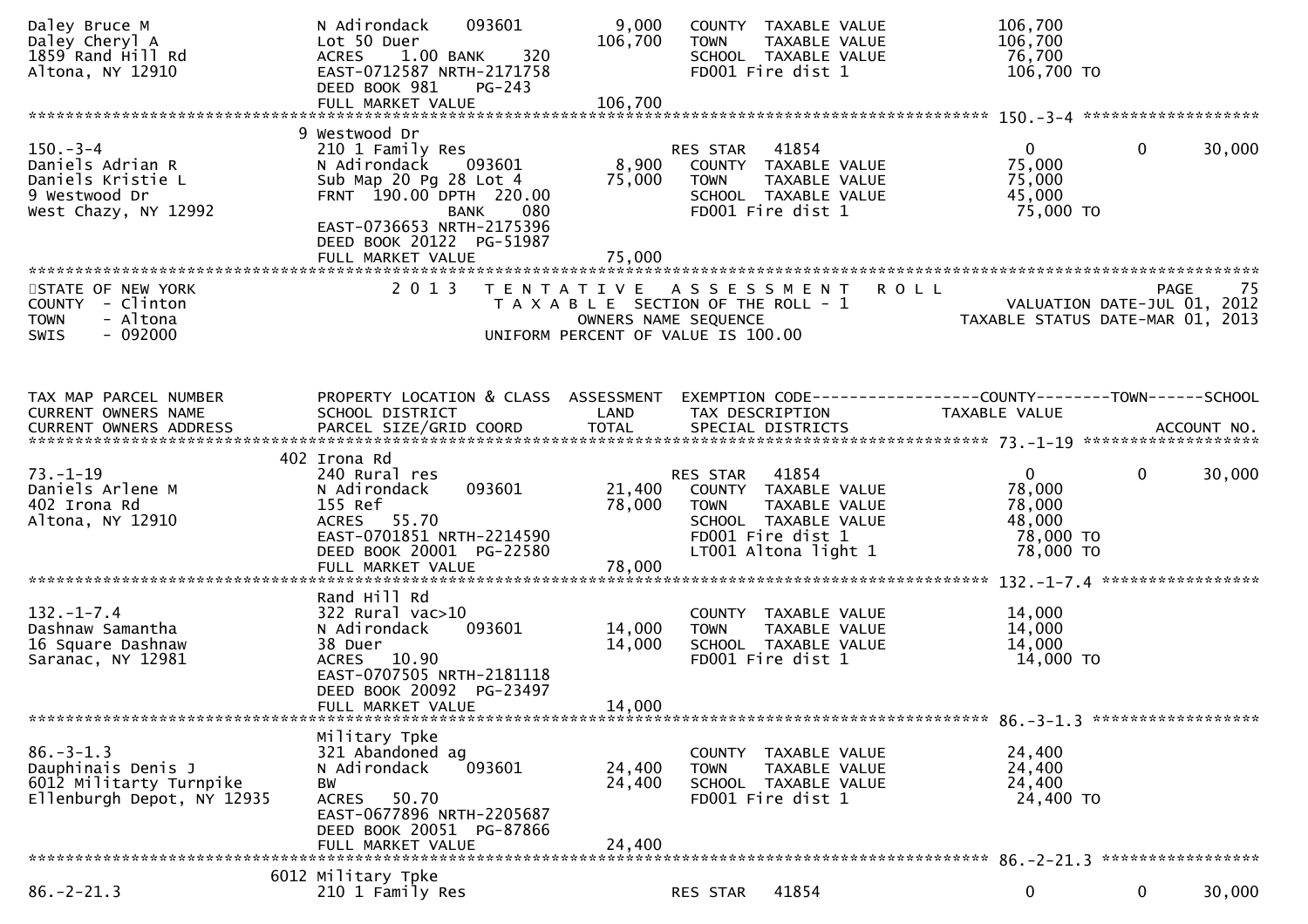```
Daley Bruce M                  N Adirondack    093601          9,000   COUNTY  TAXABLE VALUE              106,700
Daley Cheryl A                 Lot 50 Duer                   106,700   TOWN    TAXABLE VALUE              106,700
1859 Rand Hill Rd              ACRES    1.00 BANK    320               SCHOOL  TAXABLE VALUE               76,700
Altona, NY 12910               EAST-0712587 NRTH-2171758               FD001 Fire dist 1                  106,700 TO
                               DEED BOOK 981     PG-243
                               FULL MARKET VALUE             106,700
******************************************************************************************************* 150.-3-4 ******************
                             9 Westwood Dr
150.-3-4                       210 1 Family Res                        RES STAR   41854                     0           0     30,000
Daniels Adrian R               N Adirondack    093601          8,900   COUNTY  TAXABLE VALUE               75,000
Daniels Kristie L              Sub Map 20 Pg 28 Lot 4         75,000   TOWN    TAXABLE VALUE               75,000
9 Westwood Dr                  FRNT 190.00 DPTH 220.00                 SCHOOL  TAXABLE VALUE               45,000
West Chazy, NY 12992                         BANK    080               FD001 Fire dist 1                   75,000 TO
                               EAST-0736653 NRTH-2175396
                               DEED BOOK 20122  PG-51987
                               FULL MARKET VALUE              75,000
************************************************************************************************************************************
STATE OF NEW YORK                 2 0 1 3   T E N T A T I V E   A S S E S S M E N T   R O L L                          PAGE     75
COUNTY  - Clinton                            T A X A B L E  SECTION OF THE ROLL - 1                    VALUATION DATE-JUL 01, 2012
TOWN    - Altona                                 OWNERS NAME SEQUENCE                             TAXABLE STATUS DATE-MAR 01, 2013
SWIS    - 092000                             UNIFORM PERCENT OF VALUE IS 100.00



TAX MAP PARCEL NUMBER          PROPERTY LOCATION & CLASS  ASSESSMENT  EXEMPTION CODE------------------COUNTY--------TOWN------SCHOOL
CURRENT OWNERS NAME            SCHOOL DISTRICT               LAND      TAX DESCRIPTION                TAXABLE VALUE
CURRENT OWNERS ADDRESS         PARCEL SIZE/GRID COORD       TOTAL      SPECIAL DISTRICTS                                   ACCOUNT NO.
******************************************************************************************************* 73.-1-19 *******************
                           402 Irona Rd
73.-1-19                       240 Rural res                           RES STAR   41854                     0           0     30,000
Daniels Arlene M               N Adirondack    093601         21,400   COUNTY  TAXABLE VALUE               78,000
402 Irona Rd                   155 Ref                        78,000   TOWN    TAXABLE VALUE               78,000
Altona, NY 12910               ACRES   55.70                           SCHOOL  TAXABLE VALUE               48,000
                               EAST-0701851 NRTH-2214590               FD001 Fire dist 1                   78,000 TO
                               DEED BOOK 20001  PG-22580               LT001 Altona light 1                78,000 TO
                               FULL MARKET VALUE              78,000
******************************************************************************************************* 132.-1-7.4 *****************
                               Rand Hill Rd
132.-1-7.4                     322 Rural vac>10                        COUNTY  TAXABLE VALUE               14,000
Dashnaw Samantha               N Adirondack    093601         14,000   TOWN    TAXABLE VALUE               14,000
16 Square Dashnaw              38 Duer                        14,000   SCHOOL  TAXABLE VALUE               14,000
Saranac, NY 12981              ACRES   10.90                           FD001 Fire dist 1                   14,000 TO
                               EAST-0707505 NRTH-2181118
                               DEED BOOK 20092  PG-23497
                               FULL MARKET VALUE              14,000
******************************************************************************************************* 86.-3-1.3 ******************
                               Military Tpke
86.-3-1.3                      321 Abandoned ag                        COUNTY  TAXABLE VALUE               24,400
Dauphinais Denis J             N Adirondack    093601         24,400   TOWN    TAXABLE VALUE               24,400
6012 Militarty Turnpike        BW                             24,400   SCHOOL  TAXABLE VALUE               24,400
Ellenburgh Depot, NY 12935     ACRES   50.70                           FD001 Fire dist 1                   24,400 TO
                               EAST-0677896 NRTH-2205687
                               DEED BOOK 20051  PG-87866
                               FULL MARKET VALUE              24,400
******************************************************************************************************* 86.-2-21.3 *****************
                          6012 Military Tpke
86.-2-21.3                     210 1 Family Res                        RES STAR   41854                     0           0     30,000
```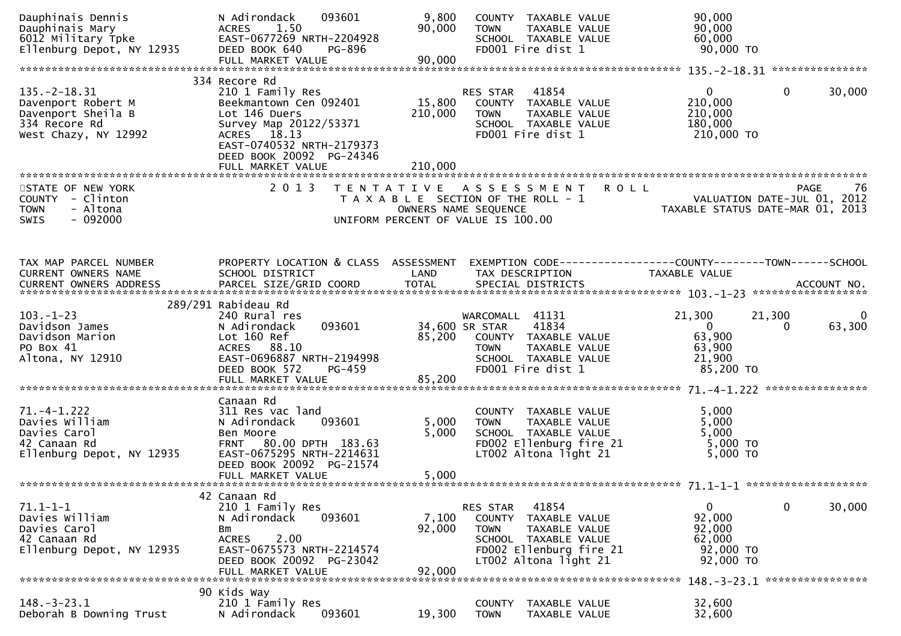```
Dauphinais Dennis              N Adirondack     093601          9,800    COUNTY  TAXABLE VALUE              90,000
Dauphinais Mary                ACRES    1.50                   90,000    TOWN    TAXABLE VALUE              90,000
6012 Military Tpke             EAST-0677269 NRTH-2204928                 SCHOOL  TAXABLE VALUE              60,000
Ellenburg Depot, NY 12935      DEED BOOK 640    PG-896                   FD001 Fire dist 1                   90,000 TO
                               FULL MARKET VALUE               90,000
******************************************************************************************************* 135.-2-18.31 ***************
                           334 Recore Rd
135.-2-18.31                   210 1 Family Res                          RES STAR   41854                    0            0       30,000
Davenport Robert M             Beekmantown Cen 092401          15,800    COUNTY  TAXABLE VALUE             210,000
Davenport Sheila B             Lot 146 Duers                  210,000    TOWN    TAXABLE VALUE             210,000
334 Recore Rd                  Survey Map 20122/53371                    SCHOOL  TAXABLE VALUE             180,000
West Chazy, NY 12992           ACRES   18.13                             FD001 Fire dist 1                  210,000 TO
                               EAST-0740532 NRTH-2179373
                               DEED BOOK 20092  PG-24346
                               FULL MARKET VALUE              210,000
************************************************************************************************************************************
STATE OF NEW YORK                 2 0 1 3   T E N T A T I V E   A S S E S S M E N T   R O L L                             PAGE    76
COUNTY  - Clinton                          T A X A B L E  SECTION OF THE ROLL - 1                    VALUATION DATE-JUL 01, 2012
TOWN    - Altona                                OWNERS NAME SEQUENCE                              TAXABLE STATUS DATE-MAR 01, 2013
SWIS    - 092000                          UNIFORM PERCENT OF VALUE IS 100.00


TAX MAP PARCEL NUMBER          PROPERTY LOCATION & CLASS  ASSESSMENT  EXEMPTION CODE------------------COUNTY--------TOWN------SCHOOL
CURRENT OWNERS NAME            SCHOOL DISTRICT                 LAND      TAX DESCRIPTION             TAXABLE VALUE
CURRENT OWNERS ADDRESS         PARCEL SIZE/GRID COORD          TOTAL     SPECIAL DISTRICTS                                 ACCOUNT NO.
******************************************************************************************************* 103.-1-23 ******************
                       289/291 Rabideau Rd
103.-1-23                      240 Rural res                             WARCOMALL  41131                21,300       21,300           0
Davidson James                 N Adirondack     093601         34,600 SR STAR     41834                    0            0       63,300
Davidson Marion                Lot 160 Ref                     85,200    COUNTY  TAXABLE VALUE              63,900
PO Box 41                      ACRES   88.10                             TOWN    TAXABLE VALUE              63,900
Altona, NY 12910               EAST-0696887 NRTH-2194998                 SCHOOL  TAXABLE VALUE              21,900
                               DEED BOOK 572    PG-459                   FD001 Fire dist 1                   85,200 TO
                               FULL MARKET VALUE               85,200
******************************************************************************************************* 71.-4-1.222 ****************
                               Canaan Rd
71.-4-1.222                    311 Res vac land                          COUNTY  TAXABLE VALUE               5,000
Davies William                 N Adirondack     093601          5,000    TOWN    TAXABLE VALUE               5,000
Davies Carol                   Ben Moore                        5,000    SCHOOL  TAXABLE VALUE               5,000
42 Canaan Rd                   FRNT   80.00 DPTH 183.63                  FD002 Ellenburg fire 21              5,000 TO
Ellenburg Depot, NY 12935      EAST-0675295 NRTH-2214631                 LT002 Altona light 21                5,000 TO
                               DEED BOOK 20092  PG-21574
                               FULL MARKET VALUE                5,000
******************************************************************************************************* 71.1-1-1 *******************
                            42 Canaan Rd
71.1-1-1                       210 1 Family Res                          RES STAR   41854                    0            0       30,000
Davies William                 N Adirondack     093601          7,100    COUNTY  TAXABLE VALUE              92,000
Davies Carol                   Bm                              92,000    TOWN    TAXABLE VALUE              92,000
42 Canaan Rd                   ACRES    2.00                             SCHOOL  TAXABLE VALUE              62,000
Ellenburg Depot, NY 12935      EAST-0675573 NRTH-2214574                 FD002 Ellenburg fire 21             92,000 TO
                               DEED BOOK 20092  PG-23042                 LT002 Altona light 21               92,000 TO
                               FULL MARKET VALUE               92,000
******************************************************************************************************* 148.-3-23.1 ****************
                            90 Kids Way
148.-3-23.1                    210 1 Family Res                          COUNTY  TAXABLE VALUE              32,600
Deborah B Downing Trust        N Adirondack     093601         19,300    TOWN    TAXABLE VALUE              32,600
```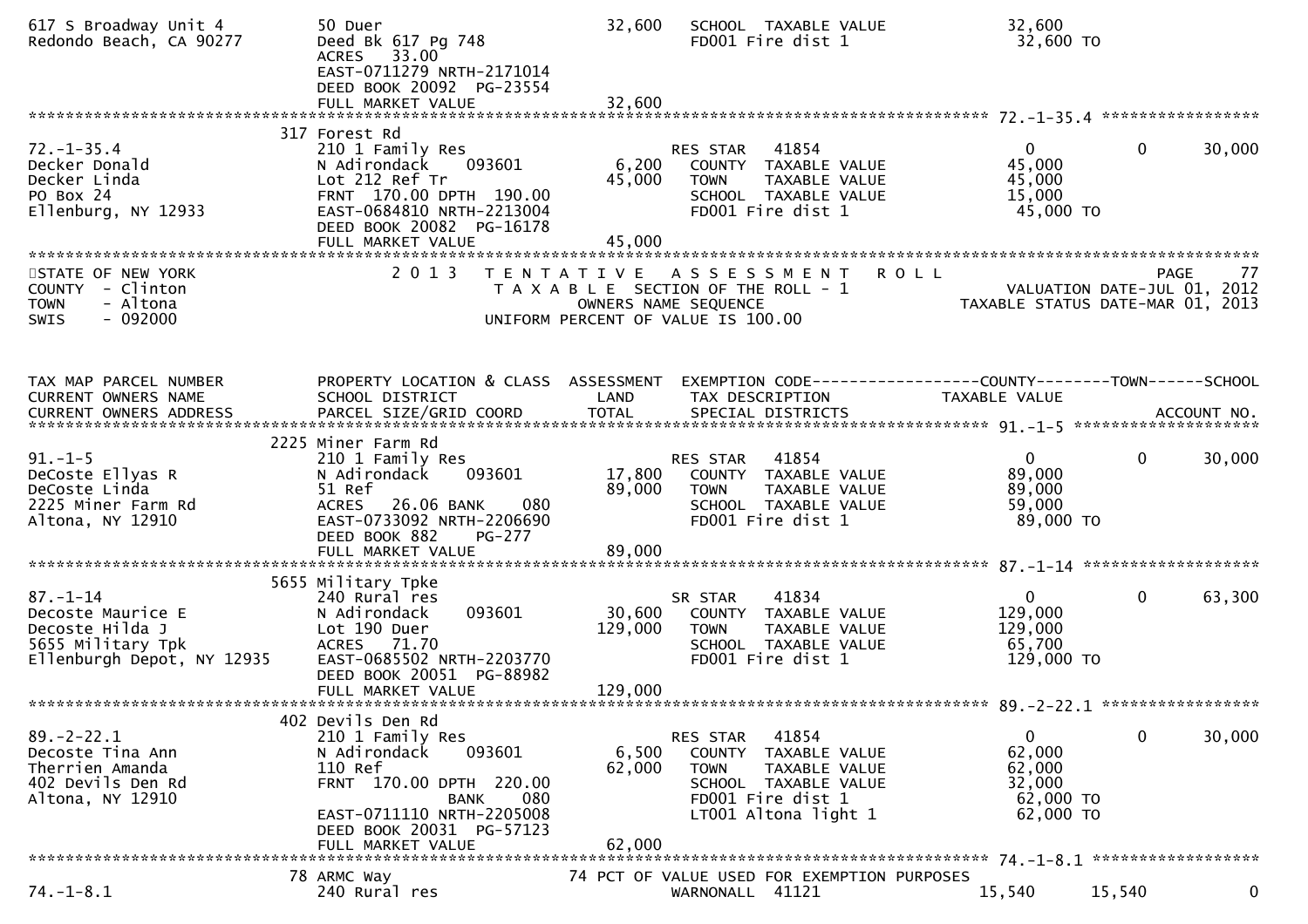```
617 S Broadway Unit 4          50 Duer                               32,600   SCHOOL  TAXABLE VALUE            32,600
Redondo Beach, CA 90277        Deed Bk 617 Pg 748                             FD001 Fire dist 1                 32,600 TO
                               ACRES   33.00
                               EAST-0711279 NRTH-2171014
                               DEED BOOK 20092  PG-23554
                               FULL MARKET VALUE                     32,600
******************************************************************************************************* 72.-1-35.4 *****************
                           317 Forest Rd
72.-1-35.4                     210 1 Family Res                               RES STAR   41854                 0           0      30,000
Decker Donald                  N Adirondack      093601              6,200    COUNTY  TAXABLE VALUE            45,000
Decker Linda                   Lot 212 Ref Tr                        45,000   TOWN    TAXABLE VALUE            45,000
PO Box 24                      FRNT 170.00 DPTH 190.00                        SCHOOL  TAXABLE VALUE            15,000
Ellenburg, NY 12933            EAST-0684810 NRTH-2213004                      FD001 Fire dist 1                 45,000 TO
                               DEED BOOK 20082  PG-16178
                               FULL MARKET VALUE                     45,000
************************************************************************************************************************************
STATE OF NEW YORK              2 0 1 3   T E N T A T I V E   A S S E S S M E N T   R O L L                            PAGE     77
COUNTY  - Clinton                        T A X A B L E  SECTION OF THE ROLL - 1                   VALUATION DATE-JUL 01, 2012
TOWN    - Altona                                   OWNERS NAME SEQUENCE                         TAXABLE STATUS DATE-MAR 01, 2013
SWIS    - 092000                          UNIFORM PERCENT OF VALUE IS 100.00


TAX MAP PARCEL NUMBER          PROPERTY LOCATION & CLASS  ASSESSMENT  EXEMPTION CODE------------------COUNTY--------TOWN------SCHOOL
CURRENT OWNERS NAME            SCHOOL DISTRICT               LAND      TAX DESCRIPTION              TAXABLE VALUE
CURRENT OWNERS ADDRESS         PARCEL SIZE/GRID COORD        TOTAL     SPECIAL DISTRICTS                                   ACCOUNT NO.
******************************************************************************************************* 91.-1-5 ********************
                          2225 Miner Farm Rd
91.-1-5                        210 1 Family Res                               RES STAR   41854                 0           0      30,000
DeCoste Ellyas R               N Adirondack      093601             17,800    COUNTY  TAXABLE VALUE            89,000
DeCoste Linda                  51 Ref                                89,000   TOWN    TAXABLE VALUE            89,000
2225 Miner Farm Rd             ACRES   26.06 BANK      080                    SCHOOL  TAXABLE VALUE            59,000
Altona, NY 12910               EAST-0733092 NRTH-2206690                      FD001 Fire dist 1                 89,000 TO
                               DEED BOOK 882     PG-277
                               FULL MARKET VALUE                     89,000
******************************************************************************************************* 87.-1-14 *******************
                          5655 Military Tpke
87.-1-14                       240 Rural res                                  SR STAR    41834                 0           0      63,300
Decoste Maurice E              N Adirondack      093601             30,600    COUNTY  TAXABLE VALUE           129,000
Decoste Hilda J                Lot 190 Duer                         129,000   TOWN    TAXABLE VALUE           129,000
5655 Military Tpk              ACRES   71.70                                  SCHOOL  TAXABLE VALUE            65,700
Ellenburgh Depot, NY 12935     EAST-0685502 NRTH-2203770                      FD001 Fire dist 1                129,000 TO
                               DEED BOOK 20051  PG-88982
                               FULL MARKET VALUE                    129,000
******************************************************************************************************* 89.-2-22.1 *****************
                           402 Devils Den Rd
89.-2-22.1                     210 1 Family Res                               RES STAR   41854                 0           0      30,000
Decoste Tina Ann               N Adirondack      093601              6,500    COUNTY  TAXABLE VALUE            62,000
Therrien Amanda                110 Ref                               62,000   TOWN    TAXABLE VALUE            62,000
402 Devils Den Rd              FRNT 170.00 DPTH 220.00                        SCHOOL  TAXABLE VALUE            32,000
Altona, NY 12910                               BANK      080                  FD001 Fire dist 1                 62,000 TO
                               EAST-0711110 NRTH-2205008                      LT001 Altona light 1              62,000 TO
                               DEED BOOK 20031  PG-57123
                               FULL MARKET VALUE                     62,000
******************************************************************************************************* 74.-1-8.1 ******************
                            78 ARMC Way                         74 PCT OF VALUE USED FOR EXEMPTION PURPOSES
74.-1-8.1                      240 Rural res                                  WARNONALL  41121            15,540      15,540           0
```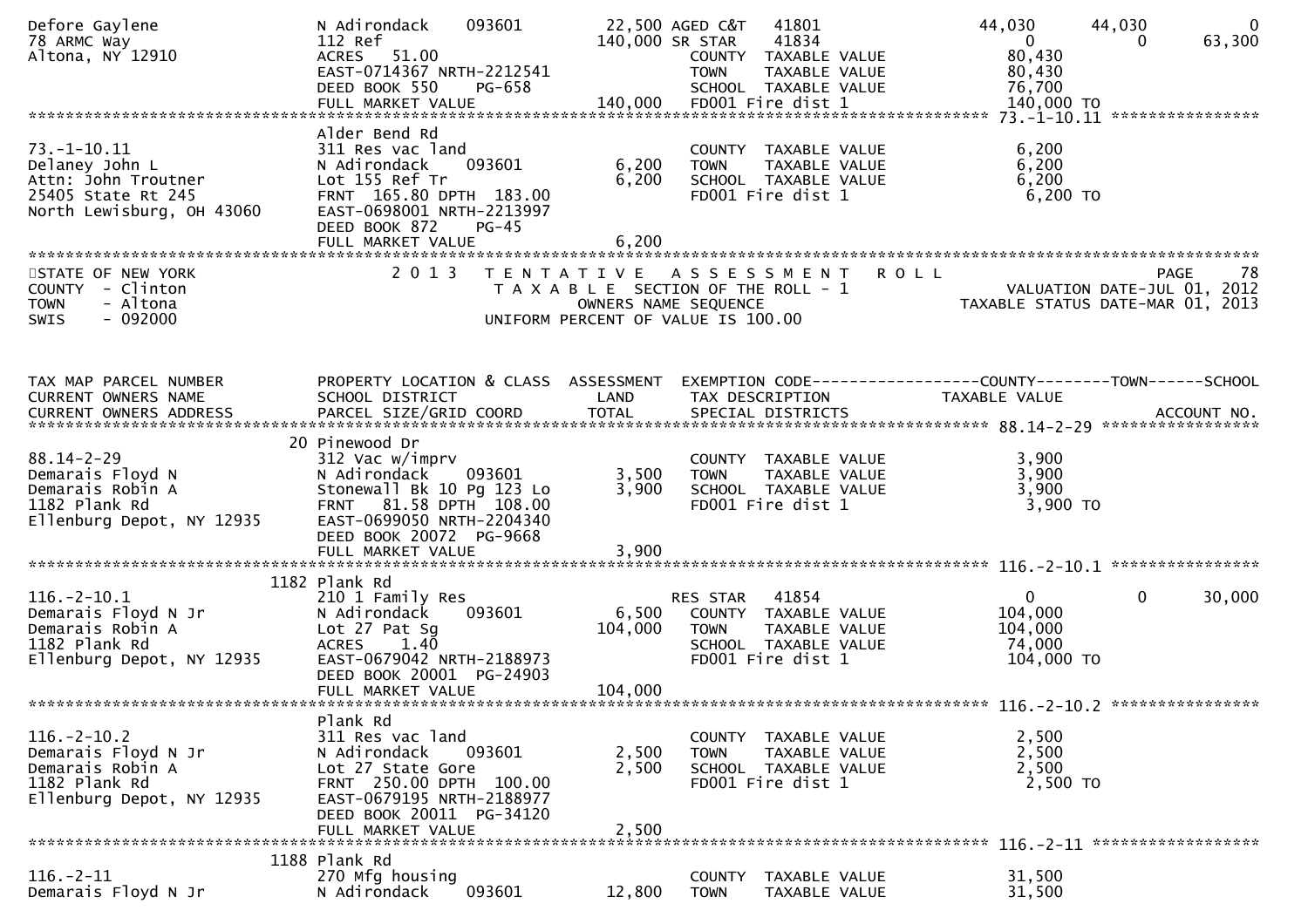```
Defore Gaylene               N Adirondack    093601       22,500 AGED C&T   41801             44,030      44,030          0
78 ARMC Way                  112 Ref                     140,000 SR STAR    41834                  0           0     63,300
Altona, NY 12910             ACRES   51.00                       COUNTY  TAXABLE VALUE         80,430
                             EAST-0714367 NRTH-2212541           TOWN    TAXABLE VALUE         80,430
                             DEED BOOK 550    PG-658             SCHOOL  TAXABLE VALUE         76,700
                             FULL MARKET VALUE           140,000  FD001 Fire dist 1            140,000 TO
******************************************************************************************************* 73.-1-10.11 ****************
                             Alder Bend Rd
73.-1-10.11                  311 Res vac land                    COUNTY  TAXABLE VALUE          6,200
Delaney John L               N Adirondack    093601        6,200 TOWN    TAXABLE VALUE          6,200
Attn: John Troutner          Lot 155 Ref Tr                6,200 SCHOOL  TAXABLE VALUE          6,200
25405 State Rt 245           FRNT  165.80 DPTH  183.00           FD001 Fire dist 1              6,200 TO
North Lewisburg, OH 43060    EAST-0698001 NRTH-2213997
                             DEED BOOK 872    PG-45
                             FULL MARKET VALUE             6,200
************************************************************************************************************************************
STATE OF NEW YORK                   2 0 1 3   T E N T A T I V E   A S S E S S M E N T   R O L L                            PAGE    78
COUNTY  - Clinton                            T A X A B L E  SECTION OF THE ROLL - 1                     VALUATION DATE-JUL 01, 2012
TOWN    - Altona                                  OWNERS NAME SEQUENCE                               TAXABLE STATUS DATE-MAR 01, 2013
SWIS    - 092000                            UNIFORM PERCENT OF VALUE IS 100.00


TAX MAP PARCEL NUMBER        PROPERTY LOCATION & CLASS  ASSESSMENT  EXEMPTION CODE------------------COUNTY--------TOWN------SCHOOL
CURRENT OWNERS NAME          SCHOOL DISTRICT               LAND     TAX DESCRIPTION              TAXABLE VALUE
CURRENT OWNERS ADDRESS       PARCEL SIZE/GRID COORD       TOTAL     SPECIAL DISTRICTS                                   ACCOUNT NO.
******************************************************************************************************* 88.14-2-29 *****************
                          20 Pinewood Dr
88.14-2-29                   312 Vac w/imprv                     COUNTY  TAXABLE VALUE          3,900
Demarais Floyd N             N Adirondack    093601        3,500 TOWN    TAXABLE VALUE          3,900
Demarais Robin A             Stonewall Bk 10 Pg 123 Lo     3,900 SCHOOL  TAXABLE VALUE          3,900
1182 Plank Rd                FRNT   81.58 DPTH  108.00           FD001 Fire dist 1              3,900 TO
Ellenburg Depot, NY 12935    EAST-0699050 NRTH-2204340
                             DEED BOOK 20072  PG-9668
                             FULL MARKET VALUE             3,900
******************************************************************************************************* 116.-2-10.1 ****************
                        1182 Plank Rd
116.-2-10.1                  210 1 Family Res                    RES STAR   41854                  0           0     30,000
Demarais Floyd N Jr          N Adirondack    093601        6,500 COUNTY  TAXABLE VALUE        104,000
Demarais Robin A             Lot 27 Pat Sg               104,000 TOWN    TAXABLE VALUE        104,000
1182 Plank Rd                ACRES    1.40                       SCHOOL  TAXABLE VALUE         74,000
Ellenburg Depot, NY 12935    EAST-0679042 NRTH-2188973           FD001 Fire dist 1            104,000 TO
                             DEED BOOK 20001  PG-24903
                             FULL MARKET VALUE           104,000
******************************************************************************************************* 116.-2-10.2 ****************
                             Plank Rd
116.-2-10.2                  311 Res vac land                    COUNTY  TAXABLE VALUE          2,500
Demarais Floyd N Jr          N Adirondack    093601        2,500 TOWN    TAXABLE VALUE          2,500
Demarais Robin A             Lot 27 State Gore             2,500 SCHOOL  TAXABLE VALUE          2,500
1182 Plank Rd                FRNT  250.00 DPTH  100.00           FD001 Fire dist 1              2,500 TO
Ellenburg Depot, NY 12935    EAST-0679195 NRTH-2188977
                             DEED BOOK 20011  PG-34120
                             FULL MARKET VALUE             2,500
******************************************************************************************************* 116.-2-11 ******************
                        1188 Plank Rd
116.-2-11                    270 Mfg housing                     COUNTY  TAXABLE VALUE         31,500
Demarais Floyd N Jr          N Adirondack    093601       12,800 TOWN    TAXABLE VALUE         31,500
```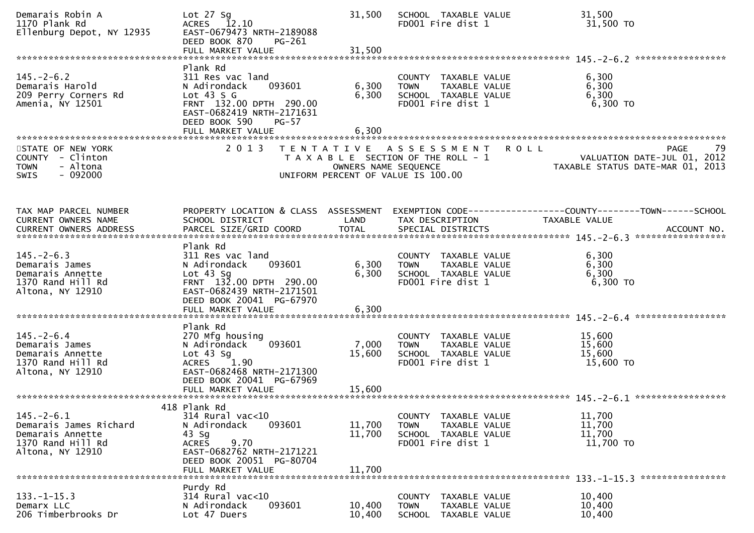```
Demarais Robin A               Lot 27 Sg                       31,500   SCHOOL  TAXABLE VALUE              31,500
1170 Plank Rd                  ACRES   12.10                            FD001 Fire dist 1                   31,500 TO
Ellenburg Depot, NY 12935      EAST-0679473 NRTH-2189088
                               DEED BOOK 870     PG-261
                               FULL MARKET VALUE               31,500
******************************************************************************************************* 145.-2-6.2 *****************
                               Plank Rd
145.-2-6.2                     311 Res vac land                         COUNTY  TAXABLE VALUE              6,300
Demarais Harold                N Adirondack     093601          6,300   TOWN    TAXABLE VALUE              6,300
209 Perry Corners Rd           Lot 43 S G                       6,300   SCHOOL  TAXABLE VALUE              6,300
Amenia, NY 12501               FRNT  132.00 DPTH  290.00                FD001 Fire dist 1                   6,300 TO
                               EAST-0682419 NRTH-2171631
                               DEED BOOK 590     PG-57
                               FULL MARKET VALUE                6,300
************************************************************************************************************************************
```

STATE OF NEW YORK — COUNTY - Clinton — TOWN - Altona — SWIS - 092000

2013 TENTATIVE ASSESSMENT ROLL — TAXABLE SECTION OF THE ROLL - 1 — OWNERS NAME SEQUENCE — UNIFORM PERCENT OF VALUE IS 100.00

PAGE 79 — VALUATION DATE-JUL 01, 2012 — TAXABLE STATUS DATE-MAR 01, 2013

```
TAX MAP PARCEL NUMBER          PROPERTY LOCATION & CLASS  ASSESSMENT  EXEMPTION CODE------------------COUNTY--------TOWN------SCHOOL
CURRENT OWNERS NAME            SCHOOL DISTRICT               LAND      TAX DESCRIPTION            TAXABLE VALUE
CURRENT OWNERS ADDRESS         PARCEL SIZE/GRID COORD        TOTAL     SPECIAL DISTRICTS                                  ACCOUNT NO.
******************************************************************************************************* 145.-2-6.3 *****************
                               Plank Rd
145.-2-6.3                     311 Res vac land                         COUNTY  TAXABLE VALUE              6,300
Demarais James                 N Adirondack     093601          6,300   TOWN    TAXABLE VALUE              6,300
Demarais Annette               Lot 43 Sg                        6,300   SCHOOL  TAXABLE VALUE              6,300
1370 Rand Hill Rd              FRNT  132.00 DPTH  290.00                FD001 Fire dist 1                   6,300 TO
Altona, NY 12910               EAST-0682439 NRTH-2171501
                               DEED BOOK 20041  PG-67970
                               FULL MARKET VALUE                6,300
******************************************************************************************************* 145.-2-6.4 *****************
                               Plank Rd
145.-2-6.4                     270 Mfg housing                          COUNTY  TAXABLE VALUE             15,600
Demarais James                 N Adirondack     093601          7,000   TOWN    TAXABLE VALUE             15,600
Demarais Annette               Lot 43 Sg                       15,600   SCHOOL  TAXABLE VALUE             15,600
1370 Rand Hill Rd              ACRES    1.90                            FD001 Fire dist 1                  15,600 TO
Altona, NY 12910               EAST-0682468 NRTH-2171300
                               DEED BOOK 20041  PG-67969
                               FULL MARKET VALUE               15,600
******************************************************************************************************* 145.-2-6.1 *****************
                           418 Plank Rd
145.-2-6.1                     314 Rural vac<10                         COUNTY  TAXABLE VALUE             11,700
Demarais James Richard         N Adirondack     093601         11,700   TOWN    TAXABLE VALUE             11,700
Demarais Annette               43 Sg                           11,700   SCHOOL  TAXABLE VALUE             11,700
1370 Rand Hill Rd              ACRES    9.70                            FD001 Fire dist 1                  11,700 TO
Altona, NY 12910               EAST-0682762 NRTH-2171221
                               DEED BOOK 20051  PG-80704
                               FULL MARKET VALUE               11,700
******************************************************************************************************* 133.-1-15.3 ****************
                               Purdy Rd
133.-1-15.3                    314 Rural vac<10                         COUNTY  TAXABLE VALUE             10,400
Demarx LLC                     N Adirondack     093601         10,400   TOWN    TAXABLE VALUE             10,400
206 Timberbrooks Dr            Lot 47 Duers                    10,400   SCHOOL  TAXABLE VALUE             10,400
```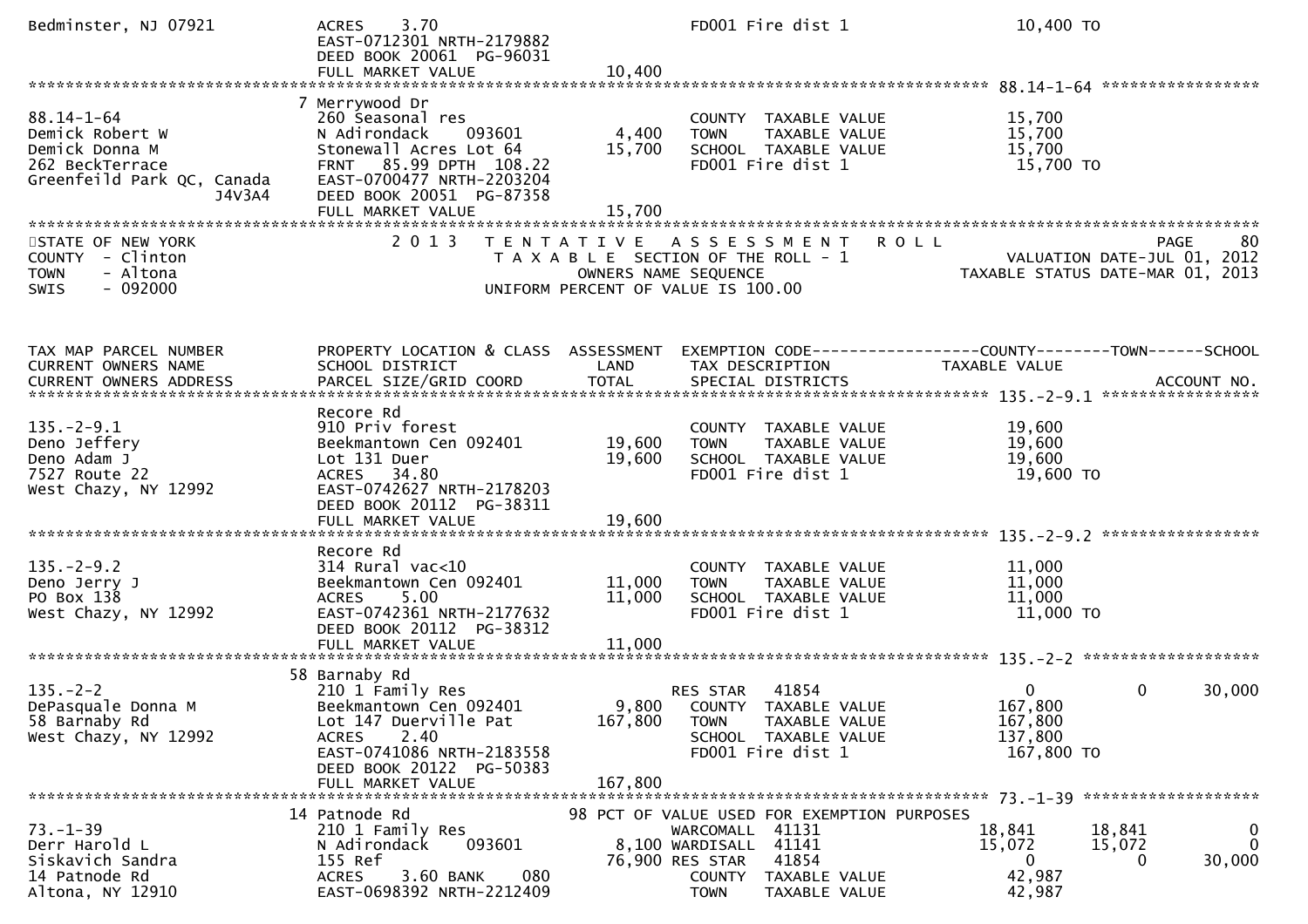| | | | | | |
|---|---|---|---|---|---|
| Bedminster, NJ 07921 | ACRES 3.70 | | FD001 Fire dist 1 | 10,400 TO | |
| | EAST-0712301 NRTH-2179882 | | | | |
| | DEED BOOK 20061 PG-96031 | | | | |
| | FULL MARKET VALUE | 10,400 | | | |

******************************************************************************************************* 88.14-1-64 *****************

| | | | | | |
|---|---|---|---|---|---|
| | 7 Merrywood Dr | | | | |
| 88.14-1-64 | 260 Seasonal res | | COUNTY TAXABLE VALUE | 15,700 | |
| Demick Robert W | N Adirondack 093601 | 4,400 | TOWN TAXABLE VALUE | 15,700 | |
| Demick Donna M | Stonewall Acres Lot 64 | 15,700 | SCHOOL TAXABLE VALUE | 15,700 | |
| 262 BeckTerrace | FRNT 85.99 DPTH 108.22 | | FD001 Fire dist 1 | 15,700 TO | |
| Greenfeild Park QC, Canada J4V3A4 | EAST-0700477 NRTH-2203204 | | | | |
| | DEED BOOK 20051 PG-87358 | | | | |
| | FULL MARKET VALUE | 15,700 | | | |

STATE OF NEW YORK — 2013 TENTATIVE ASSESSMENT ROLL — PAGE 80
COUNTY - Clinton — TAXABLE SECTION OF THE ROLL - 1 — VALUATION DATE-JUL 01, 2012
TOWN - Altona — OWNERS NAME SEQUENCE — TAXABLE STATUS DATE-MAR 01, 2013
SWIS - 092000 — UNIFORM PERCENT OF VALUE IS 100.00

| TAX MAP PARCEL NUMBER / CURRENT OWNERS NAME / CURRENT OWNERS ADDRESS | PROPERTY LOCATION & CLASS / SCHOOL DISTRICT / PARCEL SIZE/GRID COORD | ASSESSMENT LAND / TOTAL | EXEMPTION CODE / TAX DESCRIPTION / SPECIAL DISTRICTS | COUNTY TAXABLE VALUE | TOWN | SCHOOL / ACCOUNT NO. |
|---|---|---|---|---|---|---|
| | Recore Rd | | | | | |
| 135.-2-9.1 | 910 Priv forest | | COUNTY TAXABLE VALUE | 19,600 | | |
| Deno Jeffery | Beekmantown Cen 092401 | 19,600 | TOWN TAXABLE VALUE | 19,600 | | |
| Deno Adam J | Lot 131 Duer | 19,600 | SCHOOL TAXABLE VALUE | 19,600 | | |
| 7527 Route 22 | ACRES 34.80 | | FD001 Fire dist 1 | 19,600 TO | | |
| West Chazy, NY 12992 | EAST-0742627 NRTH-2178203 | | | | | |
| | DEED BOOK 20112 PG-38311 | | | | | |
| | FULL MARKET VALUE | 19,600 | | | | |
| | Recore Rd | | | | | |
| 135.-2-9.2 | 314 Rural vac<10 | | COUNTY TAXABLE VALUE | 11,000 | | |
| Deno Jerry J | Beekmantown Cen 092401 | 11,000 | TOWN TAXABLE VALUE | 11,000 | | |
| PO Box 138 | ACRES 5.00 | 11,000 | SCHOOL TAXABLE VALUE | 11,000 | | |
| West Chazy, NY 12992 | EAST-0742361 NRTH-2177632 | | FD001 Fire dist 1 | 11,000 TO | | |
| | DEED BOOK 20112 PG-38312 | | | | | |
| | FULL MARKET VALUE | 11,000 | | | | |
| | 58 Barnaby Rd | | | | | |
| 135.-2-2 | 210 1 Family Res | | RES STAR 41854 | 0 | 0 | 30,000 |
| DePasquale Donna M | Beekmantown Cen 092401 | 9,800 | COUNTY TAXABLE VALUE | 167,800 | | |
| 58 Barnaby Rd | Lot 147 Duerville Pat | 167,800 | TOWN TAXABLE VALUE | 167,800 | | |
| West Chazy, NY 12992 | ACRES 2.40 | | SCHOOL TAXABLE VALUE | 137,800 | | |
| | EAST-0741086 NRTH-2183558 | | FD001 Fire dist 1 | 167,800 TO | | |
| | DEED BOOK 20122 PG-50383 | | | | | |
| | FULL MARKET VALUE | 167,800 | | | | |
| | 14 Patnode Rd | | 98 PCT OF VALUE USED FOR EXEMPTION PURPOSES | | | |
| 73.-1-39 | 210 1 Family Res | | WARCOMALL 41131 | 18,841 | 18,841 | 0 |
| Derr Harold L | N Adirondack 093601 | 8,100 | WARDISALL 41141 | 15,072 | 15,072 | 0 |
| Siskavich Sandra | 155 Ref | 76,900 | RES STAR 41854 | 0 | 0 | 30,000 |
| 14 Patnode Rd | ACRES 3.60 BANK 080 | | COUNTY TAXABLE VALUE | 42,987 | | |
| Altona, NY 12910 | EAST-0698392 NRTH-2212409 | | TOWN TAXABLE VALUE | 42,987 | | |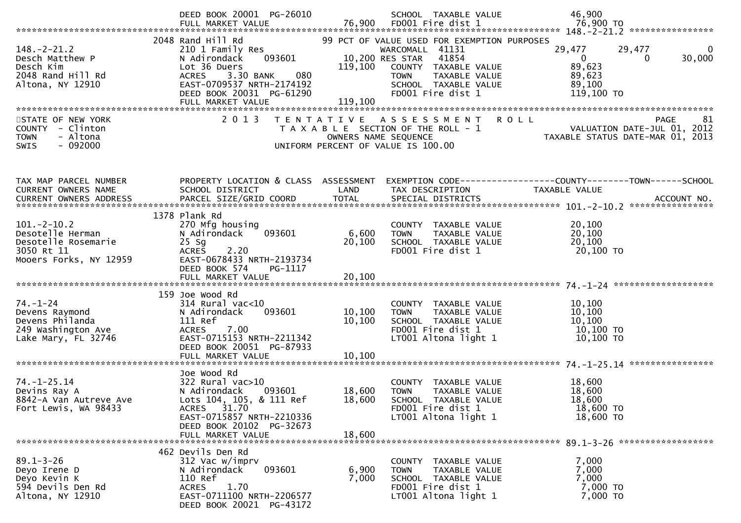DEED BOOK 20001 PG-26010 | | SCHOOL TAXABLE VALUE | 46,900
FULL MARKET VALUE 76,900 | FD001 Fire dist 1 | 76,900 TO

```
******************************************************************************************************* 148.-2-21.2 *****************
                    2048 Rand Hill Rd                         99 PCT OF VALUE USED FOR EXEMPTION PURPOSES
148.-2-21.2          210 1 Family Res                           WARCOMALL  41131               29,477       29,477           0
Desch Matthew P      N Adirondack    093601       10,200 RES STAR    41854                      0            0         30,000
Desch Kim            Lot 36 Duers                119,100    COUNTY  TAXABLE VALUE            89,623
2048 Rand Hill Rd    ACRES    3.30 BANK     080              TOWN    TAXABLE VALUE            89,623
Altona, NY 12910     EAST-0709537 NRTH-2174192               SCHOOL  TAXABLE VALUE            89,100
                     DEED BOOK 20031 PG-61290                FD001 Fire dist 1               119,100 TO
                     FULL MARKET VALUE           119,100
*******************************************************************************************************************************
```

STATE OF NEW YORK — 2013 TENTATIVE ASSESSMENT ROLL — PAGE 81
COUNTY - Clinton — TAXABLE SECTION OF THE ROLL - 1 — VALUATION DATE-JUL 01, 2012
TOWN - Altona — OWNERS NAME SEQUENCE — TAXABLE STATUS DATE-MAR 01, 2013
SWIS - 092000 — UNIFORM PERCENT OF VALUE IS 100.00

```
TAX MAP PARCEL NUMBER     PROPERTY LOCATION & CLASS  ASSESSMENT  EXEMPTION CODE------------------COUNTY--------TOWN------SCHOOL
CURRENT OWNERS NAME       SCHOOL DISTRICT               LAND      TAX DESCRIPTION              TAXABLE VALUE
CURRENT OWNERS ADDRESS    PARCEL SIZE/GRID COORD        TOTAL     SPECIAL DISTRICTS                                        ACCOUNT NO.
******************************************************************************************************* 101.-2-10.2 *****************
                    1378 Plank Rd
101.-2-10.2          270 Mfg housing                         COUNTY  TAXABLE VALUE            20,100
Desotelle Herman     N Adirondack    093601        6,600     TOWN    TAXABLE VALUE            20,100
Desotelle Rosemarie  25 Sg                        20,100     SCHOOL  TAXABLE VALUE            20,100
3050 Rt 11           ACRES    2.20                           FD001 Fire dist 1                20,100 TO
Mooers Forks, NY 12959 EAST-0678433 NRTH-2193734
                     DEED BOOK 574    PG-1117
                     FULL MARKET VALUE            20,100
******************************************************************************************************* 74.-1-24 *******************
                    159 Joe Wood Rd
74.-1-24             314 Rural vac<10                        COUNTY  TAXABLE VALUE            10,100
Devens Raymond       N Adirondack    093601       10,100     TOWN    TAXABLE VALUE            10,100
Devens Philanda      111 Ref                      10,100     SCHOOL  TAXABLE VALUE            10,100
249 Washington Ave   ACRES    7.00                           FD001 Fire dist 1                10,100 TO
Lake Mary, FL 32746  EAST-0715153 NRTH-2211342               LT001 Altona light 1             10,100 TO
                     DEED BOOK 20051 PG-87933
                     FULL MARKET VALUE            10,100
******************************************************************************************************* 74.-1-25.14 ****************
                    Joe Wood Rd
74.-1-25.14          322 Rural vac>10                        COUNTY  TAXABLE VALUE            18,600
Devins Ray A         N Adirondack    093601       18,600     TOWN    TAXABLE VALUE            18,600
8842-A Van Autreve Ave Lots 104, 105, & 111 Ref   18,600     SCHOOL  TAXABLE VALUE            18,600
Fort Lewis, WA 98433 ACRES   31.70                           FD001 Fire dist 1                18,600 TO
                     EAST-0715857 NRTH-2210336               LT001 Altona light 1             18,600 TO
                     DEED BOOK 20102 PG-32673
                     FULL MARKET VALUE            18,600
******************************************************************************************************* 89.1-3-26 ******************
                    462 Devils Den Rd
89.1-3-26            312 Vac w/imprv                         COUNTY  TAXABLE VALUE             7,000
Deyo Irene D         N Adirondack    093601        6,900     TOWN    TAXABLE VALUE             7,000
Deyo Kevin K         110 Ref                       7,000     SCHOOL  TAXABLE VALUE             7,000
594 Devils Den Rd    ACRES    1.70                           FD001 Fire dist 1                 7,000 TO
Altona, NY 12910     EAST-0711100 NRTH-2206577               LT001 Altona light 1              7,000 TO
                     DEED BOOK 20021 PG-43172
```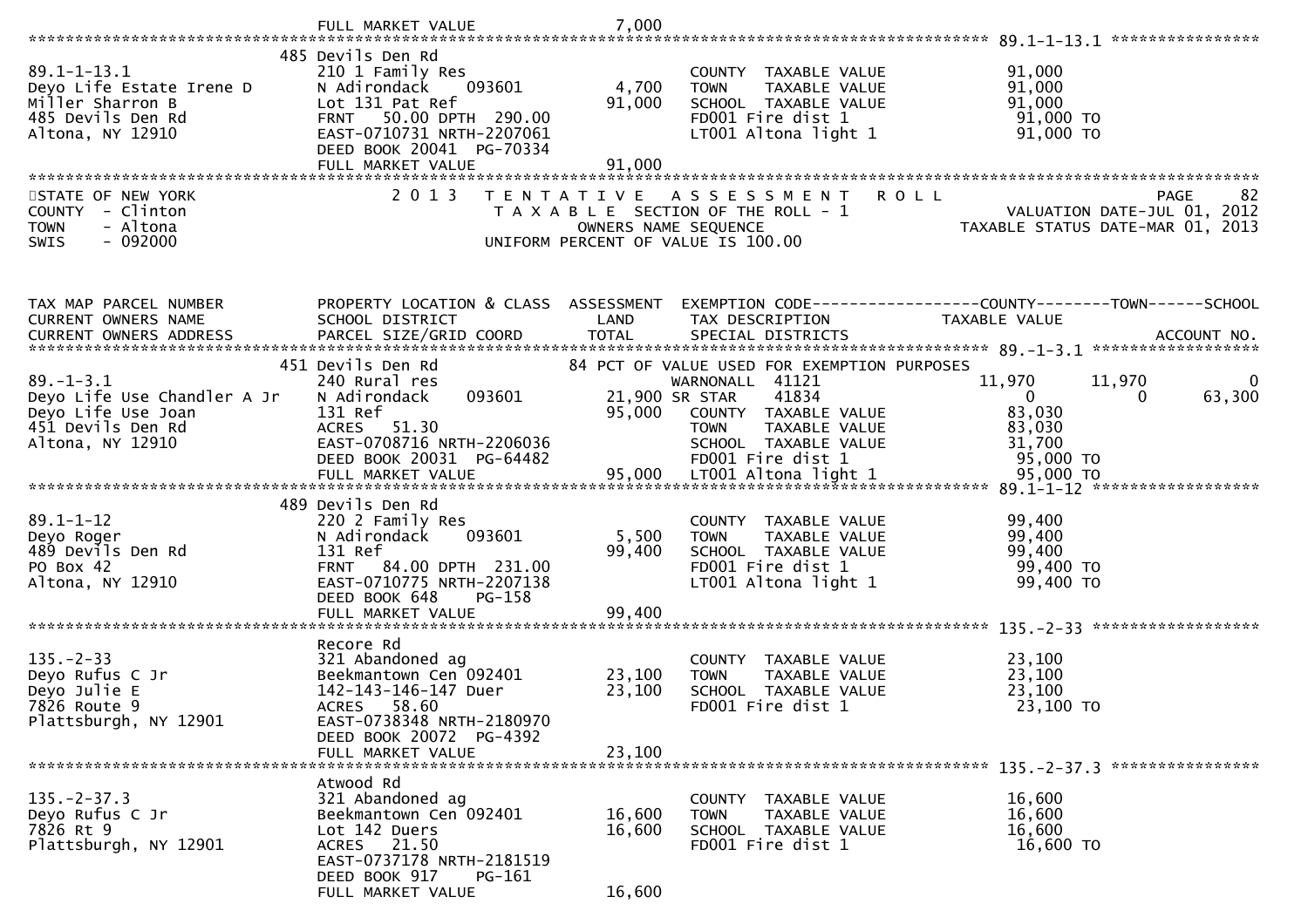FULL MARKET VALUE 7,000

---

**89.1-1-13.1**

| | | | | |
|---|---|---|---|---|
| 89.1-1-13.1 | 485 Devils Den Rd<br>210 1 Family Res | | COUNTY TAXABLE VALUE | 91,000 |
| Deyo Life Estate Irene D | N Adirondack 093601 | 4,700 | TOWN TAXABLE VALUE | 91,000 |
| Miller Sharron B | Lot 131 Pat Ref | 91,000 | SCHOOL TAXABLE VALUE | 91,000 |
| 485 Devils Den Rd | FRNT 50.00 DPTH 290.00 | | FD001 Fire dist 1 | 91,000 TO |
| Altona, NY 12910 | EAST-0710731 NRTH-2207061 | | LT001 Altona light 1 | 91,000 TO |
| | DEED BOOK 20041 PG-70334 | | | |
| | FULL MARKET VALUE | 91,000 | | |

STATE OF NEW YORK
COUNTY - Clinton
TOWN - Altona
SWIS - 092000

2013 TENTATIVE ASSESSMENT ROLL
TAXABLE SECTION OF THE ROLL - 1
OWNERS NAME SEQUENCE
UNIFORM PERCENT OF VALUE IS 100.00

PAGE 82
VALUATION DATE-JUL 01, 2012
TAXABLE STATUS DATE-MAR 01, 2013

| TAX MAP PARCEL NUMBER<br>CURRENT OWNERS NAME<br>CURRENT OWNERS ADDRESS | PROPERTY LOCATION & CLASS<br>SCHOOL DISTRICT<br>PARCEL SIZE/GRID COORD | ASSESSMENT<br>LAND<br>TOTAL | EXEMPTION CODE<br>TAX DESCRIPTION<br>SPECIAL DISTRICTS | COUNTY<br>TAXABLE VALUE | TOWN | SCHOOL<br>ACCOUNT NO. |
|---|---|---|---|---|---|---|
| **89.-1-3.1** | 451 Devils Den Rd | | 84 PCT OF VALUE USED FOR EXEMPTION PURPOSES | | | |
| 89.-1-3.1 | 240 Rural res | | WARNONALL 41121 | 11,970 | 11,970 | 0 |
| Deyo Life Use Chandler A Jr | N Adirondack 093601 | 21,900 | SR STAR 41834 | 0 | 0 | 63,300 |
| Deyo Life Use Joan | 131 Ref | 95,000 | COUNTY TAXABLE VALUE | 83,030 | | |
| 451 Devils Den Rd | ACRES 51.30 | | TOWN TAXABLE VALUE | 83,030 | | |
| Altona, NY 12910 | EAST-0708716 NRTH-2206036 | | SCHOOL TAXABLE VALUE | 31,700 | | |
| | DEED BOOK 20031 PG-64482 | | FD001 Fire dist 1 | 95,000 TO | | |
| | FULL MARKET VALUE | 95,000 | LT001 Altona light 1 | 95,000 TO | | |
| **89.1-1-12** | 489 Devils Den Rd | | | | | |
| 89.1-1-12 | 220 2 Family Res | | COUNTY TAXABLE VALUE | 99,400 | | |
| Deyo Roger | N Adirondack 093601 | 5,500 | TOWN TAXABLE VALUE | 99,400 | | |
| 489 Devils Den Rd | 131 Ref | 99,400 | SCHOOL TAXABLE VALUE | 99,400 | | |
| PO Box 42 | FRNT 84.00 DPTH 231.00 | | FD001 Fire dist 1 | 99,400 TO | | |
| Altona, NY 12910 | EAST-0710775 NRTH-2207138 | | LT001 Altona light 1 | 99,400 TO | | |
| | DEED BOOK 648 PG-158 | | | | | |
| | FULL MARKET VALUE | 99,400 | | | | |
| **135.-2-33** | Recore Rd | | | | | |
| 135.-2-33 | 321 Abandoned ag | | COUNTY TAXABLE VALUE | 23,100 | | |
| Deyo Rufus C Jr | Beekmantown Cen 092401 | 23,100 | TOWN TAXABLE VALUE | 23,100 | | |
| Deyo Julie E | 142-143-146-147 Duer | 23,100 | SCHOOL TAXABLE VALUE | 23,100 | | |
| 7826 Route 9 | ACRES 58.60 | | FD001 Fire dist 1 | 23,100 TO | | |
| Plattsburgh, NY 12901 | EAST-0738348 NRTH-2180970 | | | | | |
| | DEED BOOK 20072 PG-4392 | | | | | |
| | FULL MARKET VALUE | 23,100 | | | | |
| **135.-2-37.3** | Atwood Rd | | | | | |
| 135.-2-37.3 | 321 Abandoned ag | | COUNTY TAXABLE VALUE | 16,600 | | |
| Deyo Rufus C Jr | Beekmantown Cen 092401 | 16,600 | TOWN TAXABLE VALUE | 16,600 | | |
| 7826 Rt 9 | Lot 142 Duers | 16,600 | SCHOOL TAXABLE VALUE | 16,600 | | |
| Plattsburgh, NY 12901 | ACRES 21.50 | | FD001 Fire dist 1 | 16,600 TO | | |
| | EAST-0737178 NRTH-2181519 | | | | | |
| | DEED BOOK 917 PG-161 | | | | | |
| | FULL MARKET VALUE | 16,600 | | | | |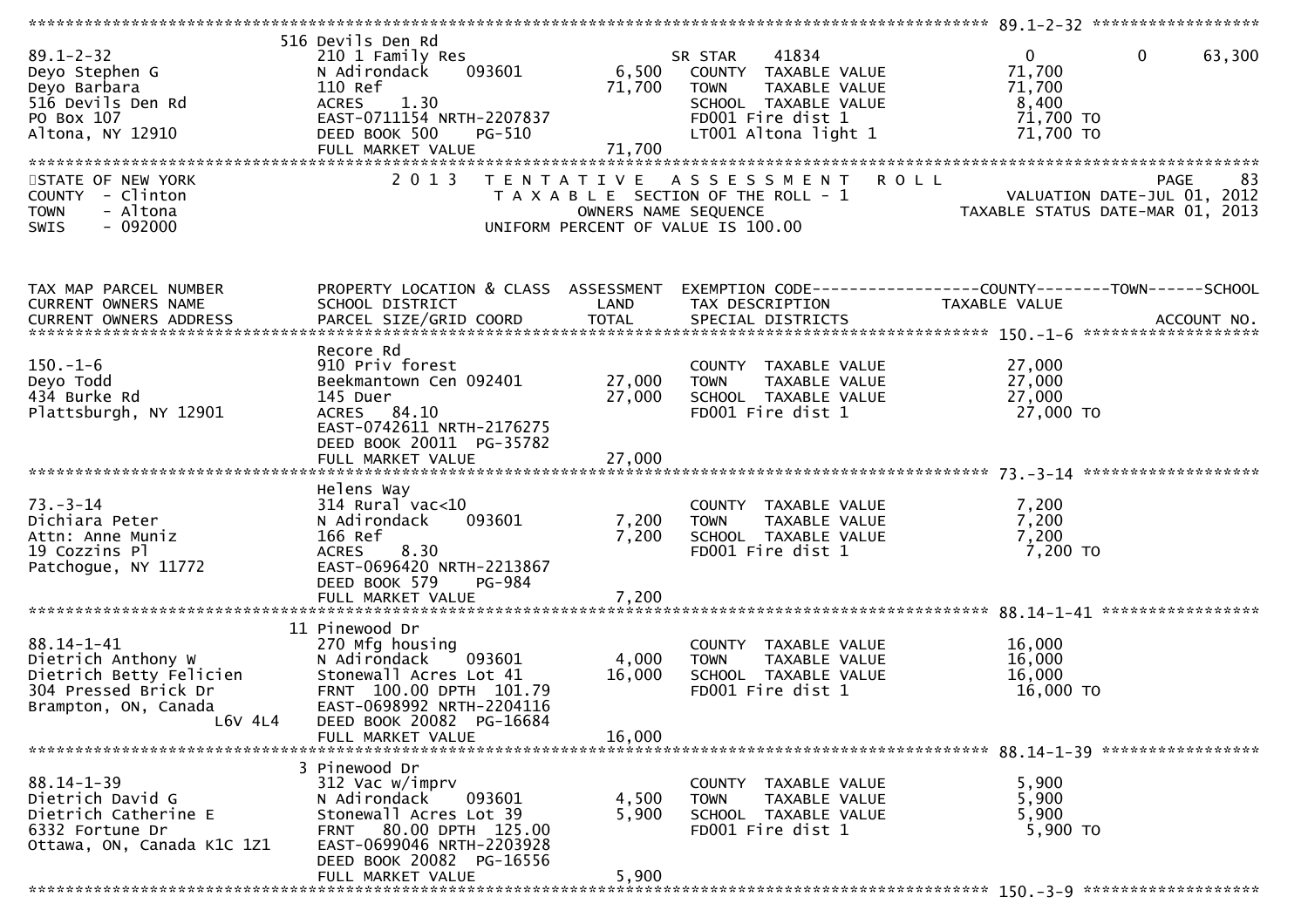**89.1-2-32**

| Tax Map Parcel Number / Current Owners | Property Location & Class / School District / Parcel Size/Grid Coord | Land | Total | Exemption Code / Tax Description / Special Districts | County | Town | School |
|---|---|---|---|---|---|---|---|
| 89.1-2-32 | 516 Devils Den Rd | | | | | | |
| Deyo Stephen G | 210 1 Family Res | | | SR STAR 41834 | 0 | 0 | 63,300 |
| Deyo Barbara | N Adirondack 093601 | 6,500 | | COUNTY TAXABLE VALUE | 71,700 | | |
| 516 Devils Den Rd | 110 Ref | | 71,700 | TOWN TAXABLE VALUE | 71,700 | | |
| PO Box 107 | ACRES 1.30 | | | SCHOOL TAXABLE VALUE | 8,400 | | |
| Altona, NY 12910 | EAST-0711154 NRTH-2207837 | | | FD001 Fire dist 1 | 71,700 TO | | |
| | DEED BOOK 500 PG-510 | | | LT001 Altona light 1 | 71,700 TO | | |
| | FULL MARKET VALUE | | 71,700 | | | | |

STATE OF NEW YORK
COUNTY - Clinton
TOWN - Altona
SWIS - 092000

2013 TENTATIVE ASSESSMENT ROLL
TAXABLE SECTION OF THE ROLL - 1
OWNERS NAME SEQUENCE
UNIFORM PERCENT OF VALUE IS 100.00

VALUATION DATE-JUL 01, 2012
TAXABLE STATUS DATE-MAR 01, 2013

| TAX MAP PARCEL NUMBER / CURRENT OWNERS NAME / CURRENT OWNERS ADDRESS | PROPERTY LOCATION & CLASS / SCHOOL DISTRICT / PARCEL SIZE/GRID COORD | ASSESSMENT LAND | TOTAL | EXEMPTION CODE / TAX DESCRIPTION / SPECIAL DISTRICTS | TAXABLE VALUE (COUNTY) | TOWN | SCHOOL / ACCOUNT NO. |
|---|---|---|---|---|---|---|---|
| **150.-1-6** | Recore Rd | | | | | | |
| 150.-1-6 | 910 Priv forest | | | COUNTY TAXABLE VALUE | 27,000 | | |
| Deyo Todd | Beekmantown Cen 092401 | 27,000 | | TOWN TAXABLE VALUE | 27,000 | | |
| 434 Burke Rd | 145 Duer | | 27,000 | SCHOOL TAXABLE VALUE | 27,000 | | |
| Plattsburgh, NY 12901 | ACRES 84.10 | | | FD001 Fire dist 1 | 27,000 TO | | |
| | EAST-0742611 NRTH-2176275 | | | | | | |
| | DEED BOOK 20011 PG-35782 | | | | | | |
| | FULL MARKET VALUE | | 27,000 | | | | |
| **73.-3-14** | Helens Way | | | | | | |
| 73.-3-14 | 314 Rural vac<10 | | | COUNTY TAXABLE VALUE | 7,200 | | |
| Dichiara Peter | N Adirondack 093601 | 7,200 | | TOWN TAXABLE VALUE | 7,200 | | |
| Attn: Anne Muniz | 166 Ref | | 7,200 | SCHOOL TAXABLE VALUE | 7,200 | | |
| 19 Cozzins Pl | ACRES 8.30 | | | FD001 Fire dist 1 | 7,200 TO | | |
| Patchogue, NY 11772 | EAST-0696420 NRTH-2213867 | | | | | | |
| | DEED BOOK 579 PG-984 | | | | | | |
| | FULL MARKET VALUE | | 7,200 | | | | |
| **88.14-1-41** | 11 Pinewood Dr | | | | | | |
| 88.14-1-41 | 270 Mfg housing | | | COUNTY TAXABLE VALUE | 16,000 | | |
| Dietrich Anthony W | N Adirondack 093601 | 4,000 | | TOWN TAXABLE VALUE | 16,000 | | |
| Dietrich Betty Felicien | Stonewall Acres Lot 41 | | 16,000 | SCHOOL TAXABLE VALUE | 16,000 | | |
| 304 Pressed Brick Dr | FRNT 100.00 DPTH 101.79 | | | FD001 Fire dist 1 | 16,000 TO | | |
| Brampton, ON, Canada | EAST-0698992 NRTH-2204116 | | | | | | |
| L6V 4L4 | DEED BOOK 20082 PG-16684 | | | | | | |
| | FULL MARKET VALUE | | 16,000 | | | | |
| **88.14-1-39** | 3 Pinewood Dr | | | | | | |
| 88.14-1-39 | 312 Vac w/imprv | | | COUNTY TAXABLE VALUE | 5,900 | | |
| Dietrich David G | N Adirondack 093601 | 4,500 | | TOWN TAXABLE VALUE | 5,900 | | |
| Dietrich Catherine E | Stonewall Acres Lot 39 | | 5,900 | SCHOOL TAXABLE VALUE | 5,900 | | |
| 6332 Fortune Dr | FRNT 80.00 DPTH 125.00 | | | FD001 Fire dist 1 | 5,900 TO | | |
| Ottawa, ON, Canada K1C 1Z1 | EAST-0699046 NRTH-2203928 | | | | | | |
| | DEED BOOK 20082 PG-16556 | | | | | | |
| | FULL MARKET VALUE | | 5,900 | | | | |

**150.-3-9**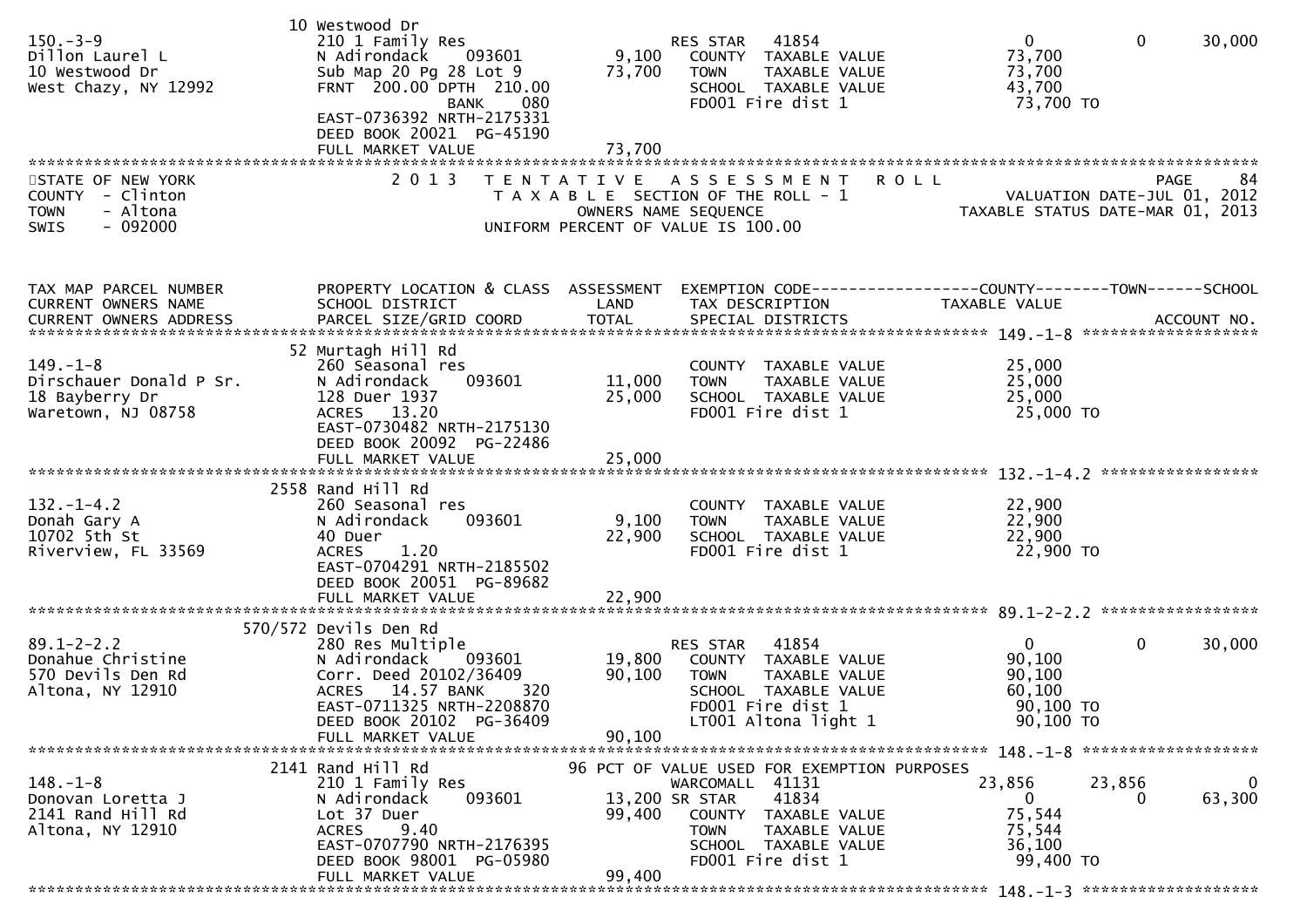```
                          10 Westwood Dr
150.-3-9                  210 1 Family Res                      RES STAR   41854                      0            0      30,000
Dillon Laurel L           N Adirondack    093601        9,100   COUNTY  TAXABLE VALUE            73,700
10 Westwood Dr            Sub Map 20 Pg 28 Lot 9       73,700   TOWN    TAXABLE VALUE            73,700
West Chazy, NY 12992      FRNT 200.00 DPTH 210.00               SCHOOL  TAXABLE VALUE            43,700
                                        BANK    080             FD001 Fire dist 1                 73,700 TO
                          EAST-0736392 NRTH-2175331
                          DEED BOOK 20021  PG-45190
                          FULL MARKET VALUE            73,700
******************************************************************************************************************************
STATE OF NEW YORK              2 0 1 3   T E N T A T I V E   A S S E S S M E N T   R O L L                          PAGE    84
COUNTY  - Clinton                          T A X A B L E  SECTION OF THE ROLL - 1                  VALUATION DATE-JUL 01, 2012
TOWN    - Altona                               OWNERS NAME SEQUENCE                              TAXABLE STATUS DATE-MAR 01, 2013
SWIS    - 092000                         UNIFORM PERCENT OF VALUE IS 100.00


TAX MAP PARCEL NUMBER     PROPERTY LOCATION & CLASS  ASSESSMENT  EXEMPTION CODE------------------COUNTY--------TOWN------SCHOOL
CURRENT OWNERS NAME       SCHOOL DISTRICT               LAND      TAX DESCRIPTION              TAXABLE VALUE
CURRENT OWNERS ADDRESS    PARCEL SIZE/GRID COORD        TOTAL     SPECIAL DISTRICTS                                 ACCOUNT NO.
****************************************************************************************** 149.-1-8 ********************
                          52 Murtagh Hill Rd
149.-1-8                  260 Seasonal res                      COUNTY  TAXABLE VALUE            25,000
Dirschauer Donald P Sr.   N Adirondack    093601       11,000   TOWN    TAXABLE VALUE            25,000
18 Bayberry Dr            128 Duer 1937                25,000   SCHOOL  TAXABLE VALUE            25,000
Waretown, NJ 08758        ACRES   13.20                         FD001 Fire dist 1                 25,000 TO
                          EAST-0730482 NRTH-2175130
                          DEED BOOK 20092  PG-22486
                          FULL MARKET VALUE            25,000
****************************************************************************************** 132.-1-4.2 ******************
                          2558 Rand Hill Rd
132.-1-4.2                260 Seasonal res                      COUNTY  TAXABLE VALUE            22,900
Donah Gary A              N Adirondack    093601        9,100   TOWN    TAXABLE VALUE            22,900
10702 5th St              40 Duer                      22,900   SCHOOL  TAXABLE VALUE            22,900
Riverview, FL 33569       ACRES    1.20                         FD001 Fire dist 1                 22,900 TO
                          EAST-0704291 NRTH-2185502
                          DEED BOOK 20051  PG-89682
                          FULL MARKET VALUE            22,900
****************************************************************************************** 89.1-2-2.2 ******************
                          570/572 Devils Den Rd
89.1-2-2.2                280 Res Multiple                      RES STAR   41854                      0            0      30,000
Donahue Christine         N Adirondack    093601       19,800   COUNTY  TAXABLE VALUE            90,100
570 Devils Den Rd         Corr. Deed 20102/36409       90,100   TOWN    TAXABLE VALUE            90,100
Altona, NY 12910          ACRES   14.57 BANK    320             SCHOOL  TAXABLE VALUE            60,100
                          EAST-0711325 NRTH-2208870             FD001 Fire dist 1                 90,100 TO
                          DEED BOOK 20102  PG-36409             LT001 Altona light 1              90,100 TO
                          FULL MARKET VALUE            90,100
****************************************************************************************** 148.-1-8 ********************
                          2141 Rand Hill Rd              96 PCT OF VALUE USED FOR EXEMPTION PURPOSES
148.-1-8                  210 1 Family Res                      WARCOMALL  41131                 23,856       23,856           0
Donovan Loretta J         N Adirondack    093601       13,200 SR STAR    41834                      0            0      63,300
2141 Rand Hill Rd         Lot 37 Duer                  99,400   COUNTY  TAXABLE VALUE            75,544
Altona, NY 12910          ACRES    9.40                         TOWN    TAXABLE VALUE            75,544
                          EAST-0707790 NRTH-2176395             SCHOOL  TAXABLE VALUE            36,100
                          DEED BOOK 98001  PG-05980             FD001 Fire dist 1                 99,400 TO
                          FULL MARKET VALUE            99,400
****************************************************************************************** 148.-1-3 ********************
```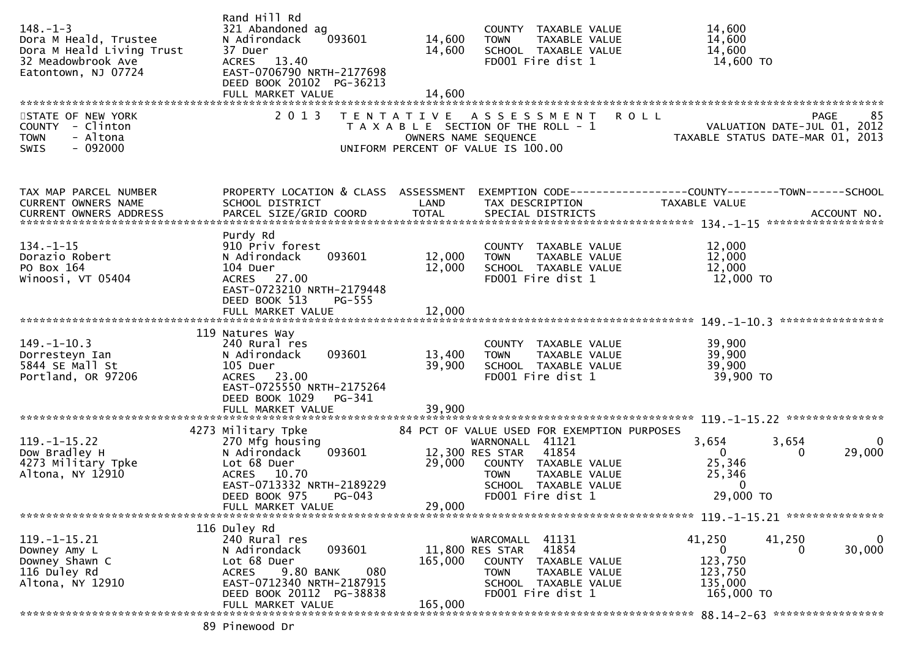```
                             Rand Hill Rd
148.-1-3                     321 Abandoned ag                          COUNTY  TAXABLE VALUE              14,600
Dora M Heald, Trustee        N Adirondack      093601       14,600    TOWN    TAXABLE VALUE              14,600
Dora M Heald Living Trust    37 Duer                        14,600    SCHOOL  TAXABLE VALUE              14,600
32 Meadowbrook Ave           ACRES   13.40                             FD001 Fire dist 1                   14,600 TO
Eatontown, NJ 07724          EAST-0706790 NRTH-2177698
                             DEED BOOK 20102  PG-36213
                             FULL MARKET VALUE              14,600
************************************************************************************************************************************
STATE OF NEW YORK              2 0 1 3   T E N T A T I V E   A S S E S S M E N T   R O L L                              PAGE    85
COUNTY  - Clinton                        T A X A B L E  SECTION OF THE ROLL - 1                          VALUATION DATE-JUL 01, 2012
TOWN    - Altona                                  OWNERS NAME SEQUENCE                               TAXABLE STATUS DATE-MAR 01, 2013
SWIS    - 092000                          UNIFORM PERCENT OF VALUE IS 100.00


TAX MAP PARCEL NUMBER          PROPERTY LOCATION & CLASS  ASSESSMENT  EXEMPTION CODE------------------COUNTY--------TOWN------SCHOOL
CURRENT OWNERS NAME            SCHOOL DISTRICT               LAND      TAX DESCRIPTION            TAXABLE VALUE
CURRENT OWNERS ADDRESS         PARCEL SIZE/GRID COORD       TOTAL      SPECIAL DISTRICTS                                  ACCOUNT NO.
****************************************************************************************************** 134.-1-15 ******************
                             Purdy Rd
134.-1-15                    910 Priv forest                           COUNTY  TAXABLE VALUE              12,000
Dorazio Robert               N Adirondack      093601       12,000    TOWN    TAXABLE VALUE              12,000
PO Box 164                   104 Duer                       12,000    SCHOOL  TAXABLE VALUE              12,000
Winoosi, VT 05404            ACRES   27.00                             FD001 Fire dist 1                   12,000 TO
                             EAST-0723210 NRTH-2179448
                             DEED BOOK 513     PG-555
                             FULL MARKET VALUE              12,000
****************************************************************************************************** 149.-1-10.3 ****************
                         119 Natures Way
149.-1-10.3                  240 Rural res                             COUNTY  TAXABLE VALUE              39,900
Dorresteyn Ian               N Adirondack      093601       13,400    TOWN    TAXABLE VALUE              39,900
5844 SE Mall St              105 Duer                       39,900    SCHOOL  TAXABLE VALUE              39,900
Portland, OR 97206           ACRES   23.00                             FD001 Fire dist 1                   39,900 TO
                             EAST-0725550 NRTH-2175264
                             DEED BOOK 1029    PG-341
                             FULL MARKET VALUE              39,900
****************************************************************************************************** 119.-1-15.22 ***************
                        4273 Military Tpke              84 PCT OF VALUE USED FOR EXEMPTION PURPOSES
119.-1-15.22                 270 Mfg housing                       WARNONALL  41121               3,654        3,654            0
Dow Bradley H                N Adirondack      093601       12,300 RES STAR   41854                   0            0       29,000
4273 Military Tpke           Lot 68 Duer                    29,000    COUNTY  TAXABLE VALUE              25,346
Altona, NY 12910             ACRES   10.70                             TOWN    TAXABLE VALUE              25,346
                             EAST-0713332 NRTH-2189229                 SCHOOL  TAXABLE VALUE                   0
                             DEED BOOK 975     PG-043                  FD001 Fire dist 1                   29,000 TO
                             FULL MARKET VALUE              29,000
****************************************************************************************************** 119.-1-15.21 ***************
                         116 Duley Rd
119.-1-15.21                 240 Rural res                         WARCOMALL  41131              41,250       41,250            0
Downey Amy L                 N Adirondack      093601       11,800 RES STAR   41854                   0            0       30,000
Downey Shawn C               Lot 68 Duer                   165,000    COUNTY  TAXABLE VALUE             123,750
116 Duley Rd                 ACRES    9.80 BANK     080                TOWN    TAXABLE VALUE             123,750
Altona, NY 12910             EAST-0712340 NRTH-2187915                 SCHOOL  TAXABLE VALUE             135,000
                             DEED BOOK 20112  PG-38838                 FD001 Fire dist 1                  165,000 TO
                             FULL MARKET VALUE             165,000
****************************************************************************************************** 88.14-2-63 *****************
                          89 Pinewood Dr
```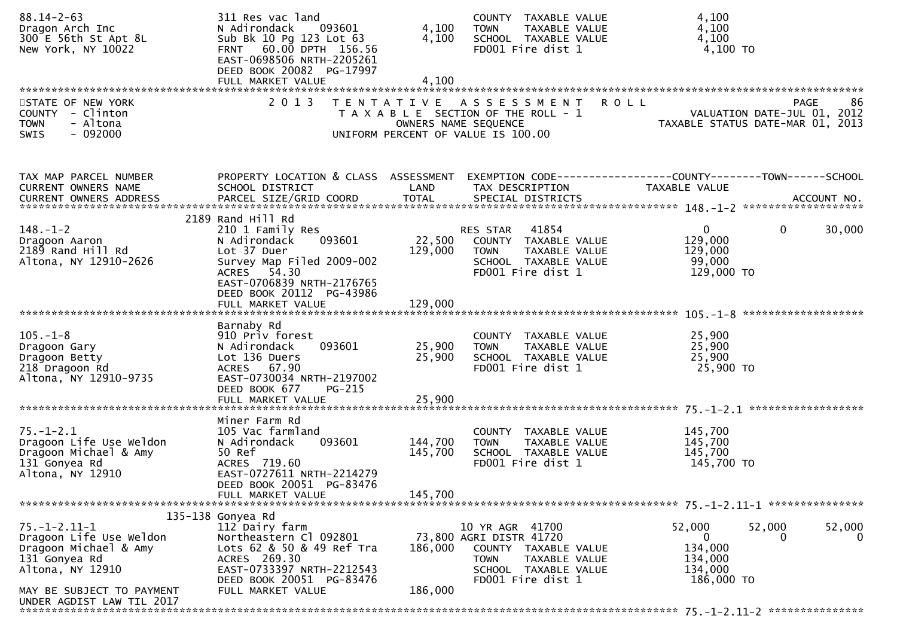```
88.14-2-63                     311 Res vac land                        COUNTY  TAXABLE VALUE             4,100
Dragon Arch Inc                N Adirondack     093601       4,100    TOWN    TAXABLE VALUE             4,100
300 E 56th St Apt 8L           Sub Bk 10 Pg 123 Lot 63       4,100    SCHOOL  TAXABLE VALUE             4,100
New York, NY 10022             FRNT  60.00 DPTH 156.56                FD001 Fire dist 1                  4,100 TO
                               EAST-0698506 NRTH-2205261
                               DEED BOOK 20082  PG-17997
                               FULL MARKET VALUE             4,100
******************************************************************************************************************************
```

STATE OF NEW YORK — 2013 TENTATIVE ASSESSMENT ROLL — PAGE 86

COUNTY - Clinton — TAXABLE SECTION OF THE ROLL - 1 — VALUATION DATE-JUL 01, 2012

TOWN - Altona — OWNERS NAME SEQUENCE — TAXABLE STATUS DATE-MAR 01, 2013

SWIS - 092000 — UNIFORM PERCENT OF VALUE IS 100.00

```
TAX MAP PARCEL NUMBER          PROPERTY LOCATION & CLASS  ASSESSMENT  EXEMPTION CODE-----------------COUNTY--------TOWN------SCHOOL
CURRENT OWNERS NAME            SCHOOL DISTRICT               LAND      TAX DESCRIPTION              TAXABLE VALUE
CURRENT OWNERS ADDRESS         PARCEL SIZE/GRID COORD        TOTAL     SPECIAL DISTRICTS                                  ACCOUNT NO.
****************************************************************************************** 148.-1-2 *******************
                          2189 Rand Hill Rd
148.-1-2                       210 1 Family Res                       RES STAR   41854                   0          0      30,000
Dragoon Aaron                  N Adirondack     093601      22,500    COUNTY  TAXABLE VALUE           129,000
2189 Rand Hill Rd              Lot 37 Duer                 129,000    TOWN    TAXABLE VALUE           129,000
Altona, NY 12910-2626          Survey Map Filed 2009-002              SCHOOL  TAXABLE VALUE            99,000
                               ACRES  54.30                           FD001 Fire dist 1               129,000 TO
                               EAST-0706839 NRTH-2176765
                               DEED BOOK 20112  PG-43986
                               FULL MARKET VALUE           129,000
****************************************************************************************** 105.-1-8 *******************
                               Barnaby Rd
105.-1-8                       910 Priv forest                        COUNTY  TAXABLE VALUE            25,900
Dragoon Gary                   N Adirondack     093601      25,900    TOWN    TAXABLE VALUE            25,900
Dragoon Betty                  Lot 136 Duers                25,900    SCHOOL  TAXABLE VALUE            25,900
218 Dragoon Rd                 ACRES  67.90                           FD001 Fire dist 1                25,900 TO
Altona, NY 12910-9735          EAST-0730034 NRTH-2197002
                               DEED BOOK 677    PG-215
                               FULL MARKET VALUE            25,900
****************************************************************************************** 75.-1-2.1 ******************
                               Miner Farm Rd
75.-1-2.1                      105 Vac farmland                       COUNTY  TAXABLE VALUE           145,700
Dragoon Life Use Weldon        N Adirondack     093601     144,700    TOWN    TAXABLE VALUE           145,700
Dragoon Michael & Amy          50 Ref                      145,700    SCHOOL  TAXABLE VALUE           145,700
131 Gonyea Rd                  ACRES 719.60                           FD001 Fire dist 1               145,700 TO
Altona, NY 12910               EAST-0727611 NRTH-2214279
                               DEED BOOK 20051  PG-83476
                               FULL MARKET VALUE           145,700
****************************************************************************************** 75.-1-2.11-1 ***************
                       135-138 Gonyea Rd
75.-1-2.11-1                   112 Dairy farm                         10 YR AGR  41700              52,000     52,000      52,000
Dragoon Life Use Weldon        Northeastern Cl 092801       73,800 AGRI DISTR 41720                     0          0           0
Dragoon Michael & Amy          Lots 62 & 50 & 49 Ref Tra   186,000    COUNTY  TAXABLE VALUE           134,000
131 Gonyea Rd                  ACRES 269.30                           TOWN    TAXABLE VALUE           134,000
Altona, NY 12910               EAST-0733397 NRTH-2212543              SCHOOL  TAXABLE VALUE           134,000
                               DEED BOOK 20051  PG-83476              FD001 Fire dist 1               186,000 TO
MAY BE SUBJECT TO PAYMENT      FULL MARKET VALUE           186,000
UNDER AGDIST LAW TIL 2017
****************************************************************************************** 75.-1-2.11-2 ***************
```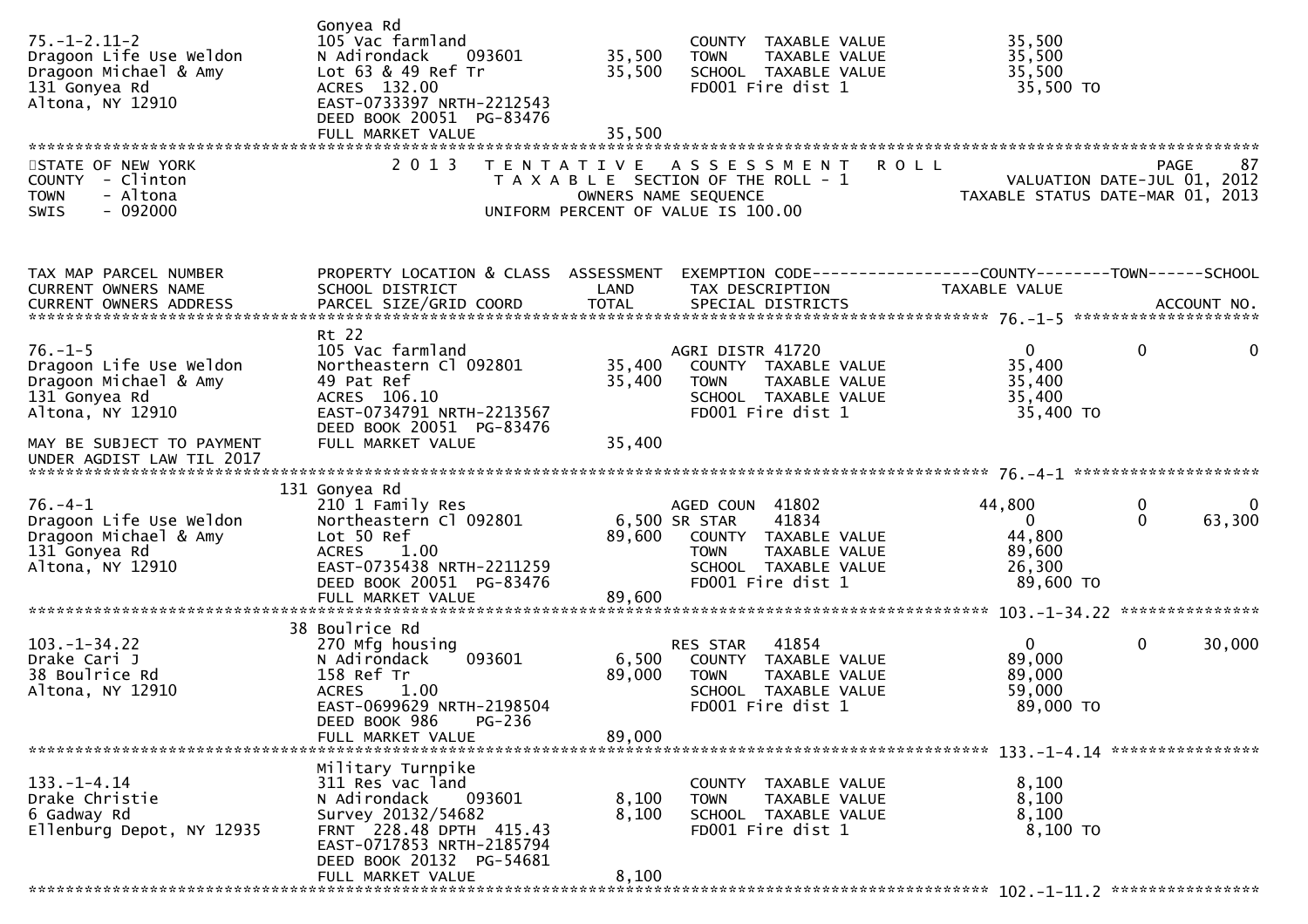| | | | | | |
|---|---|---|---|---|---|
| 75.-1-2.11-2 | Gonyea Rd | | | | |
| Dragoon Life Use Weldon | 105 Vac farmland | | COUNTY TAXABLE VALUE | 35,500 | |
| Dragoon Michael & Amy | N Adirondack 093601 | 35,500 | TOWN TAXABLE VALUE | 35,500 | |
| 131 Gonyea Rd | Lot 63 & 49 Ref Tr | 35,500 | SCHOOL TAXABLE VALUE | 35,500 | |
| Altona, NY 12910 | ACRES 132.00 | | FD001 Fire dist 1 | 35,500 TO | |
| | EAST-0733397 NRTH-2212543 | | | | |
| | DEED BOOK 20051 PG-83476 | | | | |
| | FULL MARKET VALUE | 35,500 | | | |

STATE OF NEW YORK — COUNTY - Clinton — TOWN - Altona — SWIS - 092000

2013 TENTATIVE ASSESSMENT ROLL — TAXABLE SECTION OF THE ROLL - 1 — OWNERS NAME SEQUENCE — UNIFORM PERCENT OF VALUE IS 100.00

VALUATION DATE-JUL 01, 2012 — TAXABLE STATUS DATE-MAR 01, 2013

| TAX MAP PARCEL NUMBER / CURRENT OWNERS NAME / CURRENT OWNERS ADDRESS | PROPERTY LOCATION & CLASS / SCHOOL DISTRICT / PARCEL SIZE/GRID COORD | ASSESSMENT LAND / TOTAL | EXEMPTION CODE / TAX DESCRIPTION / SPECIAL DISTRICTS | COUNTY TAXABLE VALUE | TOWN | SCHOOL / ACCOUNT NO. |
|---|---|---|---|---|---|---|
| **76.-1-5** | Rt 22 | | | | | |
| 76.-1-5 | 105 Vac farmland | | AGRI DISTR 41720 | 0 | 0 | 0 |
| Dragoon Life Use Weldon | Northeastern Cl 092801 | 35,400 | COUNTY TAXABLE VALUE | 35,400 | | |
| Dragoon Michael & Amy | 49 Pat Ref | 35,400 | TOWN TAXABLE VALUE | 35,400 | | |
| 131 Gonyea Rd | ACRES 106.10 | | SCHOOL TAXABLE VALUE | 35,400 | | |
| Altona, NY 12910 | EAST-0734791 NRTH-2213567 | | FD001 Fire dist 1 | 35,400 TO | | |
| | DEED BOOK 20051 PG-83476 | | | | | |
| MAY BE SUBJECT TO PAYMENT | FULL MARKET VALUE | 35,400 | | | | |
| UNDER AGDIST LAW TIL 2017 | | | | | | |
| **76.-4-1** | 131 Gonyea Rd | | | | | |
| 76.-4-1 | 210 1 Family Res | | AGED COUN 41802 | 44,800 | 0 | 0 |
| Dragoon Life Use Weldon | Northeastern Cl 092801 | 6,500 | SR STAR 41834 | 0 | 0 | 63,300 |
| Dragoon Michael & Amy | Lot 50 Ref | 89,600 | COUNTY TAXABLE VALUE | 44,800 | | |
| 131 Gonyea Rd | ACRES 1.00 | | TOWN TAXABLE VALUE | 89,600 | | |
| Altona, NY 12910 | EAST-0735438 NRTH-2211259 | | SCHOOL TAXABLE VALUE | 26,300 | | |
| | DEED BOOK 20051 PG-83476 | | FD001 Fire dist 1 | 89,600 TO | | |
| | FULL MARKET VALUE | 89,600 | | | | |
| **103.-1-34.22** | 38 Boulrice Rd | | | | | |
| 103.-1-34.22 | 270 Mfg housing | | RES STAR 41854 | 0 | 0 | 30,000 |
| Drake Cari J | N Adirondack 093601 | 6,500 | COUNTY TAXABLE VALUE | 89,000 | | |
| 38 Boulrice Rd | 158 Ref Tr | 89,000 | TOWN TAXABLE VALUE | 89,000 | | |
| Altona, NY 12910 | ACRES 1.00 | | SCHOOL TAXABLE VALUE | 59,000 | | |
| | EAST-0699629 NRTH-2198504 | | FD001 Fire dist 1 | 89,000 TO | | |
| | DEED BOOK 986 PG-236 | | | | | |
| | FULL MARKET VALUE | 89,000 | | | | |
| **133.-1-4.14** | Military Turnpike | | | | | |
| 133.-1-4.14 | 311 Res vac land | | COUNTY TAXABLE VALUE | 8,100 | | |
| Drake Christie | N Adirondack 093601 | 8,100 | TOWN TAXABLE VALUE | 8,100 | | |
| 6 Gadway Rd | Survey 20132/54682 | 8,100 | SCHOOL TAXABLE VALUE | 8,100 | | |
| Ellenburg Depot, NY 12935 | FRNT 228.48 DPTH 415.43 | | FD001 Fire dist 1 | 8,100 TO | | |
| | EAST-0717853 NRTH-2185794 | | | | | |
| | DEED BOOK 20132 PG-54681 | | | | | |
| | FULL MARKET VALUE | 8,100 | | | | |
| **102.-1-11.2** | | | | | | |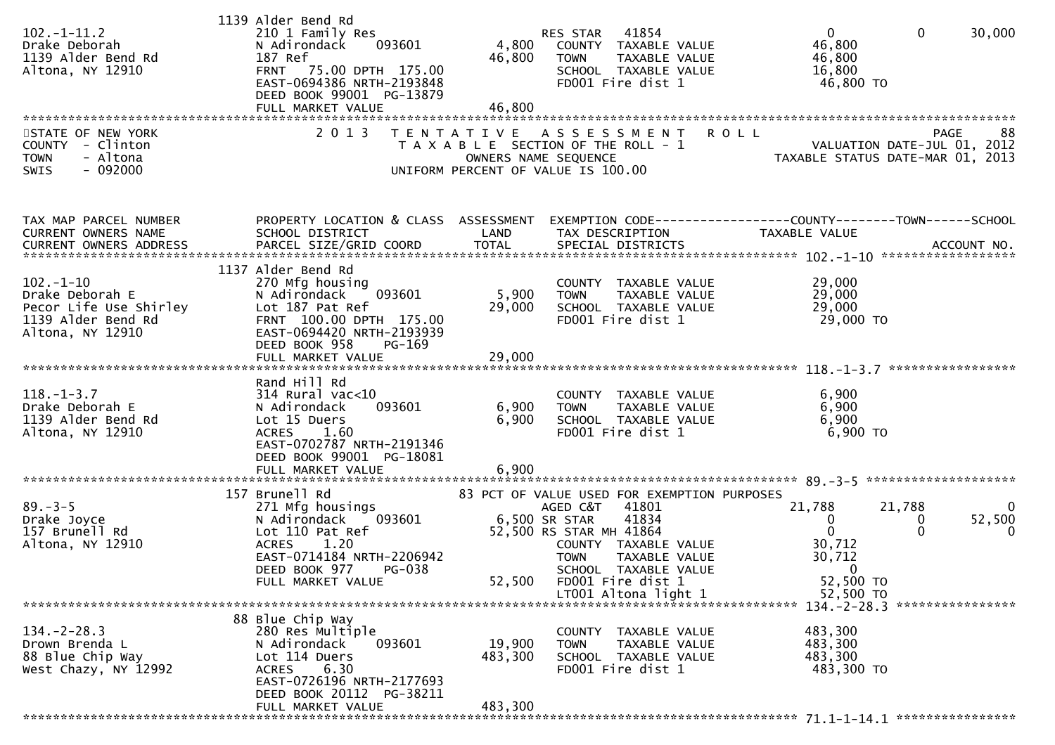| | | | | | | |
|---|---|---|---|---|---|---|
| | 1139 Alder Bend Rd | | | | | |
| 102.-1-11.2 | 210 1 Family Res | | RES STAR 41854 | 0 | 0 | 30,000 |
| Drake Deborah | N Adirondack 093601 | 4,800 | COUNTY TAXABLE VALUE | 46,800 | | |
| 1139 Alder Bend Rd | 187 Ref | 46,800 | TOWN TAXABLE VALUE | 46,800 | | |
| Altona, NY 12910 | FRNT 75.00 DPTH 175.00 | | SCHOOL TAXABLE VALUE | 16,800 | | |
| | EAST-0694386 NRTH-2193848 | | FD001 Fire dist 1 | 46,800 TO | | |
| | DEED BOOK 99001 PG-13879 | | | | | |
| | FULL MARKET VALUE | 46,800 | | | | |

STATE OF NEW YORK
COUNTY - Clinton
TOWN - Altona
SWIS - 092000

2 0 1 3 T E N T A T I V E A S S E S S M E N T R O L L
T A X A B L E SECTION OF THE ROLL - 1
OWNERS NAME SEQUENCE
UNIFORM PERCENT OF VALUE IS 100.00

PAGE 88
VALUATION DATE-JUL 01, 2012
TAXABLE STATUS DATE-MAR 01, 2013

| TAX MAP PARCEL NUMBER / CURRENT OWNERS NAME / CURRENT OWNERS ADDRESS | PROPERTY LOCATION & CLASS / SCHOOL DISTRICT / PARCEL SIZE/GRID COORD | ASSESSMENT LAND / TOTAL | EXEMPTION CODE / TAX DESCRIPTION / SPECIAL DISTRICTS | COUNTY / TAXABLE VALUE | TOWN | SCHOOL / ACCOUNT NO. |
|---|---|---|---|---|---|---|
| **102.-1-10** | 1137 Alder Bend Rd | | | | | |
| 102.-1-10 | 270 Mfg housing | | COUNTY TAXABLE VALUE | 29,000 | | |
| Drake Deborah E | N Adirondack 093601 | 5,900 | TOWN TAXABLE VALUE | 29,000 | | |
| Pecor Life Use Shirley | Lot 187 Pat Ref | 29,000 | SCHOOL TAXABLE VALUE | 29,000 | | |
| 1139 Alder Bend Rd | FRNT 100.00 DPTH 175.00 | | FD001 Fire dist 1 | 29,000 TO | | |
| Altona, NY 12910 | EAST-0694420 NRTH-2193939 | | | | | |
| | DEED BOOK 958 PG-169 | | | | | |
| | FULL MARKET VALUE | 29,000 | | | | |
| **118.-1-3.7** | Rand Hill Rd | | | | | |
| 118.-1-3.7 | 314 Rural vac<10 | | COUNTY TAXABLE VALUE | 6,900 | | |
| Drake Deborah E | N Adirondack 093601 | 6,900 | TOWN TAXABLE VALUE | 6,900 | | |
| 1139 Alder Bend Rd | Lot 15 Duers | 6,900 | SCHOOL TAXABLE VALUE | 6,900 | | |
| Altona, NY 12910 | ACRES 1.60 | | FD001 Fire dist 1 | 6,900 TO | | |
| | EAST-0702787 NRTH-2191346 | | | | | |
| | DEED BOOK 99001 PG-18081 | | | | | |
| | FULL MARKET VALUE | 6,900 | | | | |
| **89.-3-5** | 157 Brunell Rd | | 83 PCT OF VALUE USED FOR EXEMPTION PURPOSES | | | |
| 89.-3-5 | 271 Mfg housings | | AGED C&T 41801 | 21,788 | 21,788 | 0 |
| Drake Joyce | N Adirondack 093601 | 6,500 | SR STAR 41834 | 0 | 0 | 52,500 |
| 157 Brunell Rd | Lot 110 Pat Ref | 52,500 | RS STAR MH 41864 | 0 | 0 | 0 |
| Altona, NY 12910 | ACRES 1.20 | | COUNTY TAXABLE VALUE | 30,712 | | |
| | EAST-0714184 NRTH-2206942 | | TOWN TAXABLE VALUE | 30,712 | | |
| | DEED BOOK 977 PG-038 | | SCHOOL TAXABLE VALUE | 0 | | |
| | FULL MARKET VALUE | 52,500 | FD001 Fire dist 1 | 52,500 TO | | |
| | | | LT001 Altona light 1 | 52,500 TO | | |
| **134.-2-28.3** | 88 Blue Chip Way | | | | | |
| 134.-2-28.3 | 280 Res Multiple | | COUNTY TAXABLE VALUE | 483,300 | | |
| Drown Brenda L | N Adirondack 093601 | 19,900 | TOWN TAXABLE VALUE | 483,300 | | |
| 88 Blue Chip Way | Lot 114 Duers | 483,300 | SCHOOL TAXABLE VALUE | 483,300 | | |
| West Chazy, NY 12992 | ACRES 6.30 | | FD001 Fire dist 1 | 483,300 TO | | |
| | EAST-0726196 NRTH-2177693 | | | | | |
| | DEED BOOK 20112 PG-38211 | | | | | |
| | FULL MARKET VALUE | 483,300 | | | | |
| **71.1-1-14.1** | | | | | | |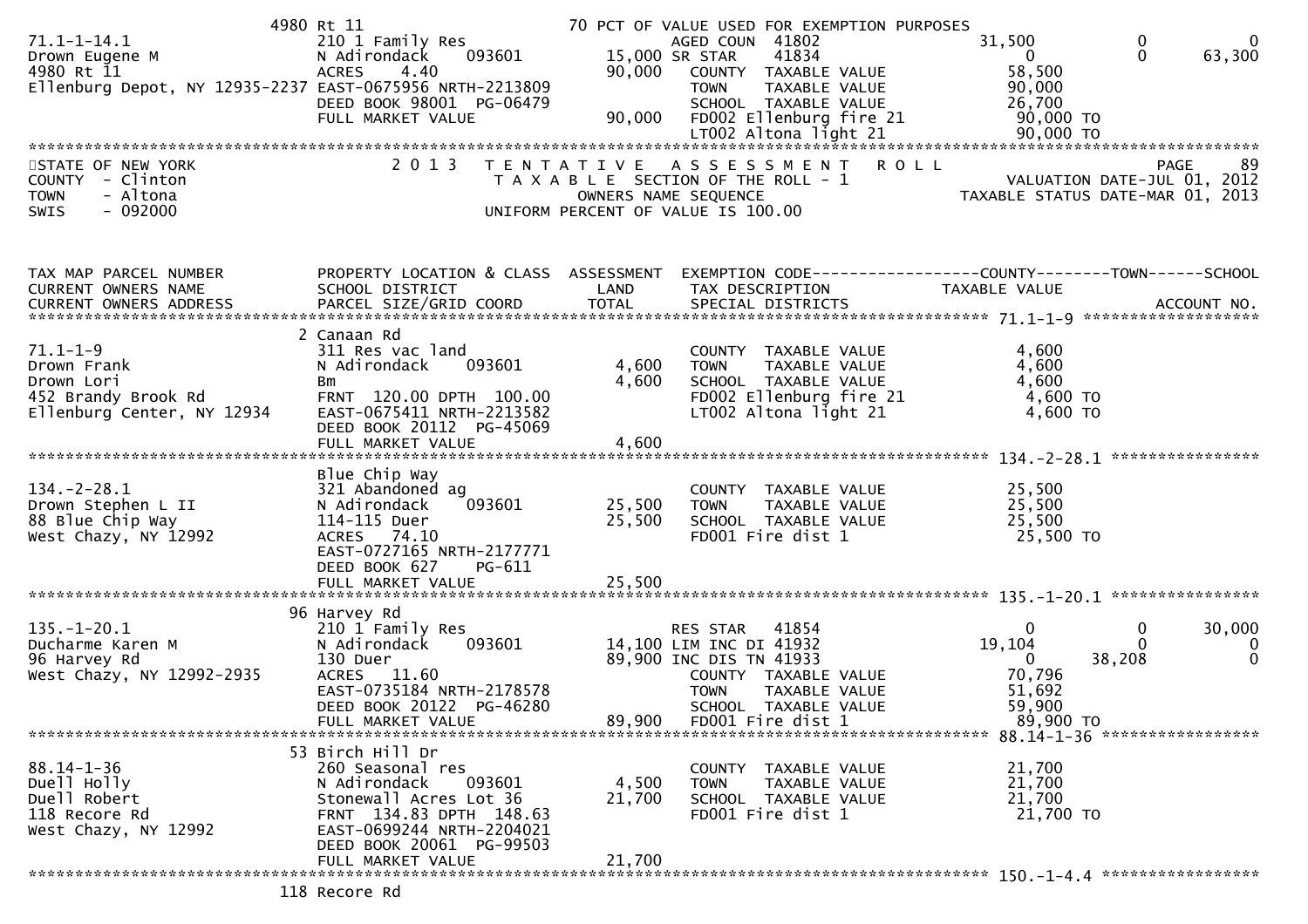```
                          4980 Rt 11                           70 PCT OF VALUE USED FOR EXEMPTION PURPOSES
71.1-1-14.1                  210 1 Family Res                  AGED COUN  41802                    31,500           0             0
Drown Eugene M               N Adirondack      093601        15,000 SR STAR    41834                    0              0        63,300
4980 Rt 11                   ACRES      4.40                 90,000   COUNTY  TAXABLE VALUE          58,500
Ellenburg Depot, NY 12935-2237 EAST-0675956 NRTH-2213809              TOWN    TAXABLE VALUE          90,000
                             DEED BOOK 98001  PG-06479                SCHOOL  TAXABLE VALUE          26,700
                             FULL MARKET VALUE              90,000   FD002 Ellenburg fire 21          90,000 TO
                                                                     LT002 Altona light 21            90,000 TO
******************************************************************************************************************************
STATE OF NEW YORK                 2 0 1 3   T E N T A T I V E   A S S E S S M E N T   R O L L                          PAGE    89
COUNTY  - Clinton                           T A X A B L E  SECTION OF THE ROLL - 1                    VALUATION DATE-JUL 01, 2012
TOWN    - Altona                                  OWNERS NAME SEQUENCE                             TAXABLE STATUS DATE-MAR 01, 2013
SWIS    - 092000                           UNIFORM PERCENT OF VALUE IS 100.00


TAX MAP PARCEL NUMBER        PROPERTY LOCATION & CLASS  ASSESSMENT  EXEMPTION CODE------------------COUNTY--------TOWN------SCHOOL
CURRENT OWNERS NAME          SCHOOL DISTRICT              LAND      TAX DESCRIPTION              TAXABLE VALUE
CURRENT OWNERS ADDRESS       PARCEL SIZE/GRID COORD       TOTAL     SPECIAL DISTRICTS                                    ACCOUNT NO.
******************************************************************************************************* 71.1-1-9 *******************
                          2 Canaan Rd
71.1-1-9                     311 Res vac land                        COUNTY  TAXABLE VALUE           4,600
Drown Frank                  N Adirondack      093601        4,600   TOWN    TAXABLE VALUE           4,600
Drown Lori                   Bm                              4,600   SCHOOL  TAXABLE VALUE           4,600
452 Brandy Brook Rd          FRNT  120.00 DPTH  100.00               FD002 Ellenburg fire 21          4,600 TO
Ellenburg Center, NY 12934   EAST-0675411 NRTH-2213582               LT002 Altona light 21            4,600 TO
                             DEED BOOK 20112  PG-45069
                             FULL MARKET VALUE               4,600
******************************************************************************************************* 134.-2-28.1 ****************
                             Blue Chip Way
134.-2-28.1                  321 Abandoned ag                        COUNTY  TAXABLE VALUE          25,500
Drown Stephen L II           N Adirondack      093601       25,500   TOWN    TAXABLE VALUE          25,500
88 Blue Chip Way             114-115 Duer                   25,500   SCHOOL  TAXABLE VALUE          25,500
West Chazy, NY 12992         ACRES     74.10                         FD001 Fire dist 1               25,500 TO
                             EAST-0727165 NRTH-2177771
                             DEED BOOK 627      PG-611
                             FULL MARKET VALUE              25,500
******************************************************************************************************* 135.-1-20.1 ****************
                          96 Harvey Rd
135.-1-20.1                  210 1 Family Res                        RES STAR   41854                    0              0        30,000
Ducharme Karen M             N Adirondack      093601       14,100 LIM INC DI 41932                19,104              0             0
96 Harvey Rd                 130 Duer                       89,900 INC DIS TN 41933                     0         38,208             0
West Chazy, NY 12992-2935    ACRES     11.60                         COUNTY  TAXABLE VALUE          70,796
                             EAST-0735184 NRTH-2178578               TOWN    TAXABLE VALUE          51,692
                             DEED BOOK 20122  PG-46280               SCHOOL  TAXABLE VALUE          59,900
                             FULL MARKET VALUE              89,900   FD001 Fire dist 1               89,900 TO
******************************************************************************************************* 88.14-1-36 *****************
                          53 Birch Hill Dr
88.14-1-36                   260 Seasonal res                        COUNTY  TAXABLE VALUE          21,700
Duell Holly                  N Adirondack      093601        4,500   TOWN    TAXABLE VALUE          21,700
Duell Robert                 Stonewall Acres Lot 36         21,700   SCHOOL  TAXABLE VALUE          21,700
118 Recore Rd                FRNT  134.83 DPTH  148.63               FD001 Fire dist 1               21,700 TO
West Chazy, NY 12992         EAST-0699244 NRTH-2204021
                             DEED BOOK 20061  PG-99503
                             FULL MARKET VALUE              21,700
******************************************************************************************************* 150.-1-4.4 *****************
                          118 Recore Rd
```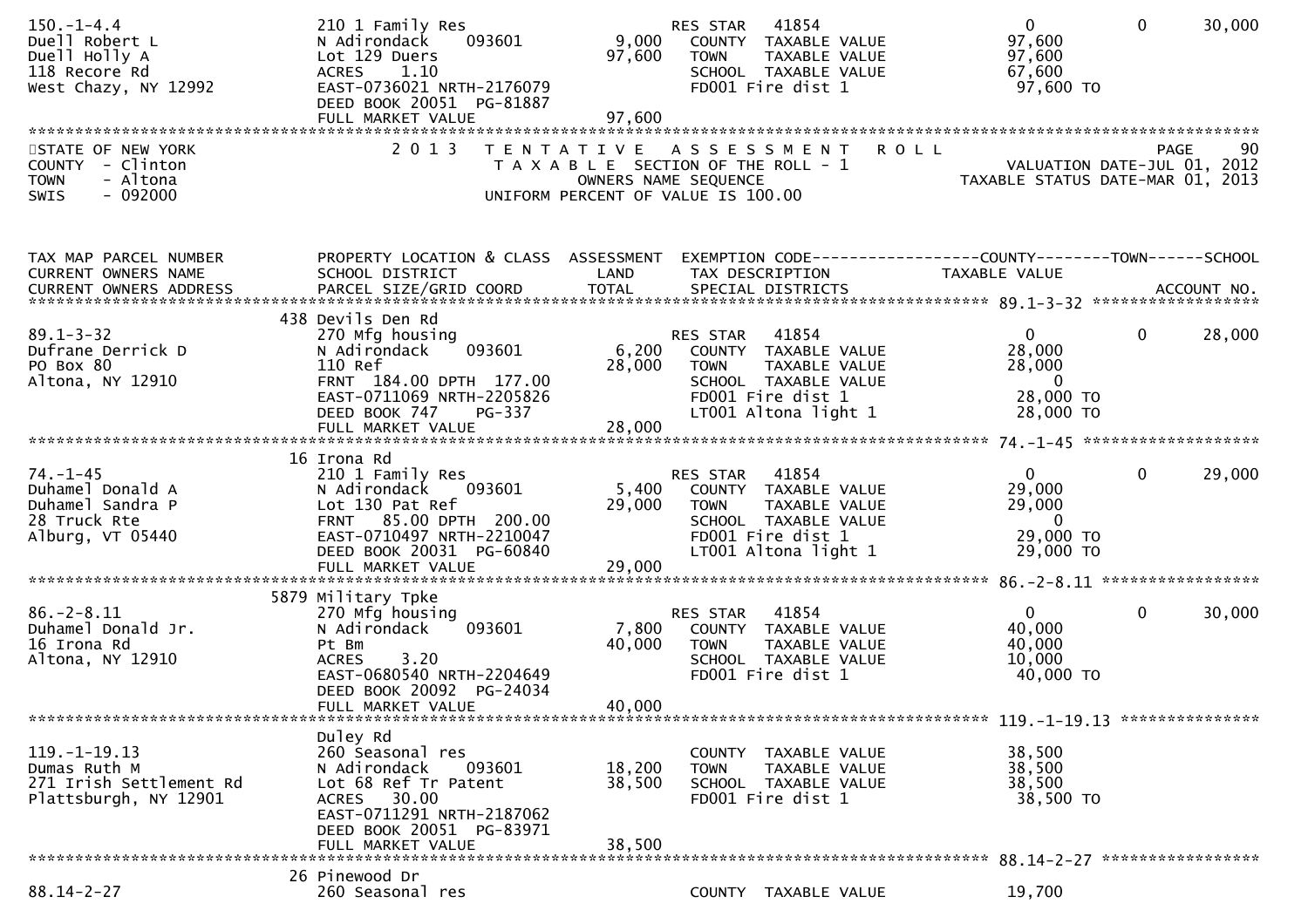```
150.-1-4.4                      210 1 Family Res                     RES STAR   41854                  0            0       30,000
Duell Robert L                  N Adirondack     093601       9,000    COUNTY  TAXABLE VALUE          97,600
Duell Holly A                   Lot 129 Duers                97,600    TOWN    TAXABLE VALUE          97,600
118 Recore Rd                   ACRES     1.10                         SCHOOL  TAXABLE VALUE          67,600
West Chazy, NY 12992            EAST-0736021 NRTH-2176079              FD001 Fire dist 1               97,600 TO
                                DEED BOOK 20051  PG-81887
                                FULL MARKET VALUE            97,600
******************************************************************************************************************************************
```

STATE OF NEW YORK — 2013 TENTATIVE ASSESSMENT ROLL — PAGE 90
COUNTY - Clinton — TAXABLE SECTION OF THE ROLL - 1 — VALUATION DATE-JUL 01, 2012
TOWN - Altona — OWNERS NAME SEQUENCE — TAXABLE STATUS DATE-MAR 01, 2013
SWIS - 092000 — UNIFORM PERCENT OF VALUE IS 100.00

```
TAX MAP PARCEL NUMBER           PROPERTY LOCATION & CLASS  ASSESSMENT  EXEMPTION CODE------------------COUNTY--------TOWN------SCHOOL
CURRENT OWNERS NAME             SCHOOL DISTRICT               LAND      TAX DESCRIPTION              TAXABLE VALUE
CURRENT OWNERS ADDRESS          PARCEL SIZE/GRID COORD        TOTAL     SPECIAL DISTRICTS                                    ACCOUNT NO.
*********************************************************************************************** 89.1-3-32 ******************
                              438 Devils Den Rd
89.1-3-32                       270 Mfg housing                      RES STAR   41854                  0            0       28,000
Dufrane Derrick D               N Adirondack     093601       6,200    COUNTY  TAXABLE VALUE          28,000
PO Box 80                       110 Ref                      28,000    TOWN    TAXABLE VALUE          28,000
Altona, NY 12910                FRNT  184.00 DPTH  177.00              SCHOOL  TAXABLE VALUE               0
                                EAST-0711069 NRTH-2205826              FD001 Fire dist 1               28,000 TO
                                DEED BOOK 747     PG-337               LT001 Altona light 1            28,000 TO
                                FULL MARKET VALUE            28,000
*********************************************************************************************** 74.-1-45 *******************
                              16 Irona Rd
74.-1-45                        210 1 Family Res                     RES STAR   41854                  0            0       29,000
Duhamel Donald A                N Adirondack     093601       5,400    COUNTY  TAXABLE VALUE          29,000
Duhamel Sandra P                Lot 130 Pat Ref              29,000    TOWN    TAXABLE VALUE          29,000
28 Truck Rte                    FRNT   85.00 DPTH  200.00              SCHOOL  TAXABLE VALUE               0
Alburg, VT 05440                EAST-0710497 NRTH-2210047              FD001 Fire dist 1               29,000 TO
                                DEED BOOK 20031  PG-60840              LT001 Altona light 1            29,000 TO
                                FULL MARKET VALUE            29,000
*********************************************************************************************** 86.-2-8.11 *****************
                              5879 Military Tpke
86.-2-8.11                      270 Mfg housing                      RES STAR   41854                  0            0       30,000
Duhamel Donald Jr.              N Adirondack     093601       7,800    COUNTY  TAXABLE VALUE          40,000
16 Irona Rd                     Pt Bm                        40,000    TOWN    TAXABLE VALUE          40,000
Altona, NY 12910                ACRES     3.20                         SCHOOL  TAXABLE VALUE          10,000
                                EAST-0680540 NRTH-2204649              FD001 Fire dist 1               40,000 TO
                                DEED BOOK 20092  PG-24034
                                FULL MARKET VALUE            40,000
*********************************************************************************************** 119.-1-19.13 ***************
                              Duley Rd
119.-1-19.13                    260 Seasonal res                       COUNTY  TAXABLE VALUE          38,500
Dumas Ruth M                    N Adirondack     093601      18,200    TOWN    TAXABLE VALUE          38,500
271 Irish Settlement Rd         Lot 68 Ref Tr Patent         38,500    SCHOOL  TAXABLE VALUE          38,500
Plattsburgh, NY 12901           ACRES    30.00                         FD001 Fire dist 1               38,500 TO
                                EAST-0711291 NRTH-2187062
                                DEED BOOK 20051  PG-83971
                                FULL MARKET VALUE            38,500
*********************************************************************************************** 88.14-2-27 *****************
                              26 Pinewood Dr
88.14-2-27                      260 Seasonal res                       COUNTY  TAXABLE VALUE          19,700
```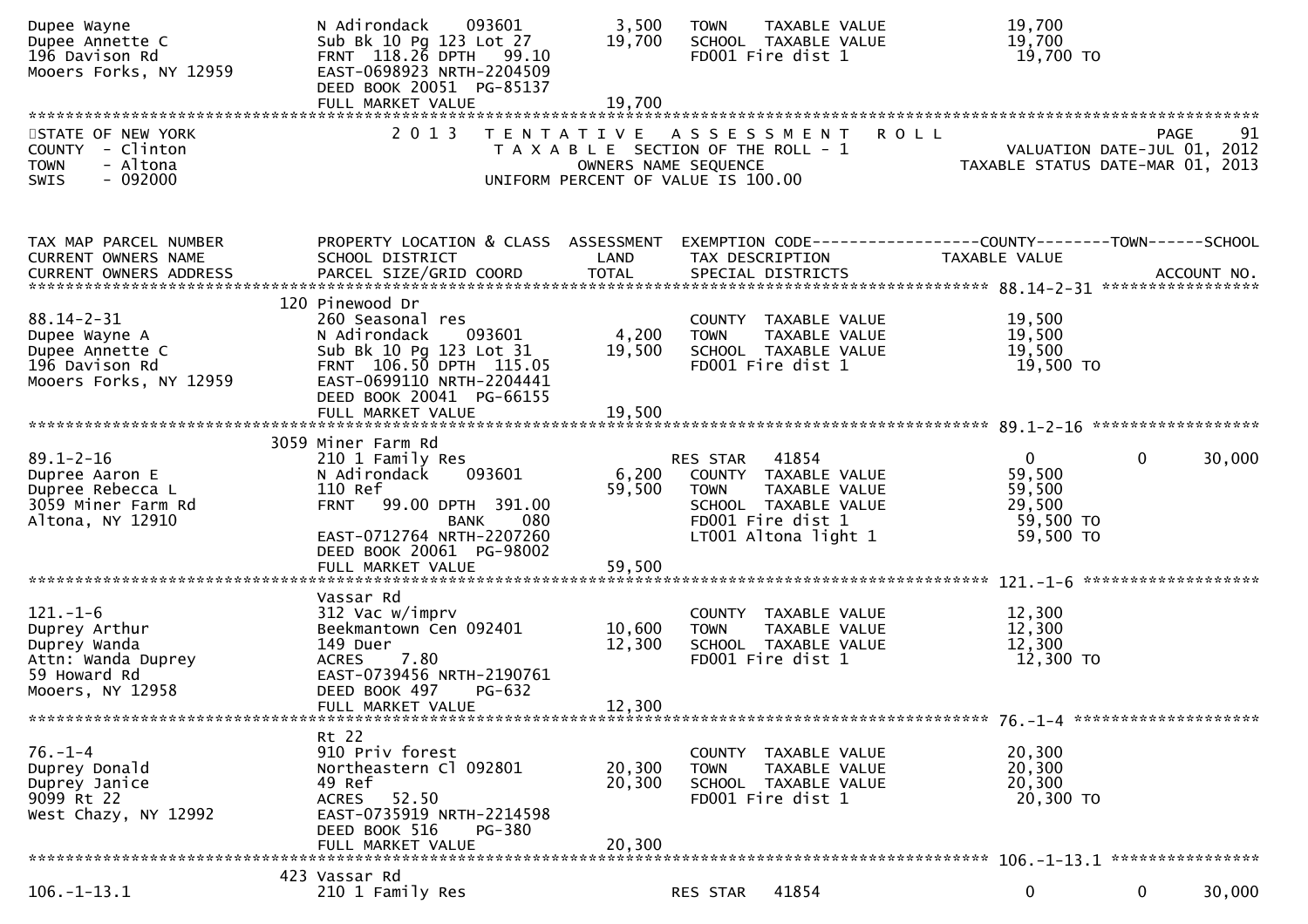```
Dupee Wayne                    N Adirondack     093601        3,500   TOWN     TAXABLE VALUE             19,700
Dupee Annette C                Sub Bk 10 Pg 123 Lot 27       19,700   SCHOOL  TAXABLE VALUE             19,700
196 Davison Rd                 FRNT  118.26 DPTH   99.10              FD001 Fire dist 1                  19,700 TO
Mooers Forks, NY 12959         EAST-0698923 NRTH-2204509
                               DEED BOOK 20051  PG-85137
                               FULL MARKET VALUE             19,700
******************************************************************************************************************************************
STATE OF NEW YORK              2 0 1 3   T E N T A T I V E   A S S E S S M E N T   R O L L                               PAGE     91
COUNTY  - Clinton                        T A X A B L E  SECTION OF THE ROLL - 1                        VALUATION DATE-JUL 01, 2012
TOWN    - Altona                                 OWNERS NAME SEQUENCE                            TAXABLE STATUS DATE-MAR 01, 2013
SWIS    - 092000                         UNIFORM PERCENT OF VALUE IS 100.00


TAX MAP PARCEL NUMBER          PROPERTY LOCATION & CLASS  ASSESSMENT  EXEMPTION CODE------------------COUNTY--------TOWN------SCHOOL
CURRENT OWNERS NAME            SCHOOL DISTRICT               LAND     TAX DESCRIPTION              TAXABLE VALUE
CURRENT OWNERS ADDRESS         PARCEL SIZE/GRID COORD        TOTAL    SPECIAL DISTRICTS                                   ACCOUNT NO.
******************************************************************************************************* 88.14-2-31 ******************
                          120 Pinewood Dr
88.14-2-31                     260 Seasonal res                       COUNTY  TAXABLE VALUE             19,500
Dupee Wayne A                  N Adirondack     093601        4,200   TOWN     TAXABLE VALUE             19,500
Dupee Annette C                Sub Bk 10 Pg 123 Lot 31       19,500   SCHOOL  TAXABLE VALUE             19,500
196 Davison Rd                 FRNT  106.50 DPTH  115.05              FD001 Fire dist 1                  19,500 TO
Mooers Forks, NY 12959         EAST-0699110 NRTH-2204441
                               DEED BOOK 20041  PG-66155
                               FULL MARKET VALUE             19,500
******************************************************************************************************* 89.1-2-16 *******************
                          3059 Miner Farm Rd
89.1-2-16                      210 1 Family Res                       RES STAR    41854                  0             0       30,000
Dupree Aaron E                 N Adirondack     093601        6,200   COUNTY  TAXABLE VALUE             59,500
Dupree Rebecca L               110 Ref                       59,500   TOWN     TAXABLE VALUE             59,500
3059 Miner Farm Rd             FRNT   99.00 DPTH  391.00              SCHOOL  TAXABLE VALUE             29,500
Altona, NY 12910                             BANK     080             FD001 Fire dist 1                  59,500 TO
                               EAST-0712764 NRTH-2207260              LT001 Altona light 1               59,500 TO
                               DEED BOOK 20061  PG-98002
                               FULL MARKET VALUE             59,500
******************************************************************************************************* 121.-1-6 ********************
                               Vassar Rd
121.-1-6                       312 Vac w/imprv                        COUNTY  TAXABLE VALUE             12,300
Duprey Arthur                  Beekmantown Cen 092401        10,600   TOWN     TAXABLE VALUE             12,300
Duprey Wanda                   149 Duer                      12,300   SCHOOL  TAXABLE VALUE             12,300
Attn: Wanda Duprey             ACRES    7.80                          FD001 Fire dist 1                  12,300 TO
59 Howard Rd                   EAST-0739456 NRTH-2190761
Mooers, NY 12958               DEED BOOK 497    PG-632
                               FULL MARKET VALUE             12,300
******************************************************************************************************* 76.-1-4 *********************
                               Rt 22
76.-1-4                        910 Priv forest                        COUNTY  TAXABLE VALUE             20,300
Duprey Donald                  Northeastern Cl 092801        20,300   TOWN     TAXABLE VALUE             20,300
Duprey Janice                  49 Ref                        20,300   SCHOOL  TAXABLE VALUE             20,300
9099 Rt 22                     ACRES   52.50                          FD001 Fire dist 1                  20,300 TO
West Chazy, NY 12992           EAST-0735919 NRTH-2214598
                               DEED BOOK 516    PG-380
                               FULL MARKET VALUE             20,300
******************************************************************************************************* 106.-1-13.1 *****************
                          423 Vassar Rd
106.-1-13.1                    210 1 Family Res                       RES STAR    41854                  0             0       30,000
```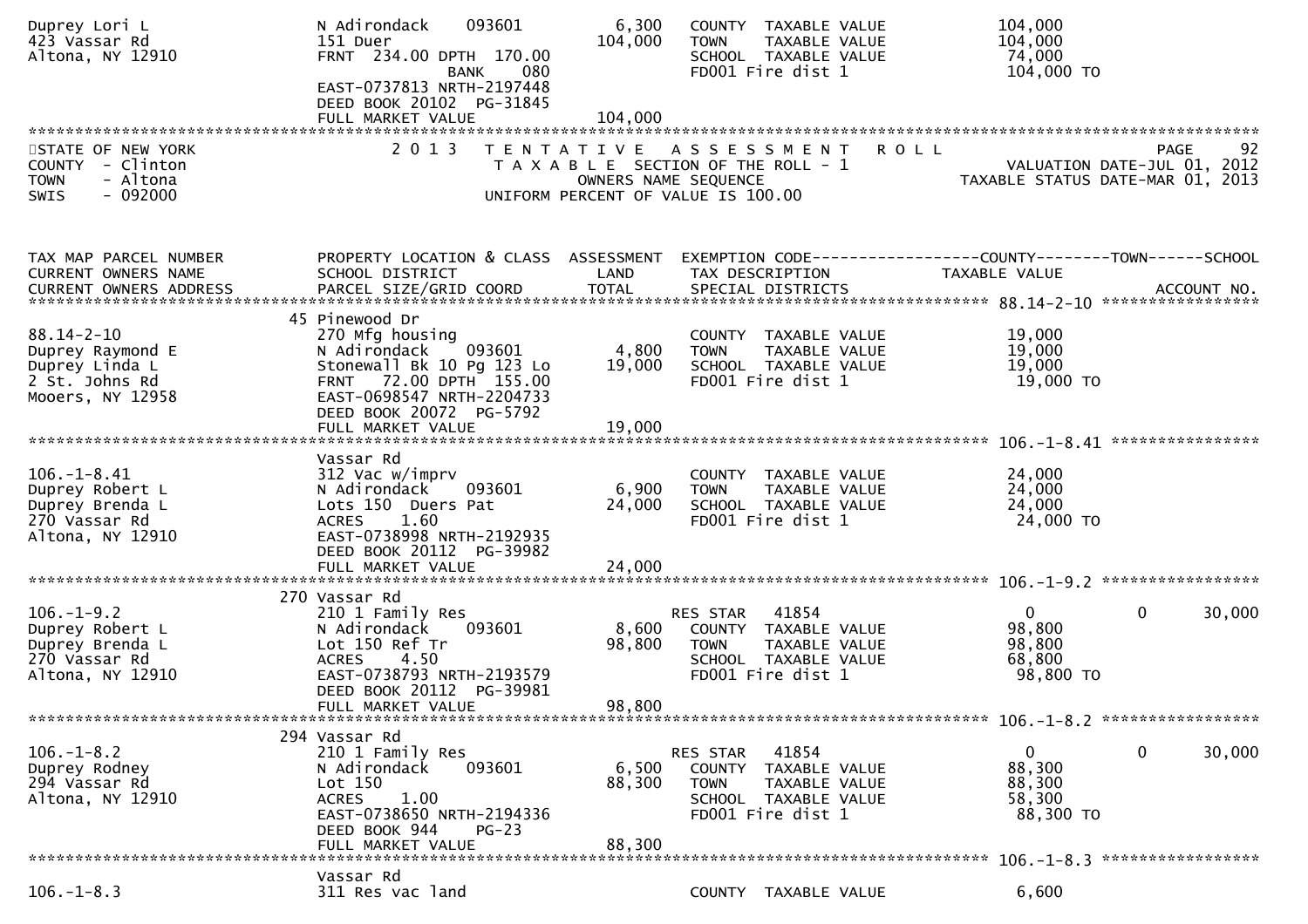```
Duprey Lori L                  N Adirondack    093601         6,300   COUNTY  TAXABLE VALUE            104,000
423 Vassar Rd                  151 Duer                     104,000   TOWN    TAXABLE VALUE            104,000
Altona, NY 12910               FRNT 234.00 DPTH 170.00                SCHOOL  TAXABLE VALUE             74,000
                                              BANK    080             FD001 Fire dist 1                104,000 TO
                               EAST-0737813 NRTH-2197448
                               DEED BOOK 20102  PG-31845
                               FULL MARKET VALUE            104,000
******************************************************************************************************************************************
STATE OF NEW YORK              2 0 1 3   T E N T A T I V E   A S S E S S M E N T   R O L L                                   PAGE     92
COUNTY  - Clinton                    T A X A B L E  SECTION OF THE ROLL - 1                         VALUATION DATE-JUL 01, 2012
TOWN    - Altona                            OWNERS NAME SEQUENCE                                 TAXABLE STATUS DATE-MAR 01, 2013
SWIS    - 092000                   UNIFORM PERCENT OF VALUE IS 100.00


TAX MAP PARCEL NUMBER          PROPERTY LOCATION & CLASS  ASSESSMENT  EXEMPTION CODE------------------COUNTY--------TOWN------SCHOOL
CURRENT OWNERS NAME            SCHOOL DISTRICT               LAND      TAX DESCRIPTION             TAXABLE VALUE
CURRENT OWNERS ADDRESS         PARCEL SIZE/GRID COORD        TOTAL     SPECIAL DISTRICTS                                   ACCOUNT NO.
******************************************************************************************************* 88.14-2-10 *****************
                           45 Pinewood Dr
88.14-2-10                     270 Mfg housing                         COUNTY  TAXABLE VALUE             19,000
Duprey Raymond E               N Adirondack    093601         4,800   TOWN    TAXABLE VALUE             19,000
Duprey Linda L                 Stonewall Bk 10 Pg 123 Lo     19,000   SCHOOL  TAXABLE VALUE             19,000
2 St. Johns Rd                 FRNT  72.00 DPTH 155.00                FD001 Fire dist 1                 19,000 TO
Mooers, NY 12958               EAST-0698547 NRTH-2204733
                               DEED BOOK 20072  PG-5792
                               FULL MARKET VALUE             19,000
******************************************************************************************************* 106.-1-8.41 ****************
                               Vassar Rd
106.-1-8.41                    312 Vac w/imprv                         COUNTY  TAXABLE VALUE             24,000
Duprey Robert L                N Adirondack    093601         6,900   TOWN    TAXABLE VALUE             24,000
Duprey Brenda L                Lots 150  Duers Pat           24,000   SCHOOL  TAXABLE VALUE             24,000
270 Vassar Rd                  ACRES    1.60                          FD001 Fire dist 1                 24,000 TO
Altona, NY 12910               EAST-0738998 NRTH-2192935
                               DEED BOOK 20112  PG-39982
                               FULL MARKET VALUE             24,000
******************************************************************************************************* 106.-1-9.2 *****************
                          270 Vassar Rd
106.-1-9.2                     210 1 Family Res                        RES STAR   41854                   0            0     30,000
Duprey Robert L                N Adirondack    093601         8,600   COUNTY  TAXABLE VALUE             98,800
Duprey Brenda L                Lot 150 Ref Tr                98,800   TOWN    TAXABLE VALUE             98,800
270 Vassar Rd                  ACRES    4.50                          SCHOOL  TAXABLE VALUE             68,800
Altona, NY 12910               EAST-0738793 NRTH-2193579              FD001 Fire dist 1                 98,800 TO
                               DEED BOOK 20112  PG-39981
                               FULL MARKET VALUE             98,800
******************************************************************************************************* 106.-1-8.2 *****************
                          294 Vassar Rd
106.-1-8.2                     210 1 Family Res                        RES STAR   41854                   0            0     30,000
Duprey Rodney                  N Adirondack    093601         6,500   COUNTY  TAXABLE VALUE             88,300
294 Vassar Rd                  Lot 150                       88,300   TOWN    TAXABLE VALUE             88,300
Altona, NY 12910               ACRES    1.00                          SCHOOL  TAXABLE VALUE             58,300
                               EAST-0738650 NRTH-2194336              FD001 Fire dist 1                 88,300 TO
                               DEED BOOK 944    PG-23
                               FULL MARKET VALUE             88,300
******************************************************************************************************* 106.-1-8.3 *****************
                               Vassar Rd
106.-1-8.3                     311 Res vac land                        COUNTY  TAXABLE VALUE              6,600
```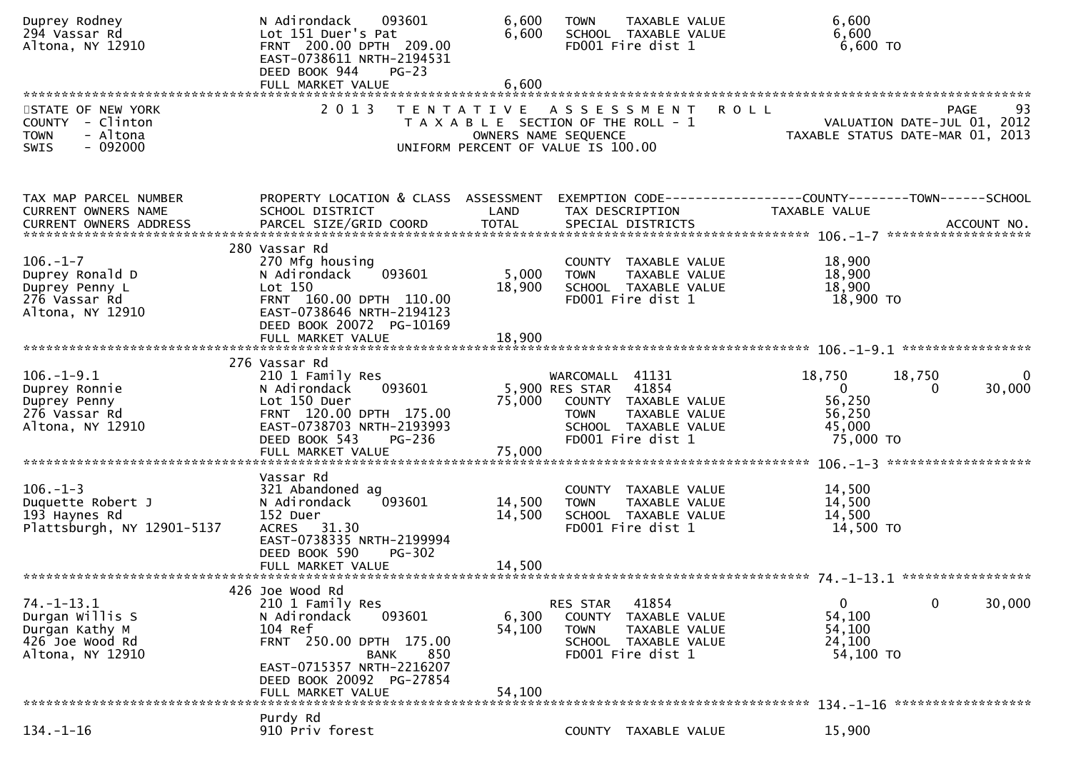```
Duprey Rodney                  N Adirondack    093601         6,600   TOWN    TAXABLE VALUE              6,600
294 Vassar Rd                  Lot 151 Duer's Pat             6,600   SCHOOL  TAXABLE VALUE              6,600
Altona, NY 12910               FRNT 200.00 DPTH 209.00                FD001 Fire dist 1                  6,600 TO
                               EAST-0738611 NRTH-2194531
                               DEED BOOK 944     PG-23
                               FULL MARKET VALUE              6,600
******************************************************************************************************************************************
STATE OF NEW YORK                 2 0 1 3   T E N T A T I V E   A S S E S S M E N T   R O L L                          PAGE     93
COUNTY  - Clinton                       T A X A B L E  SECTION OF THE ROLL - 1                      VALUATION DATE-JUL 01, 2012
TOWN    - Altona                               OWNERS NAME SEQUENCE                               TAXABLE STATUS DATE-MAR 01, 2013
SWIS    - 092000                        UNIFORM PERCENT OF VALUE IS 100.00


TAX MAP PARCEL NUMBER          PROPERTY LOCATION & CLASS  ASSESSMENT  EXEMPTION CODE------------------COUNTY--------TOWN------SCHOOL
CURRENT OWNERS NAME            SCHOOL DISTRICT               LAND      TAX DESCRIPTION            TAXABLE VALUE
CURRENT OWNERS ADDRESS         PARCEL SIZE/GRID COORD        TOTAL     SPECIAL DISTRICTS                                  ACCOUNT NO.
******************************************************************************************************* 106.-1-7 ******************
                               280 Vassar Rd
106.-1-7                       270 Mfg housing                         COUNTY  TAXABLE VALUE             18,900
Duprey Ronald D                N Adirondack    093601         5,000   TOWN    TAXABLE VALUE             18,900
Duprey Penny L                 Lot 150                       18,900   SCHOOL  TAXABLE VALUE             18,900
276 Vassar Rd                  FRNT 160.00 DPTH 110.00                FD001 Fire dist 1                 18,900 TO
Altona, NY 12910               EAST-0738646 NRTH-2194123
                               DEED BOOK 20072  PG-10169
                               FULL MARKET VALUE             18,900
******************************************************************************************************* 106.-1-9.1 ****************
                               276 Vassar Rd
106.-1-9.1                     210 1 Family Res                        WARCOMALL  41131             18,750      18,750            0
Duprey Ronnie                  N Adirondack    093601         5,900 RES STAR   41854                     0           0       30,000
Duprey Penny                   Lot 150 Duer                  75,000   COUNTY  TAXABLE VALUE             56,250
276 Vassar Rd                  FRNT 120.00 DPTH 175.00                TOWN    TAXABLE VALUE             56,250
Altona, NY 12910               EAST-0738703 NRTH-2193993              SCHOOL  TAXABLE VALUE             45,000
                               DEED BOOK 543     PG-236               FD001 Fire dist 1                 75,000 TO
                               FULL MARKET VALUE             75,000
******************************************************************************************************* 106.-1-3 ******************
                               Vassar Rd
106.-1-3                       321 Abandoned ag                        COUNTY  TAXABLE VALUE             14,500
Duquette Robert J              N Adirondack    093601        14,500   TOWN    TAXABLE VALUE             14,500
193 Haynes Rd                  152 Duer                      14,500   SCHOOL  TAXABLE VALUE             14,500
Plattsburgh, NY 12901-5137     ACRES  31.30                           FD001 Fire dist 1                 14,500 TO
                               EAST-0738335 NRTH-2199994
                               DEED BOOK 590     PG-302
                               FULL MARKET VALUE             14,500
******************************************************************************************************* 74.-1-13.1 ****************
                               426 Joe Wood Rd
74.-1-13.1                     210 1 Family Res                        RES STAR   41854                     0           0       30,000
Durgan Willis S                N Adirondack    093601         6,300   COUNTY  TAXABLE VALUE             54,100
Durgan Kathy M                 104 Ref                       54,100   TOWN    TAXABLE VALUE             54,100
426 Joe Wood Rd                FRNT 250.00 DPTH 175.00                SCHOOL  TAXABLE VALUE             24,100
Altona, NY 12910                            BANK     850              FD001 Fire dist 1                 54,100 TO
                               EAST-0715357 NRTH-2216207
                               DEED BOOK 20092  PG-27854
                               FULL MARKET VALUE             54,100
******************************************************************************************************* 134.-1-16 *****************
                               Purdy Rd
134.-1-16                      910 Priv forest                         COUNTY  TAXABLE VALUE             15,900
```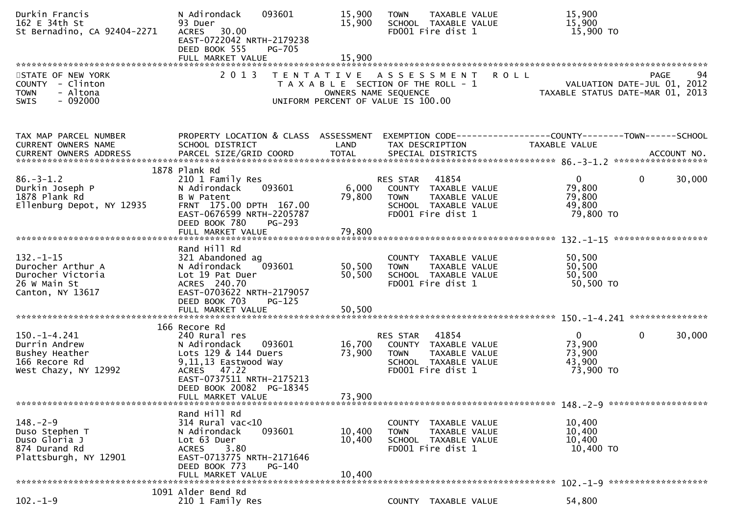```
Durkin Francis                    N Adirondack     093601          15,900   TOWN    TAXABLE VALUE              15,900
162 E 34th St                     93 Duer                          15,900   SCHOOL  TAXABLE VALUE              15,900
St Bernadino, CA 92404-2271       ACRES   30.00                             FD001 Fire dist 1                   15,900 TO
                                  EAST-0722042 NRTH-2179238
                                  DEED BOOK 555     PG-705
                                  FULL MARKET VALUE                15,900
******************************************************************************************************************************************
STATE OF NEW YORK                 2 0 1 3   T E N T A T I V E   A S S E S S M E N T   R O L L                           PAGE     94
COUNTY  - Clinton                            T A X A B L E  SECTION OF THE ROLL - 1                     VALUATION DATE-JUL 01, 2012
TOWN    - Altona                                  OWNERS NAME SEQUENCE                            TAXABLE STATUS DATE-MAR 01, 2013
SWIS    - 092000                           UNIFORM PERCENT OF VALUE IS 100.00


TAX MAP PARCEL NUMBER             PROPERTY LOCATION & CLASS  ASSESSMENT  EXEMPTION CODE------------------COUNTY--------TOWN------SCHOOL
CURRENT OWNERS NAME               SCHOOL DISTRICT               LAND      TAX DESCRIPTION              TAXABLE VALUE
CURRENT OWNERS ADDRESS            PARCEL SIZE/GRID COORD       TOTAL      SPECIAL DISTRICTS                                  ACCOUNT NO.
******************************************************************************************************** 86.-3-1.2 *******************
                              1878 Plank Rd
86.-3-1.2                         210 1 Family Res                          RES STAR   41854                  0              0     30,000
Durkin Joseph P                   N Adirondack     093601           6,000   COUNTY  TAXABLE VALUE              79,800
1878 Plank Rd                     B W Patent                       79,800   TOWN    TAXABLE VALUE              79,800
Ellenburg Depot, NY 12935         FRNT 175.00 DPTH 167.00                   SCHOOL  TAXABLE VALUE              49,800
                                  EAST-0676599 NRTH-2205787                 FD001 Fire dist 1                   79,800 TO
                                  DEED BOOK 780     PG-293
                                  FULL MARKET VALUE                79,800
******************************************************************************************************** 132.-1-15 *******************
                                  Rand Hill Rd
132.-1-15                         321 Abandoned ag                          COUNTY  TAXABLE VALUE              50,500
Durocher Arthur A                 N Adirondack     093601          50,500   TOWN    TAXABLE VALUE              50,500
Durocher Victoria                 Lot 19 Pat Duer                  50,500   SCHOOL  TAXABLE VALUE              50,500
26 W Main St                      ACRES  240.70                             FD001 Fire dist 1                   50,500 TO
Canton, NY 13617                  EAST-0703622 NRTH-2179057
                                  DEED BOOK 703     PG-125
                                  FULL MARKET VALUE                50,500
******************************************************************************************************** 150.-1-4.241 ****************
                              166 Recore Rd
150.-1-4.241                      240 Rural res                             RES STAR   41854                  0              0     30,000
Durrin Andrew                     N Adirondack     093601          16,700   COUNTY  TAXABLE VALUE              73,900
Bushey Heather                    Lots 129 & 144 Duers             73,900   TOWN    TAXABLE VALUE              73,900
166 Recore Rd                     9,11,13 Eastwood Way                      SCHOOL  TAXABLE VALUE              43,900
West Chazy, NY 12992              ACRES   47.22                             FD001 Fire dist 1                   73,900 TO
                                  EAST-0737511 NRTH-2175213
                                  DEED BOOK 20082  PG-18345
                                  FULL MARKET VALUE                73,900
******************************************************************************************************** 148.-2-9 ********************
                                  Rand Hill Rd
148.-2-9                          314 Rural vac<10                          COUNTY  TAXABLE VALUE              10,400
Duso Stephen T                    N Adirondack     093601          10,400   TOWN    TAXABLE VALUE              10,400
Duso Gloria J                     Lot 63 Duer                      10,400   SCHOOL  TAXABLE VALUE              10,400
874 Durand Rd                     ACRES    3.80                             FD001 Fire dist 1                   10,400 TO
Plattsburgh, NY 12901             EAST-0713775 NRTH-2171646
                                  DEED BOOK 773     PG-140
                                  FULL MARKET VALUE                10,400
******************************************************************************************************** 102.-1-9 ********************
                              1091 Alder Bend Rd
102.-1-9                          210 1 Family Res                          COUNTY  TAXABLE VALUE              54,800
```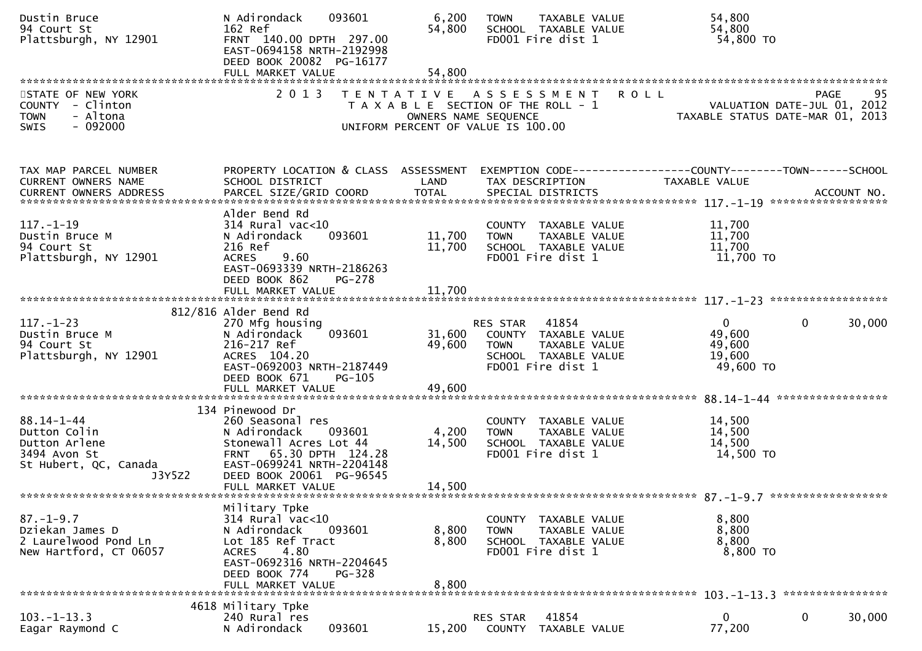```
Dustin Bruce                   N Adirondack     093601        6,200   TOWN     TAXABLE VALUE            54,800
94 Court St                    162 Ref                       54,800   SCHOOL  TAXABLE VALUE            54,800
Plattsburgh, NY 12901          FRNT  140.00 DPTH  297.00              FD001 Fire dist 1                 54,800 TO
                               EAST-0694158 NRTH-2192998
                               DEED BOOK 20082  PG-16177
                               FULL MARKET VALUE             54,800
******************************************************************************************************************************
STATE OF NEW YORK               2 0 1 3   T E N T A T I V E   A S S E S S M E N T   R O L L                      PAGE     95
COUNTY  - Clinton                          T A X A B L E  SECTION OF THE ROLL - 1                  VALUATION DATE-JUL 01, 2012
TOWN    - Altona                               OWNERS NAME SEQUENCE                            TAXABLE STATUS DATE-MAR 01, 2013
SWIS    - 092000                       UNIFORM PERCENT OF VALUE IS 100.00


TAX MAP PARCEL NUMBER          PROPERTY LOCATION & CLASS  ASSESSMENT  EXEMPTION CODE------------------COUNTY--------TOWN------SCHOOL
CURRENT OWNERS NAME            SCHOOL DISTRICT               LAND      TAX DESCRIPTION            TAXABLE VALUE
CURRENT OWNERS ADDRESS         PARCEL SIZE/GRID COORD       TOTAL      SPECIAL DISTRICTS                                 ACCOUNT NO.
******************************************************************************************************* 117.-1-19 ******************
                               Alder Bend Rd
117.-1-19                      314 Rural vac<10                        COUNTY  TAXABLE VALUE            11,700
Dustin Bruce M                 N Adirondack     093601       11,700   TOWN     TAXABLE VALUE            11,700
94 Court St                    216 Ref                       11,700   SCHOOL  TAXABLE VALUE            11,700
Plattsburgh, NY 12901          ACRES    9.60                          FD001 Fire dist 1                 11,700 TO
                               EAST-0693339 NRTH-2186263
                               DEED BOOK 862    PG-278
                               FULL MARKET VALUE             11,700
******************************************************************************************************* 117.-1-23 ******************
                           812/816 Alder Bend Rd
117.-1-23                      270 Mfg housing                        RES STAR    41854                  0             0       30,000
Dustin Bruce M                 N Adirondack     093601       31,600   COUNTY  TAXABLE VALUE            49,600
94 Court St                    216-217 Ref                   49,600   TOWN     TAXABLE VALUE            49,600
Plattsburgh, NY 12901          ACRES  104.20                          SCHOOL  TAXABLE VALUE            19,600
                               EAST-0692003 NRTH-2187449              FD001 Fire dist 1                 49,600 TO
                               DEED BOOK 671    PG-105
                               FULL MARKET VALUE             49,600
******************************************************************************************************* 88.14-1-44 *****************
                           134 Pinewood Dr
88.14-1-44                     260 Seasonal res                        COUNTY  TAXABLE VALUE            14,500
Dutton Colin                   N Adirondack     093601        4,200   TOWN     TAXABLE VALUE            14,500
Dutton Arlene                  Stonewall Acres Lot 44        14,500   SCHOOL  TAXABLE VALUE            14,500
3494 Avon St                   FRNT   65.30 DPTH  124.28              FD001 Fire dist 1                 14,500 TO
St Hubert, QC, Canada          EAST-0699241 NRTH-2204148
                  J3Y5Z2       DEED BOOK 20061  PG-96545
                               FULL MARKET VALUE             14,500
******************************************************************************************************* 87.-1-9.7 ******************
                               Military Tpke
87.-1-9.7                      314 Rural vac<10                        COUNTY  TAXABLE VALUE             8,800
Dziekan James D                N Adirondack     093601        8,800   TOWN     TAXABLE VALUE             8,800
2 Laurelwood Pond Ln           Lot 185 Ref Tract              8,800   SCHOOL  TAXABLE VALUE             8,800
New Hartford, CT 06057         ACRES    4.80                          FD001 Fire dist 1                  8,800 TO
                               EAST-0692316 NRTH-2204645
                               DEED BOOK 774    PG-328
                               FULL MARKET VALUE              8,800
******************************************************************************************************* 103.-1-13.3 ****************
                          4618 Military Tpke
103.-1-13.3                    240 Rural res                          RES STAR    41854                  0             0       30,000
Eagar Raymond C                N Adirondack     093601       15,200   COUNTY  TAXABLE VALUE            77,200
```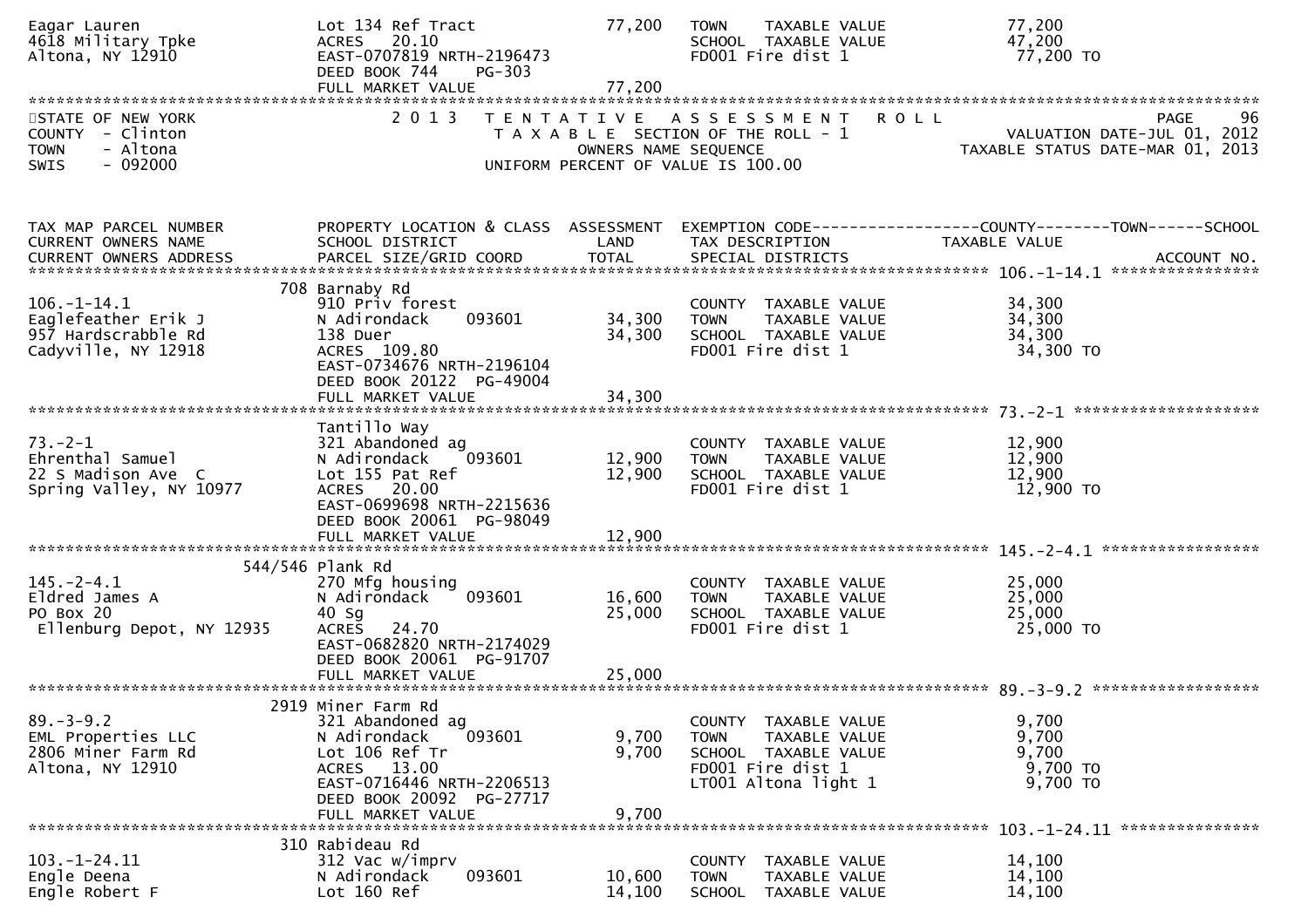```
Eagar Lauren                    Lot 134 Ref Tract              77,200   TOWN    TAXABLE VALUE              77,200
4618 Military Tpke              ACRES  20.10                            SCHOOL  TAXABLE VALUE              47,200
Altona, NY 12910                EAST-0707819 NRTH-2196473               FD001 Fire dist 1                   77,200 TO
                                DEED BOOK 744    PG-303
                                FULL MARKET VALUE              77,200
******************************************************************************************************************************************
```

STATE OF NEW YORK
COUNTY - Clinton
TOWN - Altona
SWIS - 092000

2013 TENTATIVE ASSESSMENT ROLL
TAXABLE SECTION OF THE ROLL - 1
OWNERS NAME SEQUENCE
UNIFORM PERCENT OF VALUE IS 100.00

PAGE 96
VALUATION DATE-JUL 01, 2012
TAXABLE STATUS DATE-MAR 01, 2013

```
TAX MAP PARCEL NUMBER           PROPERTY LOCATION & CLASS  ASSESSMENT  EXEMPTION CODE------------------COUNTY--------TOWN------SCHOOL
CURRENT OWNERS NAME             SCHOOL DISTRICT               LAND      TAX DESCRIPTION                   TAXABLE VALUE
CURRENT OWNERS ADDRESS          PARCEL SIZE/GRID COORD        TOTAL     SPECIAL DISTRICTS                                   ACCOUNT NO.
******************************************************************************************************** 106.-1-14.1 ****************
                       708 Barnaby Rd
106.-1-14.1                     910 Priv forest                         COUNTY  TAXABLE VALUE              34,300
Eaglefeather Erik J             N Adirondack    093601         34,300   TOWN    TAXABLE VALUE              34,300
957 Hardscrabble Rd             138 Duer                       34,300   SCHOOL  TAXABLE VALUE              34,300
Cadyville, NY 12918             ACRES 109.80                            FD001 Fire dist 1                   34,300 TO
                                EAST-0734676 NRTH-2196104
                                DEED BOOK 20122  PG-49004
                                FULL MARKET VALUE              34,300
******************************************************************************************************** 73.-2-1 *******************
                                Tantillo Way
73.-2-1                         321 Abandoned ag                        COUNTY  TAXABLE VALUE              12,900
Ehrenthal Samuel                N Adirondack    093601         12,900   TOWN    TAXABLE VALUE              12,900
22 S Madison Ave  C             Lot 155 Pat Ref                12,900   SCHOOL  TAXABLE VALUE              12,900
Spring Valley, NY 10977         ACRES  20.00                            FD001 Fire dist 1                   12,900 TO
                                EAST-0699698 NRTH-2215636
                                DEED BOOK 20061  PG-98049
                                FULL MARKET VALUE              12,900
******************************************************************************************************** 145.-2-4.1 ****************
                   544/546 Plank Rd
145.-2-4.1                      270 Mfg housing                         COUNTY  TAXABLE VALUE              25,000
Eldred James A                  N Adirondack    093601         16,600   TOWN    TAXABLE VALUE              25,000
PO Box 20                       40 Sg                          25,000   SCHOOL  TAXABLE VALUE              25,000
 Ellenburg Depot, NY 12935      ACRES  24.70                            FD001 Fire dist 1                   25,000 TO
                                EAST-0682820 NRTH-2174029
                                DEED BOOK 20061  PG-91707
                                FULL MARKET VALUE              25,000
******************************************************************************************************** 89.-3-9.2 *****************
                      2919 Miner Farm Rd
89.-3-9.2                       321 Abandoned ag                        COUNTY  TAXABLE VALUE               9,700
EML Properties LLC              N Adirondack    093601          9,700   TOWN    TAXABLE VALUE               9,700
2806 Miner Farm Rd              Lot 106 Ref Tr                  9,700   SCHOOL  TAXABLE VALUE               9,700
Altona, NY 12910                ACRES  13.00                            FD001 Fire dist 1                    9,700 TO
                                EAST-0716446 NRTH-2206513               LT001 Altona light 1                 9,700 TO
                                DEED BOOK 20092  PG-27717
                                FULL MARKET VALUE               9,700
******************************************************************************************************** 103.-1-24.11 ***************
                       310 Rabideau Rd
103.-1-24.11                    312 Vac w/imprv                         COUNTY  TAXABLE VALUE              14,100
Engle Deena                     N Adirondack    093601         10,600   TOWN    TAXABLE VALUE              14,100
Engle Robert F                  Lot 160 Ref                    14,100   SCHOOL  TAXABLE VALUE              14,100
```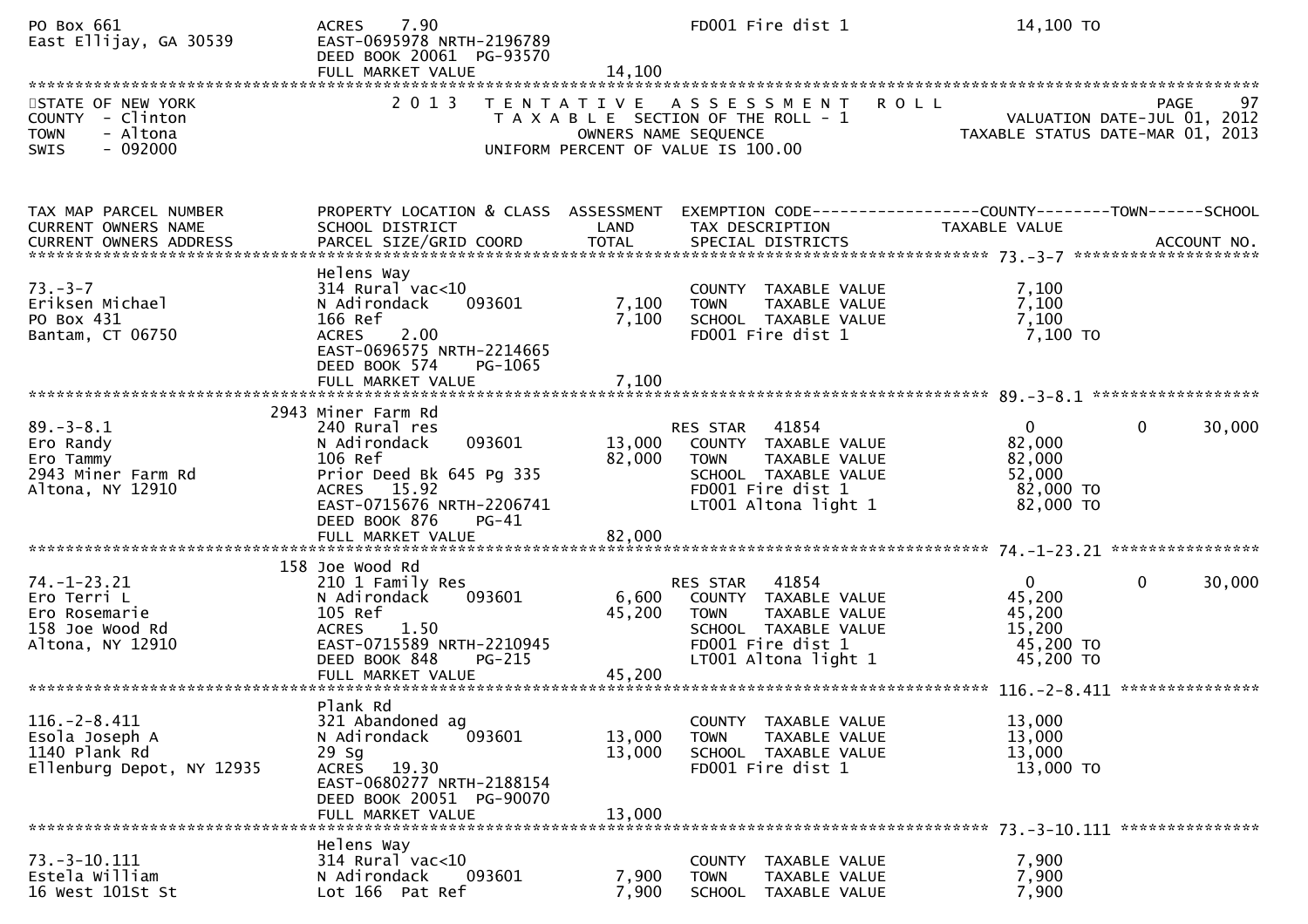PO Box 661 | ACRES 7.90 | FD001 Fire dist 1 | 14,100 TO
East Ellijay, GA 30539 | EAST-0695978 NRTH-2196789
DEED BOOK 20061 PG-93570
FULL MARKET VALUE 14,100

STATE OF NEW YORK
COUNTY - Clinton
TOWN - Altona
SWIS - 092000

2013 TENTATIVE ASSESSMENT ROLL
TAXABLE SECTION OF THE ROLL - 1
OWNERS NAME SEQUENCE
UNIFORM PERCENT OF VALUE IS 100.00

PAGE 97
VALUATION DATE-JUL 01, 2012
TAXABLE STATUS DATE-MAR 01, 2013

| TAX MAP PARCEL NUMBER / CURRENT OWNERS NAME / CURRENT OWNERS ADDRESS | PROPERTY LOCATION & CLASS / SCHOOL DISTRICT / PARCEL SIZE/GRID COORD | ASSESSMENT LAND | TOTAL | EXEMPTION CODE / TAX DESCRIPTION / SPECIAL DISTRICTS | COUNTY TAXABLE VALUE | TOWN | SCHOOL |
|---|---|---|---|---|---|---|---|
| **73.-3-7** | Helens Way | | | | | | |
| 73.-3-7 | 314 Rural vac<10 | | | COUNTY TAXABLE VALUE | 7,100 | | |
| Eriksen Michael | N Adirondack 093601 | 7,100 | | TOWN TAXABLE VALUE | 7,100 | | |
| PO Box 431 | 166 Ref | | 7,100 | SCHOOL TAXABLE VALUE | 7,100 | | |
| Bantam, CT 06750 | ACRES 2.00 | | | FD001 Fire dist 1 | 7,100 TO | | |
| | EAST-0696575 NRTH-2214665 | | | | | | |
| | DEED BOOK 574 PG-1065 | | | | | | |
| | FULL MARKET VALUE | | 7,100 | | | | |
| **89.-3-8.1** | 2943 Miner Farm Rd | | | | | | |
| 89.-3-8.1 | 240 Rural res | | | RES STAR 41854 | 0 | 0 | 30,000 |
| Ero Randy | N Adirondack 093601 | 13,000 | | COUNTY TAXABLE VALUE | 82,000 | | |
| Ero Tammy | 106 Ref | | 82,000 | TOWN TAXABLE VALUE | 82,000 | | |
| 2943 Miner Farm Rd | Prior Deed Bk 645 Pg 335 | | | SCHOOL TAXABLE VALUE | 52,000 | | |
| Altona, NY 12910 | ACRES 15.92 | | | FD001 Fire dist 1 | 82,000 TO | | |
| | EAST-0715676 NRTH-2206741 | | | LT001 Altona light 1 | 82,000 TO | | |
| | DEED BOOK 876 PG-41 | | | | | | |
| | FULL MARKET VALUE | | 82,000 | | | | |
| **74.-1-23.21** | 158 Joe Wood Rd | | | | | | |
| 74.-1-23.21 | 210 1 Family Res | | | RES STAR 41854 | 0 | 0 | 30,000 |
| Ero Terri L | N Adirondack 093601 | 6,600 | | COUNTY TAXABLE VALUE | 45,200 | | |
| Ero Rosemarie | 105 Ref | | 45,200 | TOWN TAXABLE VALUE | 45,200 | | |
| 158 Joe Wood Rd | ACRES 1.50 | | | SCHOOL TAXABLE VALUE | 15,200 | | |
| Altona, NY 12910 | EAST-0715589 NRTH-2210945 | | | FD001 Fire dist 1 | 45,200 TO | | |
| | DEED BOOK 848 PG-215 | | | LT001 Altona light 1 | 45,200 TO | | |
| | FULL MARKET VALUE | | 45,200 | | | | |
| **116.-2-8.411** | Plank Rd | | | | | | |
| 116.-2-8.411 | 321 Abandoned ag | | | COUNTY TAXABLE VALUE | 13,000 | | |
| Esola Joseph A | N Adirondack 093601 | 13,000 | | TOWN TAXABLE VALUE | 13,000 | | |
| 1140 Plank Rd | 29 Sg | | 13,000 | SCHOOL TAXABLE VALUE | 13,000 | | |
| Ellenburg Depot, NY 12935 | ACRES 19.30 | | | FD001 Fire dist 1 | 13,000 TO | | |
| | EAST-0680277 NRTH-2188154 | | | | | | |
| | DEED BOOK 20051 PG-90070 | | | | | | |
| | FULL MARKET VALUE | | 13,000 | | | | |
| **73.-3-10.111** | Helens Way | | | | | | |
| 73.-3-10.111 | 314 Rural vac<10 | | | COUNTY TAXABLE VALUE | 7,900 | | |
| Estela William | N Adirondack 093601 | 7,900 | | TOWN TAXABLE VALUE | 7,900 | | |
| 16 West 101St St | Lot 166 Pat Ref | | 7,900 | SCHOOL TAXABLE VALUE | 7,900 | | |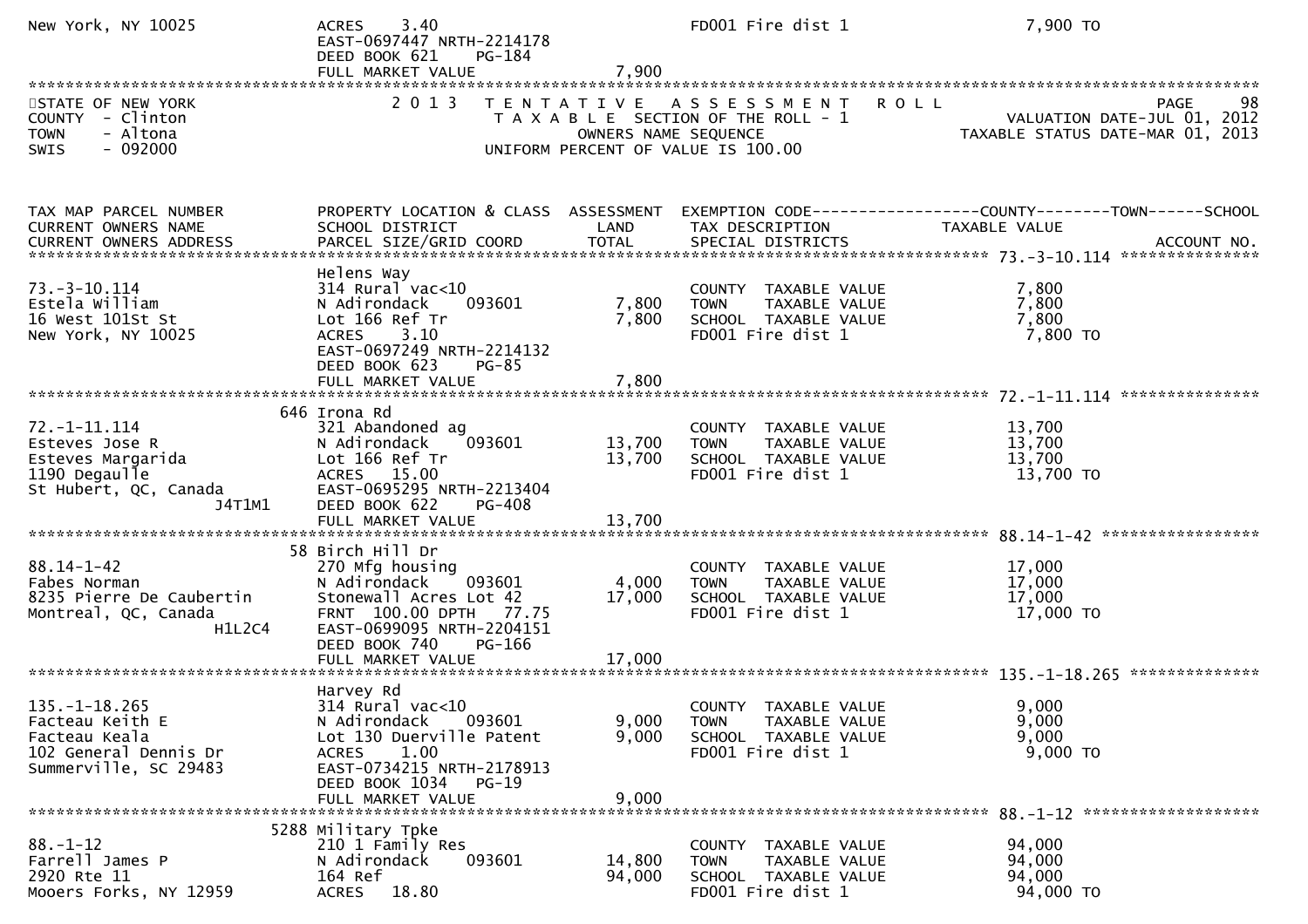```
New York, NY 10025          ACRES    3.40                            FD001 Fire dist 1                    7,900 TO
                            EAST-0697447 NRTH-2214178
                            DEED BOOK 621    PG-184
                            FULL MARKET VALUE               7,900
*************************************************************************************************************************************
STATE OF NEW YORK                2 0 1 3   T E N T A T I V E   A S S E S S M E N T   R O L L                         PAGE    98
COUNTY  - Clinton                         T A X A B L E  SECTION OF THE ROLL - 1                         VALUATION DATE-JUL 01, 2012
TOWN    - Altona                              OWNERS NAME SEQUENCE                                   TAXABLE STATUS DATE-MAR 01, 2013
SWIS    - 092000                          UNIFORM PERCENT OF VALUE IS 100.00


TAX MAP PARCEL NUMBER         PROPERTY LOCATION & CLASS  ASSESSMENT  EXEMPTION CODE------------------COUNTY--------TOWN------SCHOOL
CURRENT OWNERS NAME           SCHOOL DISTRICT               LAND      TAX DESCRIPTION              TAXABLE VALUE
CURRENT OWNERS ADDRESS        PARCEL SIZE/GRID COORD       TOTAL      SPECIAL DISTRICTS                                  ACCOUNT NO.
****************************************************************************************************** 73.-3-10.114 ***************
                              Helens Way
73.-3-10.114                  314 Rural vac<10                        COUNTY  TAXABLE VALUE              7,800
Estela William                N Adirondack    093601         7,800    TOWN    TAXABLE VALUE              7,800
16 West 101St St              Lot 166 Ref Tr                 7,800    SCHOOL  TAXABLE VALUE              7,800
New York, NY 10025            ACRES    3.10                           FD001 Fire dist 1                    7,800 TO
                              EAST-0697249 NRTH-2214132
                              DEED BOOK 623    PG-85
                              FULL MARKET VALUE              7,800
****************************************************************************************************** 72.-1-11.114 ***************
                           646 Irona Rd
72.-1-11.114                  321 Abandoned ag                        COUNTY  TAXABLE VALUE             13,700
Esteves Jose R                N Adirondack    093601        13,700    TOWN    TAXABLE VALUE             13,700
Esteves Margarida             Lot 166 Ref Tr                13,700    SCHOOL  TAXABLE VALUE             13,700
1190 Degaulle                 ACRES   15.00                           FD001 Fire dist 1                   13,700 TO
St Hubert, QC, Canada         EAST-0695295 NRTH-2213404
                    J4T1M1    DEED BOOK 622    PG-408
                              FULL MARKET VALUE             13,700
****************************************************************************************************** 88.14-1-42 *****************
                           58 Birch Hill Dr
88.14-1-42                    270 Mfg housing                         COUNTY  TAXABLE VALUE             17,000
Fabes Norman                  N Adirondack    093601         4,000    TOWN    TAXABLE VALUE             17,000
8235 Pierre De Caubertin      Stonewall Acres Lot 42        17,000    SCHOOL  TAXABLE VALUE             17,000
Montreal, QC, Canada          FRNT 100.00 DPTH  77.75                 FD001 Fire dist 1                   17,000 TO
                    H1L2C4    EAST-0699095 NRTH-2204151
                              DEED BOOK 740    PG-166
                              FULL MARKET VALUE             17,000
****************************************************************************************************** 135.-1-18.265 **************
                              Harvey Rd
135.-1-18.265                 314 Rural vac<10                        COUNTY  TAXABLE VALUE              9,000
Facteau Keith E               N Adirondack    093601         9,000    TOWN    TAXABLE VALUE              9,000
Facteau Keala                 Lot 130 Duerville Patent       9,000    SCHOOL  TAXABLE VALUE              9,000
102 General Dennis Dr         ACRES    1.00                           FD001 Fire dist 1                    9,000 TO
Summerville, SC 29483         EAST-0734215 NRTH-2178913
                              DEED BOOK 1034   PG-19
                              FULL MARKET VALUE              9,000
****************************************************************************************************** 88.-1-12 *******************
                          5288 Military Tpke
88.-1-12                      210 1 Family Res                        COUNTY  TAXABLE VALUE             94,000
Farrell James P               N Adirondack    093601        14,800    TOWN    TAXABLE VALUE             94,000
2920 Rte 11                   164 Ref                       94,000    SCHOOL  TAXABLE VALUE             94,000
Mooers Forks, NY 12959        ACRES   18.80                           FD001 Fire dist 1                   94,000 TO
```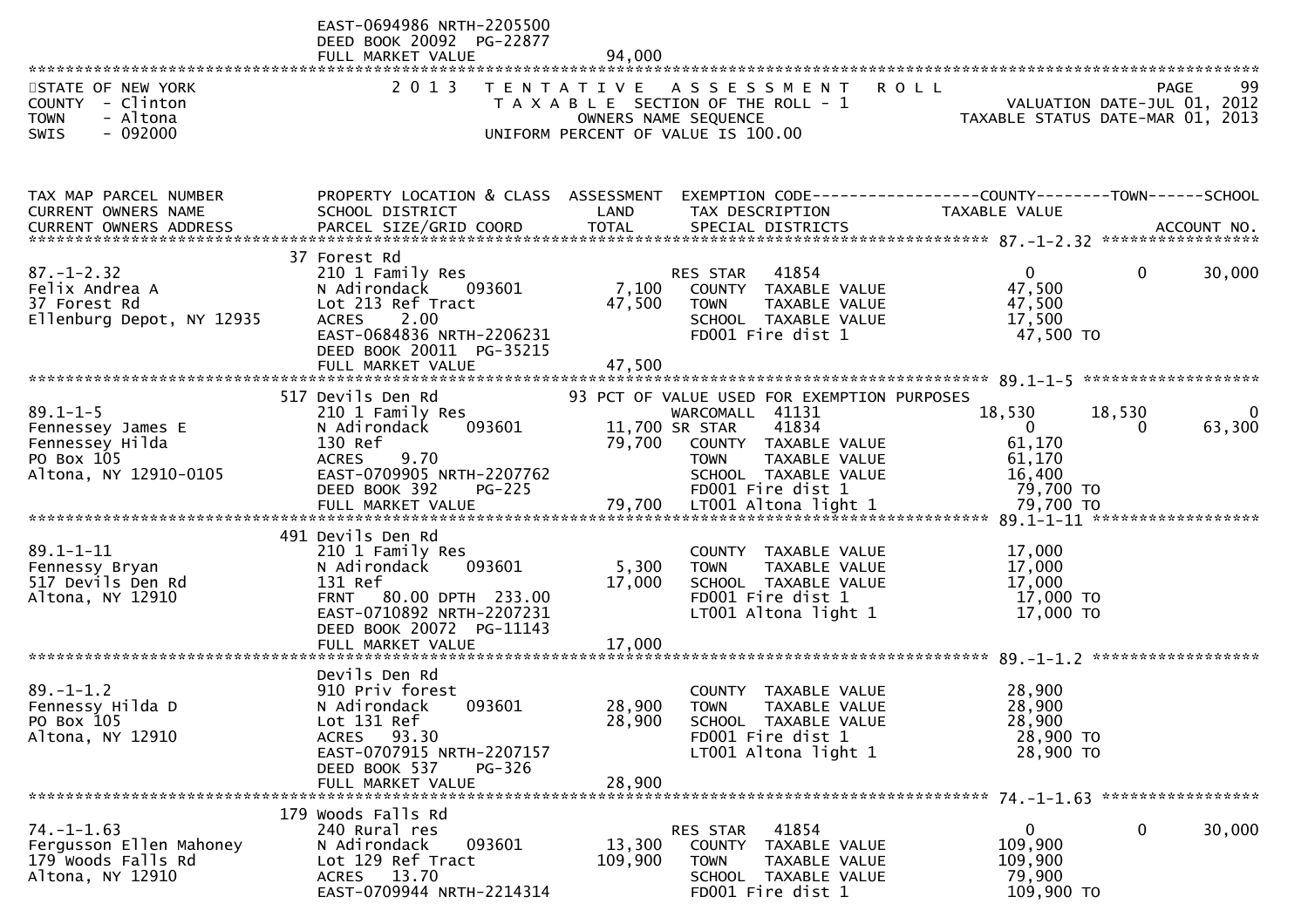```
                              EAST-0694986 NRTH-2205500
                              DEED BOOK 20092  PG-22877
                              FULL MARKET VALUE              94,000
************************************************************************************************************************************
STATE OF NEW YORK                 2 0 1 3   T E N T A T I V E   A S S E S S M E N T   R O L L                   PAGE      99
COUNTY  - Clinton                            T A X A B L E SECTION OF THE ROLL - 1                  VALUATION DATE-JUL 01, 2012
TOWN    - Altona                                  OWNERS NAME SEQUENCE                          TAXABLE STATUS DATE-MAR 01, 2013
SWIS    - 092000                              UNIFORM PERCENT OF VALUE IS 100.00


TAX MAP PARCEL NUMBER          PROPERTY LOCATION & CLASS  ASSESSMENT  EXEMPTION CODE------------------COUNTY--------TOWN------SCHOOL
CURRENT OWNERS NAME            SCHOOL DISTRICT               LAND      TAX DESCRIPTION            TAXABLE VALUE
CURRENT OWNERS ADDRESS         PARCEL SIZE/GRID COORD        TOTAL     SPECIAL DISTRICTS                                   ACCOUNT NO.
************************************************************************************************ 87.-1-2.32 ******************
                              37 Forest Rd
87.-1-2.32                     210 1 Family Res                       RES STAR   41854                 0            0      30,000
Felix Andrea A                 N Adirondack     093601       7,100     COUNTY  TAXABLE VALUE          47,500
37 Forest Rd                   Lot 213 Ref Tract            47,500     TOWN    TAXABLE VALUE          47,500
Ellenburg Depot, NY 12935      ACRES    2.00                           SCHOOL  TAXABLE VALUE          17,500
                              EAST-0684836 NRTH-2206231               FD001 Fire dist 1               47,500 TO
                              DEED BOOK 20011  PG-35215
                              FULL MARKET VALUE              47,500
************************************************************************************************ 89.1-1-5 ********************
                              517 Devils Den Rd               93 PCT OF VALUE USED FOR EXEMPTION PURPOSES
89.1-1-5                       210 1 Family Res                       WARCOMALL  41131             18,530       18,530           0
Fennessey James E              N Adirondack     093601      11,700 SR STAR    41834                 0            0      63,300
Fennessey Hilda                130 Ref                      79,700     COUNTY  TAXABLE VALUE          61,170
PO Box 105                     ACRES    9.70                           TOWN    TAXABLE VALUE          61,170
Altona, NY 12910-0105          EAST-0709905 NRTH-2207762               SCHOOL  TAXABLE VALUE          16,400
                              DEED BOOK 392    PG-225                 FD001 Fire dist 1               79,700 TO
                              FULL MARKET VALUE              79,700   LT001 Altona light 1            79,700 TO
************************************************************************************************ 89.1-1-11 *******************
                              491 Devils Den Rd
89.1-1-11                      210 1 Family Res                        COUNTY  TAXABLE VALUE          17,000
Fennessy Bryan                 N Adirondack     093601       5,300     TOWN    TAXABLE VALUE          17,000
517 Devils Den Rd              131 Ref                      17,000     SCHOOL  TAXABLE VALUE          17,000
Altona, NY 12910               FRNT   80.00 DPTH  233.00               FD001 Fire dist 1               17,000 TO
                              EAST-0710892 NRTH-2207231               LT001 Altona light 1            17,000 TO
                              DEED BOOK 20072  PG-11143
                              FULL MARKET VALUE              17,000
************************************************************************************************ 89.-1-1.2 *******************
                              Devils Den Rd
89.-1-1.2                      910 Priv forest                         COUNTY  TAXABLE VALUE          28,900
Fennessy Hilda D               N Adirondack     093601      28,900     TOWN    TAXABLE VALUE          28,900
PO Box 105                     Lot 131 Ref                  28,900     SCHOOL  TAXABLE VALUE          28,900
Altona, NY 12910               ACRES   93.30                           FD001 Fire dist 1               28,900 TO
                              EAST-0707915 NRTH-2207157               LT001 Altona light 1            28,900 TO
                              DEED BOOK 537    PG-326
                              FULL MARKET VALUE              28,900
************************************************************************************************ 74.-1-1.63 ******************
                              179 Woods Falls Rd
74.-1-1.63                     240 Rural res                          RES STAR   41854                 0            0      30,000
Fergusson Ellen Mahoney        N Adirondack     093601      13,300     COUNTY  TAXABLE VALUE         109,900
179 Woods Falls Rd             Lot 129 Ref Tract           109,900     TOWN    TAXABLE VALUE         109,900
Altona, NY 12910               ACRES   13.70                           SCHOOL  TAXABLE VALUE          79,900
                              EAST-0709944 NRTH-2214314               FD001 Fire dist 1              109,900 TO
```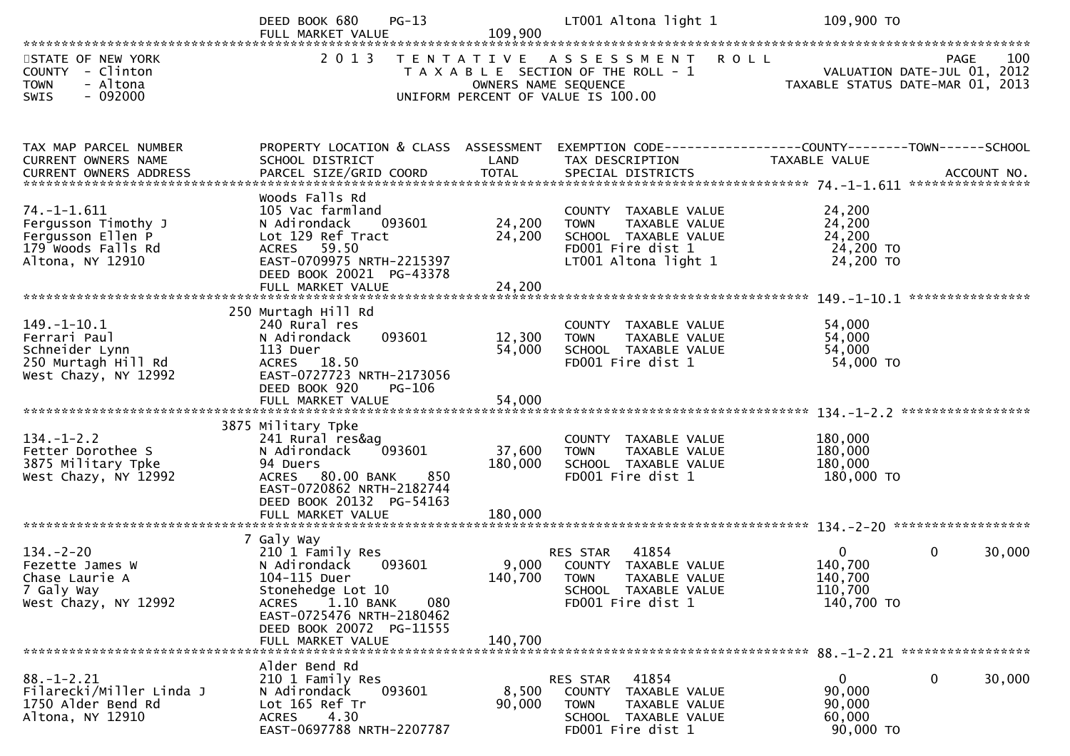DEED BOOK 680 PG-13 LT001 Altona light 1 109,900 TO
FULL MARKET VALUE 109,900

STATE OF NEW YORK
COUNTY - Clinton
TOWN - Altona
SWIS - 092000

2013 TENTATIVE ASSESSMENT ROLL
TAXABLE SECTION OF THE ROLL - 1
OWNERS NAME SEQUENCE
UNIFORM PERCENT OF VALUE IS 100.00

VALUATION DATE-JUL 01, 2012
TAXABLE STATUS DATE-MAR 01, 2013

| TAX MAP PARCEL NUMBER / CURRENT OWNERS NAME / CURRENT OWNERS ADDRESS | PROPERTY LOCATION & CLASS / SCHOOL DISTRICT / PARCEL SIZE/GRID COORD | ASSESSMENT LAND / TOTAL | EXEMPTION CODE / TAX DESCRIPTION / SPECIAL DISTRICTS | COUNTY TAXABLE VALUE | TOWN | SCHOOL |
|---|---|---|---|---|---|---|
| 74.-1-1.611 | Woods Falls Rd | | | | | |
| | 105 Vac farmland | | COUNTY TAXABLE VALUE | 24,200 | | |
| Fergusson Timothy J | N Adirondack 093601 | 24,200 | TOWN TAXABLE VALUE | 24,200 | | |
| Fergusson Ellen P | Lot 129 Ref Tract | 24,200 | SCHOOL TAXABLE VALUE | 24,200 | | |
| 179 Woods Falls Rd | ACRES 59.50 | | FD001 Fire dist 1 | 24,200 TO | | |
| Altona, NY 12910 | EAST-0709975 NRTH-2215397 | | LT001 Altona light 1 | 24,200 TO | | |
| | DEED BOOK 20021 PG-43378 | | | | | |
| | FULL MARKET VALUE | 24,200 | | | | |
| 149.-1-10.1 | 250 Murtagh Hill Rd | | | | | |
| | 240 Rural res | | COUNTY TAXABLE VALUE | 54,000 | | |
| Ferrari Paul | N Adirondack 093601 | 12,300 | TOWN TAXABLE VALUE | 54,000 | | |
| Schneider Lynn | 113 Duer | 54,000 | SCHOOL TAXABLE VALUE | 54,000 | | |
| 250 Murtagh Hill Rd | ACRES 18.50 | | FD001 Fire dist 1 | 54,000 TO | | |
| West Chazy, NY 12992 | EAST-0727723 NRTH-2173056 | | | | | |
| | DEED BOOK 920 PG-106 | | | | | |
| | FULL MARKET VALUE | 54,000 | | | | |
| 134.-1-2.2 | 3875 Military Tpke | | | | | |
| | 241 Rural res&ag | | COUNTY TAXABLE VALUE | 180,000 | | |
| Fetter Dorothee S | N Adirondack 093601 | 37,600 | TOWN TAXABLE VALUE | 180,000 | | |
| 3875 Military Tpke | 94 Duers | 180,000 | SCHOOL TAXABLE VALUE | 180,000 | | |
| West Chazy, NY 12992 | ACRES 80.00 BANK 850 | | FD001 Fire dist 1 | 180,000 TO | | |
| | EAST-0720862 NRTH-2182744 | | | | | |
| | DEED BOOK 20132 PG-54163 | | | | | |
| | FULL MARKET VALUE | 180,000 | | | | |
| 134.-2-20 | 7 Galy Way | | | | | |
| | 210 1 Family Res | | RES STAR 41854 | 0 | 0 | 30,000 |
| Fezette James W | N Adirondack 093601 | 9,000 | COUNTY TAXABLE VALUE | 140,700 | | |
| Chase Laurie A | 104-115 Duer | 140,700 | TOWN TAXABLE VALUE | 140,700 | | |
| 7 Galy Way | Stonehedge Lot 10 | | SCHOOL TAXABLE VALUE | 110,700 | | |
| West Chazy, NY 12992 | ACRES 1.10 BANK 080 | | FD001 Fire dist 1 | 140,700 TO | | |
| | EAST-0725476 NRTH-2180462 | | | | | |
| | DEED BOOK 20072 PG-11555 | | | | | |
| | FULL MARKET VALUE | 140,700 | | | | |
| 88.-1-2.21 | Alder Bend Rd | | | | | |
| | 210 1 Family Res | | RES STAR 41854 | 0 | 0 | 30,000 |
| Filarecki/Miller Linda J | N Adirondack 093601 | 8,500 | COUNTY TAXABLE VALUE | 90,000 | | |
| 1750 Alder Bend Rd | Lot 165 Ref Tr | 90,000 | TOWN TAXABLE VALUE | 90,000 | | |
| Altona, NY 12910 | ACRES 4.30 | | SCHOOL TAXABLE VALUE | 60,000 | | |
| | EAST-0697788 NRTH-2207787 | | FD001 Fire dist 1 | 90,000 TO | | |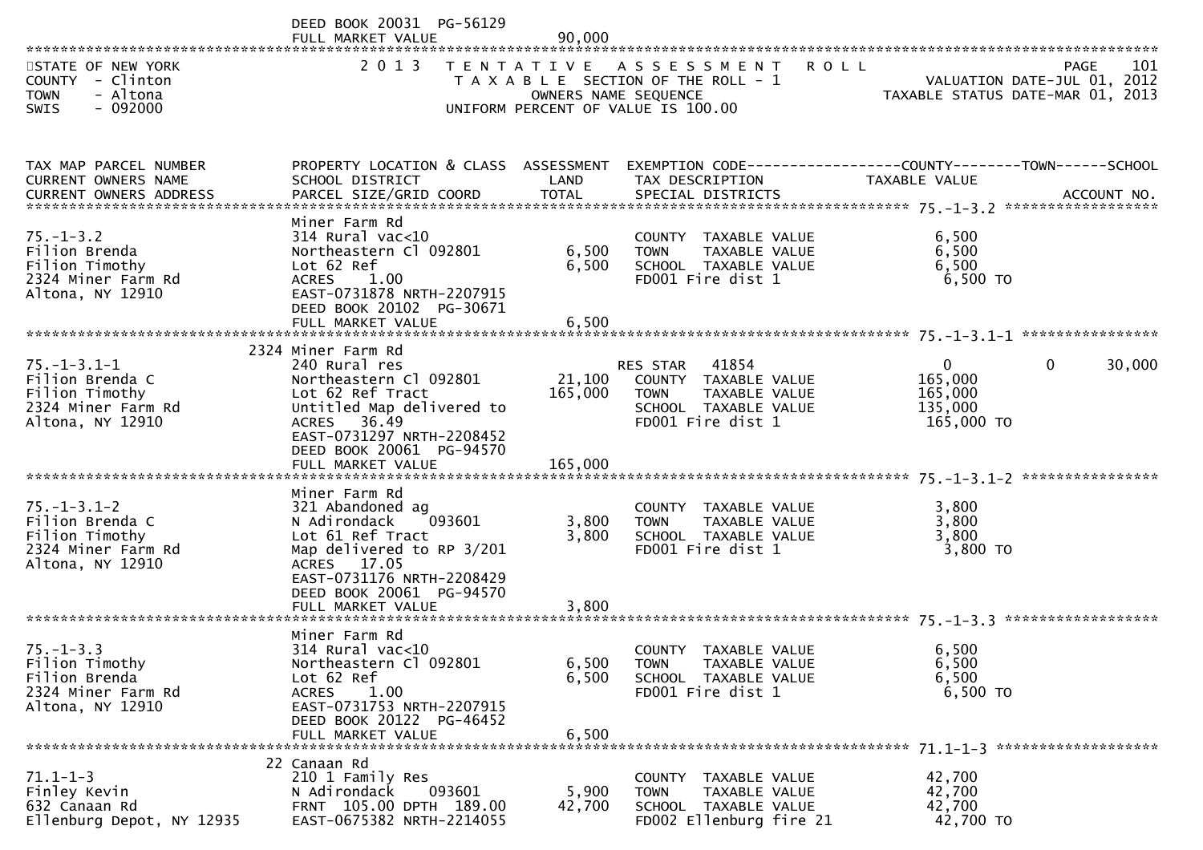DEED BOOK 20031 PG-56129
FULL MARKET VALUE 90,000

STATE OF NEW YORK
COUNTY - Clinton
TOWN - Altona
SWIS - 092000

2013 TENTATIVE ASSESSMENT ROLL
TAXABLE SECTION OF THE ROLL - 1
OWNERS NAME SEQUENCE
UNIFORM PERCENT OF VALUE IS 100.00

VALUATION DATE-JUL 01, 2012
TAXABLE STATUS DATE-MAR 01, 2013

| TAX MAP PARCEL NUMBER / CURRENT OWNERS NAME / CURRENT OWNERS ADDRESS | PROPERTY LOCATION & CLASS / SCHOOL DISTRICT / PARCEL SIZE/GRID COORD | ASSESSMENT LAND / TOTAL | EXEMPTION CODE / TAX DESCRIPTION / SPECIAL DISTRICTS | COUNTY TAXABLE VALUE | TOWN | SCHOOL |
|---|---|---|---|---|---|---|
| **75.-1-3.2** | Miner Farm Rd | | | | | |
| Filion Brenda | 314 Rural vac<10 | | COUNTY TAXABLE VALUE | 6,500 | | |
| Filion Timothy | Northeastern Cl 092801 | 6,500 | TOWN TAXABLE VALUE | 6,500 | | |
| 2324 Miner Farm Rd | Lot 62 Ref | 6,500 | SCHOOL TAXABLE VALUE | 6,500 | | |
| Altona, NY 12910 | ACRES 1.00 | | FD001 Fire dist 1 | 6,500 TO | | |
| | EAST-0731878 NRTH-2207915 | | | | | |
| | DEED BOOK 20102 PG-30671 | | | | | |
| | FULL MARKET VALUE | 6,500 | | | | |
| **75.-1-3.1-1** | 2324 Miner Farm Rd | | | | | |
| Filion Brenda C | 240 Rural res | | RES STAR 41854 | 0 | 0 | 30,000 |
| Filion Timothy | Northeastern Cl 092801 | 21,100 | COUNTY TAXABLE VALUE | 165,000 | | |
| 2324 Miner Farm Rd | Lot 62 Ref Tract | 165,000 | TOWN TAXABLE VALUE | 165,000 | | |
| Altona, NY 12910 | Untitled Map delivered to | | SCHOOL TAXABLE VALUE | 135,000 | | |
| | ACRES 36.49 | | FD001 Fire dist 1 | 165,000 TO | | |
| | EAST-0731297 NRTH-2208452 | | | | | |
| | DEED BOOK 20061 PG-94570 | | | | | |
| | FULL MARKET VALUE | 165,000 | | | | |
| **75.-1-3.1-2** | Miner Farm Rd | | | | | |
| Filion Brenda C | 321 Abandoned ag | | COUNTY TAXABLE VALUE | 3,800 | | |
| Filion Timothy | N Adirondack 093601 | 3,800 | TOWN TAXABLE VALUE | 3,800 | | |
| 2324 Miner Farm Rd | Lot 61 Ref Tract | 3,800 | SCHOOL TAXABLE VALUE | 3,800 | | |
| Altona, NY 12910 | Map delivered to RP 3/201 | | FD001 Fire dist 1 | 3,800 TO | | |
| | ACRES 17.05 | | | | | |
| | EAST-0731176 NRTH-2208429 | | | | | |
| | DEED BOOK 20061 PG-94570 | | | | | |
| | FULL MARKET VALUE | 3,800 | | | | |
| **75.-1-3.3** | Miner Farm Rd | | | | | |
| Filion Timothy | 314 Rural vac<10 | | COUNTY TAXABLE VALUE | 6,500 | | |
| Filion Brenda | Northeastern Cl 092801 | 6,500 | TOWN TAXABLE VALUE | 6,500 | | |
| 2324 Miner Farm Rd | Lot 62 Ref | 6,500 | SCHOOL TAXABLE VALUE | 6,500 | | |
| Altona, NY 12910 | ACRES 1.00 | | FD001 Fire dist 1 | 6,500 TO | | |
| | EAST-0731753 NRTH-2207915 | | | | | |
| | DEED BOOK 20122 PG-46452 | | | | | |
| | FULL MARKET VALUE | 6,500 | | | | |
| **71.1-1-3** | 22 Canaan Rd | | | | | |
| Finley Kevin | 210 1 Family Res | | COUNTY TAXABLE VALUE | 42,700 | | |
| 632 Canaan Rd | N Adirondack 093601 | 5,900 | TOWN TAXABLE VALUE | 42,700 | | |
| Ellenburg Depot, NY 12935 | FRNT 105.00 DPTH 189.00 | 42,700 | SCHOOL TAXABLE VALUE | 42,700 | | |
| | EAST-0675382 NRTH-2214055 | | FD002 Ellenburg fire 21 | 42,700 TO | | |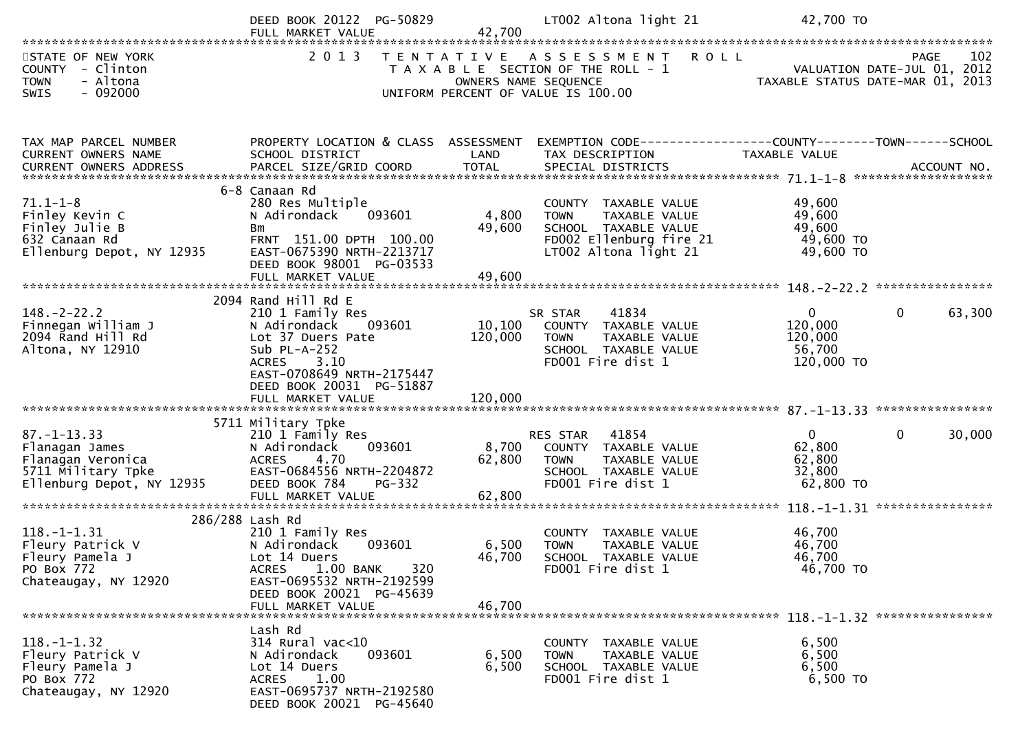| | DEED BOOK 20122 PG-50829 | | LT002 Altona light 21 | 42,700 TO | | |
|---|---|---|---|---|---|---|
| | FULL MARKET VALUE | 42,700 | | | | |

STATE OF NEW YORK
COUNTY - Clinton
TOWN - Altona
SWIS - 092000

2013 TENTATIVE ASSESSMENT ROLL
TAXABLE SECTION OF THE ROLL - 1
OWNERS NAME SEQUENCE
UNIFORM PERCENT OF VALUE IS 100.00

VALUATION DATE-JUL 01, 2012
TAXABLE STATUS DATE-MAR 01, 2013

| TAX MAP PARCEL NUMBER / CURRENT OWNERS NAME / CURRENT OWNERS ADDRESS | PROPERTY LOCATION & CLASS / SCHOOL DISTRICT / PARCEL SIZE/GRID COORD | ASSESSMENT LAND / TOTAL | EXEMPTION CODE / TAX DESCRIPTION / SPECIAL DISTRICTS | COUNTY / TAXABLE VALUE | TOWN | SCHOOL / ACCOUNT NO. |
|---|---|---|---|---|---|---|
| **71.1-1-8** | 6-8 Canaan Rd | | | | | |
| 71.1-1-8 | 280 Res Multiple | | COUNTY TAXABLE VALUE | 49,600 | | |
| Finley Kevin C | N Adirondack 093601 | 4,800 | TOWN TAXABLE VALUE | 49,600 | | |
| Finley Julie B | Bm | 49,600 | SCHOOL TAXABLE VALUE | 49,600 | | |
| 632 Canaan Rd | FRNT 151.00 DPTH 100.00 | | FD002 Ellenburg fire 21 | 49,600 TO | | |
| Ellenburg Depot, NY 12935 | EAST-0675390 NRTH-2213717 | | LT002 Altona light 21 | 49,600 TO | | |
| | DEED BOOK 98001 PG-03533 | | | | | |
| | FULL MARKET VALUE | 49,600 | | | | |
| **148.-2-22.2** | 2094 Rand Hill Rd E | | | | | |
| 148.-2-22.2 | 210 1 Family Res | | SR STAR 41834 | 0 | 0 | 63,300 |
| Finnegan William J | N Adirondack 093601 | 10,100 | COUNTY TAXABLE VALUE | 120,000 | | |
| 2094 Rand Hill Rd | Lot 37 Duers Pate | 120,000 | TOWN TAXABLE VALUE | 120,000 | | |
| Altona, NY 12910 | Sub PL-A-252 | | SCHOOL TAXABLE VALUE | 56,700 | | |
| | ACRES 3.10 | | FD001 Fire dist 1 | 120,000 TO | | |
| | EAST-0708649 NRTH-2175447 | | | | | |
| | DEED BOOK 20031 PG-51887 | | | | | |
| | FULL MARKET VALUE | 120,000 | | | | |
| **87.-1-13.33** | 5711 Military Tpke | | | | | |
| 87.-1-13.33 | 210 1 Family Res | | RES STAR 41854 | 0 | 0 | 30,000 |
| Flanagan James | N Adirondack 093601 | 8,700 | COUNTY TAXABLE VALUE | 62,800 | | |
| Flanagan Veronica | ACRES 4.70 | 62,800 | TOWN TAXABLE VALUE | 62,800 | | |
| 5711 Military Tpke | EAST-0684556 NRTH-2204872 | | SCHOOL TAXABLE VALUE | 32,800 | | |
| Ellenburg Depot, NY 12935 | DEED BOOK 784 PG-332 | | FD001 Fire dist 1 | 62,800 TO | | |
| | FULL MARKET VALUE | 62,800 | | | | |
| **118.-1-1.31** | 286/288 Lash Rd | | | | | |
| 118.-1-1.31 | 210 1 Family Res | | COUNTY TAXABLE VALUE | 46,700 | | |
| Fleury Patrick V | N Adirondack 093601 | 6,500 | TOWN TAXABLE VALUE | 46,700 | | |
| Fleury Pamela J | Lot 14 Duers | 46,700 | SCHOOL TAXABLE VALUE | 46,700 | | |
| PO Box 772 | ACRES 1.00 BANK 320 | | FD001 Fire dist 1 | 46,700 TO | | |
| Chateaugay, NY 12920 | EAST-0695532 NRTH-2192599 | | | | | |
| | DEED BOOK 20021 PG-45639 | | | | | |
| | FULL MARKET VALUE | 46,700 | | | | |
| **118.-1-1.32** | Lash Rd | | | | | |
| 118.-1-1.32 | 314 Rural vac<10 | | COUNTY TAXABLE VALUE | 6,500 | | |
| Fleury Patrick V | N Adirondack 093601 | 6,500 | TOWN TAXABLE VALUE | 6,500 | | |
| Fleury Pamela J | Lot 14 Duers | 6,500 | SCHOOL TAXABLE VALUE | 6,500 | | |
| PO Box 772 | ACRES 1.00 | | FD001 Fire dist 1 | 6,500 TO | | |
| Chateaugay, NY 12920 | EAST-0695737 NRTH-2192580 | | | | | |
| | DEED BOOK 20021 PG-45640 | | | | | |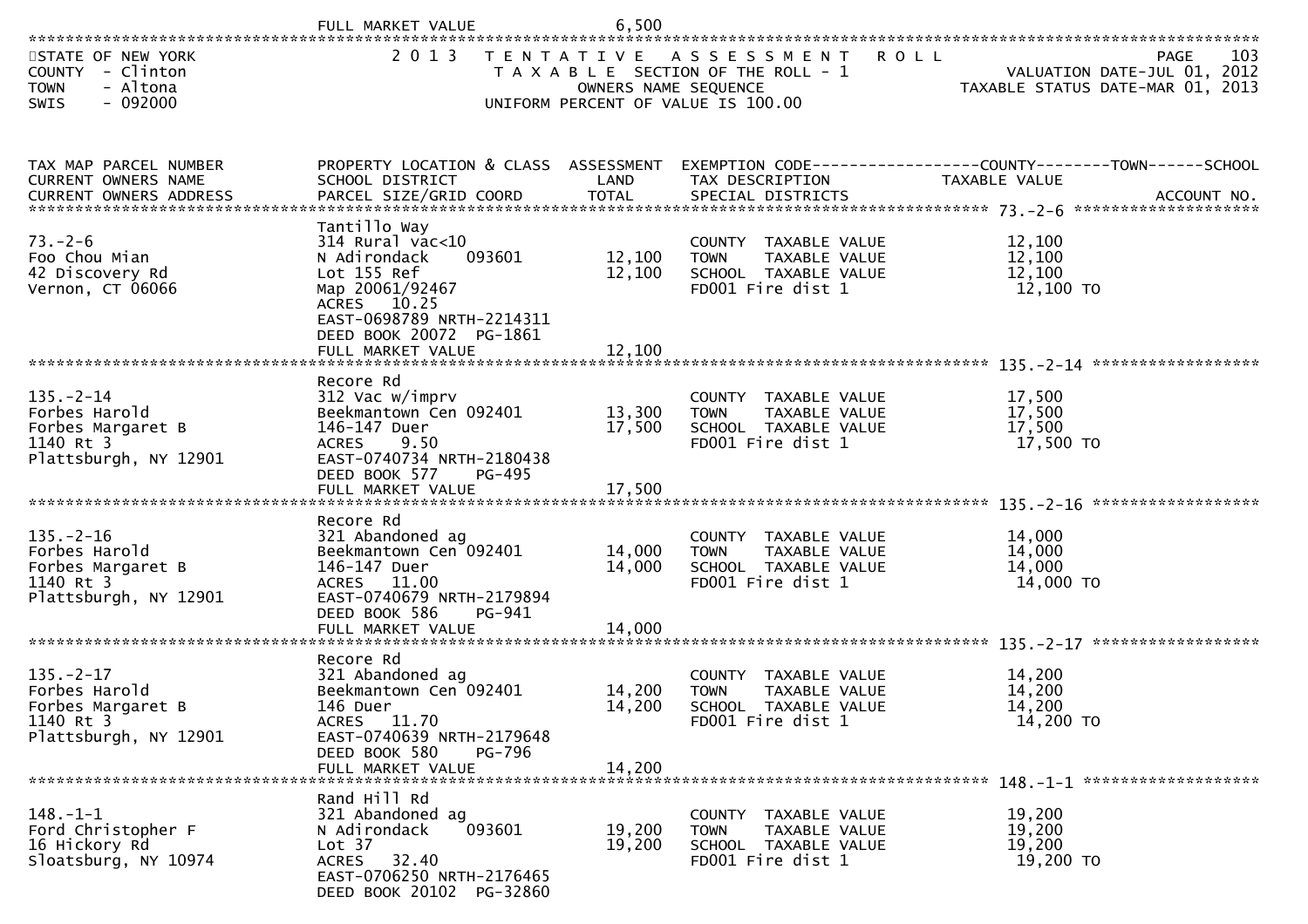FULL MARKET VALUE 6,500

STATE OF NEW YORK
COUNTY - Clinton
TOWN - Altona
SWIS - 092000

2013 TENTATIVE ASSESSMENT ROLL
TAXABLE SECTION OF THE ROLL - 1
OWNERS NAME SEQUENCE
UNIFORM PERCENT OF VALUE IS 100.00

VALUATION DATE-JUL 01, 2012
TAXABLE STATUS DATE-MAR 01, 2013

| TAX MAP PARCEL NUMBER / CURRENT OWNERS NAME / CURRENT OWNERS ADDRESS | PROPERTY LOCATION & CLASS / SCHOOL DISTRICT / PARCEL SIZE/GRID COORD | ASSESSMENT LAND | TOTAL | EXEMPTION CODE / TAX DESCRIPTION / SPECIAL DISTRICTS | TAXABLE VALUE (COUNTY--TOWN--SCHOOL) | ACCOUNT NO. |
|---|---|---|---|---|---|---|
| **73.-2-6** | Tantillo Way | | | | | |
| 73.-2-6 | 314 Rural vac<10 | | | COUNTY TAXABLE VALUE | 12,100 | |
| Foo Chou Mian | N Adirondack 093601 | 12,100 | | TOWN TAXABLE VALUE | 12,100 | |
| 42 Discovery Rd | Lot 155 Ref | | 12,100 | SCHOOL TAXABLE VALUE | 12,100 | |
| Vernon, CT 06066 | Map 20061/92467 | | | FD001 Fire dist 1 | 12,100 TO | |
| | ACRES 10.25 | | | | | |
| | EAST-0698789 NRTH-2214311 | | | | | |
| | DEED BOOK 20072 PG-1861 | | | | | |
| | FULL MARKET VALUE | | 12,100 | | | |
| **135.-2-14** | Recore Rd | | | | | |
| 135.-2-14 | 312 Vac w/imprv | | | COUNTY TAXABLE VALUE | 17,500 | |
| Forbes Harold | Beekmantown Cen 092401 | 13,300 | | TOWN TAXABLE VALUE | 17,500 | |
| Forbes Margaret B | 146-147 Duer | | 17,500 | SCHOOL TAXABLE VALUE | 17,500 | |
| 1140 Rt 3 | ACRES 9.50 | | | FD001 Fire dist 1 | 17,500 TO | |
| Plattsburgh, NY 12901 | EAST-0740734 NRTH-2180438 | | | | | |
| | DEED BOOK 577 PG-495 | | | | | |
| | FULL MARKET VALUE | | 17,500 | | | |
| **135.-2-16** | Recore Rd | | | | | |
| 135.-2-16 | 321 Abandoned ag | | | COUNTY TAXABLE VALUE | 14,000 | |
| Forbes Harold | Beekmantown Cen 092401 | 14,000 | | TOWN TAXABLE VALUE | 14,000 | |
| Forbes Margaret B | 146-147 Duer | | 14,000 | SCHOOL TAXABLE VALUE | 14,000 | |
| 1140 Rt 3 | ACRES 11.00 | | | FD001 Fire dist 1 | 14,000 TO | |
| Plattsburgh, NY 12901 | EAST-0740679 NRTH-2179894 | | | | | |
| | DEED BOOK 586 PG-941 | | | | | |
| | FULL MARKET VALUE | | 14,000 | | | |
| **135.-2-17** | Recore Rd | | | | | |
| 135.-2-17 | 321 Abandoned ag | | | COUNTY TAXABLE VALUE | 14,200 | |
| Forbes Harold | Beekmantown Cen 092401 | 14,200 | | TOWN TAXABLE VALUE | 14,200 | |
| Forbes Margaret B | 146 Duer | | 14,200 | SCHOOL TAXABLE VALUE | 14,200 | |
| 1140 Rt 3 | ACRES 11.70 | | | FD001 Fire dist 1 | 14,200 TO | |
| Plattsburgh, NY 12901 | EAST-0740639 NRTH-2179648 | | | | | |
| | DEED BOOK 580 PG-796 | | | | | |
| | FULL MARKET VALUE | | 14,200 | | | |
| **148.-1-1** | Rand Hill Rd | | | | | |
| 148.-1-1 | 321 Abandoned ag | | | COUNTY TAXABLE VALUE | 19,200 | |
| Ford Christopher F | N Adirondack 093601 | 19,200 | | TOWN TAXABLE VALUE | 19,200 | |
| 16 Hickory Rd | Lot 37 | | 19,200 | SCHOOL TAXABLE VALUE | 19,200 | |
| Sloatsburg, NY 10974 | ACRES 32.40 | | | FD001 Fire dist 1 | 19,200 TO | |
| | EAST-0706250 NRTH-2176465 | | | | | |
| | DEED BOOK 20102 PG-32860 | | | | | |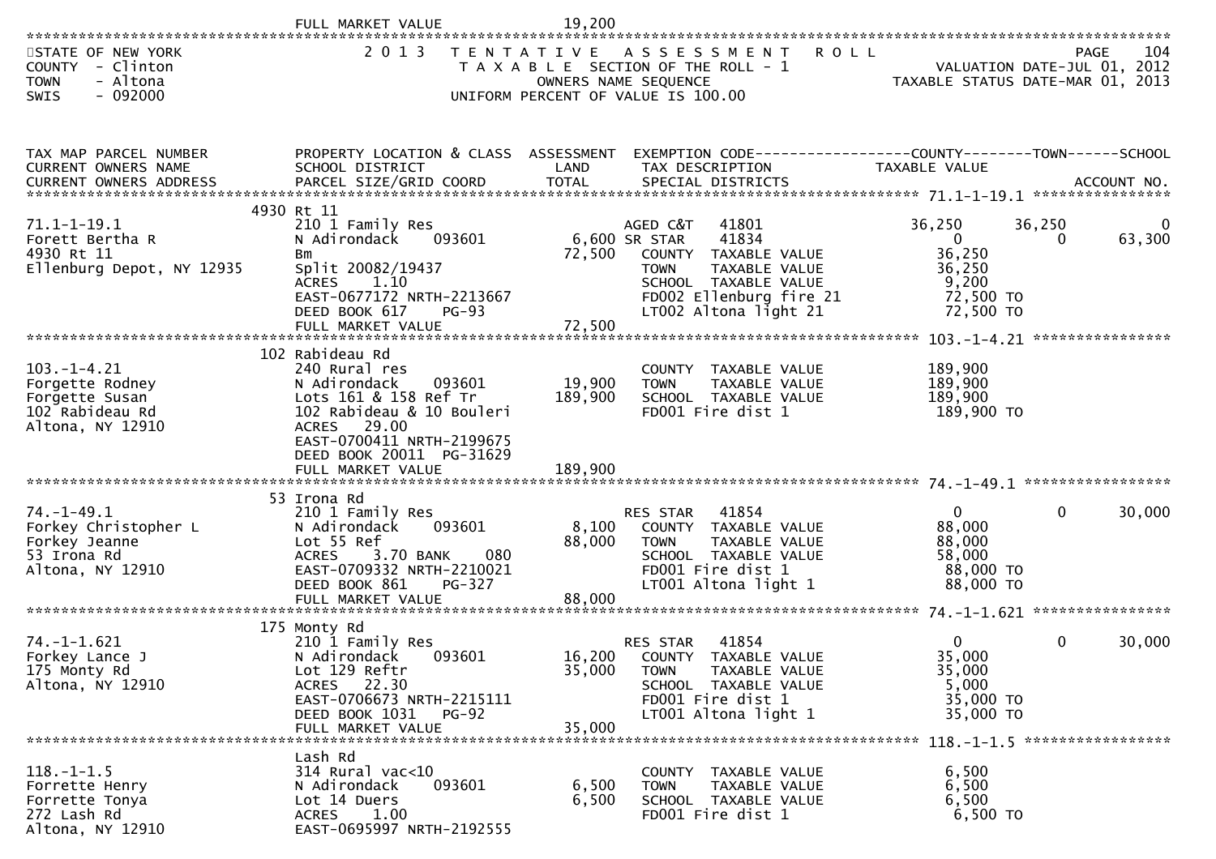FULL MARKET VALUE 19,200

STATE OF NEW YORK
COUNTY - Clinton
TOWN - Altona
SWIS - 092000

2 0 1 3 T E N T A T I V E A S S E S S M E N T R O L L
T A X A B L E SECTION OF THE ROLL - 1
OWNERS NAME SEQUENCE
UNIFORM PERCENT OF VALUE IS 100.00

PAGE 104
VALUATION DATE-JUL 01, 2012
TAXABLE STATUS DATE-MAR 01, 2013

| TAX MAP PARCEL NUMBER / CURRENT OWNERS NAME / CURRENT OWNERS ADDRESS | PROPERTY LOCATION & CLASS / SCHOOL DISTRICT / PARCEL SIZE/GRID COORD | ASSESSMENT LAND / TOTAL | EXEMPTION CODE / TAX DESCRIPTION / SPECIAL DISTRICTS | COUNTY TAXABLE VALUE | TOWN | SCHOOL / ACCOUNT NO. |
|---|---|---|---|---|---|---|
| **71.1-1-19.1** | 4930 Rt 11 | | | | | |
| 71.1-1-19.1 | 210 1 Family Res | | AGED C&T 41801 | 36,250 | 36,250 | 0 |
| Forett Bertha R | N Adirondack 093601 | 6,600 | SR STAR 41834 | 0 | 0 | 63,300 |
| 4930 Rt 11 | Bm | 72,500 | COUNTY TAXABLE VALUE | 36,250 | | |
| Ellenburg Depot, NY 12935 | Split 20082/19437 | | TOWN TAXABLE VALUE | 36,250 | | |
| | ACRES 1.10 | | SCHOOL TAXABLE VALUE | 9,200 | | |
| | EAST-0677172 NRTH-2213667 | | FD002 Ellenburg fire 21 | 72,500 TO | | |
| | DEED BOOK 617 PG-93 | | LT002 Altona light 21 | 72,500 TO | | |
| | FULL MARKET VALUE | 72,500 | | | | |
| **103.-1-4.21** | 102 Rabideau Rd | | | | | |
| 103.-1-4.21 | 240 Rural res | | COUNTY TAXABLE VALUE | 189,900 | | |
| Forgette Rodney | N Adirondack 093601 | 19,900 | TOWN TAXABLE VALUE | 189,900 | | |
| Forgette Susan | Lots 161 & 158 Ref Tr | 189,900 | SCHOOL TAXABLE VALUE | 189,900 | | |
| 102 Rabideau Rd | 102 Rabideau & 10 Bouleri | | FD001 Fire dist 1 | 189,900 TO | | |
| Altona, NY 12910 | ACRES 29.00 | | | | | |
| | EAST-0700411 NRTH-2199675 | | | | | |
| | DEED BOOK 20011 PG-31629 | | | | | |
| | FULL MARKET VALUE | 189,900 | | | | |
| **74.-1-49.1** | 53 Irona Rd | | | | | |
| 74.-1-49.1 | 210 1 Family Res | | RES STAR 41854 | 0 | 0 | 30,000 |
| Forkey Christopher L | N Adirondack 093601 | 8,100 | COUNTY TAXABLE VALUE | 88,000 | | |
| Forkey Jeanne | Lot 55 Ref | 88,000 | TOWN TAXABLE VALUE | 88,000 | | |
| 53 Irona Rd | ACRES 3.70 BANK 080 | | SCHOOL TAXABLE VALUE | 58,000 | | |
| Altona, NY 12910 | EAST-0709332 NRTH-2210021 | | FD001 Fire dist 1 | 88,000 TO | | |
| | DEED BOOK 861 PG-327 | | LT001 Altona light 1 | 88,000 TO | | |
| | FULL MARKET VALUE | 88,000 | | | | |
| **74.-1-1.621** | 175 Monty Rd | | | | | |
| 74.-1-1.621 | 210 1 Family Res | | RES STAR 41854 | 0 | 0 | 30,000 |
| Forkey Lance J | N Adirondack 093601 | 16,200 | COUNTY TAXABLE VALUE | 35,000 | | |
| 175 Monty Rd | Lot 129 Reftr | 35,000 | TOWN TAXABLE VALUE | 35,000 | | |
| Altona, NY 12910 | ACRES 22.30 | | SCHOOL TAXABLE VALUE | 5,000 | | |
| | EAST-0706673 NRTH-2215111 | | FD001 Fire dist 1 | 35,000 TO | | |
| | DEED BOOK 1031 PG-92 | | LT001 Altona light 1 | 35,000 TO | | |
| | FULL MARKET VALUE | 35,000 | | | | |
| **118.-1-1.5** | Lash Rd | | | | | |
| 118.-1-1.5 | 314 Rural vac<10 | | COUNTY TAXABLE VALUE | 6,500 | | |
| Forrette Henry | N Adirondack 093601 | 6,500 | TOWN TAXABLE VALUE | 6,500 | | |
| Forrette Tonya | Lot 14 Duers | 6,500 | SCHOOL TAXABLE VALUE | 6,500 | | |
| 272 Lash Rd | ACRES 1.00 | | FD001 Fire dist 1 | 6,500 TO | | |
| Altona, NY 12910 | EAST-0695997 NRTH-2192555 | | | | | |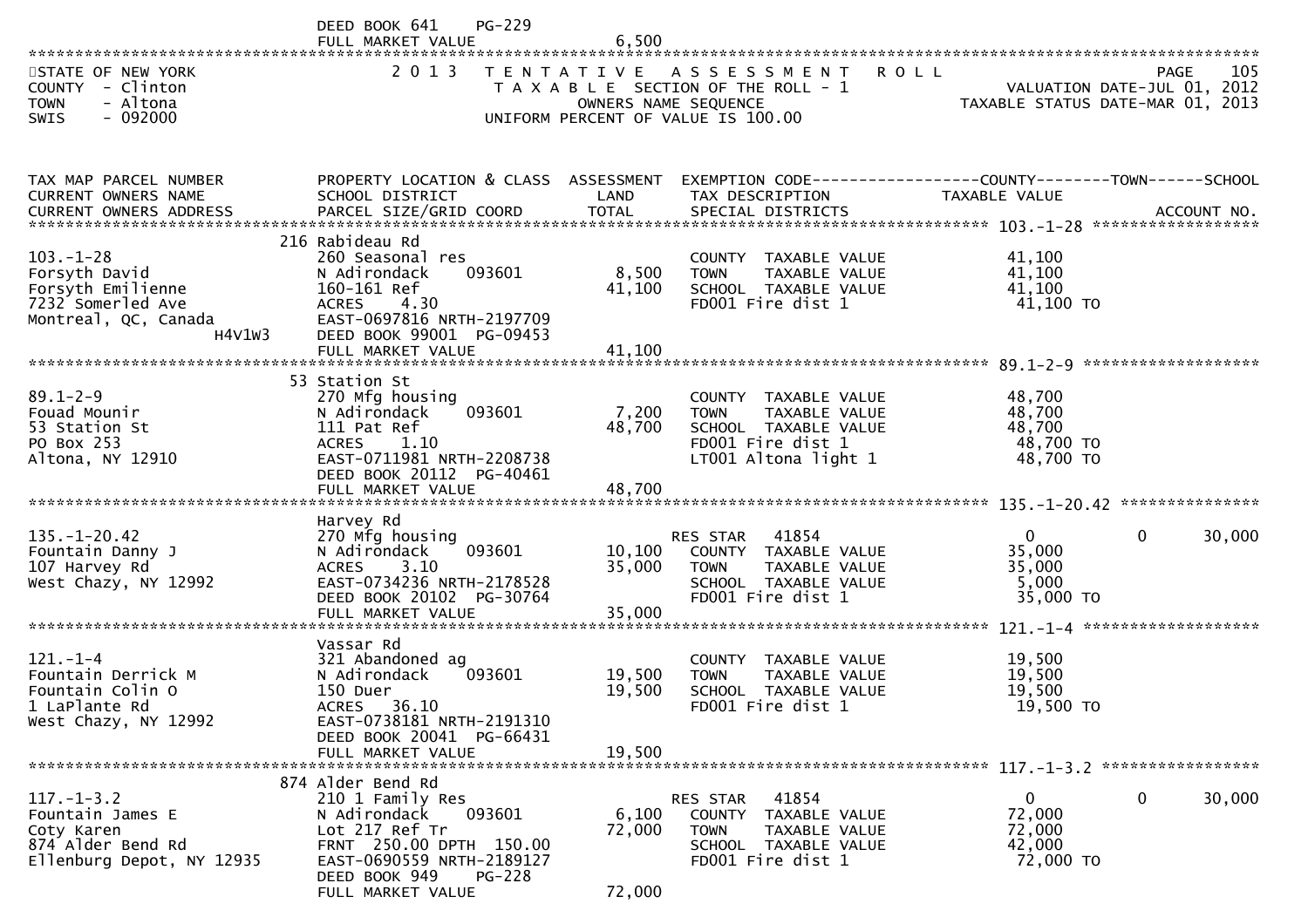DEED BOOK 641 PG-229
FULL MARKET VALUE 6,500

STATE OF NEW YORK
COUNTY - Clinton
TOWN - Altona
SWIS - 092000

2013 TENTATIVE ASSESSMENT ROLL
TAXABLE SECTION OF THE ROLL - 1
OWNERS NAME SEQUENCE
UNIFORM PERCENT OF VALUE IS 100.00

PAGE 105
VALUATION DATE-JUL 01, 2012
TAXABLE STATUS DATE-MAR 01, 2013

| TAX MAP PARCEL NUMBER / CURRENT OWNERS NAME / CURRENT OWNERS ADDRESS | PROPERTY LOCATION & CLASS / SCHOOL DISTRICT / PARCEL SIZE/GRID COORD | ASSESSMENT LAND | ASSESSMENT TOTAL | EXEMPTION CODE / TAX DESCRIPTION / SPECIAL DISTRICTS | COUNTY TAXABLE VALUE | TOWN | SCHOOL |
|---|---|---|---|---|---|---|---|
| **103.-1-28** | 216 Rabideau Rd | | | | | | |
| 103.-1-28 | 260 Seasonal res | | | COUNTY TAXABLE VALUE | 41,100 | | |
| Forsyth David | N Adirondack 093601 | 8,500 | | TOWN TAXABLE VALUE | 41,100 | | |
| Forsyth Emilienne | 160-161 Ref | | 41,100 | SCHOOL TAXABLE VALUE | 41,100 | | |
| 7232 Somerled Ave | ACRES 4.30 | | | FD001 Fire dist 1 | 41,100 TO | | |
| Montreal, QC, Canada H4V1W3 | EAST-0697816 NRTH-2197709 | | | | | | |
| | DEED BOOK 99001 PG-09453 | | | | | | |
| | FULL MARKET VALUE | | 41,100 | | | | |
| **89.1-2-9** | 53 Station St | | | | | | |
| 89.1-2-9 | 270 Mfg housing | | | COUNTY TAXABLE VALUE | 48,700 | | |
| Fouad Mounir | N Adirondack 093601 | 7,200 | | TOWN TAXABLE VALUE | 48,700 | | |
| 53 Station St | 111 Pat Ref | | 48,700 | SCHOOL TAXABLE VALUE | 48,700 | | |
| PO Box 253 | ACRES 1.10 | | | FD001 Fire dist 1 | 48,700 TO | | |
| Altona, NY 12910 | EAST-0711981 NRTH-2208738 | | | LT001 Altona light 1 | 48,700 TO | | |
| | DEED BOOK 20112 PG-40461 | | | | | | |
| | FULL MARKET VALUE | | 48,700 | | | | |
| **135.-1-20.42** | Harvey Rd | | | | | | |
| 135.-1-20.42 | 270 Mfg housing | | | RES STAR 41854 | 0 | 0 | 30,000 |
| Fountain Danny J | N Adirondack 093601 | 10,100 | | COUNTY TAXABLE VALUE | 35,000 | | |
| 107 Harvey Rd | ACRES 3.10 | | 35,000 | TOWN TAXABLE VALUE | 35,000 | | |
| West Chazy, NY 12992 | EAST-0734236 NRTH-2178528 | | | SCHOOL TAXABLE VALUE | 5,000 | | |
| | DEED BOOK 20102 PG-30764 | | | FD001 Fire dist 1 | 35,000 TO | | |
| | FULL MARKET VALUE | | 35,000 | | | | |
| **121.-1-4** | Vassar Rd | | | | | | |
| 121.-1-4 | 321 Abandoned ag | | | COUNTY TAXABLE VALUE | 19,500 | | |
| Fountain Derrick M | N Adirondack 093601 | 19,500 | | TOWN TAXABLE VALUE | 19,500 | | |
| Fountain Colin O | 150 Duer | | 19,500 | SCHOOL TAXABLE VALUE | 19,500 | | |
| 1 LaPlante Rd | ACRES 36.10 | | | FD001 Fire dist 1 | 19,500 TO | | |
| West Chazy, NY 12992 | EAST-0738181 NRTH-2191310 | | | | | | |
| | DEED BOOK 20041 PG-66431 | | | | | | |
| | FULL MARKET VALUE | | 19,500 | | | | |
| **117.-1-3.2** | 874 Alder Bend Rd | | | | | | |
| 117.-1-3.2 | 210 1 Family Res | | | RES STAR 41854 | 0 | 0 | 30,000 |
| Fountain James E | N Adirondack 093601 | 6,100 | | COUNTY TAXABLE VALUE | 72,000 | | |
| Coty Karen | Lot 217 Ref Tr | | 72,000 | TOWN TAXABLE VALUE | 72,000 | | |
| 874 Alder Bend Rd | FRNT 250.00 DPTH 150.00 | | | SCHOOL TAXABLE VALUE | 42,000 | | |
| Ellenburg Depot, NY 12935 | EAST-0690559 NRTH-2189127 | | | FD001 Fire dist 1 | 72,000 TO | | |
| | DEED BOOK 949 PG-228 | | | | | | |
| | FULL MARKET VALUE | | 72,000 | | | | |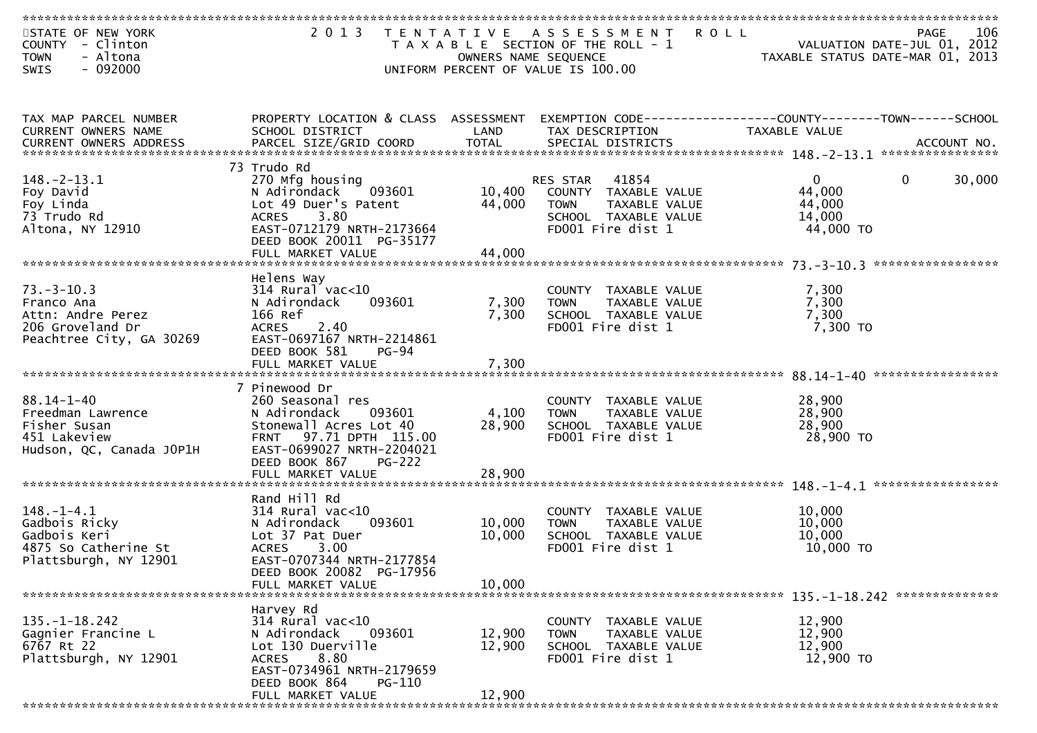STATE OF NEW YORK
COUNTY - Clinton
TOWN - Altona
SWIS - 092000

2013 TENTATIVE ASSESSMENT ROLL
TAXABLE SECTION OF THE ROLL - 1
OWNERS NAME SEQUENCE
UNIFORM PERCENT OF VALUE IS 100.00

VALUATION DATE-JUL 01, 2012
TAXABLE STATUS DATE-MAR 01, 2013

| TAX MAP PARCEL NUMBER / CURRENT OWNERS NAME / CURRENT OWNERS ADDRESS | PROPERTY LOCATION & CLASS / SCHOOL DISTRICT / PARCEL SIZE/GRID COORD | ASSESSMENT LAND / TOTAL | EXEMPTION CODE / TAX DESCRIPTION / SPECIAL DISTRICTS | COUNTY TAXABLE VALUE | TOWN | SCHOOL / ACCOUNT NO. |
|---|---|---|---|---|---|---|
| **148.-2-13.1** | 73 Trudo Rd | | | | | |
| 148.-2-13.1 | 270 Mfg housing | | RES STAR 41854 | 0 | 0 | 30,000 |
| Foy David | N Adirondack 093601 | 10,400 | COUNTY TAXABLE VALUE | 44,000 | | |
| Foy Linda | Lot 49 Duer's Patent | 44,000 | TOWN TAXABLE VALUE | 44,000 | | |
| 73 Trudo Rd | ACRES 3.80 | | SCHOOL TAXABLE VALUE | 14,000 | | |
| Altona, NY 12910 | EAST-0712179 NRTH-2173664 | | FD001 Fire dist 1 | 44,000 TO | | |
| | DEED BOOK 20011 PG-35177 | | | | | |
| | FULL MARKET VALUE | 44,000 | | | | |
| **73.-3-10.3** | Helens Way | | | | | |
| 73.-3-10.3 | 314 Rural vac<10 | | COUNTY TAXABLE VALUE | 7,300 | | |
| Franco Ana | N Adirondack 093601 | 7,300 | TOWN TAXABLE VALUE | 7,300 | | |
| Attn: Andre Perez | 166 Ref | 7,300 | SCHOOL TAXABLE VALUE | 7,300 | | |
| 206 Groveland Dr | ACRES 2.40 | | FD001 Fire dist 1 | 7,300 TO | | |
| Peachtree City, GA 30269 | EAST-0697167 NRTH-2214861 | | | | | |
| | DEED BOOK 581 PG-94 | | | | | |
| | FULL MARKET VALUE | 7,300 | | | | |
| **88.14-1-40** | 7 Pinewood Dr | | | | | |
| 88.14-1-40 | 260 Seasonal res | | COUNTY TAXABLE VALUE | 28,900 | | |
| Freedman Lawrence | N Adirondack 093601 | 4,100 | TOWN TAXABLE VALUE | 28,900 | | |
| Fisher Susan | Stonewall Acres Lot 40 | 28,900 | SCHOOL TAXABLE VALUE | 28,900 | | |
| 451 Lakeview | FRNT 97.71 DPTH 115.00 | | FD001 Fire dist 1 | 28,900 TO | | |
| Hudson, QC, Canada J0P1H | EAST-0699027 NRTH-2204021 | | | | | |
| | DEED BOOK 867 PG-222 | | | | | |
| | FULL MARKET VALUE | 28,900 | | | | |
| **148.-1-4.1** | Rand Hill Rd | | | | | |
| 148.-1-4.1 | 314 Rural vac<10 | | COUNTY TAXABLE VALUE | 10,000 | | |
| Gadbois Ricky | N Adirondack 093601 | 10,000 | TOWN TAXABLE VALUE | 10,000 | | |
| Gadbois Keri | Lot 37 Pat Duer | 10,000 | SCHOOL TAXABLE VALUE | 10,000 | | |
| 4875 So Catherine St | ACRES 3.00 | | FD001 Fire dist 1 | 10,000 TO | | |
| Plattsburgh, NY 12901 | EAST-0707344 NRTH-2177854 | | | | | |
| | DEED BOOK 20082 PG-17956 | | | | | |
| | FULL MARKET VALUE | 10,000 | | | | |
| **135.-1-18.242** | Harvey Rd | | | | | |
| 135.-1-18.242 | 314 Rural vac<10 | | COUNTY TAXABLE VALUE | 12,900 | | |
| Gagnier Francine L | N Adirondack 093601 | 12,900 | TOWN TAXABLE VALUE | 12,900 | | |
| 6767 Rt 22 | Lot 130 Duerville | 12,900 | SCHOOL TAXABLE VALUE | 12,900 | | |
| Plattsburgh, NY 12901 | ACRES 8.80 | | FD001 Fire dist 1 | 12,900 TO | | |
| | EAST-0734961 NRTH-2179659 | | | | | |
| | DEED BOOK 864 PG-110 | | | | | |
| | FULL MARKET VALUE | 12,900 | | | | |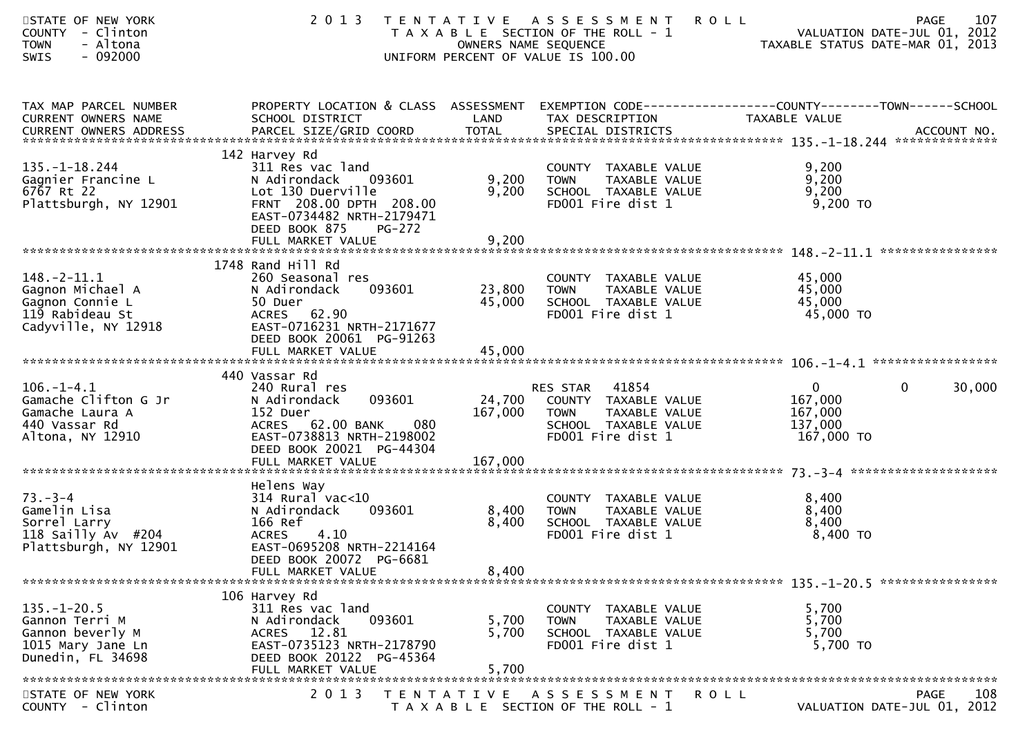STATE OF NEW YORK
COUNTY - Clinton
TOWN - Altona
SWIS - 092000

2013 TENTATIVE ASSESSMENT ROLL
TAXABLE SECTION OF THE ROLL - 1
OWNERS NAME SEQUENCE
UNIFORM PERCENT OF VALUE IS 100.00

VALUATION DATE-JUL 01, 2012
TAXABLE STATUS DATE-MAR 01, 2013

| TAX MAP PARCEL NUMBER / CURRENT OWNERS NAME / CURRENT OWNERS ADDRESS | PROPERTY LOCATION & CLASS / SCHOOL DISTRICT / PARCEL SIZE/GRID COORD | ASSESSMENT LAND | ASSESSMENT TOTAL | EXEMPTION CODE / TAX DESCRIPTION / SPECIAL DISTRICTS | COUNTY TAXABLE VALUE | TOWN | SCHOOL / ACCOUNT NO. |
|---|---|---|---|---|---|---|---|
| **135.-1-18.244** | 142 Harvey Rd | | | | | | |
| 135.-1-18.244 | 311 Res vac land | | | COUNTY TAXABLE VALUE | 9,200 | | |
| Gagnier Francine L | N Adirondack 093601 | 9,200 | | TOWN TAXABLE VALUE | 9,200 | | |
| 6767 Rt 22 | Lot 130 Duerville | | 9,200 | SCHOOL TAXABLE VALUE | 9,200 | | |
| Plattsburgh, NY 12901 | FRNT 208.00 DPTH 208.00 | | | FD001 Fire dist 1 | 9,200 TO | | |
| | EAST-0734482 NRTH-2179471 | | | | | | |
| | DEED BOOK 875 PG-272 | | | | | | |
| | FULL MARKET VALUE | | 9,200 | | | | |
| **148.-2-11.1** | 1748 Rand Hill Rd | | | | | | |
| 148.-2-11.1 | 260 Seasonal res | | | COUNTY TAXABLE VALUE | 45,000 | | |
| Gagnon Michael A | N Adirondack 093601 | 23,800 | | TOWN TAXABLE VALUE | 45,000 | | |
| Gagnon Connie L | 50 Duer | | 45,000 | SCHOOL TAXABLE VALUE | 45,000 | | |
| 119 Rabideau St | ACRES 62.90 | | | FD001 Fire dist 1 | 45,000 TO | | |
| Cadyville, NY 12918 | EAST-0716231 NRTH-2171677 | | | | | | |
| | DEED BOOK 20061 PG-91263 | | | | | | |
| | FULL MARKET VALUE | | 45,000 | | | | |
| **106.-1-4.1** | 440 Vassar Rd | | | | | | |
| 106.-1-4.1 | 240 Rural res | | | RES STAR 41854 | 0 | 0 | 30,000 |
| Gamache Clifton G Jr | N Adirondack 093601 | 24,700 | | COUNTY TAXABLE VALUE | 167,000 | | |
| Gamache Laura A | 152 Duer | | 167,000 | TOWN TAXABLE VALUE | 167,000 | | |
| 440 Vassar Rd | ACRES 62.00 BANK 080 | | | SCHOOL TAXABLE VALUE | 137,000 | | |
| Altona, NY 12910 | EAST-0738813 NRTH-2198002 | | | FD001 Fire dist 1 | 167,000 TO | | |
| | DEED BOOK 20021 PG-44304 | | | | | | |
| | FULL MARKET VALUE | | 167,000 | | | | |
| **73.-3-4** | Helens Way | | | | | | |
| 73.-3-4 | 314 Rural vac<10 | | | COUNTY TAXABLE VALUE | 8,400 | | |
| Gamelin Lisa | N Adirondack 093601 | 8,400 | | TOWN TAXABLE VALUE | 8,400 | | |
| Sorrel Larry | 166 Ref | | 8,400 | SCHOOL TAXABLE VALUE | 8,400 | | |
| 118 Sailly Av #204 | ACRES 4.10 | | | FD001 Fire dist 1 | 8,400 TO | | |
| Plattsburgh, NY 12901 | EAST-0695208 NRTH-2214164 | | | | | | |
| | DEED BOOK 20072 PG-6681 | | | | | | |
| | FULL MARKET VALUE | | 8,400 | | | | |
| **135.-1-20.5** | 106 Harvey Rd | | | | | | |
| 135.-1-20.5 | 311 Res vac land | | | COUNTY TAXABLE VALUE | 5,700 | | |
| Gannon Terri M | N Adirondack 093601 | 5,700 | | TOWN TAXABLE VALUE | 5,700 | | |
| Gannon beverly M | ACRES 12.81 | | 5,700 | SCHOOL TAXABLE VALUE | 5,700 | | |
| 1015 Mary Jane Ln | EAST-0735123 NRTH-2178790 | | | FD001 Fire dist 1 | 5,700 TO | | |
| Dunedin, FL 34698 | DEED BOOK 20122 PG-45364 | | | | | | |
| | FULL MARKET VALUE | | 5,700 | | | | |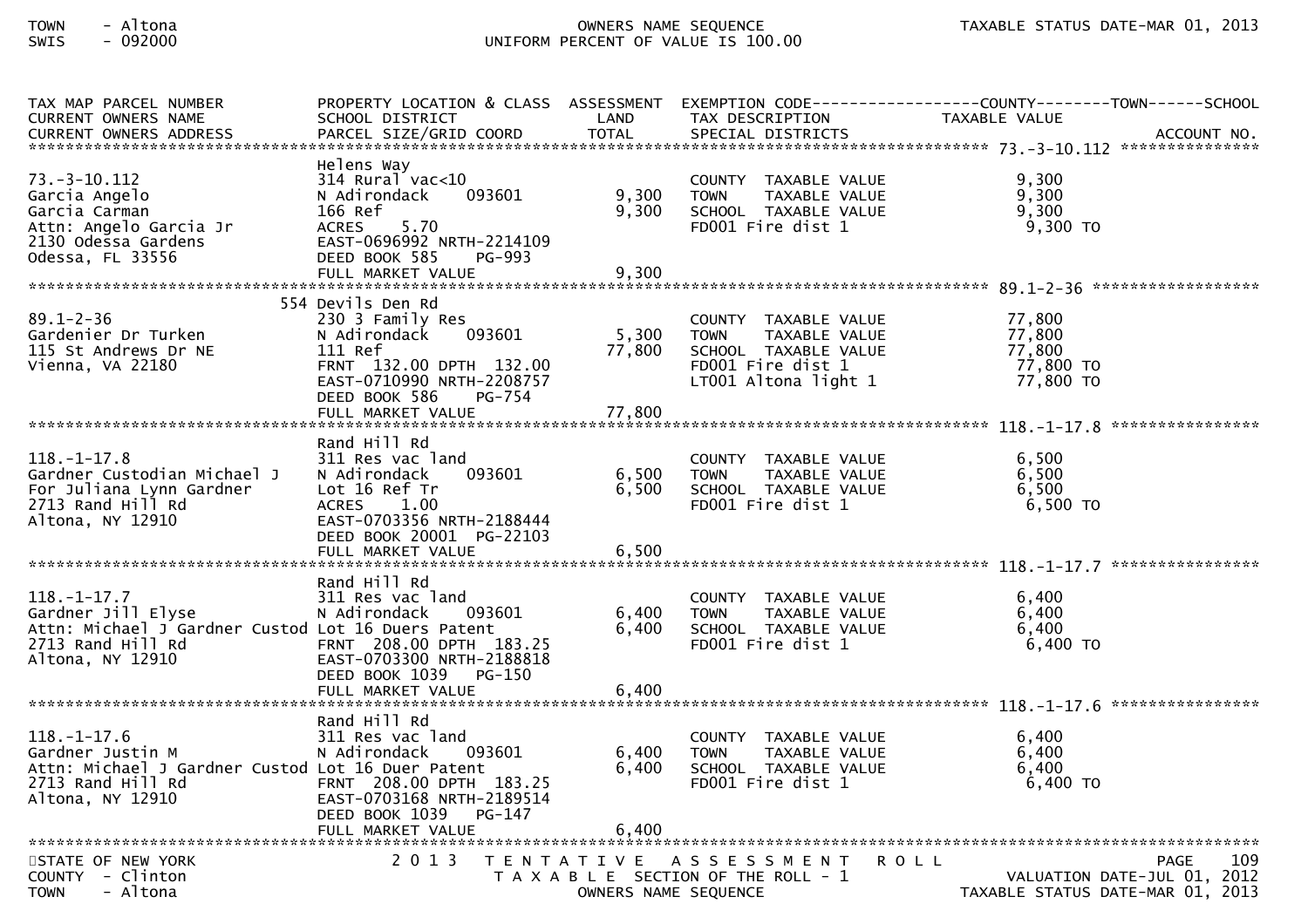TOWN - Altona
SWIS - 092000

OWNERS NAME SEQUENCE
UNIFORM PERCENT OF VALUE IS 100.00

TAXABLE STATUS DATE-MAR 01, 2013

| TAX MAP PARCEL NUMBER / CURRENT OWNERS NAME / CURRENT OWNERS ADDRESS | PROPERTY LOCATION & CLASS / SCHOOL DISTRICT / PARCEL SIZE/GRID COORD | ASSESSMENT LAND / TOTAL | EXEMPTION CODE / TAX DESCRIPTION / SPECIAL DISTRICTS | TAXABLE VALUE (COUNTY / TOWN / SCHOOL) | ACCOUNT NO. |
|---|---|---|---|---|---|
| **73.-3-10.112** | Helens Way | | | | |
| 73.-3-10.112 | 314 Rural vac<10 | | COUNTY TAXABLE VALUE | 9,300 | |
| Garcia Angelo | N Adirondack 093601 | 9,300 | TOWN TAXABLE VALUE | 9,300 | |
| Garcia Carman | 166 Ref | 9,300 | SCHOOL TAXABLE VALUE | 9,300 | |
| Attn: Angelo Garcia Jr | ACRES 5.70 | | FD001 Fire dist 1 | 9,300 TO | |
| 2130 Odessa Gardens | EAST-0696992 NRTH-2214109 | | | | |
| Odessa, FL 33556 | DEED BOOK 585 PG-993 | | | | |
| | FULL MARKET VALUE | 9,300 | | | |
| **89.1-2-36** | 554 Devils Den Rd | | | | |
| 89.1-2-36 | 230 3 Family Res | | COUNTY TAXABLE VALUE | 77,800 | |
| Gardenier Dr Turken | N Adirondack 093601 | 5,300 | TOWN TAXABLE VALUE | 77,800 | |
| 115 St Andrews Dr NE | 111 Ref | 77,800 | SCHOOL TAXABLE VALUE | 77,800 | |
| Vienna, VA 22180 | FRNT 132.00 DPTH 132.00 | | FD001 Fire dist 1 | 77,800 TO | |
| | EAST-0710990 NRTH-2208757 | | LT001 Altona light 1 | 77,800 TO | |
| | DEED BOOK 586 PG-754 | | | | |
| | FULL MARKET VALUE | 77,800 | | | |
| **118.-1-17.8** | Rand Hill Rd | | | | |
| 118.-1-17.8 | 311 Res vac land | | COUNTY TAXABLE VALUE | 6,500 | |
| Gardner Custodian Michael J | N Adirondack 093601 | 6,500 | TOWN TAXABLE VALUE | 6,500 | |
| For Juliana Lynn Gardner | Lot 16 Ref Tr | 6,500 | SCHOOL TAXABLE VALUE | 6,500 | |
| 2713 Rand Hill Rd | ACRES 1.00 | | FD001 Fire dist 1 | 6,500 TO | |
| Altona, NY 12910 | EAST-0703356 NRTH-2188444 | | | | |
| | DEED BOOK 20001 PG-22103 | | | | |
| | FULL MARKET VALUE | 6,500 | | | |
| **118.-1-17.7** | Rand Hill Rd | | | | |
| 118.-1-17.7 | 311 Res vac land | | COUNTY TAXABLE VALUE | 6,400 | |
| Gardner Jill Elyse | N Adirondack 093601 | 6,400 | TOWN TAXABLE VALUE | 6,400 | |
| Attn: Michael J Gardner Custod | Lot 16 Duers Patent | 6,400 | SCHOOL TAXABLE VALUE | 6,400 | |
| 2713 Rand Hill Rd | FRNT 208.00 DPTH 183.25 | | FD001 Fire dist 1 | 6,400 TO | |
| Altona, NY 12910 | EAST-0703300 NRTH-2188818 | | | | |
| | DEED BOOK 1039 PG-150 | | | | |
| | FULL MARKET VALUE | 6,400 | | | |
| **118.-1-17.6** | Rand Hill Rd | | | | |
| 118.-1-17.6 | 311 Res vac land | | COUNTY TAXABLE VALUE | 6,400 | |
| Gardner Justin M | N Adirondack 093601 | 6,400 | TOWN TAXABLE VALUE | 6,400 | |
| Attn: Michael J Gardner Custod | Lot 16 Duer Patent | 6,400 | SCHOOL TAXABLE VALUE | 6,400 | |
| 2713 Rand Hill Rd | FRNT 208.00 DPTH 183.25 | | FD001 Fire dist 1 | 6,400 TO | |
| Altona, NY 12910 | EAST-0703168 NRTH-2189514 | | | | |
| | DEED BOOK 1039 PG-147 | | | | |
| | FULL MARKET VALUE | 6,400 | | | |

STATE OF NEW YORK
COUNTY - Clinton
TOWN - Altona

2013 TENTATIVE ASSESSMENT ROLL
TAXABLE SECTION OF THE ROLL - 1
OWNERS NAME SEQUENCE

PAGE 109
VALUATION DATE-JUL 01, 2012
TAXABLE STATUS DATE-MAR 01, 2013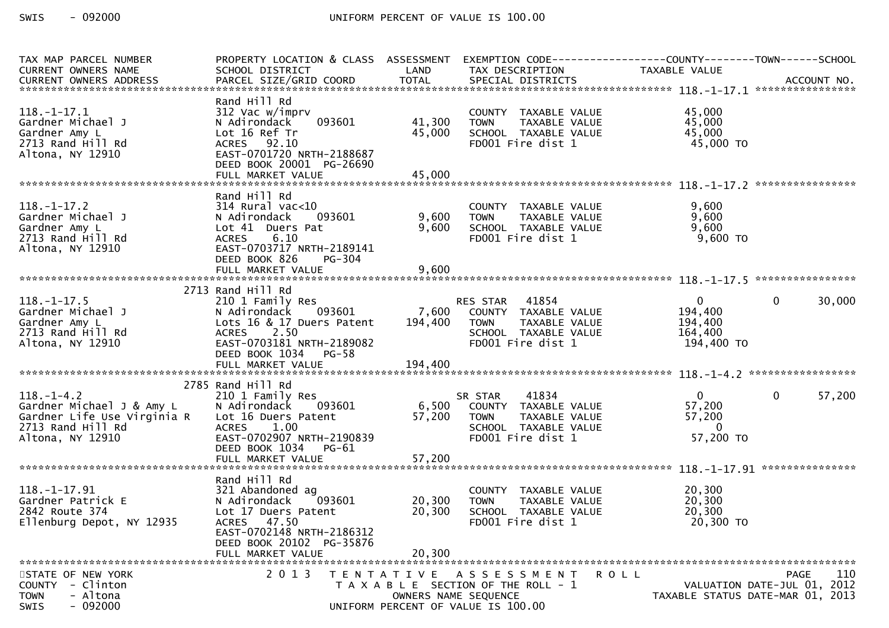| TAX MAP PARCEL NUMBER<br>CURRENT OWNERS NAME<br>CURRENT OWNERS ADDRESS | PROPERTY LOCATION & CLASS<br>SCHOOL DISTRICT<br>PARCEL SIZE/GRID COORD | ASSESSMENT<br>LAND<br>TOTAL | EXEMPTION CODE<br>TAX DESCRIPTION<br>SPECIAL DISTRICTS | COUNTY<br>TAXABLE VALUE | TOWN | SCHOOL<br>ACCOUNT NO. |
|---|---|---|---|---|---|---|
| **118.-1-17.1** | | | | | | |
| 118.-1-17.1 | Rand Hill Rd | | | | | |
| Gardner Michael J | 312 Vac w/imprv | | COUNTY TAXABLE VALUE | 45,000 | | |
| Gardner Amy L | N Adirondack 093601 | 41,300 | TOWN TAXABLE VALUE | 45,000 | | |
| 2713 Rand Hill Rd | Lot 16 Ref Tr | 45,000 | SCHOOL TAXABLE VALUE | 45,000 | | |
| Altona, NY 12910 | ACRES 92.10 | | FD001 Fire dist 1 | 45,000 TO | | |
| | EAST-0701720 NRTH-2188687 | | | | | |
| | DEED BOOK 20001 PG-26690 | | | | | |
| | FULL MARKET VALUE | 45,000 | | | | |
| **118.-1-17.2** | | | | | | |
| 118.-1-17.2 | Rand Hill Rd | | | | | |
| Gardner Michael J | 314 Rural vac<10 | | COUNTY TAXABLE VALUE | 9,600 | | |
| Gardner Amy L | N Adirondack 093601 | 9,600 | TOWN TAXABLE VALUE | 9,600 | | |
| 2713 Rand Hill Rd | Lot 41 Duers Pat | 9,600 | SCHOOL TAXABLE VALUE | 9,600 | | |
| Altona, NY 12910 | ACRES 6.10 | | FD001 Fire dist 1 | 9,600 TO | | |
| | EAST-0703717 NRTH-2189141 | | | | | |
| | DEED BOOK 826 PG-304 | | | | | |
| | FULL MARKET VALUE | 9,600 | | | | |
| **118.-1-17.5** | | | | | | |
| 118.-1-17.5 | 2713 Rand Hill Rd | | | | | |
| Gardner Michael J | 210 1 Family Res | | RES STAR 41854 | 0 | 0 | 30,000 |
| Gardner Amy L | N Adirondack 093601 | 7,600 | COUNTY TAXABLE VALUE | 194,400 | | |
| 2713 Rand Hill Rd | Lots 16 & 17 Duers Patent | 194,400 | TOWN TAXABLE VALUE | 194,400 | | |
| Altona, NY 12910 | ACRES 2.50 | | SCHOOL TAXABLE VALUE | 164,400 | | |
| | EAST-0703181 NRTH-2189082 | | FD001 Fire dist 1 | 194,400 TO | | |
| | DEED BOOK 1034 PG-58 | | | | | |
| | FULL MARKET VALUE | 194,400 | | | | |
| **118.-1-4.2** | | | | | | |
| 118.-1-4.2 | 2785 Rand Hill Rd | | | | | |
| Gardner Michael J & Amy L | 210 1 Family Res | | SR STAR 41834 | 0 | 0 | 57,200 |
| Gardner Life Use Virginia R | N Adirondack 093601 | 6,500 | COUNTY TAXABLE VALUE | 57,200 | | |
| 2713 Rand Hill Rd | Lot 16 Duers Patent | 57,200 | TOWN TAXABLE VALUE | 57,200 | | |
| Altona, NY 12910 | ACRES 1.00 | | SCHOOL TAXABLE VALUE | 0 | | |
| | EAST-0702907 NRTH-2190839 | | FD001 Fire dist 1 | 57,200 TO | | |
| | DEED BOOK 1034 PG-61 | | | | | |
| | FULL MARKET VALUE | 57,200 | | | | |
| **118.-1-17.91** | | | | | | |
| 118.-1-17.91 | Rand Hill Rd | | | | | |
| Gardner Patrick E | 321 Abandoned ag | | COUNTY TAXABLE VALUE | 20,300 | | |
| 2842 Route 374 | N Adirondack 093601 | 20,300 | TOWN TAXABLE VALUE | 20,300 | | |
| Ellenburg Depot, NY 12935 | Lot 17 Duers Patent | 20,300 | SCHOOL TAXABLE VALUE | 20,300 | | |
| | ACRES 47.50 | | FD001 Fire dist 1 | 20,300 TO | | |
| | EAST-0702148 NRTH-2186312 | | | | | |
| | DEED BOOK 20102 PG-35876 | | | | | |
| | FULL MARKET VALUE | 20,300 | | | | |

STATE OF NEW YORK — 2013 TENTATIVE ASSESSMENT ROLL — PAGE 110
COUNTY - Clinton — TAXABLE SECTION OF THE ROLL - 1 — VALUATION DATE-JUL 01, 2012
TOWN - Altona — OWNERS NAME SEQUENCE — TAXABLE STATUS DATE-MAR 01, 2013
SWIS - 092000 — UNIFORM PERCENT OF VALUE IS 100.00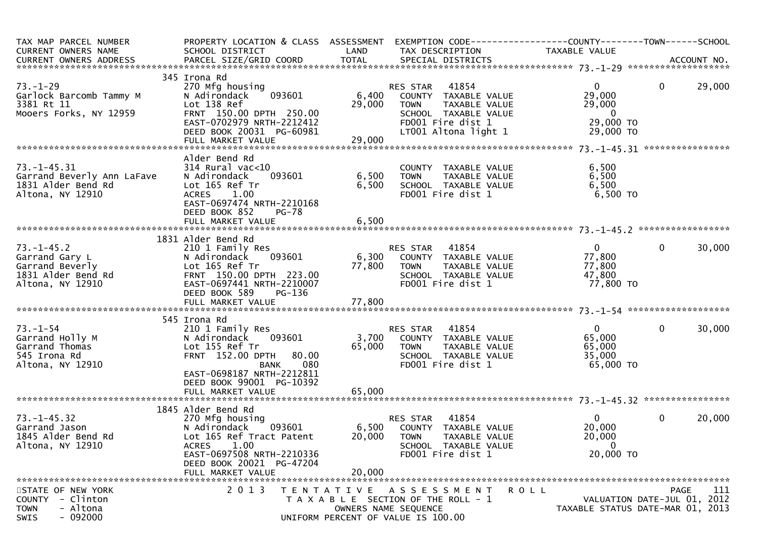```
TAX MAP PARCEL NUMBER          PROPERTY LOCATION & CLASS  ASSESSMENT  EXEMPTION CODE------------------COUNTY--------TOWN------SCHOOL
CURRENT OWNERS NAME            SCHOOL DISTRICT               LAND      TAX DESCRIPTION            TAXABLE VALUE
CURRENT OWNERS ADDRESS         PARCEL SIZE/GRID COORD        TOTAL     SPECIAL DISTRICTS                                      ACCOUNT NO.
******************************************************************************************************* 73.-1-29 ********************
                               345 Irona Rd
73.-1-29                       270 Mfg housing                        RES STAR   41854                    0            0       29,000
Garlock Barcomb Tammy M        N Adirondack    093601          6,400   COUNTY  TAXABLE VALUE          29,000
3381 Rt 11                     Lot 138 Ref                    29,000   TOWN    TAXABLE VALUE          29,000
Mooers Forks, NY 12959         FRNT 150.00 DPTH 250.00                 SCHOOL  TAXABLE VALUE               0
                               EAST-0702979 NRTH-2212412               FD001 Fire dist 1               29,000 TO
                               DEED BOOK 20031  PG-60981               LT001 Altona light 1            29,000 TO
                               FULL MARKET VALUE              29,000
******************************************************************************************************* 73.-1-45.31 *****************
                               Alder Bend Rd
73.-1-45.31                    314 Rural vac<10                        COUNTY  TAXABLE VALUE           6,500
Garrand Beverly Ann LaFave     N Adirondack    093601          6,500   TOWN    TAXABLE VALUE           6,500
1831 Alder Bend Rd             Lot 165 Ref Tr                  6,500   SCHOOL  TAXABLE VALUE           6,500
Altona, NY 12910               ACRES    1.00                           FD001 Fire dist 1                6,500 TO
                               EAST-0697474 NRTH-2210168
                               DEED BOOK 852    PG-78
                               FULL MARKET VALUE               6,500
******************************************************************************************************* 73.-1-45.2 ******************
                               1831 Alder Bend Rd
73.-1-45.2                     210 1 Family Res                       RES STAR   41854                    0            0       30,000
Garrand Gary L                 N Adirondack    093601          6,300   COUNTY  TAXABLE VALUE          77,800
Garrand Beverly                Lot 165 Ref Tr                 77,800   TOWN    TAXABLE VALUE          77,800
1831 Alder Bend Rd             FRNT 150.00 DPTH 223.00                 SCHOOL  TAXABLE VALUE          47,800
Altona, NY 12910               EAST-0697441 NRTH-2210007               FD001 Fire dist 1               77,800 TO
                               DEED BOOK 589    PG-136
                               FULL MARKET VALUE              77,800
******************************************************************************************************* 73.-1-54 ********************
                               545 Irona Rd
73.-1-54                       210 1 Family Res                       RES STAR   41854                    0            0       30,000
Garrand Holly M                N Adirondack    093601          3,700   COUNTY  TAXABLE VALUE          65,000
Garrand Thomas                 Lot 155 Ref Tr                 65,000   TOWN    TAXABLE VALUE          65,000
545 Irona Rd                   FRNT 152.00 DPTH  80.00                 SCHOOL  TAXABLE VALUE          35,000
Altona, NY 12910                            BANK     080               FD001 Fire dist 1               65,000 TO
                               EAST-0698187 NRTH-2212811
                               DEED BOOK 99001  PG-10392
                               FULL MARKET VALUE              65,000
******************************************************************************************************* 73.-1-45.32 *****************
                               1845 Alder Bend Rd
73.-1-45.32                    270 Mfg housing                        RES STAR   41854                    0            0       20,000
Garrand Jason                  N Adirondack    093601          6,500   COUNTY  TAXABLE VALUE          20,000
1845 Alder Bend Rd             Lot 165 Ref Tract Patent       20,000   TOWN    TAXABLE VALUE          20,000
Altona, NY 12910               ACRES    1.00                           SCHOOL  TAXABLE VALUE               0
                               EAST-0697508 NRTH-2210336               FD001 Fire dist 1               20,000 TO
                               DEED BOOK 20021  PG-47204
                               FULL MARKET VALUE              20,000
*************************************************************************************************************************************
STATE OF NEW YORK                 2 0 1 3   T E N T A T I V E   A S S E S S M E N T   R O L L                              PAGE    111
COUNTY  - Clinton                           T A X A B L E  SECTION OF THE ROLL - 1                    VALUATION DATE-JUL 01, 2012
TOWN    - Altona                                   OWNERS NAME SEQUENCE                            TAXABLE STATUS DATE-MAR 01, 2013
SWIS    - 092000                           UNIFORM PERCENT OF VALUE IS 100.00
```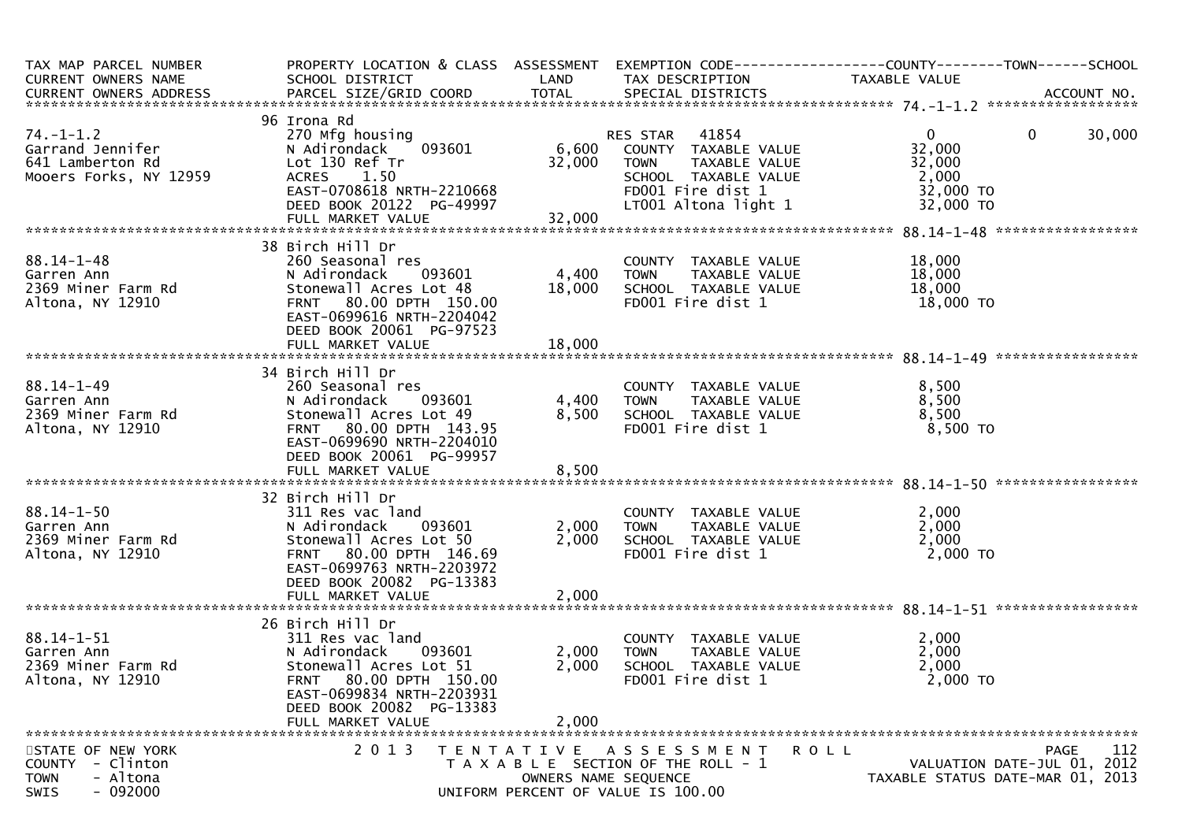| TAX MAP PARCEL NUMBER<br>CURRENT OWNERS NAME<br>CURRENT OWNERS ADDRESS | PROPERTY LOCATION & CLASS<br>SCHOOL DISTRICT<br>PARCEL SIZE/GRID COORD | ASSESSMENT<br>LAND<br>TOTAL | EXEMPTION CODE<br>TAX DESCRIPTION<br>SPECIAL DISTRICTS | COUNTY<br>TAXABLE VALUE | TOWN | SCHOOL<br>ACCOUNT NO. |
|---|---|---|---|---|---|---|
| **74.-1-1.2** | | | | | | |
| 74.-1-1.2 | 96 Irona Rd | | | | | |
| Garrand Jennifer | 270 Mfg housing | | RES STAR 41854 | 0 | 0 | 30,000 |
| 641 Lamberton Rd | N Adirondack 093601 | 6,600 | COUNTY TAXABLE VALUE | 32,000 | | |
| Mooers Forks, NY 12959 | Lot 130 Ref Tr | 32,000 | TOWN TAXABLE VALUE | 32,000 | | |
| | ACRES 1.50 | | SCHOOL TAXABLE VALUE | 2,000 | | |
| | EAST-0708618 NRTH-2210668 | | FD001 Fire dist 1 | 32,000 TO | | |
| | DEED BOOK 20122 PG-49997 | | LT001 Altona light 1 | 32,000 TO | | |
| | FULL MARKET VALUE | 32,000 | | | | |
| **88.14-1-48** | | | | | | |
| 88.14-1-48 | 38 Birch Hill Dr | | | | | |
| Garren Ann | 260 Seasonal res | | COUNTY TAXABLE VALUE | 18,000 | | |
| 2369 Miner Farm Rd | N Adirondack 093601 | 4,400 | TOWN TAXABLE VALUE | 18,000 | | |
| Altona, NY 12910 | Stonewall Acres Lot 48 | 18,000 | SCHOOL TAXABLE VALUE | 18,000 | | |
| | FRNT 80.00 DPTH 150.00 | | FD001 Fire dist 1 | 18,000 TO | | |
| | EAST-0699616 NRTH-2204042 | | | | | |
| | DEED BOOK 20061 PG-97523 | | | | | |
| | FULL MARKET VALUE | 18,000 | | | | |
| **88.14-1-49** | | | | | | |
| 88.14-1-49 | 34 Birch Hill Dr | | | | | |
| Garren Ann | 260 Seasonal res | | COUNTY TAXABLE VALUE | 8,500 | | |
| 2369 Miner Farm Rd | N Adirondack 093601 | 4,400 | TOWN TAXABLE VALUE | 8,500 | | |
| Altona, NY 12910 | Stonewall Acres Lot 49 | 8,500 | SCHOOL TAXABLE VALUE | 8,500 | | |
| | FRNT 80.00 DPTH 143.95 | | FD001 Fire dist 1 | 8,500 TO | | |
| | EAST-0699690 NRTH-2204010 | | | | | |
| | DEED BOOK 20061 PG-99957 | | | | | |
| | FULL MARKET VALUE | 8,500 | | | | |
| **88.14-1-50** | | | | | | |
| 88.14-1-50 | 32 Birch Hill Dr | | | | | |
| Garren Ann | 311 Res vac land | | COUNTY TAXABLE VALUE | 2,000 | | |
| 2369 Miner Farm Rd | N Adirondack 093601 | 2,000 | TOWN TAXABLE VALUE | 2,000 | | |
| Altona, NY 12910 | Stonewall Acres Lot 50 | 2,000 | SCHOOL TAXABLE VALUE | 2,000 | | |
| | FRNT 80.00 DPTH 146.69 | | FD001 Fire dist 1 | 2,000 TO | | |
| | EAST-0699763 NRTH-2203972 | | | | | |
| | DEED BOOK 20082 PG-13383 | | | | | |
| | FULL MARKET VALUE | 2,000 | | | | |
| **88.14-1-51** | | | | | | |
| 88.14-1-51 | 26 Birch Hill Dr | | | | | |
| Garren Ann | 311 Res vac land | | COUNTY TAXABLE VALUE | 2,000 | | |
| 2369 Miner Farm Rd | N Adirondack 093601 | 2,000 | TOWN TAXABLE VALUE | 2,000 | | |
| Altona, NY 12910 | Stonewall Acres Lot 51 | 2,000 | SCHOOL TAXABLE VALUE | 2,000 | | |
| | FRNT 80.00 DPTH 150.00 | | FD001 Fire dist 1 | 2,000 TO | | |
| | EAST-0699834 NRTH-2203931 | | | | | |
| | DEED BOOK 20082 PG-13383 | | | | | |
| | FULL MARKET VALUE | 2,000 | | | | |

STATE OF NEW YORK
COUNTY - Clinton
TOWN - Altona
SWIS - 092000

2013 TENTATIVE ASSESSMENT ROLL
TAXABLE SECTION OF THE ROLL - 1
OWNERS NAME SEQUENCE
UNIFORM PERCENT OF VALUE IS 100.00

PAGE 112
VALUATION DATE-JUL 01, 2012
TAXABLE STATUS DATE-MAR 01, 2013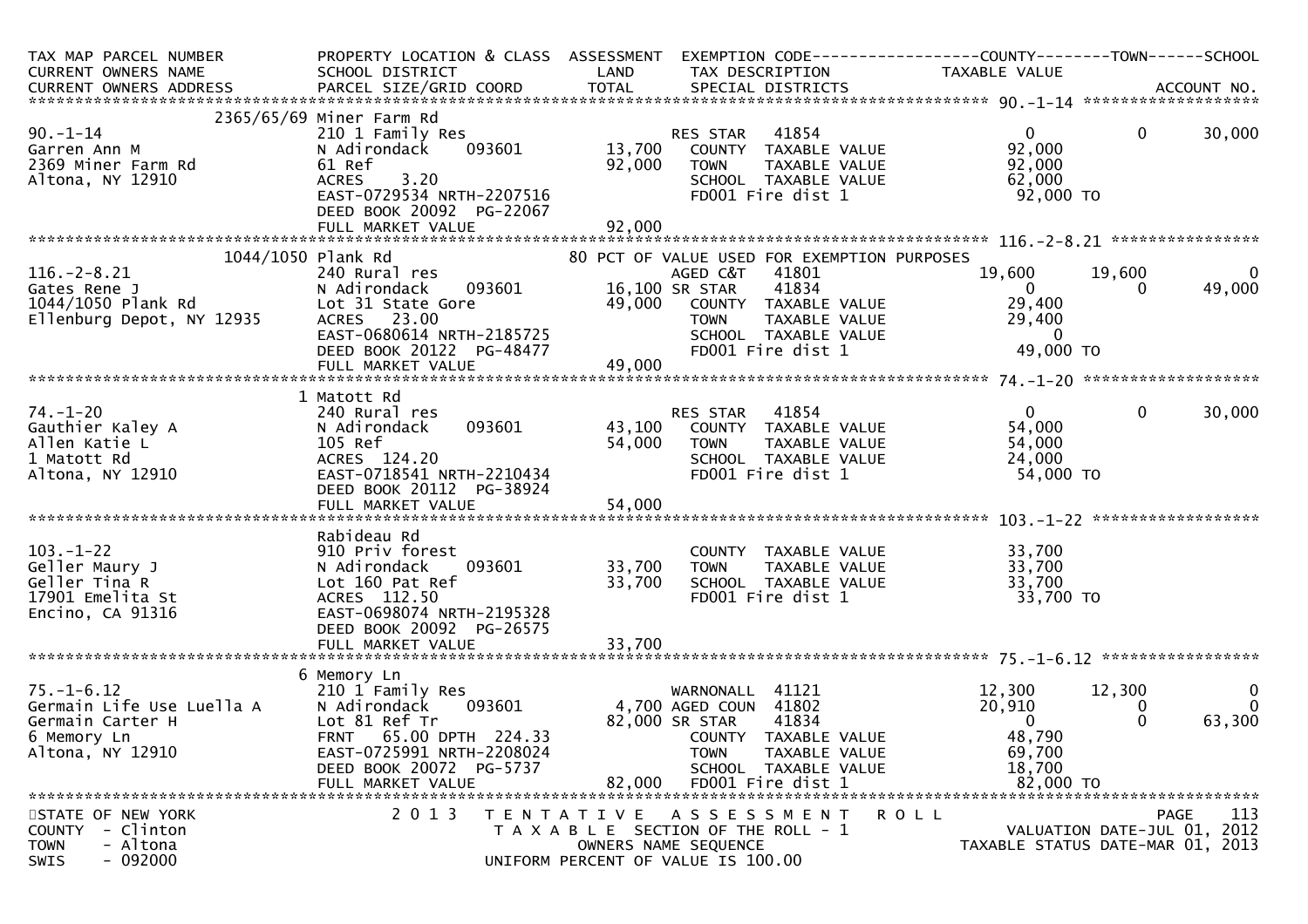```
TAX MAP PARCEL NUMBER          PROPERTY LOCATION & CLASS  ASSESSMENT  EXEMPTION CODE------------------COUNTY--------TOWN------SCHOOL
CURRENT OWNERS NAME            SCHOOL DISTRICT               LAND     TAX DESCRIPTION              TAXABLE VALUE
CURRENT OWNERS ADDRESS         PARCEL SIZE/GRID COORD       TOTAL     SPECIAL DISTRICTS                                    ACCOUNT NO.
*********************************************************************************************** 90.-1-14 ********************
          2365/65/69 Miner Farm Rd
90.-1-14                       210 1 Family Res                       RES STAR   41854                 0           0      30,000
Garren Ann M                   N Adirondack     093601       13,700   COUNTY  TAXABLE VALUE           92,000
2369 Miner Farm Rd             61 Ref                        92,000   TOWN    TAXABLE VALUE           92,000
Altona, NY 12910               ACRES     3.20                         SCHOOL  TAXABLE VALUE           62,000
                               EAST-0729534 NRTH-2207516              FD001 Fire dist 1               92,000 TO
                               DEED BOOK 20092  PG-22067
                               FULL MARKET VALUE             92,000
*********************************************************************************************** 116.-2-8.21 ****************
          1044/1050 Plank Rd                                 80 PCT OF VALUE USED FOR EXEMPTION PURPOSES
116.-2-8.21                    240 Rural res                          AGED C&T   41801            19,600      19,600           0
Gates Rene J                   N Adirondack     093601       16,100 SR STAR    41834                 0           0      49,000
1044/1050 Plank Rd             Lot 31 State Gore             49,000   COUNTY  TAXABLE VALUE           29,400
Ellenburg Depot, NY 12935      ACRES    23.00                         TOWN    TAXABLE VALUE           29,400
                               EAST-0680614 NRTH-2185725              SCHOOL  TAXABLE VALUE                0
                               DEED BOOK 20122  PG-48477              FD001 Fire dist 1               49,000 TO
                               FULL MARKET VALUE             49,000
*********************************************************************************************** 74.-1-20 *******************
          1 Matott Rd
74.-1-20                       240 Rural res                          RES STAR   41854                 0           0      30,000
Gauthier Kaley A               N Adirondack     093601       43,100   COUNTY  TAXABLE VALUE           54,000
Allen Katie L                  105 Ref                       54,000   TOWN    TAXABLE VALUE           54,000
1 Matott Rd                    ACRES   124.20                         SCHOOL  TAXABLE VALUE           24,000
Altona, NY 12910               EAST-0718541 NRTH-2210434              FD001 Fire dist 1               54,000 TO
                               DEED BOOK 20112  PG-38924
                               FULL MARKET VALUE             54,000
*********************************************************************************************** 103.-1-22 ******************
          Rabideau Rd
103.-1-22                      910 Priv forest                        COUNTY  TAXABLE VALUE           33,700
Geller Maury J                 N Adirondack     093601       33,700   TOWN    TAXABLE VALUE           33,700
Geller Tina R                  Lot 160 Pat Ref               33,700   SCHOOL  TAXABLE VALUE           33,700
17901 Emelita St               ACRES   112.50                         FD001 Fire dist 1               33,700 TO
Encino, CA 91316               EAST-0698074 NRTH-2195328
                               DEED BOOK 20092  PG-26575
                               FULL MARKET VALUE             33,700
*********************************************************************************************** 75.-1-6.12 *****************
          6 Memory Ln
75.-1-6.12                     210 1 Family Res                       WARNONALL  41121            12,300      12,300           0
Germain Life Use Luella A      N Adirondack     093601        4,700 AGED COUN  41802            20,910           0           0
Germain Carter H               Lot 81 Ref Tr                 82,000 SR STAR    41834                 0           0      63,300
6 Memory Ln                    FRNT    65.00 DPTH  224.33             COUNTY  TAXABLE VALUE           48,790
Altona, NY 12910               EAST-0725991 NRTH-2208024              TOWN    TAXABLE VALUE           69,700
                               DEED BOOK 20072  PG-5737               SCHOOL  TAXABLE VALUE           18,700
                               FULL MARKET VALUE             82,000   FD001 Fire dist 1               82,000 TO
******************************************************************************************************************************
STATE OF NEW YORK                 2 0 1 3   T E N T A T I V E   A S S E S S M E N T   R O L L                       PAGE   113
COUNTY  - Clinton                         T A X A B L E  SECTION OF THE ROLL - 1                      VALUATION DATE-JUL 01, 2012
TOWN    - Altona                               OWNERS NAME SEQUENCE                              TAXABLE STATUS DATE-MAR 01, 2013
SWIS    - 092000                         UNIFORM PERCENT OF VALUE IS 100.00
```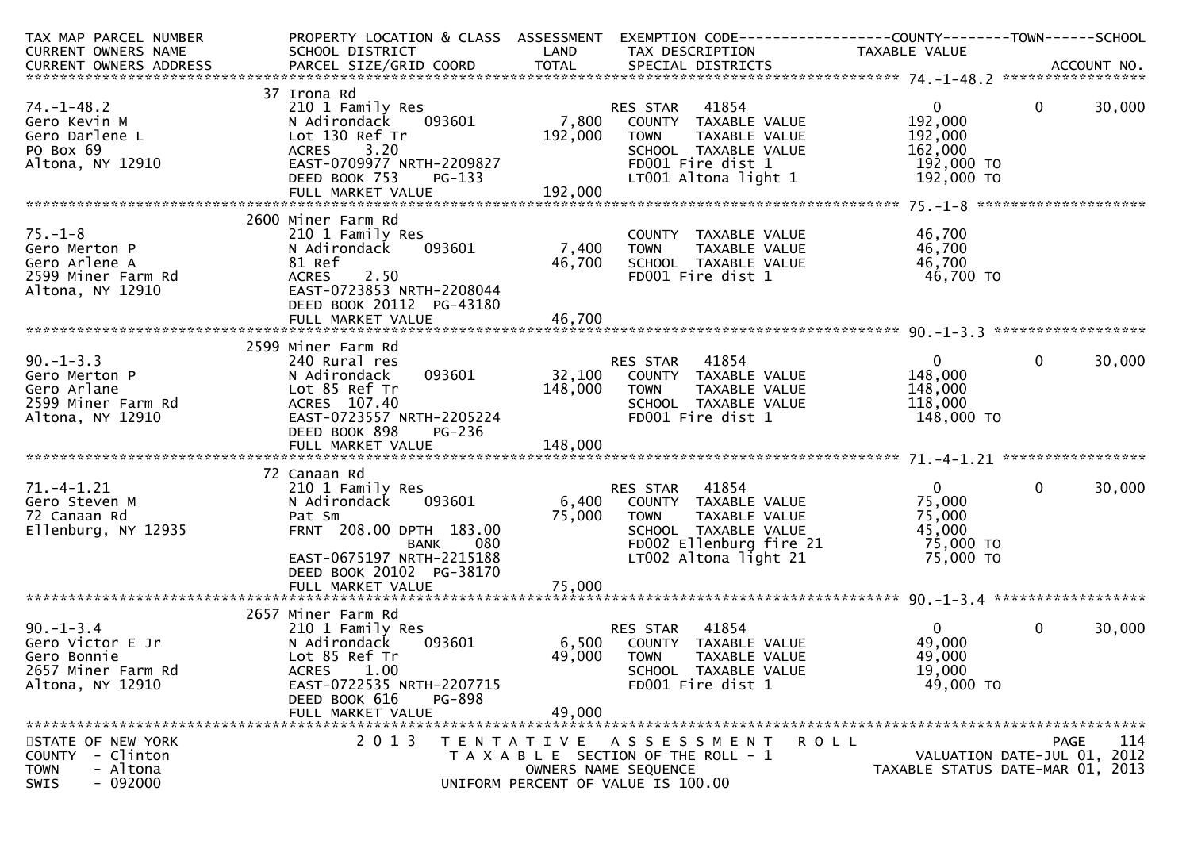| TAX MAP PARCEL NUMBER<br>CURRENT OWNERS NAME<br>CURRENT OWNERS ADDRESS | PROPERTY LOCATION & CLASS<br>SCHOOL DISTRICT<br>PARCEL SIZE/GRID COORD | ASSESSMENT<br>LAND<br>TOTAL | EXEMPTION CODE<br>TAX DESCRIPTION<br>SPECIAL DISTRICTS | COUNTY<br>TAXABLE VALUE | TOWN | SCHOOL<br>ACCOUNT NO. |
|---|---|---|---|---|---|---|
| **74.-1-48.2** | 37 Irona Rd | | | | | |
| 74.-1-48.2 | 210 1 Family Res | | RES STAR 41854 | 0 | 0 | 30,000 |
| Gero Kevin M | N Adirondack 093601 | 7,800 | COUNTY TAXABLE VALUE | 192,000 | | |
| Gero Darlene L | Lot 130 Ref Tr | 192,000 | TOWN TAXABLE VALUE | 192,000 | | |
| PO Box 69 | ACRES 3.20 | | SCHOOL TAXABLE VALUE | 162,000 | | |
| Altona, NY 12910 | EAST-0709977 NRTH-2209827 | | FD001 Fire dist 1 | 192,000 TO | | |
| | DEED BOOK 753 PG-133 | | LT001 Altona light 1 | 192,000 TO | | |
| | FULL MARKET VALUE | 192,000 | | | | |
| **75.-1-8** | 2600 Miner Farm Rd | | | | | |
| 75.-1-8 | 210 1 Family Res | | COUNTY TAXABLE VALUE | 46,700 | | |
| Gero Merton P | N Adirondack 093601 | 7,400 | TOWN TAXABLE VALUE | 46,700 | | |
| Gero Arlene A | 81 Ref | 46,700 | SCHOOL TAXABLE VALUE | 46,700 | | |
| 2599 Miner Farm Rd | ACRES 2.50 | | FD001 Fire dist 1 | 46,700 TO | | |
| Altona, NY 12910 | EAST-0723853 NRTH-2208044 | | | | | |
| | DEED BOOK 20112 PG-43180 | | | | | |
| | FULL MARKET VALUE | 46,700 | | | | |
| **90.-1-3.3** | 2599 Miner Farm Rd | | | | | |
| 90.-1-3.3 | 240 Rural res | | RES STAR 41854 | 0 | 0 | 30,000 |
| Gero Merton P | N Adirondack 093601 | 32,100 | COUNTY TAXABLE VALUE | 148,000 | | |
| Gero Arlane | Lot 85 Ref Tr | 148,000 | TOWN TAXABLE VALUE | 148,000 | | |
| 2599 Miner Farm Rd | ACRES 107.40 | | SCHOOL TAXABLE VALUE | 118,000 | | |
| Altona, NY 12910 | EAST-0723557 NRTH-2205224 | | FD001 Fire dist 1 | 148,000 TO | | |
| | DEED BOOK 898 PG-236 | | | | | |
| | FULL MARKET VALUE | 148,000 | | | | |
| **71.-4-1.21** | 72 Canaan Rd | | | | | |
| 71.-4-1.21 | 210 1 Family Res | | RES STAR 41854 | 0 | 0 | 30,000 |
| Gero Steven M | N Adirondack 093601 | 6,400 | COUNTY TAXABLE VALUE | 75,000 | | |
| 72 Canaan Rd | Pat Sm | 75,000 | TOWN TAXABLE VALUE | 75,000 | | |
| Ellenburg, NY 12935 | FRNT 208.00 DPTH 183.00 | | SCHOOL TAXABLE VALUE | 45,000 | | |
| | BANK 080 | | FD002 Ellenburg fire 21 | 75,000 TO | | |
| | EAST-0675197 NRTH-2215188 | | LT002 Altona light 21 | 75,000 TO | | |
| | DEED BOOK 20102 PG-38170 | | | | | |
| | FULL MARKET VALUE | 75,000 | | | | |
| **90.-1-3.4** | 2657 Miner Farm Rd | | | | | |
| 90.-1-3.4 | 210 1 Family Res | | RES STAR 41854 | 0 | 0 | 30,000 |
| Gero Victor E Jr | N Adirondack 093601 | 6,500 | COUNTY TAXABLE VALUE | 49,000 | | |
| Gero Bonnie | Lot 85 Ref Tr | 49,000 | TOWN TAXABLE VALUE | 49,000 | | |
| 2657 Miner Farm Rd | ACRES 1.00 | | SCHOOL TAXABLE VALUE | 19,000 | | |
| Altona, NY 12910 | EAST-0722535 NRTH-2207715 | | FD001 Fire dist 1 | 49,000 TO | | |
| | DEED BOOK 616 PG-898 | | | | | |
| | FULL MARKET VALUE | 49,000 | | | | |

STATE OF NEW YORK
COUNTY - Clinton
TOWN - Altona
SWIS - 092000

2013 TENTATIVE ASSESSMENT ROLL
TAXABLE SECTION OF THE ROLL - 1
OWNERS NAME SEQUENCE
UNIFORM PERCENT OF VALUE IS 100.00

VALUATION DATE-JUL 01, 2012
TAXABLE STATUS DATE-MAR 01, 2013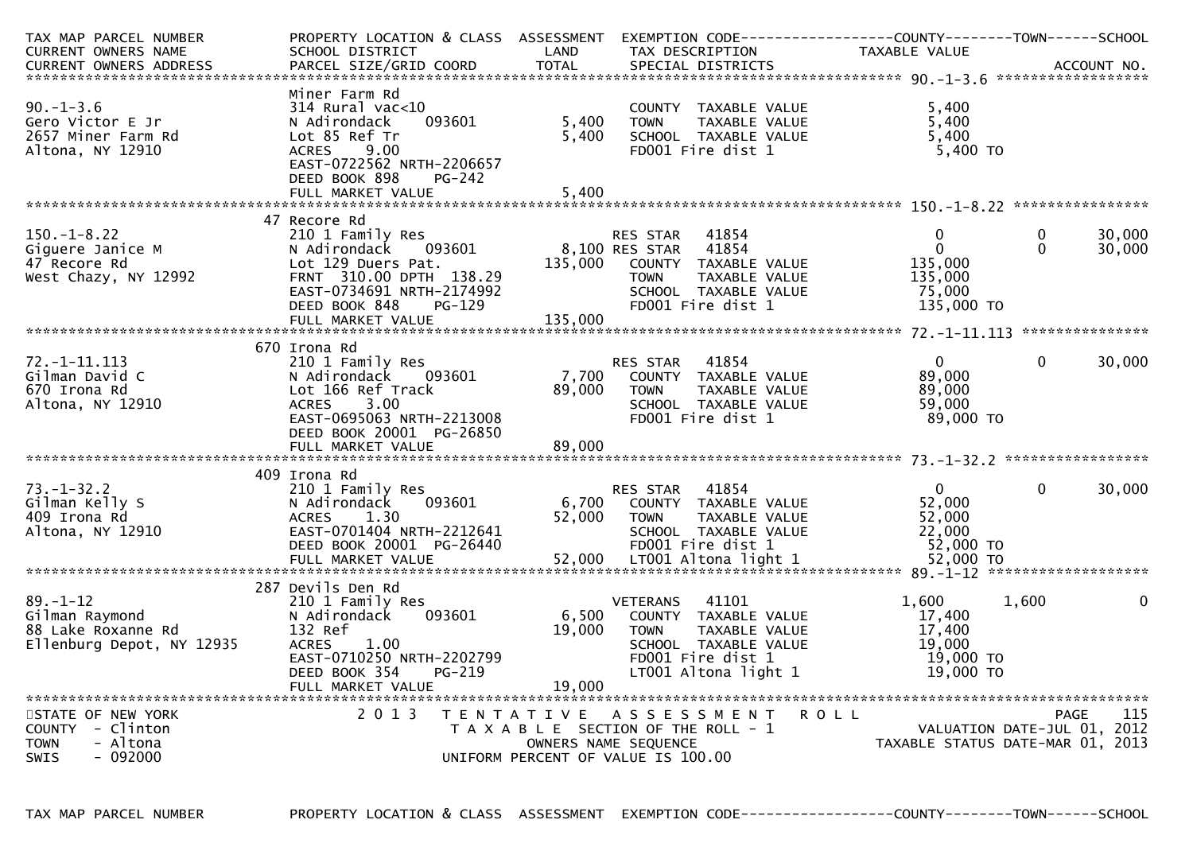| TAX MAP PARCEL NUMBER<br>CURRENT OWNERS NAME<br>CURRENT OWNERS ADDRESS | PROPERTY LOCATION & CLASS<br>SCHOOL DISTRICT<br>PARCEL SIZE/GRID COORD | ASSESSMENT<br>LAND<br>TOTAL | EXEMPTION CODE<br>TAX DESCRIPTION<br>SPECIAL DISTRICTS | COUNTY<br>TAXABLE VALUE | TOWN | SCHOOL<br>ACCOUNT NO. |
|---|---|---|---|---|---|---|
| **90.-1-3.6** | | | | | | |
| 90.-1-3.6 | Miner Farm Rd | | | | | |
| Gero Victor E Jr | 314 Rural vac<10 | | COUNTY TAXABLE VALUE | 5,400 | | |
| 2657 Miner Farm Rd | N Adirondack 093601 | 5,400 | TOWN TAXABLE VALUE | 5,400 | | |
| Altona, NY 12910 | Lot 85 Ref Tr | 5,400 | SCHOOL TAXABLE VALUE | 5,400 | | |
| | ACRES 9.00 | | FD001 Fire dist 1 | 5,400 TO | | |
| | EAST-0722562 NRTH-2206657 | | | | | |
| | DEED BOOK 898 PG-242 | | | | | |
| | FULL MARKET VALUE | 5,400 | | | | |
| **150.-1-8.22** | | | | | | |
| 150.-1-8.22 | 47 Recore Rd | | | | | |
| Giguere Janice M | 210 1 Family Res | | RES STAR 41854 | 0 | 0 | 30,000 |
| 47 Recore Rd | N Adirondack 093601 | 8,100 | RES STAR 41854 | 0 | 0 | 30,000 |
| West Chazy, NY 12992 | Lot 129 Duers Pat. | 135,000 | COUNTY TAXABLE VALUE | 135,000 | | |
| | FRNT 310.00 DPTH 138.29 | | TOWN TAXABLE VALUE | 135,000 | | |
| | EAST-0734691 NRTH-2174992 | | SCHOOL TAXABLE VALUE | 75,000 | | |
| | DEED BOOK 848 PG-129 | | FD001 Fire dist 1 | 135,000 TO | | |
| | FULL MARKET VALUE | 135,000 | | | | |
| **72.-1-11.113** | | | | | | |
| 72.-1-11.113 | 670 Irona Rd | | | | | |
| Gilman David C | 210 1 Family Res | | RES STAR 41854 | 0 | 0 | 30,000 |
| 670 Irona Rd | N Adirondack 093601 | 7,700 | COUNTY TAXABLE VALUE | 89,000 | | |
| Altona, NY 12910 | Lot 166 Ref Track | 89,000 | TOWN TAXABLE VALUE | 89,000 | | |
| | ACRES 3.00 | | SCHOOL TAXABLE VALUE | 59,000 | | |
| | EAST-0695063 NRTH-2213008 | | FD001 Fire dist 1 | 89,000 TO | | |
| | DEED BOOK 20001 PG-26850 | | | | | |
| | FULL MARKET VALUE | 89,000 | | | | |
| **73.-1-32.2** | | | | | | |
| 73.-1-32.2 | 409 Irona Rd | | | | | |
| Gilman Kelly S | 210 1 Family Res | | RES STAR 41854 | 0 | 0 | 30,000 |
| 409 Irona Rd | N Adirondack 093601 | 6,700 | COUNTY TAXABLE VALUE | 52,000 | | |
| Altona, NY 12910 | ACRES 1.30 | 52,000 | TOWN TAXABLE VALUE | 52,000 | | |
| | EAST-0701404 NRTH-2212641 | | SCHOOL TAXABLE VALUE | 22,000 | | |
| | DEED BOOK 20001 PG-26440 | | FD001 Fire dist 1 | 52,000 TO | | |
| | FULL MARKET VALUE | 52,000 | LT001 Altona light 1 | 52,000 TO | | |
| **89.-1-12** | | | | | | |
| 89.-1-12 | 287 Devils Den Rd | | | | | |
| Gilman Raymond | 210 1 Family Res | | VETERANS 41101 | 1,600 | 1,600 | 0 |
| 88 Lake Roxanne Rd | N Adirondack 093601 | 6,500 | COUNTY TAXABLE VALUE | 17,400 | | |
| Ellenburg Depot, NY 12935 | 132 Ref | 19,000 | TOWN TAXABLE VALUE | 17,400 | | |
| | ACRES 1.00 | | SCHOOL TAXABLE VALUE | 19,000 | | |
| | EAST-0710250 NRTH-2202799 | | FD001 Fire dist 1 | 19,000 TO | | |
| | DEED BOOK 354 PG-219 | | LT001 Altona light 1 | 19,000 TO | | |
| | FULL MARKET VALUE | 19,000 | | | | |

STATE OF NEW YORK
COUNTY - Clinton
TOWN - Altona
SWIS - 092000

2013 TENTATIVE ASSESSMENT ROLL
TAXABLE SECTION OF THE ROLL - 1
OWNERS NAME SEQUENCE
UNIFORM PERCENT OF VALUE IS 100.00

PAGE 115
VALUATION DATE-JUL 01, 2012
TAXABLE STATUS DATE-MAR 01, 2013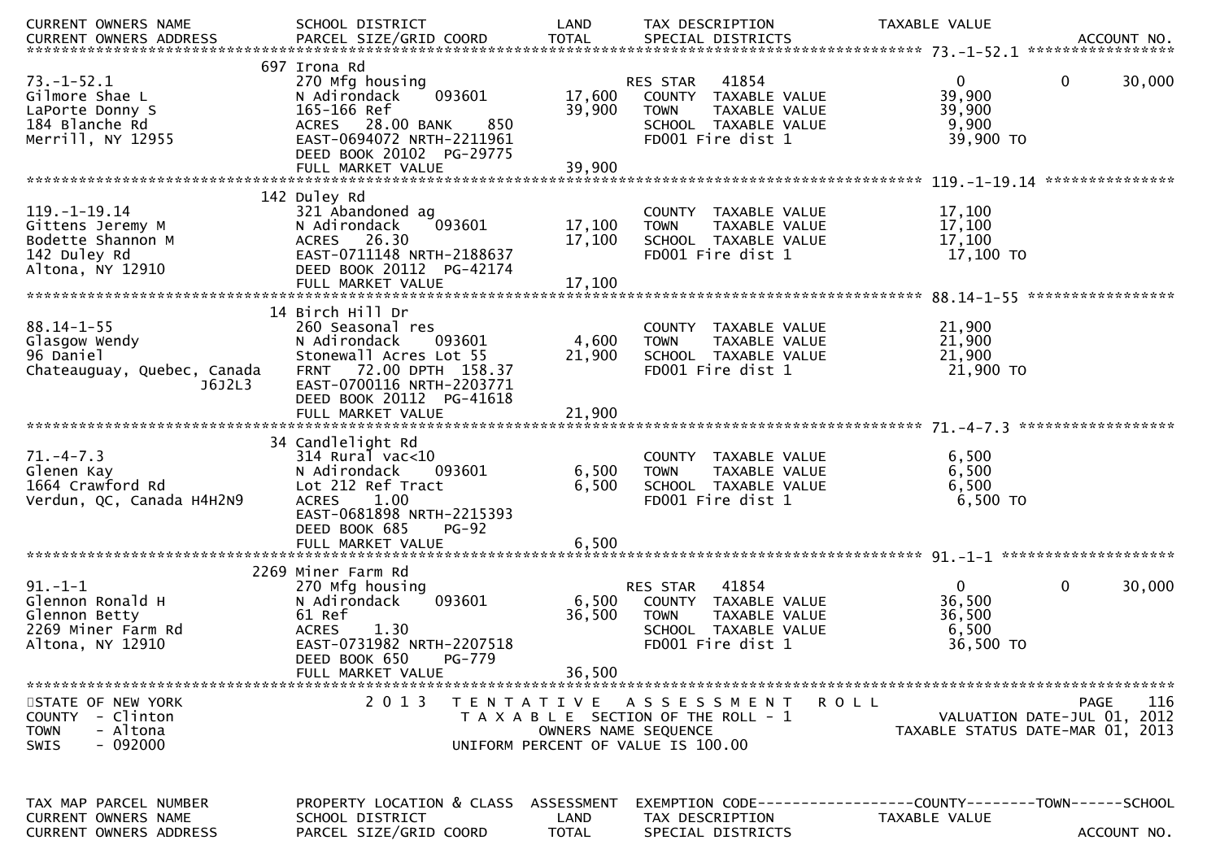| CURRENT OWNERS NAME / CURRENT OWNERS ADDRESS | SCHOOL DISTRICT / PARCEL SIZE/GRID COORD | LAND / TOTAL | TAX DESCRIPTION / SPECIAL DISTRICTS | TAXABLE VALUE | | ACCOUNT NO. |
|---|---|---|---|---|---|---|
| **73.-1-52.1** | 697 Irona Rd | | | | | |
| 73.-1-52.1 | 270 Mfg housing | | RES STAR 41854 | 0 | 0 | 30,000 |
| Gilmore Shae L | N Adirondack 093601 | 17,600 | COUNTY TAXABLE VALUE | 39,900 | | |
| LaPorte Donny S | 165-166 Ref | 39,900 | TOWN TAXABLE VALUE | 39,900 | | |
| 184 Blanche Rd | ACRES 28.00 BANK 850 | | SCHOOL TAXABLE VALUE | 9,900 | | |
| Merrill, NY 12955 | EAST-0694072 NRTH-2211961 | | FD001 Fire dist 1 | 39,900 TO | | |
| | DEED BOOK 20102 PG-29775 | | | | | |
| | FULL MARKET VALUE | 39,900 | | | | |
| **119.-1-19.14** | 142 Duley Rd | | | | | |
| 119.-1-19.14 | 321 Abandoned ag | | COUNTY TAXABLE VALUE | 17,100 | | |
| Gittens Jeremy M | N Adirondack 093601 | 17,100 | TOWN TAXABLE VALUE | 17,100 | | |
| Bodette Shannon M | ACRES 26.30 | 17,100 | SCHOOL TAXABLE VALUE | 17,100 | | |
| 142 Duley Rd | EAST-0711148 NRTH-2188637 | | FD001 Fire dist 1 | 17,100 TO | | |
| Altona, NY 12910 | DEED BOOK 20112 PG-42174 | | | | | |
| | FULL MARKET VALUE | 17,100 | | | | |
| **88.14-1-55** | 14 Birch Hill Dr | | | | | |
| 88.14-1-55 | 260 Seasonal res | | COUNTY TAXABLE VALUE | 21,900 | | |
| Glasgow Wendy | N Adirondack 093601 | 4,600 | TOWN TAXABLE VALUE | 21,900 | | |
| 96 Daniel | Stonewall Acres Lot 55 | 21,900 | SCHOOL TAXABLE VALUE | 21,900 | | |
| Chateauguay, Quebec, Canada J6J2L3 | FRNT 72.00 DPTH 158.37 | | FD001 Fire dist 1 | 21,900 TO | | |
| | EAST-0700116 NRTH-2203771 | | | | | |
| | DEED BOOK 20112 PG-41618 | | | | | |
| | FULL MARKET VALUE | 21,900 | | | | |
| **71.-4-7.3** | 34 Candlelight Rd | | | | | |
| 71.-4-7.3 | 314 Rural vac<10 | | COUNTY TAXABLE VALUE | 6,500 | | |
| Glenen Kay | N Adirondack 093601 | 6,500 | TOWN TAXABLE VALUE | 6,500 | | |
| 1664 Crawford Rd | Lot 212 Ref Tract | 6,500 | SCHOOL TAXABLE VALUE | 6,500 | | |
| Verdun, QC, Canada H4H2N9 | ACRES 1.00 | | FD001 Fire dist 1 | 6,500 TO | | |
| | EAST-0681898 NRTH-2215393 | | | | | |
| | DEED BOOK 685 PG-92 | | | | | |
| | FULL MARKET VALUE | 6,500 | | | | |
| **91.-1-1** | 2269 Miner Farm Rd | | | | | |
| 91.-1-1 | 270 Mfg housing | | RES STAR 41854 | 0 | 0 | 30,000 |
| Glennon Ronald H | N Adirondack 093601 | 6,500 | COUNTY TAXABLE VALUE | 36,500 | | |
| Glennon Betty | 61 Ref | 36,500 | TOWN TAXABLE VALUE | 36,500 | | |
| 2269 Miner Farm Rd | ACRES 1.30 | | SCHOOL TAXABLE VALUE | 6,500 | | |
| Altona, NY 12910 | EAST-0731982 NRTH-2207518 | | FD001 Fire dist 1 | 36,500 TO | | |
| | DEED BOOK 650 PG-779 | | | | | |
| | FULL MARKET VALUE | 36,500 | | | | |

STATE OF NEW YORK
COUNTY - Clinton
TOWN - Altona
SWIS - 092000

2013 TENTATIVE ASSESSMENT ROLL
TAXABLE SECTION OF THE ROLL - 1
OWNERS NAME SEQUENCE
UNIFORM PERCENT OF VALUE IS 100.00

PAGE 116
VALUATION DATE-JUL 01, 2012
TAXABLE STATUS DATE-MAR 01, 2013

| TAX MAP PARCEL NUMBER | PROPERTY LOCATION & CLASS | ASSESSMENT | EXEMPTION CODE | COUNTY | TOWN | SCHOOL |
|---|---|---|---|---|---|---|
| CURRENT OWNERS NAME | SCHOOL DISTRICT | LAND | TAX DESCRIPTION | TAXABLE VALUE | | |
| CURRENT OWNERS ADDRESS | PARCEL SIZE/GRID COORD | TOTAL | SPECIAL DISTRICTS | | | ACCOUNT NO. |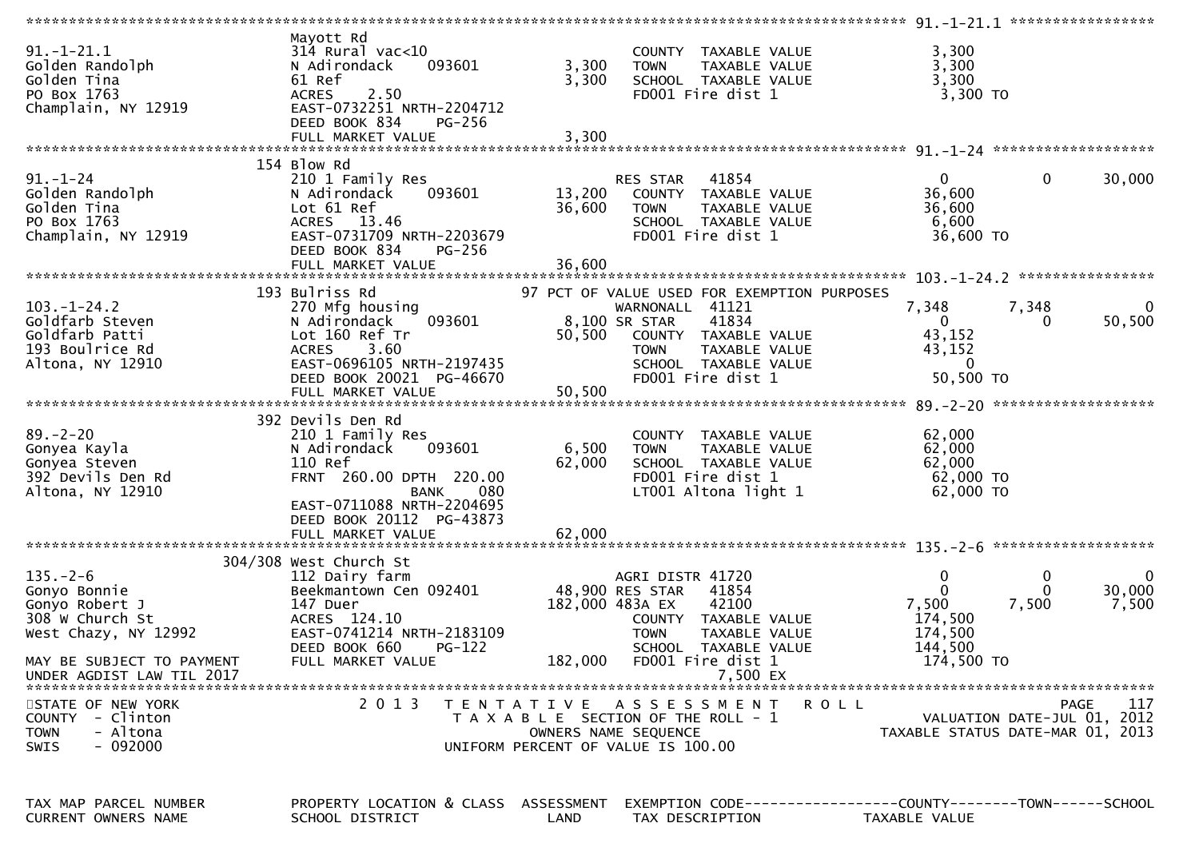```
******************************************************************************************************* 91.-1-21.1 *****************
                    Mayott Rd
91.-1-21.1          314 Rural vac<10                         COUNTY  TAXABLE VALUE            3,300
Golden Randolph     N Adirondack    093601        3,300     TOWN    TAXABLE VALUE            3,300
Golden Tina         61 Ref                         3,300     SCHOOL  TAXABLE VALUE            3,300
PO Box 1763         ACRES    2.50                            FD001 Fire dist 1                 3,300 TO
Champlain, NY 12919 EAST-0732251 NRTH-2204712
                    DEED BOOK 834    PG-256
                    FULL MARKET VALUE              3,300
******************************************************************************************************* 91.-1-24 *******************
                    154 Blow Rd
91.-1-24            210 1 Family Res                         RES STAR    41854                0          0      30,000
Golden Randolph     N Adirondack    093601       13,200     COUNTY  TAXABLE VALUE           36,600
Golden Tina         Lot 61 Ref                    36,600     TOWN    TAXABLE VALUE           36,600
PO Box 1763         ACRES   13.46                            SCHOOL  TAXABLE VALUE            6,600
Champlain, NY 12919 EAST-0731709 NRTH-2203679                FD001 Fire dist 1                36,600 TO
                    DEED BOOK 834    PG-256
                    FULL MARKET VALUE             36,600
******************************************************************************************************* 103.-1-24.2 ****************
                    193 Bulriss Rd                      97 PCT OF VALUE USED FOR EXEMPTION PURPOSES
103.-1-24.2         270 Mfg housing                          WARNONALL  41121            7,348      7,348          0
Goldfarb Steven     N Adirondack    093601        8,100 SR STAR     41834                0          0      50,500
Goldfarb Patti      Lot 160 Ref Tr                50,500     COUNTY  TAXABLE VALUE           43,152
193 Boulrice Rd     ACRES    3.60                            TOWN    TAXABLE VALUE           43,152
Altona, NY 12910    EAST-0696105 NRTH-2197435                SCHOOL  TAXABLE VALUE                0
                    DEED BOOK 20021 PG-46670                 FD001 Fire dist 1                50,500 TO
                    FULL MARKET VALUE             50,500
******************************************************************************************************* 89.-2-20 *******************
                    392 Devils Den Rd
89.-2-20            210 1 Family Res                         COUNTY  TAXABLE VALUE           62,000
Gonyea Kayla        N Adirondack    093601        6,500     TOWN    TAXABLE VALUE           62,000
Gonyea Steven       110 Ref                       62,000     SCHOOL  TAXABLE VALUE           62,000
392 Devils Den Rd   FRNT  260.00 DPTH  220.00                FD001 Fire dist 1                62,000 TO
Altona, NY 12910                   BANK     080              LT001 Altona light 1             62,000 TO
                    EAST-0711088 NRTH-2204695
                    DEED BOOK 20112 PG-43873
                    FULL MARKET VALUE             62,000
******************************************************************************************************* 135.-2-6 *******************
                    304/308 West Church St
135.-2-6            112 Dairy farm                           AGRI DISTR 41720                0          0          0
Gonyo Bonnie        Beekmantown Cen 092401       48,900 RES STAR    41854                0          0      30,000
Gonyo Robert J      147 Duer                     182,000 483A EX     42100            7,500      7,500      7,500
308 W Church St     ACRES  124.10                            COUNTY  TAXABLE VALUE          174,500
West Chazy, NY 12992 EAST-0741214 NRTH-2183109               TOWN    TAXABLE VALUE          174,500
                    DEED BOOK 660    PG-122                  SCHOOL  TAXABLE VALUE          144,500
MAY BE SUBJECT TO PAYMENT FULL MARKET VALUE      182,000     FD001 Fire dist 1               174,500 TO
UNDER AGDIST LAW TIL 2017                                                    7,500 EX
************************************************************************************************************************************
STATE OF NEW YORK              2 0 1 3   T E N T A T I V E   A S S E S S M E N T   R O L L                         PAGE    117
COUNTY  - Clinton                        T A X A B L E  SECTION OF THE ROLL - 1                 VALUATION DATE-JUL 01, 2012
TOWN    - Altona                              OWNERS NAME SEQUENCE                       TAXABLE STATUS DATE-MAR 01, 2013
SWIS    - 092000                         UNIFORM PERCENT OF VALUE IS 100.00


TAX MAP PARCEL NUMBER     PROPERTY LOCATION & CLASS  ASSESSMENT  EXEMPTION CODE------------------COUNTY--------TOWN------SCHOOL
CURRENT OWNERS NAME       SCHOOL DISTRICT                 LAND   TAX DESCRIPTION            TAXABLE VALUE
```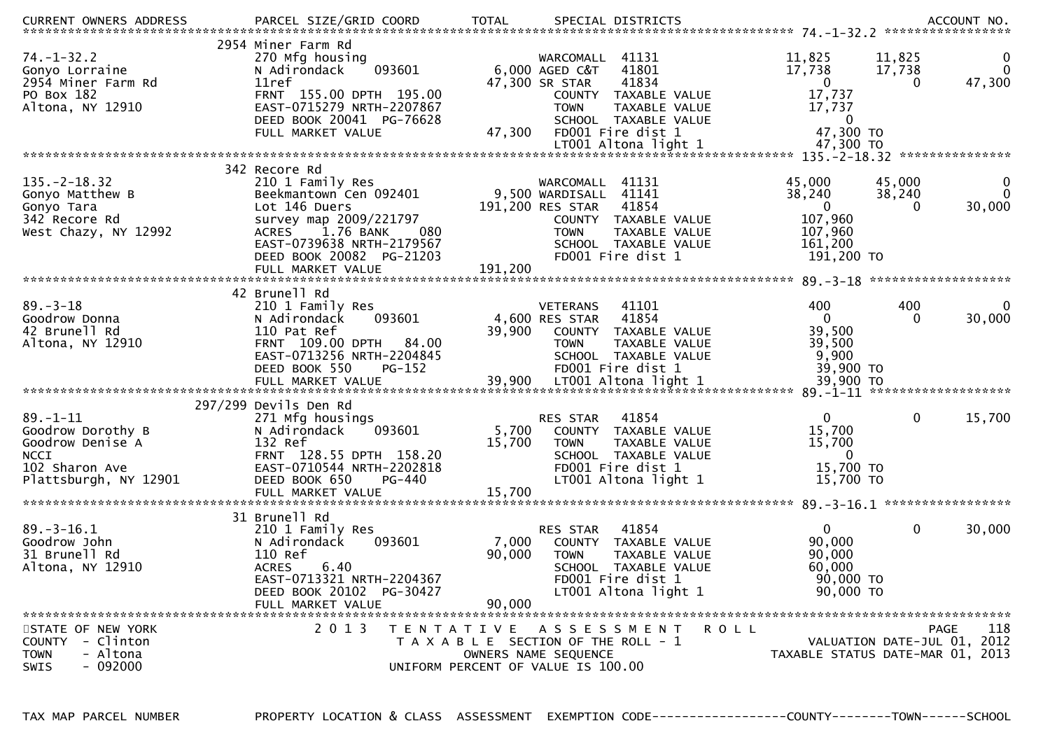CURRENT OWNERS ADDRESS | PARCEL SIZE/GRID COORD | TOTAL | SPECIAL DISTRICTS | ACCOUNT NO.

```
******************************************************************************************************* 74.-1-32.2 *****************
                               2954 Miner Farm Rd
74.-1-32.2                     270 Mfg housing                   WARCOMALL  41131               11,825      11,825             0
Gonyo Lorraine                 N Adirondack    093601       6,000 AGED C&T   41801              17,738      17,738             0
2954 Miner Farm Rd             11ref                       47,300 SR STAR    41834                   0           0        47,300
PO Box 182                     FRNT 155.00 DPTH 195.00             COUNTY  TAXABLE VALUE        17,737
Altona, NY 12910               EAST-0715279 NRTH-2207867           TOWN    TAXABLE VALUE        17,737
                               DEED BOOK 20041  PG-76628           SCHOOL  TAXABLE VALUE             0
                               FULL MARKET VALUE           47,300  FD001 Fire dist 1            47,300 TO
                                                                   LT001 Altona light 1         47,300 TO
******************************************************************************************************* 135.-2-18.32 ***************
                               342 Recore Rd
135.-2-18.32                   210 1 Family Res                  WARCOMALL  41131               45,000      45,000             0
Gonyo Matthew B                Beekmantown Cen 092401       9,500 WARDISALL  41141              38,240      38,240             0
Gonyo Tara                     Lot 146 Duers              191,200 RES STAR   41854                   0           0        30,000
342 Recore Rd                  survey map 2009/221797              COUNTY  TAXABLE VALUE       107,960
West Chazy, NY 12992           ACRES    1.76 BANK    080           TOWN    TAXABLE VALUE       107,960
                               EAST-0739638 NRTH-2179567           SCHOOL  TAXABLE VALUE       161,200
                               DEED BOOK 20082  PG-21203           FD001 Fire dist 1           191,200 TO
                               FULL MARKET VALUE          191,200
******************************************************************************************************* 89.-3-18 *******************
                               42 Brunell Rd
89.-3-18                       210 1 Family Res                  VETERANS   41101                  400         400             0
Goodrow Donna                  N Adirondack    093601       4,600 RES STAR   41854                   0           0        30,000
42 Brunell Rd                  110 Pat Ref                 39,900  COUNTY  TAXABLE VALUE        39,500
Altona, NY 12910               FRNT 109.00 DPTH  84.00             TOWN    TAXABLE VALUE        39,500
                               EAST-0713256 NRTH-2204845           SCHOOL  TAXABLE VALUE         9,900
                               DEED BOOK 550    PG-152             FD001 Fire dist 1            39,900 TO
                               FULL MARKET VALUE           39,900  LT001 Altona light 1         39,900 TO
******************************************************************************************************* 89.-1-11 *******************
                               297/299 Devils Den Rd
89.-1-11                       271 Mfg housings                  RES STAR   41854                    0           0        15,700
Goodrow Dorothy B              N Adirondack    093601       5,700  COUNTY  TAXABLE VALUE        15,700
Goodrow Denise A               132 Ref                     15,700  TOWN    TAXABLE VALUE        15,700
NCCI                           FRNT 128.55 DPTH 158.20             SCHOOL  TAXABLE VALUE             0
102 Sharon Ave                 EAST-0710544 NRTH-2202818           FD001 Fire dist 1            15,700 TO
Plattsburgh, NY 12901          DEED BOOK 650    PG-440             LT001 Altona light 1         15,700 TO
                               FULL MARKET VALUE           15,700
******************************************************************************************************* 89.-3-16.1 *****************
                               31 Brunell Rd
89.-3-16.1                     210 1 Family Res                  RES STAR   41854                    0           0        30,000
Goodrow John                   N Adirondack    093601       7,000  COUNTY  TAXABLE VALUE        90,000
31 Brunell Rd                  110 Ref                     90,000  TOWN    TAXABLE VALUE        90,000
Altona, NY 12910               ACRES    6.40                       SCHOOL  TAXABLE VALUE        60,000
                               EAST-0713321 NRTH-2204367           FD001 Fire dist 1            90,000 TO
                               DEED BOOK 20102  PG-30427           LT001 Altona light 1         90,000 TO
                               FULL MARKET VALUE           90,000
************************************************************************************************************************************
```

STATE OF NEW YORK — 2013 TENTATIVE ASSESSMENT ROLL — PAGE 118
COUNTY - Clinton — TAXABLE SECTION OF THE ROLL - 1 — VALUATION DATE-JUL 01, 2012
TOWN - Altona — OWNERS NAME SEQUENCE — TAXABLE STATUS DATE-MAR 01, 2013
SWIS - 092000 — UNIFORM PERCENT OF VALUE IS 100.00

TAX MAP PARCEL NUMBER | PROPERTY LOCATION & CLASS | ASSESSMENT | EXEMPTION CODE------------------COUNTY--------TOWN------SCHOOL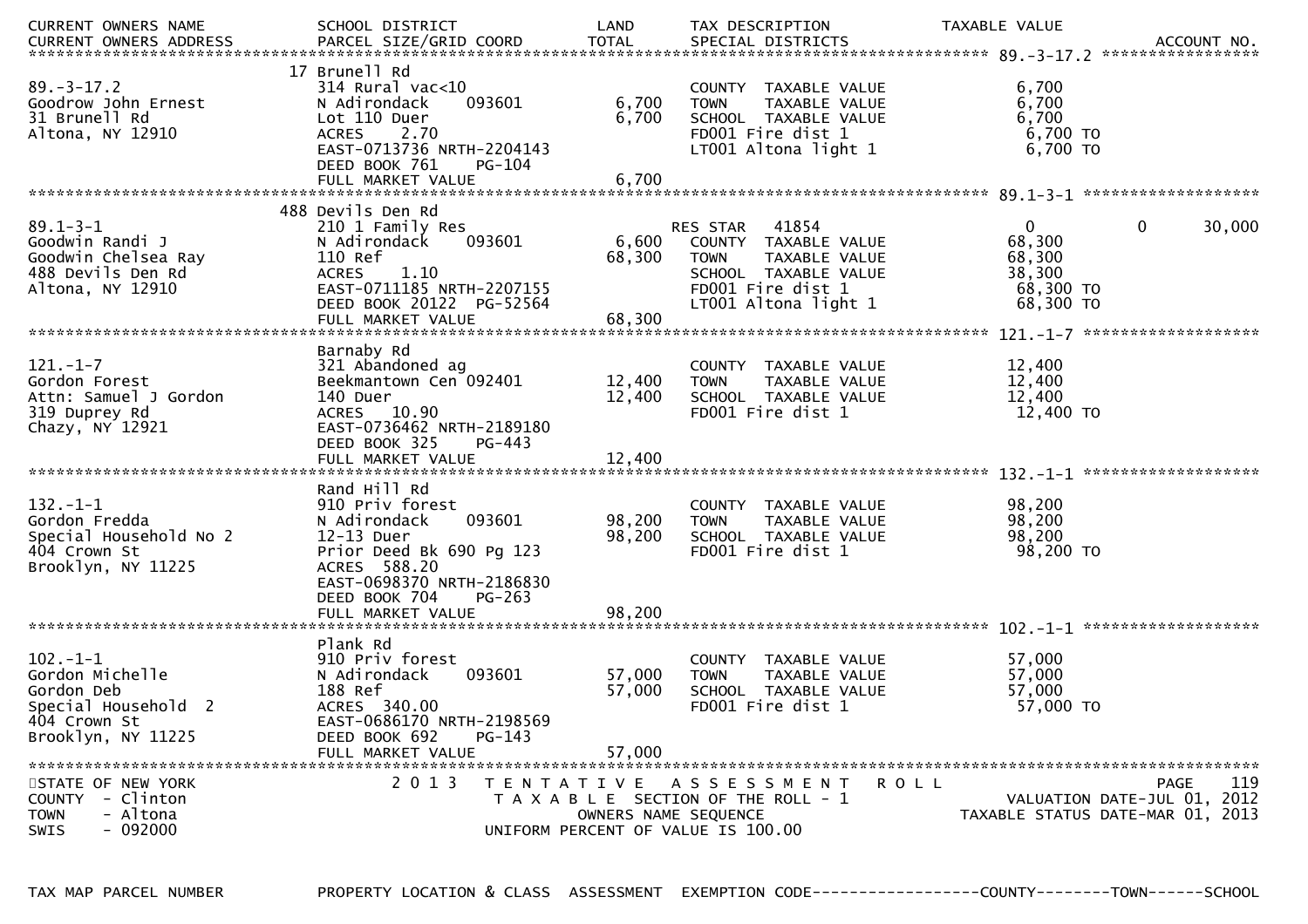| CURRENT OWNERS NAME<br>CURRENT OWNERS ADDRESS | SCHOOL DISTRICT<br>PARCEL SIZE/GRID COORD | LAND<br>TOTAL | TAX DESCRIPTION<br>SPECIAL DISTRICTS | TAXABLE VALUE | | ACCOUNT NO. |
|---|---|---|---|---|---|---|
| **89.-3-17.2** | 17 Brunell Rd | | | | | |
| 89.-3-17.2 | 314 Rural vac<10 | | COUNTY TAXABLE VALUE | 6,700 | | |
| Goodrow John Ernest | N Adirondack 093601 | 6,700 | TOWN TAXABLE VALUE | 6,700 | | |
| 31 Brunell Rd | Lot 110 Duer | 6,700 | SCHOOL TAXABLE VALUE | 6,700 | | |
| Altona, NY 12910 | ACRES 2.70 | | FD001 Fire dist 1 | 6,700 TO | | |
| | EAST-0713736 NRTH-2204143 | | LT001 Altona light 1 | 6,700 TO | | |
| | DEED BOOK 761 PG-104 | | | | | |
| | FULL MARKET VALUE | 6,700 | | | | |
| **89.1-3-1** | 488 Devils Den Rd | | | | | |
| 89.1-3-1 | 210 1 Family Res | | RES STAR 41854 | 0 | 0 | 30,000 |
| Goodwin Randi J | N Adirondack 093601 | 6,600 | COUNTY TAXABLE VALUE | 68,300 | | |
| Goodwin Chelsea Ray | 110 Ref | 68,300 | TOWN TAXABLE VALUE | 68,300 | | |
| 488 Devils Den Rd | ACRES 1.10 | | SCHOOL TAXABLE VALUE | 38,300 | | |
| Altona, NY 12910 | EAST-0711185 NRTH-2207155 | | FD001 Fire dist 1 | 68,300 TO | | |
| | DEED BOOK 20122 PG-52564 | | LT001 Altona light 1 | 68,300 TO | | |
| | FULL MARKET VALUE | 68,300 | | | | |
| **121.-1-7** | Barnaby Rd | | | | | |
| 121.-1-7 | 321 Abandoned ag | | COUNTY TAXABLE VALUE | 12,400 | | |
| Gordon Forest | Beekmantown Cen 092401 | 12,400 | TOWN TAXABLE VALUE | 12,400 | | |
| Attn: Samuel J Gordon | 140 Duer | 12,400 | SCHOOL TAXABLE VALUE | 12,400 | | |
| 319 Duprey Rd | ACRES 10.90 | | FD001 Fire dist 1 | 12,400 TO | | |
| Chazy, NY 12921 | EAST-0736462 NRTH-2189180 | | | | | |
| | DEED BOOK 325 PG-443 | | | | | |
| | FULL MARKET VALUE | 12,400 | | | | |
| **132.-1-1** | Rand Hill Rd | | | | | |
| 132.-1-1 | 910 Priv forest | | COUNTY TAXABLE VALUE | 98,200 | | |
| Gordon Fredda | N Adirondack 093601 | 98,200 | TOWN TAXABLE VALUE | 98,200 | | |
| Special Household No 2 | 12-13 Duer | 98,200 | SCHOOL TAXABLE VALUE | 98,200 | | |
| 404 Crown St | Prior Deed Bk 690 Pg 123 | | FD001 Fire dist 1 | 98,200 TO | | |
| Brooklyn, NY 11225 | ACRES 588.20 | | | | | |
| | EAST-0698370 NRTH-2186830 | | | | | |
| | DEED BOOK 704 PG-263 | | | | | |
| | FULL MARKET VALUE | 98,200 | | | | |
| **102.-1-1** | Plank Rd | | | | | |
| 102.-1-1 | 910 Priv forest | | COUNTY TAXABLE VALUE | 57,000 | | |
| Gordon Michelle | N Adirondack 093601 | 57,000 | TOWN TAXABLE VALUE | 57,000 | | |
| Gordon Deb | 188 Ref | 57,000 | SCHOOL TAXABLE VALUE | 57,000 | | |
| Special Household 2 | ACRES 340.00 | | FD001 Fire dist 1 | 57,000 TO | | |
| 404 Crown St | EAST-0686170 NRTH-2198569 | | | | | |
| Brooklyn, NY 11225 | DEED BOOK 692 PG-143 | | | | | |
| | FULL MARKET VALUE | 57,000 | | | | |

STATE OF NEW YORK
COUNTY - Clinton
TOWN - Altona
SWIS - 092000

2013 TENTATIVE ASSESSMENT ROLL
TAXABLE SECTION OF THE ROLL - 1
OWNERS NAME SEQUENCE
UNIFORM PERCENT OF VALUE IS 100.00

VALUATION DATE-JUL 01, 2012
TAXABLE STATUS DATE-MAR 01, 2013

TAX MAP PARCEL NUMBER | PROPERTY LOCATION & CLASS | ASSESSMENT | EXEMPTION CODE------------------COUNTY--------TOWN------SCHOOL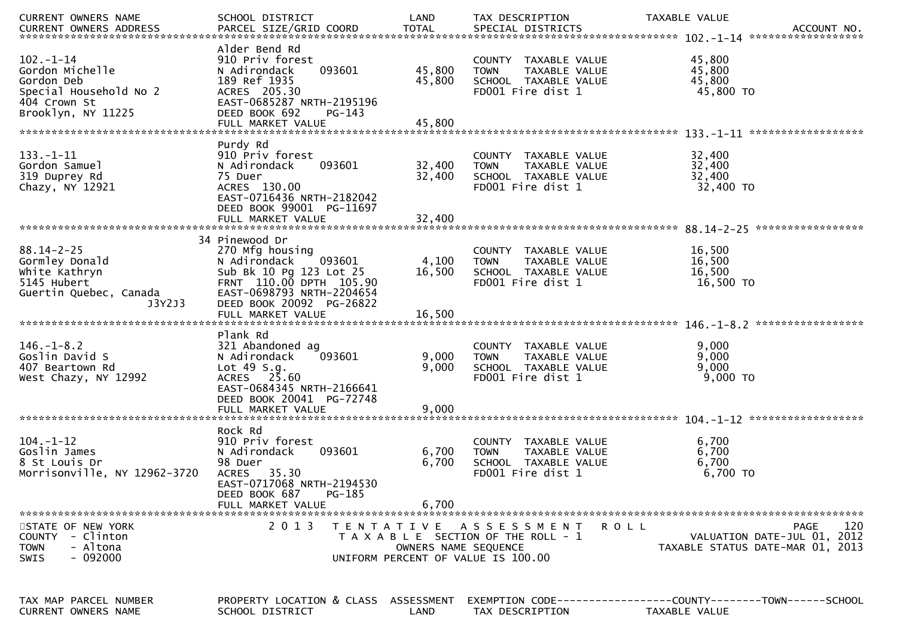| CURRENT OWNERS NAME | SCHOOL DISTRICT | LAND | TAX DESCRIPTION | TAXABLE VALUE |
|---|---|---|---|---|
| CURRENT OWNERS ADDRESS | PARCEL SIZE/GRID COORD | TOTAL | SPECIAL DISTRICTS | ACCOUNT NO. |

**102.-1-14**

| | | | | |
|---|---|---|---|---|
| | Alder Bend Rd | | | |
| 102.-1-14 | 910 Priv forest | | COUNTY TAXABLE VALUE | 45,800 |
| Gordon Michelle | N Adirondack 093601 | 45,800 | TOWN TAXABLE VALUE | 45,800 |
| Gordon Deb | 189 Ref 1935 | 45,800 | SCHOOL TAXABLE VALUE | 45,800 |
| Special Household No 2 | ACRES 205.30 | | FD001 Fire dist 1 | 45,800 TO |
| 404 Crown St | EAST-0685287 NRTH-2195196 | | | |
| Brooklyn, NY 11225 | DEED BOOK 692 PG-143 | | | |
| | FULL MARKET VALUE | 45,800 | | |

**133.-1-11**

| | | | | |
|---|---|---|---|---|
| | Purdy Rd | | | |
| 133.-1-11 | 910 Priv forest | | COUNTY TAXABLE VALUE | 32,400 |
| Gordon Samuel | N Adirondack 093601 | 32,400 | TOWN TAXABLE VALUE | 32,400 |
| 319 Duprey Rd | 75 Duer | 32,400 | SCHOOL TAXABLE VALUE | 32,400 |
| Chazy, NY 12921 | ACRES 130.00 | | FD001 Fire dist 1 | 32,400 TO |
| | EAST-0716436 NRTH-2182042 | | | |
| | DEED BOOK 99001 PG-11697 | | | |
| | FULL MARKET VALUE | 32,400 | | |

**88.14-2-25**

| | | | | |
|---|---|---|---|---|
| | 34 Pinewood Dr | | | |
| 88.14-2-25 | 270 Mfg housing | | COUNTY TAXABLE VALUE | 16,500 |
| Gormley Donald | N Adirondack 093601 | 4,100 | TOWN TAXABLE VALUE | 16,500 |
| White Kathryn | Sub Bk 10 Pg 123 Lot 25 | 16,500 | SCHOOL TAXABLE VALUE | 16,500 |
| 5145 Hubert | FRNT 110.00 DPTH 105.90 | | FD001 Fire dist 1 | 16,500 TO |
| Guertin Quebec, Canada | EAST-0698793 NRTH-2204654 | | | |
| J3Y2J3 | DEED BOOK 20092 PG-26822 | | | |
| | FULL MARKET VALUE | 16,500 | | |

**146.-1-8.2**

| | | | | |
|---|---|---|---|---|
| | Plank Rd | | | |
| 146.-1-8.2 | 321 Abandoned ag | | COUNTY TAXABLE VALUE | 9,000 |
| Goslin David S | N Adirondack 093601 | 9,000 | TOWN TAXABLE VALUE | 9,000 |
| 407 Beartown Rd | Lot 49 S.g. | 9,000 | SCHOOL TAXABLE VALUE | 9,000 |
| West Chazy, NY 12992 | ACRES 25.60 | | FD001 Fire dist 1 | 9,000 TO |
| | EAST-0684345 NRTH-2166641 | | | |
| | DEED BOOK 20041 PG-72748 | | | |
| | FULL MARKET VALUE | 9,000 | | |

**104.-1-12**

| | | | | |
|---|---|---|---|---|
| | Rock Rd | | | |
| 104.-1-12 | 910 Priv forest | | COUNTY TAXABLE VALUE | 6,700 |
| Goslin James | N Adirondack 093601 | 6,700 | TOWN TAXABLE VALUE | 6,700 |
| 8 St Louis Dr | 98 Duer | 6,700 | SCHOOL TAXABLE VALUE | 6,700 |
| Morrisonville, NY 12962-3720 | ACRES 35.30 | | FD001 Fire dist 1 | 6,700 TO |
| | EAST-0717068 NRTH-2194530 | | | |
| | DEED BOOK 687 PG-185 | | | |
| | FULL MARKET VALUE | 6,700 | | |

STATE OF NEW YORK
COUNTY - Clinton
TOWN - Altona
SWIS - 092000

2013 TENTATIVE ASSESSMENT ROLL
TAXABLE SECTION OF THE ROLL - 1
OWNERS NAME SEQUENCE
UNIFORM PERCENT OF VALUE IS 100.00

VALUATION DATE-JUL 01, 2012
TAXABLE STATUS DATE-MAR 01, 2013

| TAX MAP PARCEL NUMBER | PROPERTY LOCATION & CLASS | ASSESSMENT | EXEMPTION CODE------------------COUNTY--------TOWN------SCHOOL | |
|---|---|---|---|---|
| CURRENT OWNERS NAME | SCHOOL DISTRICT | LAND | TAX DESCRIPTION | TAXABLE VALUE |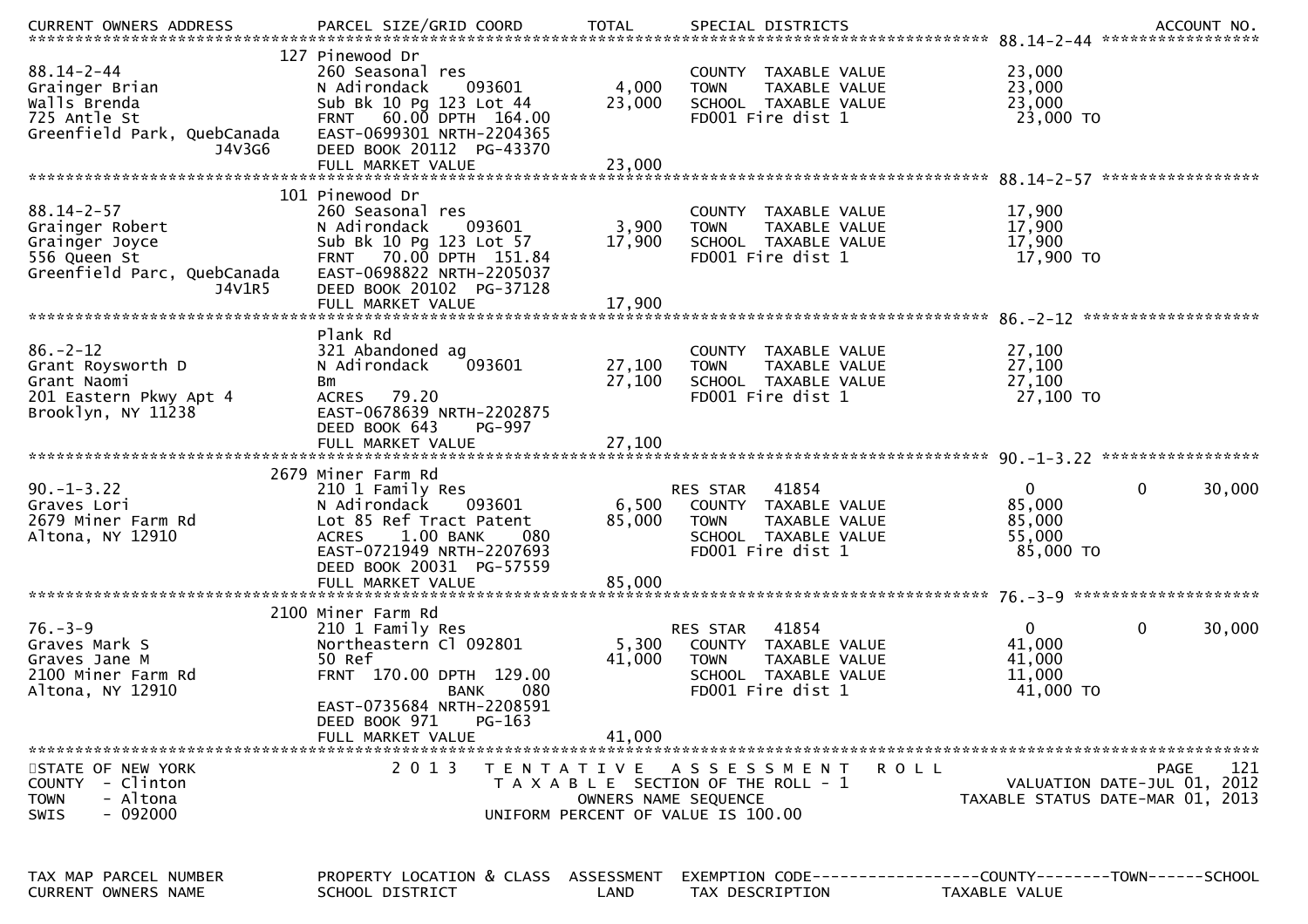| TAX MAP PARCEL NUMBER<br>CURRENT OWNERS NAME<br>CURRENT OWNERS ADDRESS | PROPERTY LOCATION & CLASS<br>SCHOOL DISTRICT<br>PARCEL SIZE/GRID COORD | ASSESSMENT<br>LAND<br>TOTAL | EXEMPTION CODE<br>TAX DESCRIPTION<br>SPECIAL DISTRICTS | COUNTY<br>TAXABLE VALUE | TOWN | SCHOOL<br>ACCOUNT NO. |
|---|---|---|---|---|---|---|
| **88.14-2-44** | | | | | | |
| | 127 Pinewood Dr | | | | | |
| 88.14-2-44 | 260 Seasonal res | | COUNTY TAXABLE VALUE | 23,000 | | |
| Grainger Brian | N Adirondack 093601 | 4,000 | TOWN TAXABLE VALUE | 23,000 | | |
| Walls Brenda | Sub Bk 10 Pg 123 Lot 44 | 23,000 | SCHOOL TAXABLE VALUE | 23,000 | | |
| 725 Antle St | FRNT 60.00 DPTH 164.00 | | FD001 Fire dist 1 | 23,000 TO | | |
| Greenfield Park, QuebCanada | EAST-0699301 NRTH-2204365 | | | | | |
| J4V3G6 | DEED BOOK 20112 PG-43370 | | | | | |
| | FULL MARKET VALUE | 23,000 | | | | |
| **88.14-2-57** | | | | | | |
| | 101 Pinewood Dr | | | | | |
| 88.14-2-57 | 260 Seasonal res | | COUNTY TAXABLE VALUE | 17,900 | | |
| Grainger Robert | N Adirondack 093601 | 3,900 | TOWN TAXABLE VALUE | 17,900 | | |
| Grainger Joyce | Sub Bk 10 Pg 123 Lot 57 | 17,900 | SCHOOL TAXABLE VALUE | 17,900 | | |
| 556 Queen St | FRNT 70.00 DPTH 151.84 | | FD001 Fire dist 1 | 17,900 TO | | |
| Greenfield Parc, QuebCanada | EAST-0698822 NRTH-2205037 | | | | | |
| J4V1R5 | DEED BOOK 20102 PG-37128 | | | | | |
| | FULL MARKET VALUE | 17,900 | | | | |
| **86.-2-12** | | | | | | |
| | Plank Rd | | | | | |
| 86.-2-12 | 321 Abandoned ag | | COUNTY TAXABLE VALUE | 27,100 | | |
| Grant Roysworth D | N Adirondack 093601 | 27,100 | TOWN TAXABLE VALUE | 27,100 | | |
| Grant Naomi | Bm | 27,100 | SCHOOL TAXABLE VALUE | 27,100 | | |
| 201 Eastern Pkwy Apt 4 | ACRES 79.20 | | FD001 Fire dist 1 | 27,100 TO | | |
| Brooklyn, NY 11238 | EAST-0678639 NRTH-2202875 | | | | | |
| | DEED BOOK 643 PG-997 | | | | | |
| | FULL MARKET VALUE | 27,100 | | | | |
| **90.-1-3.22** | | | | | | |
| | 2679 Miner Farm Rd | | | | | |
| 90.-1-3.22 | 210 1 Family Res | | RES STAR 41854 | 0 | 0 | 30,000 |
| Graves Lori | N Adirondack 093601 | 6,500 | COUNTY TAXABLE VALUE | 85,000 | | |
| 2679 Miner Farm Rd | Lot 85 Ref Tract Patent | 85,000 | TOWN TAXABLE VALUE | 85,000 | | |
| Altona, NY 12910 | ACRES 1.00 BANK 080 | | SCHOOL TAXABLE VALUE | 55,000 | | |
| | EAST-0721949 NRTH-2207693 | | FD001 Fire dist 1 | 85,000 TO | | |
| | DEED BOOK 20031 PG-57559 | | | | | |
| | FULL MARKET VALUE | 85,000 | | | | |
| **76.-3-9** | | | | | | |
| | 2100 Miner Farm Rd | | | | | |
| 76.-3-9 | 210 1 Family Res | | RES STAR 41854 | 0 | 0 | 30,000 |
| Graves Mark S | Northeastern Cl 092801 | 5,300 | COUNTY TAXABLE VALUE | 41,000 | | |
| Graves Jane M | 50 Ref | 41,000 | TOWN TAXABLE VALUE | 41,000 | | |
| 2100 Miner Farm Rd | FRNT 170.00 DPTH 129.00 | | SCHOOL TAXABLE VALUE | 11,000 | | |
| Altona, NY 12910 | BANK 080 | | FD001 Fire dist 1 | 41,000 TO | | |
| | EAST-0735684 NRTH-2208591 | | | | | |
| | DEED BOOK 971 PG-163 | | | | | |
| | FULL MARKET VALUE | 41,000 | | | | |

STATE OF NEW YORK
COUNTY - Clinton
TOWN - Altona
SWIS - 092000

2013 TENTATIVE ASSESSMENT ROLL
TAXABLE SECTION OF THE ROLL - 1
OWNERS NAME SEQUENCE
UNIFORM PERCENT OF VALUE IS 100.00

VALUATION DATE-JUL 01, 2012
TAXABLE STATUS DATE-MAR 01, 2013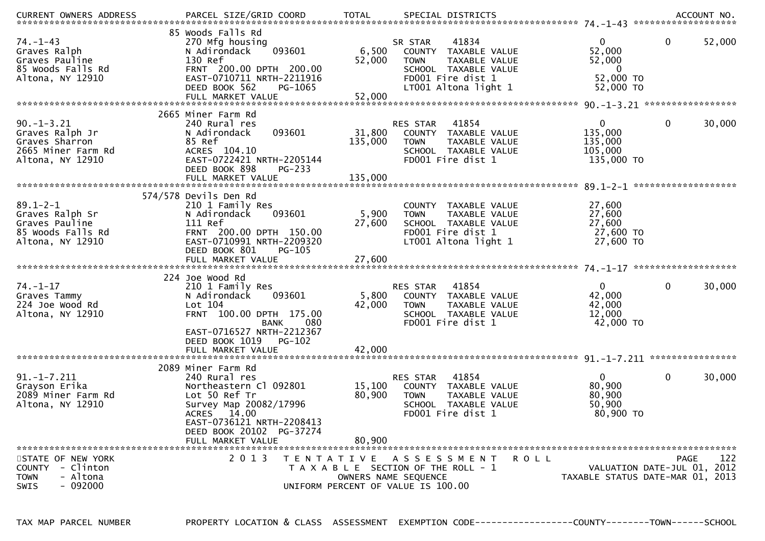| CURRENT OWNERS ADDRESS | PARCEL SIZE/GRID COORD | TOTAL | SPECIAL DISTRICTS | | | ACCOUNT NO. |
|---|---|---|---|---|---|---|
| **74.-1-43** | 85 Woods Falls Rd | | | | | |
| 74.-1-43 | 270 Mfg housing | | SR STAR 41834 | 0 | 0 | 52,000 |
| Graves Ralph | N Adirondack 093601 | 6,500 | COUNTY TAXABLE VALUE | 52,000 | | |
| Graves Pauline | 130 Ref | 52,000 | TOWN TAXABLE VALUE | 52,000 | | |
| 85 Woods Falls Rd | FRNT 200.00 DPTH 200.00 | | SCHOOL TAXABLE VALUE | 0 | | |
| Altona, NY 12910 | EAST-0710711 NRTH-2211916 | | FD001 Fire dist 1 | 52,000 TO | | |
| | DEED BOOK 562 PG-1065 | | LT001 Altona light 1 | 52,000 TO | | |
| | FULL MARKET VALUE | 52,000 | | | | |
| **90.-1-3.21** | 2665 Miner Farm Rd | | | | | |
| 90.-1-3.21 | 240 Rural res | | RES STAR 41854 | 0 | 0 | 30,000 |
| Graves Ralph Jr | N Adirondack 093601 | 31,800 | COUNTY TAXABLE VALUE | 135,000 | | |
| Graves Sharron | 85 Ref | 135,000 | TOWN TAXABLE VALUE | 135,000 | | |
| 2665 Miner Farm Rd | ACRES 104.10 | | SCHOOL TAXABLE VALUE | 105,000 | | |
| Altona, NY 12910 | EAST-0722421 NRTH-2205144 | | FD001 Fire dist 1 | 135,000 TO | | |
| | DEED BOOK 898 PG-233 | | | | | |
| | FULL MARKET VALUE | 135,000 | | | | |
| **89.1-2-1** | 574/578 Devils Den Rd | | | | | |
| 89.1-2-1 | 210 1 Family Res | | COUNTY TAXABLE VALUE | 27,600 | | |
| Graves Ralph Sr | N Adirondack 093601 | 5,900 | TOWN TAXABLE VALUE | 27,600 | | |
| Graves Pauline | 111 Ref | 27,600 | SCHOOL TAXABLE VALUE | 27,600 | | |
| 85 Woods Falls Rd | FRNT 200.00 DPTH 150.00 | | FD001 Fire dist 1 | 27,600 TO | | |
| Altona, NY 12910 | EAST-0710991 NRTH-2209320 | | LT001 Altona light 1 | 27,600 TO | | |
| | DEED BOOK 801 PG-105 | | | | | |
| | FULL MARKET VALUE | 27,600 | | | | |
| **74.-1-17** | 224 Joe Wood Rd | | | | | |
| 74.-1-17 | 210 1 Family Res | | RES STAR 41854 | 0 | 0 | 30,000 |
| Graves Tammy | N Adirondack 093601 | 5,800 | COUNTY TAXABLE VALUE | 42,000 | | |
| 224 Joe Wood Rd | Lot 104 | 42,000 | TOWN TAXABLE VALUE | 42,000 | | |
| Altona, NY 12910 | FRNT 100.00 DPTH 175.00 | | SCHOOL TAXABLE VALUE | 12,000 | | |
| | BANK 080 | | FD001 Fire dist 1 | 42,000 TO | | |
| | EAST-0716527 NRTH-2212367 | | | | | |
| | DEED BOOK 1019 PG-102 | | | | | |
| | FULL MARKET VALUE | 42,000 | | | | |
| **91.-1-7.211** | 2089 Miner Farm Rd | | | | | |
| 91.-1-7.211 | 240 Rural res | | RES STAR 41854 | 0 | 0 | 30,000 |
| Grayson Erika | Northeastern Cl 092801 | 15,100 | COUNTY TAXABLE VALUE | 80,900 | | |
| 2089 Miner Farm Rd | Lot 50 Ref Tr | 80,900 | TOWN TAXABLE VALUE | 80,900 | | |
| Altona, NY 12910 | Survey Map 20082/17996 | | SCHOOL TAXABLE VALUE | 50,900 | | |
| | ACRES 14.00 | | FD001 Fire dist 1 | 80,900 TO | | |
| | EAST-0736121 NRTH-2208413 | | | | | |
| | DEED BOOK 20102 PG-37274 | | | | | |
| | FULL MARKET VALUE | 80,900 | | | | |

STATE OF NEW YORK
COUNTY - Clinton
TOWN - Altona
SWIS - 092000

2013 TENTATIVE ASSESSMENT ROLL
TAXABLE SECTION OF THE ROLL - 1
OWNERS NAME SEQUENCE
UNIFORM PERCENT OF VALUE IS 100.00

VALUATION DATE-JUL 01, 2012
TAXABLE STATUS DATE-MAR 01, 2013

TAX MAP PARCEL NUMBER | PROPERTY LOCATION & CLASS | ASSESSMENT | EXEMPTION CODE------------------COUNTY--------TOWN------SCHOOL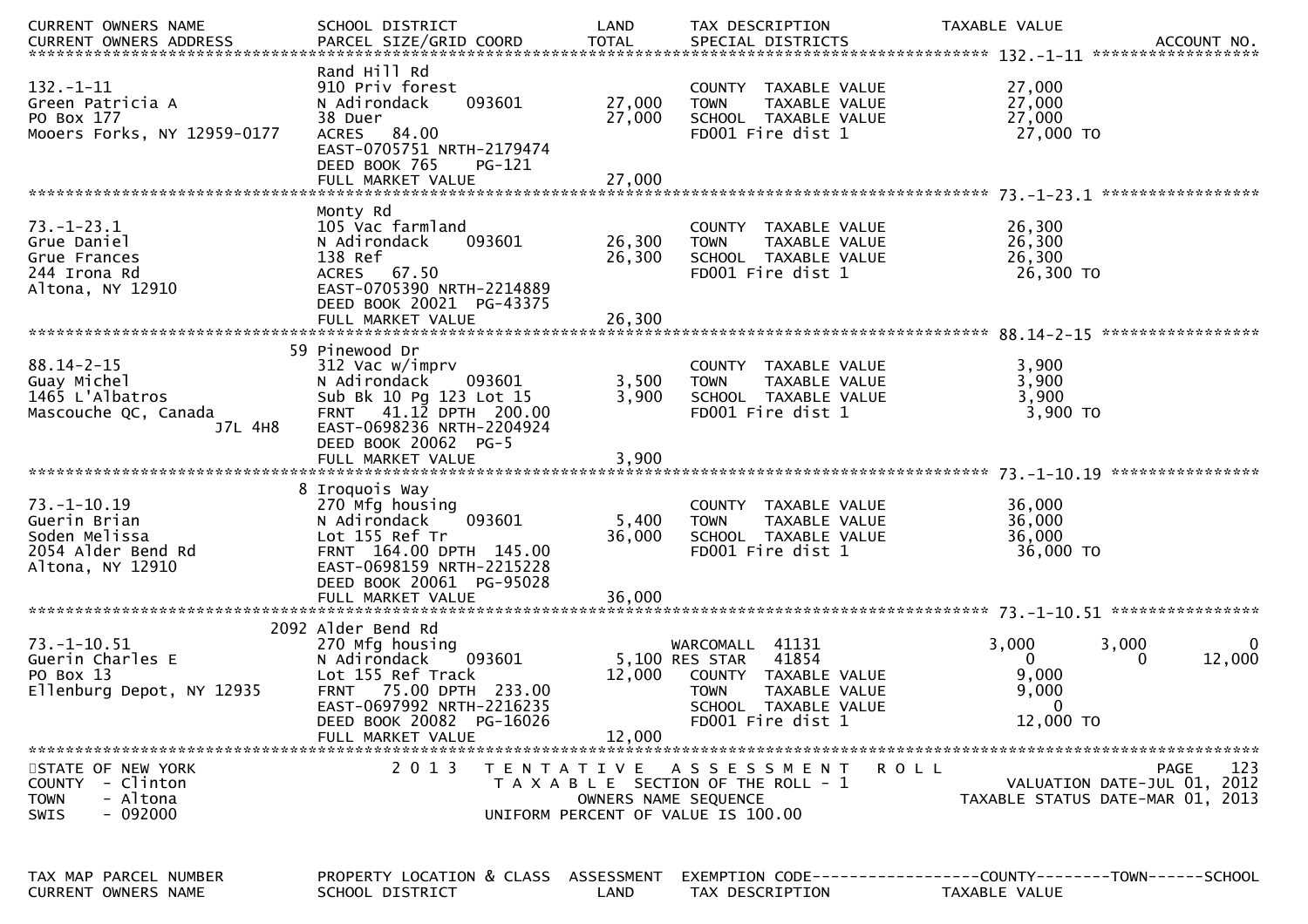```
CURRENT OWNERS NAME            SCHOOL DISTRICT               LAND      TAX DESCRIPTION              TAXABLE VALUE
CURRENT OWNERS ADDRESS         PARCEL SIZE/GRID COORD       TOTAL      SPECIAL DISTRICTS                                    ACCOUNT NO.
****************************************************************************************************** 132.-1-11 ******************
                               Rand Hill Rd
132.-1-11                      910 Priv forest                          COUNTY  TAXABLE VALUE            27,000
Green Patricia A               N Adirondack     093601      27,000      TOWN    TAXABLE VALUE            27,000
PO Box 177                     38 Duer                      27,000      SCHOOL  TAXABLE VALUE            27,000
Mooers Forks, NY 12959-0177    ACRES   84.00                            FD001 Fire dist 1                 27,000 TO
                               EAST-0705751 NRTH-2179474
                               DEED BOOK 765    PG-121
                               FULL MARKET VALUE            27,000
****************************************************************************************************** 73.-1-23.1 *****************
                               Monty Rd
73.-1-23.1                     105 Vac farmland                         COUNTY  TAXABLE VALUE            26,300
Grue Daniel                    N Adirondack     093601      26,300      TOWN    TAXABLE VALUE            26,300
Grue Frances                   138 Ref                      26,300      SCHOOL  TAXABLE VALUE            26,300
244 Irona Rd                   ACRES   67.50                            FD001 Fire dist 1                 26,300 TO
Altona, NY 12910               EAST-0705390 NRTH-2214889
                               DEED BOOK 20021  PG-43375
                               FULL MARKET VALUE            26,300
****************************************************************************************************** 88.14-2-15 *****************
                            59 Pinewood Dr
88.14-2-15                     312 Vac w/imprv                          COUNTY  TAXABLE VALUE             3,900
Guay Michel                    N Adirondack     093601       3,500      TOWN    TAXABLE VALUE             3,900
1465 L'Albatros                Sub Bk 10 Pg 123 Lot 15       3,900      SCHOOL  TAXABLE VALUE             3,900
Mascouche QC, Canada           FRNT   41.12 DPTH 200.00                 FD001 Fire dist 1                  3,900 TO
                      J7L 4H8  EAST-0698236 NRTH-2204924
                               DEED BOOK 20062  PG-5
                               FULL MARKET VALUE             3,900
****************************************************************************************************** 73.-1-10.19 ****************
                             8 Iroquois Way
73.-1-10.19                    270 Mfg housing                          COUNTY  TAXABLE VALUE            36,000
Guerin Brian                   N Adirondack     093601       5,400      TOWN    TAXABLE VALUE            36,000
Soden Melissa                  Lot 155 Ref Tr               36,000      SCHOOL  TAXABLE VALUE            36,000
2054 Alder Bend Rd             FRNT  164.00 DPTH 145.00                 FD001 Fire dist 1                 36,000 TO
Altona, NY 12910               EAST-0698159 NRTH-2215228
                               DEED BOOK 20061  PG-95028
                               FULL MARKET VALUE            36,000
****************************************************************************************************** 73.-1-10.51 ****************
                          2092 Alder Bend Rd
73.-1-10.51                    270 Mfg housing                      WARCOMALL  41131              3,000        3,000            0
Guerin Charles E               N Adirondack     093601       5,100 RES STAR    41854                  0            0       12,000
PO Box 13                      Lot 155 Ref Track            12,000      COUNTY  TAXABLE VALUE             9,000
Ellenburg Depot, NY 12935      FRNT   75.00 DPTH 233.00                 TOWN    TAXABLE VALUE             9,000
                               EAST-0697992 NRTH-2216235                SCHOOL  TAXABLE VALUE                 0
                               DEED BOOK 20082  PG-16026                FD001 Fire dist 1                 12,000 TO
                               FULL MARKET VALUE            12,000
************************************************************************************************************************************
STATE OF NEW YORK                  2 0 1 3   T E N T A T I V E   A S S E S S M E N T   R O L L                          PAGE    123
COUNTY  - Clinton                          T A X A B L E  SECTION OF THE ROLL - 1                  VALUATION DATE-JUL 01, 2012
TOWN    - Altona                                  OWNERS NAME SEQUENCE                         TAXABLE STATUS DATE-MAR 01, 2013
SWIS    - 092000                            UNIFORM PERCENT OF VALUE IS 100.00


TAX MAP PARCEL NUMBER          PROPERTY LOCATION & CLASS  ASSESSMENT  EXEMPTION CODE------------------COUNTY--------TOWN------SCHOOL
CURRENT OWNERS NAME            SCHOOL DISTRICT               LAND      TAX DESCRIPTION              TAXABLE VALUE
```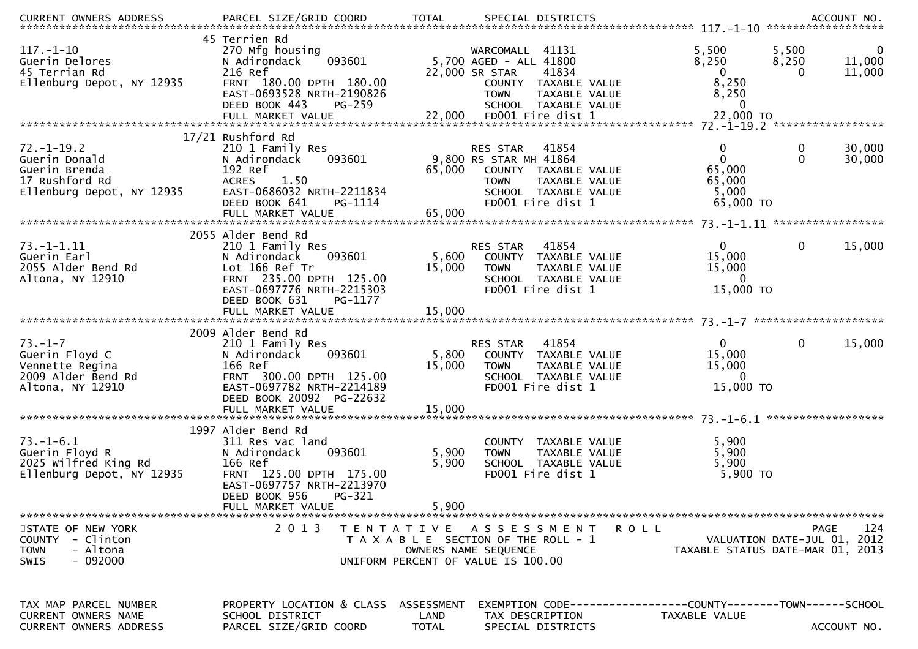| TAX MAP PARCEL NUMBER / CURRENT OWNERS NAME / CURRENT OWNERS ADDRESS | PROPERTY LOCATION & CLASS / SCHOOL DISTRICT / PARCEL SIZE/GRID COORD | ASSESSMENT LAND / TOTAL | EXEMPTION CODE / TAX DESCRIPTION / SPECIAL DISTRICTS | COUNTY TAXABLE VALUE | TOWN | SCHOOL |
|---|---|---|---|---|---|---|
| **117.-1-10** | 45 Terrien Rd | | | | | |
| 117.-1-10 | 270 Mfg housing | | WARCOMALL 41131 | 5,500 | 5,500 | 0 |
| Guerin Delores | N Adirondack 093601 | 5,700 | AGED - ALL 41800 | 8,250 | 8,250 | 11,000 |
| 45 Terrian Rd | 216 Ref | 22,000 | SR STAR 41834 | 0 | 0 | 11,000 |
| Ellenburg Depot, NY 12935 | FRNT 180.00 DPTH 180.00 | | COUNTY TAXABLE VALUE | 8,250 | | |
| | EAST-0693528 NRTH-2190826 | | TOWN TAXABLE VALUE | 8,250 | | |
| | DEED BOOK 443 PG-259 | | SCHOOL TAXABLE VALUE | 0 | | |
| | FULL MARKET VALUE | 22,000 | FD001 Fire dist 1 | 22,000 TO | | |
| **72.-1-19.2** | 17/21 Rushford Rd | | | | | |
| 72.-1-19.2 | 210 1 Family Res | | RES STAR 41854 | 0 | 0 | 30,000 |
| Guerin Donald | N Adirondack 093601 | 9,800 | RS STAR MH 41864 | 0 | 0 | 30,000 |
| Guerin Brenda | 192 Ref | 65,000 | COUNTY TAXABLE VALUE | 65,000 | | |
| 17 Rushford Rd | ACRES 1.50 | | TOWN TAXABLE VALUE | 65,000 | | |
| Ellenburg Depot, NY 12935 | EAST-0686032 NRTH-2211834 | | SCHOOL TAXABLE VALUE | 5,000 | | |
| | DEED BOOK 641 PG-1114 | | FD001 Fire dist 1 | 65,000 TO | | |
| | FULL MARKET VALUE | 65,000 | | | | |
| **73.-1-1.11** | 2055 Alder Bend Rd | | | | | |
| 73.-1-1.11 | 210 1 Family Res | | RES STAR 41854 | 0 | 0 | 15,000 |
| Guerin Earl | N Adirondack 093601 | 5,600 | COUNTY TAXABLE VALUE | 15,000 | | |
| 2055 Alder Bend Rd | Lot 166 Ref Tr | 15,000 | TOWN TAXABLE VALUE | 15,000 | | |
| Altona, NY 12910 | FRNT 235.00 DPTH 125.00 | | SCHOOL TAXABLE VALUE | 0 | | |
| | EAST-0697776 NRTH-2215303 | | FD001 Fire dist 1 | 15,000 TO | | |
| | DEED BOOK 631 PG-1177 | | | | | |
| | FULL MARKET VALUE | 15,000 | | | | |
| **73.-1-7** | 2009 Alder Bend Rd | | | | | |
| 73.-1-7 | 210 1 Family Res | | RES STAR 41854 | 0 | 0 | 15,000 |
| Guerin Floyd C | N Adirondack 093601 | 5,800 | COUNTY TAXABLE VALUE | 15,000 | | |
| Vennette Regina | 166 Ref | 15,000 | TOWN TAXABLE VALUE | 15,000 | | |
| 2009 Alder Bend Rd | FRNT 300.00 DPTH 125.00 | | SCHOOL TAXABLE VALUE | 0 | | |
| Altona, NY 12910 | EAST-0697782 NRTH-2214189 | | FD001 Fire dist 1 | 15,000 TO | | |
| | DEED BOOK 20092 PG-22632 | | | | | |
| | FULL MARKET VALUE | 15,000 | | | | |
| **73.-1-6.1** | 1997 Alder Bend Rd | | | | | |
| 73.-1-6.1 | 311 Res vac land | | COUNTY TAXABLE VALUE | 5,900 | | |
| Guerin Floyd R | N Adirondack 093601 | 5,900 | TOWN TAXABLE VALUE | 5,900 | | |
| 2025 Wilfred King Rd | 166 Ref | 5,900 | SCHOOL TAXABLE VALUE | 5,900 | | |
| Ellenburg Depot, NY 12935 | FRNT 125.00 DPTH 175.00 | | FD001 Fire dist 1 | 5,900 TO | | |
| | EAST-0697757 NRTH-2213970 | | | | | |
| | DEED BOOK 956 PG-321 | | | | | |
| | FULL MARKET VALUE | 5,900 | | | | |

STATE OF NEW YORK
COUNTY - Clinton
TOWN - Altona
SWIS - 092000

2013 TENTATIVE ASSESSMENT ROLL
TAXABLE SECTION OF THE ROLL - 1
OWNERS NAME SEQUENCE
UNIFORM PERCENT OF VALUE IS 100.00

VALUATION DATE-JUL 01, 2012
TAXABLE STATUS DATE-MAR 01, 2013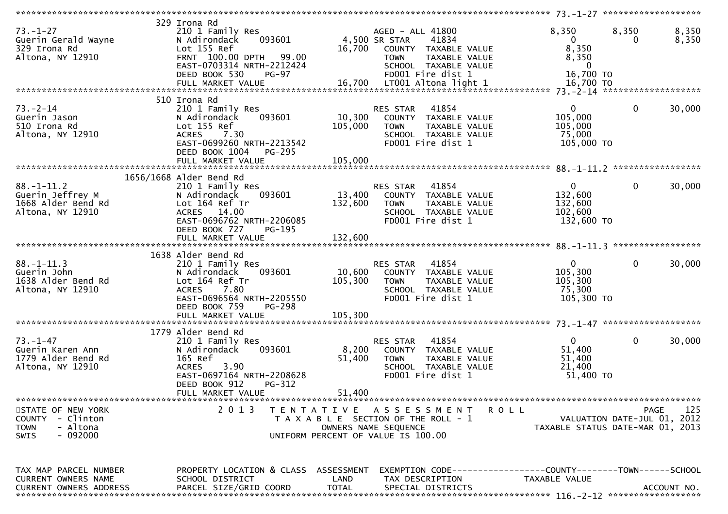| TAX MAP PARCEL NUMBER / CURRENT OWNERS NAME / CURRENT OWNERS ADDRESS | PROPERTY LOCATION & CLASS / SCHOOL DISTRICT / PARCEL SIZE/GRID COORD | ASSESSMENT LAND | ASSESSMENT TOTAL | EXEMPTION CODE / TAX DESCRIPTION / SPECIAL DISTRICTS | COUNTY TAXABLE VALUE | TOWN | SCHOOL |
|---|---|---|---|---|---|---|---|
| **73.-1-27** | 329 Irona Rd | | | | | | |
| 73.-1-27 | 210 1 Family Res | | | AGED - ALL 41800 | 8,350 | 8,350 | 8,350 |
| Guerin Gerald Wayne | N Adirondack 093601 | 4,500 | | SR STAR 41834 | 0 | 0 | 8,350 |
| 329 Irona Rd | Lot 155 Ref | | 16,700 | COUNTY TAXABLE VALUE | 8,350 | | |
| Altona, NY 12910 | FRNT 100.00 DPTH 99.00 | | | TOWN TAXABLE VALUE | 8,350 | | |
| | EAST-0703314 NRTH-2212424 | | | SCHOOL TAXABLE VALUE | 0 | | |
| | DEED BOOK 530 PG-97 | | | FD001 Fire dist 1 | 16,700 TO | | |
| | FULL MARKET VALUE | | 16,700 | LT001 Altona light 1 | 16,700 TO | | |
| **73.-2-14** | 510 Irona Rd | | | | | | |
| 73.-2-14 | 210 1 Family Res | | | RES STAR 41854 | 0 | 0 | 30,000 |
| Guerin Jason | N Adirondack 093601 | 10,300 | | COUNTY TAXABLE VALUE | 105,000 | | |
| 510 Irona Rd | Lot 155 Ref | | 105,000 | TOWN TAXABLE VALUE | 105,000 | | |
| Altona, NY 12910 | ACRES 7.30 | | | SCHOOL TAXABLE VALUE | 75,000 | | |
| | EAST-0699260 NRTH-2213542 | | | FD001 Fire dist 1 | 105,000 TO | | |
| | DEED BOOK 1004 PG-295 | | | | | | |
| | FULL MARKET VALUE | | 105,000 | | | | |
| **88.-1-11.2** | 1656/1668 Alder Bend Rd | | | | | | |
| 88.-1-11.2 | 210 1 Family Res | | | RES STAR 41854 | 0 | 0 | 30,000 |
| Guerin Jeffrey M | N Adirondack 093601 | 13,400 | | COUNTY TAXABLE VALUE | 132,600 | | |
| 1668 Alder Bend Rd | Lot 164 Ref Tr | | 132,600 | TOWN TAXABLE VALUE | 132,600 | | |
| Altona, NY 12910 | ACRES 14.00 | | | SCHOOL TAXABLE VALUE | 102,600 | | |
| | EAST-0696762 NRTH-2206085 | | | FD001 Fire dist 1 | 132,600 TO | | |
| | DEED BOOK 727 PG-195 | | | | | | |
| | FULL MARKET VALUE | | 132,600 | | | | |
| **88.-1-11.3** | 1638 Alder Bend Rd | | | | | | |
| 88.-1-11.3 | 210 1 Family Res | | | RES STAR 41854 | 0 | 0 | 30,000 |
| Guerin John | N Adirondack 093601 | 10,600 | | COUNTY TAXABLE VALUE | 105,300 | | |
| 1638 Alder Bend Rd | Lot 164 Ref Tr | | 105,300 | TOWN TAXABLE VALUE | 105,300 | | |
| Altona, NY 12910 | ACRES 7.80 | | | SCHOOL TAXABLE VALUE | 75,300 | | |
| | EAST-0696564 NRTH-2205550 | | | FD001 Fire dist 1 | 105,300 TO | | |
| | DEED BOOK 759 PG-298 | | | | | | |
| | FULL MARKET VALUE | | 105,300 | | | | |
| **73.-1-47** | 1779 Alder Bend Rd | | | | | | |
| 73.-1-47 | 210 1 Family Res | | | RES STAR 41854 | 0 | 0 | 30,000 |
| Guerin Karen Ann | N Adirondack 093601 | 8,200 | | COUNTY TAXABLE VALUE | 51,400 | | |
| 1779 Alder Bend Rd | 165 Ref | | 51,400 | TOWN TAXABLE VALUE | 51,400 | | |
| Altona, NY 12910 | ACRES 3.90 | | | SCHOOL TAXABLE VALUE | 21,400 | | |
| | EAST-0697164 NRTH-2208628 | | | FD001 Fire dist 1 | 51,400 TO | | |
| | DEED BOOK 912 PG-312 | | | | | | |
| | FULL MARKET VALUE | | 51,400 | | | | |

STATE OF NEW YORK
COUNTY - Clinton
TOWN - Altona
SWIS - 092000

2013 TENTATIVE ASSESSMENT ROLL
TAXABLE SECTION OF THE ROLL - 1
OWNERS NAME SEQUENCE
UNIFORM PERCENT OF VALUE IS 100.00

VALUATION DATE-JUL 01, 2012
TAXABLE STATUS DATE-MAR 01, 2013

| TAX MAP PARCEL NUMBER / CURRENT OWNERS NAME / CURRENT OWNERS ADDRESS | PROPERTY LOCATION & CLASS / SCHOOL DISTRICT / PARCEL SIZE/GRID COORD | ASSESSMENT LAND | ASSESSMENT TOTAL | EXEMPTION CODE / TAX DESCRIPTION / SPECIAL DISTRICTS | COUNTY TAXABLE VALUE | TOWN | SCHOOL / ACCOUNT NO. |
|---|---|---|---|---|---|---|---|
| **116.-2-12** | | | | | | | |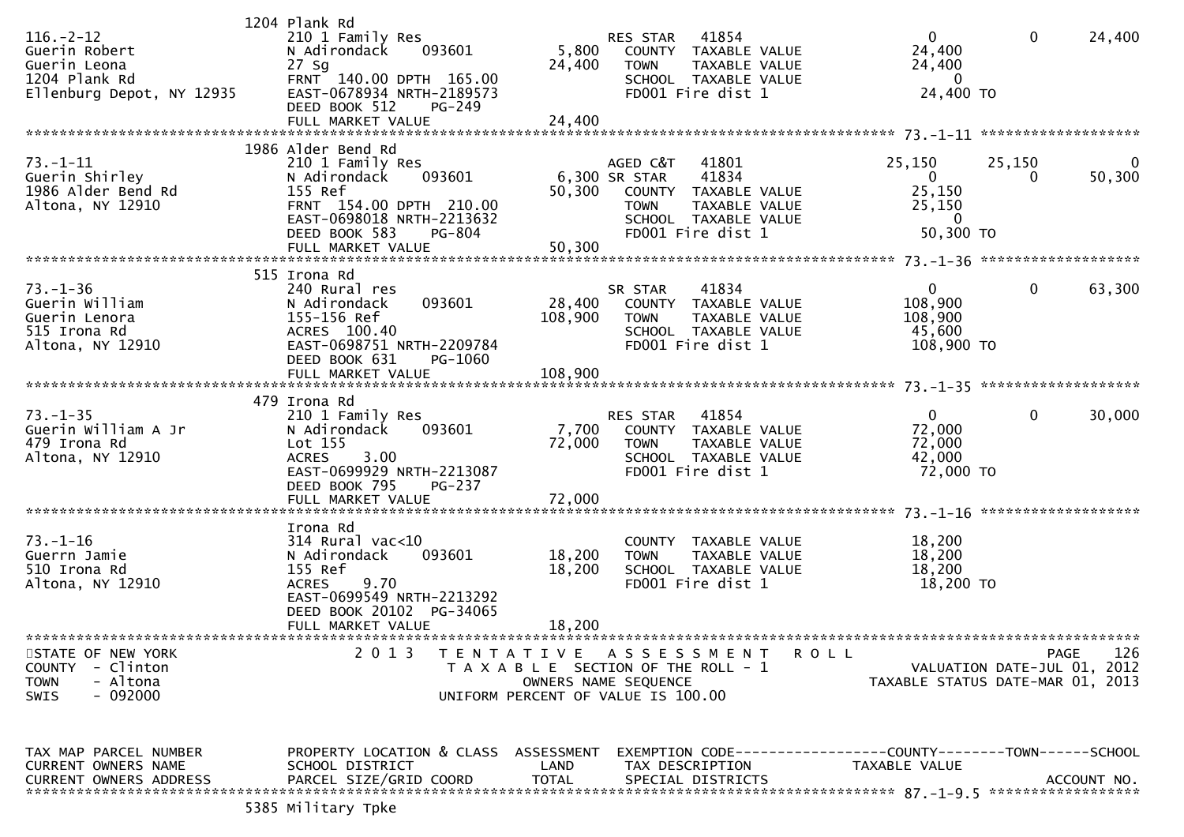```
                           1204 Plank Rd
116.-2-12                  210 1 Family Res                        RES STAR   41854                     0          0      24,400
Guerin Robert              N Adirondack    093601         5,800      COUNTY  TAXABLE VALUE          24,400
Guerin Leona               27 Sg                         24,400      TOWN    TAXABLE VALUE          24,400
1204 Plank Rd              FRNT 140.00 DPTH 165.00                   SCHOOL  TAXABLE VALUE               0
Ellenburg Depot, NY 12935  EAST-0678934 NRTH-2189573                 FD001 Fire dist 1              24,400 TO
                           DEED BOOK 512    PG-249
                           FULL MARKET VALUE             24,400
******************************************************************************************************* 73.-1-11 ********************
                           1986 Alder Bend Rd
73.-1-11                   210 1 Family Res                        AGED C&T   41801                25,150     25,150           0
Guerin Shirley             N Adirondack    093601         6,300 SR STAR    41834                        0          0      50,300
1986 Alder Bend Rd         155 Ref                       50,300      COUNTY  TAXABLE VALUE          25,150
Altona, NY 12910           FRNT 154.00 DPTH 210.00                   TOWN    TAXABLE VALUE          25,150
                           EAST-0698018 NRTH-2213632                 SCHOOL  TAXABLE VALUE               0
                           DEED BOOK 583    PG-804                   FD001 Fire dist 1              50,300 TO
                           FULL MARKET VALUE             50,300
******************************************************************************************************* 73.-1-36 ********************
                           515 Irona Rd
73.-1-36                   240 Rural res                           SR STAR    41834                     0          0      63,300
Guerin William             N Adirondack    093601        28,400      COUNTY  TAXABLE VALUE         108,900
Guerin Lenora              155-156 Ref                  108,900      TOWN    TAXABLE VALUE         108,900
515 Irona Rd               ACRES 100.40                              SCHOOL  TAXABLE VALUE          45,600
Altona, NY 12910           EAST-0698751 NRTH-2209784                 FD001 Fire dist 1             108,900 TO
                           DEED BOOK 631    PG-1060
                           FULL MARKET VALUE            108,900
******************************************************************************************************* 73.-1-35 ********************
                           479 Irona Rd
73.-1-35                   210 1 Family Res                        RES STAR   41854                     0          0      30,000
Guerin William A Jr        N Adirondack    093601         7,700      COUNTY  TAXABLE VALUE          72,000
479 Irona Rd               Lot 155                       72,000      TOWN    TAXABLE VALUE          72,000
Altona, NY 12910           ACRES    3.00                             SCHOOL  TAXABLE VALUE          42,000
                           EAST-0699929 NRTH-2213087                 FD001 Fire dist 1              72,000 TO
                           DEED BOOK 795    PG-237
                           FULL MARKET VALUE             72,000
******************************************************************************************************* 73.-1-16 ********************
                           Irona Rd
73.-1-16                   314 Rural vac<10                          COUNTY  TAXABLE VALUE          18,200
Guerrn Jamie               N Adirondack    093601        18,200      TOWN    TAXABLE VALUE          18,200
510 Irona Rd               155 Ref                       18,200      SCHOOL  TAXABLE VALUE          18,200
Altona, NY 12910           ACRES    9.70                             FD001 Fire dist 1              18,200 TO
                           EAST-0699549 NRTH-2213292
                           DEED BOOK 20102 PG-34065
                           FULL MARKET VALUE             18,200
************************************************************************************************************************************
STATE OF NEW YORK                2 0 1 3   T E N T A T I V E   A S S E S S M E N T   R O L L                              PAGE    126
COUNTY  - Clinton                          T A X A B L E  SECTION OF THE ROLL - 1                   VALUATION DATE-JUL 01, 2012
TOWN    - Altona                                  OWNERS NAME SEQUENCE                         TAXABLE STATUS DATE-MAR 01, 2013
SWIS    - 092000                          UNIFORM PERCENT OF VALUE IS 100.00


TAX MAP PARCEL NUMBER          PROPERTY LOCATION & CLASS  ASSESSMENT  EXEMPTION CODE------------------COUNTY--------TOWN------SCHOOL
CURRENT OWNERS NAME            SCHOOL DISTRICT              LAND      TAX DESCRIPTION              TAXABLE VALUE
CURRENT OWNERS ADDRESS         PARCEL SIZE/GRID COORD       TOTAL     SPECIAL DISTRICTS                                  ACCOUNT NO.
******************************************************************************************************* 87.-1-9.5 *******************
                           5385 Military Tpke
```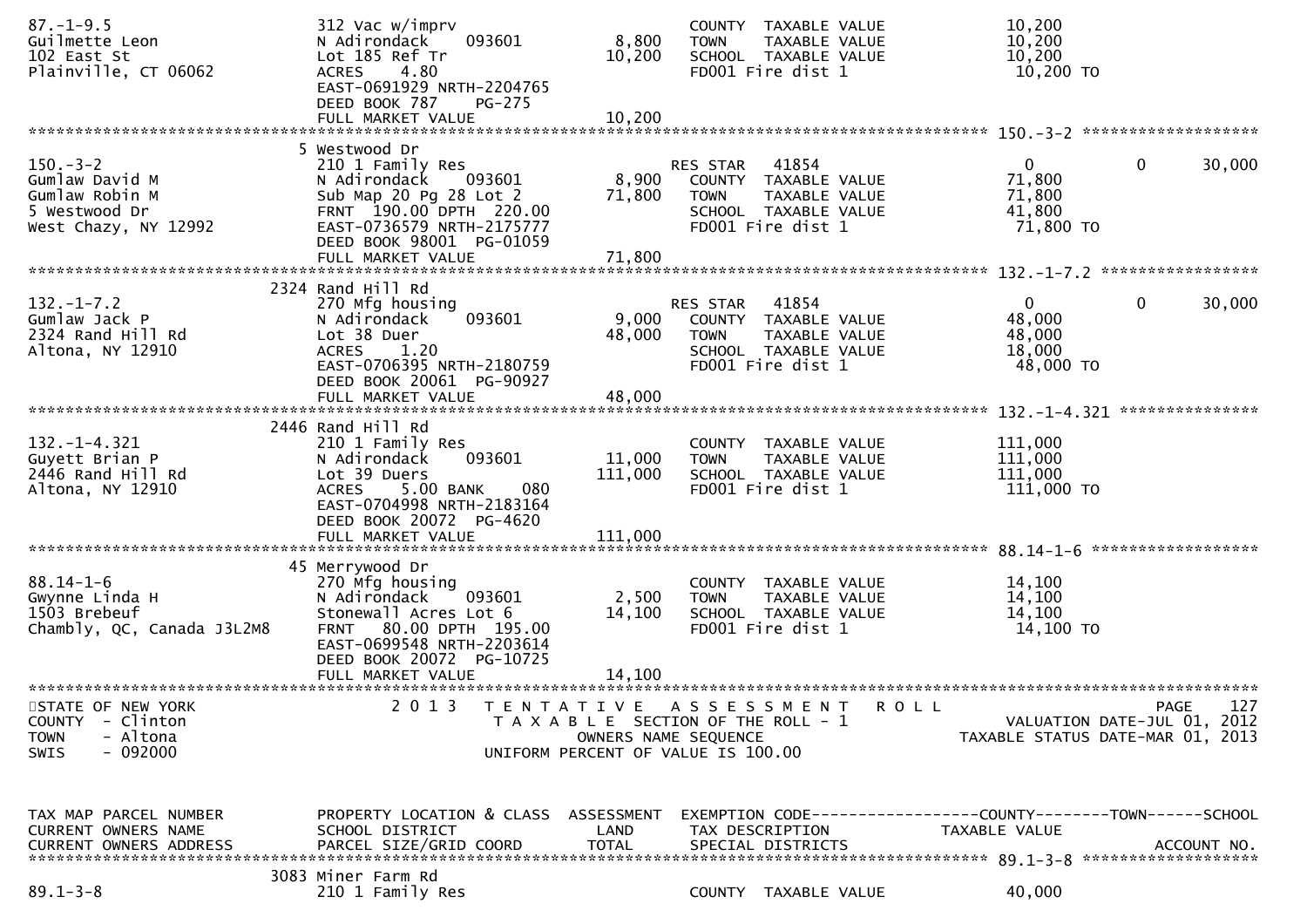| TAX MAP PARCEL NUMBER / CURRENT OWNERS NAME / CURRENT OWNERS ADDRESS | PROPERTY LOCATION & CLASS / SCHOOL DISTRICT / PARCEL SIZE/GRID COORD | ASSESSMENT LAND | ASSESSMENT TOTAL | EXEMPTION CODE / TAX DESCRIPTION / SPECIAL DISTRICTS | COUNTY TAXABLE VALUE | TOWN | SCHOOL / ACCOUNT NO. |
|---|---|---|---|---|---|---|---|
| 87.-1-9.5 | 312 Vac w/imprv | | | COUNTY TAXABLE VALUE | 10,200 | | |
| Guilmette Leon | N Adirondack 093601 | 8,800 | | TOWN TAXABLE VALUE | 10,200 | | |
| 102 East St | Lot 185 Ref Tr | | 10,200 | SCHOOL TAXABLE VALUE | 10,200 | | |
| Plainville, CT 06062 | ACRES 4.80 | | | FD001 Fire dist 1 | 10,200 TO | | |
| | EAST-0691929 NRTH-2204765 | | | | | | |
| | DEED BOOK 787 PG-275 | | | | | | |
| | FULL MARKET VALUE | | 10,200 | | | | |
| **150.-3-2** | 5 Westwood Dr | | | | | | |
| 150.-3-2 | 210 1 Family Res | | | RES STAR 41854 | 0 | 0 | 30,000 |
| Gumlaw David M | N Adirondack 093601 | 8,900 | | COUNTY TAXABLE VALUE | 71,800 | | |
| Gumlaw Robin M | Sub Map 20 Pg 28 Lot 2 | | 71,800 | TOWN TAXABLE VALUE | 71,800 | | |
| 5 Westwood Dr | FRNT 190.00 DPTH 220.00 | | | SCHOOL TAXABLE VALUE | 41,800 | | |
| West Chazy, NY 12992 | EAST-0736579 NRTH-2175777 | | | FD001 Fire dist 1 | 71,800 TO | | |
| | DEED BOOK 98001 PG-01059 | | | | | | |
| | FULL MARKET VALUE | | 71,800 | | | | |
| **132.-1-7.2** | 2324 Rand Hill Rd | | | | | | |
| 132.-1-7.2 | 270 Mfg housing | | | RES STAR 41854 | 0 | 0 | 30,000 |
| Gumlaw Jack P | N Adirondack 093601 | 9,000 | | COUNTY TAXABLE VALUE | 48,000 | | |
| 2324 Rand Hill Rd | Lot 38 Duer | | 48,000 | TOWN TAXABLE VALUE | 48,000 | | |
| Altona, NY 12910 | ACRES 1.20 | | | SCHOOL TAXABLE VALUE | 18,000 | | |
| | EAST-0706395 NRTH-2180759 | | | FD001 Fire dist 1 | 48,000 TO | | |
| | DEED BOOK 20061 PG-90927 | | | | | | |
| | FULL MARKET VALUE | | 48,000 | | | | |
| **132.-1-4.321** | 2446 Rand Hill Rd | | | | | | |
| 132.-1-4.321 | 210 1 Family Res | | | COUNTY TAXABLE VALUE | 111,000 | | |
| Guyett Brian P | N Adirondack 093601 | 11,000 | | TOWN TAXABLE VALUE | 111,000 | | |
| 2446 Rand Hill Rd | Lot 39 Duers | | 111,000 | SCHOOL TAXABLE VALUE | 111,000 | | |
| Altona, NY 12910 | ACRES 5.00 BANK 080 | | | FD001 Fire dist 1 | 111,000 TO | | |
| | EAST-0704998 NRTH-2183164 | | | | | | |
| | DEED BOOK 20072 PG-4620 | | | | | | |
| | FULL MARKET VALUE | | 111,000 | | | | |
| **88.14-1-6** | 45 Merrywood Dr | | | | | | |
| 88.14-1-6 | 270 Mfg housing | | | COUNTY TAXABLE VALUE | 14,100 | | |
| Gwynne Linda H | N Adirondack 093601 | 2,500 | | TOWN TAXABLE VALUE | 14,100 | | |
| 1503 Brebeuf | Stonewall Acres Lot 6 | | 14,100 | SCHOOL TAXABLE VALUE | 14,100 | | |
| Chambly, QC, Canada J3L2M8 | FRNT 80.00 DPTH 195.00 | | | FD001 Fire dist 1 | 14,100 TO | | |
| | EAST-0699548 NRTH-2203614 | | | | | | |
| | DEED BOOK 20072 PG-10725 | | | | | | |
| | FULL MARKET VALUE | | 14,100 | | | | |

STATE OF NEW YORK
COUNTY - Clinton
TOWN - Altona
SWIS - 092000

2 0 1 3 T E N T A T I V E A S S E S S M E N T R O L L
T A X A B L E SECTION OF THE ROLL - 1
OWNERS NAME SEQUENCE
UNIFORM PERCENT OF VALUE IS 100.00

VALUATION DATE-JUL 01, 2012
TAXABLE STATUS DATE-MAR 01, 2013

| TAX MAP PARCEL NUMBER / CURRENT OWNERS NAME / CURRENT OWNERS ADDRESS | PROPERTY LOCATION & CLASS / SCHOOL DISTRICT / PARCEL SIZE/GRID COORD | ASSESSMENT LAND | ASSESSMENT TOTAL | EXEMPTION CODE / TAX DESCRIPTION / SPECIAL DISTRICTS | COUNTY TAXABLE VALUE | TOWN | SCHOOL / ACCOUNT NO. |
|---|---|---|---|---|---|---|---|
| **89.1-3-8** | 3083 Miner Farm Rd | | | | | | |
| 89.1-3-8 | 210 1 Family Res | | | COUNTY TAXABLE VALUE | 40,000 | | |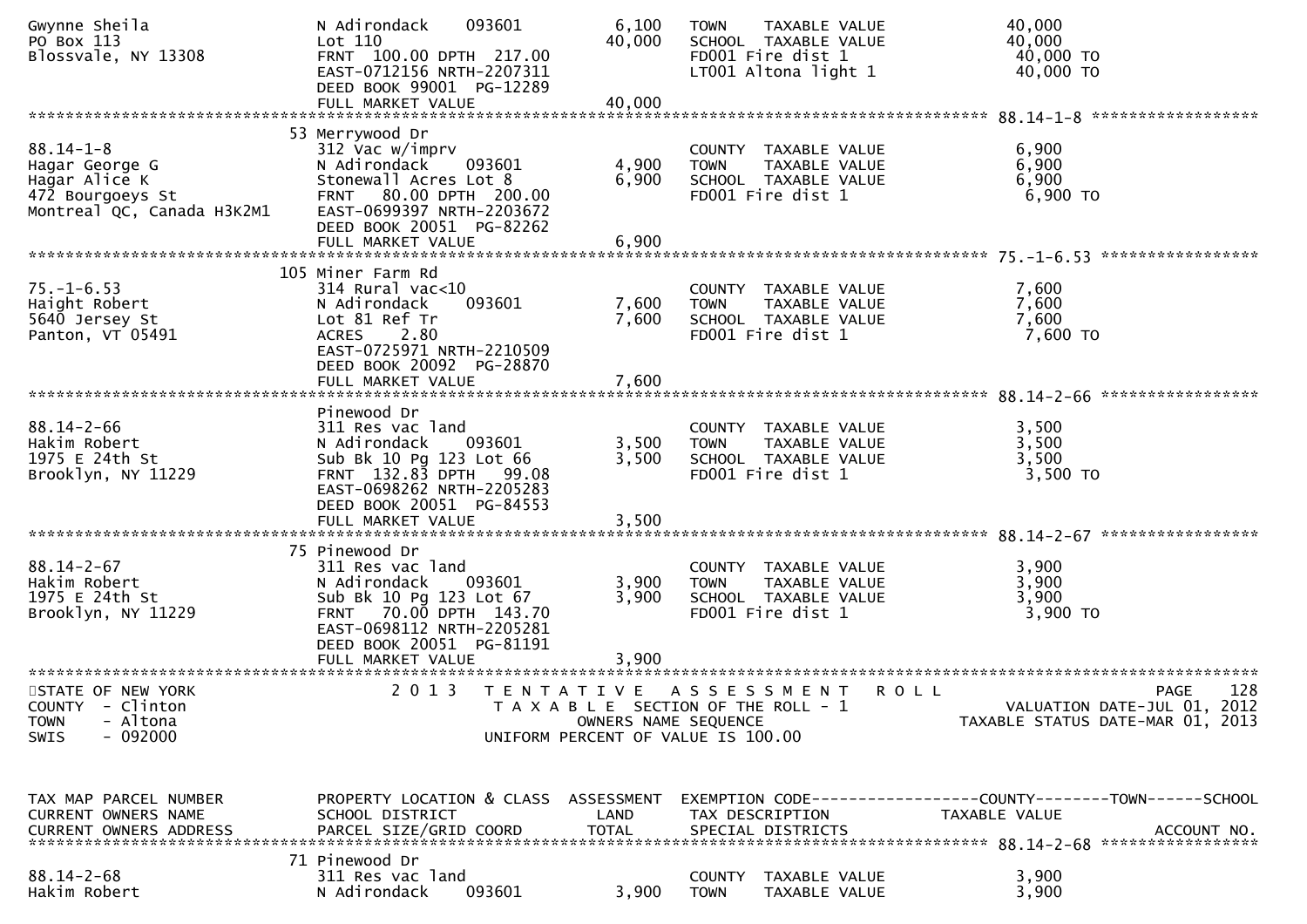```
Gwynne Sheila                  N Adirondack     093601        6,100    TOWN    TAXABLE VALUE               40,000
PO Box 113                     Lot 110                       40,000    SCHOOL  TAXABLE VALUE               40,000
Blossvale, NY 13308            FRNT 100.00 DPTH 217.00                 FD001 Fire dist 1                    40,000 TO
                               EAST-0712156 NRTH-2207311               LT001 Altona light 1                 40,000 TO
                               DEED BOOK 99001  PG-12289
                               FULL MARKET VALUE             40,000
******************************************************************************************************* 88.14-1-8 *****************
                               53 Merrywood Dr
88.14-1-8                      312 Vac w/imprv                          COUNTY  TAXABLE VALUE                6,900
Hagar George G                 N Adirondack     093601        4,900    TOWN    TAXABLE VALUE                6,900
Hagar Alice K                  Stonewall Acres Lot 8          6,900    SCHOOL  TAXABLE VALUE                6,900
472 Bourgoeys St               FRNT  80.00 DPTH 200.00                 FD001 Fire dist 1                     6,900 TO
Montreal QC, Canada H3K2M1     EAST-0699397 NRTH-2203672
                               DEED BOOK 20051  PG-82262
                               FULL MARKET VALUE              6,900
******************************************************************************************************* 75.-1-6.53 ****************
                               105 Miner Farm Rd
75.-1-6.53                     314 Rural vac<10                         COUNTY  TAXABLE VALUE                7,600
Haight Robert                  N Adirondack     093601        7,600    TOWN    TAXABLE VALUE                7,600
5640 Jersey St                 Lot 81 Ref Tr                  7,600    SCHOOL  TAXABLE VALUE                7,600
Panton, VT 05491               ACRES    2.80                           FD001 Fire dist 1                     7,600 TO
                               EAST-0725971 NRTH-2210509
                               DEED BOOK 20092  PG-28870
                               FULL MARKET VALUE              7,600
******************************************************************************************************* 88.14-2-66 ****************
                               Pinewood Dr
88.14-2-66                     311 Res vac land                         COUNTY  TAXABLE VALUE                3,500
Hakim Robert                   N Adirondack     093601        3,500    TOWN    TAXABLE VALUE                3,500
1975 E 24th St                 Sub Bk 10 Pg 123 Lot 66        3,500    SCHOOL  TAXABLE VALUE                3,500
Brooklyn, NY 11229             FRNT 132.83 DPTH  99.08                 FD001 Fire dist 1                     3,500 TO
                               EAST-0698262 NRTH-2205283
                               DEED BOOK 20051  PG-84553
                               FULL MARKET VALUE              3,500
******************************************************************************************************* 88.14-2-67 ****************
                               75 Pinewood Dr
88.14-2-67                     311 Res vac land                         COUNTY  TAXABLE VALUE                3,900
Hakim Robert                   N Adirondack     093601        3,900    TOWN    TAXABLE VALUE                3,900
1975 E 24th St                 Sub Bk 10 Pg 123 Lot 67        3,900    SCHOOL  TAXABLE VALUE                3,900
Brooklyn, NY 11229             FRNT  70.00 DPTH 143.70                 FD001 Fire dist 1                     3,900 TO
                               EAST-0698112 NRTH-2205281
                               DEED BOOK 20051  PG-81191
                               FULL MARKET VALUE              3,900
************************************************************************************************************************************
STATE OF NEW YORK                 2 0 1 3   T E N T A T I V E   A S S E S S M E N T   R O L L                         PAGE   128
COUNTY  - Clinton                           T A X A B L E  SECTION OF THE ROLL - 1                     VALUATION DATE-JUL 01, 2012
TOWN    - Altona                                  OWNERS NAME SEQUENCE                              TAXABLE STATUS DATE-MAR 01, 2013
SWIS    - 092000                           UNIFORM PERCENT OF VALUE IS 100.00


TAX MAP PARCEL NUMBER          PROPERTY LOCATION & CLASS  ASSESSMENT  EXEMPTION CODE------------------COUNTY--------TOWN------SCHOOL
CURRENT OWNERS NAME            SCHOOL DISTRICT               LAND      TAX DESCRIPTION              TAXABLE VALUE
CURRENT OWNERS ADDRESS         PARCEL SIZE/GRID COORD        TOTAL     SPECIAL DISTRICTS                                  ACCOUNT NO.
******************************************************************************************************* 88.14-2-68 ****************
                               71 Pinewood Dr
88.14-2-68                     311 Res vac land                         COUNTY  TAXABLE VALUE                3,900
Hakim Robert                   N Adirondack     093601        3,900    TOWN    TAXABLE VALUE                3,900
```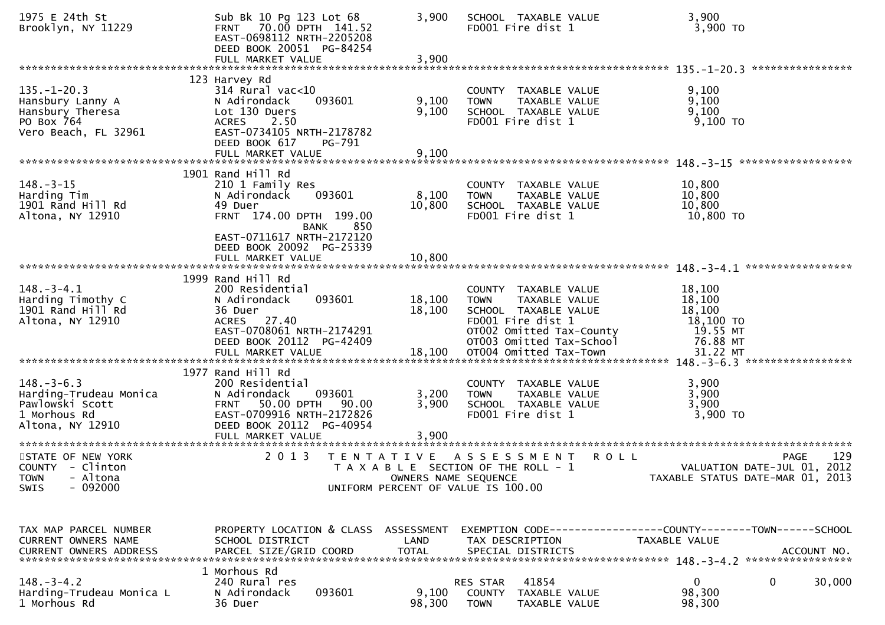```
1975 E 24th St                   Sub Bk 10 Pg 123 Lot 68           3,900    SCHOOL  TAXABLE VALUE              3,900
Brooklyn, NY 11229               FRNT   70.00 DPTH  141.52                  FD001 Fire dist 1                  3,900 TO
                                 EAST-0698112 NRTH-2205208
                                 DEED BOOK 20051  PG-84254
                                 FULL MARKET VALUE                  3,900
******************************************************************************************************* 135.-1-20.3 ****************
                              123 Harvey Rd
135.-1-20.3                      314 Rural vac<10                           COUNTY  TAXABLE VALUE              9,100
Hansbury Lanny A                 N Adirondack      093601           9,100   TOWN    TAXABLE VALUE              9,100
Hansbury Theresa                 Lot 130 Duers                      9,100   SCHOOL  TAXABLE VALUE              9,100
PO Box 764                       ACRES    2.50                              FD001 Fire dist 1                  9,100 TO
Vero Beach, FL 32961             EAST-0734105 NRTH-2178782
                                 DEED BOOK 617     PG-791
                                 FULL MARKET VALUE                  9,100
******************************************************************************************************* 148.-3-15 ******************
                              1901 Rand Hill Rd
148.-3-15                        210 1 Family Res                           COUNTY  TAXABLE VALUE             10,800
Harding Tim                      N Adirondack      093601           8,100   TOWN    TAXABLE VALUE             10,800
1901 Rand Hill Rd                49 Duer                           10,800   SCHOOL  TAXABLE VALUE             10,800
Altona, NY 12910                 FRNT  174.00 DPTH  199.00                  FD001 Fire dist 1                 10,800 TO
                                                   BANK     850
                                 EAST-0711617 NRTH-2172120
                                 DEED BOOK 20092  PG-25339
                                 FULL MARKET VALUE                 10,800
******************************************************************************************************* 148.-3-4.1 *****************
                              1999 Rand Hill Rd
148.-3-4.1                       200 Residential                            COUNTY  TAXABLE VALUE             18,100
Harding Timothy C                N Adirondack      093601          18,100   TOWN    TAXABLE VALUE             18,100
1901 Rand Hill Rd                36 Duer                           18,100   SCHOOL  TAXABLE VALUE             18,100
Altona, NY 12910                 ACRES   27.40                              FD001 Fire dist 1                 18,100 TO
                                 EAST-0708061 NRTH-2174291                  OT002 Omitted Tax-County           19.55 MT
                                 DEED BOOK 20112  PG-42409                  OT003 Omitted Tax-School           76.88 MT
                                 FULL MARKET VALUE                 18,100   OT004 Omitted Tax-Town             31.22 MT
******************************************************************************************************* 148.-3-6.3 *****************
                              1977 Rand Hill Rd
148.-3-6.3                       200 Residential                            COUNTY  TAXABLE VALUE              3,900
Harding-Trudeau Monica           N Adirondack      093601           3,200   TOWN    TAXABLE VALUE              3,900
Pawlowski Scott                  FRNT   50.00 DPTH   90.00          3,900   SCHOOL  TAXABLE VALUE              3,900
1 Morhous Rd                     EAST-0709916 NRTH-2172826                  FD001 Fire dist 1                  3,900 TO
Altona, NY 12910                 DEED BOOK 20112  PG-40954
                                 FULL MARKET VALUE                  3,900
************************************************************************************************************************************
STATE OF NEW YORK                   2 0 1 3   T E N T A T I V E   A S S E S S M E N T   R O L L                           PAGE    129
COUNTY  - Clinton                           T A X A B L E  SECTION OF THE ROLL - 1                       VALUATION DATE-JUL 01, 2012
TOWN    - Altona                                  OWNERS NAME SEQUENCE                              TAXABLE STATUS DATE-MAR 01, 2013
SWIS    - 092000                            UNIFORM PERCENT OF VALUE IS 100.00


TAX MAP PARCEL NUMBER            PROPERTY LOCATION & CLASS  ASSESSMENT  EXEMPTION CODE------------------COUNTY--------TOWN------SCHOOL
CURRENT OWNERS NAME              SCHOOL DISTRICT               LAND     TAX DESCRIPTION              TAXABLE VALUE
CURRENT OWNERS ADDRESS           PARCEL SIZE/GRID COORD       TOTAL     SPECIAL DISTRICTS                                  ACCOUNT NO.
******************************************************************************************************* 148.-3-4.2 *****************
                                1 Morhous Rd
148.-3-4.2                       240 Rural res                              RES STAR   41854                   0             0     30,000
Harding-Trudeau Monica L         N Adirondack      093601           9,100   COUNTY  TAXABLE VALUE             98,300
1 Morhous Rd                     36 Duer                           98,300   TOWN    TAXABLE VALUE             98,300
```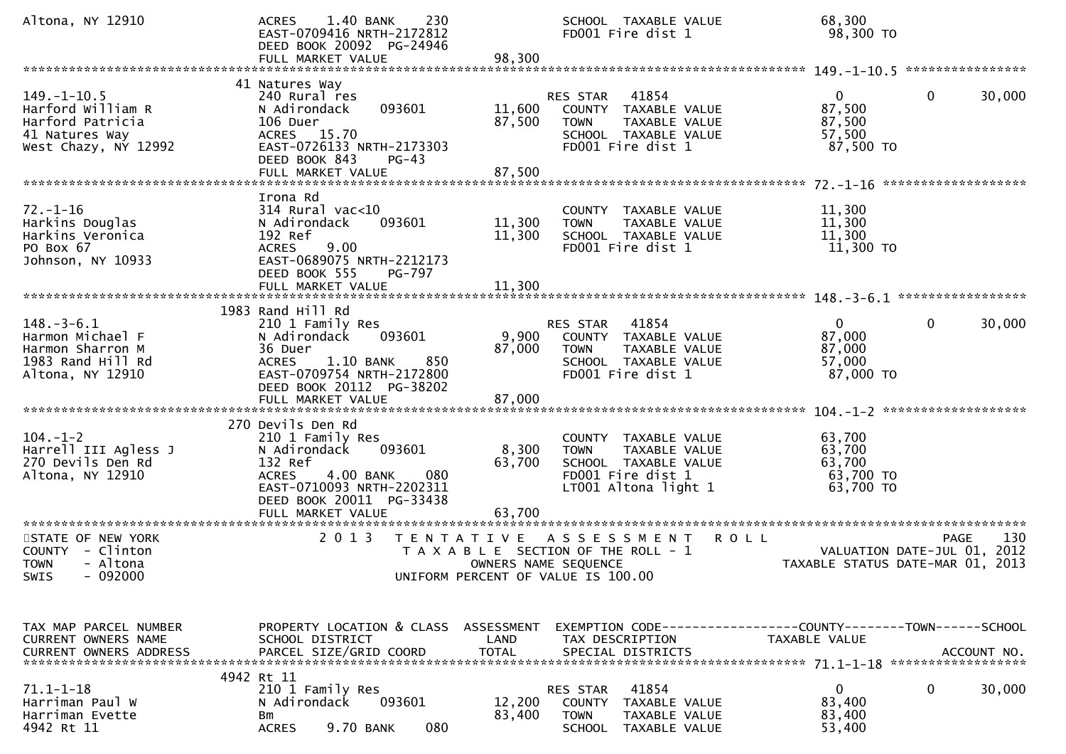```
Altona, NY 12910             ACRES    1.40 BANK    230                 SCHOOL  TAXABLE VALUE              68,300
                             EAST-0709416 NRTH-2172812                 FD001 Fire dist 1                   98,300 TO
                             DEED BOOK 20092  PG-24946
                             FULL MARKET VALUE              98,300
******************************************************************************************************* 149.-1-10.5 ****************
                        41 Natures Way
149.-1-10.5                  240 Rural res                             RES STAR   41854                    0             0      30,000
Harford William R            N Adirondack     093601          11,600   COUNTY  TAXABLE VALUE              87,500
Harford Patricia             106 Duer                         87,500   TOWN    TAXABLE VALUE              87,500
41 Natures Way               ACRES   15.70                              SCHOOL  TAXABLE VALUE              57,500
West Chazy, NY 12992         EAST-0726133 NRTH-2173303                 FD001 Fire dist 1                   87,500 TO
                             DEED BOOK 843     PG-43
                             FULL MARKET VALUE              87,500
******************************************************************************************************* 72.-1-16 *******************
                             Irona Rd
72.-1-16                     314 Rural vac<10                          COUNTY  TAXABLE VALUE              11,300
Harkins Douglas              N Adirondack     093601          11,300   TOWN    TAXABLE VALUE              11,300
Harkins Veronica             192 Ref                          11,300   SCHOOL  TAXABLE VALUE              11,300
PO Box 67                    ACRES    9.00                             FD001 Fire dist 1                   11,300 TO
Johnson, NY 10933            EAST-0689075 NRTH-2212173
                             DEED BOOK 555     PG-797
                             FULL MARKET VALUE              11,300
******************************************************************************************************* 148.-3-6.1 *****************
                        1983 Rand Hill Rd
148.-3-6.1                   210 1 Family Res                          RES STAR   41854                    0             0      30,000
Harmon Michael F             N Adirondack     093601           9,900   COUNTY  TAXABLE VALUE              87,000
Harmon Sharron M             36 Duer                          87,000   TOWN    TAXABLE VALUE              87,000
1983 Rand Hill Rd            ACRES    1.10 BANK    850                 SCHOOL  TAXABLE VALUE              57,000
Altona, NY 12910             EAST-0709754 NRTH-2172800                 FD001 Fire dist 1                   87,000 TO
                             DEED BOOK 20112  PG-38202
                             FULL MARKET VALUE              87,000
******************************************************************************************************* 104.-1-2 *******************
                        270 Devils Den Rd
104.-1-2                     210 1 Family Res                          COUNTY  TAXABLE VALUE              63,700
Harrell III Agless J         N Adirondack     093601           8,300   TOWN    TAXABLE VALUE              63,700
270 Devils Den Rd            132 Ref                          63,700   SCHOOL  TAXABLE VALUE              63,700
Altona, NY 12910             ACRES    4.00 BANK    080                 FD001 Fire dist 1                   63,700 TO
                             EAST-0710093 NRTH-2202311                 LT001 Altona light 1                63,700 TO
                             DEED BOOK 20011  PG-33438
                             FULL MARKET VALUE              63,700
************************************************************************************************************************************
STATE OF NEW YORK                2 0 1 3   T E N T A T I V E   A S S E S S M E N T   R O L L                               PAGE    130
COUNTY  - Clinton                      T A X A B L E  SECTION OF THE ROLL - 1                           VALUATION DATE-JUL 01, 2012
TOWN    - Altona                                  OWNERS NAME SEQUENCE                             TAXABLE STATUS DATE-MAR 01, 2013
SWIS    - 092000                           UNIFORM PERCENT OF VALUE IS 100.00


TAX MAP PARCEL NUMBER        PROPERTY LOCATION & CLASS  ASSESSMENT  EXEMPTION CODE------------------COUNTY--------TOWN------SCHOOL
CURRENT OWNERS NAME          SCHOOL DISTRICT               LAND      TAX DESCRIPTION             TAXABLE VALUE
CURRENT OWNERS ADDRESS       PARCEL SIZE/GRID COORD        TOTAL     SPECIAL DISTRICTS                                   ACCOUNT NO.
******************************************************************************************************* 71.1-1-18 ******************
                        4942 Rt 11
71.1-1-18                    210 1 Family Res                          RES STAR   41854                    0             0      30,000
Harriman Paul W              N Adirondack     093601          12,200   COUNTY  TAXABLE VALUE              83,400
Harriman Evette              Bm                               83,400   TOWN    TAXABLE VALUE              83,400
4942 Rt 11                   ACRES    9.70 BANK    080                 SCHOOL  TAXABLE VALUE              53,400
```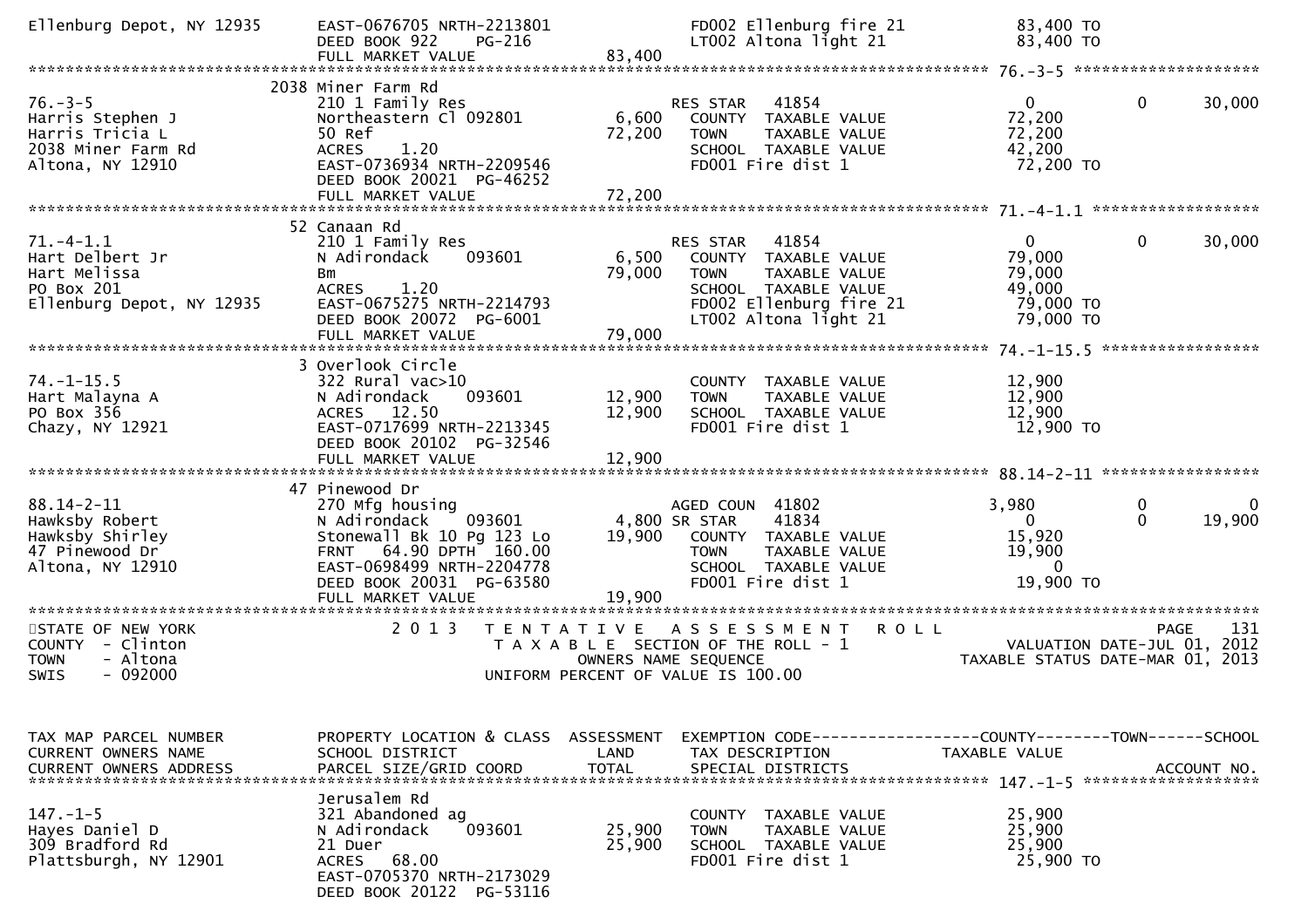```
Ellenburg Depot, NY 12935     EAST-0676705 NRTH-2213801              FD002 Ellenburg fire 21           83,400 TO
                              DEED BOOK 922     PG-216               LT002 Altona light 21             83,400 TO
                              FULL MARKET VALUE              83,400
******************************************************************************************************* 76.-3-5 ********************
                              2038 Miner Farm Rd
76.-3-5                       210 1 Family Res                       RES STAR    41854                  0             0        30,000
Harris Stephen J              Northeastern Cl 092801          6,600    COUNTY  TAXABLE VALUE           72,200
Harris Tricia L               50 Ref                         72,200    TOWN    TAXABLE VALUE           72,200
2038 Miner Farm Rd            ACRES     1.20                           SCHOOL  TAXABLE VALUE           42,200
Altona, NY 12910              EAST-0736934 NRTH-2209546                FD001 Fire dist 1                72,200 TO
                              DEED BOOK 20021  PG-46252
                              FULL MARKET VALUE              72,200
******************************************************************************************************* 71.-4-1.1 ******************
                              52 Canaan Rd
71.-4-1.1                     210 1 Family Res                       RES STAR    41854                  0             0        30,000
Hart Delbert Jr               N Adirondack     093601         6,500    COUNTY  TAXABLE VALUE           79,000
Hart Melissa                  Bm                             79,000    TOWN    TAXABLE VALUE           79,000
PO Box 201                    ACRES     1.20                           SCHOOL  TAXABLE VALUE           49,000
Ellenburg Depot, NY 12935     EAST-0675275 NRTH-2214793                FD002 Ellenburg fire 21          79,000 TO
                              DEED BOOK 20072  PG-6001                 LT002 Altona light 21            79,000 TO
                              FULL MARKET VALUE              79,000
******************************************************************************************************* 74.-1-15.5 *****************
                              3 Overlook Circle
74.-1-15.5                    322 Rural vac>10                         COUNTY  TAXABLE VALUE           12,900
Hart Malayna A                N Adirondack     093601        12,900    TOWN    TAXABLE VALUE           12,900
PO Box 356                    ACRES    12.50                 12,900    SCHOOL  TAXABLE VALUE           12,900
Chazy, NY 12921               EAST-0717699 NRTH-2213345                FD001 Fire dist 1                12,900 TO
                              DEED BOOK 20102  PG-32546
                              FULL MARKET VALUE              12,900
******************************************************************************************************* 88.14-2-11 *****************
                              47 Pinewood Dr
88.14-2-11                    270 Mfg housing                        AGED COUN  41802               3,980             0             0
Hawksby Robert                N Adirondack     093601         4,800 SR STAR     41834                   0             0        19,900
Hawksby Shirley               Stonewall Bk 10 Pg 123 Lo      19,900    COUNTY  TAXABLE VALUE           15,920
47 Pinewood Dr                FRNT    64.90 DPTH  160.00               TOWN    TAXABLE VALUE           19,900
Altona, NY 12910              EAST-0698499 NRTH-2204778                SCHOOL  TAXABLE VALUE                0
                              DEED BOOK 20031  PG-63580                FD001 Fire dist 1                19,900 TO
                              FULL MARKET VALUE              19,900
************************************************************************************************************************************
STATE OF NEW YORK                  2 0 1 3   T E N T A T I V E   A S S E S S M E N T   R O L L                       PAGE    131
COUNTY  - Clinton                        T A X A B L E  SECTION OF THE ROLL - 1                     VALUATION DATE-JUL 01, 2012
TOWN    - Altona                                 OWNERS NAME SEQUENCE                             TAXABLE STATUS DATE-MAR 01, 2013
SWIS    - 092000                        UNIFORM PERCENT OF VALUE IS 100.00


TAX MAP PARCEL NUMBER         PROPERTY LOCATION & CLASS  ASSESSMENT  EXEMPTION CODE------------------COUNTY--------TOWN------SCHOOL
CURRENT OWNERS NAME           SCHOOL DISTRICT               LAND       TAX DESCRIPTION             TAXABLE VALUE
CURRENT OWNERS ADDRESS        PARCEL SIZE/GRID COORD       TOTAL       SPECIAL DISTRICTS                                 ACCOUNT NO.
******************************************************************************************************* 147.-1-5 *******************
                              Jerusalem Rd
147.-1-5                      321 Abandoned ag                         COUNTY  TAXABLE VALUE           25,900
Hayes Daniel D                N Adirondack     093601        25,900    TOWN    TAXABLE VALUE           25,900
309 Bradford Rd               21 Duer                        25,900    SCHOOL  TAXABLE VALUE           25,900
Plattsburgh, NY 12901         ACRES    68.00                           FD001 Fire dist 1                25,900 TO
                              EAST-0705370 NRTH-2173029
                              DEED BOOK 20122  PG-53116
```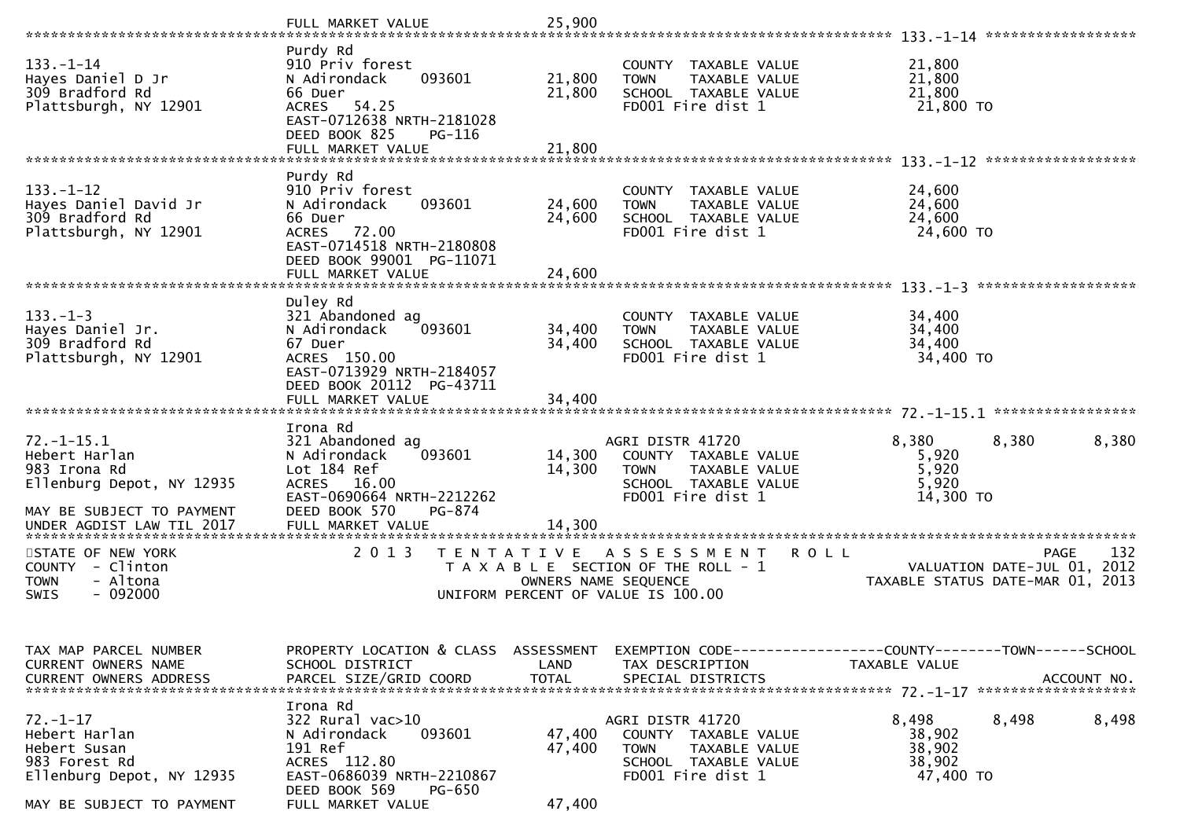```
                                FULL MARKET VALUE              25,900
******************************************************************************************************* 133.-1-14 ******************
                                Purdy Rd
133.-1-14                       910 Priv forest                         COUNTY  TAXABLE VALUE             21,800
Hayes Daniel D Jr               N Adirondack     093601      21,800     TOWN    TAXABLE VALUE             21,800
309 Bradford Rd                 66 Duer                      21,800     SCHOOL  TAXABLE VALUE             21,800
Plattsburgh, NY 12901           ACRES   54.25                           FD001 Fire dist 1                  21,800 TO
                                EAST-0712638 NRTH-2181028
                                DEED BOOK 825     PG-116
                                FULL MARKET VALUE              21,800
******************************************************************************************************* 133.-1-12 ******************
                                Purdy Rd
133.-1-12                       910 Priv forest                         COUNTY  TAXABLE VALUE             24,600
Hayes Daniel David Jr           N Adirondack     093601      24,600     TOWN    TAXABLE VALUE             24,600
309 Bradford Rd                 66 Duer                      24,600     SCHOOL  TAXABLE VALUE             24,600
Plattsburgh, NY 12901           ACRES   72.00                           FD001 Fire dist 1                  24,600 TO
                                EAST-0714518 NRTH-2180808
                                DEED BOOK 99001  PG-11071
                                FULL MARKET VALUE              24,600
******************************************************************************************************* 133.-1-3 *******************
                                Duley Rd
133.-1-3                        321 Abandoned ag                        COUNTY  TAXABLE VALUE             34,400
Hayes Daniel Jr.                N Adirondack     093601      34,400     TOWN    TAXABLE VALUE             34,400
309 Bradford Rd                 67 Duer                      34,400     SCHOOL  TAXABLE VALUE             34,400
Plattsburgh, NY 12901           ACRES  150.00                           FD001 Fire dist 1                  34,400 TO
                                EAST-0713929 NRTH-2184057
                                DEED BOOK 20112  PG-43711
                                FULL MARKET VALUE              34,400
******************************************************************************************************* 72.-1-15.1 *****************
                                Irona Rd
72.-1-15.1                      321 Abandoned ag                        AGRI DISTR 41720               8,380       8,380        8,380
Hebert Harlan                   N Adirondack     093601      14,300     COUNTY  TAXABLE VALUE              5,920
983 Irona Rd                    Lot 184 Ref                  14,300     TOWN    TAXABLE VALUE              5,920
Ellenburg Depot, NY 12935       ACRES   16.00                           SCHOOL  TAXABLE VALUE              5,920
                                EAST-0690664 NRTH-2212262               FD001 Fire dist 1                  14,300 TO
MAY BE SUBJECT TO PAYMENT       DEED BOOK 570     PG-874
UNDER AGDIST LAW TIL 2017       FULL MARKET VALUE              14,300
************************************************************************************************************************************
STATE OF NEW YORK               2 0 1 3   T E N T A T I V E   A S S E S S M E N T   R O L L                              PAGE    132
COUNTY  - Clinton                           T A X A B L E  SECTION OF THE ROLL - 1                    VALUATION DATE-JUL 01, 2012
TOWN    - Altona                                OWNERS NAME SEQUENCE                               TAXABLE STATUS DATE-MAR 01, 2013
SWIS    - 092000                           UNIFORM PERCENT OF VALUE IS 100.00


TAX MAP PARCEL NUMBER           PROPERTY LOCATION & CLASS  ASSESSMENT  EXEMPTION CODE------------------COUNTY--------TOWN------SCHOOL
CURRENT OWNERS NAME             SCHOOL DISTRICT               LAND      TAX DESCRIPTION             TAXABLE VALUE
CURRENT OWNERS ADDRESS          PARCEL SIZE/GRID COORD        TOTAL     SPECIAL DISTRICTS                                 ACCOUNT NO.
******************************************************************************************************* 72.-1-17 *******************
                                Irona Rd
72.-1-17                        322 Rural vac>10                        AGRI DISTR 41720               8,498       8,498        8,498
Hebert Harlan                   N Adirondack     093601      47,400     COUNTY  TAXABLE VALUE             38,902
Hebert Susan                    191 Ref                      47,400     TOWN    TAXABLE VALUE             38,902
983 Forest Rd                   ACRES  112.80                           SCHOOL  TAXABLE VALUE             38,902
Ellenburg Depot, NY 12935       EAST-0686039 NRTH-2210867               FD001 Fire dist 1                  47,400 TO
                                DEED BOOK 569     PG-650
MAY BE SUBJECT TO PAYMENT       FULL MARKET VALUE              47,400
```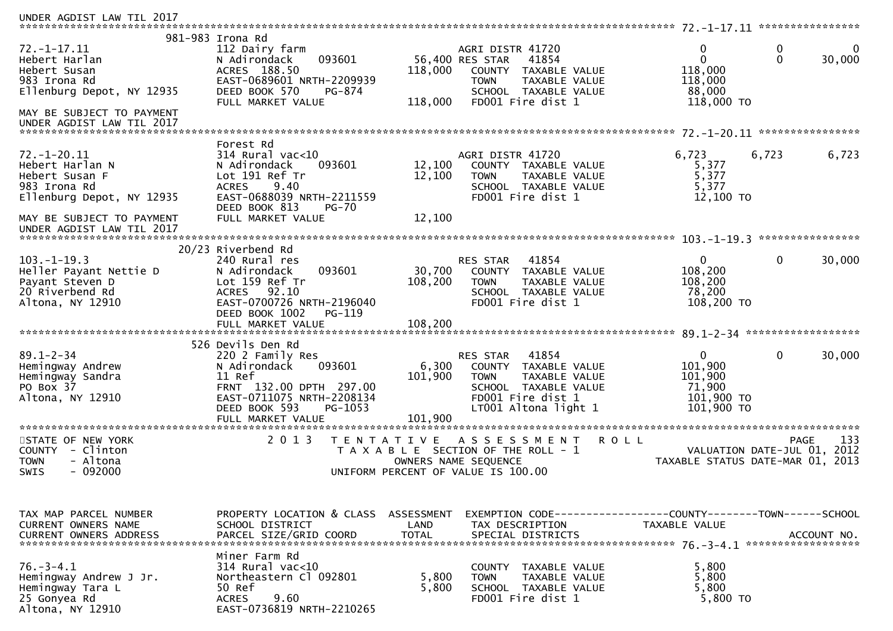```
UNDER AGDIST LAW TIL 2017
******************************************************************************************************* 72.-1-17.11 ****************
                         981-983 Irona Rd
72.-1-17.11              112 Dairy farm                    AGRI DISTR 41720                  0            0            0
Hebert Harlan            N Adirondack     093601     56,400 RES STAR    41854                0            0       30,000
Hebert Susan             ACRES  188.50              118,000    COUNTY  TAXABLE VALUE         118,000
983 Irona Rd             EAST-0689601 NRTH-2209939             TOWN    TAXABLE VALUE         118,000
Ellenburg Depot, NY 12935 DEED BOOK 570    PG-874              SCHOOL  TAXABLE VALUE          88,000
                         FULL MARKET VALUE          118,000    FD001 Fire dist 1             118,000 TO
MAY BE SUBJECT TO PAYMENT
UNDER AGDIST LAW TIL 2017
******************************************************************************************************* 72.-1-20.11 ****************
                         Forest Rd
72.-1-20.11              314 Rural vac<10                  AGRI DISTR 41720              6,723        6,723        6,723
Hebert Harlan N          N Adirondack     093601     12,100    COUNTY  TAXABLE VALUE           5,377
Hebert Susan F           Lot 191 Ref Tr              12,100    TOWN    TAXABLE VALUE           5,377
983 Irona Rd             ACRES    9.40                         SCHOOL  TAXABLE VALUE           5,377
Ellenburg Depot, NY 12935 EAST-0688039 NRTH-2211559            FD001 Fire dist 1              12,100 TO
                         DEED BOOK 813    PG-70
MAY BE SUBJECT TO PAYMENT FULL MARKET VALUE          12,100
UNDER AGDIST LAW TIL 2017
******************************************************************************************************* 103.-1-19.3 ****************
                         20/23 Riverbend Rd
103.-1-19.3              240 Rural res                     RES STAR    41854                0            0       30,000
Heller Payant Nettie D   N Adirondack     093601     30,700    COUNTY  TAXABLE VALUE         108,200
Payant Steven D          Lot 159 Ref Tr             108,200    TOWN    TAXABLE VALUE         108,200
20 Riverbend Rd          ACRES   92.10                         SCHOOL  TAXABLE VALUE          78,200
Altona, NY 12910         EAST-0700726 NRTH-2196040             FD001 Fire dist 1             108,200 TO
                         DEED BOOK 1002   PG-119
                         FULL MARKET VALUE          108,200
******************************************************************************************************* 89.1-2-34 ******************
                         526 Devils Den Rd
89.1-2-34                220 2 Family Res                  RES STAR    41854                0            0       30,000
Hemingway Andrew         N Adirondack     093601      6,300    COUNTY  TAXABLE VALUE         101,900
Hemingway Sandra         11 Ref                     101,900    TOWN    TAXABLE VALUE         101,900
PO Box 37                FRNT 132.00 DPTH 297.00               SCHOOL  TAXABLE VALUE          71,900
Altona, NY 12910         EAST-0711075 NRTH-2208134             FD001 Fire dist 1             101,900 TO
                         DEED BOOK 593    PG-1053              LT001 Altona light 1          101,900 TO
                         FULL MARKET VALUE          101,900
*******************************************************************************************************************************
STATE OF NEW YORK                 2 0 1 3   T E N T A T I V E   A S S E S S M E N T   R O L L                      PAGE    133
COUNTY  - Clinton                           T A X A B L E  SECTION OF THE ROLL - 1                VALUATION DATE-JUL 01, 2012
TOWN    - Altona                                   OWNERS NAME SEQUENCE                        TAXABLE STATUS DATE-MAR 01, 2013
SWIS    - 092000                           UNIFORM PERCENT OF VALUE IS 100.00


TAX MAP PARCEL NUMBER    PROPERTY LOCATION & CLASS  ASSESSMENT  EXEMPTION CODE------------------COUNTY--------TOWN------SCHOOL
CURRENT OWNERS NAME      SCHOOL DISTRICT               LAND     TAX DESCRIPTION             TAXABLE VALUE
CURRENT OWNERS ADDRESS   PARCEL SIZE/GRID COORD       TOTAL     SPECIAL DISTRICTS                                  ACCOUNT NO.
******************************************************************************************************* 76.-3-4.1 ******************
                         Miner Farm Rd
76.-3-4.1                314 Rural vac<10                      COUNTY  TAXABLE VALUE           5,800
Hemingway Andrew J Jr.   Northeastern Cl 092801       5,800    TOWN    TAXABLE VALUE           5,800
Hemingway Tara L         50 Ref                       5,800    SCHOOL  TAXABLE VALUE           5,800
25 Gonyea Rd             ACRES    9.60                         FD001 Fire dist 1               5,800 TO
Altona, NY 12910         EAST-0736819 NRTH-2210265
```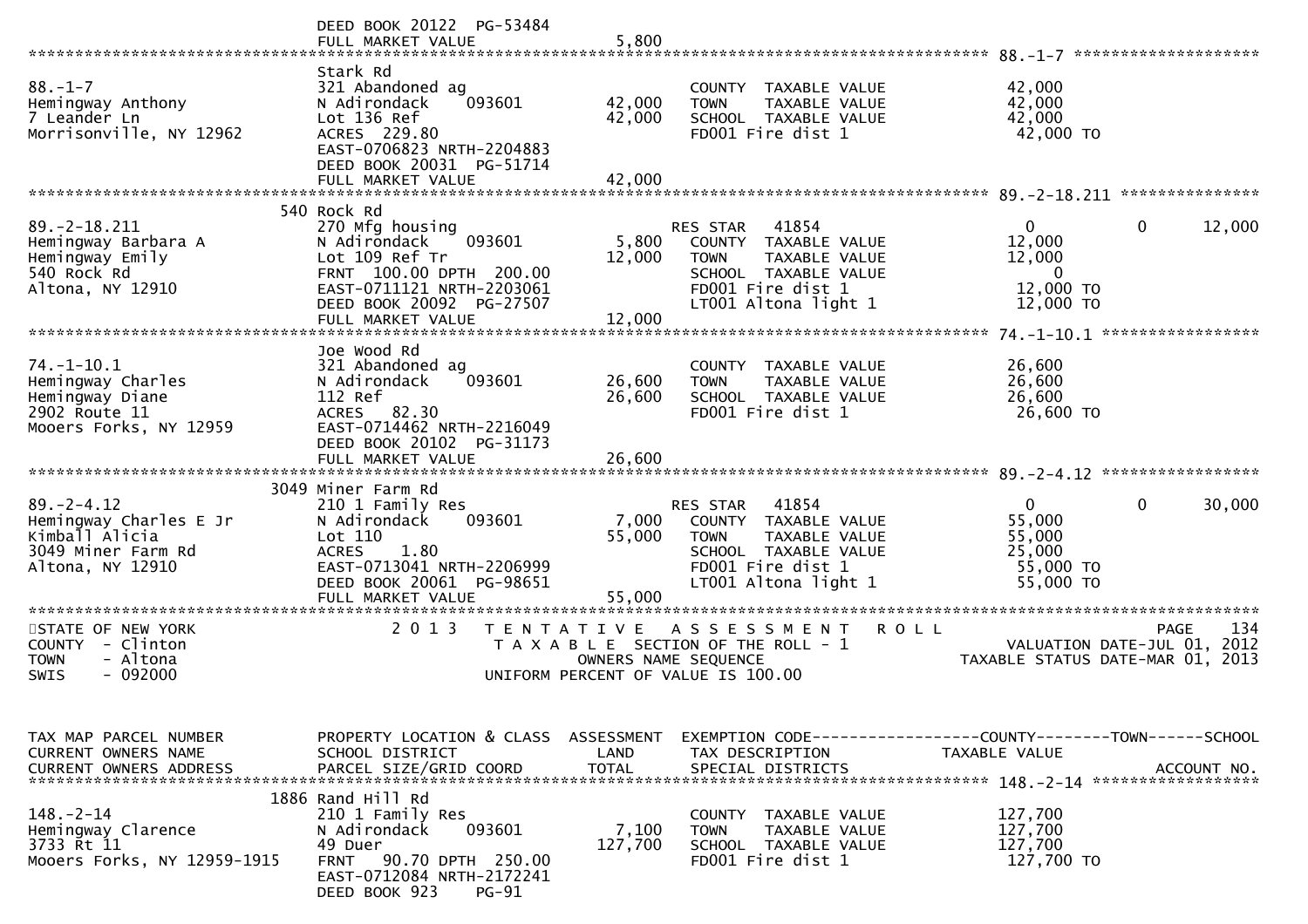```
                             DEED BOOK 20122  PG-53484
                             FULL MARKET VALUE              5,800
******************************************************************************************************* 88.-1-7 ********************
                             Stark Rd
88.-1-7                      321 Abandoned ag                    COUNTY  TAXABLE VALUE             42,000
Hemingway Anthony            N Adirondack    093601     42,000   TOWN    TAXABLE VALUE             42,000
7 Leander Ln                 Lot 136 Ref                42,000   SCHOOL  TAXABLE VALUE             42,000
Morrisonville, NY 12962      ACRES  229.80                       FD001 Fire dist 1                  42,000 TO
                             EAST-0706823 NRTH-2204883
                             DEED BOOK 20031  PG-51714
                             FULL MARKET VALUE             42,000
******************************************************************************************************* 89.-2-18.211 ***************
                         540 Rock Rd
89.-2-18.211                 270 Mfg housing                     RES STAR   41854                     0             0       12,000
Hemingway Barbara A          N Adirondack    093601      5,800   COUNTY  TAXABLE VALUE             12,000
Hemingway Emily              Lot 109 Ref Tr             12,000   TOWN    TAXABLE VALUE             12,000
540 Rock Rd                  FRNT  100.00 DPTH  200.00           SCHOOL  TAXABLE VALUE                  0
Altona, NY 12910             EAST-0711121 NRTH-2203061           FD001 Fire dist 1                  12,000 TO
                             DEED BOOK 20092  PG-27507           LT001 Altona light 1               12,000 TO
                             FULL MARKET VALUE             12,000
******************************************************************************************************* 74.-1-10.1 *****************
                             Joe Wood Rd
74.-1-10.1                   321 Abandoned ag                    COUNTY  TAXABLE VALUE             26,600
Hemingway Charles            N Adirondack    093601     26,600   TOWN    TAXABLE VALUE             26,600
Hemingway Diane              112 Ref                    26,600   SCHOOL  TAXABLE VALUE             26,600
2902 Route 11                ACRES   82.30                       FD001 Fire dist 1                  26,600 TO
Mooers Forks, NY 12959       EAST-0714462 NRTH-2216049
                             DEED BOOK 20102  PG-31173
                             FULL MARKET VALUE             26,600
******************************************************************************************************* 89.-2-4.12 *****************
                        3049 Miner Farm Rd
89.-2-4.12                   210 1 Family Res                    RES STAR   41854                     0             0       30,000
Hemingway Charles E Jr       N Adirondack    093601      7,000   COUNTY  TAXABLE VALUE             55,000
Kimball Alicia               Lot 110                    55,000   TOWN    TAXABLE VALUE             55,000
3049 Miner Farm Rd           ACRES    1.80                       SCHOOL  TAXABLE VALUE             25,000
Altona, NY 12910             EAST-0713041 NRTH-2206999           FD001 Fire dist 1                  55,000 TO
                             DEED BOOK 20061  PG-98651           LT001 Altona light 1               55,000 TO
                             FULL MARKET VALUE             55,000
************************************************************************************************************************************
STATE OF NEW YORK                 2 0 1 3   T E N T A T I V E   A S S E S S M E N T   R O L L                             PAGE    134
COUNTY  - Clinton                              T A X A B L E  SECTION OF THE ROLL - 1                      VALUATION DATE-JUL 01, 2012
TOWN    - Altona                                        OWNERS NAME SEQUENCE                         TAXABLE STATUS DATE-MAR 01, 2013
SWIS    - 092000                                UNIFORM PERCENT OF VALUE IS 100.00


TAX MAP PARCEL NUMBER        PROPERTY LOCATION & CLASS  ASSESSMENT  EXEMPTION CODE------------------COUNTY--------TOWN------SCHOOL
CURRENT OWNERS NAME          SCHOOL DISTRICT              LAND      TAX DESCRIPTION            TAXABLE VALUE
CURRENT OWNERS ADDRESS       PARCEL SIZE/GRID COORD      TOTAL      SPECIAL DISTRICTS                                    ACCOUNT NO.
******************************************************************************************************* 148.-2-14 ******************
                        1886 Rand Hill Rd
148.-2-14                    210 1 Family Res                    COUNTY  TAXABLE VALUE            127,700
Hemingway Clarence           N Adirondack    093601      7,100   TOWN    TAXABLE VALUE            127,700
3733 Rt 11                   49 Duer                   127,700   SCHOOL  TAXABLE VALUE            127,700
Mooers Forks, NY 12959-1915  FRNT   90.70 DPTH  250.00           FD001 Fire dist 1                 127,700 TO
                             EAST-0712084 NRTH-2172241
                             DEED BOOK 923     PG-91
```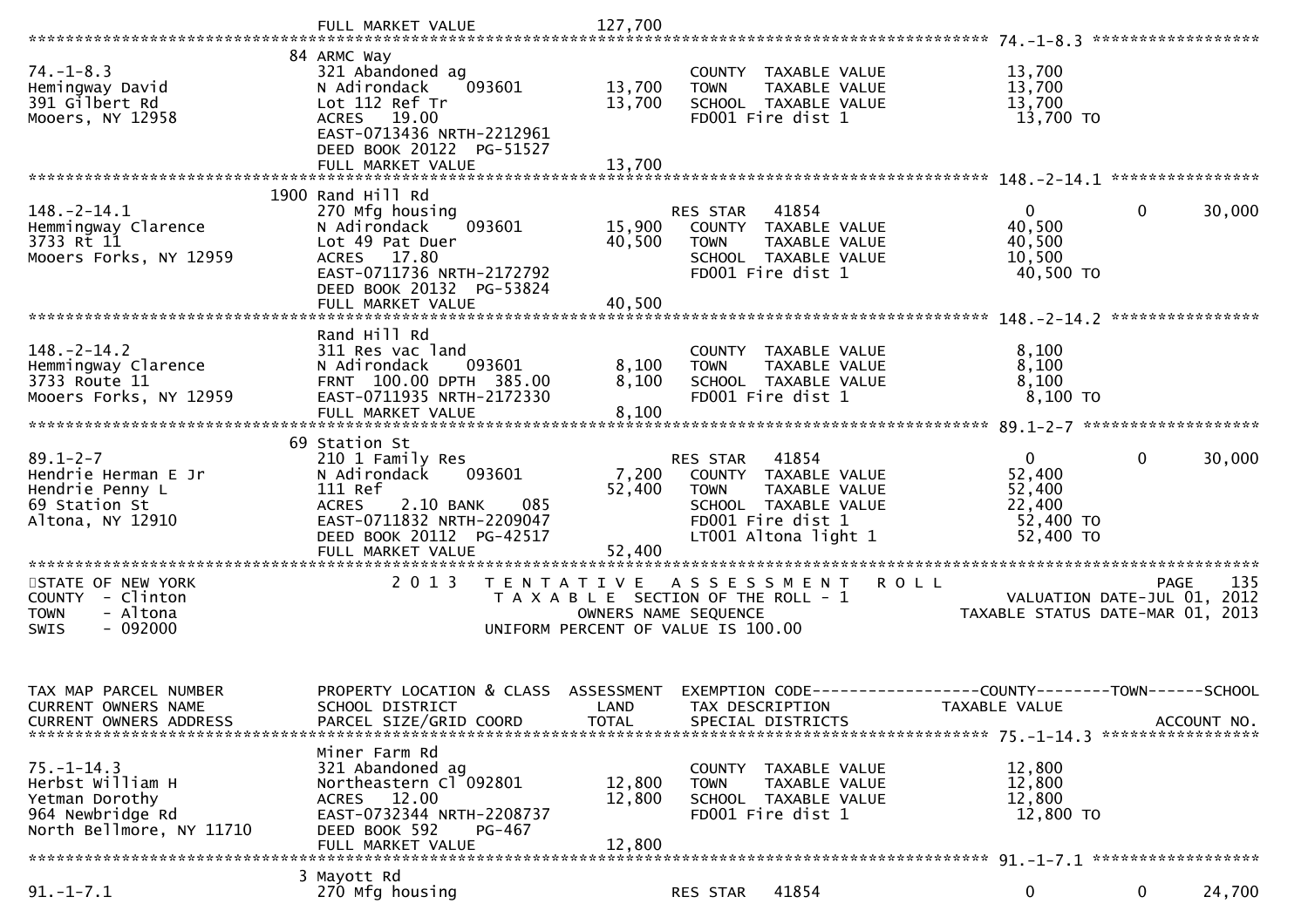FULL MARKET VALUE 127,700

## 74.-1-8.3

| | | | | |
|---|---|---|---|---|
| 74.-1-8.3 | 84 ARMC Way | | | |
| Hemingway David | 321 Abandoned ag | | COUNTY TAXABLE VALUE | 13,700 |
| 391 Gilbert Rd | N Adirondack 093601 | 13,700 | TOWN TAXABLE VALUE | 13,700 |
| Mooers, NY 12958 | Lot 112 Ref Tr | 13,700 | SCHOOL TAXABLE VALUE | 13,700 |
| | ACRES 19.00 | | FD001 Fire dist 1 | 13,700 TO |
| | EAST-0713436 NRTH-2212961 | | | |
| | DEED BOOK 20122 PG-51527 | | | |
| | FULL MARKET VALUE | 13,700 | | |

## 148.-2-14.1

| | | | | | | |
|---|---|---|---|---|---|---|
| 148.-2-14.1 | 1900 Rand Hill Rd | | | | | |
| Hemmingway Clarence | 270 Mfg housing | | RES STAR 41854 | 0 | 0 | 30,000 |
| 3733 Rt 11 | N Adirondack 093601 | 15,900 | COUNTY TAXABLE VALUE | 40,500 | | |
| Mooers Forks, NY 12959 | Lot 49 Pat Duer | 40,500 | TOWN TAXABLE VALUE | 40,500 | | |
| | ACRES 17.80 | | SCHOOL TAXABLE VALUE | 10,500 | | |
| | EAST-0711736 NRTH-2172792 | | FD001 Fire dist 1 | 40,500 TO | | |
| | DEED BOOK 20132 PG-53824 | | | | | |
| | FULL MARKET VALUE | 40,500 | | | | |

## 148.-2-14.2

| | | | | |
|---|---|---|---|---|
| 148.-2-14.2 | Rand Hill Rd | | | |
| Hemmingway Clarence | 311 Res vac land | | COUNTY TAXABLE VALUE | 8,100 |
| 3733 Route 11 | N Adirondack 093601 | 8,100 | TOWN TAXABLE VALUE | 8,100 |
| Mooers Forks, NY 12959 | FRNT 100.00 DPTH 385.00 | 8,100 | SCHOOL TAXABLE VALUE | 8,100 |
| | EAST-0711935 NRTH-2172330 | | FD001 Fire dist 1 | 8,100 TO |
| | FULL MARKET VALUE | 8,100 | | |

## 89.1-2-7

| | | | | | | |
|---|---|---|---|---|---|---|
| 89.1-2-7 | 69 Station St | | | | | |
| Hendrie Herman E Jr | 210 1 Family Res | | RES STAR 41854 | 0 | 0 | 30,000 |
| Hendrie Penny L | N Adirondack 093601 | 7,200 | COUNTY TAXABLE VALUE | 52,400 | | |
| 69 Station St | 111 Ref | 52,400 | TOWN TAXABLE VALUE | 52,400 | | |
| Altona, NY 12910 | ACRES 2.10 BANK 085 | | SCHOOL TAXABLE VALUE | 22,400 | | |
| | EAST-0711832 NRTH-2209047 | | FD001 Fire dist 1 | 52,400 TO | | |
| | DEED BOOK 20112 PG-42517 | | LT001 Altona light 1 | 52,400 TO | | |
| | FULL MARKET VALUE | 52,400 | | | | |

STATE OF NEW YORK
COUNTY - Clinton
TOWN - Altona
SWIS - 092000

2013 TENTATIVE ASSESSMENT ROLL
TAXABLE SECTION OF THE ROLL - 1
OWNERS NAME SEQUENCE
UNIFORM PERCENT OF VALUE IS 100.00

VALUATION DATE-JUL 01, 2012
TAXABLE STATUS DATE-MAR 01, 2013

| TAX MAP PARCEL NUMBER / CURRENT OWNERS NAME / CURRENT OWNERS ADDRESS | PROPERTY LOCATION & CLASS / SCHOOL DISTRICT / PARCEL SIZE/GRID COORD | ASSESSMENT LAND / TOTAL | EXEMPTION CODE / TAX DESCRIPTION / SPECIAL DISTRICTS | COUNTY / TAXABLE VALUE | TOWN | SCHOOL / ACCOUNT NO. |
|---|---|---|---|---|---|---|

## 75.-1-14.3

| | | | | |
|---|---|---|---|---|
| 75.-1-14.3 | Miner Farm Rd | | | |
| Herbst William H | 321 Abandoned ag | | COUNTY TAXABLE VALUE | 12,800 |
| Yetman Dorothy | Northeastern Cl 092801 | 12,800 | TOWN TAXABLE VALUE | 12,800 |
| 964 Newbridge Rd | ACRES 12.00 | 12,800 | SCHOOL TAXABLE VALUE | 12,800 |
| North Bellmore, NY 11710 | EAST-0732344 NRTH-2208737 | | FD001 Fire dist 1 | 12,800 TO |
| | DEED BOOK 592 PG-467 | | | |
| | FULL MARKET VALUE | 12,800 | | |

## 91.-1-7.1

| | | | | | | |
|---|---|---|---|---|---|---|
| 91.-1-7.1 | 3 Mayott Rd | | | | | |
| | 270 Mfg housing | | RES STAR 41854 | 0 | 0 | 24,700 |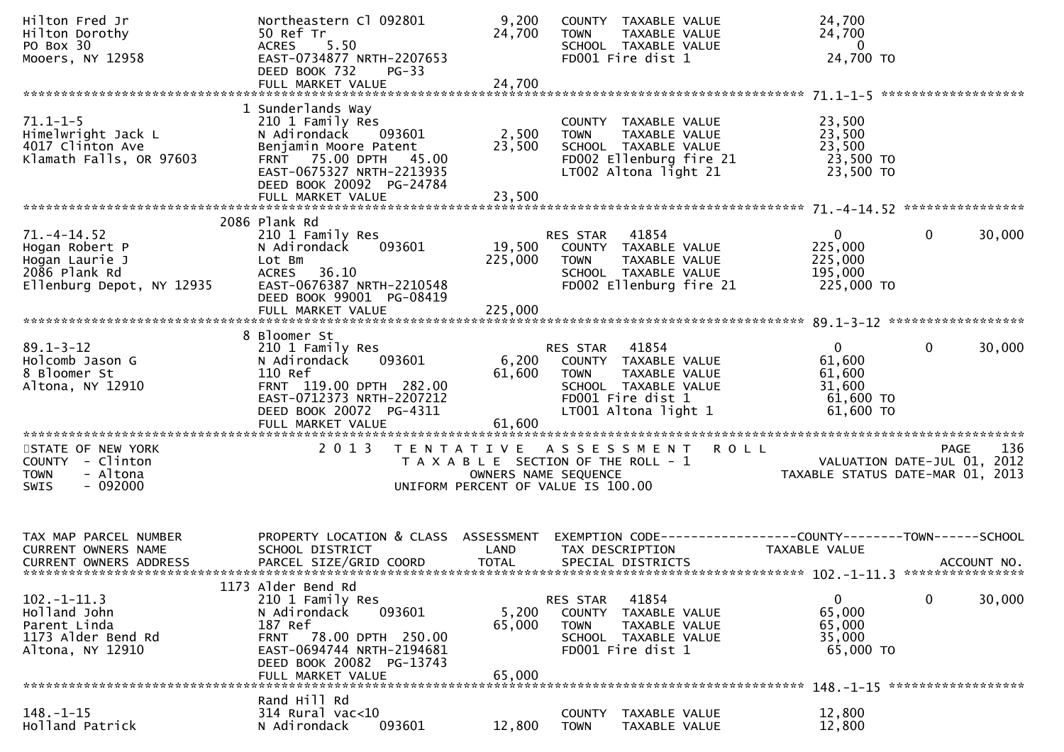| Hilton Fred Jr | Northeastern Cl 092801 | 9,200 | COUNTY TAXABLE VALUE | 24,700 | | |
|---|---|---|---|---|---|---|
| Hilton Dorothy | 50 Ref Tr | 24,700 | TOWN TAXABLE VALUE | 24,700 | | |
| PO Box 30 | ACRES 5.50 | | SCHOOL TAXABLE VALUE | 0 | | |
| Mooers, NY 12958 | EAST-0734877 NRTH-2207653 | | FD001 Fire dist 1 | 24,700 TO | | |
| | DEED BOOK 732 PG-33 | | | | | |
| | FULL MARKET VALUE | 24,700 | | | | |

************ 71.1-1-5 ************

| 71.1-1-5 | 1 Sunderlands Way | | | | | |
|---|---|---|---|---|---|---|
| Himelwright Jack L | 210 1 Family Res | | COUNTY TAXABLE VALUE | 23,500 | | |
| 4017 Clinton Ave | N Adirondack 093601 | 2,500 | TOWN TAXABLE VALUE | 23,500 | | |
| Klamath Falls, OR 97603 | Benjamin Moore Patent | 23,500 | SCHOOL TAXABLE VALUE | 23,500 | | |
| | FRNT 75.00 DPTH 45.00 | | FD002 Ellenburg fire 21 | 23,500 TO | | |
| | EAST-0675327 NRTH-2213935 | | LT002 Altona light 21 | 23,500 TO | | |
| | DEED BOOK 20092 PG-24784 | | | | | |
| | FULL MARKET VALUE | 23,500 | | | | |

************ 71.-4-14.52 ************

| 71.-4-14.52 | 2086 Plank Rd | | | | | |
|---|---|---|---|---|---|---|
| Hogan Robert P | 210 1 Family Res | | RES STAR 41854 | 0 | 0 | 30,000 |
| Hogan Laurie J | N Adirondack 093601 | 19,500 | COUNTY TAXABLE VALUE | 225,000 | | |
| 2086 Plank Rd | Lot Bm | 225,000 | TOWN TAXABLE VALUE | 225,000 | | |
| Ellenburg Depot, NY 12935 | ACRES 36.10 | | SCHOOL TAXABLE VALUE | 195,000 | | |
| | EAST-0676387 NRTH-2210548 | | FD002 Ellenburg fire 21 | 225,000 TO | | |
| | DEED BOOK 99001 PG-08419 | | | | | |
| | FULL MARKET VALUE | 225,000 | | | | |

************ 89.1-3-12 ************

| 89.1-3-12 | 8 Bloomer St | | | | | |
|---|---|---|---|---|---|---|
| Holcomb Jason G | 210 1 Family Res | | RES STAR 41854 | 0 | 0 | 30,000 |
| 8 Bloomer St | N Adirondack 093601 | 6,200 | COUNTY TAXABLE VALUE | 61,600 | | |
| Altona, NY 12910 | 110 Ref | 61,600 | TOWN TAXABLE VALUE | 61,600 | | |
| | FRNT 119.00 DPTH 282.00 | | SCHOOL TAXABLE VALUE | 31,600 | | |
| | EAST-0712373 NRTH-2207212 | | FD001 Fire dist 1 | 61,600 TO | | |
| | DEED BOOK 20072 PG-4311 | | LT001 Altona light 1 | 61,600 TO | | |
| | FULL MARKET VALUE | 61,600 | | | | |

STATE OF NEW YORK — 2013 TENTATIVE ASSESSMENT ROLL — PAGE 136
COUNTY - Clinton — TAXABLE SECTION OF THE ROLL - 1 — VALUATION DATE-JUL 01, 2012
TOWN - Altona — OWNERS NAME SEQUENCE — TAXABLE STATUS DATE-MAR 01, 2013
SWIS - 092000 — UNIFORM PERCENT OF VALUE IS 100.00

| TAX MAP PARCEL NUMBER / CURRENT OWNERS NAME / CURRENT OWNERS ADDRESS | PROPERTY LOCATION & CLASS / SCHOOL DISTRICT / PARCEL SIZE/GRID COORD | ASSESSMENT LAND / TOTAL | EXEMPTION CODE / TAX DESCRIPTION / SPECIAL DISTRICTS | COUNTY TAXABLE VALUE | TOWN | SCHOOL / ACCOUNT NO. |
|---|---|---|---|---|---|---|

************ 102.-1-11.3 ************

| 102.-1-11.3 | 1173 Alder Bend Rd | | | | | |
|---|---|---|---|---|---|---|
| Holland John | 210 1 Family Res | | RES STAR 41854 | 0 | 0 | 30,000 |
| Parent Linda | N Adirondack 093601 | 5,200 | COUNTY TAXABLE VALUE | 65,000 | | |
| 1173 Alder Bend Rd | 187 Ref | 65,000 | TOWN TAXABLE VALUE | 65,000 | | |
| Altona, NY 12910 | FRNT 78.00 DPTH 250.00 | | SCHOOL TAXABLE VALUE | 35,000 | | |
| | EAST-0694744 NRTH-2194681 | | FD001 Fire dist 1 | 65,000 TO | | |
| | DEED BOOK 20082 PG-13743 | | | | | |
| | FULL MARKET VALUE | 65,000 | | | | |

************ 148.-1-15 ************

| 148.-1-15 | Rand Hill Rd | | | | | |
|---|---|---|---|---|---|---|
| Holland Patrick | 314 Rural vac<10 | | COUNTY TAXABLE VALUE | 12,800 | | |
| | N Adirondack 093601 | 12,800 | TOWN TAXABLE VALUE | 12,800 | | |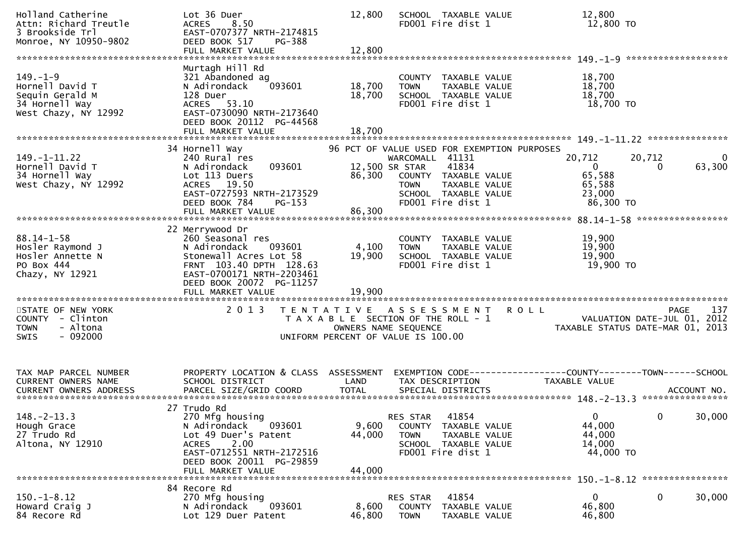```
Holland Catherine              Lot 36 Duer                        12,800   SCHOOL  TAXABLE VALUE              12,800
Attn: Richard Treutle          ACRES    8.50                               FD001 Fire dist 1                   12,800 TO
3 Brookside Trl                EAST-0707377 NRTH-2174815
Monroe, NY 10950-9802          DEED BOOK 517    PG-388
                               FULL MARKET VALUE                  12,800
******************************************************************************************************* 149.-1-9 *******************
                               Murtagh Hill Rd
149.-1-9                       321 Abandoned ag                            COUNTY  TAXABLE VALUE              18,700
Hornell David T                N Adirondack     093601          18,700     TOWN    TAXABLE VALUE              18,700
Sequin Gerald M                128 Duer                         18,700     SCHOOL  TAXABLE VALUE              18,700
34 Hornell Way                 ACRES   53.10                               FD001 Fire dist 1                   18,700 TO
West Chazy, NY 12992           EAST-0730090 NRTH-2173640
                               DEED BOOK 20112  PG-44568
                               FULL MARKET VALUE                  18,700
******************************************************************************************************* 149.-1-11.22 ***************
                               34 Hornell Way                   96 PCT OF VALUE USED FOR EXEMPTION PURPOSES
149.-1-11.22                   240 Rural res                               WARCOMALL  41131               20,712       20,712            0
Hornell David T                N Adirondack     093601          12,500 SR STAR     41834                    0            0       63,300
34 Hornell Way                 Lot 113 Duers                    86,300     COUNTY  TAXABLE VALUE              65,588
West Chazy, NY 12992           ACRES   19.50                               TOWN    TAXABLE VALUE              65,588
                               EAST-0727593 NRTH-2173529                   SCHOOL  TAXABLE VALUE              23,000
                               DEED BOOK 784    PG-153                     FD001 Fire dist 1                   86,300 TO
                               FULL MARKET VALUE                  86,300
******************************************************************************************************* 88.14-1-58 *****************
                               22 Merrywood Dr
88.14-1-58                     260 Seasonal res                            COUNTY  TAXABLE VALUE              19,900
Hosler Raymond J               N Adirondack     093601           4,100     TOWN    TAXABLE VALUE              19,900
Hosler Annette N               Stonewall Acres Lot 58           19,900     SCHOOL  TAXABLE VALUE              19,900
PO Box 444                     FRNT 103.40 DPTH 128.63                     FD001 Fire dist 1                   19,900 TO
Chazy, NY 12921                EAST-0700171 NRTH-2203461
                               DEED BOOK 20072  PG-11257
                               FULL MARKET VALUE                  19,900
*******************************************************************************************************************************
STATE OF NEW YORK                   2 0 1 3   T E N T A T I V E   A S S E S S M E N T   R O L L                       PAGE    137
COUNTY  - Clinton                            T A X A B L E  SECTION OF THE ROLL - 1                      VALUATION DATE-JUL 01, 2012
TOWN    - Altona                                   OWNERS NAME SEQUENCE                               TAXABLE STATUS DATE-MAR 01, 2013
SWIS    - 092000                              UNIFORM PERCENT OF VALUE IS 100.00


TAX MAP PARCEL NUMBER          PROPERTY LOCATION & CLASS  ASSESSMENT  EXEMPTION CODE------------------COUNTY--------TOWN------SCHOOL
CURRENT OWNERS NAME            SCHOOL DISTRICT               LAND      TAX DESCRIPTION             TAXABLE VALUE
CURRENT OWNERS ADDRESS         PARCEL SIZE/GRID COORD        TOTAL     SPECIAL DISTRICTS                                  ACCOUNT NO.
******************************************************************************************************* 148.-2-13.3 ****************
                               27 Trudo Rd
148.-2-13.3                    270 Mfg housing                             RES STAR   41854                    0            0       30,000
Hough Grace                    N Adirondack     093601           9,600     COUNTY  TAXABLE VALUE              44,000
27 Trudo Rd                    Lot 49 Duer's Patent             44,000     TOWN    TAXABLE VALUE              44,000
Altona, NY 12910               ACRES    2.00                               SCHOOL  TAXABLE VALUE              14,000
                               EAST-0712551 NRTH-2172516                   FD001 Fire dist 1                   44,000 TO
                               DEED BOOK 20011  PG-29859
                               FULL MARKET VALUE                  44,000
******************************************************************************************************* 150.-1-8.12 ****************
                               84 Recore Rd
150.-1-8.12                    270 Mfg housing                             RES STAR   41854                    0            0       30,000
Howard Craig J                 N Adirondack     093601           8,600     COUNTY  TAXABLE VALUE              46,800
84 Recore Rd                   Lot 129 Duer Patent              46,800     TOWN    TAXABLE VALUE              46,800
```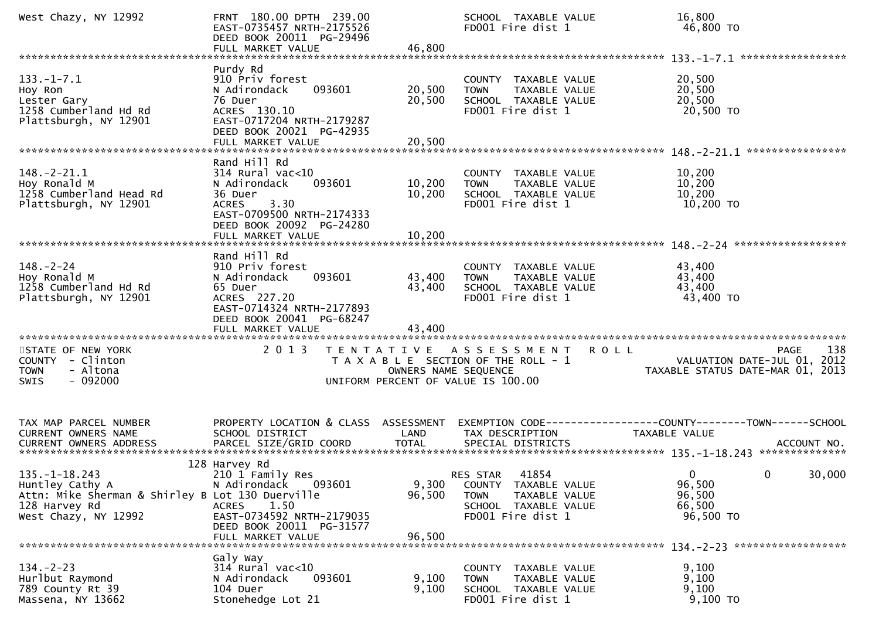```
West Chazy, NY 12992           FRNT 180.00 DPTH 239.00                    SCHOOL  TAXABLE VALUE             16,800
                               EAST-0735457 NRTH-2175526                  FD001 Fire dist 1                  46,800 TO
                               DEED BOOK 20011  PG-29496
                               FULL MARKET VALUE              46,800
******************************************************************************************************* 133.-1-7.1 *****************
                               Purdy Rd
133.-1-7.1                     910 Priv forest                            COUNTY  TAXABLE VALUE             20,500
Hoy Ron                        N Adirondack    093601         20,500      TOWN    TAXABLE VALUE             20,500
Lester Gary                    76 Duer                        20,500      SCHOOL  TAXABLE VALUE             20,500
1258 Cumberland Hd Rd          ACRES 130.10                               FD001 Fire dist 1                  20,500 TO
Plattsburgh, NY 12901          EAST-0717204 NRTH-2179287
                               DEED BOOK 20021  PG-42935
                               FULL MARKET VALUE              20,500
******************************************************************************************************* 148.-2-21.1 ****************
                               Rand Hill Rd
148.-2-21.1                    314 Rural vac<10                           COUNTY  TAXABLE VALUE             10,200
Hoy Ronald M                   N Adirondack    093601         10,200      TOWN    TAXABLE VALUE             10,200
1258 Cumberland Head Rd        36 Duer                        10,200      SCHOOL  TAXABLE VALUE             10,200
Plattsburgh, NY 12901          ACRES    3.30                              FD001 Fire dist 1                  10,200 TO
                               EAST-0709500 NRTH-2174333
                               DEED BOOK 20092  PG-24280
                               FULL MARKET VALUE              10,200
******************************************************************************************************* 148.-2-24 ******************
                               Rand Hill Rd
148.-2-24                      910 Priv forest                            COUNTY  TAXABLE VALUE             43,400
Hoy Ronald M                   N Adirondack    093601         43,400      TOWN    TAXABLE VALUE             43,400
1258 Cumberland Hd Rd          65 Duer                        43,400      SCHOOL  TAXABLE VALUE             43,400
Plattsburgh, NY 12901          ACRES 227.20                               FD001 Fire dist 1                  43,400 TO
                               EAST-0714324 NRTH-2177893
                               DEED BOOK 20041  PG-68247
                               FULL MARKET VALUE              43,400
************************************************************************************************************************************
STATE OF NEW YORK                2 0 1 3   T E N T A T I V E   A S S E S S M E N T   R O L L                              PAGE   138
COUNTY  - Clinton                       T A X A B L E  SECTION OF THE ROLL - 1                       VALUATION DATE-JUL 01, 2012
TOWN    - Altona                                OWNERS NAME SEQUENCE                                 TAXABLE STATUS DATE-MAR 01, 2013
SWIS    - 092000                        UNIFORM PERCENT OF VALUE IS 100.00


TAX MAP PARCEL NUMBER          PROPERTY LOCATION & CLASS  ASSESSMENT  EXEMPTION CODE------------------COUNTY--------TOWN------SCHOOL
CURRENT OWNERS NAME            SCHOOL DISTRICT               LAND      TAX DESCRIPTION             TAXABLE VALUE
CURRENT OWNERS ADDRESS         PARCEL SIZE/GRID COORD        TOTAL     SPECIAL DISTRICTS                                    ACCOUNT NO.
******************************************************************************************************* 135.-1-18.243 **************
                           128 Harvey Rd
135.-1-18.243                  210 1 Family Res                            RES STAR   41854                0             0      30,000
Huntley Cathy A                N Adirondack    093601          9,300      COUNTY  TAXABLE VALUE             96,500
Attn: Mike Sherman & Shirley B Lot 130 Duerville              96,500      TOWN    TAXABLE VALUE             96,500
128 Harvey Rd                  ACRES    1.50                              SCHOOL  TAXABLE VALUE             66,500
West Chazy, NY 12992           EAST-0734592 NRTH-2179035                  FD001 Fire dist 1                  96,500 TO
                               DEED BOOK 20011  PG-31577
                               FULL MARKET VALUE              96,500
******************************************************************************************************* 134.-2-23 ******************
                               Galy Way
134.-2-23                      314 Rural vac<10                           COUNTY  TAXABLE VALUE              9,100
Hurlbut Raymond                N Adirondack    093601          9,100      TOWN    TAXABLE VALUE              9,100
789 County Rt 39               104 Duer                        9,100      SCHOOL  TAXABLE VALUE              9,100
Massena, NY 13662              Stonehedge Lot 21                          FD001 Fire dist 1                   9,100 TO
```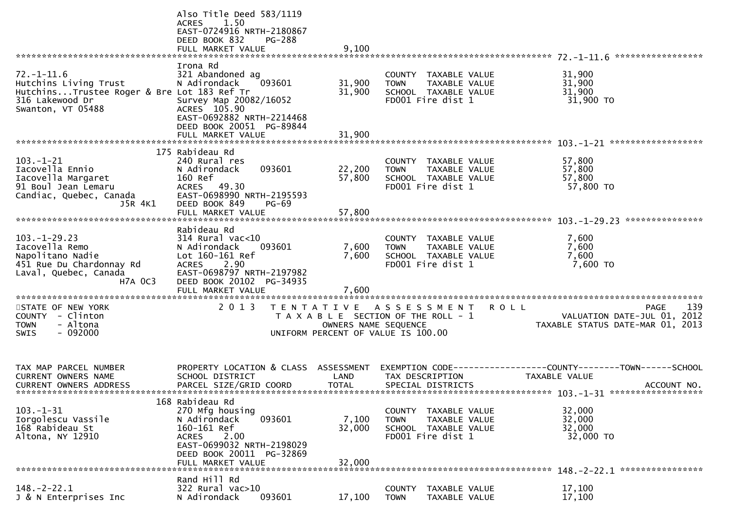```
                                  Also Title Deed 583/1119
                                  ACRES     1.50
                                  EAST-0724916 NRTH-2180867
                                  DEED BOOK 832     PG-288
                                  FULL MARKET VALUE                9,100
******************************************************************************************************* 72.-1-11.6 *****************
                                  Irona Rd
72.-1-11.6                        321 Abandoned ag                          COUNTY  TAXABLE VALUE             31,900
Hutchins Living Trust             N Adirondack     093601       31,900      TOWN    TAXABLE VALUE             31,900
Hutchins...Trustee Roger & Bre Lot 183 Ref Tr                    31,900      SCHOOL  TAXABLE VALUE             31,900
316 Lakewood Dr                   Survey Map 20082/16052                     FD001 Fire dist 1                  31,900 TO
Swanton, VT 05488                 ACRES  105.90
                                  EAST-0692882 NRTH-2214468
                                  DEED BOOK 20051  PG-89844
                                  FULL MARKET VALUE               31,900
******************************************************************************************************* 103.-1-21 ******************
                              175 Rabideau Rd
103.-1-21                         240 Rural res                             COUNTY  TAXABLE VALUE             57,800
Iacovella Ennio                   N Adirondack     093601       22,200      TOWN    TAXABLE VALUE             57,800
Iacovella Margaret                160 Ref                        57,800      SCHOOL  TAXABLE VALUE             57,800
91 Boul Jean Lemaru               ACRES   49.30                              FD001 Fire dist 1                  57,800 TO
Candiac, Quebec, Canada           EAST-0698990 NRTH-2195593
                   J5R 4K1        DEED BOOK 849     PG-69
                                  FULL MARKET VALUE               57,800
******************************************************************************************************* 103.-1-29.23 ***************
                                  Rabideau Rd
103.-1-29.23                      314 Rural vac<10                          COUNTY  TAXABLE VALUE              7,600
Iacovella Remo                    N Adirondack     093601        7,600      TOWN    TAXABLE VALUE              7,600
Napolitano Nadie                  Lot 160-161 Ref                 7,600      SCHOOL  TAXABLE VALUE              7,600
451 Rue Du Chardonnay Rd          ACRES     2.90                             FD001 Fire dist 1                   7,600 TO
Laval, Quebec, Canada             EAST-0698797 NRTH-2197982
                 H7A 0C3          DEED BOOK 20102  PG-34935
                                  FULL MARKET VALUE                7,600
************************************************************************************************************************************
STATE OF NEW YORK                 2 0 1 3   T E N T A T I V E   A S S E S S M E N T   R O L L                          PAGE    139
COUNTY  - Clinton                            T A X A B L E  SECTION OF THE ROLL - 1                    VALUATION DATE-JUL 01, 2012
TOWN    - Altona                                  OWNERS NAME SEQUENCE                            TAXABLE STATUS DATE-MAR 01, 2013
SWIS    - 092000                            UNIFORM PERCENT OF VALUE IS 100.00


TAX MAP PARCEL NUMBER             PROPERTY LOCATION & CLASS  ASSESSMENT  EXEMPTION CODE------------------COUNTY--------TOWN------SCHOOL
CURRENT OWNERS NAME               SCHOOL DISTRICT               LAND      TAX DESCRIPTION             TAXABLE VALUE
CURRENT OWNERS ADDRESS            PARCEL SIZE/GRID COORD        TOTAL     SPECIAL DISTRICTS                                 ACCOUNT NO.
******************************************************************************************************* 103.-1-31 ******************
                              168 Rabideau Rd
103.-1-31                         270 Mfg housing                           COUNTY  TAXABLE VALUE             32,000
Iorgolescu Vassile                N Adirondack     093601        7,100      TOWN    TAXABLE VALUE             32,000
168 Rabideau St                   160-161 Ref                    32,000      SCHOOL  TAXABLE VALUE             32,000
Altona, NY 12910                  ACRES     2.00                             FD001 Fire dist 1                  32,000 TO
                                  EAST-0699032 NRTH-2198029
                                  DEED BOOK 20011  PG-32869
                                  FULL MARKET VALUE               32,000
******************************************************************************************************* 148.-2-22.1 ****************
                                  Rand Hill Rd
148.-2-22.1                       322 Rural vac>10                          COUNTY  TAXABLE VALUE             17,100
J & N Enterprises Inc             N Adirondack     093601       17,100      TOWN    TAXABLE VALUE             17,100
```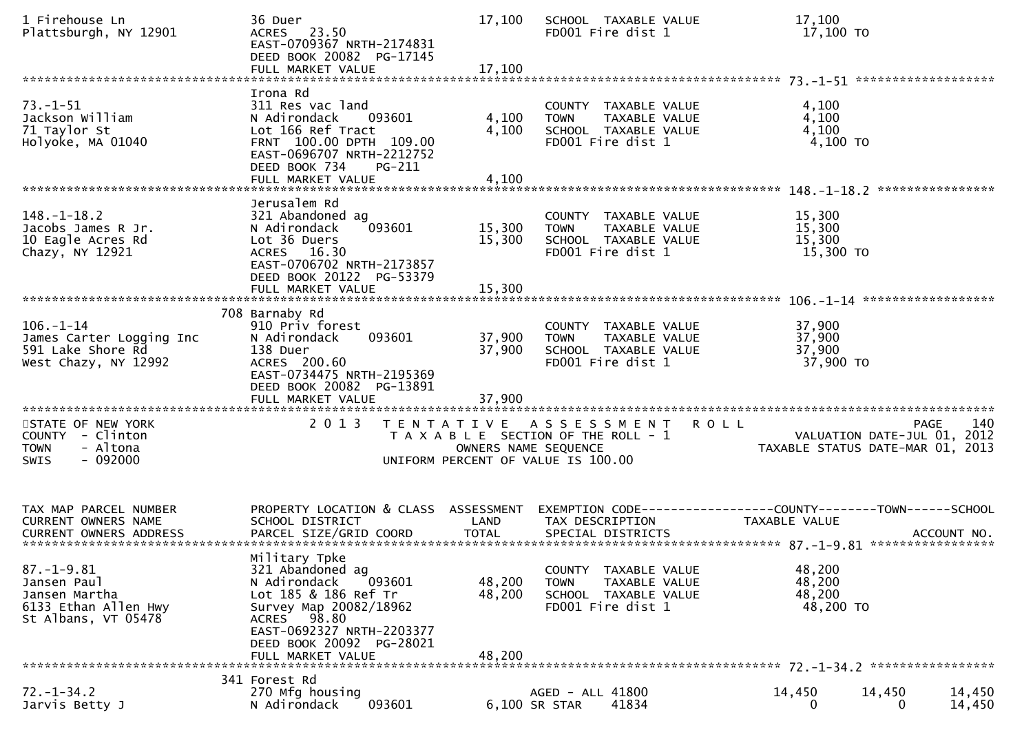```
1 Firehouse Ln                  36 Duer                              17,100   SCHOOL  TAXABLE VALUE             17,100
Plattsburgh, NY 12901           ACRES   23.50                                 FD001 Fire dist 1                  17,100 TO
                                EAST-0709367 NRTH-2174831
                                DEED BOOK 20082  PG-17145
                                FULL MARKET VALUE                    17,100
******************************************************************************************************* 73.-1-51 *******************
                                Irona Rd
73.-1-51                        311 Res vac land                              COUNTY  TAXABLE VALUE              4,100
Jackson William                 N Adirondack      093601              4,100   TOWN    TAXABLE VALUE              4,100
71 Taylor St                    Lot 166 Ref Tract                     4,100   SCHOOL  TAXABLE VALUE              4,100
Holyoke, MA 01040               FRNT  100.00 DPTH  109.00                     FD001 Fire dist 1                   4,100 TO
                                EAST-0696707 NRTH-2212752
                                DEED BOOK 734     PG-211
                                FULL MARKET VALUE                     4,100
******************************************************************************************************* 148.-1-18.2 ****************
                                Jerusalem Rd
148.-1-18.2                     321 Abandoned ag                              COUNTY  TAXABLE VALUE             15,300
Jacobs James R Jr.              N Adirondack      093601             15,300   TOWN    TAXABLE VALUE             15,300
10 Eagle Acres Rd               Lot 36 Duers                         15,300   SCHOOL  TAXABLE VALUE             15,300
Chazy, NY 12921                 ACRES   16.30                                 FD001 Fire dist 1                  15,300 TO
                                EAST-0706702 NRTH-2173857
                                DEED BOOK 20122  PG-53379
                                FULL MARKET VALUE                    15,300
******************************************************************************************************* 106.-1-14 ******************
                            708 Barnaby Rd
106.-1-14                       910 Priv forest                               COUNTY  TAXABLE VALUE             37,900
James Carter Logging Inc        N Adirondack      093601             37,900   TOWN    TAXABLE VALUE             37,900
591 Lake Shore Rd               138 Duer                             37,900   SCHOOL  TAXABLE VALUE             37,900
West Chazy, NY 12992            ACRES  200.60                                 FD001 Fire dist 1                  37,900 TO
                                EAST-0734475 NRTH-2195369
                                DEED BOOK 20082  PG-13891
                                FULL MARKET VALUE                    37,900
************************************************************************************************************************************
STATE OF NEW YORK                  2 0 1 3   T E N T A T I V E   A S S E S S M E N T   R O L L                              PAGE    140
COUNTY  - Clinton                            T A X A B L E  SECTION OF THE ROLL - 1                       VALUATION DATE-JUL 01, 2012
TOWN    - Altona                                    OWNERS NAME SEQUENCE                              TAXABLE STATUS DATE-MAR 01, 2013
SWIS    - 092000                             UNIFORM PERCENT OF VALUE IS 100.00


TAX MAP PARCEL NUMBER           PROPERTY LOCATION & CLASS  ASSESSMENT  EXEMPTION CODE------------------COUNTY--------TOWN------SCHOOL
CURRENT OWNERS NAME             SCHOOL DISTRICT               LAND     TAX DESCRIPTION            TAXABLE VALUE
CURRENT OWNERS ADDRESS          PARCEL SIZE/GRID COORD        TOTAL    SPECIAL DISTRICTS                                 ACCOUNT NO.
******************************************************************************************************* 87.-1-9.81 *****************
                                Military Tpke
87.-1-9.81                      321 Abandoned ag                              COUNTY  TAXABLE VALUE             48,200
Jansen Paul                     N Adirondack      093601             48,200   TOWN    TAXABLE VALUE             48,200
Jansen Martha                   Lot 185 & 186 Ref Tr                 48,200   SCHOOL  TAXABLE VALUE             48,200
6133 Ethan Allen Hwy            Survey Map 20082/18962                        FD001 Fire dist 1                  48,200 TO
St Albans, VT 05478             ACRES   98.80
                                EAST-0692327 NRTH-2203377
                                DEED BOOK 20092  PG-28021
                                FULL MARKET VALUE                    48,200
******************************************************************************************************* 72.-1-34.2 *****************
                            341 Forest Rd
72.-1-34.2                      270 Mfg housing                               AGED - ALL 41800             14,450       14,450       14,450
Jarvis Betty J                  N Adirondack      093601              6,100 SR STAR    41834                    0            0       14,450
```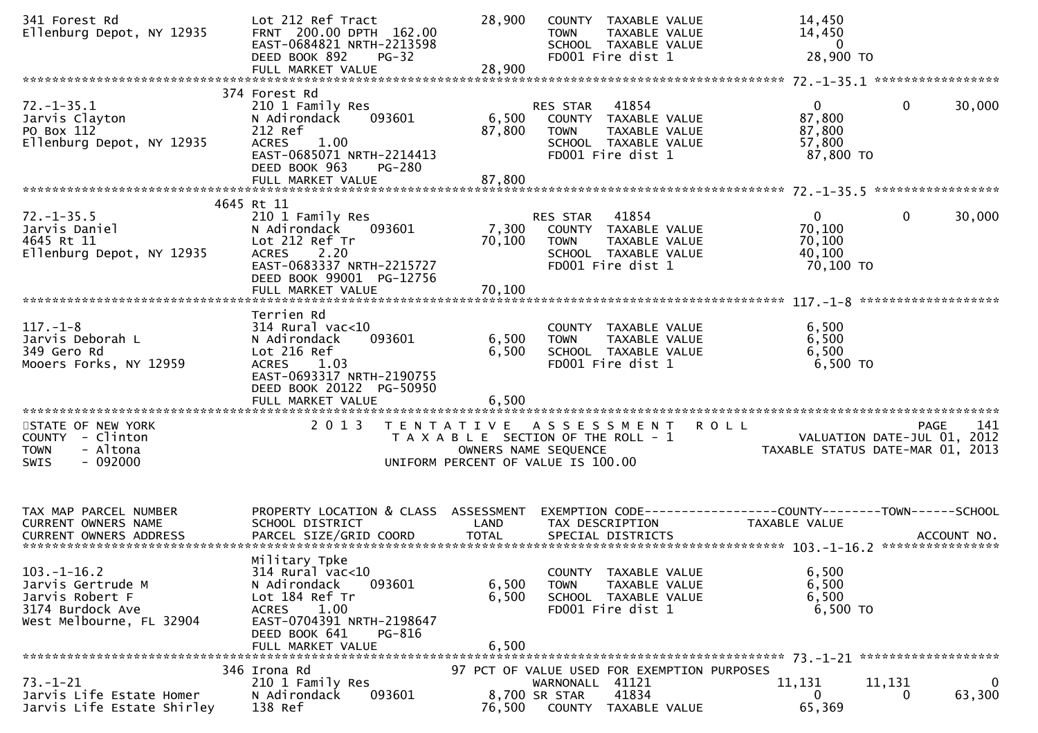```
341 Forest Rd                 Lot 212 Ref Tract               28,900   COUNTY  TAXABLE VALUE              14,450
Ellenburg Depot, NY 12935     FRNT 200.00 DPTH 162.00                  TOWN    TAXABLE VALUE              14,450
                              EAST-0684821 NRTH-2213598                SCHOOL  TAXABLE VALUE                   0
                              DEED BOOK 892     PG-32                  FD001 Fire dist 1                  28,900 TO
                              FULL MARKET VALUE               28,900
******************************************************************************************************* 72.-1-35.1 *****************
                          374 Forest Rd
72.-1-35.1                    210 1 Family Res                         RES STAR    41854                       0          0     30,000
Jarvis Clayton                N Adirondack      093601         6,500   COUNTY  TAXABLE VALUE              87,800
PO Box 112                    212 Ref                         87,800   TOWN    TAXABLE VALUE              87,800
Ellenburg Depot, NY 12935     ACRES     1.00                           SCHOOL  TAXABLE VALUE              57,800
                              EAST-0685071 NRTH-2214413                FD001 Fire dist 1                  87,800 TO
                              DEED BOOK 963     PG-280
                              FULL MARKET VALUE               87,800
******************************************************************************************************* 72.-1-35.5 *****************
                          4645 Rt 11
72.-1-35.5                    210 1 Family Res                         RES STAR    41854                       0          0     30,000
Jarvis Daniel                 N Adirondack      093601         7,300   COUNTY  TAXABLE VALUE              70,100
4645 Rt 11                    Lot 212 Ref Tr                  70,100   TOWN    TAXABLE VALUE              70,100
Ellenburg Depot, NY 12935     ACRES     2.20                           SCHOOL  TAXABLE VALUE              40,100
                              EAST-0683337 NRTH-2215727                FD001 Fire dist 1                  70,100 TO
                              DEED BOOK 99001  PG-12756
                              FULL MARKET VALUE               70,100
******************************************************************************************************* 117.-1-8 *******************
                              Terrien Rd
117.-1-8                      314 Rural vac<10                         COUNTY  TAXABLE VALUE               6,500
Jarvis Deborah L              N Adirondack      093601         6,500   TOWN    TAXABLE VALUE               6,500
349 Gero Rd                   Lot 216 Ref                      6,500   SCHOOL  TAXABLE VALUE               6,500
Mooers Forks, NY 12959        ACRES     1.03                           FD001 Fire dist 1                   6,500 TO
                              EAST-0693317 NRTH-2190755
                              DEED BOOK 20122  PG-50950
                              FULL MARKET VALUE                6,500
************************************************************************************************************************************
STATE OF NEW YORK                2 0 1 3   T E N T A T I V E   A S S E S S M E N T   R O L L                          PAGE    141
COUNTY  - Clinton                          T A X A B L E  SECTION OF THE ROLL - 1                      VALUATION DATE-JUL 01, 2012
TOWN    - Altona                                   OWNERS NAME SEQUENCE                             TAXABLE STATUS DATE-MAR 01, 2013
SWIS    - 092000                          UNIFORM PERCENT OF VALUE IS 100.00


TAX MAP PARCEL NUMBER         PROPERTY LOCATION & CLASS  ASSESSMENT  EXEMPTION CODE------------------COUNTY--------TOWN------SCHOOL
CURRENT OWNERS NAME           SCHOOL DISTRICT               LAND      TAX DESCRIPTION            TAXABLE VALUE
CURRENT OWNERS ADDRESS        PARCEL SIZE/GRID COORD        TOTAL     SPECIAL DISTRICTS                                 ACCOUNT NO.
******************************************************************************************************* 103.-1-16.2 ****************
                              Military Tpke
103.-1-16.2                   314 Rural vac<10                         COUNTY  TAXABLE VALUE               6,500
Jarvis Gertrude M             N Adirondack      093601         6,500   TOWN    TAXABLE VALUE               6,500
Jarvis Robert F               Lot 184 Ref Tr                   6,500   SCHOOL  TAXABLE VALUE               6,500
3174 Burdock Ave              ACRES     1.00                           FD001 Fire dist 1                   6,500 TO
West Melbourne, FL 32904      EAST-0704391 NRTH-2198647
                              DEED BOOK 641     PG-816
                              FULL MARKET VALUE                6,500
******************************************************************************************************* 73.-1-21 *******************
                          346 Irona Rd                     97 PCT OF VALUE USED FOR EXEMPTION PURPOSES
73.-1-21                      210 1 Family Res                         WARNONALL  41121                  11,131     11,131          0
Jarvis Life Estate Homer      N Adirondack      093601         8,700 SR STAR     41834                       0          0     63,300
Jarvis Life Estate Shirley    138 Ref                         76,500   COUNTY  TAXABLE VALUE              65,369
```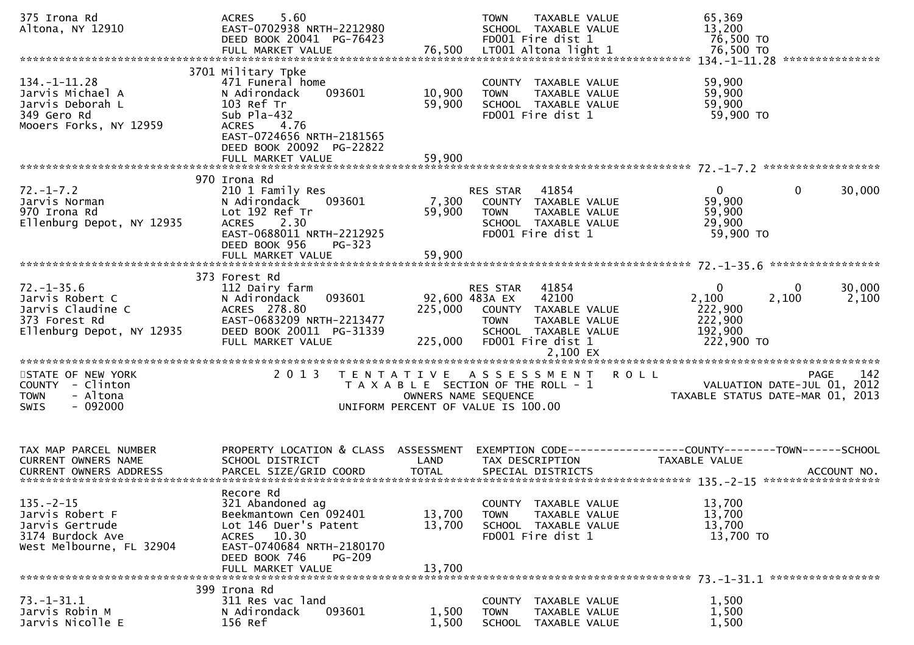| TAX MAP PARCEL NUMBER / CURRENT OWNERS NAME / CURRENT OWNERS ADDRESS | PROPERTY LOCATION & CLASS / SCHOOL DISTRICT / PARCEL SIZE/GRID COORD | ASSESSMENT LAND / TOTAL | EXEMPTION CODE / TAX DESCRIPTION / SPECIAL DISTRICTS | COUNTY TAXABLE VALUE | TOWN | SCHOOL / ACCOUNT NO. |
|---|---|---|---|---|---|---|
| 375 Irona Rd | ACRES 5.60 | | TOWN TAXABLE VALUE | 65,369 | | |
| Altona, NY 12910 | EAST-0702938 NRTH-2212980 | | SCHOOL TAXABLE VALUE | 13,200 | | |
| | DEED BOOK 20041 PG-76423 | | FD001 Fire dist 1 | 76,500 TO | | |
| | FULL MARKET VALUE | 76,500 | LT001 Altona light 1 | 76,500 TO | | |
| **134.-1-11.28** | 3701 Military Tpke | | | | | |
| 134.-1-11.28 | 471 Funeral home | | COUNTY TAXABLE VALUE | 59,900 | | |
| Jarvis Michael A | N Adirondack 093601 | 10,900 | TOWN TAXABLE VALUE | 59,900 | | |
| Jarvis Deborah L | 103 Ref Tr | 59,900 | SCHOOL TAXABLE VALUE | 59,900 | | |
| 349 Gero Rd | Sub Pla-432 | | FD001 Fire dist 1 | 59,900 TO | | |
| Mooers Forks, NY 12959 | ACRES 4.76 | | | | | |
| | EAST-0724656 NRTH-2181565 | | | | | |
| | DEED BOOK 20092 PG-22822 | | | | | |
| | FULL MARKET VALUE | 59,900 | | | | |
| **72.-1-7.2** | 970 Irona Rd | | | | | |
| 72.-1-7.2 | 210 1 Family Res | | RES STAR 41854 | 0 | 0 | 30,000 |
| Jarvis Norman | N Adirondack 093601 | 7,300 | COUNTY TAXABLE VALUE | 59,900 | | |
| 970 Irona Rd | Lot 192 Ref Tr | 59,900 | TOWN TAXABLE VALUE | 59,900 | | |
| Ellenburg Depot, NY 12935 | ACRES 2.30 | | SCHOOL TAXABLE VALUE | 29,900 | | |
| | EAST-0688011 NRTH-2212925 | | FD001 Fire dist 1 | 59,900 TO | | |
| | DEED BOOK 956 PG-323 | | | | | |
| | FULL MARKET VALUE | 59,900 | | | | |
| **72.-1-35.6** | 373 Forest Rd | | | | | |
| 72.-1-35.6 | 112 Dairy farm | | RES STAR 41854 | 0 | 0 | 30,000 |
| Jarvis Robert C | N Adirondack 093601 | 92,600 | 483A EX 42100 | 2,100 | 2,100 | 2,100 |
| Jarvis Claudine C | ACRES 278.80 | 225,000 | COUNTY TAXABLE VALUE | 222,900 | | |
| 373 Forest Rd | EAST-0683209 NRTH-2213477 | | TOWN TAXABLE VALUE | 222,900 | | |
| Ellenburg Depot, NY 12935 | DEED BOOK 20011 PG-31339 | | SCHOOL TAXABLE VALUE | 192,900 | | |
| | FULL MARKET VALUE | 225,000 | FD001 Fire dist 1 | 222,900 TO | | |
| | | | 2,100 EX | | | |

STATE OF NEW YORK
COUNTY - Clinton
TOWN - Altona
SWIS - 092000

2013 TENTATIVE ASSESSMENT ROLL
TAXABLE SECTION OF THE ROLL - 1
OWNERS NAME SEQUENCE
UNIFORM PERCENT OF VALUE IS 100.00

VALUATION DATE-JUL 01, 2012
TAXABLE STATUS DATE-MAR 01, 2013

| TAX MAP PARCEL NUMBER / CURRENT OWNERS NAME / CURRENT OWNERS ADDRESS | PROPERTY LOCATION & CLASS / SCHOOL DISTRICT / PARCEL SIZE/GRID COORD | ASSESSMENT LAND / TOTAL | EXEMPTION CODE / TAX DESCRIPTION / SPECIAL DISTRICTS | COUNTY TAXABLE VALUE | TOWN | SCHOOL / ACCOUNT NO. |
|---|---|---|---|---|---|---|
| **135.-2-15** | Recore Rd | | | | | |
| 135.-2-15 | 321 Abandoned ag | | COUNTY TAXABLE VALUE | 13,700 | | |
| Jarvis Robert F | Beekmantown Cen 092401 | 13,700 | TOWN TAXABLE VALUE | 13,700 | | |
| Jarvis Gertrude | Lot 146 Duer's Patent | 13,700 | SCHOOL TAXABLE VALUE | 13,700 | | |
| 3174 Burdock Ave | ACRES 10.30 | | FD001 Fire dist 1 | 13,700 TO | | |
| West Melbourne, FL 32904 | EAST-0740684 NRTH-2180170 | | | | | |
| | DEED BOOK 746 PG-209 | | | | | |
| | FULL MARKET VALUE | 13,700 | | | | |
| **73.-1-31.1** | 399 Irona Rd | | | | | |
| 73.-1-31.1 | 311 Res vac land | | COUNTY TAXABLE VALUE | 1,500 | | |
| Jarvis Robin M | N Adirondack 093601 | 1,500 | TOWN TAXABLE VALUE | 1,500 | | |
| Jarvis Nicolle E | 156 Ref | 1,500 | SCHOOL TAXABLE VALUE | 1,500 | | |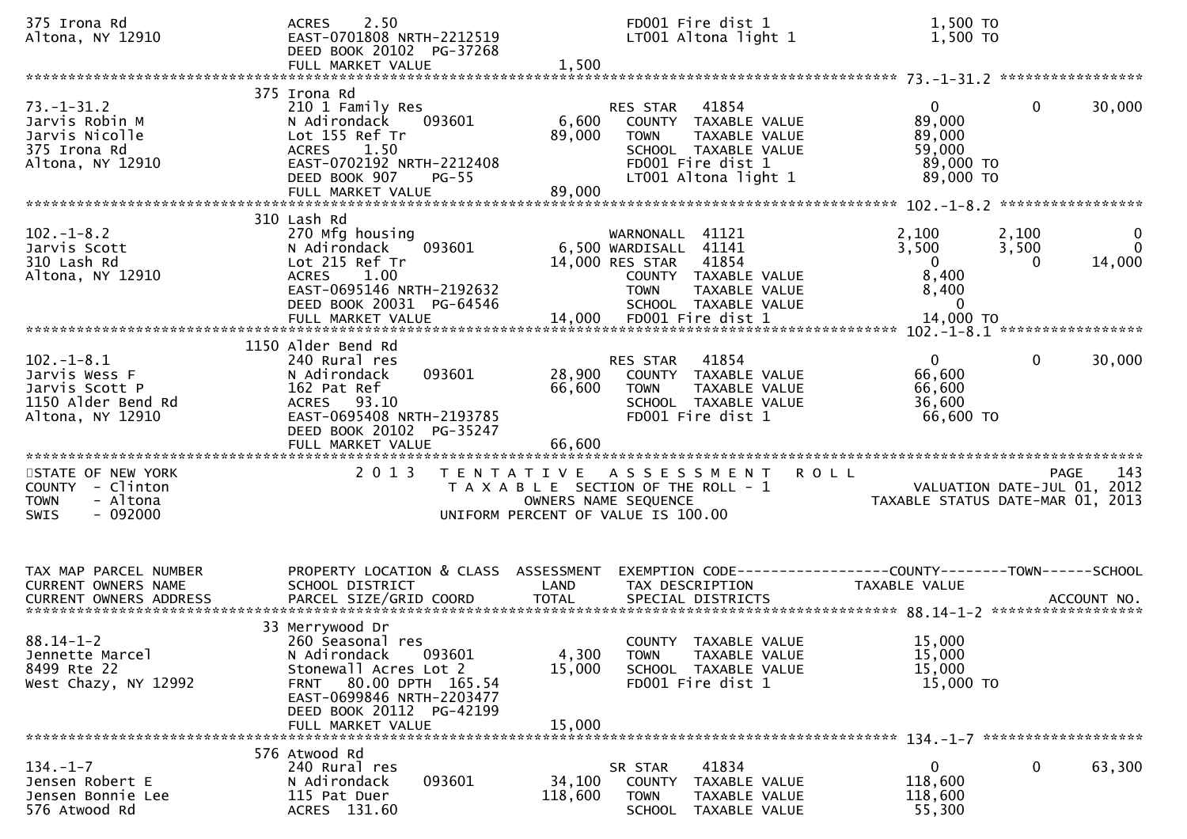```
375 Irona Rd                   ACRES    2.50                          FD001 Fire dist 1                  1,500 TO
Altona, NY 12910               EAST-0701808 NRTH-2212519              LT001 Altona light 1               1,500 TO
                               DEED BOOK 20102  PG-37268
                               FULL MARKET VALUE              1,500
******************************************************************************************************* 73.-1-31.2 *****************
                               375 Irona Rd
73.-1-31.2                     210 1 Family Res                       RES STAR    41854                      0          0      30,000
Jarvis Robin M                 N Adirondack      093601        6,600    COUNTY  TAXABLE VALUE           89,000
Jarvis Nicolle                 Lot 155 Ref Tr                 89,000    TOWN    TAXABLE VALUE           89,000
375 Irona Rd                   ACRES    1.50                            SCHOOL  TAXABLE VALUE           59,000
Altona, NY 12910               EAST-0702192 NRTH-2212408                FD001 Fire dist 1               89,000 TO
                               DEED BOOK 907     PG-55                  LT001 Altona light 1            89,000 TO
                               FULL MARKET VALUE             89,000
******************************************************************************************************* 102.-1-8.2 *****************
                               310 Lash Rd
102.-1-8.2                     270 Mfg housing                        WARNONALL  41121                   2,100      2,100           0
Jarvis Scott                   N Adirondack      093601        6,500 WARDISALL  41141                   3,500      3,500           0
310 Lash Rd                    Lot 215 Ref Tr                 14,000 RES STAR    41854                      0          0      14,000
Altona, NY 12910               ACRES    1.00                            COUNTY  TAXABLE VALUE            8,400
                               EAST-0695146 NRTH-2192632                TOWN    TAXABLE VALUE            8,400
                               DEED BOOK 20031  PG-64546                SCHOOL  TAXABLE VALUE                0
                               FULL MARKET VALUE             14,000     FD001 Fire dist 1               14,000 TO
******************************************************************************************************* 102.-1-8.1 *****************
                               1150 Alder Bend Rd
102.-1-8.1                     240 Rural res                          RES STAR    41854                      0          0      30,000
Jarvis Wess F                  N Adirondack      093601       28,900    COUNTY  TAXABLE VALUE           66,600
Jarvis Scott P                 162 Pat Ref                    66,600    TOWN    TAXABLE VALUE           66,600
1150 Alder Bend Rd             ACRES   93.10                            SCHOOL  TAXABLE VALUE           36,600
Altona, NY 12910               EAST-0695408 NRTH-2193785                FD001 Fire dist 1               66,600 TO
                               DEED BOOK 20102  PG-35247
                               FULL MARKET VALUE             66,600
*************************************************************************************************************************************
STATE OF NEW YORK                 2 0 1 3   T E N T A T I V E   A S S E S S M E N T   R O L L                          PAGE     143
COUNTY  - Clinton                       T A X A B L E  SECTION OF THE ROLL - 1                      VALUATION DATE-JUL 01, 2012
TOWN    - Altona                                OWNERS NAME SEQUENCE                           TAXABLE STATUS DATE-MAR 01, 2013
SWIS    - 092000                         UNIFORM PERCENT OF VALUE IS 100.00


TAX MAP PARCEL NUMBER          PROPERTY LOCATION & CLASS  ASSESSMENT  EXEMPTION CODE------------------COUNTY--------TOWN------SCHOOL
CURRENT OWNERS NAME            SCHOOL DISTRICT               LAND      TAX DESCRIPTION            TAXABLE VALUE
CURRENT OWNERS ADDRESS         PARCEL SIZE/GRID COORD        TOTAL     SPECIAL DISTRICTS                                  ACCOUNT NO.
******************************************************************************************************* 88.14-1-2 ******************
                               33 Merrywood Dr
88.14-1-2                      260 Seasonal res                         COUNTY  TAXABLE VALUE           15,000
Jennette Marcel                N Adirondack      093601        4,300    TOWN    TAXABLE VALUE           15,000
8499 Rte 22                    Stonewall Acres Lot 2          15,000    SCHOOL  TAXABLE VALUE           15,000
West Chazy, NY 12992           FRNT   80.00 DPTH 165.54                 FD001 Fire dist 1               15,000 TO
                               EAST-0699846 NRTH-2203477
                               DEED BOOK 20112  PG-42199
                               FULL MARKET VALUE             15,000
******************************************************************************************************* 134.-1-7 *******************
                               576 Atwood Rd
134.-1-7                       240 Rural res                          SR STAR     41834                      0          0      63,300
Jensen Robert E                N Adirondack      093601       34,100    COUNTY  TAXABLE VALUE          118,600
Jensen Bonnie Lee              115 Pat Duer                  118,600    TOWN    TAXABLE VALUE          118,600
576 Atwood Rd                  ACRES  131.60                            SCHOOL  TAXABLE VALUE           55,300
```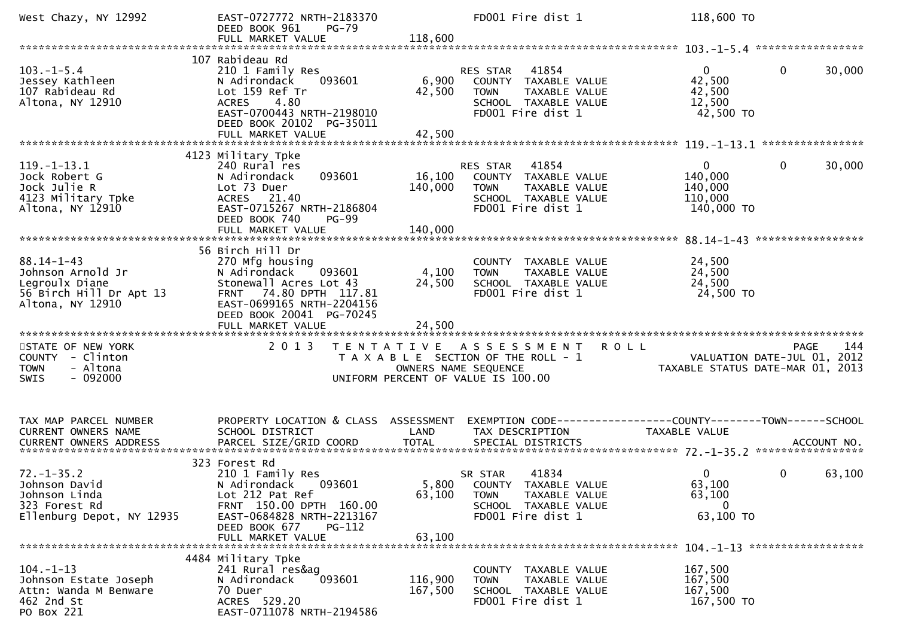```
West Chazy, NY 12992          EAST-0727772 NRTH-2183370            FD001 Fire dist 1                  118,600 TO
                              DEED BOOK 961    PG-79
                              FULL MARKET VALUE              118,600
******************************************************************************************************* 103.-1-5.4 *****************
                          107 Rabideau Rd
103.-1-5.4                    210 1 Family Res                     RES STAR   41854                      0           0      30,000
Jessey Kathleen               N Adirondack      093601         6,900   COUNTY  TAXABLE VALUE              42,500
107 Rabideau Rd               Lot 159 Ref Tr                  42,500   TOWN    TAXABLE VALUE              42,500
Altona, NY 12910              ACRES    4.80                            SCHOOL  TAXABLE VALUE              12,500
                              EAST-0700443 NRTH-2198010                FD001 Fire dist 1                  42,500 TO
                              DEED BOOK 20102  PG-35011
                              FULL MARKET VALUE               42,500
******************************************************************************************************* 119.-1-13.1 ****************
                          4123 Military Tpke
119.-1-13.1                   240 Rural res                        RES STAR   41854                      0           0      30,000
Jock Robert G                 N Adirondack      093601        16,100   COUNTY  TAXABLE VALUE             140,000
Jock Julie R                  Lot 73 Duer                    140,000   TOWN    TAXABLE VALUE             140,000
4123 Military Tpke            ACRES   21.40                            SCHOOL  TAXABLE VALUE             110,000
Altona, NY 12910              EAST-0715267 NRTH-2186804                FD001 Fire dist 1                 140,000 TO
                              DEED BOOK 740    PG-99
                              FULL MARKET VALUE              140,000
******************************************************************************************************* 88.14-1-43 *****************
                          56 Birch Hill Dr
88.14-1-43                    270 Mfg housing                          COUNTY  TAXABLE VALUE              24,500
Johnson Arnold Jr             N Adirondack      093601         4,100   TOWN    TAXABLE VALUE              24,500
Legroulx Diane                Stonewall Acres Lot 43          24,500   SCHOOL  TAXABLE VALUE              24,500
56 Birch Hill Dr Apt 13       FRNT   74.80 DPTH  117.81                FD001 Fire dist 1                  24,500 TO
Altona, NY 12910              EAST-0699165 NRTH-2204156
                              DEED BOOK 20041  PG-70245
                              FULL MARKET VALUE               24,500
************************************************************************************************************************************
STATE OF NEW YORK                 2 0 1 3   T E N T A T I V E   A S S E S S M E N T   R O L L                              PAGE    144
COUNTY  - Clinton                         T A X A B L E  SECTION OF THE ROLL - 1                          VALUATION DATE-JUL 01, 2012
TOWN    - Altona                                OWNERS NAME SEQUENCE                                 TAXABLE STATUS DATE-MAR 01, 2013
SWIS    - 092000                          UNIFORM PERCENT OF VALUE IS 100.00


TAX MAP PARCEL NUMBER         PROPERTY LOCATION & CLASS  ASSESSMENT  EXEMPTION CODE------------------COUNTY--------TOWN------SCHOOL
CURRENT OWNERS NAME           SCHOOL DISTRICT               LAND      TAX DESCRIPTION              TAXABLE VALUE
CURRENT OWNERS ADDRESS        PARCEL SIZE/GRID COORD        TOTAL     SPECIAL DISTRICTS                                  ACCOUNT NO.
******************************************************************************************************* 72.-1-35.2 *****************
                          323 Forest Rd
72.-1-35.2                    210 1 Family Res                     SR STAR    41834                      0           0      63,100
Johnson David                 N Adirondack      093601         5,800   COUNTY  TAXABLE VALUE              63,100
Johnson Linda                 Lot 212 Pat Ref                 63,100   TOWN    TAXABLE VALUE              63,100
323 Forest Rd                 FRNT  150.00 DPTH  160.00                SCHOOL  TAXABLE VALUE                   0
Ellenburg Depot, NY 12935     EAST-0684828 NRTH-2213167                FD001 Fire dist 1                  63,100 TO
                              DEED BOOK 677    PG-112
                              FULL MARKET VALUE               63,100
******************************************************************************************************* 104.-1-13 ******************
                          4484 Military Tpke
104.-1-13                     241 Rural res&ag                         COUNTY  TAXABLE VALUE             167,500
Johnson Estate Joseph         N Adirondack      093601       116,900   TOWN    TAXABLE VALUE             167,500
Attn: Wanda M Benware         70 Duer                        167,500   SCHOOL  TAXABLE VALUE             167,500
462 2nd St                    ACRES  529.20                            FD001 Fire dist 1                 167,500 TO
PO Box 221                    EAST-0711078 NRTH-2194586
```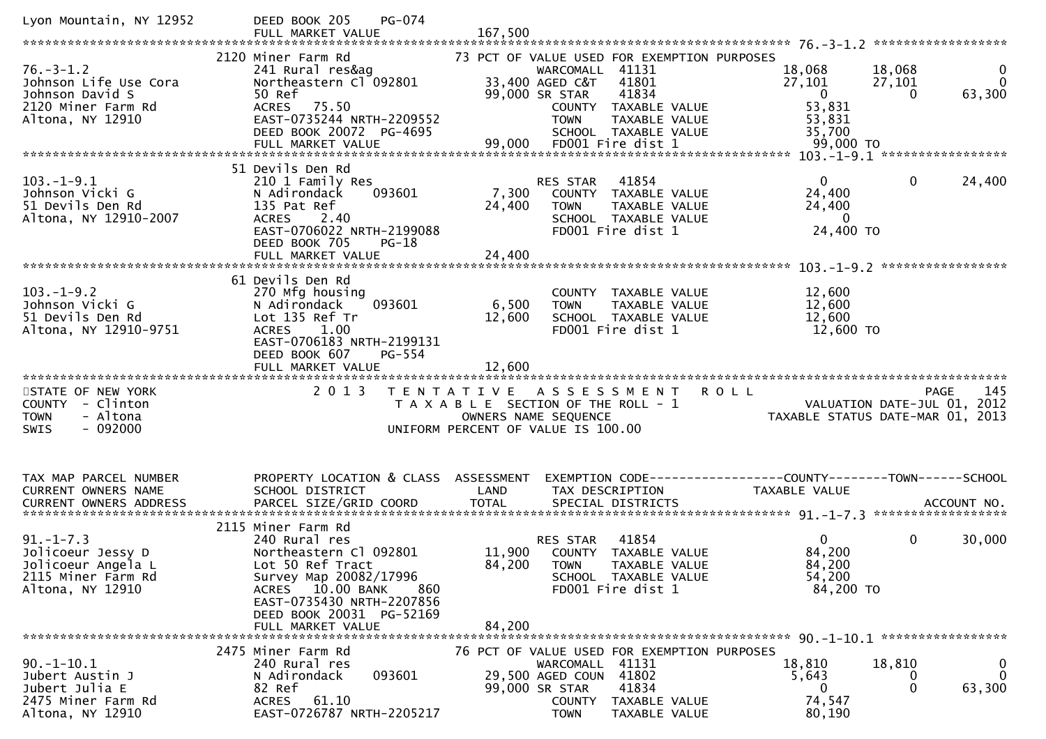```
Lyon Mountain, NY 12952        DEED BOOK 205     PG-074
                               FULL MARKET VALUE                167,500
******************************************************************************************************* 76.-3-1.2 ******************
                               2120 Miner Farm Rd              73 PCT OF VALUE USED FOR EXEMPTION PURPOSES
76.-3-1.2                      241 Rural res&ag                        WARCOMALL  41131                   18,068        18,068             0
Johnson Life Use Cora          Northeastern Cl 092801          33,400 AGED C&T   41801                   27,101        27,101             0
Johnson David S                50 Ref                          99,000 SR STAR    41834                        0             0        63,300
2120 Miner Farm Rd             ACRES   75.50                          COUNTY  TAXABLE VALUE              53,831
Altona, NY 12910               EAST-0735244 NRTH-2209552              TOWN    TAXABLE VALUE              53,831
                               DEED BOOK 20072  PG-4695               SCHOOL  TAXABLE VALUE              35,700
                               FULL MARKET VALUE                99,000  FD001 Fire dist 1                99,000 TO
******************************************************************************************************* 103.-1-9.1 *****************
                               51 Devils Den Rd
103.-1-9.1                     210 1 Family Res                       RES STAR   41854                        0             0        24,400
Johnson Vicki G                N Adirondack     093601          7,300  COUNTY  TAXABLE VALUE              24,400
51 Devils Den Rd               135 Pat Ref                     24,400  TOWN    TAXABLE VALUE              24,400
Altona, NY 12910-2007          ACRES    2.40                          SCHOOL  TAXABLE VALUE                   0
                               EAST-0706022 NRTH-2199088              FD001 Fire dist 1                  24,400 TO
                               DEED BOOK 705     PG-18
                               FULL MARKET VALUE                24,400
******************************************************************************************************* 103.-1-9.2 *****************
                               61 Devils Den Rd
103.-1-9.2                     270 Mfg housing                        COUNTY  TAXABLE VALUE              12,600
Johnson Vicki G                N Adirondack     093601          6,500  TOWN    TAXABLE VALUE              12,600
51 Devils Den Rd               Lot 135 Ref Tr                  12,600  SCHOOL  TAXABLE VALUE              12,600
Altona, NY 12910-9751          ACRES    1.00                          FD001 Fire dist 1                  12,600 TO
                               EAST-0706183 NRTH-2199131
                               DEED BOOK 607     PG-554
                               FULL MARKET VALUE                12,600
************************************************************************************************************************************
STATE OF NEW YORK                 2 0 1 3   T E N T A T I V E   A S S E S S M E N T   R O L L                          PAGE    145
COUNTY  - Clinton                           T A X A B L E  SECTION OF THE ROLL - 1                      VALUATION DATE-JUL 01, 2012
TOWN    - Altona                                  OWNERS NAME SEQUENCE                              TAXABLE STATUS DATE-MAR 01, 2013
SWIS    - 092000                           UNIFORM PERCENT OF VALUE IS 100.00


TAX MAP PARCEL NUMBER          PROPERTY LOCATION & CLASS  ASSESSMENT  EXEMPTION CODE------------------COUNTY--------TOWN------SCHOOL
CURRENT OWNERS NAME            SCHOOL DISTRICT               LAND      TAX DESCRIPTION              TAXABLE VALUE
CURRENT OWNERS ADDRESS         PARCEL SIZE/GRID COORD        TOTAL     SPECIAL DISTRICTS                                  ACCOUNT NO.
******************************************************************************************************* 91.-1-7.3 ******************
                               2115 Miner Farm Rd
91.-1-7.3                      240 Rural res                          RES STAR   41854                        0             0        30,000
Jolicoeur Jessy D              Northeastern Cl 092801          11,900  COUNTY  TAXABLE VALUE              84,200
Jolicoeur Angela L             Lot 50 Ref Tract                84,200  TOWN    TAXABLE VALUE              84,200
2115 Miner Farm Rd             Survey Map 20082/17996                 SCHOOL  TAXABLE VALUE              54,200
Altona, NY 12910               ACRES   10.00 BANK     860             FD001 Fire dist 1                  84,200 TO
                               EAST-0735430 NRTH-2207856
                               DEED BOOK 20031  PG-52169
                               FULL MARKET VALUE                84,200
******************************************************************************************************* 90.-1-10.1 *****************
                               2475 Miner Farm Rd              76 PCT OF VALUE USED FOR EXEMPTION PURPOSES
90.-1-10.1                     240 Rural res                          WARCOMALL  41131                   18,810        18,810             0
Jubert Austin J                N Adirondack     093601         29,500 AGED COUN  41802                    5,643             0             0
Jubert Julia E                 82 Ref                          99,000 SR STAR    41834                        0             0        63,300
2475 Miner Farm Rd             ACRES   61.10                          COUNTY  TAXABLE VALUE              74,547
Altona, NY 12910               EAST-0726787 NRTH-2205217              TOWN    TAXABLE VALUE              80,190
```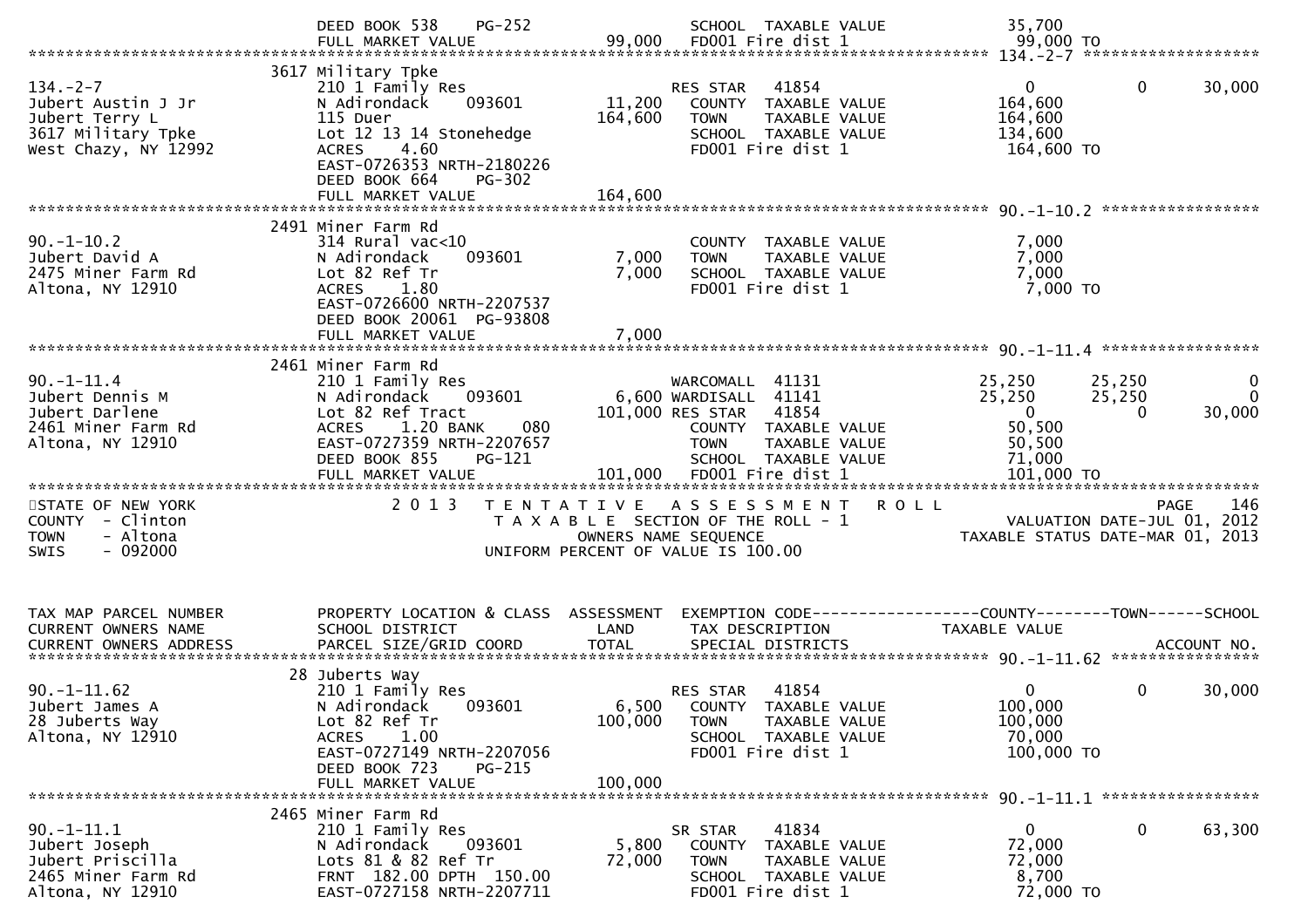```
                              DEED BOOK 538    PG-252                   SCHOOL  TAXABLE VALUE              35,700
                              FULL MARKET VALUE              99,000    FD001 Fire dist 1                   99,000 TO
********************************************************************************************************* 134.-2-7 ********************
                              3617 Military Tpke
134.-2-7                      210 1 Family Res                          RES STAR    41854                   0           0        30,000
Jubert Austin J Jr            N Adirondack     093601        11,200    COUNTY  TAXABLE VALUE             164,600
Jubert Terry L                115 Duer                      164,600    TOWN    TAXABLE VALUE             164,600
3617 Military Tpke            Lot 12 13 14 Stonehedge                   SCHOOL  TAXABLE VALUE             134,600
West Chazy, NY 12992          ACRES    4.60                             FD001 Fire dist 1                  164,600 TO
                              EAST-0726353 NRTH-2180226
                              DEED BOOK 664    PG-302
                              FULL MARKET VALUE             164,600
********************************************************************************************************* 90.-1-10.2 ******************
                              2491 Miner Farm Rd
90.-1-10.2                    314 Rural vac<10                          COUNTY  TAXABLE VALUE               7,000
Jubert David A                N Adirondack     093601         7,000    TOWN    TAXABLE VALUE               7,000
2475 Miner Farm Rd            Lot 82 Ref Tr                   7,000    SCHOOL  TAXABLE VALUE               7,000
Altona, NY 12910              ACRES    1.80                             FD001 Fire dist 1                    7,000 TO
                              EAST-0726600 NRTH-2207537
                              DEED BOOK 20061  PG-93808
                              FULL MARKET VALUE               7,000
********************************************************************************************************* 90.-1-11.4 ******************
                              2461 Miner Farm Rd
90.-1-11.4                    210 1 Family Res                          WARCOMALL  41131                25,250      25,250            0
Jubert Dennis M               N Adirondack     093601         6,600 WARDISALL  41141                25,250      25,250            0
Jubert Darlene                Lot 82 Ref Tract              101,000 RES STAR    41854                   0           0        30,000
2461 Miner Farm Rd            ACRES    1.20 BANK     080                COUNTY  TAXABLE VALUE              50,500
Altona, NY 12910              EAST-0727359 NRTH-2207657                 TOWN    TAXABLE VALUE              50,500
                              DEED BOOK 855    PG-121                   SCHOOL  TAXABLE VALUE              71,000
                              FULL MARKET VALUE             101,000    FD001 Fire dist 1                  101,000 TO
*****************************************************************************************************************************************
STATE OF NEW YORK                2 0 1 3   T E N T A T I V E   A S S E S S M E N T   R O L L                                PAGE   146
COUNTY  - Clinton                      T A X A B L E  SECTION OF THE ROLL - 1                          VALUATION DATE-JUL 01, 2012
TOWN    - Altona                              OWNERS NAME SEQUENCE                               TAXABLE STATUS DATE-MAR 01, 2013
SWIS    - 092000                       UNIFORM PERCENT OF VALUE IS 100.00


TAX MAP PARCEL NUMBER         PROPERTY LOCATION & CLASS  ASSESSMENT  EXEMPTION CODE------------------COUNTY--------TOWN------SCHOOL
CURRENT OWNERS NAME           SCHOOL DISTRICT               LAND      TAX DESCRIPTION            TAXABLE VALUE
CURRENT OWNERS ADDRESS        PARCEL SIZE/GRID COORD        TOTAL     SPECIAL DISTRICTS                                     ACCOUNT NO.
********************************************************************************************************* 90.-1-11.62 *****************
                              28 Juberts Way
90.-1-11.62                   210 1 Family Res                          RES STAR    41854                   0           0        30,000
Jubert James A                N Adirondack     093601         6,500    COUNTY  TAXABLE VALUE             100,000
28 Juberts Way                Lot 82 Ref Tr                 100,000    TOWN    TAXABLE VALUE             100,000
Altona, NY 12910              ACRES    1.00                             SCHOOL  TAXABLE VALUE              70,000
                              EAST-0727149 NRTH-2207056                 FD001 Fire dist 1                  100,000 TO
                              DEED BOOK 723    PG-215
                              FULL MARKET VALUE             100,000
********************************************************************************************************* 90.-1-11.1 ******************
                              2465 Miner Farm Rd
90.-1-11.1                    210 1 Family Res                          SR STAR     41834                   0           0        63,300
Jubert Joseph                 N Adirondack     093601         5,800    COUNTY  TAXABLE VALUE              72,000
Jubert Priscilla              Lots 81 & 82 Ref Tr            72,000    TOWN    TAXABLE VALUE              72,000
2465 Miner Farm Rd            FRNT  182.00 DPTH  150.00                 SCHOOL  TAXABLE VALUE               8,700
Altona, NY 12910              EAST-0727158 NRTH-2207711                 FD001 Fire dist 1                   72,000 TO
```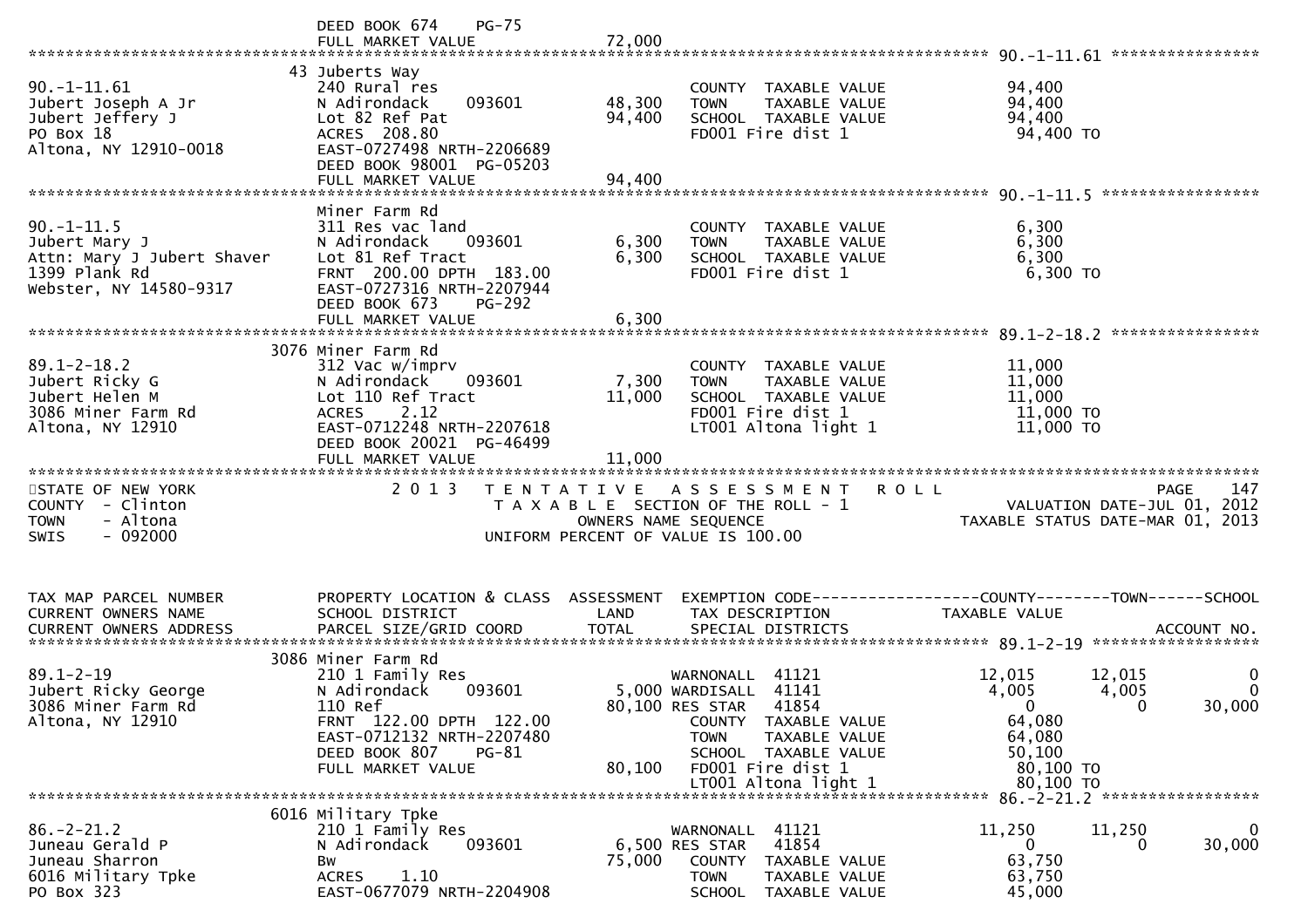DEED BOOK 674 PG-75
FULL MARKET VALUE 72,000

******** 90.-1-11.61 ********

| TAX MAP PARCEL NUMBER / CURRENT OWNERS NAME / CURRENT OWNERS ADDRESS | PROPERTY LOCATION & CLASS / SCHOOL DISTRICT / PARCEL SIZE/GRID COORD | ASSESSMENT LAND / TOTAL | EXEMPTION CODE / TAX DESCRIPTION / SPECIAL DISTRICTS | COUNTY TAXABLE VALUE | TOWN | SCHOOL |
|---|---|---|---|---|---|---|
| | 43 Juberts Way | | | | | |
| 90.-1-11.61 | 240 Rural res | | COUNTY TAXABLE VALUE | 94,400 | | |
| Jubert Joseph A Jr | N Adirondack 093601 | 48,300 | TOWN TAXABLE VALUE | 94,400 | | |
| Jubert Jeffery J | Lot 82 Ref Pat | 94,400 | SCHOOL TAXABLE VALUE | 94,400 | | |
| PO Box 18 | ACRES 208.80 | | FD001 Fire dist 1 | 94,400 TO | | |
| Altona, NY 12910-0018 | EAST-0727498 NRTH-2206689 | | | | | |
| | DEED BOOK 98001 PG-05203 | | | | | |
| | FULL MARKET VALUE | 94,400 | | | | |
| ******** 90.-1-11.5 ******** | | | | | | |
| | Miner Farm Rd | | | | | |
| 90.-1-11.5 | 311 Res vac land | | COUNTY TAXABLE VALUE | 6,300 | | |
| Jubert Mary J | N Adirondack 093601 | 6,300 | TOWN TAXABLE VALUE | 6,300 | | |
| Attn: Mary J Jubert Shaver | Lot 81 Ref Tract | 6,300 | SCHOOL TAXABLE VALUE | 6,300 | | |
| 1399 Plank Rd | FRNT 200.00 DPTH 183.00 | | FD001 Fire dist 1 | 6,300 TO | | |
| Webster, NY 14580-9317 | EAST-0727316 NRTH-2207944 | | | | | |
| | DEED BOOK 673 PG-292 | | | | | |
| | FULL MARKET VALUE | 6,300 | | | | |
| ******** 89.1-2-18.2 ******** | | | | | | |
| | 3076 Miner Farm Rd | | | | | |
| 89.1-2-18.2 | 312 Vac w/imprv | | COUNTY TAXABLE VALUE | 11,000 | | |
| Jubert Ricky G | N Adirondack 093601 | 7,300 | TOWN TAXABLE VALUE | 11,000 | | |
| Jubert Helen M | Lot 110 Ref Tract | 11,000 | SCHOOL TAXABLE VALUE | 11,000 | | |
| 3086 Miner Farm Rd | ACRES 2.12 | | FD001 Fire dist 1 | 11,000 TO | | |
| Altona, NY 12910 | EAST-0712248 NRTH-2207618 | | LT001 Altona light 1 | 11,000 TO | | |
| | DEED BOOK 20021 PG-46499 | | | | | |
| | FULL MARKET VALUE | 11,000 | | | | |

STATE OF NEW YORK — 2013 TENTATIVE ASSESSMENT ROLL — PAGE 147
COUNTY - Clinton — TAXABLE SECTION OF THE ROLL - 1 — VALUATION DATE-JUL 01, 2012
TOWN - Altona — OWNERS NAME SEQUENCE — TAXABLE STATUS DATE-MAR 01, 2013
SWIS - 092000 — UNIFORM PERCENT OF VALUE IS 100.00

| TAX MAP PARCEL NUMBER / CURRENT OWNERS NAME / CURRENT OWNERS ADDRESS | PROPERTY LOCATION & CLASS / SCHOOL DISTRICT / PARCEL SIZE/GRID COORD | ASSESSMENT LAND / TOTAL | EXEMPTION CODE / TAX DESCRIPTION / SPECIAL DISTRICTS | COUNTY TAXABLE VALUE | TOWN | SCHOOL / ACCOUNT NO. |
|---|---|---|---|---|---|---|
| ******** 89.1-2-19 ******** | | | | | | |
| | 3086 Miner Farm Rd | | | | | |
| 89.1-2-19 | 210 1 Family Res | | WARNONALL 41121 | 12,015 | 12,015 | 0 |
| Jubert Ricky George | N Adirondack 093601 | 5,000 | WARDISALL 41141 | 4,005 | 4,005 | 0 |
| 3086 Miner Farm Rd | 110 Ref | 80,100 | RES STAR 41854 | 0 | 0 | 30,000 |
| Altona, NY 12910 | FRNT 122.00 DPTH 122.00 | | COUNTY TAXABLE VALUE | 64,080 | | |
| | EAST-0712132 NRTH-2207480 | | TOWN TAXABLE VALUE | 64,080 | | |
| | DEED BOOK 807 PG-81 | | SCHOOL TAXABLE VALUE | 50,100 | | |
| | FULL MARKET VALUE | 80,100 | FD001 Fire dist 1 | 80,100 TO | | |
| | | | LT001 Altona light 1 | 80,100 TO | | |
| ******** 86.-2-21.2 ******** | | | | | | |
| | 6016 Military Tpke | | | | | |
| 86.-2-21.2 | 210 1 Family Res | | WARNONALL 41121 | 11,250 | 11,250 | 0 |
| Juneau Gerald P | N Adirondack 093601 | 6,500 | RES STAR 41854 | 0 | 0 | 30,000 |
| Juneau Sharron | Bw | 75,000 | COUNTY TAXABLE VALUE | 63,750 | | |
| 6016 Military Tpke | ACRES 1.10 | | TOWN TAXABLE VALUE | 63,750 | | |
| PO Box 323 | EAST-0677079 NRTH-2204908 | | SCHOOL TAXABLE VALUE | 45,000 | | |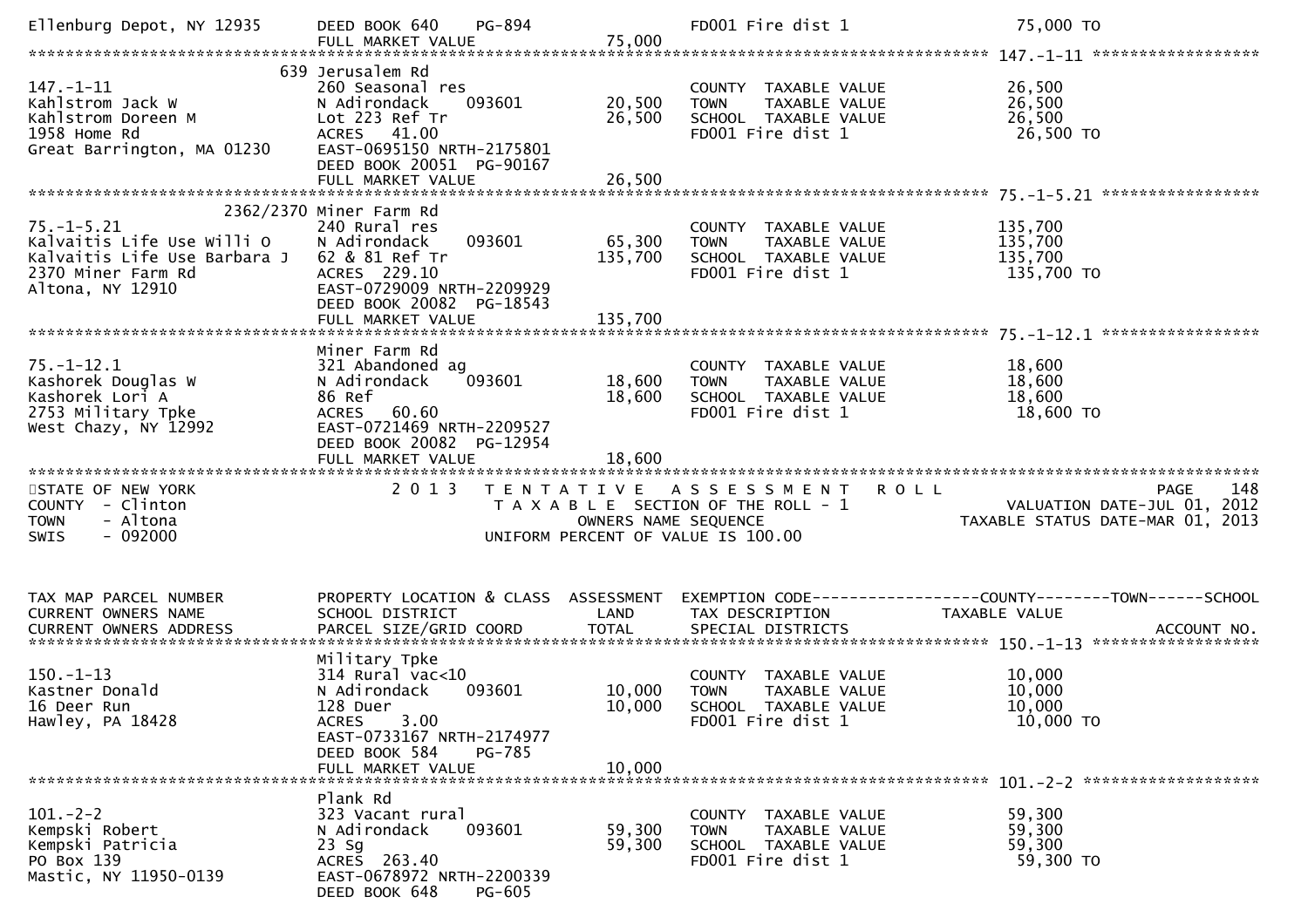```
Ellenburg Depot, NY 12935      DEED BOOK 640    PG-894                      FD001 Fire dist 1                75,000 TO
                               FULL MARKET VALUE              75,000
******************************************************************************************************* 147.-1-11 ******************
                          639 Jerusalem Rd
147.-1-11                      260 Seasonal res                             COUNTY  TAXABLE VALUE             26,500
Kahlstrom Jack W               N Adirondack     093601        20,500        TOWN    TAXABLE VALUE             26,500
Kahlstrom Doreen M             Lot 223 Ref Tr                 26,500        SCHOOL  TAXABLE VALUE             26,500
1958 Home Rd                   ACRES   41.00                                FD001 Fire dist 1                 26,500 TO
Great Barrington, MA 01230     EAST-0695150 NRTH-2175801
                               DEED BOOK 20051  PG-90167
                               FULL MARKET VALUE              26,500
******************************************************************************************************* 75.-1-5.21 *****************
                     2362/2370 Miner Farm Rd
75.-1-5.21                     240 Rural res                                COUNTY  TAXABLE VALUE            135,700
Kalvaitis Life Use Willi O     N Adirondack     093601        65,300        TOWN    TAXABLE VALUE            135,700
Kalvaitis Life Use Barbara J   62 & 81 Ref Tr                135,700        SCHOOL  TAXABLE VALUE            135,700
2370 Miner Farm Rd             ACRES  229.10                                FD001 Fire dist 1                135,700 TO
Altona, NY 12910               EAST-0729009 NRTH-2209929
                               DEED BOOK 20082  PG-18543
                               FULL MARKET VALUE             135,700
******************************************************************************************************* 75.-1-12.1 *****************
                               Miner Farm Rd
75.-1-12.1                     321 Abandoned ag                             COUNTY  TAXABLE VALUE             18,600
Kashorek Douglas W             N Adirondack     093601        18,600        TOWN    TAXABLE VALUE             18,600
Kashorek Lori A                86 Ref                         18,600        SCHOOL  TAXABLE VALUE             18,600
2753 Military Tpke             ACRES   60.60                                FD001 Fire dist 1                 18,600 TO
West Chazy, NY 12992           EAST-0721469 NRTH-2209527
                               DEED BOOK 20082  PG-12954
                               FULL MARKET VALUE              18,600
************************************************************************************************************************************
STATE OF NEW YORK                    2 0 1 3   T E N T A T I V E   A S S E S S M E N T   R O L L                        PAGE    148
COUNTY  - Clinton                          T A X A B L E  SECTION OF THE ROLL - 1                      VALUATION DATE-JUL 01, 2012
TOWN    - Altona                                  OWNERS NAME SEQUENCE                              TAXABLE STATUS DATE-MAR 01, 2013
SWIS    - 092000                            UNIFORM PERCENT OF VALUE IS 100.00


TAX MAP PARCEL NUMBER          PROPERTY LOCATION & CLASS  ASSESSMENT  EXEMPTION CODE------------------COUNTY--------TOWN------SCHOOL
CURRENT OWNERS NAME            SCHOOL DISTRICT               LAND     TAX DESCRIPTION             TAXABLE VALUE
CURRENT OWNERS ADDRESS         PARCEL SIZE/GRID COORD        TOTAL    SPECIAL DISTRICTS                                   ACCOUNT NO.
******************************************************************************************************* 150.-1-13 ******************
                               Military Tpke
150.-1-13                      314 Rural vac<10                             COUNTY  TAXABLE VALUE             10,000
Kastner Donald                 N Adirondack     093601        10,000        TOWN    TAXABLE VALUE             10,000
16 Deer Run                    128 Duer                       10,000        SCHOOL  TAXABLE VALUE             10,000
Hawley, PA 18428               ACRES    3.00                                FD001 Fire dist 1                 10,000 TO
                               EAST-0733167 NRTH-2174977
                               DEED BOOK 584    PG-785
                               FULL MARKET VALUE              10,000
******************************************************************************************************* 101.-2-2 *******************
                               Plank Rd
101.-2-2                       323 Vacant rural                             COUNTY  TAXABLE VALUE             59,300
Kempski Robert                 N Adirondack     093601        59,300        TOWN    TAXABLE VALUE             59,300
Kempski Patricia               23 Sg                          59,300        SCHOOL  TAXABLE VALUE             59,300
PO Box 139                     ACRES  263.40                                FD001 Fire dist 1                 59,300 TO
Mastic, NY 11950-0139          EAST-0678972 NRTH-2200339
                               DEED BOOK 648    PG-605
```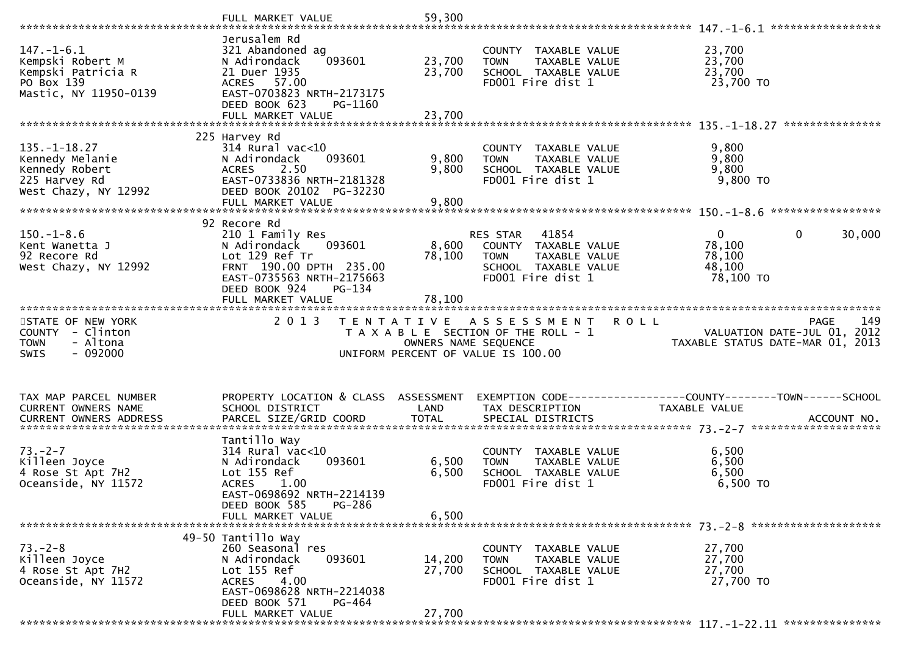FULL MARKET VALUE 59,300

**147.-1-6.1**

| Tax Map Parcel / Owner | Property Location & Class | Assessment | Exemption / Tax Description | Taxable Value |
|---|---|---|---|---|
| 147.-1-6.1 | Jerusalem Rd | | | |
| Kempski Robert M | 321 Abandoned ag | | COUNTY TAXABLE VALUE | 23,700 |
| Kempski Patricia R | N Adirondack 093601 | 23,700 | TOWN TAXABLE VALUE | 23,700 |
| PO Box 139 | 21 Duer 1935 | 23,700 | SCHOOL TAXABLE VALUE | 23,700 |
| Mastic, NY 11950-0139 | ACRES 57.00 | | FD001 Fire dist 1 | 23,700 TO |
| | EAST-0703823 NRTH-2173175 | | | |
| | DEED BOOK 623 PG-1160 | | | |
| | FULL MARKET VALUE | 23,700 | | |

**135.-1-18.27**

| Tax Map Parcel / Owner | Property Location & Class | Assessment | Exemption / Tax Description | Taxable Value |
|---|---|---|---|---|
| 135.-1-18.27 | 225 Harvey Rd | | | |
| Kennedy Melanie | 314 Rural vac<10 | | COUNTY TAXABLE VALUE | 9,800 |
| Kennedy Robert | N Adirondack 093601 | 9,800 | TOWN TAXABLE VALUE | 9,800 |
| 225 Harvey Rd | ACRES 2.50 | 9,800 | SCHOOL TAXABLE VALUE | 9,800 |
| West Chazy, NY 12992 | EAST-0733836 NRTH-2181328 | | FD001 Fire dist 1 | 9,800 TO |
| | DEED BOOK 20102 PG-32230 | | | |
| | FULL MARKET VALUE | 9,800 | | |

**150.-1-8.6**

| Tax Map Parcel / Owner | Property Location & Class | Assessment | Exemption / Tax Description | County | Town | School |
|---|---|---|---|---|---|---|
| 150.-1-8.6 | 92 Recore Rd | | | | | |
| Kent Wanetta J | 210 1 Family Res | | RES STAR 41854 | 0 | 0 | 30,000 |
| 92 Recore Rd | N Adirondack 093601 | 8,600 | COUNTY TAXABLE VALUE | 78,100 | | |
| West Chazy, NY 12992 | Lot 129 Ref Tr | 78,100 | TOWN TAXABLE VALUE | 78,100 | | |
| | FRNT 190.00 DPTH 235.00 | | SCHOOL TAXABLE VALUE | 48,100 | | |
| | EAST-0735563 NRTH-2175663 | | FD001 Fire dist 1 | 78,100 TO | | |
| | DEED BOOK 924 PG-134 | | | | | |
| | FULL MARKET VALUE | 78,100 | | | | |

STATE OF NEW YORK — 2013 TENTATIVE ASSESSMENT ROLL — PAGE 149
COUNTY - Clinton — TAXABLE SECTION OF THE ROLL - 1 — VALUATION DATE-JUL 01, 2012
TOWN - Altona — OWNERS NAME SEQUENCE — TAXABLE STATUS DATE-MAR 01, 2013
SWIS - 092000 — UNIFORM PERCENT OF VALUE IS 100.00

| TAX MAP PARCEL NUMBER / CURRENT OWNERS NAME / CURRENT OWNERS ADDRESS | PROPERTY LOCATION & CLASS / SCHOOL DISTRICT / PARCEL SIZE/GRID COORD | ASSESSMENT LAND / TOTAL | EXEMPTION CODE / TAX DESCRIPTION / SPECIAL DISTRICTS | TAXABLE VALUE (COUNTY / TOWN / SCHOOL) | ACCOUNT NO. |
|---|---|---|---|---|---|

**73.-2-7**

| Tax Map Parcel / Owner | Property Location & Class | Assessment | Tax Description | Taxable Value |
|---|---|---|---|---|
| 73.-2-7 | Tantillo Way | | | |
| Killeen Joyce | 314 Rural vac<10 | | COUNTY TAXABLE VALUE | 6,500 |
| 4 Rose St Apt 7H2 | N Adirondack 093601 | 6,500 | TOWN TAXABLE VALUE | 6,500 |
| Oceanside, NY 11572 | Lot 155 Ref | 6,500 | SCHOOL TAXABLE VALUE | 6,500 |
| | ACRES 1.00 | | FD001 Fire dist 1 | 6,500 TO |
| | EAST-0698692 NRTH-2214139 | | | |
| | DEED BOOK 585 PG-286 | | | |
| | FULL MARKET VALUE | 6,500 | | |

**73.-2-8**

| Tax Map Parcel / Owner | Property Location & Class | Assessment | Tax Description | Taxable Value |
|---|---|---|---|---|
| 73.-2-8 | 49-50 Tantillo Way | | | |
| Killeen Joyce | 260 Seasonal res | | COUNTY TAXABLE VALUE | 27,700 |
| 4 Rose St Apt 7H2 | N Adirondack 093601 | 14,200 | TOWN TAXABLE VALUE | 27,700 |
| Oceanside, NY 11572 | Lot 155 Ref | 27,700 | SCHOOL TAXABLE VALUE | 27,700 |
| | ACRES 4.00 | | FD001 Fire dist 1 | 27,700 TO |
| | EAST-0698628 NRTH-2214038 | | | |
| | DEED BOOK 571 PG-464 | | | |
| | FULL MARKET VALUE | 27,700 | | |

**117.-1-22.11**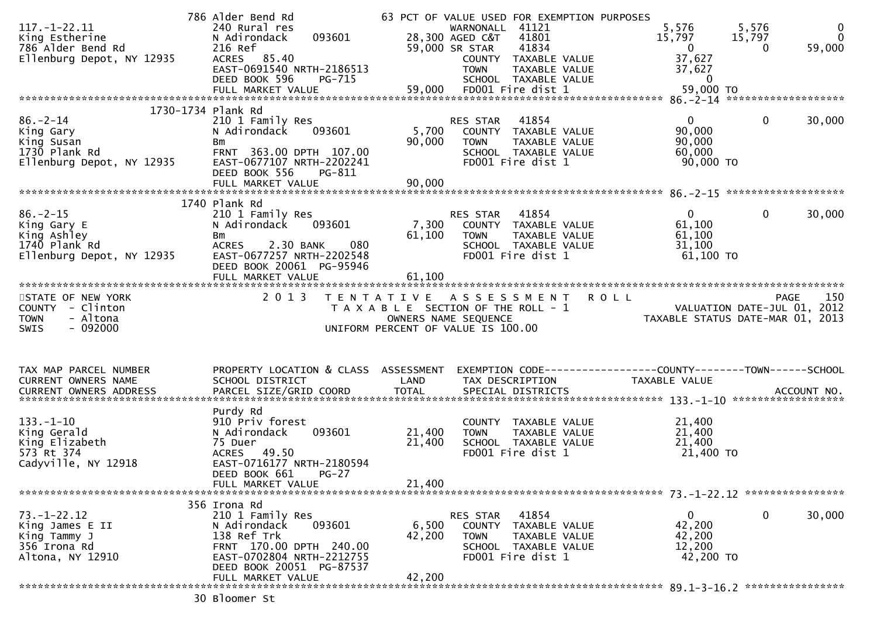```
                     786 Alder Bend Rd              63 PCT OF VALUE USED FOR EXEMPTION PURPOSES
117.-1-22.11             240 Rural res                      WARNONALL  41121                5,576        5,576            0
King Estherine           N Adirondack      093601    28,300 AGED C&T   41801               15,797       15,797            0
786 Alder Bend Rd        216 Ref                     59,000 SR STAR    41834                    0            0       59,000
Ellenburg Depot, NY 12935  ACRES   85.40                       COUNTY  TAXABLE VALUE         37,627
                         EAST-0691540 NRTH-2186513             TOWN    TAXABLE VALUE         37,627
                         DEED BOOK 596     PG-715              SCHOOL  TAXABLE VALUE              0
                         FULL MARKET VALUE            59,000   FD001 Fire dist 1             59,000 TO
******************************************************************************************************* 86.-2-14 *******************
                1730-1734 Plank Rd
86.-2-14                 210 1 Family Res                   RES STAR   41854                    0            0       30,000
King Gary                N Adirondack      093601     5,700    COUNTY  TAXABLE VALUE         90,000
King Susan               Bm                          90,000    TOWN    TAXABLE VALUE         90,000
1730 Plank Rd            FRNT  363.00 DPTH  107.00             SCHOOL  TAXABLE VALUE         60,000
Ellenburg Depot, NY 12935  EAST-0677107 NRTH-2202241           FD001 Fire dist 1             90,000 TO
                         DEED BOOK 556     PG-811
                         FULL MARKET VALUE            90,000
******************************************************************************************************* 86.-2-15 *******************
                     1740 Plank Rd
86.-2-15                 210 1 Family Res                   RES STAR   41854                    0            0       30,000
King Gary E              N Adirondack      093601     7,300    COUNTY  TAXABLE VALUE         61,100
King Ashley              Bm                          61,100    TOWN    TAXABLE VALUE         61,100
1740 Plank Rd            ACRES    2.30 BANK     080            SCHOOL  TAXABLE VALUE         31,100
Ellenburg Depot, NY 12935  EAST-0677257 NRTH-2202548           FD001 Fire dist 1             61,100 TO
                         DEED BOOK 20061  PG-95946
                         FULL MARKET VALUE            61,100
*******************************************************************************************************************************************
STATE OF NEW YORK                2013  TENTATIVE ASSESSMENT ROLL                                         PAGE   150
COUNTY  - Clinton                      TAXABLE SECTION OF THE ROLL - 1                     VALUATION DATE-JUL 01, 2012
TOWN    - Altona                         OWNERS NAME SEQUENCE                        TAXABLE STATUS DATE-MAR 01, 2013
SWIS    - 092000                   UNIFORM PERCENT OF VALUE IS 100.00


TAX MAP PARCEL NUMBER    PROPERTY LOCATION & CLASS  ASSESSMENT  EXEMPTION CODE------------------COUNTY--------TOWN------SCHOOL
CURRENT OWNERS NAME      SCHOOL DISTRICT               LAND     TAX DESCRIPTION              TAXABLE VALUE
CURRENT OWNERS ADDRESS   PARCEL SIZE/GRID COORD        TOTAL    SPECIAL DISTRICTS                                  ACCOUNT NO.
******************************************************************************************************* 133.-1-10 ******************
                         Purdy Rd
133.-1-10                910 Priv forest                       COUNTY  TAXABLE VALUE         21,400
King Gerald              N Adirondack      093601    21,400    TOWN    TAXABLE VALUE         21,400
King Elizabeth           75 Duer                     21,400    SCHOOL  TAXABLE VALUE         21,400
573 Rt 374               ACRES   49.50                         FD001 Fire dist 1             21,400 TO
Cadyville, NY 12918      EAST-0716177 NRTH-2180594
                         DEED BOOK 661     PG-27
                         FULL MARKET VALUE            21,400
******************************************************************************************************* 73.-1-22.12 ****************
                     356 Irona Rd
73.-1-22.12              210 1 Family Res                   RES STAR   41854                    0            0       30,000
King James E II          N Adirondack      093601     6,500    COUNTY  TAXABLE VALUE         42,200
King Tammy J             138 Ref Trk                 42,200    TOWN    TAXABLE VALUE         42,200
356 Irona Rd             FRNT  170.00 DPTH  240.00             SCHOOL  TAXABLE VALUE         12,200
Altona, NY 12910         EAST-0702804 NRTH-2212755             FD001 Fire dist 1             42,200 TO
                         DEED BOOK 20051  PG-87537
                         FULL MARKET VALUE            42,200
******************************************************************************************************* 89.1-3-16.2 ****************
                      30 Bloomer St
```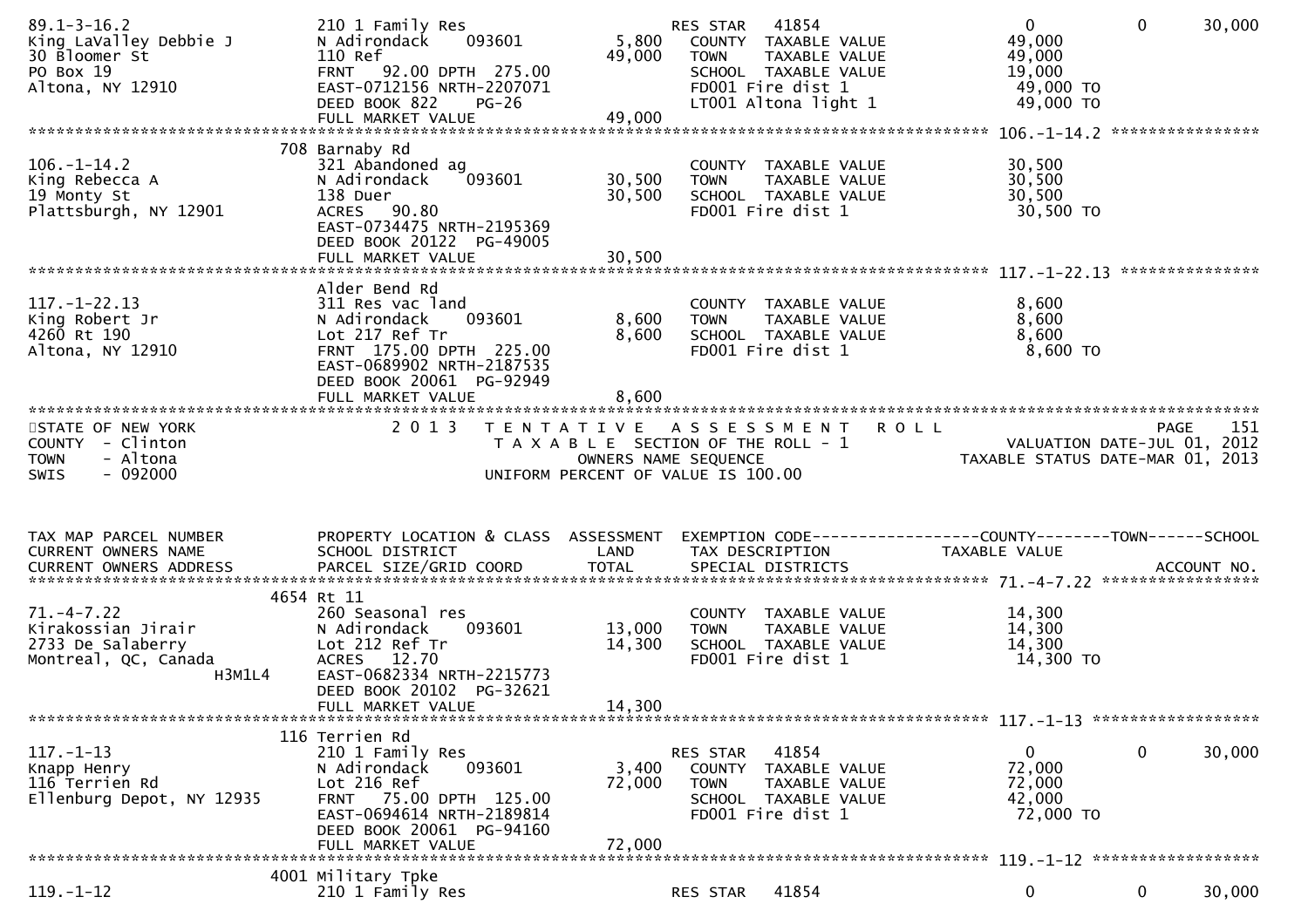```
89.1-3-16.2                  210 1 Family Res                       RES STAR   41854                   0            0       30,000
King LaValley Debbie J       N Adirondack     093601        5,800    COUNTY  TAXABLE VALUE          49,000
30 Bloomer St                110 Ref                       49,000    TOWN    TAXABLE VALUE          49,000
PO Box 19                    FRNT   92.00 DPTH  275.00               SCHOOL  TAXABLE VALUE          19,000
Altona, NY 12910             EAST-0712156 NRTH-2207071               FD001 Fire dist 1               49,000 TO
                             DEED BOOK 822     PG-26                 LT001 Altona light 1            49,000 TO
                             FULL MARKET VALUE             49,000
******************************************************************************************************* 106.-1-14.2 ****************
                           708 Barnaby Rd
106.-1-14.2                  321 Abandoned ag                        COUNTY  TAXABLE VALUE          30,500
King Rebecca A               N Adirondack     093601       30,500    TOWN    TAXABLE VALUE          30,500
19 Monty St                  138 Duer                      30,500    SCHOOL  TAXABLE VALUE          30,500
Plattsburgh, NY 12901        ACRES   90.80                           FD001 Fire dist 1               30,500 TO
                             EAST-0734475 NRTH-2195369
                             DEED BOOK 20122  PG-49005
                             FULL MARKET VALUE             30,500
******************************************************************************************************* 117.-1-22.13 ***************
                             Alder Bend Rd
117.-1-22.13                 311 Res vac land                        COUNTY  TAXABLE VALUE           8,600
King Robert Jr               N Adirondack     093601        8,600    TOWN    TAXABLE VALUE           8,600
4260 Rt 190                  Lot 217 Ref Tr                 8,600    SCHOOL  TAXABLE VALUE           8,600
Altona, NY 12910             FRNT  175.00 DPTH  225.00               FD001 Fire dist 1                8,600 TO
                             EAST-0689902 NRTH-2187535
                             DEED BOOK 20061  PG-92949
                             FULL MARKET VALUE              8,600
************************************************************************************************************************************
STATE OF NEW YORK                  2 0 1 3   T E N T A T I V E   A S S E S S M E N T   R O L L                          PAGE    151
COUNTY  - Clinton                          T A X A B L E  SECTION OF THE ROLL - 1                   VALUATION DATE-JUL 01, 2012
TOWN    - Altona                                  OWNERS NAME SEQUENCE                           TAXABLE STATUS DATE-MAR 01, 2013
SWIS    - 092000                           UNIFORM PERCENT OF VALUE IS 100.00



TAX MAP PARCEL NUMBER          PROPERTY LOCATION & CLASS  ASSESSMENT  EXEMPTION CODE------------------COUNTY--------TOWN------SCHOOL
CURRENT OWNERS NAME            SCHOOL DISTRICT               LAND      TAX DESCRIPTION             TAXABLE VALUE
CURRENT OWNERS ADDRESS         PARCEL SIZE/GRID COORD        TOTAL     SPECIAL DISTRICTS                                ACCOUNT NO.
******************************************************************************************************* 71.-4-7.22 *****************
                           4654 Rt 11
71.-4-7.22                   260 Seasonal res                        COUNTY  TAXABLE VALUE          14,300
Kirakossian Jirair           N Adirondack     093601       13,000    TOWN    TAXABLE VALUE          14,300
2733 De Salaberry            Lot 212 Ref Tr                14,300    SCHOOL  TAXABLE VALUE          14,300
Montreal, QC, Canada         ACRES   12.70                           FD001 Fire dist 1               14,300 TO
                   H3M1L4    EAST-0682334 NRTH-2215773
                             DEED BOOK 20102  PG-32621
                             FULL MARKET VALUE             14,300
******************************************************************************************************* 117.-1-13 ******************
                           116 Terrien Rd
117.-1-13                    210 1 Family Res                       RES STAR   41854                   0            0       30,000
Knapp Henry                  N Adirondack     093601        3,400    COUNTY  TAXABLE VALUE          72,000
116 Terrien Rd               Lot 216 Ref                   72,000    TOWN    TAXABLE VALUE          72,000
Ellenburg Depot, NY 12935    FRNT   75.00 DPTH  125.00               SCHOOL  TAXABLE VALUE          42,000
                             EAST-0694614 NRTH-2189814               FD001 Fire dist 1               72,000 TO
                             DEED BOOK 20061  PG-94160
                             FULL MARKET VALUE             72,000
******************************************************************************************************* 119.-1-12 ******************
                           4001 Military Tpke
119.-1-12                    210 1 Family Res                       RES STAR   41854                   0            0       30,000
```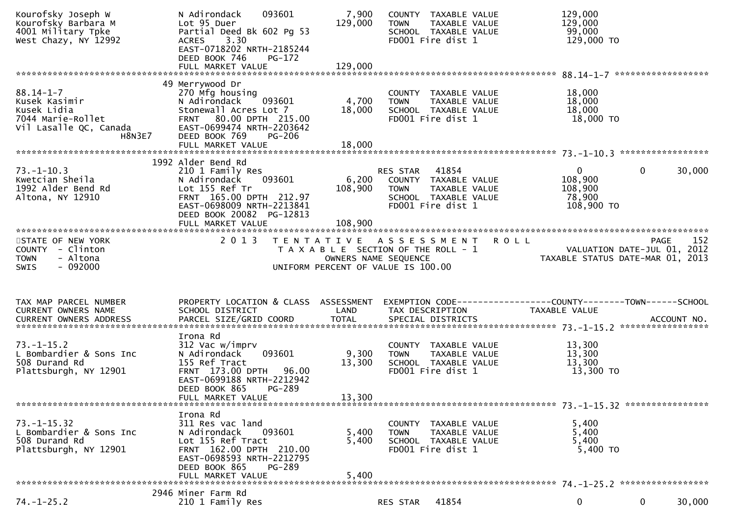```
Kourofsky Joseph W             N Adirondack     093601          7,900   COUNTY  TAXABLE VALUE             129,000
Kourofsky Barbara M            Lot 95 Duer                    129,000   TOWN    TAXABLE VALUE             129,000
4001 Military Tpke             Partial Deed Bk 602 Pg 53                SCHOOL  TAXABLE VALUE              99,000
West Chazy, NY 12992           ACRES     3.30                           FD001 Fire dist 1                 129,000 TO
                               EAST-0718202 NRTH-2185244
                               DEED BOOK 746     PG-172
                               FULL MARKET VALUE              129,000
******************************************************************************************************* 88.14-1-7 ******************
                            49 Merrywood Dr
88.14-1-7                      270 Mfg housing                          COUNTY  TAXABLE VALUE              18,000
Kusek Kasimir                  N Adirondack     093601          4,700   TOWN    TAXABLE VALUE              18,000
Kusek Lidia                    Stonewall Acres Lot 7           18,000   SCHOOL  TAXABLE VALUE              18,000
7044 Marie-Rollet              FRNT    80.00 DPTH  215.00               FD001 Fire dist 1                  18,000 TO
Vil Lasalle QC, Canada         EAST-0699474 NRTH-2203642
                      H8N3E7   DEED BOOK 769     PG-206
                               FULL MARKET VALUE               18,000
******************************************************************************************************* 73.-1-10.3 *****************
                          1992 Alder Bend Rd
73.-1-10.3                     210 1 Family Res                         RES STAR    41854                       0          0     30,000
Kwetcian Sheila                N Adirondack     093601          6,200   COUNTY  TAXABLE VALUE             108,900
1992 Alder Bend Rd             Lot 155 Ref Tr                 108,900   TOWN    TAXABLE VALUE             108,900
Altona, NY 12910               FRNT  165.00 DPTH  212.97                SCHOOL  TAXABLE VALUE              78,900
                               EAST-0698009 NRTH-2213841                FD001 Fire dist 1                 108,900 TO
                               DEED BOOK 20082 PG-12813
                               FULL MARKET VALUE              108,900
************************************************************************************************************************************
STATE OF NEW YORK                  2 0 1 3   T E N T A T I V E   A S S E S S M E N T   R O L L                          PAGE    152
COUNTY  - Clinton                         T A X A B L E  SECTION OF THE ROLL - 1                    VALUATION DATE-JUL 01, 2012
TOWN    - Altona                                  OWNERS NAME SEQUENCE                        TAXABLE STATUS DATE-MAR 01, 2013
SWIS    - 092000                          UNIFORM PERCENT OF VALUE IS 100.00


TAX MAP PARCEL NUMBER          PROPERTY LOCATION & CLASS  ASSESSMENT  EXEMPTION CODE------------------COUNTY--------TOWN------SCHOOL
CURRENT OWNERS NAME            SCHOOL DISTRICT               LAND      TAX DESCRIPTION             TAXABLE VALUE
CURRENT OWNERS ADDRESS         PARCEL SIZE/GRID COORD        TOTAL     SPECIAL DISTRICTS                                  ACCOUNT NO.
******************************************************************************************************* 73.-1-15.2 *****************
                               Irona Rd
73.-1-15.2                     312 Vac w/imprv                          COUNTY  TAXABLE VALUE              13,300
L Bombardier & Sons Inc        N Adirondack     093601          9,300   TOWN    TAXABLE VALUE              13,300
508 Durand Rd                  155 Ref Tract                   13,300   SCHOOL  TAXABLE VALUE              13,300
Plattsburgh, NY 12901          FRNT  173.00 DPTH   96.00                FD001 Fire dist 1                  13,300 TO
                               EAST-0699188 NRTH-2212942
                               DEED BOOK 865     PG-289
                               FULL MARKET VALUE               13,300
******************************************************************************************************* 73.-1-15.32 ****************
                               Irona Rd
73.-1-15.32                    311 Res vac land                         COUNTY  TAXABLE VALUE               5,400
L Bombardier & Sons Inc        N Adirondack     093601          5,400   TOWN    TAXABLE VALUE               5,400
508 Durand Rd                  Lot 155 Ref Tract                5,400   SCHOOL  TAXABLE VALUE               5,400
Plattsburgh, NY 12901          FRNT  162.00 DPTH  210.00                FD001 Fire dist 1                   5,400 TO
                               EAST-0698593 NRTH-2212795
                               DEED BOOK 865     PG-289
                               FULL MARKET VALUE                5,400
******************************************************************************************************* 74.-1-25.2 *****************
                          2946 Miner Farm Rd
74.-1-25.2                     210 1 Family Res                         RES STAR    41854                       0          0     30,000
```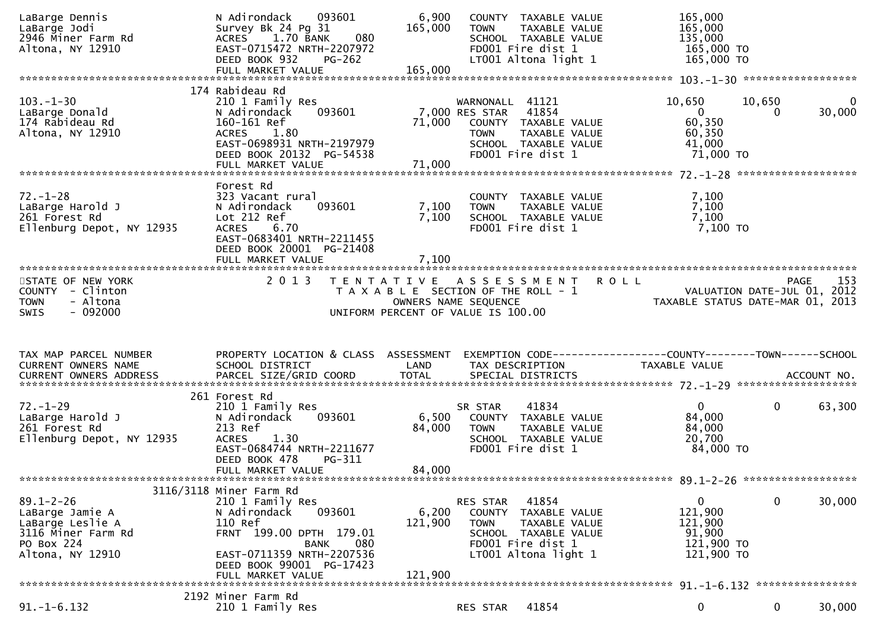```
LaBarge Dennis               N Adirondack    093601        6,900   COUNTY  TAXABLE VALUE            165,000
LaBarge Jodi                 Survey Bk 24 Pg 31          165,000   TOWN    TAXABLE VALUE            165,000
2946 Miner Farm Rd           ACRES    1.70 BANK    080             SCHOOL  TAXABLE VALUE            135,000
Altona, NY 12910             EAST-0715472 NRTH-2207972             FD001 Fire dist 1                 165,000 TO
                             DEED BOOK 932     PG-262              LT001 Altona light 1              165,000 TO
                             FULL MARKET VALUE           165,000
******************************************************************************************************* 103.-1-30 ******************
                         174 Rabideau Rd
103.-1-30                    210 1 Family Res                      WARNONALL  41121                10,650      10,650           0
LaBarge Donald               N Adirondack    093601        7,000 RES STAR    41854                      0           0      30,000
174 Rabideau Rd              160-161 Ref                  71,000   COUNTY  TAXABLE VALUE             60,350
Altona, NY 12910             ACRES    1.80                         TOWN    TAXABLE VALUE             60,350
                             EAST-0698931 NRTH-2197979             SCHOOL  TAXABLE VALUE             41,000
                             DEED BOOK 20132  PG-54538             FD001 Fire dist 1                  71,000 TO
                             FULL MARKET VALUE            71,000
******************************************************************************************************* 72.-1-28 *******************
                         Forest Rd
72.-1-28                     323 Vacant rural                      COUNTY  TAXABLE VALUE              7,100
LaBarge Harold J             N Adirondack    093601        7,100   TOWN    TAXABLE VALUE              7,100
261 Forest Rd                Lot 212 Ref                   7,100   SCHOOL  TAXABLE VALUE              7,100
Ellenburg Depot, NY 12935    ACRES    6.70                         FD001 Fire dist 1                   7,100 TO
                             EAST-0683401 NRTH-2211455
                             DEED BOOK 20001  PG-21408
                             FULL MARKET VALUE             7,100
************************************************************************************************************************************
STATE OF NEW YORK                     2 0 1 3   T E N T A T I V E   A S S E S S M E N T   R O L L                    PAGE    153
COUNTY  - Clinton                         T A X A B L E  SECTION OF THE ROLL - 1                     VALUATION DATE-JUL 01, 2012
TOWN    - Altona                               OWNERS NAME SEQUENCE                             TAXABLE STATUS DATE-MAR 01, 2013
SWIS    - 092000                         UNIFORM PERCENT OF VALUE IS 100.00


TAX MAP PARCEL NUMBER        PROPERTY LOCATION & CLASS  ASSESSMENT  EXEMPTION CODE------------------COUNTY--------TOWN------SCHOOL
CURRENT OWNERS NAME          SCHOOL DISTRICT               LAND     TAX DESCRIPTION                 TAXABLE VALUE
CURRENT OWNERS ADDRESS       PARCEL SIZE/GRID COORD        TOTAL    SPECIAL DISTRICTS                                    ACCOUNT NO.
******************************************************************************************************* 72.-1-29 *******************
                         261 Forest Rd
72.-1-29                     210 1 Family Res                      SR STAR     41834                    0           0      63,300
LaBarge Harold J             N Adirondack    093601        6,500   COUNTY  TAXABLE VALUE             84,000
261 Forest Rd                213 Ref                      84,000   TOWN    TAXABLE VALUE             84,000
Ellenburg Depot, NY 12935    ACRES    1.30                         SCHOOL  TAXABLE VALUE             20,700
                             EAST-0684744 NRTH-2211677             FD001 Fire dist 1                  84,000 TO
                             DEED BOOK 478     PG-311
                             FULL MARKET VALUE            84,000
******************************************************************************************************* 89.1-2-26 ******************
                    3116/3118 Miner Farm Rd
89.1-2-26                    210 1 Family Res                      RES STAR    41854                    0           0      30,000
LaBarge Jamie A              N Adirondack    093601        6,200   COUNTY  TAXABLE VALUE            121,900
LaBarge Leslie A             110 Ref                     121,900   TOWN    TAXABLE VALUE            121,900
3116 Miner Farm Rd           FRNT  199.00 DPTH  179.01             SCHOOL  TAXABLE VALUE             91,900
PO Box 224                                   BANK    080           FD001 Fire dist 1                 121,900 TO
Altona, NY 12910             EAST-0711359 NRTH-2207536             LT001 Altona light 1              121,900 TO
                             DEED BOOK 99001  PG-17423
                             FULL MARKET VALUE           121,900
******************************************************************************************************* 91.-1-6.132 ****************
                         2192 Miner Farm Rd
91.-1-6.132                  210 1 Family Res                      RES STAR    41854                    0           0      30,000
```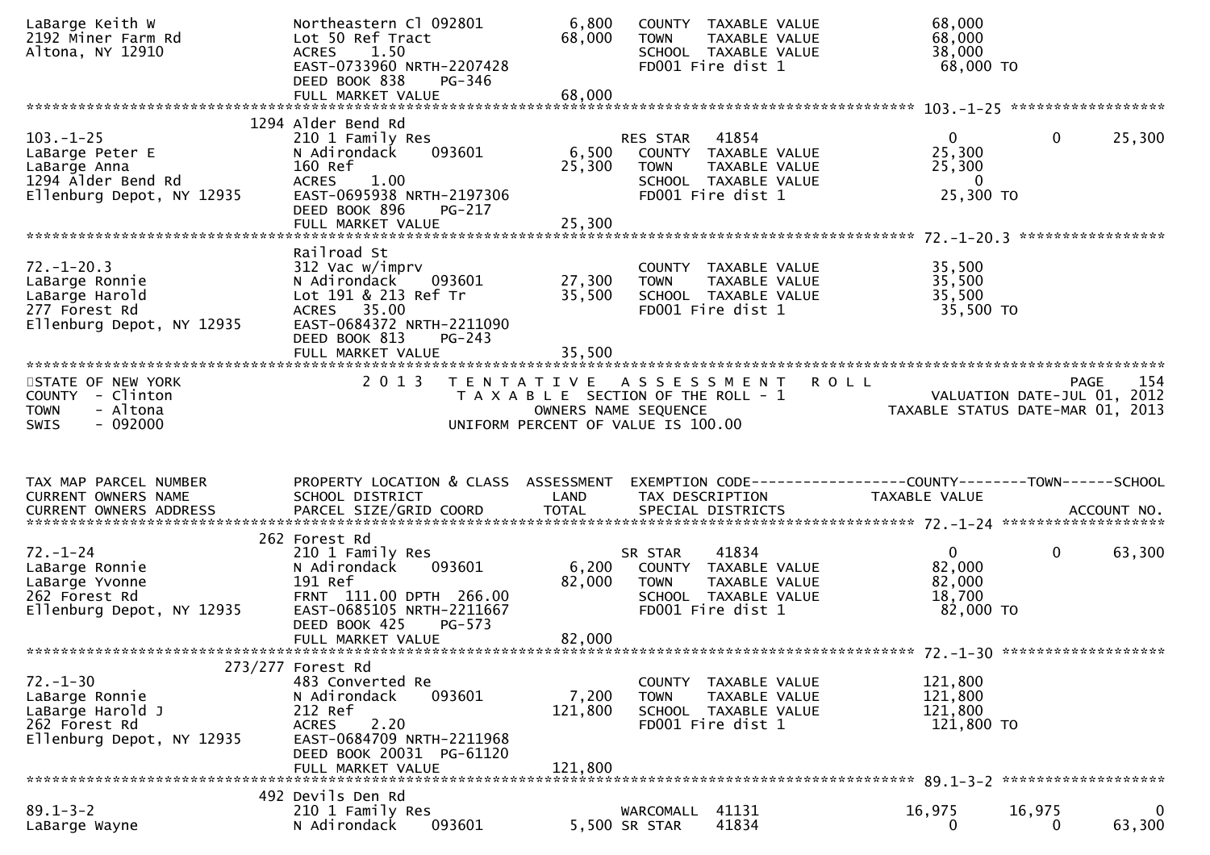```
LaBarge Keith W                Northeastern Cl 092801         6,800    COUNTY  TAXABLE VALUE            68,000
2192 Miner Farm Rd             Lot 50 Ref Tract              68,000    TOWN    TAXABLE VALUE            68,000
Altona, NY 12910               ACRES    1.50                           SCHOOL  TAXABLE VALUE            38,000
                               EAST-0733960 NRTH-2207428               FD001 Fire dist 1                 68,000 TO
                               DEED BOOK 838    PG-346
                               FULL MARKET VALUE             68,000
******************************************************************************************************* 103.-1-25 ******************
                          1294 Alder Bend Rd
103.-1-25                      210 1 Family Res                        RES STAR   41854                  0           0        25,300
LaBarge Peter E                N Adirondack    093601         6,500    COUNTY  TAXABLE VALUE            25,300
LaBarge Anna                   160 Ref                       25,300    TOWN    TAXABLE VALUE            25,300
1294 Alder Bend Rd             ACRES    1.00                           SCHOOL  TAXABLE VALUE                 0
Ellenburg Depot, NY 12935      EAST-0695938 NRTH-2197306               FD001 Fire dist 1                 25,300 TO
                               DEED BOOK 896    PG-217
                               FULL MARKET VALUE             25,300
******************************************************************************************************* 72.-1-20.3 *****************
                               Railroad St
72.-1-20.3                     312 Vac w/imprv                         COUNTY  TAXABLE VALUE            35,500
LaBarge Ronnie                 N Adirondack    093601        27,300    TOWN    TAXABLE VALUE            35,500
LaBarge Harold                 Lot 191 & 213 Ref Tr          35,500    SCHOOL  TAXABLE VALUE            35,500
277 Forest Rd                  ACRES   35.00                           FD001 Fire dist 1                 35,500 TO
Ellenburg Depot, NY 12935      EAST-0684372 NRTH-2211090
                               DEED BOOK 813    PG-243
                               FULL MARKET VALUE             35,500
************************************************************************************************************************************
STATE OF NEW YORK                2 0 1 3   T E N T A T I V E   A S S E S S M E N T   R O L L                        PAGE    154
COUNTY  - Clinton                          T A X A B L E  SECTION OF THE ROLL - 1                      VALUATION DATE-JUL 01, 2012
TOWN    - Altona                                  OWNERS NAME SEQUENCE                             TAXABLE STATUS DATE-MAR 01, 2013
SWIS    - 092000                           UNIFORM PERCENT OF VALUE IS 100.00


TAX MAP PARCEL NUMBER          PROPERTY LOCATION & CLASS  ASSESSMENT  EXEMPTION CODE------------------COUNTY--------TOWN------SCHOOL
CURRENT OWNERS NAME            SCHOOL DISTRICT               LAND      TAX DESCRIPTION                  TAXABLE VALUE
CURRENT OWNERS ADDRESS         PARCEL SIZE/GRID COORD        TOTAL     SPECIAL DISTRICTS                                  ACCOUNT NO.
******************************************************************************************************* 72.-1-24 *******************
                           262 Forest Rd
72.-1-24                       210 1 Family Res                        SR STAR    41834                  0           0        63,300
LaBarge Ronnie                 N Adirondack    093601         6,200    COUNTY  TAXABLE VALUE            82,000
LaBarge Yvonne                 191 Ref                       82,000    TOWN    TAXABLE VALUE            82,000
262 Forest Rd                  FRNT 111.00 DPTH 266.00                 SCHOOL  TAXABLE VALUE            18,700
Ellenburg Depot, NY 12935      EAST-0685105 NRTH-2211667               FD001 Fire dist 1                 82,000 TO
                               DEED BOOK 425    PG-573
                               FULL MARKET VALUE             82,000
******************************************************************************************************* 72.-1-30 *******************
                       273/277 Forest Rd
72.-1-30                       483 Converted Re                        COUNTY  TAXABLE VALUE           121,800
LaBarge Ronnie                 N Adirondack    093601         7,200    TOWN    TAXABLE VALUE           121,800
LaBarge Harold J               212 Ref                      121,800    SCHOOL  TAXABLE VALUE           121,800
262 Forest Rd                  ACRES    2.20                           FD001 Fire dist 1                121,800 TO
Ellenburg Depot, NY 12935      EAST-0684709 NRTH-2211968
                               DEED BOOK 20031  PG-61120
                               FULL MARKET VALUE            121,800
******************************************************************************************************* 89.1-3-2 *******************
                           492 Devils Den Rd
89.1-3-2                       210 1 Family Res                        WARCOMALL  41131             16,975      16,975             0
LaBarge Wayne                  N Adirondack    093601         5,500 SR STAR    41834                  0           0        63,300
```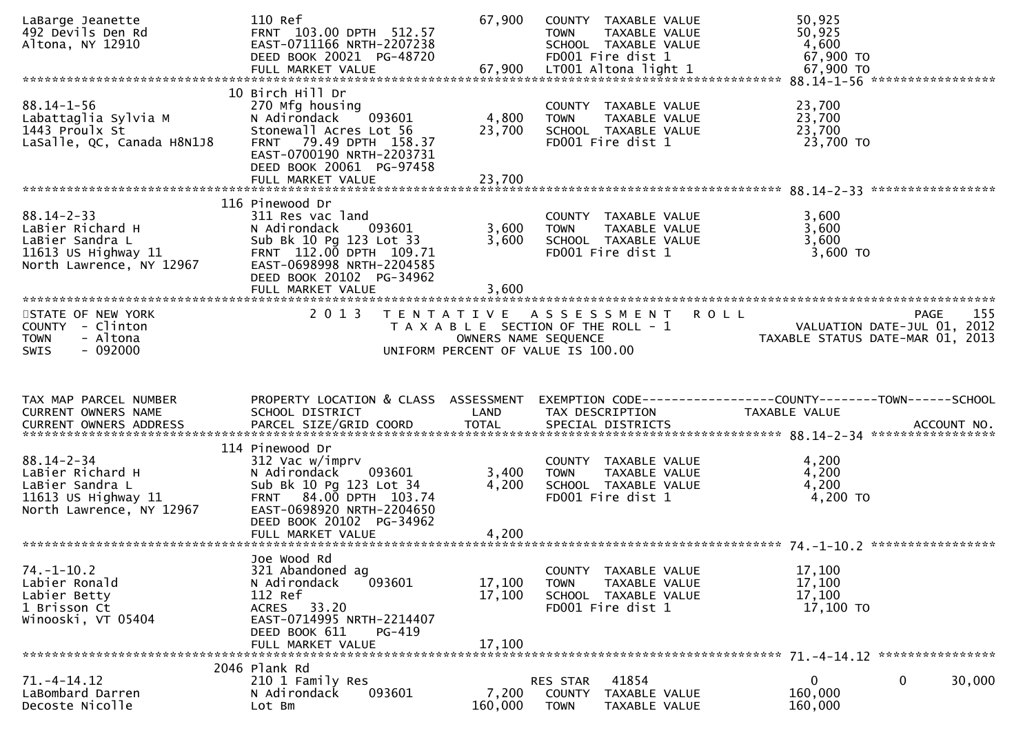```
LaBarge Jeanette              110 Ref                          67,900   COUNTY  TAXABLE VALUE             50,925
492 Devils Den Rd             FRNT 103.00 DPTH 512.57                   TOWN    TAXABLE VALUE             50,925
Altona, NY 12910              EAST-0711166 NRTH-2207238                 SCHOOL  TAXABLE VALUE              4,600
                              DEED BOOK 20021  PG-48720                 FD001 Fire dist 1                 67,900 TO
                              FULL MARKET VALUE                67,900   LT001 Altona light 1              67,900 TO
******************************************************************************************************* 88.14-1-56 *****************
                           10 Birch Hill Dr
88.14-1-56                    270 Mfg housing                           COUNTY  TAXABLE VALUE             23,700
Labattaglia Sylvia M          N Adirondack     093601           4,800   TOWN    TAXABLE VALUE             23,700
1443 Proulx St                Stonewall Acres Lot 56           23,700   SCHOOL  TAXABLE VALUE             23,700
LaSalle, QC, Canada H8N1J8    FRNT  79.49 DPTH 158.37                   FD001 Fire dist 1                 23,700 TO
                              EAST-0700190 NRTH-2203731
                              DEED BOOK 20061  PG-97458
                              FULL MARKET VALUE                23,700
******************************************************************************************************* 88.14-2-33 *****************
                          116 Pinewood Dr
88.14-2-33                    311 Res vac land                          COUNTY  TAXABLE VALUE              3,600
LaBier Richard H              N Adirondack     093601           3,600   TOWN    TAXABLE VALUE              3,600
LaBier Sandra L               Sub Bk 10 Pg 123 Lot 33           3,600   SCHOOL  TAXABLE VALUE              3,600
11613 US Highway 11           FRNT 112.00 DPTH 109.71                   FD001 Fire dist 1                  3,600 TO
North Lawrence, NY 12967      EAST-0698998 NRTH-2204585
                              DEED BOOK 20102  PG-34962
                              FULL MARKET VALUE                 3,600
************************************************************************************************************************************
STATE OF NEW YORK                  2 0 1 3   T E N T A T I V E   A S S E S S M E N T   R O L L                          PAGE   155
COUNTY  - Clinton                            T A X A B L E  SECTION OF THE ROLL - 1                   VALUATION DATE-JUL 01, 2012
TOWN    - Altona                                   OWNERS NAME SEQUENCE                          TAXABLE STATUS DATE-MAR 01, 2013
SWIS    - 092000                             UNIFORM PERCENT OF VALUE IS 100.00


TAX MAP PARCEL NUMBER         PROPERTY LOCATION & CLASS  ASSESSMENT  EXEMPTION CODE------------------COUNTY--------TOWN------SCHOOL
CURRENT OWNERS NAME           SCHOOL DISTRICT               LAND      TAX DESCRIPTION            TAXABLE VALUE
CURRENT OWNERS ADDRESS        PARCEL SIZE/GRID COORD       TOTAL      SPECIAL DISTRICTS                                  ACCOUNT NO.
******************************************************************************************************* 88.14-2-34 *****************
                          114 Pinewood Dr
88.14-2-34                    312 Vac w/imprv                           COUNTY  TAXABLE VALUE              4,200
LaBier Richard H              N Adirondack     093601           3,400   TOWN    TAXABLE VALUE              4,200
LaBier Sandra L               Sub Bk 10 Pg 123 Lot 34           4,200   SCHOOL  TAXABLE VALUE              4,200
11613 US Highway 11           FRNT  84.00 DPTH 103.74                   FD001 Fire dist 1                  4,200 TO
North Lawrence, NY 12967      EAST-0698920 NRTH-2204650
                              DEED BOOK 20102  PG-34962
                              FULL MARKET VALUE                 4,200
******************************************************************************************************* 74.-1-10.2 *****************
                              Joe Wood Rd
74.-1-10.2                    321 Abandoned ag                          COUNTY  TAXABLE VALUE             17,100
Labier Ronald                 N Adirondack     093601          17,100   TOWN    TAXABLE VALUE             17,100
Labier Betty                  112 Ref                          17,100   SCHOOL  TAXABLE VALUE             17,100
1 Brisson Ct                  ACRES   33.20                             FD001 Fire dist 1                 17,100 TO
Winooski, VT 05404            EAST-0714995 NRTH-2214407
                              DEED BOOK 611    PG-419
                              FULL MARKET VALUE                17,100
******************************************************************************************************* 71.-4-14.12 ****************
                         2046 Plank Rd
71.-4-14.12                   210 1 Family Res                          RES STAR   41854                   0            0     30,000
LaBombard Darren              N Adirondack     093601           7,200   COUNTY  TAXABLE VALUE            160,000
Decoste Nicolle               Lot Bm                          160,000   TOWN    TAXABLE VALUE            160,000
```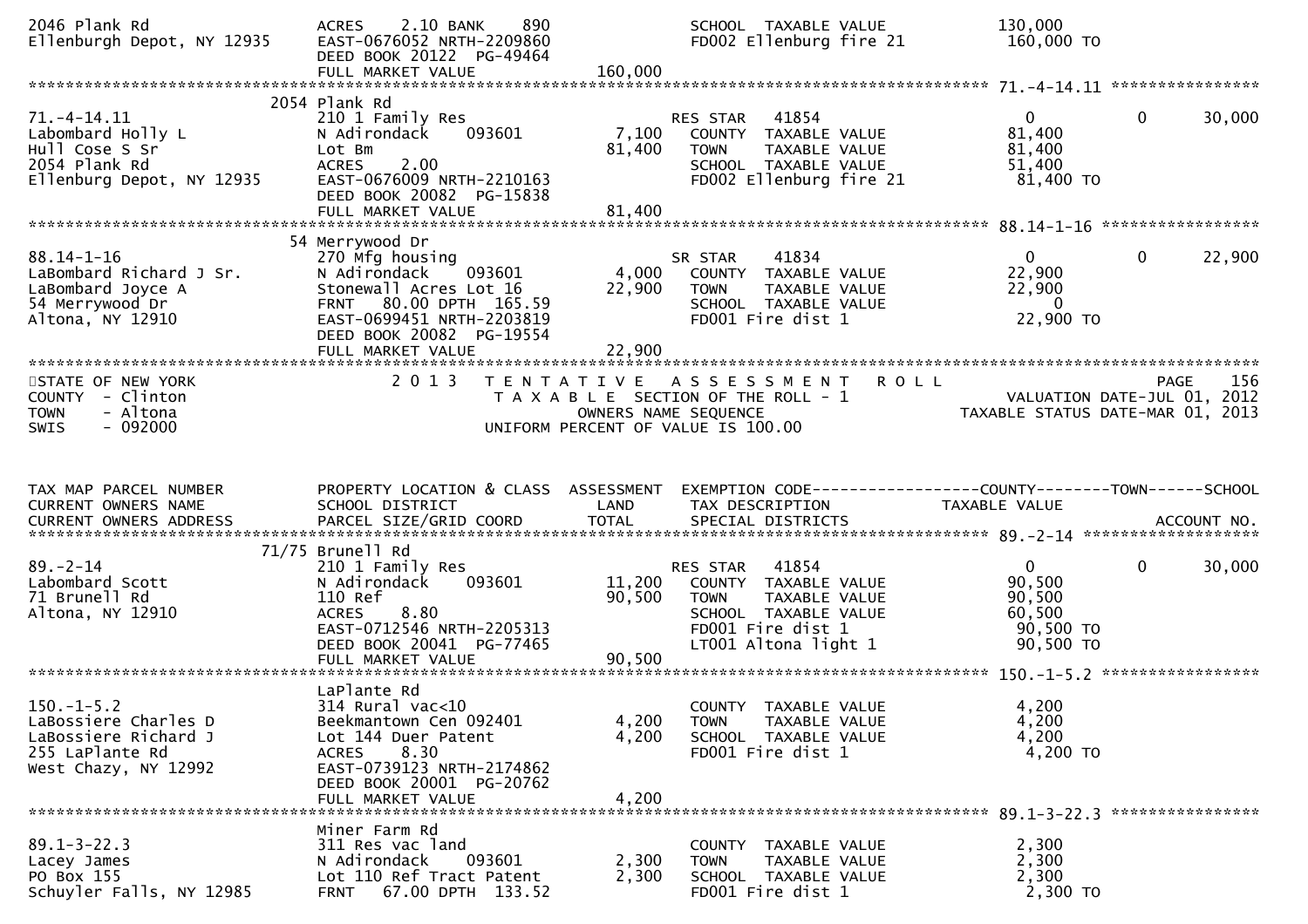```
2046 Plank Rd                 ACRES     2.10 BANK     890                SCHOOL  TAXABLE VALUE               130,000
Ellenburgh Depot, NY 12935    EAST-0676052 NRTH-2209860                  FD002 Ellenburg fire 21              160,000 TO
                              DEED BOOK 20122  PG-49464
                              FULL MARKET VALUE               160,000
******************************************************************************************************* 71.-4-14.11 ****************
                          2054 Plank Rd
71.-4-14.11                   210 1 Family Res                    RES STAR    41854                       0            0       30,000
Labombard Holly L             N Adirondack     093601      7,100    COUNTY  TAXABLE VALUE              81,400
Hull Cose S Sr                Lot Bm                      81,400    TOWN    TAXABLE VALUE              81,400
2054 Plank Rd                 ACRES     2.00                        SCHOOL  TAXABLE VALUE              51,400
Ellenburg Depot, NY 12935     EAST-0676009 NRTH-2210163             FD002 Ellenburg fire 21              81,400 TO
                              DEED BOOK 20082  PG-15838
                              FULL MARKET VALUE            81,400
******************************************************************************************************* 88.14-1-16 *****************
                          54 Merrywood Dr
88.14-1-16                    270 Mfg housing                     SR STAR     41834                       0            0       22,900
LaBombard Richard J Sr.       N Adirondack     093601      4,000    COUNTY  TAXABLE VALUE              22,900
LaBombard Joyce A             Stonewall Acres Lot 16      22,900    TOWN    TAXABLE VALUE              22,900
54 Merrywood Dr               FRNT    80.00 DPTH  165.59            SCHOOL  TAXABLE VALUE                   0
Altona, NY 12910              EAST-0699451 NRTH-2203819             FD001 Fire dist 1                    22,900 TO
                              DEED BOOK 20082  PG-19554
                              FULL MARKET VALUE            22,900
************************************************************************************************************************************
STATE OF NEW YORK                 2 0 1 3   T E N T A T I V E   A S S E S S M E N T   R O L L                              PAGE    156
COUNTY  - Clinton                            T A X A B L E  SECTION OF THE ROLL - 1                     VALUATION DATE-JUL 01, 2012
TOWN    - Altona                                  OWNERS NAME SEQUENCE                          TAXABLE STATUS DATE-MAR 01, 2013
SWIS    - 092000                           UNIFORM PERCENT OF VALUE IS 100.00


TAX MAP PARCEL NUMBER         PROPERTY LOCATION & CLASS  ASSESSMENT  EXEMPTION CODE------------------COUNTY--------TOWN------SCHOOL
CURRENT OWNERS NAME           SCHOOL DISTRICT               LAND      TAX DESCRIPTION            TAXABLE VALUE
CURRENT OWNERS ADDRESS        PARCEL SIZE/GRID COORD        TOTAL     SPECIAL DISTRICTS                                  ACCOUNT NO.
******************************************************************************************************* 89.-2-14 *******************
                          71/75 Brunell Rd
89.-2-14                      210 1 Family Res                    RES STAR    41854                       0            0       30,000
Labombard Scott               N Adirondack     093601     11,200    COUNTY  TAXABLE VALUE              90,500
71 Brunell Rd                 110 Ref                     90,500    TOWN    TAXABLE VALUE              90,500
Altona, NY 12910              ACRES     8.80                        SCHOOL  TAXABLE VALUE              60,500
                              EAST-0712546 NRTH-2205313             FD001 Fire dist 1                    90,500 TO
                              DEED BOOK 20041  PG-77465             LT001 Altona light 1                 90,500 TO
                              FULL MARKET VALUE            90,500
******************************************************************************************************* 150.-1-5.2 *****************
                          LaPlante Rd
150.-1-5.2                    314 Rural vac<10                      COUNTY  TAXABLE VALUE               4,200
LaBossiere Charles D          Beekmantown Cen 092401       4,200    TOWN    TAXABLE VALUE               4,200
LaBossiere Richard J          Lot 144 Duer Patent          4,200    SCHOOL  TAXABLE VALUE               4,200
255 LaPlante Rd               ACRES     8.30                        FD001 Fire dist 1                     4,200 TO
West Chazy, NY 12992          EAST-0739123 NRTH-2174862
                              DEED BOOK 20001  PG-20762
                              FULL MARKET VALUE             4,200
******************************************************************************************************* 89.1-3-22.3 ****************
                          Miner Farm Rd
89.1-3-22.3                   311 Res vac land                      COUNTY  TAXABLE VALUE               2,300
Lacey James                   N Adirondack     093601      2,300    TOWN    TAXABLE VALUE               2,300
PO Box 155                    Lot 110 Ref Tract Patent     2,300    SCHOOL  TAXABLE VALUE               2,300
Schuyler Falls, NY 12985      FRNT    67.00 DPTH  133.52            FD001 Fire dist 1                     2,300 TO
```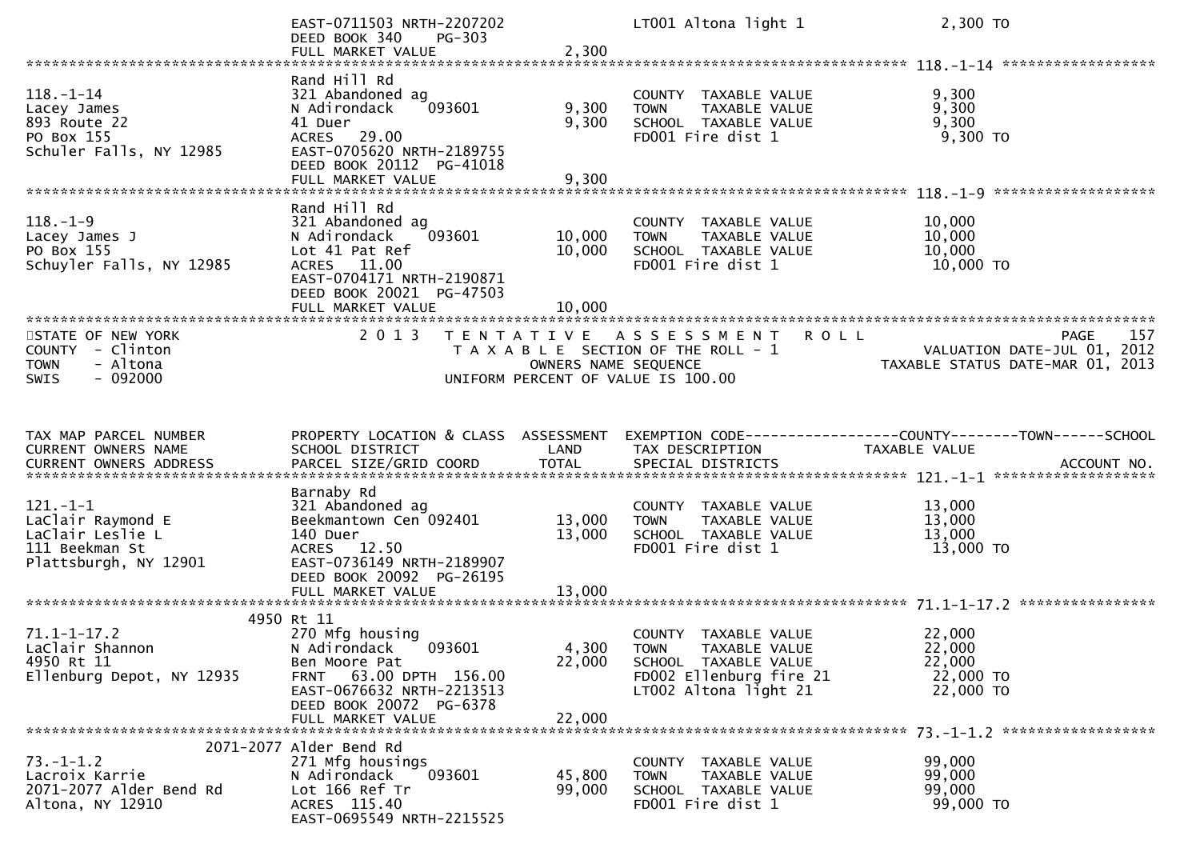```
                            EAST-0711503 NRTH-2207202                LT001 Altona light 1                2,300 TO
                            DEED BOOK 340    PG-303
                            FULL MARKET VALUE              2,300
******************************************************************************************************* 118.-1-14 *****************
                            Rand Hill Rd
118.-1-14                   321 Abandoned ag                         COUNTY  TAXABLE VALUE               9,300
Lacey James                 N Adirondack     093601       9,300      TOWN    TAXABLE VALUE               9,300
893 Route 22                41 Duer                       9,300      SCHOOL  TAXABLE VALUE               9,300
PO Box 155                  ACRES   29.00                            FD001 Fire dist 1                   9,300 TO
Schuler Falls, NY 12985     EAST-0705620 NRTH-2189755
                            DEED BOOK 20112  PG-41018
                            FULL MARKET VALUE              9,300
******************************************************************************************************* 118.-1-9 ******************
                            Rand Hill Rd
118.-1-9                    321 Abandoned ag                         COUNTY  TAXABLE VALUE              10,000
Lacey James J               N Adirondack     093601      10,000      TOWN    TAXABLE VALUE              10,000
PO Box 155                  Lot 41 Pat Ref               10,000      SCHOOL  TAXABLE VALUE              10,000
Schuyler Falls, NY 12985    ACRES   11.00                            FD001 Fire dist 1                  10,000 TO
                            EAST-0704171 NRTH-2190871
                            DEED BOOK 20021  PG-47503
                            FULL MARKET VALUE             10,000
************************************************************************************************************************************
STATE OF NEW YORK                2 0 1 3   T E N T A T I V E   A S S E S S M E N T   R O L L                          PAGE    157
COUNTY  - Clinton                          T A X A B L E  SECTION OF THE ROLL - 1                         VALUATION DATE-JUL 01, 2012
TOWN    - Altona                                  OWNERS NAME SEQUENCE                               TAXABLE STATUS DATE-MAR 01, 2013
SWIS    - 092000                          UNIFORM PERCENT OF VALUE IS 100.00


TAX MAP PARCEL NUMBER       PROPERTY LOCATION & CLASS  ASSESSMENT  EXEMPTION CODE------------------COUNTY--------TOWN------SCHOOL
CURRENT OWNERS NAME         SCHOOL DISTRICT               LAND      TAX DESCRIPTION              TAXABLE VALUE
CURRENT OWNERS ADDRESS      PARCEL SIZE/GRID COORD       TOTAL      SPECIAL DISTRICTS                                  ACCOUNT NO.
******************************************************************************************************* 121.-1-1 ******************
                            Barnaby Rd
121.-1-1                    321 Abandoned ag                         COUNTY  TAXABLE VALUE              13,000
LaClair Raymond E           Beekmantown Cen 092401       13,000      TOWN    TAXABLE VALUE              13,000
LaClair Leslie L            140 Duer                     13,000      SCHOOL  TAXABLE VALUE              13,000
111 Beekman St              ACRES   12.50                            FD001 Fire dist 1                  13,000 TO
Plattsburgh, NY 12901       EAST-0736149 NRTH-2189907
                            DEED BOOK 20092  PG-26195
                            FULL MARKET VALUE             13,000
******************************************************************************************************* 71.1-1-17.2 ***************
                       4950 Rt 11
71.1-1-17.2                 270 Mfg housing                          COUNTY  TAXABLE VALUE              22,000
LaClair Shannon             N Adirondack     093601       4,300      TOWN    TAXABLE VALUE              22,000
4950 Rt 11                  Ben Moore Pat                22,000      SCHOOL  TAXABLE VALUE              22,000
Ellenburg Depot, NY 12935   FRNT   63.00 DPTH  156.00                FD002 Ellenburg fire 21            22,000 TO
                            EAST-0676632 NRTH-2213513                LT002 Altona light 21              22,000 TO
                            DEED BOOK 20072  PG-6378
                            FULL MARKET VALUE             22,000
******************************************************************************************************* 73.-1-1.2 *****************
                  2071-2077 Alder Bend Rd
73.-1-1.2                   271 Mfg housings                         COUNTY  TAXABLE VALUE              99,000
Lacroix Karrie              N Adirondack     093601      45,800      TOWN    TAXABLE VALUE              99,000
2071-2077 Alder Bend Rd     Lot 166 Ref Tr               99,000      SCHOOL  TAXABLE VALUE              99,000
Altona, NY 12910            ACRES  115.40                            FD001 Fire dist 1                  99,000 TO
                            EAST-0695549 NRTH-2215525
```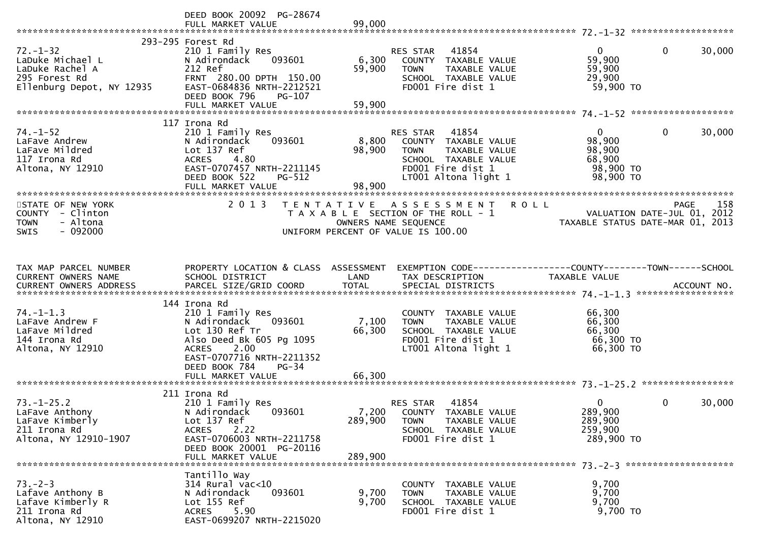```
                              DEED BOOK 20092  PG-28674
                              FULL MARKET VALUE              99,000
******************************************************************************************************* 72.-1-32 ******************
                    293-295 Forest Rd
72.-1-32                      210 1 Family Res                     RES STAR   41854                    0          0      30,000
LaDuke Michael L              N Adirondack    093601        6,300    COUNTY  TAXABLE VALUE            59,900
LaDuke Rachel A               212 Ref                      59,900    TOWN    TAXABLE VALUE            59,900
295 Forest Rd                 FRNT 280.00 DPTH 150.00                SCHOOL  TAXABLE VALUE            29,900
Ellenburg Depot, NY 12935     EAST-0684836 NRTH-2212521              FD001 Fire dist 1                 59,900 TO
                              DEED BOOK 796     PG-107
                              FULL MARKET VALUE              59,900
******************************************************************************************************* 74.-1-52 ******************
                    117 Irona Rd
74.-1-52                      210 1 Family Res                     RES STAR   41854                    0          0      30,000
LaFave Andrew                 N Adirondack    093601        8,800    COUNTY  TAXABLE VALUE            98,900
LaFave Mildred                Lot 137 Ref                  98,900    TOWN    TAXABLE VALUE            98,900
117 Irona Rd                  ACRES     4.80                         SCHOOL  TAXABLE VALUE            68,900
Altona, NY 12910              EAST-0707457 NRTH-2211145              FD001 Fire dist 1                 98,900 TO
                              DEED BOOK 522     PG-512               LT001 Altona light 1              98,900 TO
                              FULL MARKET VALUE              98,900
************************************************************************************************************************************
STATE OF NEW YORK                  2 0 1 3   T E N T A T I V E   A S S E S S M E N T   R O L L                        PAGE    158
COUNTY  - Clinton                            T A X A B L E  SECTION OF THE ROLL - 1                 VALUATION DATE-JUL 01, 2012
TOWN    - Altona                                  OWNERS NAME SEQUENCE                         TAXABLE STATUS DATE-MAR 01, 2013
SWIS    - 092000                          UNIFORM PERCENT OF VALUE IS 100.00


TAX MAP PARCEL NUMBER         PROPERTY LOCATION & CLASS  ASSESSMENT  EXEMPTION CODE------------------COUNTY--------TOWN------SCHOOL
CURRENT OWNERS NAME           SCHOOL DISTRICT               LAND      TAX DESCRIPTION              TAXABLE VALUE
CURRENT OWNERS ADDRESS        PARCEL SIZE/GRID COORD       TOTAL      SPECIAL DISTRICTS                                  ACCOUNT NO.
******************************************************************************************************* 74.-1-1.3 *****************
                    144 Irona Rd
74.-1-1.3                     210 1 Family Res                       COUNTY  TAXABLE VALUE            66,300
LaFave Andrew F               N Adirondack    093601        7,100    TOWN    TAXABLE VALUE            66,300
LaFave Mildred                Lot 130 Ref Tr               66,300    SCHOOL  TAXABLE VALUE            66,300
144 Irona Rd                  Also Deed Bk 605 Pg 1095               FD001 Fire dist 1                 66,300 TO
Altona, NY 12910              ACRES     2.00                         LT001 Altona light 1              66,300 TO
                              EAST-0707716 NRTH-2211352
                              DEED BOOK 784     PG-34
                              FULL MARKET VALUE              66,300
******************************************************************************************************* 73.-1-25.2 ****************
                    211 Irona Rd
73.-1-25.2                    210 1 Family Res                     RES STAR   41854                    0          0      30,000
LaFave Anthony                N Adirondack    093601        7,200    COUNTY  TAXABLE VALUE           289,900
LaFave Kimberly               Lot 137 Ref                 289,900    TOWN    TAXABLE VALUE           289,900
211 Irona Rd                  ACRES     2.22                         SCHOOL  TAXABLE VALUE           259,900
Altona, NY 12910-1907         EAST-0706003 NRTH-2211758              FD001 Fire dist 1                289,900 TO
                              DEED BOOK 20001  PG-20116
                              FULL MARKET VALUE             289,900
******************************************************************************************************* 73.-2-3 *******************
                    Tantillo Way
73.-2-3                       314 Rural vac<10                       COUNTY  TAXABLE VALUE             9,700
Lafave Anthony B              N Adirondack    093601        9,700    TOWN    TAXABLE VALUE             9,700
Lafave Kimberly R             Lot 155 Ref                   9,700    SCHOOL  TAXABLE VALUE             9,700
211 Irona Rd                  ACRES     5.90                         FD001 Fire dist 1                  9,700 TO
Altona, NY 12910              EAST-0699207 NRTH-2215020
```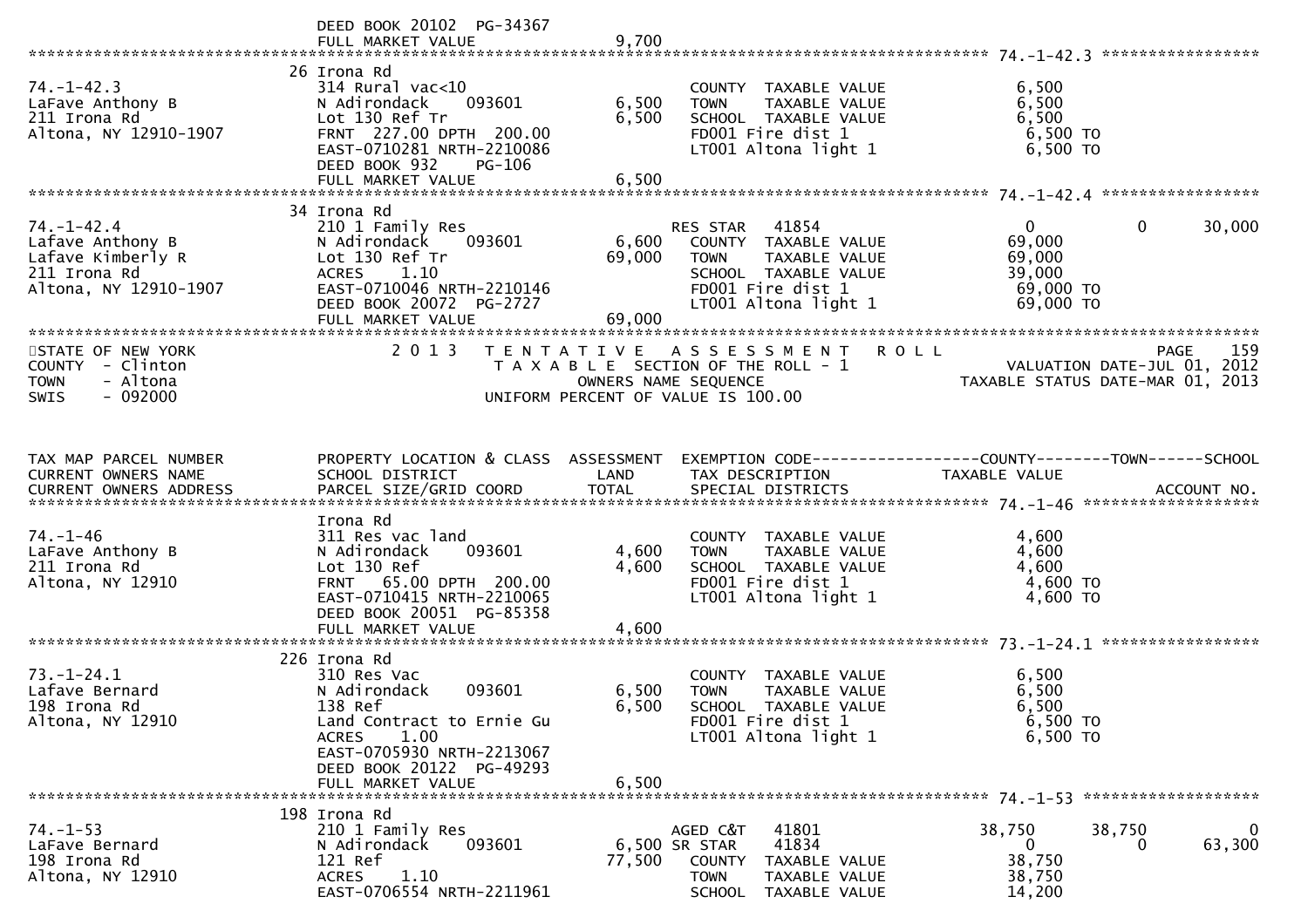```
                                DEED BOOK 20102  PG-34367
                                FULL MARKET VALUE                9,700
******************************************************************************************************* 74.-1-42.3 *****************
                              26 Irona Rd
74.-1-42.3                    314 Rural vac<10                         COUNTY  TAXABLE VALUE              6,500
LaFave Anthony B              N Adirondack     093601         6,500   TOWN    TAXABLE VALUE              6,500
211 Irona Rd                  Lot 130 Ref Tr                  6,500   SCHOOL  TAXABLE VALUE              6,500
Altona, NY 12910-1907         FRNT  227.00 DPTH  200.00               FD001 Fire dist 1                   6,500 TO
                              EAST-0710281 NRTH-2210086               LT001 Altona light 1                6,500 TO
                              DEED BOOK 932     PG-106
                              FULL MARKET VALUE                6,500
******************************************************************************************************* 74.-1-42.4 *****************
                              34 Irona Rd
74.-1-42.4                    210 1 Family Res                        RES STAR   41854                     0            0       30,000
Lafave Anthony B              N Adirondack     093601         6,600   COUNTY  TAXABLE VALUE             69,000
Lafave Kimberly R             Lot 130 Ref Tr                 69,000   TOWN    TAXABLE VALUE             69,000
211 Irona Rd                  ACRES     1.10                          SCHOOL  TAXABLE VALUE             39,000
Altona, NY 12910-1907         EAST-0710046 NRTH-2210146               FD001 Fire dist 1                  69,000 TO
                              DEED BOOK 20072  PG-2727                LT001 Altona light 1               69,000 TO
                              FULL MARKET VALUE               69,000
************************************************************************************************************************************
STATE OF NEW YORK                 2 0 1 3   T E N T A T I V E   A S S E S S M E N T   R O L L                              PAGE    159
COUNTY  - Clinton                            T A X A B L E  SECTION OF THE ROLL - 1                        VALUATION DATE-JUL 01, 2012
TOWN    - Altona                                   OWNERS NAME SEQUENCE                               TAXABLE STATUS DATE-MAR 01, 2013
SWIS    - 092000                           UNIFORM PERCENT OF VALUE IS 100.00


TAX MAP PARCEL NUMBER         PROPERTY LOCATION & CLASS  ASSESSMENT  EXEMPTION CODE------------------COUNTY--------TOWN------SCHOOL
CURRENT OWNERS NAME           SCHOOL DISTRICT               LAND      TAX DESCRIPTION              TAXABLE VALUE
CURRENT OWNERS ADDRESS        PARCEL SIZE/GRID COORD       TOTAL      SPECIAL DISTRICTS                                     ACCOUNT NO.
******************************************************************************************************* 74.-1-46 *******************
                              Irona Rd
74.-1-46                      311 Res vac land                         COUNTY  TAXABLE VALUE              4,600
LaFave Anthony B              N Adirondack     093601         4,600   TOWN    TAXABLE VALUE              4,600
211 Irona Rd                  Lot 130 Ref                     4,600   SCHOOL  TAXABLE VALUE              4,600
Altona, NY 12910              FRNT   65.00 DPTH  200.00               FD001 Fire dist 1                   4,600 TO
                              EAST-0710415 NRTH-2210065               LT001 Altona light 1                4,600 TO
                              DEED BOOK 20051  PG-85358
                              FULL MARKET VALUE                4,600
******************************************************************************************************* 73.-1-24.1 *****************
                              226 Irona Rd
73.-1-24.1                    310 Res Vac                              COUNTY  TAXABLE VALUE              6,500
Lafave Bernard                N Adirondack     093601         6,500   TOWN    TAXABLE VALUE              6,500
198 Irona Rd                  138 Ref                         6,500   SCHOOL  TAXABLE VALUE              6,500
Altona, NY 12910              Land Contract to Ernie Gu               FD001 Fire dist 1                   6,500 TO
                              ACRES     1.00                          LT001 Altona light 1                6,500 TO
                              EAST-0705930 NRTH-2213067
                              DEED BOOK 20122  PG-49293
                              FULL MARKET VALUE                6,500
******************************************************************************************************* 74.-1-53 *******************
                              198 Irona Rd
74.-1-53                      210 1 Family Res                        AGED C&T   41801                38,750       38,750            0
LaFave Bernard                N Adirondack     093601         6,500 SR STAR    41834                     0            0       63,300
198 Irona Rd                  121 Ref                        77,500   COUNTY  TAXABLE VALUE             38,750
Altona, NY 12910              ACRES     1.10                          TOWN    TAXABLE VALUE             38,750
                              EAST-0706554 NRTH-2211961               SCHOOL  TAXABLE VALUE             14,200
```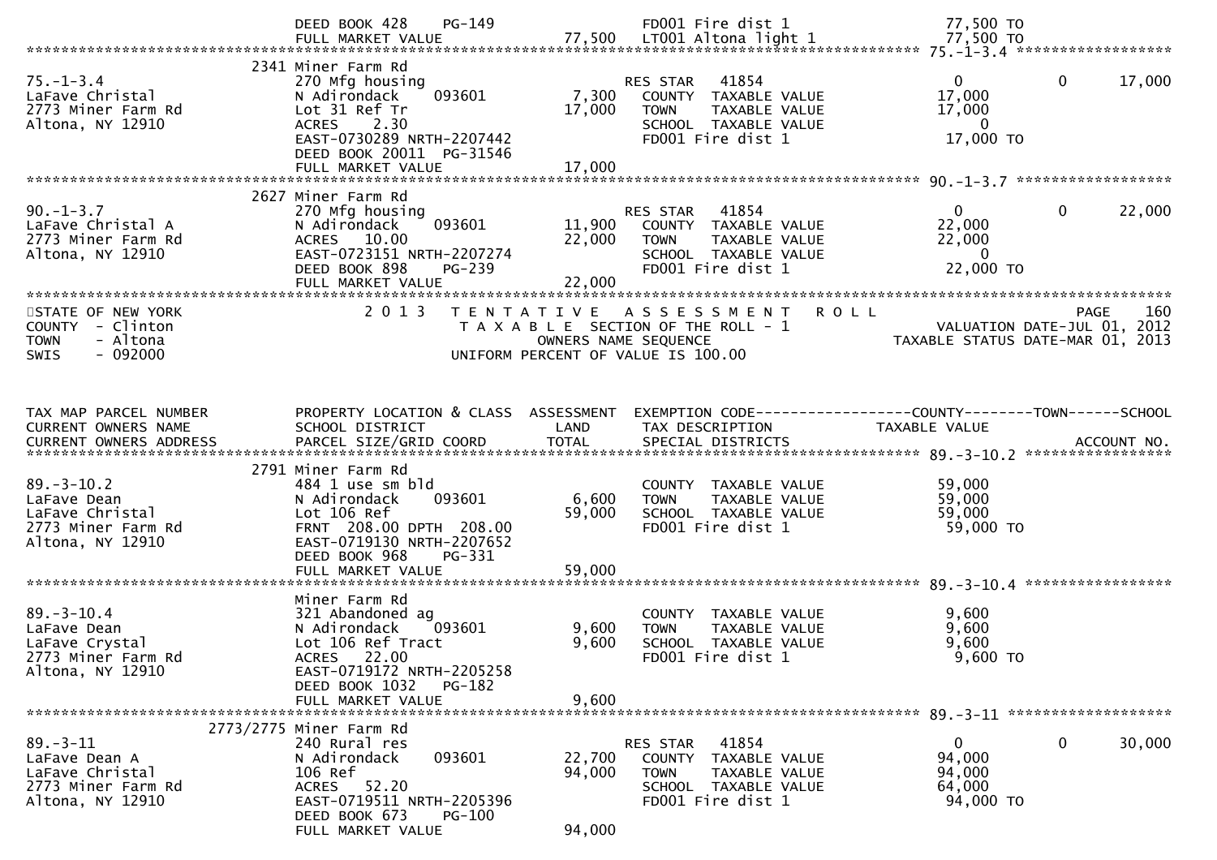| | DEED BOOK 428 PG-149 | | FD001 Fire dist 1 | 77,500 TO | | |
|---|---|---|---|---|---|---|
| | FULL MARKET VALUE | 77,500 | LT001 Altona light 1 | 77,500 TO | | |

**75.-1-3.4**

| | 2341 Miner Farm Rd | | | | | |
|---|---|---|---|---|---|---|
| 75.-1-3.4 | 270 Mfg housing | | RES STAR 41854 | 0 | 0 | 17,000 |
| LaFave Christal | N Adirondack 093601 | 7,300 | COUNTY TAXABLE VALUE | 17,000 | | |
| 2773 Miner Farm Rd | Lot 31 Ref Tr | 17,000 | TOWN TAXABLE VALUE | 17,000 | | |
| Altona, NY 12910 | ACRES 2.30 | | SCHOOL TAXABLE VALUE | 0 | | |
| | EAST-0730289 NRTH-2207442 | | FD001 Fire dist 1 | 17,000 TO | | |
| | DEED BOOK 20011 PG-31546 | | | | | |
| | FULL MARKET VALUE | 17,000 | | | | |

**90.-1-3.7**

| | 2627 Miner Farm Rd | | | | | |
|---|---|---|---|---|---|---|
| 90.-1-3.7 | 270 Mfg housing | | RES STAR 41854 | 0 | 0 | 22,000 |
| LaFave Christal A | N Adirondack 093601 | 11,900 | COUNTY TAXABLE VALUE | 22,000 | | |
| 2773 Miner Farm Rd | ACRES 10.00 | 22,000 | TOWN TAXABLE VALUE | 22,000 | | |
| Altona, NY 12910 | EAST-0723151 NRTH-2207274 | | SCHOOL TAXABLE VALUE | 0 | | |
| | DEED BOOK 898 PG-239 | | FD001 Fire dist 1 | 22,000 TO | | |
| | FULL MARKET VALUE | 22,000 | | | | |

STATE OF NEW YORK
COUNTY - Clinton
TOWN - Altona
SWIS - 092000

2013 TENTATIVE ASSESSMENT ROLL
TAXABLE SECTION OF THE ROLL - 1
OWNERS NAME SEQUENCE
UNIFORM PERCENT OF VALUE IS 100.00

PAGE 160
VALUATION DATE-JUL 01, 2012
TAXABLE STATUS DATE-MAR 01, 2013

| TAX MAP PARCEL NUMBER<br>CURRENT OWNERS NAME<br>CURRENT OWNERS ADDRESS | PROPERTY LOCATION & CLASS<br>SCHOOL DISTRICT<br>PARCEL SIZE/GRID COORD | ASSESSMENT<br>LAND<br>TOTAL | EXEMPTION CODE<br>TAX DESCRIPTION<br>SPECIAL DISTRICTS | COUNTY<br>TAXABLE VALUE | TOWN | SCHOOL<br>ACCOUNT NO. |
|---|---|---|---|---|---|---|
| **89.-3-10.2** | | | | | | |
| | 2791 Miner Farm Rd | | | | | |
| 89.-3-10.2 | 484 1 use sm bld | | COUNTY TAXABLE VALUE | 59,000 | | |
| LaFave Dean | N Adirondack 093601 | 6,600 | TOWN TAXABLE VALUE | 59,000 | | |
| LaFave Christal | Lot 106 Ref | 59,000 | SCHOOL TAXABLE VALUE | 59,000 | | |
| 2773 Miner Farm Rd | FRNT 208.00 DPTH 208.00 | | FD001 Fire dist 1 | 59,000 TO | | |
| Altona, NY 12910 | EAST-0719130 NRTH-2207652 | | | | | |
| | DEED BOOK 968 PG-331 | | | | | |
| | FULL MARKET VALUE | 59,000 | | | | |
| **89.-3-10.4** | | | | | | |
| | Miner Farm Rd | | | | | |
| 89.-3-10.4 | 321 Abandoned ag | | COUNTY TAXABLE VALUE | 9,600 | | |
| LaFave Dean | N Adirondack 093601 | 9,600 | TOWN TAXABLE VALUE | 9,600 | | |
| LaFave Crystal | Lot 106 Ref Tract | 9,600 | SCHOOL TAXABLE VALUE | 9,600 | | |
| 2773 Miner Farm Rd | ACRES 22.00 | | FD001 Fire dist 1 | 9,600 TO | | |
| Altona, NY 12910 | EAST-0719172 NRTH-2205258 | | | | | |
| | DEED BOOK 1032 PG-182 | | | | | |
| | FULL MARKET VALUE | 9,600 | | | | |
| **89.-3-11** | | | | | | |
| | 2773/2775 Miner Farm Rd | | | | | |
| 89.-3-11 | 240 Rural res | | RES STAR 41854 | 0 | 0 | 30,000 |
| LaFave Dean A | N Adirondack 093601 | 22,700 | COUNTY TAXABLE VALUE | 94,000 | | |
| LaFave Christal | 106 Ref | 94,000 | TOWN TAXABLE VALUE | 94,000 | | |
| 2773 Miner Farm Rd | ACRES 52.20 | | SCHOOL TAXABLE VALUE | 64,000 | | |
| Altona, NY 12910 | EAST-0719511 NRTH-2205396 | | FD001 Fire dist 1 | 94,000 TO | | |
| | DEED BOOK 673 PG-100 | | | | | |
| | FULL MARKET VALUE | 94,000 | | | | |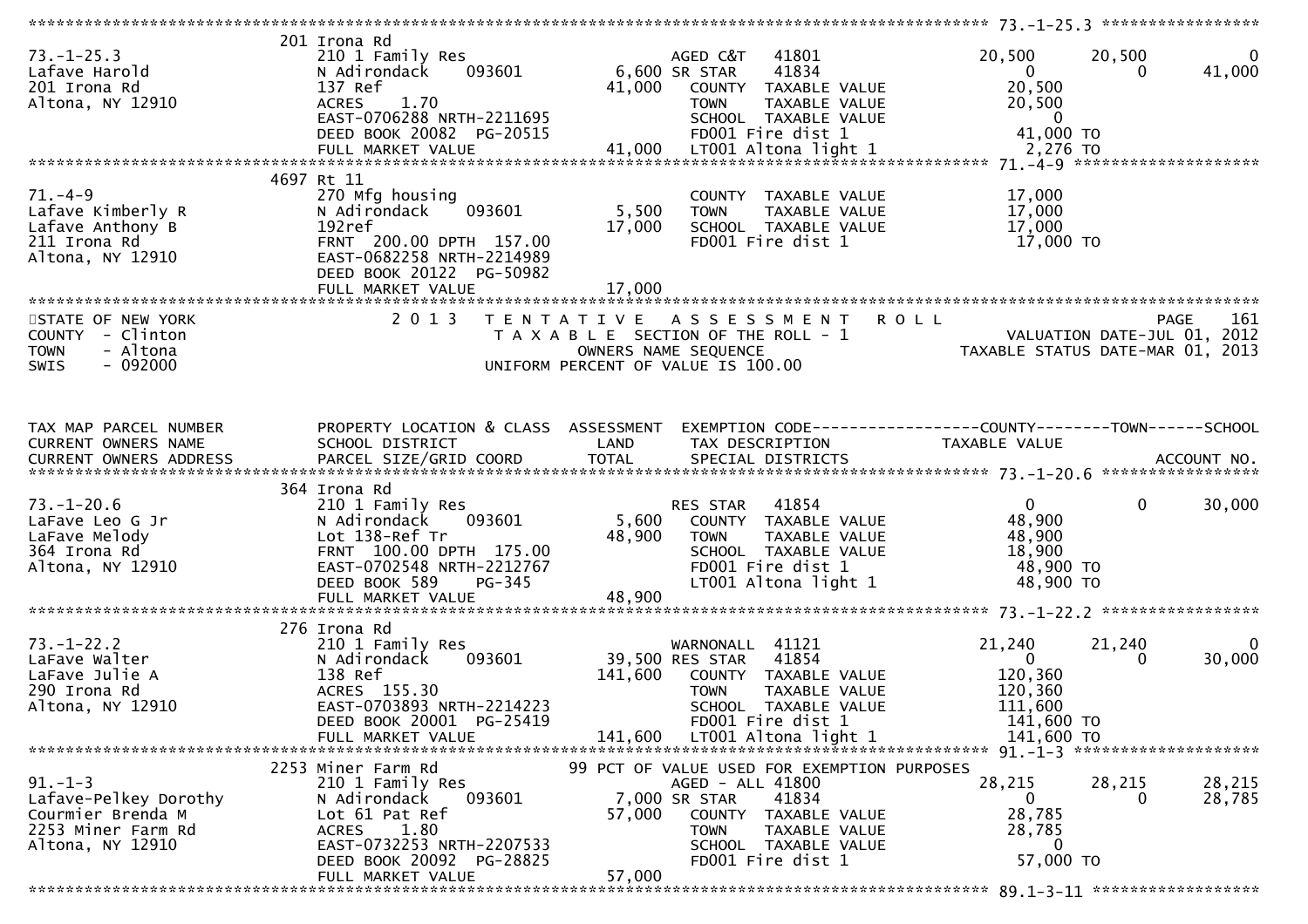```
******************************************************************************************************* 73.-1-25.3 *****************
                            201 Irona Rd
73.-1-25.3                  210 1 Family Res                    AGED C&T    41801              20,500      20,500           0
Lafave Harold               N Adirondack     093601       6,600 SR STAR     41834                   0           0      41,000
201 Irona Rd                137 Ref                      41,000   COUNTY  TAXABLE VALUE           20,500
Altona, NY 12910            ACRES     1.70                        TOWN    TAXABLE VALUE           20,500
                            EAST-0706288 NRTH-2211695             SCHOOL  TAXABLE VALUE                0
                            DEED BOOK 20082  PG-20515             FD001 Fire dist 1               41,000 TO
                            FULL MARKET VALUE            41,000   LT001 Altona light 1             2,276 TO
******************************************************************************************************* 71.-4-9 ********************
                            4697 Rt 11
71.-4-9                     270 Mfg housing                       COUNTY  TAXABLE VALUE           17,000
Lafave Kimberly R           N Adirondack     093601       5,500   TOWN    TAXABLE VALUE           17,000
Lafave Anthony B            192ref                       17,000   SCHOOL  TAXABLE VALUE           17,000
211 Irona Rd                FRNT  200.00 DPTH  157.00             FD001 Fire dist 1               17,000 TO
Altona, NY 12910            EAST-0682258 NRTH-2214989
                            DEED BOOK 20122  PG-50982
                            FULL MARKET VALUE            17,000
************************************************************************************************************************************
STATE OF NEW YORK               2 0 1 3   T E N T A T I V E   A S S E S S M E N T   R O L L                           PAGE    161
COUNTY  - Clinton                         T A X A B L E  SECTION OF THE ROLL - 1                   VALUATION DATE-JUL 01, 2012
TOWN    - Altona                              OWNERS NAME SEQUENCE                           TAXABLE STATUS DATE-MAR 01, 2013
SWIS    - 092000                        UNIFORM PERCENT OF VALUE IS 100.00


TAX MAP PARCEL NUMBER       PROPERTY LOCATION & CLASS  ASSESSMENT  EXEMPTION CODE------------------COUNTY--------TOWN------SCHOOL
CURRENT OWNERS NAME         SCHOOL DISTRICT               LAND      TAX DESCRIPTION              TAXABLE VALUE
CURRENT OWNERS ADDRESS      PARCEL SIZE/GRID COORD        TOTAL     SPECIAL DISTRICTS                                  ACCOUNT NO.
******************************************************************************************************* 73.-1-20.6 *****************
                            364 Irona Rd
73.-1-20.6                  210 1 Family Res                    RES STAR    41854                   0           0      30,000
LaFave Leo G Jr             N Adirondack     093601       5,600   COUNTY  TAXABLE VALUE           48,900
LaFave Melody               Lot 138-Ref Tr               48,900   TOWN    TAXABLE VALUE           48,900
364 Irona Rd                FRNT  100.00 DPTH  175.00             SCHOOL  TAXABLE VALUE           18,900
Altona, NY 12910            EAST-0702548 NRTH-2212767             FD001 Fire dist 1               48,900 TO
                            DEED BOOK 589     PG-345              LT001 Altona light 1            48,900 TO
                            FULL MARKET VALUE            48,900
******************************************************************************************************* 73.-1-22.2 *****************
                            276 Irona Rd
73.-1-22.2                  210 1 Family Res                    WARNONALL   41121              21,240      21,240           0
LaFave Walter               N Adirondack     093601      39,500 RES STAR    41854                   0           0      30,000
LaFave Julie A              138 Ref                     141,600   COUNTY  TAXABLE VALUE          120,360
290 Irona Rd                ACRES  155.30                         TOWN    TAXABLE VALUE          120,360
Altona, NY 12910            EAST-0703893 NRTH-2214223             SCHOOL  TAXABLE VALUE          111,600
                            DEED BOOK 20001  PG-25419             FD001 Fire dist 1              141,600 TO
                            FULL MARKET VALUE           141,600   LT001 Altona light 1           141,600 TO
******************************************************************************************************* 91.-1-3 ********************
                            2253 Miner Farm Rd              99 PCT OF VALUE USED FOR EXEMPTION PURPOSES
91.-1-3                     210 1 Family Res                    AGED - ALL 41800               28,215      28,215      28,215
Lafave-Pelkey Dorothy       N Adirondack     093601       7,000 SR STAR     41834                   0           0      28,785
Courmier Brenda M           Lot 61 Pat Ref               57,000   COUNTY  TAXABLE VALUE           28,785
2253 Miner Farm Rd          ACRES     1.80                        TOWN    TAXABLE VALUE           28,785
Altona, NY 12910            EAST-0732253 NRTH-2207533             SCHOOL  TAXABLE VALUE                0
                            DEED BOOK 20092  PG-28825             FD001 Fire dist 1               57,000 TO
                            FULL MARKET VALUE            57,000
******************************************************************************************************* 89.1-3-11 ******************
```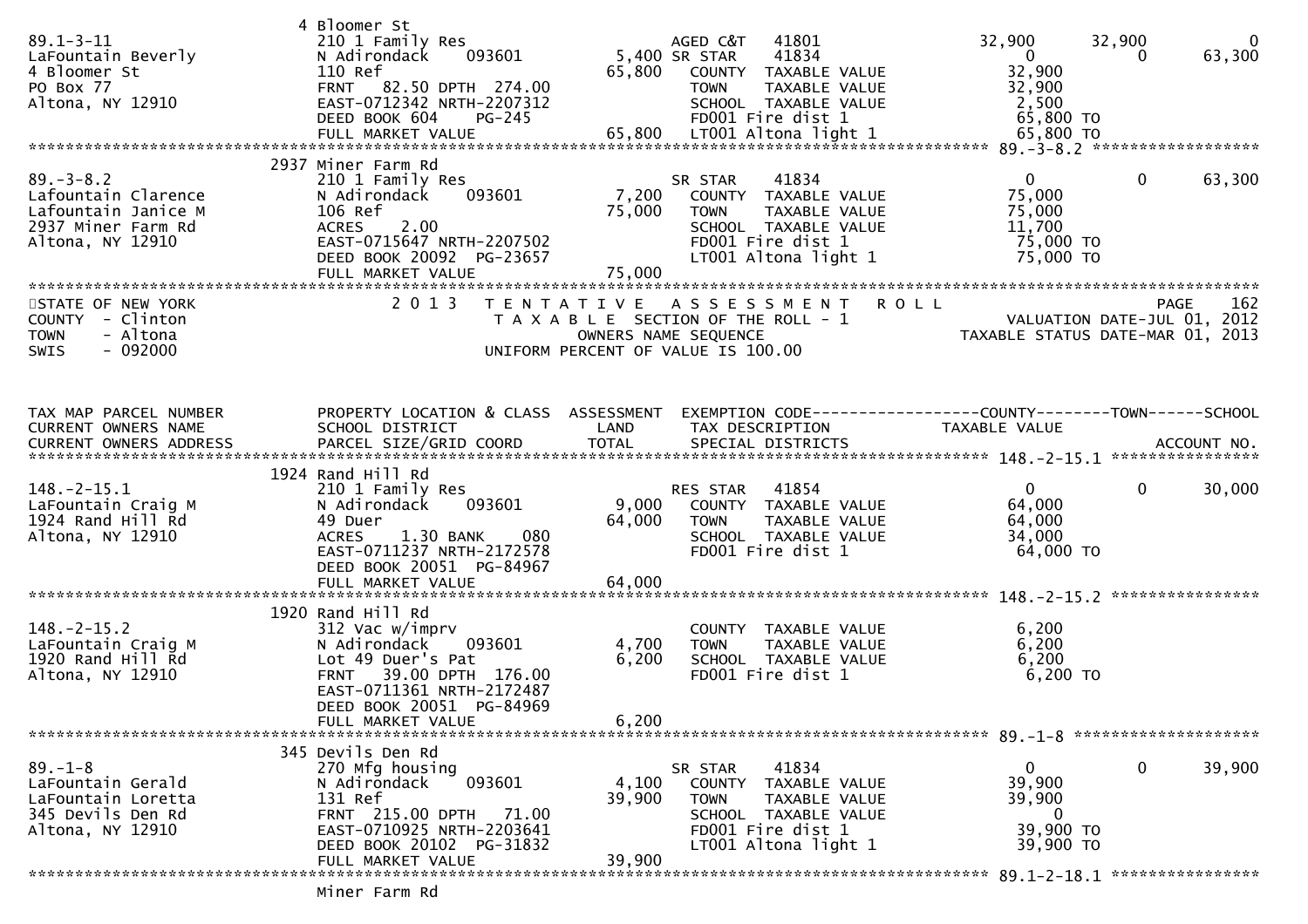```
                                   4 Bloomer St
89.1-3-11                          210 1 Family Res                     AGED C&T    41801            32,900      32,900           0
LaFountain Beverly                 N Adirondack     093601         5,400 SR STAR     41834                 0           0      63,300
4 Bloomer St                       110 Ref                        65,800   COUNTY  TAXABLE VALUE          32,900
PO Box 77                          FRNT   82.50 DPTH  274.00                TOWN    TAXABLE VALUE          32,900
Altona, NY 12910                   EAST-0712342 NRTH-2207312                SCHOOL  TAXABLE VALUE           2,500
                                   DEED BOOK 604    PG-245                  FD001 Fire dist 1              65,800 TO
                                   FULL MARKET VALUE              65,800   LT001 Altona light 1           65,800 TO
******************************************************************************************************* 89.-3-8.2 ******************
                                   2937 Miner Farm Rd
89.-3-8.2                          210 1 Family Res                     SR STAR     41834                 0           0      63,300
Lafountain Clarence                N Adirondack     093601         7,200   COUNTY  TAXABLE VALUE          75,000
Lafountain Janice M                106 Ref                        75,000   TOWN    TAXABLE VALUE          75,000
2937 Miner Farm Rd                 ACRES    2.00                            SCHOOL  TAXABLE VALUE          11,700
Altona, NY 12910                   EAST-0715647 NRTH-2207502                FD001 Fire dist 1              75,000 TO
                                   DEED BOOK 20092  PG-23657                LT001 Altona light 1           75,000 TO
                                   FULL MARKET VALUE              75,000
************************************************************************************************************************************
STATE OF NEW YORK                  2 0 1 3   T E N T A T I V E   A S S E S S M E N T   R O L L                          PAGE    162
COUNTY  - Clinton                          T A X A B L E  SECTION OF THE ROLL - 1                    VALUATION DATE-JUL 01, 2012
TOWN    - Altona                               OWNERS NAME SEQUENCE                            TAXABLE STATUS DATE-MAR 01, 2013
SWIS    - 092000                          UNIFORM PERCENT OF VALUE IS 100.00


TAX MAP PARCEL NUMBER              PROPERTY LOCATION & CLASS  ASSESSMENT  EXEMPTION CODE------------------COUNTY--------TOWN------SCHOOL
CURRENT OWNERS NAME                SCHOOL DISTRICT               LAND      TAX DESCRIPTION              TAXABLE VALUE
CURRENT OWNERS ADDRESS             PARCEL SIZE/GRID COORD        TOTAL     SPECIAL DISTRICTS                                 ACCOUNT NO.
******************************************************************************************************* 148.-2-15.1 ****************
                                   1924 Rand Hill Rd
148.-2-15.1                        210 1 Family Res                     RES STAR    41854                 0           0      30,000
LaFountain Craig M                 N Adirondack     093601         9,000   COUNTY  TAXABLE VALUE          64,000
1924 Rand Hill Rd                  49 Duer                        64,000   TOWN    TAXABLE VALUE          64,000
Altona, NY 12910                   ACRES    1.30 BANK     080               SCHOOL  TAXABLE VALUE          34,000
                                   EAST-0711237 NRTH-2172578                FD001 Fire dist 1              64,000 TO
                                   DEED BOOK 20051  PG-84967
                                   FULL MARKET VALUE              64,000
******************************************************************************************************* 148.-2-15.2 ****************
                                   1920 Rand Hill Rd
148.-2-15.2                        312 Vac w/imprv                          COUNTY  TAXABLE VALUE           6,200
LaFountain Craig M                 N Adirondack     093601         4,700   TOWN    TAXABLE VALUE           6,200
1920 Rand Hill Rd                  Lot 49 Duer's Pat               6,200   SCHOOL  TAXABLE VALUE           6,200
Altona, NY 12910                   FRNT   39.00 DPTH  176.00                FD001 Fire dist 1               6,200 TO
                                   EAST-0711361 NRTH-2172487
                                   DEED BOOK 20051  PG-84969
                                   FULL MARKET VALUE               6,200
******************************************************************************************************* 89.-1-8 ********************
                                   345 Devils Den Rd
89.-1-8                            270 Mfg housing                      SR STAR     41834                 0           0      39,900
LaFountain Gerald                  N Adirondack     093601         4,100   COUNTY  TAXABLE VALUE          39,900
LaFountain Loretta                 131 Ref                        39,900   TOWN    TAXABLE VALUE          39,900
345 Devils Den Rd                  FRNT  215.00 DPTH   71.00                SCHOOL  TAXABLE VALUE               0
Altona, NY 12910                   EAST-0710925 NRTH-2203641                FD001 Fire dist 1              39,900 TO
                                   DEED BOOK 20102  PG-31832                LT001 Altona light 1           39,900 TO
                                   FULL MARKET VALUE              39,900
******************************************************************************************************* 89.1-2-18.1 ****************
                                   Miner Farm Rd
```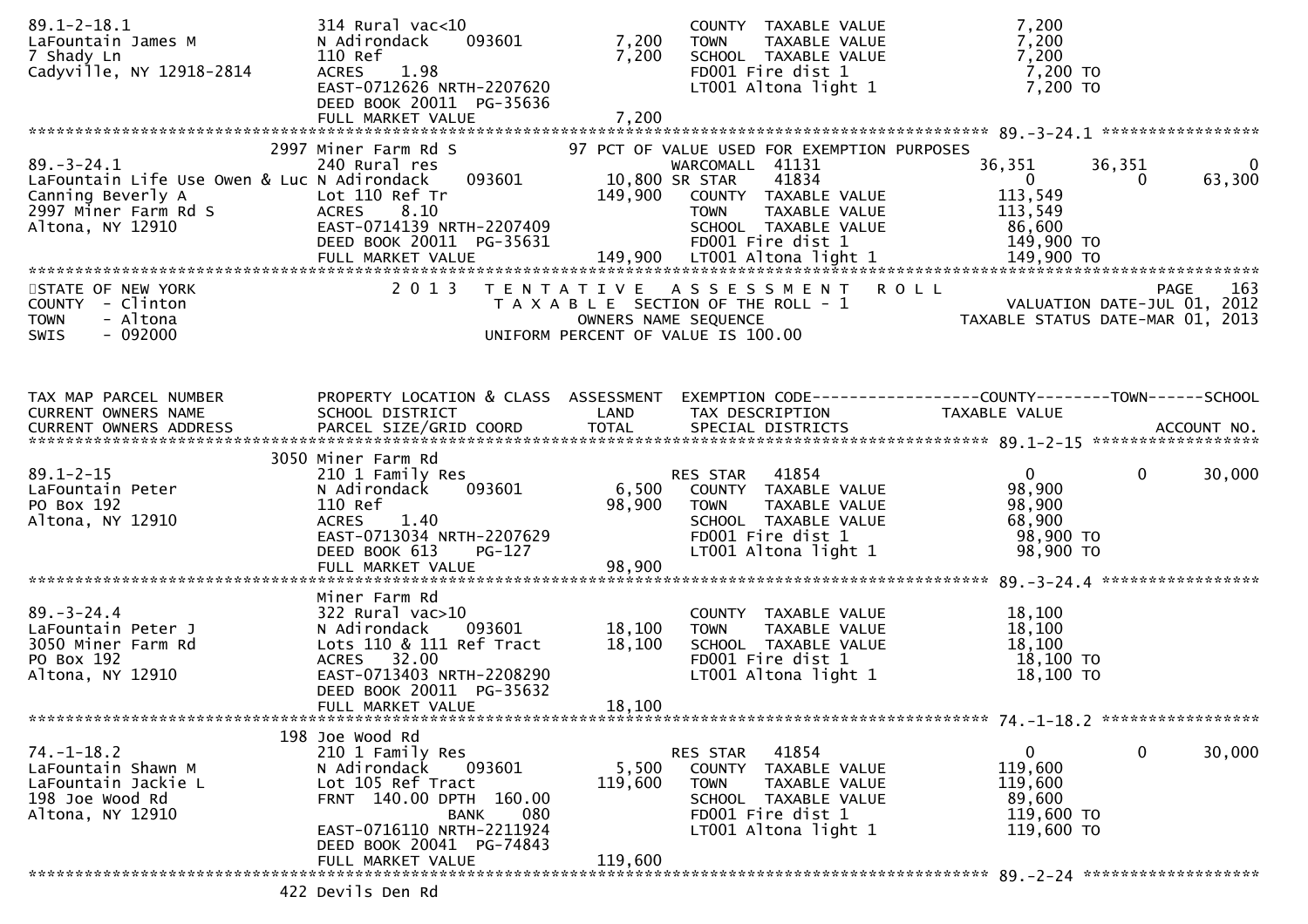```
89.1-2-18.1                     314 Rural vac<10                           COUNTY  TAXABLE VALUE            7,200
LaFountain James M              N Adirondack     093601         7,200      TOWN    TAXABLE VALUE            7,200
7 Shady Ln                      110 Ref                         7,200      SCHOOL  TAXABLE VALUE            7,200
Cadyville, NY 12918-2814        ACRES    1.98                              FD001 Fire dist 1                 7,200 TO
                                EAST-0712626 NRTH-2207620                  LT001 Altona light 1              7,200 TO
                                DEED BOOK 20011  PG-35636
                                FULL MARKET VALUE               7,200
******************************************************************************************************* 89.-3-24.1 *****************
                          2997 Miner Farm Rd S              97 PCT OF VALUE USED FOR EXEMPTION PURPOSES
89.-3-24.1                      240 Rural res                              WARCOMALL  41131            36,351       36,351           0
LaFountain Life Use Owen & Luc N Adirondack     093601        10,800 SR STAR     41834                 0            0      63,300
Canning Beverly A               Lot 110 Ref Tr                149,900      COUNTY  TAXABLE VALUE          113,549
2997 Miner Farm Rd S            ACRES    8.10                              TOWN    TAXABLE VALUE          113,549
Altona, NY 12910                EAST-0714139 NRTH-2207409                  SCHOOL  TAXABLE VALUE           86,600
                                DEED BOOK 20011  PG-35631                  FD001 Fire dist 1               149,900 TO
                                FULL MARKET VALUE             149,900      LT001 Altona light 1            149,900 TO
************************************************************************************************************************************
STATE OF NEW YORK                  2 0 1 3   T E N T A T I V E   A S S E S S M E N T   R O L L                          PAGE    163
COUNTY  - Clinton                            T A X A B L E  SECTION OF THE ROLL - 1                   VALUATION DATE-JUL 01, 2012
TOWN    - Altona                                    OWNERS NAME SEQUENCE                          TAXABLE STATUS DATE-MAR 01, 2013
SWIS    - 092000                              UNIFORM PERCENT OF VALUE IS 100.00


TAX MAP PARCEL NUMBER           PROPERTY LOCATION & CLASS  ASSESSMENT  EXEMPTION CODE------------------COUNTY--------TOWN------SCHOOL
CURRENT OWNERS NAME             SCHOOL DISTRICT                 LAND     TAX DESCRIPTION                TAXABLE VALUE
CURRENT OWNERS ADDRESS          PARCEL SIZE/GRID COORD         TOTAL     SPECIAL DISTRICTS                                 ACCOUNT NO.
******************************************************************************************************* 89.1-2-15 ******************
                          3050 Miner Farm Rd
89.1-2-15                       210 1 Family Res                           RES STAR    41854                 0            0      30,000
LaFountain Peter                N Adirondack     093601         6,500      COUNTY  TAXABLE VALUE           98,900
PO Box 192                      110 Ref                        98,900      TOWN    TAXABLE VALUE           98,900
Altona, NY 12910                ACRES    1.40                              SCHOOL  TAXABLE VALUE           68,900
                                EAST-0713034 NRTH-2207629                  FD001 Fire dist 1                98,900 TO
                                DEED BOOK 613     PG-127                   LT001 Altona light 1             98,900 TO
                                FULL MARKET VALUE              98,900
******************************************************************************************************* 89.-3-24.4 *****************
                                Miner Farm Rd
89.-3-24.4                      322 Rural vac>10                           COUNTY  TAXABLE VALUE           18,100
LaFountain Peter J              N Adirondack     093601        18,100      TOWN    TAXABLE VALUE           18,100
3050 Miner Farm Rd              Lots 110 & 111 Ref Tract       18,100      SCHOOL  TAXABLE VALUE           18,100
PO Box 192                      ACRES   32.00                              FD001 Fire dist 1                18,100 TO
Altona, NY 12910                EAST-0713403 NRTH-2208290                  LT001 Altona light 1             18,100 TO
                                DEED BOOK 20011  PG-35632
                                FULL MARKET VALUE              18,100
******************************************************************************************************* 74.-1-18.2 *****************
                           198 Joe Wood Rd
74.-1-18.2                      210 1 Family Res                           RES STAR    41854                 0            0      30,000
LaFountain Shawn M              N Adirondack     093601         5,500      COUNTY  TAXABLE VALUE          119,600
LaFountain Jackie L             Lot 105 Ref Tract             119,600      TOWN    TAXABLE VALUE          119,600
198 Joe Wood Rd                 FRNT 140.00 DPTH 160.00                    SCHOOL  TAXABLE VALUE           89,600
Altona, NY 12910                             BANK     080                  FD001 Fire dist 1               119,600 TO
                                EAST-0716110 NRTH-2211924                  LT001 Altona light 1            119,600 TO
                                DEED BOOK 20041  PG-74843
                                FULL MARKET VALUE             119,600
******************************************************************************************************* 89.-2-24 *******************
                           422 Devils Den Rd
```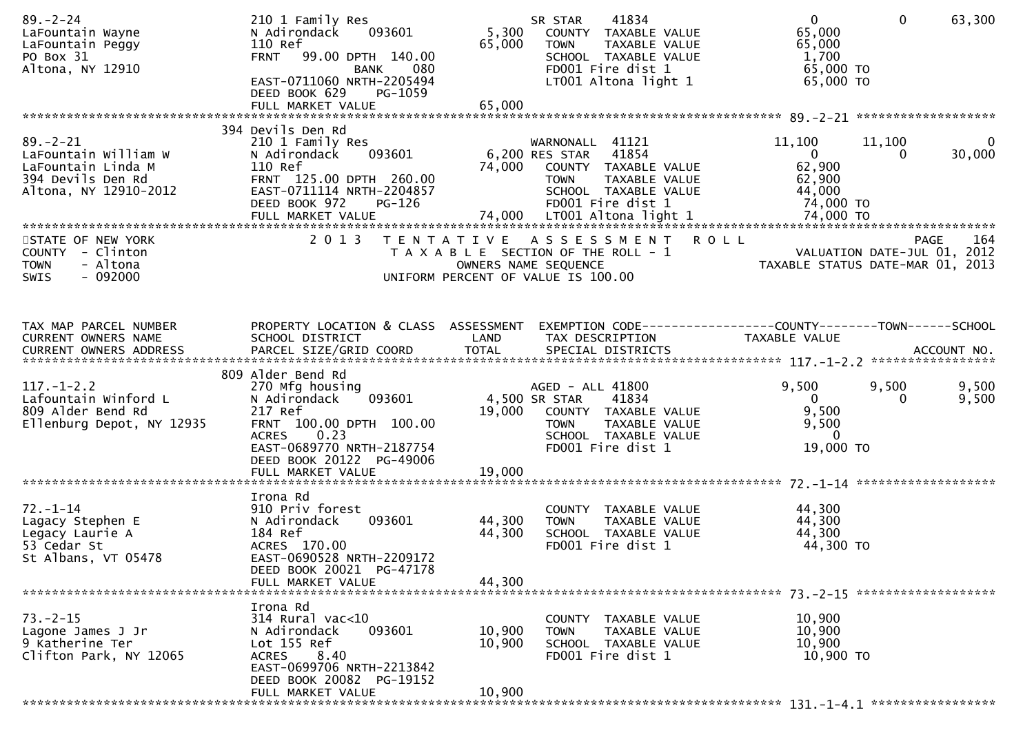```
89.-2-24                    210 1 Family Res                    SR STAR     41834                   0          0       63,300
LaFountain Wayne            N Adirondack     093601      5,300   COUNTY  TAXABLE VALUE         65,000
LaFountain Peggy            110 Ref                     65,000   TOWN    TAXABLE VALUE         65,000
PO Box 31                   FRNT   99.00 DPTH  140.00            SCHOOL  TAXABLE VALUE          1,700
Altona, NY 12910                          BANK    080            FD001 Fire dist 1             65,000 TO
                            EAST-0711060 NRTH-2205494            LT001 Altona light 1          65,000 TO
                            DEED BOOK 629    PG-1059
                            FULL MARKET VALUE           65,000
******************************************************************************************************* 89.-2-21 ******************
                            394 Devils Den Rd
89.-2-21                    210 1 Family Res                    WARNONALL  41121              11,100     11,100            0
LaFountain William W        N Adirondack     093601      6,200 RES STAR    41854                   0          0       30,000
LaFountain Linda M          110 Ref                     74,000   COUNTY  TAXABLE VALUE         62,900
394 Devils Den Rd           FRNT 125.00 DPTH  260.00             TOWN    TAXABLE VALUE         62,900
Altona, NY 12910-2012       EAST-0711114 NRTH-2204857            SCHOOL  TAXABLE VALUE         44,000
                            DEED BOOK 972    PG-126              FD001 Fire dist 1             74,000 TO
                            FULL MARKET VALUE           74,000   LT001 Altona light 1          74,000 TO
************************************************************************************************************************************
STATE OF NEW YORK                 2 0 1 3   T E N T A T I V E   A S S E S S M E N T   R O L L                          PAGE   164
COUNTY  - Clinton                            T A X A B L E  SECTION OF THE ROLL - 1                  VALUATION DATE-JUL 01, 2012
TOWN    - Altona                                    OWNERS NAME SEQUENCE                        TAXABLE STATUS DATE-MAR 01, 2013
SWIS    - 092000                             UNIFORM PERCENT OF VALUE IS 100.00


TAX MAP PARCEL NUMBER       PROPERTY LOCATION & CLASS  ASSESSMENT  EXEMPTION CODE------------------COUNTY--------TOWN------SCHOOL
CURRENT OWNERS NAME         SCHOOL DISTRICT               LAND      TAX DESCRIPTION              TAXABLE VALUE
CURRENT OWNERS ADDRESS      PARCEL SIZE/GRID COORD        TOTAL     SPECIAL DISTRICTS                                  ACCOUNT NO.
******************************************************************************************************* 117.-1-2.2 ****************
                            809 Alder Bend Rd
117.-1-2.2                  270 Mfg housing                     AGED - ALL 41800               9,500      9,500        9,500
Lafountain Winford L        N Adirondack     093601      4,500 SR STAR     41834                   0          0        9,500
809 Alder Bend Rd           217 Ref                     19,000   COUNTY  TAXABLE VALUE          9,500
Ellenburg Depot, NY 12935   FRNT 100.00 DPTH  100.00             TOWN    TAXABLE VALUE          9,500
                            ACRES     0.23                       SCHOOL  TAXABLE VALUE              0
                            EAST-0689770 NRTH-2187754            FD001 Fire dist 1             19,000 TO
                            DEED BOOK 20122  PG-49006
                            FULL MARKET VALUE           19,000
******************************************************************************************************* 72.-1-14 ******************
                            Irona Rd
72.-1-14                    910 Priv forest                      COUNTY  TAXABLE VALUE         44,300
Lagacy Stephen E            N Adirondack     093601     44,300   TOWN    TAXABLE VALUE         44,300
Legacy Laurie A             184 Ref                     44,300   SCHOOL  TAXABLE VALUE         44,300
53 Cedar St                 ACRES  170.00                        FD001 Fire dist 1             44,300 TO
St Albans, VT 05478         EAST-0690528 NRTH-2209172
                            DEED BOOK 20021  PG-47178
                            FULL MARKET VALUE           44,300
******************************************************************************************************* 73.-2-15 ******************
                            Irona Rd
73.-2-15                    314 Rural vac<10                     COUNTY  TAXABLE VALUE         10,900
Lagone James J Jr           N Adirondack     093601     10,900   TOWN    TAXABLE VALUE         10,900
9 Katherine Ter             Lot 155 Ref                 10,900   SCHOOL  TAXABLE VALUE         10,900
Clifton Park, NY 12065      ACRES     8.40                       FD001 Fire dist 1             10,900 TO
                            EAST-0699706 NRTH-2213842
                            DEED BOOK 20082  PG-19152
                            FULL MARKET VALUE           10,900
******************************************************************************************************* 131.-1-4.1 ****************
```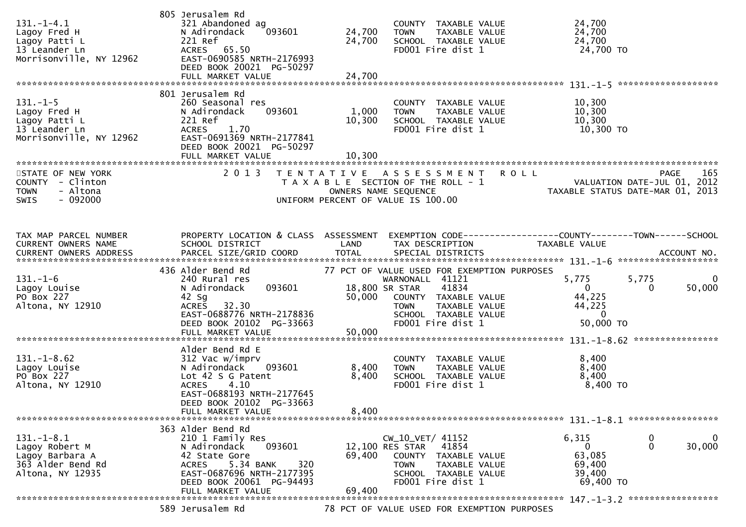```
                               805 Jerusalem Rd
131.-1-4.1                     321 Abandoned ag                          COUNTY  TAXABLE VALUE              24,700
Lagoy Fred H                   N Adirondack    093601      24,700        TOWN    TAXABLE VALUE              24,700
Lagoy Patti L                  221 Ref                     24,700        SCHOOL  TAXABLE VALUE              24,700
13 Leander Ln                  ACRES   65.50                             FD001 Fire dist 1                   24,700 TO
Morrisonville, NY 12962        EAST-0690585 NRTH-2176993
                               DEED BOOK 20021  PG-50297
                               FULL MARKET VALUE           24,700
******************************************************************************************************* 131.-1-5 ******************
                               801 Jerusalem Rd
131.-1-5                       260 Seasonal res                          COUNTY  TAXABLE VALUE              10,300
Lagoy Fred H                   N Adirondack    093601       1,000        TOWN    TAXABLE VALUE              10,300
Lagoy Patti L                  221 Ref                     10,300        SCHOOL  TAXABLE VALUE              10,300
13 Leander Ln                  ACRES    1.70                             FD001 Fire dist 1                   10,300 TO
Morrisonville, NY 12962        EAST-0691369 NRTH-2177841
                               DEED BOOK 20021  PG-50297
                               FULL MARKET VALUE           10,300
************************************************************************************************************************************
STATE OF NEW YORK                2 0 1 3   T E N T A T I V E   A S S E S S M E N T   R O L L                            PAGE    165
COUNTY  - Clinton                           T A X A B L E  SECTION OF THE ROLL - 1                      VALUATION DATE-JUL 01, 2012
TOWN    - Altona                                  OWNERS NAME SEQUENCE                           TAXABLE STATUS DATE-MAR 01, 2013
SWIS    - 092000                          UNIFORM PERCENT OF VALUE IS 100.00


TAX MAP PARCEL NUMBER          PROPERTY LOCATION & CLASS  ASSESSMENT  EXEMPTION CODE------------------COUNTY--------TOWN------SCHOOL
CURRENT OWNERS NAME            SCHOOL DISTRICT               LAND      TAX DESCRIPTION             TAXABLE VALUE
CURRENT OWNERS ADDRESS         PARCEL SIZE/GRID COORD        TOTAL     SPECIAL DISTRICTS                                 ACCOUNT NO.
******************************************************************************************************* 131.-1-6 ******************
                               436 Alder Bend Rd           77 PCT OF VALUE USED FOR EXEMPTION PURPOSES
131.-1-6                       240 Rural res                          WARNONALL  41121              5,775        5,775            0
Lagoy Louise                   N Adirondack    093601      18,800 SR STAR     41834                  0            0       50,000
PO Box 227                     42 Sg                       50,000    COUNTY  TAXABLE VALUE              44,225
Altona, NY 12910               ACRES   32.30                         TOWN    TAXABLE VALUE              44,225
                               EAST-0688776 NRTH-2178836             SCHOOL  TAXABLE VALUE                   0
                               DEED BOOK 20102  PG-33663             FD001 Fire dist 1                   50,000 TO
                               FULL MARKET VALUE           50,000
******************************************************************************************************* 131.-1-8.62 ***************
                               Alder Bend Rd E
131.-1-8.62                    312 Vac w/imprv                           COUNTY  TAXABLE VALUE               8,400
Lagoy Louise                   N Adirondack    093601       8,400        TOWN    TAXABLE VALUE               8,400
PO Box 227                     Lot 42 S G Patent            8,400        SCHOOL  TAXABLE VALUE               8,400
Altona, NY 12910               ACRES    4.10                             FD001 Fire dist 1                    8,400 TO
                               EAST-0688193 NRTH-2177645
                               DEED BOOK 20102  PG-33663
                               FULL MARKET VALUE            8,400
******************************************************************************************************* 131.-1-8.1 ****************
                               363 Alder Bend Rd
131.-1-8.1                     210 1 Family Res                       CW_10_VET/ 41152              6,315            0            0
Lagoy Robert M                 N Adirondack    093601      12,100 RES STAR    41854                  0            0       30,000
Lagoy Barbara A                42 State Gore               69,400    COUNTY  TAXABLE VALUE              63,085
363 Alder Bend Rd              ACRES    5.34 BANK     320            TOWN    TAXABLE VALUE              69,400
Altona, NY 12935               EAST-0687696 NRTH-2177395             SCHOOL  TAXABLE VALUE              39,400
                               DEED BOOK 20061  PG-94493             FD001 Fire dist 1                   69,400 TO
                               FULL MARKET VALUE           69,400
******************************************************************************************************* 147.-1-3.2 ****************
                               589 Jerusalem Rd            78 PCT OF VALUE USED FOR EXEMPTION PURPOSES
```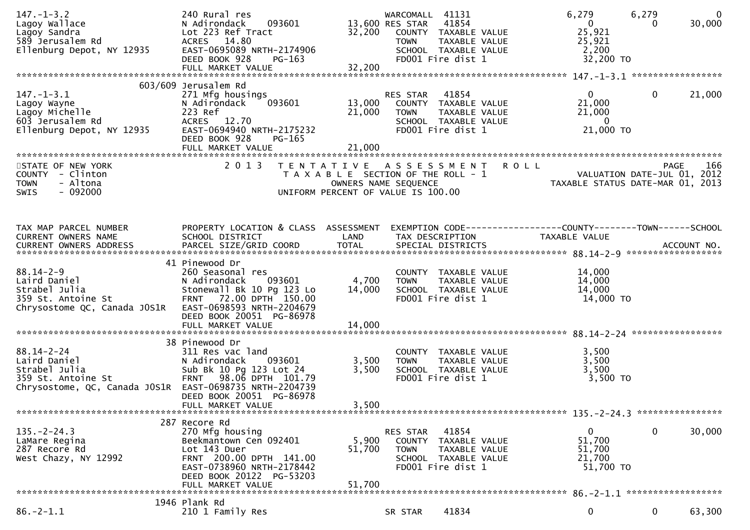```
147.-1-3.2                     240 Rural res                       WARCOMALL  41131                  6,279        6,279            0
Lagoy Wallace                  N Adirondack     093601      13,600 RES STAR   41854                      0            0       30,000
Lagoy Sandra                   Lot 223 Ref Tract            32,200    COUNTY  TAXABLE VALUE          25,921
589 Jerusalem Rd               ACRES   14.80                          TOWN    TAXABLE VALUE          25,921
Ellenburg Depot, NY 12935      EAST-0695089 NRTH-2174906              SCHOOL  TAXABLE VALUE           2,200
                               DEED BOOK 928     PG-163               FD001 Fire dist 1              32,200 TO
                               FULL MARKET VALUE            32,200
******************************************************************************************************* 147.-1-3.1 *****************
                           603/609 Jerusalem Rd
147.-1-3.1                     271 Mfg housings                    RES STAR   41854                      0            0       21,000
Lagoy Wayne                    N Adirondack     093601      13,000    COUNTY  TAXABLE VALUE          21,000
Lagoy Michelle                 223 Ref                      21,000    TOWN    TAXABLE VALUE          21,000
603 Jerusalem Rd               ACRES   12.70                          SCHOOL  TAXABLE VALUE               0
Ellenburg Depot, NY 12935      EAST-0694940 NRTH-2175232              FD001 Fire dist 1              21,000 TO
                               DEED BOOK 928     PG-165
                               FULL MARKET VALUE            21,000
************************************************************************************************************************************
STATE OF NEW YORK                  2 0 1 3   T E N T A T I V E   A S S E S S M E N T   R O L L                          PAGE    166
COUNTY  - Clinton                        T A X A B L E  SECTION OF THE ROLL - 1                   VALUATION DATE-JUL 01, 2012
TOWN    - Altona                                  OWNERS NAME SEQUENCE                        TAXABLE STATUS DATE-MAR 01, 2013
SWIS    - 092000                          UNIFORM PERCENT OF VALUE IS 100.00


TAX MAP PARCEL NUMBER          PROPERTY LOCATION & CLASS  ASSESSMENT  EXEMPTION CODE------------------COUNTY--------TOWN------SCHOOL
CURRENT OWNERS NAME            SCHOOL DISTRICT               LAND     TAX DESCRIPTION              TAXABLE VALUE
CURRENT OWNERS ADDRESS         PARCEL SIZE/GRID COORD        TOTAL    SPECIAL DISTRICTS                                  ACCOUNT NO.
******************************************************************************************************* 88.14-2-9 ******************
                             41 Pinewood Dr
88.14-2-9                      260 Seasonal res                       COUNTY  TAXABLE VALUE          14,000
Laird Daniel                   N Adirondack     093601       4,700    TOWN    TAXABLE VALUE          14,000
Strabel Julia                  Stonewall Bk 10 Pg 123 Lo    14,000    SCHOOL  TAXABLE VALUE          14,000
359 St. Antoine St             FRNT   72.00 DPTH  150.00              FD001 Fire dist 1              14,000 TO
Chrysostome QC, Canada J0S1R   EAST-0698593 NRTH-2204679
                               DEED BOOK 20051  PG-86978
                               FULL MARKET VALUE            14,000
******************************************************************************************************* 88.14-2-24 *****************
                             38 Pinewood Dr
88.14-2-24                     311 Res vac land                       COUNTY  TAXABLE VALUE           3,500
Laird Daniel                   N Adirondack     093601       3,500    TOWN    TAXABLE VALUE           3,500
Strabel Julia                  Sub Bk 10 Pg 123 Lot 24       3,500    SCHOOL  TAXABLE VALUE           3,500
359 St. Antoine St             FRNT   98.06 DPTH  101.79              FD001 Fire dist 1               3,500 TO
Chrysostome, QC, Canada J0S1R  EAST-0698735 NRTH-2204739
                               DEED BOOK 20051  PG-86978
                               FULL MARKET VALUE             3,500
******************************************************************************************************* 135.-2-24.3 ****************
                            287 Recore Rd
135.-2-24.3                    270 Mfg housing                     RES STAR   41854                      0            0       30,000
LaMare Regina                  Beekmantown Cen 092401        5,900    COUNTY  TAXABLE VALUE          51,700
287 Recore Rd                  Lot 143 Duer                 51,700    TOWN    TAXABLE VALUE          51,700
West Chazy, NY 12992           FRNT  200.00 DPTH  141.00              SCHOOL  TAXABLE VALUE          21,700
                               EAST-0738960 NRTH-2178442              FD001 Fire dist 1              51,700 TO
                               DEED BOOK 20122  PG-53203
                               FULL MARKET VALUE            51,700
******************************************************************************************************* 86.-2-1.1 ******************
                           1946 Plank Rd
86.-2-1.1                      210 1 Family Res                    SR STAR    41834                      0            0       63,300
```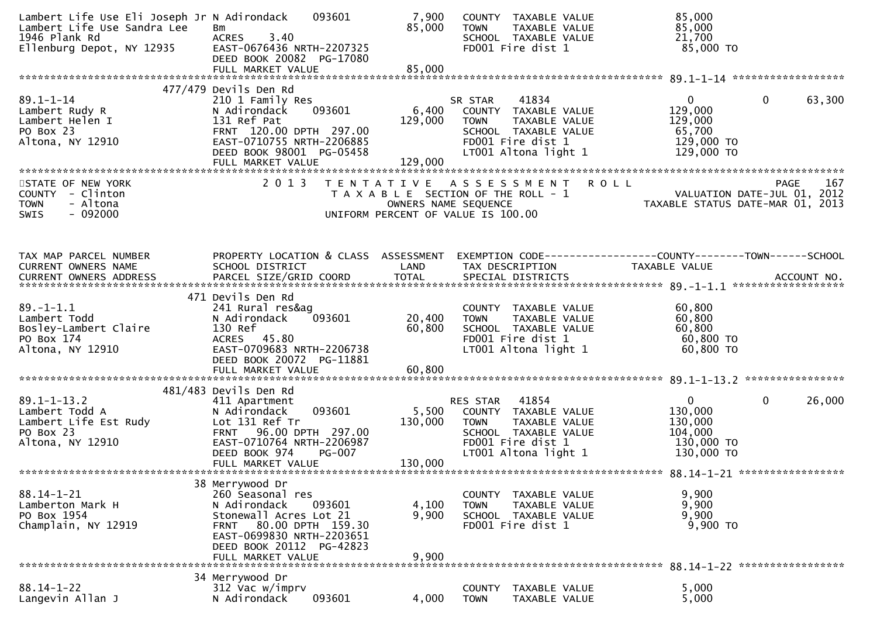```
Lambert Life Use Eli Joseph Jr N Adirondack    093601        7,900   COUNTY  TAXABLE VALUE            85,000
Lambert Life Use Sandra Lee    Bm                           85,000   TOWN    TAXABLE VALUE            85,000
1946 Plank Rd                  ACRES    3.40                         SCHOOL  TAXABLE VALUE            21,700
Ellenburg Depot, NY 12935      EAST-0676436 NRTH-2207325             FD001 Fire dist 1                 85,000 TO
                               DEED BOOK 20082  PG-17080
                               FULL MARKET VALUE            85,000
******************************************************************************************************* 89.1-1-14 ******************
                       477/479 Devils Den Rd
89.1-1-14                      210 1 Family Res                     SR STAR    41834                  0             0        63,300
Lambert Rudy R                 N Adirondack    093601        6,400   COUNTY  TAXABLE VALUE           129,000
Lambert Helen I                131 Ref Pat                 129,000   TOWN    TAXABLE VALUE           129,000
PO Box 23                      FRNT  120.00 DPTH  297.00             SCHOOL  TAXABLE VALUE            65,700
Altona, NY 12910               EAST-0710755 NRTH-2206885             FD001 Fire dist 1                129,000 TO
                               DEED BOOK 98001  PG-05458             LT001 Altona light 1             129,000 TO
                               FULL MARKET VALUE           129,000
************************************************************************************************************************************
STATE OF NEW YORK                2 0 1 3   T E N T A T I V E   A S S E S S M E N T   R O L L                              PAGE   167
COUNTY  - Clinton                           T A X A B L E  SECTION OF THE ROLL - 1                     VALUATION DATE-JUL 01, 2012
TOWN    - Altona                                 OWNERS NAME SEQUENCE                                TAXABLE STATUS DATE-MAR 01, 2013
SWIS    - 092000                          UNIFORM PERCENT OF VALUE IS 100.00


TAX MAP PARCEL NUMBER          PROPERTY LOCATION & CLASS  ASSESSMENT  EXEMPTION CODE------------------COUNTY--------TOWN------SCHOOL
CURRENT OWNERS NAME            SCHOOL DISTRICT               LAND      TAX DESCRIPTION             TAXABLE VALUE
CURRENT OWNERS ADDRESS         PARCEL SIZE/GRID COORD        TOTAL     SPECIAL DISTRICTS                                  ACCOUNT NO.
******************************************************************************************************* 89.-1-1.1 ******************
                           471 Devils Den Rd
89.-1-1.1                      241 Rural res&ag                      COUNTY  TAXABLE VALUE            60,800
Lambert Todd                   N Adirondack    093601       20,400   TOWN    TAXABLE VALUE            60,800
Bosley-Lambert Claire          130 Ref                      60,800   SCHOOL  TAXABLE VALUE            60,800
PO Box 174                     ACRES   45.80                         FD001 Fire dist 1                 60,800 TO
Altona, NY 12910               EAST-0709683 NRTH-2206738             LT001 Altona light 1              60,800 TO
                               DEED BOOK 20072  PG-11881
                               FULL MARKET VALUE            60,800
******************************************************************************************************* 89.1-1-13.2 ****************
                       481/483 Devils Den Rd
89.1-1-13.2                    411 Apartment                        RES STAR   41854                  0             0        26,000
Lambert Todd A                 N Adirondack    093601        5,500   COUNTY  TAXABLE VALUE           130,000
Lambert Life Est Rudy          Lot 131 Ref Tr              130,000   TOWN    TAXABLE VALUE           130,000
PO Box 23                      FRNT   96.00 DPTH  297.00             SCHOOL  TAXABLE VALUE           104,000
Altona, NY 12910               EAST-0710764 NRTH-2206987             FD001 Fire dist 1                130,000 TO
                               DEED BOOK 974    PG-007               LT001 Altona light 1             130,000 TO
                               FULL MARKET VALUE           130,000
******************************************************************************************************* 88.14-1-21 *****************
                            38 Merrywood Dr
88.14-1-21                     260 Seasonal res                      COUNTY  TAXABLE VALUE             9,900
Lamberton Mark H               N Adirondack    093601        4,100   TOWN    TAXABLE VALUE             9,900
PO Box 1954                    Stonewall Acres Lot 21        9,900   SCHOOL  TAXABLE VALUE             9,900
Champlain, NY 12919            FRNT   80.00 DPTH  159.30             FD001 Fire dist 1                  9,900 TO
                               EAST-0699830 NRTH-2203651
                               DEED BOOK 20112  PG-42823
                               FULL MARKET VALUE             9,900
******************************************************************************************************* 88.14-1-22 *****************
                            34 Merrywood Dr
88.14-1-22                     312 Vac w/imprv                       COUNTY  TAXABLE VALUE             5,000
Langevin Allan J               N Adirondack    093601        4,000   TOWN    TAXABLE VALUE             5,000
```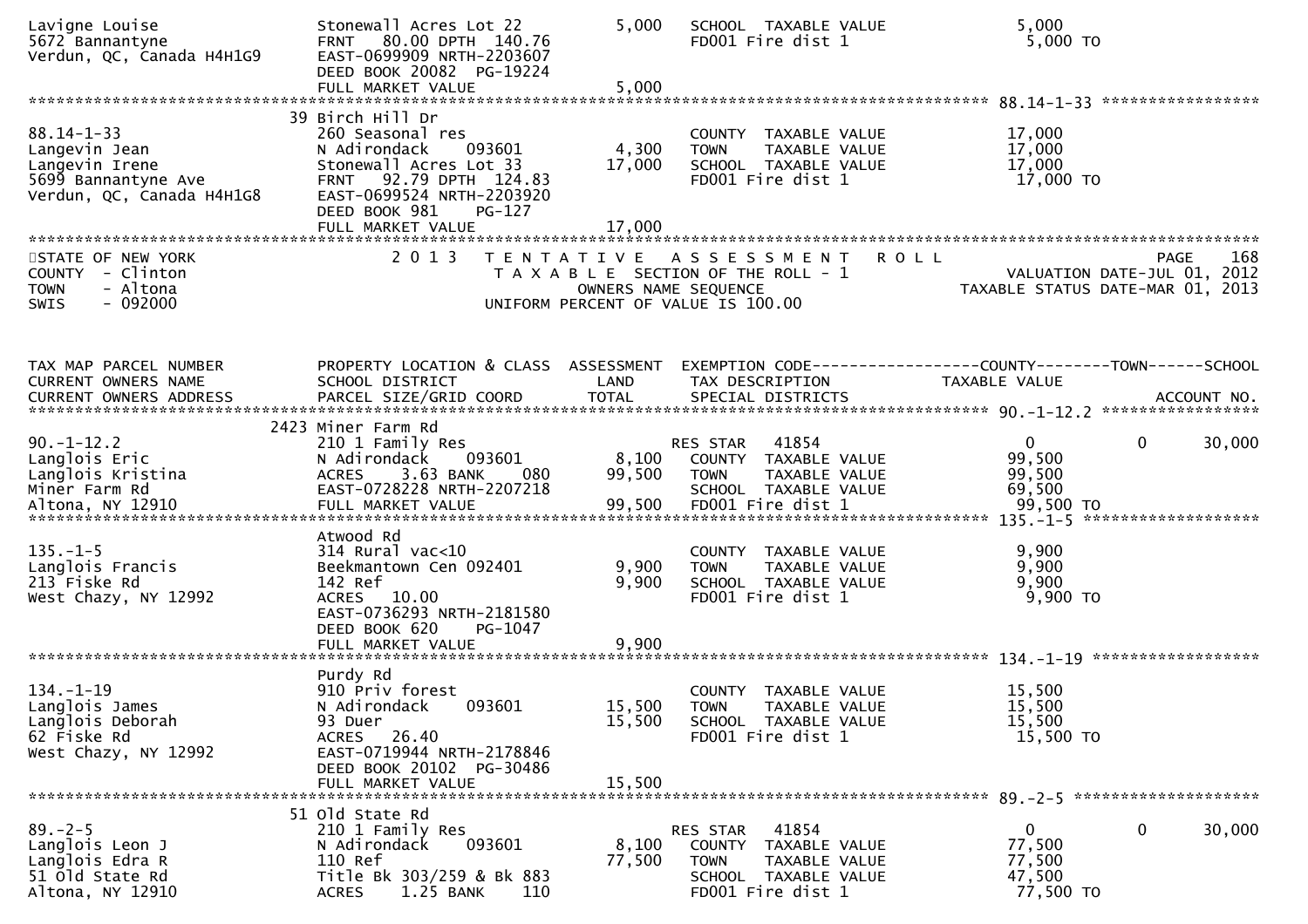```
Lavigne Louise                Stonewall Acres Lot 22          5,000   SCHOOL  TAXABLE VALUE              5,000
5672 Bannantyne               FRNT   80.00 DPTH 140.76                FD001 Fire dist 1                   5,000 TO
Verdun, QC, Canada H4H1G9     EAST-0699909 NRTH-2203607
                              DEED BOOK 20082  PG-19224
                              FULL MARKET VALUE               5,000
******************************************************************************************************* 88.14-1-33 ******************
                            39 Birch Hill Dr
88.14-1-33                    260 Seasonal res                        COUNTY  TAXABLE VALUE             17,000
Langevin Jean                 N Adirondack    093601          4,300   TOWN    TAXABLE VALUE             17,000
Langevin Irene                Stonewall Acres Lot 33         17,000   SCHOOL  TAXABLE VALUE             17,000
5699 Bannantyne Ave           FRNT   92.79 DPTH 124.83                FD001 Fire dist 1                  17,000 TO
Verdun, QC, Canada H4H1G8     EAST-0699524 NRTH-2203920
                              DEED BOOK 981     PG-127
                              FULL MARKET VALUE              17,000
************************************************************************************************************************************
```

STATE OF NEW YORK
COUNTY - Clinton
TOWN - Altona
SWIS - 092000

2 0 1 3 T E N T A T I V E A S S E S S M E N T R O L L
T A X A B L E SECTION OF THE ROLL - 1
OWNERS NAME SEQUENCE
UNIFORM PERCENT OF VALUE IS 100.00

VALUATION DATE-JUL 01, 2012
TAXABLE STATUS DATE-MAR 01, 2013

```
TAX MAP PARCEL NUMBER         PROPERTY LOCATION & CLASS  ASSESSMENT  EXEMPTION CODE------------------COUNTY--------TOWN------SCHOOL
CURRENT OWNERS NAME           SCHOOL DISTRICT               LAND      TAX DESCRIPTION            TAXABLE VALUE
CURRENT OWNERS ADDRESS        PARCEL SIZE/GRID COORD        TOTAL     SPECIAL DISTRICTS                                      ACCOUNT NO.
******************************************************************************************************* 90.-1-12.2 ******************
                            2423 Miner Farm Rd
90.-1-12.2                    210 1 Family Res                        RES STAR   41854                  0            0       30,000
Langlois Eric                 N Adirondack    093601          8,100   COUNTY  TAXABLE VALUE             99,500
Langlois Kristina             ACRES     3.63 BANK     080    99,500   TOWN    TAXABLE VALUE             99,500
Miner Farm Rd                 EAST-0728228 NRTH-2207218               SCHOOL  TAXABLE VALUE             69,500
Altona, NY 12910              FULL MARKET VALUE              99,500   FD001 Fire dist 1                  99,500 TO
******************************************************************************************************* 135.-1-5 *******************
                              Atwood Rd
135.-1-5                      314 Rural vac<10                        COUNTY  TAXABLE VALUE              9,900
Langlois Francis              Beekmantown Cen 092401          9,900   TOWN    TAXABLE VALUE              9,900
213 Fiske Rd                  142 Ref                         9,900   SCHOOL  TAXABLE VALUE              9,900
West Chazy, NY 12992          ACRES    10.00                          FD001 Fire dist 1                   9,900 TO
                              EAST-0736293 NRTH-2181580
                              DEED BOOK 620     PG-1047
                              FULL MARKET VALUE               9,900
******************************************************************************************************* 134.-1-19 ******************
                              Purdy Rd
134.-1-19                     910 Priv forest                         COUNTY  TAXABLE VALUE             15,500
Langlois James                N Adirondack    093601         15,500   TOWN    TAXABLE VALUE             15,500
Langlois Deborah              93 Duer                        15,500   SCHOOL  TAXABLE VALUE             15,500
62 Fiske Rd                   ACRES    26.40                          FD001 Fire dist 1                  15,500 TO
West Chazy, NY 12992          EAST-0719944 NRTH-2178846
                              DEED BOOK 20102  PG-30486
                              FULL MARKET VALUE              15,500
******************************************************************************************************* 89.-2-5 ********************
                            51 Old State Rd
89.-2-5                       210 1 Family Res                        RES STAR   41854                  0            0       30,000
Langlois Leon J               N Adirondack    093601          8,100   COUNTY  TAXABLE VALUE             77,500
Langlois Edra R               110 Ref                        77,500   TOWN    TAXABLE VALUE             77,500
51 Old State Rd               Title Bk 303/259 & Bk 883               SCHOOL  TAXABLE VALUE             47,500
Altona, NY 12910              ACRES     1.25 BANK     110             FD001 Fire dist 1                  77,500 TO
```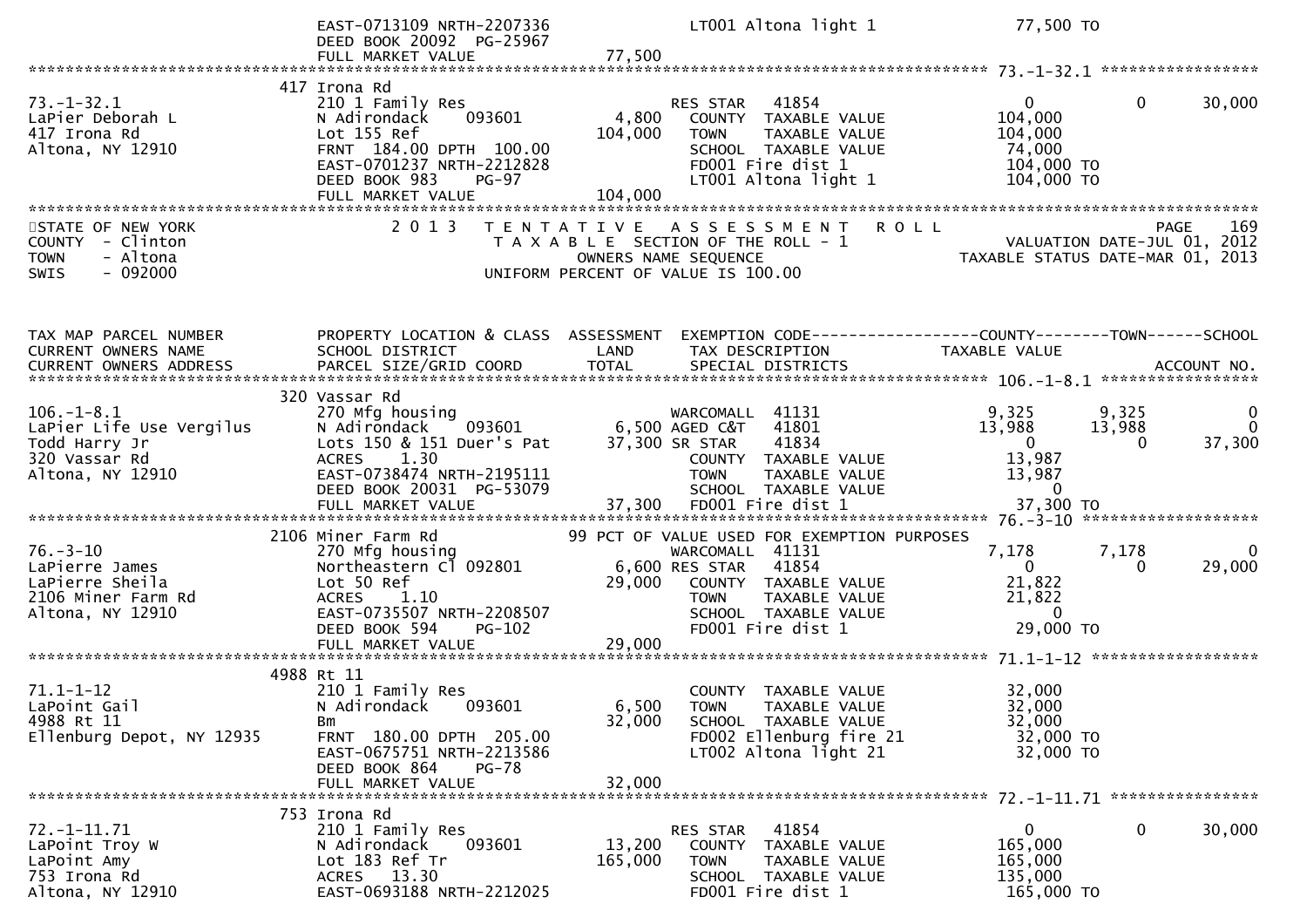```
                          EAST-0713109 NRTH-2207336                  LT001 Altona light 1               77,500 TO
                          DEED BOOK 20092  PG-25967
                          FULL MARKET VALUE              77,500
******************************************************************************************************* 73.-1-32.1 *****************
                       417 Irona Rd
73.-1-32.1                210 1 Family Res                        RES STAR    41854                      0          0      30,000
LaPier Deborah L          N Adirondack     093601        4,800      COUNTY  TAXABLE VALUE             104,000
417 Irona Rd              Lot 155 Ref                  104,000      TOWN    TAXABLE VALUE             104,000
Altona, NY 12910          FRNT 184.00 DPTH 100.00                   SCHOOL  TAXABLE VALUE              74,000
                          EAST-0701237 NRTH-2212828                 FD001 Fire dist 1                 104,000 TO
                          DEED BOOK 983    PG-97                    LT001 Altona light 1              104,000 TO
                          FULL MARKET VALUE             104,000
************************************************************************************************************************************
STATE OF NEW YORK                   2 0 1 3   T E N T A T I V E   A S S E S S M E N T   R O L L                          PAGE   169
COUNTY  - Clinton                          T A X A B L E  SECTION OF THE ROLL - 1                        VALUATION DATE-JUL 01, 2012
TOWN    - Altona                                  OWNERS NAME SEQUENCE                                TAXABLE STATUS DATE-MAR 01, 2013
SWIS    - 092000                           UNIFORM PERCENT OF VALUE IS 100.00



TAX MAP PARCEL NUMBER     PROPERTY LOCATION & CLASS  ASSESSMENT  EXEMPTION CODE------------------COUNTY--------TOWN------SCHOOL
CURRENT OWNERS NAME       SCHOOL DISTRICT               LAND      TAX DESCRIPTION             TAXABLE VALUE
CURRENT OWNERS ADDRESS    PARCEL SIZE/GRID COORD       TOTAL      SPECIAL DISTRICTS                                    ACCOUNT NO.
******************************************************************************************************* 106.-1-8.1 *****************
                       320 Vassar Rd
106.-1-8.1                270 Mfg housing                         WARCOMALL   41131                  9,325      9,325           0
LaPier Life Use Vergilus  N Adirondack     093601        6,500 AGED C&T    41801                 13,988     13,988           0
Todd Harry Jr             Lots 150 & 151 Duer's Pat     37,300 SR STAR     41834                      0          0      37,300
320 Vassar Rd             ACRES     1.30                            COUNTY  TAXABLE VALUE              13,987
Altona, NY 12910          EAST-0738474 NRTH-2195111                 TOWN    TAXABLE VALUE              13,987
                          DEED BOOK 20031  PG-53079                 SCHOOL  TAXABLE VALUE                   0
                          FULL MARKET VALUE              37,300     FD001 Fire dist 1                  37,300 TO
******************************************************************************************************* 76.-3-10 *******************
                      2106 Miner Farm Rd             99 PCT OF VALUE USED FOR EXEMPTION PURPOSES
76.-3-10                  270 Mfg housing                         WARCOMALL   41131                  7,178      7,178           0
LaPierre James            Northeastern Cl 092801        6,600 RES STAR    41854                      0          0      29,000
LaPierre Sheila           Lot 50 Ref                    29,000      COUNTY  TAXABLE VALUE              21,822
2106 Miner Farm Rd        ACRES     1.10                            TOWN    TAXABLE VALUE              21,822
Altona, NY 12910          EAST-0735507 NRTH-2208507                 SCHOOL  TAXABLE VALUE                   0
                          DEED BOOK 594    PG-102                   FD001 Fire dist 1                  29,000 TO
                          FULL MARKET VALUE              29,000
******************************************************************************************************* 71.1-1-12 ******************
                      4988 Rt 11
71.1-1-12                 210 1 Family Res                          COUNTY  TAXABLE VALUE              32,000
LaPoint Gail              N Adirondack     093601        6,500      TOWN    TAXABLE VALUE              32,000
4988 Rt 11                Bm                            32,000      SCHOOL  TAXABLE VALUE              32,000
Ellenburg Depot, NY 12935 FRNT 180.00 DPTH 205.00                   FD002 Ellenburg fire 21            32,000 TO
                          EAST-0675751 NRTH-2213586                 LT002 Altona light 21              32,000 TO
                          DEED BOOK 864    PG-78
                          FULL MARKET VALUE              32,000
******************************************************************************************************* 72.-1-11.71 ****************
                       753 Irona Rd
72.-1-11.71               210 1 Family Res                        RES STAR    41854                      0          0      30,000
LaPoint Troy W            N Adirondack     093601       13,200      COUNTY  TAXABLE VALUE             165,000
LaPoint Amy               Lot 183 Ref Tr               165,000      TOWN    TAXABLE VALUE             165,000
753 Irona Rd              ACRES    13.30                            SCHOOL  TAXABLE VALUE             135,000
Altona, NY 12910          EAST-0693188 NRTH-2212025                 FD001 Fire dist 1                 165,000 TO
```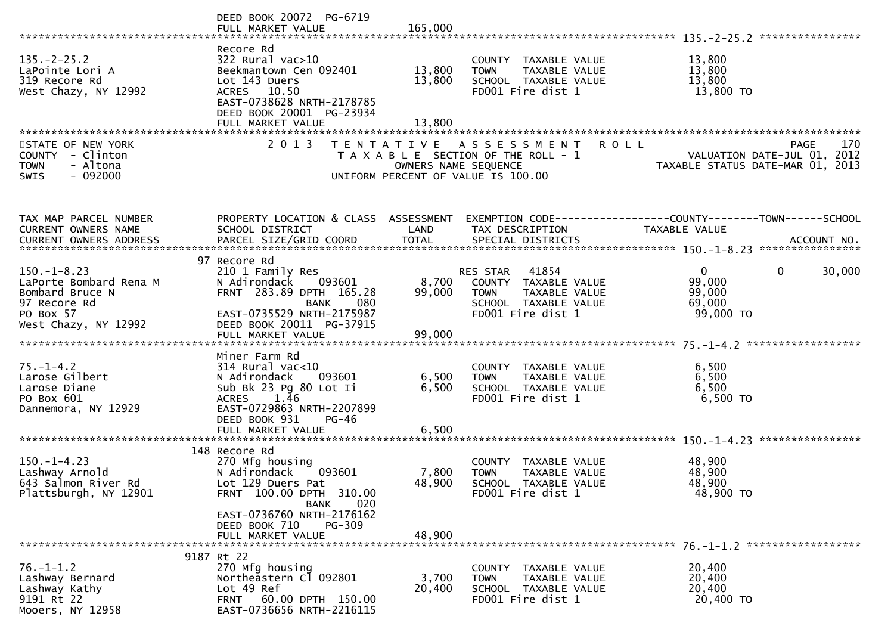DEED BOOK 20072 PG-6719
FULL MARKET VALUE 165,000

**135.-2-25.2**

| | | | | |
|---|---|---|---|---|
| | Recore Rd | | | |
| 135.-2-25.2 | 322 Rural vac>10 | | COUNTY TAXABLE VALUE | 13,800 |
| LaPointe Lori A | Beekmantown Cen 092401 | 13,800 | TOWN TAXABLE VALUE | 13,800 |
| 319 Recore Rd | Lot 143 Duers | 13,800 | SCHOOL TAXABLE VALUE | 13,800 |
| West Chazy, NY 12992 | ACRES 10.50 | | FD001 Fire dist 1 | 13,800 TO |
| | EAST-0738628 NRTH-2178785 | | | |
| | DEED BOOK 20001 PG-23934 | | | |
| | FULL MARKET VALUE | 13,800 | | |

STATE OF NEW YORK
COUNTY - Clinton
TOWN - Altona
SWIS - 092000

# 2013 TENTATIVE ASSESSMENT ROLL

TAXABLE SECTION OF THE ROLL - 1
OWNERS NAME SEQUENCE
UNIFORM PERCENT OF VALUE IS 100.00

PAGE 170
VALUATION DATE-JUL 01, 2012
TAXABLE STATUS DATE-MAR 01, 2013

| TAX MAP PARCEL NUMBER / CURRENT OWNERS NAME / CURRENT OWNERS ADDRESS | PROPERTY LOCATION & CLASS / SCHOOL DISTRICT / PARCEL SIZE/GRID COORD | ASSESSMENT LAND / TOTAL | EXEMPTION CODE / TAX DESCRIPTION / SPECIAL DISTRICTS | COUNTY TAXABLE VALUE | TOWN | SCHOOL / ACCOUNT NO. |
|---|---|---|---|---|---|---|
| **150.-1-8.23** | | | | | | |
| | 97 Recore Rd | | | | | |
| 150.-1-8.23 | 210 1 Family Res | | RES STAR 41854 | 0 | 0 | 30,000 |
| LaPorte Bombard Rena M | N Adirondack 093601 | 8,700 | COUNTY TAXABLE VALUE | 99,000 | | |
| Bombard Bruce N | FRNT 283.89 DPTH 165.28 | 99,000 | TOWN TAXABLE VALUE | 99,000 | | |
| 97 Recore Rd | BANK 080 | | SCHOOL TAXABLE VALUE | 69,000 | | |
| PO Box 57 | EAST-0735529 NRTH-2175987 | | FD001 Fire dist 1 | 99,000 TO | | |
| West Chazy, NY 12992 | DEED BOOK 20011 PG-37915 | | | | | |
| | FULL MARKET VALUE | 99,000 | | | | |
| **75.-1-4.2** | | | | | | |
| | Miner Farm Rd | | | | | |
| 75.-1-4.2 | 314 Rural vac<10 | | COUNTY TAXABLE VALUE | 6,500 | | |
| Larose Gilbert | N Adirondack 093601 | 6,500 | TOWN TAXABLE VALUE | 6,500 | | |
| Larose Diane | Sub Bk 23 Pg 80 Lot Ii | 6,500 | SCHOOL TAXABLE VALUE | 6,500 | | |
| PO Box 601 | ACRES 1.46 | | FD001 Fire dist 1 | 6,500 TO | | |
| Dannemora, NY 12929 | EAST-0729863 NRTH-2207899 | | | | | |
| | DEED BOOK 931 PG-46 | | | | | |
| | FULL MARKET VALUE | 6,500 | | | | |
| **150.-1-4.23** | | | | | | |
| | 148 Recore Rd | | | | | |
| 150.-1-4.23 | 270 Mfg housing | | COUNTY TAXABLE VALUE | 48,900 | | |
| Lashway Arnold | N Adirondack 093601 | 7,800 | TOWN TAXABLE VALUE | 48,900 | | |
| 643 Salmon River Rd | Lot 129 Duers Pat | 48,900 | SCHOOL TAXABLE VALUE | 48,900 | | |
| Plattsburgh, NY 12901 | FRNT 100.00 DPTH 310.00 | | FD001 Fire dist 1 | 48,900 TO | | |
| | BANK 020 | | | | | |
| | EAST-0736760 NRTH-2176162 | | | | | |
| | DEED BOOK 710 PG-309 | | | | | |
| | FULL MARKET VALUE | 48,900 | | | | |
| **76.-1-1.2** | | | | | | |
| | 9187 Rt 22 | | | | | |
| 76.-1-1.2 | 270 Mfg housing | | COUNTY TAXABLE VALUE | 20,400 | | |
| Lashway Bernard | Northeastern Cl 092801 | 3,700 | TOWN TAXABLE VALUE | 20,400 | | |
| Lashway Kathy | Lot 49 Ref | 20,400 | SCHOOL TAXABLE VALUE | 20,400 | | |
| 9191 Rt 22 | FRNT 60.00 DPTH 150.00 | | FD001 Fire dist 1 | 20,400 TO | | |
| Mooers, NY 12958 | EAST-0736656 NRTH-2216115 | | | | | |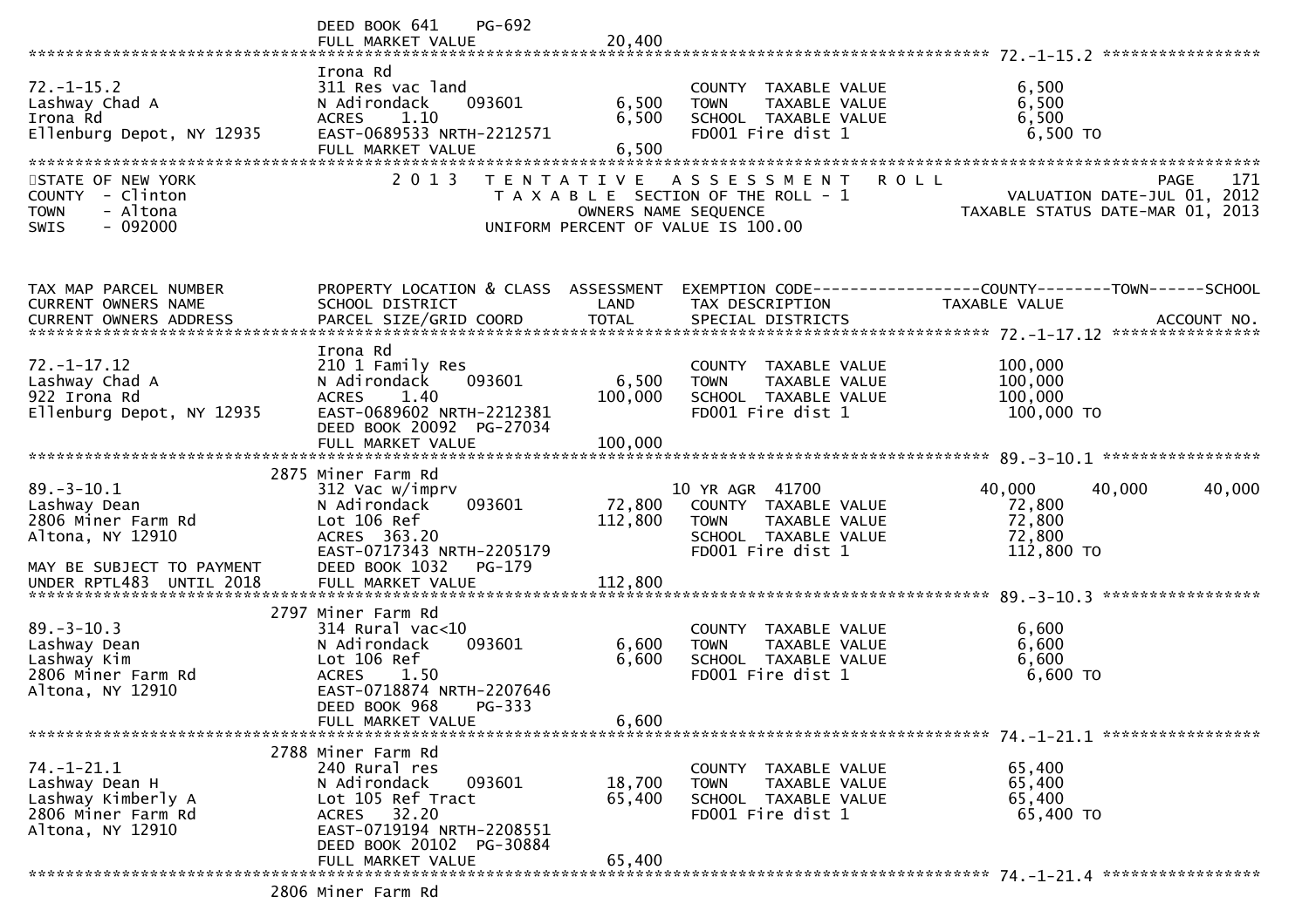DEED BOOK 641 PG-692
FULL MARKET VALUE 20,400

******************************************************************************************************* 72.-1-15.2 *****************

| | | | | |
|---|---|---|---|---|
| 72.-1-15.2 | Irona Rd | | | |
| Lashway Chad A | 311 Res vac land | | COUNTY TAXABLE VALUE | 6,500 |
| Irona Rd | N Adirondack 093601 | 6,500 | TOWN TAXABLE VALUE | 6,500 |
| Ellenburg Depot, NY 12935 | ACRES 1.10 | 6,500 | SCHOOL TAXABLE VALUE | 6,500 |
| | EAST-0689533 NRTH-2212571 | | FD001 Fire dist 1 | 6,500 TO |
| | FULL MARKET VALUE | 6,500 | | |

STATE OF NEW YORK
COUNTY - Clinton
TOWN - Altona
SWIS - 092000

2 0 1 3 T E N T A T I V E A S S E S S M E N T R O L L
T A X A B L E SECTION OF THE ROLL - 1
OWNERS NAME SEQUENCE
UNIFORM PERCENT OF VALUE IS 100.00

VALUATION DATE-JUL 01, 2012
TAXABLE STATUS DATE-MAR 01, 2013

| TAX MAP PARCEL NUMBER / CURRENT OWNERS NAME / CURRENT OWNERS ADDRESS | PROPERTY LOCATION & CLASS / SCHOOL DISTRICT / PARCEL SIZE/GRID COORD | ASSESSMENT LAND / TOTAL | EXEMPTION CODE / TAX DESCRIPTION / SPECIAL DISTRICTS | COUNTY | TOWN | SCHOOL / ACCOUNT NO. |
|---|---|---|---|---|---|---|
| **72.-1-17.12** | Irona Rd | | | | | |
| Lashway Chad A | 210 1 Family Res | | COUNTY TAXABLE VALUE | 100,000 | | |
| 922 Irona Rd | N Adirondack 093601 | 6,500 | TOWN TAXABLE VALUE | 100,000 | | |
| Ellenburg Depot, NY 12935 | ACRES 1.40 | 100,000 | SCHOOL TAXABLE VALUE | 100,000 | | |
| | EAST-0689602 NRTH-2212381 | | FD001 Fire dist 1 | 100,000 TO | | |
| | DEED BOOK 20092 PG-27034 | | | | | |
| | FULL MARKET VALUE | 100,000 | | | | |
| **89.-3-10.1** | 2875 Miner Farm Rd | | | | | |
| Lashway Dean | 312 Vac w/imprv | | 10 YR AGR 41700 | 40,000 | 40,000 | 40,000 |
| 2806 Miner Farm Rd | N Adirondack 093601 | 72,800 | COUNTY TAXABLE VALUE | 72,800 | | |
| Altona, NY 12910 | Lot 106 Ref | 112,800 | TOWN TAXABLE VALUE | 72,800 | | |
| | ACRES 363.20 | | SCHOOL TAXABLE VALUE | 72,800 | | |
| | EAST-0717343 NRTH-2205179 | | FD001 Fire dist 1 | 112,800 TO | | |
| MAY BE SUBJECT TO PAYMENT | DEED BOOK 1032 PG-179 | | | | | |
| UNDER RPTL483 UNTIL 2018 | FULL MARKET VALUE | 112,800 | | | | |
| **89.-3-10.3** | 2797 Miner Farm Rd | | | | | |
| Lashway Dean | 314 Rural vac<10 | | COUNTY TAXABLE VALUE | 6,600 | | |
| Lashway Kim | N Adirondack 093601 | 6,600 | TOWN TAXABLE VALUE | 6,600 | | |
| 2806 Miner Farm Rd | Lot 106 Ref | 6,600 | SCHOOL TAXABLE VALUE | 6,600 | | |
| Altona, NY 12910 | ACRES 1.50 | | FD001 Fire dist 1 | 6,600 TO | | |
| | EAST-0718874 NRTH-2207646 | | | | | |
| | DEED BOOK 968 PG-333 | | | | | |
| | FULL MARKET VALUE | 6,600 | | | | |
| **74.-1-21.1** | 2788 Miner Farm Rd | | | | | |
| Lashway Dean H | 240 Rural res | | COUNTY TAXABLE VALUE | 65,400 | | |
| Lashway Kimberly A | N Adirondack 093601 | 18,700 | TOWN TAXABLE VALUE | 65,400 | | |
| 2806 Miner Farm Rd | Lot 105 Ref Tract | 65,400 | SCHOOL TAXABLE VALUE | 65,400 | | |
| Altona, NY 12910 | ACRES 32.20 | | FD001 Fire dist 1 | 65,400 TO | | |
| | EAST-0719194 NRTH-2208551 | | | | | |
| | DEED BOOK 20102 PG-30884 | | | | | |
| | FULL MARKET VALUE | 65,400 | | | | |

******************************************************************************************************* 74.-1-21.4 *****************

2806 Miner Farm Rd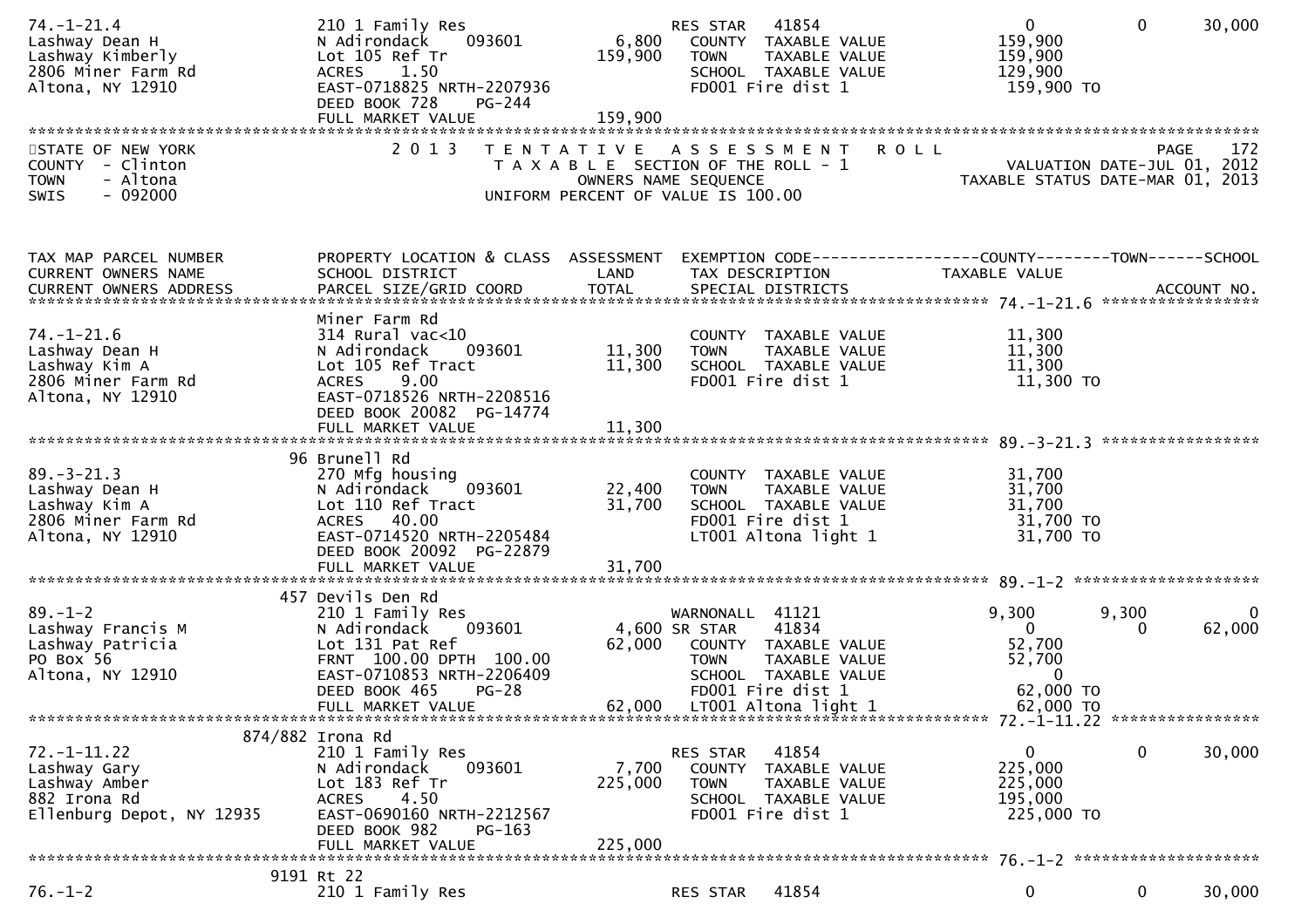```
74.-1-21.4                      210 1 Family Res                     RES STAR   41854                   0            0       30,000
Lashway Dean H                  N Adirondack    093601       6,800    COUNTY  TAXABLE VALUE            159,900
Lashway Kimberly                Lot 105 Ref Tr             159,900    TOWN    TAXABLE VALUE            159,900
2806 Miner Farm Rd              ACRES    1.50                         SCHOOL  TAXABLE VALUE            129,900
Altona, NY 12910                EAST-0718825 NRTH-2207936             FD001 Fire dist 1                 159,900 TO
                                DEED BOOK 728     PG-244
                                FULL MARKET VALUE          159,900
********************************************************************************************************************************************
STATE OF NEW YORK                   2 0 1 3   T E N T A T I V E   A S S E S S M E N T   R O L L                                PAGE    172
COUNTY  - Clinton                            T A X A B L E  SECTION OF THE ROLL - 1                          VALUATION DATE-JUL 01, 2012
TOWN    - Altona                                    OWNERS NAME SEQUENCE                                  TAXABLE STATUS DATE-MAR 01, 2013
SWIS    - 092000                           UNIFORM PERCENT OF VALUE IS 100.00


TAX MAP PARCEL NUMBER           PROPERTY LOCATION & CLASS  ASSESSMENT  EXEMPTION CODE------------------COUNTY--------TOWN------SCHOOL
CURRENT OWNERS NAME             SCHOOL DISTRICT               LAND      TAX DESCRIPTION              TAXABLE VALUE
CURRENT OWNERS ADDRESS          PARCEL SIZE/GRID COORD        TOTAL     SPECIAL DISTRICTS                                   ACCOUNT NO.
******************************************************************************************************* 74.-1-21.6 *****************
                                Miner Farm Rd
74.-1-21.6                      314 Rural vac<10                      COUNTY  TAXABLE VALUE             11,300
Lashway Dean H                  N Adirondack    093601      11,300    TOWN    TAXABLE VALUE             11,300
Lashway Kim A                   Lot 105 Ref Tract           11,300    SCHOOL  TAXABLE VALUE             11,300
2806 Miner Farm Rd              ACRES    9.00                         FD001 Fire dist 1                  11,300 TO
Altona, NY 12910                EAST-0718526 NRTH-2208516
                                DEED BOOK 20082  PG-14774
                                FULL MARKET VALUE           11,300
******************************************************************************************************* 89.-3-21.3 *****************
                                96 Brunell Rd
89.-3-21.3                      270 Mfg housing                       COUNTY  TAXABLE VALUE             31,700
Lashway Dean H                  N Adirondack    093601      22,400    TOWN    TAXABLE VALUE             31,700
Lashway Kim A                   Lot 110 Ref Tract           31,700    SCHOOL  TAXABLE VALUE             31,700
2806 Miner Farm Rd              ACRES   40.00                         FD001 Fire dist 1                  31,700 TO
Altona, NY 12910                EAST-0714520 NRTH-2205484             LT001 Altona light 1               31,700 TO
                                DEED BOOK 20092  PG-22879
                                FULL MARKET VALUE           31,700
******************************************************************************************************* 89.-1-2 ********************
                                457 Devils Den Rd
89.-1-2                         210 1 Family Res                     WARNONALL  41121              9,300        9,300            0
Lashway Francis M               N Adirondack    093601       4,600 SR STAR    41834                   0            0       62,000
Lashway Patricia                Lot 131 Pat Ref             62,000    COUNTY  TAXABLE VALUE             52,700
PO Box 56                       FRNT 100.00 DPTH 100.00               TOWN    TAXABLE VALUE             52,700
Altona, NY 12910                EAST-0710853 NRTH-2206409             SCHOOL  TAXABLE VALUE                  0
                                DEED BOOK 465     PG-28               FD001 Fire dist 1                  62,000 TO
                                FULL MARKET VALUE           62,000    LT001 Altona light 1               62,000 TO
******************************************************************************************************* 72.-1-11.22 ****************
                                874/882 Irona Rd
72.-1-11.22                     210 1 Family Res                     RES STAR   41854                   0            0       30,000
Lashway Gary                    N Adirondack    093601       7,700    COUNTY  TAXABLE VALUE            225,000
Lashway Amber                   Lot 183 Ref Tr             225,000    TOWN    TAXABLE VALUE            225,000
882 Irona Rd                    ACRES    4.50                         SCHOOL  TAXABLE VALUE            195,000
Ellenburg Depot, NY 12935       EAST-0690160 NRTH-2212567             FD001 Fire dist 1                 225,000 TO
                                DEED BOOK 982     PG-163
                                FULL MARKET VALUE          225,000
******************************************************************************************************* 76.-1-2 ********************
                                9191 Rt 22
76.-1-2                         210 1 Family Res                     RES STAR   41854                   0            0       30,000
```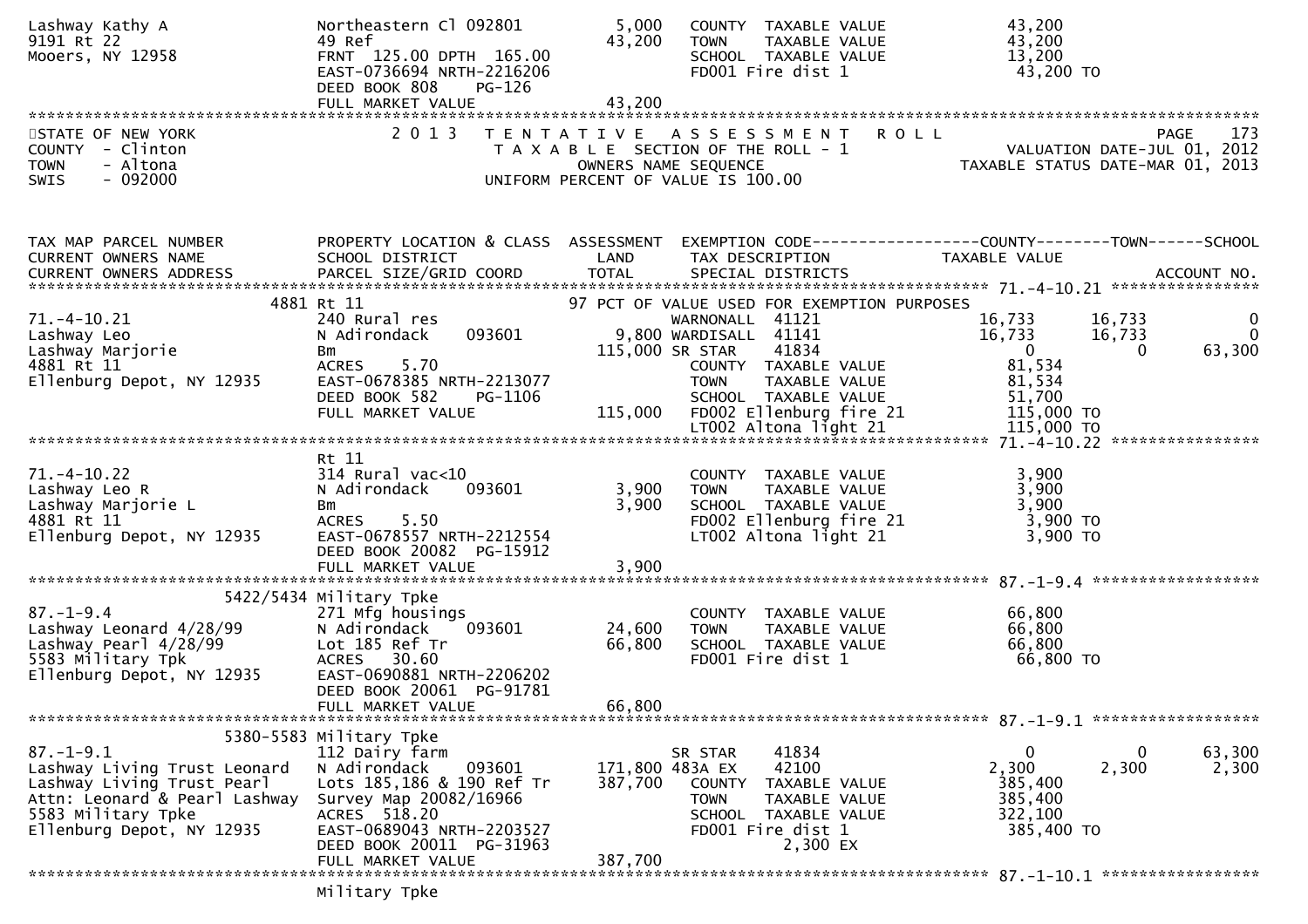```
Lashway Kathy A              Northeastern Cl 092801        5,000    COUNTY  TAXABLE VALUE              43,200
9191 Rt 22                   49 Ref                       43,200    TOWN    TAXABLE VALUE              43,200
Mooers, NY 12958             FRNT 125.00 DPTH 165.00                SCHOOL  TAXABLE VALUE              13,200
                             EAST-0736694 NRTH-2216206              FD001 Fire dist 1                   43,200 TO
                             DEED BOOK 808    PG-126
                             FULL MARKET VALUE            43,200
******************************************************************************************************************************************
STATE OF NEW YORK                2 0 1 3   T E N T A T I V E   A S S E S S M E N T   R O L L                          PAGE    173
COUNTY  - Clinton                      T A X A B L E  SECTION OF THE ROLL - 1                        VALUATION DATE-JUL 01, 2012
TOWN    - Altona                              OWNERS NAME SEQUENCE                                TAXABLE STATUS DATE-MAR 01, 2013
SWIS    - 092000                      UNIFORM PERCENT OF VALUE IS 100.00


TAX MAP PARCEL NUMBER        PROPERTY LOCATION & CLASS  ASSESSMENT  EXEMPTION CODE------------------COUNTY--------TOWN------SCHOOL
CURRENT OWNERS NAME          SCHOOL DISTRICT               LAND     TAX DESCRIPTION              TAXABLE VALUE
CURRENT OWNERS ADDRESS       PARCEL SIZE/GRID COORD       TOTAL     SPECIAL DISTRICTS                                     ACCOUNT NO.
*************************************************************************************************** 71.-4-10.21 *****************
                       4881 Rt 11                              97 PCT OF VALUE USED FOR EXEMPTION PURPOSES
71.-4-10.21                  240 Rural res                          WARNONALL  41121            16,733       16,733            0
Lashway Leo                  N Adirondack     093601        9,800 WARDISALL  41141            16,733       16,733            0
Lashway Marjorie             Bm                           115,000 SR STAR    41834                 0            0       63,300
4881 Rt 11                   ACRES     5.70                        COUNTY  TAXABLE VALUE              81,534
Ellenburg Depot, NY 12935    EAST-0678385 NRTH-2213077             TOWN    TAXABLE VALUE              81,534
                             DEED BOOK 582    PG-1106              SCHOOL  TAXABLE VALUE              51,700
                             FULL MARKET VALUE           115,000  FD002 Ellenburg fire 21          115,000 TO
                                                                   LT002 Altona light 21            115,000 TO
*************************************************************************************************** 71.-4-10.22 *****************
                             Rt 11
71.-4-10.22                  314 Rural vac<10                       COUNTY  TAXABLE VALUE               3,900
Lashway Leo R                N Adirondack     093601        3,900   TOWN    TAXABLE VALUE               3,900
Lashway Marjorie L           Bm                             3,900   SCHOOL  TAXABLE VALUE               3,900
4881 Rt 11                   ACRES     5.50                         FD002 Ellenburg fire 21             3,900 TO
Ellenburg Depot, NY 12935    EAST-0678557 NRTH-2212554              LT002 Altona light 21               3,900 TO
                             DEED BOOK 20082  PG-15912
                             FULL MARKET VALUE             3,900
*************************************************************************************************** 87.-1-9.4 *******************
                       5422/5434 Military Tpke
87.-1-9.4                    271 Mfg housings                       COUNTY  TAXABLE VALUE              66,800
Lashway Leonard 4/28/99      N Adirondack     093601       24,600   TOWN    TAXABLE VALUE              66,800
Lashway Pearl 4/28/99        Lot 185 Ref Tr               66,800   SCHOOL  TAXABLE VALUE              66,800
5583 Military Tpk            ACRES    30.60                         FD001 Fire dist 1                  66,800 TO
Ellenburg Depot, NY 12935    EAST-0690881 NRTH-2206202
                             DEED BOOK 20061  PG-91781
                             FULL MARKET VALUE            66,800
*************************************************************************************************** 87.-1-9.1 *******************
                       5380-5583 Military Tpke
87.-1-9.1                    112 Dairy farm                         SR STAR      41834                 0            0       63,300
Lashway Living Trust Leonard N Adirondack     093601      171,800 483A EX      42100             2,300        2,300        2,300
Lashway Living Trust Pearl   Lots 185,186 & 190 Ref Tr   387,700   COUNTY  TAXABLE VALUE             385,400
Attn: Leonard & Pearl Lashway Survey Map 20082/16966               TOWN    TAXABLE VALUE             385,400
5583 Military Tpke           ACRES   518.20                         SCHOOL  TAXABLE VALUE             322,100
Ellenburg Depot, NY 12935    EAST-0689043 NRTH-2203527              FD001 Fire dist 1                 385,400 TO
                             DEED BOOK 20011  PG-31963                          2,300 EX
                             FULL MARKET VALUE           387,700
*************************************************************************************************** 87.-1-10.1 ******************
                             Military Tpke
```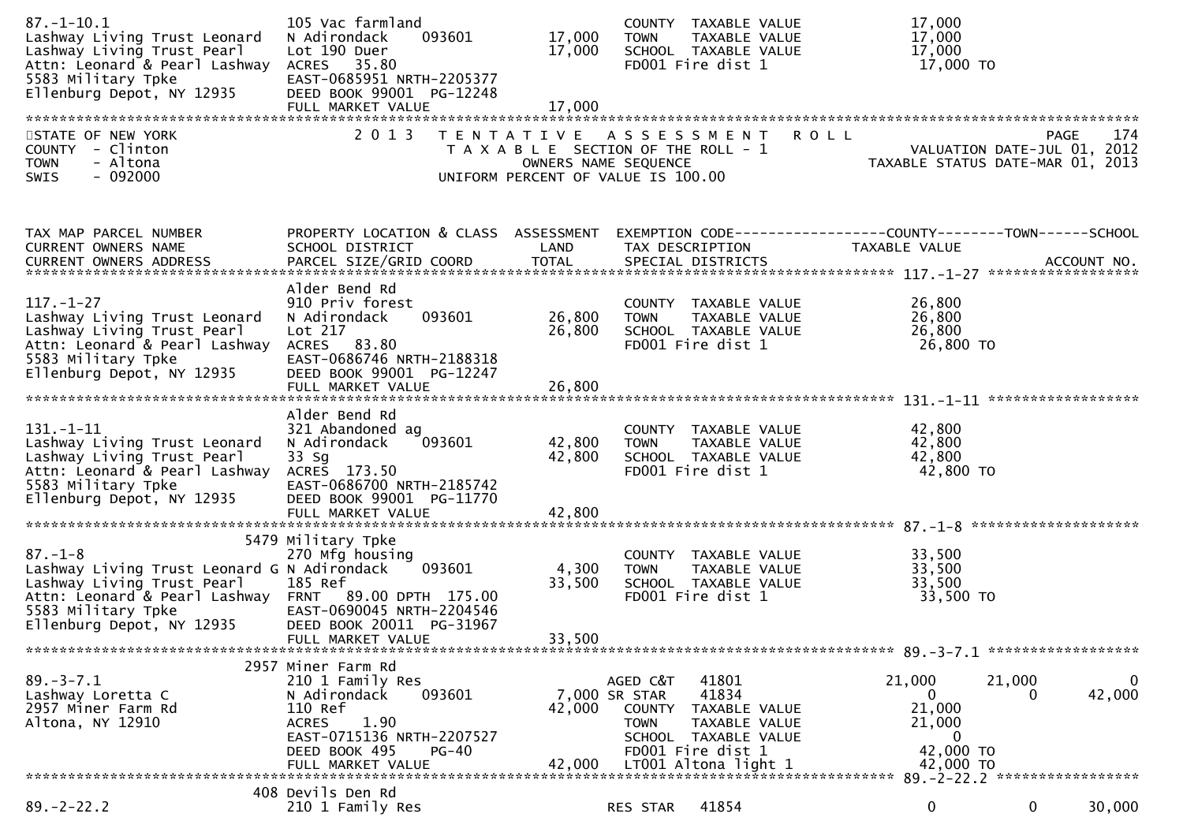```
87.-1-10.1                     105 Vac farmland                          COUNTY  TAXABLE VALUE            17,000
Lashway Living Trust Leonard   N Adirondack     093601       17,000      TOWN    TAXABLE VALUE            17,000
Lashway Living Trust Pearl     Lot 190 Duer                  17,000      SCHOOL  TAXABLE VALUE            17,000
Attn: Leonard & Pearl Lashway  ACRES   35.80                             FD001 Fire dist 1                 17,000 TO
5583 Military Tpke             EAST-0685951 NRTH-2205377
Ellenburg Depot, NY 12935      DEED BOOK 99001  PG-12248
                               FULL MARKET VALUE             17,000
******************************************************************************************************************************************
STATE OF NEW YORK              2 0 1 3   T E N T A T I V E   A S S E S S M E N T   R O L L                                  PAGE    174
COUNTY  - Clinton                        T A X A B L E  SECTION OF THE ROLL - 1                        VALUATION DATE-JUL 01, 2012
TOWN    - Altona                                 OWNERS NAME SEQUENCE                               TAXABLE STATUS DATE-MAR 01, 2013
SWIS    - 092000                         UNIFORM PERCENT OF VALUE IS 100.00


TAX MAP PARCEL NUMBER          PROPERTY LOCATION & CLASS  ASSESSMENT  EXEMPTION CODE------------------COUNTY--------TOWN------SCHOOL
CURRENT OWNERS NAME            SCHOOL DISTRICT               LAND      TAX DESCRIPTION            TAXABLE VALUE
CURRENT OWNERS ADDRESS         PARCEL SIZE/GRID COORD        TOTAL     SPECIAL DISTRICTS                                     ACCOUNT NO.
*************************************************************************************************** 117.-1-27 ******************
                               Alder Bend Rd
117.-1-27                      910 Priv forest                           COUNTY  TAXABLE VALUE            26,800
Lashway Living Trust Leonard   N Adirondack     093601       26,800      TOWN    TAXABLE VALUE            26,800
Lashway Living Trust Pearl     Lot 217                       26,800      SCHOOL  TAXABLE VALUE            26,800
Attn: Leonard & Pearl Lashway  ACRES   83.80                             FD001 Fire dist 1                 26,800 TO
5583 Military Tpke             EAST-0686746 NRTH-2188318
Ellenburg Depot, NY 12935      DEED BOOK 99001  PG-12247
                               FULL MARKET VALUE             26,800
*************************************************************************************************** 131.-1-11 ******************
                               Alder Bend Rd
131.-1-11                      321 Abandoned ag                          COUNTY  TAXABLE VALUE            42,800
Lashway Living Trust Leonard   N Adirondack     093601       42,800      TOWN    TAXABLE VALUE            42,800
Lashway Living Trust Pearl     33 Sg                         42,800      SCHOOL  TAXABLE VALUE            42,800
Attn: Leonard & Pearl Lashway  ACRES  173.50                             FD001 Fire dist 1                 42,800 TO
5583 Military Tpke             EAST-0686700 NRTH-2185742
Ellenburg Depot, NY 12935      DEED BOOK 99001  PG-11770
                               FULL MARKET VALUE             42,800
*************************************************************************************************** 87.-1-8 ********************
                          5479 Military Tpke
87.-1-8                        270 Mfg housing                           COUNTY  TAXABLE VALUE            33,500
Lashway Living Trust Leonard G N Adirondack     093601        4,300      TOWN    TAXABLE VALUE            33,500
Lashway Living Trust Pearl     185 Ref                       33,500      SCHOOL  TAXABLE VALUE            33,500
Attn: Leonard & Pearl Lashway  FRNT   89.00 DPTH 175.00                  FD001 Fire dist 1                 33,500 TO
5583 Military Tpke             EAST-0690045 NRTH-2204546
Ellenburg Depot, NY 12935      DEED BOOK 20011  PG-31967
                               FULL MARKET VALUE             33,500
*************************************************************************************************** 89.-3-7.1 ******************
                          2957 Miner Farm Rd
89.-3-7.1                      210 1 Family Res                  AGED C&T    41801         21,000        21,000             0
Lashway Loretta C              N Adirondack     093601        7,000 SR STAR     41834              0             0        42,000
2957 Miner Farm Rd             110 Ref                       42,000      COUNTY  TAXABLE VALUE            21,000
Altona, NY 12910               ACRES    1.90                             TOWN    TAXABLE VALUE            21,000
                               EAST-0715136 NRTH-2207527                 SCHOOL  TAXABLE VALUE                 0
                               DEED BOOK 495    PG-40                    FD001 Fire dist 1                 42,000 TO
                               FULL MARKET VALUE             42,000      LT001 Altona light 1              42,000 TO
*************************************************************************************************** 89.-2-22.2 *****************
                           408 Devils Den Rd
89.-2-22.2                     210 1 Family Res                  RES STAR    41854              0             0        30,000
```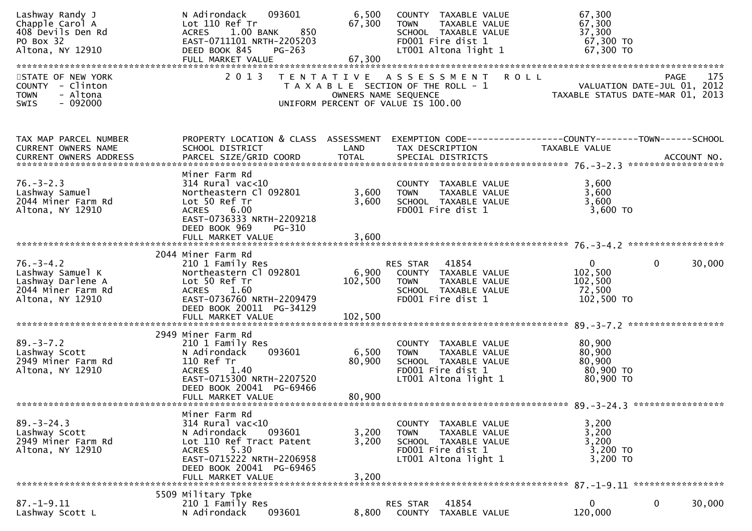```
Lashway Randy J                N Adirondack    093601       6,500   COUNTY  TAXABLE VALUE            67,300
Chapple Carol A                Lot 110 Ref Tr              67,300   TOWN    TAXABLE VALUE            67,300
408 Devils Den Rd              ACRES    1.00 BANK    850            SCHOOL  TAXABLE VALUE            37,300
PO Box 32                      EAST-0711101 NRTH-2205203            FD001 Fire dist 1                 67,300 TO
Altona, NY 12910               DEED BOOK 845    PG-263              LT001 Altona light 1              67,300 TO
                               FULL MARKET VALUE           67,300
******************************************************************************************************************
STATE OF NEW YORK              2 0 1 3   T E N T A T I V E   A S S E S S M E N T   R O L L                PAGE   175
COUNTY  - Clinton                    T A X A B L E  SECTION OF THE ROLL - 1               VALUATION DATE-JUL 01, 2012
TOWN    - Altona                           OWNERS NAME SEQUENCE                      TAXABLE STATUS DATE-MAR 01, 2013
SWIS    - 092000                     UNIFORM PERCENT OF VALUE IS 100.00


TAX MAP PARCEL NUMBER          PROPERTY LOCATION & CLASS  ASSESSMENT  EXEMPTION CODE------------------COUNTY--------TOWN------SCHOOL
CURRENT OWNERS NAME            SCHOOL DISTRICT              LAND      TAX DESCRIPTION             TAXABLE VALUE
CURRENT OWNERS ADDRESS         PARCEL SIZE/GRID COORD       TOTAL     SPECIAL DISTRICTS                                 ACCOUNT NO.
******************************************************************************************************** 76.-3-2.3 ******************
                               Miner Farm Rd
76.-3-2.3                      314 Rural vac<10                       COUNTY  TAXABLE VALUE             3,600
Lashway Samuel                 Northeastern Cl 092801       3,600     TOWN    TAXABLE VALUE             3,600
2044 Miner Farm Rd             Lot 50 Ref Tr                3,600     SCHOOL  TAXABLE VALUE             3,600
Altona, NY 12910               ACRES    6.00                          FD001 Fire dist 1                  3,600 TO
                               EAST-0736333 NRTH-2209218
                               DEED BOOK 969    PG-310
                               FULL MARKET VALUE            3,600
******************************************************************************************************** 76.-3-4.2 ******************
                          2044 Miner Farm Rd
76.-3-4.2                      210 1 Family Res                      RES STAR   41854                0            0       30,000
Lashway Samuel K               Northeastern Cl 092801       6,900    COUNTY  TAXABLE VALUE           102,500
Lashway Darlene A              Lot 50 Ref Tr              102,500    TOWN    TAXABLE VALUE           102,500
2044 Miner Farm Rd             ACRES    1.60                         SCHOOL  TAXABLE VALUE            72,500
Altona, NY 12910               EAST-0736760 NRTH-2209479             FD001 Fire dist 1               102,500 TO
                               DEED BOOK 20011  PG-34129
                               FULL MARKET VALUE          102,500
******************************************************************************************************** 89.-3-7.2 ******************
                          2949 Miner Farm Rd
89.-3-7.2                      210 1 Family Res                      COUNTY  TAXABLE VALUE            80,900
Lashway Scott                  N Adirondack    093601       6,500    TOWN    TAXABLE VALUE            80,900
2949 Miner Farm Rd             110 Ref Tr                  80,900    SCHOOL  TAXABLE VALUE            80,900
Altona, NY 12910               ACRES    1.40                         FD001 Fire dist 1                80,900 TO
                               EAST-0715300 NRTH-2207520             LT001 Altona light 1             80,900 TO
                               DEED BOOK 20041  PG-69466
                               FULL MARKET VALUE           80,900
******************************************************************************************************** 89.-3-24.3 *****************
                               Miner Farm Rd
89.-3-24.3                     314 Rural vac<10                      COUNTY  TAXABLE VALUE             3,200
Lashway Scott                  N Adirondack    093601       3,200    TOWN    TAXABLE VALUE             3,200
2949 Miner Farm Rd             Lot 110 Ref Tract Patent     3,200    SCHOOL  TAXABLE VALUE             3,200
Altona, NY 12910               ACRES    5.30                         FD001 Fire dist 1                 3,200 TO
                               EAST-0715222 NRTH-2206958             LT001 Altona light 1              3,200 TO
                               DEED BOOK 20041  PG-69465
                               FULL MARKET VALUE            3,200
******************************************************************************************************** 87.-1-9.11 *****************
                          5509 Military Tpke
87.-1-9.11                     210 1 Family Res                      RES STAR   41854                0            0       30,000
Lashway Scott L                N Adirondack    093601       8,800    COUNTY  TAXABLE VALUE           120,000
```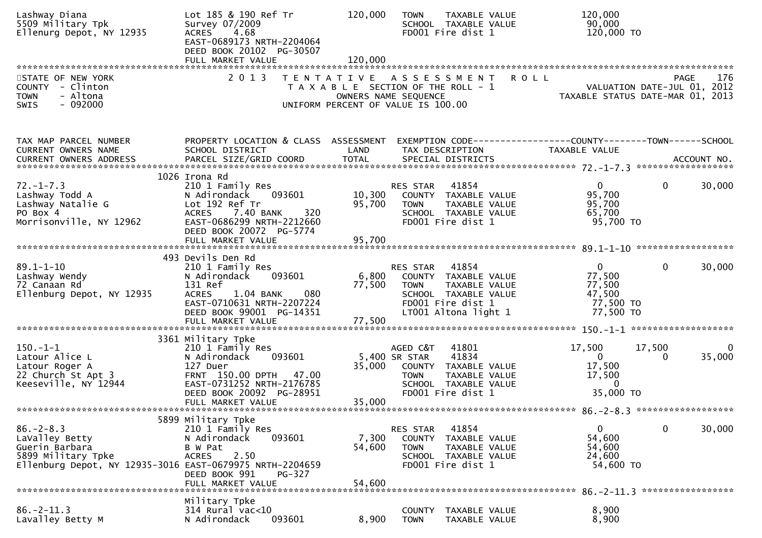```
Lashway Diana                  Lot 185 & 190 Ref Tr         120,000   TOWN     TAXABLE VALUE              120,000
5509 Military Tpk              Survey 07/2009                         SCHOOL   TAXABLE VALUE               90,000
Ellenurg Depot, NY 12935       ACRES    4.68                          FD001 Fire dist 1                   120,000 TO
                               EAST-0689173 NRTH-2204064
                               DEED BOOK 20102  PG-30507
                               FULL MARKET VALUE            120,000
******************************************************************************************************************************************
```

STATE OF NEW YORK — 2 0 1 3 TENTATIVE ASSESSMENT ROLL — PAGE 176
COUNTY - Clinton — TAXABLE SECTION OF THE ROLL - 1 — VALUATION DATE-JUL 01, 2012
TOWN - Altona — OWNERS NAME SEQUENCE — TAXABLE STATUS DATE-MAR 01, 2013
SWIS - 092000 — UNIFORM PERCENT OF VALUE IS 100.00

```
TAX MAP PARCEL NUMBER          PROPERTY LOCATION & CLASS  ASSESSMENT  EXEMPTION CODE------------------COUNTY--------TOWN------SCHOOL
CURRENT OWNERS NAME            SCHOOL DISTRICT               LAND      TAX DESCRIPTION              TAXABLE VALUE
CURRENT OWNERS ADDRESS         PARCEL SIZE/GRID COORD        TOTAL     SPECIAL DISTRICTS                                    ACCOUNT NO.
******************************************************************************************************** 72.-1-7.3 ******************
                          1026 Irona Rd
72.-1-7.3                      210 1 Family Res                        RES STAR   41854                    0           0      30,000
Lashway Todd A                 N Adirondack      093601      10,300     COUNTY  TAXABLE VALUE             95,700
Lashway Natalie G              Lot 192 Ref Tr                95,700     TOWN    TAXABLE VALUE             95,700
PO Box 4                       ACRES    7.40 BANK     320               SCHOOL  TAXABLE VALUE             65,700
Morrisonville, NY 12962        EAST-0686299 NRTH-2212660                FD001 Fire dist 1                  95,700 TO
                               DEED BOOK 20072  PG-5774
                               FULL MARKET VALUE             95,700
******************************************************************************************************** 89.1-1-10 ******************
                           493 Devils Den Rd
89.1-1-10                      210 1 Family Res                        RES STAR   41854                    0           0      30,000
Lashway Wendy                  N Adirondack      093601       6,800     COUNTY  TAXABLE VALUE             77,500
72 Canaan Rd                   131 Ref                       77,500     TOWN    TAXABLE VALUE             77,500
Ellenburg Depot, NY 12935      ACRES    1.04 BANK     080               SCHOOL  TAXABLE VALUE             47,500
                               EAST-0710631 NRTH-2207224                FD001 Fire dist 1                  77,500 TO
                               DEED BOOK 99001  PG-14351                LT001 Altona light 1               77,500 TO
                               FULL MARKET VALUE             77,500
******************************************************************************************************** 150.-1-1 *******************
                          3361 Military Tpke
150.-1-1                       210 1 Family Res                        AGED C&T   41801               17,500      17,500           0
Latour Alice L                 N Adirondack      093601       5,400 SR STAR   41834                    0           0      35,000
Latour Roger A                 127 Duer                      35,000     COUNTY  TAXABLE VALUE             17,500
22 Church St Apt 3             FRNT  150.00 DPTH   47.00                TOWN    TAXABLE VALUE             17,500
Keeseville, NY 12944           EAST-0731252 NRTH-2176785                SCHOOL  TAXABLE VALUE                  0
                               DEED BOOK 20092  PG-28951                FD001 Fire dist 1                  35,000 TO
                               FULL MARKET VALUE             35,000
******************************************************************************************************** 86.-2-8.3 ******************
                          5899 Military Tpke
86.-2-8.3                      210 1 Family Res                        RES STAR   41854                    0           0      30,000
LaValley Betty                 N Adirondack      093601       7,300     COUNTY  TAXABLE VALUE             54,600
Guerin Barbara                 B W Pat                       54,600     TOWN    TAXABLE VALUE             54,600
5899 Military Tpke             ACRES    2.50                            SCHOOL  TAXABLE VALUE             24,600
Ellenburg Depot, NY 12935-3016 EAST-0679975 NRTH-2204659                FD001 Fire dist 1                  54,600 TO
                               DEED BOOK 991    PG-327
                               FULL MARKET VALUE             54,600
******************************************************************************************************** 86.-2-11.3 *****************
                               Military Tpke
86.-2-11.3                     314 Rural vac<10                         COUNTY  TAXABLE VALUE              8,900
Lavalley Betty M               N Adirondack      093601       8,900     TOWN    TAXABLE VALUE              8,900
```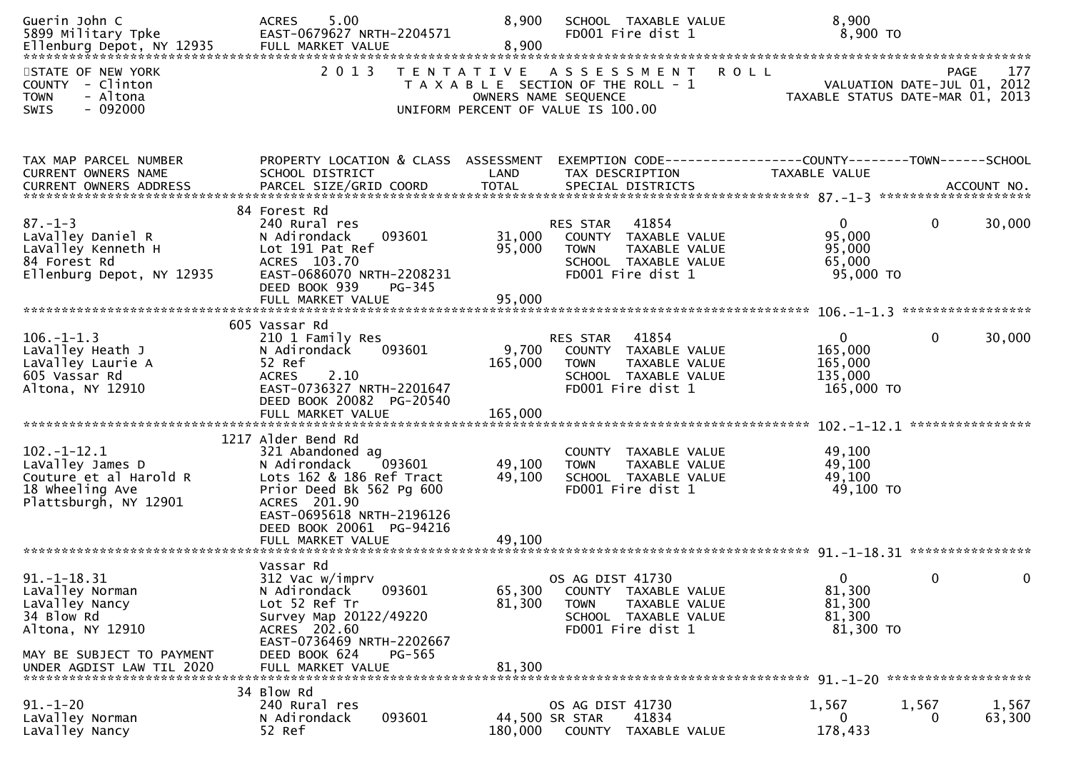```
Guerin John C                  ACRES     5.00                   8,900   SCHOOL  TAXABLE VALUE              8,900
5899 Military Tpke             EAST-0679627 NRTH-2204571                FD001 Fire dist 1                   8,900 TO
Ellenburg Depot, NY 12935      FULL MARKET VALUE                8,900
******************************************************************************************************************************************
STATE OF NEW YORK                 2 0 1 3   T E N T A T I V E   A S S E S S M E N T   R O L L                              PAGE    177
COUNTY  - Clinton                             T A X A B L E  SECTION OF THE ROLL - 1                     VALUATION DATE-JUL 01, 2012
TOWN    - Altona                                    OWNERS NAME SEQUENCE                           TAXABLE STATUS DATE-MAR 01, 2013
SWIS    - 092000                            UNIFORM PERCENT OF VALUE IS 100.00


TAX MAP PARCEL NUMBER          PROPERTY LOCATION & CLASS  ASSESSMENT  EXEMPTION CODE------------------COUNTY--------TOWN------SCHOOL
CURRENT OWNERS NAME            SCHOOL DISTRICT               LAND      TAX DESCRIPTION              TAXABLE VALUE
CURRENT OWNERS ADDRESS         PARCEL SIZE/GRID COORD       TOTAL      SPECIAL DISTRICTS                                    ACCOUNT NO.
******************************************************************************************************** 87.-1-3 ********************
                               84 Forest Rd
87.-1-3                        240 Rural res                           RES STAR   41854                  0           0       30,000
LaValley Daniel R              N Adirondack      093601       31,000   COUNTY  TAXABLE VALUE         95,000
LaValley Kenneth H             Lot 191 Pat Ref                95,000   TOWN    TAXABLE VALUE         95,000
84 Forest Rd                   ACRES  103.70                           SCHOOL  TAXABLE VALUE         65,000
Ellenburg Depot, NY 12935      EAST-0686070 NRTH-2208231               FD001 Fire dist 1              95,000 TO
                               DEED BOOK 939     PG-345
                               FULL MARKET VALUE              95,000
******************************************************************************************************** 106.-1-1.3 *****************
                               605 Vassar Rd
106.-1-1.3                     210 1 Family Res                        RES STAR   41854                  0           0       30,000
LaValley Heath J               N Adirondack      093601        9,700   COUNTY  TAXABLE VALUE        165,000
LaValley Laurie A              52 Ref                        165,000   TOWN    TAXABLE VALUE        165,000
605 Vassar Rd                  ACRES     2.10                          SCHOOL  TAXABLE VALUE        135,000
Altona, NY 12910               EAST-0736327 NRTH-2201647               FD001 Fire dist 1             165,000 TO
                               DEED BOOK 20082  PG-20540
                               FULL MARKET VALUE             165,000
******************************************************************************************************** 102.-1-12.1 ****************
                               1217 Alder Bend Rd
102.-1-12.1                    321 Abandoned ag                        COUNTY  TAXABLE VALUE         49,100
LaValley James D               N Adirondack      093601       49,100   TOWN    TAXABLE VALUE         49,100
Couture et al Harold R         Lots 162 & 186 Ref Tract       49,100   SCHOOL  TAXABLE VALUE         49,100
18 Wheeling Ave                Prior Deed Bk 562 Pg 600                FD001 Fire dist 1              49,100 TO
Plattsburgh, NY 12901          ACRES  201.90
                               EAST-0695618 NRTH-2196126
                               DEED BOOK 20061  PG-94216
                               FULL MARKET VALUE              49,100
******************************************************************************************************** 91.-1-18.31 ****************
                               Vassar Rd
91.-1-18.31                    312 Vac w/imprv                         OS AG DIST 41730                  0           0            0
LaValley Norman                N Adirondack      093601       65,300   COUNTY  TAXABLE VALUE         81,300
LaValley Nancy                 Lot 52 Ref Tr                  81,300   TOWN    TAXABLE VALUE         81,300
34 Blow Rd                     Survey Map 20122/49220                  SCHOOL  TAXABLE VALUE         81,300
Altona, NY 12910               ACRES  202.60                           FD001 Fire dist 1              81,300 TO
                               EAST-0736469 NRTH-2202667
MAY BE SUBJECT TO PAYMENT      DEED BOOK 624     PG-565
UNDER AGDIST LAW TIL 2020      FULL MARKET VALUE              81,300
******************************************************************************************************** 91.-1-20 *******************
                               34 Blow Rd
91.-1-20                       240 Rural res                           OS AG DIST 41730              1,567       1,567        1,567
LaValley Norman                N Adirondack      093601       44,500 SR STAR    41834                  0           0       63,300
LaValley Nancy                 52 Ref                        180,000   COUNTY  TAXABLE VALUE        178,433
```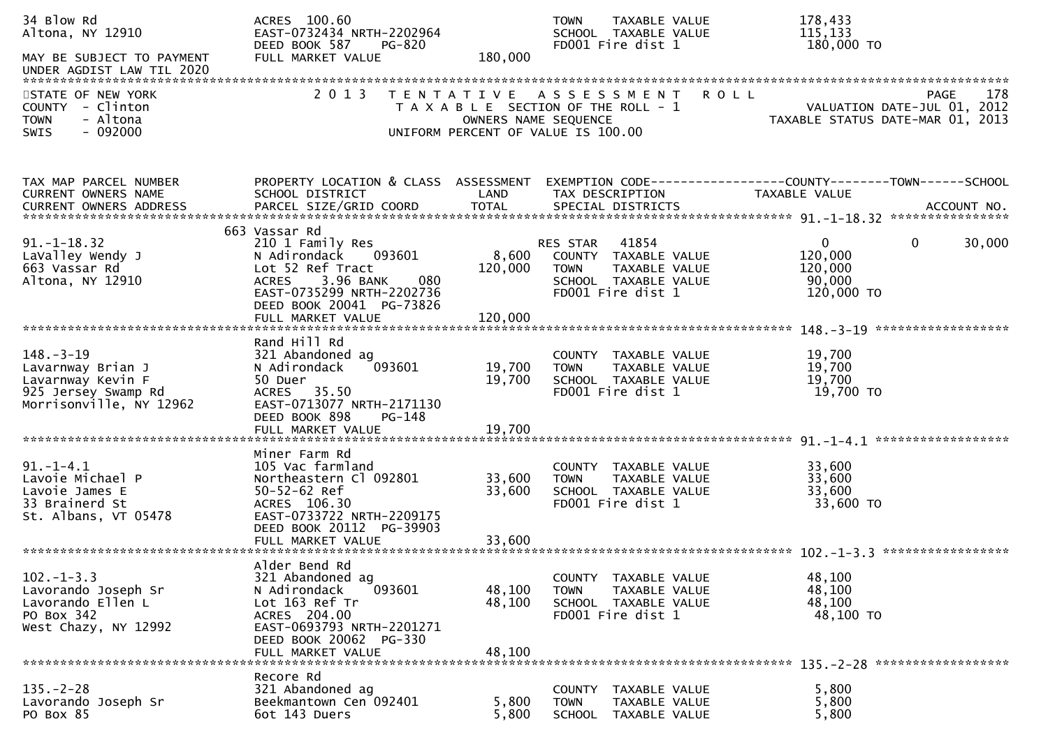34 Blow Rd ACRES 100.60 TOWN TAXABLE VALUE 178,433
Altona, NY 12910 EAST-0732434 NRTH-2202964 SCHOOL TAXABLE VALUE 115,133
DEED BOOK 587 PG-820 FD001 Fire dist 1 180,000 TO
MAY BE SUBJECT TO PAYMENT FULL MARKET VALUE 180,000
UNDER AGDIST LAW TIL 2020

STATE OF NEW YORK — 2013 TENTATIVE ASSESSMENT ROLL — PAGE 178
COUNTY - Clinton — TAXABLE SECTION OF THE ROLL - 1 — VALUATION DATE-JUL 01, 2012
TOWN - Altona — OWNERS NAME SEQUENCE — TAXABLE STATUS DATE-MAR 01, 2013
SWIS - 092000 — UNIFORM PERCENT OF VALUE IS 100.00

| TAX MAP PARCEL NUMBER / CURRENT OWNERS NAME / CURRENT OWNERS ADDRESS | PROPERTY LOCATION & CLASS / SCHOOL DISTRICT / PARCEL SIZE/GRID COORD | ASSESSMENT LAND / TOTAL | EXEMPTION CODE / TAX DESCRIPTION / SPECIAL DISTRICTS | COUNTY TAXABLE VALUE | TOWN | SCHOOL / ACCOUNT NO. |
|---|---|---|---|---|---|---|
| **91.-1-18.32** | 663 Vassar Rd | | | | | |
| 91.-1-18.32 | 210 1 Family Res | | RES STAR 41854 | 0 | 0 | 30,000 |
| LaValley Wendy J | N Adirondack 093601 | 8,600 | COUNTY TAXABLE VALUE | 120,000 | | |
| 663 Vassar Rd | Lot 52 Ref Tract | 120,000 | TOWN TAXABLE VALUE | 120,000 | | |
| Altona, NY 12910 | ACRES 3.96 BANK 080 | | SCHOOL TAXABLE VALUE | 90,000 | | |
| | EAST-0735299 NRTH-2202736 | | FD001 Fire dist 1 | 120,000 TO | | |
| | DEED BOOK 20041 PG-73826 | | | | | |
| | FULL MARKET VALUE | 120,000 | | | | |
| **148.-3-19** | Rand Hill Rd | | | | | |
| 148.-3-19 | 321 Abandoned ag | | COUNTY TAXABLE VALUE | 19,700 | | |
| Lavarnway Brian J | N Adirondack 093601 | 19,700 | TOWN TAXABLE VALUE | 19,700 | | |
| Lavarnway Kevin F | 50 Duer | 19,700 | SCHOOL TAXABLE VALUE | 19,700 | | |
| 925 Jersey Swamp Rd | ACRES 35.50 | | FD001 Fire dist 1 | 19,700 TO | | |
| Morrisonville, NY 12962 | EAST-0713077 NRTH-2171130 | | | | | |
| | DEED BOOK 898 PG-148 | | | | | |
| | FULL MARKET VALUE | 19,700 | | | | |
| **91.-1-4.1** | Miner Farm Rd | | | | | |
| 91.-1-4.1 | 105 Vac farmland | | COUNTY TAXABLE VALUE | 33,600 | | |
| Lavoie Michael P | Northeastern Cl 092801 | 33,600 | TOWN TAXABLE VALUE | 33,600 | | |
| Lavoie James E | 50-52-62 Ref | 33,600 | SCHOOL TAXABLE VALUE | 33,600 | | |
| 33 Brainerd St | ACRES 106.30 | | FD001 Fire dist 1 | 33,600 TO | | |
| St. Albans, VT 05478 | EAST-0733722 NRTH-2209175 | | | | | |
| | DEED BOOK 20112 PG-39903 | | | | | |
| | FULL MARKET VALUE | 33,600 | | | | |
| **102.-1-3.3** | Alder Bend Rd | | | | | |
| 102.-1-3.3 | 321 Abandoned ag | | COUNTY TAXABLE VALUE | 48,100 | | |
| Lavorando Joseph Sr | N Adirondack 093601 | 48,100 | TOWN TAXABLE VALUE | 48,100 | | |
| Lavorando Ellen L | Lot 163 Ref Tr | 48,100 | SCHOOL TAXABLE VALUE | 48,100 | | |
| PO Box 342 | ACRES 204.00 | | FD001 Fire dist 1 | 48,100 TO | | |
| West Chazy, NY 12992 | EAST-0693793 NRTH-2201271 | | | | | |
| | DEED BOOK 20062 PG-330 | | | | | |
| | FULL MARKET VALUE | 48,100 | | | | |
| **135.-2-28** | Recore Rd | | | | | |
| 135.-2-28 | 321 Abandoned ag | | COUNTY TAXABLE VALUE | 5,800 | | |
| Lavorando Joseph Sr | Beekmantown Cen 092401 | 5,800 | TOWN TAXABLE VALUE | 5,800 | | |
| PO Box 85 | 6ot 143 Duers | 5,800 | SCHOOL TAXABLE VALUE | 5,800 | | |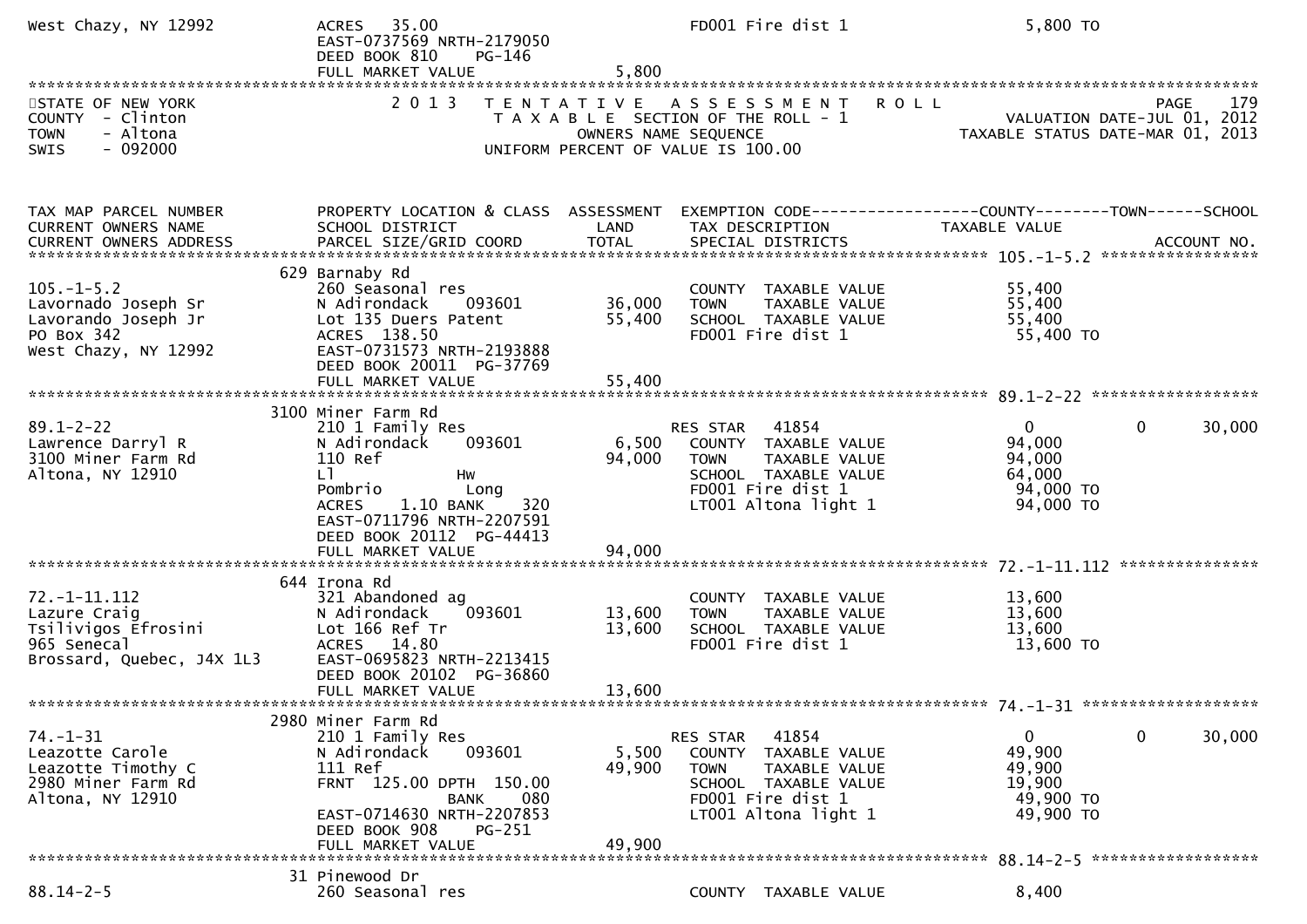West Chazy, NY 12992 ACRES 35.00 FD001 Fire dist 1 5,800 TO
EAST-0737569 NRTH-2179050
DEED BOOK 810 PG-146
FULL MARKET VALUE 5,800

STATE OF NEW YORK
COUNTY - Clinton
TOWN - Altona
SWIS - 092000

2013 TENTATIVE ASSESSMENT ROLL
TAXABLE SECTION OF THE ROLL - 1
OWNERS NAME SEQUENCE
UNIFORM PERCENT OF VALUE IS 100.00

PAGE 179
VALUATION DATE-JUL 01, 2012
TAXABLE STATUS DATE-MAR 01, 2013

| TAX MAP PARCEL NUMBER / CURRENT OWNERS NAME / CURRENT OWNERS ADDRESS | PROPERTY LOCATION & CLASS / SCHOOL DISTRICT / PARCEL SIZE/GRID COORD | ASSESSMENT LAND | ASSESSMENT TOTAL | EXEMPTION CODE / TAX DESCRIPTION / SPECIAL DISTRICTS | COUNTY TAXABLE VALUE | TOWN | SCHOOL / ACCOUNT NO. |
|---|---|---|---|---|---|---|---|
| **105.-1-5.2** | 629 Barnaby Rd | | | | | | |
| 105.-1-5.2 | 260 Seasonal res | | | COUNTY TAXABLE VALUE | 55,400 | | |
| Lavornado Joseph Sr | N Adirondack 093601 | 36,000 | | TOWN TAXABLE VALUE | 55,400 | | |
| Lavorando Joseph Jr | Lot 135 Duers Patent | | 55,400 | SCHOOL TAXABLE VALUE | 55,400 | | |
| PO Box 342 | ACRES 138.50 | | | FD001 Fire dist 1 | 55,400 TO | | |
| West Chazy, NY 12992 | EAST-0731573 NRTH-2193888 | | | | | | |
| | DEED BOOK 20011 PG-37769 | | | | | | |
| | FULL MARKET VALUE | | 55,400 | | | | |
| **89.1-2-22** | 3100 Miner Farm Rd | | | | | | |
| 89.1-2-22 | 210 1 Family Res | | | RES STAR 41854 | 0 | 0 | 30,000 |
| Lawrence Darryl R | N Adirondack 093601 | 6,500 | | COUNTY TAXABLE VALUE | 94,000 | | |
| 3100 Miner Farm Rd | 110 Ref | | 94,000 | TOWN TAXABLE VALUE | 94,000 | | |
| Altona, NY 12910 | Ll Hw | | | SCHOOL TAXABLE VALUE | 64,000 | | |
| | Pombrio Long | | | FD001 Fire dist 1 | 94,000 TO | | |
| | ACRES 1.10 BANK 320 | | | LT001 Altona light 1 | 94,000 TO | | |
| | EAST-0711796 NRTH-2207591 | | | | | | |
| | DEED BOOK 20112 PG-44413 | | | | | | |
| | FULL MARKET VALUE | | 94,000 | | | | |
| **72.-1-11.112** | 644 Irona Rd | | | | | | |
| 72.-1-11.112 | 321 Abandoned ag | | | COUNTY TAXABLE VALUE | 13,600 | | |
| Lazure Craig | N Adirondack 093601 | 13,600 | | TOWN TAXABLE VALUE | 13,600 | | |
| Tsilivigos Efrosini | Lot 166 Ref Tr | | 13,600 | SCHOOL TAXABLE VALUE | 13,600 | | |
| 965 Senecal | ACRES 14.80 | | | FD001 Fire dist 1 | 13,600 TO | | |
| Brossard, Quebec, J4X 1L3 | EAST-0695823 NRTH-2213415 | | | | | | |
| | DEED BOOK 20102 PG-36860 | | | | | | |
| | FULL MARKET VALUE | | 13,600 | | | | |
| **74.-1-31** | 2980 Miner Farm Rd | | | | | | |
| 74.-1-31 | 210 1 Family Res | | | RES STAR 41854 | 0 | 0 | 30,000 |
| Leazotte Carole | N Adirondack 093601 | 5,500 | | COUNTY TAXABLE VALUE | 49,900 | | |
| Leazotte Timothy C | 111 Ref | | 49,900 | TOWN TAXABLE VALUE | 49,900 | | |
| 2980 Miner Farm Rd | FRNT 125.00 DPTH 150.00 | | | SCHOOL TAXABLE VALUE | 19,900 | | |
| Altona, NY 12910 | BANK 080 | | | FD001 Fire dist 1 | 49,900 TO | | |
| | EAST-0714630 NRTH-2207853 | | | LT001 Altona light 1 | 49,900 TO | | |
| | DEED BOOK 908 PG-251 | | | | | | |
| | FULL MARKET VALUE | | 49,900 | | | | |
| **88.14-2-5** | 31 Pinewood Dr | | | | | | |
| 88.14-2-5 | 260 Seasonal res | | | COUNTY TAXABLE VALUE | 8,400 | | |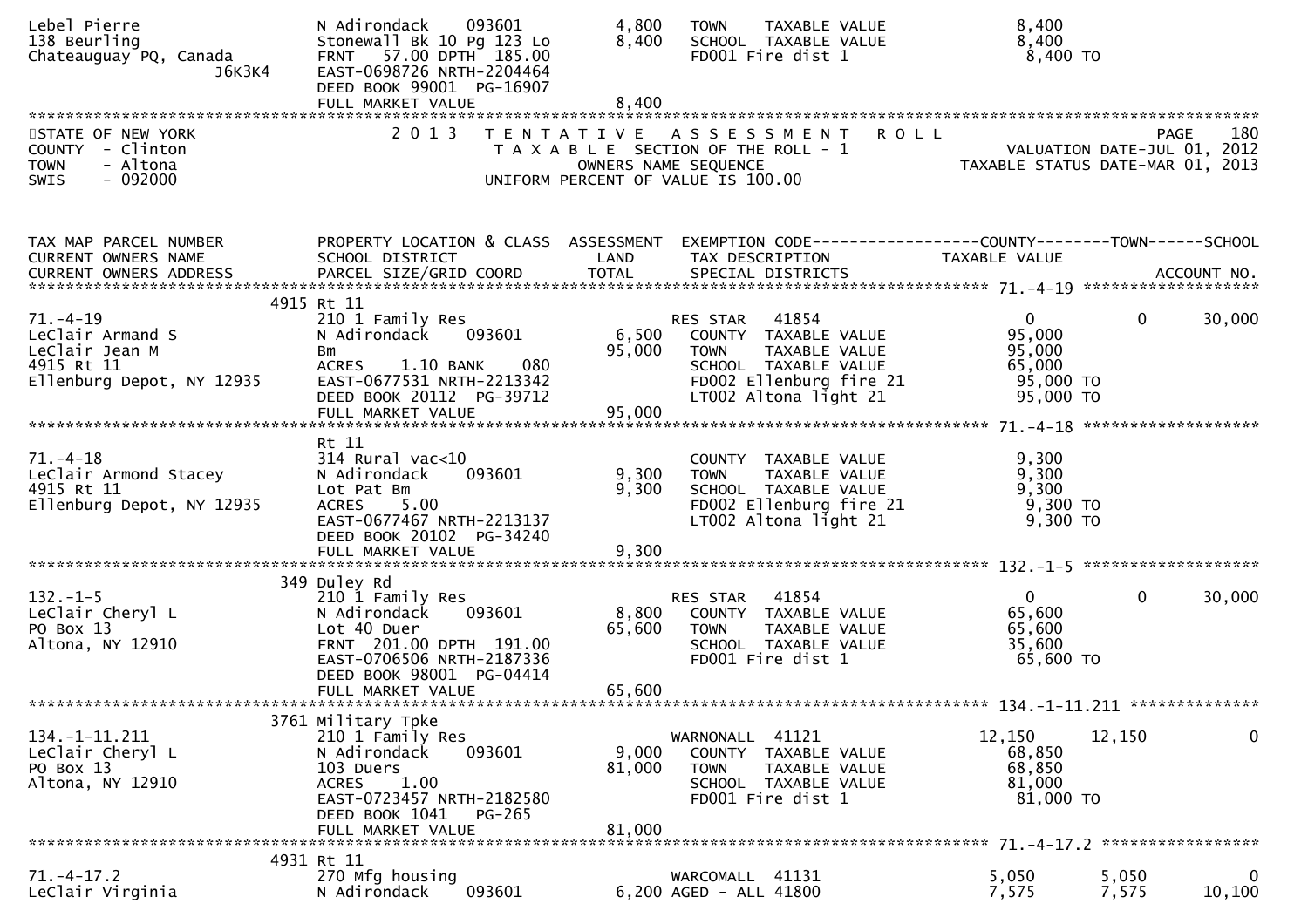```
Lebel Pierre                   N Adirondack    093601       4,800   TOWN    TAXABLE VALUE              8,400
138 Beurling                   Stonewall Bk 10 Pg 123 Lo    8,400   SCHOOL  TAXABLE VALUE              8,400
Chateauguay PQ, Canada         FRNT   57.00 DPTH  185.00            FD001 Fire dist 1                  8,400 TO
                  J6K3K4       EAST-0698726 NRTH-2204464
                               DEED BOOK 99001  PG-16907
                               FULL MARKET VALUE            8,400
******************************************************************************************************************************************
```

STATE OF NEW YORK — 2013 TENTATIVE ASSESSMENT ROLL — PAGE 180
COUNTY - Clinton — TAXABLE SECTION OF THE ROLL - 1 — VALUATION DATE-JUL 01, 2012
TOWN - Altona — OWNERS NAME SEQUENCE — TAXABLE STATUS DATE-MAR 01, 2013
SWIS - 092000 — UNIFORM PERCENT OF VALUE IS 100.00

```
TAX MAP PARCEL NUMBER          PROPERTY LOCATION & CLASS  ASSESSMENT  EXEMPTION CODE------------------COUNTY--------TOWN------SCHOOL
CURRENT OWNERS NAME            SCHOOL DISTRICT               LAND      TAX DESCRIPTION            TAXABLE VALUE
CURRENT OWNERS ADDRESS         PARCEL SIZE/GRID COORD        TOTAL     SPECIAL DISTRICTS                                  ACCOUNT NO.
************************************************************************************************ 71.-4-19 ******************
                     4915 Rt 11
71.-4-19                       210 1 Family Res                     RES STAR   41854                  0           0       30,000
LeClair Armand S               N Adirondack    093601       6,500   COUNTY  TAXABLE VALUE             95,000
LeClair Jean M                 Bm                          95,000   TOWN    TAXABLE VALUE             95,000
4915 Rt 11                     ACRES    1.10 BANK    080            SCHOOL  TAXABLE VALUE             65,000
Ellenburg Depot, NY 12935      EAST-0677531 NRTH-2213342            FD002 Ellenburg fire 21           95,000 TO
                               DEED BOOK 20112  PG-39712            LT002 Altona light 21             95,000 TO
                               FULL MARKET VALUE           95,000
************************************************************************************************ 71.-4-18 ******************
                               Rt 11
71.-4-18                       314 Rural vac<10                     COUNTY  TAXABLE VALUE              9,300
LeClair Armond Stacey          N Adirondack    093601       9,300   TOWN    TAXABLE VALUE              9,300
4915 Rt 11                     Lot Pat Bm                   9,300   SCHOOL  TAXABLE VALUE              9,300
Ellenburg Depot, NY 12935      ACRES    5.00                        FD002 Ellenburg fire 21            9,300 TO
                               EAST-0677467 NRTH-2213137            LT002 Altona light 21              9,300 TO
                               DEED BOOK 20102  PG-34240
                               FULL MARKET VALUE            9,300
************************************************************************************************ 132.-1-5 ******************
                     349 Duley Rd
132.-1-5                       210 1 Family Res                     RES STAR   41854                  0           0       30,000
LeClair Cheryl L               N Adirondack    093601       8,800   COUNTY  TAXABLE VALUE             65,600
PO Box 13                      Lot 40 Duer                 65,600   TOWN    TAXABLE VALUE             65,600
Altona, NY 12910               FRNT  201.00 DPTH  191.00            SCHOOL  TAXABLE VALUE             35,600
                               EAST-0706506 NRTH-2187336            FD001 Fire dist 1                 65,600 TO
                               DEED BOOK 98001  PG-04414
                               FULL MARKET VALUE           65,600
************************************************************************************************ 134.-1-11.211 *************
                     3761 Military Tpke
134.-1-11.211                  210 1 Family Res                     WARNONALL  41121             12,150      12,150            0
LeClair Cheryl L               N Adirondack    093601       9,000   COUNTY  TAXABLE VALUE             68,850
PO Box 13                      103 Duers                   81,000   TOWN    TAXABLE VALUE             68,850
Altona, NY 12910               ACRES    1.00                        SCHOOL  TAXABLE VALUE             81,000
                               EAST-0723457 NRTH-2182580            FD001 Fire dist 1                 81,000 TO
                               DEED BOOK 1041   PG-265
                               FULL MARKET VALUE           81,000
************************************************************************************************ 71.-4-17.2 ****************
                     4931 Rt 11
71.-4-17.2                     270 Mfg housing                      WARCOMALL  41131              5,050       5,050            0
LeClair Virginia               N Adirondack    093601       6,200   AGED - ALL 41800              7,575       7,575       10,100
```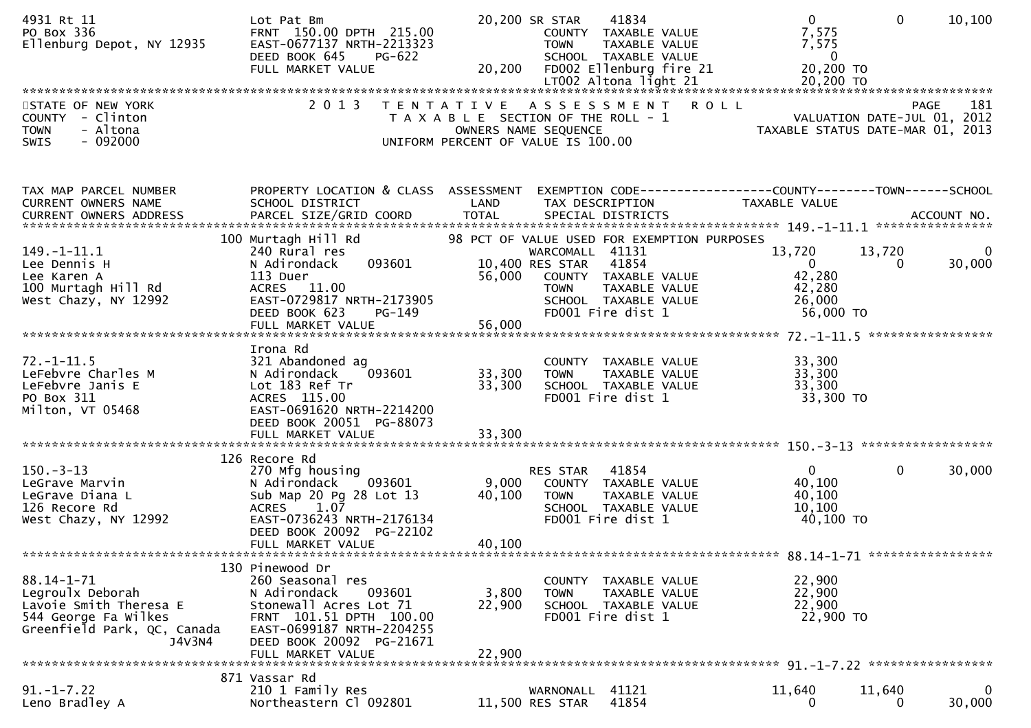```
4931 Rt 11                     Lot Pat Bm                          20,200 SR STAR    41834                          0          0       10,100
PO Box 336                     FRNT 150.00 DPTH 215.00                    COUNTY  TAXABLE VALUE               7,575
Ellenburg Depot, NY 12935      EAST-0677137 NRTH-2213323                  TOWN    TAXABLE VALUE               7,575
                               DEED BOOK 645    PG-622                    SCHOOL  TAXABLE VALUE                   0
                               FULL MARKET VALUE                   20,200  FD002 Ellenburg fire 21           20,200 TO
                                                                          LT002 Altona light 21             20,200 TO
******************************************************************************************************************************************
STATE OF NEW YORK                2 0 1 3   T E N T A T I V E   A S S E S S M E N T   R O L L                              PAGE    181
COUNTY  - Clinton                          T A X A B L E  SECTION OF THE ROLL - 1                         VALUATION DATE-JUL 01, 2012
TOWN    - Altona                              OWNERS NAME SEQUENCE                                   TAXABLE STATUS DATE-MAR 01, 2013
SWIS    - 092000                        UNIFORM PERCENT OF VALUE IS 100.00


TAX MAP PARCEL NUMBER          PROPERTY LOCATION & CLASS  ASSESSMENT  EXEMPTION CODE------------------COUNTY--------TOWN------SCHOOL
CURRENT OWNERS NAME            SCHOOL DISTRICT               LAND      TAX DESCRIPTION              TAXABLE VALUE
CURRENT OWNERS ADDRESS         PARCEL SIZE/GRID COORD        TOTAL     SPECIAL DISTRICTS                                    ACCOUNT NO.
******************************************************************************************************* 149.-1-11.1 *****************
                           100 Murtagh Hill Rd              98 PCT OF VALUE USED FOR EXEMPTION PURPOSES
149.-1-11.1                    240 Rural res                          WARCOMALL  41131                     13,720     13,720          0
Lee Dennis H                   N Adirondack    093601        10,400 RES STAR   41854                         0          0       30,000
Lee Karen A                    113 Duer                      56,000   COUNTY  TAXABLE VALUE              42,280
100 Murtagh Hill Rd            ACRES    11.00                         TOWN    TAXABLE VALUE              42,280
West Chazy, NY 12992           EAST-0729817 NRTH-2173905              SCHOOL  TAXABLE VALUE              26,000
                               DEED BOOK 623    PG-149                FD001 Fire dist 1                   56,000 TO
                               FULL MARKET VALUE             56,000
******************************************************************************************************* 72.-1-11.5 ******************
                               Irona Rd
72.-1-11.5                     321 Abandoned ag                       COUNTY  TAXABLE VALUE              33,300
LeFebvre Charles M             N Adirondack    093601        33,300   TOWN    TAXABLE VALUE              33,300
LeFebvre Janis E               Lot 183 Ref Tr                33,300   SCHOOL  TAXABLE VALUE              33,300
PO Box 311                     ACRES  115.00                          FD001 Fire dist 1                   33,300 TO
Milton, VT 05468               EAST-0691620 NRTH-2214200
                               DEED BOOK 20051 PG-88073
                               FULL MARKET VALUE             33,300
******************************************************************************************************* 150.-3-13 *******************
                           126 Recore Rd
150.-3-13                      270 Mfg housing                        RES STAR   41854                         0          0       30,000
LeGrave Marvin                 N Adirondack    093601         9,000   COUNTY  TAXABLE VALUE              40,100
LeGrave Diana L                Sub Map 20 Pg 28 Lot 13       40,100   TOWN    TAXABLE VALUE              40,100
126 Recore Rd                  ACRES     1.07                         SCHOOL  TAXABLE VALUE              10,100
West Chazy, NY 12992           EAST-0736243 NRTH-2176134              FD001 Fire dist 1                   40,100 TO
                               DEED BOOK 20092 PG-22102
                               FULL MARKET VALUE             40,100
******************************************************************************************************* 88.14-1-71 ******************
                           130 Pinewood Dr
88.14-1-71                     260 Seasonal res                       COUNTY  TAXABLE VALUE              22,900
Legroulx Deborah               N Adirondack    093601         3,800   TOWN    TAXABLE VALUE              22,900
Lavoie Smith Theresa E         Stonewall Acres Lot 71        22,900   SCHOOL  TAXABLE VALUE              22,900
544 George Fa Wilkes           FRNT 101.51 DPTH 100.00                FD001 Fire dist 1                   22,900 TO
Greenfield Park, QC, Canada    EAST-0699187 NRTH-2204255
                     J4V3N4    DEED BOOK 20092 PG-21671
                               FULL MARKET VALUE             22,900
******************************************************************************************************* 91.-1-7.22 ******************
                           871 Vassar Rd
91.-1-7.22                     210 1 Family Res                       WARNONALL  41121                     11,640     11,640          0
Leno Bradley A                 Northeastern Cl 092801        11,500 RES STAR   41854                         0          0       30,000
```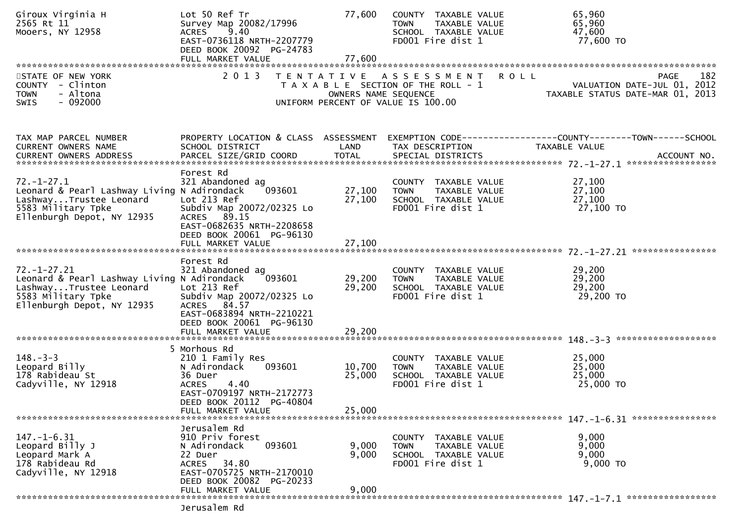Giroux Virginia H
2565 Rt 11
Mooers, NY 12958

Lot 50 Ref Tr
Survey Map 20082/17996
ACRES 9.40
EAST-0736118 NRTH-2207779
DEED BOOK 20092 PG-24783
FULL MARKET VALUE 77,600

| | | |
|---|---|---|
| 77,600 | COUNTY TAXABLE VALUE | 65,960 |
| | TOWN TAXABLE VALUE | 65,960 |
| | SCHOOL TAXABLE VALUE | 47,600 |
| | FD001 Fire dist 1 | 77,600 TO |

STATE OF NEW YORK
COUNTY - Clinton
TOWN - Altona
SWIS - 092000

2013 TENTATIVE ASSESSMENT ROLL
TAXABLE SECTION OF THE ROLL - 1
OWNERS NAME SEQUENCE
UNIFORM PERCENT OF VALUE IS 100.00

VALUATION DATE-JUL 01, 2012
TAXABLE STATUS DATE-MAR 01, 2013

| TAX MAP PARCEL NUMBER / CURRENT OWNERS NAME / CURRENT OWNERS ADDRESS | PROPERTY LOCATION & CLASS / SCHOOL DISTRICT / PARCEL SIZE/GRID COORD | ASSESSMENT LAND / TOTAL | EXEMPTION CODE / TAX DESCRIPTION / SPECIAL DISTRICTS | COUNTY--------TOWN------SCHOOL TAXABLE VALUE | ACCOUNT NO. |
|---|---|---|---|---|---|
| **72.-1-27.1** | Forest Rd | | | | |
| 72.-1-27.1 | 321 Abandoned ag | | COUNTY TAXABLE VALUE | 27,100 | |
| Leonard & Pearl Lashway Living | N Adirondack 093601 | 27,100 | TOWN TAXABLE VALUE | 27,100 | |
| Lashway...Trustee Leonard | Lot 213 Ref | 27,100 | SCHOOL TAXABLE VALUE | 27,100 | |
| 5583 Military Tpke | Subdiv Map 20072/02325 Lo | | FD001 Fire dist 1 | 27,100 TO | |
| Ellenburgh Depot, NY 12935 | ACRES 89.15 | | | | |
| | EAST-0682635 NRTH-2208658 | | | | |
| | DEED BOOK 20061 PG-96130 | | | | |
| | FULL MARKET VALUE | 27,100 | | | |
| **72.-1-27.21** | Forest Rd | | | | |
| 72.-1-27.21 | 321 Abandoned ag | | COUNTY TAXABLE VALUE | 29,200 | |
| Leonard & Pearl Lashway Living | N Adirondack 093601 | 29,200 | TOWN TAXABLE VALUE | 29,200 | |
| Lashway...Trustee Leonard | Lot 213 Ref | 29,200 | SCHOOL TAXABLE VALUE | 29,200 | |
| 5583 Military Tpke | Subdiv Map 20072/02325 Lo | | FD001 Fire dist 1 | 29,200 TO | |
| Ellenburgh Depot, NY 12935 | ACRES 84.57 | | | | |
| | EAST-0683894 NRTH-2210221 | | | | |
| | DEED BOOK 20061 PG-96130 | | | | |
| | FULL MARKET VALUE | 29,200 | | | |
| **148.-3-3** | 5 Morhous Rd | | | | |
| 148.-3-3 | 210 1 Family Res | | COUNTY TAXABLE VALUE | 25,000 | |
| Leopard Billy | N Adirondack 093601 | 10,700 | TOWN TAXABLE VALUE | 25,000 | |
| 178 Rabideau St | 36 Duer | 25,000 | SCHOOL TAXABLE VALUE | 25,000 | |
| Cadyville, NY 12918 | ACRES 4.40 | | FD001 Fire dist 1 | 25,000 TO | |
| | EAST-0709197 NRTH-2172773 | | | | |
| | DEED BOOK 20112 PG-40804 | | | | |
| | FULL MARKET VALUE | 25,000 | | | |
| **147.-1-6.31** | Jerusalem Rd | | | | |
| 147.-1-6.31 | 910 Priv forest | | COUNTY TAXABLE VALUE | 9,000 | |
| Leopard Billy J | N Adirondack 093601 | 9,000 | TOWN TAXABLE VALUE | 9,000 | |
| Leopard Mark A | 22 Duer | 9,000 | SCHOOL TAXABLE VALUE | 9,000 | |
| 178 Rabideau Rd | ACRES 34.80 | | FD001 Fire dist 1 | 9,000 TO | |
| Cadyville, NY 12918 | EAST-0705725 NRTH-2170010 | | | | |
| | DEED BOOK 20082 PG-20233 | | | | |
| | FULL MARKET VALUE | 9,000 | | | |
| **147.-1-7.1** | Jerusalem Rd | | | | |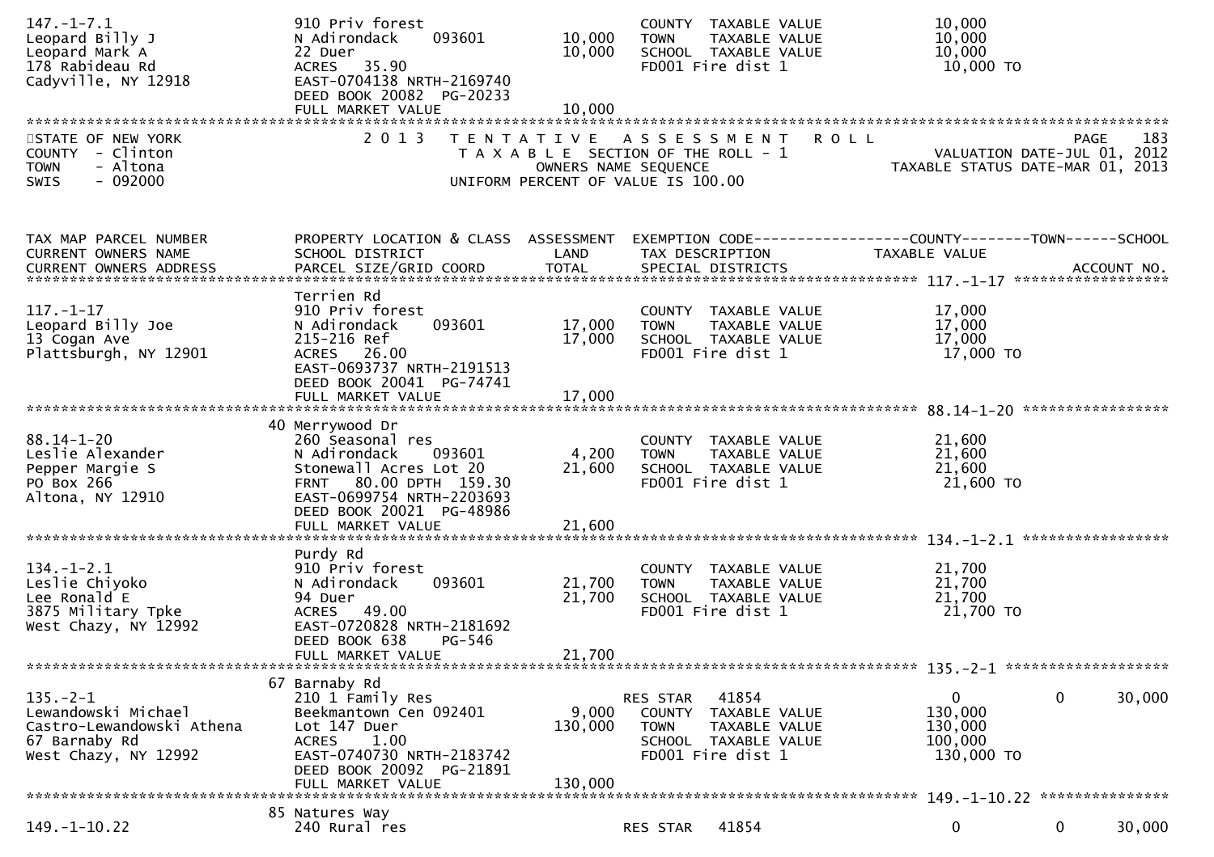```
147.-1-7.1                  910 Priv forest                         COUNTY  TAXABLE VALUE              10,000
Leopard Billy J             N Adirondack     093601      10,000     TOWN    TAXABLE VALUE              10,000
Leopard Mark A              22 Duer                      10,000     SCHOOL  TAXABLE VALUE              10,000
178 Rabideau Rd             ACRES   35.90                           FD001 Fire dist 1                   10,000 TO
Cadyville, NY 12918         EAST-0704138 NRTH-2169740
                            DEED BOOK 20082  PG-20233
                            FULL MARKET VALUE            10,000
******************************************************************************************************************************************
STATE OF NEW YORK                2 0 1 3   T E N T A T I V E   A S S E S S M E N T   R O L L                              PAGE    183
COUNTY  - Clinton                          T A X A B L E  SECTION OF THE ROLL - 1                          VALUATION DATE-JUL 01, 2012
TOWN    - Altona                                 OWNERS NAME SEQUENCE                                 TAXABLE STATUS DATE-MAR 01, 2013
SWIS    - 092000                         UNIFORM PERCENT OF VALUE IS 100.00


TAX MAP PARCEL NUMBER       PROPERTY LOCATION & CLASS  ASSESSMENT  EXEMPTION CODE------------------COUNTY--------TOWN------SCHOOL
CURRENT OWNERS NAME         SCHOOL DISTRICT               LAND      TAX DESCRIPTION             TAXABLE VALUE
CURRENT OWNERS ADDRESS      PARCEL SIZE/GRID COORD       TOTAL      SPECIAL DISTRICTS                                      ACCOUNT NO.
******************************************************************************************************** 117.-1-17 ******************
                            Terrien Rd
117.-1-17                   910 Priv forest                         COUNTY  TAXABLE VALUE              17,000
Leopard Billy Joe           N Adirondack     093601      17,000     TOWN    TAXABLE VALUE              17,000
13 Cogan Ave                215-216 Ref                  17,000     SCHOOL  TAXABLE VALUE              17,000
Plattsburgh, NY 12901       ACRES   26.00                           FD001 Fire dist 1                   17,000 TO
                            EAST-0693737 NRTH-2191513
                            DEED BOOK 20041  PG-74741
                            FULL MARKET VALUE            17,000
******************************************************************************************************** 88.14-1-20 *****************
                          40 Merrywood Dr
88.14-1-20                  260 Seasonal res                        COUNTY  TAXABLE VALUE              21,600
Leslie Alexander            N Adirondack     093601       4,200     TOWN    TAXABLE VALUE              21,600
Pepper Margie S             Stonewall Acres Lot 20       21,600     SCHOOL  TAXABLE VALUE              21,600
PO Box 266                  FRNT   80.00 DPTH 159.30                FD001 Fire dist 1                   21,600 TO
Altona, NY 12910            EAST-0699754 NRTH-2203693
                            DEED BOOK 20021  PG-48986
                            FULL MARKET VALUE            21,600
******************************************************************************************************** 134.-1-2.1 *****************
                            Purdy Rd
134.-1-2.1                  910 Priv forest                         COUNTY  TAXABLE VALUE              21,700
Leslie Chiyoko              N Adirondack     093601      21,700     TOWN    TAXABLE VALUE              21,700
Lee Ronald E                94 Duer                      21,700     SCHOOL  TAXABLE VALUE              21,700
3875 Military Tpke          ACRES   49.00                           FD001 Fire dist 1                   21,700 TO
West Chazy, NY 12992        EAST-0720828 NRTH-2181692
                            DEED BOOK 638     PG-546
                            FULL MARKET VALUE            21,700
******************************************************************************************************** 135.-2-1 *******************
                          67 Barnaby Rd
135.-2-1                    210 1 Family Res                        RES STAR   41854                    0             0        30,000
Lewandowski Michael         Beekmantown Cen 092401        9,000     COUNTY  TAXABLE VALUE             130,000
Castro-Lewandowski Athena   Lot 147 Duer                130,000     TOWN    TAXABLE VALUE             130,000
67 Barnaby Rd               ACRES    1.00                           SCHOOL  TAXABLE VALUE             100,000
West Chazy, NY 12992        EAST-0740730 NRTH-2183742               FD001 Fire dist 1                  130,000 TO
                            DEED BOOK 20092  PG-21891
                            FULL MARKET VALUE           130,000
******************************************************************************************************** 149.-1-10.22 ***************
                          85 Natures Way
149.-1-10.22                240 Rural res                           RES STAR   41854                    0             0        30,000
```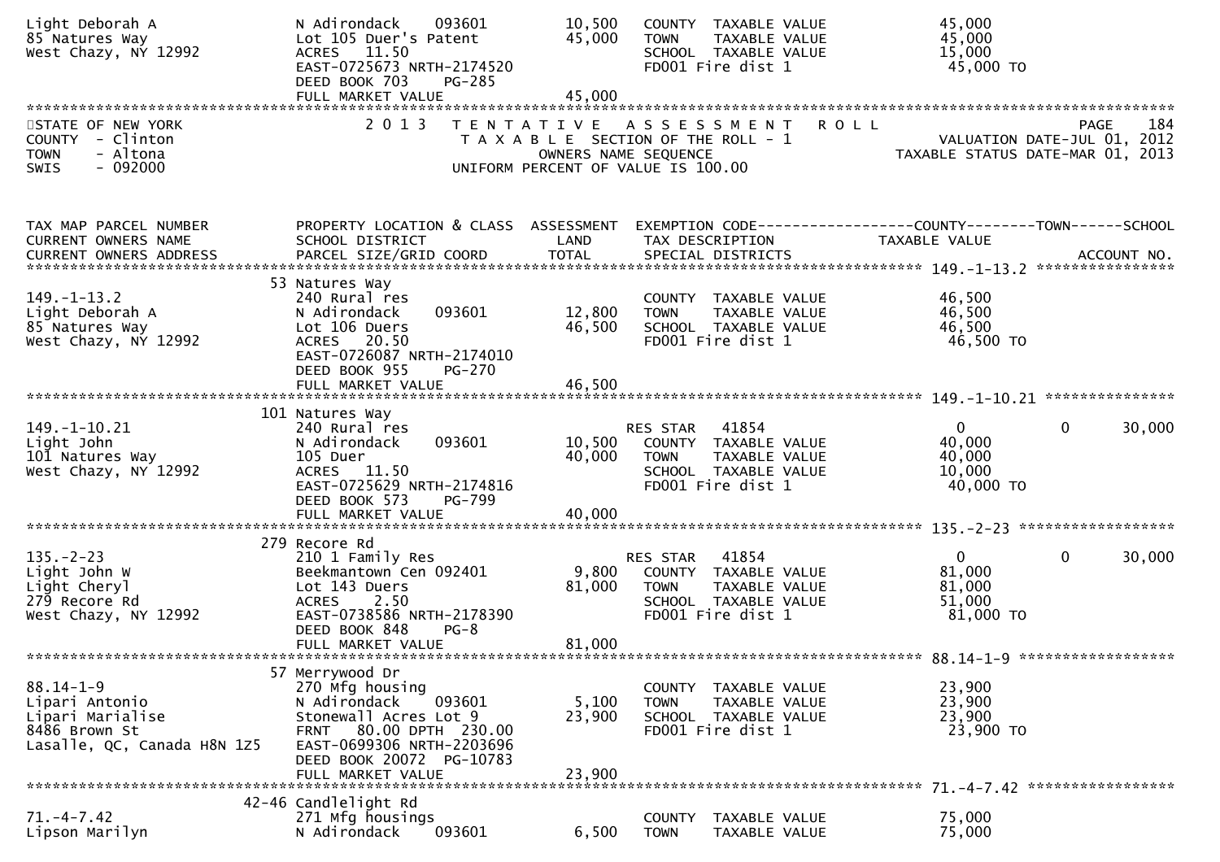```
Light Deborah A                N Adirondack     093601        10,500   COUNTY  TAXABLE VALUE             45,000
85 Natures Way                 Lot 105 Duer's Patent          45,000   TOWN    TAXABLE VALUE             45,000
West Chazy, NY 12992           ACRES   11.50                           SCHOOL  TAXABLE VALUE             15,000
                               EAST-0725673 NRTH-2174520               FD001 Fire dist 1                  45,000 TO
                               DEED BOOK 703     PG-285
                               FULL MARKET VALUE              45,000
******************************************************************************************************************************************
```

STATE OF NEW YORK — 2013 TENTATIVE ASSESSMENT ROLL — PAGE 184
COUNTY - Clinton — TAXABLE SECTION OF THE ROLL - 1 — VALUATION DATE-JUL 01, 2012
TOWN - Altona — OWNERS NAME SEQUENCE — TAXABLE STATUS DATE-MAR 01, 2013
SWIS - 092000 — UNIFORM PERCENT OF VALUE IS 100.00

```
TAX MAP PARCEL NUMBER          PROPERTY LOCATION & CLASS  ASSESSMENT  EXEMPTION CODE------------------COUNTY--------TOWN------SCHOOL
CURRENT OWNERS NAME            SCHOOL DISTRICT               LAND      TAX DESCRIPTION             TAXABLE VALUE
CURRENT OWNERS ADDRESS         PARCEL SIZE/GRID COORD       TOTAL      SPECIAL DISTRICTS                                    ACCOUNT NO.
****************************************************************************************************** 149.-1-13.2 *****************
                             53 Natures Way
149.-1-13.2                    240 Rural res                           COUNTY  TAXABLE VALUE             46,500
Light Deborah A                N Adirondack     093601        12,800   TOWN    TAXABLE VALUE             46,500
85 Natures Way                 Lot 106 Duers                  46,500   SCHOOL  TAXABLE VALUE             46,500
West Chazy, NY 12992           ACRES   20.50                           FD001 Fire dist 1                  46,500 TO
                               EAST-0726087 NRTH-2174010
                               DEED BOOK 955     PG-270
                               FULL MARKET VALUE              46,500
****************************************************************************************************** 149.-1-10.21 ****************
                             101 Natures Way
149.-1-10.21                   240 Rural res                           RES STAR   41854                  0             0       30,000
Light John                     N Adirondack     093601        10,500   COUNTY  TAXABLE VALUE             40,000
101 Natures Way                105 Duer                       40,000   TOWN    TAXABLE VALUE             40,000
West Chazy, NY 12992           ACRES   11.50                           SCHOOL  TAXABLE VALUE             10,000
                               EAST-0725629 NRTH-2174816               FD001 Fire dist 1                  40,000 TO
                               DEED BOOK 573     PG-799
                               FULL MARKET VALUE              40,000
****************************************************************************************************** 135.-2-23 *******************
                             279 Recore Rd
135.-2-23                      210 1 Family Res                        RES STAR   41854                  0             0       30,000
Light John W                   Beekmantown Cen 092401          9,800   COUNTY  TAXABLE VALUE             81,000
Light Cheryl                   Lot 143 Duers                  81,000   TOWN    TAXABLE VALUE             81,000
279 Recore Rd                  ACRES    2.50                           SCHOOL  TAXABLE VALUE             51,000
West Chazy, NY 12992           EAST-0738586 NRTH-2178390               FD001 Fire dist 1                  81,000 TO
                               DEED BOOK 848     PG-8
                               FULL MARKET VALUE              81,000
****************************************************************************************************** 88.14-1-9 *******************
                             57 Merrywood Dr
88.14-1-9                      270 Mfg housing                         COUNTY  TAXABLE VALUE             23,900
Lipari Antonio                 N Adirondack     093601         5,100   TOWN    TAXABLE VALUE             23,900
Lipari Marialise               Stonewall Acres Lot 9          23,900   SCHOOL  TAXABLE VALUE             23,900
8486 Brown St                  FRNT   80.00 DPTH 230.00                FD001 Fire dist 1                  23,900 TO
Lasalle, QC, Canada H8N 1Z5    EAST-0699306 NRTH-2203696
                               DEED BOOK 20072  PG-10783
                               FULL MARKET VALUE              23,900
****************************************************************************************************** 71.-4-7.42 ******************
                             42-46 Candlelight Rd
71.-4-7.42                     271 Mfg housings                        COUNTY  TAXABLE VALUE             75,000
Lipson Marilyn                 N Adirondack     093601         6,500   TOWN    TAXABLE VALUE             75,000
```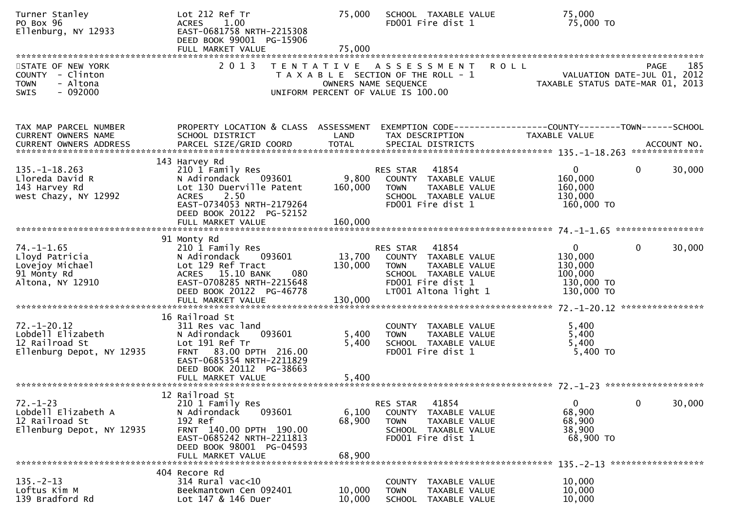Turner Stanley | Lot 212 Ref Tr | 75,000 | SCHOOL TAXABLE VALUE | 75,000
PO Box 96 | ACRES 1.00 | | FD001 Fire dist 1 | 75,000 TO
Ellenburg, NY 12933 | EAST-0681758 NRTH-2215308
DEED BOOK 99001 PG-15906
FULL MARKET VALUE 75,000

STATE OF NEW YORK
COUNTY - Clinton
TOWN - Altona
SWIS - 092000

2013 TENTATIVE ASSESSMENT ROLL
TAXABLE SECTION OF THE ROLL - 1
OWNERS NAME SEQUENCE
UNIFORM PERCENT OF VALUE IS 100.00

VALUATION DATE-JUL 01, 2012
TAXABLE STATUS DATE-MAR 01, 2013

| TAX MAP PARCEL NUMBER / CURRENT OWNERS NAME / CURRENT OWNERS ADDRESS | PROPERTY LOCATION & CLASS / SCHOOL DISTRICT / PARCEL SIZE/GRID COORD | ASSESSMENT LAND / TOTAL | EXEMPTION CODE / TAX DESCRIPTION / SPECIAL DISTRICTS | COUNTY TAXABLE VALUE | TOWN | SCHOOL / ACCOUNT NO. |
|---|---|---|---|---|---|---|
| **135.-1-18.263** | 143 Harvey Rd | | | | | |
| 135.-1-18.263 | 210 1 Family Res | | RES STAR 41854 | 0 | 0 | 30,000 |
| Lloreda David R | N Adirondack 093601 | 9,800 | COUNTY TAXABLE VALUE | 160,000 | | |
| 143 Harvey Rd | Lot 130 Duerville Patent | 160,000 | TOWN TAXABLE VALUE | 160,000 | | |
| West Chazy, NY 12992 | ACRES 2.50 | | SCHOOL TAXABLE VALUE | 130,000 | | |
| | EAST-0734053 NRTH-2179264 | | FD001 Fire dist 1 | 160,000 TO | | |
| | DEED BOOK 20122 PG-52152 | | | | | |
| | FULL MARKET VALUE | 160,000 | | | | |
| **74.-1-1.65** | 91 Monty Rd | | | | | |
| 74.-1-1.65 | 210 1 Family Res | | RES STAR 41854 | 0 | 0 | 30,000 |
| Lloyd Patricia | N Adirondack 093601 | 13,700 | COUNTY TAXABLE VALUE | 130,000 | | |
| Lovejoy Michael | Lot 129 Ref Tract | 130,000 | TOWN TAXABLE VALUE | 130,000 | | |
| 91 Monty Rd | ACRES 15.10 BANK 080 | | SCHOOL TAXABLE VALUE | 100,000 | | |
| Altona, NY 12910 | EAST-0708285 NRTH-2215648 | | FD001 Fire dist 1 | 130,000 TO | | |
| | DEED BOOK 20122 PG-46778 | | LT001 Altona light 1 | 130,000 TO | | |
| | FULL MARKET VALUE | 130,000 | | | | |
| **72.-1-20.12** | 16 Railroad St | | | | | |
| 72.-1-20.12 | 311 Res vac land | | COUNTY TAXABLE VALUE | 5,400 | | |
| Lobdell Elizabeth | N Adirondack 093601 | 5,400 | TOWN TAXABLE VALUE | 5,400 | | |
| 12 Railroad St | Lot 191 Ref Tr | 5,400 | SCHOOL TAXABLE VALUE | 5,400 | | |
| Ellenburg Depot, NY 12935 | FRNT 83.00 DPTH 216.00 | | FD001 Fire dist 1 | 5,400 TO | | |
| | EAST-0685354 NRTH-2211829 | | | | | |
| | DEED BOOK 20112 PG-38663 | | | | | |
| | FULL MARKET VALUE | 5,400 | | | | |
| **72.-1-23** | 12 Railroad St | | | | | |
| 72.-1-23 | 210 1 Family Res | | RES STAR 41854 | 0 | 0 | 30,000 |
| Lobdell Elizabeth A | N Adirondack 093601 | 6,100 | COUNTY TAXABLE VALUE | 68,900 | | |
| 12 Railroad St | 192 Ref | 68,900 | TOWN TAXABLE VALUE | 68,900 | | |
| Ellenburg Depot, NY 12935 | FRNT 140.00 DPTH 190.00 | | SCHOOL TAXABLE VALUE | 38,900 | | |
| | EAST-0685242 NRTH-2211813 | | FD001 Fire dist 1 | 68,900 TO | | |
| | DEED BOOK 98001 PG-04593 | | | | | |
| | FULL MARKET VALUE | 68,900 | | | | |
| **135.-2-13** | 404 Recore Rd | | | | | |
| 135.-2-13 | 314 Rural vac<10 | | COUNTY TAXABLE VALUE | 10,000 | | |
| Loftus Kim M | Beekmantown Cen 092401 | 10,000 | TOWN TAXABLE VALUE | 10,000 | | |
| 139 Bradford Rd | Lot 147 & 146 Duer | 10,000 | SCHOOL TAXABLE VALUE | 10,000 | | |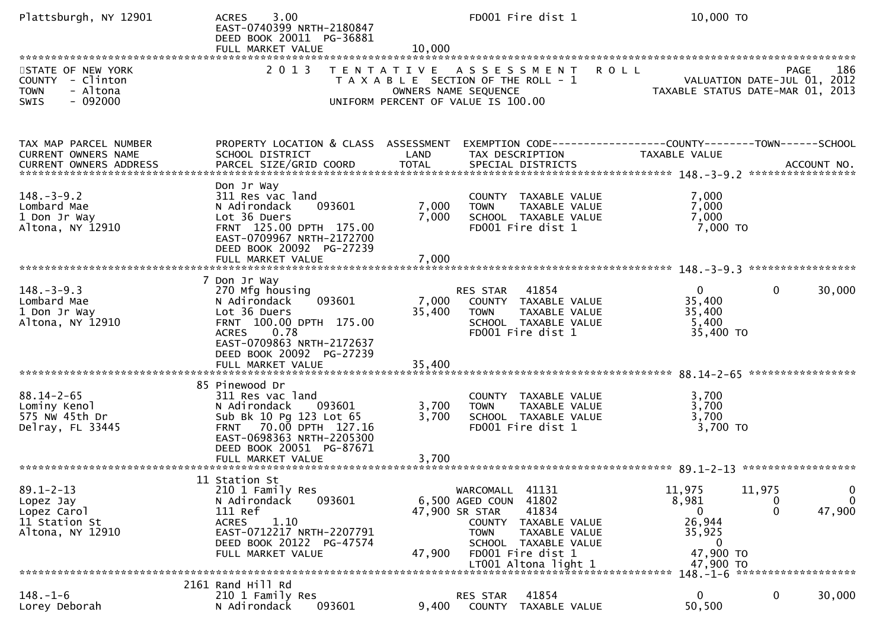Plattsburgh, NY 12901 ACRES 3.00 FD001 Fire dist 1 10,000 TO
EAST-0740399 NRTH-2180847
DEED BOOK 20011 PG-36881
FULL MARKET VALUE 10,000

STATE OF NEW YORK
COUNTY - Clinton
TOWN - Altona
SWIS - 092000

2013 TENTATIVE ASSESSMENT ROLL
TAXABLE SECTION OF THE ROLL - 1
OWNERS NAME SEQUENCE
UNIFORM PERCENT OF VALUE IS 100.00

PAGE 186
VALUATION DATE-JUL 01, 2012
TAXABLE STATUS DATE-MAR 01, 2013

| TAX MAP PARCEL NUMBER / CURRENT OWNERS NAME / CURRENT OWNERS ADDRESS | PROPERTY LOCATION & CLASS / SCHOOL DISTRICT / PARCEL SIZE/GRID COORD | ASSESSMENT LAND / TOTAL | EXEMPTION CODE / TAX DESCRIPTION / SPECIAL DISTRICTS | COUNTY TAXABLE VALUE | TOWN | SCHOOL / ACCOUNT NO. |
|---|---|---|---|---|---|---|
| **148.-3-9.2** | Don Jr Way | | | | | |
| 148.-3-9.2 | 311 Res vac land | | COUNTY TAXABLE VALUE | 7,000 | | |
| Lombard Mae | N Adirondack 093601 | 7,000 | TOWN TAXABLE VALUE | 7,000 | | |
| 1 Don Jr Way | Lot 36 Duers | 7,000 | SCHOOL TAXABLE VALUE | 7,000 | | |
| Altona, NY 12910 | FRNT 125.00 DPTH 175.00 | | FD001 Fire dist 1 | 7,000 TO | | |
| | EAST-0709967 NRTH-2172700 | | | | | |
| | DEED BOOK 20092 PG-27239 | | | | | |
| | FULL MARKET VALUE | 7,000 | | | | |
| **148.-3-9.3** | 7 Don Jr Way | | | | | |
| 148.-3-9.3 | 270 Mfg housing | | RES STAR 41854 | 0 | 0 | 30,000 |
| Lombard Mae | N Adirondack 093601 | 7,000 | COUNTY TAXABLE VALUE | 35,400 | | |
| 1 Don Jr Way | Lot 36 Duers | 35,400 | TOWN TAXABLE VALUE | 35,400 | | |
| Altona, NY 12910 | FRNT 100.00 DPTH 175.00 | | SCHOOL TAXABLE VALUE | 5,400 | | |
| | ACRES 0.78 | | FD001 Fire dist 1 | 35,400 TO | | |
| | EAST-0709863 NRTH-2172637 | | | | | |
| | DEED BOOK 20092 PG-27239 | | | | | |
| | FULL MARKET VALUE | 35,400 | | | | |
| **88.14-2-65** | 85 Pinewood Dr | | | | | |
| 88.14-2-65 | 311 Res vac land | | COUNTY TAXABLE VALUE | 3,700 | | |
| Lominy Kenol | N Adirondack 093601 | 3,700 | TOWN TAXABLE VALUE | 3,700 | | |
| 575 NW 45th Dr | Sub Bk 10 Pg 123 Lot 65 | 3,700 | SCHOOL TAXABLE VALUE | 3,700 | | |
| Delray, FL 33445 | FRNT 70.00 DPTH 127.16 | | FD001 Fire dist 1 | 3,700 TO | | |
| | EAST-0698363 NRTH-2205300 | | | | | |
| | DEED BOOK 20051 PG-87671 | | | | | |
| | FULL MARKET VALUE | 3,700 | | | | |
| **89.1-2-13** | 11 Station St | | | | | |
| 89.1-2-13 | 210 1 Family Res | | WARCOMALL 41131 | 11,975 | 11,975 | 0 |
| Lopez Jay | N Adirondack 093601 | 6,500 | AGED COUN 41802 | 8,981 | 0 | 0 |
| Lopez Carol | 111 Ref | 47,900 | SR STAR 41834 | 0 | 0 | 47,900 |
| 11 Station St | ACRES 1.10 | | COUNTY TAXABLE VALUE | 26,944 | | |
| Altona, NY 12910 | EAST-0712217 NRTH-2207791 | | TOWN TAXABLE VALUE | 35,925 | | |
| | DEED BOOK 20122 PG-47574 | | SCHOOL TAXABLE VALUE | 0 | | |
| | FULL MARKET VALUE | 47,900 | FD001 Fire dist 1 | 47,900 TO | | |
| | | | LT001 Altona light 1 | 47,900 TO | | |
| **148.-1-6** | 2161 Rand Hill Rd | | | | | |
| 148.-1-6 | 210 1 Family Res | | RES STAR 41854 | 0 | 0 | 30,000 |
| Lorey Deborah | N Adirondack 093601 | 9,400 | COUNTY TAXABLE VALUE | 50,500 | | |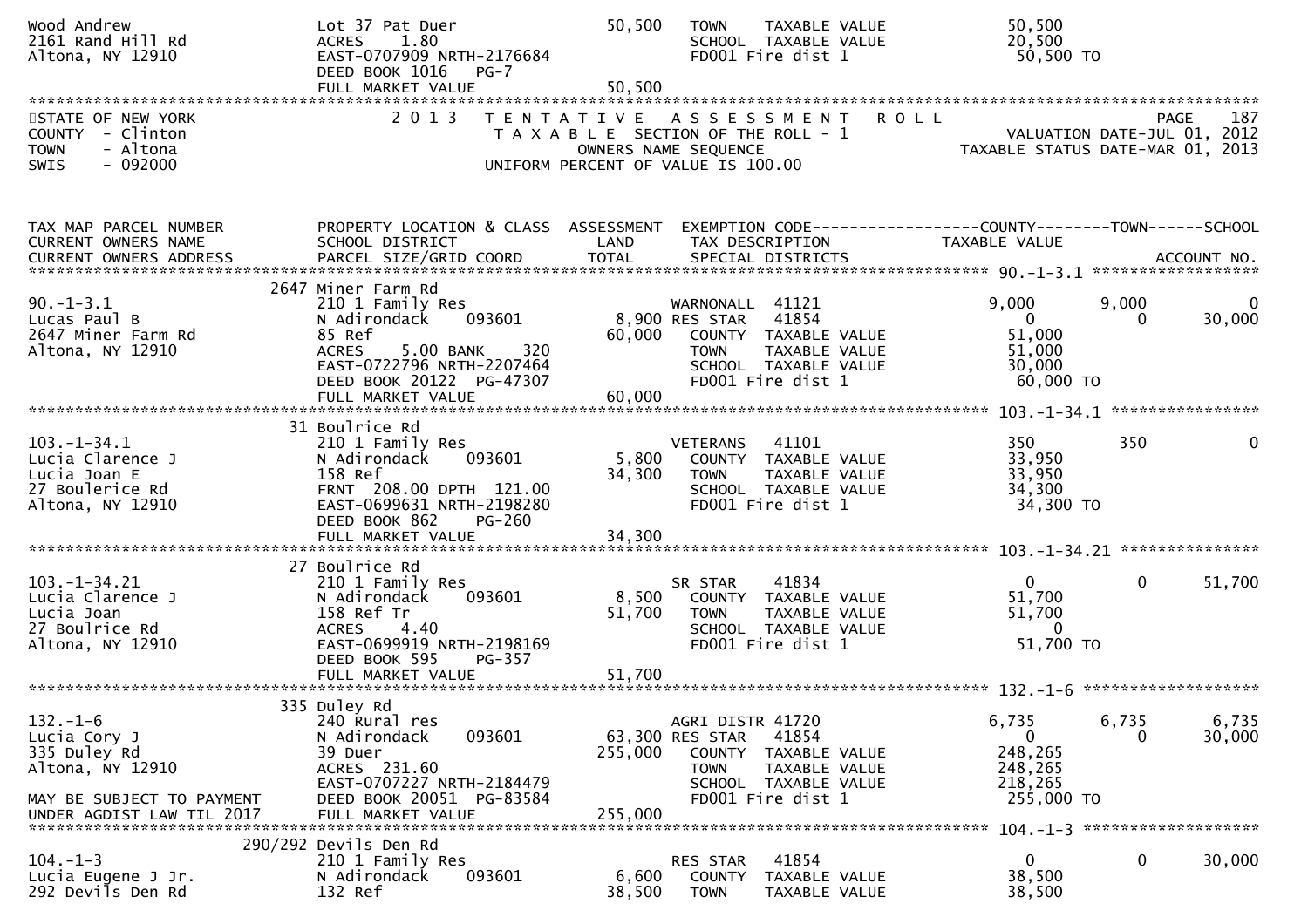```
Wood Andrew                     Lot 37 Pat Duer                   50,500    TOWN    TAXABLE VALUE              50,500
2161 Rand Hill Rd               ACRES    1.80                               SCHOOL  TAXABLE VALUE              20,500
Altona, NY 12910                EAST-0707909 NRTH-2176684                   FD001 Fire dist 1                  50,500 TO
                                DEED BOOK 1016   PG-7
                                FULL MARKET VALUE                 50,500
******************************************************************************************************************************
STATE OF NEW YORK                  2 0 1 3   T E N T A T I V E   A S S E S S M E N T   R O L L                      PAGE    187
COUNTY  - Clinton                          T A X A B L E  SECTION OF THE ROLL - 1                   VALUATION DATE-JUL 01, 2012
TOWN    - Altona                                OWNERS NAME SEQUENCE                           TAXABLE STATUS DATE-MAR 01, 2013
SWIS    - 092000                         UNIFORM PERCENT OF VALUE IS 100.00



TAX MAP PARCEL NUMBER           PROPERTY LOCATION & CLASS  ASSESSMENT  EXEMPTION CODE------------------COUNTY--------TOWN------SCHOOL
CURRENT OWNERS NAME             SCHOOL DISTRICT               LAND     TAX DESCRIPTION                 TAXABLE VALUE
CURRENT OWNERS ADDRESS          PARCEL SIZE/GRID COORD        TOTAL    SPECIAL DISTRICTS                                 ACCOUNT NO.
******************************************************************************************************* 90.-1-3.1 ******************
                         2647 Miner Farm Rd
90.-1-3.1                       210 1 Family Res                      WARNONALL  41121               9,000        9,000           0
Lucas Paul B                    N Adirondack     093601        8,900 RES STAR   41854                   0            0      30,000
2647 Miner Farm Rd              85 Ref                        60,000    COUNTY  TAXABLE VALUE          51,000
Altona, NY 12910                ACRES     5.00 BANK     320             TOWN    TAXABLE VALUE          51,000
                                EAST-0722796 NRTH-2207464               SCHOOL  TAXABLE VALUE          30,000
                                DEED BOOK 20122  PG-47307               FD001 Fire dist 1               60,000 TO
                                FULL MARKET VALUE             60,000
******************************************************************************************************* 103.-1-34.1 ****************
                         31 Boulrice Rd
103.-1-34.1                     210 1 Family Res                      VETERANS   41101                 350          350           0
Lucia Clarence J                N Adirondack     093601        5,800    COUNTY  TAXABLE VALUE          33,950
Lucia Joan E                    158 Ref                       34,300    TOWN    TAXABLE VALUE          33,950
27 Boulerice Rd                 FRNT  208.00 DPTH  121.00               SCHOOL  TAXABLE VALUE          34,300
Altona, NY 12910                EAST-0699631 NRTH-2198280               FD001 Fire dist 1               34,300 TO
                                DEED BOOK 862     PG-260
                                FULL MARKET VALUE             34,300
******************************************************************************************************* 103.-1-34.21 ***************
                         27 Boulrice Rd
103.-1-34.21                    210 1 Family Res                      SR STAR    41834                   0            0      51,700
Lucia Clarence J                N Adirondack     093601        8,500    COUNTY  TAXABLE VALUE          51,700
Lucia Joan                      158 Ref Tr                    51,700    TOWN    TAXABLE VALUE          51,700
27 Boulrice Rd                  ACRES     4.40                          SCHOOL  TAXABLE VALUE               0
Altona, NY 12910                EAST-0699919 NRTH-2198169               FD001 Fire dist 1               51,700 TO
                                DEED BOOK 595     PG-357
                                FULL MARKET VALUE             51,700
******************************************************************************************************* 132.-1-6 *******************
                         335 Duley Rd
132.-1-6                        240 Rural res                         AGRI DISTR 41720               6,735        6,735       6,735
Lucia Cory J                    N Adirondack     093601       63,300 RES STAR   41854                   0            0      30,000
335 Duley Rd                    39 Duer                      255,000    COUNTY  TAXABLE VALUE         248,265
Altona, NY 12910                ACRES  231.60                           TOWN    TAXABLE VALUE         248,265
                                EAST-0707227 NRTH-2184479               SCHOOL  TAXABLE VALUE         218,265
MAY BE SUBJECT TO PAYMENT       DEED BOOK 20051  PG-83584               FD001 Fire dist 1              255,000 TO
UNDER AGDIST LAW TIL 2017       FULL MARKET VALUE            255,000
******************************************************************************************************* 104.-1-3 *******************
                     290/292 Devils Den Rd
104.-1-3                        210 1 Family Res                      RES STAR   41854                   0            0      30,000
Lucia Eugene J Jr.              N Adirondack     093601        6,600    COUNTY  TAXABLE VALUE          38,500
292 Devils Den Rd               132 Ref                       38,500    TOWN    TAXABLE VALUE          38,500
```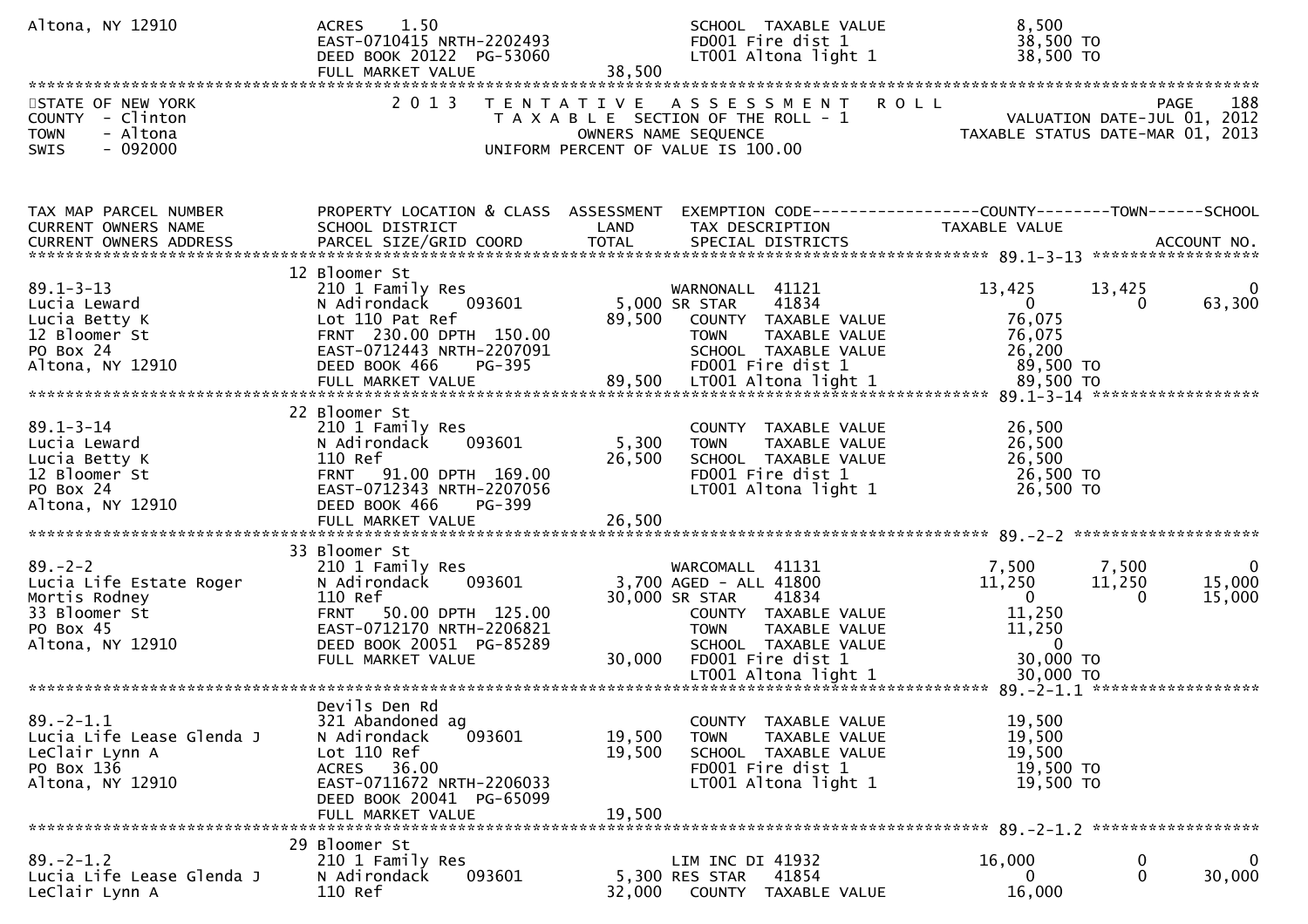Altona, NY 12910 | ACRES 1.50 | | SCHOOL TAXABLE VALUE 8,500
EAST-0710415 NRTH-2202493 | | FD001 Fire dist 1 38,500 TO
DEED BOOK 20122 PG-53060 | | LT001 Altona light 1 38,500 TO
FULL MARKET VALUE 38,500

STATE OF NEW YORK — 2013 TENTATIVE ASSESSMENT ROLL — PAGE 188
COUNTY - Clinton — TAXABLE SECTION OF THE ROLL - 1 — VALUATION DATE-JUL 01, 2012
TOWN - Altona — OWNERS NAME SEQUENCE — TAXABLE STATUS DATE-MAR 01, 2013
SWIS - 092000 — UNIFORM PERCENT OF VALUE IS 100.00

| TAX MAP PARCEL NUMBER / CURRENT OWNERS NAME / CURRENT OWNERS ADDRESS | PROPERTY LOCATION & CLASS / SCHOOL DISTRICT / PARCEL SIZE/GRID COORD | ASSESSMENT LAND | TOTAL | EXEMPTION CODE / TAX DESCRIPTION / SPECIAL DISTRICTS | COUNTY TAXABLE VALUE | TOWN | SCHOOL / ACCOUNT NO. |
|---|---|---|---|---|---|---|---|
| 89.1-3-13 | 12 Bloomer St | | | | | | |
| 89.1-3-13 | 210 1 Family Res | | | WARNONALL 41121 | 13,425 | 13,425 | 0 |
| Lucia Leward | N Adirondack 093601 | 5,000 | | SR STAR 41834 | 0 | 0 | 63,300 |
| Lucia Betty K | Lot 110 Pat Ref | | 89,500 | COUNTY TAXABLE VALUE | 76,075 | | |
| 12 Bloomer St | FRNT 230.00 DPTH 150.00 | | | TOWN TAXABLE VALUE | 76,075 | | |
| PO Box 24 | EAST-0712443 NRTH-2207091 | | | SCHOOL TAXABLE VALUE | 26,200 | | |
| Altona, NY 12910 | DEED BOOK 466 PG-395 | | | FD001 Fire dist 1 | 89,500 TO | | |
| | FULL MARKET VALUE | | 89,500 | LT001 Altona light 1 | 89,500 TO | | |
| 89.1-3-14 | 22 Bloomer St | | | | | | |
| 89.1-3-14 | 210 1 Family Res | | | COUNTY TAXABLE VALUE | 26,500 | | |
| Lucia Leward | N Adirondack 093601 | 5,300 | | TOWN TAXABLE VALUE | 26,500 | | |
| Lucia Betty K | 110 Ref | | 26,500 | SCHOOL TAXABLE VALUE | 26,500 | | |
| 12 Bloomer St | FRNT 91.00 DPTH 169.00 | | | FD001 Fire dist 1 | 26,500 TO | | |
| PO Box 24 | EAST-0712343 NRTH-2207056 | | | LT001 Altona light 1 | 26,500 TO | | |
| Altona, NY 12910 | DEED BOOK 466 PG-399 | | | | | | |
| | FULL MARKET VALUE | | 26,500 | | | | |
| 89.-2-2 | 33 Bloomer St | | | | | | |
| 89.-2-2 | 210 1 Family Res | | | WARCOMALL 41131 | 7,500 | 7,500 | 0 |
| Lucia Life Estate Roger | N Adirondack 093601 | 3,700 | | AGED - ALL 41800 | 11,250 | 11,250 | 15,000 |
| Mortis Rodney | 110 Ref | | 30,000 | SR STAR 41834 | 0 | 0 | 15,000 |
| 33 Bloomer St | FRNT 50.00 DPTH 125.00 | | | COUNTY TAXABLE VALUE | 11,250 | | |
| PO Box 45 | EAST-0712170 NRTH-2206821 | | | TOWN TAXABLE VALUE | 11,250 | | |
| Altona, NY 12910 | DEED BOOK 20051 PG-85289 | | | SCHOOL TAXABLE VALUE | 0 | | |
| | FULL MARKET VALUE | | 30,000 | FD001 Fire dist 1 | 30,000 TO | | |
| | | | | LT001 Altona light 1 | 30,000 TO | | |
| 89.-2-1.1 | Devils Den Rd | | | | | | |
| 89.-2-1.1 | 321 Abandoned ag | | | COUNTY TAXABLE VALUE | 19,500 | | |
| Lucia Life Lease Glenda J | N Adirondack 093601 | 19,500 | | TOWN TAXABLE VALUE | 19,500 | | |
| LeClair Lynn A | Lot 110 Ref | | 19,500 | SCHOOL TAXABLE VALUE | 19,500 | | |
| PO Box 136 | ACRES 36.00 | | | FD001 Fire dist 1 | 19,500 TO | | |
| Altona, NY 12910 | EAST-0711672 NRTH-2206033 | | | LT001 Altona light 1 | 19,500 TO | | |
| | DEED BOOK 20041 PG-65099 | | | | | | |
| | FULL MARKET VALUE | | 19,500 | | | | |
| 89.-2-1.2 | 29 Bloomer St | | | | | | |
| 89.-2-1.2 | 210 1 Family Res | | | LIM INC DI 41932 | 16,000 | 0 | 0 |
| Lucia Life Lease Glenda J | N Adirondack 093601 | 5,300 | | RES STAR 41854 | 0 | 0 | 30,000 |
| LeClair Lynn A | 110 Ref | | 32,000 | COUNTY TAXABLE VALUE | 16,000 | | |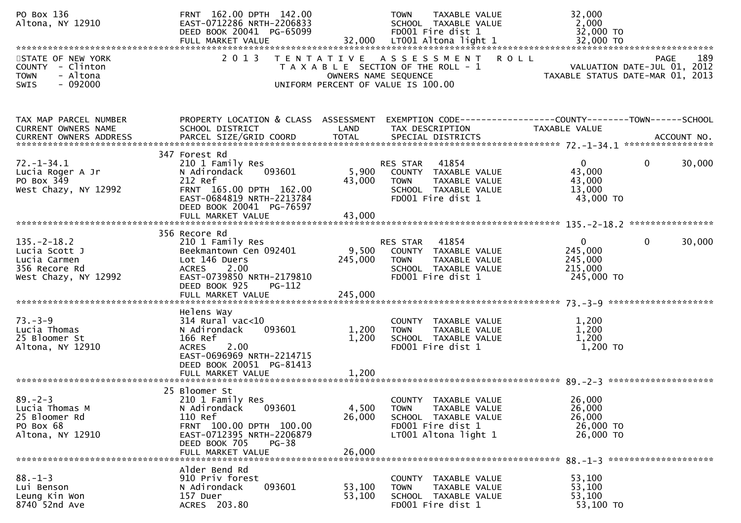```
PO Box 136                       FRNT 162.00 DPTH 142.00                   TOWN    TAXABLE VALUE            32,000
Altona, NY 12910                 EAST-0712286 NRTH-2206833                 SCHOOL  TAXABLE VALUE             2,000
                                 DEED BOOK 20041 PG-65099                  FD001 Fire dist 1                32,000 TO
                                 FULL MARKET VALUE              32,000     LT001 Altona light 1             32,000 TO
******************************************************************************************************************************
STATE OF NEW YORK                2 0 1 3   T E N T A T I V E   A S S E S S M E N T   R O L L                       PAGE   189
COUNTY  - Clinton                      T A X A B L E SECTION OF THE ROLL - 1                   VALUATION DATE-JUL 01, 2012
TOWN    - Altona                             OWNERS NAME SEQUENCE                          TAXABLE STATUS DATE-MAR 01, 2013
SWIS    - 092000                      UNIFORM PERCENT OF VALUE IS 100.00


TAX MAP PARCEL NUMBER            PROPERTY LOCATION & CLASS  ASSESSMENT  EXEMPTION CODE-----------------COUNTY--------TOWN------SCHOOL
CURRENT OWNERS NAME              SCHOOL DISTRICT              LAND      TAX DESCRIPTION            TAXABLE VALUE
CURRENT OWNERS ADDRESS           PARCEL SIZE/GRID COORD       TOTAL     SPECIAL DISTRICTS                                ACCOUNT NO.
******************************************************************************************************* 72.-1-34.1 *****************
                              347 Forest Rd
72.-1-34.1                       210 1 Family Res                        RES STAR   41854                 0             0      30,000
Lucia Roger A Jr                 N Adirondack     093601        5,900      COUNTY  TAXABLE VALUE            43,000
PO Box 349                       212 Ref                       43,000      TOWN    TAXABLE VALUE            43,000
West Chazy, NY 12992             FRNT 165.00 DPTH 162.00                   SCHOOL  TAXABLE VALUE            13,000
                                 EAST-0684819 NRTH-2213784                 FD001 Fire dist 1                43,000 TO
                                 DEED BOOK 20041 PG-76597
                                 FULL MARKET VALUE              43,000
******************************************************************************************************* 135.-2-18.2 ****************
                              356 Recore Rd
135.-2-18.2                      210 1 Family Res                        RES STAR   41854                 0             0      30,000
Lucia Scott J                    Beekmantown Cen 092401         9,500      COUNTY  TAXABLE VALUE           245,000
Lucia Carmen                     Lot 146 Duers                245,000      TOWN    TAXABLE VALUE           245,000
356 Recore Rd                    ACRES     2.00                            SCHOOL  TAXABLE VALUE           215,000
West Chazy, NY 12992             EAST-0739850 NRTH-2179810                 FD001 Fire dist 1               245,000 TO
                                 DEED BOOK 925     PG-112
                                 FULL MARKET VALUE             245,000
******************************************************************************************************* 73.-3-9 ********************
                                 Helens Way
73.-3-9                          314 Rural vac<10                          COUNTY  TAXABLE VALUE             1,200
Lucia Thomas                     N Adirondack     093601        1,200      TOWN    TAXABLE VALUE             1,200
25 Bloomer St                    166 Ref                        1,200      SCHOOL  TAXABLE VALUE             1,200
Altona, NY 12910                 ACRES     2.00                            FD001 Fire dist 1                 1,200 TO
                                 EAST-0696969 NRTH-2214715
                                 DEED BOOK 20051 PG-81413
                                 FULL MARKET VALUE               1,200
******************************************************************************************************* 89.-2-3 ********************
                              25 Bloomer St
89.-2-3                          210 1 Family Res                          COUNTY  TAXABLE VALUE            26,000
Lucia Thomas M                   N Adirondack     093601        4,500      TOWN    TAXABLE VALUE            26,000
25 Bloomer Rd                    110 Ref                       26,000      SCHOOL  TAXABLE VALUE            26,000
PO Box 68                        FRNT 100.00 DPTH 100.00                   FD001 Fire dist 1                26,000 TO
Altona, NY 12910                 EAST-0712395 NRTH-2206879                 LT001 Altona light 1             26,000 TO
                                 DEED BOOK 705     PG-38
                                 FULL MARKET VALUE              26,000
******************************************************************************************************* 88.-1-3 ********************
                                 Alder Bend Rd
88.-1-3                          910 Priv forest                           COUNTY  TAXABLE VALUE            53,100
Lui Benson                       N Adirondack     093601       53,100      TOWN    TAXABLE VALUE            53,100
Leung Kin Won                    157 Duer                      53,100      SCHOOL  TAXABLE VALUE            53,100
8740 52nd Ave                    ACRES  203.80                             FD001 Fire dist 1                53,100 TO
```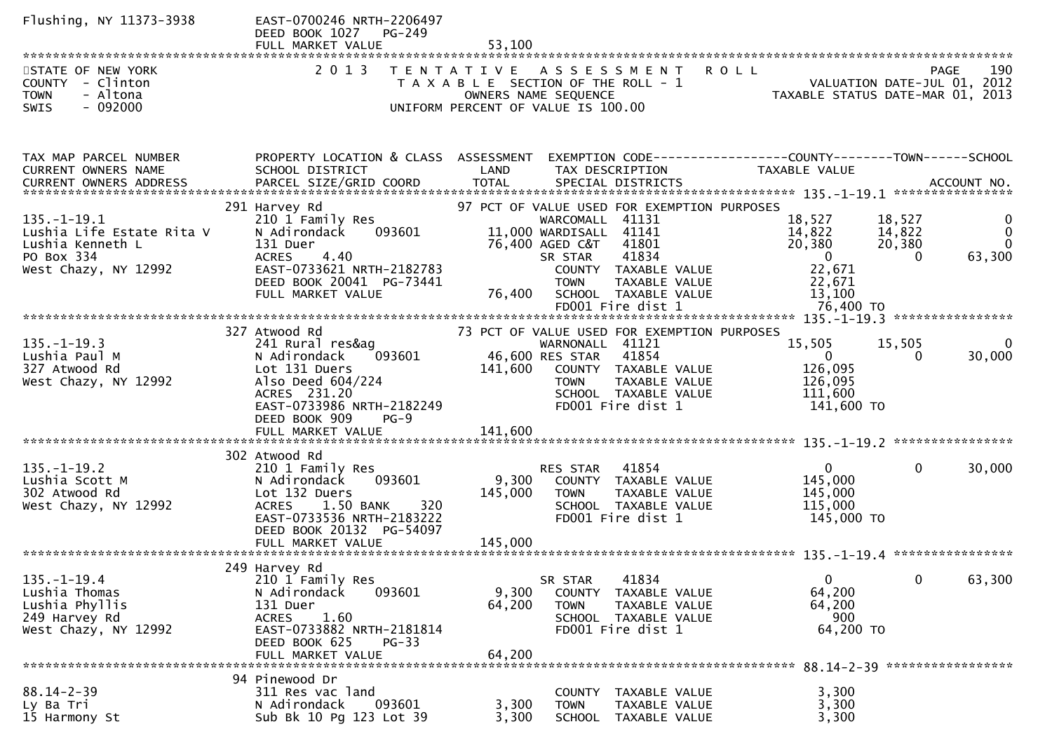Flushing, NY 11373-3938 EAST-0700246 NRTH-2206497
DEED BOOK 1027 PG-249
FULL MARKET VALUE 53,100

STATE OF NEW YORK
COUNTY - Clinton
TOWN - Altona
SWIS - 092000

2 0 1 3 T E N T A T I V E A S S E S S M E N T R O L L
T A X A B L E SECTION OF THE ROLL - 1
OWNERS NAME SEQUENCE
UNIFORM PERCENT OF VALUE IS 100.00

VALUATION DATE-JUL 01, 2012
TAXABLE STATUS DATE-MAR 01, 2013

| TAX MAP PARCEL NUMBER / CURRENT OWNERS NAME / CURRENT OWNERS ADDRESS | PROPERTY LOCATION & CLASS / SCHOOL DISTRICT / PARCEL SIZE/GRID COORD | ASSESSMENT LAND / TOTAL | EXEMPTION CODE / TAX DESCRIPTION / SPECIAL DISTRICTS | COUNTY TAXABLE VALUE | TOWN | SCHOOL / ACCOUNT NO. |
|---|---|---|---|---|---|---|
| **135.-1-19.1** | 291 Harvey Rd | | 97 PCT OF VALUE USED FOR EXEMPTION PURPOSES | | | |
| 135.-1-19.1 | 210 1 Family Res | | WARCOMALL 41131 | 18,527 | 18,527 | 0 |
| Lushia Life Estate Rita V | N Adirondack 093601 | 11,000 | WARDISALL 41141 | 14,822 | 14,822 | 0 |
| Lushia Kenneth L | 131 Duer | 76,400 | AGED C&T 41801 | 20,380 | 20,380 | 0 |
| PO Box 334 | ACRES 4.40 | | SR STAR 41834 | 0 | 0 | 63,300 |
| West Chazy, NY 12992 | EAST-0733621 NRTH-2182783 | | COUNTY TAXABLE VALUE | 22,671 | | |
| | DEED BOOK 20041 PG-73441 | | TOWN TAXABLE VALUE | 22,671 | | |
| | FULL MARKET VALUE | 76,400 | SCHOOL TAXABLE VALUE | 13,100 | | |
| | | | FD001 Fire dist 1 | 76,400 TO | | |
| **135.-1-19.3** | 327 Atwood Rd | | 73 PCT OF VALUE USED FOR EXEMPTION PURPOSES | | | |
| 135.-1-19.3 | 241 Rural res&ag | | WARNONALL 41121 | 15,505 | 15,505 | 0 |
| Lushia Paul M | N Adirondack 093601 | 46,600 | RES STAR 41854 | 0 | 0 | 30,000 |
| 327 Atwood Rd | Lot 131 Duers | 141,600 | COUNTY TAXABLE VALUE | 126,095 | | |
| West Chazy, NY 12992 | Also Deed 604/224 | | TOWN TAXABLE VALUE | 126,095 | | |
| | ACRES 231.20 | | SCHOOL TAXABLE VALUE | 111,600 | | |
| | EAST-0733986 NRTH-2182249 | | FD001 Fire dist 1 | 141,600 TO | | |
| | DEED BOOK 909 PG-9 | | | | | |
| | FULL MARKET VALUE | 141,600 | | | | |
| **135.-1-19.2** | 302 Atwood Rd | | | | | |
| 135.-1-19.2 | 210 1 Family Res | | RES STAR 41854 | 0 | 0 | 30,000 |
| Lushia Scott M | N Adirondack 093601 | 9,300 | COUNTY TAXABLE VALUE | 145,000 | | |
| 302 Atwood Rd | Lot 132 Duers | 145,000 | TOWN TAXABLE VALUE | 145,000 | | |
| West Chazy, NY 12992 | ACRES 1.50 BANK 320 | | SCHOOL TAXABLE VALUE | 115,000 | | |
| | EAST-0733536 NRTH-2183222 | | FD001 Fire dist 1 | 145,000 TO | | |
| | DEED BOOK 20132 PG-54097 | | | | | |
| | FULL MARKET VALUE | 145,000 | | | | |
| **135.-1-19.4** | 249 Harvey Rd | | | | | |
| 135.-1-19.4 | 210 1 Family Res | | SR STAR 41834 | 0 | 0 | 63,300 |
| Lushia Thomas | N Adirondack 093601 | 9,300 | COUNTY TAXABLE VALUE | 64,200 | | |
| Lushia Phyllis | 131 Duer | 64,200 | TOWN TAXABLE VALUE | 64,200 | | |
| 249 Harvey Rd | ACRES 1.60 | | SCHOOL TAXABLE VALUE | 900 | | |
| West Chazy, NY 12992 | EAST-0733882 NRTH-2181814 | | FD001 Fire dist 1 | 64,200 TO | | |
| | DEED BOOK 625 PG-33 | | | | | |
| | FULL MARKET VALUE | 64,200 | | | | |
| **88.14-2-39** | 94 Pinewood Dr | | | | | |
| 88.14-2-39 | 311 Res vac land | | COUNTY TAXABLE VALUE | 3,300 | | |
| Ly Ba Tri | N Adirondack 093601 | 3,300 | TOWN TAXABLE VALUE | 3,300 | | |
| 15 Harmony St | Sub Bk 10 Pg 123 Lot 39 | 3,300 | SCHOOL TAXABLE VALUE | 3,300 | | |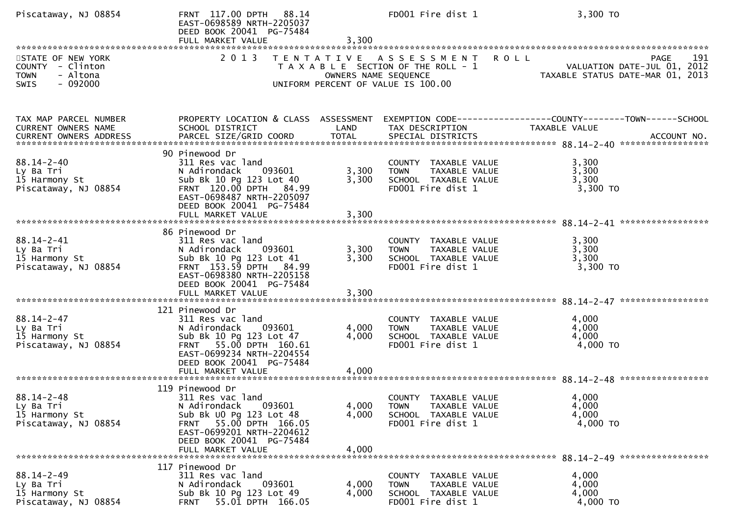```
Piscataway, NJ 08854          FRNT 117.00 DPTH   88.14                 FD001 Fire dist 1                   3,300 TO
                              EAST-0698589 NRTH-2205037
                              DEED BOOK 20041  PG-75484
                              FULL MARKET VALUE              3,300
******************************************************************************************************************************
STATE OF NEW YORK              2 0 1 3   T E N T A T I V E   A S S E S S M E N T   R O L L                              PAGE    191
COUNTY  - Clinton                        T A X A B L E  SECTION OF THE ROLL - 1                       VALUATION DATE-JUL 01, 2012
TOWN    - Altona                              OWNERS NAME SEQUENCE                                 TAXABLE STATUS DATE-MAR 01, 2013
SWIS    - 092000                         UNIFORM PERCENT OF VALUE IS 100.00


TAX MAP PARCEL NUMBER          PROPERTY LOCATION & CLASS  ASSESSMENT  EXEMPTION CODE-----------------COUNTY--------TOWN------SCHOOL
CURRENT OWNERS NAME            SCHOOL DISTRICT               LAND      TAX DESCRIPTION            TAXABLE VALUE
CURRENT OWNERS ADDRESS         PARCEL SIZE/GRID COORD        TOTAL     SPECIAL DISTRICTS                                 ACCOUNT NO.
******************************************************************************************************* 88.14-2-40 *****************
                            90 Pinewood Dr
88.14-2-40                     311 Res vac land                        COUNTY  TAXABLE VALUE              3,300
Ly Ba Tri                      N Adirondack    093601        3,300     TOWN    TAXABLE VALUE              3,300
15 Harmony St                  Sub Bk 10 Pg 123 Lot 40       3,300     SCHOOL  TAXABLE VALUE              3,300
Piscataway, NJ 08854           FRNT 120.00 DPTH   84.99                FD001 Fire dist 1                   3,300 TO
                               EAST-0698487 NRTH-2205097
                               DEED BOOK 20041  PG-75484
                               FULL MARKET VALUE              3,300
******************************************************************************************************* 88.14-2-41 *****************
                            86 Pinewood Dr
88.14-2-41                     311 Res vac land                        COUNTY  TAXABLE VALUE              3,300
Ly Ba Tri                      N Adirondack    093601        3,300     TOWN    TAXABLE VALUE              3,300
15 Harmony St                  Sub Bk 10 Pg 123 Lot 41       3,300     SCHOOL  TAXABLE VALUE              3,300
Piscataway, NJ 08854           FRNT 153.59 DPTH   84.99                FD001 Fire dist 1                   3,300 TO
                               EAST-0698380 NRTH-2205158
                               DEED BOOK 20041  PG-75484
                               FULL MARKET VALUE              3,300
******************************************************************************************************* 88.14-2-47 *****************
                           121 Pinewood Dr
88.14-2-47                     311 Res vac land                        COUNTY  TAXABLE VALUE              4,000
Ly Ba Tri                      N Adirondack    093601        4,000     TOWN    TAXABLE VALUE              4,000
15 Harmony St                  Sub Bk 10 Pg 123 Lot 47       4,000     SCHOOL  TAXABLE VALUE              4,000
Piscataway, NJ 08854           FRNT  55.00 DPTH  160.61                FD001 Fire dist 1                   4,000 TO
                               EAST-0699234 NRTH-2204554
                               DEED BOOK 20041  PG-75484
                               FULL MARKET VALUE              4,000
******************************************************************************************************* 88.14-2-48 *****************
                           119 Pinewood Dr
88.14-2-48                     311 Res vac land                        COUNTY  TAXABLE VALUE              4,000
Ly Ba Tri                      N Adirondack    093601        4,000     TOWN    TAXABLE VALUE              4,000
15 Harmony St                  Sub Bk U0 Pg 123 Lot 48       4,000     SCHOOL  TAXABLE VALUE              4,000
Piscataway, NJ 08854           FRNT  55.00 DPTH  166.05                FD001 Fire dist 1                   4,000 TO
                               EAST-0699201 NRTH-2204612
                               DEED BOOK 20041  PG-75484
                               FULL MARKET VALUE              4,000
******************************************************************************************************* 88.14-2-49 *****************
                           117 Pinewood Dr
88.14-2-49                     311 Res vac land                        COUNTY  TAXABLE VALUE              4,000
Ly Ba Tri                      N Adirondack    093601        4,000     TOWN    TAXABLE VALUE              4,000
15 Harmony St                  Sub Bk 10 Pg 123 Lot 49       4,000     SCHOOL  TAXABLE VALUE              4,000
Piscataway, NJ 08854           FRNT  55.01 DPTH  166.05                FD001 Fire dist 1                   4,000 TO
```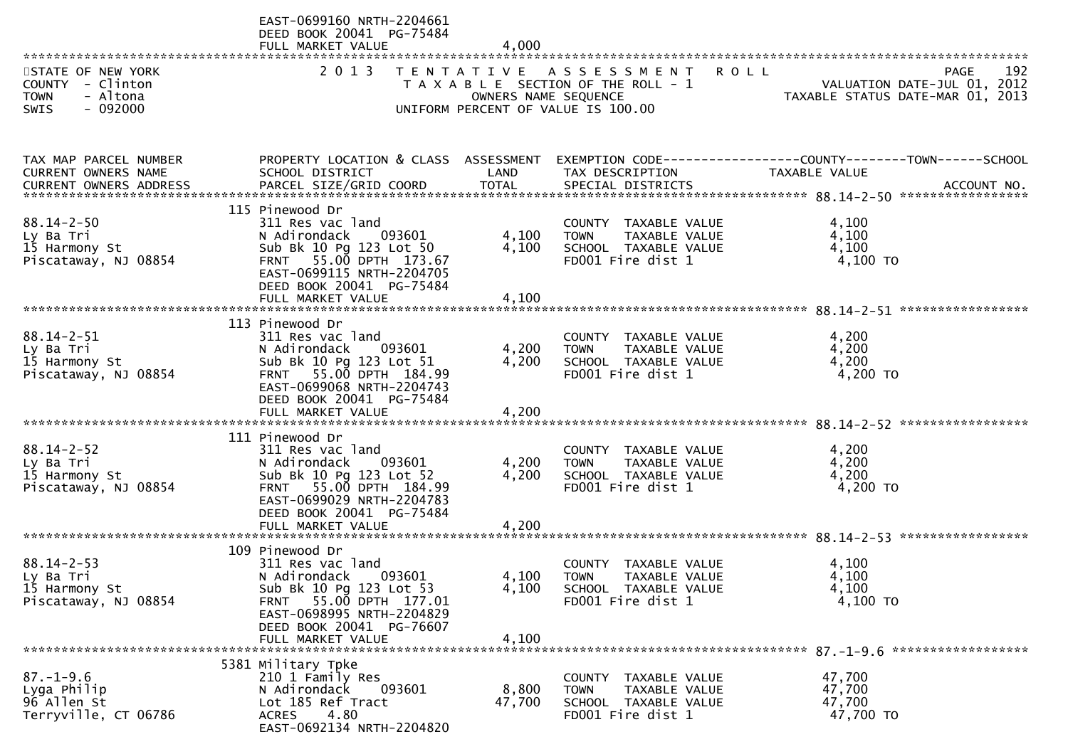EAST-0699160 NRTH-2204661
DEED BOOK 20041 PG-75484
FULL MARKET VALUE 4,000

STATE OF NEW YORK
COUNTY - Clinton
TOWN - Altona
SWIS - 092000

2013 TENTATIVE ASSESSMENT ROLL
TAXABLE SECTION OF THE ROLL - 1
OWNERS NAME SEQUENCE
UNIFORM PERCENT OF VALUE IS 100.00

VALUATION DATE-JUL 01, 2012
TAXABLE STATUS DATE-MAR 01, 2013

| TAX MAP PARCEL NUMBER / CURRENT OWNERS NAME / CURRENT OWNERS ADDRESS | PROPERTY LOCATION & CLASS / SCHOOL DISTRICT / PARCEL SIZE/GRID COORD | ASSESSMENT LAND / TOTAL | EXEMPTION CODE / TAX DESCRIPTION / SPECIAL DISTRICTS | COUNTY / TOWN / SCHOOL TAXABLE VALUE | ACCOUNT NO. |
|---|---|---|---|---|---|
| 88.14-2-50 | 115 Pinewood Dr | | | | |
| 88.14-2-50 | 311 Res vac land | | COUNTY TAXABLE VALUE | 4,100 | |
| Ly Ba Tri | N Adirondack 093601 | 4,100 | TOWN TAXABLE VALUE | 4,100 | |
| 15 Harmony St | Sub Bk 10 Pg 123 Lot 50 | 4,100 | SCHOOL TAXABLE VALUE | 4,100 | |
| Piscataway, NJ 08854 | FRNT 55.00 DPTH 173.67 | | FD001 Fire dist 1 | 4,100 TO | |
| | EAST-0699115 NRTH-2204705 | | | | |
| | DEED BOOK 20041 PG-75484 | | | | |
| | FULL MARKET VALUE | 4,100 | | | |
| 88.14-2-51 | 113 Pinewood Dr | | | | |
| 88.14-2-51 | 311 Res vac land | | COUNTY TAXABLE VALUE | 4,200 | |
| Ly Ba Tri | N Adirondack 093601 | 4,200 | TOWN TAXABLE VALUE | 4,200 | |
| 15 Harmony St | Sub Bk 10 Pg 123 Lot 51 | 4,200 | SCHOOL TAXABLE VALUE | 4,200 | |
| Piscataway, NJ 08854 | FRNT 55.00 DPTH 184.99 | | FD001 Fire dist 1 | 4,200 TO | |
| | EAST-0699068 NRTH-2204743 | | | | |
| | DEED BOOK 20041 PG-75484 | | | | |
| | FULL MARKET VALUE | 4,200 | | | |
| 88.14-2-52 | 111 Pinewood Dr | | | | |
| 88.14-2-52 | 311 Res vac land | | COUNTY TAXABLE VALUE | 4,200 | |
| Ly Ba Tri | N Adirondack 093601 | 4,200 | TOWN TAXABLE VALUE | 4,200 | |
| 15 Harmony St | Sub Bk 10 Pg 123 Lot 52 | 4,200 | SCHOOL TAXABLE VALUE | 4,200 | |
| Piscataway, NJ 08854 | FRNT 55.00 DPTH 184.99 | | FD001 Fire dist 1 | 4,200 TO | |
| | EAST-0699029 NRTH-2204783 | | | | |
| | DEED BOOK 20041 PG-75484 | | | | |
| | FULL MARKET VALUE | 4,200 | | | |
| 88.14-2-53 | 109 Pinewood Dr | | | | |
| 88.14-2-53 | 311 Res vac land | | COUNTY TAXABLE VALUE | 4,100 | |
| Ly Ba Tri | N Adirondack 093601 | 4,100 | TOWN TAXABLE VALUE | 4,100 | |
| 15 Harmony St | Sub Bk 10 Pg 123 Lot 53 | 4,100 | SCHOOL TAXABLE VALUE | 4,100 | |
| Piscataway, NJ 08854 | FRNT 55.00 DPTH 177.01 | | FD001 Fire dist 1 | 4,100 TO | |
| | EAST-0698995 NRTH-2204829 | | | | |
| | DEED BOOK 20041 PG-76607 | | | | |
| | FULL MARKET VALUE | 4,100 | | | |
| 87.-1-9.6 | 5381 Military Tpke | | | | |
| 87.-1-9.6 | 210 1 Family Res | | COUNTY TAXABLE VALUE | 47,700 | |
| Lyga Philip | N Adirondack 093601 | 8,800 | TOWN TAXABLE VALUE | 47,700 | |
| 96 Allen St | Lot 185 Ref Tract | 47,700 | SCHOOL TAXABLE VALUE | 47,700 | |
| Terryville, CT 06786 | ACRES 4.80 | | FD001 Fire dist 1 | 47,700 TO | |
| | EAST-0692134 NRTH-2204820 | | | | |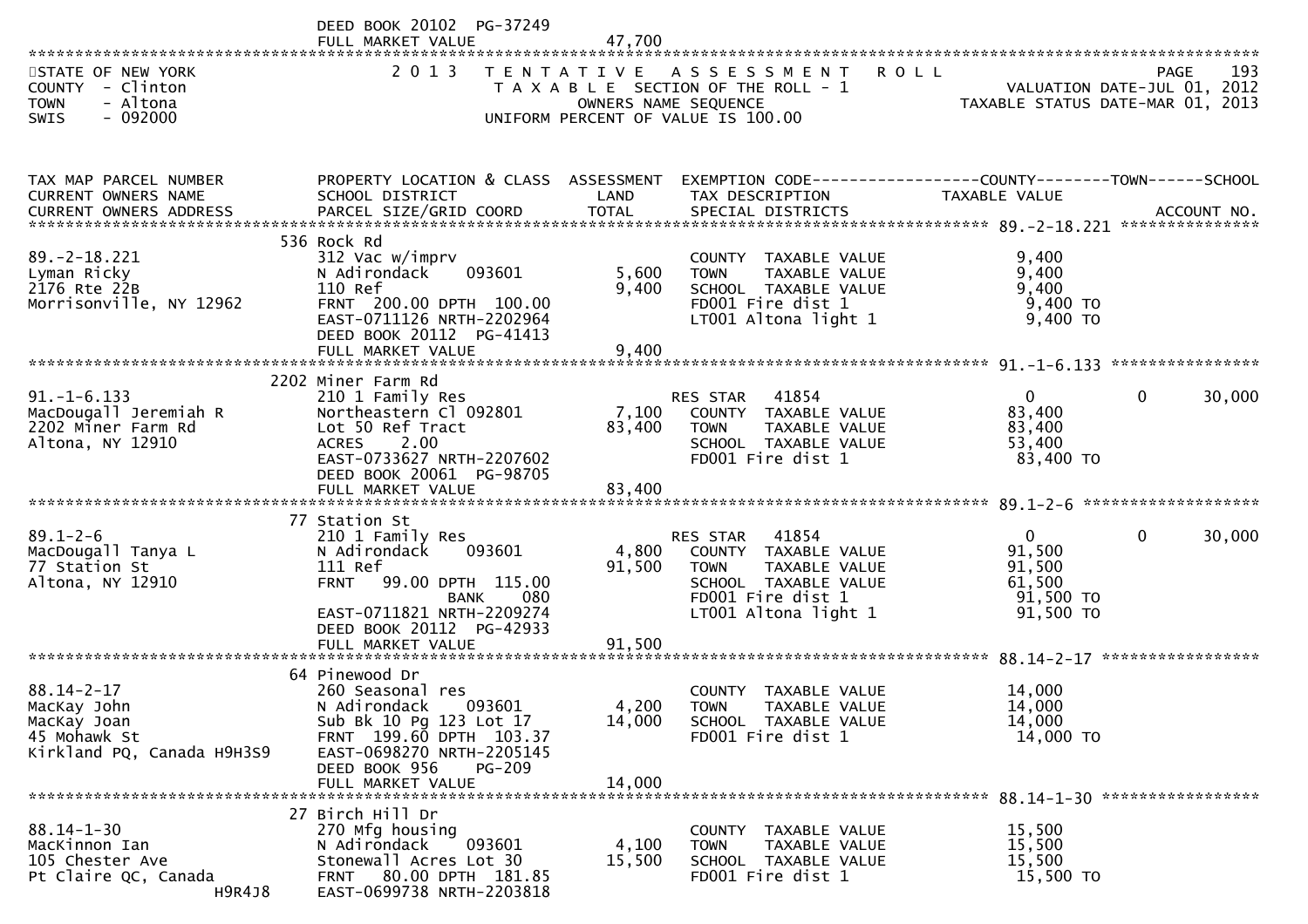DEED BOOK 20102 PG-37249
FULL MARKET VALUE 47,700

STATE OF NEW YORK — COUNTY - Clinton — TOWN - Altona — SWIS - 092000

2013 TENTATIVE ASSESSMENT ROLL — TAXABLE SECTION OF THE ROLL - 1 — OWNERS NAME SEQUENCE — UNIFORM PERCENT OF VALUE IS 100.00

PAGE 193 — VALUATION DATE-JUL 01, 2012 — TAXABLE STATUS DATE-MAR 01, 2013

| TAX MAP PARCEL NUMBER / CURRENT OWNERS NAME / CURRENT OWNERS ADDRESS | PROPERTY LOCATION & CLASS / SCHOOL DISTRICT / PARCEL SIZE/GRID COORD | ASSESSMENT LAND / TOTAL | EXEMPTION CODE / TAX DESCRIPTION / SPECIAL DISTRICTS | COUNTY TAXABLE VALUE | TOWN | SCHOOL |
|---|---|---|---|---|---|---|
| **89.-2-18.221** | 536 Rock Rd | | | | | |
| 89.-2-18.221 | 312 Vac w/imprv | | COUNTY TAXABLE VALUE | 9,400 | | |
| Lyman Ricky | N Adirondack 093601 | 5,600 | TOWN TAXABLE VALUE | 9,400 | | |
| 2176 Rte 22B | 110 Ref | 9,400 | SCHOOL TAXABLE VALUE | 9,400 | | |
| Morrisonville, NY 12962 | FRNT 200.00 DPTH 100.00 | | FD001 Fire dist 1 | 9,400 TO | | |
| | EAST-0711126 NRTH-2202964 | | LT001 Altona light 1 | 9,400 TO | | |
| | DEED BOOK 20112 PG-41413 | | | | | |
| | FULL MARKET VALUE | 9,400 | | | | |
| **91.-1-6.133** | 2202 Miner Farm Rd | | | | | |
| 91.-1-6.133 | 210 1 Family Res | | RES STAR 41854 | 0 | 0 | 30,000 |
| MacDougall Jeremiah R | Northeastern Cl 092801 | 7,100 | COUNTY TAXABLE VALUE | 83,400 | | |
| 2202 Miner Farm Rd | Lot 50 Ref Tract | 83,400 | TOWN TAXABLE VALUE | 83,400 | | |
| Altona, NY 12910 | ACRES 2.00 | | SCHOOL TAXABLE VALUE | 53,400 | | |
| | EAST-0733627 NRTH-2207602 | | FD001 Fire dist 1 | 83,400 TO | | |
| | DEED BOOK 20061 PG-98705 | | | | | |
| | FULL MARKET VALUE | 83,400 | | | | |
| **89.1-2-6** | 77 Station St | | | | | |
| 89.1-2-6 | 210 1 Family Res | | RES STAR 41854 | 0 | 0 | 30,000 |
| MacDougall Tanya L | N Adirondack 093601 | 4,800 | COUNTY TAXABLE VALUE | 91,500 | | |
| 77 Station St | 111 Ref | 91,500 | TOWN TAXABLE VALUE | 91,500 | | |
| Altona, NY 12910 | FRNT 99.00 DPTH 115.00 | | SCHOOL TAXABLE VALUE | 61,500 | | |
| | BANK 080 | | FD001 Fire dist 1 | 91,500 TO | | |
| | EAST-0711821 NRTH-2209274 | | LT001 Altona light 1 | 91,500 TO | | |
| | DEED BOOK 20112 PG-42933 | | | | | |
| | FULL MARKET VALUE | 91,500 | | | | |
| **88.14-2-17** | 64 Pinewood Dr | | | | | |
| 88.14-2-17 | 260 Seasonal res | | COUNTY TAXABLE VALUE | 14,000 | | |
| MacKay John | N Adirondack 093601 | 4,200 | TOWN TAXABLE VALUE | 14,000 | | |
| MacKay Joan | Sub Bk 10 Pg 123 Lot 17 | 14,000 | SCHOOL TAXABLE VALUE | 14,000 | | |
| 45 Mohawk St | FRNT 199.60 DPTH 103.37 | | FD001 Fire dist 1 | 14,000 TO | | |
| Kirkland PQ, Canada H9H3S9 | EAST-0698270 NRTH-2205145 | | | | | |
| | DEED BOOK 956 PG-209 | | | | | |
| | FULL MARKET VALUE | 14,000 | | | | |
| **88.14-1-30** | 27 Birch Hill Dr | | | | | |
| 88.14-1-30 | 270 Mfg housing | | COUNTY TAXABLE VALUE | 15,500 | | |
| MacKinnon Ian | N Adirondack 093601 | 4,100 | TOWN TAXABLE VALUE | 15,500 | | |
| 105 Chester Ave | Stonewall Acres Lot 30 | 15,500 | SCHOOL TAXABLE VALUE | 15,500 | | |
| Pt Claire QC, Canada | FRNT 80.00 DPTH 181.85 | | FD001 Fire dist 1 | 15,500 TO | | |
| H9R4J8 | EAST-0699738 NRTH-2203818 | | | | | |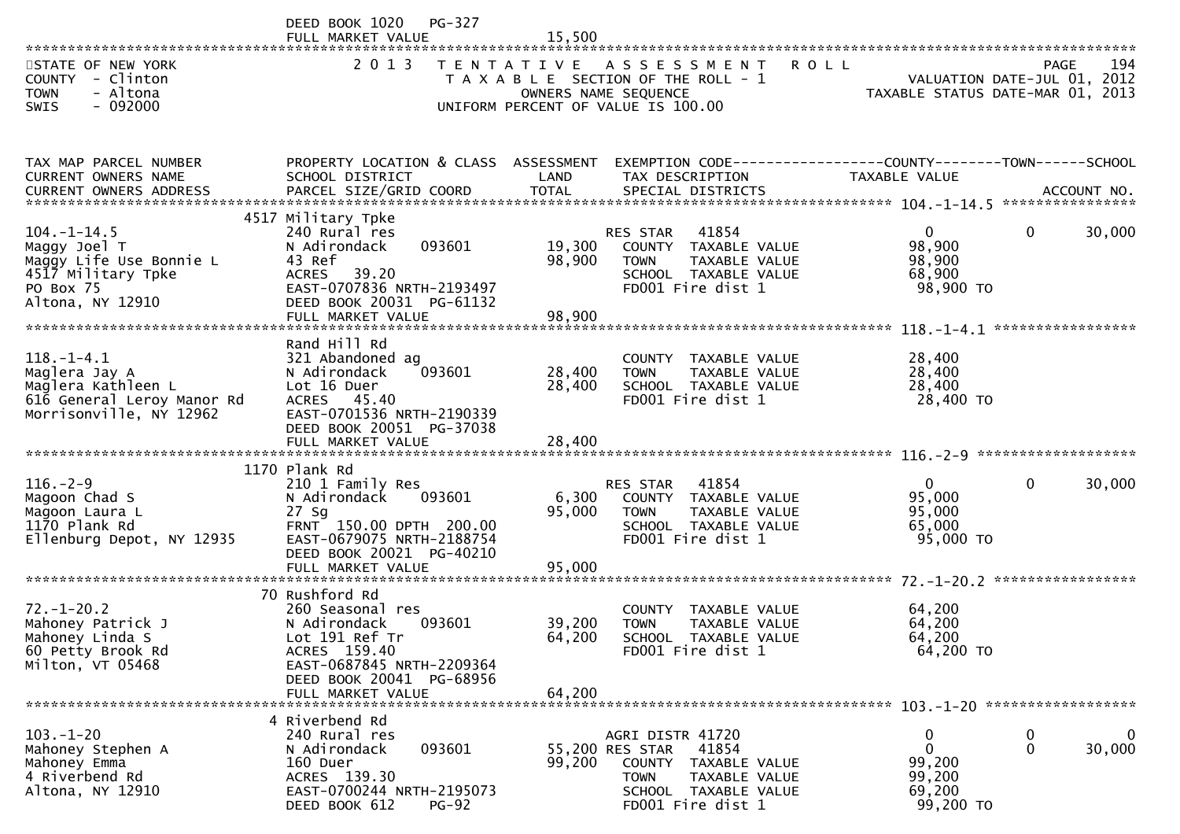DEED BOOK 1020 PG-327
FULL MARKET VALUE 15,500

STATE OF NEW YORK — 2013 TENTATIVE ASSESSMENT ROLL
COUNTY - Clinton — TAXABLE SECTION OF THE ROLL - 1 — VALUATION DATE-JUL 01, 2012
TOWN - Altona — OWNERS NAME SEQUENCE — TAXABLE STATUS DATE-MAR 01, 2013
SWIS - 092000 — UNIFORM PERCENT OF VALUE IS 100.00

| TAX MAP PARCEL NUMBER / CURRENT OWNERS NAME / CURRENT OWNERS ADDRESS | PROPERTY LOCATION & CLASS / SCHOOL DISTRICT / PARCEL SIZE/GRID COORD | ASSESSMENT LAND | ASSESSMENT TOTAL | EXEMPTION CODE / TAX DESCRIPTION / SPECIAL DISTRICTS | COUNTY TAXABLE VALUE | TOWN | SCHOOL / ACCOUNT NO. |
|---|---|---|---|---|---|---|---|
| **104.-1-14.5** | 4517 Military Tpke | | | | | | |
| 104.-1-14.5 | 240 Rural res | | | RES STAR 41854 | 0 | 0 | 30,000 |
| Maggy Joel T | N Adirondack 093601 | 19,300 | | COUNTY TAXABLE VALUE | 98,900 | | |
| Maggy Life Use Bonnie L | 43 Ref | | 98,900 | TOWN TAXABLE VALUE | 98,900 | | |
| 4517 Military Tpke | ACRES 39.20 | | | SCHOOL TAXABLE VALUE | 68,900 | | |
| PO Box 75 | EAST-0707836 NRTH-2193497 | | | FD001 Fire dist 1 | 98,900 TO | | |
| Altona, NY 12910 | DEED BOOK 20031 PG-61132 | | | | | | |
| | FULL MARKET VALUE | | 98,900 | | | | |
| **118.-1-4.1** | Rand Hill Rd | | | | | | |
| 118.-1-4.1 | 321 Abandoned ag | | | COUNTY TAXABLE VALUE | 28,400 | | |
| Maglera Jay A | N Adirondack 093601 | 28,400 | | TOWN TAXABLE VALUE | 28,400 | | |
| Maglera Kathleen L | Lot 16 Duer | | 28,400 | SCHOOL TAXABLE VALUE | 28,400 | | |
| 616 General Leroy Manor Rd | ACRES 45.40 | | | FD001 Fire dist 1 | 28,400 TO | | |
| Morrisonville, NY 12962 | EAST-0701536 NRTH-2190339 | | | | | | |
| | DEED BOOK 20051 PG-37038 | | | | | | |
| | FULL MARKET VALUE | | 28,400 | | | | |
| **116.-2-9** | 1170 Plank Rd | | | | | | |
| 116.-2-9 | 210 1 Family Res | | | RES STAR 41854 | 0 | 0 | 30,000 |
| Magoon Chad S | N Adirondack 093601 | 6,300 | | COUNTY TAXABLE VALUE | 95,000 | | |
| Magoon Laura L | 27 Sg | | 95,000 | TOWN TAXABLE VALUE | 95,000 | | |
| 1170 Plank Rd | FRNT 150.00 DPTH 200.00 | | | SCHOOL TAXABLE VALUE | 65,000 | | |
| Ellenburg Depot, NY 12935 | EAST-0679075 NRTH-2188754 | | | FD001 Fire dist 1 | 95,000 TO | | |
| | DEED BOOK 20021 PG-40210 | | | | | | |
| | FULL MARKET VALUE | | 95,000 | | | | |
| **72.-1-20.2** | 70 Rushford Rd | | | | | | |
| 72.-1-20.2 | 260 Seasonal res | | | COUNTY TAXABLE VALUE | 64,200 | | |
| Mahoney Patrick J | N Adirondack 093601 | 39,200 | | TOWN TAXABLE VALUE | 64,200 | | |
| Mahoney Linda S | Lot 191 Ref Tr | | 64,200 | SCHOOL TAXABLE VALUE | 64,200 | | |
| 60 Petty Brook Rd | ACRES 159.40 | | | FD001 Fire dist 1 | 64,200 TO | | |
| Milton, VT 05468 | EAST-0687845 NRTH-2209364 | | | | | | |
| | DEED BOOK 20041 PG-68956 | | | | | | |
| | FULL MARKET VALUE | | 64,200 | | | | |
| **103.-1-20** | 4 Riverbend Rd | | | | | | |
| 103.-1-20 | 240 Rural res | | | AGRI DISTR 41720 | 0 | 0 | 0 |
| Mahoney Stephen A | N Adirondack 093601 | 55,200 | | RES STAR 41854 | 0 | 0 | 30,000 |
| Mahoney Emma | 160 Duer | | 99,200 | COUNTY TAXABLE VALUE | 99,200 | | |
| 4 Riverbend Rd | ACRES 139.30 | | | TOWN TAXABLE VALUE | 99,200 | | |
| Altona, NY 12910 | EAST-0700244 NRTH-2195073 | | | SCHOOL TAXABLE VALUE | 69,200 | | |
| | DEED BOOK 612 PG-92 | | | FD001 Fire dist 1 | 99,200 TO | | |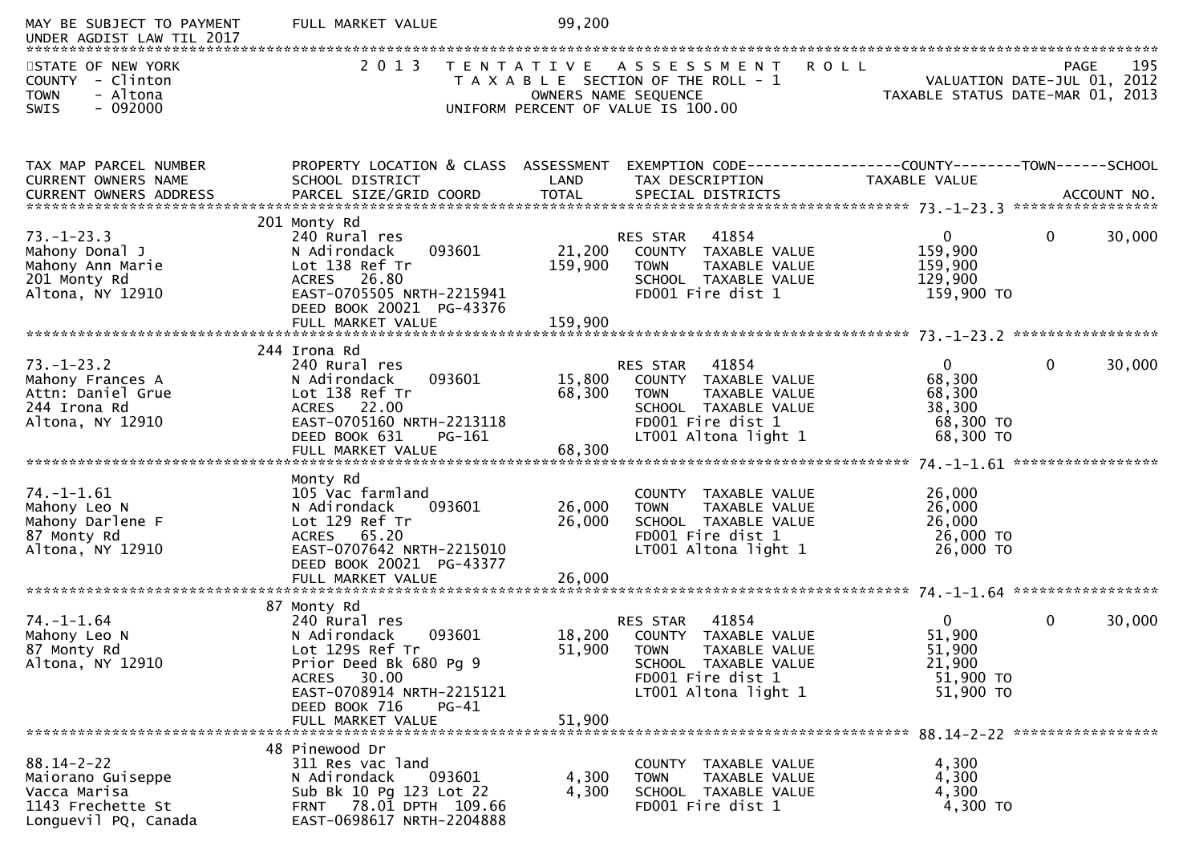MAY BE SUBJECT TO PAYMENT UNDER AGDIST LAW TIL 2017 — FULL MARKET VALUE 99,200

STATE OF NEW YORK
COUNTY - Clinton
TOWN - Altona
SWIS - 092000

2013 TENTATIVE ASSESSMENT ROLL
TAXABLE SECTION OF THE ROLL - 1
OWNERS NAME SEQUENCE
UNIFORM PERCENT OF VALUE IS 100.00

PAGE 195
VALUATION DATE-JUL 01, 2012
TAXABLE STATUS DATE-MAR 01, 2013

| TAX MAP PARCEL NUMBER / CURRENT OWNERS NAME / CURRENT OWNERS ADDRESS | PROPERTY LOCATION & CLASS / SCHOOL DISTRICT / PARCEL SIZE/GRID COORD | ASSESSMENT LAND / TOTAL | EXEMPTION CODE / TAX DESCRIPTION / SPECIAL DISTRICTS | COUNTY TAXABLE VALUE | TOWN | SCHOOL |
|---|---|---|---|---|---|---|
| **73.-1-23.3** | 201 Monty Rd | | | | | |
| 73.-1-23.3 | 240 Rural res | | RES STAR 41854 | 0 | 0 | 30,000 |
| Mahony Donal J | N Adirondack 093601 | 21,200 | COUNTY TAXABLE VALUE | 159,900 | | |
| Mahony Ann Marie | Lot 138 Ref Tr | 159,900 | TOWN TAXABLE VALUE | 159,900 | | |
| 201 Monty Rd | ACRES 26.80 | | SCHOOL TAXABLE VALUE | 129,900 | | |
| Altona, NY 12910 | EAST-0705505 NRTH-2215941 | | FD001 Fire dist 1 | 159,900 TO | | |
| | DEED BOOK 20021 PG-43376 | | | | | |
| | FULL MARKET VALUE | 159,900 | | | | |
| **73.-1-23.2** | 244 Irona Rd | | | | | |
| 73.-1-23.2 | 240 Rural res | | RES STAR 41854 | 0 | 0 | 30,000 |
| Mahony Frances A | N Adirondack 093601 | 15,800 | COUNTY TAXABLE VALUE | 68,300 | | |
| Attn: Daniel Grue | Lot 138 Ref Tr | 68,300 | TOWN TAXABLE VALUE | 68,300 | | |
| 244 Irona Rd | ACRES 22.00 | | SCHOOL TAXABLE VALUE | 38,300 | | |
| Altona, NY 12910 | EAST-0705160 NRTH-2213118 | | FD001 Fire dist 1 | 68,300 TO | | |
| | DEED BOOK 631 PG-161 | | LT001 Altona light 1 | 68,300 TO | | |
| | FULL MARKET VALUE | 68,300 | | | | |
| **74.-1-1.61** | Monty Rd | | | | | |
| 74.-1-1.61 | 105 Vac farmland | | COUNTY TAXABLE VALUE | 26,000 | | |
| Mahony Leo N | N Adirondack 093601 | 26,000 | TOWN TAXABLE VALUE | 26,000 | | |
| Mahony Darlene F | Lot 129 Ref Tr | 26,000 | SCHOOL TAXABLE VALUE | 26,000 | | |
| 87 Monty Rd | ACRES 65.20 | | FD001 Fire dist 1 | 26,000 TO | | |
| Altona, NY 12910 | EAST-0707642 NRTH-2215010 | | LT001 Altona light 1 | 26,000 TO | | |
| | DEED BOOK 20021 PG-43377 | | | | | |
| | FULL MARKET VALUE | 26,000 | | | | |
| **74.-1-1.64** | 87 Monty Rd | | | | | |
| 74.-1-1.64 | 240 Rural res | | RES STAR 41854 | 0 | 0 | 30,000 |
| Mahony Leo N | N Adirondack 093601 | 18,200 | COUNTY TAXABLE VALUE | 51,900 | | |
| 87 Monty Rd | Lot 129S Ref Tr | 51,900 | TOWN TAXABLE VALUE | 51,900 | | |
| Altona, NY 12910 | Prior Deed Bk 680 Pg 9 | | SCHOOL TAXABLE VALUE | 21,900 | | |
| | ACRES 30.00 | | FD001 Fire dist 1 | 51,900 TO | | |
| | EAST-0708914 NRTH-2215121 | | LT001 Altona light 1 | 51,900 TO | | |
| | DEED BOOK 716 PG-41 | | | | | |
| | FULL MARKET VALUE | 51,900 | | | | |
| **88.14-2-22** | 48 Pinewood Dr | | | | | |
| 88.14-2-22 | 311 Res vac land | | COUNTY TAXABLE VALUE | 4,300 | | |
| Maiorano Guiseppe | N Adirondack 093601 | 4,300 | TOWN TAXABLE VALUE | 4,300 | | |
| Vacca Marisa | Sub Bk 10 Pg 123 Lot 22 | 4,300 | SCHOOL TAXABLE VALUE | 4,300 | | |
| 1143 Frechette St | FRNT 78.01 DPTH 109.66 | | FD001 Fire dist 1 | 4,300 TO | | |
| Longuevil PQ, Canada | EAST-0698617 NRTH-2204888 | | | | | |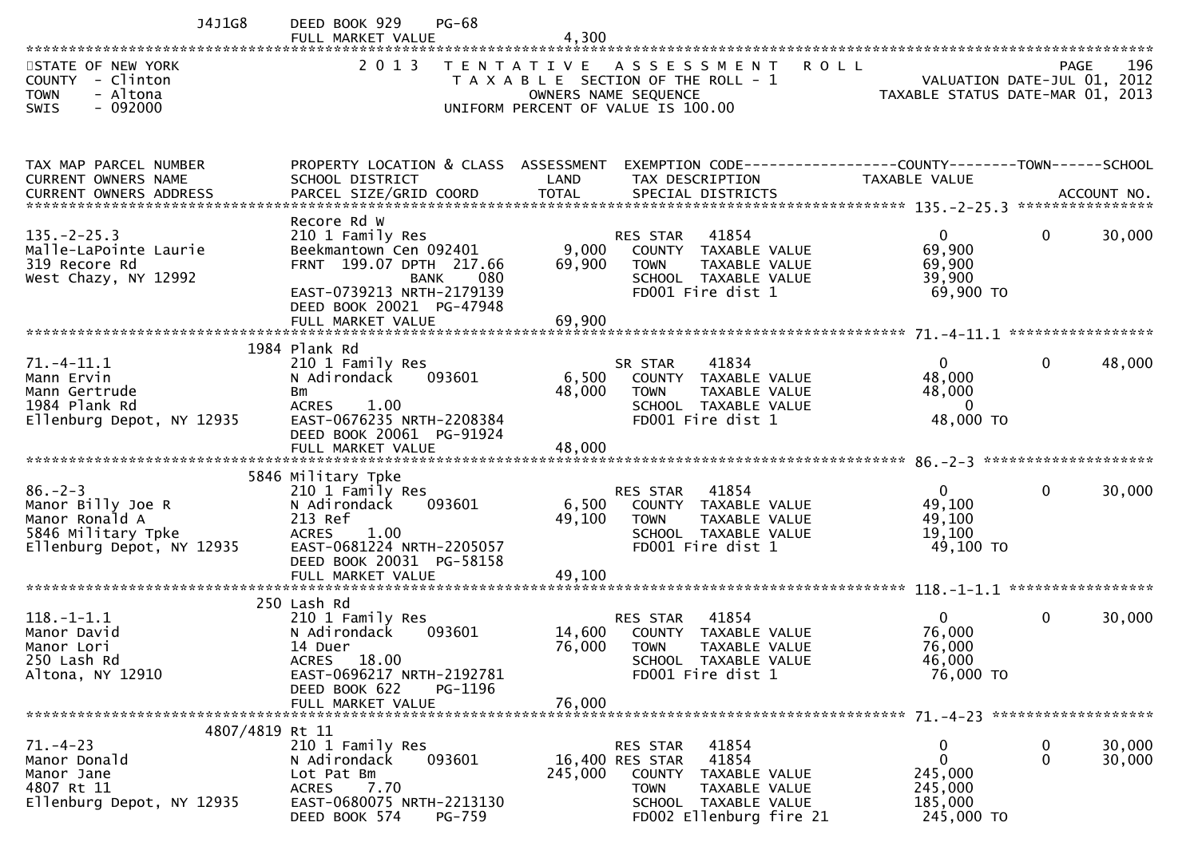J4J1G8 DEED BOOK 929 PG-68
FULL MARKET VALUE 4,300

STATE OF NEW YORK
COUNTY - Clinton
TOWN - Altona
SWIS - 092000

2013 TENTATIVE ASSESSMENT ROLL
TAXABLE SECTION OF THE ROLL - 1
OWNERS NAME SEQUENCE
UNIFORM PERCENT OF VALUE IS 100.00

PAGE 196
VALUATION DATE-JUL 01, 2012
TAXABLE STATUS DATE-MAR 01, 2013

| TAX MAP PARCEL NUMBER / CURRENT OWNERS NAME / CURRENT OWNERS ADDRESS | PROPERTY LOCATION & CLASS / SCHOOL DISTRICT / PARCEL SIZE/GRID COORD | ASSESSMENT LAND | ASSESSMENT TOTAL | EXEMPTION CODE / TAX DESCRIPTION / SPECIAL DISTRICTS | COUNTY TAXABLE VALUE | TOWN | SCHOOL / ACCOUNT NO. |
|---|---|---|---|---|---|---|---|
| **135.-2-25.3** | Recore Rd W | | | | | | |
| 135.-2-25.3 | 210 1 Family Res | | | RES STAR 41854 | 0 | 0 | 30,000 |
| Malle-LaPointe Laurie | Beekmantown Cen 092401 | 9,000 | | COUNTY TAXABLE VALUE | 69,900 | | |
| 319 Recore Rd | FRNT 199.07 DPTH 217.66 | | 69,900 | TOWN TAXABLE VALUE | 69,900 | | |
| West Chazy, NY 12992 | BANK 080 | | | SCHOOL TAXABLE VALUE | 39,900 | | |
| | EAST-0739213 NRTH-2179139 | | | FD001 Fire dist 1 | 69,900 TO | | |
| | DEED BOOK 20021 PG-47948 | | | | | | |
| | FULL MARKET VALUE | | 69,900 | | | | |
| **71.-4-11.1** | 1984 Plank Rd | | | | | | |
| 71.-4-11.1 | 210 1 Family Res | | | SR STAR 41834 | 0 | 0 | 48,000 |
| Mann Ervin | N Adirondack 093601 | 6,500 | | COUNTY TAXABLE VALUE | 48,000 | | |
| Mann Gertrude | Bm | | 48,000 | TOWN TAXABLE VALUE | 48,000 | | |
| 1984 Plank Rd | ACRES 1.00 | | | SCHOOL TAXABLE VALUE | 0 | | |
| Ellenburg Depot, NY 12935 | EAST-0676235 NRTH-2208384 | | | FD001 Fire dist 1 | 48,000 TO | | |
| | DEED BOOK 20061 PG-91924 | | | | | | |
| | FULL MARKET VALUE | | 48,000 | | | | |
| **86.-2-3** | 5846 Military Tpke | | | | | | |
| 86.-2-3 | 210 1 Family Res | | | RES STAR 41854 | 0 | 0 | 30,000 |
| Manor Billy Joe R | N Adirondack 093601 | 6,500 | | COUNTY TAXABLE VALUE | 49,100 | | |
| Manor Ronald A | 213 Ref | | 49,100 | TOWN TAXABLE VALUE | 49,100 | | |
| 5846 Military Tpke | ACRES 1.00 | | | SCHOOL TAXABLE VALUE | 19,100 | | |
| Ellenburg Depot, NY 12935 | EAST-0681224 NRTH-2205057 | | | FD001 Fire dist 1 | 49,100 TO | | |
| | DEED BOOK 20031 PG-58158 | | | | | | |
| | FULL MARKET VALUE | | 49,100 | | | | |
| **118.-1-1.1** | 250 Lash Rd | | | | | | |
| 118.-1-1.1 | 210 1 Family Res | | | RES STAR 41854 | 0 | 0 | 30,000 |
| Manor David | N Adirondack 093601 | 14,600 | | COUNTY TAXABLE VALUE | 76,000 | | |
| Manor Lori | 14 Duer | | 76,000 | TOWN TAXABLE VALUE | 76,000 | | |
| 250 Lash Rd | ACRES 18.00 | | | SCHOOL TAXABLE VALUE | 46,000 | | |
| Altona, NY 12910 | EAST-0696217 NRTH-2192781 | | | FD001 Fire dist 1 | 76,000 TO | | |
| | DEED BOOK 622 PG-1196 | | | | | | |
| | FULL MARKET VALUE | | 76,000 | | | | |
| **71.-4-23** | 4807/4819 Rt 11 | | | | | | |
| 71.-4-23 | 210 1 Family Res | | | RES STAR 41854 | 0 | 0 | 30,000 |
| Manor Donald | N Adirondack 093601 | 16,400 | | RES STAR 41854 | 0 | 0 | 30,000 |
| Manor Jane | Lot Pat Bm | | 245,000 | COUNTY TAXABLE VALUE | 245,000 | | |
| 4807 Rt 11 | ACRES 7.70 | | | TOWN TAXABLE VALUE | 245,000 | | |
| Ellenburg Depot, NY 12935 | EAST-0680075 NRTH-2213130 | | | SCHOOL TAXABLE VALUE | 185,000 | | |
| | DEED BOOK 574 PG-759 | | | FD002 Ellenburg fire 21 | 245,000 TO | | |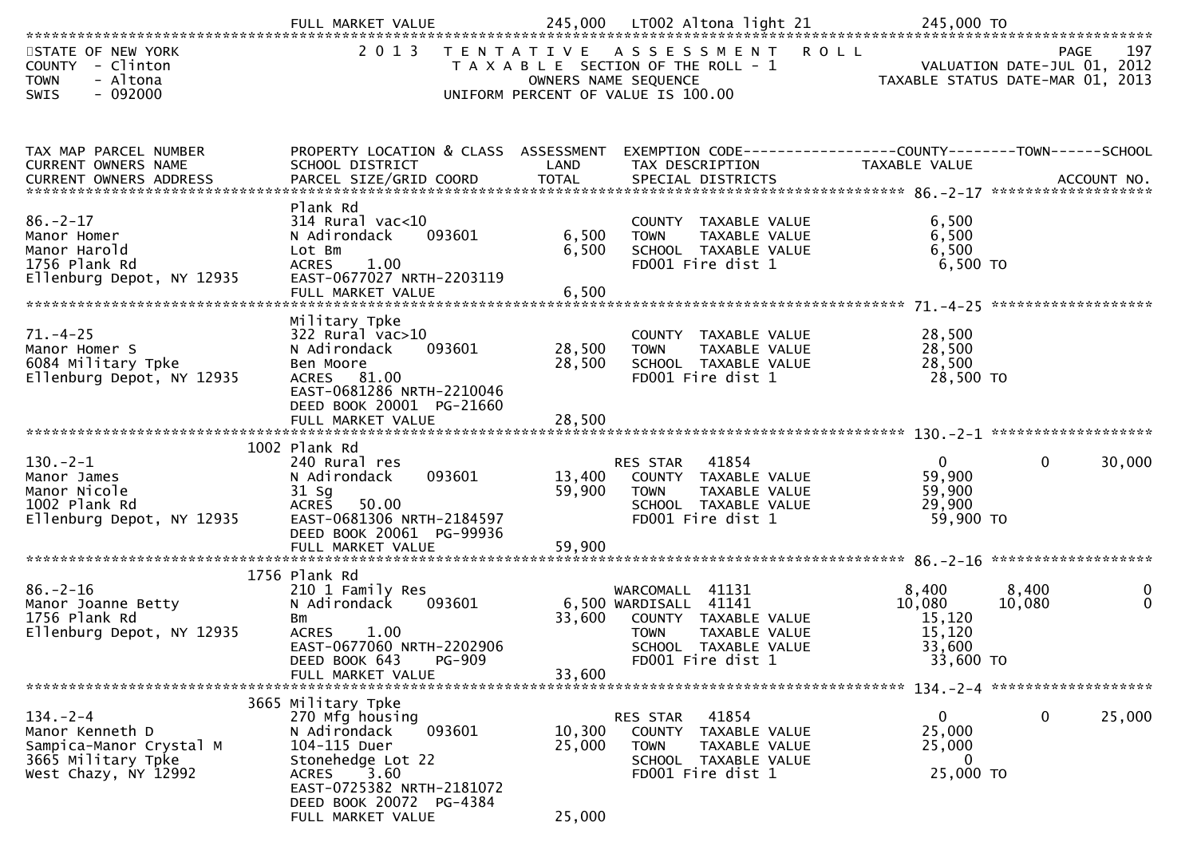| | FULL MARKET VALUE | 245,000 | LT002 Altona light 21 | 245,000 TO | | |
|---|---|---|---|---|---|---|

STATE OF NEW YORK
COUNTY - Clinton
TOWN - Altona
SWIS - 092000

2 0 1 3 T E N T A T I V E A S S E S S M E N T R O L L
T A X A B L E SECTION OF THE ROLL - 1
OWNERS NAME SEQUENCE
UNIFORM PERCENT OF VALUE IS 100.00

PAGE 197
VALUATION DATE-JUL 01, 2012
TAXABLE STATUS DATE-MAR 01, 2013

| TAX MAP PARCEL NUMBER / CURRENT OWNERS NAME / CURRENT OWNERS ADDRESS | PROPERTY LOCATION & CLASS / SCHOOL DISTRICT / PARCEL SIZE/GRID COORD | ASSESSMENT LAND / TOTAL | EXEMPTION CODE / TAX DESCRIPTION / SPECIAL DISTRICTS | COUNTY TAXABLE VALUE | TOWN | SCHOOL / ACCOUNT NO. |
|---|---|---|---|---|---|---|
| **86.-2-17** | Plank Rd | | | | | |
| 86.-2-17 | 314 Rural vac<10 | | COUNTY TAXABLE VALUE | 6,500 | | |
| Manor Homer | N Adirondack 093601 | 6,500 | TOWN TAXABLE VALUE | 6,500 | | |
| Manor Harold | Lot Bm | 6,500 | SCHOOL TAXABLE VALUE | 6,500 | | |
| 1756 Plank Rd | ACRES 1.00 | | FD001 Fire dist 1 | 6,500 TO | | |
| Ellenburg Depot, NY 12935 | EAST-0677027 NRTH-2203119 | | | | | |
| | FULL MARKET VALUE | 6,500 | | | | |
| **71.-4-25** | Military Tpke | | | | | |
| 71.-4-25 | 322 Rural vac>10 | | COUNTY TAXABLE VALUE | 28,500 | | |
| Manor Homer S | N Adirondack 093601 | 28,500 | TOWN TAXABLE VALUE | 28,500 | | |
| 6084 Military Tpke | Ben Moore | 28,500 | SCHOOL TAXABLE VALUE | 28,500 | | |
| Ellenburg Depot, NY 12935 | ACRES 81.00 | | FD001 Fire dist 1 | 28,500 TO | | |
| | EAST-0681286 NRTH-2210046 | | | | | |
| | DEED BOOK 20001 PG-21660 | | | | | |
| | FULL MARKET VALUE | 28,500 | | | | |
| **130.-2-1** | 1002 Plank Rd | | | | | |
| 130.-2-1 | 240 Rural res | | RES STAR 41854 | 0 | 0 | 30,000 |
| Manor James | N Adirondack 093601 | 13,400 | COUNTY TAXABLE VALUE | 59,900 | | |
| Manor Nicole | 31 Sg | 59,900 | TOWN TAXABLE VALUE | 59,900 | | |
| 1002 Plank Rd | ACRES 50.00 | | SCHOOL TAXABLE VALUE | 29,900 | | |
| Ellenburg Depot, NY 12935 | EAST-0681306 NRTH-2184597 | | FD001 Fire dist 1 | 59,900 TO | | |
| | DEED BOOK 20061 PG-99936 | | | | | |
| | FULL MARKET VALUE | 59,900 | | | | |
| **86.-2-16** | 1756 Plank Rd | | | | | |
| 86.-2-16 | 210 1 Family Res | | WARCOMALL 41131 | 8,400 | 8,400 | 0 |
| Manor Joanne Betty | N Adirondack 093601 | 6,500 | WARDISALL 41141 | 10,080 | 10,080 | 0 |
| 1756 Plank Rd | Bm | 33,600 | COUNTY TAXABLE VALUE | 15,120 | | |
| Ellenburg Depot, NY 12935 | ACRES 1.00 | | TOWN TAXABLE VALUE | 15,120 | | |
| | EAST-0677060 NRTH-2202906 | | SCHOOL TAXABLE VALUE | 33,600 | | |
| | DEED BOOK 643 PG-909 | | FD001 Fire dist 1 | 33,600 TO | | |
| | FULL MARKET VALUE | 33,600 | | | | |
| **134.-2-4** | 3665 Military Tpke | | | | | |
| 134.-2-4 | 270 Mfg housing | | RES STAR 41854 | 0 | 0 | 25,000 |
| Manor Kenneth D | N Adirondack 093601 | 10,300 | COUNTY TAXABLE VALUE | 25,000 | | |
| Sampica-Manor Crystal M | 104-115 Duer | 25,000 | TOWN TAXABLE VALUE | 25,000 | | |
| 3665 Military Tpke | Stonehedge Lot 22 | | SCHOOL TAXABLE VALUE | 0 | | |
| West Chazy, NY 12992 | ACRES 3.60 | | FD001 Fire dist 1 | 25,000 TO | | |
| | EAST-0725382 NRTH-2181072 | | | | | |
| | DEED BOOK 20072 PG-4384 | | | | | |
| | FULL MARKET VALUE | 25,000 | | | | |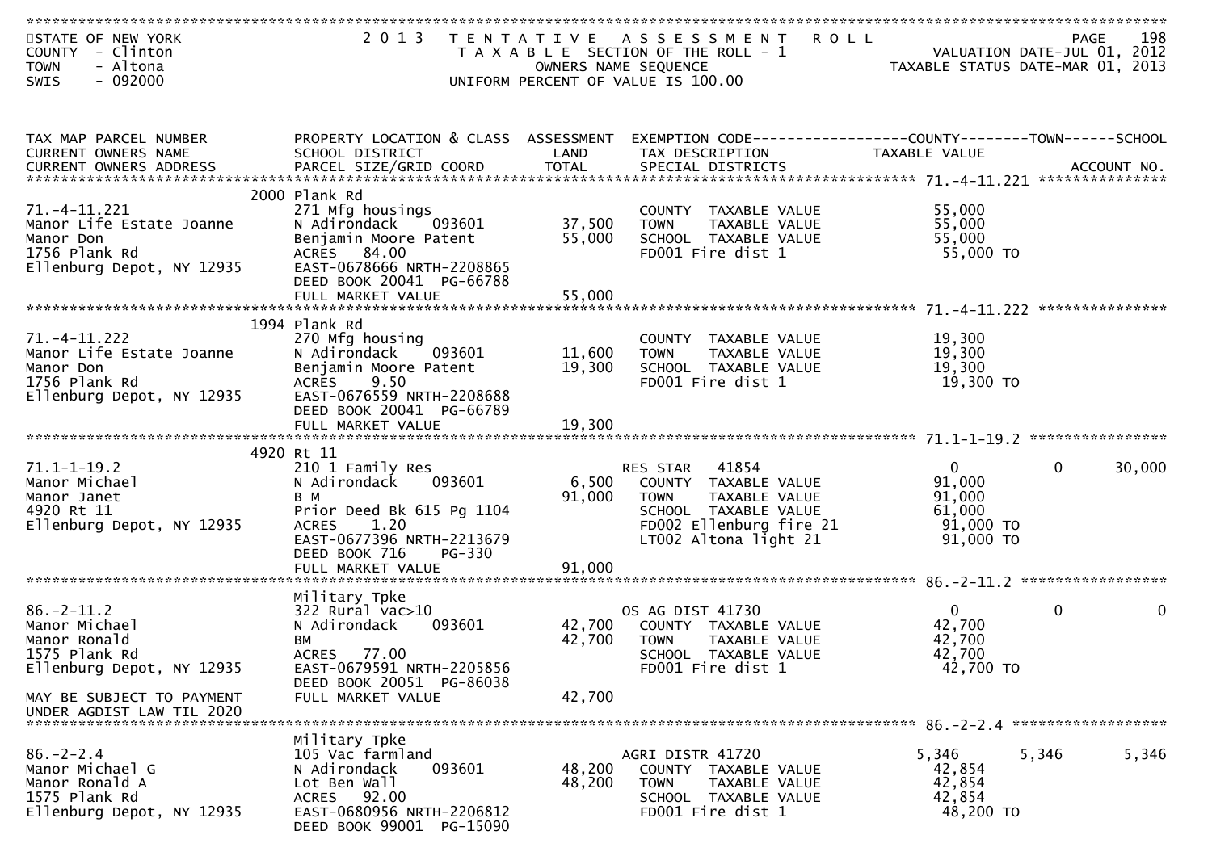STATE OF NEW YORK
COUNTY - Clinton
TOWN - Altona
SWIS - 092000

2013 TENTATIVE ASSESSMENT ROLL
TAXABLE SECTION OF THE ROLL - 1
OWNERS NAME SEQUENCE
UNIFORM PERCENT OF VALUE IS 100.00

VALUATION DATE-JUL 01, 2012
TAXABLE STATUS DATE-MAR 01, 2013

| TAX MAP PARCEL NUMBER / CURRENT OWNERS NAME / CURRENT OWNERS ADDRESS | PROPERTY LOCATION & CLASS / SCHOOL DISTRICT / PARCEL SIZE/GRID COORD | ASSESSMENT LAND | TOTAL | EXEMPTION CODE / TAX DESCRIPTION / SPECIAL DISTRICTS | COUNTY TAXABLE VALUE | TOWN | SCHOOL | ACCOUNT NO. |
|---|---|---|---|---|---|---|---|---|
| **71.-4-11.221** | 2000 Plank Rd | | | | | | | |
| 71.-4-11.221 | 271 Mfg housings | | | COUNTY TAXABLE VALUE | 55,000 | | | |
| Manor Life Estate Joanne | N Adirondack 093601 | 37,500 | | TOWN TAXABLE VALUE | 55,000 | | | |
| Manor Don | Benjamin Moore Patent | | 55,000 | SCHOOL TAXABLE VALUE | 55,000 | | | |
| 1756 Plank Rd | ACRES 84.00 | | | FD001 Fire dist 1 | 55,000 TO | | | |
| Ellenburg Depot, NY 12935 | EAST-0678666 NRTH-2208865 | | | | | | | |
| | DEED BOOK 20041 PG-66788 | | | | | | | |
| | FULL MARKET VALUE | | 55,000 | | | | | |
| **71.-4-11.222** | 1994 Plank Rd | | | | | | | |
| 71.-4-11.222 | 270 Mfg housing | | | COUNTY TAXABLE VALUE | 19,300 | | | |
| Manor Life Estate Joanne | N Adirondack 093601 | 11,600 | | TOWN TAXABLE VALUE | 19,300 | | | |
| Manor Don | Benjamin Moore Patent | | 19,300 | SCHOOL TAXABLE VALUE | 19,300 | | | |
| 1756 Plank Rd | ACRES 9.50 | | | FD001 Fire dist 1 | 19,300 TO | | | |
| Ellenburg Depot, NY 12935 | EAST-0676559 NRTH-2208688 | | | | | | | |
| | DEED BOOK 20041 PG-66789 | | | | | | | |
| | FULL MARKET VALUE | | 19,300 | | | | | |
| **71.1-1-19.2** | 4920 Rt 11 | | | | | | | |
| 71.1-1-19.2 | 210 1 Family Res | | | RES STAR 41854 | 0 | 0 | 30,000 | |
| Manor Michael | N Adirondack 093601 | 6,500 | | COUNTY TAXABLE VALUE | 91,000 | | | |
| Manor Janet | B M | | 91,000 | TOWN TAXABLE VALUE | 91,000 | | | |
| 4920 Rt 11 | Prior Deed Bk 615 Pg 1104 | | | SCHOOL TAXABLE VALUE | 61,000 | | | |
| Ellenburg Depot, NY 12935 | ACRES 1.20 | | | FD002 Ellenburg fire 21 | 91,000 TO | | | |
| | EAST-0677396 NRTH-2213679 | | | LT002 Altona light 21 | 91,000 TO | | | |
| | DEED BOOK 716 PG-330 | | | | | | | |
| | FULL MARKET VALUE | | 91,000 | | | | | |
| **86.-2-11.2** | Military Tpke | | | | | | | |
| 86.-2-11.2 | 322 Rural vac>10 | | | OS AG DIST 41730 | 0 | 0 | 0 | |
| Manor Michael | N Adirondack 093601 | 42,700 | | COUNTY TAXABLE VALUE | 42,700 | | | |
| Manor Ronald | BM | | 42,700 | TOWN TAXABLE VALUE | 42,700 | | | |
| 1575 Plank Rd | ACRES 77.00 | | | SCHOOL TAXABLE VALUE | 42,700 | | | |
| Ellenburg Depot, NY 12935 | EAST-0679591 NRTH-2205856 | | | FD001 Fire dist 1 | 42,700 TO | | | |
| | DEED BOOK 20051 PG-86038 | | | | | | | |
| MAY BE SUBJECT TO PAYMENT | FULL MARKET VALUE | | 42,700 | | | | | |
| UNDER AGDIST LAW TIL 2020 | | | | | | | | |
| **86.-2-2.4** | Military Tpke | | | | | | | |
| 86.-2-2.4 | 105 Vac farmland | | | AGRI DISTR 41720 | 5,346 | 5,346 | 5,346 | |
| Manor Michael G | N Adirondack 093601 | 48,200 | | COUNTY TAXABLE VALUE | 42,854 | | | |
| Manor Ronald A | Lot Ben Wall | | 48,200 | TOWN TAXABLE VALUE | 42,854 | | | |
| 1575 Plank Rd | ACRES 92.00 | | | SCHOOL TAXABLE VALUE | 42,854 | | | |
| Ellenburg Depot, NY 12935 | EAST-0680956 NRTH-2206812 | | | FD001 Fire dist 1 | 48,200 TO | | | |
| | DEED BOOK 99001 PG-15090 | | | | | | | |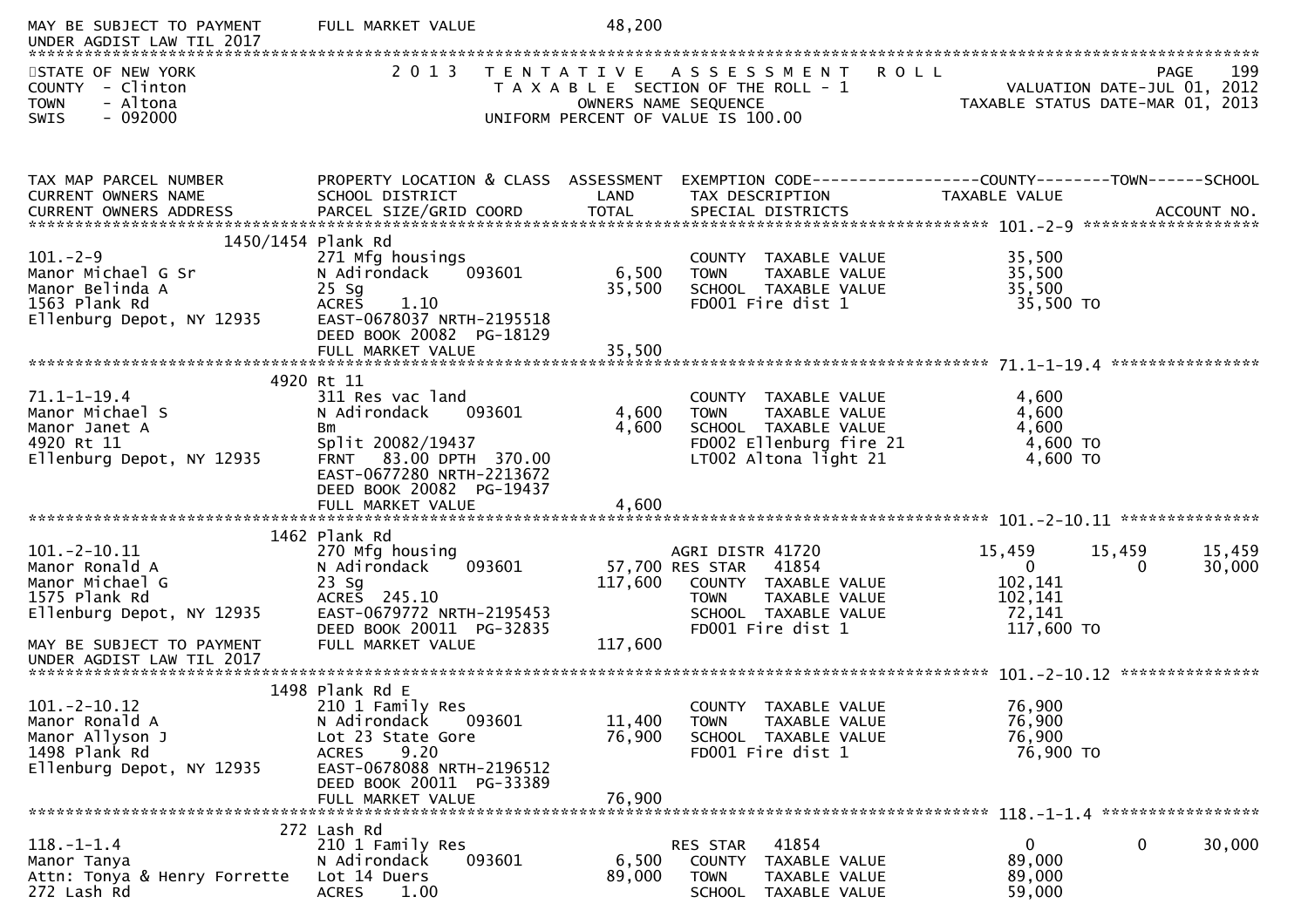MAY BE SUBJECT TO PAYMENT UNDER AGDIST LAW TIL 2017 — FULL MARKET VALUE 48,200

STATE OF NEW YORK
COUNTY - Clinton
TOWN - Altona
SWIS - 092000

2013 TENTATIVE ASSESSMENT ROLL
TAXABLE SECTION OF THE ROLL - 1
OWNERS NAME SEQUENCE
UNIFORM PERCENT OF VALUE IS 100.00

VALUATION DATE-JUL 01, 2012
TAXABLE STATUS DATE-MAR 01, 2013

| TAX MAP PARCEL NUMBER / CURRENT OWNERS NAME / CURRENT OWNERS ADDRESS | PROPERTY LOCATION & CLASS / SCHOOL DISTRICT / PARCEL SIZE/GRID COORD | ASSESSMENT LAND / TOTAL | EXEMPTION CODE / TAX DESCRIPTION / SPECIAL DISTRICTS | COUNTY TAXABLE VALUE | TOWN | SCHOOL |
|---|---|---|---|---|---|---|
| **101.-2-9** | 1450/1454 Plank Rd | | | | | |
| Manor Michael G Sr | 271 Mfg housings | | COUNTY TAXABLE VALUE | 35,500 | | |
| Manor Belinda A | N Adirondack 093601 | 6,500 | TOWN TAXABLE VALUE | 35,500 | | |
| 1563 Plank Rd | 25 Sg | 35,500 | SCHOOL TAXABLE VALUE | 35,500 | | |
| Ellenburg Depot, NY 12935 | ACRES 1.10 | | FD001 Fire dist 1 | 35,500 TO | | |
| | EAST-0678037 NRTH-2195518 | | | | | |
| | DEED BOOK 20082 PG-18129 | | | | | |
| | FULL MARKET VALUE | 35,500 | | | | |
| **71.1-1-19.4** | 4920 Rt 11 | | | | | |
| Manor Michael S | 311 Res vac land | | COUNTY TAXABLE VALUE | 4,600 | | |
| Manor Janet A | N Adirondack 093601 | 4,600 | TOWN TAXABLE VALUE | 4,600 | | |
| 4920 Rt 11 | Bm | 4,600 | SCHOOL TAXABLE VALUE | 4,600 | | |
| Ellenburg Depot, NY 12935 | Split 20082/19437 | | FD002 Ellenburg fire 21 | 4,600 TO | | |
| | FRNT 83.00 DPTH 370.00 | | LT002 Altona light 21 | 4,600 TO | | |
| | EAST-0677280 NRTH-2213672 | | | | | |
| | DEED BOOK 20082 PG-19437 | | | | | |
| | FULL MARKET VALUE | 4,600 | | | | |
| **101.-2-10.11** | 1462 Plank Rd | | | | | |
| Manor Ronald A | 270 Mfg housing | | AGRI DISTR 41720 | 15,459 | 15,459 | 15,459 |
| Manor Michael G | N Adirondack 093601 | 57,700 | RES STAR 41854 | 0 | 0 | 30,000 |
| 1575 Plank Rd | 23 Sg | 117,600 | COUNTY TAXABLE VALUE | 102,141 | | |
| Ellenburg Depot, NY 12935 | ACRES 245.10 | | TOWN TAXABLE VALUE | 102,141 | | |
| | EAST-0679772 NRTH-2195453 | | SCHOOL TAXABLE VALUE | 72,141 | | |
| | DEED BOOK 20011 PG-32835 | | FD001 Fire dist 1 | 117,600 TO | | |
| MAY BE SUBJECT TO PAYMENT UNDER AGDIST LAW TIL 2017 | FULL MARKET VALUE | 117,600 | | | | |
| **101.-2-10.12** | 1498 Plank Rd E | | | | | |
| Manor Ronald A | 210 1 Family Res | | COUNTY TAXABLE VALUE | 76,900 | | |
| Manor Allyson J | N Adirondack 093601 | 11,400 | TOWN TAXABLE VALUE | 76,900 | | |
| 1498 Plank Rd | Lot 23 State Gore | 76,900 | SCHOOL TAXABLE VALUE | 76,900 | | |
| Ellenburg Depot, NY 12935 | ACRES 9.20 | | FD001 Fire dist 1 | 76,900 TO | | |
| | EAST-0678088 NRTH-2196512 | | | | | |
| | DEED BOOK 20011 PG-33389 | | | | | |
| | FULL MARKET VALUE | 76,900 | | | | |
| **118.-1-1.4** | 272 Lash Rd | | | | | |
| Manor Tanya | 210 1 Family Res | | RES STAR 41854 | 0 | 0 | 30,000 |
| Attn: Tonya & Henry Forrette | N Adirondack 093601 | 6,500 | COUNTY TAXABLE VALUE | 89,000 | | |
| 272 Lash Rd | Lot 14 Duers | 89,000 | TOWN TAXABLE VALUE | 89,000 | | |
| | ACRES 1.00 | | SCHOOL TAXABLE VALUE | 59,000 | | |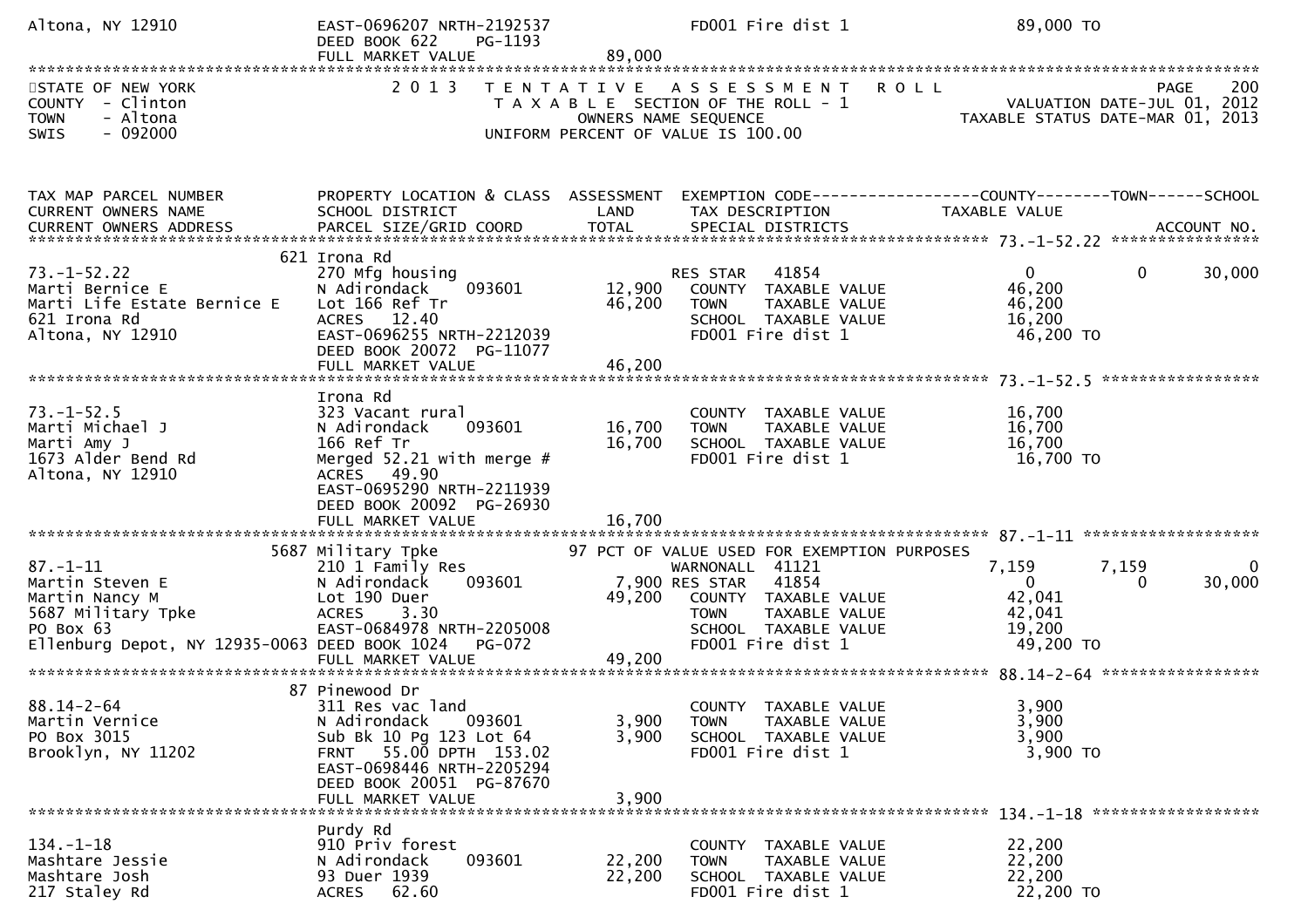```
Altona, NY 12910                  EAST-0696207 NRTH-2192537              FD001 Fire dist 1                        89,000 TO
                                  DEED BOOK 622     PG-1193
                                  FULL MARKET VALUE              89,000
******************************************************************************************************************************************
STATE OF NEW YORK                  2 0 1 3   T E N T A T I V E   A S S E S S M E N T   R O L L                                PAGE    200
COUNTY  - Clinton                            T A X A B L E  SECTION OF THE ROLL - 1                        VALUATION DATE-JUL 01, 2012
TOWN    - Altona                                  OWNERS NAME SEQUENCE                                 TAXABLE STATUS DATE-MAR 01, 2013
SWIS    - 092000                            UNIFORM PERCENT OF VALUE IS 100.00


TAX MAP PARCEL NUMBER             PROPERTY LOCATION & CLASS  ASSESSMENT  EXEMPTION CODE------------------COUNTY--------TOWN------SCHOOL
CURRENT OWNERS NAME               SCHOOL DISTRICT               LAND      TAX DESCRIPTION               TAXABLE VALUE
CURRENT OWNERS ADDRESS            PARCEL SIZE/GRID COORD        TOTAL     SPECIAL DISTRICTS                                   ACCOUNT NO.
************************************************************************************************ 73.-1-52.22 ****************
                               621 Irona Rd
73.-1-52.22                       270 Mfg housing                         RES STAR   41854                    0            0        30,000
Marti Bernice E                   N Adirondack      093601       12,900    COUNTY  TAXABLE VALUE           46,200
Marti Life Estate Bernice E       Lot 166 Ref Tr                 46,200    TOWN    TAXABLE VALUE           46,200
621 Irona Rd                      ACRES   12.40                            SCHOOL  TAXABLE VALUE           16,200
Altona, NY 12910                  EAST-0696255 NRTH-2212039                FD001 Fire dist 1                46,200 TO
                                  DEED BOOK 20072  PG-11077
                                  FULL MARKET VALUE              46,200
************************************************************************************************ 73.-1-52.5 *****************
                                  Irona Rd
73.-1-52.5                        323 Vacant rural                         COUNTY  TAXABLE VALUE           16,700
Marti Michael J                   N Adirondack      093601       16,700    TOWN    TAXABLE VALUE           16,700
Marti Amy J                       166 Ref Tr                     16,700    SCHOOL  TAXABLE VALUE           16,700
1673 Alder Bend Rd                Merged 52.21 with merge #                FD001 Fire dist 1                16,700 TO
Altona, NY 12910                  ACRES   49.90
                                  EAST-0695290 NRTH-2211939
                                  DEED BOOK 20092  PG-26930
                                  FULL MARKET VALUE              16,700
************************************************************************************************ 87.-1-11 *******************
                              5687 Military Tpke              97 PCT OF VALUE USED FOR EXEMPTION PURPOSES
87.-1-11                          210 1 Family Res                        WARNONALL  41121                 7,159        7,159            0
Martin Steven E                   N Adirondack      093601        7,900 RES STAR   41854                    0            0        30,000
Martin Nancy M                    Lot 190 Duer                   49,200    COUNTY  TAXABLE VALUE           42,041
5687 Military Tpke                ACRES    3.30                            TOWN    TAXABLE VALUE           42,041
PO Box 63                         EAST-0684978 NRTH-2205008                SCHOOL  TAXABLE VALUE           19,200
Ellenburg Depot, NY 12935-0063 DEED BOOK 1024    PG-072                    FD001 Fire dist 1                49,200 TO
                                  FULL MARKET VALUE              49,200
************************************************************************************************ 88.14-2-64 *****************
                               87 Pinewood Dr
88.14-2-64                        311 Res vac land                         COUNTY  TAXABLE VALUE            3,900
Martin Vernice                    N Adirondack      093601        3,900    TOWN    TAXABLE VALUE            3,900
PO Box 3015                       Sub Bk 10 Pg 123 Lot 64         3,900    SCHOOL  TAXABLE VALUE            3,900
Brooklyn, NY 11202                FRNT   55.00 DPTH 153.02                 FD001 Fire dist 1                 3,900 TO
                                  EAST-0698446 NRTH-2205294
                                  DEED BOOK 20051  PG-87670
                                  FULL MARKET VALUE               3,900
************************************************************************************************ 134.-1-18 ******************
                                  Purdy Rd
134.-1-18                         910 Priv forest                          COUNTY  TAXABLE VALUE           22,200
Mashtare Jessie                   N Adirondack      093601       22,200    TOWN    TAXABLE VALUE           22,200
Mashtare Josh                     93 Duer 1939                   22,200    SCHOOL  TAXABLE VALUE           22,200
217 Staley Rd                     ACRES   62.60                            FD001 Fire dist 1                22,200 TO
```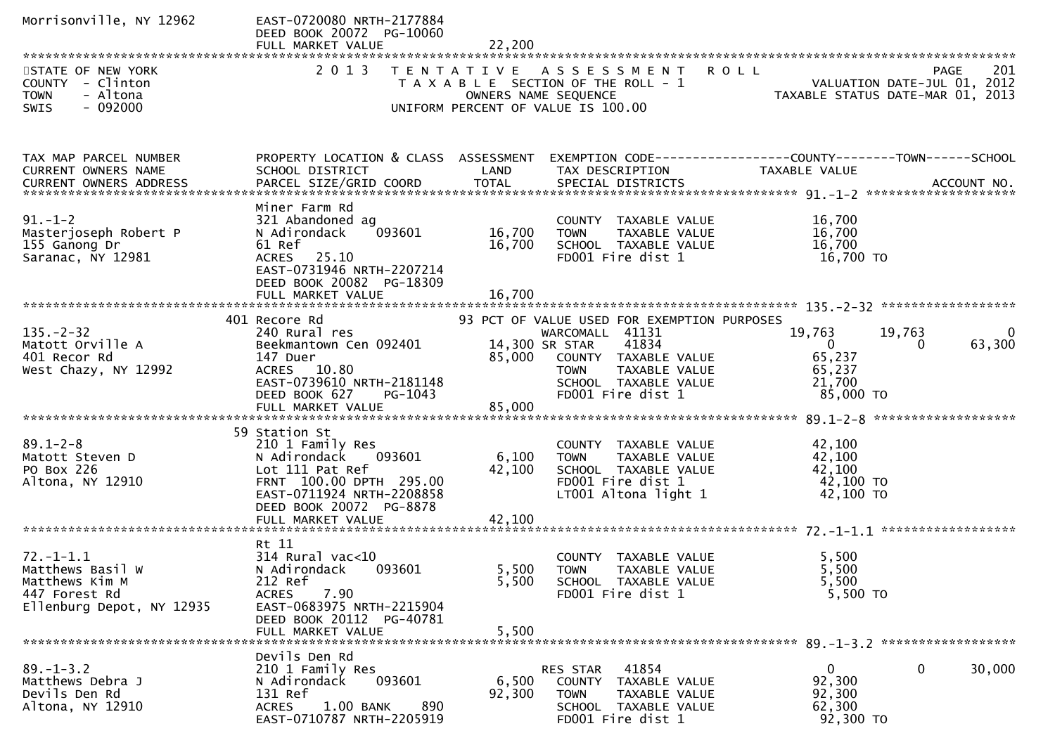Morrisonville, NY 12962 EAST-0720080 NRTH-2177884
DEED BOOK 20072 PG-10060
FULL MARKET VALUE 22,200

STATE OF NEW YORK — 2013 TENTATIVE ASSESSMENT ROLL

COUNTY - Clinton — TAXABLE SECTION OF THE ROLL - 1 — VALUATION DATE-JUL 01, 2012

TOWN - Altona — OWNERS NAME SEQUENCE — TAXABLE STATUS DATE-MAR 01, 2013

SWIS - 092000 — UNIFORM PERCENT OF VALUE IS 100.00

| TAX MAP PARCEL NUMBER / CURRENT OWNERS NAME / CURRENT OWNERS ADDRESS | PROPERTY LOCATION & CLASS / SCHOOL DISTRICT / PARCEL SIZE/GRID COORD | ASSESSMENT LAND / TOTAL | EXEMPTION CODE / TAX DESCRIPTION / SPECIAL DISTRICTS | COUNTY TAXABLE VALUE | TOWN | SCHOOL / ACCOUNT NO. |
|---|---|---|---|---|---|---|
| **91.-1-2** | Miner Farm Rd | | | | | |
| 91.-1-2 | 321 Abandoned ag | | COUNTY TAXABLE VALUE | 16,700 | | |
| Masterjoseph Robert P | N Adirondack 093601 | 16,700 | TOWN TAXABLE VALUE | 16,700 | | |
| 155 Ganong Dr | 61 Ref | 16,700 | SCHOOL TAXABLE VALUE | 16,700 | | |
| Saranac, NY 12981 | ACRES 25.10 | | FD001 Fire dist 1 | 16,700 TO | | |
| | EAST-0731946 NRTH-2207214 | | | | | |
| | DEED BOOK 20082 PG-18309 | | | | | |
| | FULL MARKET VALUE | 16,700 | | | | |
| **135.-2-32** | 401 Recore Rd | | 93 PCT OF VALUE USED FOR EXEMPTION PURPOSES | | | |
| 135.-2-32 | 240 Rural res | | WARCOMALL 41131 | 19,763 | 19,763 | 0 |
| Matott Orville A | Beekmantown Cen 092401 | 14,300 | SR STAR 41834 | 0 | 0 | 63,300 |
| 401 Recor Rd | 147 Duer | 85,000 | COUNTY TAXABLE VALUE | 65,237 | | |
| West Chazy, NY 12992 | ACRES 10.80 | | TOWN TAXABLE VALUE | 65,237 | | |
| | EAST-0739610 NRTH-2181148 | | SCHOOL TAXABLE VALUE | 21,700 | | |
| | DEED BOOK 627 PG-1043 | | FD001 Fire dist 1 | 85,000 TO | | |
| | FULL MARKET VALUE | 85,000 | | | | |
| **89.1-2-8** | 59 Station St | | | | | |
| 89.1-2-8 | 210 1 Family Res | | COUNTY TAXABLE VALUE | 42,100 | | |
| Matott Steven D | N Adirondack 093601 | 6,100 | TOWN TAXABLE VALUE | 42,100 | | |
| PO Box 226 | Lot 111 Pat Ref | 42,100 | SCHOOL TAXABLE VALUE | 42,100 | | |
| Altona, NY 12910 | FRNT 100.00 DPTH 295.00 | | FD001 Fire dist 1 | 42,100 TO | | |
| | EAST-0711924 NRTH-2208858 | | LT001 Altona light 1 | 42,100 TO | | |
| | DEED BOOK 20072 PG-8878 | | | | | |
| | FULL MARKET VALUE | 42,100 | | | | |
| **72.-1-1.1** | Rt 11 | | | | | |
| 72.-1-1.1 | 314 Rural vac<10 | | COUNTY TAXABLE VALUE | 5,500 | | |
| Matthews Basil W | N Adirondack 093601 | 5,500 | TOWN TAXABLE VALUE | 5,500 | | |
| Matthews Kim M | 212 Ref | 5,500 | SCHOOL TAXABLE VALUE | 5,500 | | |
| 447 Forest Rd | ACRES 7.90 | | FD001 Fire dist 1 | 5,500 TO | | |
| Ellenburg Depot, NY 12935 | EAST-0683975 NRTH-2215904 | | | | | |
| | DEED BOOK 20112 PG-40781 | | | | | |
| | FULL MARKET VALUE | 5,500 | | | | |
| **89.-1-3.2** | Devils Den Rd | | | | | |
| 89.-1-3.2 | 210 1 Family Res | | RES STAR 41854 | 0 | 0 | 30,000 |
| Matthews Debra J | N Adirondack 093601 | 6,500 | COUNTY TAXABLE VALUE | 92,300 | | |
| Devils Den Rd | 131 Ref | 92,300 | TOWN TAXABLE VALUE | 92,300 | | |
| Altona, NY 12910 | ACRES 1.00 BANK 890 | | SCHOOL TAXABLE VALUE | 62,300 | | |
| | EAST-0710787 NRTH-2205919 | | FD001 Fire dist 1 | 92,300 TO | | |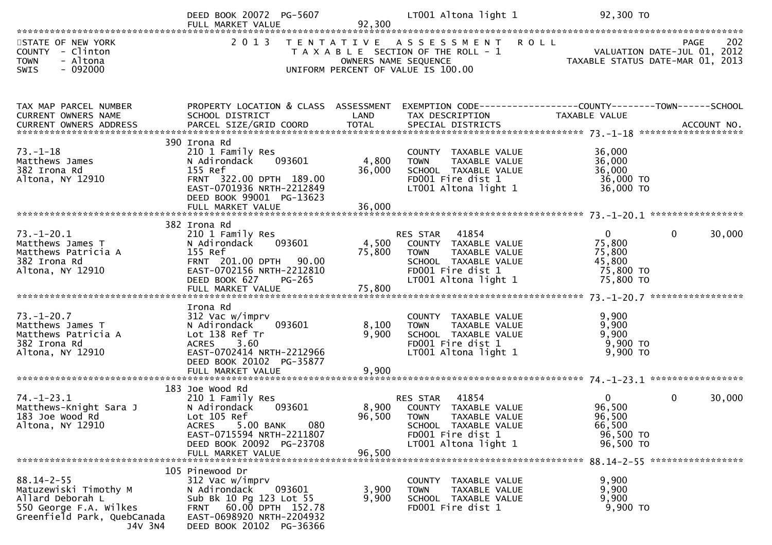```
                          DEED BOOK 20072  PG-5607                     LT001 Altona light 1              92,300 TO
                          FULL MARKET VALUE              92,300
*********************************************************************************************************************
STATE OF NEW YORK                2 0 1 3   T E N T A T I V E   A S S E S S M E N T   R O L L                 PAGE   202
COUNTY  - Clinton                     T A X A B L E  SECTION OF THE ROLL - 1                VALUATION DATE-JUL 01, 2012
TOWN    - Altona                              OWNERS NAME SEQUENCE                       TAXABLE STATUS DATE-MAR 01, 2013
SWIS    - 092000                      UNIFORM PERCENT OF VALUE IS 100.00


TAX MAP PARCEL NUMBER          PROPERTY LOCATION & CLASS  ASSESSMENT  EXEMPTION CODE------------------COUNTY--------TOWN------SCHOOL
CURRENT OWNERS NAME            SCHOOL DISTRICT               LAND      TAX DESCRIPTION             TAXABLE VALUE
CURRENT OWNERS ADDRESS         PARCEL SIZE/GRID COORD        TOTAL     SPECIAL DISTRICTS                                   ACCOUNT NO.
******************************************************************************************************* 73.-1-18 ******************
                          390 Irona Rd
73.-1-18                  210 1 Family Res                         COUNTY  TAXABLE VALUE             36,000
Matthews James            N Adirondack    093601          4,800    TOWN    TAXABLE VALUE             36,000
382 Irona Rd              155 Ref                        36,000    SCHOOL  TAXABLE VALUE             36,000
Altona, NY 12910          FRNT  322.00 DPTH  189.00                FD001 Fire dist 1                  36,000 TO
                          EAST-0701936 NRTH-2212849                LT001 Altona light 1               36,000 TO
                          DEED BOOK 99001  PG-13623
                          FULL MARKET VALUE              36,000
******************************************************************************************************* 73.-1-20.1 ****************
                          382 Irona Rd
73.-1-20.1                210 1 Family Res                         RES STAR   41854                  0             0        30,000
Matthews James T          N Adirondack    093601          4,500    COUNTY  TAXABLE VALUE             75,800
Matthews Patricia A       155 Ref                        75,800    TOWN    TAXABLE VALUE             75,800
382 Irona Rd              FRNT  201.00 DPTH   90.00                SCHOOL  TAXABLE VALUE             45,800
Altona, NY 12910          EAST-0702156 NRTH-2212810                FD001 Fire dist 1                  75,800 TO
                          DEED BOOK 627    PG-265                  LT001 Altona light 1               75,800 TO
                          FULL MARKET VALUE              75,800
******************************************************************************************************* 73.-1-20.7 ****************
                          Irona Rd
73.-1-20.7                312 Vac w/imprv                          COUNTY  TAXABLE VALUE              9,900
Matthews James T          N Adirondack    093601          8,100    TOWN    TAXABLE VALUE              9,900
Matthews Patricia A       Lot 138 Ref Tr                  9,900    SCHOOL  TAXABLE VALUE              9,900
382 Irona Rd              ACRES    3.60                            FD001 Fire dist 1                   9,900 TO
Altona, NY 12910          EAST-0702414 NRTH-2212966                LT001 Altona light 1                9,900 TO
                          DEED BOOK 20102  PG-35877
                          FULL MARKET VALUE               9,900
******************************************************************************************************* 74.-1-23.1 ****************
                          183 Joe Wood Rd
74.-1-23.1                210 1 Family Res                         RES STAR   41854                  0             0        30,000
Matthews-Knight Sara J    N Adirondack    093601          8,900    COUNTY  TAXABLE VALUE             96,500
183 Joe Wood Rd           Lot 105 Ref                    96,500    TOWN    TAXABLE VALUE             96,500
Altona, NY 12910          ACRES    5.00 BANK     080               SCHOOL  TAXABLE VALUE             66,500
                          EAST-0715594 NRTH-2211807                FD001 Fire dist 1                  96,500 TO
                          DEED BOOK 20092  PG-23708                LT001 Altona light 1               96,500 TO
                          FULL MARKET VALUE              96,500
******************************************************************************************************* 88.14-2-55 ****************
                          105 Pinewood Dr
88.14-2-55                312 Vac w/imprv                          COUNTY  TAXABLE VALUE              9,900
Matuzewiski Timothy M     N Adirondack    093601          3,900    TOWN    TAXABLE VALUE              9,900
Allard Deborah L          Sub Bk 10 Pg 123 Lot 55         9,900    SCHOOL  TAXABLE VALUE              9,900
550 George F.A. Wilkes    FRNT   60.00 DPTH  152.78                FD001 Fire dist 1                   9,900 TO
Greenfield Park, QuebCanada  EAST-0698920 NRTH-2204932
                 J4V 3N4  DEED BOOK 20102  PG-36366
```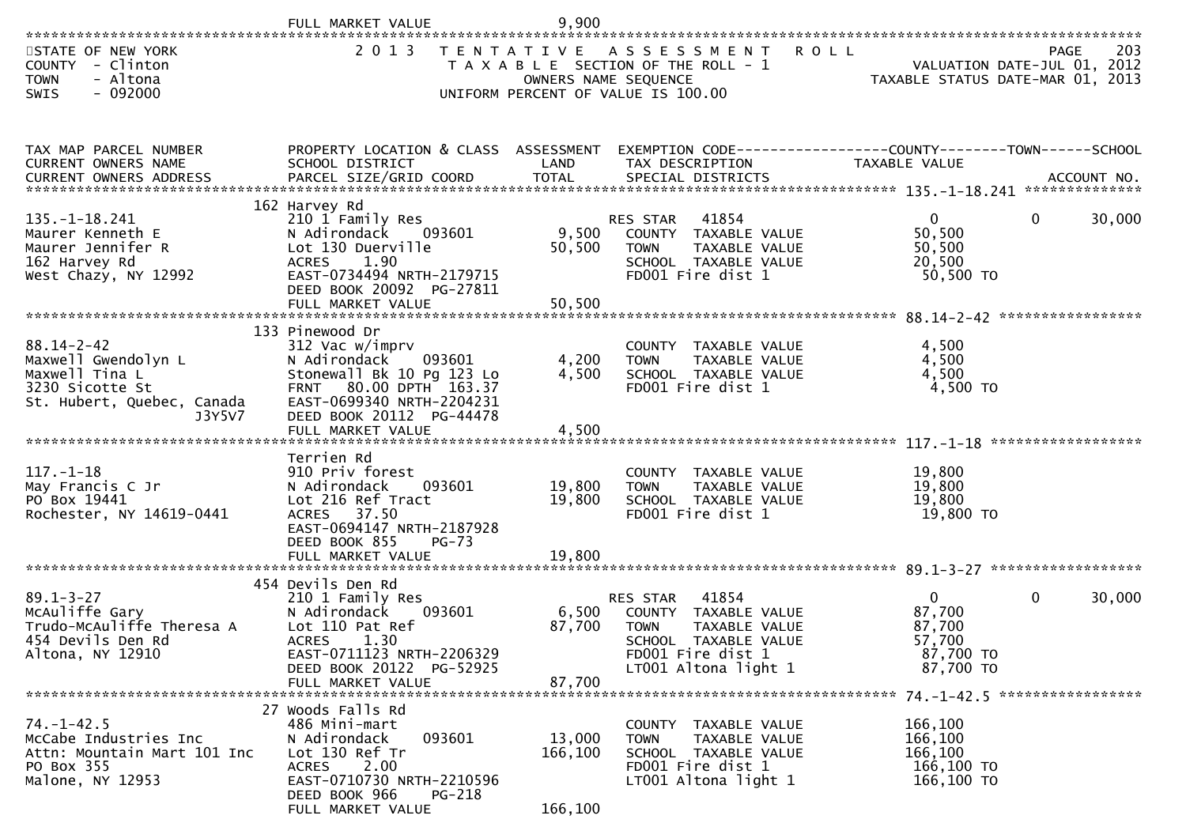FULL MARKET VALUE 9,900

STATE OF NEW YORK
COUNTY - Clinton
TOWN - Altona
SWIS - 092000

# 2013 TENTATIVE ASSESSMENT ROLL

TAXABLE SECTION OF THE ROLL - 1
OWNERS NAME SEQUENCE
UNIFORM PERCENT OF VALUE IS 100.00

PAGE 203
VALUATION DATE-JUL 01, 2012
TAXABLE STATUS DATE-MAR 01, 2013

| TAX MAP PARCEL NUMBER / CURRENT OWNERS NAME / CURRENT OWNERS ADDRESS | PROPERTY LOCATION & CLASS / SCHOOL DISTRICT / PARCEL SIZE/GRID COORD | ASSESSMENT LAND / TOTAL | EXEMPTION CODE / TAX DESCRIPTION / SPECIAL DISTRICTS | COUNTY TAXABLE VALUE | TOWN | SCHOOL / ACCOUNT NO. |
|---|---|---|---|---|---|---|
| **135.-1-18.241** | 162 Harvey Rd | | | | | |
| 135.-1-18.241 | 210 1 Family Res | | RES STAR 41854 | 0 | 0 | 30,000 |
| Maurer Kenneth E | N Adirondack 093601 | 9,500 | COUNTY TAXABLE VALUE | 50,500 | | |
| Maurer Jennifer R | Lot 130 Duerville | 50,500 | TOWN TAXABLE VALUE | 50,500 | | |
| 162 Harvey Rd | ACRES 1.90 | | SCHOOL TAXABLE VALUE | 20,500 | | |
| West Chazy, NY 12992 | EAST-0734494 NRTH-2179715 | | FD001 Fire dist 1 | 50,500 TO | | |
| | DEED BOOK 20092 PG-27811 | | | | | |
| | FULL MARKET VALUE | 50,500 | | | | |
| **88.14-2-42** | 133 Pinewood Dr | | | | | |
| 88.14-2-42 | 312 Vac w/imprv | | COUNTY TAXABLE VALUE | 4,500 | | |
| Maxwell Gwendolyn L | N Adirondack 093601 | 4,200 | TOWN TAXABLE VALUE | 4,500 | | |
| Maxwell Tina L | Stonewall Bk 10 Pg 123 Lo | 4,500 | SCHOOL TAXABLE VALUE | 4,500 | | |
| 3230 Sicotte St | FRNT 80.00 DPTH 163.37 | | FD001 Fire dist 1 | 4,500 TO | | |
| St. Hubert, Quebec, Canada J3Y5V7 | EAST-0699340 NRTH-2204231 | | | | | |
| | DEED BOOK 20112 PG-44478 | | | | | |
| | FULL MARKET VALUE | 4,500 | | | | |
| **117.-1-18** | Terrien Rd | | | | | |
| 117.-1-18 | 910 Priv forest | | COUNTY TAXABLE VALUE | 19,800 | | |
| May Francis C Jr | N Adirondack 093601 | 19,800 | TOWN TAXABLE VALUE | 19,800 | | |
| PO Box 19441 | Lot 216 Ref Tract | 19,800 | SCHOOL TAXABLE VALUE | 19,800 | | |
| Rochester, NY 14619-0441 | ACRES 37.50 | | FD001 Fire dist 1 | 19,800 TO | | |
| | EAST-0694147 NRTH-2187928 | | | | | |
| | DEED BOOK 855 PG-73 | | | | | |
| | FULL MARKET VALUE | 19,800 | | | | |
| **89.1-3-27** | 454 Devils Den Rd | | | | | |
| 89.1-3-27 | 210 1 Family Res | | RES STAR 41854 | 0 | 0 | 30,000 |
| McAuliffe Gary | N Adirondack 093601 | 6,500 | COUNTY TAXABLE VALUE | 87,700 | | |
| Trudo-McAuliffe Theresa A | Lot 110 Pat Ref | 87,700 | TOWN TAXABLE VALUE | 87,700 | | |
| 454 Devils Den Rd | ACRES 1.30 | | SCHOOL TAXABLE VALUE | 57,700 | | |
| Altona, NY 12910 | EAST-0711123 NRTH-2206329 | | FD001 Fire dist 1 | 87,700 TO | | |
| | DEED BOOK 20122 PG-52925 | | LT001 Altona light 1 | 87,700 TO | | |
| | FULL MARKET VALUE | 87,700 | | | | |
| **74.-1-42.5** | 27 Woods Falls Rd | | | | | |
| 74.-1-42.5 | 486 Mini-mart | | COUNTY TAXABLE VALUE | 166,100 | | |
| McCabe Industries Inc | N Adirondack 093601 | 13,000 | TOWN TAXABLE VALUE | 166,100 | | |
| Attn: Mountain Mart 101 Inc | Lot 130 Ref Tr | 166,100 | SCHOOL TAXABLE VALUE | 166,100 | | |
| PO Box 355 | ACRES 2.00 | | FD001 Fire dist 1 | 166,100 TO | | |
| Malone, NY 12953 | EAST-0710730 NRTH-2210596 | | LT001 Altona light 1 | 166,100 TO | | |
| | DEED BOOK 966 PG-218 | | | | | |
| | FULL MARKET VALUE | 166,100 | | | | |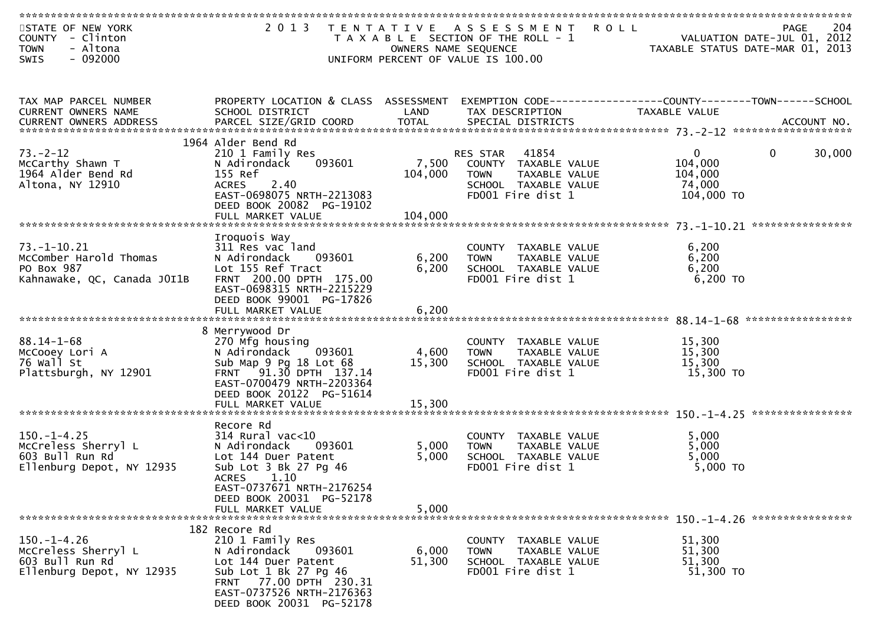STATE OF NEW YORK
COUNTY - Clinton
TOWN - Altona
SWIS - 092000

2013 TENTATIVE ASSESSMENT ROLL
TAXABLE SECTION OF THE ROLL - 1
OWNERS NAME SEQUENCE
UNIFORM PERCENT OF VALUE IS 100.00

VALUATION DATE-JUL 01, 2012
TAXABLE STATUS DATE-MAR 01, 2013

| TAX MAP PARCEL NUMBER / CURRENT OWNERS NAME / CURRENT OWNERS ADDRESS | PROPERTY LOCATION & CLASS / SCHOOL DISTRICT / PARCEL SIZE/GRID COORD | ASSESSMENT LAND | ASSESSMENT TOTAL | EXEMPTION CODE / TAX DESCRIPTION / SPECIAL DISTRICTS | COUNTY TAXABLE VALUE | TOWN | SCHOOL / ACCOUNT NO. |
|---|---|---|---|---|---|---|---|
| 73.-2-12 | 1964 Alder Bend Rd | | | | | | |
| McCarthy Shawn T | 210 1 Family Res | | | RES STAR 41854 | 0 | 0 | 30,000 |
| 1964 Alder Bend Rd | N Adirondack 093601 | 7,500 | | COUNTY TAXABLE VALUE | 104,000 | | |
| Altona, NY 12910 | 155 Ref | | 104,000 | TOWN TAXABLE VALUE | 104,000 | | |
| | ACRES 2.40 | | | SCHOOL TAXABLE VALUE | 74,000 | | |
| | EAST-0698075 NRTH-2213083 | | | FD001 Fire dist 1 | 104,000 TO | | |
| | DEED BOOK 20082 PG-19102 | | | | | | |
| | FULL MARKET VALUE | | 104,000 | | | | |
| 73.-1-10.21 | Iroquois Way | | | | | | |
| McComber Harold Thomas | 311 Res vac land | | | COUNTY TAXABLE VALUE | 6,200 | | |
| PO Box 987 | N Adirondack 093601 | 6,200 | | TOWN TAXABLE VALUE | 6,200 | | |
| Kahnawake, QC, Canada J0I1B | Lot 155 Ref Tract | | 6,200 | SCHOOL TAXABLE VALUE | 6,200 | | |
| | FRNT 200.00 DPTH 175.00 | | | FD001 Fire dist 1 | 6,200 TO | | |
| | EAST-0698315 NRTH-2215229 | | | | | | |
| | DEED BOOK 99001 PG-17826 | | | | | | |
| | FULL MARKET VALUE | | 6,200 | | | | |
| 88.14-1-68 | 8 Merrywood Dr | | | | | | |
| McCooey Lori A | 270 Mfg housing | | | COUNTY TAXABLE VALUE | 15,300 | | |
| 76 Wall St | N Adirondack 093601 | 4,600 | | TOWN TAXABLE VALUE | 15,300 | | |
| Plattsburgh, NY 12901 | Sub Map 9 Pg 18 Lot 68 | | 15,300 | SCHOOL TAXABLE VALUE | 15,300 | | |
| | FRNT 91.30 DPTH 137.14 | | | FD001 Fire dist 1 | 15,300 TO | | |
| | EAST-0700479 NRTH-2203364 | | | | | | |
| | DEED BOOK 20122 PG-51614 | | | | | | |
| | FULL MARKET VALUE | | 15,300 | | | | |
| 150.-1-4.25 | Recore Rd | | | | | | |
| McCreless Sherryl L | 314 Rural vac<10 | | | COUNTY TAXABLE VALUE | 5,000 | | |
| 603 Bull Run Rd | N Adirondack 093601 | 5,000 | | TOWN TAXABLE VALUE | 5,000 | | |
| Ellenburg Depot, NY 12935 | Lot 144 Duer Patent | | 5,000 | SCHOOL TAXABLE VALUE | 5,000 | | |
| | Sub Lot 3 Bk 27 Pg 46 | | | FD001 Fire dist 1 | 5,000 TO | | |
| | ACRES 1.10 | | | | | | |
| | EAST-0737671 NRTH-2176254 | | | | | | |
| | DEED BOOK 20031 PG-52178 | | | | | | |
| | FULL MARKET VALUE | | 5,000 | | | | |
| 150.-1-4.26 | 182 Recore Rd | | | | | | |
| McCreless Sherryl L | 210 1 Family Res | | | COUNTY TAXABLE VALUE | 51,300 | | |
| 603 Bull Run Rd | N Adirondack 093601 | 6,000 | | TOWN TAXABLE VALUE | 51,300 | | |
| Ellenburg Depot, NY 12935 | Lot 144 Duer Patent | | 51,300 | SCHOOL TAXABLE VALUE | 51,300 | | |
| | Sub Lot 1 Bk 27 Pg 46 | | | FD001 Fire dist 1 | 51,300 TO | | |
| | FRNT 77.00 DPTH 230.31 | | | | | | |
| | EAST-0737526 NRTH-2176363 | | | | | | |
| | DEED BOOK 20031 PG-52178 | | | | | | |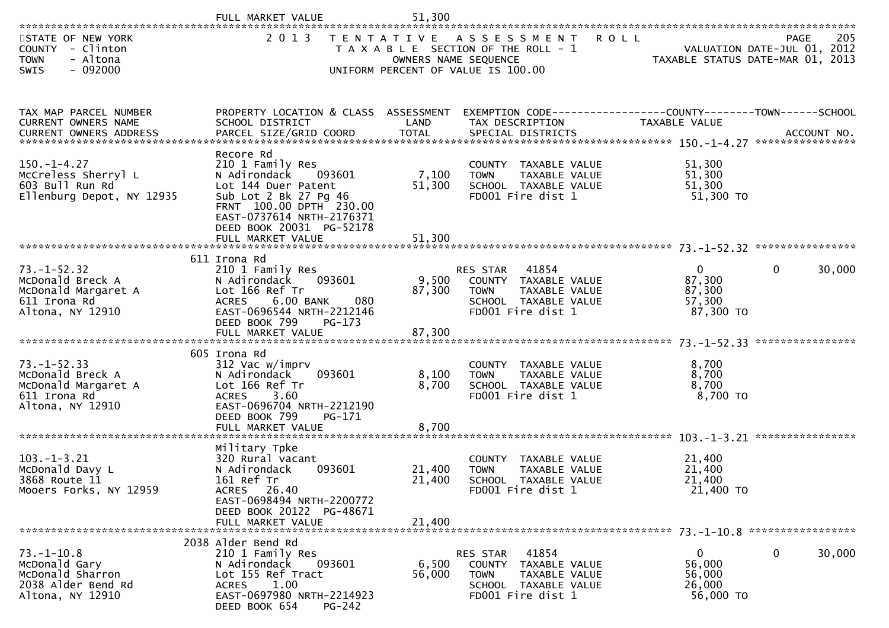FULL MARKET VALUE 51,300

STATE OF NEW YORK
COUNTY - Clinton
TOWN - Altona
SWIS - 092000

2 0 1 3 T E N T A T I V E A S S E S S M E N T R O L L
T A X A B L E SECTION OF THE ROLL - 1
OWNERS NAME SEQUENCE
UNIFORM PERCENT OF VALUE IS 100.00

PAGE 205
VALUATION DATE-JUL 01, 2012
TAXABLE STATUS DATE-MAR 01, 2013

| TAX MAP PARCEL NUMBER<br>CURRENT OWNERS NAME<br>CURRENT OWNERS ADDRESS | PROPERTY LOCATION & CLASS<br>SCHOOL DISTRICT<br>PARCEL SIZE/GRID COORD | ASSESSMENT<br>LAND<br>TOTAL | EXEMPTION CODE<br>TAX DESCRIPTION<br>SPECIAL DISTRICTS | COUNTY<br>TAXABLE VALUE | TOWN | SCHOOL<br>ACCOUNT NO. |
|---|---|---|---|---|---|---|
| **150.-1-4.27** | | | | | | |
| 150.-1-4.27 | Recore Rd | | | | | |
| McCreless Sherryl L | 210 1 Family Res | | COUNTY TAXABLE VALUE | 51,300 | | |
| 603 Bull Run Rd | N Adirondack 093601 | 7,100 | TOWN TAXABLE VALUE | 51,300 | | |
| Ellenburg Depot, NY 12935 | Lot 144 Duer Patent | 51,300 | SCHOOL TAXABLE VALUE | 51,300 | | |
| | Sub Lot 2 Bk 27 Pg 46 | | FD001 Fire dist 1 | 51,300 TO | | |
| | FRNT 100.00 DPTH 230.00 | | | | | |
| | EAST-0737614 NRTH-2176371 | | | | | |
| | DEED BOOK 20031 PG-52178 | | | | | |
| | FULL MARKET VALUE | 51,300 | | | | |
| **73.-1-52.32** | | | | | | |
| 73.-1-52.32 | 611 Irona Rd | | | | | |
| McDonald Breck A | 210 1 Family Res | | RES STAR 41854 | 0 | 0 | 30,000 |
| McDonald Margaret A | N Adirondack 093601 | 9,500 | COUNTY TAXABLE VALUE | 87,300 | | |
| 611 Irona Rd | Lot 166 Ref Tr | 87,300 | TOWN TAXABLE VALUE | 87,300 | | |
| Altona, NY 12910 | ACRES 6.00 BANK 080 | | SCHOOL TAXABLE VALUE | 57,300 | | |
| | EAST-0696544 NRTH-2212146 | | FD001 Fire dist 1 | 87,300 TO | | |
| | DEED BOOK 799 PG-173 | | | | | |
| | FULL MARKET VALUE | 87,300 | | | | |
| **73.-1-52.33** | | | | | | |
| 73.-1-52.33 | 605 Irona Rd | | | | | |
| McDonald Breck A | 312 Vac w/imprv | | COUNTY TAXABLE VALUE | 8,700 | | |
| McDonald Margaret A | N Adirondack 093601 | 8,100 | TOWN TAXABLE VALUE | 8,700 | | |
| 611 Irona Rd | Lot 166 Ref Tr | 8,700 | SCHOOL TAXABLE VALUE | 8,700 | | |
| Altona, NY 12910 | ACRES 3.60 | | FD001 Fire dist 1 | 8,700 TO | | |
| | EAST-0696704 NRTH-2212190 | | | | | |
| | DEED BOOK 799 PG-171 | | | | | |
| | FULL MARKET VALUE | 8,700 | | | | |
| **103.-1-3.21** | | | | | | |
| 103.-1-3.21 | Military Tpke | | | | | |
| McDonald Davy L | 320 Rural vacant | | COUNTY TAXABLE VALUE | 21,400 | | |
| 3868 Route 11 | N Adirondack 093601 | 21,400 | TOWN TAXABLE VALUE | 21,400 | | |
| Mooers Forks, NY 12959 | 161 Ref Tr | 21,400 | SCHOOL TAXABLE VALUE | 21,400 | | |
| | ACRES 26.40 | | FD001 Fire dist 1 | 21,400 TO | | |
| | EAST-0698494 NRTH-2200772 | | | | | |
| | DEED BOOK 20122 PG-48671 | | | | | |
| | FULL MARKET VALUE | 21,400 | | | | |
| **73.-1-10.8** | | | | | | |
| 73.-1-10.8 | 2038 Alder Bend Rd | | | | | |
| McDonald Gary | 210 1 Family Res | | RES STAR 41854 | 0 | 0 | 30,000 |
| McDonald Sharron | N Adirondack 093601 | 6,500 | COUNTY TAXABLE VALUE | 56,000 | | |
| 2038 Alder Bend Rd | Lot 155 Ref Tract | 56,000 | TOWN TAXABLE VALUE | 56,000 | | |
| Altona, NY 12910 | ACRES 1.00 | | SCHOOL TAXABLE VALUE | 26,000 | | |
| | EAST-0697980 NRTH-2214923 | | FD001 Fire dist 1 | 56,000 TO | | |
| | DEED BOOK 654 PG-242 | | | | | |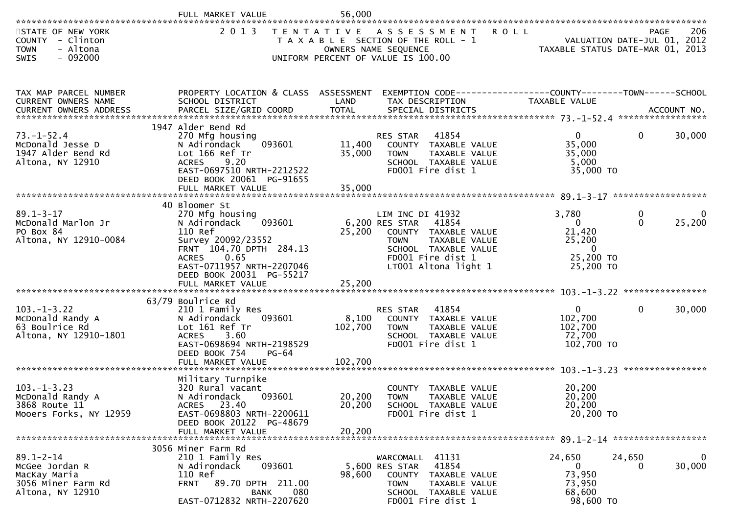FULL MARKET VALUE 56,000

STATE OF NEW YORK
COUNTY - Clinton
TOWN - Altona
SWIS - 092000

2013 TENTATIVE ASSESSMENT ROLL
TAXABLE SECTION OF THE ROLL - 1
OWNERS NAME SEQUENCE
UNIFORM PERCENT OF VALUE IS 100.00

VALUATION DATE-JUL 01, 2012
TAXABLE STATUS DATE-MAR 01, 2013

| TAX MAP PARCEL NUMBER / CURRENT OWNERS NAME / CURRENT OWNERS ADDRESS | PROPERTY LOCATION & CLASS / SCHOOL DISTRICT / PARCEL SIZE/GRID COORD | ASSESSMENT LAND / TOTAL | EXEMPTION CODE / TAX DESCRIPTION / SPECIAL DISTRICTS | COUNTY TAXABLE VALUE | TOWN | SCHOOL / ACCOUNT NO. |
|---|---|---|---|---|---|---|
| **73.-1-52.4** | 1947 Alder Bend Rd | | | | | |
| 73.-1-52.4 | 270 Mfg housing | | RES STAR 41854 | 0 | 0 | 30,000 |
| McDonald Jesse D | N Adirondack 093601 | 11,400 | COUNTY TAXABLE VALUE | 35,000 | | |
| 1947 Alder Bend Rd | Lot 166 Ref Tr | 35,000 | TOWN TAXABLE VALUE | 35,000 | | |
| Altona, NY 12910 | ACRES 9.20 | | SCHOOL TAXABLE VALUE | 5,000 | | |
| | EAST-0697510 NRTH-2212522 | | FD001 Fire dist 1 | 35,000 TO | | |
| | DEED BOOK 20061 PG-91655 | | | | | |
| | FULL MARKET VALUE | 35,000 | | | | |
| **89.1-3-17** | 40 Bloomer St | | | | | |
| 89.1-3-17 | 270 Mfg housing | | LIM INC DI 41932 | 3,780 | 0 | 0 |
| McDonald Marlon Jr | N Adirondack 093601 | 6,200 | RES STAR 41854 | 0 | 0 | 25,200 |
| PO Box 84 | 110 Ref | 25,200 | COUNTY TAXABLE VALUE | 21,420 | | |
| Altona, NY 12910-0084 | Survey 20092/23552 | | TOWN TAXABLE VALUE | 25,200 | | |
| | FRNT 104.70 DPTH 284.13 | | SCHOOL TAXABLE VALUE | 0 | | |
| | ACRES 0.65 | | FD001 Fire dist 1 | 25,200 TO | | |
| | EAST-0711957 NRTH-2207046 | | LT001 Altona light 1 | 25,200 TO | | |
| | DEED BOOK 20031 PG-55217 | | | | | |
| | FULL MARKET VALUE | 25,200 | | | | |
| **103.-1-3.22** | 63/79 Boulrice Rd | | | | | |
| 103.-1-3.22 | 210 1 Family Res | | RES STAR 41854 | 0 | 0 | 30,000 |
| McDonald Randy A | N Adirondack 093601 | 8,100 | COUNTY TAXABLE VALUE | 102,700 | | |
| 63 Boulrice Rd | Lot 161 Ref Tr | 102,700 | TOWN TAXABLE VALUE | 102,700 | | |
| Altona, NY 12910-1801 | ACRES 3.60 | | SCHOOL TAXABLE VALUE | 72,700 | | |
| | EAST-0698694 NRTH-2198529 | | FD001 Fire dist 1 | 102,700 TO | | |
| | DEED BOOK 754 PG-64 | | | | | |
| | FULL MARKET VALUE | 102,700 | | | | |
| **103.-1-3.23** | Military Turnpike | | | | | |
| 103.-1-3.23 | 320 Rural vacant | | COUNTY TAXABLE VALUE | 20,200 | | |
| McDonald Randy A | N Adirondack 093601 | 20,200 | TOWN TAXABLE VALUE | 20,200 | | |
| 3868 Route 11 | ACRES 23.40 | 20,200 | SCHOOL TAXABLE VALUE | 20,200 | | |
| Mooers Forks, NY 12959 | EAST-0698803 NRTH-2200611 | | FD001 Fire dist 1 | 20,200 TO | | |
| | DEED BOOK 20122 PG-48679 | | | | | |
| | FULL MARKET VALUE | 20,200 | | | | |
| **89.1-2-14** | 3056 Miner Farm Rd | | | | | |
| 89.1-2-14 | 210 1 Family Res | | WARCOMALL 41131 | 24,650 | 24,650 | 0 |
| McGee Jordan R | N Adirondack 093601 | 5,600 | RES STAR 41854 | 0 | 0 | 30,000 |
| MacKay Maria | 110 Ref | 98,600 | COUNTY TAXABLE VALUE | 73,950 | | |
| 3056 Miner Farm Rd | FRNT 89.70 DPTH 211.00 | | TOWN TAXABLE VALUE | 73,950 | | |
| Altona, NY 12910 | BANK 080 | | SCHOOL TAXABLE VALUE | 68,600 | | |
| | EAST-0712832 NRTH-2207620 | | FD001 Fire dist 1 | 98,600 TO | | |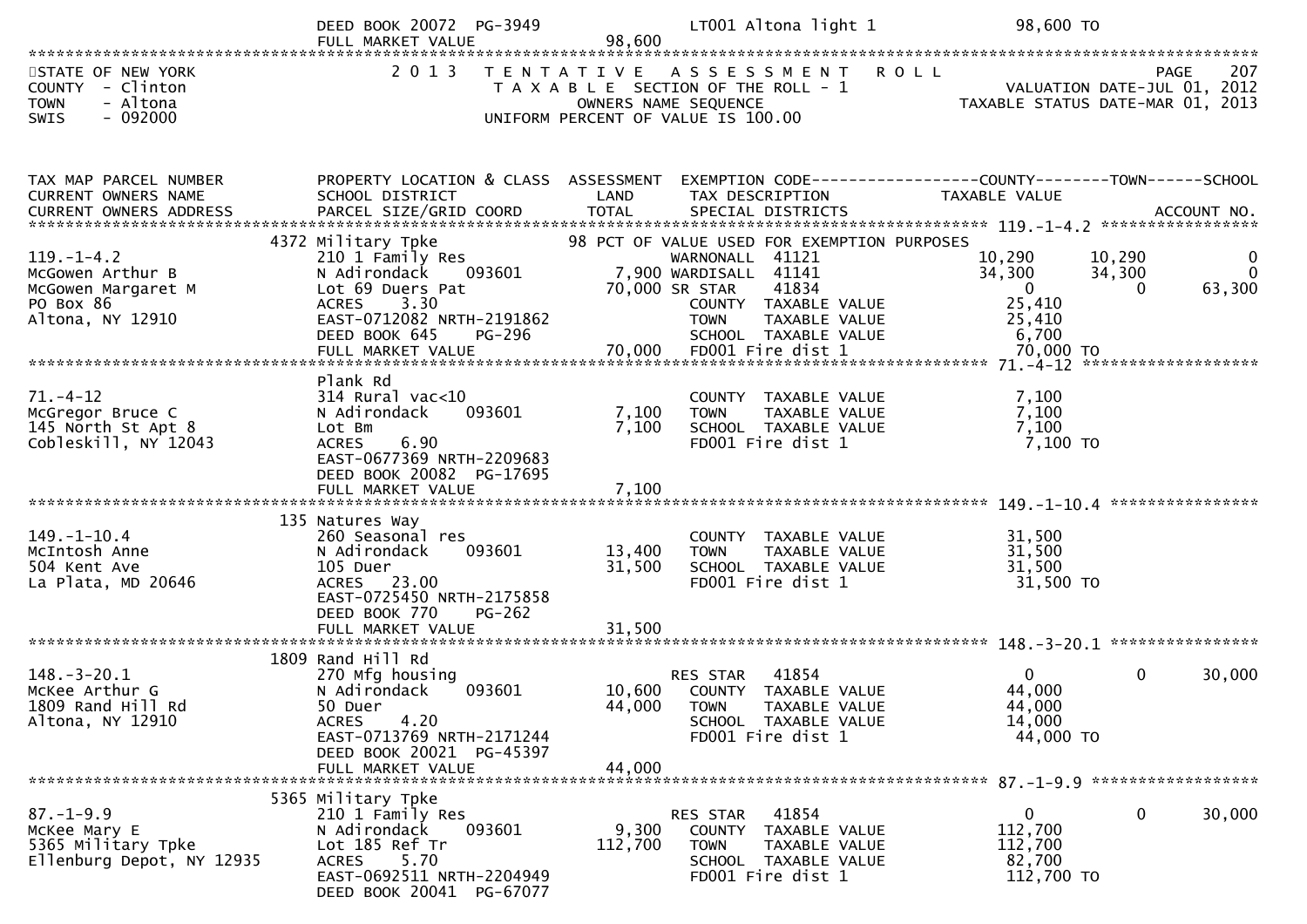DEED BOOK 20072 PG-3949 | LT001 Altona light 1 | 98,600 TO
FULL MARKET VALUE 98,600

STATE OF NEW YORK
COUNTY - Clinton
TOWN - Altona
SWIS - 092000

2013 TENTATIVE ASSESSMENT ROLL
TAXABLE SECTION OF THE ROLL - 1
OWNERS NAME SEQUENCE
UNIFORM PERCENT OF VALUE IS 100.00

VALUATION DATE-JUL 01, 2012
TAXABLE STATUS DATE-MAR 01, 2013

| TAX MAP PARCEL NUMBER / CURRENT OWNERS NAME / CURRENT OWNERS ADDRESS | PROPERTY LOCATION & CLASS / SCHOOL DISTRICT / PARCEL SIZE/GRID COORD | ASSESSMENT LAND / TOTAL | EXEMPTION CODE / TAX DESCRIPTION / SPECIAL DISTRICTS | COUNTY TAXABLE VALUE | TOWN | SCHOOL / ACCOUNT NO. |
|---|---|---|---|---|---|---|
| **119.-1-4.2** | 4372 Military Tpke | | 98 PCT OF VALUE USED FOR EXEMPTION PURPOSES | | | |
| 119.-1-4.2 | 210 1 Family Res | | WARNONALL 41121 | 10,290 | 10,290 | 0 |
| McGowen Arthur B | N Adirondack 093601 | 7,900 | WARDISALL 41141 | 34,300 | 34,300 | 0 |
| McGowen Margaret M | Lot 69 Duers Pat | 70,000 | SR STAR 41834 | 0 | 0 | 63,300 |
| PO Box 86 | ACRES 3.30 | | COUNTY TAXABLE VALUE | 25,410 | | |
| Altona, NY 12910 | EAST-0712082 NRTH-2191862 | | TOWN TAXABLE VALUE | 25,410 | | |
| | DEED BOOK 645 PG-296 | | SCHOOL TAXABLE VALUE | 6,700 | | |
| | FULL MARKET VALUE | 70,000 | FD001 Fire dist 1 | 70,000 TO | | |
| **71.-4-12** | Plank Rd | | | | | |
| 71.-4-12 | 314 Rural vac<10 | | COUNTY TAXABLE VALUE | 7,100 | | |
| McGregor Bruce C | N Adirondack 093601 | 7,100 | TOWN TAXABLE VALUE | 7,100 | | |
| 145 North St Apt 8 | Lot Bm | 7,100 | SCHOOL TAXABLE VALUE | 7,100 | | |
| Cobleskill, NY 12043 | ACRES 6.90 | | FD001 Fire dist 1 | 7,100 TO | | |
| | EAST-0677369 NRTH-2209683 | | | | | |
| | DEED BOOK 20082 PG-17695 | | | | | |
| | FULL MARKET VALUE | 7,100 | | | | |
| **149.-1-10.4** | 135 Natures Way | | | | | |
| 149.-1-10.4 | 260 Seasonal res | | COUNTY TAXABLE VALUE | 31,500 | | |
| McIntosh Anne | N Adirondack 093601 | 13,400 | TOWN TAXABLE VALUE | 31,500 | | |
| 504 Kent Ave | 105 Duer | 31,500 | SCHOOL TAXABLE VALUE | 31,500 | | |
| La Plata, MD 20646 | ACRES 23.00 | | FD001 Fire dist 1 | 31,500 TO | | |
| | EAST-0725450 NRTH-2175858 | | | | | |
| | DEED BOOK 770 PG-262 | | | | | |
| | FULL MARKET VALUE | 31,500 | | | | |
| **148.-3-20.1** | 1809 Rand Hill Rd | | | | | |
| 148.-3-20.1 | 270 Mfg housing | | RES STAR 41854 | 0 | 0 | 30,000 |
| McKee Arthur G | N Adirondack 093601 | 10,600 | COUNTY TAXABLE VALUE | 44,000 | | |
| 1809 Rand Hill Rd | 50 Duer | 44,000 | TOWN TAXABLE VALUE | 44,000 | | |
| Altona, NY 12910 | ACRES 4.20 | | SCHOOL TAXABLE VALUE | 14,000 | | |
| | EAST-0713769 NRTH-2171244 | | FD001 Fire dist 1 | 44,000 TO | | |
| | DEED BOOK 20021 PG-45397 | | | | | |
| | FULL MARKET VALUE | 44,000 | | | | |
| **87.-1-9.9** | 5365 Military Tpke | | | | | |
| 87.-1-9.9 | 210 1 Family Res | | RES STAR 41854 | 0 | 0 | 30,000 |
| McKee Mary E | N Adirondack 093601 | 9,300 | COUNTY TAXABLE VALUE | 112,700 | | |
| 5365 Military Tpke | Lot 185 Ref Tr | 112,700 | TOWN TAXABLE VALUE | 112,700 | | |
| Ellenburg Depot, NY 12935 | ACRES 5.70 | | SCHOOL TAXABLE VALUE | 82,700 | | |
| | EAST-0692511 NRTH-2204949 | | FD001 Fire dist 1 | 112,700 TO | | |
| | DEED BOOK 20041 PG-67077 | | | | | |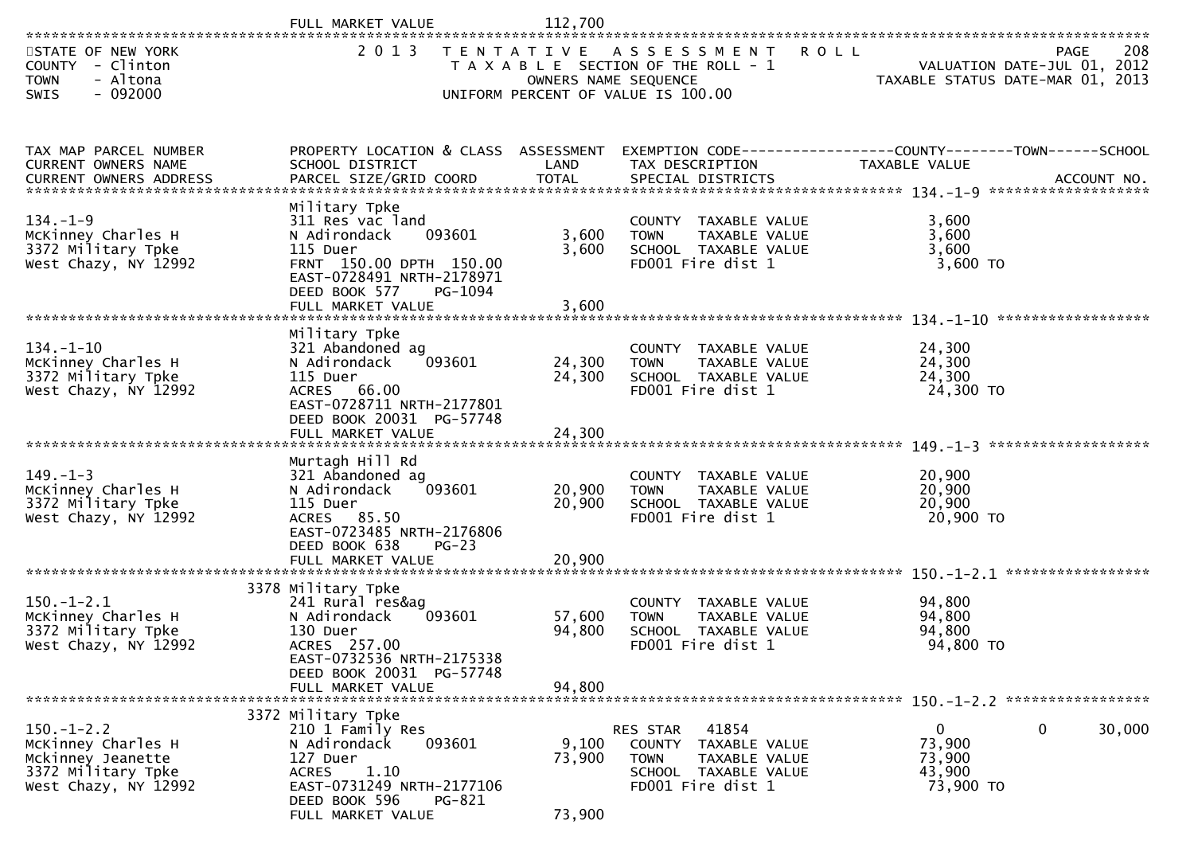FULL MARKET VALUE 112,700

STATE OF NEW YORK
COUNTY - Clinton
TOWN - Altona
SWIS - 092000

2 0 1 3 TENTATIVE ASSESSMENT ROLL
TAXABLE SECTION OF THE ROLL - 1
OWNERS NAME SEQUENCE
UNIFORM PERCENT OF VALUE IS 100.00

VALUATION DATE-JUL 01, 2012
TAXABLE STATUS DATE-MAR 01, 2013

| TAX MAP PARCEL NUMBER / CURRENT OWNERS NAME / CURRENT OWNERS ADDRESS | PROPERTY LOCATION & CLASS / SCHOOL DISTRICT / PARCEL SIZE/GRID COORD | ASSESSMENT LAND | TOTAL | EXEMPTION CODE / TAX DESCRIPTION / SPECIAL DISTRICTS | COUNTY TAXABLE VALUE | TOWN | SCHOOL | ACCOUNT NO. |
|---|---|---|---|---|---|---|---|---|
| **134.-1-9** | Military Tpke | | | | | | | |
| 134.-1-9 | 311 Res vac land | | | COUNTY TAXABLE VALUE | 3,600 | | | |
| McKinney Charles H | N Adirondack 093601 | 3,600 | | TOWN TAXABLE VALUE | 3,600 | | | |
| 3372 Military Tpke | 115 Duer | | 3,600 | SCHOOL TAXABLE VALUE | 3,600 | | | |
| West Chazy, NY 12992 | FRNT 150.00 DPTH 150.00 | | | FD001 Fire dist 1 | 3,600 TO | | | |
| | EAST-0728491 NRTH-2178971 | | | | | | | |
| | DEED BOOK 577 PG-1094 | | | | | | | |
| | FULL MARKET VALUE | | 3,600 | | | | | |
| **134.-1-10** | Military Tpke | | | | | | | |
| 134.-1-10 | 321 Abandoned ag | | | COUNTY TAXABLE VALUE | 24,300 | | | |
| McKinney Charles H | N Adirondack 093601 | 24,300 | | TOWN TAXABLE VALUE | 24,300 | | | |
| 3372 Military Tpke | 115 Duer | | 24,300 | SCHOOL TAXABLE VALUE | 24,300 | | | |
| West Chazy, NY 12992 | ACRES 66.00 | | | FD001 Fire dist 1 | 24,300 TO | | | |
| | EAST-0728711 NRTH-2177801 | | | | | | | |
| | DEED BOOK 20031 PG-57748 | | | | | | | |
| | FULL MARKET VALUE | | 24,300 | | | | | |
| **149.-1-3** | Murtagh Hill Rd | | | | | | | |
| 149.-1-3 | 321 Abandoned ag | | | COUNTY TAXABLE VALUE | 20,900 | | | |
| McKinney Charles H | N Adirondack 093601 | 20,900 | | TOWN TAXABLE VALUE | 20,900 | | | |
| 3372 Military Tpke | 115 Duer | | 20,900 | SCHOOL TAXABLE VALUE | 20,900 | | | |
| West Chazy, NY 12992 | ACRES 85.50 | | | FD001 Fire dist 1 | 20,900 TO | | | |
| | EAST-0723485 NRTH-2176806 | | | | | | | |
| | DEED BOOK 638 PG-23 | | | | | | | |
| | FULL MARKET VALUE | | 20,900 | | | | | |
| **150.-1-2.1** | 3378 Military Tpke | | | | | | | |
| 150.-1-2.1 | 241 Rural res&ag | | | COUNTY TAXABLE VALUE | 94,800 | | | |
| McKinney Charles H | N Adirondack 093601 | 57,600 | | TOWN TAXABLE VALUE | 94,800 | | | |
| 3372 Military Tpke | 130 Duer | | 94,800 | SCHOOL TAXABLE VALUE | 94,800 | | | |
| West Chazy, NY 12992 | ACRES 257.00 | | | FD001 Fire dist 1 | 94,800 TO | | | |
| | EAST-0732536 NRTH-2175338 | | | | | | | |
| | DEED BOOK 20031 PG-57748 | | | | | | | |
| | FULL MARKET VALUE | | 94,800 | | | | | |
| **150.-1-2.2** | 3372 Military Tpke | | | | | | | |
| 150.-1-2.2 | 210 1 Family Res | | | RES STAR 41854 | 0 | 0 | 30,000 | |
| McKinney Charles H | N Adirondack 093601 | 9,100 | | COUNTY TAXABLE VALUE | 73,900 | | | |
| Mckinney Jeanette | 127 Duer | | 73,900 | TOWN TAXABLE VALUE | 73,900 | | | |
| 3372 Military Tpke | ACRES 1.10 | | | SCHOOL TAXABLE VALUE | 43,900 | | | |
| West Chazy, NY 12992 | EAST-0731249 NRTH-2177106 | | | FD001 Fire dist 1 | 73,900 TO | | | |
| | DEED BOOK 596 PG-821 | | | | | | | |
| | FULL MARKET VALUE | | 73,900 | | | | | |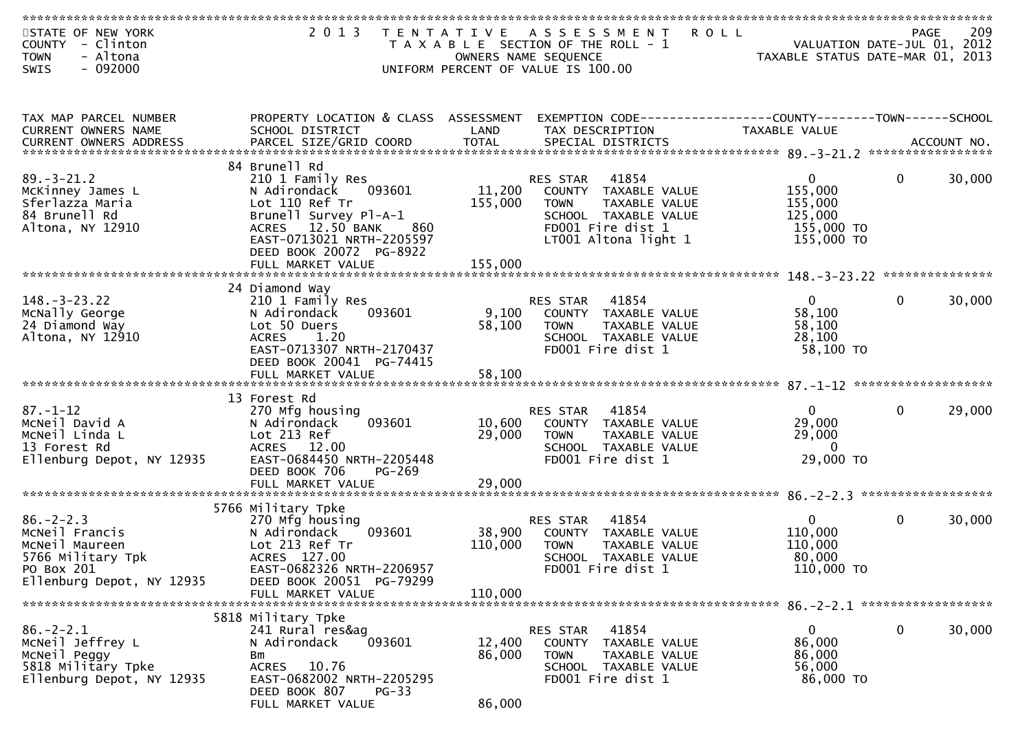STATE OF NEW YORK — COUNTY - Clinton — TOWN - Altona — SWIS - 092000

# 2013 TENTATIVE ASSESSMENT ROLL

TAXABLE SECTION OF THE ROLL - 1
OWNERS NAME SEQUENCE
UNIFORM PERCENT OF VALUE IS 100.00

VALUATION DATE-JUL 01, 2012
TAXABLE STATUS DATE-MAR 01, 2013

| TAX MAP PARCEL NUMBER / CURRENT OWNERS NAME / CURRENT OWNERS ADDRESS | PROPERTY LOCATION & CLASS / SCHOOL DISTRICT / PARCEL SIZE/GRID COORD | ASSESSMENT LAND / TOTAL | EXEMPTION CODE / TAX DESCRIPTION / SPECIAL DISTRICTS | COUNTY TAXABLE VALUE | TOWN | SCHOOL / ACCOUNT NO. |
|---|---|---|---|---|---|---|
| **89.-3-21.2** | 84 Brunell Rd | | | | | |
| 89.-3-21.2 | 210 1 Family Res | | RES STAR 41854 | 0 | 0 | 30,000 |
| McKinney James L | N Adirondack 093601 | 11,200 | COUNTY TAXABLE VALUE | 155,000 | | |
| Sferlazza Maria | Lot 110 Ref Tr | 155,000 | TOWN TAXABLE VALUE | 155,000 | | |
| 84 Brunell Rd | Brunell Survey Pl-A-1 | | SCHOOL TAXABLE VALUE | 125,000 | | |
| Altona, NY 12910 | ACRES 12.50 BANK 860 | | FD001 Fire dist 1 | 155,000 TO | | |
| | EAST-0713021 NRTH-2205597 | | LT001 Altona light 1 | 155,000 TO | | |
| | DEED BOOK 20072 PG-8922 | | | | | |
| | FULL MARKET VALUE | 155,000 | | | | |
| **148.-3-23.22** | 24 Diamond Way | | | | | |
| 148.-3-23.22 | 210 1 Family Res | | RES STAR 41854 | 0 | 0 | 30,000 |
| McNally George | N Adirondack 093601 | 9,100 | COUNTY TAXABLE VALUE | 58,100 | | |
| 24 Diamond Way | Lot 50 Duers | 58,100 | TOWN TAXABLE VALUE | 58,100 | | |
| Altona, NY 12910 | ACRES 1.20 | | SCHOOL TAXABLE VALUE | 28,100 | | |
| | EAST-0713307 NRTH-2170437 | | FD001 Fire dist 1 | 58,100 TO | | |
| | DEED BOOK 20041 PG-74415 | | | | | |
| | FULL MARKET VALUE | 58,100 | | | | |
| **87.-1-12** | 13 Forest Rd | | | | | |
| 87.-1-12 | 270 Mfg housing | | RES STAR 41854 | 0 | 0 | 29,000 |
| McNeil David A | N Adirondack 093601 | 10,600 | COUNTY TAXABLE VALUE | 29,000 | | |
| McNeil Linda L | Lot 213 Ref | 29,000 | TOWN TAXABLE VALUE | 29,000 | | |
| 13 Forest Rd | ACRES 12.00 | | SCHOOL TAXABLE VALUE | 0 | | |
| Ellenburg Depot, NY 12935 | EAST-0684450 NRTH-2205448 | | FD001 Fire dist 1 | 29,000 TO | | |
| | DEED BOOK 706 PG-269 | | | | | |
| | FULL MARKET VALUE | 29,000 | | | | |
| **86.-2-2.3** | 5766 Military Tpke | | | | | |
| 86.-2-2.3 | 270 Mfg housing | | RES STAR 41854 | 0 | 0 | 30,000 |
| McNeil Francis | N Adirondack 093601 | 38,900 | COUNTY TAXABLE VALUE | 110,000 | | |
| McNeil Maureen | Lot 213 Ref Tr | 110,000 | TOWN TAXABLE VALUE | 110,000 | | |
| 5766 Military Tpk | ACRES 127.00 | | SCHOOL TAXABLE VALUE | 80,000 | | |
| PO Box 201 | EAST-0682326 NRTH-2206957 | | FD001 Fire dist 1 | 110,000 TO | | |
| Ellenburg Depot, NY 12935 | DEED BOOK 20051 PG-79299 | | | | | |
| | FULL MARKET VALUE | 110,000 | | | | |
| **86.-2-2.1** | 5818 Military Tpke | | | | | |
| 86.-2-2.1 | 241 Rural res&ag | | RES STAR 41854 | 0 | 0 | 30,000 |
| McNeil Jeffrey L | N Adirondack 093601 | 12,400 | COUNTY TAXABLE VALUE | 86,000 | | |
| McNeil Peggy | Bm | 86,000 | TOWN TAXABLE VALUE | 86,000 | | |
| 5818 Military Tpke | ACRES 10.76 | | SCHOOL TAXABLE VALUE | 56,000 | | |
| Ellenburg Depot, NY 12935 | EAST-0682002 NRTH-2205295 | | FD001 Fire dist 1 | 86,000 TO | | |
| | DEED BOOK 807 PG-33 | | | | | |
| | FULL MARKET VALUE | 86,000 | | | | |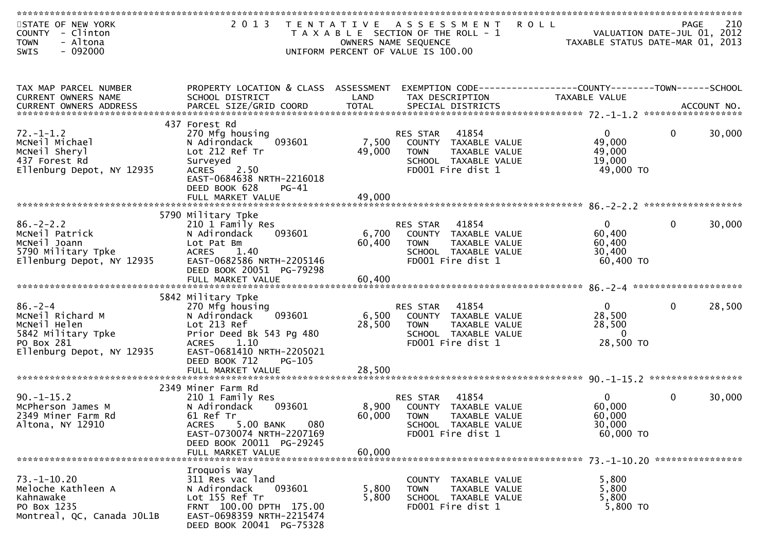STATE OF NEW YORK
COUNTY - Clinton
TOWN - Altona
SWIS - 092000

2013 TENTATIVE ASSESSMENT ROLL
TAXABLE SECTION OF THE ROLL - 1
OWNERS NAME SEQUENCE
UNIFORM PERCENT OF VALUE IS 100.00

VALUATION DATE-JUL 01, 2012
TAXABLE STATUS DATE-MAR 01, 2013

| TAX MAP PARCEL NUMBER / CURRENT OWNERS NAME / CURRENT OWNERS ADDRESS | PROPERTY LOCATION & CLASS / SCHOOL DISTRICT / PARCEL SIZE/GRID COORD | ASSESSMENT LAND / TOTAL | EXEMPTION CODE / TAX DESCRIPTION / SPECIAL DISTRICTS | COUNTY TAXABLE VALUE | TOWN | SCHOOL / ACCOUNT NO. |
|---|---|---|---|---|---|---|
| 72.-1-1.2 | 437 Forest Rd | | | | | |
| 72.-1-1.2 | 270 Mfg housing | | RES STAR 41854 | 0 | 0 | 30,000 |
| McNeil Michael | N Adirondack 093601 | 7,500 | COUNTY TAXABLE VALUE | 49,000 | | |
| McNeil Sheryl | Lot 212 Ref Tr | 49,000 | TOWN TAXABLE VALUE | 49,000 | | |
| 437 Forest Rd | Surveyed | | SCHOOL TAXABLE VALUE | 19,000 | | |
| Ellenburg Depot, NY 12935 | ACRES 2.50 | | FD001 Fire dist 1 | 49,000 TO | | |
| | EAST-0684638 NRTH-2216018 | | | | | |
| | DEED BOOK 628 PG-41 | | | | | |
| | FULL MARKET VALUE | 49,000 | | | | |
| 86.-2-2.2 | 5790 Military Tpke | | | | | |
| 86.-2-2.2 | 210 1 Family Res | | RES STAR 41854 | 0 | 0 | 30,000 |
| McNeil Patrick | N Adirondack 093601 | 6,700 | COUNTY TAXABLE VALUE | 60,400 | | |
| McNeil Joann | Lot Pat Bm | 60,400 | TOWN TAXABLE VALUE | 60,400 | | |
| 5790 Military Tpke | ACRES 1.40 | | SCHOOL TAXABLE VALUE | 30,400 | | |
| Ellenburg Depot, NY 12935 | EAST-0682586 NRTH-2205146 | | FD001 Fire dist 1 | 60,400 TO | | |
| | DEED BOOK 20051 PG-79298 | | | | | |
| | FULL MARKET VALUE | 60,400 | | | | |
| 86.-2-4 | 5842 Military Tpke | | | | | |
| 86.-2-4 | 270 Mfg housing | | RES STAR 41854 | 0 | 0 | 28,500 |
| McNeil Richard M | N Adirondack 093601 | 6,500 | COUNTY TAXABLE VALUE | 28,500 | | |
| McNeil Helen | Lot 213 Ref | 28,500 | TOWN TAXABLE VALUE | 28,500 | | |
| 5842 Military Tpke | Prior Deed Bk 543 Pg 480 | | SCHOOL TAXABLE VALUE | 0 | | |
| PO Box 281 | ACRES 1.10 | | FD001 Fire dist 1 | 28,500 TO | | |
| Ellenburg Depot, NY 12935 | EAST-0681410 NRTH-2205021 | | | | | |
| | DEED BOOK 712 PG-105 | | | | | |
| | FULL MARKET VALUE | 28,500 | | | | |
| 90.-1-15.2 | 2349 Miner Farm Rd | | | | | |
| 90.-1-15.2 | 210 1 Family Res | | RES STAR 41854 | 0 | 0 | 30,000 |
| McPherson James M | N Adirondack 093601 | 8,900 | COUNTY TAXABLE VALUE | 60,000 | | |
| 2349 Miner Farm Rd | 61 Ref Tr | 60,000 | TOWN TAXABLE VALUE | 60,000 | | |
| Altona, NY 12910 | ACRES 5.00 BANK 080 | | SCHOOL TAXABLE VALUE | 30,000 | | |
| | EAST-0730074 NRTH-2207169 | | FD001 Fire dist 1 | 60,000 TO | | |
| | DEED BOOK 20011 PG-29245 | | | | | |
| | FULL MARKET VALUE | 60,000 | | | | |
| 73.-1-10.20 | Iroquois Way | | | | | |
| 73.-1-10.20 | 311 Res vac land | | COUNTY TAXABLE VALUE | 5,800 | | |
| Meloche Kathleen A | N Adirondack 093601 | 5,800 | TOWN TAXABLE VALUE | 5,800 | | |
| Kahnawake | Lot 155 Ref Tr | 5,800 | SCHOOL TAXABLE VALUE | 5,800 | | |
| PO Box 1235 | FRNT 100.00 DPTH 175.00 | | FD001 Fire dist 1 | 5,800 TO | | |
| Montreal, QC, Canada J0L1B | EAST-0698359 NRTH-2215474 | | | | | |
| | DEED BOOK 20041 PG-75328 | | | | | |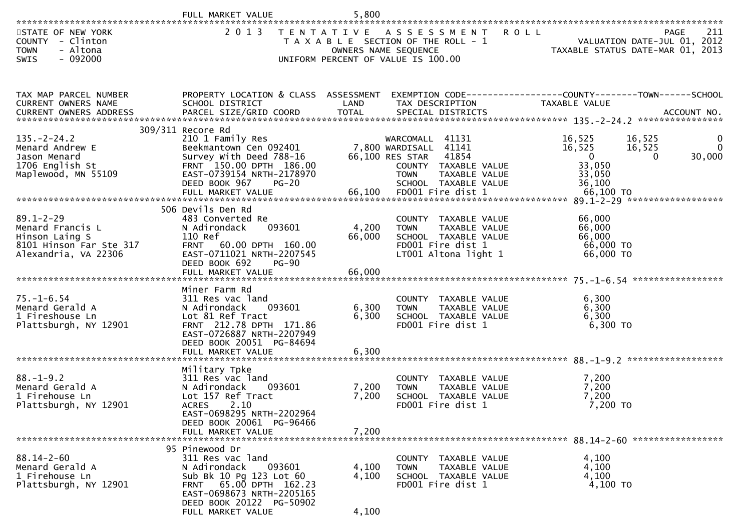FULL MARKET VALUE 5,800

STATE OF NEW YORK
COUNTY - Clinton
TOWN - Altona
SWIS - 092000

**2013 TENTATIVE ASSESSMENT ROLL**
TAXABLE SECTION OF THE ROLL - 1
OWNERS NAME SEQUENCE
UNIFORM PERCENT OF VALUE IS 100.00

VALUATION DATE-JUL 01, 2012
TAXABLE STATUS DATE-MAR 01, 2013

| TAX MAP PARCEL NUMBER / CURRENT OWNERS NAME / CURRENT OWNERS ADDRESS | PROPERTY LOCATION & CLASS / SCHOOL DISTRICT / PARCEL SIZE/GRID COORD | ASSESSMENT LAND / TOTAL | EXEMPTION CODE / TAX DESCRIPTION / SPECIAL DISTRICTS | COUNTY TAXABLE VALUE | TOWN | SCHOOL / ACCOUNT NO. |
|---|---|---|---|---|---|---|
| **135.-2-24.2** | 309/311 Recore Rd | | | | | |
| 135.-2-24.2 | 210 1 Family Res | | WARCOMALL 41131 | 16,525 | 16,525 | 0 |
| Menard Andrew E | Beekmantown Cen 092401 | 7,800 | WARDISALL 41141 | 16,525 | 16,525 | 0 |
| Jason Menard | Survey With Deed 788-16 | 66,100 | RES STAR 41854 | 0 | 0 | 30,000 |
| 1706 English St | FRNT 150.00 DPTH 186.00 | | COUNTY TAXABLE VALUE | 33,050 | | |
| Maplewood, MN 55109 | EAST-0739154 NRTH-2178970 | | TOWN TAXABLE VALUE | 33,050 | | |
| | DEED BOOK 967 PG-20 | | SCHOOL TAXABLE VALUE | 36,100 | | |
| | FULL MARKET VALUE | 66,100 | FD001 Fire dist 1 | 66,100 TO | | |
| **89.1-2-29** | 506 Devils Den Rd | | | | | |
| 89.1-2-29 | 483 Converted Re | | COUNTY TAXABLE VALUE | 66,000 | | |
| Menard Francis L | N Adirondack 093601 | 4,200 | TOWN TAXABLE VALUE | 66,000 | | |
| Hinson Laing S | 110 Ref | 66,000 | SCHOOL TAXABLE VALUE | 66,000 | | |
| 8101 Hinson Far Ste 317 | FRNT 60.00 DPTH 160.00 | | FD001 Fire dist 1 | 66,000 TO | | |
| Alexandria, VA 22306 | EAST-0711021 NRTH-2207545 | | LT001 Altona light 1 | 66,000 TO | | |
| | DEED BOOK 692 PG-90 | | | | | |
| | FULL MARKET VALUE | 66,000 | | | | |
| **75.-1-6.54** | Miner Farm Rd | | | | | |
| 75.-1-6.54 | 311 Res vac land | | COUNTY TAXABLE VALUE | 6,300 | | |
| Menard Gerald A | N Adirondack 093601 | 6,300 | TOWN TAXABLE VALUE | 6,300 | | |
| 1 Fireshouse Ln | Lot 81 Ref Tract | 6,300 | SCHOOL TAXABLE VALUE | 6,300 | | |
| Plattsburgh, NY 12901 | FRNT 212.78 DPTH 171.86 | | FD001 Fire dist 1 | 6,300 TO | | |
| | EAST-0726887 NRTH-2207949 | | | | | |
| | DEED BOOK 20051 PG-84694 | | | | | |
| | FULL MARKET VALUE | 6,300 | | | | |
| **88.-1-9.2** | Military Tpke | | | | | |
| 88.-1-9.2 | 311 Res vac land | | COUNTY TAXABLE VALUE | 7,200 | | |
| Menard Gerald A | N Adirondack 093601 | 7,200 | TOWN TAXABLE VALUE | 7,200 | | |
| 1 Firehouse Ln | Lot 157 Ref Tract | 7,200 | SCHOOL TAXABLE VALUE | 7,200 | | |
| Plattsburgh, NY 12901 | ACRES 2.10 | | FD001 Fire dist 1 | 7,200 TO | | |
| | EAST-0698295 NRTH-2202964 | | | | | |
| | DEED BOOK 20061 PG-96466 | | | | | |
| | FULL MARKET VALUE | 7,200 | | | | |
| **88.14-2-60** | 95 Pinewood Dr | | | | | |
| 88.14-2-60 | 311 Res vac land | | COUNTY TAXABLE VALUE | 4,100 | | |
| Menard Gerald A | N Adirondack 093601 | 4,100 | TOWN TAXABLE VALUE | 4,100 | | |
| 1 Firehouse Ln | Sub Bk 10 Pg 123 Lot 60 | 4,100 | SCHOOL TAXABLE VALUE | 4,100 | | |
| Plattsburgh, NY 12901 | FRNT 65.00 DPTH 162.23 | | FD001 Fire dist 1 | 4,100 TO | | |
| | EAST-0698673 NRTH-2205165 | | | | | |
| | DEED BOOK 20122 PG-50902 | | | | | |
| | FULL MARKET VALUE | 4,100 | | | | |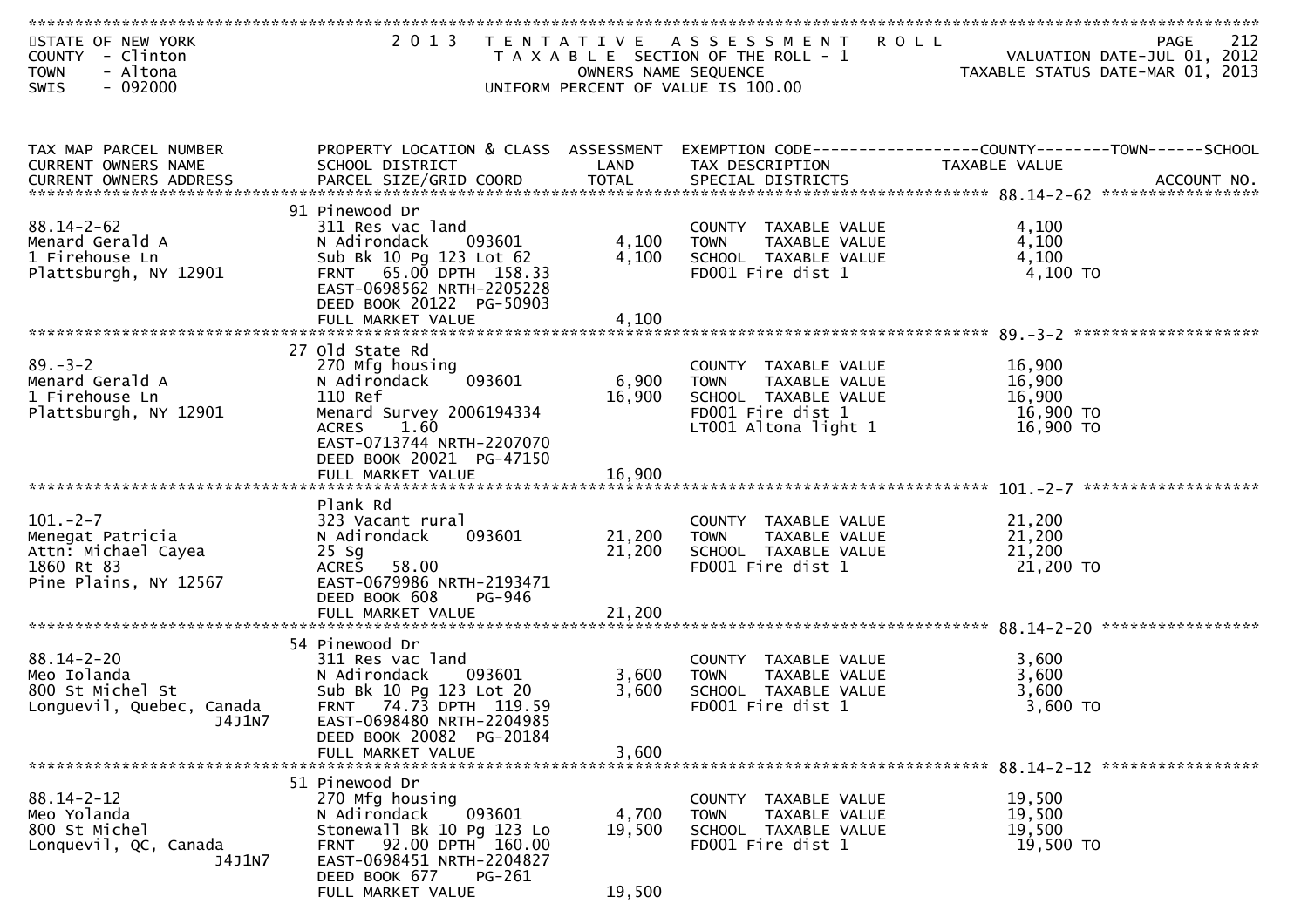STATE OF NEW YORK
COUNTY - Clinton
TOWN - Altona
SWIS - 092000

2013 TENTATIVE ASSESSMENT ROLL
TAXABLE SECTION OF THE ROLL - 1
OWNERS NAME SEQUENCE
UNIFORM PERCENT OF VALUE IS 100.00

VALUATION DATE-JUL 01, 2012
TAXABLE STATUS DATE-MAR 01, 2013

| TAX MAP PARCEL NUMBER / CURRENT OWNERS NAME / CURRENT OWNERS ADDRESS | PROPERTY LOCATION & CLASS / SCHOOL DISTRICT / PARCEL SIZE/GRID COORD | ASSESSMENT LAND / TOTAL | EXEMPTION CODE / TAX DESCRIPTION / SPECIAL DISTRICTS | COUNTY / TOWN / SCHOOL TAXABLE VALUE | ACCOUNT NO. |
|---|---|---|---|---|---|
| 88.14-2-62 | 91 Pinewood Dr | | | | |
| Menard Gerald A | 311 Res vac land | | COUNTY TAXABLE VALUE | 4,100 | |
| 1 Firehouse Ln | N Adirondack 093601 | 4,100 | TOWN TAXABLE VALUE | 4,100 | |
| Plattsburgh, NY 12901 | Sub Bk 10 Pg 123 Lot 62 | 4,100 | SCHOOL TAXABLE VALUE | 4,100 | |
| | FRNT 65.00 DPTH 158.33 | | FD001 Fire dist 1 | 4,100 TO | |
| | EAST-0698562 NRTH-2205228 | | | | |
| | DEED BOOK 20122 PG-50903 | | | | |
| | FULL MARKET VALUE | 4,100 | | | |
| 89.-3-2 | 27 Old State Rd | | | | |
| Menard Gerald A | 270 Mfg housing | | COUNTY TAXABLE VALUE | 16,900 | |
| 1 Firehouse Ln | N Adirondack 093601 | 6,900 | TOWN TAXABLE VALUE | 16,900 | |
| Plattsburgh, NY 12901 | 110 Ref | 16,900 | SCHOOL TAXABLE VALUE | 16,900 | |
| | Menard Survey 2006194334 | | FD001 Fire dist 1 | 16,900 TO | |
| | ACRES 1.60 | | LT001 Altona light 1 | 16,900 TO | |
| | EAST-0713744 NRTH-2207070 | | | | |
| | DEED BOOK 20021 PG-47150 | | | | |
| | FULL MARKET VALUE | 16,900 | | | |
| 101.-2-7 | Plank Rd | | | | |
| Menegat Patricia | 323 Vacant rural | | COUNTY TAXABLE VALUE | 21,200 | |
| Attn: Michael Cayea | N Adirondack 093601 | 21,200 | TOWN TAXABLE VALUE | 21,200 | |
| 1860 Rt 83 | 25 Sg | 21,200 | SCHOOL TAXABLE VALUE | 21,200 | |
| Pine Plains, NY 12567 | ACRES 58.00 | | FD001 Fire dist 1 | 21,200 TO | |
| | EAST-0679986 NRTH-2193471 | | | | |
| | DEED BOOK 608 PG-946 | | | | |
| | FULL MARKET VALUE | 21,200 | | | |
| 88.14-2-20 | 54 Pinewood Dr | | | | |
| Meo Iolanda | 311 Res vac land | | COUNTY TAXABLE VALUE | 3,600 | |
| 800 St Michel St | N Adirondack 093601 | 3,600 | TOWN TAXABLE VALUE | 3,600 | |
| Longuevil, Quebec, Canada J4J1N7 | Sub Bk 10 Pg 123 Lot 20 | 3,600 | SCHOOL TAXABLE VALUE | 3,600 | |
| | FRNT 74.73 DPTH 119.59 | | FD001 Fire dist 1 | 3,600 TO | |
| | EAST-0698480 NRTH-2204985 | | | | |
| | DEED BOOK 20082 PG-20184 | | | | |
| | FULL MARKET VALUE | 3,600 | | | |
| 88.14-2-12 | 51 Pinewood Dr | | | | |
| Meo Yolanda | 270 Mfg housing | | COUNTY TAXABLE VALUE | 19,500 | |
| 800 St Michel | N Adirondack 093601 | 4,700 | TOWN TAXABLE VALUE | 19,500 | |
| Lonquevil, QC, Canada J4J1N7 | Stonewall Bk 10 Pg 123 Lo | 19,500 | SCHOOL TAXABLE VALUE | 19,500 | |
| | FRNT 92.00 DPTH 160.00 | | FD001 Fire dist 1 | 19,500 TO | |
| | EAST-0698451 NRTH-2204827 | | | | |
| | DEED BOOK 677 PG-261 | | | | |
| | FULL MARKET VALUE | 19,500 | | | |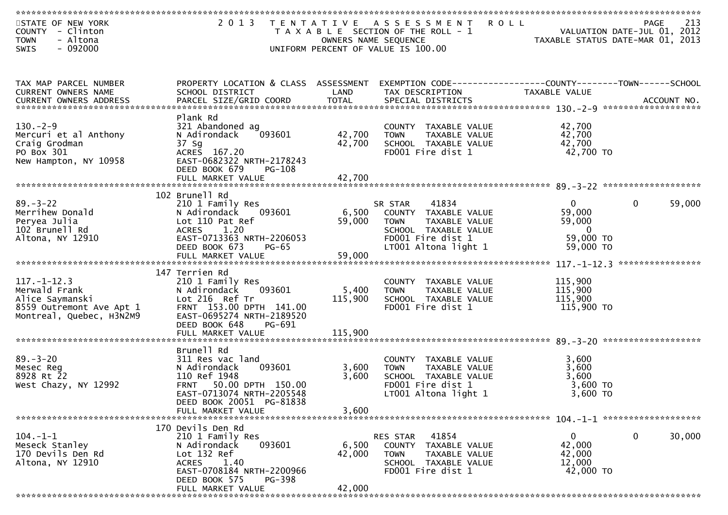STATE OF NEW YORK
COUNTY - Clinton
TOWN - Altona
SWIS - 092000

2013 TENTATIVE ASSESSMENT ROLL
TAXABLE SECTION OF THE ROLL - 1
OWNERS NAME SEQUENCE
UNIFORM PERCENT OF VALUE IS 100.00

VALUATION DATE-JUL 01, 2012
TAXABLE STATUS DATE-MAR 01, 2013

| TAX MAP PARCEL NUMBER / CURRENT OWNERS NAME / CURRENT OWNERS ADDRESS | PROPERTY LOCATION & CLASS / SCHOOL DISTRICT / PARCEL SIZE/GRID COORD | ASSESSMENT LAND / TOTAL | EXEMPTION CODE / TAX DESCRIPTION / SPECIAL DISTRICTS | COUNTY TAXABLE VALUE | TOWN | SCHOOL | ACCOUNT NO. |
|---|---|---|---|---|---|---|---|
| 130.-2-9 | Plank Rd | | | | | | |
| 130.-2-9 | 321 Abandoned ag | | COUNTY TAXABLE VALUE | 42,700 | | | |
| Mercuri et al Anthony | N Adirondack 093601 | 42,700 | TOWN TAXABLE VALUE | 42,700 | | | |
| Craig Grodman | 37 Sg | 42,700 | SCHOOL TAXABLE VALUE | 42,700 | | | |
| PO Box 301 | ACRES 167.20 | | FD001 Fire dist 1 | 42,700 TO | | | |
| New Hampton, NY 10958 | EAST-0682322 NRTH-2178243 | | | | | | |
| | DEED BOOK 679 PG-108 | | | | | | |
| | FULL MARKET VALUE | 42,700 | | | | | |
| 89.-3-22 | 102 Brunell Rd | | | | | | |
| 89.-3-22 | 210 1 Family Res | | SR STAR 41834 | 0 | 0 | 59,000 | |
| Merrihew Donald | N Adirondack 093601 | 6,500 | COUNTY TAXABLE VALUE | 59,000 | | | |
| Peryea Julia | Lot 110 Pat Ref | 59,000 | TOWN TAXABLE VALUE | 59,000 | | | |
| 102 Brunell Rd | ACRES 1.20 | | SCHOOL TAXABLE VALUE | 0 | | | |
| Altona, NY 12910 | EAST-0713363 NRTH-2206053 | | FD001 Fire dist 1 | 59,000 TO | | | |
| | DEED BOOK 673 PG-65 | | LT001 Altona light 1 | 59,000 TO | | | |
| | FULL MARKET VALUE | 59,000 | | | | | |
| 117.-1-12.3 | 147 Terrien Rd | | | | | | |
| 117.-1-12.3 | 210 1 Family Res | | COUNTY TAXABLE VALUE | 115,900 | | | |
| Merwald Frank | N Adirondack 093601 | 5,400 | TOWN TAXABLE VALUE | 115,900 | | | |
| Alice Saymanski | Lot 216 Ref Tr | 115,900 | SCHOOL TAXABLE VALUE | 115,900 | | | |
| 8559 Outremont Ave Apt 1 | FRNT 153.00 DPTH 141.00 | | FD001 Fire dist 1 | 115,900 TO | | | |
| Montreal, Quebec, H3N2M9 | EAST-0695274 NRTH-2189520 | | | | | | |
| | DEED BOOK 648 PG-691 | | | | | | |
| | FULL MARKET VALUE | 115,900 | | | | | |
| 89.-3-20 | Brunell Rd | | | | | | |
| 89.-3-20 | 311 Res vac land | | COUNTY TAXABLE VALUE | 3,600 | | | |
| Mesec Reg | N Adirondack 093601 | 3,600 | TOWN TAXABLE VALUE | 3,600 | | | |
| 8928 Rt 22 | 110 Ref 1948 | 3,600 | SCHOOL TAXABLE VALUE | 3,600 | | | |
| West Chazy, NY 12992 | FRNT 50.00 DPTH 150.00 | | FD001 Fire dist 1 | 3,600 TO | | | |
| | EAST-0713074 NRTH-2205548 | | LT001 Altona light 1 | 3,600 TO | | | |
| | DEED BOOK 20051 PG-81838 | | | | | | |
| | FULL MARKET VALUE | 3,600 | | | | | |
| 104.-1-1 | 170 Devils Den Rd | | | | | | |
| 104.-1-1 | 210 1 Family Res | | RES STAR 41854 | 0 | 0 | 30,000 | |
| Meseck Stanley | N Adirondack 093601 | 6,500 | COUNTY TAXABLE VALUE | 42,000 | | | |
| 170 Devils Den Rd | Lot 132 Ref | 42,000 | TOWN TAXABLE VALUE | 42,000 | | | |
| Altona, NY 12910 | ACRES 1.40 | | SCHOOL TAXABLE VALUE | 12,000 | | | |
| | EAST-0708184 NRTH-2200966 | | FD001 Fire dist 1 | 42,000 TO | | | |
| | DEED BOOK 575 PG-398 | | | | | | |
| | FULL MARKET VALUE | 42,000 | | | | | |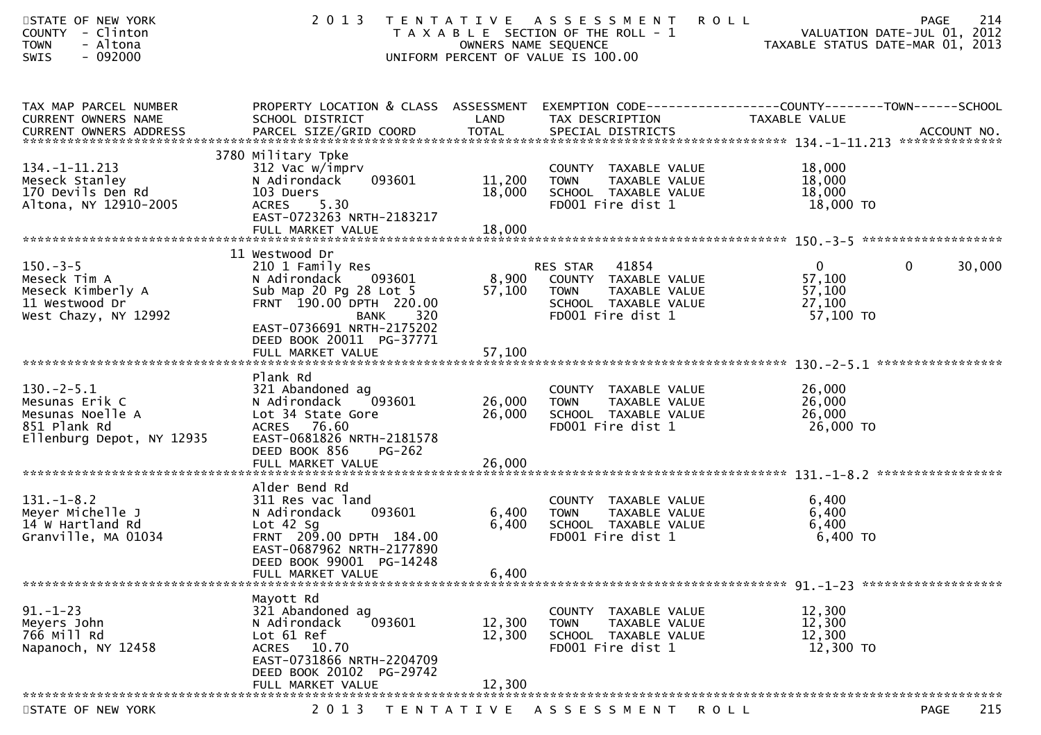STATE OF NEW YORK
COUNTY - Clinton
TOWN - Altona
SWIS - 092000

# 2013 TENTATIVE ASSESSMENT ROLL

TAXABLE SECTION OF THE ROLL - 1
OWNERS NAME SEQUENCE
UNIFORM PERCENT OF VALUE IS 100.00

VALUATION DATE-JUL 01, 2012
TAXABLE STATUS DATE-MAR 01, 2013

| TAX MAP PARCEL NUMBER / CURRENT OWNERS NAME / CURRENT OWNERS ADDRESS | PROPERTY LOCATION & CLASS / SCHOOL DISTRICT / PARCEL SIZE/GRID COORD | ASSESSMENT LAND | ASSESSMENT TOTAL | EXEMPTION CODE / TAX DESCRIPTION / SPECIAL DISTRICTS | COUNTY TAXABLE VALUE | TOWN | SCHOOL | ACCOUNT NO. |
|---|---|---|---|---|---|---|---|---|
| 134.-1-11.213 | 3780 Military Tpke | | | | | | | |
| 134.-1-11.213 | 312 Vac w/imprv | | | COUNTY TAXABLE VALUE | 18,000 | | | |
| Meseck Stanley | N Adirondack 093601 | 11,200 | | TOWN TAXABLE VALUE | 18,000 | | | |
| 170 Devils Den Rd | 103 Duers | | 18,000 | SCHOOL TAXABLE VALUE | 18,000 | | | |
| Altona, NY 12910-2005 | ACRES 5.30 | | | FD001 Fire dist 1 | 18,000 TO | | | |
| | EAST-0723263 NRTH-2183217 | | | | | | | |
| | FULL MARKET VALUE | | 18,000 | | | | | |
| 150.-3-5 | 11 Westwood Dr | | | | | | | |
| 150.-3-5 | 210 1 Family Res | | | RES STAR 41854 | 0 | 0 | 30,000 | |
| Meseck Tim A | N Adirondack 093601 | 8,900 | | COUNTY TAXABLE VALUE | 57,100 | | | |
| Meseck Kimberly A | Sub Map 20 Pg 28 Lot 5 | | 57,100 | TOWN TAXABLE VALUE | 57,100 | | | |
| 11 Westwood Dr | FRNT 190.00 DPTH 220.00 | | | SCHOOL TAXABLE VALUE | 27,100 | | | |
| West Chazy, NY 12992 | BANK 320 | | | FD001 Fire dist 1 | 57,100 TO | | | |
| | EAST-0736691 NRTH-2175202 | | | | | | | |
| | DEED BOOK 20011 PG-37771 | | | | | | | |
| | FULL MARKET VALUE | | 57,100 | | | | | |
| 130.-2-5.1 | Plank Rd | | | | | | | |
| 130.-2-5.1 | 321 Abandoned ag | | | COUNTY TAXABLE VALUE | 26,000 | | | |
| Mesunas Erik C | N Adirondack 093601 | 26,000 | | TOWN TAXABLE VALUE | 26,000 | | | |
| Mesunas Noelle A | Lot 34 State Gore | | 26,000 | SCHOOL TAXABLE VALUE | 26,000 | | | |
| 851 Plank Rd | ACRES 76.60 | | | FD001 Fire dist 1 | 26,000 TO | | | |
| Ellenburg Depot, NY 12935 | EAST-0681826 NRTH-2181578 | | | | | | | |
| | DEED BOOK 856 PG-262 | | | | | | | |
| | FULL MARKET VALUE | | 26,000 | | | | | |
| 131.-1-8.2 | Alder Bend Rd | | | | | | | |
| 131.-1-8.2 | 311 Res vac land | | | COUNTY TAXABLE VALUE | 6,400 | | | |
| Meyer Michelle J | N Adirondack 093601 | 6,400 | | TOWN TAXABLE VALUE | 6,400 | | | |
| 14 W Hartland Rd | Lot 42 Sg | | 6,400 | SCHOOL TAXABLE VALUE | 6,400 | | | |
| Granville, MA 01034 | FRNT 209.00 DPTH 184.00 | | | FD001 Fire dist 1 | 6,400 TO | | | |
| | EAST-0687962 NRTH-2177890 | | | | | | | |
| | DEED BOOK 99001 PG-14248 | | | | | | | |
| | FULL MARKET VALUE | | 6,400 | | | | | |
| 91.-1-23 | Mayott Rd | | | | | | | |
| 91.-1-23 | 321 Abandoned ag | | | COUNTY TAXABLE VALUE | 12,300 | | | |
| Meyers John | N Adirondack 093601 | 12,300 | | TOWN TAXABLE VALUE | 12,300 | | | |
| 766 Mill Rd | Lot 61 Ref | | 12,300 | SCHOOL TAXABLE VALUE | 12,300 | | | |
| Napanoch, NY 12458 | ACRES 10.70 | | | FD001 Fire dist 1 | 12,300 TO | | | |
| | EAST-0731866 NRTH-2204709 | | | | | | | |
| | DEED BOOK 20102 PG-29742 | | | | | | | |
| | FULL MARKET VALUE | | 12,300 | | | | | |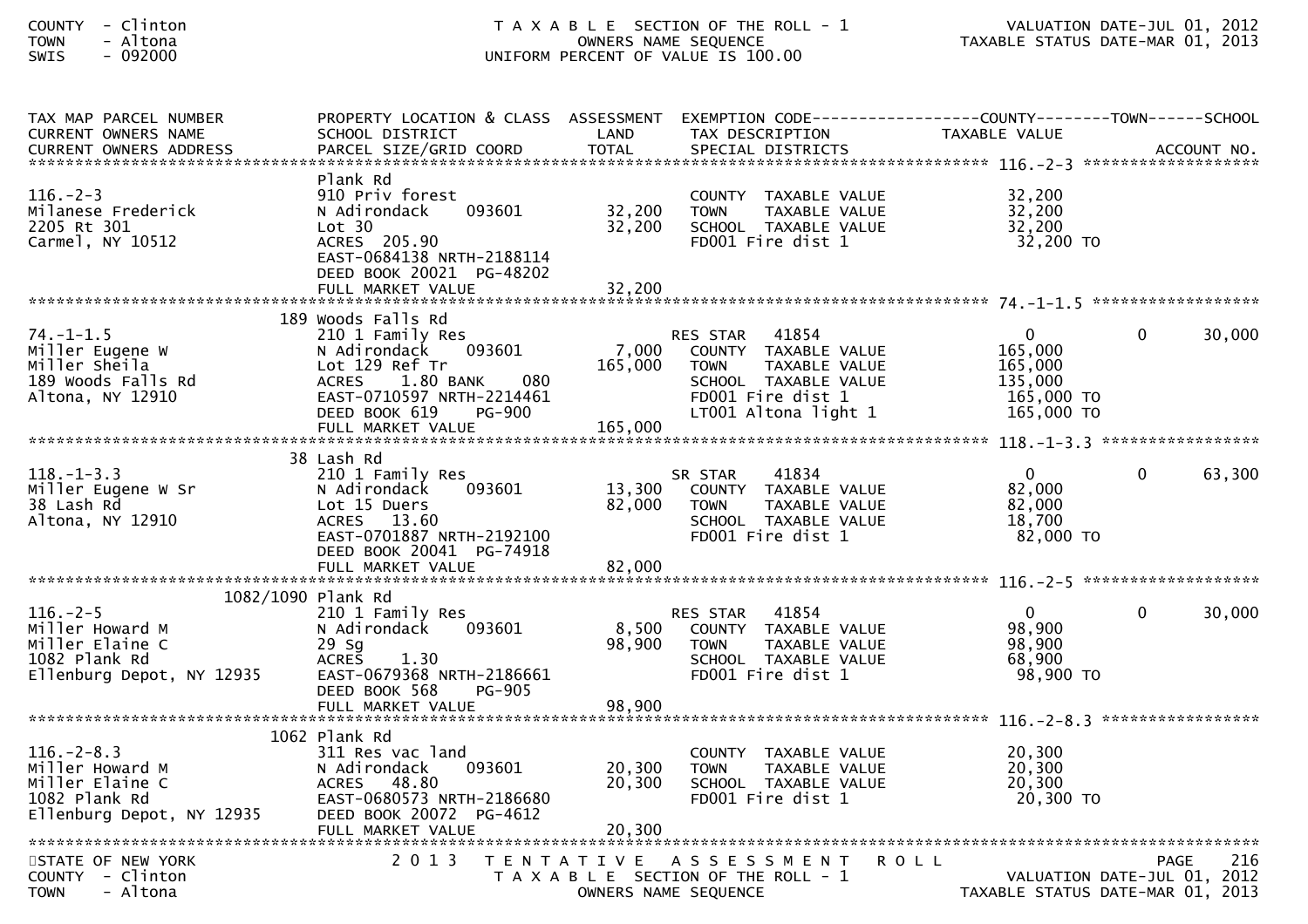COUNTY - Clinton
TOWN - Altona
SWIS - 092000

T A X A B L E SECTION OF THE ROLL - 1
OWNERS NAME SEQUENCE
UNIFORM PERCENT OF VALUE IS 100.00

VALUATION DATE-JUL 01, 2012
TAXABLE STATUS DATE-MAR 01, 2013

| TAX MAP PARCEL NUMBER / CURRENT OWNERS NAME / CURRENT OWNERS ADDRESS | PROPERTY LOCATION & CLASS / SCHOOL DISTRICT / PARCEL SIZE/GRID COORD | ASSESSMENT LAND / TOTAL | EXEMPTION CODE / TAX DESCRIPTION / SPECIAL DISTRICTS | COUNTY TAXABLE VALUE | TOWN | SCHOOL / ACCOUNT NO. |
|---|---|---|---|---|---|---|
| **116.-2-3** | Plank Rd | | | | | |
| 116.-2-3 | 910 Priv forest | | COUNTY TAXABLE VALUE | 32,200 | | |
| Milanese Frederick | N Adirondack 093601 | 32,200 | TOWN TAXABLE VALUE | 32,200 | | |
| 2205 Rt 301 | Lot 30 | 32,200 | SCHOOL TAXABLE VALUE | 32,200 | | |
| Carmel, NY 10512 | ACRES 205.90 | | FD001 Fire dist 1 | 32,200 TO | | |
| | EAST-0684138 NRTH-2188114 | | | | | |
| | DEED BOOK 20021 PG-48202 | | | | | |
| | FULL MARKET VALUE | 32,200 | | | | |
| **74.-1-1.5** | 189 Woods Falls Rd | | | | | |
| 74.-1-1.5 | 210 1 Family Res | | RES STAR 41854 | 0 | 0 | 30,000 |
| Miller Eugene W | N Adirondack 093601 | 7,000 | COUNTY TAXABLE VALUE | 165,000 | | |
| Miller Sheila | Lot 129 Ref Tr | 165,000 | TOWN TAXABLE VALUE | 165,000 | | |
| 189 Woods Falls Rd | ACRES 1.80 BANK 080 | | SCHOOL TAXABLE VALUE | 135,000 | | |
| Altona, NY 12910 | EAST-0710597 NRTH-2214461 | | FD001 Fire dist 1 | 165,000 TO | | |
| | DEED BOOK 619 PG-900 | | LT001 Altona light 1 | 165,000 TO | | |
| | FULL MARKET VALUE | 165,000 | | | | |
| **118.-1-3.3** | 38 Lash Rd | | | | | |
| 118.-1-3.3 | 210 1 Family Res | | SR STAR 41834 | 0 | 0 | 63,300 |
| Miller Eugene W Sr | N Adirondack 093601 | 13,300 | COUNTY TAXABLE VALUE | 82,000 | | |
| 38 Lash Rd | Lot 15 Duers | 82,000 | TOWN TAXABLE VALUE | 82,000 | | |
| Altona, NY 12910 | ACRES 13.60 | | SCHOOL TAXABLE VALUE | 18,700 | | |
| | EAST-0701887 NRTH-2192100 | | FD001 Fire dist 1 | 82,000 TO | | |
| | DEED BOOK 20041 PG-74918 | | | | | |
| | FULL MARKET VALUE | 82,000 | | | | |
| **116.-2-5** | 1082/1090 Plank Rd | | | | | |
| 116.-2-5 | 210 1 Family Res | | RES STAR 41854 | 0 | 0 | 30,000 |
| Miller Howard M | N Adirondack 093601 | 8,500 | COUNTY TAXABLE VALUE | 98,900 | | |
| Miller Elaine C | 29 Sg | 98,900 | TOWN TAXABLE VALUE | 98,900 | | |
| 1082 Plank Rd | ACRES 1.30 | | SCHOOL TAXABLE VALUE | 68,900 | | |
| Ellenburg Depot, NY 12935 | EAST-0679368 NRTH-2186661 | | FD001 Fire dist 1 | 98,900 TO | | |
| | DEED BOOK 568 PG-905 | | | | | |
| | FULL MARKET VALUE | 98,900 | | | | |
| **116.-2-8.3** | 1062 Plank Rd | | | | | |
| 116.-2-8.3 | 311 Res vac land | | COUNTY TAXABLE VALUE | 20,300 | | |
| Miller Howard M | N Adirondack 093601 | 20,300 | TOWN TAXABLE VALUE | 20,300 | | |
| Miller Elaine C | ACRES 48.80 | 20,300 | SCHOOL TAXABLE VALUE | 20,300 | | |
| 1082 Plank Rd | EAST-0680573 NRTH-2186680 | | FD001 Fire dist 1 | 20,300 TO | | |
| Ellenburg Depot, NY 12935 | DEED BOOK 20072 PG-4612 | | | | | |
| | FULL MARKET VALUE | 20,300 | | | | |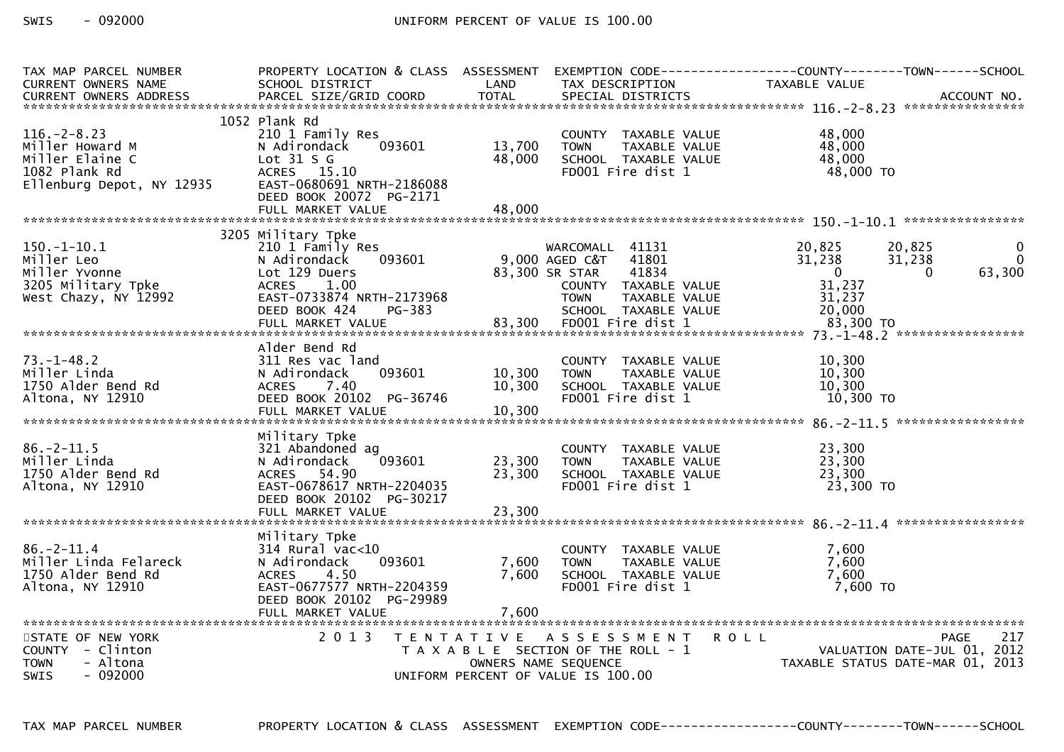| TAX MAP PARCEL NUMBER<br>CURRENT OWNERS NAME<br>CURRENT OWNERS ADDRESS | PROPERTY LOCATION & CLASS<br>SCHOOL DISTRICT<br>PARCEL SIZE/GRID COORD | ASSESSMENT<br>LAND<br>TOTAL | EXEMPTION CODE<br>TAX DESCRIPTION<br>SPECIAL DISTRICTS | COUNTY<br>TAXABLE VALUE | TOWN | SCHOOL<br><br>ACCOUNT NO. |
|---|---|---|---|---|---|---|
| **116.-2-8.23** | 1052 Plank Rd | | | | | |
| 116.-2-8.23 | 210 1 Family Res | | COUNTY TAXABLE VALUE | 48,000 | | |
| Miller Howard M | N Adirondack 093601 | 13,700 | TOWN TAXABLE VALUE | 48,000 | | |
| Miller Elaine C | Lot 31 S G | 48,000 | SCHOOL TAXABLE VALUE | 48,000 | | |
| 1082 Plank Rd | ACRES 15.10 | | FD001 Fire dist 1 | 48,000 TO | | |
| Ellenburg Depot, NY 12935 | EAST-0680691 NRTH-2186088 | | | | | |
| | DEED BOOK 20072 PG-2171 | | | | | |
| | FULL MARKET VALUE | 48,000 | | | | |
| **150.-1-10.1** | 3205 Military Tpke | | | | | |
| 150.-1-10.1 | 210 1 Family Res | | WARCOMALL 41131 | 20,825 | 20,825 | 0 |
| Miller Leo | N Adirondack 093601 | 9,000 | AGED C&T 41801 | 31,238 | 31,238 | 0 |
| Miller Yvonne | Lot 129 Duers | 83,300 | SR STAR 41834 | 0 | 0 | 63,300 |
| 3205 Military Tpke | ACRES 1.00 | | COUNTY TAXABLE VALUE | 31,237 | | |
| West Chazy, NY 12992 | EAST-0733874 NRTH-2173968 | | TOWN TAXABLE VALUE | 31,237 | | |
| | DEED BOOK 424 PG-383 | | SCHOOL TAXABLE VALUE | 20,000 | | |
| | FULL MARKET VALUE | 83,300 | FD001 Fire dist 1 | 83,300 TO | | |
| **73.-1-48.2** | Alder Bend Rd | | | | | |
| 73.-1-48.2 | 311 Res vac land | | COUNTY TAXABLE VALUE | 10,300 | | |
| Miller Linda | N Adirondack 093601 | 10,300 | TOWN TAXABLE VALUE | 10,300 | | |
| 1750 Alder Bend Rd | ACRES 7.40 | 10,300 | SCHOOL TAXABLE VALUE | 10,300 | | |
| Altona, NY 12910 | DEED BOOK 20102 PG-36746 | | FD001 Fire dist 1 | 10,300 TO | | |
| | FULL MARKET VALUE | 10,300 | | | | |
| **86.-2-11.5** | Military Tpke | | | | | |
| 86.-2-11.5 | 321 Abandoned ag | | COUNTY TAXABLE VALUE | 23,300 | | |
| Miller Linda | N Adirondack 093601 | 23,300 | TOWN TAXABLE VALUE | 23,300 | | |
| 1750 Alder Bend Rd | ACRES 54.90 | 23,300 | SCHOOL TAXABLE VALUE | 23,300 | | |
| Altona, NY 12910 | EAST-0678617 NRTH-2204035 | | FD001 Fire dist 1 | 23,300 TO | | |
| | DEED BOOK 20102 PG-30217 | | | | | |
| | FULL MARKET VALUE | 23,300 | | | | |
| **86.-2-11.4** | Military Tpke | | | | | |
| 86.-2-11.4 | 314 Rural vac<10 | | COUNTY TAXABLE VALUE | 7,600 | | |
| Miller Linda Felareck | N Adirondack 093601 | 7,600 | TOWN TAXABLE VALUE | 7,600 | | |
| 1750 Alder Bend Rd | ACRES 4.50 | 7,600 | SCHOOL TAXABLE VALUE | 7,600 | | |
| Altona, NY 12910 | EAST-0677577 NRTH-2204359 | | FD001 Fire dist 1 | 7,600 TO | | |
| | DEED BOOK 20102 PG-29989 | | | | | |
| | FULL MARKET VALUE | 7,600 | | | | |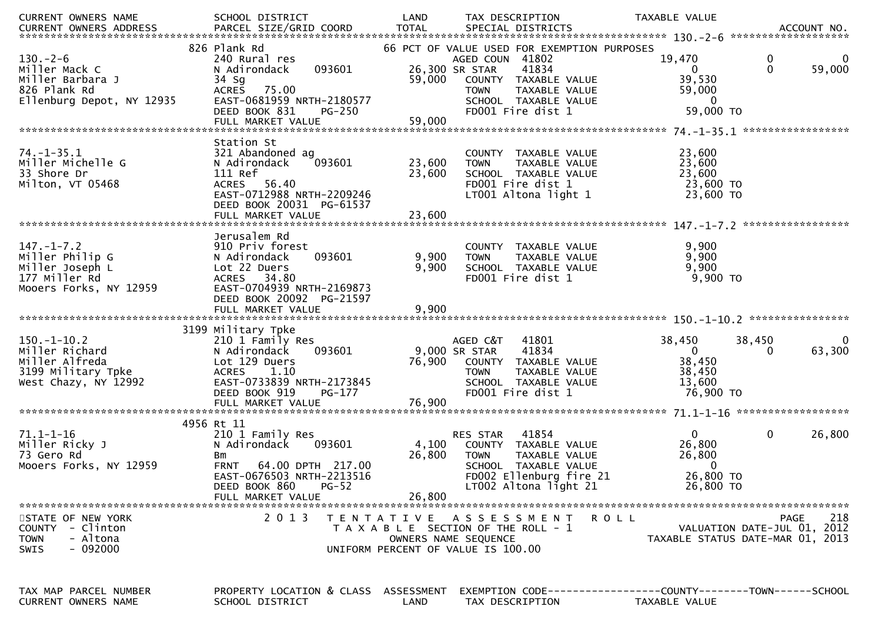| CURRENT OWNERS NAME | SCHOOL DISTRICT | LAND | TAX DESCRIPTION | TAXABLE VALUE | | |
|---|---|---|---|---|---|---|
| CURRENT OWNERS ADDRESS | PARCEL SIZE/GRID COORD | TOTAL | SPECIAL DISTRICTS | | | ACCOUNT NO. |
| **130.-2-6** | 826 Plank Rd | | 66 PCT OF VALUE USED FOR EXEMPTION PURPOSES | | | |
| 130.-2-6 | 240 Rural res | | AGED COUN 41802 | 19,470 | 0 | 0 |
| Miller Mack C | N Adirondack 093601 | 26,300 | SR STAR 41834 | 0 | 0 | 59,000 |
| Miller Barbara J | 34 Sg | 59,000 | COUNTY TAXABLE VALUE | 39,530 | | |
| 826 Plank Rd | ACRES 75.00 | | TOWN TAXABLE VALUE | 59,000 | | |
| Ellenburg Depot, NY 12935 | EAST-0681959 NRTH-2180577 | | SCHOOL TAXABLE VALUE | 0 | | |
| | DEED BOOK 831 PG-250 | | FD001 Fire dist 1 | 59,000 TO | | |
| | FULL MARKET VALUE | 59,000 | | | | |
| **74.-1-35.1** | Station St | | | | | |
| 74.-1-35.1 | 321 Abandoned ag | | COUNTY TAXABLE VALUE | 23,600 | | |
| Miller Michelle G | N Adirondack 093601 | 23,600 | TOWN TAXABLE VALUE | 23,600 | | |
| 33 Shore Dr | 111 Ref | 23,600 | SCHOOL TAXABLE VALUE | 23,600 | | |
| Milton, VT 05468 | ACRES 56.40 | | FD001 Fire dist 1 | 23,600 TO | | |
| | EAST-0712988 NRTH-2209246 | | LT001 Altona light 1 | 23,600 TO | | |
| | DEED BOOK 20031 PG-61537 | | | | | |
| | FULL MARKET VALUE | 23,600 | | | | |
| **147.-1-7.2** | Jerusalem Rd | | | | | |
| 147.-1-7.2 | 910 Priv forest | | COUNTY TAXABLE VALUE | 9,900 | | |
| Miller Philip G | N Adirondack 093601 | 9,900 | TOWN TAXABLE VALUE | 9,900 | | |
| Miller Joseph L | Lot 22 Duers | 9,900 | SCHOOL TAXABLE VALUE | 9,900 | | |
| 177 Miller Rd | ACRES 34.80 | | FD001 Fire dist 1 | 9,900 TO | | |
| Mooers Forks, NY 12959 | EAST-0704939 NRTH-2169873 | | | | | |
| | DEED BOOK 20092 PG-21597 | | | | | |
| | FULL MARKET VALUE | 9,900 | | | | |
| **150.-1-10.2** | 3199 Military Tpke | | | | | |
| 150.-1-10.2 | 210 1 Family Res | | AGED C&T 41801 | 38,450 | 38,450 | 0 |
| Miller Richard | N Adirondack 093601 | 9,000 | SR STAR 41834 | 0 | 0 | 63,300 |
| Miller Alfreda | Lot 129 Duers | 76,900 | COUNTY TAXABLE VALUE | 38,450 | | |
| 3199 Military Tpke | ACRES 1.10 | | TOWN TAXABLE VALUE | 38,450 | | |
| West Chazy, NY 12992 | EAST-0733839 NRTH-2173845 | | SCHOOL TAXABLE VALUE | 13,600 | | |
| | DEED BOOK 919 PG-177 | | FD001 Fire dist 1 | 76,900 TO | | |
| | FULL MARKET VALUE | 76,900 | | | | |
| **71.1-1-16** | 4956 Rt 11 | | | | | |
| 71.1-1-16 | 210 1 Family Res | | RES STAR 41854 | 0 | 0 | 26,800 |
| Miller Ricky J | N Adirondack 093601 | 4,100 | COUNTY TAXABLE VALUE | 26,800 | | |
| 73 Gero Rd | Bm | 26,800 | TOWN TAXABLE VALUE | 26,800 | | |
| Mooers Forks, NY 12959 | FRNT 64.00 DPTH 217.00 | | SCHOOL TAXABLE VALUE | 0 | | |
| | EAST-0676503 NRTH-2213516 | | FD002 Ellenburg fire 21 | 26,800 TO | | |
| | DEED BOOK 860 PG-52 | | LT002 Altona light 21 | 26,800 TO | | |
| | FULL MARKET VALUE | 26,800 | | | | |

STATE OF NEW YORK
COUNTY - Clinton
TOWN - Altona
SWIS - 092000

2013 TENTATIVE ASSESSMENT ROLL
TAXABLE SECTION OF THE ROLL - 1
OWNERS NAME SEQUENCE
UNIFORM PERCENT OF VALUE IS 100.00

VALUATION DATE-JUL 01, 2012
TAXABLE STATUS DATE-MAR 01, 2013

| TAX MAP PARCEL NUMBER | PROPERTY LOCATION & CLASS | ASSESSMENT | EXEMPTION CODE------------------COUNTY--------TOWN------SCHOOL |
|---|---|---|---|
| CURRENT OWNERS NAME | SCHOOL DISTRICT | LAND | TAX DESCRIPTION TAXABLE VALUE |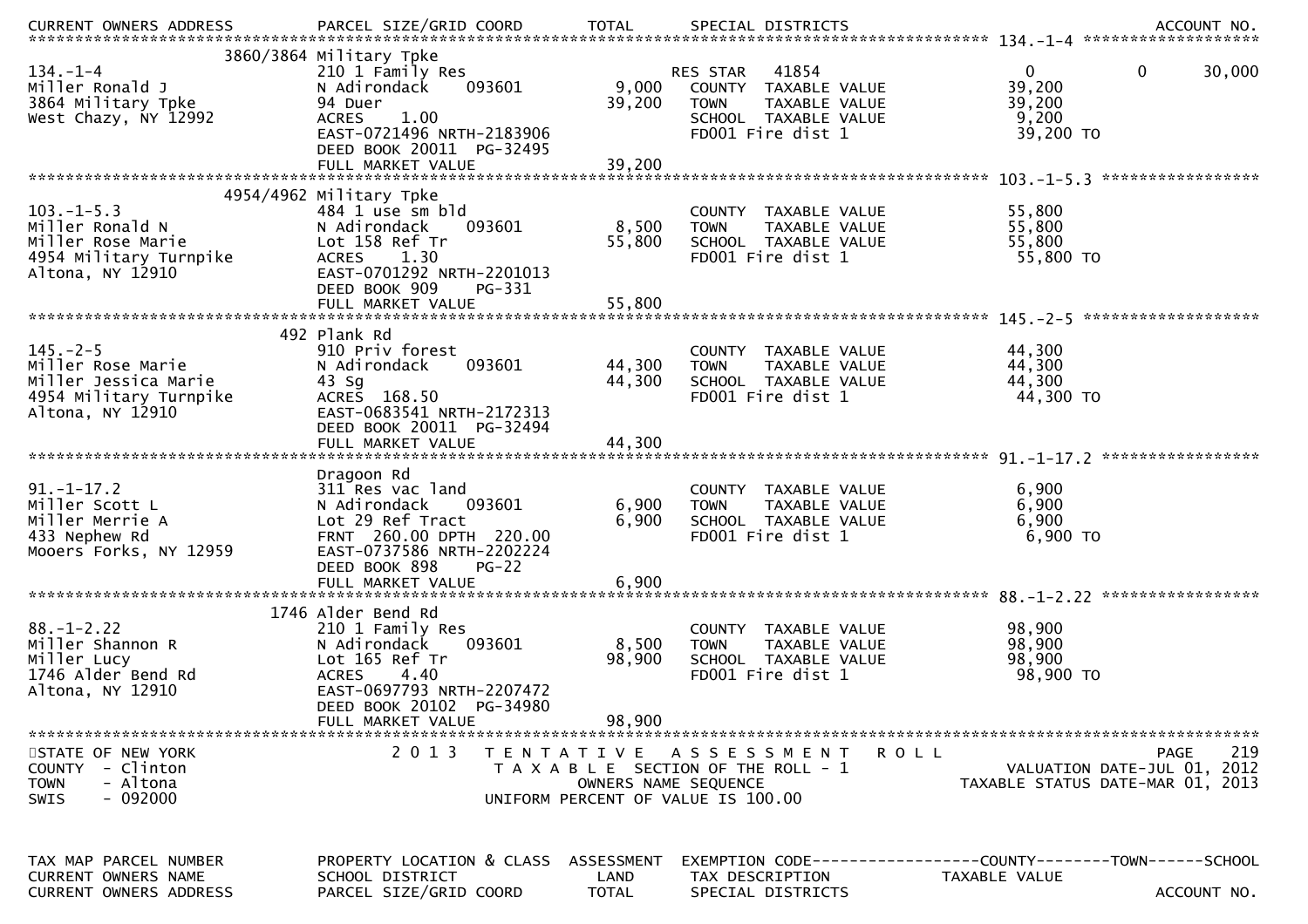| TAX MAP PARCEL NUMBER / CURRENT OWNERS NAME / CURRENT OWNERS ADDRESS | PROPERTY LOCATION & CLASS / SCHOOL DISTRICT / PARCEL SIZE/GRID COORD | ASSESSMENT LAND / TOTAL | EXEMPTION CODE / TAX DESCRIPTION / SPECIAL DISTRICTS | COUNTY TAXABLE VALUE | TOWN | SCHOOL / ACCOUNT NO. |
|---|---|---|---|---|---|---|
| **134.-1-4** | 3860/3864 Military Tpke | | | | | |
| 134.-1-4 | 210 1 Family Res | | RES STAR 41854 | 0 | 0 | 30,000 |
| Miller Ronald J | N Adirondack 093601 | 9,000 | COUNTY TAXABLE VALUE | 39,200 | | |
| 3864 Military Tpke | 94 Duer | 39,200 | TOWN TAXABLE VALUE | 39,200 | | |
| West Chazy, NY 12992 | ACRES 1.00 | | SCHOOL TAXABLE VALUE | 9,200 | | |
| | EAST-0721496 NRTH-2183906 | | FD001 Fire dist 1 | 39,200 TO | | |
| | DEED BOOK 20011 PG-32495 | | | | | |
| | FULL MARKET VALUE | 39,200 | | | | |
| **103.-1-5.3** | 4954/4962 Military Tpke | | | | | |
| 103.-1-5.3 | 484 1 use sm bld | | COUNTY TAXABLE VALUE | 55,800 | | |
| Miller Ronald N | N Adirondack 093601 | 8,500 | TOWN TAXABLE VALUE | 55,800 | | |
| Miller Rose Marie | Lot 158 Ref Tr | 55,800 | SCHOOL TAXABLE VALUE | 55,800 | | |
| 4954 Military Turnpike | ACRES 1.30 | | FD001 Fire dist 1 | 55,800 TO | | |
| Altona, NY 12910 | EAST-0701292 NRTH-2201013 | | | | | |
| | DEED BOOK 909 PG-331 | | | | | |
| | FULL MARKET VALUE | 55,800 | | | | |
| **145.-2-5** | 492 Plank Rd | | | | | |
| 145.-2-5 | 910 Priv forest | | COUNTY TAXABLE VALUE | 44,300 | | |
| Miller Rose Marie | N Adirondack 093601 | 44,300 | TOWN TAXABLE VALUE | 44,300 | | |
| Miller Jessica Marie | 43 Sg | 44,300 | SCHOOL TAXABLE VALUE | 44,300 | | |
| 4954 Military Turnpike | ACRES 168.50 | | FD001 Fire dist 1 | 44,300 TO | | |
| Altona, NY 12910 | EAST-0683541 NRTH-2172313 | | | | | |
| | DEED BOOK 20011 PG-32494 | | | | | |
| | FULL MARKET VALUE | 44,300 | | | | |
| **91.-1-17.2** | Dragoon Rd | | | | | |
| 91.-1-17.2 | 311 Res vac land | | COUNTY TAXABLE VALUE | 6,900 | | |
| Miller Scott L | N Adirondack 093601 | 6,900 | TOWN TAXABLE VALUE | 6,900 | | |
| Miller Merrie A | Lot 29 Ref Tract | 6,900 | SCHOOL TAXABLE VALUE | 6,900 | | |
| 433 Nephew Rd | FRNT 260.00 DPTH 220.00 | | FD001 Fire dist 1 | 6,900 TO | | |
| Mooers Forks, NY 12959 | EAST-0737586 NRTH-2202224 | | | | | |
| | DEED BOOK 898 PG-22 | | | | | |
| | FULL MARKET VALUE | 6,900 | | | | |
| **88.-1-2.22** | 1746 Alder Bend Rd | | | | | |
| 88.-1-2.22 | 210 1 Family Res | | COUNTY TAXABLE VALUE | 98,900 | | |
| Miller Shannon R | N Adirondack 093601 | 8,500 | TOWN TAXABLE VALUE | 98,900 | | |
| Miller Lucy | Lot 165 Ref Tr | 98,900 | SCHOOL TAXABLE VALUE | 98,900 | | |
| 1746 Alder Bend Rd | ACRES 4.40 | | FD001 Fire dist 1 | 98,900 TO | | |
| Altona, NY 12910 | EAST-0697793 NRTH-2207472 | | | | | |
| | DEED BOOK 20102 PG-34980 | | | | | |
| | FULL MARKET VALUE | 98,900 | | | | |

STATE OF NEW YORK
COUNTY - Clinton
TOWN - Altona
SWIS - 092000

2013 TENTATIVE ASSESSMENT ROLL
TAXABLE SECTION OF THE ROLL - 1
OWNERS NAME SEQUENCE
UNIFORM PERCENT OF VALUE IS 100.00

VALUATION DATE-JUL 01, 2012
TAXABLE STATUS DATE-MAR 01, 2013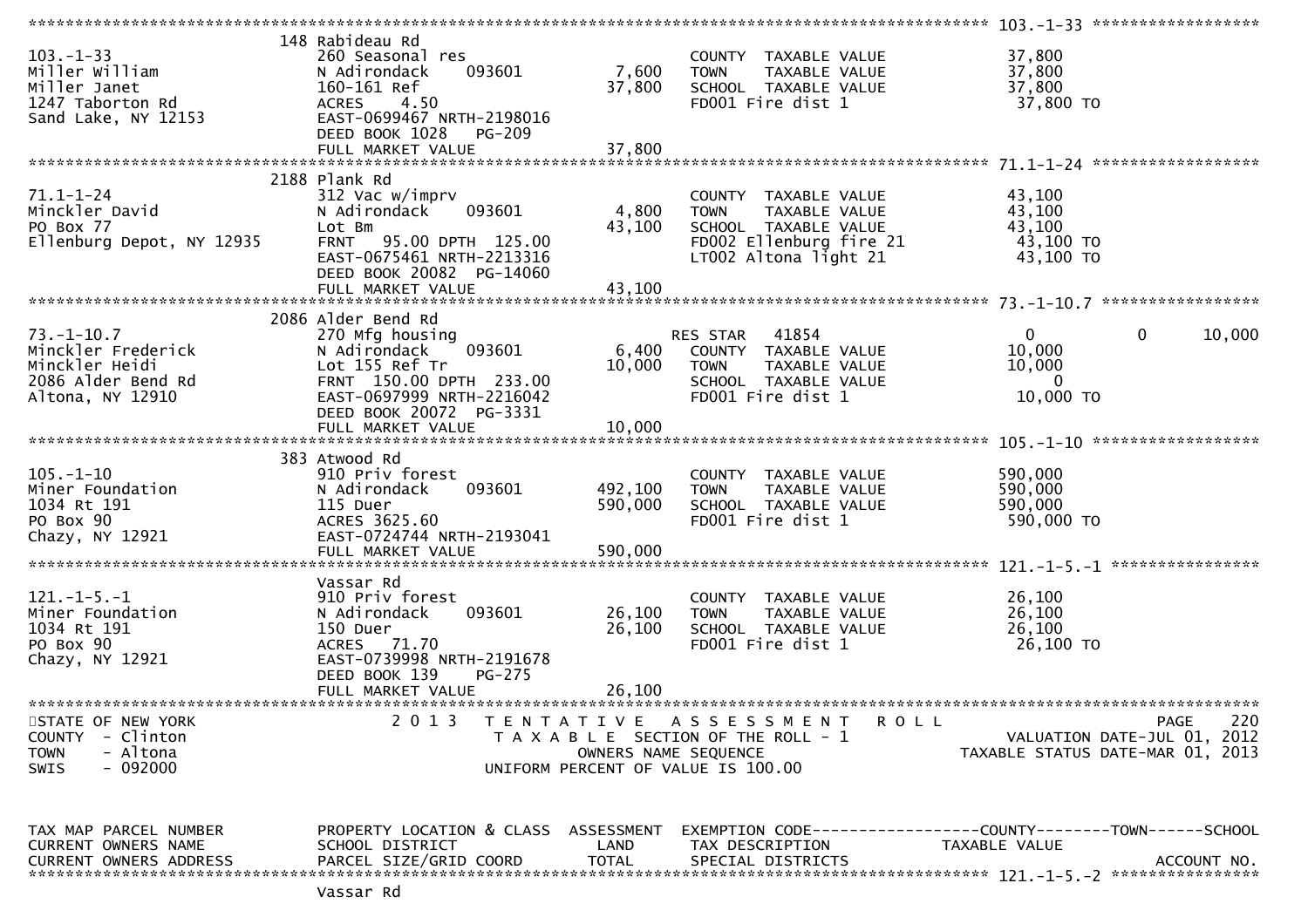```
******************************************************************************************************* 103.-1-33 ******************
                        148 Rabideau Rd
103.-1-33               260 Seasonal res                     COUNTY  TAXABLE VALUE            37,800
Miller William          N Adirondack    093601       7,600   TOWN    TAXABLE VALUE            37,800
Miller Janet            160-161 Ref                 37,800   SCHOOL  TAXABLE VALUE            37,800
1247 Taborton Rd        ACRES    4.50                        FD001 Fire dist 1                 37,800 TO
Sand Lake, NY 12153     EAST-0699467 NRTH-2198016
                        DEED BOOK 1028   PG-209
                        FULL MARKET VALUE           37,800
******************************************************************************************************* 71.1-1-24 ******************
                        2188 Plank Rd
71.1-1-24               312 Vac w/imprv                      COUNTY  TAXABLE VALUE            43,100
Minckler David          N Adirondack    093601       4,800   TOWN    TAXABLE VALUE            43,100
PO Box 77               Lot Bm                      43,100   SCHOOL  TAXABLE VALUE            43,100
Ellenburg Depot, NY 12935 FRNT  95.00 DPTH 125.00            FD002 Ellenburg fire 21           43,100 TO
                        EAST-0675461 NRTH-2213316            LT002 Altona light 21             43,100 TO
                        DEED BOOK 20082  PG-14060
                        FULL MARKET VALUE           43,100
******************************************************************************************************* 73.-1-10.7 *****************
                        2086 Alder Bend Rd
73.-1-10.7              270 Mfg housing                      RES STAR    41854                 0             0        10,000
Minckler Frederick      N Adirondack    093601       6,400   COUNTY  TAXABLE VALUE            10,000
Minckler Heidi          Lot 155 Ref Tr              10,000   TOWN    TAXABLE VALUE            10,000
2086 Alder Bend Rd      FRNT 150.00 DPTH 233.00              SCHOOL  TAXABLE VALUE                 0
Altona, NY 12910        EAST-0697999 NRTH-2216042            FD001 Fire dist 1                 10,000 TO
                        DEED BOOK 20072  PG-3331
                        FULL MARKET VALUE           10,000
******************************************************************************************************* 105.-1-10 ******************
                        383 Atwood Rd
105.-1-10               910 Priv forest                      COUNTY  TAXABLE VALUE           590,000
Miner Foundation        N Adirondack    093601     492,100   TOWN    TAXABLE VALUE           590,000
1034 Rt 191             115 Duer                   590,000   SCHOOL  TAXABLE VALUE           590,000
PO Box 90               ACRES 3625.60                        FD001 Fire dist 1                590,000 TO
Chazy, NY 12921         EAST-0724744 NRTH-2193041
                        FULL MARKET VALUE          590,000
******************************************************************************************************* 121.-1-5.-1 ****************
                        Vassar Rd
121.-1-5.-1             910 Priv forest                      COUNTY  TAXABLE VALUE            26,100
Miner Foundation        N Adirondack    093601      26,100   TOWN    TAXABLE VALUE            26,100
1034 Rt 191             150 Duer                    26,100   SCHOOL  TAXABLE VALUE            26,100
PO Box 90               ACRES   71.70                        FD001 Fire dist 1                 26,100 TO
Chazy, NY 12921         EAST-0739998 NRTH-2191678
                        DEED BOOK 139    PG-275
                        FULL MARKET VALUE           26,100
************************************************************************************************************************************
STATE OF NEW YORK                 2 0 1 3   T E N T A T I V E   A S S E S S M E N T   R O L L                            PAGE   220
COUNTY  - Clinton                           T A X A B L E  SECTION OF THE ROLL - 1                   VALUATION DATE-JUL 01, 2012
TOWN    - Altona                                    OWNERS NAME SEQUENCE                      TAXABLE STATUS DATE-MAR 01, 2013
SWIS    - 092000                                UNIFORM PERCENT OF VALUE IS 100.00


TAX MAP PARCEL NUMBER     PROPERTY LOCATION & CLASS  ASSESSMENT  EXEMPTION CODE------------------COUNTY--------TOWN------SCHOOL
CURRENT OWNERS NAME       SCHOOL DISTRICT               LAND     TAX DESCRIPTION             TAXABLE VALUE
CURRENT OWNERS ADDRESS    PARCEL SIZE/GRID COORD        TOTAL    SPECIAL DISTRICTS                                    ACCOUNT NO.
******************************************************************************************************* 121.-1-5.-2 ****************
                        Vassar Rd
```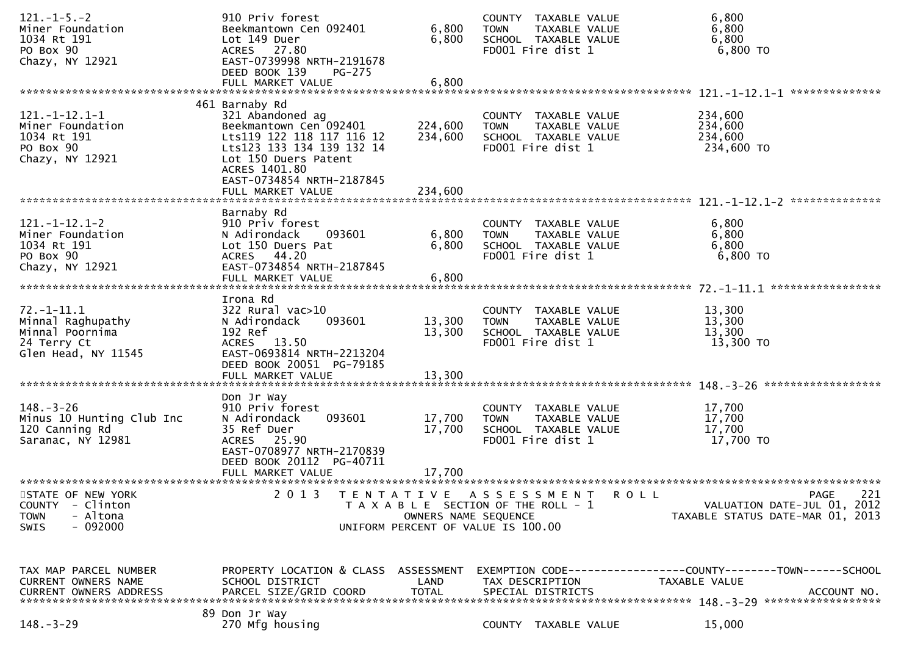```
121.-1-5.-2                    910 Priv forest                          COUNTY  TAXABLE VALUE             6,800
Miner Foundation               Beekmantown Cen 092401        6,800     TOWN    TAXABLE VALUE             6,800
1034 Rt 191                    Lot 149 Duer                  6,800     SCHOOL  TAXABLE VALUE             6,800
PO Box 90                      ACRES   27.80                           FD001 Fire dist 1                  6,800 TO
Chazy, NY 12921                EAST-0739998 NRTH-2191678
                               DEED BOOK 139     PG-275
                               FULL MARKET VALUE             6,800
******************************************************************************************************* 121.-1-12.1-1 **************
                            461 Barnaby Rd
121.-1-12.1-1                  321 Abandoned ag                         COUNTY  TAXABLE VALUE           234,600
Miner Foundation               Beekmantown Cen 092401      224,600     TOWN    TAXABLE VALUE           234,600
1034 Rt 191                    Lts119 122 118 117 116 12   234,600     SCHOOL  TAXABLE VALUE           234,600
PO Box 90                      Lts123 133 134 139 132 14               FD001 Fire dist 1                234,600 TO
Chazy, NY 12921                Lot 150 Duers Patent
                               ACRES 1401.80
                               EAST-0734854 NRTH-2187845
                               FULL MARKET VALUE           234,600
******************************************************************************************************* 121.-1-12.1-2 **************
                               Barnaby Rd
121.-1-12.1-2                  910 Priv forest                          COUNTY  TAXABLE VALUE             6,800
Miner Foundation               N Adirondack     093601       6,800     TOWN    TAXABLE VALUE             6,800
1034 Rt 191                    Lot 150 Duers Pat             6,800     SCHOOL  TAXABLE VALUE             6,800
PO Box 90                      ACRES   44.20                           FD001 Fire dist 1                  6,800 TO
Chazy, NY 12921                EAST-0734854 NRTH-2187845
                               FULL MARKET VALUE             6,800
******************************************************************************************************* 72.-1-11.1 *****************
                               Irona Rd
72.-1-11.1                     322 Rural vac>10                         COUNTY  TAXABLE VALUE            13,300
Minnal Raghupathy              N Adirondack     093601      13,300     TOWN    TAXABLE VALUE            13,300
Minnal Poornima                192 Ref                      13,300     SCHOOL  TAXABLE VALUE            13,300
24 Terry Ct                    ACRES   13.50                           FD001 Fire dist 1                 13,300 TO
Glen Head, NY 11545            EAST-0693814 NRTH-2213204
                               DEED BOOK 20051  PG-79185
                               FULL MARKET VALUE            13,300
******************************************************************************************************* 148.-3-26 ******************
                               Don Jr Way
148.-3-26                      910 Priv forest                          COUNTY  TAXABLE VALUE            17,700
Minus 10 Hunting Club Inc      N Adirondack     093601      17,700     TOWN    TAXABLE VALUE            17,700
120 Canning Rd                 35 Ref Duer                  17,700     SCHOOL  TAXABLE VALUE            17,700
Saranac, NY 12981              ACRES   25.90                           FD001 Fire dist 1                 17,700 TO
                               EAST-0708977 NRTH-2170839
                               DEED BOOK 20112  PG-40711
                               FULL MARKET VALUE            17,700
************************************************************************************************************************************
STATE OF NEW YORK                2 0 1 3   T E N T A T I V E   A S S E S S M E N T   R O L L                              PAGE    221
COUNTY  - Clinton                          T A X A B L E  SECTION OF THE ROLL - 1                         VALUATION DATE-JUL 01, 2012
TOWN    - Altona                                  OWNERS NAME SEQUENCE                              TAXABLE STATUS DATE-MAR 01, 2013
SWIS    - 092000                          UNIFORM PERCENT OF VALUE IS 100.00



TAX MAP PARCEL NUMBER          PROPERTY LOCATION & CLASS  ASSESSMENT  EXEMPTION CODE------------------COUNTY--------TOWN------SCHOOL
CURRENT OWNERS NAME            SCHOOL DISTRICT               LAND      TAX DESCRIPTION            TAXABLE VALUE
CURRENT OWNERS ADDRESS         PARCEL SIZE/GRID COORD       TOTAL      SPECIAL DISTRICTS                                  ACCOUNT NO.
******************************************************************************************************* 148.-3-29 ******************
                            89 Don Jr Way
148.-3-29                      270 Mfg housing                          COUNTY  TAXABLE VALUE            15,000
```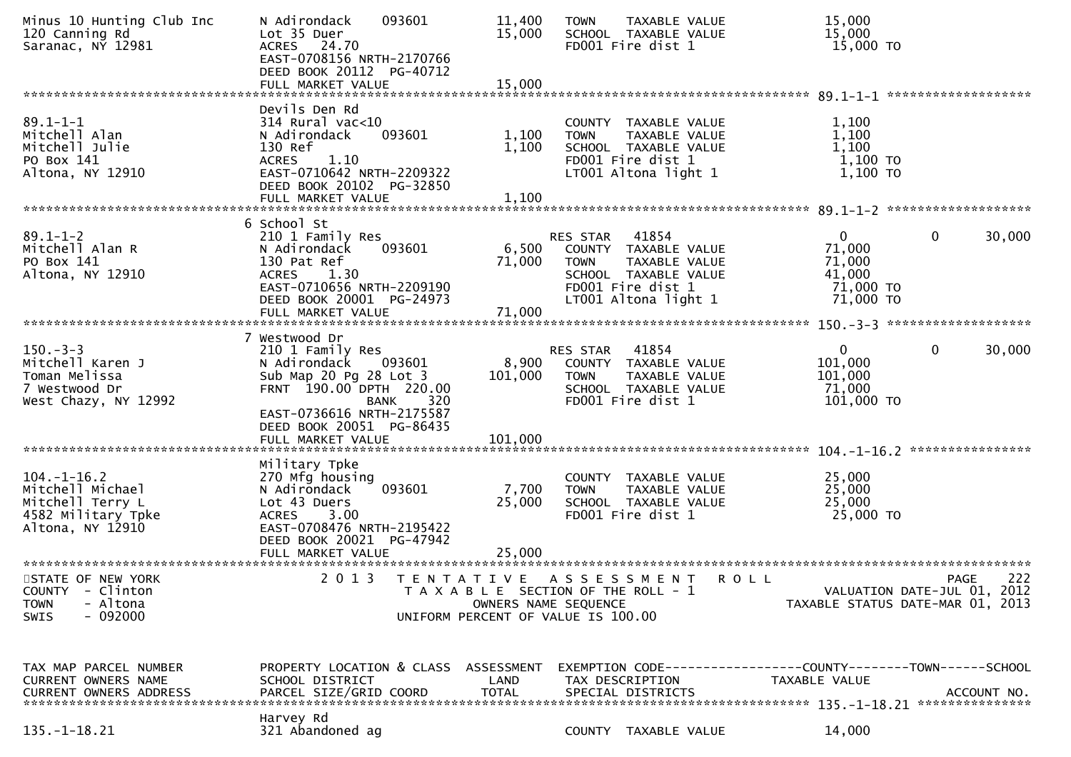```
Minus 10 Hunting Club Inc      N Adirondack     093601          11,400    TOWN     TAXABLE VALUE              15,000
120 Canning Rd                 Lot 35 Duer                      15,000    SCHOOL   TAXABLE VALUE              15,000
Saranac, NY 12981              ACRES   24.70                              FD001 Fire dist 1                   15,000 TO
                               EAST-0708156 NRTH-2170766
                               DEED BOOK 20112  PG-40712
                               FULL MARKET VALUE                15,000
******************************************************************************************************* 89.1-1-1 ******************
                               Devils Den Rd
89.1-1-1                       314 Rural vac<10                           COUNTY  TAXABLE VALUE               1,100
Mitchell Alan                  N Adirondack     093601           1,100    TOWN     TAXABLE VALUE              1,100
Mitchell Julie                 130 Ref                           1,100    SCHOOL   TAXABLE VALUE              1,100
PO Box 141                     ACRES    1.10                              FD001 Fire dist 1                   1,100 TO
Altona, NY 12910               EAST-0710642 NRTH-2209322                  LT001 Altona light 1                1,100 TO
                               DEED BOOK 20102  PG-32850
                               FULL MARKET VALUE                 1,100
******************************************************************************************************* 89.1-1-2 ******************
                             6 School St
89.1-1-2                       210 1 Family Res                           RES STAR    41854                   0            0      30,000
Mitchell Alan R                N Adirondack     093601           6,500    COUNTY  TAXABLE VALUE              71,000
PO Box 141                     130 Pat Ref                      71,000    TOWN     TAXABLE VALUE              71,000
Altona, NY 12910               ACRES    1.30                              SCHOOL   TAXABLE VALUE              41,000
                               EAST-0710656 NRTH-2209190                  FD001 Fire dist 1                   71,000 TO
                               DEED BOOK 20001  PG-24973                  LT001 Altona light 1                71,000 TO
                               FULL MARKET VALUE                71,000
******************************************************************************************************* 150.-3-3 ******************
                             7 Westwood Dr
150.-3-3                       210 1 Family Res                           RES STAR    41854                   0            0      30,000
Mitchell Karen J               N Adirondack     093601           8,900    COUNTY  TAXABLE VALUE             101,000
Toman Melissa                  Sub Map 20 Pg 28 Lot 3          101,000    TOWN     TAXABLE VALUE             101,000
7 Westwood Dr                  FRNT 190.00 DPTH 220.00                    SCHOOL   TAXABLE VALUE              71,000
West Chazy, NY 12992                            BANK     320              FD001 Fire dist 1                  101,000 TO
                               EAST-0736616 NRTH-2175587
                               DEED BOOK 20051  PG-86435
                               FULL MARKET VALUE               101,000
******************************************************************************************************* 104.-1-16.2 ****************
                               Military Tpke
104.-1-16.2                    270 Mfg housing                            COUNTY  TAXABLE VALUE              25,000
Mitchell Michael               N Adirondack     093601           7,700    TOWN     TAXABLE VALUE              25,000
Mitchell Terry L               Lot 43 Duers                     25,000    SCHOOL   TAXABLE VALUE              25,000
4582 Military Tpke             ACRES    3.00                              FD001 Fire dist 1                   25,000 TO
Altona, NY 12910               EAST-0708476 NRTH-2195422
                               DEED BOOK 20021  PG-47942
                               FULL MARKET VALUE                25,000
************************************************************************************************************************************
STATE OF NEW YORK                    2 0 1 3   T E N T A T I V E   A S S E S S M E N T   R O L L                          PAGE    222
COUNTY  - Clinton                               T A X A B L E  SECTION OF THE ROLL - 1                    VALUATION DATE-JUL 01, 2012
TOWN    - Altona                                    OWNERS NAME SEQUENCE                            TAXABLE STATUS DATE-MAR 01, 2013
SWIS    - 092000                               UNIFORM PERCENT OF VALUE IS 100.00


TAX MAP PARCEL NUMBER          PROPERTY LOCATION & CLASS  ASSESSMENT  EXEMPTION CODE------------------COUNTY--------TOWN------SCHOOL
CURRENT OWNERS NAME            SCHOOL DISTRICT               LAND      TAX DESCRIPTION             TAXABLE VALUE
CURRENT OWNERS ADDRESS         PARCEL SIZE/GRID COORD        TOTAL     SPECIAL DISTRICTS                                   ACCOUNT NO.
******************************************************************************************************* 135.-1-18.21 ***************
                               Harvey Rd
135.-1-18.21                   321 Abandoned ag                           COUNTY  TAXABLE VALUE              14,000
```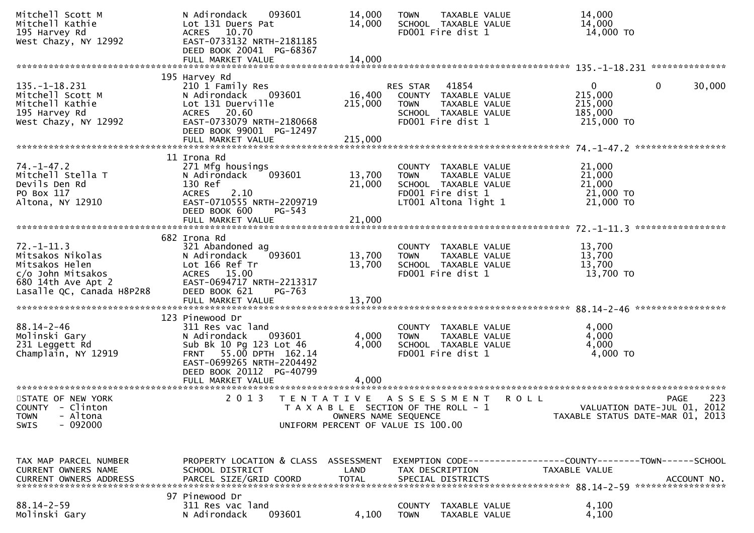```
Mitchell Scott M              N Adirondack    093601        14,000   TOWN    TAXABLE VALUE             14,000
Mitchell Kathie               Lot 131 Duers Pat             14,000   SCHOOL  TAXABLE VALUE             14,000
195 Harvey Rd                 ACRES   10.70                          FD001 Fire dist 1                  14,000 TO
West Chazy, NY 12992          EAST-0733132 NRTH-2181185
                              DEED BOOK 20041  PG-68367
                              FULL MARKET VALUE             14,000
******************************************************************************************************* 135.-1-18.231 **************
                              195 Harvey Rd
135.-1-18.231                 210 1 Family Res                       RES STAR   41854                  0             0       30,000
Mitchell Scott M              N Adirondack    093601        16,400   COUNTY  TAXABLE VALUE            215,000
Mitchell Kathie               Lot 131 Duerville            215,000   TOWN    TAXABLE VALUE            215,000
195 Harvey Rd                 ACRES   20.60                          SCHOOL  TAXABLE VALUE            185,000
West Chazy, NY 12992          EAST-0733079 NRTH-2180668              FD001 Fire dist 1                 215,000 TO
                              DEED BOOK 99001  PG-12497
                              FULL MARKET VALUE            215,000
******************************************************************************************************* 74.-1-47.2 *****************
                              11 Irona Rd
74.-1-47.2                    271 Mfg housings                       COUNTY  TAXABLE VALUE             21,000
Mitchell Stella T             N Adirondack    093601        13,700   TOWN    TAXABLE VALUE             21,000
Devils Den Rd                 130 Ref                       21,000   SCHOOL  TAXABLE VALUE             21,000
PO Box 117                    ACRES    2.10                          FD001 Fire dist 1                  21,000 TO
Altona, NY 12910              EAST-0710555 NRTH-2209719              LT001 Altona light 1               21,000 TO
                              DEED BOOK 600    PG-543
                              FULL MARKET VALUE             21,000
******************************************************************************************************* 72.-1-11.3 *****************
                              682 Irona Rd
72.-1-11.3                    321 Abandoned ag                       COUNTY  TAXABLE VALUE             13,700
Mitsakos Nikolas              N Adirondack    093601        13,700   TOWN    TAXABLE VALUE             13,700
Mitsakos Helen                Lot 166 Ref Tr                13,700   SCHOOL  TAXABLE VALUE             13,700
c/o John Mitsakos             ACRES   15.00                          FD001 Fire dist 1                  13,700 TO
680 14th Ave Apt 2            EAST-0694717 NRTH-2213317
Lasalle QC, Canada H8P2R8     DEED BOOK 621    PG-763
                              FULL MARKET VALUE             13,700
******************************************************************************************************* 88.14-2-46 *****************
                              123 Pinewood Dr
88.14-2-46                    311 Res vac land                       COUNTY  TAXABLE VALUE              4,000
Molinski Gary                 N Adirondack    093601         4,000   TOWN    TAXABLE VALUE              4,000
231 Leggett Rd                Sub Bk 10 Pg 123 Lot 46        4,000   SCHOOL  TAXABLE VALUE              4,000
Champlain, NY 12919           FRNT   55.00 DPTH  162.14              FD001 Fire dist 1                   4,000 TO
                              EAST-0699265 NRTH-2204492
                              DEED BOOK 20112  PG-40799
                              FULL MARKET VALUE              4,000
************************************************************************************************************************************
STATE OF NEW YORK                 2 0 1 3   T E N T A T I V E   A S S E S S M E N T   R O L L                        PAGE   223
COUNTY  - Clinton                           T A X A B L E  SECTION OF THE ROLL - 1                      VALUATION DATE-JUL 01, 2012
TOWN    - Altona                                  OWNERS NAME SEQUENCE                                 TAXABLE STATUS DATE-MAR 01, 2013
SWIS    - 092000                          UNIFORM PERCENT OF VALUE IS 100.00


TAX MAP PARCEL NUMBER         PROPERTY LOCATION & CLASS  ASSESSMENT  EXEMPTION CODE------------------COUNTY--------TOWN------SCHOOL
CURRENT OWNERS NAME           SCHOOL DISTRICT               LAND      TAX DESCRIPTION              TAXABLE VALUE
CURRENT OWNERS ADDRESS        PARCEL SIZE/GRID COORD        TOTAL     SPECIAL DISTRICTS                                  ACCOUNT NO.
******************************************************************************************************* 88.14-2-59 *****************
                              97 Pinewood Dr
88.14-2-59                    311 Res vac land                       COUNTY  TAXABLE VALUE              4,100
Molinski Gary                 N Adirondack    093601         4,100   TOWN    TAXABLE VALUE              4,100
```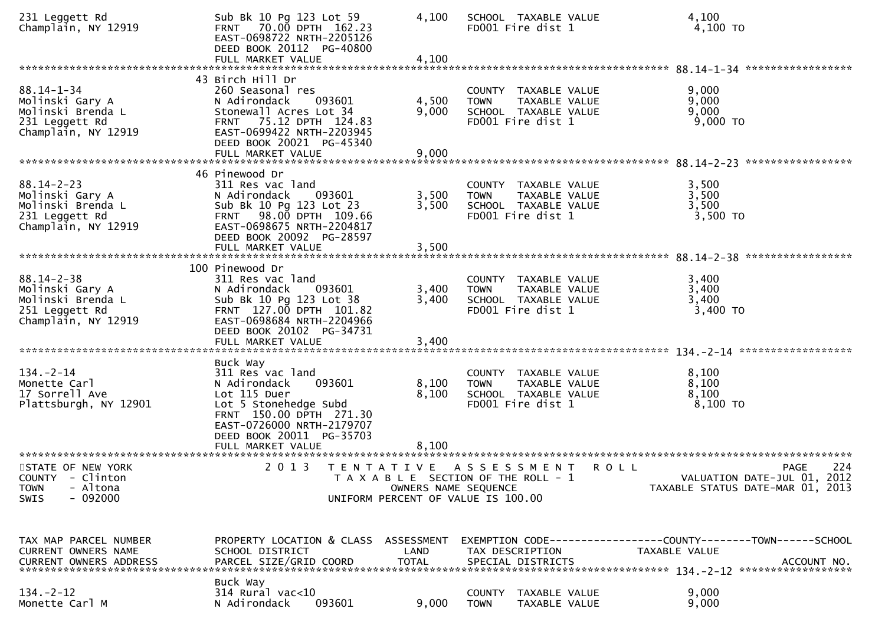```
231 Leggett Rd                    Sub Bk 10 Pg 123 Lot 59         4,100   SCHOOL  TAXABLE VALUE              4,100
Champlain, NY 12919               FRNT   70.00 DPTH  162.23               FD001 Fire dist 1                   4,100 TO
                                  EAST-0698722 NRTH-2205126
                                  DEED BOOK 20112  PG-40800
                                  FULL MARKET VALUE                4,100
******************************************************************************************************* 88.14-1-34 *****************
                                43 Birch Hill Dr
88.14-1-34                        260 Seasonal res                        COUNTY  TAXABLE VALUE              9,000
Molinski Gary A                   N Adirondack     093601          4,500   TOWN    TAXABLE VALUE              9,000
Molinski Brenda L                 Stonewall Acres Lot 34          9,000   SCHOOL  TAXABLE VALUE              9,000
231 Leggett Rd                    FRNT   75.12 DPTH  124.83               FD001 Fire dist 1                   9,000 TO
Champlain, NY 12919               EAST-0699422 NRTH-2203945
                                  DEED BOOK 20021  PG-45340
                                  FULL MARKET VALUE                9,000
******************************************************************************************************* 88.14-2-23 *****************
                                46 Pinewood Dr
88.14-2-23                        311 Res vac land                        COUNTY  TAXABLE VALUE              3,500
Molinski Gary A                   N Adirondack     093601          3,500   TOWN    TAXABLE VALUE              3,500
Molinski Brenda L                 Sub Bk 10 Pg 123 Lot 23         3,500   SCHOOL  TAXABLE VALUE              3,500
231 Leggett Rd                    FRNT   98.00 DPTH  109.66               FD001 Fire dist 1                   3,500 TO
Champlain, NY 12919               EAST-0698675 NRTH-2204817
                                  DEED BOOK 20092  PG-28597
                                  FULL MARKET VALUE                3,500
******************************************************************************************************* 88.14-2-38 *****************
                               100 Pinewood Dr
88.14-2-38                        311 Res vac land                        COUNTY  TAXABLE VALUE              3,400
Molinski Gary A                   N Adirondack     093601          3,400   TOWN    TAXABLE VALUE              3,400
Molinski Brenda L                 Sub Bk 10 Pg 123 Lot 38         3,400   SCHOOL  TAXABLE VALUE              3,400
251 Leggett Rd                    FRNT  127.00 DPTH  101.82               FD001 Fire dist 1                   3,400 TO
Champlain, NY 12919               EAST-0698684 NRTH-2204966
                                  DEED BOOK 20102  PG-34731
                                  FULL MARKET VALUE                3,400
******************************************************************************************************* 134.-2-14 ******************
                                  Buck Way
134.-2-14                         311 Res vac land                        COUNTY  TAXABLE VALUE              8,100
Monette Carl                      N Adirondack     093601          8,100   TOWN    TAXABLE VALUE              8,100
17 Sorrell Ave                    Lot 115 Duer                    8,100   SCHOOL  TAXABLE VALUE              8,100
Plattsburgh, NY 12901             Lot 5 Stonehedge Subd                   FD001 Fire dist 1                   8,100 TO
                                  FRNT  150.00 DPTH  271.30
                                  EAST-0726000 NRTH-2179707
                                  DEED BOOK 20011  PG-35703
                                  FULL MARKET VALUE                8,100
************************************************************************************************************************************
STATE OF NEW YORK                    2 0 1 3   T E N T A T I V E   A S S E S S M E N T   R O L L                          PAGE    224
COUNTY  - Clinton                              T A X A B L E  SECTION OF THE ROLL - 1                      VALUATION DATE-JUL 01, 2012
TOWN    - Altona                                    OWNERS NAME SEQUENCE                               TAXABLE STATUS DATE-MAR 01, 2013
SWIS    - 092000                              UNIFORM PERCENT OF VALUE IS 100.00


TAX MAP PARCEL NUMBER             PROPERTY LOCATION & CLASS  ASSESSMENT  EXEMPTION CODE------------------COUNTY--------TOWN------SCHOOL
CURRENT OWNERS NAME               SCHOOL DISTRICT               LAND      TAX DESCRIPTION            TAXABLE VALUE
CURRENT OWNERS ADDRESS            PARCEL SIZE/GRID COORD        TOTAL     SPECIAL DISTRICTS                                 ACCOUNT NO.
******************************************************************************************************* 134.-2-12 ******************
                                  Buck Way
134.-2-12                         314 Rural vac<10                        COUNTY  TAXABLE VALUE              9,000
Monette Carl M                    N Adirondack     093601          9,000   TOWN    TAXABLE VALUE              9,000
```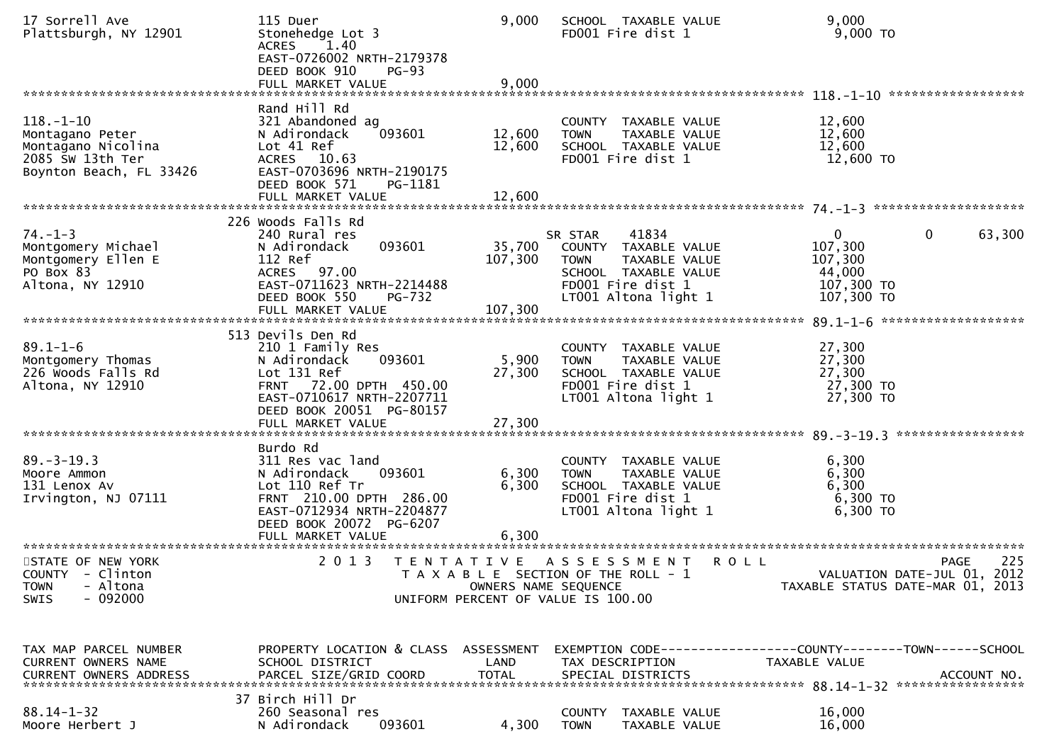| | | | | | | |
|---|---|---|---|---|---|---|
| 17 Sorrell Ave | 115 Duer | 9,000 | SCHOOL TAXABLE VALUE | 9,000 | | |
| Plattsburgh, NY 12901 | Stonehedge Lot 3 | | FD001 Fire dist 1 | 9,000 TO | | |
| | ACRES 1.40 | | | | | |
| | EAST-0726002 NRTH-2179378 | | | | | |
| | DEED BOOK 910 PG-93 | | | | | |
| | FULL MARKET VALUE | 9,000 | | | | |

**118.-1-10**

| | | | | | | |
|---|---|---|---|---|---|---|
| | Rand Hill Rd | | | | | |
| 118.-1-10 | 321 Abandoned ag | | COUNTY TAXABLE VALUE | 12,600 | | |
| Montagano Peter | N Adirondack 093601 | 12,600 | TOWN TAXABLE VALUE | 12,600 | | |
| Montagano Nicolina | Lot 41 Ref | 12,600 | SCHOOL TAXABLE VALUE | 12,600 | | |
| 2085 SW 13th Ter | ACRES 10.63 | | FD001 Fire dist 1 | 12,600 TO | | |
| Boynton Beach, FL 33426 | EAST-0703696 NRTH-2190175 | | | | | |
| | DEED BOOK 571 PG-1181 | | | | | |
| | FULL MARKET VALUE | 12,600 | | | | |

**74.-1-3**

| | | | | | | |
|---|---|---|---|---|---|---|
| | 226 Woods Falls Rd | | | | | |
| 74.-1-3 | 240 Rural res | | SR STAR 41834 | 0 | 0 | 63,300 |
| Montgomery Michael | N Adirondack 093601 | 35,700 | COUNTY TAXABLE VALUE | 107,300 | | |
| Montgomery Ellen E | 112 Ref | 107,300 | TOWN TAXABLE VALUE | 107,300 | | |
| PO Box 83 | ACRES 97.00 | | SCHOOL TAXABLE VALUE | 44,000 | | |
| Altona, NY 12910 | EAST-0711623 NRTH-2214488 | | FD001 Fire dist 1 | 107,300 TO | | |
| | DEED BOOK 550 PG-732 | | LT001 Altona light 1 | 107,300 TO | | |
| | FULL MARKET VALUE | 107,300 | | | | |

**89.1-1-6**

| | | | | | | |
|---|---|---|---|---|---|---|
| | 513 Devils Den Rd | | | | | |
| 89.1-1-6 | 210 1 Family Res | | COUNTY TAXABLE VALUE | 27,300 | | |
| Montgomery Thomas | N Adirondack 093601 | 5,900 | TOWN TAXABLE VALUE | 27,300 | | |
| 226 Woods Falls Rd | Lot 131 Ref | 27,300 | SCHOOL TAXABLE VALUE | 27,300 | | |
| Altona, NY 12910 | FRNT 72.00 DPTH 450.00 | | FD001 Fire dist 1 | 27,300 TO | | |
| | EAST-0710617 NRTH-2207711 | | LT001 Altona light 1 | 27,300 TO | | |
| | DEED BOOK 20051 PG-80157 | | | | | |
| | FULL MARKET VALUE | 27,300 | | | | |

**89.-3-19.3**

| | | | | | | |
|---|---|---|---|---|---|---|
| | Burdo Rd | | | | | |
| 89.-3-19.3 | 311 Res vac land | | COUNTY TAXABLE VALUE | 6,300 | | |
| Moore Ammon | N Adirondack 093601 | 6,300 | TOWN TAXABLE VALUE | 6,300 | | |
| 131 Lenox Av | Lot 110 Ref Tr | 6,300 | SCHOOL TAXABLE VALUE | 6,300 | | |
| Irvington, NJ 07111 | FRNT 210.00 DPTH 286.00 | | FD001 Fire dist 1 | 6,300 TO | | |
| | EAST-0712934 NRTH-2204877 | | LT001 Altona light 1 | 6,300 TO | | |
| | DEED BOOK 20072 PG-6207 | | | | | |
| | FULL MARKET VALUE | 6,300 | | | | |

STATE OF NEW YORK — 2013 TENTATIVE ASSESSMENT ROLL
COUNTY - Clinton — TAXABLE SECTION OF THE ROLL - 1 — VALUATION DATE-JUL 01, 2012
TOWN - Altona — OWNERS NAME SEQUENCE — TAXABLE STATUS DATE-MAR 01, 2013
SWIS - 092000 — UNIFORM PERCENT OF VALUE IS 100.00

| TAX MAP PARCEL NUMBER / CURRENT OWNERS NAME / CURRENT OWNERS ADDRESS | PROPERTY LOCATION & CLASS / SCHOOL DISTRICT / PARCEL SIZE/GRID COORD | ASSESSMENT LAND / TOTAL | EXEMPTION CODE / TAX DESCRIPTION / SPECIAL DISTRICTS | COUNTY TAXABLE VALUE | TOWN | SCHOOL / ACCOUNT NO. |
|---|---|---|---|---|---|---|
| | 37 Birch Hill Dr | | | | | |
| 88.14-1-32 | 260 Seasonal res | | COUNTY TAXABLE VALUE | 16,000 | | |
| Moore Herbert J | N Adirondack 093601 | 4,300 | TOWN TAXABLE VALUE | 16,000 | | |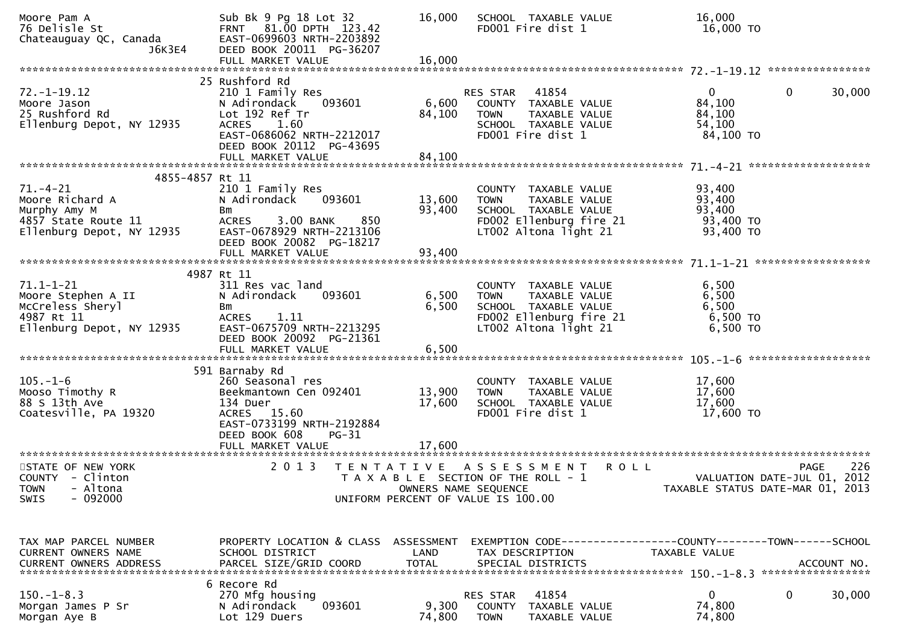```
Moore Pam A                    Sub Bk 9 Pg 18 Lot 32           16,000    SCHOOL  TAXABLE VALUE             16,000
76 Delisle St                  FRNT   81.00 DPTH  123.42                 FD001 Fire dist 1                  16,000 TO
Chateauguay QC, Canada         EAST-0699603 NRTH-2203892
                  J6K3E4       DEED BOOK 20011  PG-36207
                               FULL MARKET VALUE               16,000
******************************************************************************************************* 72.-1-19.12 ****************
                             25 Rushford Rd
72.-1-19.12                    210 1 Family Res                          RES STAR   41854                      0           0      30,000
Moore Jason                    N Adirondack    093601           6,600    COUNTY  TAXABLE VALUE             84,100
25 Rushford Rd                 Lot 192 Ref Tr                   84,100   TOWN    TAXABLE VALUE             84,100
Ellenburg Depot, NY 12935      ACRES    1.60                             SCHOOL  TAXABLE VALUE             54,100
                               EAST-0686062 NRTH-2212017                 FD001 Fire dist 1                  84,100 TO
                               DEED BOOK 20112  PG-43695
                               FULL MARKET VALUE               84,100
******************************************************************************************************* 71.-4-21 *******************
                    4855-4857 Rt 11
71.-4-21                       210 1 Family Res                          COUNTY  TAXABLE VALUE             93,400
Moore Richard A                N Adirondack    093601          13,600    TOWN    TAXABLE VALUE             93,400
Murphy Amy M                   Bm                              93,400    SCHOOL  TAXABLE VALUE             93,400
4857 State Route 11            ACRES    3.00 BANK     850                FD002 Ellenburg fire 21            93,400 TO
Ellenburg Depot, NY 12935      EAST-0678929 NRTH-2213106                 LT002 Altona light 21              93,400 TO
                               DEED BOOK 20082  PG-18217
                               FULL MARKET VALUE               93,400
******************************************************************************************************* 71.1-1-21 ******************
                          4987 Rt 11
71.1-1-21                      311 Res vac land                          COUNTY  TAXABLE VALUE              6,500
Moore Stephen A II             N Adirondack    093601           6,500    TOWN    TAXABLE VALUE              6,500
McCreless Sheryl               Bm                               6,500    SCHOOL  TAXABLE VALUE              6,500
4987 Rt 11                     ACRES    1.11                             FD002 Ellenburg fire 21             6,500 TO
Ellenburg Depot, NY 12935      EAST-0675709 NRTH-2213295                 LT002 Altona light 21               6,500 TO
                               DEED BOOK 20092  PG-21361
                               FULL MARKET VALUE                6,500
******************************************************************************************************* 105.-1-6 *******************
                             591 Barnaby Rd
105.-1-6                       260 Seasonal res                          COUNTY  TAXABLE VALUE             17,600
Mooso Timothy R                Beekmantown Cen 092401          13,900    TOWN    TAXABLE VALUE             17,600
88 S 13th Ave                  134 Duer                        17,600    SCHOOL  TAXABLE VALUE             17,600
Coatesville, PA 19320          ACRES   15.60                             FD001 Fire dist 1                  17,600 TO
                               EAST-0733199 NRTH-2192884
                               DEED BOOK 608     PG-31
                               FULL MARKET VALUE               17,600
************************************************************************************************************************************
STATE OF NEW YORK              2 0 1 3   T E N T A T I V E   A S S E S S M E N T   R O L L                              PAGE    226
COUNTY  - Clinton                        T A X A B L E  SECTION OF THE ROLL - 1                   VALUATION DATE-JUL 01, 2012
TOWN    - Altona                                  OWNERS NAME SEQUENCE                          TAXABLE STATUS DATE-MAR 01, 2013
SWIS    - 092000                         UNIFORM PERCENT OF VALUE IS 100.00


TAX MAP PARCEL NUMBER          PROPERTY LOCATION & CLASS  ASSESSMENT  EXEMPTION CODE------------------COUNTY--------TOWN------SCHOOL
CURRENT OWNERS NAME            SCHOOL DISTRICT               LAND      TAX DESCRIPTION             TAXABLE VALUE
CURRENT OWNERS ADDRESS         PARCEL SIZE/GRID COORD        TOTAL     SPECIAL DISTRICTS                                 ACCOUNT NO.
******************************************************************************************************* 150.-1-8.3 *****************
                              6 Recore Rd
150.-1-8.3                     270 Mfg housing                           RES STAR   41854                      0           0      30,000
Morgan James P Sr              N Adirondack    093601           9,300    COUNTY  TAXABLE VALUE             74,800
Morgan Aye B                   Lot 129 Duers                   74,800    TOWN    TAXABLE VALUE             74,800
```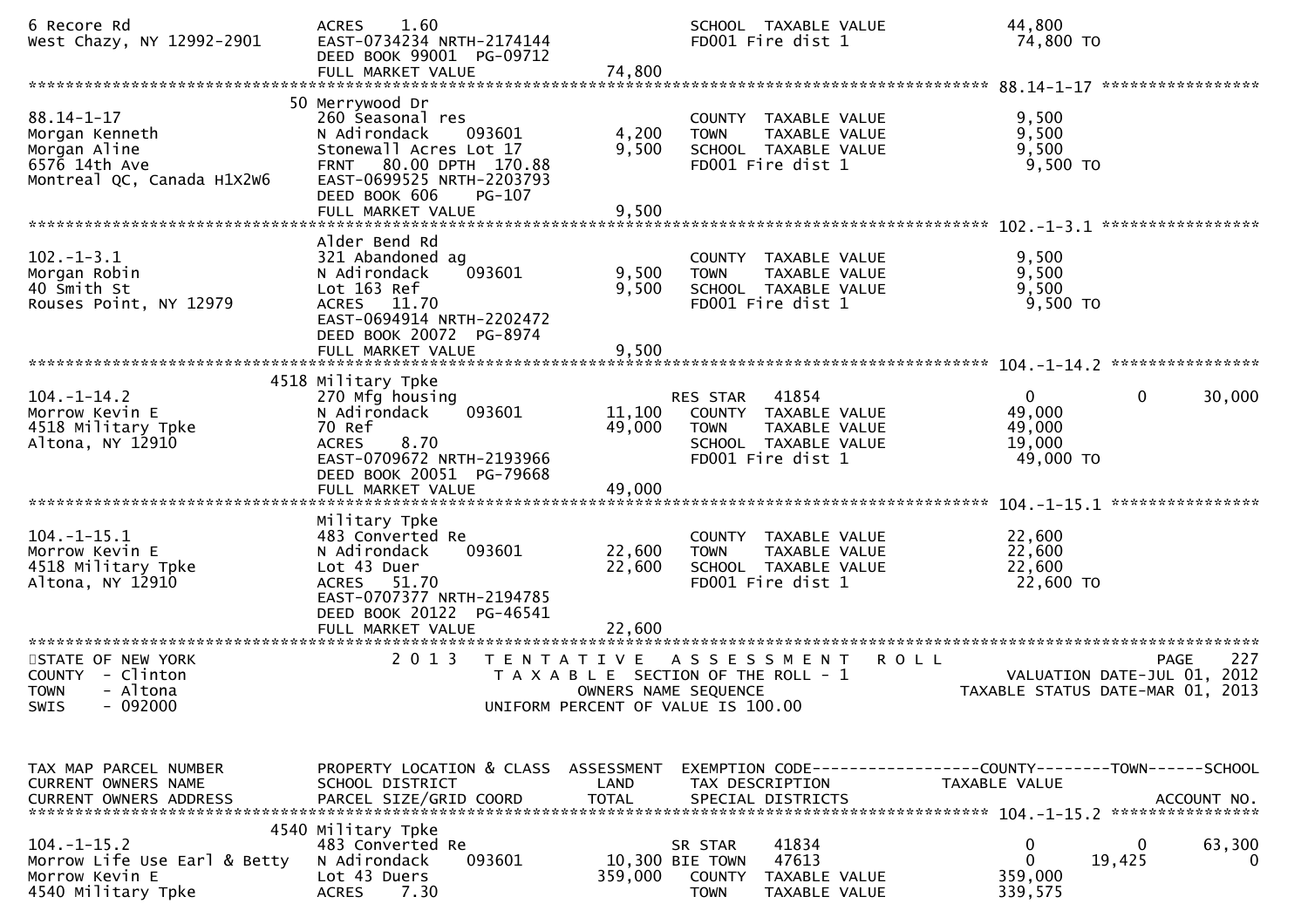```
6 Recore Rd                        ACRES     1.60                                   SCHOOL  TAXABLE VALUE              44,800
West Chazy, NY 12992-2901          EAST-0734234 NRTH-2174144                        FD001 Fire dist 1                   74,800 TO
                                   DEED BOOK 99001  PG-09712
                                   FULL MARKET VALUE              74,800
******************************************************************************************************* 88.14-1-17 *****************
                                50 Merrywood Dr
88.14-1-17                         260 Seasonal res                                 COUNTY  TAXABLE VALUE               9,500
Morgan Kenneth                     N Adirondack     093601        4,200             TOWN    TAXABLE VALUE               9,500
Morgan Aline                       Stonewall Acres Lot 17         9,500             SCHOOL  TAXABLE VALUE               9,500
6576 14th Ave                      FRNT   80.00 DPTH 170.88                         FD001 Fire dist 1                    9,500 TO
Montreal QC, Canada H1X2W6         EAST-0699525 NRTH-2203793
                                   DEED BOOK 606    PG-107
                                   FULL MARKET VALUE               9,500
******************************************************************************************************* 102.-1-3.1 *****************
                                   Alder Bend Rd
102.-1-3.1                         321 Abandoned ag                                 COUNTY  TAXABLE VALUE               9,500
Morgan Robin                       N Adirondack     093601        9,500             TOWN    TAXABLE VALUE               9,500
40 Smith St                        Lot 163 Ref                    9,500             SCHOOL  TAXABLE VALUE               9,500
Rouses Point, NY 12979             ACRES    11.70                                   FD001 Fire dist 1                    9,500 TO
                                   EAST-0694914 NRTH-2202472
                                   DEED BOOK 20072  PG-8974
                                   FULL MARKET VALUE               9,500
******************************************************************************************************* 104.-1-14.2 ****************
                              4518 Military Tpke
104.-1-14.2                        270 Mfg housing                                  RES STAR    41854                   0              0        30,000
Morrow Kevin E                     N Adirondack     093601       11,100             COUNTY  TAXABLE VALUE              49,000
4518 Military Tpke                 70 Ref                        49,000             TOWN    TAXABLE VALUE              49,000
Altona, NY 12910                   ACRES     8.70                                   SCHOOL  TAXABLE VALUE              19,000
                                   EAST-0709672 NRTH-2193966                        FD001 Fire dist 1                   49,000 TO
                                   DEED BOOK 20051  PG-79668
                                   FULL MARKET VALUE              49,000
******************************************************************************************************* 104.-1-15.1 ****************
                                   Military Tpke
104.-1-15.1                        483 Converted Re                                 COUNTY  TAXABLE VALUE              22,600
Morrow Kevin E                     N Adirondack     093601       22,600             TOWN    TAXABLE VALUE              22,600
4518 Military Tpke                 Lot 43 Duer                   22,600             SCHOOL  TAXABLE VALUE              22,600
Altona, NY 12910                   ACRES    51.70                                   FD001 Fire dist 1                   22,600 TO
                                   EAST-0707377 NRTH-2194785
                                   DEED BOOK 20122  PG-46541
                                   FULL MARKET VALUE              22,600
************************************************************************************************************************************
STATE OF NEW YORK                  2 0 1 3   T E N T A T I V E   A S S E S S M E N T   R O L L                              PAGE    227
COUNTY  - Clinton                        T A X A B L E  SECTION OF THE ROLL - 1                           VALUATION DATE-JUL 01, 2012
TOWN    - Altona                                 OWNERS NAME SEQUENCE                                  TAXABLE STATUS DATE-MAR 01, 2013
SWIS    - 092000                         UNIFORM PERCENT OF VALUE IS 100.00


TAX MAP PARCEL NUMBER              PROPERTY LOCATION & CLASS  ASSESSMENT  EXEMPTION CODE------------------COUNTY--------TOWN------SCHOOL
CURRENT OWNERS NAME                SCHOOL DISTRICT               LAND     TAX DESCRIPTION              TAXABLE VALUE
CURRENT OWNERS ADDRESS             PARCEL SIZE/GRID COORD       TOTAL     SPECIAL DISTRICTS                                  ACCOUNT NO.
******************************************************************************************************* 104.-1-15.2 ****************
                              4540 Military Tpke
104.-1-15.2                        483 Converted Re                                 SR STAR     41834                   0              0        63,300
Morrow Life Use Earl & Betty       N Adirondack     093601       10,300 BIE TOWN    47613                               0         19,425             0
Morrow Kevin E                     Lot 43 Duers                 359,000   COUNTY  TAXABLE VALUE             359,000
4540 Military Tpke                 ACRES     7.30                                   TOWN    TAXABLE VALUE             339,575
```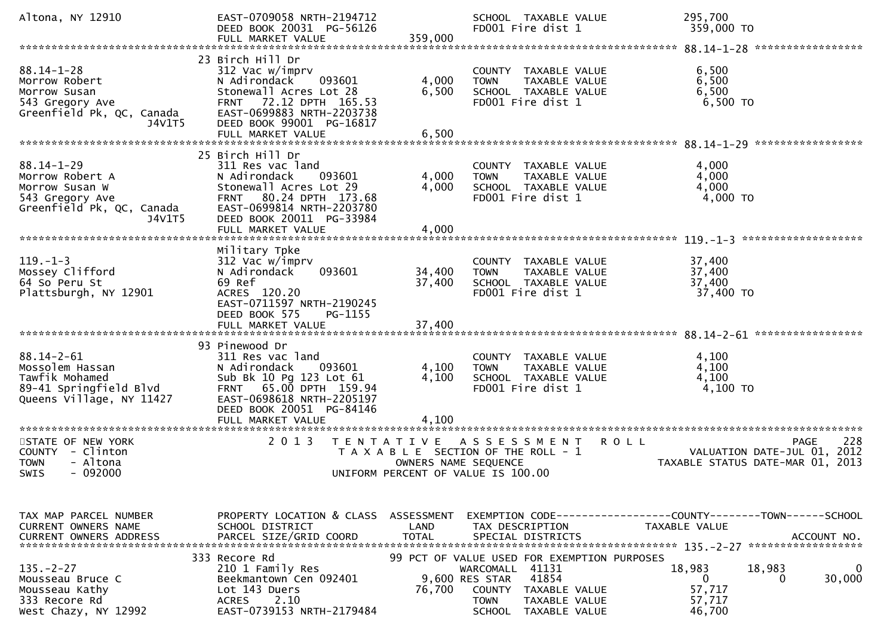```
Altona, NY 12910              EAST-0709058 NRTH-2194712              SCHOOL  TAXABLE VALUE            295,700
                              DEED BOOK 20031  PG-56126              FD001 Fire dist 1                 359,000 TO
                              FULL MARKET VALUE              359,000
******************************************************************************************************* 88.14-1-28 *****************
                              23 Birch Hill Dr
88.14-1-28                    312 Vac w/imprv                        COUNTY  TAXABLE VALUE              6,500
Morrow Robert                 N Adirondack     093601      4,000     TOWN    TAXABLE VALUE              6,500
Morrow Susan                  Stonewall Acres Lot 28       6,500     SCHOOL  TAXABLE VALUE              6,500
543 Gregory Ave               FRNT   72.12 DPTH  165.53              FD001 Fire dist 1                  6,500 TO
Greenfield Pk, QC, Canada     EAST-0699883 NRTH-2203738
                 J4V1T5       DEED BOOK 99001  PG-16817
                              FULL MARKET VALUE              6,500
******************************************************************************************************* 88.14-1-29 *****************
                              25 Birch Hill Dr
88.14-1-29                    311 Res vac land                       COUNTY  TAXABLE VALUE              4,000
Morrow Robert A               N Adirondack     093601      4,000     TOWN    TAXABLE VALUE              4,000
Morrow Susan W                Stonewall Acres Lot 29       4,000     SCHOOL  TAXABLE VALUE              4,000
543 Gregory Ave               FRNT   80.24 DPTH  173.68              FD001 Fire dist 1                  4,000 TO
Greenfield Pk, QC, Canada     EAST-0699814 NRTH-2203780
                 J4V1T5       DEED BOOK 20011  PG-33984
                              FULL MARKET VALUE              4,000
******************************************************************************************************* 119.-1-3 *******************
                              Military Tpke
119.-1-3                      312 Vac w/imprv                        COUNTY  TAXABLE VALUE             37,400
Mossey Clifford               N Adirondack     093601     34,400     TOWN    TAXABLE VALUE             37,400
64 So Peru St                 69 Ref                      37,400     SCHOOL  TAXABLE VALUE             37,400
Plattsburgh, NY 12901         ACRES  120.20                          FD001 Fire dist 1                 37,400 TO
                              EAST-0711597 NRTH-2190245
                              DEED BOOK 575    PG-1155
                              FULL MARKET VALUE             37,400
******************************************************************************************************* 88.14-2-61 *****************
                              93 Pinewood Dr
88.14-2-61                    311 Res vac land                       COUNTY  TAXABLE VALUE              4,100
Mossolem Hassan               N Adirondack     093601      4,100     TOWN    TAXABLE VALUE              4,100
Tawfik Mohamed                Sub Bk 10 Pg 123 Lot 61      4,100     SCHOOL  TAXABLE VALUE              4,100
89-41 Springfield Blvd        FRNT   65.00 DPTH  159.94              FD001 Fire dist 1                  4,100 TO
Queens Village, NY 11427      EAST-0698618 NRTH-2205197
                              DEED BOOK 20051  PG-84146
                              FULL MARKET VALUE              4,100
*******************************************************************************************************************************
STATE OF NEW YORK                2 0 1 3   T E N T A T I V E   A S S E S S M E N T   R O L L                          PAGE   228
COUNTY  - Clinton                      T A X A B L E  SECTION OF THE ROLL - 1                     VALUATION DATE-JUL 01, 2012
TOWN    - Altona                              OWNERS NAME SEQUENCE                               TAXABLE STATUS DATE-MAR 01, 2013
SWIS    - 092000                      UNIFORM PERCENT OF VALUE IS 100.00


TAX MAP PARCEL NUMBER         PROPERTY LOCATION & CLASS  ASSESSMENT  EXEMPTION CODE------------------COUNTY--------TOWN------SCHOOL
CURRENT OWNERS NAME           SCHOOL DISTRICT              LAND      TAX DESCRIPTION              TAXABLE VALUE
CURRENT OWNERS ADDRESS        PARCEL SIZE/GRID COORD       TOTAL     SPECIAL DISTRICTS                                  ACCOUNT NO.
******************************************************************************************************* 135.-2-27 ******************
                              333 Recore Rd                     99 PCT OF VALUE USED FOR EXEMPTION PURPOSES
135.-2-27                     210 1 Family Res                     WARCOMALL  41131               18,983      18,983           0
Mousseau Bruce C              Beekmantown Cen 092401       9,600 RES STAR   41854                    0           0      30,000
Mousseau Kathy                Lot 143 Duers               76,700   COUNTY  TAXABLE VALUE            57,717
333 Recore Rd                 ACRES    2.10                        TOWN    TAXABLE VALUE            57,717
West Chazy, NY 12992          EAST-0739153 NRTH-2179484            SCHOOL  TAXABLE VALUE            46,700
```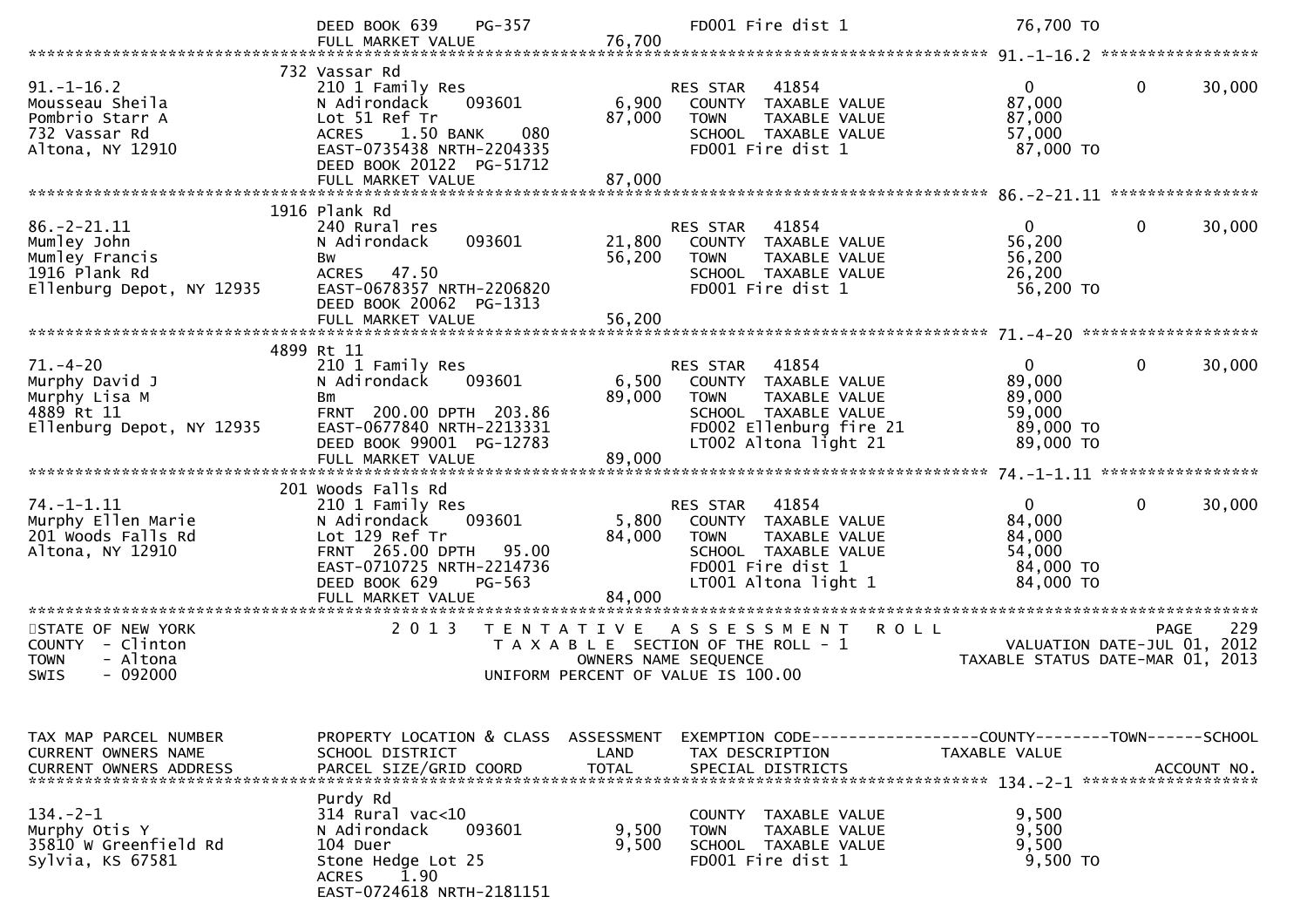```
                             DEED BOOK 639    PG-357                  FD001 Fire dist 1                   76,700 TO
                             FULL MARKET VALUE              76,700
******************************************************************************************************* 91.-1-16.2 *****************
                           732 Vassar Rd
91.-1-16.2                 210 1 Family Res                      RES STAR   41854                        0           0      30,000
Mousseau Sheila            N Adirondack     093601        6,900   COUNTY  TAXABLE VALUE              87,000
Pombrio Starr A            Lot 51 Ref Tr                 87,000   TOWN    TAXABLE VALUE              87,000
732 Vassar Rd              ACRES    1.50 BANK    080               SCHOOL  TAXABLE VALUE              57,000
Altona, NY 12910           EAST-0735438 NRTH-2204335              FD001 Fire dist 1                   87,000 TO
                           DEED BOOK 20122  PG-51712
                           FULL MARKET VALUE              87,000
******************************************************************************************************* 86.-2-21.11 ****************
                           1916 Plank Rd
86.-2-21.11                240 Rural res                         RES STAR   41854                        0           0      30,000
Mumley John                N Adirondack     093601       21,800   COUNTY  TAXABLE VALUE              56,200
Mumley Francis             Bw                            56,200   TOWN    TAXABLE VALUE              56,200
1916 Plank Rd              ACRES   47.50                           SCHOOL  TAXABLE VALUE              26,200
Ellenburg Depot, NY 12935  EAST-0678357 NRTH-2206820              FD001 Fire dist 1                   56,200 TO
                           DEED BOOK 20062  PG-1313
                           FULL MARKET VALUE              56,200
******************************************************************************************************* 71.-4-20 *******************
                           4899 Rt 11
71.-4-20                   210 1 Family Res                      RES STAR   41854                        0           0      30,000
Murphy David J             N Adirondack     093601        6,500   COUNTY  TAXABLE VALUE              89,000
Murphy Lisa M              Bm                            89,000   TOWN    TAXABLE VALUE              89,000
4889 Rt 11                 FRNT  200.00 DPTH  203.86              SCHOOL  TAXABLE VALUE              59,000
Ellenburg Depot, NY 12935  EAST-0677840 NRTH-2213331              FD002 Ellenburg fire 21             89,000 TO
                           DEED BOOK 99001  PG-12783              LT002 Altona light 21               89,000 TO
                           FULL MARKET VALUE              89,000
******************************************************************************************************* 74.-1-1.11 *****************
                           201 Woods Falls Rd
74.-1-1.11                 210 1 Family Res                      RES STAR   41854                        0           0      30,000
Murphy Ellen Marie         N Adirondack     093601        5,800   COUNTY  TAXABLE VALUE              84,000
201 Woods Falls Rd         Lot 129 Ref Tr                84,000   TOWN    TAXABLE VALUE              84,000
Altona, NY 12910           FRNT  265.00 DPTH   95.00              SCHOOL  TAXABLE VALUE              54,000
                           EAST-0710725 NRTH-2214736              FD001 Fire dist 1                   84,000 TO
                           DEED BOOK 629     PG-563               LT001 Altona light 1                84,000 TO
                           FULL MARKET VALUE              84,000
************************************************************************************************************************************
STATE OF NEW YORK                2 0 1 3   T E N T A T I V E   A S S E S S M E N T   R O L L                          PAGE     229
COUNTY  - Clinton                      T A X A B L E  SECTION OF THE ROLL - 1                      VALUATION DATE-JUL 01, 2012
TOWN    - Altona                               OWNERS NAME SEQUENCE                             TAXABLE STATUS DATE-MAR 01, 2013
SWIS    - 092000                         UNIFORM PERCENT OF VALUE IS 100.00


TAX MAP PARCEL NUMBER      PROPERTY LOCATION & CLASS  ASSESSMENT  EXEMPTION CODE------------------COUNTY--------TOWN------SCHOOL
CURRENT OWNERS NAME        SCHOOL DISTRICT              LAND      TAX DESCRIPTION             TAXABLE VALUE
CURRENT OWNERS ADDRESS     PARCEL SIZE/GRID COORD       TOTAL     SPECIAL DISTRICTS                                    ACCOUNT NO.
******************************************************************************************************* 134.-2-1 *******************
                           Purdy Rd
134.-2-1                   314 Rural vac<10                       COUNTY  TAXABLE VALUE               9,500
Murphy Otis Y              N Adirondack     093601        9,500   TOWN    TAXABLE VALUE               9,500
35810 W Greenfield Rd      104 Duer                       9,500   SCHOOL  TAXABLE VALUE               9,500
Sylvia, KS 67581           Stone Hedge Lot 25                     FD001 Fire dist 1                    9,500 TO
                           ACRES    1.90
                           EAST-0724618 NRTH-2181151
```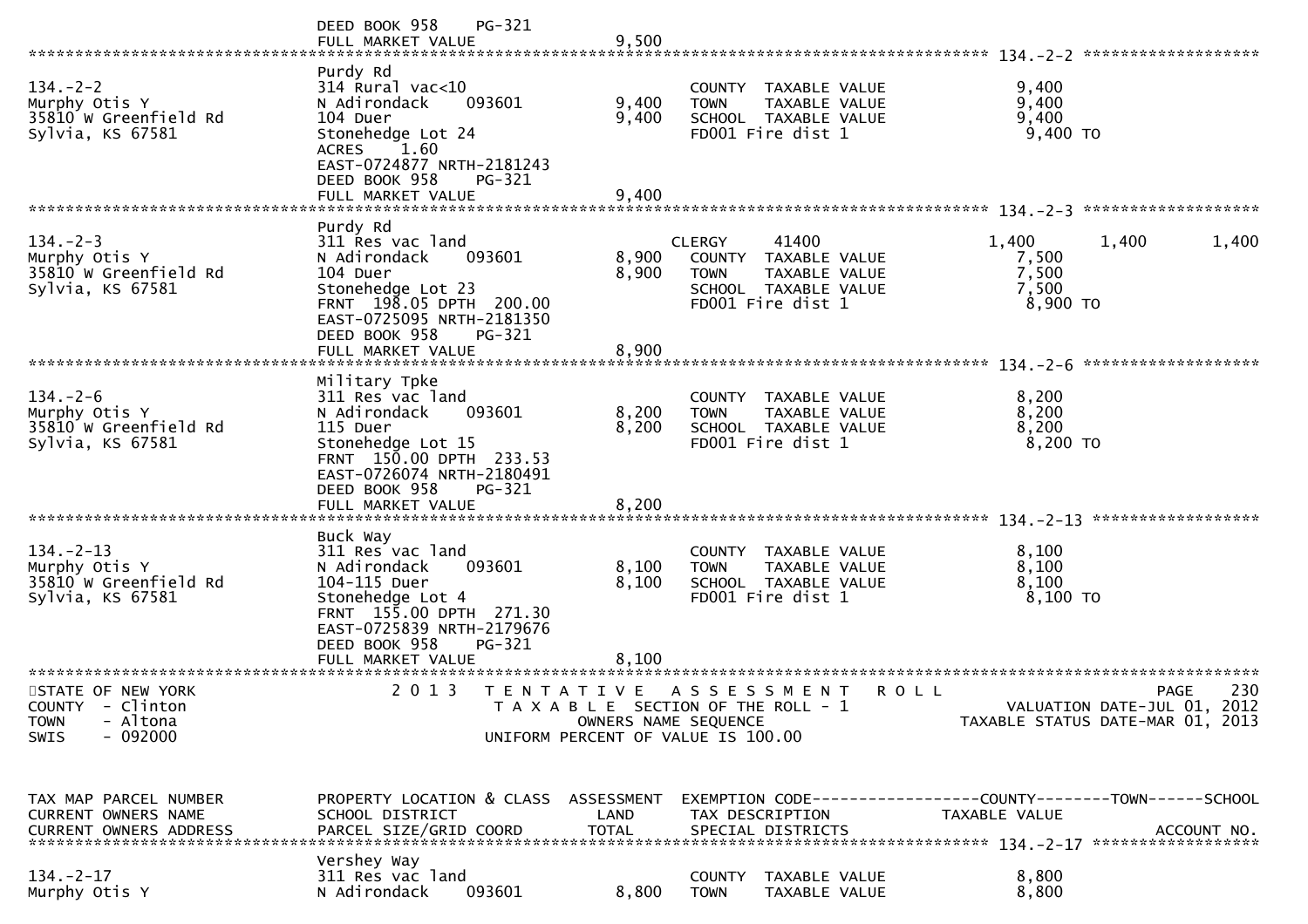```
                               DEED BOOK 958    PG-321
                               FULL MARKET VALUE                9,500
******************************************************************************************************* 134.-2-2 ********************
                               Purdy Rd
134.-2-2                       314 Rural vac<10                         COUNTY  TAXABLE VALUE              9,400
Murphy Otis Y                  N Adirondack    093601          9,400    TOWN    TAXABLE VALUE              9,400
35810 W Greenfield Rd          104 Duer                        9,400    SCHOOL  TAXABLE VALUE              9,400
Sylvia, KS 67581               Stonehedge Lot 24                        FD001 Fire dist 1                  9,400 TO
                               ACRES    1.60
                               EAST-0724877 NRTH-2181243
                               DEED BOOK 958    PG-321
                               FULL MARKET VALUE                9,400
******************************************************************************************************* 134.-2-3 ********************
                               Purdy Rd
134.-2-3                       311 Res vac land                         CLERGY      41400               1,400       1,400       1,400
Murphy Otis Y                  N Adirondack    093601          8,900    COUNTY  TAXABLE VALUE              7,500
35810 W Greenfield Rd          104 Duer                        8,900    TOWN    TAXABLE VALUE              7,500
Sylvia, KS 67581               Stonehedge Lot 23                        SCHOOL  TAXABLE VALUE              7,500
                               FRNT  198.05 DPTH  200.00                FD001 Fire dist 1                  8,900 TO
                               EAST-0725095 NRTH-2181350
                               DEED BOOK 958    PG-321
                               FULL MARKET VALUE                8,900
******************************************************************************************************* 134.-2-6 ********************
                               Military Tpke
134.-2-6                       311 Res vac land                         COUNTY  TAXABLE VALUE              8,200
Murphy Otis Y                  N Adirondack    093601          8,200    TOWN    TAXABLE VALUE              8,200
35810 W Greenfield Rd          115 Duer                        8,200    SCHOOL  TAXABLE VALUE              8,200
Sylvia, KS 67581               Stonehedge Lot 15                        FD001 Fire dist 1                  8,200 TO
                               FRNT  150.00 DPTH  233.53
                               EAST-0726074 NRTH-2180491
                               DEED BOOK 958    PG-321
                               FULL MARKET VALUE                8,200
******************************************************************************************************* 134.-2-13 *******************
                               Buck Way
134.-2-13                      311 Res vac land                         COUNTY  TAXABLE VALUE              8,100
Murphy Otis Y                  N Adirondack    093601          8,100    TOWN    TAXABLE VALUE              8,100
35810 W Greenfield Rd          104-115 Duer                    8,100    SCHOOL  TAXABLE VALUE              8,100
Sylvia, KS 67581               Stonehedge Lot 4                         FD001 Fire dist 1                  8,100 TO
                               FRNT  155.00 DPTH  271.30
                               EAST-0725839 NRTH-2179676
                               DEED BOOK 958    PG-321
                               FULL MARKET VALUE                8,100
**************************************************************************************************************************************
STATE OF NEW YORK                    2 0 1 3   T E N T A T I V E   A S S E S S M E N T   R O L L                              PAGE    230
COUNTY  - Clinton                         T A X A B L E  SECTION OF THE ROLL - 1                         VALUATION DATE-JUL 01, 2012
TOWN    - Altona                                  OWNERS NAME SEQUENCE                                 TAXABLE STATUS DATE-MAR 01, 2013
SWIS    - 092000                          UNIFORM PERCENT OF VALUE IS 100.00


TAX MAP PARCEL NUMBER          PROPERTY LOCATION & CLASS  ASSESSMENT  EXEMPTION CODE------------------COUNTY--------TOWN------SCHOOL
CURRENT OWNERS NAME            SCHOOL DISTRICT               LAND      TAX DESCRIPTION             TAXABLE VALUE
CURRENT OWNERS ADDRESS         PARCEL SIZE/GRID COORD        TOTAL     SPECIAL DISTRICTS                                  ACCOUNT NO.
******************************************************************************************************* 134.-2-17 *******************
                               Vershey Way
134.-2-17                      311 Res vac land                         COUNTY  TAXABLE VALUE              8,800
Murphy Otis Y                  N Adirondack    093601          8,800    TOWN    TAXABLE VALUE              8,800
```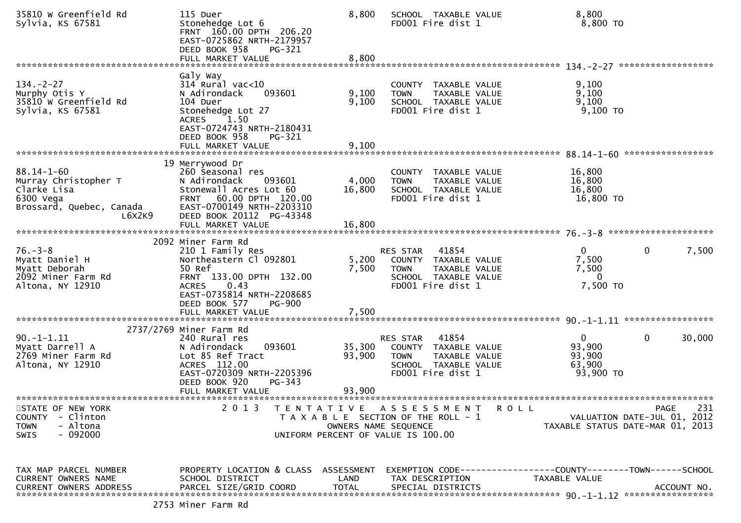```
35810 W Greenfield Rd          115 Duer                            8,800   SCHOOL  TAXABLE VALUE             8,800
Sylvia, KS 67581               Stonehedge Lot 6                            FD001 Fire dist 1                  8,800 TO
                               FRNT  160.00 DPTH  206.20
                               EAST-0725862 NRTH-2179957
                               DEED BOOK 958     PG-321
                               FULL MARKET VALUE                   8,800
******************************************************************************************************* 134.-2-27 *****************
                               Galy Way
134.-2-27                      314 Rural vac<10                            COUNTY  TAXABLE VALUE             9,100
Murphy Otis Y                  N Adirondack     093601            9,100    TOWN    TAXABLE VALUE             9,100
35810 W Greenfield Rd          104 Duer                           9,100    SCHOOL  TAXABLE VALUE             9,100
Sylvia, KS 67581               Stonehedge Lot 27                           FD001 Fire dist 1                  9,100 TO
                               ACRES    1.50
                               EAST-0724743 NRTH-2180431
                               DEED BOOK 958     PG-321
                               FULL MARKET VALUE                   9,100
******************************************************************************************************* 88.14-1-60 ****************
                            19 Merrywood Dr
88.14-1-60                     260 Seasonal res                            COUNTY  TAXABLE VALUE            16,800
Murray Christopher T           N Adirondack     093601            4,000    TOWN    TAXABLE VALUE            16,800
Clarke Lisa                    Stonewall Acres Lot 60            16,800    SCHOOL  TAXABLE VALUE            16,800
6300 Vega                      FRNT   60.00 DPTH  120.00                   FD001 Fire dist 1                 16,800 TO
Brossard, Quebec, Canada       EAST-0700149 NRTH-2203310
                  L6X2K9       DEED BOOK 20112  PG-43348
                               FULL MARKET VALUE                  16,800
******************************************************************************************************* 76.-3-8 *******************
                          2092 Miner Farm Rd
76.-3-8                        210 1 Family Res                            RES STAR   41854                   0           0       7,500
Myatt Daniel H                 Northeastern Cl 092801            5,200     COUNTY  TAXABLE VALUE             7,500
Myatt Deborah                  50 Ref                            7,500     TOWN    TAXABLE VALUE             7,500
2092 Miner Farm Rd             FRNT  133.00 DPTH  132.00                   SCHOOL  TAXABLE VALUE                 0
Altona, NY 12910               ACRES    0.43                               FD001 Fire dist 1                  7,500 TO
                               EAST-0735814 NRTH-2208685
                               DEED BOOK 577     PG-900
                               FULL MARKET VALUE                   7,500
******************************************************************************************************* 90.-1-1.11 ****************
                     2737/2769 Miner Farm Rd
90.-1-1.11                     240 Rural res                               RES STAR   41854                   0           0      30,000
Myatt Darrell A                N Adirondack     093601           35,300    COUNTY  TAXABLE VALUE            93,900
2769 Miner Farm Rd             Lot 85 Ref Tract                  93,900    TOWN    TAXABLE VALUE            93,900
Altona, NY 12910               ACRES  112.00                               SCHOOL  TAXABLE VALUE            63,900
                               EAST-0720309 NRTH-2205396                   FD001 Fire dist 1                 93,900 TO
                               DEED BOOK 920     PG-343
                               FULL MARKET VALUE                  93,900
************************************************************************************************************************************
STATE OF NEW YORK               2 0 1 3   T E N T A T I V E   A S S E S S M E N T   R O L L                              PAGE    231
COUNTY  - Clinton                          T A X A B L E  SECTION OF THE ROLL - 1                       VALUATION DATE-JUL 01, 2012
TOWN    - Altona                                 OWNERS NAME SEQUENCE                             TAXABLE STATUS DATE-MAR 01, 2013
SWIS    - 092000                          UNIFORM PERCENT OF VALUE IS 100.00


TAX MAP PARCEL NUMBER          PROPERTY LOCATION & CLASS  ASSESSMENT  EXEMPTION CODE------------------COUNTY--------TOWN------SCHOOL
CURRENT OWNERS NAME            SCHOOL DISTRICT               LAND      TAX DESCRIPTION              TAXABLE VALUE
CURRENT OWNERS ADDRESS         PARCEL SIZE/GRID COORD       TOTAL      SPECIAL DISTRICTS                                  ACCOUNT NO.
******************************************************************************************************* 90.-1-1.12 ****************
                          2753 Miner Farm Rd
```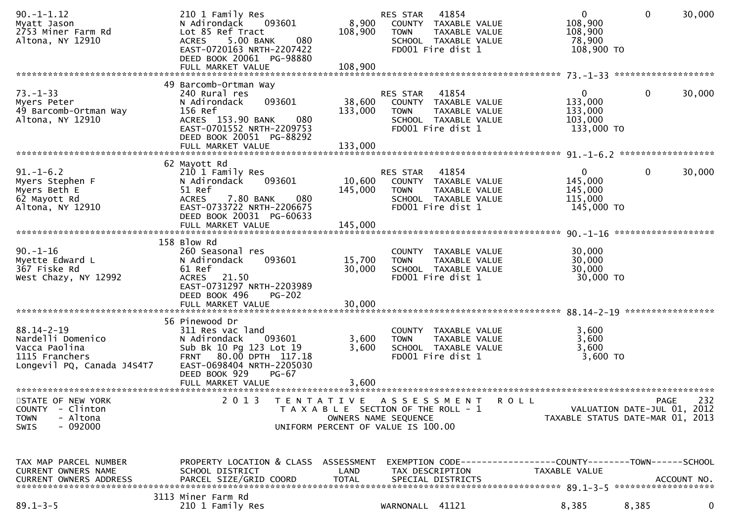```
90.-1-1.12                     210 1 Family Res                       RES STAR   41854                     0            0        30,000
Myatt Jason                    N Adirondack     093601        8,900   COUNTY  TAXABLE VALUE           108,900
2753 Miner Farm Rd             Lot 85 Ref Tract             108,900   TOWN    TAXABLE VALUE           108,900
Altona, NY 12910               ACRES     5.00 BANK     080            SCHOOL  TAXABLE VALUE            78,900
                               EAST-0720163 NRTH-2207422              FD001 Fire dist 1               108,900 TO
                               DEED BOOK 20061  PG-98880
                               FULL MARKET VALUE            108,900
******************************************************************************************************* 73.-1-33 ******************
                            49 Barcomb-Ortman Way
73.-1-33                       240 Rural res                          RES STAR   41854                     0            0        30,000
Myers Peter                    N Adirondack     093601       38,600   COUNTY  TAXABLE VALUE           133,000
49 Barcomb-Ortman Way          156 Ref                      133,000   TOWN    TAXABLE VALUE           133,000
Altona, NY 12910               ACRES  153.90 BANK     080             SCHOOL  TAXABLE VALUE           103,000
                               EAST-0701552 NRTH-2209753              FD001 Fire dist 1               133,000 TO
                               DEED BOOK 20051  PG-88292
                               FULL MARKET VALUE            133,000
******************************************************************************************************* 91.-1-6.2 *****************
                            62 Mayott Rd
91.-1-6.2                      210 1 Family Res                       RES STAR   41854                     0            0        30,000
Myers Stephen F                N Adirondack     093601       10,600   COUNTY  TAXABLE VALUE           145,000
Myers Beth E                   51 Ref                       145,000   TOWN    TAXABLE VALUE           145,000
62 Mayott Rd                   ACRES     7.80 BANK     080            SCHOOL  TAXABLE VALUE           115,000
Altona, NY 12910               EAST-0733722 NRTH-2206675              FD001 Fire dist 1               145,000 TO
                               DEED BOOK 20031  PG-60633
                               FULL MARKET VALUE            145,000
******************************************************************************************************* 90.-1-16 ******************
                            158 Blow Rd
90.-1-16                       260 Seasonal res                       COUNTY  TAXABLE VALUE            30,000
Myette Edward L                N Adirondack     093601       15,700   TOWN    TAXABLE VALUE            30,000
367 Fiske Rd                   61 Ref                        30,000   SCHOOL  TAXABLE VALUE            30,000
West Chazy, NY 12992           ACRES    21.50                         FD001 Fire dist 1                30,000 TO
                               EAST-0731297 NRTH-2203989
                               DEED BOOK 496    PG-202
                               FULL MARKET VALUE             30,000
******************************************************************************************************* 88.14-2-19 ****************
                            56 Pinewood Dr
88.14-2-19                     311 Res vac land                       COUNTY  TAXABLE VALUE             3,600
Nardelli Domenico              N Adirondack     093601        3,600   TOWN    TAXABLE VALUE             3,600
Vacca Paolina                  Sub Bk 10 Pg 123 Lot 19        3,600   SCHOOL  TAXABLE VALUE             3,600
1115 Franchers                 FRNT   80.00 DPTH 117.18               FD001 Fire dist 1                 3,600 TO
Longevil PQ, Canada J4S4T7     EAST-0698404 NRTH-2205030
                               DEED BOOK 929    PG-67
                               FULL MARKET VALUE              3,600
************************************************************************************************************************************
STATE OF NEW YORK                2 0 1 3   T E N T A T I V E   A S S E S S M E N T   R O L L                              PAGE    232
COUNTY  - Clinton                          T A X A B L E  SECTION OF THE ROLL - 1                         VALUATION DATE-JUL 01, 2012
TOWN    - Altona                                   OWNERS NAME SEQUENCE                             TAXABLE STATUS DATE-MAR 01, 2013
SWIS    - 092000                         UNIFORM PERCENT OF VALUE IS 100.00


TAX MAP PARCEL NUMBER          PROPERTY LOCATION & CLASS  ASSESSMENT  EXEMPTION CODE------------------COUNTY--------TOWN------SCHOOL
CURRENT OWNERS NAME            SCHOOL DISTRICT               LAND     TAX DESCRIPTION              TAXABLE VALUE
CURRENT OWNERS ADDRESS         PARCEL SIZE/GRID COORD       TOTAL     SPECIAL DISTRICTS                                 ACCOUNT NO.
******************************************************************************************************* 89.1-3-5 ******************
                            3113 Miner Farm Rd
89.1-3-5                       210 1 Family Res                       WARNONALL  41121                 8,385        8,385            0
```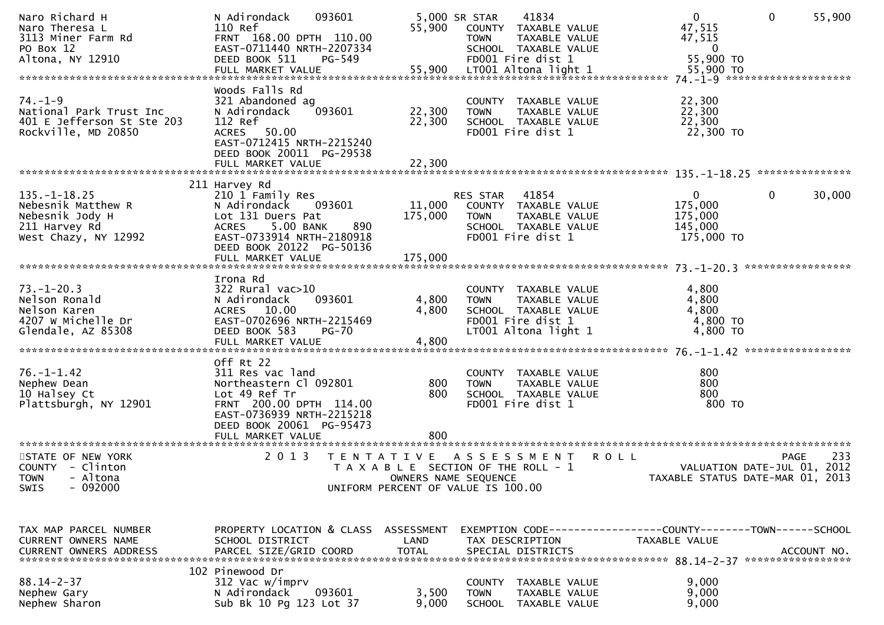```
Naro Richard H                  N Adirondack    093601          5,000 SR STAR     41834                       0            0       55,900
Naro Theresa L                  110 Ref                        55,900    COUNTY  TAXABLE VALUE          47,515
3113 Miner Farm Rd              FRNT 168.00 DPTH 110.00                  TOWN    TAXABLE VALUE          47,515
PO Box 12                       EAST-0711440 NRTH-2207334                SCHOOL  TAXABLE VALUE               0
Altona, NY 12910                DEED BOOK 511     PG-549                 FD001 Fire dist 1              55,900 TO
                                FULL MARKET VALUE              55,900    LT001 Altona light 1           55,900 TO
******************************************************************************************************* 74.-1-9 ********************
                                Woods Falls Rd
74.-1-9                         321 Abandoned ag                         COUNTY  TAXABLE VALUE          22,300
National Park Trust Inc         N Adirondack    093601         22,300    TOWN    TAXABLE VALUE          22,300
401 E Jefferson St Ste 203      112 Ref                        22,300    SCHOOL  TAXABLE VALUE          22,300
Rockville, MD 20850             ACRES   50.00                            FD001 Fire dist 1              22,300 TO
                                EAST-0712415 NRTH-2215240
                                DEED BOOK 20011  PG-29538
                                FULL MARKET VALUE              22,300
******************************************************************************************************* 135.-1-18.25 ***************
                            211 Harvey Rd
135.-1-18.25                    210 1 Family Res                          RES STAR   41854                       0            0       30,000
Nebesnik Matthew R              N Adirondack    093601         11,000    COUNTY  TAXABLE VALUE         175,000
Nebesnik Jody H                 Lot 131 Duers Pat             175,000    TOWN    TAXABLE VALUE         175,000
211 Harvey Rd                   ACRES    5.00 BANK     890               SCHOOL  TAXABLE VALUE         145,000
West Chazy, NY 12992            EAST-0733914 NRTH-2180918                FD001 Fire dist 1             175,000 TO
                                DEED BOOK 20122  PG-50136
                                FULL MARKET VALUE             175,000
******************************************************************************************************* 73.-1-20.3 *****************
                                Irona Rd
73.-1-20.3                      322 Rural vac>10                         COUNTY  TAXABLE VALUE           4,800
Nelson Ronald                   N Adirondack    093601          4,800    TOWN    TAXABLE VALUE           4,800
Nelson Karen                    ACRES   10.00                   4,800    SCHOOL  TAXABLE VALUE           4,800
4207 W Michelle Dr              EAST-0702696 NRTH-2215469                FD001 Fire dist 1               4,800 TO
Glendale, AZ 85308              DEED BOOK 583     PG-70                  LT001 Altona light 1            4,800 TO
                                FULL MARKET VALUE               4,800
******************************************************************************************************* 76.-1-1.42 *****************
                                Off Rt 22
76.-1-1.42                      311 Res vac land                         COUNTY  TAXABLE VALUE             800
Nephew Dean                     Northeastern Cl 092801            800    TOWN    TAXABLE VALUE             800
10 Halsey Ct                    Lot 49 Ref Tr                     800    SCHOOL  TAXABLE VALUE             800
Plattsburgh, NY 12901           FRNT 200.00 DPTH 114.00                  FD001 Fire dist 1                 800 TO
                                EAST-0736939 NRTH-2215218
                                DEED BOOK 20061  PG-95473
                                FULL MARKET VALUE                 800
************************************************************************************************************************************
STATE OF NEW YORK                 2 0 1 3   T E N T A T I V E   A S S E S S M E N T   R O L L                              PAGE    233
COUNTY  - Clinton                           T A X A B L E  SECTION OF THE ROLL - 1                     VALUATION DATE-JUL 01, 2012
TOWN    - Altona                                  OWNERS NAME SEQUENCE                             TAXABLE STATUS DATE-MAR 01, 2013
SWIS    - 092000                            UNIFORM PERCENT OF VALUE IS 100.00


TAX MAP PARCEL NUMBER           PROPERTY LOCATION & CLASS  ASSESSMENT  EXEMPTION CODE------------------COUNTY--------TOWN------SCHOOL
CURRENT OWNERS NAME             SCHOOL DISTRICT               LAND     TAX DESCRIPTION              TAXABLE VALUE
CURRENT OWNERS ADDRESS          PARCEL SIZE/GRID COORD        TOTAL    SPECIAL DISTRICTS                                   ACCOUNT NO.
******************************************************************************************************* 88.14-2-37 *****************
                            102 Pinewood Dr
88.14-2-37                      312 Vac w/imprv                          COUNTY  TAXABLE VALUE           9,000
Nephew Gary                     N Adirondack    093601          3,500    TOWN    TAXABLE VALUE           9,000
Nephew Sharon                   Sub Bk 10 Pg 123 Lot 37         9,000    SCHOOL  TAXABLE VALUE           9,000
```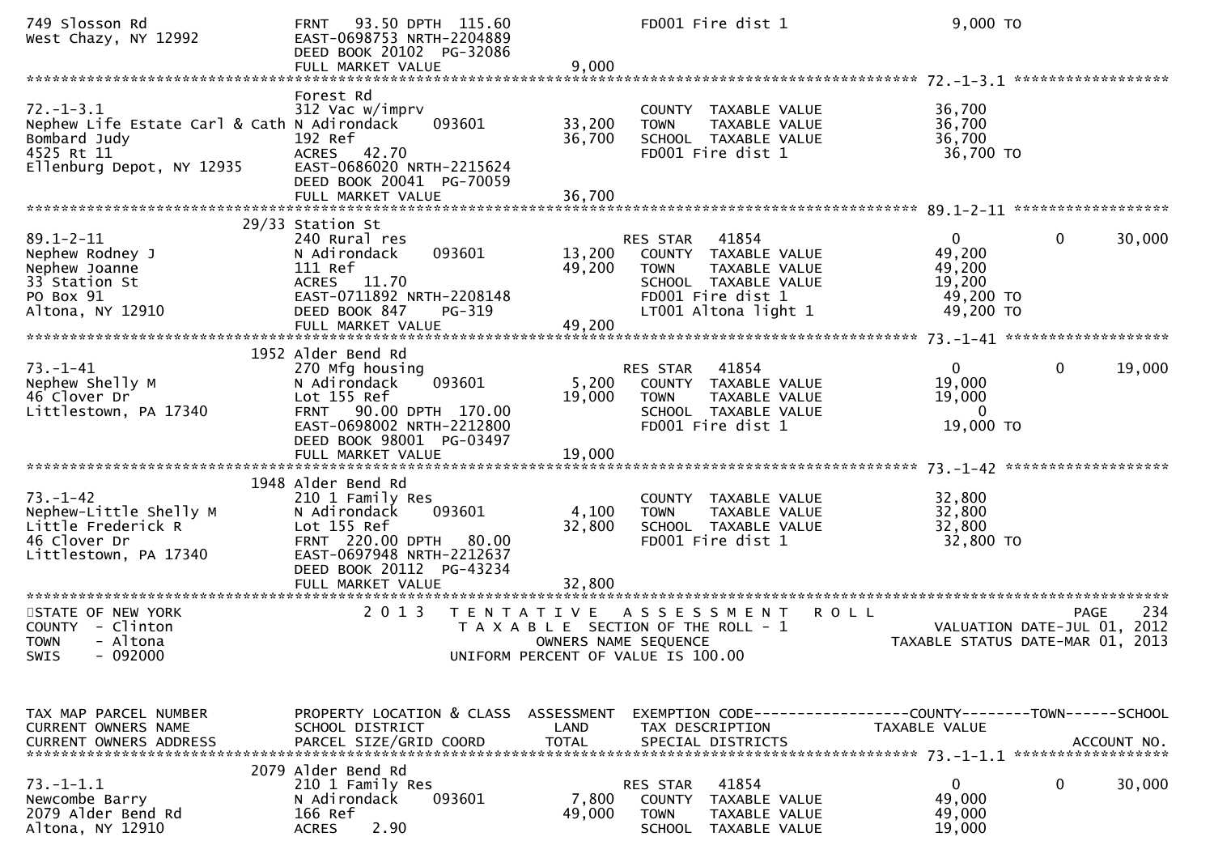```
749 Slosson Rd                  FRNT   93.50 DPTH  115.60                  FD001 Fire dist 1                   9,000 TO
West Chazy, NY 12992            EAST-0698753 NRTH-2204889
                                DEED BOOK 20102  PG-32086
                                FULL MARKET VALUE               9,000
******************************************************************************************************* 72.-1-3.1 ******************
                                Forest Rd
72.-1-3.1                       312 Vac w/imprv                           COUNTY  TAXABLE VALUE             36,700
Nephew Life Estate Carl & Cath N Adirondack     093601        33,200      TOWN    TAXABLE VALUE             36,700
Bombard Judy                    192 Ref                       36,700      SCHOOL  TAXABLE VALUE             36,700
4525 Rt 11                      ACRES   42.70                             FD001 Fire dist 1                 36,700 TO
Ellenburg Depot, NY 12935       EAST-0686020 NRTH-2215624
                                DEED BOOK 20041  PG-70059
                                FULL MARKET VALUE              36,700
******************************************************************************************************* 89.1-2-11 ******************
                           29/33 Station St
89.1-2-11                       240 Rural res                             RES STAR   41854                  0             0       30,000
Nephew Rodney J                 N Adirondack     093601        13,200      COUNTY  TAXABLE VALUE             49,200
Nephew Joanne                   111 Ref                       49,200      TOWN    TAXABLE VALUE             49,200
33 Station St                   ACRES   11.70                             SCHOOL  TAXABLE VALUE             19,200
PO Box 91                       EAST-0711892 NRTH-2208148                 FD001 Fire dist 1                 49,200 TO
Altona, NY 12910                DEED BOOK 847    PG-319                   LT001 Altona light 1              49,200 TO
                                FULL MARKET VALUE              49,200
******************************************************************************************************* 73.-1-41 *******************
                           1952 Alder Bend Rd
73.-1-41                        270 Mfg housing                           RES STAR   41854                  0             0       19,000
Nephew Shelly M                 N Adirondack     093601         5,200      COUNTY  TAXABLE VALUE             19,000
46 Clover Dr                    Lot 155 Ref                   19,000      TOWN    TAXABLE VALUE             19,000
Littlestown, PA 17340           FRNT   90.00 DPTH  170.00                 SCHOOL  TAXABLE VALUE                  0
                                EAST-0698002 NRTH-2212800                 FD001 Fire dist 1                 19,000 TO
                                DEED BOOK 98001  PG-03497
                                FULL MARKET VALUE              19,000
******************************************************************************************************* 73.-1-42 *******************
                           1948 Alder Bend Rd
73.-1-42                        210 1 Family Res                          COUNTY  TAXABLE VALUE             32,800
Nephew-Little Shelly M          N Adirondack     093601         4,100      TOWN    TAXABLE VALUE             32,800
Little Frederick R              Lot 155 Ref                   32,800      SCHOOL  TAXABLE VALUE             32,800
46 Clover Dr                    FRNT  220.00 DPTH   80.00                 FD001 Fire dist 1                 32,800 TO
Littlestown, PA 17340           EAST-0697948 NRTH-2212637
                                DEED BOOK 20112  PG-43234
                                FULL MARKET VALUE              32,800
************************************************************************************************************************************
STATE OF NEW YORK                 2 0 1 3   T E N T A T I V E   A S S E S S M E N T   R O L L                               PAGE    234
COUNTY  - Clinton                            T A X A B L E  SECTION OF THE ROLL - 1                       VALUATION DATE-JUL 01, 2012
TOWN    - Altona                                   OWNERS NAME SEQUENCE                               TAXABLE STATUS DATE-MAR 01, 2013
SWIS    - 092000                              UNIFORM PERCENT OF VALUE IS 100.00


TAX MAP PARCEL NUMBER           PROPERTY LOCATION & CLASS  ASSESSMENT  EXEMPTION CODE------------------COUNTY--------TOWN------SCHOOL
CURRENT OWNERS NAME             SCHOOL DISTRICT               LAND      TAX DESCRIPTION               TAXABLE VALUE
CURRENT OWNERS ADDRESS          PARCEL SIZE/GRID COORD        TOTAL     SPECIAL DISTRICTS                                   ACCOUNT NO.
******************************************************************************************************* 73.-1-1.1 ******************
                           2079 Alder Bend Rd
73.-1-1.1                       210 1 Family Res                          RES STAR   41854                  0             0       30,000
Newcombe Barry                  N Adirondack     093601         7,800      COUNTY  TAXABLE VALUE             49,000
2079 Alder Bend Rd              166 Ref                       49,000      TOWN    TAXABLE VALUE             49,000
Altona, NY 12910                ACRES    2.90                             SCHOOL  TAXABLE VALUE             19,000
```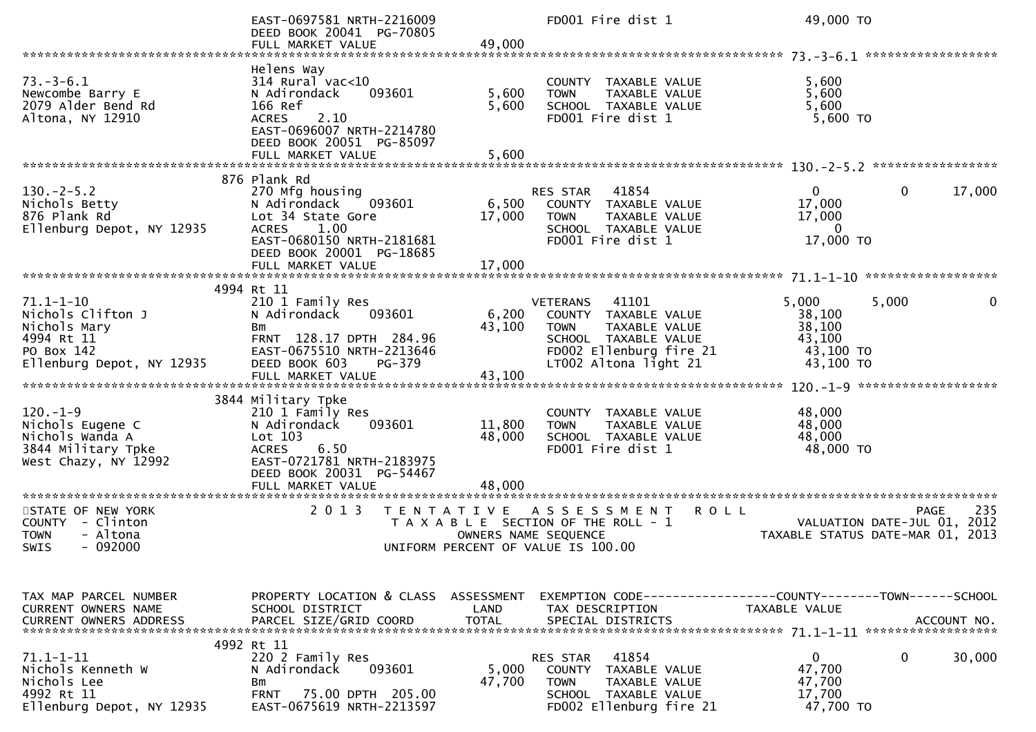```
                              EAST-0697581 NRTH-2216009                FD001 Fire dist 1                         49,000 TO
                              DEED BOOK 20041  PG-70805
                              FULL MARKET VALUE              49,000
******************************************************************************************************* 73.-3-6.1 ******************
                              Helens Way
73.-3-6.1                     314 Rural vac<10                         COUNTY  TAXABLE VALUE                      5,600
Newcombe Barry E              N Adirondack     093601        5,600     TOWN    TAXABLE VALUE                      5,600
2079 Alder Bend Rd            166 Ref                        5,600     SCHOOL  TAXABLE VALUE                      5,600
Altona, NY 12910              ACRES    2.10                            FD001 Fire dist 1                          5,600 TO
                              EAST-0696007 NRTH-2214780
                              DEED BOOK 20051  PG-85097
                              FULL MARKET VALUE               5,600
******************************************************************************************************* 130.-2-5.2 *****************
                          876 Plank Rd
130.-2-5.2                    270 Mfg housing                          RES STAR    41854                          0          0      17,000
Nichols Betty                 N Adirondack     093601        6,500     COUNTY  TAXABLE VALUE                     17,000
876 Plank Rd                  Lot 34 State Gore             17,000     TOWN    TAXABLE VALUE                     17,000
Ellenburg Depot, NY 12935     ACRES    1.00                            SCHOOL  TAXABLE VALUE                          0
                              EAST-0680150 NRTH-2181681                FD001 Fire dist 1                         17,000 TO
                              DEED BOOK 20001  PG-18685
                              FULL MARKET VALUE              17,000
******************************************************************************************************* 71.1-1-10 ******************
                          4994 Rt 11
71.1-1-10                     210 1 Family Res                         VETERANS    41101                      5,000      5,000           0
Nichols Clifton J             N Adirondack     093601        6,200     COUNTY  TAXABLE VALUE                     38,100
Nichols Mary                  Bm                            43,100     TOWN    TAXABLE VALUE                     38,100
4994 Rt 11                    FRNT  128.17 DPTH  284.96                SCHOOL  TAXABLE VALUE                     43,100
PO Box 142                    EAST-0675510 NRTH-2213646                FD002 Ellenburg fire 21                   43,100 TO
Ellenburg Depot, NY 12935     DEED BOOK 603     PG-379                 LT002 Altona light 21                     43,100 TO
                              FULL MARKET VALUE              43,100
******************************************************************************************************* 120.-1-9 *******************
                          3844 Military Tpke
120.-1-9                      210 1 Family Res                         COUNTY  TAXABLE VALUE                     48,000
Nichols Eugene C              N Adirondack     093601       11,800     TOWN    TAXABLE VALUE                     48,000
Nichols Wanda A               Lot 103                       48,000     SCHOOL  TAXABLE VALUE                     48,000
3844 Military Tpke            ACRES    6.50                            FD001 Fire dist 1                         48,000 TO
West Chazy, NY 12992          EAST-0721781 NRTH-2183975
                              DEED BOOK 20031  PG-54467
                              FULL MARKET VALUE              48,000
************************************************************************************************************************************
STATE OF NEW YORK                 2 0 1 3   T E N T A T I V E   A S S E S S M E N T   R O L L                          PAGE    235
COUNTY  - Clinton                             T A X A B L E  SECTION OF THE ROLL - 1                        VALUATION DATE-JUL 01, 2012
TOWN    - Altona                                    OWNERS NAME SEQUENCE                                 TAXABLE STATUS DATE-MAR 01, 2013
SWIS    - 092000                             UNIFORM PERCENT OF VALUE IS 100.00


TAX MAP PARCEL NUMBER         PROPERTY LOCATION & CLASS  ASSESSMENT  EXEMPTION CODE------------------COUNTY--------TOWN------SCHOOL
CURRENT OWNERS NAME           SCHOOL DISTRICT               LAND     TAX DESCRIPTION              TAXABLE VALUE
CURRENT OWNERS ADDRESS        PARCEL SIZE/GRID COORD       TOTAL     SPECIAL DISTRICTS                                   ACCOUNT NO.
******************************************************************************************************* 71.1-1-11 ******************
                          4992 Rt 11
71.1-1-11                     220 2 Family Res                         RES STAR    41854                          0          0      30,000
Nichols Kenneth W             N Adirondack     093601        5,000     COUNTY  TAXABLE VALUE                     47,700
Nichols Lee                   Bm                            47,700     TOWN    TAXABLE VALUE                     47,700
4992 Rt 11                    FRNT   75.00 DPTH  205.00                SCHOOL  TAXABLE VALUE                     17,700
Ellenburg Depot, NY 12935     EAST-0675619 NRTH-2213597                FD002 Ellenburg fire 21                   47,700 TO
```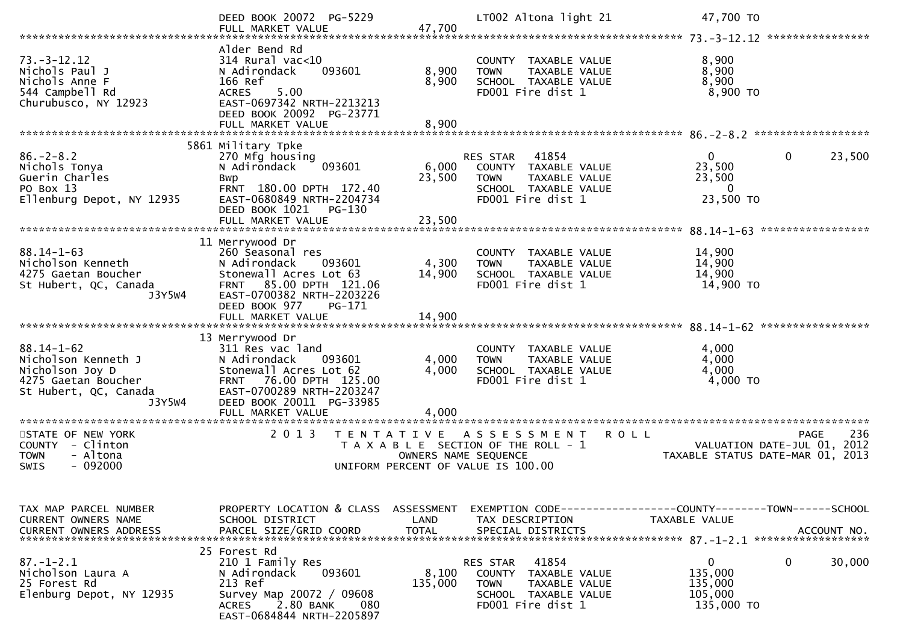```
                           DEED BOOK 20072  PG-5229              LT002 Altona light 21              47,700 TO
                           FULL MARKET VALUE            47,700
******************************************************************************************************* 73.-3-12.12 ****************
                           Alder Bend Rd
73.-3-12.12                314 Rural vac<10                      COUNTY  TAXABLE VALUE              8,900
Nichols Paul J             N Adirondack     093601      8,900    TOWN    TAXABLE VALUE              8,900
Nichols Anne F             166 Ref                      8,900    SCHOOL  TAXABLE VALUE              8,900
544 Campbell Rd            ACRES     5.00                        FD001 Fire dist 1                  8,900 TO
Churubusco, NY 12923       EAST-0697342 NRTH-2213213
                           DEED BOOK 20092  PG-23771
                           FULL MARKET VALUE             8,900
******************************************************************************************************* 86.-2-8.2 ******************
                      5861 Military Tpke
86.-2-8.2                  270 Mfg housing                       RES STAR   41854                   0            0      23,500
Nichols Tonya              N Adirondack     093601      6,000    COUNTY  TAXABLE VALUE             23,500
Guerin Charles             Bwp                         23,500    TOWN    TAXABLE VALUE             23,500
PO Box 13                  FRNT  180.00 DPTH  172.40             SCHOOL  TAXABLE VALUE              0
Ellenburg Depot, NY 12935  EAST-0680849 NRTH-2204734             FD001 Fire dist 1                 23,500 TO
                           DEED BOOK 1021    PG-130
                           FULL MARKET VALUE            23,500
******************************************************************************************************* 88.14-1-63 *****************
                        11 Merrywood Dr
88.14-1-63                 260 Seasonal res                      COUNTY  TAXABLE VALUE             14,900
Nicholson Kenneth          N Adirondack     093601      4,300    TOWN    TAXABLE VALUE             14,900
4275 Gaetan Boucher        Stonewall Acres Lot 63      14,900    SCHOOL  TAXABLE VALUE             14,900
St Hubert, QC, Canada      FRNT   85.00 DPTH  121.06             FD001 Fire dist 1                 14,900 TO
                 J3Y5W4    EAST-0700382 NRTH-2203226
                           DEED BOOK 977     PG-171
                           FULL MARKET VALUE            14,900
******************************************************************************************************* 88.14-1-62 *****************
                        13 Merrywood Dr
88.14-1-62                 311 Res vac land                      COUNTY  TAXABLE VALUE              4,000
Nicholson Kenneth J        N Adirondack     093601      4,000    TOWN    TAXABLE VALUE              4,000
Nicholson Joy D            Stonewall Acres Lot 62       4,000    SCHOOL  TAXABLE VALUE              4,000
4275 Gaetan Boucher        FRNT   76.00 DPTH  125.00             FD001 Fire dist 1                  4,000 TO
St Hubert, QC, Canada      EAST-0700289 NRTH-2203247
                 J3Y5W4    DEED BOOK 20011  PG-33985
                           FULL MARKET VALUE             4,000
************************************************************************************************************************************
STATE OF NEW YORK                 2 0 1 3   T E N T A T I V E   A S S E S S M E N T   R O L L                          PAGE    236
COUNTY  - Clinton                         T A X A B L E  SECTION OF THE ROLL - 1                       VALUATION DATE-JUL 01, 2012
TOWN    - Altona                                OWNERS NAME SEQUENCE                               TAXABLE STATUS DATE-MAR 01, 2013
SWIS    - 092000                         UNIFORM PERCENT OF VALUE IS 100.00



TAX MAP PARCEL NUMBER      PROPERTY LOCATION & CLASS  ASSESSMENT  EXEMPTION CODE------------------COUNTY--------TOWN------SCHOOL
CURRENT OWNERS NAME        SCHOOL DISTRICT              LAND      TAX DESCRIPTION                  TAXABLE VALUE
CURRENT OWNERS ADDRESS     PARCEL SIZE/GRID COORD       TOTAL     SPECIAL DISTRICTS                                      ACCOUNT NO.
******************************************************************************************************* 87.-1-2.1 ******************
                        25 Forest Rd
87.-1-2.1                  210 1 Family Res                      RES STAR   41854                   0            0      30,000
Nicholson Laura A          N Adirondack     093601      8,100    COUNTY  TAXABLE VALUE            135,000
25 Forest Rd               213 Ref                    135,000    TOWN    TAXABLE VALUE            135,000
Elenburg Depot, NY 12935   Survey Map 20072 / 09608              SCHOOL  TAXABLE VALUE            105,000
                           ACRES     2.80 BANK     080           FD001 Fire dist 1                135,000 TO
                           EAST-0684844 NRTH-2205897
```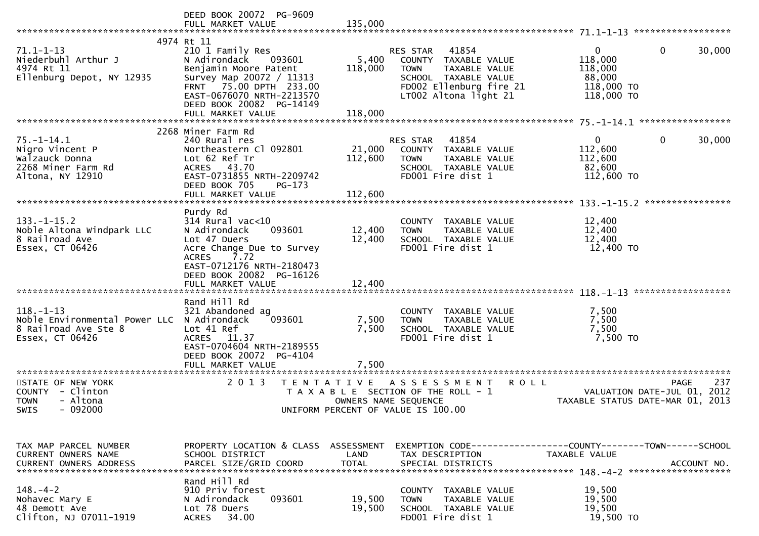```
                              DEED BOOK 20072  PG-9609
                              FULL MARKET VALUE            135,000
******************************************************************************************************* 71.1-1-13 ******************
                            4974 Rt 11
71.1-1-13                     210 1 Family Res                   RES STAR   41854                    0          0      30,000
Niederbuhl Arthur J           N Adirondack    093601       5,400   COUNTY  TAXABLE VALUE           118,000
4974 Rt 11                    Benjamin Moore Patent      118,000   TOWN    TAXABLE VALUE           118,000
Ellenburg Depot, NY 12935     Survey Map 20072 / 11313             SCHOOL  TAXABLE VALUE            88,000
                              FRNT   75.00 DPTH  233.00            FD002 Ellenburg fire 21          118,000 TO
                              EAST-0676070 NRTH-2213570            LT002 Altona light 21            118,000 TO
                              DEED BOOK 20082  PG-14149
                              FULL MARKET VALUE            118,000
******************************************************************************************************* 75.-1-14.1 *****************
                            2268 Miner Farm Rd
75.-1-14.1                    240 Rural res                      RES STAR   41854                    0          0      30,000
Nigro Vincent P               Northeastern Cl 092801      21,000   COUNTY  TAXABLE VALUE           112,600
Walzauck Donna                Lot 62 Ref Tr              112,600   TOWN    TAXABLE VALUE           112,600
2268 Miner Farm Rd            ACRES   43.70                        SCHOOL  TAXABLE VALUE            82,600
Altona, NY 12910              EAST-0731855 NRTH-2209742            FD001 Fire dist 1                112,600 TO
                              DEED BOOK 705    PG-173
                              FULL MARKET VALUE            112,600
******************************************************************************************************* 133.-1-15.2 ****************
                              Purdy Rd
133.-1-15.2                   314 Rural vac<10                     COUNTY  TAXABLE VALUE            12,400
Noble Altona Windpark LLC     N Adirondack    093601      12,400   TOWN    TAXABLE VALUE            12,400
8 Railroad Ave                Lot 47 Duers                12,400   SCHOOL  TAXABLE VALUE            12,400
Essex, CT 06426               Acre Change Due to Survey            FD001 Fire dist 1                 12,400 TO
                              ACRES    7.72
                              EAST-0712176 NRTH-2180473
                              DEED BOOK 20082  PG-16126
                              FULL MARKET VALUE             12,400
******************************************************************************************************* 118.-1-13 ******************
                              Rand Hill Rd
118.-1-13                     321 Abandoned ag                     COUNTY  TAXABLE VALUE             7,500
Noble Environmental Power LLC N Adirondack    093601       7,500   TOWN    TAXABLE VALUE             7,500
8 Railroad Ave Ste 8          Lot 41 Ref                   7,500   SCHOOL  TAXABLE VALUE             7,500
Essex, CT 06426               ACRES   11.37                        FD001 Fire dist 1                  7,500 TO
                              EAST-0704604 NRTH-2189555
                              DEED BOOK 20072  PG-4104
                              FULL MARKET VALUE              7,500
************************************************************************************************************************************
STATE OF NEW YORK                2 0 1 3   T E N T A T I V E   A S S E S S M E N T   R O L L                          PAGE    237
COUNTY  - Clinton                          T A X A B L E  SECTION OF THE ROLL - 1                     VALUATION DATE-JUL 01, 2012
TOWN    - Altona                                  OWNERS NAME SEQUENCE                             TAXABLE STATUS DATE-MAR 01, 2013
SWIS    - 092000                            UNIFORM PERCENT OF VALUE IS 100.00


TAX MAP PARCEL NUMBER         PROPERTY LOCATION & CLASS  ASSESSMENT  EXEMPTION CODE------------------COUNTY--------TOWN------SCHOOL
CURRENT OWNERS NAME           SCHOOL DISTRICT               LAND      TAX DESCRIPTION              TAXABLE VALUE
CURRENT OWNERS ADDRESS        PARCEL SIZE/GRID COORD       TOTAL      SPECIAL DISTRICTS                                  ACCOUNT NO.
******************************************************************************************************* 148.-4-2 *******************
                              Rand Hill Rd
148.-4-2                      910 Priv forest                      COUNTY  TAXABLE VALUE            19,500
Nohavec Mary E                N Adirondack    093601      19,500   TOWN    TAXABLE VALUE            19,500
48 Demott Ave                 Lot 78 Duers                19,500   SCHOOL  TAXABLE VALUE            19,500
Clifton, NJ 07011-1919        ACRES   34.00                        FD001 Fire dist 1                 19,500 TO
```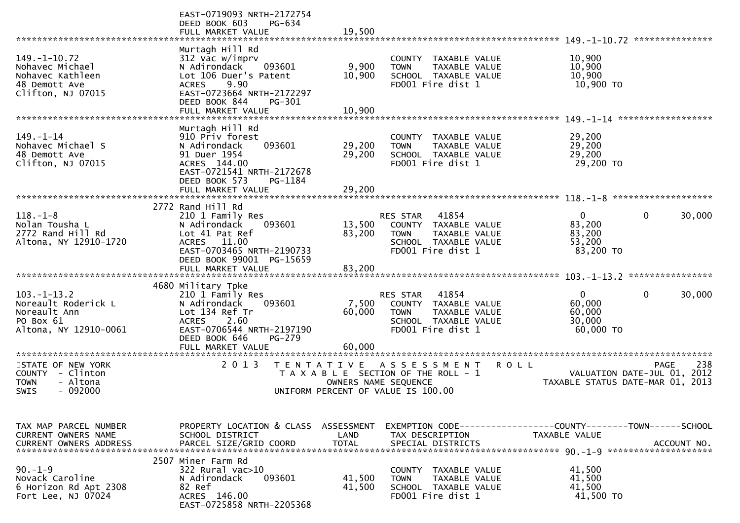EAST-0719093 NRTH-2172754
DEED BOOK 603 PG-634
FULL MARKET VALUE 19,500

---

**149.-1-10.72**

| | | | | |
|---|---|---|---|---|
| 149.-1-10.72 | Murtagh Hill Rd | | | |
| Nohavec Michael | 312 Vac w/imprv | | COUNTY TAXABLE VALUE | 10,900 |
| Nohavec Kathleen | N Adirondack 093601 | 9,900 | TOWN TAXABLE VALUE | 10,900 |
| 48 Demott Ave | Lot 106 Duer's Patent | 10,900 | SCHOOL TAXABLE VALUE | 10,900 |
| Clifton, NJ 07015 | ACRES 9.90 | | FD001 Fire dist 1 | 10,900 TO |
| | EAST-0723664 NRTH-2172297 | | | |
| | DEED BOOK 844 PG-301 | | | |
| | FULL MARKET VALUE | 10,900 | | |

---

**149.-1-14**

| | | | | |
|---|---|---|---|---|
| 149.-1-14 | Murtagh Hill Rd | | | |
| Nohavec Michael S | 910 Priv forest | | COUNTY TAXABLE VALUE | 29,200 |
| 48 Demott Ave | N Adirondack 093601 | 29,200 | TOWN TAXABLE VALUE | 29,200 |
| Clifton, NJ 07015 | 91 Duer 1954 | 29,200 | SCHOOL TAXABLE VALUE | 29,200 |
| | ACRES 144.00 | | FD001 Fire dist 1 | 29,200 TO |
| | EAST-0721541 NRTH-2172678 | | | |
| | DEED BOOK 573 PG-1184 | | | |
| | FULL MARKET VALUE | 29,200 | | |

---

**118.-1-8**

| | | | | | | |
|---|---|---|---|---|---|---|
| 118.-1-8 | 2772 Rand Hill Rd | | | | | |
| Nolan Tousha L | 210 1 Family Res | | RES STAR 41854 | 0 | 0 | 30,000 |
| 2772 Rand Hill Rd | N Adirondack 093601 | 13,500 | COUNTY TAXABLE VALUE | 83,200 | | |
| Altona, NY 12910-1720 | Lot 41 Pat Ref | 83,200 | TOWN TAXABLE VALUE | 83,200 | | |
| | ACRES 11.00 | | SCHOOL TAXABLE VALUE | 53,200 | | |
| | EAST-0703465 NRTH-2190733 | | FD001 Fire dist 1 | 83,200 TO | | |
| | DEED BOOK 99001 PG-15659 | | | | | |
| | FULL MARKET VALUE | 83,200 | | | | |

---

**103.-1-13.2**

| | | | | | | |
|---|---|---|---|---|---|---|
| 103.-1-13.2 | 4680 Military Tpke | | | | | |
| Noreault Roderick L | 210 1 Family Res | | RES STAR 41854 | 0 | 0 | 30,000 |
| Noreault Ann | N Adirondack 093601 | 7,500 | COUNTY TAXABLE VALUE | 60,000 | | |
| PO Box 61 | Lot 134 Ref Tr | 60,000 | TOWN TAXABLE VALUE | 60,000 | | |
| Altona, NY 12910-0061 | ACRES 2.60 | | SCHOOL TAXABLE VALUE | 30,000 | | |
| | EAST-0706544 NRTH-2197190 | | FD001 Fire dist 1 | 60,000 TO | | |
| | DEED BOOK 646 PG-279 | | | | | |
| | FULL MARKET VALUE | 60,000 | | | | |

---

STATE OF NEW YORK
COUNTY - Clinton
TOWN - Altona
SWIS - 092000

2013 TENTATIVE ASSESSMENT ROLL
TAXABLE SECTION OF THE ROLL - 1
OWNERS NAME SEQUENCE
UNIFORM PERCENT OF VALUE IS 100.00

PAGE 238
VALUATION DATE-JUL 01, 2012
TAXABLE STATUS DATE-MAR 01, 2013

| TAX MAP PARCEL NUMBER / CURRENT OWNERS NAME / CURRENT OWNERS ADDRESS | PROPERTY LOCATION & CLASS / SCHOOL DISTRICT / PARCEL SIZE/GRID COORD | ASSESSMENT LAND / TOTAL | EXEMPTION CODE / TAX DESCRIPTION / SPECIAL DISTRICTS | COUNTY / TAXABLE VALUE | TOWN | SCHOOL / ACCOUNT NO. |
|---|---|---|---|---|---|---|
| 90.-1-9 | 2507 Miner Farm Rd | | | | | |
| Novack Caroline | 322 Rural vac>10 | | COUNTY TAXABLE VALUE | 41,500 | | |
| 6 Horizon Rd Apt 2308 | N Adirondack 093601 | 41,500 | TOWN TAXABLE VALUE | 41,500 | | |
| Fort Lee, NJ 07024 | 82 Ref | 41,500 | SCHOOL TAXABLE VALUE | 41,500 | | |
| | ACRES 146.00 | | FD001 Fire dist 1 | 41,500 TO | | |
| | EAST-0725858 NRTH-2205368 | | | | | |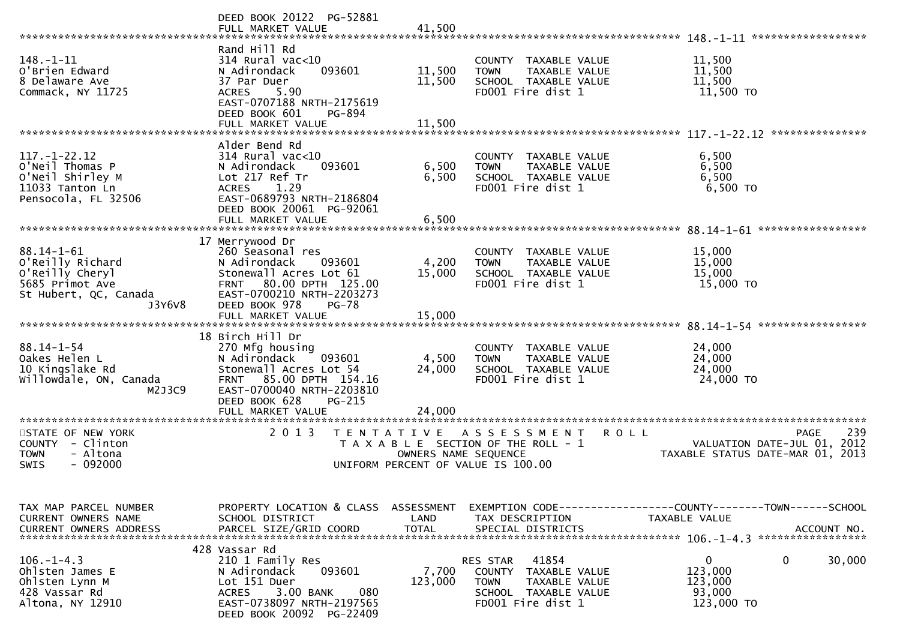DEED BOOK 20122 PG-52881
FULL MARKET VALUE 41,500

******************************************************************************************************* 148.-1-11 ******************

| | | | | |
|---|---|---|---|---|
| 148.-1-11 | Rand Hill Rd | | | |
| O'Brien Edward | 314 Rural vac<10 | | COUNTY TAXABLE VALUE | 11,500 |
| 8 Delaware Ave | N Adirondack 093601 | 11,500 | TOWN TAXABLE VALUE | 11,500 |
| Commack, NY 11725 | 37 Par Duer | 11,500 | SCHOOL TAXABLE VALUE | 11,500 |
| | ACRES 5.90 | | FD001 Fire dist 1 | 11,500 TO |
| | EAST-0707188 NRTH-2175619 | | | |
| | DEED BOOK 601 PG-894 | | | |
| | FULL MARKET VALUE | 11,500 | | |

******************************************************************************************************* 117.-1-22.12 ***************

| | | | | |
|---|---|---|---|---|
| 117.-1-22.12 | Alder Bend Rd | | | |
| O'Neil Thomas P | 314 Rural vac<10 | | COUNTY TAXABLE VALUE | 6,500 |
| O'Neil Shirley M | N Adirondack 093601 | 6,500 | TOWN TAXABLE VALUE | 6,500 |
| 11033 Tanton Ln | Lot 217 Ref Tr | 6,500 | SCHOOL TAXABLE VALUE | 6,500 |
| Pensocola, FL 32506 | ACRES 1.29 | | FD001 Fire dist 1 | 6,500 TO |
| | EAST-0689793 NRTH-2186804 | | | |
| | DEED BOOK 20061 PG-92061 | | | |
| | FULL MARKET VALUE | 6,500 | | |

******************************************************************************************************* 88.14-1-61 *****************

| | | | | |
|---|---|---|---|---|
| 88.14-1-61 | 17 Merrywood Dr | | | |
| O'Reilly Richard | 260 Seasonal res | | COUNTY TAXABLE VALUE | 15,000 |
| O'Reilly Cheryl | N Adirondack 093601 | 4,200 | TOWN TAXABLE VALUE | 15,000 |
| 5685 Primot Ave | Stonewall Acres Lot 61 | 15,000 | SCHOOL TAXABLE VALUE | 15,000 |
| St Hubert, QC, Canada | FRNT 80.00 DPTH 125.00 | | FD001 Fire dist 1 | 15,000 TO |
| J3Y6V8 | EAST-0700210 NRTH-2203273 | | | |
| | DEED BOOK 978 PG-78 | | | |
| | FULL MARKET VALUE | 15,000 | | |

******************************************************************************************************* 88.14-1-54 *****************

| | | | | |
|---|---|---|---|---|
| 88.14-1-54 | 18 Birch Hill Dr | | | |
| Oakes Helen L | 270 Mfg housing | | COUNTY TAXABLE VALUE | 24,000 |
| 10 Kingslake Rd | N Adirondack 093601 | 4,500 | TOWN TAXABLE VALUE | 24,000 |
| Willowdale, ON, Canada | Stonewall Acres Lot 54 | 24,000 | SCHOOL TAXABLE VALUE | 24,000 |
| M2J3C9 | FRNT 85.00 DPTH 154.16 | | FD001 Fire dist 1 | 24,000 TO |
| | EAST-0700040 NRTH-2203810 | | | |
| | DEED BOOK 628 PG-215 | | | |
| | FULL MARKET VALUE | 24,000 | | |

STATE OF NEW YORK — 2013 TENTATIVE ASSESSMENT ROLL — PAGE 239
COUNTY - Clinton — TAXABLE SECTION OF THE ROLL - 1 — VALUATION DATE-JUL 01, 2012
TOWN - Altona — OWNERS NAME SEQUENCE — TAXABLE STATUS DATE-MAR 01, 2013
SWIS - 092000 — UNIFORM PERCENT OF VALUE IS 100.00

| TAX MAP PARCEL NUMBER / CURRENT OWNERS NAME / CURRENT OWNERS ADDRESS | PROPERTY LOCATION & CLASS / SCHOOL DISTRICT / PARCEL SIZE/GRID COORD | ASSESSMENT LAND / TOTAL | EXEMPTION CODE / TAX DESCRIPTION / SPECIAL DISTRICTS | COUNTY TAXABLE VALUE | TOWN | SCHOOL / ACCOUNT NO. |
|---|---|---|---|---|---|---|
| 106.-1-4.3 | 428 Vassar Rd | | | | | |
| Ohlsten James E | 210 1 Family Res | | RES STAR 41854 | 0 | 0 | 30,000 |
| Ohlsten Lynn M | N Adirondack 093601 | 7,700 | COUNTY TAXABLE VALUE | 123,000 | | |
| 428 Vassar Rd | Lot 151 Duer | 123,000 | TOWN TAXABLE VALUE | 123,000 | | |
| Altona, NY 12910 | ACRES 3.00 BANK 080 | | SCHOOL TAXABLE VALUE | 93,000 | | |
| | EAST-0738097 NRTH-2197565 | | FD001 Fire dist 1 | 123,000 TO | | |
| | DEED BOOK 20092 PG-22409 | | | | | |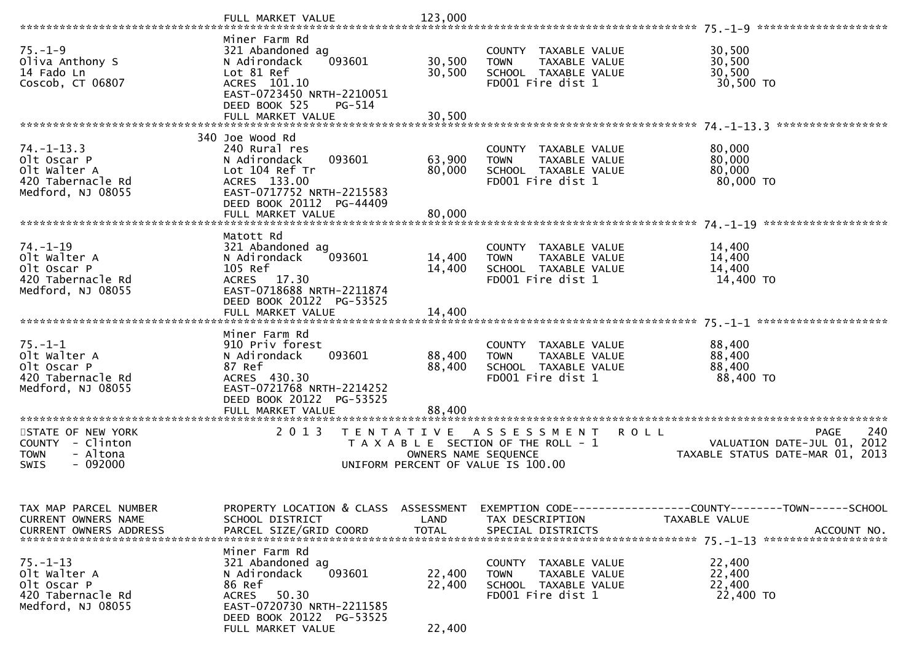FULL MARKET VALUE 123,000

************************************************************************************************ 75.-1-9 ********************

| TAX MAP PARCEL NUMBER / CURRENT OWNERS NAME / CURRENT OWNERS ADDRESS | PROPERTY LOCATION & CLASS / SCHOOL DISTRICT / PARCEL SIZE/GRID COORD | ASSESSMENT LAND / TOTAL | EXEMPTION CODE / TAX DESCRIPTION / SPECIAL DISTRICTS | TAXABLE VALUE |
|---|---|---|---|---|
| 75.-1-9 | Miner Farm Rd | | | |
| Oliva Anthony S | 321 Abandoned ag | | COUNTY TAXABLE VALUE | 30,500 |
| 14 Fado Ln | N Adirondack 093601 | 30,500 | TOWN TAXABLE VALUE | 30,500 |
| Coscob, CT 06807 | Lot 81 Ref | 30,500 | SCHOOL TAXABLE VALUE | 30,500 |
| | ACRES 101.10 | | FD001 Fire dist 1 | 30,500 TO |
| | EAST-0723450 NRTH-2210051 | | | |
| | DEED BOOK 525 PG-514 | | | |
| | FULL MARKET VALUE | 30,500 | | |
| 74.-1-13.3 | 340 Joe Wood Rd | | | |
| Olt Oscar P | 240 Rural res | | COUNTY TAXABLE VALUE | 80,000 |
| Olt Walter A | N Adirondack 093601 | 63,900 | TOWN TAXABLE VALUE | 80,000 |
| 420 Tabernacle Rd | Lot 104 Ref Tr | 80,000 | SCHOOL TAXABLE VALUE | 80,000 |
| Medford, NJ 08055 | ACRES 133.00 | | FD001 Fire dist 1 | 80,000 TO |
| | EAST-0717752 NRTH-2215583 | | | |
| | DEED BOOK 20112 PG-44409 | | | |
| | FULL MARKET VALUE | 80,000 | | |
| 74.-1-19 | Matott Rd | | | |
| Olt Walter A | 321 Abandoned ag | | COUNTY TAXABLE VALUE | 14,400 |
| Olt Oscar P | N Adirondack 093601 | 14,400 | TOWN TAXABLE VALUE | 14,400 |
| 420 Tabernacle Rd | 105 Ref | 14,400 | SCHOOL TAXABLE VALUE | 14,400 |
| Medford, NJ 08055 | ACRES 17.30 | | FD001 Fire dist 1 | 14,400 TO |
| | EAST-0718688 NRTH-2211874 | | | |
| | DEED BOOK 20122 PG-53525 | | | |
| | FULL MARKET VALUE | 14,400 | | |
| 75.-1-1 | Miner Farm Rd | | | |
| Olt Walter A | 910 Priv forest | | COUNTY TAXABLE VALUE | 88,400 |
| Olt Oscar P | N Adirondack 093601 | 88,400 | TOWN TAXABLE VALUE | 88,400 |
| 420 Tabernacle Rd | 87 Ref | 88,400 | SCHOOL TAXABLE VALUE | 88,400 |
| Medford, NJ 08055 | ACRES 430.30 | | FD001 Fire dist 1 | 88,400 TO |
| | EAST-0721768 NRTH-2214252 | | | |
| | DEED BOOK 20122 PG-53525 | | | |
| | FULL MARKET VALUE | 88,400 | | |

STATE OF NEW YORK — 2013 TENTATIVE ASSESSMENT ROLL — PAGE 240
COUNTY - Clinton — TAXABLE SECTION OF THE ROLL - 1 — VALUATION DATE-JUL 01, 2012
TOWN - Altona — OWNERS NAME SEQUENCE — TAXABLE STATUS DATE-MAR 01, 2013
SWIS - 092000 — UNIFORM PERCENT OF VALUE IS 100.00

| TAX MAP PARCEL NUMBER / CURRENT OWNERS NAME / CURRENT OWNERS ADDRESS | PROPERTY LOCATION & CLASS / SCHOOL DISTRICT / PARCEL SIZE/GRID COORD | ASSESSMENT LAND / TOTAL | EXEMPTION CODE------COUNTY-----TOWN-----SCHOOL / TAX DESCRIPTION / SPECIAL DISTRICTS | TAXABLE VALUE / ACCOUNT NO. |
|---|---|---|---|---|
| 75.-1-13 | Miner Farm Rd | | | |
| Olt Walter A | 321 Abandoned ag | | COUNTY TAXABLE VALUE | 22,400 |
| Olt Oscar P | N Adirondack 093601 | 22,400 | TOWN TAXABLE VALUE | 22,400 |
| 420 Tabernacle Rd | 86 Ref | 22,400 | SCHOOL TAXABLE VALUE | 22,400 |
| Medford, NJ 08055 | ACRES 50.30 | | FD001 Fire dist 1 | 22,400 TO |
| | EAST-0720730 NRTH-2211585 | | | |
| | DEED BOOK 20122 PG-53525 | | | |
| | FULL MARKET VALUE | 22,400 | | |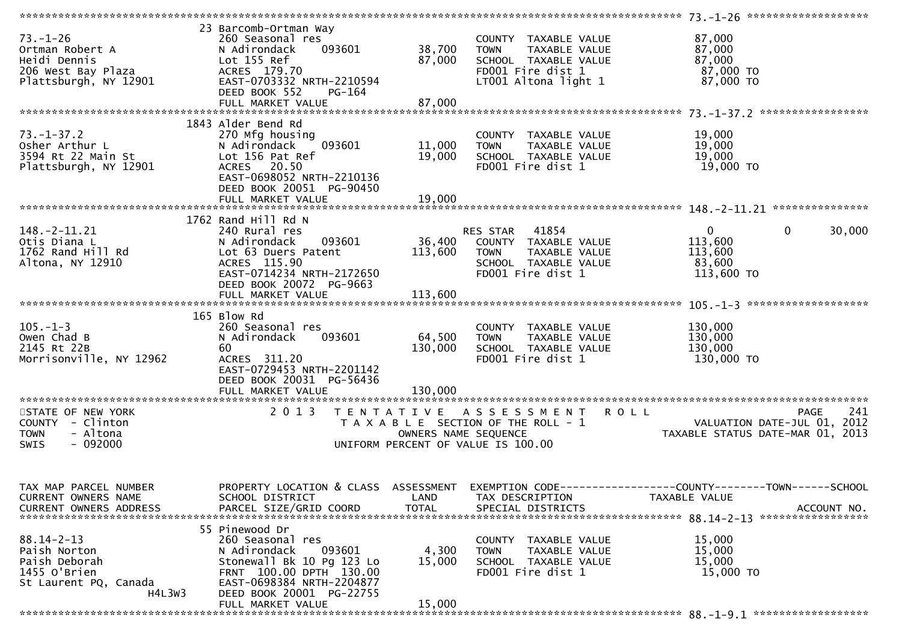```
******************************************************************************************************* 73.-1-26 ********************
                              23 Barcomb-Ortman Way
73.-1-26                      260 Seasonal res                         COUNTY  TAXABLE VALUE            87,000
Ortman Robert A               N Adirondack    093601        38,700     TOWN    TAXABLE VALUE            87,000
Heidi Dennis                  Lot 155 Ref                   87,000     SCHOOL  TAXABLE VALUE            87,000
206 West Bay Plaza            ACRES  179.70                            FD001 Fire dist 1                 87,000 TO
Plattsburgh, NY 12901         EAST-0703332 NRTH-2210594                LT001 Altona light 1              87,000 TO
                              DEED BOOK 552     PG-164
                              FULL MARKET VALUE             87,000
******************************************************************************************************* 73.-1-37.2 ******************
                              1843 Alder Bend Rd
73.-1-37.2                    270 Mfg housing                          COUNTY  TAXABLE VALUE            19,000
Osher Arthur L                N Adirondack    093601        11,000     TOWN    TAXABLE VALUE            19,000
3594 Rt 22 Main St            Lot 156 Pat Ref               19,000     SCHOOL  TAXABLE VALUE            19,000
Plattsburgh, NY 12901         ACRES   20.50                            FD001 Fire dist 1                 19,000 TO
                              EAST-0698052 NRTH-2210136
                              DEED BOOK 20051  PG-90450
                              FULL MARKET VALUE             19,000
******************************************************************************************************* 148.-2-11.21 ****************
                              1762 Rand Hill Rd N
148.-2-11.21                  240 Rural res                            RES STAR    41854                 0             0        30,000
Otis Diana L                  N Adirondack    093601        36,400     COUNTY  TAXABLE VALUE           113,600
1762 Rand Hill Rd             Lot 63 Duers Patent          113,600     TOWN    TAXABLE VALUE           113,600
Altona, NY 12910              ACRES  115.90                            SCHOOL  TAXABLE VALUE            83,600
                              EAST-0714234 NRTH-2172650                FD001 Fire dist 1                113,600 TO
                              DEED BOOK 20072  PG-9663
                              FULL MARKET VALUE            113,600
******************************************************************************************************* 105.-1-3 ********************
                              165 Blow Rd
105.-1-3                      260 Seasonal res                         COUNTY  TAXABLE VALUE           130,000
Owen Chad B                   N Adirondack    093601        64,500     TOWN    TAXABLE VALUE           130,000
2145 Rt 22B                   60                           130,000     SCHOOL  TAXABLE VALUE           130,000
Morrisonville, NY 12962       ACRES  311.20                            FD001 Fire dist 1                130,000 TO
                              EAST-0729453 NRTH-2201142
                              DEED BOOK 20031  PG-56436
                              FULL MARKET VALUE            130,000
************************************************************************************************************************************
STATE OF NEW YORK                 2 0 1 3   T E N T A T I V E   A S S E S S M E N T   R O L L                               PAGE    241
COUNTY  - Clinton                           T A X A B L E  SECTION OF THE ROLL - 1                         VALUATION DATE-JUL 01, 2012
TOWN    - Altona                                   OWNERS NAME SEQUENCE                                  TAXABLE STATUS DATE-MAR 01, 2013
SWIS    - 092000                               UNIFORM PERCENT OF VALUE IS 100.00


TAX MAP PARCEL NUMBER         PROPERTY LOCATION & CLASS  ASSESSMENT  EXEMPTION CODE------------------COUNTY--------TOWN------SCHOOL
CURRENT OWNERS NAME           SCHOOL DISTRICT               LAND      TAX DESCRIPTION              TAXABLE VALUE
CURRENT OWNERS ADDRESS        PARCEL SIZE/GRID COORD        TOTAL     SPECIAL DISTRICTS                                   ACCOUNT NO.
******************************************************************************************************* 88.14-2-13 ******************
                              55 Pinewood Dr
88.14-2-13                    260 Seasonal res                         COUNTY  TAXABLE VALUE            15,000
Paish Norton                  N Adirondack    093601         4,300     TOWN    TAXABLE VALUE            15,000
Paish Deborah                 Stonewall Bk 10 Pg 123 Lo     15,000     SCHOOL  TAXABLE VALUE            15,000
1455 O'Brien                  FRNT 100.00 DPTH 130.00                  FD001 Fire dist 1                 15,000 TO
St Laurent PQ, Canada         EAST-0698384 NRTH-2204877
                    H4L3W3    DEED BOOK 20001  PG-22755
                              FULL MARKET VALUE             15,000
******************************************************************************************************* 88.-1-9.1 *******************
```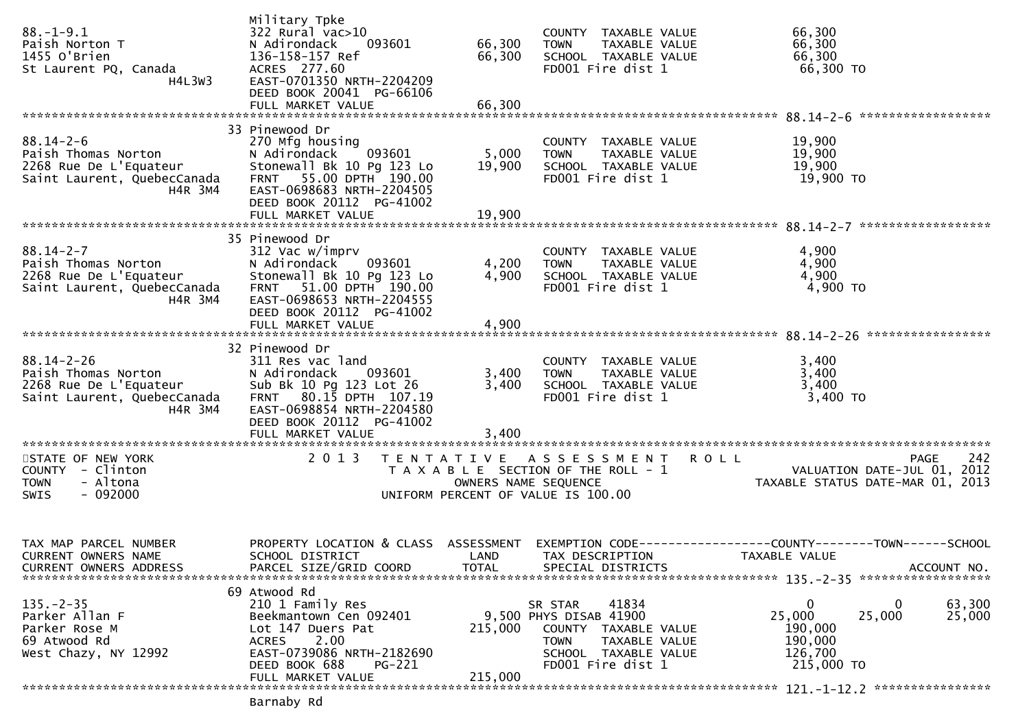```
                             Military Tpke
88.-1-9.1                    322 Rural vac>10                          COUNTY  TAXABLE VALUE             66,300
Paish Norton T               N Adirondack    093601        66,300     TOWN    TAXABLE VALUE             66,300
1455 O'Brien                 136-158-157 Ref                66,300     SCHOOL  TAXABLE VALUE             66,300
St Laurent PQ, Canada        ACRES  277.60                             FD001 Fire dist 1                  66,300 TO
                   H4L3W3    EAST-0701350 NRTH-2204209
                             DEED BOOK 20041  PG-66106
                             FULL MARKET VALUE              66,300
******************************************************************************************************* 88.14-2-6 ******************
                             33 Pinewood Dr
88.14-2-6                    270 Mfg housing                           COUNTY  TAXABLE VALUE             19,900
Paish Thomas Norton          N Adirondack    093601         5,000     TOWN    TAXABLE VALUE             19,900
2268 Rue De L'Equateur       Stonewall Bk 10 Pg 123 Lo     19,900     SCHOOL  TAXABLE VALUE             19,900
Saint Laurent, QuebecCanada  FRNT   55.00 DPTH  190.00                 FD001 Fire dist 1                  19,900 TO
                   H4R 3M4   EAST-0698683 NRTH-2204505
                             DEED BOOK 20112  PG-41002
                             FULL MARKET VALUE              19,900
******************************************************************************************************* 88.14-2-7 ******************
                             35 Pinewood Dr
88.14-2-7                    312 Vac w/imprv                           COUNTY  TAXABLE VALUE              4,900
Paish Thomas Norton          N Adirondack    093601         4,200     TOWN    TAXABLE VALUE              4,900
2268 Rue De L'Equateur       Stonewall Bk 10 Pg 123 Lo      4,900     SCHOOL  TAXABLE VALUE              4,900
Saint Laurent, QuebecCanada  FRNT   51.00 DPTH  190.00                 FD001 Fire dist 1                   4,900 TO
                   H4R 3M4   EAST-0698653 NRTH-2204555
                             DEED BOOK 20112  PG-41002
                             FULL MARKET VALUE               4,900
******************************************************************************************************* 88.14-2-26 *****************
                             32 Pinewood Dr
88.14-2-26                   311 Res vac land                          COUNTY  TAXABLE VALUE              3,400
Paish Thomas Norton          N Adirondack    093601         3,400     TOWN    TAXABLE VALUE              3,400
2268 Rue De L'Equateur       Sub Bk 10 Pg 123 Lot 26        3,400     SCHOOL  TAXABLE VALUE              3,400
Saint Laurent, QuebecCanada  FRNT   80.15 DPTH  107.19                 FD001 Fire dist 1                   3,400 TO
                   H4R 3M4   EAST-0698854 NRTH-2204580
                             DEED BOOK 20112  PG-41002
                             FULL MARKET VALUE               3,400
************************************************************************************************************************************
STATE OF NEW YORK                2 0 1 3   T E N T A T I V E   A S S E S S M E N T   R O L L                          PAGE    242
COUNTY  - Clinton                          T A X A B L E  SECTION OF THE ROLL - 1                       VALUATION DATE-JUL 01, 2012
TOWN    - Altona                                 OWNERS NAME SEQUENCE                             TAXABLE STATUS DATE-MAR 01, 2013
SWIS    - 092000                          UNIFORM PERCENT OF VALUE IS 100.00


TAX MAP PARCEL NUMBER        PROPERTY LOCATION & CLASS  ASSESSMENT  EXEMPTION CODE------------------COUNTY--------TOWN------SCHOOL
CURRENT OWNERS NAME          SCHOOL DISTRICT               LAND      TAX DESCRIPTION              TAXABLE VALUE
CURRENT OWNERS ADDRESS       PARCEL SIZE/GRID COORD        TOTAL     SPECIAL DISTRICTS                                  ACCOUNT NO.
******************************************************************************************************* 135.-2-35 ******************
                             69 Atwood Rd
135.-2-35                    210 1 Family Res                          SR STAR     41834               0            0        63,300
Parker Allan F               Beekmantown Cen 092401          9,500 PHYS DISAB 41900               25,000       25,000       25,000
Parker Rose M                Lot 147 Duers Pat             215,000     COUNTY  TAXABLE VALUE            190,000
69 Atwood Rd                 ACRES     2.00                            TOWN    TAXABLE VALUE            190,000
West Chazy, NY 12992         EAST-0739086 NRTH-2182690                 SCHOOL  TAXABLE VALUE            126,700
                             DEED BOOK 688     PG-221                  FD001 Fire dist 1                 215,000 TO
                             FULL MARKET VALUE             215,000
******************************************************************************************************* 121.-1-12.2 ****************
                             Barnaby Rd
```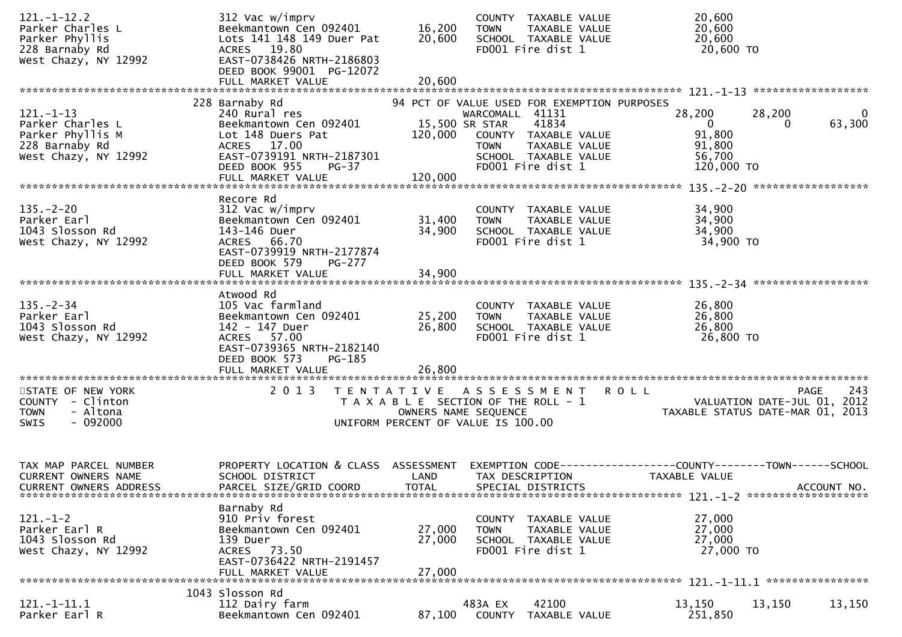```
121.-1-12.2                312 Vac w/imprv                            COUNTY  TAXABLE VALUE              20,600
Parker Charles L           Beekmantown Cen 092401       16,200        TOWN    TAXABLE VALUE              20,600
Parker Phyllis             Lots 141 148 149 Duer Pat    20,600        SCHOOL  TAXABLE VALUE              20,600
228 Barnaby Rd             ACRES  19.80                               FD001 Fire dist 1                   20,600 TO
West Chazy, NY 12992       EAST-0738426 NRTH-2186803
                           DEED BOOK 99001  PG-12072
                           FULL MARKET VALUE            20,600
******************************************************************************************************* 121.-1-13 *****************
                      228 Barnaby Rd                        94 PCT OF VALUE USED FOR EXEMPTION PURPOSES
121.-1-13                  240 Rural res                              WARCOMALL  41131              28,200       28,200           0
Parker Charles L           Beekmantown Cen 092401       15,500 SR STAR    41834                    0            0       63,300
Parker Phyllis M           Lot 148 Duers Pat           120,000        COUNTY  TAXABLE VALUE              91,800
228 Barnaby Rd             ACRES  17.00                               TOWN    TAXABLE VALUE              91,800
West Chazy, NY 12992       EAST-0739191 NRTH-2187301                  SCHOOL  TAXABLE VALUE              56,700
                           DEED BOOK 955    PG-37                     FD001 Fire dist 1                  120,000 TO
                           FULL MARKET VALUE           120,000
******************************************************************************************************* 135.-2-20 *****************
                           Recore Rd
135.-2-20                  312 Vac w/imprv                            COUNTY  TAXABLE VALUE              34,900
Parker Earl                Beekmantown Cen 092401       31,400        TOWN    TAXABLE VALUE              34,900
1043 Slosson Rd            143-146 Duer                 34,900        SCHOOL  TAXABLE VALUE              34,900
West Chazy, NY 12992       ACRES  66.70                               FD001 Fire dist 1                   34,900 TO
                           EAST-0739919 NRTH-2177874
                           DEED BOOK 579    PG-277
                           FULL MARKET VALUE            34,900
******************************************************************************************************* 135.-2-34 *****************
                           Atwood Rd
135.-2-34                  105 Vac farmland                           COUNTY  TAXABLE VALUE              26,800
Parker Earl                Beekmantown Cen 092401       25,200        TOWN    TAXABLE VALUE              26,800
1043 Slosson Rd            142 - 147 Duer               26,800        SCHOOL  TAXABLE VALUE              26,800
West Chazy, NY 12992       ACRES  57.00                               FD001 Fire dist 1                   26,800 TO
                           EAST-0739365 NRTH-2182140
                           DEED BOOK 573    PG-185
                           FULL MARKET VALUE            26,800
************************************************************************************************************************************
STATE OF NEW YORK                 2 0 1 3   T E N T A T I V E   A S S E S S M E N T   R O L L                          PAGE    243
COUNTY  - Clinton                            T A X A B L E  SECTION OF THE ROLL - 1                 VALUATION DATE-JUL 01, 2012
TOWN    - Altona                                  OWNERS NAME SEQUENCE                          TAXABLE STATUS DATE-MAR 01, 2013
SWIS    - 092000                            UNIFORM PERCENT OF VALUE IS 100.00


TAX MAP PARCEL NUMBER      PROPERTY LOCATION & CLASS  ASSESSMENT  EXEMPTION CODE------------------COUNTY--------TOWN------SCHOOL
CURRENT OWNERS NAME        SCHOOL DISTRICT               LAND      TAX DESCRIPTION              TAXABLE VALUE
CURRENT OWNERS ADDRESS     PARCEL SIZE/GRID COORD        TOTAL     SPECIAL DISTRICTS                                  ACCOUNT NO.
******************************************************************************************************* 121.-1-2 ******************
                           Barnaby Rd
121.-1-2                   910 Priv forest                            COUNTY  TAXABLE VALUE              27,000
Parker Earl R              Beekmantown Cen 092401       27,000        TOWN    TAXABLE VALUE              27,000
1043 Slosson Rd            139 Duer                     27,000        SCHOOL  TAXABLE VALUE              27,000
West Chazy, NY 12992       ACRES  73.50                               FD001 Fire dist 1                   27,000 TO
                           EAST-0736422 NRTH-2191457
                           FULL MARKET VALUE            27,000
******************************************************************************************************* 121.-1-11.1 ****************
                     1043 Slosson Rd
121.-1-11.1                112 Dairy farm                             483A EX    42100              13,150       13,150      13,150
Parker Earl R              Beekmantown Cen 092401       87,100        COUNTY  TAXABLE VALUE             251,850
```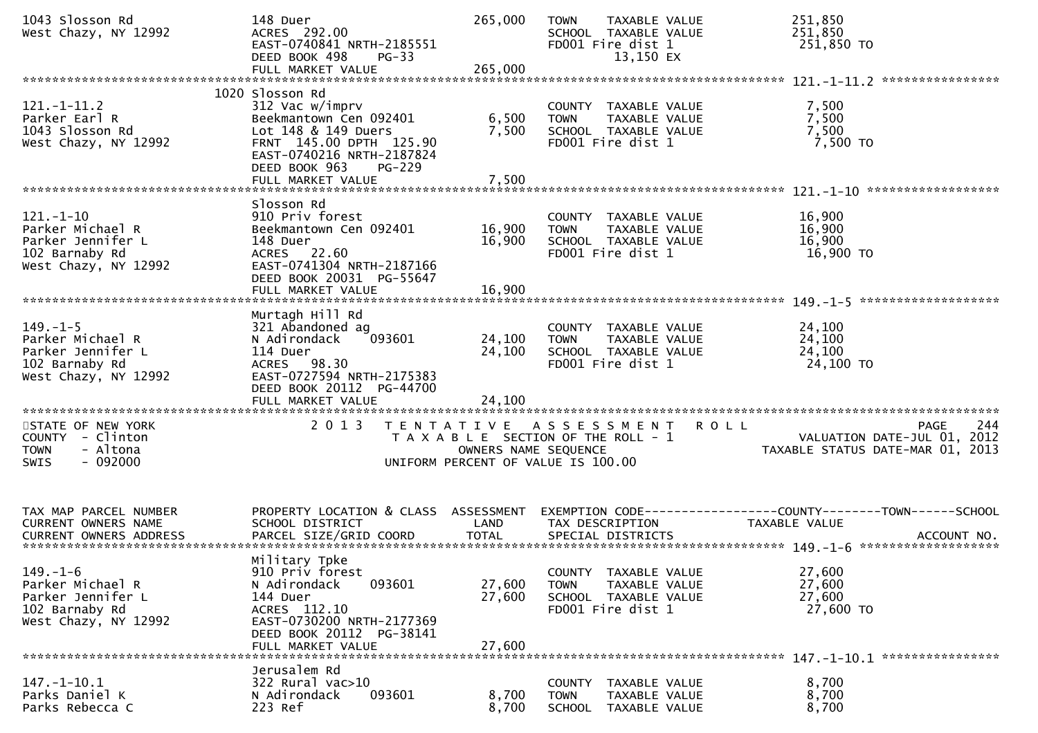```
1043 Slosson Rd               148 Duer                         265,000   TOWN    TAXABLE VALUE             251,850
West Chazy, NY 12992          ACRES 292.00                               SCHOOL  TAXABLE VALUE             251,850
                              EAST-0740841 NRTH-2185551                  FD001 Fire dist 1                  251,850 TO
                              DEED BOOK 498    PG-33                            13,150 EX
                              FULL MARKET VALUE                265,000
******************************************************************************************************* 121.-1-11.2 ****************
                         1020 Slosson Rd
121.-1-11.2                   312 Vac w/imprv                            COUNTY  TAXABLE VALUE               7,500
Parker Earl R                 Beekmantown Cen 092401             6,500   TOWN    TAXABLE VALUE               7,500
1043 Slosson Rd               Lot 148 & 149 Duers                7,500   SCHOOL  TAXABLE VALUE               7,500
West Chazy, NY 12992          FRNT 145.00 DPTH 125.90                    FD001 Fire dist 1                    7,500 TO
                              EAST-0740216 NRTH-2187824
                              DEED BOOK 963    PG-229
                              FULL MARKET VALUE                  7,500
******************************************************************************************************* 121.-1-10 ******************
                              Slosson Rd
121.-1-10                     910 Priv forest                            COUNTY  TAXABLE VALUE              16,900
Parker Michael R              Beekmantown Cen 092401            16,900   TOWN    TAXABLE VALUE              16,900
Parker Jennifer L             148 Duer                          16,900   SCHOOL  TAXABLE VALUE              16,900
102 Barnaby Rd                ACRES  22.60                               FD001 Fire dist 1                   16,900 TO
West Chazy, NY 12992          EAST-0741304 NRTH-2187166
                              DEED BOOK 20031  PG-55647
                              FULL MARKET VALUE                 16,900
******************************************************************************************************* 149.-1-5 *******************
                              Murtagh Hill Rd
149.-1-5                      321 Abandoned ag                           COUNTY  TAXABLE VALUE              24,100
Parker Michael R              N Adirondack    093601            24,100   TOWN    TAXABLE VALUE              24,100
Parker Jennifer L             114 Duer                          24,100   SCHOOL  TAXABLE VALUE              24,100
102 Barnaby Rd                ACRES  98.30                               FD001 Fire dist 1                   24,100 TO
West Chazy, NY 12992          EAST-0727594 NRTH-2175383
                              DEED BOOK 20112  PG-44700
                              FULL MARKET VALUE                 24,100
************************************************************************************************************************************
STATE OF NEW YORK                 2 0 1 3   T E N T A T I V E   A S S E S S M E N T   R O L L                          PAGE    244
COUNTY  - Clinton                        T A X A B L E  SECTION OF THE ROLL - 1                    VALUATION DATE-JUL 01, 2012
TOWN    - Altona                                 OWNERS NAME SEQUENCE                         TAXABLE STATUS DATE-MAR 01, 2013
SWIS    - 092000                          UNIFORM PERCENT OF VALUE IS 100.00


TAX MAP PARCEL NUMBER         PROPERTY LOCATION & CLASS  ASSESSMENT  EXEMPTION CODE------------------COUNTY--------TOWN------SCHOOL
CURRENT OWNERS NAME           SCHOOL DISTRICT               LAND      TAX DESCRIPTION            TAXABLE VALUE
CURRENT OWNERS ADDRESS        PARCEL SIZE/GRID COORD        TOTAL     SPECIAL DISTRICTS                                  ACCOUNT NO.
******************************************************************************************************* 149.-1-6 *******************
                              Military Tpke
149.-1-6                      910 Priv forest                            COUNTY  TAXABLE VALUE              27,600
Parker Michael R              N Adirondack    093601            27,600   TOWN    TAXABLE VALUE              27,600
Parker Jennifer L             144 Duer                          27,600   SCHOOL  TAXABLE VALUE              27,600
102 Barnaby Rd                ACRES 112.10                               FD001 Fire dist 1                   27,600 TO
West Chazy, NY 12992          EAST-0730200 NRTH-2177369
                              DEED BOOK 20112  PG-38141
                              FULL MARKET VALUE                 27,600
******************************************************************************************************* 147.-1-10.1 ****************
                              Jerusalem Rd
147.-1-10.1                   322 Rural vac>10                           COUNTY  TAXABLE VALUE               8,700
Parks Daniel K                N Adirondack    093601             8,700   TOWN    TAXABLE VALUE               8,700
Parks Rebecca C               223 Ref                            8,700   SCHOOL  TAXABLE VALUE               8,700
```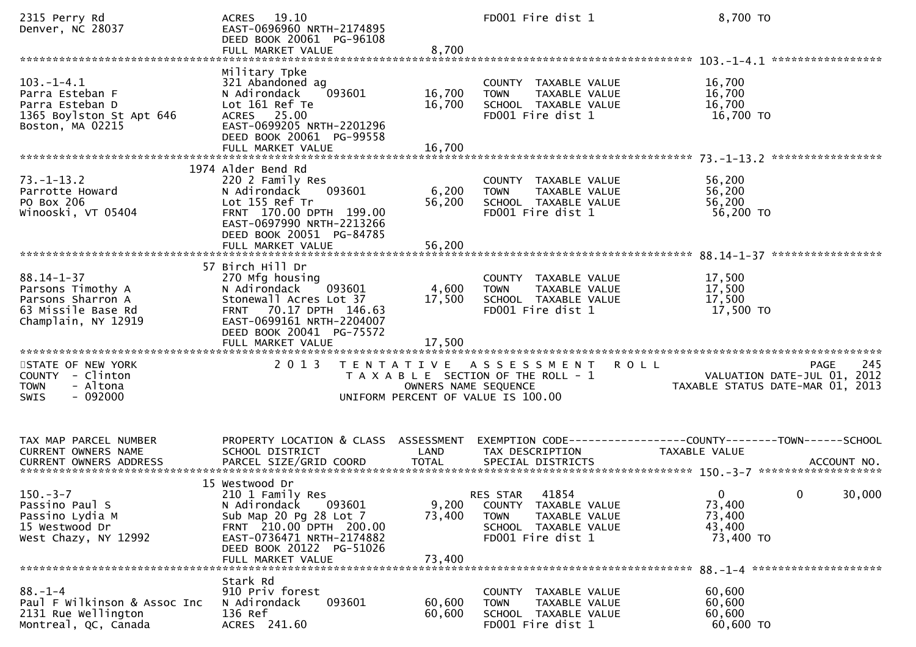```
2315 Perry Rd                  ACRES  19.10                               FD001 Fire dist 1                  8,700 TO
Denver, NC 28037               EAST-0696960 NRTH-2174895
                               DEED BOOK 20061  PG-96108
                               FULL MARKET VALUE                 8,700
******************************************************************************************************* 103.-1-4.1 *****************
                               Military Tpke
103.-1-4.1                     321 Abandoned ag                           COUNTY  TAXABLE VALUE             16,700
Parra Esteban F                N Adirondack    093601        16,700      TOWN    TAXABLE VALUE             16,700
Parra Esteban D                Lot 161 Ref Te                16,700      SCHOOL  TAXABLE VALUE             16,700
1365 Boylston St Apt 646       ACRES  25.00                               FD001 Fire dist 1                 16,700 TO
Boston, MA 02215               EAST-0699205 NRTH-2201296
                               DEED BOOK 20061  PG-99558
                               FULL MARKET VALUE                16,700
******************************************************************************************************* 73.-1-13.2 *****************
                          1974 Alder Bend Rd
73.-1-13.2                     220 2 Family Res                           COUNTY  TAXABLE VALUE             56,200
Parrotte Howard                N Adirondack    093601         6,200      TOWN    TAXABLE VALUE             56,200
PO Box 206                     Lot 155 Ref Tr                56,200      SCHOOL  TAXABLE VALUE             56,200
Winooski, VT 05404             FRNT 170.00 DPTH 199.00                    FD001 Fire dist 1                 56,200 TO
                               EAST-0697990 NRTH-2213266
                               DEED BOOK 20051  PG-84785
                               FULL MARKET VALUE                56,200
******************************************************************************************************* 88.14-1-37 *****************
                            57 Birch Hill Dr
88.14-1-37                     270 Mfg housing                            COUNTY  TAXABLE VALUE             17,500
Parsons Timothy A              N Adirondack    093601         4,600      TOWN    TAXABLE VALUE             17,500
Parsons Sharron A              Stonewall Acres Lot 37        17,500      SCHOOL  TAXABLE VALUE             17,500
63 Missile Base Rd             FRNT  70.17 DPTH 146.63                    FD001 Fire dist 1                 17,500 TO
Champlain, NY 12919            EAST-0699161 NRTH-2204007
                               DEED BOOK 20041  PG-75572
                               FULL MARKET VALUE                17,500
*******************************************************************************************************************************
STATE OF NEW YORK                 2 0 1 3   T E N T A T I V E   A S S E S S M E N T   R O L L                       PAGE   245
COUNTY  - Clinton                           T A X A B L E  SECTION OF THE ROLL - 1                  VALUATION DATE-JUL 01, 2012
TOWN    - Altona                                   OWNERS NAME SEQUENCE                         TAXABLE STATUS DATE-MAR 01, 2013
SWIS    - 092000                            UNIFORM PERCENT OF VALUE IS 100.00


TAX MAP PARCEL NUMBER          PROPERTY LOCATION & CLASS  ASSESSMENT  EXEMPTION CODE------------------COUNTY--------TOWN------SCHOOL
CURRENT OWNERS NAME            SCHOOL DISTRICT               LAND      TAX DESCRIPTION            TAXABLE VALUE
CURRENT OWNERS ADDRESS         PARCEL SIZE/GRID COORD        TOTAL     SPECIAL DISTRICTS                                   ACCOUNT NO.
******************************************************************************************************* 150.-3-7 *******************
                            15 Westwood Dr
150.-3-7                       210 1 Family Res                           RES STAR   41854                   0            0      30,000
Passino Paul S                 N Adirondack    093601         9,200      COUNTY  TAXABLE VALUE             73,400
Passino Lydia M                Sub Map 20 Pg 28 Lot 7        73,400      TOWN    TAXABLE VALUE             73,400
15 Westwood Dr                 FRNT 210.00 DPTH 200.00                    SCHOOL  TAXABLE VALUE             43,400
West Chazy, NY 12992           EAST-0736471 NRTH-2174882                  FD001 Fire dist 1                 73,400 TO
                               DEED BOOK 20122  PG-51026
                               FULL MARKET VALUE                73,400
******************************************************************************************************* 88.-1-4 ********************
                               Stark Rd
88.-1-4                        910 Priv forest                            COUNTY  TAXABLE VALUE             60,600
Paul F Wilkinson & Assoc Inc   N Adirondack    093601        60,600      TOWN    TAXABLE VALUE             60,600
2131 Rue Wellington            136 Ref                       60,600      SCHOOL  TAXABLE VALUE             60,600
Montreal, QC, Canada           ACRES 241.60                               FD001 Fire dist 1                 60,600 TO
```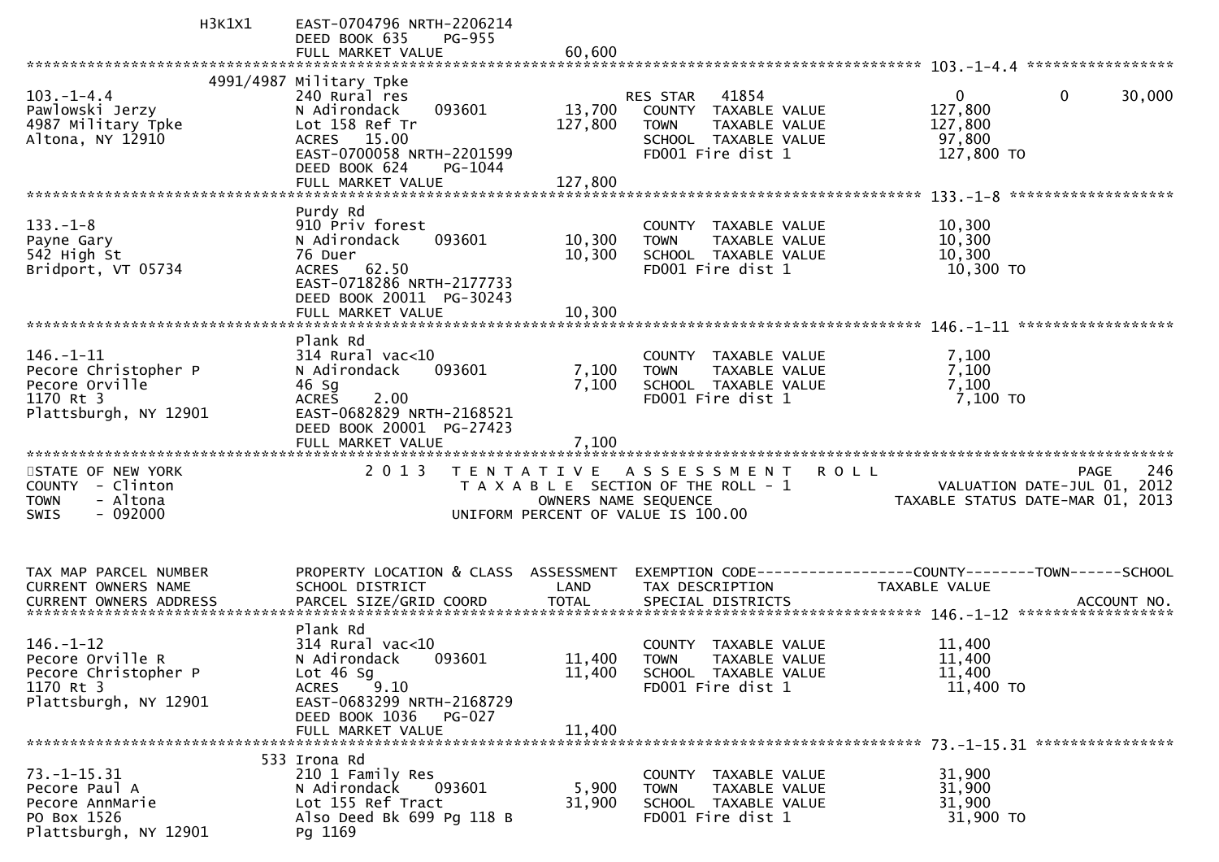```
            H3K1X1        EAST-0704796 NRTH-2206214
                          DEED BOOK 635     PG-955
                          FULL MARKET VALUE              60,600
******************************************************************************************************* 103.-1-4.4 ****************
                    4991/4987 Military Tpke
103.-1-4.4                240 Rural res                         RES STAR    41854              0              0        30,000
Pawlowski Jerzy           N Adirondack      093601     13,700     COUNTY  TAXABLE VALUE          127,800
4987 Military Tpke        Lot 158 Ref Tr              127,800     TOWN    TAXABLE VALUE          127,800
Altona, NY 12910          ACRES   15.00                           SCHOOL  TAXABLE VALUE           97,800
                          EAST-0700058 NRTH-2201599               FD001 Fire dist 1              127,800 TO
                          DEED BOOK 624     PG-1044
                          FULL MARKET VALUE             127,800
******************************************************************************************************* 133.-1-8 ******************
                          Purdy Rd
133.-1-8                  910 Priv forest                        COUNTY  TAXABLE VALUE           10,300
Payne Gary                N Adirondack      093601     10,300     TOWN    TAXABLE VALUE           10,300
542 High St               76 Duer                      10,300     SCHOOL  TAXABLE VALUE           10,300
Bridport, VT 05734        ACRES   62.50                           FD001 Fire dist 1               10,300 TO
                          EAST-0718286 NRTH-2177733
                          DEED BOOK 20011  PG-30243
                          FULL MARKET VALUE              10,300
******************************************************************************************************* 146.-1-11 *****************
                          Plank Rd
146.-1-11                 314 Rural vac<10                       COUNTY  TAXABLE VALUE            7,100
Pecore Christopher P      N Adirondack      093601      7,100     TOWN    TAXABLE VALUE            7,100
Pecore Orville            46 Sg                         7,100     SCHOOL  TAXABLE VALUE            7,100
1170 Rt 3                 ACRES    2.00                           FD001 Fire dist 1                7,100 TO
Plattsburgh, NY 12901     EAST-0682829 NRTH-2168521
                          DEED BOOK 20001  PG-27423
                          FULL MARKET VALUE               7,100
************************************************************************************************************************************
STATE OF NEW YORK                2 0 1 3   T E N T A T I V E   A S S E S S M E N T   R O L L                         PAGE    246
COUNTY  - Clinton                          T A X A B L E  SECTION OF THE ROLL - 1                   VALUATION DATE-JUL 01, 2012
TOWN    - Altona                                 OWNERS NAME SEQUENCE                          TAXABLE STATUS DATE-MAR 01, 2013
SWIS    - 092000                         UNIFORM PERCENT OF VALUE IS 100.00


TAX MAP PARCEL NUMBER          PROPERTY LOCATION & CLASS  ASSESSMENT  EXEMPTION CODE------------------COUNTY--------TOWN------SCHOOL
CURRENT OWNERS NAME            SCHOOL DISTRICT               LAND      TAX DESCRIPTION              TAXABLE VALUE
CURRENT OWNERS ADDRESS         PARCEL SIZE/GRID COORD        TOTAL     SPECIAL DISTRICTS                                  ACCOUNT NO.
******************************************************************************************************* 146.-1-12 *****************
                          Plank Rd
146.-1-12                 314 Rural vac<10                       COUNTY  TAXABLE VALUE           11,400
Pecore Orville R          N Adirondack      093601     11,400     TOWN    TAXABLE VALUE           11,400
Pecore Christopher P      Lot 46 Sg                    11,400     SCHOOL  TAXABLE VALUE           11,400
1170 Rt 3                 ACRES    9.10                           FD001 Fire dist 1               11,400 TO
Plattsburgh, NY 12901     EAST-0683299 NRTH-2168729
                          DEED BOOK 1036   PG-027
                          FULL MARKET VALUE              11,400
******************************************************************************************************* 73.-1-15.31 ***************
                    533 Irona Rd
73.-1-15.31               210 1 Family Res                       COUNTY  TAXABLE VALUE           31,900
Pecore Paul A             N Adirondack      093601      5,900     TOWN    TAXABLE VALUE           31,900
Pecore AnnMarie           Lot 155 Ref Tract            31,900     SCHOOL  TAXABLE VALUE           31,900
PO Box 1526               Also Deed Bk 699 Pg 118 B               FD001 Fire dist 1               31,900 TO
Plattsburgh, NY 12901     Pg 1169
```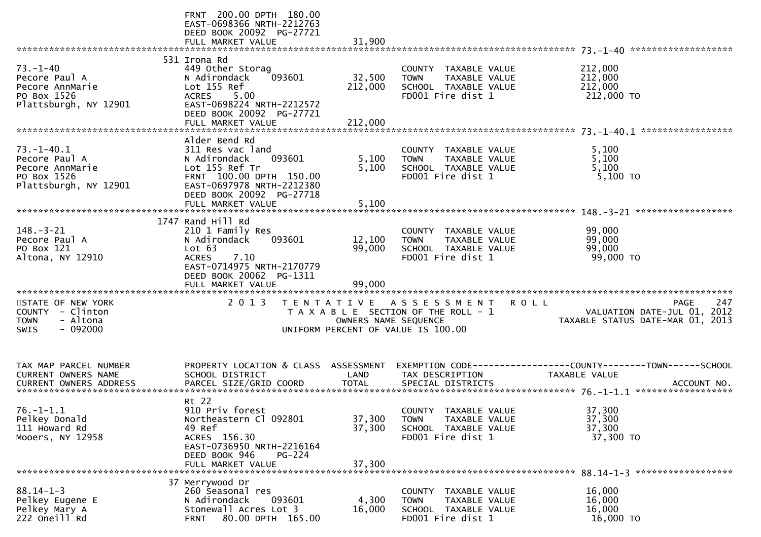```
                                  FRNT 200.00 DPTH 180.00
                                  EAST-0698366 NRTH-2212763
                                  DEED BOOK 20092  PG-27721
                                  FULL MARKET VALUE              31,900
******************************************************************************************************* 73.-1-40 ******************
                                  531 Irona Rd
73.-1-40                          449 Other Storag                          COUNTY  TAXABLE VALUE          212,000
Pecore Paul A                     N Adirondack     093601       32,500      TOWN    TAXABLE VALUE          212,000
Pecore AnnMarie                   Lot 155 Ref                  212,000      SCHOOL  TAXABLE VALUE          212,000
PO Box 1526                       ACRES    5.00                             FD001 Fire dist 1               212,000 TO
Plattsburgh, NY 12901             EAST-0698224 NRTH-2212572
                                  DEED BOOK 20092  PG-27721
                                  FULL MARKET VALUE             212,000
******************************************************************************************************* 73.-1-40.1 ****************
                                  Alder Bend Rd
73.-1-40.1                        311 Res vac land                          COUNTY  TAXABLE VALUE            5,100
Pecore Paul A                     N Adirondack     093601        5,100      TOWN    TAXABLE VALUE            5,100
Pecore AnnMarie                   Lot 155 Ref Tr                 5,100      SCHOOL  TAXABLE VALUE            5,100
PO Box 1526                       FRNT 100.00 DPTH 150.00                   FD001 Fire dist 1                 5,100 TO
Plattsburgh, NY 12901             EAST-0697978 NRTH-2212380
                                  DEED BOOK 20092  PG-27718
                                  FULL MARKET VALUE               5,100
******************************************************************************************************* 148.-3-21 *****************
                                  1747 Rand Hill Rd
148.-3-21                         210 1 Family Res                          COUNTY  TAXABLE VALUE           99,000
Pecore Paul A                     N Adirondack     093601       12,100      TOWN    TAXABLE VALUE           99,000
PO Box 121                        Lot 63                        99,000      SCHOOL  TAXABLE VALUE           99,000
Altona, NY 12910                  ACRES    7.10                             FD001 Fire dist 1                99,000 TO
                                  EAST-0714975 NRTH-2170779
                                  DEED BOOK 20062  PG-1311
                                  FULL MARKET VALUE              99,000
************************************************************************************************************************************
STATE OF NEW YORK                   2 0 1 3   T E N T A T I V E   A S S E S S M E N T   R O L L                          PAGE    247
COUNTY  - Clinton                          T A X A B L E  SECTION OF THE ROLL - 1                       VALUATION DATE-JUL 01, 2012
TOWN    - Altona                                   OWNERS NAME SEQUENCE                           TAXABLE STATUS DATE-MAR 01, 2013
SWIS    - 092000                          UNIFORM PERCENT OF VALUE IS 100.00


TAX MAP PARCEL NUMBER             PROPERTY LOCATION & CLASS  ASSESSMENT  EXEMPTION CODE------------------COUNTY--------TOWN------SCHOOL
CURRENT OWNERS NAME               SCHOOL DISTRICT               LAND      TAX DESCRIPTION               TAXABLE VALUE
CURRENT OWNERS ADDRESS            PARCEL SIZE/GRID COORD        TOTAL     SPECIAL DISTRICTS                                 ACCOUNT NO.
******************************************************************************************************* 76.-1-1.1 *****************
                                  Rt 22
76.-1-1.1                         910 Priv forest                           COUNTY  TAXABLE VALUE           37,300
Pelkey Donald                     Northeastern Cl 092801        37,300      TOWN    TAXABLE VALUE           37,300
111 Howard Rd                     49 Ref                        37,300      SCHOOL  TAXABLE VALUE           37,300
Mooers, NY 12958                  ACRES  156.30                             FD001 Fire dist 1                37,300 TO
                                  EAST-0736950 NRTH-2216164
                                  DEED BOOK 946    PG-224
                                  FULL MARKET VALUE              37,300
******************************************************************************************************* 88.14-1-3 *****************
                                  37 Merrywood Dr
88.14-1-3                         260 Seasonal res                          COUNTY  TAXABLE VALUE           16,000
Pelkey Eugene E                   N Adirondack     093601        4,300      TOWN    TAXABLE VALUE           16,000
Pelkey Mary A                     Stonewall Acres Lot 3         16,000      SCHOOL  TAXABLE VALUE           16,000
222 Oneill Rd                     FRNT  80.00 DPTH 165.00                   FD001 Fire dist 1                16,000 TO
```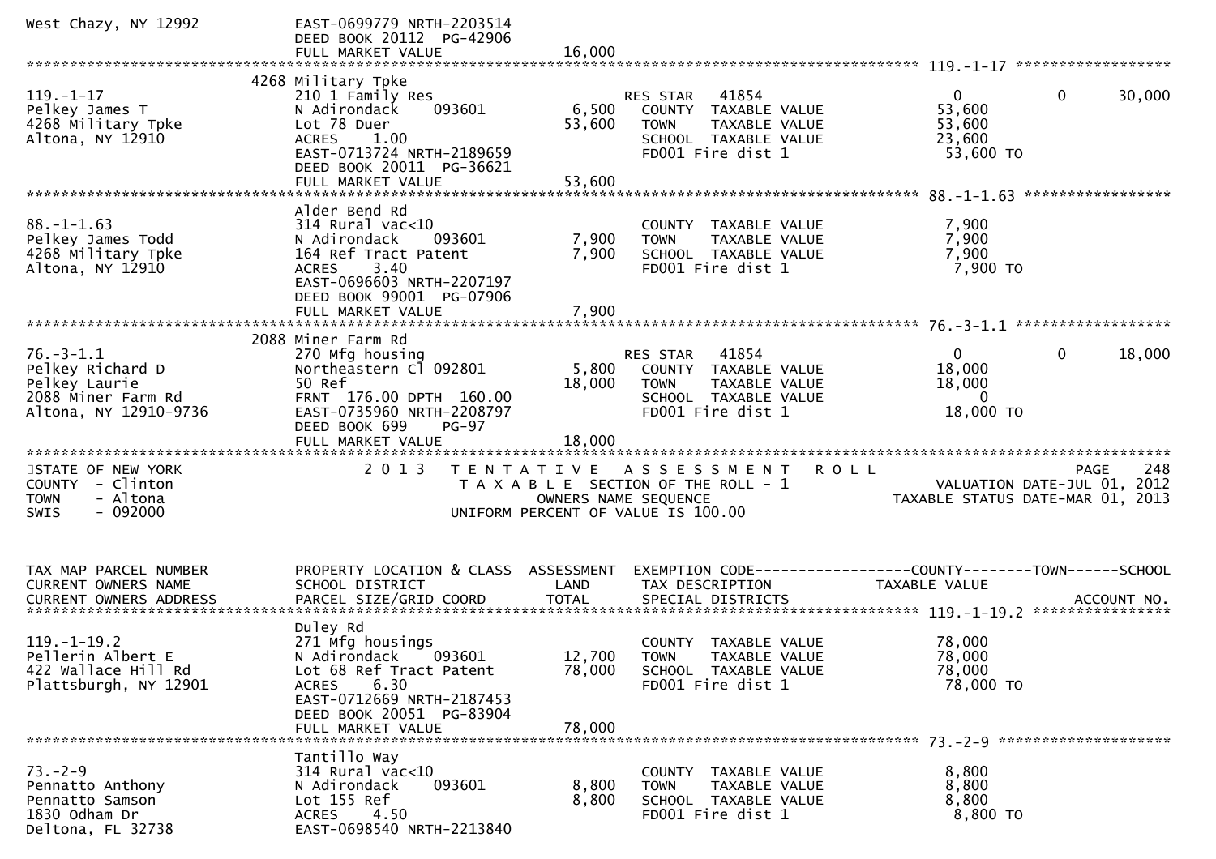```
West Chazy, NY 12992           EAST-0699779 NRTH-2203514
                               DEED BOOK 20112  PG-42906
                               FULL MARKET VALUE            16,000
******************************************************************************************************* 119.-1-17 ******************
                          4268 Military Tpke
119.-1-17                  210 1 Family Res                     RES STAR   41854              0          0     30,000
Pelkey James T             N Adirondack    093601       6,500   COUNTY  TAXABLE VALUE         53,600
4268 Military Tpke         Lot 78 Duer                 53,600   TOWN    TAXABLE VALUE         53,600
Altona, NY 12910           ACRES    1.00                        SCHOOL  TAXABLE VALUE         23,600
                           EAST-0713724 NRTH-2189659            FD001 Fire dist 1              53,600 TO
                           DEED BOOK 20011  PG-36621
                           FULL MARKET VALUE           53,600
******************************************************************************************************* 88.-1-1.63 *****************
                           Alder Bend Rd
88.-1-1.63                 314 Rural vac<10                     COUNTY  TAXABLE VALUE          7,900
Pelkey James Todd          N Adirondack    093601       7,900   TOWN    TAXABLE VALUE          7,900
4268 Military Tpke         164 Ref Tract Patent         7,900   SCHOOL  TAXABLE VALUE          7,900
Altona, NY 12910           ACRES    3.40                        FD001 Fire dist 1               7,900 TO
                           EAST-0696603 NRTH-2207197
                           DEED BOOK 99001  PG-07906
                           FULL MARKET VALUE            7,900
******************************************************************************************************* 76.-3-1.1 ******************
                          2088 Miner Farm Rd
76.-3-1.1                  270 Mfg housing                      RES STAR   41854              0          0     18,000
Pelkey Richard D           Northeastern Cl 092801       5,800   COUNTY  TAXABLE VALUE         18,000
Pelkey Laurie              50 Ref                      18,000   TOWN    TAXABLE VALUE         18,000
2088 Miner Farm Rd         FRNT 176.00 DPTH 160.00              SCHOOL  TAXABLE VALUE              0
Altona, NY 12910-9736      EAST-0735960 NRTH-2208797            FD001 Fire dist 1              18,000 TO
                           DEED BOOK 699    PG-97
                           FULL MARKET VALUE           18,000
************************************************************************************************************************************
STATE OF NEW YORK                 2 0 1 3   T E N T A T I V E   A S S E S S M E N T   R O L L                        PAGE    248
COUNTY  - Clinton                           T A X A B L E  SECTION OF THE ROLL - 1                 VALUATION DATE-JUL 01, 2012
TOWN    - Altona                                   OWNERS NAME SEQUENCE                        TAXABLE STATUS DATE-MAR 01, 2013
SWIS    - 092000                           UNIFORM PERCENT OF VALUE IS 100.00


TAX MAP PARCEL NUMBER      PROPERTY LOCATION & CLASS  ASSESSMENT  EXEMPTION CODE------------------COUNTY--------TOWN------SCHOOL
CURRENT OWNERS NAME        SCHOOL DISTRICT               LAND      TAX DESCRIPTION            TAXABLE VALUE
CURRENT OWNERS ADDRESS     PARCEL SIZE/GRID COORD       TOTAL      SPECIAL DISTRICTS                                   ACCOUNT NO.
******************************************************************************************************* 119.-1-19.2 ****************
                           Duley Rd
119.-1-19.2                271 Mfg housings                     COUNTY  TAXABLE VALUE         78,000
Pellerin Albert E          N Adirondack    093601      12,700   TOWN    TAXABLE VALUE         78,000
422 Wallace Hill Rd        Lot 68 Ref Tract Patent     78,000   SCHOOL  TAXABLE VALUE         78,000
Plattsburgh, NY 12901      ACRES    6.30                        FD001 Fire dist 1              78,000 TO
                           EAST-0712669 NRTH-2187453
                           DEED BOOK 20051  PG-83904
                           FULL MARKET VALUE           78,000
******************************************************************************************************* 73.-2-9 ********************
                           Tantillo Way
73.-2-9                    314 Rural vac<10                     COUNTY  TAXABLE VALUE          8,800
Pennatto Anthony           N Adirondack    093601       8,800   TOWN    TAXABLE VALUE          8,800
Pennatto Samson            Lot 155 Ref                  8,800   SCHOOL  TAXABLE VALUE          8,800
1830 Odham Dr              ACRES    4.50                        FD001 Fire dist 1               8,800 TO
Deltona, FL 32738          EAST-0698540 NRTH-2213840
```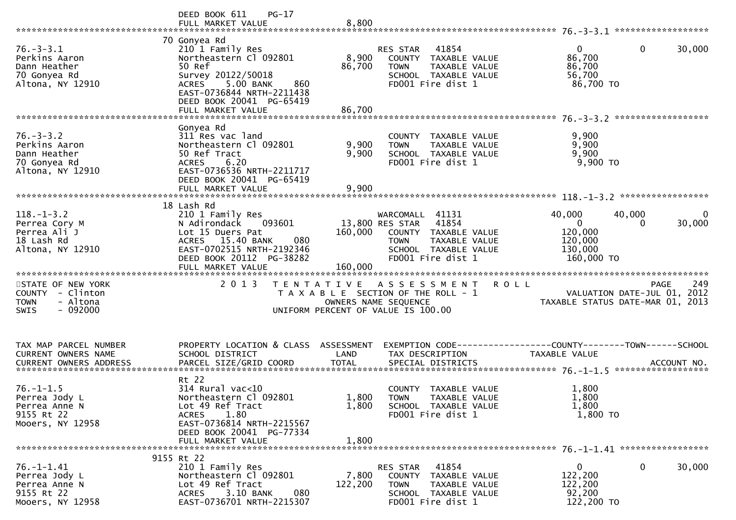DEED BOOK 611 PG-17
FULL MARKET VALUE 8,800

| TAX MAP PARCEL NUMBER / CURRENT OWNERS NAME / CURRENT OWNERS ADDRESS | PROPERTY LOCATION & CLASS / SCHOOL DISTRICT / PARCEL SIZE/GRID COORD | ASSESSMENT LAND | ASSESSMENT TOTAL | EXEMPTION CODE / TAX DESCRIPTION / SPECIAL DISTRICTS | COUNTY TAXABLE VALUE | TOWN | SCHOOL | ACCOUNT NO. |
|---|---|---|---|---|---|---|---|---|
| **76.-3-3.1** | 70 Gonyea Rd | | | | | | | |
| 76.-3-3.1 | 210 1 Family Res | | | RES STAR 41854 | 0 | 0 | 30,000 | |
| Perkins Aaron | Northeastern Cl 092801 | 8,900 | | COUNTY TAXABLE VALUE | 86,700 | | | |
| Dann Heather | 50 Ref | | 86,700 | TOWN TAXABLE VALUE | 86,700 | | | |
| 70 Gonyea Rd | Survey 20122/50018 | | | SCHOOL TAXABLE VALUE | 56,700 | | | |
| Altona, NY 12910 | ACRES 5.00 BANK 860 | | | FD001 Fire dist 1 | 86,700 TO | | | |
| | EAST-0736844 NRTH-2211438 | | | | | | | |
| | DEED BOOK 20041 PG-65419 | | | | | | | |
| | FULL MARKET VALUE | | 86,700 | | | | | |
| **76.-3-3.2** | Gonyea Rd | | | | | | | |
| 76.-3-3.2 | 311 Res vac land | | | COUNTY TAXABLE VALUE | 9,900 | | | |
| Perkins Aaron | Northeastern Cl 092801 | 9,900 | | TOWN TAXABLE VALUE | 9,900 | | | |
| Dann Heather | 50 Ref Tract | | 9,900 | SCHOOL TAXABLE VALUE | 9,900 | | | |
| 70 Gonyea Rd | ACRES 6.20 | | | FD001 Fire dist 1 | 9,900 TO | | | |
| Altona, NY 12910 | EAST-0736536 NRTH-2211717 | | | | | | | |
| | DEED BOOK 20041 PG-65419 | | | | | | | |
| | FULL MARKET VALUE | | 9,900 | | | | | |
| **118.-1-3.2** | 18 Lash Rd | | | | | | | |
| 118.-1-3.2 | 210 1 Family Res | | | WARCOMALL 41131 | 40,000 | 40,000 | 0 | |
| Perrea Cory M | N Adirondack 093601 | 13,800 | | RES STAR 41854 | 0 | 0 | 30,000 | |
| Perrea Ali J | Lot 15 Duers Pat | | 160,000 | COUNTY TAXABLE VALUE | 120,000 | | | |
| 18 Lash Rd | ACRES 15.40 BANK 080 | | | TOWN TAXABLE VALUE | 120,000 | | | |
| Altona, NY 12910 | EAST-0702515 NRTH-2192346 | | | SCHOOL TAXABLE VALUE | 130,000 | | | |
| | DEED BOOK 20112 PG-38282 | | | FD001 Fire dist 1 | 160,000 TO | | | |
| | FULL MARKET VALUE | | 160,000 | | | | | |

STATE OF NEW YORK
COUNTY - Clinton
TOWN - Altona
SWIS - 092000

2013 TENTATIVE ASSESSMENT ROLL
TAXABLE SECTION OF THE ROLL - 1
OWNERS NAME SEQUENCE
UNIFORM PERCENT OF VALUE IS 100.00

PAGE 249
VALUATION DATE-JUL 01, 2012
TAXABLE STATUS DATE-MAR 01, 2013

| TAX MAP PARCEL NUMBER / CURRENT OWNERS NAME / CURRENT OWNERS ADDRESS | PROPERTY LOCATION & CLASS / SCHOOL DISTRICT / PARCEL SIZE/GRID COORD | ASSESSMENT LAND | ASSESSMENT TOTAL | EXEMPTION CODE / TAX DESCRIPTION / SPECIAL DISTRICTS | COUNTY TAXABLE VALUE | TOWN | SCHOOL | ACCOUNT NO. |
|---|---|---|---|---|---|---|---|---|
| **76.-1-1.5** | Rt 22 | | | | | | | |
| 76.-1-1.5 | 314 Rural vac<10 | | | COUNTY TAXABLE VALUE | 1,800 | | | |
| Perrea Jody L | Northeastern Cl 092801 | 1,800 | | TOWN TAXABLE VALUE | 1,800 | | | |
| Perrea Anne N | Lot 49 Ref Tract | | 1,800 | SCHOOL TAXABLE VALUE | 1,800 | | | |
| 9155 Rt 22 | ACRES 1.80 | | | FD001 Fire dist 1 | 1,800 TO | | | |
| Mooers, NY 12958 | EAST-0736814 NRTH-2215567 | | | | | | | |
| | DEED BOOK 20041 PG-77334 | | | | | | | |
| | FULL MARKET VALUE | | 1,800 | | | | | |
| **76.-1-1.41** | 9155 Rt 22 | | | | | | | |
| 76.-1-1.41 | 210 1 Family Res | | | RES STAR 41854 | 0 | 0 | 30,000 | |
| Perrea Jody L | Northeastern Cl 092801 | 7,800 | | COUNTY TAXABLE VALUE | 122,200 | | | |
| Perrea Anne N | Lot 49 Ref Tract | | 122,200 | TOWN TAXABLE VALUE | 122,200 | | | |
| 9155 Rt 22 | ACRES 3.10 BANK 080 | | | SCHOOL TAXABLE VALUE | 92,200 | | | |
| Mooers, NY 12958 | EAST-0736701 NRTH-2215307 | | | FD001 Fire dist 1 | 122,200 TO | | | |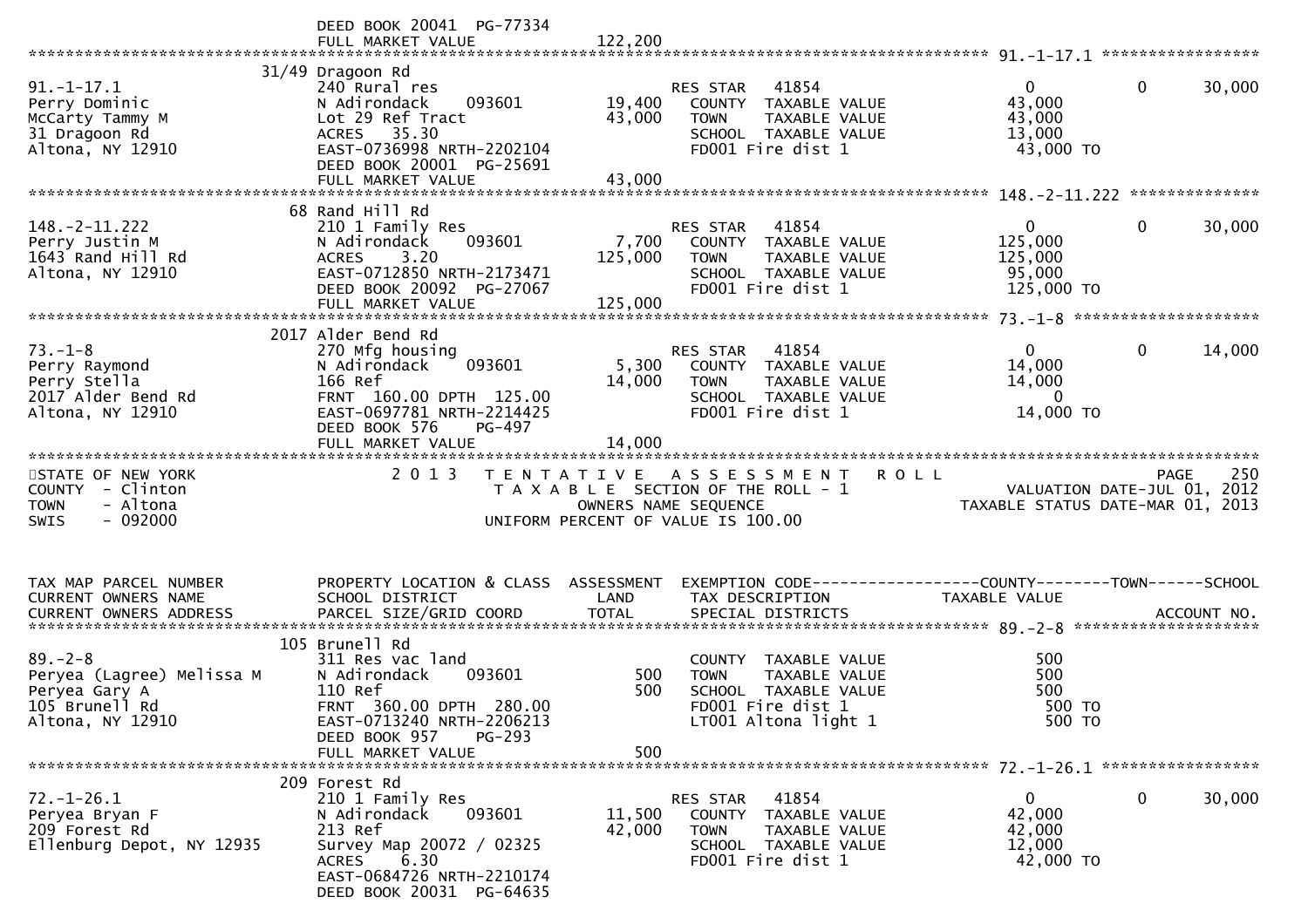DEED BOOK 20041 PG-77334
FULL MARKET VALUE 122,200

**91.-1-17.1**

| | | | | | |
|---|---|---|---|---|---|
| 91.-1-17.1 | 31/49 Dragoon Rd | | | | |
| Perry Dominic | 240 Rural res | | RES STAR 41854 | 0 | 0 30,000 |
| McCarty Tammy M | N Adirondack 093601 | 19,400 | COUNTY TAXABLE VALUE | 43,000 | |
| 31 Dragoon Rd | Lot 29 Ref Tract | 43,000 | TOWN TAXABLE VALUE | 43,000 | |
| Altona, NY 12910 | ACRES 35.30 | | SCHOOL TAXABLE VALUE | 13,000 | |
| | EAST-0736998 NRTH-2202104 | | FD001 Fire dist 1 | 43,000 TO | |
| | DEED BOOK 20001 PG-25691 | | | | |
| | FULL MARKET VALUE | 43,000 | | | |

**148.-2-11.222**

| | | | | | |
|---|---|---|---|---|---|
| 148.-2-11.222 | 68 Rand Hill Rd | | | | |
| Perry Justin M | 210 1 Family Res | | RES STAR 41854 | 0 | 0 30,000 |
| 1643 Rand Hill Rd | N Adirondack 093601 | 7,700 | COUNTY TAXABLE VALUE | 125,000 | |
| Altona, NY 12910 | ACRES 3.20 | 125,000 | TOWN TAXABLE VALUE | 125,000 | |
| | EAST-0712850 NRTH-2173471 | | SCHOOL TAXABLE VALUE | 95,000 | |
| | DEED BOOK 20092 PG-27067 | | FD001 Fire dist 1 | 125,000 TO | |
| | FULL MARKET VALUE | 125,000 | | | |

**73.-1-8**

| | | | | | |
|---|---|---|---|---|---|
| 73.-1-8 | 2017 Alder Bend Rd | | | | |
| Perry Raymond | 270 Mfg housing | | RES STAR 41854 | 0 | 0 14,000 |
| Perry Stella | N Adirondack 093601 | 5,300 | COUNTY TAXABLE VALUE | 14,000 | |
| 2017 Alder Bend Rd | 166 Ref | 14,000 | TOWN TAXABLE VALUE | 14,000 | |
| Altona, NY 12910 | FRNT 160.00 DPTH 125.00 | | SCHOOL TAXABLE VALUE | 0 | |
| | EAST-0697781 NRTH-2214425 | | FD001 Fire dist 1 | 14,000 TO | |
| | DEED BOOK 576 PG-497 | | | | |
| | FULL MARKET VALUE | 14,000 | | | |

STATE OF NEW YORK — 2013 TENTATIVE ASSESSMENT ROLL — PAGE 250
COUNTY - Clinton — TAXABLE SECTION OF THE ROLL - 1 — VALUATION DATE-JUL 01, 2012
TOWN - Altona — OWNERS NAME SEQUENCE — TAXABLE STATUS DATE-MAR 01, 2013
SWIS - 092000 — UNIFORM PERCENT OF VALUE IS 100.00

| TAX MAP PARCEL NUMBER / CURRENT OWNERS NAME / CURRENT OWNERS ADDRESS | PROPERTY LOCATION & CLASS / SCHOOL DISTRICT / PARCEL SIZE/GRID COORD | ASSESSMENT LAND / TOTAL | EXEMPTION CODE / TAX DESCRIPTION / SPECIAL DISTRICTS | COUNTY TAXABLE VALUE | TOWN SCHOOL / ACCOUNT NO. |
|---|---|---|---|---|---|
| **89.-2-8** | | | | | |
| 89.-2-8 | 105 Brunell Rd | | | | |
| Peryea (Lagree) Melissa M | 311 Res vac land | | COUNTY TAXABLE VALUE | 500 | |
| Peryea Gary A | N Adirondack 093601 | 500 | TOWN TAXABLE VALUE | 500 | |
| 105 Brunell Rd | 110 Ref | 500 | SCHOOL TAXABLE VALUE | 500 | |
| Altona, NY 12910 | FRNT 360.00 DPTH 280.00 | | FD001 Fire dist 1 | 500 TO | |
| | EAST-0713240 NRTH-2206213 | | LT001 Altona light 1 | 500 TO | |
| | DEED BOOK 957 PG-293 | | | | |
| | FULL MARKET VALUE | 500 | | | |
| **72.-1-26.1** | | | | | |
| 72.-1-26.1 | 209 Forest Rd | | | | |
| Peryea Bryan F | 210 1 Family Res | | RES STAR 41854 | 0 | 0 30,000 |
| 209 Forest Rd | N Adirondack 093601 | 11,500 | COUNTY TAXABLE VALUE | 42,000 | |
| Ellenburg Depot, NY 12935 | 213 Ref | 42,000 | TOWN TAXABLE VALUE | 42,000 | |
| | Survey Map 20072 / 02325 | | SCHOOL TAXABLE VALUE | 12,000 | |
| | ACRES 6.30 | | FD001 Fire dist 1 | 42,000 TO | |
| | EAST-0684726 NRTH-2210174 | | | | |
| | DEED BOOK 20031 PG-64635 | | | | |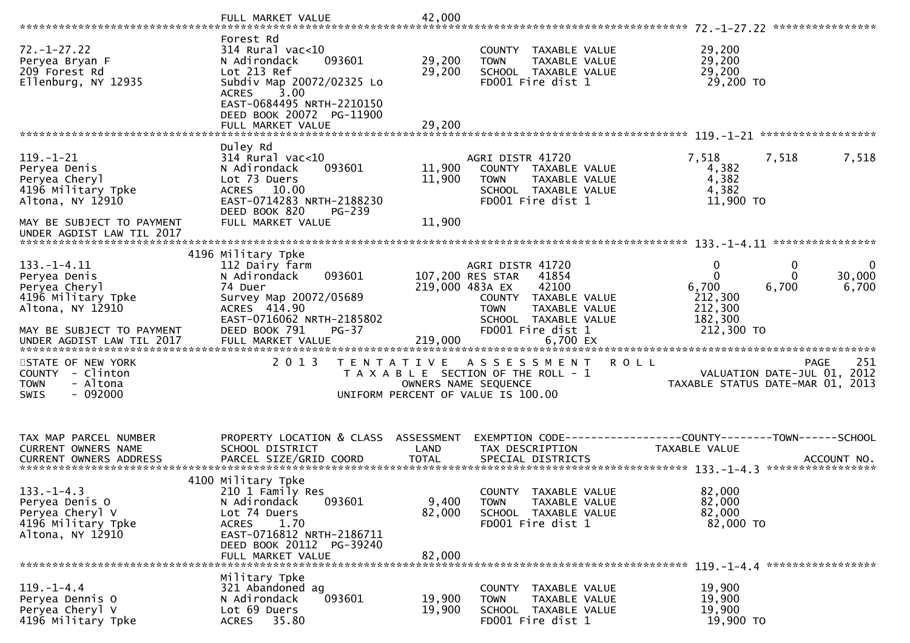```
                                        FULL MARKET VALUE             42,000
******************************************************************************************************* 72.-1-27.22 ****************
                                        Forest Rd
72.-1-27.22                             314 Rural vac<10                                COUNTY  TAXABLE VALUE                29,200
Peryea Bryan F                          N Adirondack      093601        29,200          TOWN    TAXABLE VALUE                29,200
209 Forest Rd                           Lot 213 Ref                     29,200          SCHOOL  TAXABLE VALUE                29,200
Ellenburg, NY 12935                     Subdiv Map 20072/02325 Lo                       FD001 Fire dist 1                    29,200 TO
                                        ACRES     3.00
                                        EAST-0684495 NRTH-2210150
                                        DEED BOOK 20072  PG-11900
                                        FULL MARKET VALUE             29,200
******************************************************************************************************* 119.-1-21 ******************
                                        Duley Rd
119.-1-21                               314 Rural vac<10                                AGRI DISTR 41720              7,518      7,518      7,518
Peryea Denis                            N Adirondack      093601        11,900          COUNTY  TAXABLE VALUE                 4,382
Peryea Cheryl                           Lot 73 Duers                    11,900          TOWN    TAXABLE VALUE                 4,382
4196 Military Tpke                      ACRES    10.00                                  SCHOOL  TAXABLE VALUE                 4,382
Altona, NY 12910                        EAST-0714283 NRTH-2188230                       FD001 Fire dist 1                    11,900 TO
                                        DEED BOOK 820     PG-239
MAY BE SUBJECT TO PAYMENT               FULL MARKET VALUE             11,900
UNDER AGDIST LAW TIL 2017
******************************************************************************************************* 133.-1-4.11 ****************
                              4196 Military Tpke
133.-1-4.11                             112 Dairy farm                                  AGRI DISTR 41720                  0          0          0
Peryea Denis                            N Adirondack      093601       107,200 RES STAR   41854                           0          0     30,000
Peryea Cheryl                           74 Duer                        219,000 483A EX    42100                       6,700      6,700      6,700
4196 Military Tpke                      Survey Map 20072/05689                          COUNTY  TAXABLE VALUE               212,300
Altona, NY 12910                        ACRES  414.90                                   TOWN    TAXABLE VALUE               212,300
                                        EAST-0716062 NRTH-2185802                       SCHOOL  TAXABLE VALUE               182,300
MAY BE SUBJECT TO PAYMENT               DEED BOOK 791     PG-37                         FD001 Fire dist 1                   212,300 TO
UNDER AGDIST LAW TIL 2017               FULL MARKET VALUE            219,000                      6,700 EX
************************************************************************************************************************************
STATE OF NEW YORK                       2 0 1 3   T E N T A T I V E   A S S E S S M E N T   R O L L                           PAGE    251
COUNTY  - Clinton                                  T A X A B L E  SECTION OF THE ROLL - 1                       VALUATION DATE-JUL 01, 2012
TOWN    - Altona                                          OWNERS NAME SEQUENCE                             TAXABLE STATUS DATE-MAR 01, 2013
SWIS    - 092000                                  UNIFORM PERCENT OF VALUE IS 100.00


TAX MAP PARCEL NUMBER                   PROPERTY LOCATION & CLASS  ASSESSMENT  EXEMPTION CODE------------------COUNTY--------TOWN------SCHOOL
CURRENT OWNERS NAME                     SCHOOL DISTRICT               LAND      TAX DESCRIPTION              TAXABLE VALUE
CURRENT OWNERS ADDRESS                  PARCEL SIZE/GRID COORD        TOTAL     SPECIAL DISTRICTS                                ACCOUNT NO.
******************************************************************************************************* 133.-1-4.3 *****************
                              4100 Military Tpke
133.-1-4.3                              210 1 Family Res                                COUNTY  TAXABLE VALUE                82,000
Peryea Denis O                          N Adirondack      093601         9,400          TOWN    TAXABLE VALUE                82,000
Peryea Cheryl V                         Lot 74 Duers                    82,000          SCHOOL  TAXABLE VALUE                82,000
4196 Military Tpke                      ACRES     1.70                                  FD001 Fire dist 1                    82,000 TO
Altona, NY 12910                        EAST-0716812 NRTH-2186711
                                        DEED BOOK 20112  PG-39240
                                        FULL MARKET VALUE             82,000
******************************************************************************************************* 119.-1-4.4 *****************
                                        Military Tpke
119.-1-4.4                              321 Abandoned ag                                COUNTY  TAXABLE VALUE                19,900
Peryea Dennis O                         N Adirondack      093601        19,900          TOWN    TAXABLE VALUE                19,900
Peryea Cheryl V                         Lot 69 Duers                    19,900          SCHOOL  TAXABLE VALUE                19,900
4196 Military Tpke                      ACRES    35.80                                  FD001 Fire dist 1                    19,900 TO
```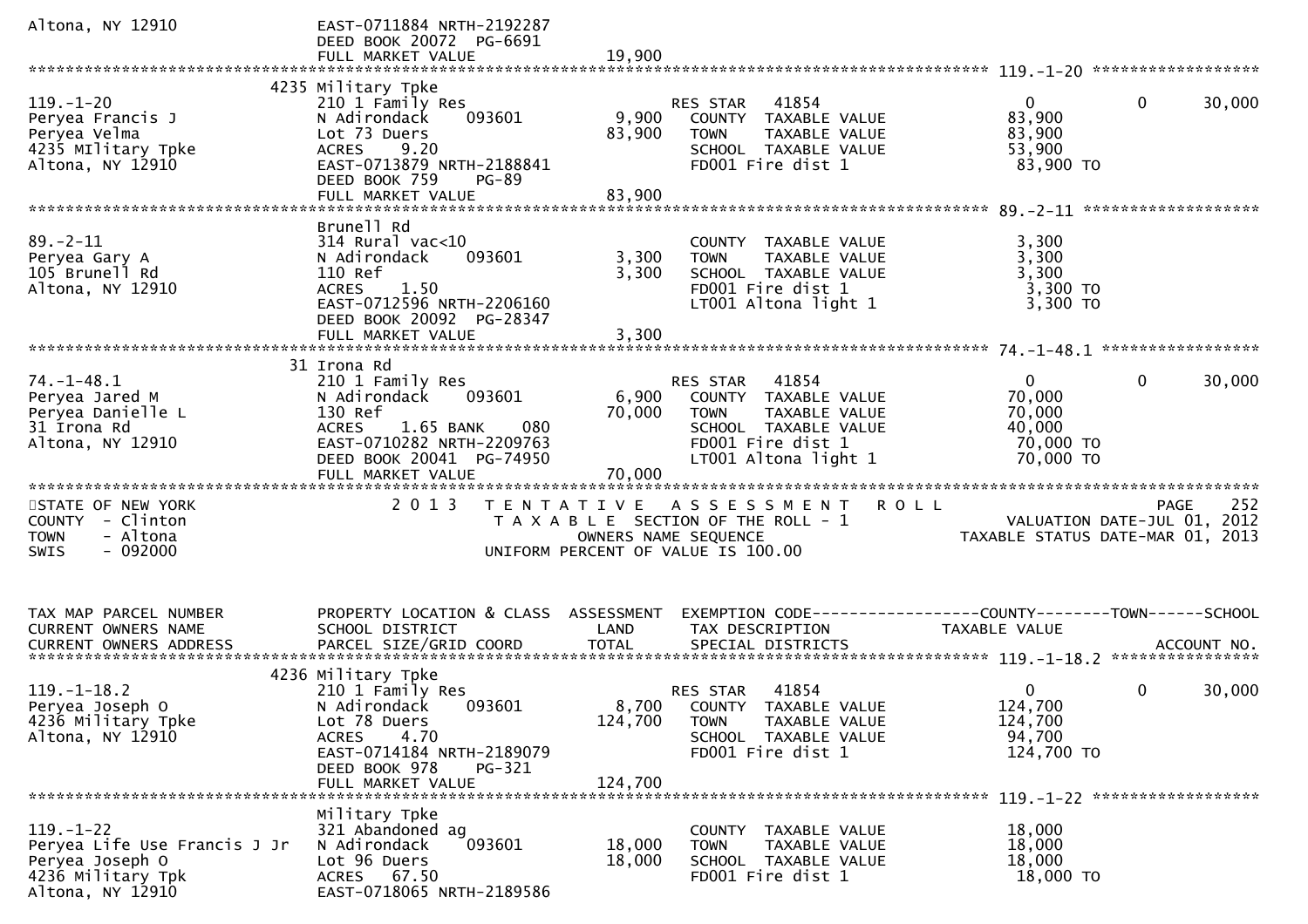```
Altona, NY 12910              EAST-0711884 NRTH-2192287
                              DEED BOOK 20072  PG-6691
                              FULL MARKET VALUE             19,900
******************************************************************************************************* 119.-1-20 ******************
                          4235 Military Tpke
119.-1-20                     210 1 Family Res                   RES STAR   41854                0          0      30,000
Peryea Francis J              N Adirondack    093601       9,900   COUNTY  TAXABLE VALUE          83,900
Peryea Velma                  Lot 73 Duers                83,900   TOWN    TAXABLE VALUE          83,900
4235 MIlitary Tpke            ACRES    9.20                        SCHOOL  TAXABLE VALUE          53,900
Altona, NY 12910              EAST-0713879 NRTH-2188841            FD001 Fire dist 1              83,900 TO
                              DEED BOOK 759    PG-89
                              FULL MARKET VALUE             83,900
******************************************************************************************************* 89.-2-11 *******************
                              Brunell Rd
89.-2-11                      314 Rural vac<10                     COUNTY  TAXABLE VALUE           3,300
Peryea Gary A                 N Adirondack    093601       3,300   TOWN    TAXABLE VALUE           3,300
105 Brunell Rd                110 Ref                      3,300   SCHOOL  TAXABLE VALUE           3,300
Altona, NY 12910              ACRES    1.50                        FD001 Fire dist 1               3,300 TO
                              EAST-0712596 NRTH-2206160            LT001 Altona light 1            3,300 TO
                              DEED BOOK 20092  PG-28347
                              FULL MARKET VALUE              3,300
******************************************************************************************************* 74.-1-48.1 *****************
                          31 Irona Rd
74.-1-48.1                    210 1 Family Res                   RES STAR   41854                0          0      30,000
Peryea Jared M                N Adirondack    093601       6,900   COUNTY  TAXABLE VALUE          70,000
Peryea Danielle L             130 Ref                     70,000   TOWN    TAXABLE VALUE          70,000
31 Irona Rd                   ACRES    1.65 BANK     080           SCHOOL  TAXABLE VALUE          40,000
Altona, NY 12910              EAST-0710282 NRTH-2209763            FD001 Fire dist 1              70,000 TO
                              DEED BOOK 20041  PG-74950            LT001 Altona light 1           70,000 TO
                              FULL MARKET VALUE             70,000
*******************************************************************************************************************************
STATE OF NEW YORK               2 0 1 3   T E N T A T I V E   A S S E S S M E N T   R O L L                        PAGE    252
COUNTY  - Clinton                       T A X A B L E  SECTION OF THE ROLL - 1                 VALUATION DATE-JUL 01, 2012
TOWN    - Altona                              OWNERS NAME SEQUENCE                          TAXABLE STATUS DATE-MAR 01, 2013
SWIS    - 092000                       UNIFORM PERCENT OF VALUE IS 100.00


TAX MAP PARCEL NUMBER         PROPERTY LOCATION & CLASS  ASSESSMENT  EXEMPTION CODE------------------COUNTY--------TOWN------SCHOOL
CURRENT OWNERS NAME           SCHOOL DISTRICT               LAND      TAX DESCRIPTION              TAXABLE VALUE
CURRENT OWNERS ADDRESS        PARCEL SIZE/GRID COORD       TOTAL      SPECIAL DISTRICTS                                  ACCOUNT NO.
******************************************************************************************************* 119.-1-18.2 ****************
                          4236 Military Tpke
119.-1-18.2                   210 1 Family Res                   RES STAR   41854                0          0      30,000
Peryea Joseph O               N Adirondack    093601       8,700   COUNTY  TAXABLE VALUE         124,700
4236 Military Tpke            Lot 78 Duers               124,700   TOWN    TAXABLE VALUE         124,700
Altona, NY 12910              ACRES    4.70                        SCHOOL  TAXABLE VALUE          94,700
                              EAST-0714184 NRTH-2189079            FD001 Fire dist 1             124,700 TO
                              DEED BOOK 978    PG-321
                              FULL MARKET VALUE            124,700
******************************************************************************************************* 119.-1-22 ******************
                              Military Tpke
119.-1-22                     321 Abandoned ag                     COUNTY  TAXABLE VALUE          18,000
Peryea Life Use Francis J Jr  N Adirondack    093601      18,000   TOWN    TAXABLE VALUE          18,000
Peryea Joseph O               Lot 96 Duers                18,000   SCHOOL  TAXABLE VALUE          18,000
4236 Military Tpk             ACRES   67.50                        FD001 Fire dist 1              18,000 TO
Altona, NY 12910              EAST-0718065 NRTH-2189586
```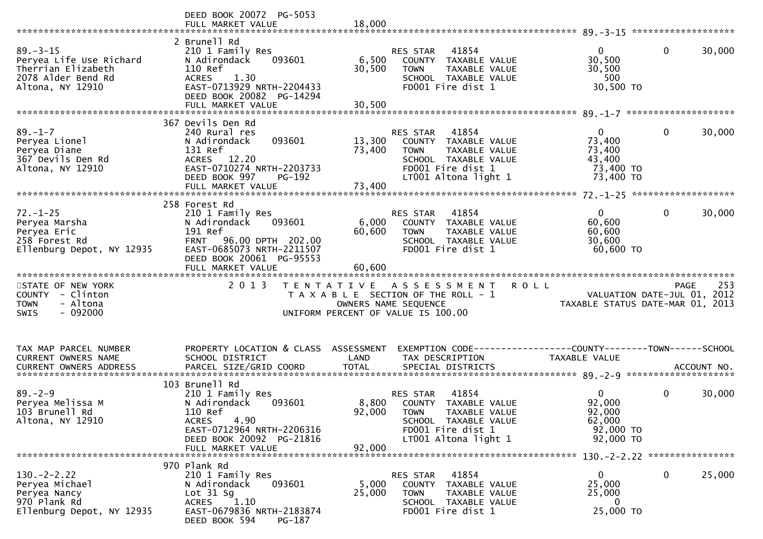```
                               DEED BOOK 20072  PG-5053
                               FULL MARKET VALUE              18,000
******************************************************************************************************* 89.-3-15 ********************
                               2 Brunell Rd
89.-3-15                       210 1 Family Res                      RES STAR   41854                    0              0      30,000
Peryea Life Use Richard        N Adirondack      093601      6,500    COUNTY  TAXABLE VALUE             30,500
Therrian Elizabeth             110 Ref                       30,500    TOWN    TAXABLE VALUE             30,500
2078 Alder Bend Rd             ACRES     1.30                          SCHOOL  TAXABLE VALUE                500
Altona, NY 12910               EAST-0713929 NRTH-2204433               FD001 Fire dist 1                  30,500 TO
                               DEED BOOK 20082  PG-14294
                               FULL MARKET VALUE              30,500
******************************************************************************************************* 89.-1-7 *********************
                               367 Devils Den Rd
89.-1-7                        240 Rural res                         RES STAR   41854                    0              0      30,000
Peryea Lionel                  N Adirondack      093601     13,300    COUNTY  TAXABLE VALUE             73,400
Peryea Diane                   131 Ref                       73,400    TOWN    TAXABLE VALUE             73,400
367 Devils Den Rd              ACRES    12.20                          SCHOOL  TAXABLE VALUE             43,400
Altona, NY 12910               EAST-0710274 NRTH-2203733               FD001 Fire dist 1                  73,400 TO
                               DEED BOOK 997     PG-192                LT001 Altona light 1               73,400 TO
                               FULL MARKET VALUE              73,400
******************************************************************************************************* 72.-1-25 ********************
                               258 Forest Rd
72.-1-25                       210 1 Family Res                      RES STAR   41854                    0              0      30,000
Peryea Marsha                  N Adirondack      093601      6,000    COUNTY  TAXABLE VALUE             60,600
Peryea Eric                    191 Ref                       60,600    TOWN    TAXABLE VALUE             60,600
258 Forest Rd                  FRNT    96.00 DPTH  202.00              SCHOOL  TAXABLE VALUE             30,600
Ellenburg Depot, NY 12935      EAST-0685073 NRTH-2211507               FD001 Fire dist 1                  60,600 TO
                               DEED BOOK 20061  PG-95553
                               FULL MARKET VALUE              60,600
************************************************************************************************************************************
STATE OF NEW YORK              2 0 1 3   T E N T A T I V E   A S S E S S M E N T   R O L L                            PAGE    253
COUNTY  - Clinton                        T A X A B L E  SECTION OF THE ROLL - 1                    VALUATION DATE-JUL 01, 2012
TOWN    - Altona                                 OWNERS NAME SEQUENCE                          TAXABLE STATUS DATE-MAR 01, 2013
SWIS    - 092000                         UNIFORM PERCENT OF VALUE IS 100.00


TAX MAP PARCEL NUMBER          PROPERTY LOCATION & CLASS  ASSESSMENT  EXEMPTION CODE------------------COUNTY--------TOWN------SCHOOL
CURRENT OWNERS NAME            SCHOOL DISTRICT               LAND      TAX DESCRIPTION              TAXABLE VALUE
CURRENT OWNERS ADDRESS         PARCEL SIZE/GRID COORD        TOTAL     SPECIAL DISTRICTS                                  ACCOUNT NO.
******************************************************************************************************* 89.-2-9 *********************
                               103 Brunell Rd
89.-2-9                        210 1 Family Res                      RES STAR   41854                    0              0      30,000
Peryea Melissa M               N Adirondack      093601      8,800    COUNTY  TAXABLE VALUE             92,000
103 Brunell Rd                 110 Ref                       92,000    TOWN    TAXABLE VALUE             92,000
Altona, NY 12910               ACRES     4.90                          SCHOOL  TAXABLE VALUE             62,000
                               EAST-0712964 NRTH-2206316               FD001 Fire dist 1                  92,000 TO
                               DEED BOOK 20092  PG-21816               LT001 Altona light 1               92,000 TO
                               FULL MARKET VALUE              92,000
******************************************************************************************************* 130.-2-2.22 *****************
                               970 Plank Rd
130.-2-2.22                    210 1 Family Res                      RES STAR   41854                    0              0      25,000
Peryea Michael                 N Adirondack      093601      5,000    COUNTY  TAXABLE VALUE             25,000
Peryea Nancy                   Lot 31 Sg                     25,000    TOWN    TAXABLE VALUE             25,000
970 Plank Rd                   ACRES     1.10                          SCHOOL  TAXABLE VALUE                  0
Ellenburg Depot, NY 12935      EAST-0679836 NRTH-2183874               FD001 Fire dist 1                  25,000 TO
                               DEED BOOK 594     PG-187
```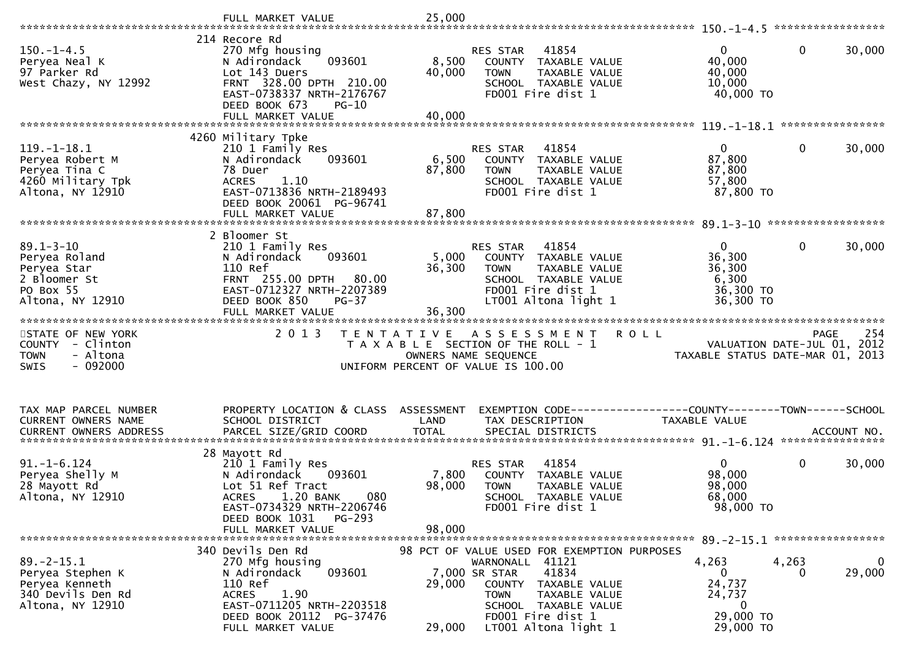FULL MARKET VALUE 25,000

**150.-1-4.5**

| | | | | | | | |
|---|---|---|---|---|---|---|---|
| 150.-1-4.5 | 214 Recore Rd | | RES STAR 41854 | | 0 | 0 | 30,000 |
| Peryea Neal K | 270 Mfg housing | 8,500 | COUNTY TAXABLE VALUE | | 40,000 | | |
| 97 Parker Rd | N Adirondack 093601 | 40,000 | TOWN TAXABLE VALUE | | 40,000 | | |
| West Chazy, NY 12992 | Lot 143 Duers | | SCHOOL TAXABLE VALUE | | 10,000 | | |
| | FRNT 328.00 DPTH 210.00 | | FD001 Fire dist 1 | | 40,000 TO | | |
| | EAST-0738337 NRTH-2176767 | | | | | | |
| | DEED BOOK 673 PG-10 | | | | | | |
| | FULL MARKET VALUE | 40,000 | | | | | |

**119.-1-18.1**

| | | | | | | | |
|---|---|---|---|---|---|---|---|
| 119.-1-18.1 | 4260 Military Tpke | | RES STAR 41854 | | 0 | 0 | 30,000 |
| Peryea Robert M | 210 1 Family Res | 6,500 | COUNTY TAXABLE VALUE | | 87,800 | | |
| Peryea Tina C | N Adirondack 093601 | 87,800 | TOWN TAXABLE VALUE | | 87,800 | | |
| 4260 Military Tpk | 78 Duer | | SCHOOL TAXABLE VALUE | | 57,800 | | |
| Altona, NY 12910 | ACRES 1.10 | | FD001 Fire dist 1 | | 87,800 TO | | |
| | EAST-0713836 NRTH-2189493 | | | | | | |
| | DEED BOOK 20061 PG-96741 | | | | | | |
| | FULL MARKET VALUE | 87,800 | | | | | |

**89.1-3-10**

| | | | | | | | |
|---|---|---|---|---|---|---|---|
| 89.1-3-10 | 2 Bloomer St | | RES STAR 41854 | | 0 | 0 | 30,000 |
| Peryea Roland | 210 1 Family Res | 5,000 | COUNTY TAXABLE VALUE | | 36,300 | | |
| Peryea Star | N Adirondack 093601 | 36,300 | TOWN TAXABLE VALUE | | 36,300 | | |
| 2 Bloomer St | 110 Ref | | SCHOOL TAXABLE VALUE | | 6,300 | | |
| PO Box 55 | FRNT 255.00 DPTH 80.00 | | FD001 Fire dist 1 | | 36,300 TO | | |
| Altona, NY 12910 | EAST-0712327 NRTH-2207389 | | LT001 Altona light 1 | | 36,300 TO | | |
| | DEED BOOK 850 PG-37 | | | | | | |
| | FULL MARKET VALUE | 36,300 | | | | | |

STATE OF NEW YORK — COUNTY - Clinton — TOWN - Altona — SWIS - 092000

2013 TENTATIVE ASSESSMENT ROLL
TAXABLE SECTION OF THE ROLL - 1
OWNERS NAME SEQUENCE
UNIFORM PERCENT OF VALUE IS 100.00

VALUATION DATE-JUL 01, 2012
TAXABLE STATUS DATE-MAR 01, 2013

| TAX MAP PARCEL NUMBER / CURRENT OWNERS NAME / CURRENT OWNERS ADDRESS | PROPERTY LOCATION & CLASS / SCHOOL DISTRICT / PARCEL SIZE/GRID COORD | ASSESSMENT LAND / TOTAL | EXEMPTION CODE / TAX DESCRIPTION / SPECIAL DISTRICTS | | COUNTY TAXABLE VALUE | TOWN | SCHOOL / ACCOUNT NO. |
|---|---|---|---|---|---|---|---|
| **91.-1-6.124** | | | | | | | |
| 91.-1-6.124 | 28 Mayott Rd | | RES STAR 41854 | | 0 | 0 | 30,000 |
| Peryea Shelly M | 210 1 Family Res | 7,800 | COUNTY TAXABLE VALUE | | 98,000 | | |
| 28 Mayott Rd | N Adirondack 093601 | 98,000 | TOWN TAXABLE VALUE | | 98,000 | | |
| Altona, NY 12910 | Lot 51 Ref Tract | | SCHOOL TAXABLE VALUE | | 68,000 | | |
| | ACRES 1.20 BANK 080 | | FD001 Fire dist 1 | | 98,000 TO | | |
| | EAST-0734329 NRTH-2206746 | | | | | | |
| | DEED BOOK 1031 PG-293 | | | | | | |
| | FULL MARKET VALUE | 98,000 | | | | | |
| **89.-2-15.1** | | | | | | | |
| | 340 Devils Den Rd | | 98 PCT OF VALUE USED FOR EXEMPTION PURPOSES | | | | |
| 89.-2-15.1 | 270 Mfg housing | | WARNONALL 41121 | | 4,263 | 4,263 | 0 |
| Peryea Stephen K | N Adirondack 093601 | 7,000 | SR STAR 41834 | | 0 | 0 | 29,000 |
| Peryea Kenneth | 110 Ref | 29,000 | COUNTY TAXABLE VALUE | | 24,737 | | |
| 340 Devils Den Rd | ACRES 1.90 | | TOWN TAXABLE VALUE | | 24,737 | | |
| Altona, NY 12910 | EAST-0711205 NRTH-2203518 | | SCHOOL TAXABLE VALUE | | 0 | | |
| | DEED BOOK 20112 PG-37476 | | FD001 Fire dist 1 | | 29,000 TO | | |
| | FULL MARKET VALUE | 29,000 | LT001 Altona light 1 | | 29,000 TO | | |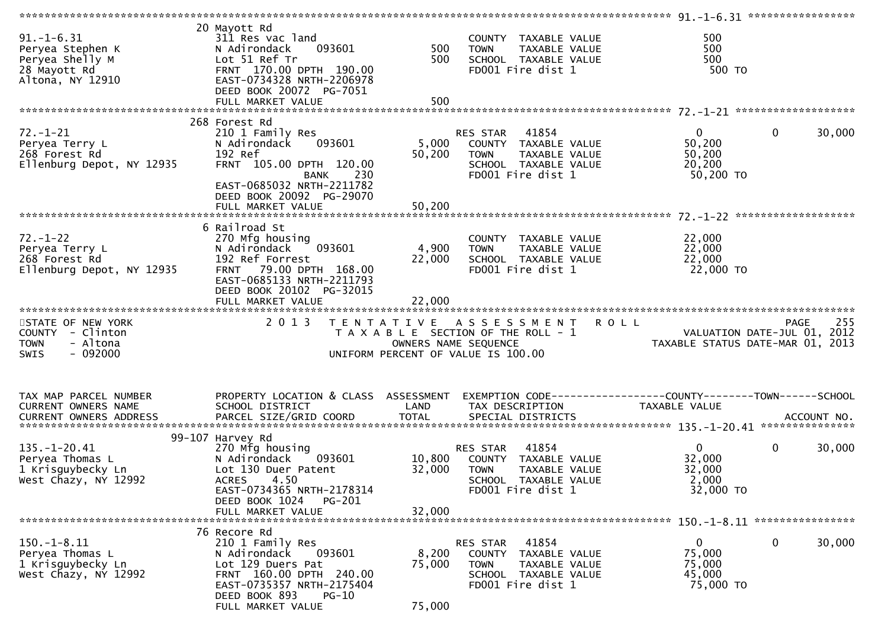```
******************************************************************************************************* 91.-1-6.31 *****************
                    20 Mayott Rd
91.-1-6.31          311 Res vac land                       COUNTY  TAXABLE VALUE          500
Peryea Stephen K    N Adirondack    093601          500    TOWN    TAXABLE VALUE          500
Peryea Shelly M     Lot 51 Ref Tr                   500    SCHOOL  TAXABLE VALUE          500
28 Mayott Rd        FRNT 170.00 DPTH 190.00                FD001 Fire dist 1               500 TO
Altona, NY 12910    EAST-0734328 NRTH-2206978
                    DEED BOOK 20072  PG-7051
                    FULL MARKET VALUE               500
******************************************************************************************************* 72.-1-21 *******************
                    268 Forest Rd
72.-1-21            210 1 Family Res                       RES STAR   41854                 0           0       30,000
Peryea Terry L      N Adirondack    093601        5,000    COUNTY  TAXABLE VALUE       50,200
268 Forest Rd       192 Ref                      50,200    TOWN    TAXABLE VALUE       50,200
Ellenburg Depot, NY 12935 FRNT 105.00 DPTH 120.00          SCHOOL  TAXABLE VALUE       20,200
                              BANK     230                 FD001 Fire dist 1           50,200 TO
                    EAST-0685032 NRTH-2211782
                    DEED BOOK 20092  PG-29070
                    FULL MARKET VALUE            50,200
******************************************************************************************************* 72.-1-22 *******************
                    6 Railroad St
72.-1-22            270 Mfg housing                        COUNTY  TAXABLE VALUE       22,000
Peryea Terry L      N Adirondack    093601        4,900    TOWN    TAXABLE VALUE       22,000
268 Forest Rd       192 Ref Forrest              22,000    SCHOOL  TAXABLE VALUE       22,000
Ellenburg Depot, NY 12935 FRNT  79.00 DPTH 168.00          FD001 Fire dist 1           22,000 TO
                    EAST-0685133 NRTH-2211793
                    DEED BOOK 20102  PG-32015
                    FULL MARKET VALUE            22,000
************************************************************************************************************************************
STATE OF NEW YORK              2 0 1 3   T E N T A T I V E   A S S E S S M E N T   R O L L                          PAGE   255
COUNTY  - Clinton                     T A X A B L E  SECTION OF THE ROLL - 1                      VALUATION DATE-JUL 01, 2012
TOWN    - Altona                             OWNERS NAME SEQUENCE                              TAXABLE STATUS DATE-MAR 01, 2013
SWIS    - 092000                      UNIFORM PERCENT OF VALUE IS 100.00


TAX MAP PARCEL NUMBER          PROPERTY LOCATION & CLASS  ASSESSMENT  EXEMPTION CODE------------------COUNTY--------TOWN------SCHOOL
CURRENT OWNERS NAME            SCHOOL DISTRICT               LAND      TAX DESCRIPTION            TAXABLE VALUE
CURRENT OWNERS ADDRESS         PARCEL SIZE/GRID COORD       TOTAL      SPECIAL DISTRICTS                                  ACCOUNT NO.
******************************************************************************************************* 135.-1-20.41 ***************
                    99-107 Harvey Rd
135.-1-20.41        270 Mfg housing                        RES STAR   41854                 0           0       30,000
Peryea Thomas L     N Adirondack    093601       10,800    COUNTY  TAXABLE VALUE       32,000
1 Krisguybecky Ln   Lot 130 Duer Patent          32,000    TOWN    TAXABLE VALUE       32,000
West Chazy, NY 12992 ACRES    4.50                         SCHOOL  TAXABLE VALUE        2,000
                    EAST-0734365 NRTH-2178314              FD001 Fire dist 1           32,000 TO
                    DEED BOOK 1024   PG-201
                    FULL MARKET VALUE            32,000
******************************************************************************************************* 150.-1-8.11 ****************
                    76 Recore Rd
150.-1-8.11         210 1 Family Res                       RES STAR   41854                 0           0       30,000
Peryea Thomas L     N Adirondack    093601        8,200    COUNTY  TAXABLE VALUE       75,000
1 Krisguybecky Ln   Lot 129 Duers Pat            75,000    TOWN    TAXABLE VALUE       75,000
West Chazy, NY 12992 FRNT 160.00 DPTH 240.00               SCHOOL  TAXABLE VALUE       45,000
                    EAST-0735357 NRTH-2175404              FD001 Fire dist 1           75,000 TO
                    DEED BOOK 893    PG-10
                    FULL MARKET VALUE            75,000
```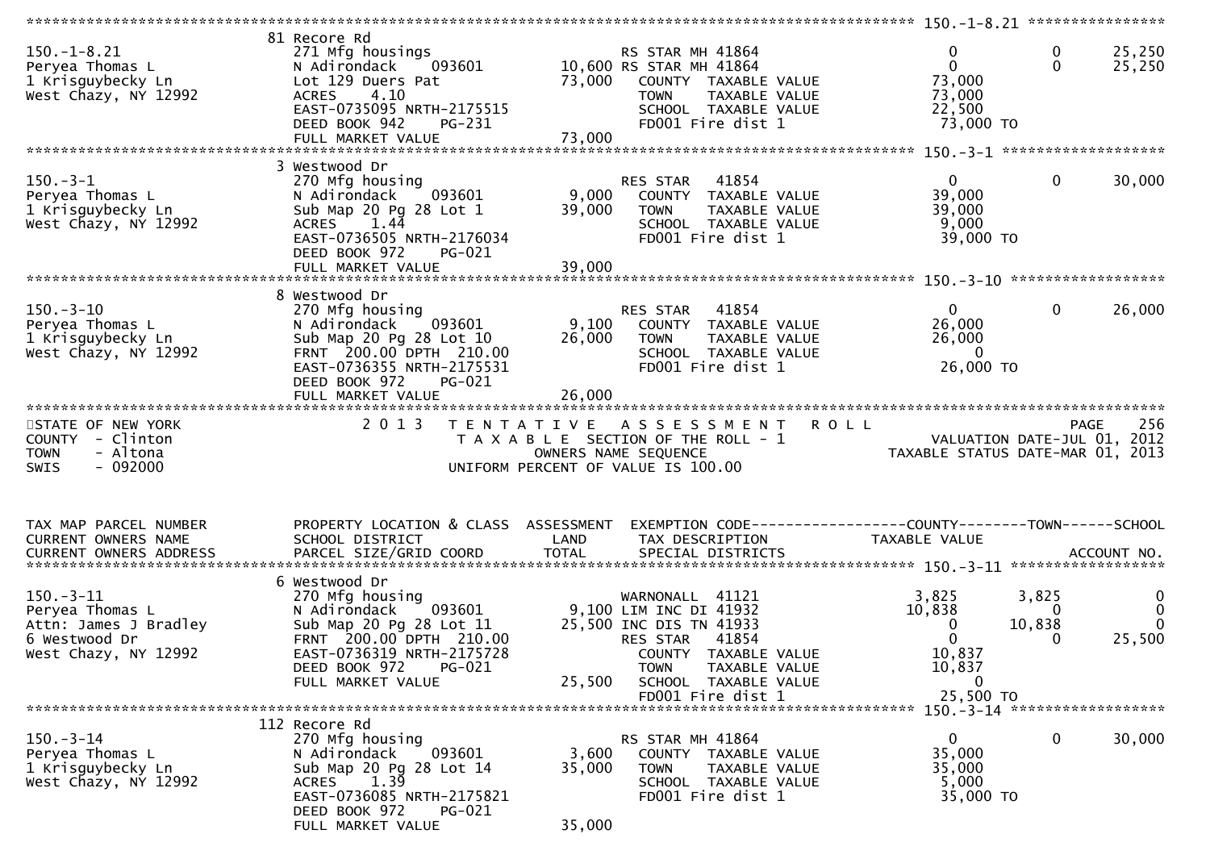```
******************************************************************************************************* 150.-1-8.21 ****************
                    81 Recore Rd
150.-1-8.21          271 Mfg housings                      RS STAR MH 41864                   0          0       25,250
Peryea Thomas L      N Adirondack    093601        10,600 RS STAR MH 41864                   0          0       25,250
1 Krisguybecky Ln    Lot 129 Duers Pat             73,000   COUNTY  TAXABLE VALUE        73,000
West Chazy, NY 12992 ACRES    4.10                          TOWN    TAXABLE VALUE        73,000
                     EAST-0735095 NRTH-2175515              SCHOOL  TAXABLE VALUE        22,500
                     DEED BOOK 942    PG-231                FD001 Fire dist 1             73,000 TO
                     FULL MARKET VALUE             73,000
******************************************************************************************************* 150.-3-1 *******************
                    3 Westwood Dr
150.-3-1             270 Mfg housing                       RES STAR   41854                   0          0       30,000
Peryea Thomas L      N Adirondack    093601         9,000   COUNTY  TAXABLE VALUE        39,000
1 Krisguybecky Ln    Sub Map 20 Pg 28 Lot 1        39,000   TOWN    TAXABLE VALUE        39,000
West Chazy, NY 12992 ACRES    1.44                          SCHOOL  TAXABLE VALUE         9,000
                     EAST-0736505 NRTH-2176034              FD001 Fire dist 1             39,000 TO
                     DEED BOOK 972    PG-021
                     FULL MARKET VALUE             39,000
******************************************************************************************************* 150.-3-10 ******************
                    8 Westwood Dr
150.-3-10            270 Mfg housing                       RES STAR   41854                   0          0       26,000
Peryea Thomas L      N Adirondack    093601         9,100   COUNTY  TAXABLE VALUE        26,000
1 Krisguybecky Ln    Sub Map 20 Pg 28 Lot 10       26,000   TOWN    TAXABLE VALUE        26,000
West Chazy, NY 12992 FRNT 200.00 DPTH 210.00                SCHOOL  TAXABLE VALUE             0
                     EAST-0736355 NRTH-2175531              FD001 Fire dist 1             26,000 TO
                     DEED BOOK 972    PG-021
                     FULL MARKET VALUE             26,000
************************************************************************************************************************************
STATE OF NEW YORK                2 0 1 3   T E N T A T I V E   A S S E S S M E N T   R O L L                       PAGE    256
COUNTY  - Clinton                          T A X A B L E  SECTION OF THE ROLL - 1                 VALUATION DATE-JUL 01, 2012
TOWN    - Altona                                  OWNERS NAME SEQUENCE                          TAXABLE STATUS DATE-MAR 01, 2013
SWIS    - 092000                          UNIFORM PERCENT OF VALUE IS 100.00


TAX MAP PARCEL NUMBER    PROPERTY LOCATION & CLASS  ASSESSMENT  EXEMPTION CODE------------------COUNTY--------TOWN------SCHOOL
CURRENT OWNERS NAME      SCHOOL DISTRICT               LAND      TAX DESCRIPTION             TAXABLE VALUE
CURRENT OWNERS ADDRESS   PARCEL SIZE/GRID COORD        TOTAL     SPECIAL DISTRICTS                                  ACCOUNT NO.
******************************************************************************************************* 150.-3-11 ******************
                    6 Westwood Dr
150.-3-11            270 Mfg housing                       WARNONALL  41121               3,825      3,825            0
Peryea Thomas L      N Adirondack    093601         9,100 LIM INC DI 41932               10,838          0            0
Attn: James J Bradley Sub Map 20 Pg 28 Lot 11      25,500 INC DIS TN 41933                    0     10,838            0
6 Westwood Dr        FRNT 200.00 DPTH 210.00               RES STAR   41854                   0          0       25,500
West Chazy, NY 12992 EAST-0736319 NRTH-2175728              COUNTY  TAXABLE VALUE        10,837
                     DEED BOOK 972    PG-021                TOWN    TAXABLE VALUE        10,837
                     FULL MARKET VALUE             25,500   SCHOOL  TAXABLE VALUE             0
                                                            FD001 Fire dist 1             25,500 TO
******************************************************************************************************* 150.-3-14 ******************
                    112 Recore Rd
150.-3-14            270 Mfg housing                       RS STAR MH 41864                   0          0       30,000
Peryea Thomas L      N Adirondack    093601         3,600   COUNTY  TAXABLE VALUE        35,000
1 Krisguybecky Ln    Sub Map 20 Pg 28 Lot 14       35,000   TOWN    TAXABLE VALUE        35,000
West Chazy, NY 12992 ACRES    1.39                          SCHOOL  TAXABLE VALUE         5,000
                     EAST-0736085 NRTH-2175821              FD001 Fire dist 1             35,000 TO
                     DEED BOOK 972    PG-021
                     FULL MARKET VALUE             35,000
```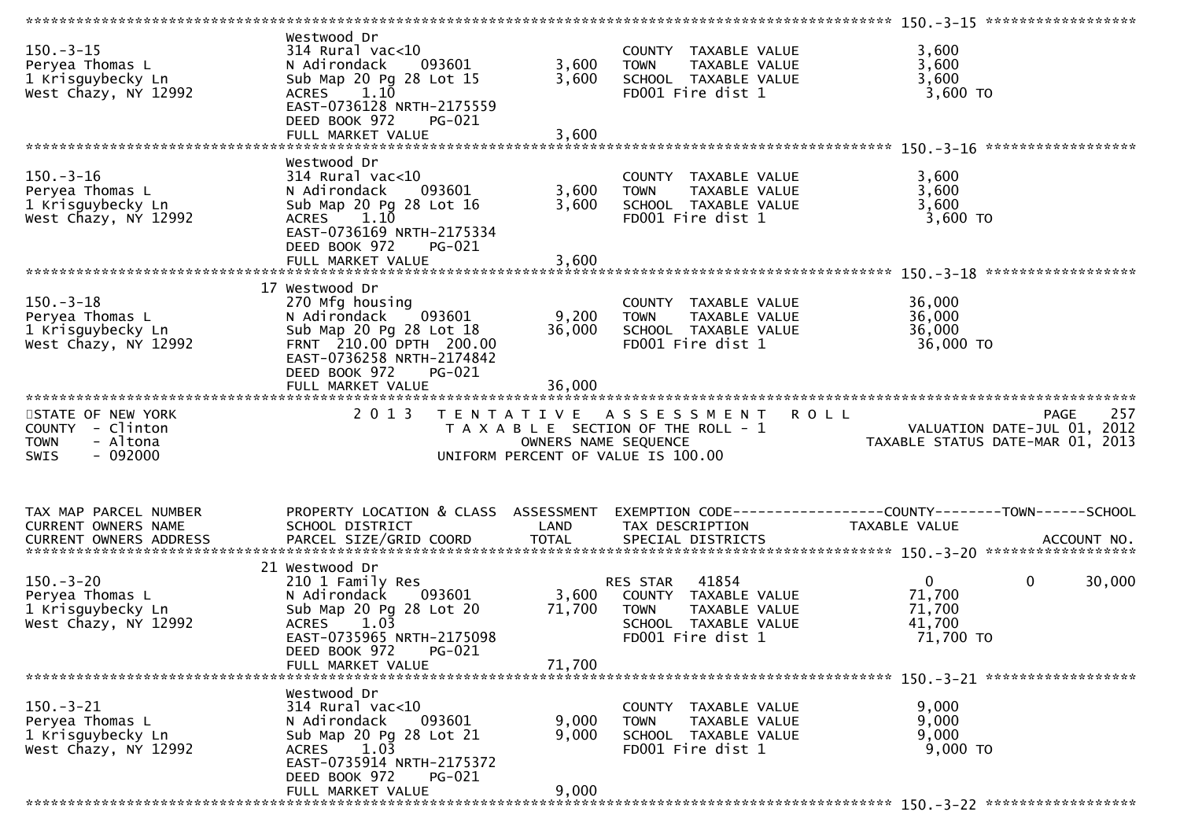```
******************************************************************************************************* 150.-3-15 ******************
                                Westwood Dr
150.-3-15                       314 Rural vac<10                        COUNTY  TAXABLE VALUE             3,600
Peryea Thomas L                 N Adirondack    093601        3,600     TOWN    TAXABLE VALUE             3,600
1 Krisguybecky Ln               Sub Map 20 Pg 28 Lot 15       3,600     SCHOOL  TAXABLE VALUE             3,600
West Chazy, NY 12992            ACRES    1.10                           FD001 Fire dist 1                  3,600 TO
                                EAST-0736128 NRTH-2175559
                                DEED BOOK 972    PG-021
                                FULL MARKET VALUE             3,600
******************************************************************************************************* 150.-3-16 ******************
                                Westwood Dr
150.-3-16                       314 Rural vac<10                        COUNTY  TAXABLE VALUE             3,600
Peryea Thomas L                 N Adirondack    093601        3,600     TOWN    TAXABLE VALUE             3,600
1 Krisguybecky Ln               Sub Map 20 Pg 28 Lot 16       3,600     SCHOOL  TAXABLE VALUE             3,600
West Chazy, NY 12992            ACRES    1.10                           FD001 Fire dist 1                  3,600 TO
                                EAST-0736169 NRTH-2175334
                                DEED BOOK 972    PG-021
                                FULL MARKET VALUE             3,600
******************************************************************************************************* 150.-3-18 ******************
                             17 Westwood Dr
150.-3-18                       270 Mfg housing                         COUNTY  TAXABLE VALUE            36,000
Peryea Thomas L                 N Adirondack    093601        9,200     TOWN    TAXABLE VALUE            36,000
1 Krisguybecky Ln               Sub Map 20 Pg 28 Lot 18      36,000     SCHOOL  TAXABLE VALUE            36,000
West Chazy, NY 12992            FRNT 210.00 DPTH 200.00                 FD001 Fire dist 1                 36,000 TO
                                EAST-0736258 NRTH-2174842
                                DEED BOOK 972    PG-021
                                FULL MARKET VALUE            36,000
************************************************************************************************************************************
STATE OF NEW YORK                2 0 1 3   T E N T A T I V E   A S S E S S M E N T   R O L L                          PAGE    257
COUNTY  - Clinton                          T A X A B L E  SECTION OF THE ROLL - 1                       VALUATION DATE-JUL 01, 2012
TOWN    - Altona                                  OWNERS NAME SEQUENCE                             TAXABLE STATUS DATE-MAR 01, 2013
SWIS    - 092000                          UNIFORM PERCENT OF VALUE IS 100.00


TAX MAP PARCEL NUMBER           PROPERTY LOCATION & CLASS  ASSESSMENT  EXEMPTION CODE------------------COUNTY--------TOWN------SCHOOL
CURRENT OWNERS NAME             SCHOOL DISTRICT               LAND      TAX DESCRIPTION                TAXABLE VALUE
CURRENT OWNERS ADDRESS          PARCEL SIZE/GRID COORD        TOTAL     SPECIAL DISTRICTS                                  ACCOUNT NO.
******************************************************************************************************* 150.-3-20 ******************
                             21 Westwood Dr
150.-3-20                       210 1 Family Res                        RES STAR   41854                   0            0     30,000
Peryea Thomas L                 N Adirondack    093601        3,600     COUNTY  TAXABLE VALUE            71,700
1 Krisguybecky Ln               Sub Map 20 Pg 28 Lot 20      71,700     TOWN    TAXABLE VALUE            71,700
West Chazy, NY 12992            ACRES    1.03                           SCHOOL  TAXABLE VALUE            41,700
                                EAST-0735965 NRTH-2175098               FD001 Fire dist 1                 71,700 TO
                                DEED BOOK 972    PG-021
                                FULL MARKET VALUE            71,700
******************************************************************************************************* 150.-3-21 ******************
                                Westwood Dr
150.-3-21                       314 Rural vac<10                        COUNTY  TAXABLE VALUE             9,000
Peryea Thomas L                 N Adirondack    093601        9,000     TOWN    TAXABLE VALUE             9,000
1 Krisguybecky Ln               Sub Map 20 Pg 28 Lot 21       9,000     SCHOOL  TAXABLE VALUE             9,000
West Chazy, NY 12992            ACRES    1.03                           FD001 Fire dist 1                  9,000 TO
                                EAST-0735914 NRTH-2175372
                                DEED BOOK 972    PG-021
                                FULL MARKET VALUE             9,000
******************************************************************************************************* 150.-3-22 ******************
```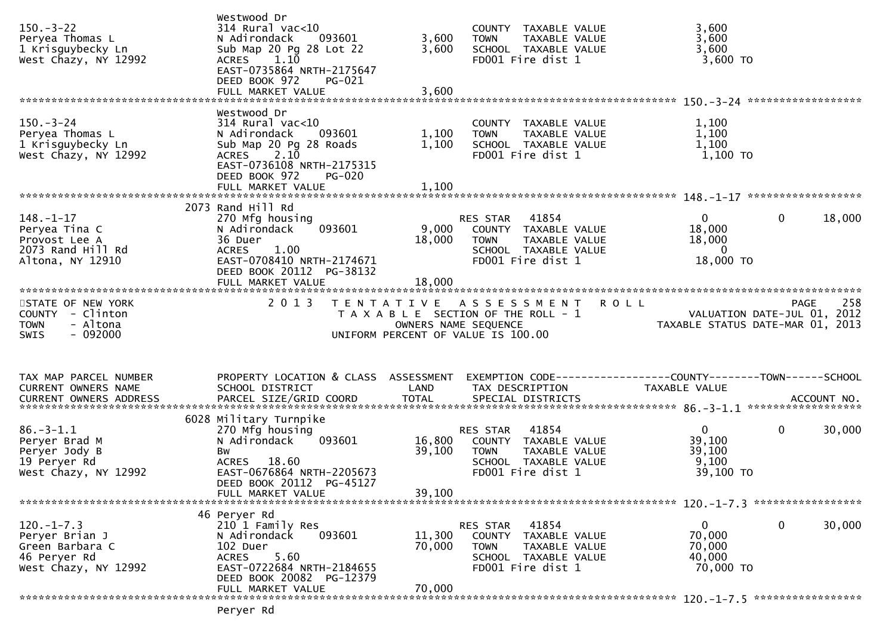```
                                Westwood Dr
150.-3-22                       314 Rural vac<10                        COUNTY  TAXABLE VALUE             3,600
Peryea Thomas L                 N Adirondack     093601        3,600    TOWN    TAXABLE VALUE             3,600
1 Krisguybecky Ln               Sub Map 20 Pg 28 Lot 22        3,600    SCHOOL  TAXABLE VALUE             3,600
West Chazy, NY 12992            ACRES    1.10                           FD001 Fire dist 1                  3,600 TO
                                EAST-0735864 NRTH-2175647
                                DEED BOOK 972    PG-021
                                FULL MARKET VALUE              3,600
******************************************************************************************************* 150.-3-24 ******************
                                Westwood Dr
150.-3-24                       314 Rural vac<10                        COUNTY  TAXABLE VALUE             1,100
Peryea Thomas L                 N Adirondack     093601        1,100    TOWN    TAXABLE VALUE             1,100
1 Krisguybecky Ln               Sub Map 20 Pg 28 Roads         1,100    SCHOOL  TAXABLE VALUE             1,100
West Chazy, NY 12992            ACRES    2.10                           FD001 Fire dist 1                  1,100 TO
                                EAST-0736108 NRTH-2175315
                                DEED BOOK 972    PG-020
                                FULL MARKET VALUE              1,100
******************************************************************************************************* 148.-1-17 ******************
                           2073 Rand Hill Rd
148.-1-17                       270 Mfg housing                         RES STAR   41854                  0           0      18,000
Peryea Tina C                   N Adirondack     093601        9,000    COUNTY  TAXABLE VALUE            18,000
Provost Lee A                   36 Duer                       18,000    TOWN    TAXABLE VALUE            18,000
2073 Rand Hill Rd               ACRES    1.00                           SCHOOL  TAXABLE VALUE                 0
Altona, NY 12910                EAST-0708410 NRTH-2174671               FD001 Fire dist 1                 18,000 TO
                                DEED BOOK 20112  PG-38132
                                FULL MARKET VALUE             18,000
************************************************************************************************************************************
STATE OF NEW YORK               2 0 1 3   T E N T A T I V E   A S S E S S M E N T   R O L L                          PAGE    258
COUNTY  - Clinton                          T A X A B L E  SECTION OF THE ROLL - 1                   VALUATION DATE-JUL 01, 2012
TOWN    - Altona                                 OWNERS NAME SEQUENCE                              TAXABLE STATUS DATE-MAR 01, 2013
SWIS    - 092000                          UNIFORM PERCENT OF VALUE IS 100.00


TAX MAP PARCEL NUMBER           PROPERTY LOCATION & CLASS  ASSESSMENT  EXEMPTION CODE------------------COUNTY--------TOWN------SCHOOL
CURRENT OWNERS NAME             SCHOOL DISTRICT               LAND      TAX DESCRIPTION              TAXABLE VALUE
CURRENT OWNERS ADDRESS          PARCEL SIZE/GRID COORD       TOTAL      SPECIAL DISTRICTS                                  ACCOUNT NO.
******************************************************************************************************* 86.-3-1.1 ******************
                           6028 Military Turnpike
86.-3-1.1                       270 Mfg housing                         RES STAR   41854                  0           0      30,000
Peryer Brad M                   N Adirondack     093601       16,800    COUNTY  TAXABLE VALUE            39,100
Peryer Jody B                   Bw                            39,100    TOWN    TAXABLE VALUE            39,100
19 Peryer Rd                    ACRES   18.60                           SCHOOL  TAXABLE VALUE             9,100
West Chazy, NY 12992            EAST-0676864 NRTH-2205673               FD001 Fire dist 1                 39,100 TO
                                DEED BOOK 20112  PG-45127
                                FULL MARKET VALUE             39,100
******************************************************************************************************* 120.-1-7.3 *****************
                             46 Peryer Rd
120.-1-7.3                      210 1 Family Res                        RES STAR   41854                  0           0      30,000
Peryer Brian J                  N Adirondack     093601       11,300    COUNTY  TAXABLE VALUE            70,000
Green Barbara C                 102 Duer                      70,000    TOWN    TAXABLE VALUE            70,000
46 Peryer Rd                    ACRES    5.60                           SCHOOL  TAXABLE VALUE            40,000
West Chazy, NY 12992            EAST-0722684 NRTH-2184655               FD001 Fire dist 1                 70,000 TO
                                DEED BOOK 20082  PG-12379
                                FULL MARKET VALUE             70,000
******************************************************************************************************* 120.-1-7.5 *****************
                                Peryer Rd
```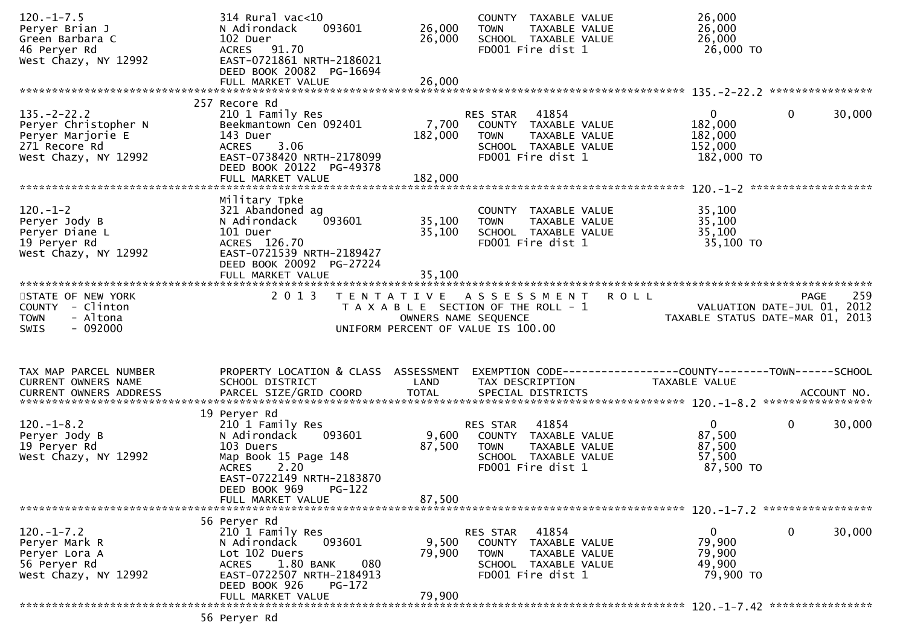| TAX MAP PARCEL NUMBER<br>CURRENT OWNERS NAME<br>CURRENT OWNERS ADDRESS | PROPERTY LOCATION & CLASS<br>SCHOOL DISTRICT<br>PARCEL SIZE/GRID COORD | ASSESSMENT<br>LAND<br>TOTAL | EXEMPTION CODE<br>TAX DESCRIPTION<br>SPECIAL DISTRICTS | COUNTY<br>TAXABLE VALUE | TOWN | SCHOOL<br>ACCOUNT NO. |
|---|---|---|---|---|---|---|
| 120.-1-7.5<br>Peryer Brian J<br>Green Barbara C<br>46 Peryer Rd<br>West Chazy, NY 12992 | 314 Rural vac<10<br>N Adirondack 093601<br>102 Duer<br>ACRES 91.70<br>EAST-0721861 NRTH-2186021<br>DEED BOOK 20082 PG-16694<br>FULL MARKET VALUE | 26,000<br>26,000<br><br><br><br><br>26,000 | COUNTY TAXABLE VALUE<br>TOWN TAXABLE VALUE<br>SCHOOL TAXABLE VALUE<br>FD001 Fire dist 1 | 26,000<br>26,000<br>26,000<br>26,000 TO | | |
| **135.-2-22.2** | 257 Recore Rd | | | | | |
| 135.-2-22.2<br>Peryer Christopher N<br>Peryer Marjorie E<br>271 Recore Rd<br>West Chazy, NY 12992 | 210 1 Family Res<br>Beekmantown Cen 092401<br>143 Duer<br>ACRES 3.06<br>EAST-0738420 NRTH-2178099<br>DEED BOOK 20122 PG-49378<br>FULL MARKET VALUE | 7,700<br>182,000<br><br><br><br><br>182,000 | RES STAR 41854<br>COUNTY TAXABLE VALUE<br>TOWN TAXABLE VALUE<br>SCHOOL TAXABLE VALUE<br>FD001 Fire dist 1 | 0<br>182,000<br>182,000<br>152,000<br>182,000 TO | 0 | 30,000 |
| **120.-1-2** | Military Tpke | | | | | |
| 120.-1-2<br>Peryer Jody B<br>Peryer Diane L<br>19 Peryer Rd<br>West Chazy, NY 12992 | 321 Abandoned ag<br>N Adirondack 093601<br>101 Duer<br>ACRES 126.70<br>EAST-0721539 NRTH-2189427<br>DEED BOOK 20092 PG-27224<br>FULL MARKET VALUE | 35,100<br>35,100<br><br><br><br><br>35,100 | COUNTY TAXABLE VALUE<br>TOWN TAXABLE VALUE<br>SCHOOL TAXABLE VALUE<br>FD001 Fire dist 1 | 35,100<br>35,100<br>35,100<br>35,100 TO | | |

STATE OF NEW YORK
COUNTY - Clinton
TOWN - Altona
SWIS - 092000

2013 TENTATIVE ASSESSMENT ROLL
TAXABLE SECTION OF THE ROLL - 1
OWNERS NAME SEQUENCE
UNIFORM PERCENT OF VALUE IS 100.00

PAGE 259
VALUATION DATE-JUL 01, 2012
TAXABLE STATUS DATE-MAR 01, 2013

| TAX MAP PARCEL NUMBER<br>CURRENT OWNERS NAME<br>CURRENT OWNERS ADDRESS | PROPERTY LOCATION & CLASS<br>SCHOOL DISTRICT<br>PARCEL SIZE/GRID COORD | ASSESSMENT<br>LAND<br>TOTAL | EXEMPTION CODE<br>TAX DESCRIPTION<br>SPECIAL DISTRICTS | COUNTY<br>TAXABLE VALUE | TOWN | SCHOOL<br>ACCOUNT NO. |
|---|---|---|---|---|---|---|
| **120.-1-8.2** | 19 Peryer Rd | | | | | |
| 120.-1-8.2<br>Peryer Jody B<br>19 Peryer Rd<br>West Chazy, NY 12992 | 210 1 Family Res<br>N Adirondack 093601<br>103 Duers<br>Map Book 15 Page 148<br>ACRES 2.20<br>EAST-0722149 NRTH-2183870<br>DEED BOOK 969 PG-122<br>FULL MARKET VALUE | 9,600<br>87,500<br><br><br><br><br><br>87,500 | RES STAR 41854<br>COUNTY TAXABLE VALUE<br>TOWN TAXABLE VALUE<br>SCHOOL TAXABLE VALUE<br>FD001 Fire dist 1 | 0<br>87,500<br>87,500<br>57,500<br>87,500 TO | 0 | 30,000 |
| **120.-1-7.2** | 56 Peryer Rd | | | | | |
| 120.-1-7.2<br>Peryer Mark R<br>Peryer Lora A<br>56 Peryer Rd<br>West Chazy, NY 12992 | 210 1 Family Res<br>N Adirondack 093601<br>Lot 102 Duers<br>ACRES 1.80 BANK 080<br>EAST-0722507 NRTH-2184913<br>DEED BOOK 926 PG-172<br>FULL MARKET VALUE | 9,500<br>79,900<br><br><br><br><br>79,900 | RES STAR 41854<br>COUNTY TAXABLE VALUE<br>TOWN TAXABLE VALUE<br>SCHOOL TAXABLE VALUE<br>FD001 Fire dist 1 | 0<br>79,900<br>79,900<br>49,900<br>79,900 TO | 0 | 30,000 |
| **120.-1-7.42** | 56 Peryer Rd | | | | | |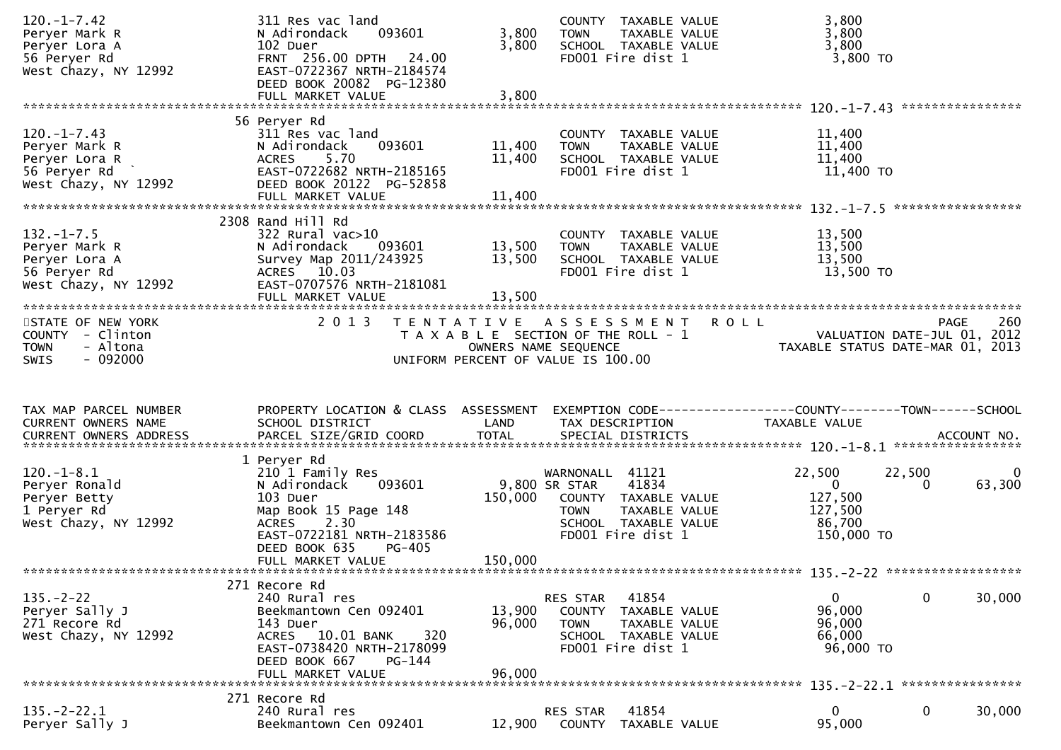```
120.-1-7.42                    311 Res vac land                        COUNTY  TAXABLE VALUE            3,800
Peryer Mark R                  N Adirondack    093601       3,800      TOWN    TAXABLE VALUE            3,800
Peryer Lora A                  102 Duer                     3,800      SCHOOL  TAXABLE VALUE            3,800
56 Peryer Rd                   FRNT 256.00 DPTH  24.00                 FD001 Fire dist 1                 3,800 TO
West Chazy, NY 12992           EAST-0722367 NRTH-2184574
                               DEED BOOK 20082  PG-12380
                               FULL MARKET VALUE            3,800
******************************************************************************************************* 120.-1-7.43 ****************
                               56 Peryer Rd
120.-1-7.43                    311 Res vac land                        COUNTY  TAXABLE VALUE           11,400
Peryer Mark R                  N Adirondack    093601      11,400      TOWN    TAXABLE VALUE           11,400
Peryer Lora R                  ACRES    5.70               11,400      SCHOOL  TAXABLE VALUE           11,400
56 Peryer Rd   `               EAST-0722682 NRTH-2185165               FD001 Fire dist 1                11,400 TO
West Chazy, NY 12992           DEED BOOK 20122  PG-52858
                               FULL MARKET VALUE           11,400
******************************************************************************************************* 132.-1-7.5 *****************
                               2308 Rand Hill Rd
132.-1-7.5                     322 Rural vac>10                        COUNTY  TAXABLE VALUE           13,500
Peryer Mark R                  N Adirondack    093601      13,500      TOWN    TAXABLE VALUE           13,500
Peryer Lora A                  Survey Map 2011/243925      13,500      SCHOOL  TAXABLE VALUE           13,500
56 Peryer Rd                   ACRES   10.03                           FD001 Fire dist 1                13,500 TO
West Chazy, NY 12992           EAST-0707576 NRTH-2181081
                               FULL MARKET VALUE           13,500
************************************************************************************************************************************
STATE OF NEW YORK                 2 0 1 3   T E N T A T I V E   A S S E S S M E N T   R O L L                            PAGE   260
COUNTY  - Clinton                           T A X A B L E  SECTION OF THE ROLL - 1                    VALUATION DATE-JUL 01, 2012
TOWN    - Altona                                   OWNERS NAME SEQUENCE                          TAXABLE STATUS DATE-MAR 01, 2013
SWIS    - 092000                             UNIFORM PERCENT OF VALUE IS 100.00


TAX MAP PARCEL NUMBER          PROPERTY LOCATION & CLASS  ASSESSMENT  EXEMPTION CODE------------------COUNTY--------TOWN------SCHOOL
CURRENT OWNERS NAME            SCHOOL DISTRICT               LAND      TAX DESCRIPTION            TAXABLE VALUE
CURRENT OWNERS ADDRESS         PARCEL SIZE/GRID COORD        TOTAL     SPECIAL DISTRICTS                                 ACCOUNT NO.
******************************************************************************************************* 120.-1-8.1 *****************
                               1 Peryer Rd
120.-1-8.1                     210 1 Family Res                        WARNONALL  41121               22,500      22,500            0
Peryer Ronald                  N Adirondack    093601       9,800 SR STAR     41834                    0           0       63,300
Peryer Betty                   103 Duer                   150,000      COUNTY  TAXABLE VALUE          127,500
1 Peryer Rd                    Map Book 15 Page 148                    TOWN    TAXABLE VALUE          127,500
West Chazy, NY 12992           ACRES    2.30                           SCHOOL  TAXABLE VALUE           86,700
                               EAST-0722181 NRTH-2183586               FD001 Fire dist 1               150,000 TO
                               DEED BOOK 635    PG-405
                               FULL MARKET VALUE          150,000
******************************************************************************************************* 135.-2-22 ******************
                               271 Recore Rd
135.-2-22                      240 Rural res                           RES STAR   41854                    0           0       30,000
Peryer Sally J                 Beekmantown Cen 092401      13,900      COUNTY  TAXABLE VALUE           96,000
271 Recore Rd                  143 Duer                    96,000      TOWN    TAXABLE VALUE           96,000
West Chazy, NY 12992           ACRES   10.01 BANK     320              SCHOOL  TAXABLE VALUE           66,000
                               EAST-0738420 NRTH-2178099               FD001 Fire dist 1                96,000 TO
                               DEED BOOK 667    PG-144
                               FULL MARKET VALUE           96,000
******************************************************************************************************* 135.-2-22.1 ****************
                               271 Recore Rd
135.-2-22.1                    240 Rural res                           RES STAR   41854                    0           0       30,000
Peryer Sally J                 Beekmantown Cen 092401      12,900      COUNTY  TAXABLE VALUE           95,000
```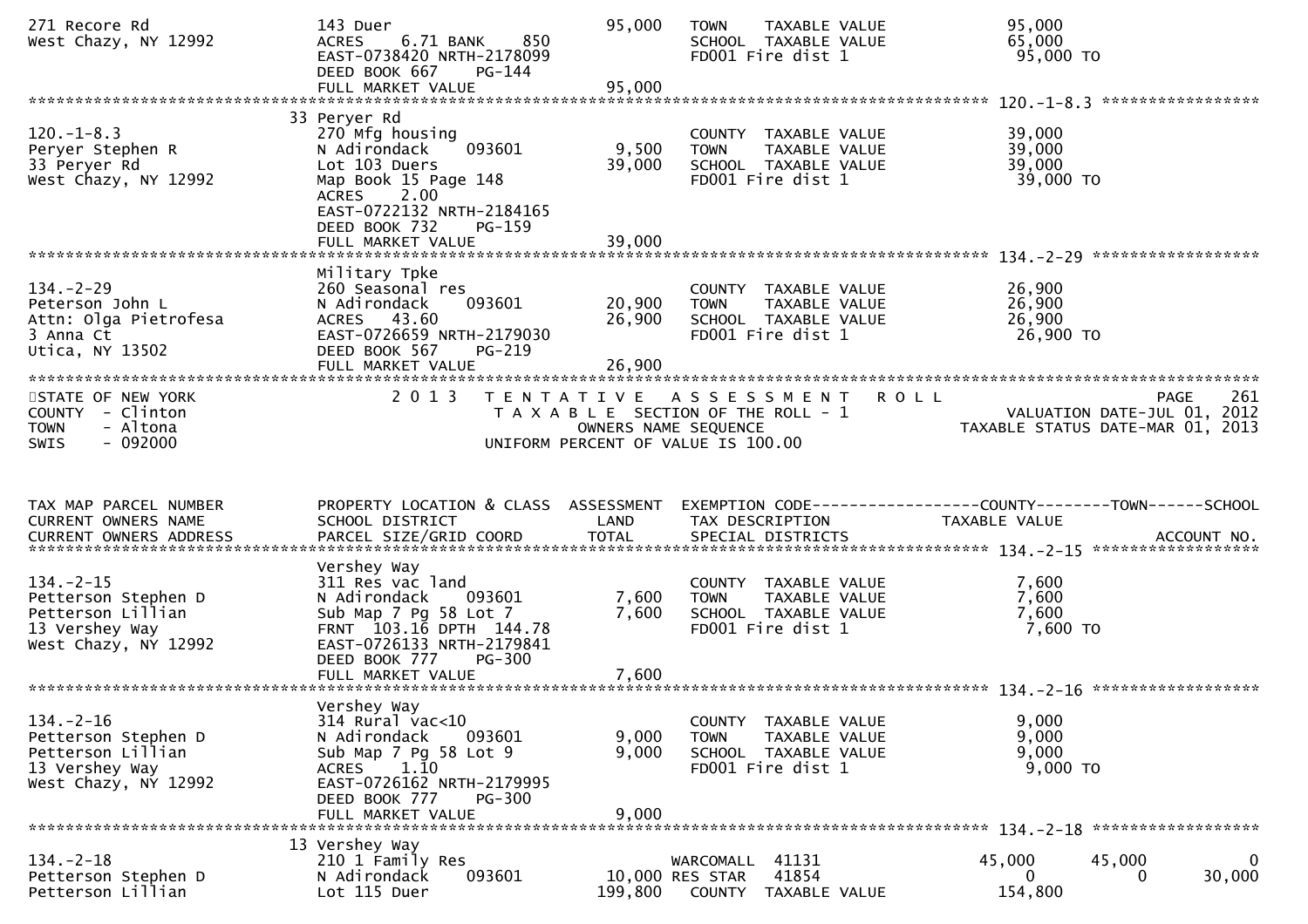```
271 Recore Rd                  143 Duer                           95,000   TOWN     TAXABLE VALUE              95,000
West Chazy, NY 12992           ACRES    6.71 BANK     850                  SCHOOL  TAXABLE VALUE               65,000
                               EAST-0738420 NRTH-2178099                   FD001 Fire dist 1                    95,000 TO
                               DEED BOOK 667    PG-144
                               FULL MARKET VALUE                  95,000
******************************************************************************************************* 120.-1-8.3 *****************
                               33 Peryer Rd
120.-1-8.3                     270 Mfg housing                             COUNTY  TAXABLE VALUE               39,000
Peryer Stephen R               N Adirondack     093601             9,500   TOWN     TAXABLE VALUE              39,000
33 Peryer Rd                   Lot 103 Duers                      39,000   SCHOOL  TAXABLE VALUE               39,000
West Chazy, NY 12992           Map Book 15 Page 148                        FD001 Fire dist 1                    39,000 TO
                               ACRES    2.00
                               EAST-0722132 NRTH-2184165
                               DEED BOOK 732    PG-159
                               FULL MARKET VALUE                  39,000
******************************************************************************************************* 134.-2-29 ******************
                               Military Tpke
134.-2-29                      260 Seasonal res                            COUNTY  TAXABLE VALUE               26,900
Peterson John L                N Adirondack     093601            20,900   TOWN     TAXABLE VALUE              26,900
Attn: Olga Pietrofesa          ACRES   43.60                      26,900   SCHOOL  TAXABLE VALUE               26,900
3 Anna Ct                      EAST-0726659 NRTH-2179030                   FD001 Fire dist 1                    26,900 TO
Utica, NY 13502                DEED BOOK 567    PG-219
                               FULL MARKET VALUE                  26,900
************************************************************************************************************************************
STATE OF NEW YORK                 2 0 1 3   T E N T A T I V E   A S S E S S M E N T   R O L L                              PAGE    261
COUNTY  - Clinton                           T A X A B L E  SECTION OF THE ROLL - 1                        VALUATION DATE-JUL 01, 2012
TOWN    - Altona                                  OWNERS NAME SEQUENCE                              TAXABLE STATUS DATE-MAR 01, 2013
SWIS    - 092000                             UNIFORM PERCENT OF VALUE IS 100.00


TAX MAP PARCEL NUMBER          PROPERTY LOCATION & CLASS  ASSESSMENT  EXEMPTION CODE------------------COUNTY--------TOWN------SCHOOL
CURRENT OWNERS NAME            SCHOOL DISTRICT               LAND      TAX DESCRIPTION             TAXABLE VALUE
CURRENT OWNERS ADDRESS         PARCEL SIZE/GRID COORD       TOTAL      SPECIAL DISTRICTS                                  ACCOUNT NO.
******************************************************************************************************* 134.-2-15 ******************
                               Vershey Way
134.-2-15                      311 Res vac land                            COUNTY  TAXABLE VALUE                7,600
Petterson Stephen D            N Adirondack     093601             7,600   TOWN     TAXABLE VALUE               7,600
Petterson Lillian              Sub Map 7 Pg 58 Lot 7               7,600   SCHOOL  TAXABLE VALUE                7,600
13 Vershey Way                 FRNT 103.16 DPTH 144.78                     FD001 Fire dist 1                     7,600 TO
West Chazy, NY 12992           EAST-0726133 NRTH-2179841
                               DEED BOOK 777    PG-300
                               FULL MARKET VALUE                   7,600
******************************************************************************************************* 134.-2-16 ******************
                               Vershey Way
134.-2-16                      314 Rural vac<10                            COUNTY  TAXABLE VALUE                9,000
Petterson Stephen D            N Adirondack     093601             9,000   TOWN     TAXABLE VALUE               9,000
Petterson Lillian              Sub Map 7 Pg 58 Lot 9               9,000   SCHOOL  TAXABLE VALUE                9,000
13 Vershey Way                 ACRES    1.10                               FD001 Fire dist 1                     9,000 TO
West Chazy, NY 12992           EAST-0726162 NRTH-2179995
                               DEED BOOK 777    PG-300
                               FULL MARKET VALUE                   9,000
******************************************************************************************************* 134.-2-18 ******************
                               13 Vershey Way
134.-2-18                      210 1 Family Res                     WARCOMALL  41131              45,000       45,000            0
Petterson Stephen D            N Adirondack     093601       10,000 RES STAR   41854                   0            0       30,000
Petterson Lillian              Lot 115 Duer                 199,800    COUNTY  TAXABLE VALUE              154,800
```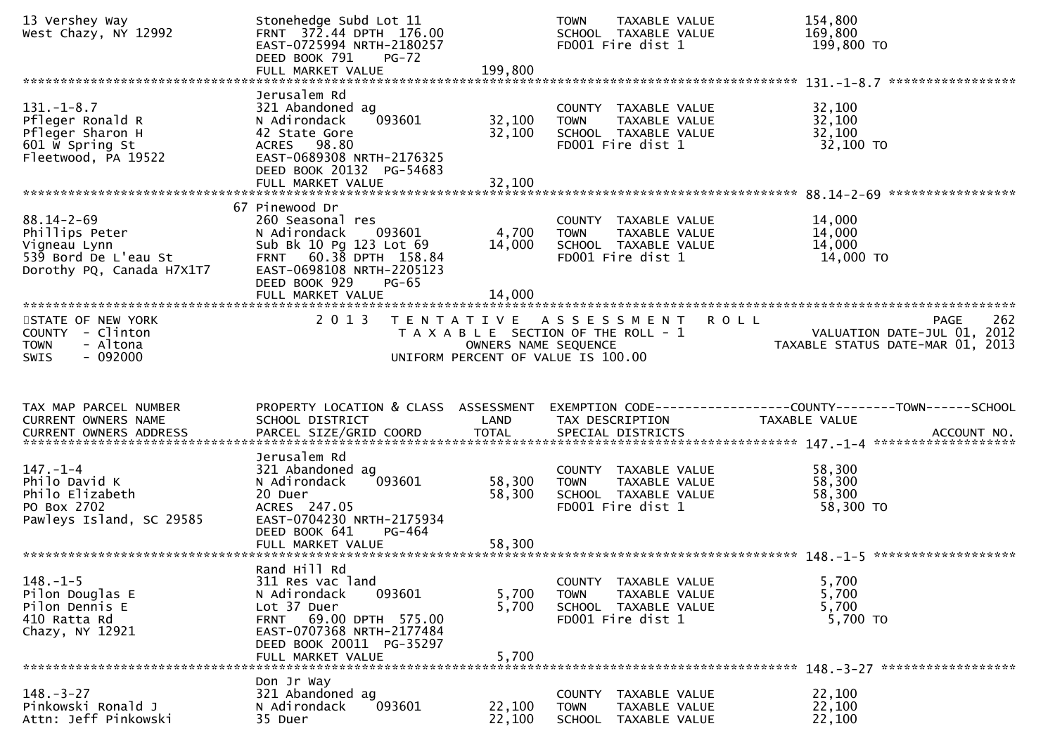```
13 Vershey Way                  Stonehedge Subd Lot 11                    TOWN    TAXABLE VALUE              154,800
West Chazy, NY 12992            FRNT  372.44 DPTH  176.00                 SCHOOL  TAXABLE VALUE              169,800
                                EAST-0725994 NRTH-2180257                 FD001 Fire dist 1                   199,800 TO
                                DEED BOOK 791     PG-72
                                FULL MARKET VALUE              199,800
******************************************************************************************************* 131.-1-8.7 *****************
                                Jerusalem Rd
131.-1-8.7                      321 Abandoned ag                          COUNTY  TAXABLE VALUE               32,100
Pfleger Ronald R                N Adirondack     093601        32,100     TOWN    TAXABLE VALUE               32,100
Pfleger Sharon H                42 State Gore                  32,100     SCHOOL  TAXABLE VALUE               32,100
601 W Spring St                 ACRES   98.80                             FD001 Fire dist 1                    32,100 TO
Fleetwood, PA 19522             EAST-0689308 NRTH-2176325
                                DEED BOOK 20132  PG-54683
                                FULL MARKET VALUE               32,100
******************************************************************************************************* 88.14-2-69 *****************
                             67 Pinewood Dr
88.14-2-69                      260 Seasonal res                          COUNTY  TAXABLE VALUE               14,000
Phillips Peter                  N Adirondack     093601         4,700     TOWN    TAXABLE VALUE               14,000
Vigneau Lynn                    Sub Bk 10 Pg 123 Lot 69        14,000     SCHOOL  TAXABLE VALUE               14,000
539 Bord De L'eau St            FRNT   60.38 DPTH  158.84                 FD001 Fire dist 1                    14,000 TO
Dorothy PQ, Canada H7X1T7       EAST-0698108 NRTH-2205123
                                DEED BOOK 929     PG-65
                                FULL MARKET VALUE               14,000
************************************************************************************************************************************
STATE OF NEW YORK                    2 0 1 3   T E N T A T I V E   A S S E S S M E N T   R O L L                              PAGE    262
COUNTY  - Clinton                              T A X A B L E  SECTION OF THE ROLL - 1                       VALUATION DATE-JUL 01, 2012
TOWN    - Altona                                      OWNERS NAME SEQUENCE                                  TAXABLE STATUS DATE-MAR 01, 2013
SWIS    - 092000                                 UNIFORM PERCENT OF VALUE IS 100.00


TAX MAP PARCEL NUMBER           PROPERTY LOCATION & CLASS  ASSESSMENT  EXEMPTION CODE------------------COUNTY--------TOWN------SCHOOL
CURRENT OWNERS NAME             SCHOOL DISTRICT               LAND     TAX DESCRIPTION              TAXABLE VALUE
CURRENT OWNERS ADDRESS          PARCEL SIZE/GRID COORD        TOTAL    SPECIAL DISTRICTS                                  ACCOUNT NO.
******************************************************************************************************* 147.-1-4 *******************
                                Jerusalem Rd
147.-1-4                        321 Abandoned ag                          COUNTY  TAXABLE VALUE               58,300
Philo David K                   N Adirondack     093601        58,300     TOWN    TAXABLE VALUE               58,300
Philo Elizabeth                 20 Duer                        58,300     SCHOOL  TAXABLE VALUE               58,300
PO Box 2702                     ACRES  247.05                             FD001 Fire dist 1                    58,300 TO
Pawleys Island, SC 29585        EAST-0704230 NRTH-2175934
                                DEED BOOK 641     PG-464
                                FULL MARKET VALUE               58,300
******************************************************************************************************* 148.-1-5 *******************
                                Rand Hill Rd
148.-1-5                        311 Res vac land                          COUNTY  TAXABLE VALUE                5,700
Pilon Douglas E                 N Adirondack     093601         5,700     TOWN    TAXABLE VALUE                5,700
Pilon Dennis E                  Lot 37 Duer                     5,700     SCHOOL  TAXABLE VALUE                5,700
410 Ratta Rd                    FRNT   69.00 DPTH  575.00                 FD001 Fire dist 1                     5,700 TO
Chazy, NY 12921                 EAST-0707368 NRTH-2177484
                                DEED BOOK 20011  PG-35297
                                FULL MARKET VALUE                5,700
******************************************************************************************************* 148.-3-27 ******************
                                Don Jr Way
148.-3-27                       321 Abandoned ag                          COUNTY  TAXABLE VALUE               22,100
Pinkowski Ronald J              N Adirondack     093601        22,100     TOWN    TAXABLE VALUE               22,100
Attn: Jeff Pinkowski            35 Duer                        22,100     SCHOOL  TAXABLE VALUE               22,100
```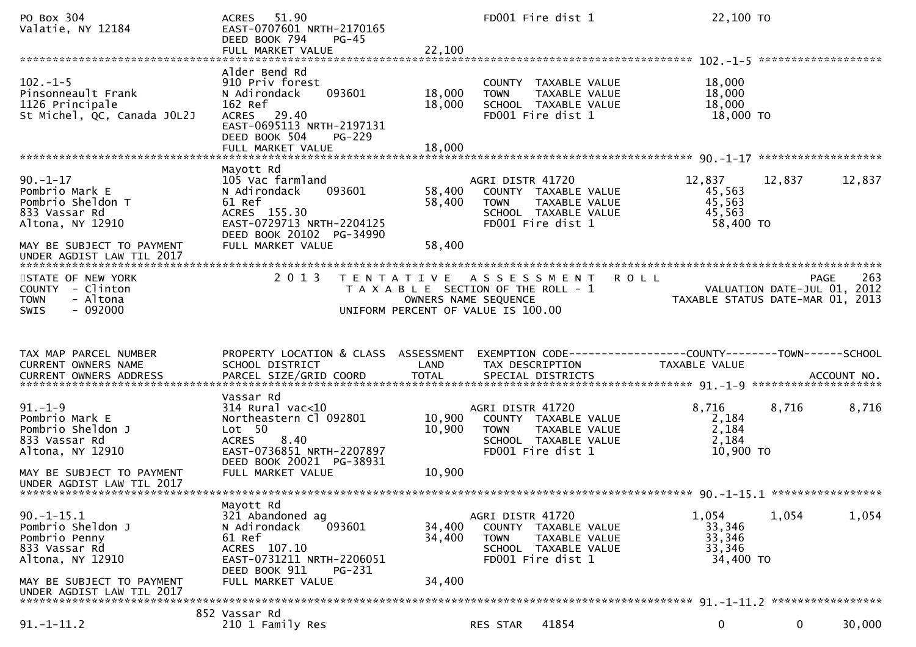```
PO Box 304                    ACRES   51.90                              FD001 Fire dist 1               22,100 TO
Valatie, NY 12184             EAST-0707601 NRTH-2170165
                              DEED BOOK 794     PG-45
                              FULL MARKET VALUE            22,100
******************************************************************************************************* 102.-1-5 ******************
                              Alder Bend Rd
102.-1-5                      910 Priv forest                            COUNTY  TAXABLE VALUE           18,000
Pinsonneault Frank            N Adirondack     093601      18,000        TOWN    TAXABLE VALUE           18,000
1126 Principale               162 Ref                      18,000        SCHOOL  TAXABLE VALUE           18,000
St Michel, QC, Canada J0L2J   ACRES   29.40                              FD001 Fire dist 1               18,000 TO
                              EAST-0695113 NRTH-2197131
                              DEED BOOK 504     PG-229
                              FULL MARKET VALUE            18,000
******************************************************************************************************* 90.-1-17 ******************
                              Mayott Rd
90.-1-17                      105 Vac farmland                           AGRI DISTR 41720              12,837     12,837      12,837
Pombrio Mark E                N Adirondack     093601      58,400        COUNTY  TAXABLE VALUE           45,563
Pombrio Sheldon T             61 Ref                       58,400        TOWN    TAXABLE VALUE           45,563
833 Vassar Rd                 ACRES  155.30                              SCHOOL  TAXABLE VALUE           45,563
Altona, NY 12910              EAST-0729713 NRTH-2204125                  FD001 Fire dist 1               58,400 TO
                              DEED BOOK 20102 PG-34990
MAY BE SUBJECT TO PAYMENT     FULL MARKET VALUE            58,400
UNDER AGDIST LAW TIL 2017
************************************************************************************************************************************
STATE OF NEW YORK                 2 0 1 3   T E N T A T I V E   A S S E S S M E N T   R O L L                              PAGE    263
COUNTY  - Clinton                           T A X A B L E  SECTION OF THE ROLL - 1                          VALUATION DATE-JUL 01, 2012
TOWN    - Altona                                   OWNERS NAME SEQUENCE                                   TAXABLE STATUS DATE-MAR 01, 2013
SWIS    - 092000                           UNIFORM PERCENT OF VALUE IS 100.00


TAX MAP PARCEL NUMBER         PROPERTY LOCATION & CLASS  ASSESSMENT  EXEMPTION CODE------------------COUNTY--------TOWN------SCHOOL
CURRENT OWNERS NAME           SCHOOL DISTRICT               LAND      TAX DESCRIPTION             TAXABLE VALUE
CURRENT OWNERS ADDRESS        PARCEL SIZE/GRID COORD        TOTAL     SPECIAL DISTRICTS                                 ACCOUNT NO.
******************************************************************************************************* 91.-1-9 ********************
                              Vassar Rd
91.-1-9                       314 Rural vac<10                           AGRI DISTR 41720               8,716      8,716       8,716
Pombrio Mark E                Northeastern Cl 092801       10,900        COUNTY  TAXABLE VALUE            2,184
Pombrio Sheldon J             Lot  50                      10,900        TOWN    TAXABLE VALUE            2,184
833 Vassar Rd                 ACRES    8.40                              SCHOOL  TAXABLE VALUE            2,184
Altona, NY 12910              EAST-0736851 NRTH-2207897                  FD001 Fire dist 1               10,900 TO
                              DEED BOOK 20021 PG-38931
MAY BE SUBJECT TO PAYMENT     FULL MARKET VALUE            10,900
UNDER AGDIST LAW TIL 2017
******************************************************************************************************* 90.-1-15.1 ****************
                              Mayott Rd
90.-1-15.1                    321 Abandoned ag                           AGRI DISTR 41720               1,054      1,054       1,054
Pombrio Sheldon J             N Adirondack     093601      34,400        COUNTY  TAXABLE VALUE           33,346
Pombrio Penny                 61 Ref                       34,400        TOWN    TAXABLE VALUE           33,346
833 Vassar Rd                 ACRES  107.10                              SCHOOL  TAXABLE VALUE           33,346
Altona, NY 12910              EAST-0731211 NRTH-2206051                  FD001 Fire dist 1               34,400 TO
                              DEED BOOK 911     PG-231
MAY BE SUBJECT TO PAYMENT     FULL MARKET VALUE            34,400
UNDER AGDIST LAW TIL 2017
******************************************************************************************************* 91.-1-11.2 ****************
                          852 Vassar Rd
91.-1-11.2                    210 1 Family Res                           RES STAR   41854                   0          0      30,000
```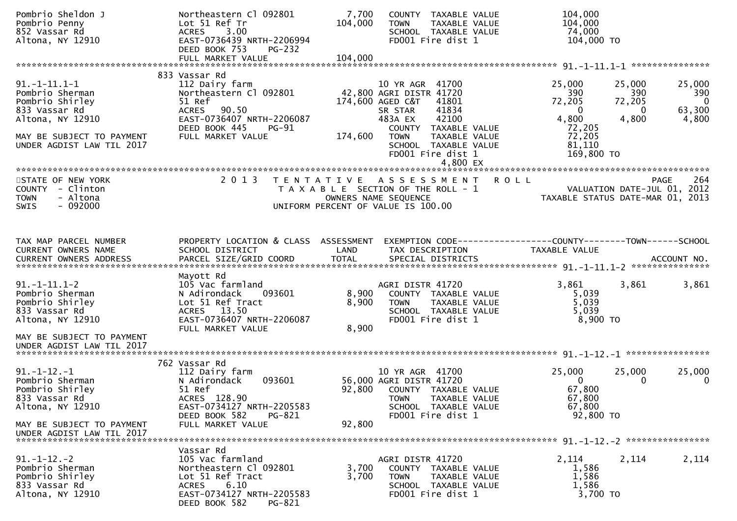```
Pombrio Sheldon J              Northeastern Cl 092801        7,700    COUNTY  TAXABLE VALUE          104,000
Pombrio Penny                  Lot 51 Ref Tr               104,000    TOWN    TAXABLE VALUE          104,000
852 Vassar Rd                  ACRES    3.00                          SCHOOL  TAXABLE VALUE           74,000
Altona, NY 12910               EAST-0736439 NRTH-2206994              FD001 Fire dist 1              104,000 TO
                               DEED BOOK 753    PG-232
                               FULL MARKET VALUE           104,000
******************************************************************************************************* 91.-1-11.1-1 ***************
                             833 Vassar Rd
91.-1-11.1-1                   112 Dairy farm                         10 YR AGR  41700              25,000     25,000     25,000
Pombrio Sherman                Northeastern Cl 092801       42,800 AGRI DISTR 41720                    390        390        390
Pombrio Shirley                51 Ref                      174,600 AGED C&T   41801                 72,205     72,205          0
833 Vassar Rd                  ACRES   90.50                          SR STAR    41834                   0          0     63,300
Altona, NY 12910               EAST-0736407 NRTH-2206087              483A EX    42100               4,800      4,800      4,800
                               DEED BOOK 445    PG-91                 COUNTY  TAXABLE VALUE           72,205
MAY BE SUBJECT TO PAYMENT      FULL MARKET VALUE           174,600    TOWN    TAXABLE VALUE           72,205
UNDER AGDIST LAW TIL 2017                                             SCHOOL  TAXABLE VALUE           81,110
                                                                      FD001 Fire dist 1              169,800 TO
                                                                                       4,800 EX
************************************************************************************************************************************
STATE OF NEW YORK              2 0 1 3   T E N T A T I V E   A S S E S S M E N T   R O L L                         PAGE   264
COUNTY  - Clinton                        T A X A B L E  SECTION OF THE ROLL - 1                     VALUATION DATE-JUL 01, 2012
TOWN    - Altona                              OWNERS NAME SEQUENCE                             TAXABLE STATUS DATE-MAR 01, 2013
SWIS    - 092000                         UNIFORM PERCENT OF VALUE IS 100.00


TAX MAP PARCEL NUMBER          PROPERTY LOCATION & CLASS  ASSESSMENT  EXEMPTION CODE------------------COUNTY--------TOWN------SCHOOL
CURRENT OWNERS NAME            SCHOOL DISTRICT               LAND      TAX DESCRIPTION              TAXABLE VALUE
CURRENT OWNERS ADDRESS         PARCEL SIZE/GRID COORD        TOTAL     SPECIAL DISTRICTS                                  ACCOUNT NO.
******************************************************************************************************* 91.-1-11.1-2 ***************
                               Mayott Rd
91.-1-11.1-2                   105 Vac farmland                       AGRI DISTR 41720               3,861      3,861      3,861
Pombrio Sherman                N Adirondack    093601        8,900    COUNTY  TAXABLE VALUE            5,039
Pombrio Shirley                Lot 51 Ref Tract              8,900    TOWN    TAXABLE VALUE            5,039
833 Vassar Rd                  ACRES   13.50                          SCHOOL  TAXABLE VALUE            5,039
Altona, NY 12910               EAST-0736407 NRTH-2206087              FD001 Fire dist 1                8,900 TO
                               FULL MARKET VALUE             8,900
MAY BE SUBJECT TO PAYMENT
UNDER AGDIST LAW TIL 2017
******************************************************************************************************* 91.-1-12.-1 ****************
                             762 Vassar Rd
91.-1-12.-1                    112 Dairy farm                         10 YR AGR  41700              25,000     25,000     25,000
Pombrio Sherman                N Adirondack    093601       56,000 AGRI DISTR 41720                      0          0          0
Pombrio Shirley                51 Ref                       92,800    COUNTY  TAXABLE VALUE           67,800
833 Vassar Rd                  ACRES  128.90                          TOWN    TAXABLE VALUE           67,800
Altona, NY 12910               EAST-0734127 NRTH-2205583              SCHOOL  TAXABLE VALUE           67,800
                               DEED BOOK 582    PG-821                FD001 Fire dist 1               92,800 TO
MAY BE SUBJECT TO PAYMENT      FULL MARKET VALUE            92,800
UNDER AGDIST LAW TIL 2017
******************************************************************************************************* 91.-1-12.-2 ****************
                               Vassar Rd
91.-1-12.-2                    105 Vac farmland                       AGRI DISTR 41720               2,114      2,114      2,114
Pombrio Sherman                Northeastern Cl 092801        3,700    COUNTY  TAXABLE VALUE            1,586
Pombrio Shirley                Lot 51 Ref Tract              3,700    TOWN    TAXABLE VALUE            1,586
833 Vassar Rd                  ACRES    6.10                          SCHOOL  TAXABLE VALUE            1,586
Altona, NY 12910               EAST-0734127 NRTH-2205583              FD001 Fire dist 1                3,700 TO
                               DEED BOOK 582    PG-821
```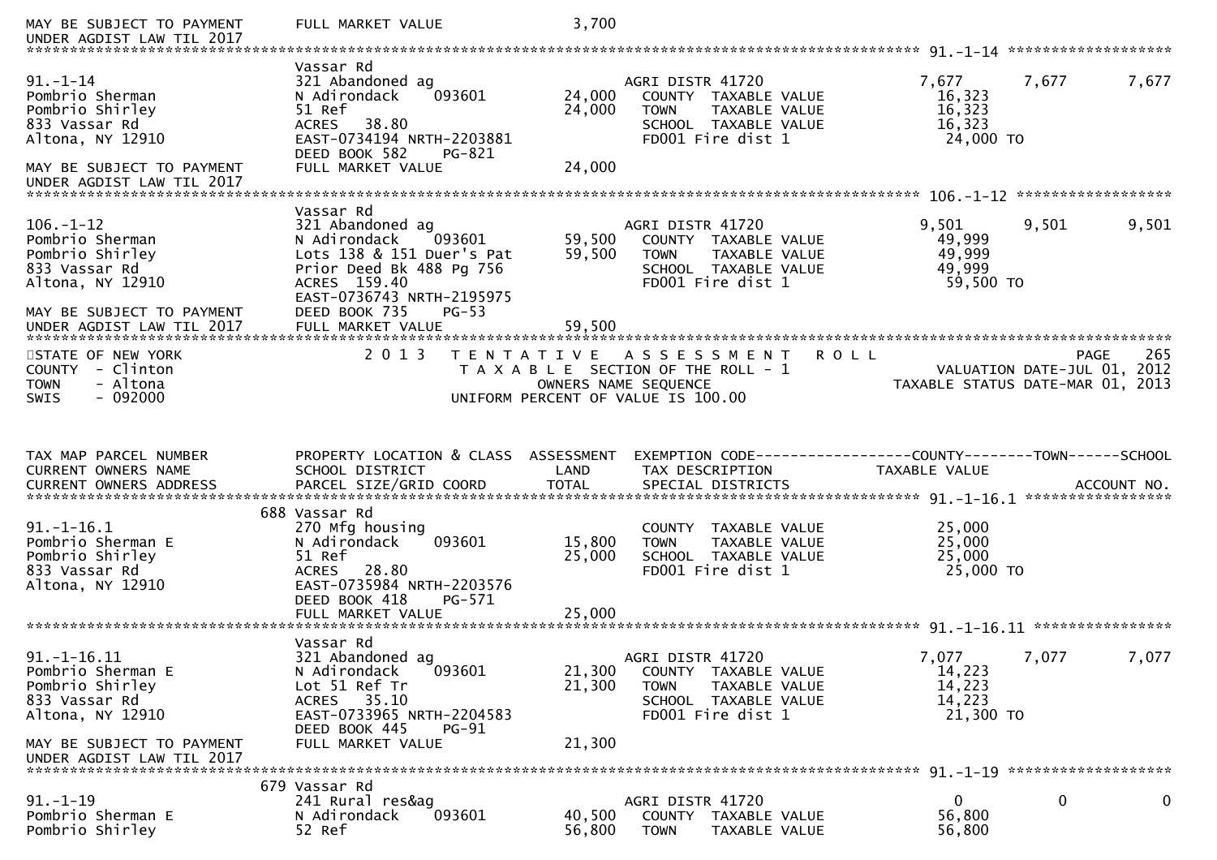MAY BE SUBJECT TO PAYMENT UNDER AGDIST LAW TIL 2017 — FULL MARKET VALUE 3,700

```
******************************************************************************************************* 91.-1-14 ********************
                             Vassar Rd
91.-1-14                     321 Abandoned ag                    AGRI DISTR 41720              7,677      7,677      7,677
Pombrio Sherman              N Adirondack     093601     24,000   COUNTY  TAXABLE VALUE          16,323
Pombrio Shirley              51 Ref                      24,000   TOWN    TAXABLE VALUE          16,323
833 Vassar Rd                ACRES   38.80                        SCHOOL  TAXABLE VALUE          16,323
Altona, NY 12910             EAST-0734194 NRTH-2203881            FD001 Fire dist 1               24,000 TO
                             DEED BOOK 582    PG-821
MAY BE SUBJECT TO PAYMENT    FULL MARKET VALUE           24,000
UNDER AGDIST LAW TIL 2017
******************************************************************************************************* 106.-1-12 *******************
                             Vassar Rd
106.-1-12                    321 Abandoned ag                    AGRI DISTR 41720              9,501      9,501      9,501
Pombrio Sherman              N Adirondack     093601     59,500   COUNTY  TAXABLE VALUE          49,999
Pombrio Shirley              Lots 138 & 151 Duer's Pat   59,500   TOWN    TAXABLE VALUE          49,999
833 Vassar Rd                Prior Deed Bk 488 Pg 756             SCHOOL  TAXABLE VALUE          49,999
Altona, NY 12910             ACRES  159.40                        FD001 Fire dist 1               59,500 TO
                             EAST-0736743 NRTH-2195975
MAY BE SUBJECT TO PAYMENT    DEED BOOK 735    PG-53
UNDER AGDIST LAW TIL 2017    FULL MARKET VALUE           59,500
*******************************************************************************************************************************
```

STATE OF NEW YORK — 2013 TENTATIVE ASSESSMENT ROLL — PAGE 265
COUNTY - Clinton — TAXABLE SECTION OF THE ROLL - 1 — VALUATION DATE-JUL 01, 2012
TOWN - Altona — OWNERS NAME SEQUENCE — TAXABLE STATUS DATE-MAR 01, 2013
SWIS - 092000 — UNIFORM PERCENT OF VALUE IS 100.00

```
TAX MAP PARCEL NUMBER        PROPERTY LOCATION & CLASS  ASSESSMENT  EXEMPTION CODE-----------------COUNTY--------TOWN------SCHOOL
CURRENT OWNERS NAME          SCHOOL DISTRICT              LAND      TAX DESCRIPTION            TAXABLE VALUE
CURRENT OWNERS ADDRESS       PARCEL SIZE/GRID COORD       TOTAL     SPECIAL DISTRICTS                                   ACCOUNT NO.
******************************************************************************************************* 91.-1-16.1 ******************
                         688 Vassar Rd
91.-1-16.1                   270 Mfg housing                      COUNTY  TAXABLE VALUE          25,000
Pombrio Sherman E            N Adirondack     093601     15,800   TOWN    TAXABLE VALUE          25,000
Pombrio Shirley              51 Ref                      25,000   SCHOOL  TAXABLE VALUE          25,000
833 Vassar Rd                ACRES   28.80                        FD001 Fire dist 1               25,000 TO
Altona, NY 12910             EAST-0735984 NRTH-2203576
                             DEED BOOK 418    PG-571
                             FULL MARKET VALUE           25,000
******************************************************************************************************* 91.-1-16.11 *****************
                             Vassar Rd
91.-1-16.11                  321 Abandoned ag                    AGRI DISTR 41720              7,077      7,077      7,077
Pombrio Sherman E            N Adirondack     093601     21,300   COUNTY  TAXABLE VALUE          14,223
Pombrio Shirley              Lot 51 Ref Tr               21,300   TOWN    TAXABLE VALUE          14,223
833 Vassar Rd                ACRES   35.10                        SCHOOL  TAXABLE VALUE          14,223
Altona, NY 12910             EAST-0733965 NRTH-2204583            FD001 Fire dist 1               21,300 TO
                             DEED BOOK 445    PG-91
MAY BE SUBJECT TO PAYMENT    FULL MARKET VALUE           21,300
UNDER AGDIST LAW TIL 2017
******************************************************************************************************* 91.-1-19 ********************
                         679 Vassar Rd
91.-1-19                     241 Rural res&ag                    AGRI DISTR 41720                  0          0          0
Pombrio Sherman E            N Adirondack     093601     40,500   COUNTY  TAXABLE VALUE          56,800
Pombrio Shirley              52 Ref                      56,800   TOWN    TAXABLE VALUE          56,800
```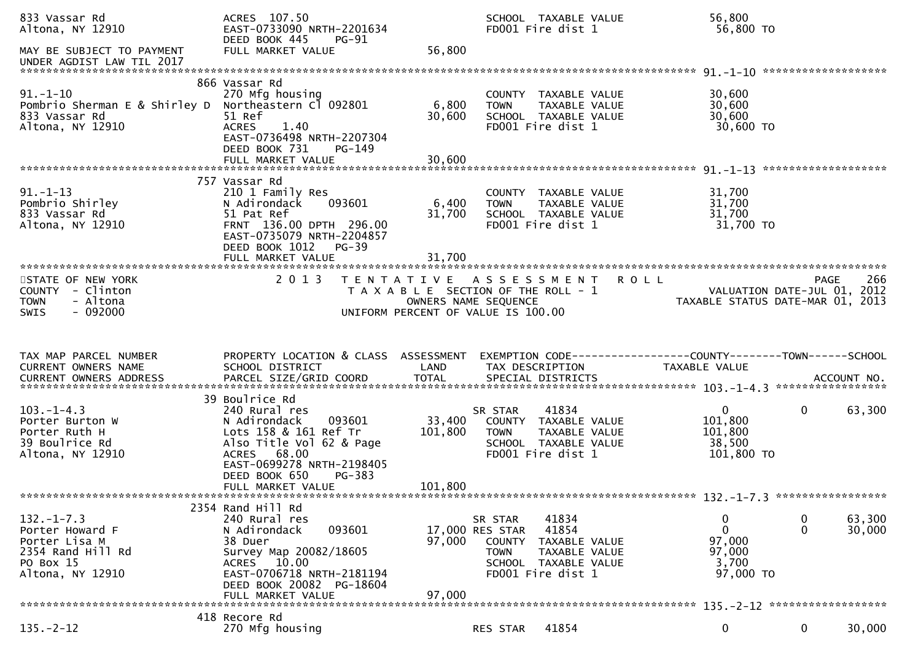```
833 Vassar Rd                  ACRES 107.50                                  SCHOOL  TAXABLE VALUE              56,800
Altona, NY 12910               EAST-0733090 NRTH-2201634                     FD001 Fire dist 1                   56,800 TO
                               DEED BOOK 445    PG-91
MAY BE SUBJECT TO PAYMENT      FULL MARKET VALUE              56,800
UNDER AGDIST LAW TIL 2017
******************************************************************************************************* 91.-1-10 ******************
                          866 Vassar Rd
91.-1-10                       270 Mfg housing                               COUNTY  TAXABLE VALUE              30,600
Pombrio Sherman E & Shirley D  Northeastern Cl 092801       6,800            TOWN    TAXABLE VALUE              30,600
833 Vassar Rd                  51 Ref                      30,600            SCHOOL  TAXABLE VALUE              30,600
Altona, NY 12910               ACRES    1.40                                 FD001 Fire dist 1                   30,600 TO
                               EAST-0736498 NRTH-2207304
                               DEED BOOK 731    PG-149
                               FULL MARKET VALUE              30,600
******************************************************************************************************* 91.-1-13 ******************
                          757 Vassar Rd
91.-1-13                       210 1 Family Res                              COUNTY  TAXABLE VALUE              31,700
Pombrio Shirley                N Adirondack     093601      6,400            TOWN    TAXABLE VALUE              31,700
833 Vassar Rd                  51 Pat Ref                  31,700            SCHOOL  TAXABLE VALUE              31,700
Altona, NY 12910               FRNT 136.00 DPTH 296.00                       FD001 Fire dist 1                   31,700 TO
                               EAST-0735079 NRTH-2204857
                               DEED BOOK 1012   PG-39
                               FULL MARKET VALUE              31,700
************************************************************************************************************************************
STATE OF NEW YORK                   2 0 1 3   T E N T A T I V E   A S S E S S M E N T   R O L L                          PAGE   266
COUNTY  - Clinton                          T A X A B L E  SECTION OF THE ROLL - 1                     VALUATION DATE-JUL 01, 2012
TOWN    - Altona                                 OWNERS NAME SEQUENCE                              TAXABLE STATUS DATE-MAR 01, 2013
SWIS    - 092000                          UNIFORM PERCENT OF VALUE IS 100.00


TAX MAP PARCEL NUMBER          PROPERTY LOCATION & CLASS  ASSESSMENT  EXEMPTION CODE------------------COUNTY--------TOWN------SCHOOL
CURRENT OWNERS NAME            SCHOOL DISTRICT             LAND       TAX DESCRIPTION             TAXABLE VALUE
CURRENT OWNERS ADDRESS         PARCEL SIZE/GRID COORD      TOTAL      SPECIAL DISTRICTS                                  ACCOUNT NO.
******************************************************************************************************* 103.-1-4.3 ****************
                          39 Boulrice Rd
103.-1-4.3                     240 Rural res                          SR STAR     41834                 0           0      63,300
Porter Burton W                N Adirondack     093601     33,400     COUNTY  TAXABLE VALUE           101,800
Porter Ruth H                  Lots 158 & 161 Ref Tr      101,800     TOWN    TAXABLE VALUE           101,800
39 Boulrice Rd                 Also Title Vol 62 & Page               SCHOOL  TAXABLE VALUE            38,500
Altona, NY 12910               ACRES   68.00                          FD001 Fire dist 1               101,800 TO
                               EAST-0699278 NRTH-2198405
                               DEED BOOK 650    PG-383
                               FULL MARKET VALUE             101,800
******************************************************************************************************* 132.-1-7.3 ****************
                          2354 Rand Hill Rd
132.-1-7.3                     240 Rural res                          SR STAR     41834                 0           0      63,300
Porter Howard F                N Adirondack     093601     17,000 RES STAR    41854                 0           0      30,000
Porter Lisa M                  38 Duer                     97,000     COUNTY  TAXABLE VALUE            97,000
2354 Rand Hill Rd              Survey Map 20082/18605                 TOWN    TAXABLE VALUE            97,000
PO Box 15                      ACRES   10.00                          SCHOOL  TAXABLE VALUE             3,700
Altona, NY 12910               EAST-0706718 NRTH-2181194              FD001 Fire dist 1                97,000 TO
                               DEED BOOK 20082  PG-18604
                               FULL MARKET VALUE              97,000
******************************************************************************************************* 135.-2-12 *****************
                          418 Recore Rd
135.-2-12                      270 Mfg housing                        RES STAR    41854                 0           0      30,000
```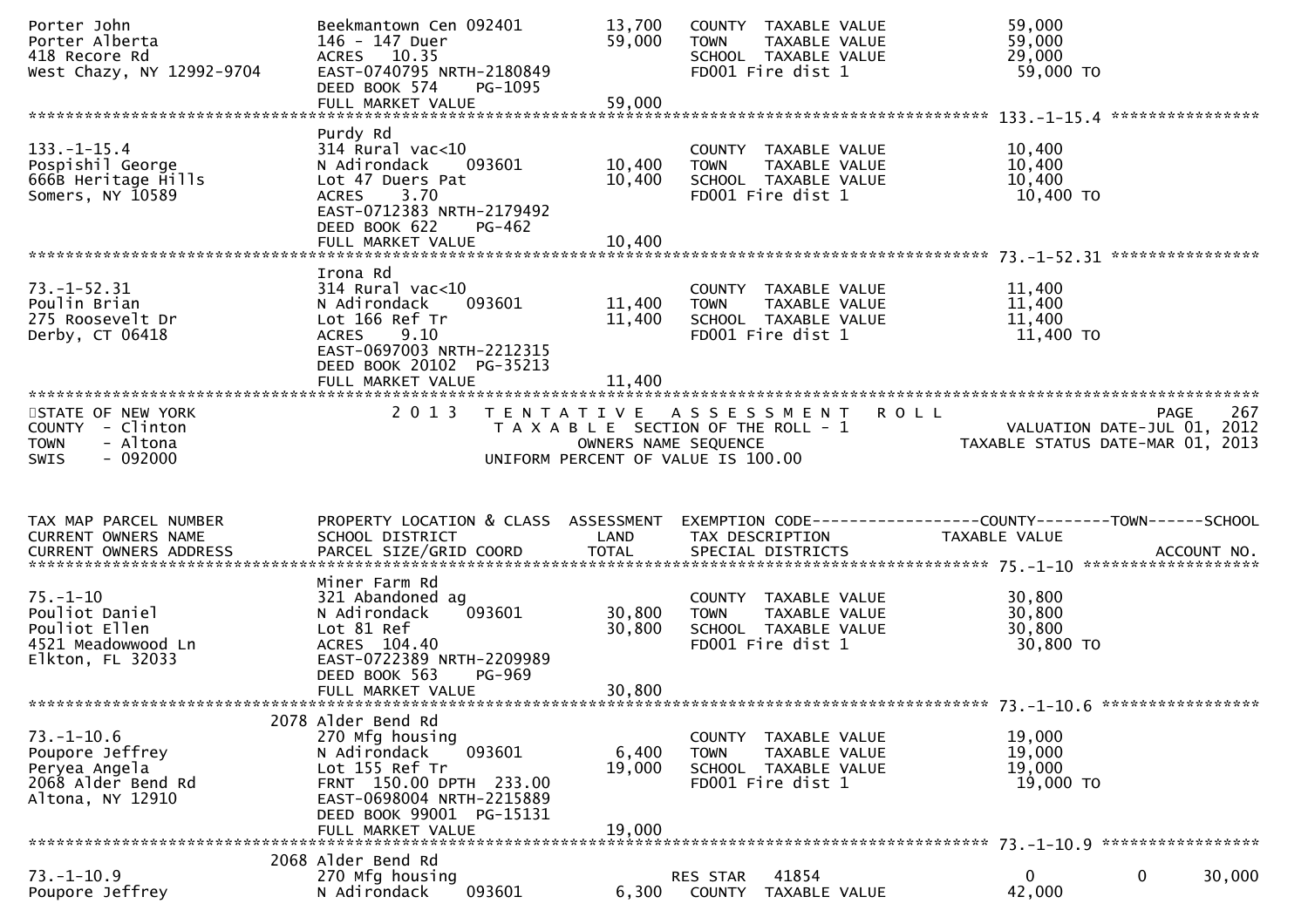| TAX MAP PARCEL NUMBER / CURRENT OWNERS NAME / CURRENT OWNERS ADDRESS | PROPERTY LOCATION & CLASS / SCHOOL DISTRICT / PARCEL SIZE/GRID COORD | ASSESSMENT LAND / TOTAL | EXEMPTION CODE / TAX DESCRIPTION / SPECIAL DISTRICTS | COUNTY / TOWN / SCHOOL TAXABLE VALUE | ACCOUNT NO. |
|---|---|---|---|---|---|
| Porter John | Beekmantown Cen 092401 | 13,700 | COUNTY TAXABLE VALUE | 59,000 | |
| Porter Alberta | 146 - 147 Duer | 59,000 | TOWN TAXABLE VALUE | 59,000 | |
| 418 Recore Rd | ACRES 10.35 | | SCHOOL TAXABLE VALUE | 29,000 | |
| West Chazy, NY 12992-9704 | EAST-0740795 NRTH-2180849 | | FD001 Fire dist 1 | 59,000 TO | |
| | DEED BOOK 574 PG-1095 | | | | |
| | FULL MARKET VALUE | 59,000 | | | |
| **133.-1-15.4** | Purdy Rd | | | | |
| 133.-1-15.4 | 314 Rural vac<10 | | COUNTY TAXABLE VALUE | 10,400 | |
| Pospishil George | N Adirondack 093601 | 10,400 | TOWN TAXABLE VALUE | 10,400 | |
| 666B Heritage Hills | Lot 47 Duers Pat | 10,400 | SCHOOL TAXABLE VALUE | 10,400 | |
| Somers, NY 10589 | ACRES 3.70 | | FD001 Fire dist 1 | 10,400 TO | |
| | EAST-0712383 NRTH-2179492 | | | | |
| | DEED BOOK 622 PG-462 | | | | |
| | FULL MARKET VALUE | 10,400 | | | |
| **73.-1-52.31** | Irona Rd | | | | |
| 73.-1-52.31 | 314 Rural vac<10 | | COUNTY TAXABLE VALUE | 11,400 | |
| Poulin Brian | N Adirondack 093601 | 11,400 | TOWN TAXABLE VALUE | 11,400 | |
| 275 Roosevelt Dr | Lot 166 Ref Tr | 11,400 | SCHOOL TAXABLE VALUE | 11,400 | |
| Derby, CT 06418 | ACRES 9.10 | | FD001 Fire dist 1 | 11,400 TO | |
| | EAST-0697003 NRTH-2212315 | | | | |
| | DEED BOOK 20102 PG-35213 | | | | |
| | FULL MARKET VALUE | 11,400 | | | |

STATE OF NEW YORK — 2013 TENTATIVE ASSESSMENT ROLL — PAGE 267
COUNTY - Clinton — TAXABLE SECTION OF THE ROLL - 1 — VALUATION DATE-JUL 01, 2012
TOWN - Altona — OWNERS NAME SEQUENCE — TAXABLE STATUS DATE-MAR 01, 2013
SWIS - 092000 — UNIFORM PERCENT OF VALUE IS 100.00

| TAX MAP PARCEL NUMBER / CURRENT OWNERS NAME / CURRENT OWNERS ADDRESS | PROPERTY LOCATION & CLASS / SCHOOL DISTRICT / PARCEL SIZE/GRID COORD | ASSESSMENT LAND / TOTAL | EXEMPTION CODE / TAX DESCRIPTION / SPECIAL DISTRICTS | COUNTY | TOWN | SCHOOL | ACCOUNT NO. |
|---|---|---|---|---|---|---|---|
| **75.-1-10** | Miner Farm Rd | | | | | | |
| 75.-1-10 | 321 Abandoned ag | | COUNTY TAXABLE VALUE | 30,800 | | | |
| Pouliot Daniel | N Adirondack 093601 | 30,800 | TOWN TAXABLE VALUE | 30,800 | | | |
| Pouliot Ellen | Lot 81 Ref | 30,800 | SCHOOL TAXABLE VALUE | 30,800 | | | |
| 4521 Meadowwood Ln | ACRES 104.40 | | FD001 Fire dist 1 | 30,800 TO | | | |
| Elkton, FL 32033 | EAST-0722389 NRTH-2209989 | | | | | | |
| | DEED BOOK 563 PG-969 | | | | | | |
| | FULL MARKET VALUE | 30,800 | | | | | |
| **73.-1-10.6** | 2078 Alder Bend Rd | | | | | | |
| 73.-1-10.6 | 270 Mfg housing | | COUNTY TAXABLE VALUE | 19,000 | | | |
| Poupore Jeffrey | N Adirondack 093601 | 6,400 | TOWN TAXABLE VALUE | 19,000 | | | |
| Peryea Angela | Lot 155 Ref Tr | 19,000 | SCHOOL TAXABLE VALUE | 19,000 | | | |
| 2068 Alder Bend Rd | FRNT 150.00 DPTH 233.00 | | FD001 Fire dist 1 | 19,000 TO | | | |
| Altona, NY 12910 | EAST-0698004 NRTH-2215889 | | | | | | |
| | DEED BOOK 99001 PG-15131 | | | | | | |
| | FULL MARKET VALUE | 19,000 | | | | | |
| **73.-1-10.9** | 2068 Alder Bend Rd | | | | | | |
| 73.-1-10.9 | 270 Mfg housing | | RES STAR 41854 | 0 | 0 | 30,000 | |
| Poupore Jeffrey | N Adirondack 093601 | 6,300 | COUNTY TAXABLE VALUE | 42,000 | | | |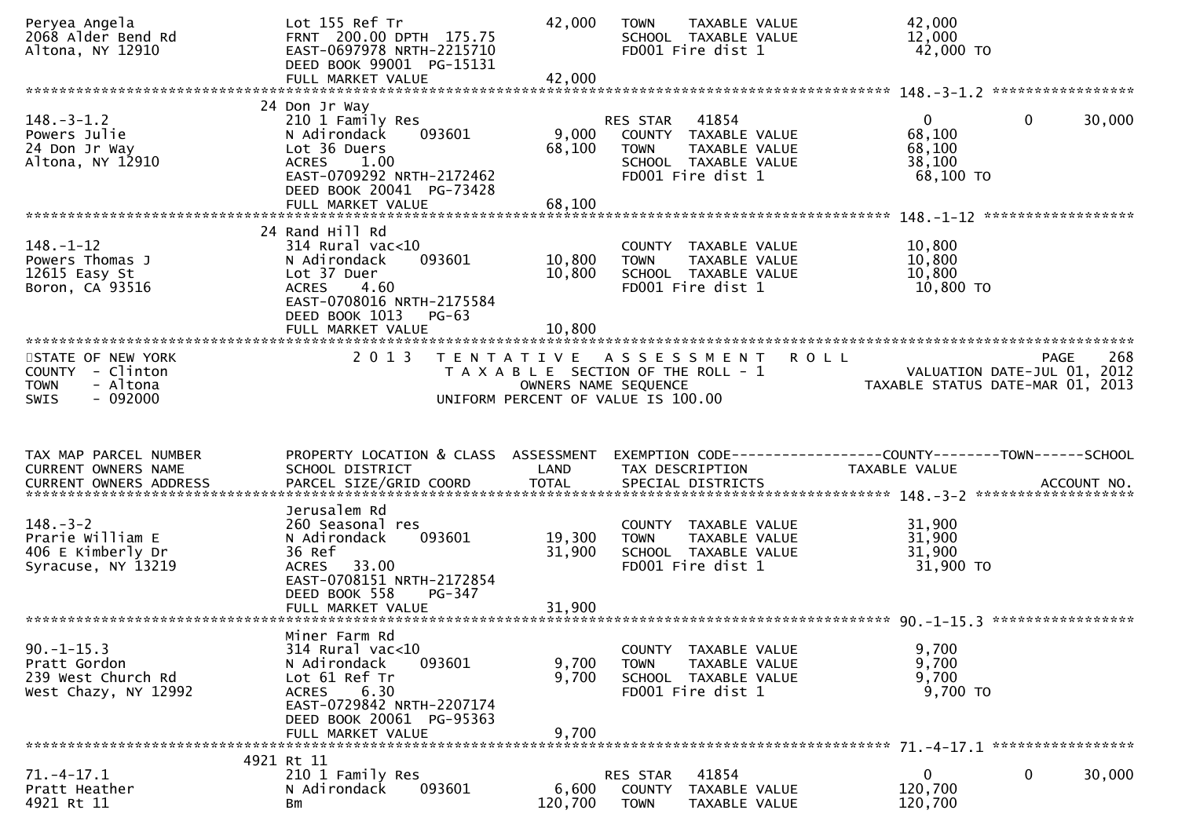```
Peryea Angela                  Lot 155 Ref Tr                   42,000    TOWN     TAXABLE VALUE               42,000
2068 Alder Bend Rd             FRNT 200.00 DPTH 175.75                    SCHOOL   TAXABLE VALUE               12,000
Altona, NY 12910               EAST-0697978 NRTH-2215710                  FD001 Fire dist 1                     42,000 TO
                               DEED BOOK 99001  PG-15131
                               FULL MARKET VALUE                42,000
******************************************************************************************************* 148.-3-1.2 *****************
                               24 Don Jr Way
148.-3-1.2                     210 1 Family Res                          RES STAR   41854                        0          0      30,000
Powers Julie                   N Adirondack      093601          9,000    COUNTY   TAXABLE VALUE               68,100
24 Don Jr Way                  Lot 36 Duers                     68,100    TOWN     TAXABLE VALUE               68,100
Altona, NY 12910               ACRES     1.00                             SCHOOL   TAXABLE VALUE               38,100
                               EAST-0709292 NRTH-2172462                  FD001 Fire dist 1                     68,100 TO
                               DEED BOOK 20041  PG-73428
                               FULL MARKET VALUE                68,100
******************************************************************************************************* 148.-1-12 ******************
                               24 Rand Hill Rd
148.-1-12                      314 Rural vac<10                           COUNTY   TAXABLE VALUE               10,800
Powers Thomas J                N Adirondack      093601         10,800    TOWN     TAXABLE VALUE               10,800
12615 Easy St                  Lot 37 Duer                      10,800    SCHOOL   TAXABLE VALUE               10,800
Boron, CA 93516                ACRES     4.60                             FD001 Fire dist 1                     10,800 TO
                               EAST-0708016 NRTH-2175584
                               DEED BOOK 1013   PG-63
                               FULL MARKET VALUE                10,800
************************************************************************************************************************************
STATE OF NEW YORK                 2 0 1 3   T E N T A T I V E   A S S E S S M E N T   R O L L                            PAGE     268
COUNTY  - Clinton                           T A X A B L E  SECTION OF THE ROLL - 1                        VALUATION DATE-JUL 01, 2012
TOWN    - Altona                                  OWNERS NAME SEQUENCE                               TAXABLE STATUS DATE-MAR 01, 2013
SWIS    - 092000                           UNIFORM PERCENT OF VALUE IS 100.00


TAX MAP PARCEL NUMBER          PROPERTY LOCATION & CLASS  ASSESSMENT  EXEMPTION CODE------------------COUNTY--------TOWN------SCHOOL
CURRENT OWNERS NAME            SCHOOL DISTRICT               LAND      TAX DESCRIPTION             TAXABLE VALUE
CURRENT OWNERS ADDRESS         PARCEL SIZE/GRID COORD        TOTAL     SPECIAL DISTRICTS                                   ACCOUNT NO.
******************************************************************************************************* 148.-3-2 *******************
                               Jerusalem Rd
148.-3-2                       260 Seasonal res                           COUNTY   TAXABLE VALUE               31,900
Prarie William E               N Adirondack      093601         19,300    TOWN     TAXABLE VALUE               31,900
406 E Kimberly Dr              36 Ref                           31,900    SCHOOL   TAXABLE VALUE               31,900
Syracuse, NY 13219             ACRES    33.00                             FD001 Fire dist 1                     31,900 TO
                               EAST-0708151 NRTH-2172854
                               DEED BOOK 558    PG-347
                               FULL MARKET VALUE                31,900
******************************************************************************************************* 90.-1-15.3 *****************
                               Miner Farm Rd
90.-1-15.3                     314 Rural vac<10                           COUNTY   TAXABLE VALUE                9,700
Pratt Gordon                   N Adirondack      093601          9,700    TOWN     TAXABLE VALUE                9,700
239 West Church Rd             Lot 61 Ref Tr                     9,700    SCHOOL   TAXABLE VALUE                9,700
West Chazy, NY 12992           ACRES     6.30                             FD001 Fire dist 1                      9,700 TO
                               EAST-0729842 NRTH-2207174
                               DEED BOOK 20061  PG-95363
                               FULL MARKET VALUE                 9,700
******************************************************************************************************* 71.-4-17.1 *****************
                          4921 Rt 11
71.-4-17.1                     210 1 Family Res                          RES STAR   41854                        0          0      30,000
Pratt Heather                  N Adirondack      093601          6,600    COUNTY   TAXABLE VALUE              120,700
4921 Rt 11                     Bm                              120,700    TOWN     TAXABLE VALUE              120,700
```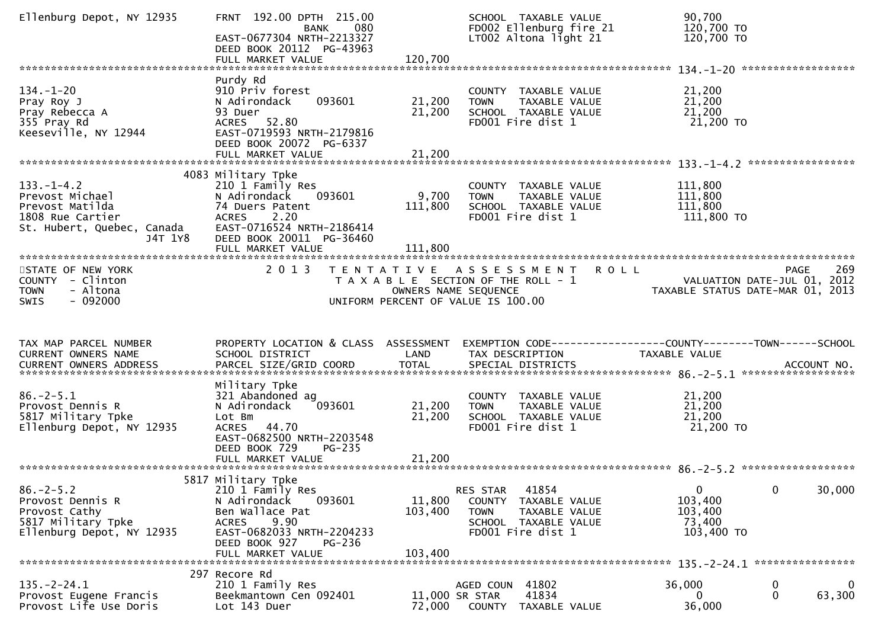```
Ellenburg Depot, NY 12935      FRNT 192.00 DPTH 215.00                  SCHOOL  TAXABLE VALUE           90,700
                                           BANK    080                  FD002 Ellenburg fire 21        120,700 TO
                               EAST-0677304 NRTH-2213327                LT002 Altona light 21          120,700 TO
                               DEED BOOK 20112  PG-43963
                               FULL MARKET VALUE              120,700
******************************************************************************************************* 134.-1-20 *****************
                               Purdy Rd
134.-1-20                      910 Priv forest                          COUNTY  TAXABLE VALUE           21,200
Pray Roy J                     N Adirondack     093601         21,200   TOWN    TAXABLE VALUE           21,200
Pray Rebecca A                 93 Duer                         21,200   SCHOOL  TAXABLE VALUE           21,200
355 Pray Rd                    ACRES   52.80                            FD001 Fire dist 1               21,200 TO
Keeseville, NY 12944           EAST-0719593 NRTH-2179816
                               DEED BOOK 20072  PG-6337
                               FULL MARKET VALUE               21,200
******************************************************************************************************* 133.-1-4.2 ****************
                          4083 Military Tpke
133.-1-4.2                     210 1 Family Res                         COUNTY  TAXABLE VALUE          111,800
Prevost Michael                N Adirondack     093601          9,700   TOWN    TAXABLE VALUE          111,800
Prevost Matilda                74 Duers Patent                111,800   SCHOOL  TAXABLE VALUE          111,800
1808 Rue Cartier               ACRES    2.20                            FD001 Fire dist 1              111,800 TO
St. Hubert, Quebec, Canada     EAST-0716524 NRTH-2186414
                     J4T 1Y8   DEED BOOK 20011  PG-36460
                               FULL MARKET VALUE              111,800
************************************************************************************************************************************
STATE OF NEW YORK                2 0 1 3   T E N T A T I V E   A S S E S S M E N T   R O L L                            PAGE   269
COUNTY  - Clinton                          T A X A B L E  SECTION OF THE ROLL - 1                   VALUATION DATE-JUL 01, 2012
TOWN    - Altona                                  OWNERS NAME SEQUENCE                            TAXABLE STATUS DATE-MAR 01, 2013
SWIS    - 092000                          UNIFORM PERCENT OF VALUE IS 100.00


TAX MAP PARCEL NUMBER          PROPERTY LOCATION & CLASS  ASSESSMENT  EXEMPTION CODE------------------COUNTY--------TOWN------SCHOOL
CURRENT OWNERS NAME            SCHOOL DISTRICT               LAND     TAX DESCRIPTION            TAXABLE VALUE
CURRENT OWNERS ADDRESS         PARCEL SIZE/GRID COORD        TOTAL    SPECIAL DISTRICTS                                ACCOUNT NO.
******************************************************************************************************* 86.-2-5.1 *****************
                               Military Tpke
86.-2-5.1                      321 Abandoned ag                         COUNTY  TAXABLE VALUE           21,200
Provost Dennis R               N Adirondack     093601         21,200   TOWN    TAXABLE VALUE           21,200
5817 Military Tpke             Lot Bm                          21,200   SCHOOL  TAXABLE VALUE           21,200
Ellenburg Depot, NY 12935      ACRES   44.70                            FD001 Fire dist 1               21,200 TO
                               EAST-0682500 NRTH-2203548
                               DEED BOOK 729    PG-235
                               FULL MARKET VALUE               21,200
******************************************************************************************************* 86.-2-5.2 *****************
                          5817 Military Tpke
86.-2-5.2                      210 1 Family Res                         RES STAR   41854                   0             0     30,000
Provost Dennis R               N Adirondack     093601         11,800   COUNTY  TAXABLE VALUE          103,400
Provost Cathy                  Ben Wallace Pat                103,400   TOWN    TAXABLE VALUE          103,400
5817 Military Tpke             ACRES    9.90                            SCHOOL  TAXABLE VALUE           73,400
Ellenburg Depot, NY 12935      EAST-0682033 NRTH-2204233                FD001 Fire dist 1              103,400 TO
                               DEED BOOK 927    PG-236
                               FULL MARKET VALUE              103,400
******************************************************************************************************* 135.-2-24.1 ***************
                           297 Recore Rd
135.-2-24.1                    210 1 Family Res                         AGED COUN  41802              36,000             0          0
Provost Eugene Francis         Beekmantown Cen 092401          11,000   SR STAR    41834                   0             0     63,300
Provost Life Use Doris         Lot 143 Duer                    72,000   COUNTY  TAXABLE VALUE           36,000
```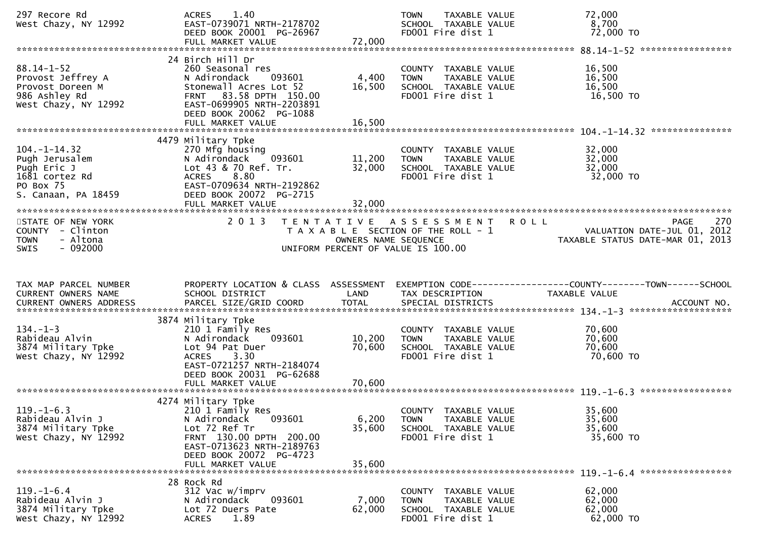| TAX MAP PARCEL NUMBER / CURRENT OWNERS NAME / CURRENT OWNERS ADDRESS | PROPERTY LOCATION & CLASS / SCHOOL DISTRICT / PARCEL SIZE/GRID COORD | ASSESSMENT LAND | ASSESSMENT TOTAL | EXEMPTION CODE / TAX DESCRIPTION / SPECIAL DISTRICTS | TAXABLE VALUE |
|---|---|---|---|---|---|
| 297 Recore Rd<br>West Chazy, NY 12992 | ACRES 1.40<br>EAST-0739071 NRTH-2178702<br>DEED BOOK 20001 PG-26967<br>FULL MARKET VALUE | | 72,000 | TOWN TAXABLE VALUE<br>SCHOOL TAXABLE VALUE<br>FD001 Fire dist 1 | 72,000<br>8,700<br>72,000 TO |
| **88.14-1-52**<br>Provost Jeffrey A<br>Provost Doreen M<br>986 Ashley Rd<br>West Chazy, NY 12992 | 24 Birch Hill Dr<br>260 Seasonal res<br>N Adirondack 093601<br>Stonewall Acres Lot 52<br>FRNT 83.58 DPTH 150.00<br>EAST-0699905 NRTH-2203891<br>DEED BOOK 20062 PG-1088<br>FULL MARKET VALUE | 4,400 | 16,500<br>16,500 | COUNTY TAXABLE VALUE<br>TOWN TAXABLE VALUE<br>SCHOOL TAXABLE VALUE<br>FD001 Fire dist 1 | 16,500<br>16,500<br>16,500<br>16,500 TO |
| **104.-1-14.32**<br>Pugh Jerusalem<br>Pugh Eric J<br>1681 cortez Rd<br>PO Box 75<br>S. Canaan, PA 18459 | 4479 Military Tpke<br>270 Mfg housing<br>N Adirondack 093601<br>Lot 43 & 70 Ref. Tr.<br>ACRES 8.80<br>EAST-0709634 NRTH-2192862<br>DEED BOOK 20072 PG-2715<br>FULL MARKET VALUE | 11,200 | 32,000<br>32,000 | COUNTY TAXABLE VALUE<br>TOWN TAXABLE VALUE<br>SCHOOL TAXABLE VALUE<br>FD001 Fire dist 1 | 32,000<br>32,000<br>32,000<br>32,000 TO |

STATE OF NEW YORK
COUNTY - Clinton
TOWN - Altona
SWIS - 092000

2013 TENTATIVE ASSESSMENT ROLL
TAXABLE SECTION OF THE ROLL - 1
OWNERS NAME SEQUENCE
UNIFORM PERCENT OF VALUE IS 100.00

VALUATION DATE-JUL 01, 2012
TAXABLE STATUS DATE-MAR 01, 2013

| TAX MAP PARCEL NUMBER / CURRENT OWNERS NAME / CURRENT OWNERS ADDRESS | PROPERTY LOCATION & CLASS / SCHOOL DISTRICT / PARCEL SIZE/GRID COORD | ASSESSMENT LAND | ASSESSMENT TOTAL | EXEMPTION CODE / TAX DESCRIPTION / SPECIAL DISTRICTS | COUNTY / TOWN / SCHOOL TAXABLE VALUE | ACCOUNT NO. |
|---|---|---|---|---|---|---|
| **134.-1-3**<br>Rabideau Alvin<br>3874 Military Tpke<br>West Chazy, NY 12992 | 3874 Military Tpke<br>210 1 Family Res<br>N Adirondack 093601<br>Lot 94 Pat Duer<br>ACRES 3.30<br>EAST-0721257 NRTH-2184074<br>DEED BOOK 20031 PG-62688<br>FULL MARKET VALUE | 10,200 | 70,600<br>70,600 | COUNTY TAXABLE VALUE<br>TOWN TAXABLE VALUE<br>SCHOOL TAXABLE VALUE<br>FD001 Fire dist 1 | 70,600<br>70,600<br>70,600<br>70,600 TO | |
| **119.-1-6.3**<br>Rabideau Alvin J<br>3874 Military Tpke<br>West Chazy, NY 12992 | 4274 Military Tpke<br>210 1 Family Res<br>N Adirondack 093601<br>Lot 72 Ref Tr<br>FRNT 130.00 DPTH 200.00<br>EAST-0713623 NRTH-2189763<br>DEED BOOK 20072 PG-4723<br>FULL MARKET VALUE | 6,200 | 35,600<br>35,600 | COUNTY TAXABLE VALUE<br>TOWN TAXABLE VALUE<br>SCHOOL TAXABLE VALUE<br>FD001 Fire dist 1 | 35,600<br>35,600<br>35,600<br>35,600 TO | |
| **119.-1-6.4**<br>Rabideau Alvin J<br>3874 Military Tpke<br>West Chazy, NY 12992 | 28 Rock Rd<br>312 Vac w/imprv<br>N Adirondack 093601<br>Lot 72 Duers Pate<br>ACRES 1.89 | 7,000 | 62,000 | COUNTY TAXABLE VALUE<br>TOWN TAXABLE VALUE<br>SCHOOL TAXABLE VALUE<br>FD001 Fire dist 1 | 62,000<br>62,000<br>62,000<br>62,000 TO | |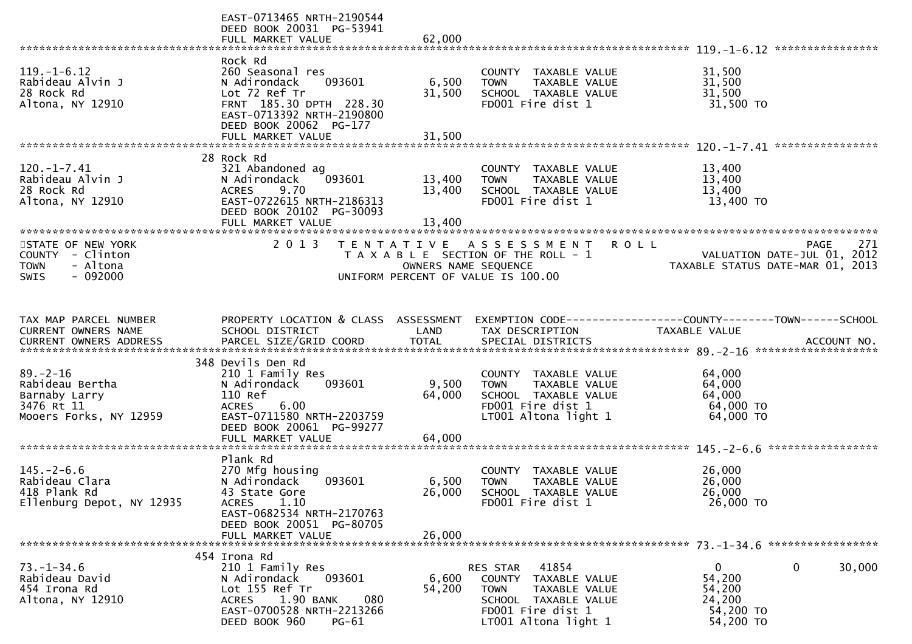EAST-0713465 NRTH-2190544
DEED BOOK 20031 PG-53941
FULL MARKET VALUE 62,000

******************************************************************************************************* 119.-1-6.12 *****************

| TAX MAP PARCEL NUMBER / CURRENT OWNERS NAME / CURRENT OWNERS ADDRESS | PROPERTY LOCATION & CLASS / SCHOOL DISTRICT / PARCEL SIZE/GRID COORD | ASSESSMENT LAND | TOTAL | EXEMPTION CODE / TAX DESCRIPTION / SPECIAL DISTRICTS | COUNTY TAXABLE VALUE | TOWN | SCHOOL |
|---|---|---|---|---|---|---|---|
| 119.-1-6.12 | Rock Rd | | | | | | |
| Rabideau Alvin J | 260 Seasonal res | | | COUNTY TAXABLE VALUE | 31,500 | | |
| 28 Rock Rd | N Adirondack 093601 | 6,500 | | TOWN TAXABLE VALUE | 31,500 | | |
| Altona, NY 12910 | Lot 72 Ref Tr | | 31,500 | SCHOOL TAXABLE VALUE | 31,500 | | |
| | FRNT 185.30 DPTH 228.30 | | | FD001 Fire dist 1 | 31,500 TO | | |
| | EAST-0713392 NRTH-2190800 | | | | | | |
| | DEED BOOK 20062 PG-177 | | | | | | |
| | FULL MARKET VALUE | | 31,500 | | | | |
| 120.-1-7.41 | 28 Rock Rd | | | | | | |
| Rabideau Alvin J | 321 Abandoned ag | | | COUNTY TAXABLE VALUE | 13,400 | | |
| 28 Rock Rd | N Adirondack 093601 | 13,400 | | TOWN TAXABLE VALUE | 13,400 | | |
| Altona, NY 12910 | ACRES 9.70 | | 13,400 | SCHOOL TAXABLE VALUE | 13,400 | | |
| | EAST-0722615 NRTH-2186313 | | | FD001 Fire dist 1 | 13,400 TO | | |
| | DEED BOOK 20102 PG-30093 | | | | | | |
| | FULL MARKET VALUE | | 13,400 | | | | |

STATE OF NEW YORK
COUNTY - Clinton
TOWN - Altona
SWIS - 092000

2013 TENTATIVE ASSESSMENT ROLL
TAXABLE SECTION OF THE ROLL - 1
OWNERS NAME SEQUENCE
UNIFORM PERCENT OF VALUE IS 100.00

PAGE 271
VALUATION DATE-JUL 01, 2012
TAXABLE STATUS DATE-MAR 01, 2013

| TAX MAP PARCEL NUMBER / CURRENT OWNERS NAME / CURRENT OWNERS ADDRESS | PROPERTY LOCATION & CLASS / SCHOOL DISTRICT / PARCEL SIZE/GRID COORD | ASSESSMENT LAND | TOTAL | EXEMPTION CODE / TAX DESCRIPTION / SPECIAL DISTRICTS | COUNTY TAXABLE VALUE | TOWN | SCHOOL / ACCOUNT NO. |
|---|---|---|---|---|---|---|---|
| 89.-2-16 | 348 Devils Den Rd | | | | | | |
| Rabideau Bertha | 210 1 Family Res | | | COUNTY TAXABLE VALUE | 64,000 | | |
| Barnaby Larry | N Adirondack 093601 | 9,500 | | TOWN TAXABLE VALUE | 64,000 | | |
| 3476 Rt 11 | 110 Ref | | 64,000 | SCHOOL TAXABLE VALUE | 64,000 | | |
| Mooers Forks, NY 12959 | ACRES 6.00 | | | FD001 Fire dist 1 | 64,000 TO | | |
| | EAST-0711580 NRTH-2203759 | | | LT001 Altona light 1 | 64,000 TO | | |
| | DEED BOOK 20061 PG-99277 | | | | | | |
| | FULL MARKET VALUE | | 64,000 | | | | |
| 145.-2-6.6 | Plank Rd | | | | | | |
| Rabideau Clara | 270 Mfg housing | | | COUNTY TAXABLE VALUE | 26,000 | | |
| 418 Plank Rd | N Adirondack 093601 | 6,500 | | TOWN TAXABLE VALUE | 26,000 | | |
| Ellenburg Depot, NY 12935 | 43 State Gore | | 26,000 | SCHOOL TAXABLE VALUE | 26,000 | | |
| | ACRES 1.10 | | | FD001 Fire dist 1 | 26,000 TO | | |
| | EAST-0682534 NRTH-2170763 | | | | | | |
| | DEED BOOK 20051 PG-80705 | | | | | | |
| | FULL MARKET VALUE | | 26,000 | | | | |
| 73.-1-34.6 | 454 Irona Rd | | | | | | |
| Rabideau David | 210 1 Family Res | | | RES STAR 41854 | 0 | 0 | 30,000 |
| 454 Irona Rd | N Adirondack 093601 | 6,600 | | COUNTY TAXABLE VALUE | 54,200 | | |
| Altona, NY 12910 | Lot 155 Ref Tr | | 54,200 | TOWN TAXABLE VALUE | 54,200 | | |
| | ACRES 1.90 BANK 080 | | | SCHOOL TAXABLE VALUE | 24,200 | | |
| | EAST-0700528 NRTH-2213266 | | | FD001 Fire dist 1 | 54,200 TO | | |
| | DEED BOOK 960 PG-61 | | | LT001 Altona light 1 | 54,200 TO | | |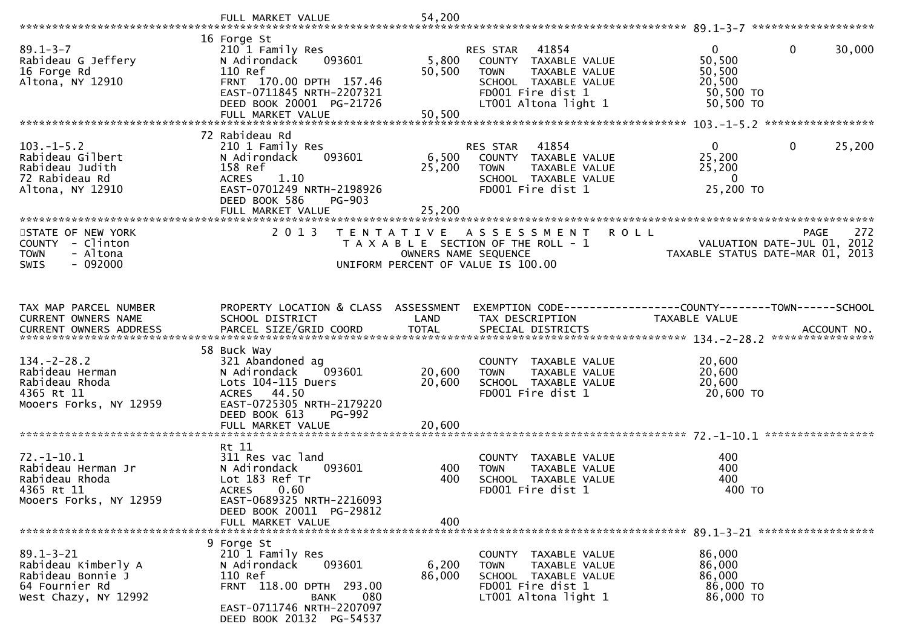FULL MARKET VALUE 54,200

******************************************************************************************************* 89.1-3-7 *******************

| Parcel / Owner | Property Location & Class | Assessment Land / Total | Exemption / Tax Description | County | Town | School |
|---|---|---|---|---|---|---|
| 89.1-3-7 | 16 Forge St | | | | | |
| Rabideau G Jeffery | 210 1 Family Res | | RES STAR 41854 | 0 | 0 | 30,000 |
| 16 Forge Rd | N Adirondack 093601 | 5,800 | COUNTY TAXABLE VALUE | 50,500 | | |
| Altona, NY 12910 | 110 Ref | 50,500 | TOWN TAXABLE VALUE | 50,500 | | |
| | FRNT 170.00 DPTH 157.46 | | SCHOOL TAXABLE VALUE | 20,500 | | |
| | EAST-0711845 NRTH-2207321 | | FD001 Fire dist 1 | 50,500 TO | | |
| | DEED BOOK 20001 PG-21726 | | LT001 Altona light 1 | 50,500 TO | | |
| | FULL MARKET VALUE | 50,500 | | | | |

******************************************************************************************************* 103.-1-5.2 *****************

| Parcel / Owner | Property Location & Class | Assessment Land / Total | Exemption / Tax Description | County | Town | School |
|---|---|---|---|---|---|---|
| 103.-1-5.2 | 72 Rabideau Rd | | | | | |
| Rabideau Gilbert | 210 1 Family Res | | RES STAR 41854 | 0 | 0 | 25,200 |
| Rabideau Judith | N Adirondack 093601 | 6,500 | COUNTY TAXABLE VALUE | 25,200 | | |
| 72 Rabideau Rd | 158 Ref | 25,200 | TOWN TAXABLE VALUE | 25,200 | | |
| Altona, NY 12910 | ACRES 1.10 | | SCHOOL TAXABLE VALUE | 0 | | |
| | EAST-0701249 NRTH-2198926 | | FD001 Fire dist 1 | 25,200 TO | | |
| | DEED BOOK 586 PG-903 | | | | | |
| | FULL MARKET VALUE | 25,200 | | | | |

*******************************************************************************************************************************

STATE OF NEW YORK
COUNTY - Clinton
TOWN - Altona
SWIS - 092000

2 0 1 3 T E N T A T I V E A S S E S S M E N T R O L L
T A X A B L E SECTION OF THE ROLL - 1
OWNERS NAME SEQUENCE
UNIFORM PERCENT OF VALUE IS 100.00

PAGE 272
VALUATION DATE-JUL 01, 2012
TAXABLE STATUS DATE-MAR 01, 2013

| TAX MAP PARCEL NUMBER / CURRENT OWNERS NAME / CURRENT OWNERS ADDRESS | PROPERTY LOCATION & CLASS / SCHOOL DISTRICT / PARCEL SIZE/GRID COORD | ASSESSMENT LAND / TOTAL | EXEMPTION CODE / TAX DESCRIPTION / SPECIAL DISTRICTS | COUNTY TAXABLE VALUE | TOWN | SCHOOL / ACCOUNT NO. |
|---|---|---|---|---|---|---|
| **134.-2-28.2** | 58 Buck Way | | | | | |
| 134.-2-28.2 | 321 Abandoned ag | | COUNTY TAXABLE VALUE | 20,600 | | |
| Rabideau Herman | N Adirondack 093601 | 20,600 | TOWN TAXABLE VALUE | 20,600 | | |
| Rabideau Rhoda | Lots 104-115 Duers | 20,600 | SCHOOL TAXABLE VALUE | 20,600 | | |
| 4365 Rt 11 | ACRES 44.50 | | FD001 Fire dist 1 | 20,600 TO | | |
| Mooers Forks, NY 12959 | EAST-0725305 NRTH-2179220 | | | | | |
| | DEED BOOK 613 PG-992 | | | | | |
| | FULL MARKET VALUE | 20,600 | | | | |
| **72.-1-10.1** | Rt 11 | | | | | |
| 72.-1-10.1 | 311 Res vac land | | COUNTY TAXABLE VALUE | 400 | | |
| Rabideau Herman Jr | N Adirondack 093601 | 400 | TOWN TAXABLE VALUE | 400 | | |
| Rabideau Rhoda | Lot 183 Ref Tr | 400 | SCHOOL TAXABLE VALUE | 400 | | |
| 4365 Rt 11 | ACRES 0.60 | | FD001 Fire dist 1 | 400 TO | | |
| Mooers Forks, NY 12959 | EAST-0689325 NRTH-2216093 | | | | | |
| | DEED BOOK 20011 PG-29812 | | | | | |
| | FULL MARKET VALUE | 400 | | | | |
| **89.1-3-21** | 9 Forge St | | | | | |
| 89.1-3-21 | 210 1 Family Res | | COUNTY TAXABLE VALUE | 86,000 | | |
| Rabideau Kimberly A | N Adirondack 093601 | 6,200 | TOWN TAXABLE VALUE | 86,000 | | |
| Rabideau Bonnie J | 110 Ref | 86,000 | SCHOOL TAXABLE VALUE | 86,000 | | |
| 64 Fournier Rd | FRNT 118.00 DPTH 293.00 | | FD001 Fire dist 1 | 86,000 TO | | |
| West Chazy, NY 12992 | BANK 080 | | LT001 Altona light 1 | 86,000 TO | | |
| | EAST-0711746 NRTH-2207097 | | | | | |
| | DEED BOOK 20132 PG-54537 | | | | | |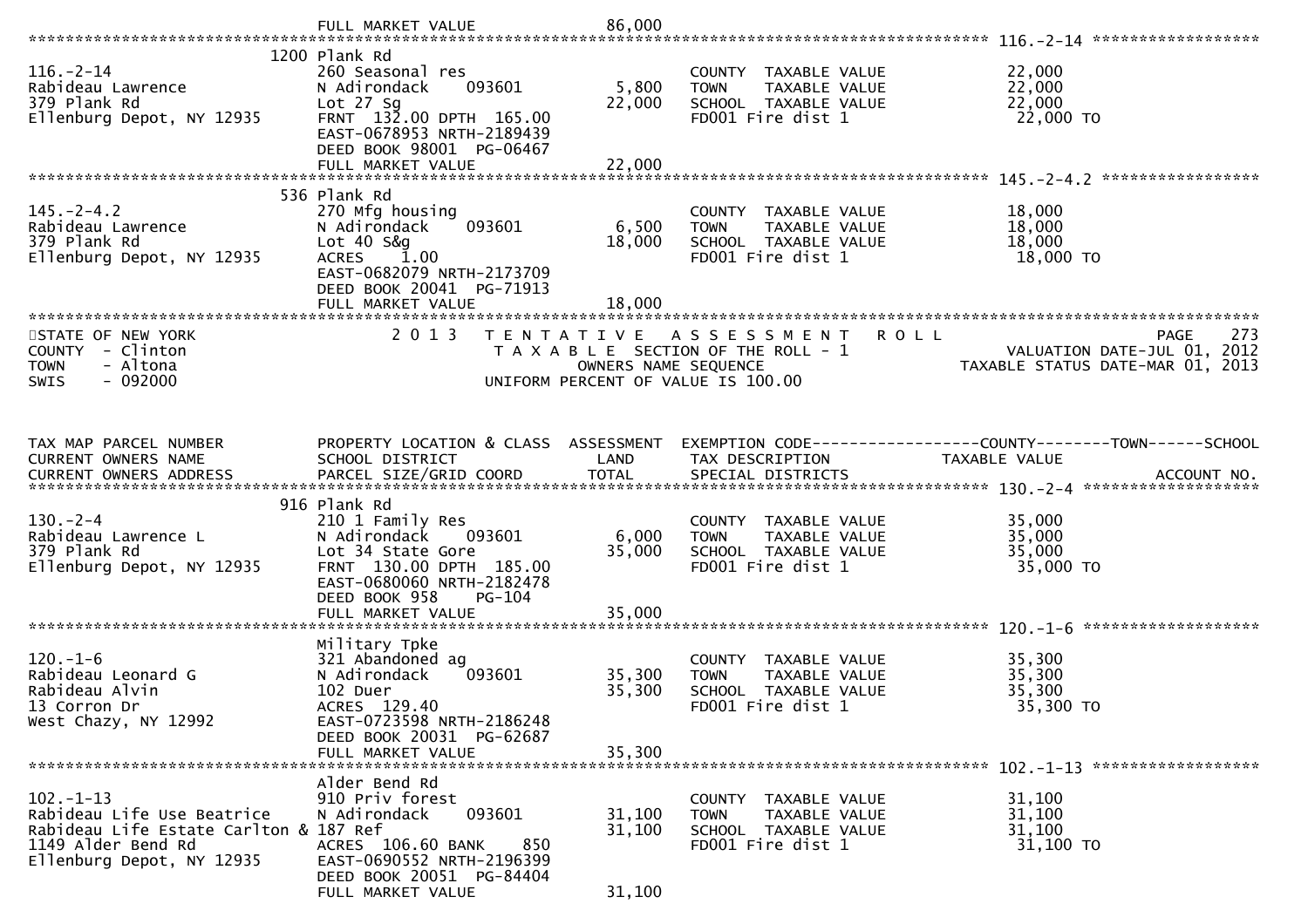FULL MARKET VALUE 86,000

******************************************************************************************************* 116.-2-14 ******************

| | | | | |
|---|---|---|---|---|
| 116.-2-14 | 1200 Plank Rd | | | |
| Rabideau Lawrence | 260 Seasonal res | | COUNTY TAXABLE VALUE | 22,000 |
| 379 Plank Rd | N Adirondack 093601 | 5,800 | TOWN TAXABLE VALUE | 22,000 |
| Ellenburg Depot, NY 12935 | Lot 27 Sg | 22,000 | SCHOOL TAXABLE VALUE | 22,000 |
| | FRNT 132.00 DPTH 165.00 | | FD001 Fire dist 1 | 22,000 TO |
| | EAST-0678953 NRTH-2189439 | | | |
| | DEED BOOK 98001 PG-06467 | | | |
| | FULL MARKET VALUE | 22,000 | | |

******************************************************************************************************* 145.-2-4.2 *****************

| | | | | |
|---|---|---|---|---|
| 145.-2-4.2 | 536 Plank Rd | | | |
| Rabideau Lawrence | 270 Mfg housing | | COUNTY TAXABLE VALUE | 18,000 |
| 379 Plank Rd | N Adirondack 093601 | 6,500 | TOWN TAXABLE VALUE | 18,000 |
| Ellenburg Depot, NY 12935 | Lot 40 S&g | 18,000 | SCHOOL TAXABLE VALUE | 18,000 |
| | ACRES 1.00 | | FD001 Fire dist 1 | 18,000 TO |
| | EAST-0682079 NRTH-2173709 | | | |
| | DEED BOOK 20041 PG-71913 | | | |
| | FULL MARKET VALUE | 18,000 | | |

STATE OF NEW YORK
COUNTY - Clinton
TOWN - Altona
SWIS - 092000

2013 TENTATIVE ASSESSMENT ROLL
TAXABLE SECTION OF THE ROLL - 1
OWNERS NAME SEQUENCE
UNIFORM PERCENT OF VALUE IS 100.00

PAGE 273
VALUATION DATE-JUL 01, 2012
TAXABLE STATUS DATE-MAR 01, 2013

| TAX MAP PARCEL NUMBER / CURRENT OWNERS NAME / CURRENT OWNERS ADDRESS | PROPERTY LOCATION & CLASS / SCHOOL DISTRICT / PARCEL SIZE/GRID COORD | ASSESSMENT LAND / TOTAL | EXEMPTION CODE / TAX DESCRIPTION / SPECIAL DISTRICTS | COUNTY--------TOWN------SCHOOL TAXABLE VALUE / ACCOUNT NO. |
|---|---|---|---|---|
| **130.-2-4** | 916 Plank Rd | | | |
| 130.-2-4 | 210 1 Family Res | | COUNTY TAXABLE VALUE | 35,000 |
| Rabideau Lawrence L | N Adirondack 093601 | 6,000 | TOWN TAXABLE VALUE | 35,000 |
| 379 Plank Rd | Lot 34 State Gore | 35,000 | SCHOOL TAXABLE VALUE | 35,000 |
| Ellenburg Depot, NY 12935 | FRNT 130.00 DPTH 185.00 | | FD001 Fire dist 1 | 35,000 TO |
| | EAST-0680060 NRTH-2182478 | | | |
| | DEED BOOK 958 PG-104 | | | |
| | FULL MARKET VALUE | 35,000 | | |
| **120.-1-6** | Military Tpke | | | |
| 120.-1-6 | 321 Abandoned ag | | COUNTY TAXABLE VALUE | 35,300 |
| Rabideau Leonard G | N Adirondack 093601 | 35,300 | TOWN TAXABLE VALUE | 35,300 |
| Rabideau Alvin | 102 Duer | 35,300 | SCHOOL TAXABLE VALUE | 35,300 |
| 13 Corron Dr | ACRES 129.40 | | FD001 Fire dist 1 | 35,300 TO |
| West Chazy, NY 12992 | EAST-0723598 NRTH-2186248 | | | |
| | DEED BOOK 20031 PG-62687 | | | |
| | FULL MARKET VALUE | 35,300 | | |
| **102.-1-13** | Alder Bend Rd | | | |
| 102.-1-13 | 910 Priv forest | | COUNTY TAXABLE VALUE | 31,100 |
| Rabideau Life Use Beatrice | N Adirondack 093601 | 31,100 | TOWN TAXABLE VALUE | 31,100 |
| Rabideau Life Estate Carlton & | 187 Ref | 31,100 | SCHOOL TAXABLE VALUE | 31,100 |
| 1149 Alder Bend Rd | ACRES 106.60 BANK 850 | | FD001 Fire dist 1 | 31,100 TO |
| Ellenburg Depot, NY 12935 | EAST-0690552 NRTH-2196399 | | | |
| | DEED BOOK 20051 PG-84404 | | | |
| | FULL MARKET VALUE | 31,100 | | |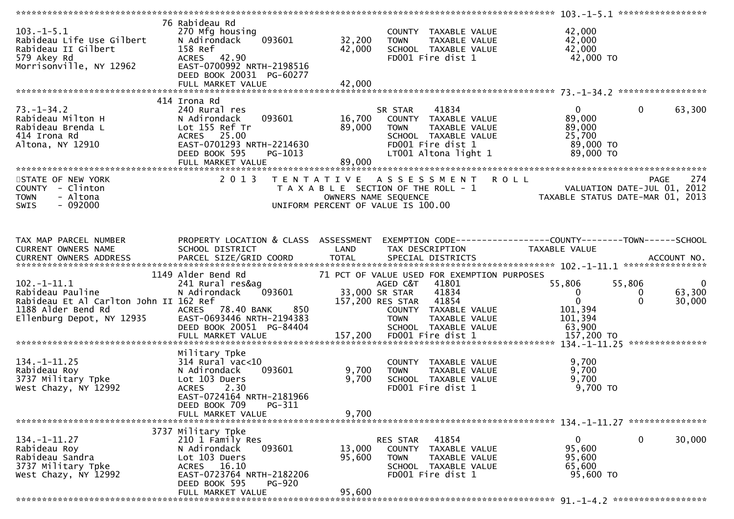| 103.-1-5.1 | | | | |
|---|---|---|---|---|
| | 76 Rabideau Rd | | | |
| 103.-1-5.1 | 270 Mfg housing | | COUNTY TAXABLE VALUE | 42,000 |
| Rabideau Life Use Gilbert | N Adirondack 093601 | 32,200 | TOWN TAXABLE VALUE | 42,000 |
| Rabideau II Gilbert | 158 Ref | 42,000 | SCHOOL TAXABLE VALUE | 42,000 |
| 579 Akey Rd | ACRES 42.90 | | FD001 Fire dist 1 | 42,000 TO |
| Morrisonville, NY 12962 | EAST-0700992 NRTH-2198516 | | | |
| | DEED BOOK 20031 PG-60277 | | | |
| | FULL MARKET VALUE | 42,000 | | |

| 73.-1-34.2 | | | | | | |
|---|---|---|---|---|---|---|
| | 414 Irona Rd | | | | | |
| 73.-1-34.2 | 240 Rural res | | SR STAR 41834 | 0 | 0 | 63,300 |
| Rabideau Milton H | N Adirondack 093601 | 16,700 | COUNTY TAXABLE VALUE | 89,000 | | |
| Rabideau Brenda L | Lot 155 Ref Tr | 89,000 | TOWN TAXABLE VALUE | 89,000 | | |
| 414 Irona Rd | ACRES 25.00 | | SCHOOL TAXABLE VALUE | 25,700 | | |
| Altona, NY 12910 | EAST-0701293 NRTH-2214630 | | FD001 Fire dist 1 | 89,000 TO | | |
| | DEED BOOK 595 PG-1013 | | LT001 Altona light 1 | 89,000 TO | | |
| | FULL MARKET VALUE | 89,000 | | | | |

STATE OF NEW YORK — 2013 TENTATIVE ASSESSMENT ROLL — PAGE 274
COUNTY - Clinton — TAXABLE SECTION OF THE ROLL - 1 — VALUATION DATE-JUL 01, 2012
TOWN - Altona — OWNERS NAME SEQUENCE — TAXABLE STATUS DATE-MAR 01, 2013
SWIS - 092000 — UNIFORM PERCENT OF VALUE IS 100.00

| TAX MAP PARCEL NUMBER / CURRENT OWNERS NAME / CURRENT OWNERS ADDRESS | PROPERTY LOCATION & CLASS / SCHOOL DISTRICT / PARCEL SIZE/GRID COORD | ASSESSMENT LAND / TOTAL | EXEMPTION CODE / TAX DESCRIPTION / SPECIAL DISTRICTS | COUNTY TAXABLE VALUE | TOWN | SCHOOL / ACCOUNT NO. |
|---|---|---|---|---|---|---|
| **102.-1-11.1** | | | | | | |
| | 1149 Alder Bend Rd | | 71 PCT OF VALUE USED FOR EXEMPTION PURPOSES | | | |
| 102.-1-11.1 | 241 Rural res&ag | | AGED C&T 41801 | 55,806 | 55,806 | 0 |
| Rabideau Pauline | N Adirondack 093601 | 33,000 | SR STAR 41834 | 0 | 0 | 63,300 |
| Rabideau Et Al Carlton John II | 162 Ref | 157,200 | RES STAR 41854 | 0 | 0 | 30,000 |
| 1188 Alder Bend Rd | ACRES 78.40 BANK 850 | | COUNTY TAXABLE VALUE | 101,394 | | |
| Ellenburg Depot, NY 12935 | EAST-0693446 NRTH-2194383 | | TOWN TAXABLE VALUE | 101,394 | | |
| | DEED BOOK 20051 PG-84404 | | SCHOOL TAXABLE VALUE | 63,900 | | |
| | FULL MARKET VALUE | 157,200 | FD001 Fire dist 1 | 157,200 TO | | |
| **134.-1-11.25** | | | | | | |
| | Military Tpke | | | | | |
| 134.-1-11.25 | 314 Rural vac<10 | | COUNTY TAXABLE VALUE | 9,700 | | |
| Rabideau Roy | N Adirondack 093601 | 9,700 | TOWN TAXABLE VALUE | 9,700 | | |
| 3737 Military Tpke | Lot 103 Duers | 9,700 | SCHOOL TAXABLE VALUE | 9,700 | | |
| West Chazy, NY 12992 | ACRES 2.30 | | FD001 Fire dist 1 | 9,700 TO | | |
| | EAST-0724164 NRTH-2181966 | | | | | |
| | DEED BOOK 709 PG-311 | | | | | |
| | FULL MARKET VALUE | 9,700 | | | | |
| **134.-1-11.27** | | | | | | |
| | 3737 Military Tpke | | | | | |
| 134.-1-11.27 | 210 1 Family Res | | RES STAR 41854 | 0 | 0 | 30,000 |
| Rabideau Roy | N Adirondack 093601 | 13,000 | COUNTY TAXABLE VALUE | 95,600 | | |
| Rabideau Sandra | Lot 103 Duers | 95,600 | TOWN TAXABLE VALUE | 95,600 | | |
| 3737 Military Tpke | ACRES 16.10 | | SCHOOL TAXABLE VALUE | 65,600 | | |
| West Chazy, NY 12992 | EAST-0723764 NRTH-2182206 | | FD001 Fire dist 1 | 95,600 TO | | |
| | DEED BOOK 595 PG-920 | | | | | |
| | FULL MARKET VALUE | 95,600 | | | | |
| **91.-1-4.2** | | | | | | |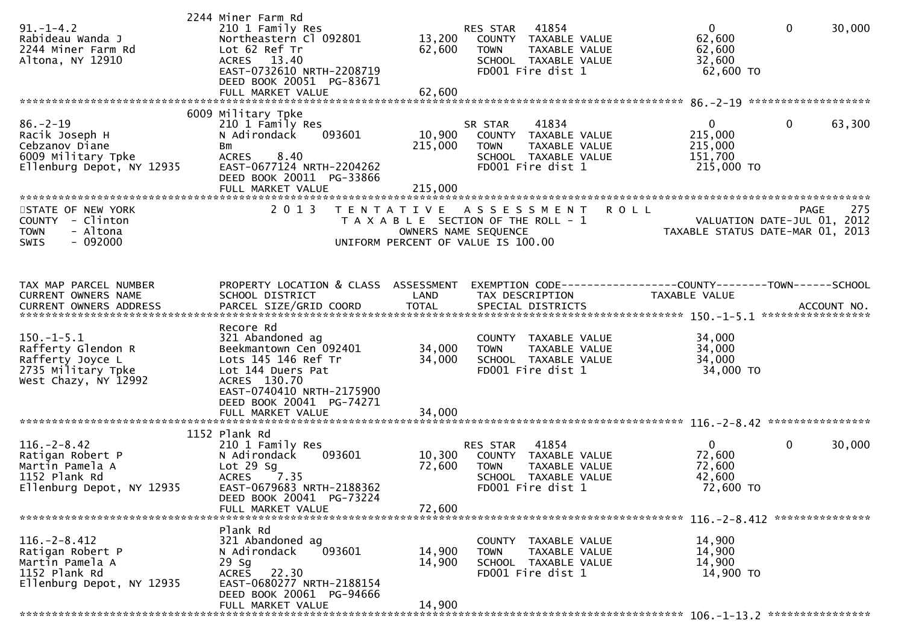| | 2244 Miner Farm Rd | | | | | |
|---|---|---|---|---|---|---|
| 91.-1-4.2 | 210 1 Family Res | | RES STAR 41854 | 0 | 0 | 30,000 |
| Rabideau Wanda J | Northeastern Cl 092801 | 13,200 | COUNTY TAXABLE VALUE | 62,600 | | |
| 2244 Miner Farm Rd | Lot 62 Ref Tr | 62,600 | TOWN TAXABLE VALUE | 62,600 | | |
| Altona, NY 12910 | ACRES 13.40 | | SCHOOL TAXABLE VALUE | 32,600 | | |
| | EAST-0732610 NRTH-2208719 | | FD001 Fire dist 1 | 62,600 TO | | |
| | DEED BOOK 20051 PG-83671 | | | | | |
| | FULL MARKET VALUE | 62,600 | | | | |

******************************************************************************************************* 86.-2-19 ********************

| | 6009 Military Tpke | | | | | |
|---|---|---|---|---|---|---|
| 86.-2-19 | 210 1 Family Res | | SR STAR 41834 | 0 | 0 | 63,300 |
| Racik Joseph H | N Adirondack 093601 | 10,900 | COUNTY TAXABLE VALUE | 215,000 | | |
| Cebzanov Diane | Bm | 215,000 | TOWN TAXABLE VALUE | 215,000 | | |
| 6009 Military Tpke | ACRES 8.40 | | SCHOOL TAXABLE VALUE | 151,700 | | |
| Ellenburg Depot, NY 12935 | EAST-0677124 NRTH-2204262 | | FD001 Fire dist 1 | 215,000 TO | | |
| | DEED BOOK 20011 PG-33866 | | | | | |
| | FULL MARKET VALUE | 215,000 | | | | |

************************************************************************************************************************************

STATE OF NEW YORK
COUNTY - Clinton
TOWN - Altona
SWIS - 092000

2 0 1 3 T E N T A T I V E A S S E S S M E N T R O L L
T A X A B L E SECTION OF THE ROLL - 1
OWNERS NAME SEQUENCE
UNIFORM PERCENT OF VALUE IS 100.00

PAGE 275
VALUATION DATE-JUL 01, 2012
TAXABLE STATUS DATE-MAR 01, 2013

| TAX MAP PARCEL NUMBER / CURRENT OWNERS NAME / CURRENT OWNERS ADDRESS | PROPERTY LOCATION & CLASS / SCHOOL DISTRICT / PARCEL SIZE/GRID COORD | ASSESSMENT LAND / TOTAL | EXEMPTION CODE / TAX DESCRIPTION / SPECIAL DISTRICTS | COUNTY TAXABLE VALUE | TOWN | SCHOOL / ACCOUNT NO. |
|---|---|---|---|---|---|---|
| ******************** | | | | 150.-1-5.1 | | |
| | Recore Rd | | | | | |
| 150.-1-5.1 | 321 Abandoned ag | | COUNTY TAXABLE VALUE | 34,000 | | |
| Rafferty Glendon R | Beekmantown Cen 092401 | 34,000 | TOWN TAXABLE VALUE | 34,000 | | |
| Rafferty Joyce L | Lots 145 146 Ref Tr | 34,000 | SCHOOL TAXABLE VALUE | 34,000 | | |
| 2735 Military Tpke | Lot 144 Duers Pat | | FD001 Fire dist 1 | 34,000 TO | | |
| West Chazy, NY 12992 | ACRES 130.70 | | | | | |
| | EAST-0740410 NRTH-2175900 | | | | | |
| | DEED BOOK 20041 PG-74271 | | | | | |
| | FULL MARKET VALUE | 34,000 | | | | |
| ******************** | | | | 116.-2-8.42 | | |
| | 1152 Plank Rd | | | | | |
| 116.-2-8.42 | 210 1 Family Res | | RES STAR 41854 | 0 | 0 | 30,000 |
| Ratigan Robert P | N Adirondack 093601 | 10,300 | COUNTY TAXABLE VALUE | 72,600 | | |
| Martin Pamela A | Lot 29 Sg | 72,600 | TOWN TAXABLE VALUE | 72,600 | | |
| 1152 Plank Rd | ACRES 7.35 | | SCHOOL TAXABLE VALUE | 42,600 | | |
| Ellenburg Depot, NY 12935 | EAST-0679683 NRTH-2188362 | | FD001 Fire dist 1 | 72,600 TO | | |
| | DEED BOOK 20041 PG-73224 | | | | | |
| | FULL MARKET VALUE | 72,600 | | | | |
| ******************** | | | | 116.-2-8.412 | | |
| | Plank Rd | | | | | |
| 116.-2-8.412 | 321 Abandoned ag | | COUNTY TAXABLE VALUE | 14,900 | | |
| Ratigan Robert P | N Adirondack 093601 | 14,900 | TOWN TAXABLE VALUE | 14,900 | | |
| Martin Pamela A | 29 Sg | 14,900 | SCHOOL TAXABLE VALUE | 14,900 | | |
| 1152 Plank Rd | ACRES 22.30 | | FD001 Fire dist 1 | 14,900 TO | | |
| Ellenburg Depot, NY 12935 | EAST-0680277 NRTH-2188154 | | | | | |
| | DEED BOOK 20061 PG-94666 | | | | | |
| | FULL MARKET VALUE | 14,900 | | | | |

******************************************************************************************************* 106.-1-13.2 ****************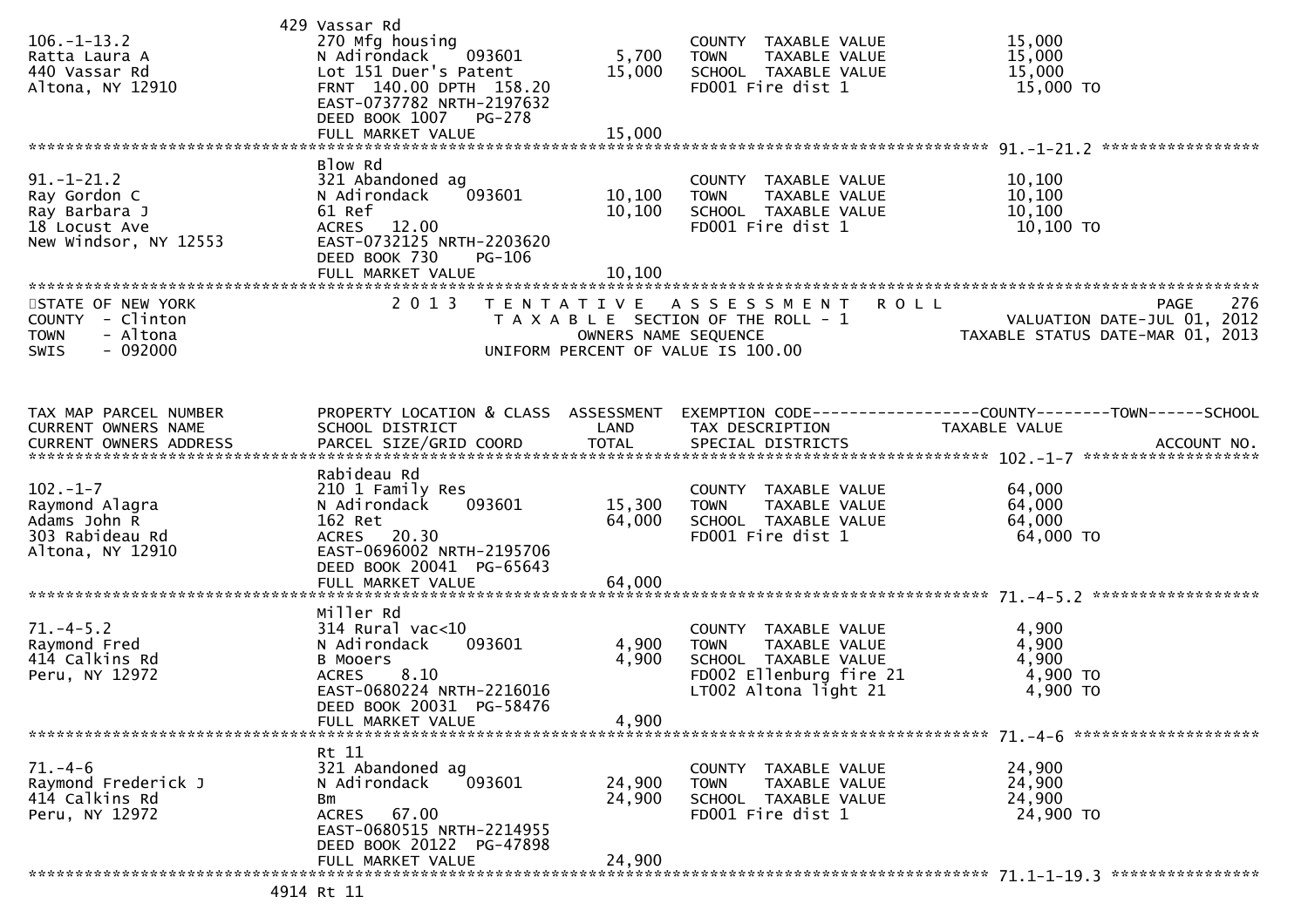```
                              429 Vassar Rd
106.-1-13.2                   270 Mfg housing                         COUNTY  TAXABLE VALUE             15,000
Ratta Laura A                 N Adirondack    093601        5,700    TOWN    TAXABLE VALUE             15,000
440 Vassar Rd                 Lot 151 Duer's Patent        15,000    SCHOOL  TAXABLE VALUE             15,000
Altona, NY 12910              FRNT 140.00 DPTH 158.20                FD001 Fire dist 1                  15,000 TO
                              EAST-0737782 NRTH-2197632
                              DEED BOOK 1007    PG-278
                              FULL MARKET VALUE            15,000
******************************************************************************************************* 91.-1-21.2 *****************
                              Blow Rd
91.-1-21.2                    321 Abandoned ag                        COUNTY  TAXABLE VALUE             10,100
Ray Gordon C                  N Adirondack    093601       10,100    TOWN    TAXABLE VALUE             10,100
Ray Barbara J                 61 Ref                       10,100    SCHOOL  TAXABLE VALUE             10,100
18 Locust Ave                 ACRES  12.00                            FD001 Fire dist 1                  10,100 TO
New Windsor, NY 12553         EAST-0732125 NRTH-2203620
                              DEED BOOK 730     PG-106
                              FULL MARKET VALUE            10,100
************************************************************************************************************************************
STATE OF NEW YORK                 2 0 1 3   T E N T A T I V E   A S S E S S M E N T   R O L L                            PAGE    276
COUNTY  - Clinton                           T A X A B L E  SECTION OF THE ROLL - 1                       VALUATION DATE-JUL 01, 2012
TOWN    - Altona                                    OWNERS NAME SEQUENCE                              TAXABLE STATUS DATE-MAR 01, 2013
SWIS    - 092000                             UNIFORM PERCENT OF VALUE IS 100.00


TAX MAP PARCEL NUMBER         PROPERTY LOCATION & CLASS  ASSESSMENT  EXEMPTION CODE------------------COUNTY--------TOWN------SCHOOL
CURRENT OWNERS NAME           SCHOOL DISTRICT               LAND      TAX DESCRIPTION                 TAXABLE VALUE
CURRENT OWNERS ADDRESS        PARCEL SIZE/GRID COORD       TOTAL      SPECIAL DISTRICTS                                    ACCOUNT NO.
******************************************************************************************************* 102.-1-7 *******************
                              Rabideau Rd
102.-1-7                      210 1 Family Res                        COUNTY  TAXABLE VALUE             64,000
Raymond Alagra                N Adirondack    093601       15,300    TOWN    TAXABLE VALUE             64,000
Adams John R                  162 Ret                      64,000    SCHOOL  TAXABLE VALUE             64,000
303 Rabideau Rd               ACRES  20.30                            FD001 Fire dist 1                  64,000 TO
Altona, NY 12910              EAST-0696002 NRTH-2195706
                              DEED BOOK 20041  PG-65643
                              FULL MARKET VALUE            64,000
******************************************************************************************************* 71.-4-5.2 ******************
                              Miller Rd
71.-4-5.2                     314 Rural vac<10                        COUNTY  TAXABLE VALUE              4,900
Raymond Fred                  N Adirondack    093601        4,900    TOWN    TAXABLE VALUE              4,900
414 Calkins Rd                B Mooers                      4,900    SCHOOL  TAXABLE VALUE              4,900
Peru, NY 12972                ACRES   8.10                            FD002 Ellenburg fire 21             4,900 TO
                              EAST-0680224 NRTH-2216016               LT002 Altona light 21               4,900 TO
                              DEED BOOK 20031  PG-58476
                              FULL MARKET VALUE             4,900
******************************************************************************************************* 71.-4-6 ********************
                              Rt 11
71.-4-6                       321 Abandoned ag                        COUNTY  TAXABLE VALUE             24,900
Raymond Frederick J           N Adirondack    093601       24,900    TOWN    TAXABLE VALUE             24,900
414 Calkins Rd                Bm                           24,900    SCHOOL  TAXABLE VALUE             24,900
Peru, NY 12972                ACRES  67.00                            FD001 Fire dist 1                  24,900 TO
                              EAST-0680515 NRTH-2214955
                              DEED BOOK 20122  PG-47898
                              FULL MARKET VALUE            24,900
******************************************************************************************************* 71.1-1-19.3 ****************
                              4914 Rt 11
```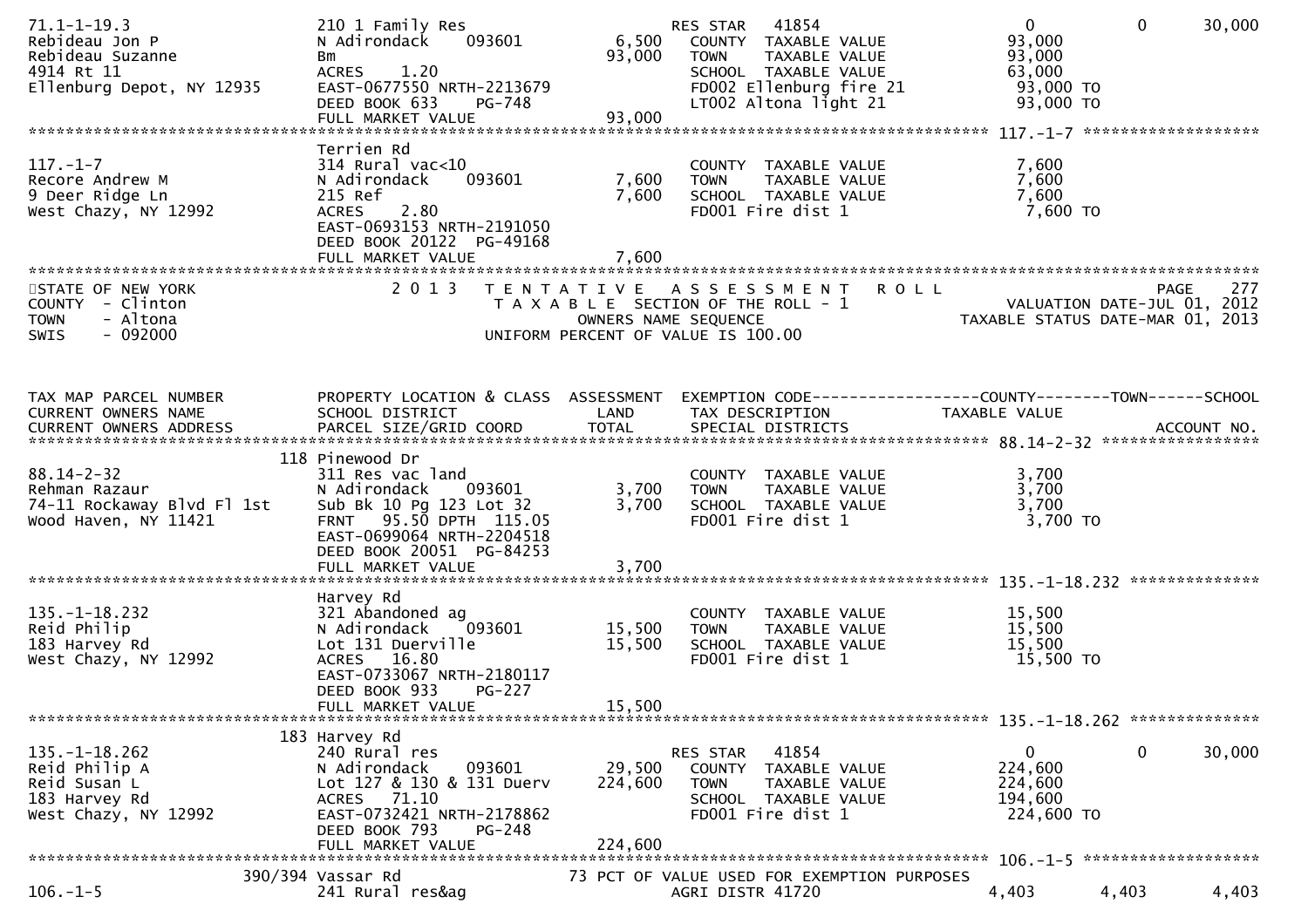```
71.1-1-19.3                 210 1 Family Res                      RES STAR   41854                  0             0      30,000
Rebideau Jon P              N Adirondack     093601        6,500    COUNTY  TAXABLE VALUE          93,000
Rebideau Suzanne            Bm                            93,000    TOWN    TAXABLE VALUE          93,000
4914 Rt 11                  ACRES    1.20                           SCHOOL  TAXABLE VALUE          63,000
Ellenburg Depot, NY 12935   EAST-0677550 NRTH-2213679               FD002 Ellenburg fire 21        93,000 TO
                            DEED BOOK 633     PG-748                LT002 Altona light 21          93,000 TO
                            FULL MARKET VALUE             93,000
******************************************************************************************************* 117.-1-7 ******************
                            Terrien Rd
117.-1-7                    314 Rural vac<10                        COUNTY  TAXABLE VALUE           7,600
Recore Andrew M             N Adirondack     093601        7,600    TOWN    TAXABLE VALUE           7,600
9 Deer Ridge Ln             215 Ref                        7,600    SCHOOL  TAXABLE VALUE           7,600
West Chazy, NY 12992        ACRES    2.80                           FD001 Fire dist 1               7,600 TO
                            EAST-0693153 NRTH-2191050
                            DEED BOOK 20122  PG-49168
                            FULL MARKET VALUE              7,600
************************************************************************************************************************************
STATE OF NEW YORK                  2 0 1 3   T E N T A T I V E   A S S E S S M E N T   R O L L                          PAGE    277
COUNTY  - Clinton                            T A X A B L E  SECTION OF THE ROLL - 1                        VALUATION DATE-JUL 01, 2012
TOWN    - Altona                                    OWNERS NAME SEQUENCE                               TAXABLE STATUS DATE-MAR 01, 2013
SWIS    - 092000                             UNIFORM PERCENT OF VALUE IS 100.00



TAX MAP PARCEL NUMBER       PROPERTY LOCATION & CLASS  ASSESSMENT  EXEMPTION CODE------------------COUNTY--------TOWN------SCHOOL
CURRENT OWNERS NAME         SCHOOL DISTRICT               LAND      TAX DESCRIPTION                TAXABLE VALUE
CURRENT OWNERS ADDRESS      PARCEL SIZE/GRID COORD        TOTAL     SPECIAL DISTRICTS                                    ACCOUNT NO.
******************************************************************************************************* 88.14-2-32 *****************
                        118 Pinewood Dr
88.14-2-32                  311 Res vac land                        COUNTY  TAXABLE VALUE           3,700
Rehman Razaur               N Adirondack     093601        3,700    TOWN    TAXABLE VALUE           3,700
74-11 Rockaway Blvd Fl 1st  Sub Bk 10 Pg 123 Lot 32        3,700    SCHOOL  TAXABLE VALUE           3,700
Wood Haven, NY 11421        FRNT   95.50 DPTH 115.05                FD001 Fire dist 1               3,700 TO
                            EAST-0699064 NRTH-2204518
                            DEED BOOK 20051  PG-84253
                            FULL MARKET VALUE              3,700
******************************************************************************************************* 135.-1-18.232 **************
                            Harvey Rd
135.-1-18.232               321 Abandoned ag                        COUNTY  TAXABLE VALUE          15,500
Reid Philip                 N Adirondack     093601       15,500    TOWN    TAXABLE VALUE          15,500
183 Harvey Rd               Lot 131 Duerville             15,500    SCHOOL  TAXABLE VALUE          15,500
West Chazy, NY 12992        ACRES   16.80                           FD001 Fire dist 1              15,500 TO
                            EAST-0733067 NRTH-2180117
                            DEED BOOK 933     PG-227
                            FULL MARKET VALUE             15,500
******************************************************************************************************* 135.-1-18.262 **************
                        183 Harvey Rd
135.-1-18.262               240 Rural res                         RES STAR   41854                  0             0      30,000
Reid Philip A               N Adirondack     093601       29,500    COUNTY  TAXABLE VALUE         224,600
Reid Susan L                Lot 127 & 130 & 131 Duerv    224,600    TOWN    TAXABLE VALUE         224,600
183 Harvey Rd               ACRES   71.10                           SCHOOL  TAXABLE VALUE         194,600
West Chazy, NY 12992        EAST-0732421 NRTH-2178862               FD001 Fire dist 1             224,600 TO
                            DEED BOOK 793     PG-248
                            FULL MARKET VALUE            224,600
******************************************************************************************************* 106.-1-5 *******************
                    390/394 Vassar Rd                    73 PCT OF VALUE USED FOR EXEMPTION PURPOSES
106.-1-5                    241 Rural res&ag                        AGRI DISTR 41720                4,403         4,403       4,403
```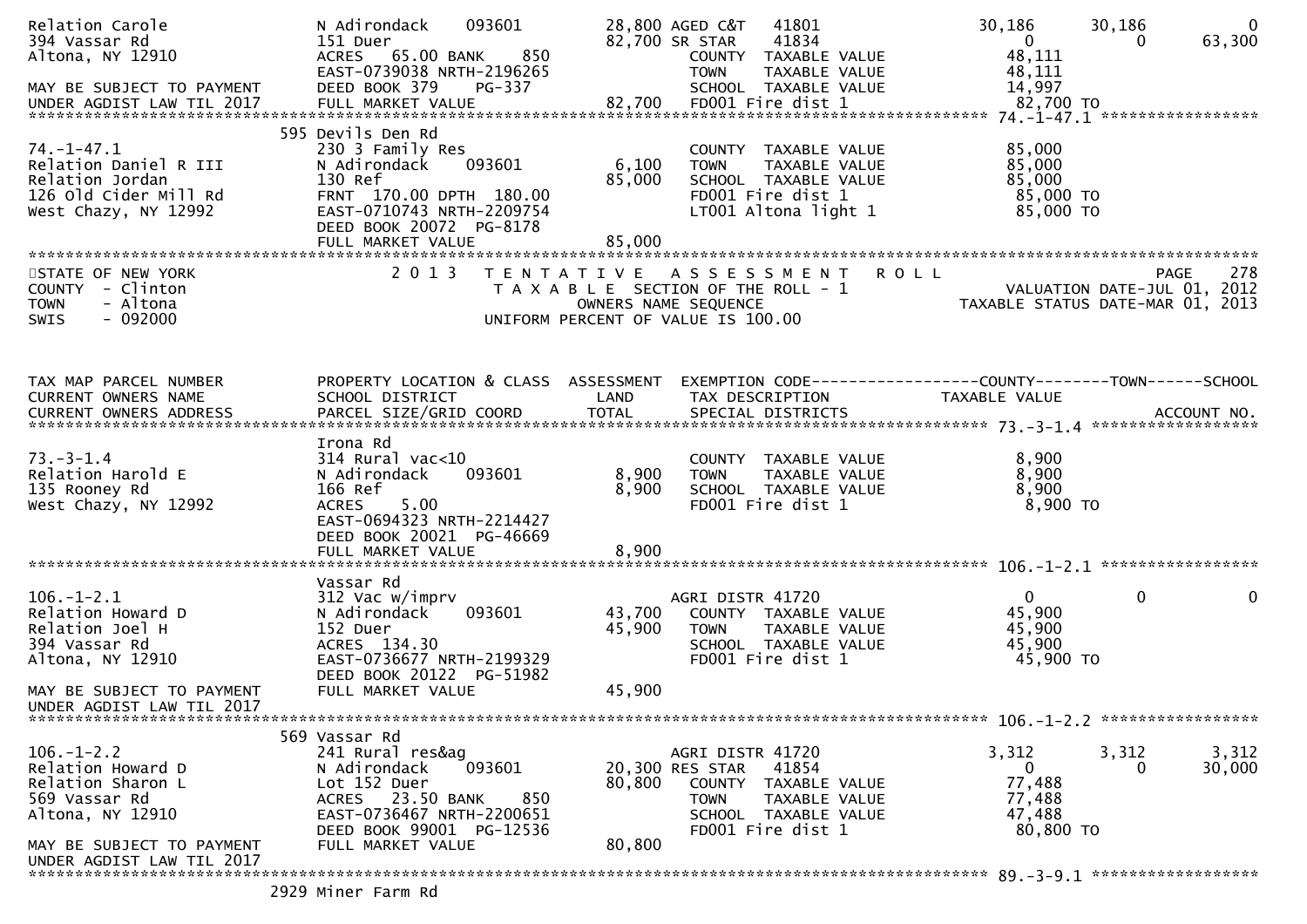```
Relation Carole                N Adirondack    093601         28,800 AGED C&T    41801             30,186      30,186          0
394 Vassar Rd                  151 Duer                       82,700 SR STAR     41834                  0           0     63,300
Altona, NY 12910               ACRES   65.00 BANK     850            COUNTY  TAXABLE VALUE         48,111
                               EAST-0739038 NRTH-2196265             TOWN    TAXABLE VALUE         48,111
MAY BE SUBJECT TO PAYMENT      DEED BOOK 379    PG-337               SCHOOL  TAXABLE VALUE         14,997
UNDER AGDIST LAW TIL 2017      FULL MARKET VALUE              82,700  FD001 Fire dist 1             82,700 TO
******************************************************************************************************* 74.-1-47.1 *****************
                               595 Devils Den Rd
74.-1-47.1                     230 3 Family Res                      COUNTY  TAXABLE VALUE         85,000
Relation Daniel R III          N Adirondack    093601          6,100  TOWN    TAXABLE VALUE         85,000
Relation Jordan                130 Ref                        85,000  SCHOOL  TAXABLE VALUE         85,000
126 Old Cider Mill Rd          FRNT 170.00 DPTH 180.00               FD001 Fire dist 1             85,000 TO
West Chazy, NY 12992           EAST-0710743 NRTH-2209754             LT001 Altona light 1          85,000 TO
                               DEED BOOK 20072 PG-8178
                               FULL MARKET VALUE              85,000
************************************************************************************************************************************
STATE OF NEW YORK                 2 0 1 3   T E N T A T I V E   A S S E S S M E N T   R O L L                          PAGE    278
COUNTY  - Clinton                           T A X A B L E  SECTION OF THE ROLL - 1                  VALUATION DATE-JUL 01, 2012
TOWN    - Altona                                  OWNERS NAME SEQUENCE                           TAXABLE STATUS DATE-MAR 01, 2013
SWIS    - 092000                          UNIFORM PERCENT OF VALUE IS 100.00


TAX MAP PARCEL NUMBER          PROPERTY LOCATION & CLASS  ASSESSMENT  EXEMPTION CODE------------------COUNTY--------TOWN------SCHOOL
CURRENT OWNERS NAME            SCHOOL DISTRICT               LAND      TAX DESCRIPTION             TAXABLE VALUE
CURRENT OWNERS ADDRESS         PARCEL SIZE/GRID COORD        TOTAL     SPECIAL DISTRICTS                                ACCOUNT NO.
******************************************************************************************************* 73.-3-1.4 ******************
                               Irona Rd
73.-3-1.4                      314 Rural vac<10                      COUNTY  TAXABLE VALUE          8,900
Relation Harold E              N Adirondack    093601          8,900  TOWN    TAXABLE VALUE          8,900
135 Rooney Rd                  166 Ref                         8,900  SCHOOL  TAXABLE VALUE          8,900
West Chazy, NY 12992           ACRES    5.00                         FD001 Fire dist 1              8,900 TO
                               EAST-0694323 NRTH-2214427
                               DEED BOOK 20021 PG-46669
                               FULL MARKET VALUE               8,900
******************************************************************************************************* 106.-1-2.1 *****************
                               Vassar Rd
106.-1-2.1                     312 Vac w/imprv                       AGRI DISTR 41720                   0           0           0
Relation Howard D              N Adirondack    093601         43,700  COUNTY  TAXABLE VALUE         45,900
Relation Joel H                152 Duer                       45,900  TOWN    TAXABLE VALUE         45,900
394 Vassar Rd                  ACRES  134.30                         SCHOOL  TAXABLE VALUE         45,900
Altona, NY 12910               EAST-0736677 NRTH-2199329             FD001 Fire dist 1             45,900 TO
                               DEED BOOK 20122 PG-51982
MAY BE SUBJECT TO PAYMENT      FULL MARKET VALUE              45,900
UNDER AGDIST LAW TIL 2017
******************************************************************************************************* 106.-1-2.2 *****************
                               569 Vassar Rd
106.-1-2.2                     241 Rural res&ag                      AGRI DISTR 41720               3,312       3,312       3,312
Relation Howard D              N Adirondack    093601         20,300 RES STAR    41854                  0           0      30,000
Relation Sharon L              Lot 152 Duer                   80,800  COUNTY  TAXABLE VALUE         77,488
569 Vassar Rd                  ACRES   23.50 BANK     850            TOWN    TAXABLE VALUE         77,488
Altona, NY 12910               EAST-0736467 NRTH-2200651             SCHOOL  TAXABLE VALUE         47,488
                               DEED BOOK 99001 PG-12536              FD001 Fire dist 1             80,800 TO
MAY BE SUBJECT TO PAYMENT      FULL MARKET VALUE              80,800
UNDER AGDIST LAW TIL 2017
******************************************************************************************************* 89.-3-9.1 ******************
                               2929 Miner Farm Rd
```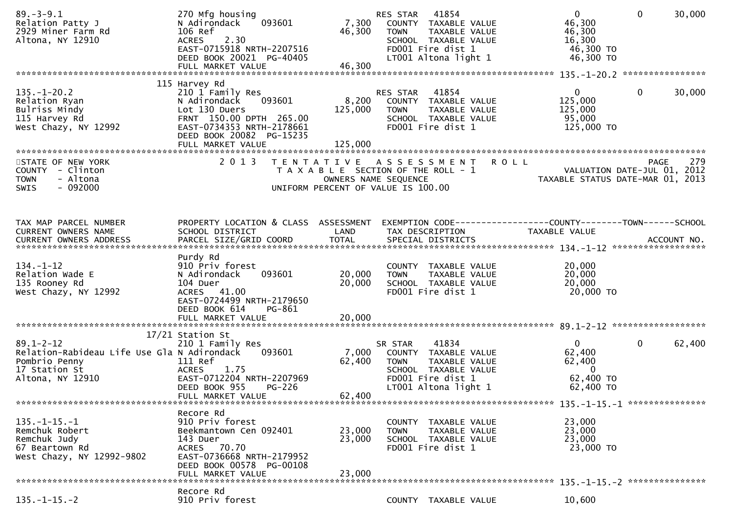```
89.-3-9.1                    270 Mfg housing                    RES STAR   41854               0             0        30,000
Relation Patty J             N Adirondack    093601       7,300   COUNTY  TAXABLE VALUE           46,300
2929 Miner Farm Rd           106 Ref                     46,300   TOWN    TAXABLE VALUE           46,300
Altona, NY 12910             ACRES    2.30                        SCHOOL  TAXABLE VALUE           16,300
                             EAST-0715918 NRTH-2207516            FD001 Fire dist 1               46,300 TO
                             DEED BOOK 20021  PG-40405            LT001 Altona light 1            46,300 TO
                             FULL MARKET VALUE           46,300
******************************************************************************************************* 135.-1-20.2 ****************
                        115 Harvey Rd
135.-1-20.2                  210 1 Family Res                   RES STAR   41854               0             0        30,000
Relation Ryan                N Adirondack    093601       8,200   COUNTY  TAXABLE VALUE          125,000
Bulriss Mindy                Lot 130 Duers              125,000   TOWN    TAXABLE VALUE          125,000
115 Harvey Rd                FRNT  150.00 DPTH  265.00            SCHOOL  TAXABLE VALUE           95,000
West Chazy, NY 12992         EAST-0734353 NRTH-2178661            FD001 Fire dist 1              125,000 TO
                             DEED BOOK 20082  PG-15235
                             FULL MARKET VALUE          125,000
************************************************************************************************************************************
STATE OF NEW YORK                 2 0 1 3   T E N T A T I V E   A S S E S S M E N T   R O L L                              PAGE    279
COUNTY  - Clinton                          T A X A B L E  SECTION OF THE ROLL - 1                          VALUATION DATE-JUL 01, 2012
TOWN    - Altona                                    OWNERS NAME SEQUENCE                            TAXABLE STATUS DATE-MAR 01, 2013
SWIS    - 092000                           UNIFORM PERCENT OF VALUE IS 100.00


TAX MAP PARCEL NUMBER        PROPERTY LOCATION & CLASS  ASSESSMENT  EXEMPTION CODE------------------COUNTY--------TOWN------SCHOOL
CURRENT OWNERS NAME          SCHOOL DISTRICT               LAND      TAX DESCRIPTION                TAXABLE VALUE
CURRENT OWNERS ADDRESS       PARCEL SIZE/GRID COORD        TOTAL     SPECIAL DISTRICTS                                   ACCOUNT NO.
******************************************************************************************************* 134.-1-12 ******************
                             Purdy Rd
134.-1-12                    910 Priv forest                      COUNTY  TAXABLE VALUE           20,000
Relation Wade E              N Adirondack    093601      20,000   TOWN    TAXABLE VALUE           20,000
135 Rooney Rd                104 Duer                    20,000   SCHOOL  TAXABLE VALUE           20,000
West Chazy, NY 12992         ACRES   41.00                        FD001 Fire dist 1               20,000 TO
                             EAST-0724499 NRTH-2179650
                             DEED BOOK 614     PG-861
                             FULL MARKET VALUE           20,000
******************************************************************************************************* 89.1-2-12 ******************
                        17/21 Station St
89.1-2-12                    210 1 Family Res                   SR STAR    41834               0             0        62,400
Relation-Rabideau Life Use Gla N Adirondack    093601    7,000   COUNTY  TAXABLE VALUE           62,400
Pombrio Penny                111 Ref                     62,400   TOWN    TAXABLE VALUE           62,400
17 Station St                ACRES    1.75                        SCHOOL  TAXABLE VALUE                0
Altona, NY 12910             EAST-0712204 NRTH-2207969            FD001 Fire dist 1               62,400 TO
                             DEED BOOK 955     PG-226             LT001 Altona light 1            62,400 TO
                             FULL MARKET VALUE           62,400
******************************************************************************************************* 135.-1-15.-1 ***************
                             Recore Rd
135.-1-15.-1                 910 Priv forest                      COUNTY  TAXABLE VALUE           23,000
Remchuk Robert               Beekmantown Cen 092401      23,000   TOWN    TAXABLE VALUE           23,000
Remchuk Judy                 143 Duer                    23,000   SCHOOL  TAXABLE VALUE           23,000
67 Beartown Rd               ACRES   70.70                        FD001 Fire dist 1               23,000 TO
West Chazy, NY 12992-9802    EAST-0736668 NRTH-2179952
                             DEED BOOK 00578  PG-00108
                             FULL MARKET VALUE           23,000
******************************************************************************************************* 135.-1-15.-2 ***************
                             Recore Rd
135.-1-15.-2                 910 Priv forest                      COUNTY  TAXABLE VALUE           10,600
```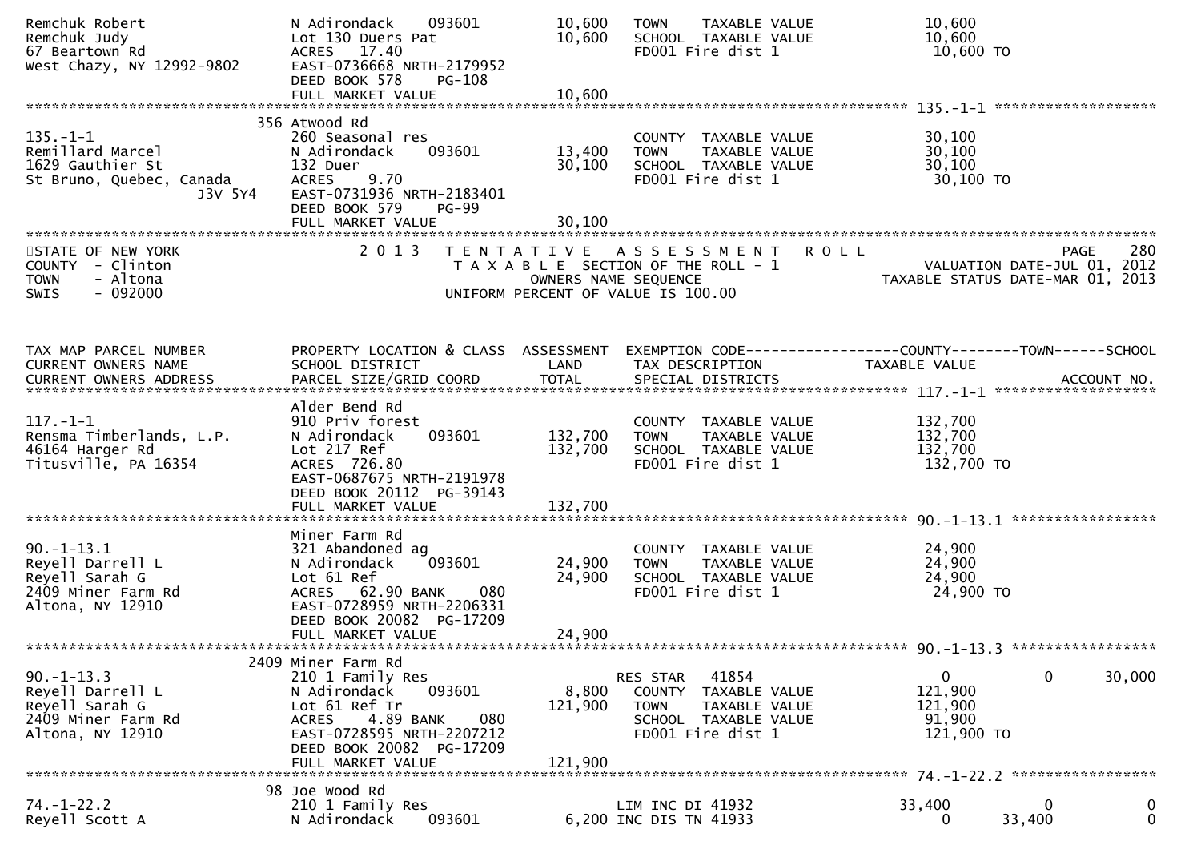```
Remchuk Robert                 N Adirondack    093601         10,600   TOWN    TAXABLE VALUE              10,600
Remchuk Judy                   Lot 130 Duers Pat              10,600   SCHOOL  TAXABLE VALUE              10,600
67 Beartown Rd                 ACRES  17.40                            FD001 Fire dist 1                   10,600 TO
West Chazy, NY 12992-9802      EAST-0736668 NRTH-2179952
                               DEED BOOK 578    PG-108
                               FULL MARKET VALUE              10,600
******************************************************************************************************* 135.-1-1 ******************
                          356 Atwood Rd
135.-1-1                       260 Seasonal res                        COUNTY  TAXABLE VALUE              30,100
Remillard Marcel               N Adirondack    093601         13,400   TOWN    TAXABLE VALUE              30,100
1629 Gauthier St               132 Duer                       30,100   SCHOOL  TAXABLE VALUE              30,100
St Bruno, Quebec, Canada       ACRES   9.70                            FD001 Fire dist 1                   30,100 TO
                    J3V 5Y4    EAST-0731936 NRTH-2183401
                               DEED BOOK 579    PG-99
                               FULL MARKET VALUE              30,100
************************************************************************************************************************************
STATE OF NEW YORK                   2 0 1 3   T E N T A T I V E   A S S E S S M E N T   R O L L                               PAGE    280
COUNTY  - Clinton                          T A X A B L E  SECTION OF THE ROLL - 1                        VALUATION DATE-JUL 01, 2012
TOWN    - Altona                                  OWNERS NAME SEQUENCE                                TAXABLE STATUS DATE-MAR 01, 2013
SWIS    - 092000                             UNIFORM PERCENT OF VALUE IS 100.00


TAX MAP PARCEL NUMBER          PROPERTY LOCATION & CLASS  ASSESSMENT  EXEMPTION CODE------------------COUNTY--------TOWN------SCHOOL
CURRENT OWNERS NAME            SCHOOL DISTRICT               LAND      TAX DESCRIPTION             TAXABLE VALUE
CURRENT OWNERS ADDRESS         PARCEL SIZE/GRID COORD        TOTAL     SPECIAL DISTRICTS                                    ACCOUNT NO.
******************************************************************************************************* 117.-1-1 ******************
                               Alder Bend Rd
117.-1-1                       910 Priv forest                         COUNTY  TAXABLE VALUE             132,700
Rensma Timberlands, L.P.       N Adirondack    093601        132,700   TOWN    TAXABLE VALUE             132,700
46164 Harger Rd                Lot 217 Ref                   132,700   SCHOOL  TAXABLE VALUE             132,700
Titusville, PA 16354           ACRES 726.80                            FD001 Fire dist 1                  132,700 TO
                               EAST-0687675 NRTH-2191978
                               DEED BOOK 20112  PG-39143
                               FULL MARKET VALUE             132,700
******************************************************************************************************* 90.-1-13.1 ****************
                               Miner Farm Rd
90.-1-13.1                     321 Abandoned ag                        COUNTY  TAXABLE VALUE              24,900
Reyell Darrell L               N Adirondack    093601         24,900   TOWN    TAXABLE VALUE              24,900
Reyell Sarah G                 Lot 61 Ref                     24,900   SCHOOL  TAXABLE VALUE              24,900
2409 Miner Farm Rd             ACRES  62.90 BANK     080               FD001 Fire dist 1                   24,900 TO
Altona, NY 12910               EAST-0728959 NRTH-2206331
                               DEED BOOK 20082  PG-17209
                               FULL MARKET VALUE              24,900
******************************************************************************************************* 90.-1-13.3 ****************
                          2409 Miner Farm Rd
90.-1-13.3                     210 1 Family Res                        RES STAR   41854                    0            0     30,000
Reyell Darrell L               N Adirondack    093601          8,800   COUNTY  TAXABLE VALUE             121,900
Reyell Sarah G                 Lot 61 Ref Tr                 121,900   TOWN    TAXABLE VALUE             121,900
2409 Miner Farm Rd             ACRES   4.89 BANK     080               SCHOOL  TAXABLE VALUE              91,900
Altona, NY 12910               EAST-0728595 NRTH-2207212               FD001 Fire dist 1                  121,900 TO
                               DEED BOOK 20082  PG-17209
                               FULL MARKET VALUE             121,900
******************************************************************************************************* 74.-1-22.2 ****************
                          98 Joe Wood Rd
74.-1-22.2                     210 1 Family Res                        LIM INC DI 41932               33,400            0          0
Reyell Scott A                 N Adirondack    093601          6,200 INC DIS TN 41933                   0       33,400          0
```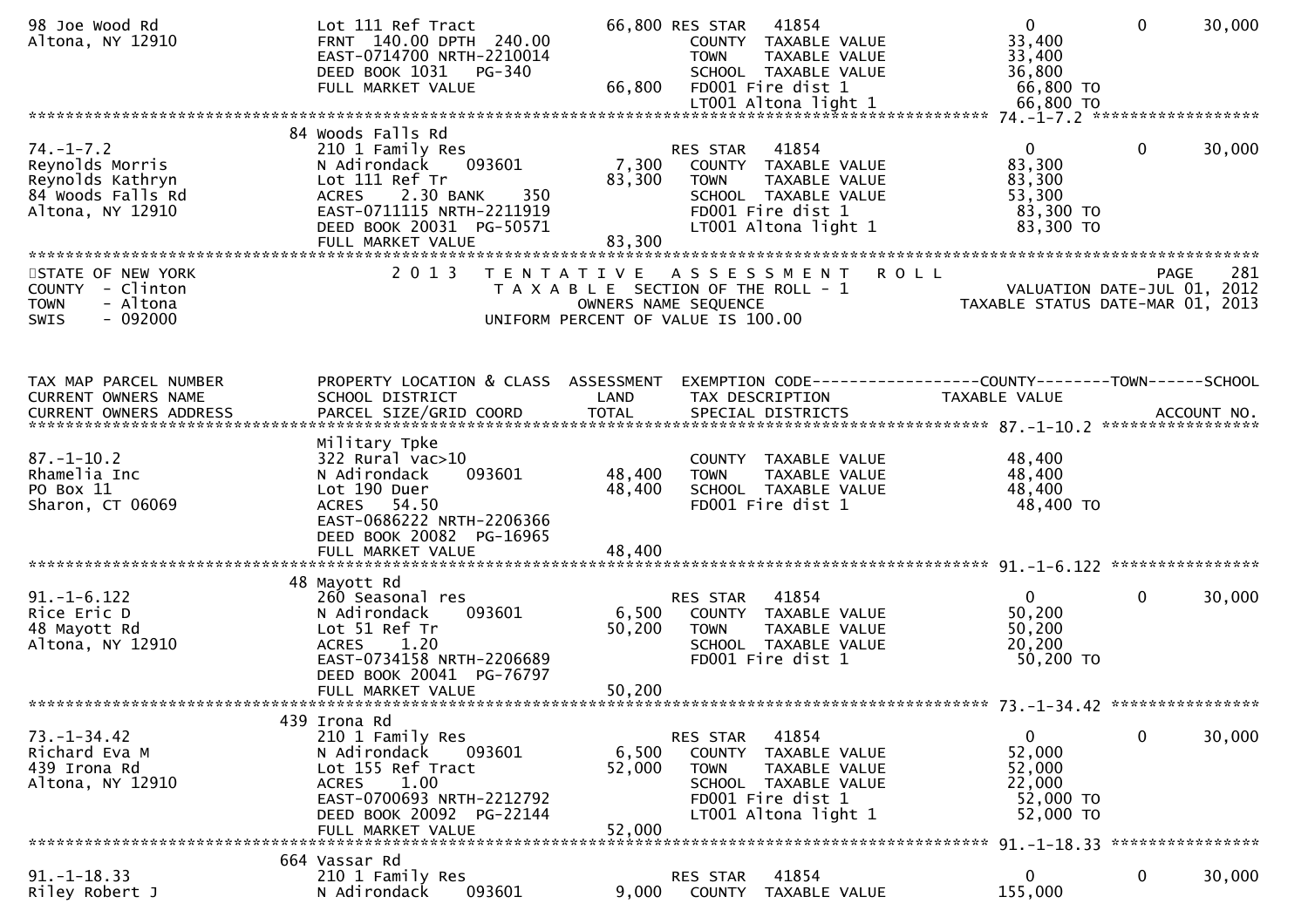```
98 Joe Wood Rd                  Lot 111 Ref Tract                  66,800 RES STAR   41854                        0            0        30,000
Altona, NY 12910                FRNT 140.00 DPTH 240.00                   COUNTY  TAXABLE VALUE             33,400
                                EAST-0714700 NRTH-2210014                 TOWN    TAXABLE VALUE             33,400
                                DEED BOOK 1031   PG-340                   SCHOOL  TAXABLE VALUE             36,800
                                FULL MARKET VALUE                   66,800  FD001 Fire dist 1                 66,800 TO
                                                                          LT001 Altona light 1              66,800 TO
******************************************************************************************************* 74.-1-7.2 ******************
                                84 Woods Falls Rd
74.-1-7.2                       210 1 Family Res                          RES STAR   41854                        0            0        30,000
Reynolds Morris                 N Adirondack     093601              7,300   COUNTY  TAXABLE VALUE             83,300
Reynolds Kathryn                Lot 111 Ref Tr                      83,300   TOWN    TAXABLE VALUE             83,300
84 Woods Falls Rd               ACRES    2.30 BANK     350                   SCHOOL  TAXABLE VALUE             53,300
Altona, NY 12910                EAST-0711115 NRTH-2211919                    FD001 Fire dist 1                 83,300 TO
                                DEED BOOK 20031  PG-50571                    LT001 Altona light 1              83,300 TO
                                FULL MARKET VALUE                   83,300
************************************************************************************************************************************
STATE OF NEW YORK                  2 0 1 3   T E N T A T I V E   A S S E S S M E N T   R O L L                                PAGE    281
COUNTY  - Clinton                            T A X A B L E  SECTION OF THE ROLL - 1                          VALUATION DATE-JUL 01, 2012
TOWN    - Altona                                    OWNERS NAME SEQUENCE                                  TAXABLE STATUS DATE-MAR 01, 2013
SWIS    - 092000                             UNIFORM PERCENT OF VALUE IS 100.00


TAX MAP PARCEL NUMBER           PROPERTY LOCATION & CLASS  ASSESSMENT  EXEMPTION CODE------------------COUNTY--------TOWN------SCHOOL
CURRENT OWNERS NAME             SCHOOL DISTRICT               LAND      TAX DESCRIPTION             TAXABLE VALUE
CURRENT OWNERS ADDRESS          PARCEL SIZE/GRID COORD        TOTAL     SPECIAL DISTRICTS                                    ACCOUNT NO.
******************************************************************************************************* 87.-1-10.2 *****************
                                Military Tpke
87.-1-10.2                      322 Rural vac>10                             COUNTY  TAXABLE VALUE             48,400
Rhamelia Inc                    N Adirondack     093601             48,400   TOWN    TAXABLE VALUE             48,400
PO Box 11                       Lot 190 Duer                        48,400   SCHOOL  TAXABLE VALUE             48,400
Sharon, CT 06069                ACRES   54.50                                FD001 Fire dist 1                 48,400 TO
                                EAST-0686222 NRTH-2206366
                                DEED BOOK 20082  PG-16965
                                FULL MARKET VALUE                   48,400
******************************************************************************************************* 91.-1-6.122 ****************
                                48 Mayott Rd
91.-1-6.122                     260 Seasonal res                          RES STAR   41854                        0            0        30,000
Rice Eric D                     N Adirondack     093601              6,500   COUNTY  TAXABLE VALUE             50,200
48 Mayott Rd                    Lot 51 Ref Tr                       50,200   TOWN    TAXABLE VALUE             50,200
Altona, NY 12910                ACRES    1.20                                SCHOOL  TAXABLE VALUE             20,200
                                EAST-0734158 NRTH-2206689                    FD001 Fire dist 1                 50,200 TO
                                DEED BOOK 20041  PG-76797
                                FULL MARKET VALUE                   50,200
******************************************************************************************************* 73.-1-34.42 ****************
                                439 Irona Rd
73.-1-34.42                     210 1 Family Res                          RES STAR   41854                        0            0        30,000
Richard Eva M                   N Adirondack     093601              6,500   COUNTY  TAXABLE VALUE             52,000
439 Irona Rd                    Lot 155 Ref Tract                   52,000   TOWN    TAXABLE VALUE             52,000
Altona, NY 12910                ACRES    1.00                                SCHOOL  TAXABLE VALUE             22,000
                                EAST-0700693 NRTH-2212792                    FD001 Fire dist 1                 52,000 TO
                                DEED BOOK 20092  PG-22144                    LT001 Altona light 1              52,000 TO
                                FULL MARKET VALUE                   52,000
******************************************************************************************************* 91.-1-18.33 ****************
                                664 Vassar Rd
91.-1-18.33                     210 1 Family Res                          RES STAR   41854                        0            0        30,000
Riley Robert J                  N Adirondack     093601              9,000   COUNTY  TAXABLE VALUE            155,000
```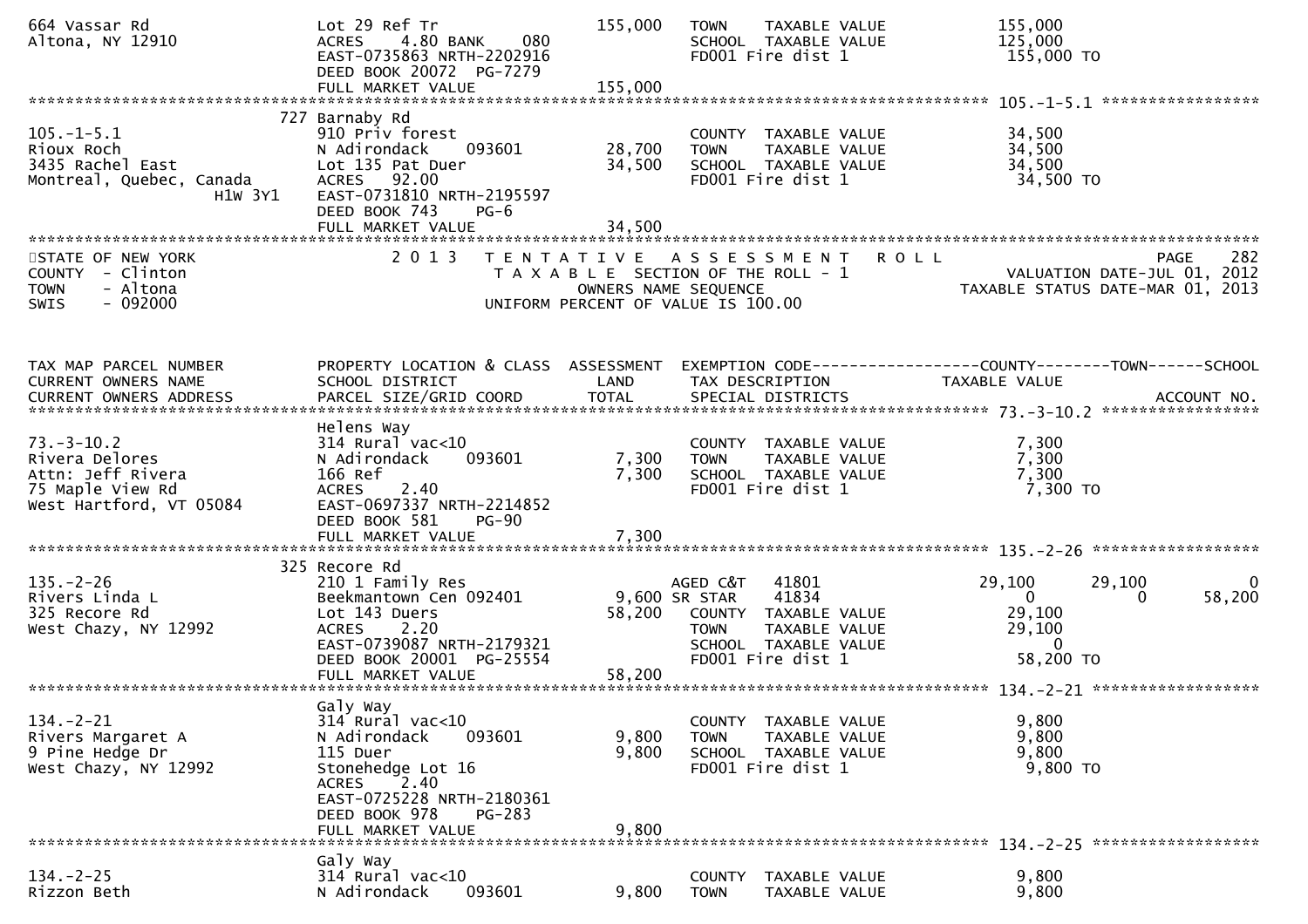```
664 Vassar Rd                  Lot 29 Ref Tr                   155,000   TOWN    TAXABLE VALUE              155,000
Altona, NY 12910               ACRES    4.80 BANK    080                 SCHOOL  TAXABLE VALUE              125,000
                               EAST-0735863 NRTH-2202916                 FD001 Fire dist 1                   155,000 TO
                               DEED BOOK 20072  PG-7279
                               FULL MARKET VALUE               155,000
******************************************************************************************************* 105.-1-5.1 *****************
                           727 Barnaby Rd
105.-1-5.1                     910 Priv forest                           COUNTY  TAXABLE VALUE               34,500
Rioux Roch                     N Adirondack      093601         28,700   TOWN    TAXABLE VALUE               34,500
3435 Rachel East               Lot 135 Pat Duer                 34,500   SCHOOL  TAXABLE VALUE               34,500
Montreal, Quebec, Canada       ACRES   92.00                             FD001 Fire dist 1                    34,500 TO
                     H1W 3Y1   EAST-0731810 NRTH-2195597
                               DEED BOOK 743     PG-6
                               FULL MARKET VALUE                34,500
************************************************************************************************************************************
STATE OF NEW YORK                  2 0 1 3   T E N T A T I V E   A S S E S S M E N T   R O L L                             PAGE    282
COUNTY  - Clinton                        T A X A B L E  SECTION OF THE ROLL - 1                        VALUATION DATE-JUL 01, 2012
TOWN    - Altona                                  OWNERS NAME SEQUENCE                                TAXABLE STATUS DATE-MAR 01, 2013
SWIS    - 092000                         UNIFORM PERCENT OF VALUE IS 100.00


TAX MAP PARCEL NUMBER          PROPERTY LOCATION & CLASS  ASSESSMENT  EXEMPTION CODE------------------COUNTY--------TOWN------SCHOOL
CURRENT OWNERS NAME            SCHOOL DISTRICT               LAND      TAX DESCRIPTION              TAXABLE VALUE
CURRENT OWNERS ADDRESS         PARCEL SIZE/GRID COORD        TOTAL     SPECIAL DISTRICTS                                    ACCOUNT NO.
******************************************************************************************************* 73.-3-10.2 *****************
                               Helens Way
73.-3-10.2                     314 Rural vac<10                          COUNTY  TAXABLE VALUE                7,300
Rivera Delores                 N Adirondack      093601          7,300   TOWN    TAXABLE VALUE                7,300
Attn: Jeff Rivera              166 Ref                           7,300   SCHOOL  TAXABLE VALUE                7,300
75 Maple View Rd               ACRES    2.40                             FD001 Fire dist 1                     7,300 TO
West Hartford, VT 05084        EAST-0697337 NRTH-2214852
                               DEED BOOK 581     PG-90
                               FULL MARKET VALUE                 7,300
******************************************************************************************************* 135.-2-26 ******************
                           325 Recore Rd
135.-2-26                      210 1 Family Res                          AGED C&T    41801          29,100      29,100           0
Rivers Linda L                 Beekmantown Cen 092401            9,600 SR STAR     41834               0           0      58,200
325 Recore Rd                  Lot 143 Duers                    58,200   COUNTY  TAXABLE VALUE               29,100
West Chazy, NY 12992           ACRES    2.20                             TOWN    TAXABLE VALUE               29,100
                               EAST-0739087 NRTH-2179321                 SCHOOL  TAXABLE VALUE                    0
                               DEED BOOK 20001  PG-25554                 FD001 Fire dist 1                    58,200 TO
                               FULL MARKET VALUE                58,200
******************************************************************************************************* 134.-2-21 ******************
                               Galy Way
134.-2-21                      314 Rural vac<10                          COUNTY  TAXABLE VALUE                9,800
Rivers Margaret A              N Adirondack      093601          9,800   TOWN    TAXABLE VALUE                9,800
9 Pine Hedge Dr                115 Duer                          9,800   SCHOOL  TAXABLE VALUE                9,800
West Chazy, NY 12992           Stonehedge Lot 16                         FD001 Fire dist 1                     9,800 TO
                               ACRES    2.40
                               EAST-0725228 NRTH-2180361
                               DEED BOOK 978     PG-283
                               FULL MARKET VALUE                 9,800
******************************************************************************************************* 134.-2-25 ******************
                               Galy Way
134.-2-25                      314 Rural vac<10                          COUNTY  TAXABLE VALUE                9,800
Rizzon Beth                    N Adirondack      093601          9,800   TOWN    TAXABLE VALUE                9,800
```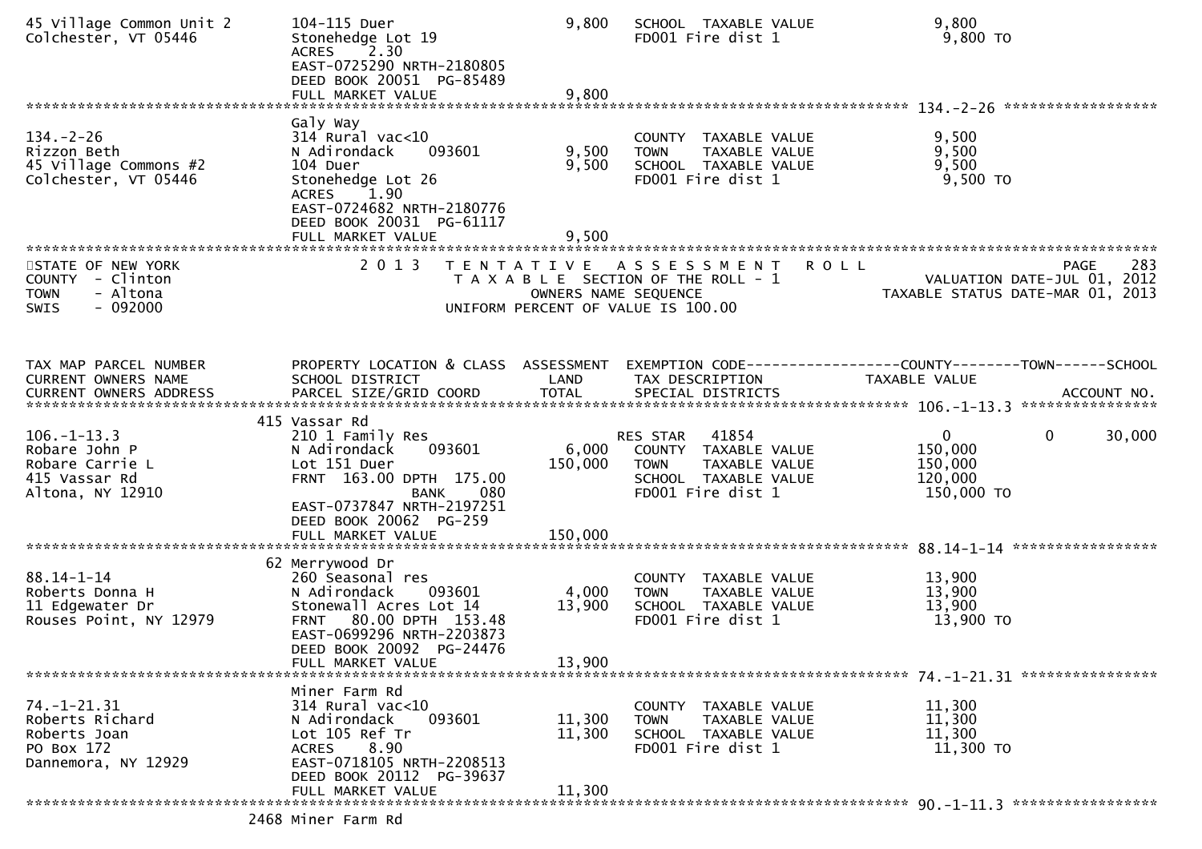```
45 Village Common Unit 2     104-115 Duer                      9,800   SCHOOL  TAXABLE VALUE             9,800
Colchester, VT 05446         Stonehedge Lot 19                          FD001 Fire dist 1                  9,800 TO
                             ACRES     2.30
                             EAST-0725290 NRTH-2180805
                             DEED BOOK 20051  PG-85489
                             FULL MARKET VALUE                 9,800
******************************************************************************************************* 134.-2-26 ******************
                             Galy Way
134.-2-26                    314 Rural vac<10                           COUNTY  TAXABLE VALUE             9,500
Rizzon Beth                  N Adirondack     093601           9,500   TOWN    TAXABLE VALUE             9,500
45 Village Commons #2        104 Duer                          9,500   SCHOOL  TAXABLE VALUE             9,500
Colchester, VT 05446         Stonehedge Lot 26                          FD001 Fire dist 1                  9,500 TO
                             ACRES     1.90
                             EAST-0724682 NRTH-2180776
                             DEED BOOK 20031  PG-61117
                             FULL MARKET VALUE                 9,500
************************************************************************************************************************************
STATE OF NEW YORK                  2 0 1 3   T E N T A T I V E   A S S E S S M E N T   R O L L                          PAGE    283
COUNTY  - Clinton                            T A X A B L E  SECTION OF THE ROLL - 1                     VALUATION DATE-JUL 01, 2012
TOWN    - Altona                                      OWNERS NAME SEQUENCE                        TAXABLE STATUS DATE-MAR 01, 2013
SWIS    - 092000                             UNIFORM PERCENT OF VALUE IS 100.00


TAX MAP PARCEL NUMBER        PROPERTY LOCATION & CLASS  ASSESSMENT  EXEMPTION CODE------------------COUNTY--------TOWN------SCHOOL
CURRENT OWNERS NAME          SCHOOL DISTRICT               LAND      TAX DESCRIPTION              TAXABLE VALUE
CURRENT OWNERS ADDRESS       PARCEL SIZE/GRID COORD        TOTAL     SPECIAL DISTRICTS                                  ACCOUNT NO.
******************************************************************************************************* 106.-1-13.3 ****************
                          415 Vassar Rd
106.-1-13.3                  210 1 Family Res                           RES STAR   41854                   0            0      30,000
Robare John P                N Adirondack     093601           6,000   COUNTY  TAXABLE VALUE           150,000
Robare Carrie L              Lot 151 Duer                    150,000   TOWN    TAXABLE VALUE           150,000
415 Vassar Rd                FRNT  163.00 DPTH  175.00                 SCHOOL  TAXABLE VALUE           120,000
Altona, NY 12910                           BANK     080                FD001 Fire dist 1                150,000 TO
                             EAST-0737847 NRTH-2197251
                             DEED BOOK 20062  PG-259
                             FULL MARKET VALUE               150,000
******************************************************************************************************* 88.14-1-14 *****************
                          62 Merrywood Dr
88.14-1-14                   260 Seasonal res                           COUNTY  TAXABLE VALUE            13,900
Roberts Donna H              N Adirondack     093601           4,000   TOWN    TAXABLE VALUE            13,900
11 Edgewater Dr              Stonewall Acres Lot 14           13,900   SCHOOL  TAXABLE VALUE            13,900
Rouses Point, NY 12979       FRNT   80.00 DPTH  153.48                 FD001 Fire dist 1                 13,900 TO
                             EAST-0699296 NRTH-2203873
                             DEED BOOK 20092  PG-24476
                             FULL MARKET VALUE                13,900
******************************************************************************************************* 74.-1-21.31 ****************
                             Miner Farm Rd
74.-1-21.31                  314 Rural vac<10                           COUNTY  TAXABLE VALUE            11,300
Roberts Richard              N Adirondack     093601          11,300   TOWN    TAXABLE VALUE            11,300
Roberts Joan                 Lot 105 Ref Tr                   11,300   SCHOOL  TAXABLE VALUE            11,300
PO Box 172                   ACRES     8.90                            FD001 Fire dist 1                 11,300 TO
Dannemora, NY 12929          EAST-0718105 NRTH-2208513
                             DEED BOOK 20112  PG-39637
                             FULL MARKET VALUE                11,300
******************************************************************************************************* 90.-1-11.3 *****************
                          2468 Miner Farm Rd
```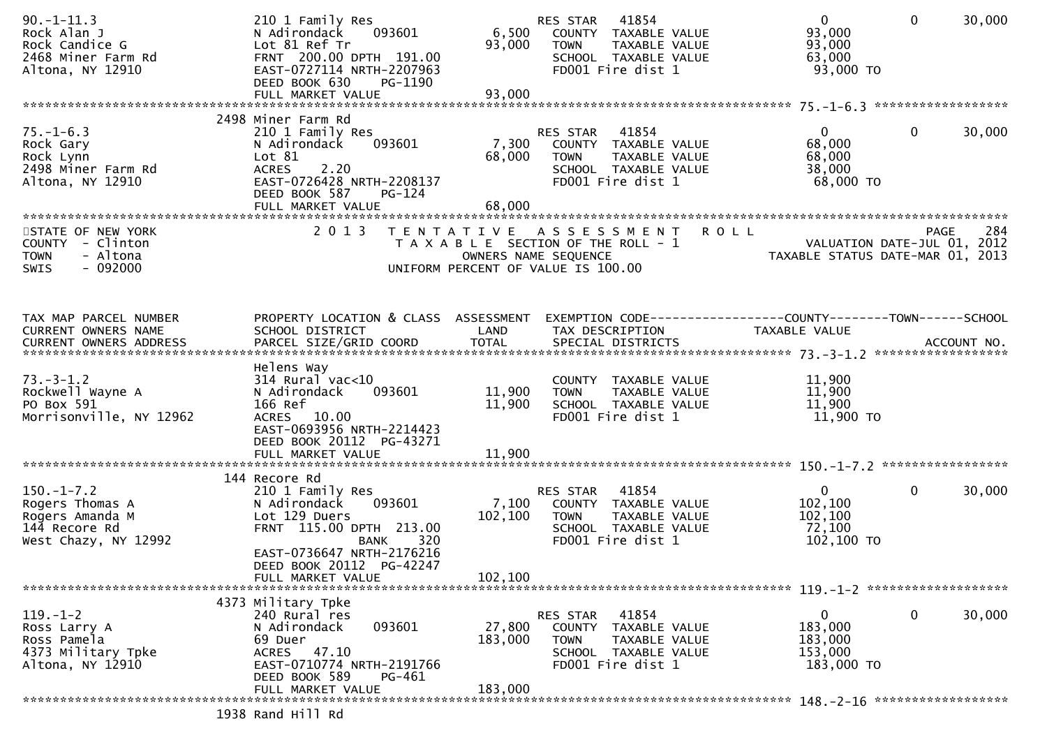```
90.-1-11.3                  210 1 Family Res                      RES STAR   41854                  0            0        30,000
Rock Alan J                 N Adirondack     093601        6,500   COUNTY  TAXABLE VALUE            93,000
Rock Candice G              Lot 81 Ref Tr                 93,000   TOWN    TAXABLE VALUE            93,000
2468 Miner Farm Rd          FRNT 200.00 DPTH 191.00                SCHOOL  TAXABLE VALUE            63,000
Altona, NY 12910            EAST-0727114 NRTH-2207963              FD001 Fire dist 1                 93,000 TO
                            DEED BOOK 630    PG-1190
                            FULL MARKET VALUE             93,000
******************************************************************************************************* 75.-1-6.3 ******************
                         2498 Miner Farm Rd
75.-1-6.3                   210 1 Family Res                      RES STAR   41854                  0            0        30,000
Rock Gary                   N Adirondack     093601        7,300   COUNTY  TAXABLE VALUE            68,000
Rock Lynn                   Lot 81                        68,000   TOWN    TAXABLE VALUE            68,000
2498 Miner Farm Rd          ACRES    2.20                          SCHOOL  TAXABLE VALUE            38,000
Altona, NY 12910            EAST-0726428 NRTH-2208137              FD001 Fire dist 1                 68,000 TO
                            DEED BOOK 587    PG-124
                            FULL MARKET VALUE             68,000
************************************************************************************************************************************
STATE OF NEW YORK                 2 0 1 3   T E N T A T I V E   A S S E S S M E N T   R O L L                              PAGE    284
COUNTY  - Clinton                            T A X A B L E  SECTION OF THE ROLL - 1                       VALUATION DATE-JUL 01, 2012
TOWN    - Altona                                   OWNERS NAME SEQUENCE                              TAXABLE STATUS DATE-MAR 01, 2013
SWIS    - 092000                           UNIFORM PERCENT OF VALUE IS 100.00



TAX MAP PARCEL NUMBER       PROPERTY LOCATION & CLASS  ASSESSMENT  EXEMPTION CODE------------------COUNTY--------TOWN------SCHOOL
CURRENT OWNERS NAME         SCHOOL DISTRICT               LAND      TAX DESCRIPTION               TAXABLE VALUE
CURRENT OWNERS ADDRESS      PARCEL SIZE/GRID COORD       TOTAL      SPECIAL DISTRICTS                                   ACCOUNT NO.
******************************************************************************************************* 73.-3-1.2 ******************
                            Helens Way
73.-3-1.2                   314 Rural vac<10                       COUNTY  TAXABLE VALUE            11,900
Rockwell Wayne A            N Adirondack     093601       11,900   TOWN    TAXABLE VALUE            11,900
PO Box 591                  166 Ref                       11,900   SCHOOL  TAXABLE VALUE            11,900
Morrisonville, NY 12962     ACRES   10.00                          FD001 Fire dist 1                 11,900 TO
                            EAST-0693956 NRTH-2214423
                            DEED BOOK 20112  PG-43271
                            FULL MARKET VALUE             11,900
******************************************************************************************************* 150.-1-7.2 *****************
                        144 Recore Rd
150.-1-7.2                  210 1 Family Res                      RES STAR   41854                  0            0        30,000
Rogers Thomas A             N Adirondack     093601        7,100   COUNTY  TAXABLE VALUE           102,100
Rogers Amanda M             Lot 129 Duers                102,100   TOWN    TAXABLE VALUE           102,100
144 Recore Rd               FRNT 115.00 DPTH 213.00                SCHOOL  TAXABLE VALUE            72,100
West Chazy, NY 12992                      BANK     320             FD001 Fire dist 1                102,100 TO
                            EAST-0736647 NRTH-2176216
                            DEED BOOK 20112  PG-42247
                            FULL MARKET VALUE            102,100
******************************************************************************************************* 119.-1-2 *******************
                       4373 Military Tpke
119.-1-2                    240 Rural res                         RES STAR   41854                  0            0        30,000
Ross Larry A                N Adirondack     093601       27,800   COUNTY  TAXABLE VALUE           183,000
Ross Pamela                 69 Duer                      183,000   TOWN    TAXABLE VALUE           183,000
4373 Military Tpke          ACRES   47.10                          SCHOOL  TAXABLE VALUE           153,000
Altona, NY 12910            EAST-0710774 NRTH-2191766              FD001 Fire dist 1                183,000 TO
                            DEED BOOK 589    PG-461
                            FULL MARKET VALUE            183,000
******************************************************************************************************* 148.-2-16 ******************
                       1938 Rand Hill Rd
```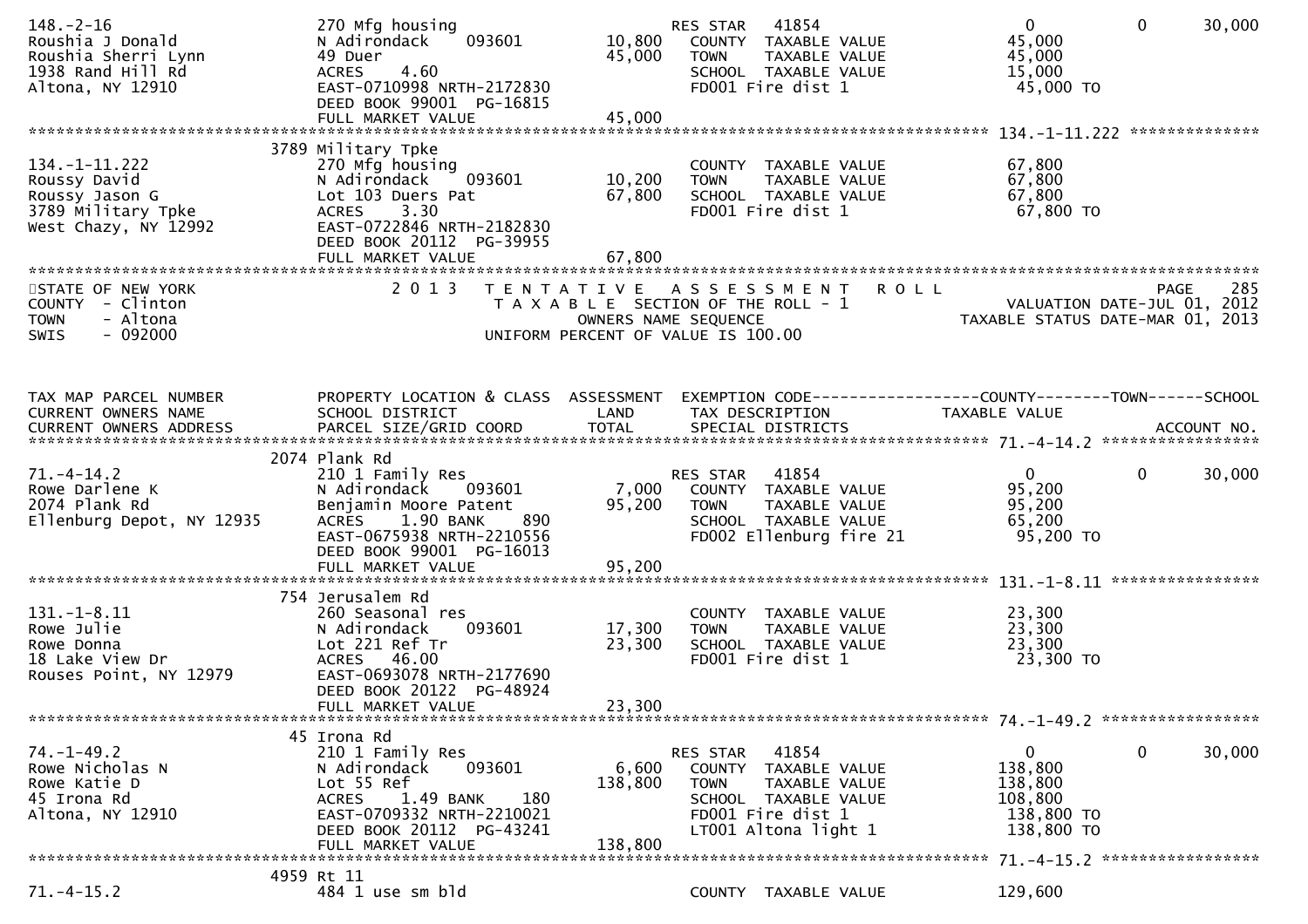```
148.-2-16                      270 Mfg housing                        RES STAR   41854                    0          0       30,000
Roushia J Donald               N Adirondack     093601       10,800     COUNTY  TAXABLE VALUE            45,000
Roushia Sherri Lynn            49 Duer                       45,000     TOWN    TAXABLE VALUE            45,000
1938 Rand Hill Rd              ACRES    4.60                            SCHOOL  TAXABLE VALUE            15,000
Altona, NY 12910               EAST-0710998 NRTH-2172830                FD001 Fire dist 1                 45,000 TO
                               DEED BOOK 99001  PG-16815
                               FULL MARKET VALUE             45,000
******************************************************************************************************* 134.-1-11.222 **************
                          3789 Military Tpke
134.-1-11.222                  270 Mfg housing                          COUNTY  TAXABLE VALUE            67,800
Roussy David                   N Adirondack     093601       10,200     TOWN    TAXABLE VALUE            67,800
Roussy Jason G                 Lot 103 Duers Pat             67,800     SCHOOL  TAXABLE VALUE            67,800
3789 Military Tpke             ACRES    3.30                            FD001 Fire dist 1                 67,800 TO
West Chazy, NY 12992           EAST-0722846 NRTH-2182830
                               DEED BOOK 20112  PG-39955
                               FULL MARKET VALUE             67,800
************************************************************************************************************************************
STATE OF NEW YORK                  2 0 1 3   T E N T A T I V E   A S S E S S M E N T   R O L L                          PAGE    285
COUNTY  - Clinton                         T A X A B L E  SECTION OF THE ROLL - 1                      VALUATION DATE-JUL 01, 2012
TOWN    - Altona                                  OWNERS NAME SEQUENCE                               TAXABLE STATUS DATE-MAR 01, 2013
SWIS    - 092000                           UNIFORM PERCENT OF VALUE IS 100.00



TAX MAP PARCEL NUMBER          PROPERTY LOCATION & CLASS  ASSESSMENT  EXEMPTION CODE------------------COUNTY--------TOWN------SCHOOL
CURRENT OWNERS NAME            SCHOOL DISTRICT               LAND      TAX DESCRIPTION                 TAXABLE VALUE
CURRENT OWNERS ADDRESS         PARCEL SIZE/GRID COORD        TOTAL     SPECIAL DISTRICTS                                    ACCOUNT NO.
******************************************************************************************************* 71.-4-14.2 *****************
                          2074 Plank Rd
71.-4-14.2                     210 1 Family Res                         RES STAR   41854                    0          0       30,000
Rowe Darlene K                 N Adirondack     093601        7,000     COUNTY  TAXABLE VALUE            95,200
2074 Plank Rd                  Benjamin Moore Patent         95,200     TOWN    TAXABLE VALUE            95,200
Ellenburg Depot, NY 12935      ACRES    1.90 BANK     890               SCHOOL  TAXABLE VALUE            65,200
                               EAST-0675938 NRTH-2210556                FD002 Ellenburg fire 21           95,200 TO
                               DEED BOOK 99001  PG-16013
                               FULL MARKET VALUE             95,200
******************************************************************************************************* 131.-1-8.11 ****************
                           754 Jerusalem Rd
131.-1-8.11                    260 Seasonal res                         COUNTY  TAXABLE VALUE            23,300
Rowe Julie                     N Adirondack     093601       17,300     TOWN    TAXABLE VALUE            23,300
Rowe Donna                     Lot 221 Ref Tr                23,300     SCHOOL  TAXABLE VALUE            23,300
18 Lake View Dr                ACRES   46.00                            FD001 Fire dist 1                 23,300 TO
Rouses Point, NY 12979         EAST-0693078 NRTH-2177690
                               DEED BOOK 20122  PG-48924
                               FULL MARKET VALUE             23,300
******************************************************************************************************* 74.-1-49.2 *****************
                            45 Irona Rd
74.-1-49.2                     210 1 Family Res                         RES STAR   41854                    0          0       30,000
Rowe Nicholas N                N Adirondack     093601        6,600     COUNTY  TAXABLE VALUE           138,800
Rowe Katie D                   Lot 55 Ref                   138,800     TOWN    TAXABLE VALUE           138,800
45 Irona Rd                    ACRES    1.49 BANK     180               SCHOOL  TAXABLE VALUE           108,800
Altona, NY 12910               EAST-0709332 NRTH-2210021                FD001 Fire dist 1                138,800 TO
                               DEED BOOK 20112  PG-43241                LT001 Altona light 1             138,800 TO
                               FULL MARKET VALUE            138,800
******************************************************************************************************* 71.-4-15.2 *****************
                          4959 Rt 11
71.-4-15.2                     484 1 use sm bld                         COUNTY  TAXABLE VALUE           129,600
```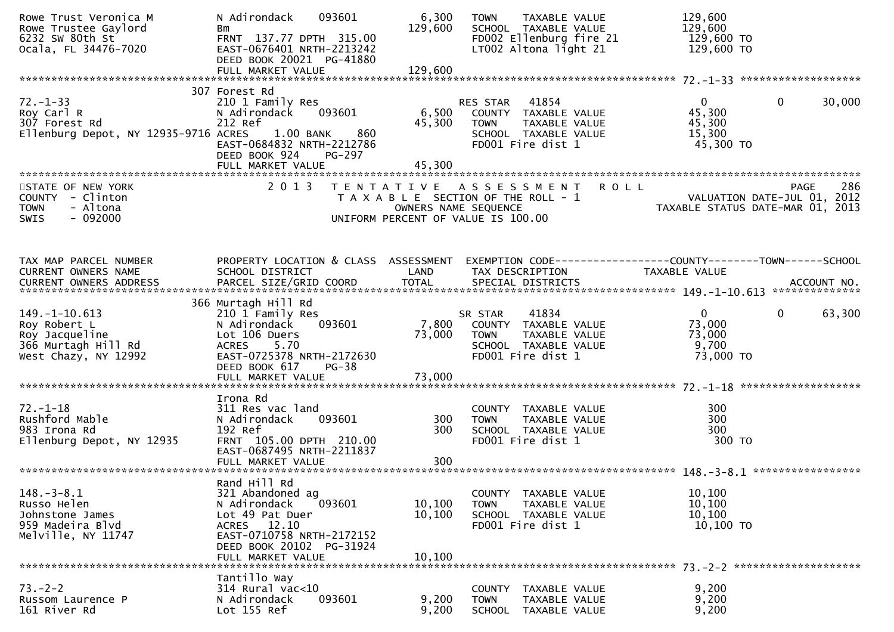```
Rowe Trust Veronica M          N Adirondack     093601           6,300    TOWN     TAXABLE VALUE            129,600
Rowe Trustee Gaylord           Bm                              129,600    SCHOOL  TAXABLE VALUE             129,600
6232 SW 80th St                FRNT 137.77 DPTH 315.00                    FD002 Ellenburg fire 21            129,600 TO
Ocala, FL 34476-7020           EAST-0676401 NRTH-2213242                  LT002 Altona light 21              129,600 TO
                               DEED BOOK 20021  PG-41880
                               FULL MARKET VALUE               129,600
******************************************************************************************************* 72.-1-33 *******************
                            307 Forest Rd
72.-1-33                       210 1 Family Res                           RES STAR   41854                     0           0     30,000
Roy Carl R                     N Adirondack     093601           6,500    COUNTY  TAXABLE VALUE              45,300
307 Forest Rd                  212 Ref                          45,300    TOWN     TAXABLE VALUE             45,300
Ellenburg Depot, NY 12935-9716 ACRES    1.00 BANK     860                 SCHOOL  TAXABLE VALUE              15,300
                               EAST-0684832 NRTH-2212786                  FD001 Fire dist 1                  45,300 TO
                               DEED BOOK 924    PG-297
                               FULL MARKET VALUE                45,300
************************************************************************************************************************************
STATE OF NEW YORK                2 0 1 3   T E N T A T I V E   A S S E S S M E N T   R O L L                        PAGE    286
COUNTY  - Clinton                          T A X A B L E  SECTION OF THE ROLL - 1                      VALUATION DATE-JUL 01, 2012
TOWN    - Altona                                  OWNERS NAME SEQUENCE                            TAXABLE STATUS DATE-MAR 01, 2013
SWIS    - 092000                            UNIFORM PERCENT OF VALUE IS 100.00


TAX MAP PARCEL NUMBER          PROPERTY LOCATION & CLASS  ASSESSMENT  EXEMPTION CODE------------------COUNTY--------TOWN------SCHOOL
CURRENT OWNERS NAME            SCHOOL DISTRICT               LAND      TAX DESCRIPTION            TAXABLE VALUE
CURRENT OWNERS ADDRESS         PARCEL SIZE/GRID COORD       TOTAL      SPECIAL DISTRICTS                                  ACCOUNT NO.
******************************************************************************************************* 149.-1-10.613 **************
                            366 Murtagh Hill Rd
149.-1-10.613                  210 1 Family Res                           SR STAR    41834                     0           0     63,300
Roy Robert L                   N Adirondack     093601           7,800    COUNTY  TAXABLE VALUE              73,000
Roy Jacqueline                 Lot 106 Duers                    73,000    TOWN     TAXABLE VALUE             73,000
366 Murtagh Hill Rd            ACRES    5.70                              SCHOOL  TAXABLE VALUE               9,700
West Chazy, NY 12992           EAST-0725378 NRTH-2172630                  FD001 Fire dist 1                  73,000 TO
                               DEED BOOK 617    PG-38
                               FULL MARKET VALUE                73,000
******************************************************************************************************* 72.-1-18 *******************
                               Irona Rd
72.-1-18                       311 Res vac land                           COUNTY  TAXABLE VALUE                 300
Rushford Mable                 N Adirondack     093601             300    TOWN     TAXABLE VALUE                300
983 Irona Rd                   192 Ref                             300    SCHOOL  TAXABLE VALUE                 300
Ellenburg Depot, NY 12935      FRNT 105.00 DPTH 210.00                    FD001 Fire dist 1                     300 TO
                               EAST-0687495 NRTH-2211837
                               FULL MARKET VALUE                   300
******************************************************************************************************* 148.-3-8.1 *****************
                               Rand Hill Rd
148.-3-8.1                     321 Abandoned ag                           COUNTY  TAXABLE VALUE              10,100
Russo Helen                    N Adirondack     093601          10,100    TOWN     TAXABLE VALUE             10,100
Johnstone James                Lot 49 Pat Duer                  10,100    SCHOOL  TAXABLE VALUE              10,100
959 Madeira Blvd               ACRES   12.10                              FD001 Fire dist 1                  10,100 TO
Melville, NY 11747             EAST-0710758 NRTH-2172152
                               DEED BOOK 20102  PG-31924
                               FULL MARKET VALUE                10,100
******************************************************************************************************* 73.-2-2 ********************
                               Tantillo Way
73.-2-2                        314 Rural vac<10                           COUNTY  TAXABLE VALUE               9,200
Russom Laurence P              N Adirondack     093601           9,200    TOWN     TAXABLE VALUE              9,200
161 River Rd                   Lot 155 Ref                       9,200    SCHOOL  TAXABLE VALUE               9,200
```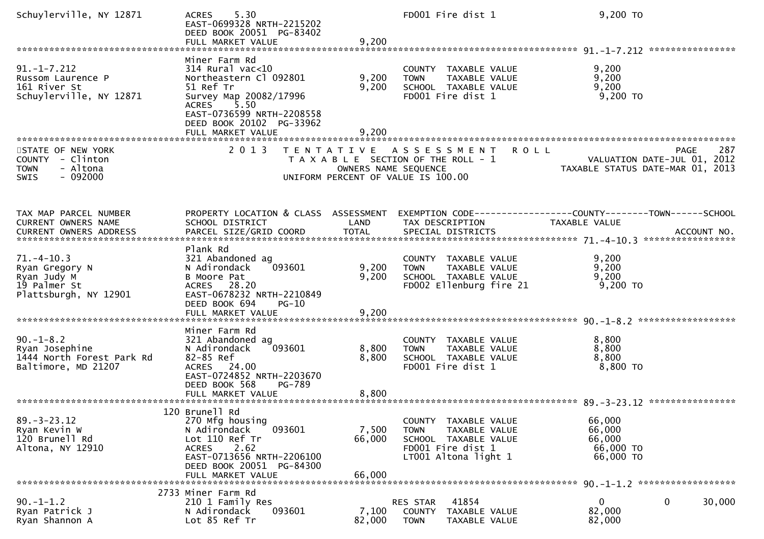```
Schuylerville, NY 12871        ACRES     5.30                               FD001 Fire dist 1                   9,200 TO
                               EAST-0699328 NRTH-2215202
                               DEED BOOK 20051  PG-83402
                               FULL MARKET VALUE                  9,200
******************************************************************************************************* 91.-1-7.212 ****************
                               Miner Farm Rd
91.-1-7.212                    314 Rural vac<10                             COUNTY  TAXABLE VALUE               9,200
Russom Laurence P              Northeastern Cl 092801         9,200         TOWN    TAXABLE VALUE               9,200
161 River St                   51 Ref Tr                      9,200         SCHOOL  TAXABLE VALUE               9,200
Schuylerville, NY 12871        Survey Map 20082/17996                       FD001 Fire dist 1                   9,200 TO
                               ACRES     5.50
                               EAST-0736599 NRTH-2208558
                               DEED BOOK 20102  PG-33962
                               FULL MARKET VALUE                  9,200
************************************************************************************************************************************
STATE OF NEW YORK                 2 0 1 3   T E N T A T I V E   A S S E S S M E N T   R O L L                               PAGE    287
COUNTY  - Clinton                           T A X A B L E  SECTION OF THE ROLL - 1                      VALUATION DATE-JUL 01, 2012
TOWN    - Altona                                   OWNERS NAME SEQUENCE                            TAXABLE STATUS DATE-MAR 01, 2013
SWIS    - 092000                              UNIFORM PERCENT OF VALUE IS 100.00



TAX MAP PARCEL NUMBER          PROPERTY LOCATION & CLASS  ASSESSMENT  EXEMPTION CODE------------------COUNTY--------TOWN------SCHOOL
CURRENT OWNERS NAME            SCHOOL DISTRICT               LAND      TAX DESCRIPTION             TAXABLE VALUE
CURRENT OWNERS ADDRESS         PARCEL SIZE/GRID COORD        TOTAL     SPECIAL DISTRICTS                                  ACCOUNT NO.
******************************************************************************************************* 71.-4-10.3 *****************
                               Plank Rd
71.-4-10.3                     321 Abandoned ag                             COUNTY  TAXABLE VALUE               9,200
Ryan Gregory N                 N Adirondack    093601         9,200         TOWN    TAXABLE VALUE               9,200
Ryan Judy M                    B Moore Pat                    9,200         SCHOOL  TAXABLE VALUE               9,200
19 Palmer St                   ACRES    28.20                               FD002 Ellenburg fire 21             9,200 TO
Plattsburgh, NY 12901          EAST-0678232 NRTH-2210849
                               DEED BOOK 694     PG-10
                               FULL MARKET VALUE                  9,200
******************************************************************************************************* 90.-1-8.2 ******************
                               Miner Farm Rd
90.-1-8.2                      321 Abandoned ag                             COUNTY  TAXABLE VALUE               8,800
Ryan Josephine                 N Adirondack    093601         8,800         TOWN    TAXABLE VALUE               8,800
1444 North Forest Park Rd      82-85 Ref                      8,800         SCHOOL  TAXABLE VALUE               8,800
Baltimore, MD 21207            ACRES    24.00                               FD001 Fire dist 1                   8,800 TO
                               EAST-0724852 NRTH-2203670
                               DEED BOOK 568     PG-789
                               FULL MARKET VALUE                  8,800
******************************************************************************************************* 89.-3-23.12 ****************
                            120 Brunell Rd
89.-3-23.12                    270 Mfg housing                              COUNTY  TAXABLE VALUE              66,000
Ryan Kevin W                   N Adirondack    093601         7,500         TOWN    TAXABLE VALUE              66,000
120 Brunell Rd                 Lot 110 Ref Tr                66,000         SCHOOL  TAXABLE VALUE              66,000
Altona, NY 12910               ACRES     2.62                               FD001 Fire dist 1                  66,000 TO
                               EAST-0713656 NRTH-2206100                    LT001 Altona light 1               66,000 TO
                               DEED BOOK 20051  PG-84300
                               FULL MARKET VALUE                 66,000
******************************************************************************************************* 90.-1-1.2 ******************
                           2733 Miner Farm Rd
90.-1-1.2                      210 1 Family Res                        RES STAR   41854                     0             0     30,000
Ryan Patrick J                 N Adirondack    093601         7,100         COUNTY  TAXABLE VALUE              82,000
Ryan Shannon A                 Lot 85 Ref Tr                 82,000         TOWN    TAXABLE VALUE              82,000
```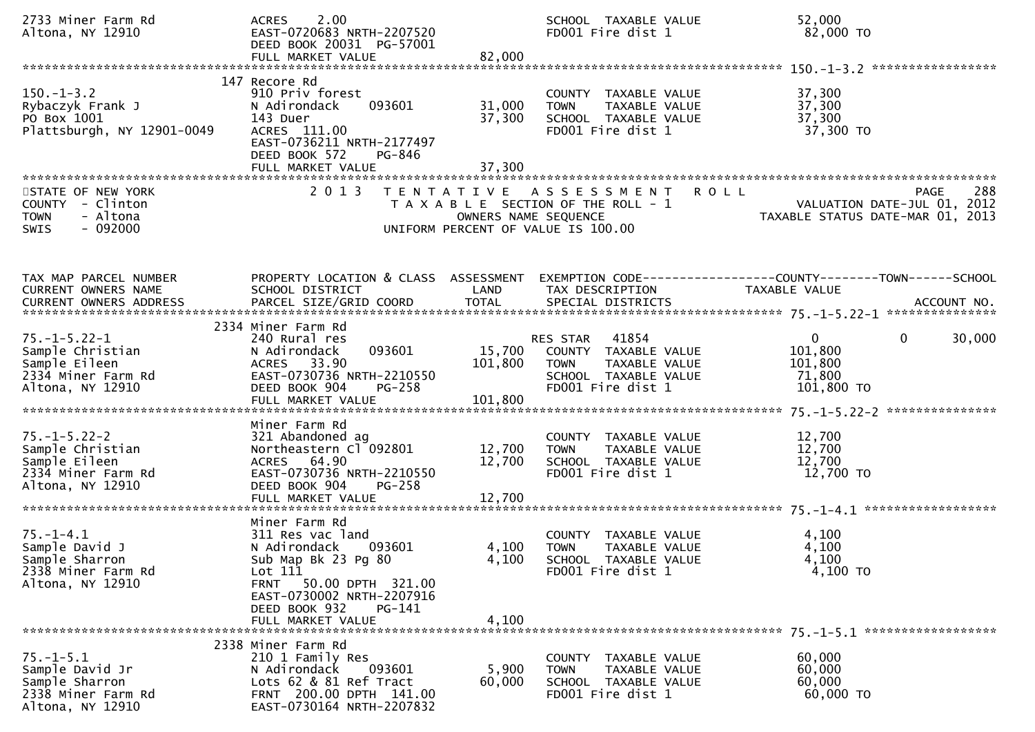2733 Miner Farm Rd | ACRES 2.00 | | SCHOOL TAXABLE VALUE | 52,000
Altona, NY 12910 | EAST-0720683 NRTH-2207520 | | FD001 Fire dist 1 | 82,000 TO
| DEED BOOK 20031 PG-57001
| FULL MARKET VALUE | 82,000

```
******************************************************************************************************* 150.-1-3.2 *****************
                              147 Recore Rd
150.-1-3.2                    910 Priv forest                         COUNTY  TAXABLE VALUE           37,300
Rybaczyk Frank J              N Adirondack     093601      31,000    TOWN    TAXABLE VALUE           37,300
PO Box 1001                   143 Duer                     37,300    SCHOOL  TAXABLE VALUE           37,300
Plattsburgh, NY 12901-0049    ACRES 111.00                           FD001 Fire dist 1                37,300 TO
                              EAST-0736211 NRTH-2177497
                              DEED BOOK 572    PG-846
                              FULL MARKET VALUE            37,300
*******************************************************************************************************************************************
```

STATE OF NEW YORK — 2013 TENTATIVE ASSESSMENT ROLL — PAGE 288
COUNTY - Clinton — TAXABLE SECTION OF THE ROLL - 1 — VALUATION DATE-JUL 01, 2012
TOWN - Altona — OWNERS NAME SEQUENCE — TAXABLE STATUS DATE-MAR 01, 2013
SWIS - 092000 — UNIFORM PERCENT OF VALUE IS 100.00

```
TAX MAP PARCEL NUMBER         PROPERTY LOCATION & CLASS  ASSESSMENT  EXEMPTION CODE------------------COUNTY--------TOWN------SCHOOL
CURRENT OWNERS NAME           SCHOOL DISTRICT               LAND     TAX DESCRIPTION              TAXABLE VALUE
CURRENT OWNERS ADDRESS        PARCEL SIZE/GRID COORD        TOTAL    SPECIAL DISTRICTS                                   ACCOUNT NO.
******************************************************************************************************* 75.-1-5.22-1 ***************
                              2334 Miner Farm Rd
75.-1-5.22-1                  240 Rural res                           RES STAR   41854              0          0       30,000
Sample Christian              N Adirondack     093601      15,700    COUNTY  TAXABLE VALUE          101,800
Sample Eileen                 ACRES  33.90                101,800    TOWN    TAXABLE VALUE          101,800
2334 Miner Farm Rd            EAST-0730736 NRTH-2210550              SCHOOL  TAXABLE VALUE           71,800
Altona, NY 12910              DEED BOOK 904    PG-258                FD001 Fire dist 1               101,800 TO
                              FULL MARKET VALUE           101,800
******************************************************************************************************* 75.-1-5.22-2 ***************
                              Miner Farm Rd
75.-1-5.22-2                  321 Abandoned ag                        COUNTY  TAXABLE VALUE           12,700
Sample Christian              Northeastern Cl 092801       12,700    TOWN    TAXABLE VALUE           12,700
Sample Eileen                 ACRES  64.90                 12,700    SCHOOL  TAXABLE VALUE           12,700
2334 Miner Farm Rd            EAST-0730736 NRTH-2210550              FD001 Fire dist 1                12,700 TO
Altona, NY 12910              DEED BOOK 904    PG-258
                              FULL MARKET VALUE            12,700
******************************************************************************************************* 75.-1-4.1 ******************
                              Miner Farm Rd
75.-1-4.1                     311 Res vac land                        COUNTY  TAXABLE VALUE            4,100
Sample David J                N Adirondack     093601       4,100    TOWN    TAXABLE VALUE            4,100
Sample Sharron                Sub Map Bk 23 Pg 80           4,100    SCHOOL  TAXABLE VALUE            4,100
2338 Miner Farm Rd            Lot 111                                FD001 Fire dist 1                 4,100 TO
Altona, NY 12910              FRNT   50.00 DPTH 321.00
                              EAST-0730002 NRTH-2207916
                              DEED BOOK 932    PG-141
                              FULL MARKET VALUE             4,100
******************************************************************************************************* 75.-1-5.1 ******************
                              2338 Miner Farm Rd
75.-1-5.1                     210 1 Family Res                        COUNTY  TAXABLE VALUE           60,000
Sample David Jr               N Adirondack     093601       5,900    TOWN    TAXABLE VALUE           60,000
Sample Sharron                Lots 62 & 81 Ref Tract       60,000    SCHOOL  TAXABLE VALUE           60,000
2338 Miner Farm Rd            FRNT  200.00 DPTH 141.00               FD001 Fire dist 1                60,000 TO
Altona, NY 12910              EAST-0730164 NRTH-2207832
```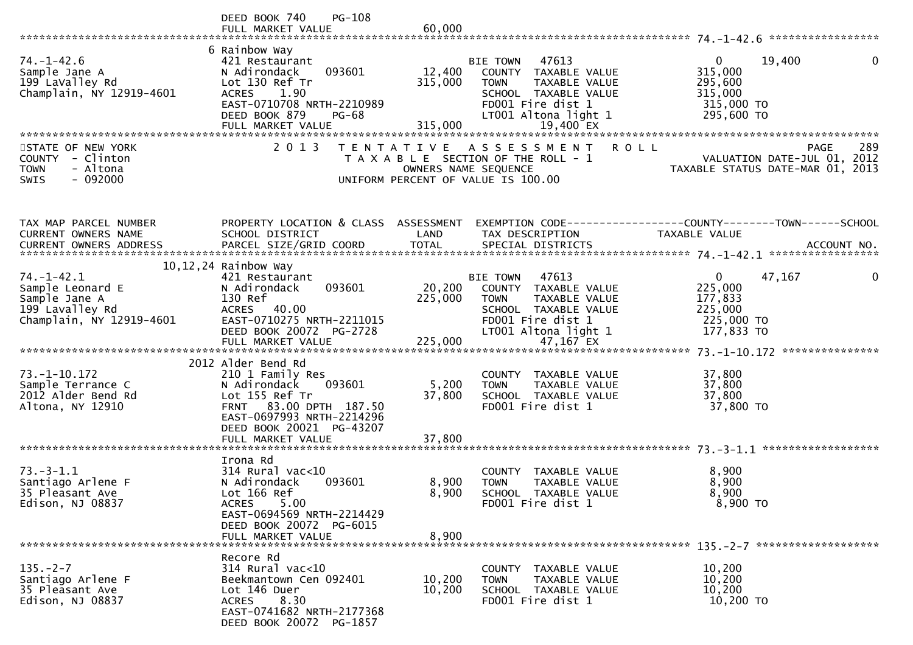DEED BOOK 740 PG-108
FULL MARKET VALUE 60,000

**74.-1-42.6**

| TAX MAP PARCEL NUMBER / CURRENT OWNERS NAME / CURRENT OWNERS ADDRESS | PROPERTY LOCATION & CLASS / SCHOOL DISTRICT / PARCEL SIZE/GRID COORD | ASSESSMENT LAND | ASSESSMENT TOTAL | EXEMPTION CODE / TAX DESCRIPTION / SPECIAL DISTRICTS | COUNTY TAXABLE VALUE | TOWN | SCHOOL |
|---|---|---|---|---|---|---|---|
| 74.-1-42.6 | 6 Rainbow Way | | | | | | |
| Sample Jane A | 421 Restaurant | | | BIE TOWN 47613 | 0 | 19,400 | 0 |
| 199 LaValley Rd | N Adirondack 093601 | 12,400 | | COUNTY TAXABLE VALUE | 315,000 | | |
| Champlain, NY 12919-4601 | Lot 130 Ref Tr | | 315,000 | TOWN TAXABLE VALUE | 295,600 | | |
| | ACRES 1.90 | | | SCHOOL TAXABLE VALUE | 315,000 | | |
| | EAST-0710708 NRTH-2210989 | | | FD001 Fire dist 1 | 315,000 TO | | |
| | DEED BOOK 879 PG-68 | | | LT001 Altona light 1 | 295,600 TO | | |
| | FULL MARKET VALUE | | 315,000 | 19,400 EX | | | |

STATE OF NEW YORK — COUNTY - Clinton — TOWN - Altona — SWIS - 092000

2013 TENTATIVE ASSESSMENT ROLL
TAXABLE SECTION OF THE ROLL - 1
OWNERS NAME SEQUENCE
UNIFORM PERCENT OF VALUE IS 100.00

PAGE 289
VALUATION DATE-JUL 01, 2012
TAXABLE STATUS DATE-MAR 01, 2013

| TAX MAP PARCEL NUMBER / CURRENT OWNERS NAME / CURRENT OWNERS ADDRESS | PROPERTY LOCATION & CLASS / SCHOOL DISTRICT / PARCEL SIZE/GRID COORD | ASSESSMENT LAND | ASSESSMENT TOTAL | EXEMPTION CODE / TAX DESCRIPTION / SPECIAL DISTRICTS | COUNTY TAXABLE VALUE | TOWN | SCHOOL / ACCOUNT NO. |
|---|---|---|---|---|---|---|---|
| **74.-1-42.1** | 10,12,24 Rainbow Way | | | | | | |
| 74.-1-42.1 | 421 Restaurant | | | BIE TOWN 47613 | 0 | 47,167 | 0 |
| Sample Leonard E | N Adirondack 093601 | 20,200 | | COUNTY TAXABLE VALUE | 225,000 | | |
| Sample Jane A | 130 Ref | | 225,000 | TOWN TAXABLE VALUE | 177,833 | | |
| 199 Lavalley Rd | ACRES 40.00 | | | SCHOOL TAXABLE VALUE | 225,000 | | |
| Champlain, NY 12919-4601 | EAST-0710275 NRTH-2211015 | | | FD001 Fire dist 1 | 225,000 TO | | |
| | DEED BOOK 20072 PG-2728 | | | LT001 Altona light 1 | 177,833 TO | | |
| | FULL MARKET VALUE | | 225,000 | 47,167 EX | | | |
| **73.-1-10.172** | 2012 Alder Bend Rd | | | | | | |
| 73.-1-10.172 | 210 1 Family Res | | | COUNTY TAXABLE VALUE | 37,800 | | |
| Sample Terrance C | N Adirondack 093601 | 5,200 | | TOWN TAXABLE VALUE | 37,800 | | |
| 2012 Alder Bend Rd | Lot 155 Ref Tr | | 37,800 | SCHOOL TAXABLE VALUE | 37,800 | | |
| Altona, NY 12910 | FRNT 83.00 DPTH 187.50 | | | FD001 Fire dist 1 | 37,800 TO | | |
| | EAST-0697993 NRTH-2214296 | | | | | | |
| | DEED BOOK 20021 PG-43207 | | | | | | |
| | FULL MARKET VALUE | | 37,800 | | | | |
| **73.-3-1.1** | Irona Rd | | | | | | |
| 73.-3-1.1 | 314 Rural vac<10 | | | COUNTY TAXABLE VALUE | 8,900 | | |
| Santiago Arlene F | N Adirondack 093601 | 8,900 | | TOWN TAXABLE VALUE | 8,900 | | |
| 35 Pleasant Ave | Lot 166 Ref | | 8,900 | SCHOOL TAXABLE VALUE | 8,900 | | |
| Edison, NJ 08837 | ACRES 5.00 | | | FD001 Fire dist 1 | 8,900 TO | | |
| | EAST-0694569 NRTH-2214429 | | | | | | |
| | DEED BOOK 20072 PG-6015 | | | | | | |
| | FULL MARKET VALUE | | 8,900 | | | | |
| **135.-2-7** | Recore Rd | | | | | | |
| 135.-2-7 | 314 Rural vac<10 | | | COUNTY TAXABLE VALUE | 10,200 | | |
| Santiago Arlene F | Beekmantown Cen 092401 | 10,200 | | TOWN TAXABLE VALUE | 10,200 | | |
| 35 Pleasant Ave | Lot 146 Duer | | 10,200 | SCHOOL TAXABLE VALUE | 10,200 | | |
| Edison, NJ 08837 | ACRES 8.30 | | | FD001 Fire dist 1 | 10,200 TO | | |
| | EAST-0741682 NRTH-2177368 | | | | | | |
| | DEED BOOK 20072 PG-1857 | | | | | | |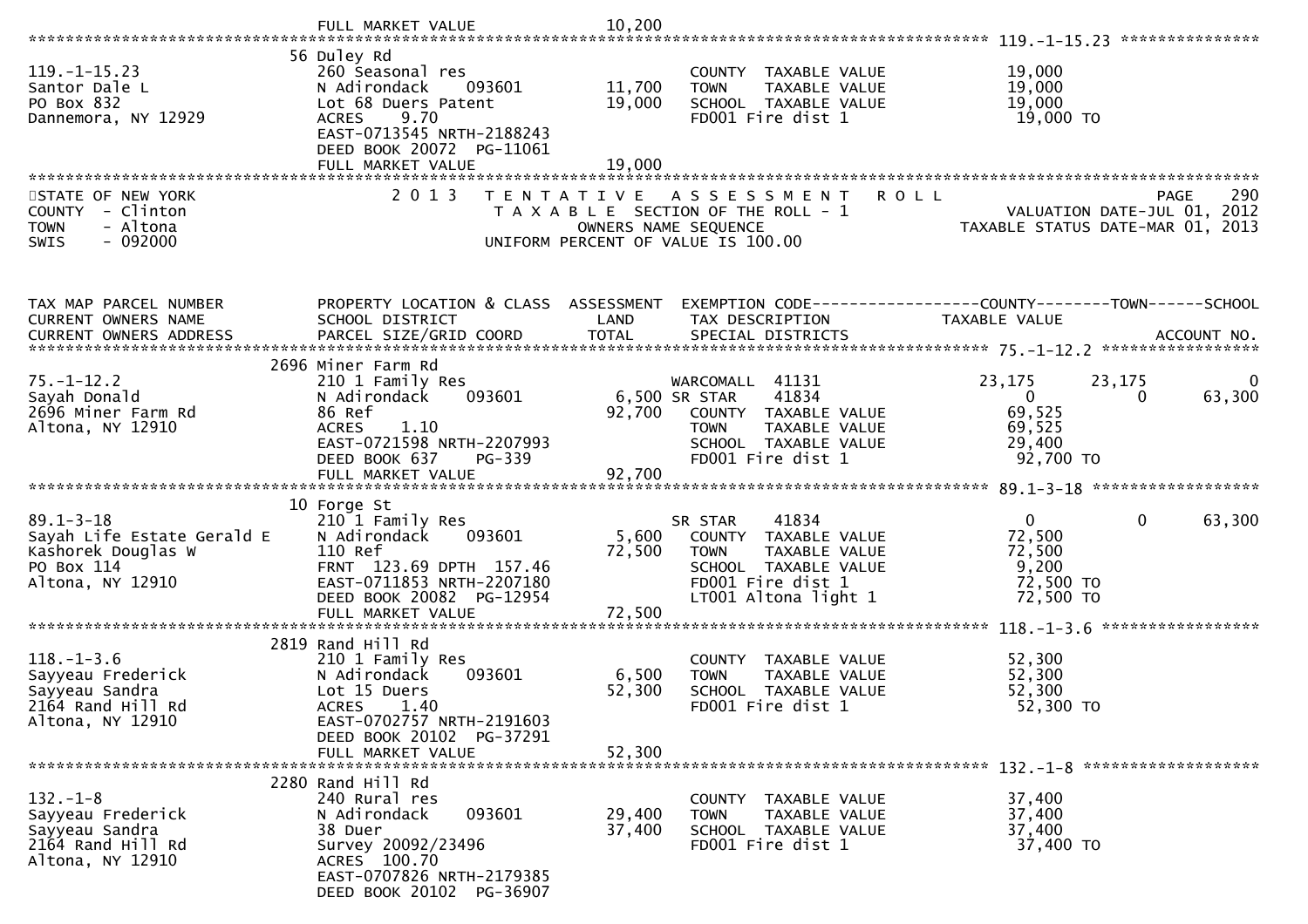FULL MARKET VALUE 10,200

**119.-1-15.23**

| | | | | |
|---|---|---|---|---|
| 119.-1-15.23 | 56 Duley Rd | | | |
| Santor Dale L | 260 Seasonal res | | COUNTY TAXABLE VALUE | 19,000 |
| PO Box 832 | N Adirondack 093601 | 11,700 | TOWN TAXABLE VALUE | 19,000 |
| Dannemora, NY 12929 | Lot 68 Duers Patent | 19,000 | SCHOOL TAXABLE VALUE | 19,000 |
| | ACRES 9.70 | | FD001 Fire dist 1 | 19,000 TO |
| | EAST-0713545 NRTH-2188243 | | | |
| | DEED BOOK 20072 PG-11061 | | | |
| | FULL MARKET VALUE | 19,000 | | |

STATE OF NEW YORK — 2013 TENTATIVE ASSESSMENT ROLL — PAGE 290
COUNTY - Clinton — TAXABLE SECTION OF THE ROLL - 1 — VALUATION DATE-JUL 01, 2012
TOWN - Altona — OWNERS NAME SEQUENCE — TAXABLE STATUS DATE-MAR 01, 2013
SWIS - 092000 — UNIFORM PERCENT OF VALUE IS 100.00

| TAX MAP PARCEL NUMBER / CURRENT OWNERS NAME / CURRENT OWNERS ADDRESS | PROPERTY LOCATION & CLASS / SCHOOL DISTRICT / PARCEL SIZE/GRID COORD | ASSESSMENT LAND / TOTAL | EXEMPTION CODE / TAX DESCRIPTION / SPECIAL DISTRICTS | COUNTY / TAXABLE VALUE | TOWN | SCHOOL / ACCOUNT NO. |
|---|---|---|---|---|---|---|
| **75.-1-12.2** | 2696 Miner Farm Rd | | | | | |
| 75.-1-12.2 | 210 1 Family Res | | WARCOMALL 41131 | 23,175 | 23,175 | 0 |
| Sayah Donald | N Adirondack 093601 | 6,500 | SR STAR 41834 | 0 | 0 | 63,300 |
| 2696 Miner Farm Rd | 86 Ref | 92,700 | COUNTY TAXABLE VALUE | 69,525 | | |
| Altona, NY 12910 | ACRES 1.10 | | TOWN TAXABLE VALUE | 69,525 | | |
| | EAST-0721598 NRTH-2207993 | | SCHOOL TAXABLE VALUE | 29,400 | | |
| | DEED BOOK 637 PG-339 | | FD001 Fire dist 1 | 92,700 TO | | |
| | FULL MARKET VALUE | 92,700 | | | | |
| **89.1-3-18** | 10 Forge St | | | | | |
| 89.1-3-18 | 210 1 Family Res | | SR STAR 41834 | 0 | 0 | 63,300 |
| Sayah Life Estate Gerald E | N Adirondack 093601 | 5,600 | COUNTY TAXABLE VALUE | 72,500 | | |
| Kashorek Douglas W | 110 Ref | 72,500 | TOWN TAXABLE VALUE | 72,500 | | |
| PO Box 114 | FRNT 123.69 DPTH 157.46 | | SCHOOL TAXABLE VALUE | 9,200 | | |
| Altona, NY 12910 | EAST-0711853 NRTH-2207180 | | FD001 Fire dist 1 | 72,500 TO | | |
| | DEED BOOK 20082 PG-12954 | | LT001 Altona light 1 | 72,500 TO | | |
| | FULL MARKET VALUE | 72,500 | | | | |
| **118.-1-3.6** | 2819 Rand Hill Rd | | | | | |
| 118.-1-3.6 | 210 1 Family Res | | COUNTY TAXABLE VALUE | 52,300 | | |
| Sayyeau Frederick | N Adirondack 093601 | 6,500 | TOWN TAXABLE VALUE | 52,300 | | |
| Sayyeau Sandra | Lot 15 Duers | 52,300 | SCHOOL TAXABLE VALUE | 52,300 | | |
| 2164 Rand Hill Rd | ACRES 1.40 | | FD001 Fire dist 1 | 52,300 TO | | |
| Altona, NY 12910 | EAST-0702757 NRTH-2191603 | | | | | |
| | DEED BOOK 20102 PG-37291 | | | | | |
| | FULL MARKET VALUE | 52,300 | | | | |
| **132.-1-8** | 2280 Rand Hill Rd | | | | | |
| 132.-1-8 | 240 Rural res | | COUNTY TAXABLE VALUE | 37,400 | | |
| Sayyeau Frederick | N Adirondack 093601 | 29,400 | TOWN TAXABLE VALUE | 37,400 | | |
| Sayyeau Sandra | 38 Duer | 37,400 | SCHOOL TAXABLE VALUE | 37,400 | | |
| 2164 Rand Hill Rd | Survey 20092/23496 | | FD001 Fire dist 1 | 37,400 TO | | |
| Altona, NY 12910 | ACRES 100.70 | | | | | |
| | EAST-0707826 NRTH-2179385 | | | | | |
| | DEED BOOK 20102 PG-36907 | | | | | |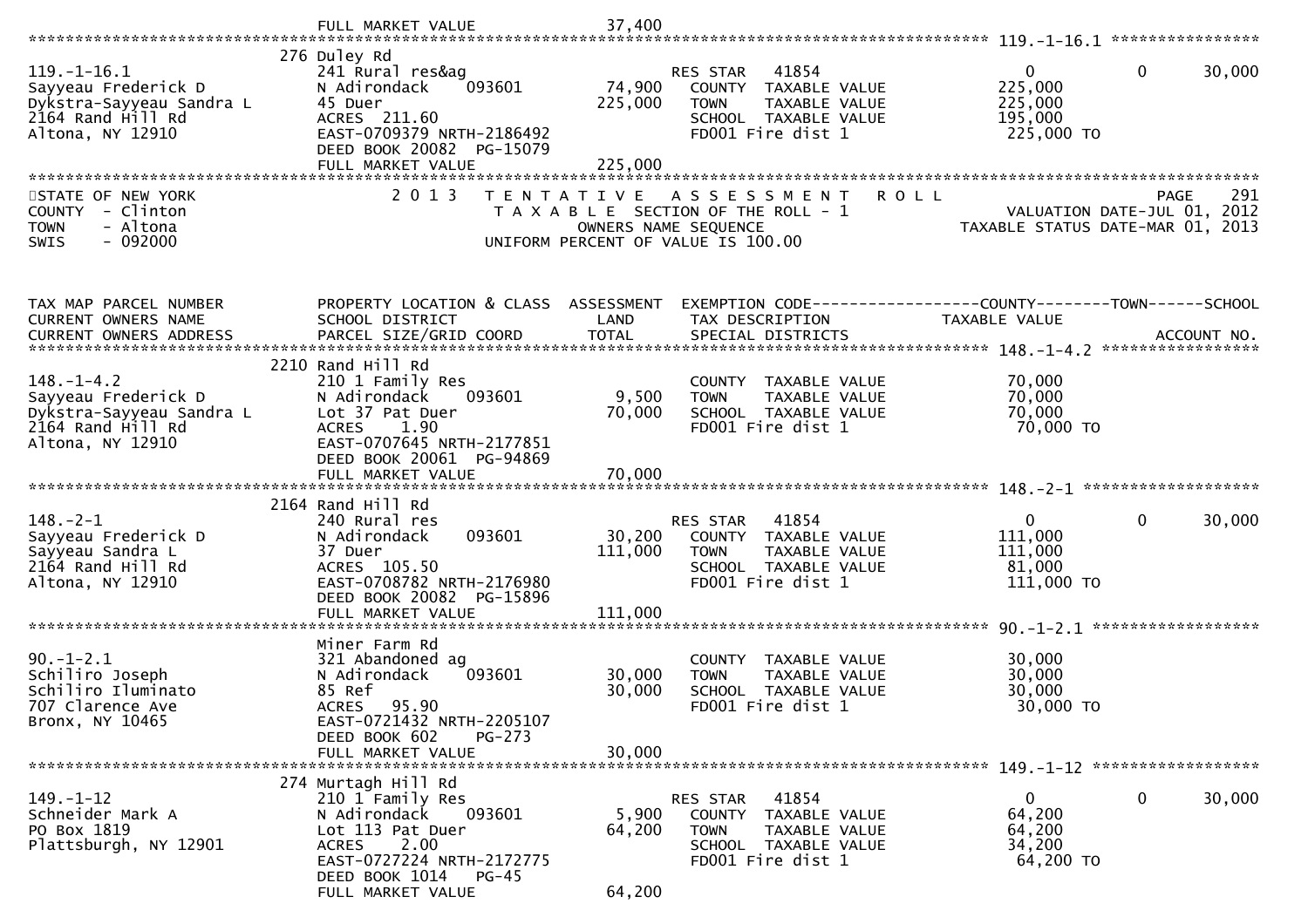FULL MARKET VALUE 37,400

******************************************************************************************************* 119.-1-16.1 ****************

| TAX MAP PARCEL NUMBER / CURRENT OWNERS NAME / CURRENT OWNERS ADDRESS | PROPERTY LOCATION & CLASS / SCHOOL DISTRICT / PARCEL SIZE/GRID COORD | ASSESSMENT LAND / TOTAL | EXEMPTION CODE / TAX DESCRIPTION / SPECIAL DISTRICTS | COUNTY TAXABLE VALUE | TOWN | SCHOOL |
|---|---|---|---|---|---|---|
| 119.-1-16.1 | 276 Duley Rd | | | | | |
| Sayyeau Frederick D | 241 Rural res&ag | | RES STAR 41854 | 0 | 0 | 30,000 |
| Dykstra-Sayyeau Sandra L | N Adirondack 093601 | 74,900 | COUNTY TAXABLE VALUE | 225,000 | | |
| 2164 Rand Hill Rd | 45 Duer | 225,000 | TOWN TAXABLE VALUE | 225,000 | | |
| Altona, NY 12910 | ACRES 211.60 | | SCHOOL TAXABLE VALUE | 195,000 | | |
| | EAST-0709379 NRTH-2186492 | | FD001 Fire dist 1 | 225,000 TO | | |
| | DEED BOOK 20082 PG-15079 | | | | | |
| | FULL MARKET VALUE | 225,000 | | | | |

STATE OF NEW YORK — COUNTY - Clinton — TOWN - Altona — SWIS - 092000

2013 TENTATIVE ASSESSMENT ROLL — TAXABLE SECTION OF THE ROLL - 1 — OWNERS NAME SEQUENCE — UNIFORM PERCENT OF VALUE IS 100.00

PAGE 291 — VALUATION DATE-JUL 01, 2012 — TAXABLE STATUS DATE-MAR 01, 2013

| TAX MAP PARCEL NUMBER / CURRENT OWNERS NAME / CURRENT OWNERS ADDRESS | PROPERTY LOCATION & CLASS / SCHOOL DISTRICT / PARCEL SIZE/GRID COORD | ASSESSMENT LAND / TOTAL | EXEMPTION CODE / TAX DESCRIPTION / SPECIAL DISTRICTS | COUNTY TAXABLE VALUE | TOWN | SCHOOL / ACCOUNT NO. |
|---|---|---|---|---|---|---|
| 148.-1-4.2 | 2210 Rand Hill Rd | | | | | |
| Sayyeau Frederick D | 210 1 Family Res | | COUNTY TAXABLE VALUE | 70,000 | | |
| Dykstra-Sayyeau Sandra L | N Adirondack 093601 | 9,500 | TOWN TAXABLE VALUE | 70,000 | | |
| 2164 Rand Hill Rd | Lot 37 Pat Duer | 70,000 | SCHOOL TAXABLE VALUE | 70,000 | | |
| Altona, NY 12910 | ACRES 1.90 | | FD001 Fire dist 1 | 70,000 TO | | |
| | EAST-0707645 NRTH-2177851 | | | | | |
| | DEED BOOK 20061 PG-94869 | | | | | |
| | FULL MARKET VALUE | 70,000 | | | | |
| 148.-2-1 | 2164 Rand Hill Rd | | | | | |
| Sayyeau Frederick D | 240 Rural res | | RES STAR 41854 | 0 | 0 | 30,000 |
| Sayyeau Sandra L | N Adirondack 093601 | 30,200 | COUNTY TAXABLE VALUE | 111,000 | | |
| 2164 Rand Hill Rd | 37 Duer | 111,000 | TOWN TAXABLE VALUE | 111,000 | | |
| Altona, NY 12910 | ACRES 105.50 | | SCHOOL TAXABLE VALUE | 81,000 | | |
| | EAST-0708782 NRTH-2176980 | | FD001 Fire dist 1 | 111,000 TO | | |
| | DEED BOOK 20082 PG-15896 | | | | | |
| | FULL MARKET VALUE | 111,000 | | | | |
| 90.-1-2.1 | Miner Farm Rd | | | | | |
| Schiliro Joseph | 321 Abandoned ag | | COUNTY TAXABLE VALUE | 30,000 | | |
| Schiliro Iluminato | N Adirondack 093601 | 30,000 | TOWN TAXABLE VALUE | 30,000 | | |
| 707 Clarence Ave | 85 Ref | 30,000 | SCHOOL TAXABLE VALUE | 30,000 | | |
| Bronx, NY 10465 | ACRES 95.90 | | FD001 Fire dist 1 | 30,000 TO | | |
| | EAST-0721432 NRTH-2205107 | | | | | |
| | DEED BOOK 602 PG-273 | | | | | |
| | FULL MARKET VALUE | 30,000 | | | | |
| 149.-1-12 | 274 Murtagh Hill Rd | | | | | |
| Schneider Mark A | 210 1 Family Res | | RES STAR 41854 | 0 | 0 | 30,000 |
| PO Box 1819 | N Adirondack 093601 | 5,900 | COUNTY TAXABLE VALUE | 64,200 | | |
| Plattsburgh, NY 12901 | Lot 113 Pat Duer | 64,200 | TOWN TAXABLE VALUE | 64,200 | | |
| | ACRES 2.00 | | SCHOOL TAXABLE VALUE | 34,200 | | |
| | EAST-0727224 NRTH-2172775 | | FD001 Fire dist 1 | 64,200 TO | | |
| | DEED BOOK 1014 PG-45 | | | | | |
| | FULL MARKET VALUE | 64,200 | | | | |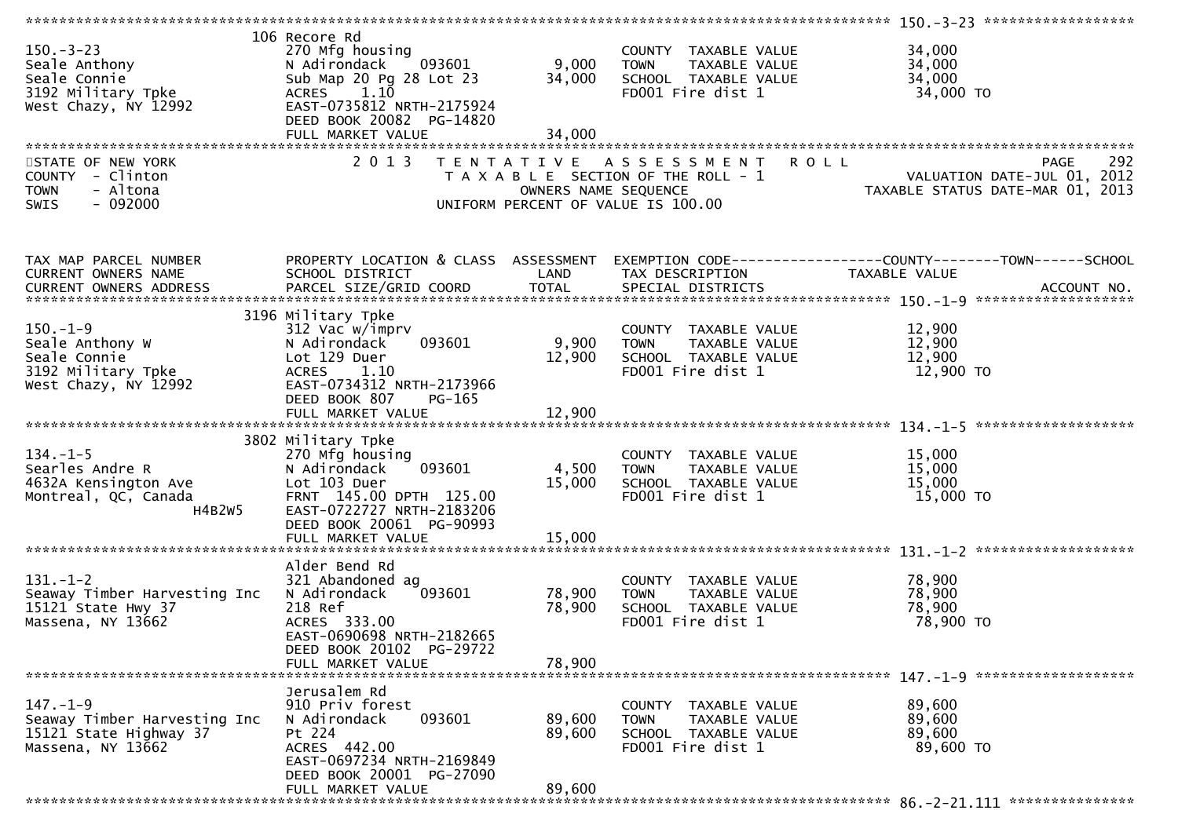******************************************************************************************************* 150.-3-23 ******************

| | | | | |
|---|---|---|---|---|
| | 106 Recore Rd | | | |
| 150.-3-23 | 270 Mfg housing | | COUNTY TAXABLE VALUE | 34,000 |
| Seale Anthony | N Adirondack 093601 | 9,000 | TOWN TAXABLE VALUE | 34,000 |
| Seale Connie | Sub Map 20 Pg 28 Lot 23 | 34,000 | SCHOOL TAXABLE VALUE | 34,000 |
| 3192 Military Tpke | ACRES 1.10 | | FD001 Fire dist 1 | 34,000 TO |
| West Chazy, NY 12992 | EAST-0735812 NRTH-2175924 | | | |
| | DEED BOOK 20082 PG-14820 | | | |
| | FULL MARKET VALUE | 34,000 | | |

STATE OF NEW YORK — 2 0 1 3 TENTATIVE ASSESSMENT ROLL — PAGE 292
COUNTY - Clinton — TAXABLE SECTION OF THE ROLL - 1 — VALUATION DATE-JUL 01, 2012
TOWN - Altona — OWNERS NAME SEQUENCE — TAXABLE STATUS DATE-MAR 01, 2013
SWIS - 092000 — UNIFORM PERCENT OF VALUE IS 100.00

| TAX MAP PARCEL NUMBER / CURRENT OWNERS NAME / CURRENT OWNERS ADDRESS | PROPERTY LOCATION & CLASS / SCHOOL DISTRICT / PARCEL SIZE/GRID COORD | ASSESSMENT LAND / TOTAL | EXEMPTION CODE / TAX DESCRIPTION / SPECIAL DISTRICTS | COUNTY--------TOWN------SCHOOL TAXABLE VALUE / ACCOUNT NO. |
|---|---|---|---|---|
| | 3196 Military Tpke | | | |
| 150.-1-9 | 312 Vac w/imprv | | COUNTY TAXABLE VALUE | 12,900 |
| Seale Anthony W | N Adirondack 093601 | 9,900 | TOWN TAXABLE VALUE | 12,900 |
| Seale Connie | Lot 129 Duer | 12,900 | SCHOOL TAXABLE VALUE | 12,900 |
| 3192 Military Tpke | ACRES 1.10 | | FD001 Fire dist 1 | 12,900 TO |
| West Chazy, NY 12992 | EAST-0734312 NRTH-2173966 | | | |
| | DEED BOOK 807 PG-165 | | | |
| | FULL MARKET VALUE | 12,900 | | |
| | 3802 Military Tpke | | | |
| 134.-1-5 | 270 Mfg housing | | COUNTY TAXABLE VALUE | 15,000 |
| Searles Andre R | N Adirondack 093601 | 4,500 | TOWN TAXABLE VALUE | 15,000 |
| 4632A Kensington Ave | Lot 103 Duer | 15,000 | SCHOOL TAXABLE VALUE | 15,000 |
| Montreal, QC, Canada | FRNT 145.00 DPTH 125.00 | | FD001 Fire dist 1 | 15,000 TO |
| H4B2W5 | EAST-0722727 NRTH-2183206 | | | |
| | DEED BOOK 20061 PG-90993 | | | |
| | FULL MARKET VALUE | 15,000 | | |
| | Alder Bend Rd | | | |
| 131.-1-2 | 321 Abandoned ag | | COUNTY TAXABLE VALUE | 78,900 |
| Seaway Timber Harvesting Inc | N Adirondack 093601 | 78,900 | TOWN TAXABLE VALUE | 78,900 |
| 15121 State Hwy 37 | 218 Ref | 78,900 | SCHOOL TAXABLE VALUE | 78,900 |
| Massena, NY 13662 | ACRES 333.00 | | FD001 Fire dist 1 | 78,900 TO |
| | EAST-0690698 NRTH-2182665 | | | |
| | DEED BOOK 20102 PG-29722 | | | |
| | FULL MARKET VALUE | 78,900 | | |
| | Jerusalem Rd | | | |
| 147.-1-9 | 910 Priv forest | | COUNTY TAXABLE VALUE | 89,600 |
| Seaway Timber Harvesting Inc | N Adirondack 093601 | 89,600 | TOWN TAXABLE VALUE | 89,600 |
| 15121 State Highway 37 | Pt 224 | 89,600 | SCHOOL TAXABLE VALUE | 89,600 |
| Massena, NY 13662 | ACRES 442.00 | | FD001 Fire dist 1 | 89,600 TO |
| | EAST-0697234 NRTH-2169849 | | | |
| | DEED BOOK 20001 PG-27090 | | | |
| | FULL MARKET VALUE | 89,600 | | |

******************************************************************************************************* 86.-2-21.111 ***************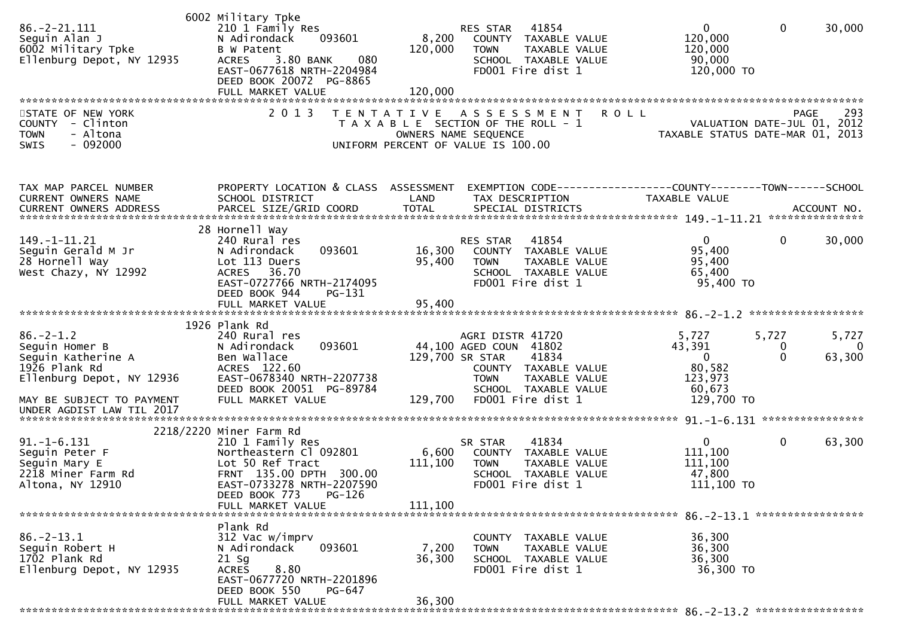| TAX MAP PARCEL NUMBER | PROPERTY LOCATION & CLASS | ASSESSMENT | EXEMPTION CODE | COUNTY | TOWN | SCHOOL |
|---|---|---|---|---|---|---|
| CURRENT OWNERS NAME | SCHOOL DISTRICT | LAND | TAX DESCRIPTION | TAXABLE VALUE | | |
| CURRENT OWNERS ADDRESS | PARCEL SIZE/GRID COORD | TOTAL | SPECIAL DISTRICTS | | | ACCOUNT NO. |
| | 6002 Military Tpke | | | | | |
| 86.-2-21.111 | 210 1 Family Res | | RES STAR 41854 | 0 | 0 | 30,000 |
| Seguin Alan J | N Adirondack 093601 | 8,200 | COUNTY TAXABLE VALUE | 120,000 | | |
| 6002 Military Tpke | B W Patent | 120,000 | TOWN TAXABLE VALUE | 120,000 | | |
| Ellenburg Depot, NY 12935 | ACRES 3.80 BANK 080 | | SCHOOL TAXABLE VALUE | 90,000 | | |
| | EAST-0677618 NRTH-2204984 | | FD001 Fire dist 1 | 120,000 TO | | |
| | DEED BOOK 20072 PG-8865 | | | | | |
| | FULL MARKET VALUE | 120,000 | | | | |

STATE OF NEW YORK — 2013 TENTATIVE ASSESSMENT ROLL — PAGE 293
COUNTY - Clinton — TAXABLE SECTION OF THE ROLL - 1 — VALUATION DATE-JUL 01, 2012
TOWN - Altona — OWNERS NAME SEQUENCE — TAXABLE STATUS DATE-MAR 01, 2013
SWIS - 092000 — UNIFORM PERCENT OF VALUE IS 100.00

| TAX MAP PARCEL NUMBER | PROPERTY LOCATION & CLASS | ASSESSMENT | EXEMPTION CODE | COUNTY | TOWN | SCHOOL |
|---|---|---|---|---|---|---|
| CURRENT OWNERS NAME | SCHOOL DISTRICT | LAND | TAX DESCRIPTION | TAXABLE VALUE | | |
| CURRENT OWNERS ADDRESS | PARCEL SIZE/GRID COORD | TOTAL | SPECIAL DISTRICTS | | | ACCOUNT NO. |
| | 28 Hornell Way | | | | | |
| 149.-1-11.21 | 240 Rural res | | RES STAR 41854 | 0 | 0 | 30,000 |
| Seguin Gerald M Jr | N Adirondack 093601 | 16,300 | COUNTY TAXABLE VALUE | 95,400 | | |
| 28 Hornell Way | Lot 113 Duers | 95,400 | TOWN TAXABLE VALUE | 95,400 | | |
| West Chazy, NY 12992 | ACRES 36.70 | | SCHOOL TAXABLE VALUE | 65,400 | | |
| | EAST-0727766 NRTH-2174095 | | FD001 Fire dist 1 | 95,400 TO | | |
| | DEED BOOK 944 PG-131 | | | | | |
| | FULL MARKET VALUE | 95,400 | | | | |
| | 1926 Plank Rd | | | | | |
| 86.-2-1.2 | 240 Rural res | | AGRI DISTR 41720 | 5,727 | 5,727 | 5,727 |
| Seguin Homer B | N Adirondack 093601 | 44,100 | AGED COUN 41802 | 43,391 | 0 | 0 |
| Seguin Katherine A | Ben Wallace | 129,700 | SR STAR 41834 | 0 | 0 | 63,300 |
| 1926 Plank Rd | ACRES 122.60 | | COUNTY TAXABLE VALUE | 80,582 | | |
| Ellenburg Depot, NY 12936 | EAST-0678340 NRTH-2207738 | | TOWN TAXABLE VALUE | 123,973 | | |
| | DEED BOOK 20051 PG-89784 | | SCHOOL TAXABLE VALUE | 60,673 | | |
| MAY BE SUBJECT TO PAYMENT | FULL MARKET VALUE | 129,700 | FD001 Fire dist 1 | 129,700 TO | | |
| UNDER AGDIST LAW TIL 2017 | | | | | | |
| | 2218/2220 Miner Farm Rd | | | | | |
| 91.-1-6.131 | 210 1 Family Res | | SR STAR 41834 | 0 | 0 | 63,300 |
| Seguin Peter F | Northeastern Cl 092801 | 6,600 | COUNTY TAXABLE VALUE | 111,100 | | |
| Seguin Mary E | Lot 50 Ref Tract | 111,100 | TOWN TAXABLE VALUE | 111,100 | | |
| 2218 Miner Farm Rd | FRNT 135.00 DPTH 300.00 | | SCHOOL TAXABLE VALUE | 47,800 | | |
| Altona, NY 12910 | EAST-0733278 NRTH-2207590 | | FD001 Fire dist 1 | 111,100 TO | | |
| | DEED BOOK 773 PG-126 | | | | | |
| | FULL MARKET VALUE | 111,100 | | | | |
| | Plank Rd | | | | | |
| 86.-2-13.1 | 312 Vac w/imprv | | COUNTY TAXABLE VALUE | 36,300 | | |
| Seguin Robert H | N Adirondack 093601 | 7,200 | TOWN TAXABLE VALUE | 36,300 | | |
| 1702 Plank Rd | 21 Sg | 36,300 | SCHOOL TAXABLE VALUE | 36,300 | | |
| Ellenburg Depot, NY 12935 | ACRES 8.80 | | FD001 Fire dist 1 | 36,300 TO | | |
| | EAST-0677720 NRTH-2201896 | | | | | |
| | DEED BOOK 550 PG-647 | | | | | |
| | FULL MARKET VALUE | 36,300 | | | | |

86.-2-13.2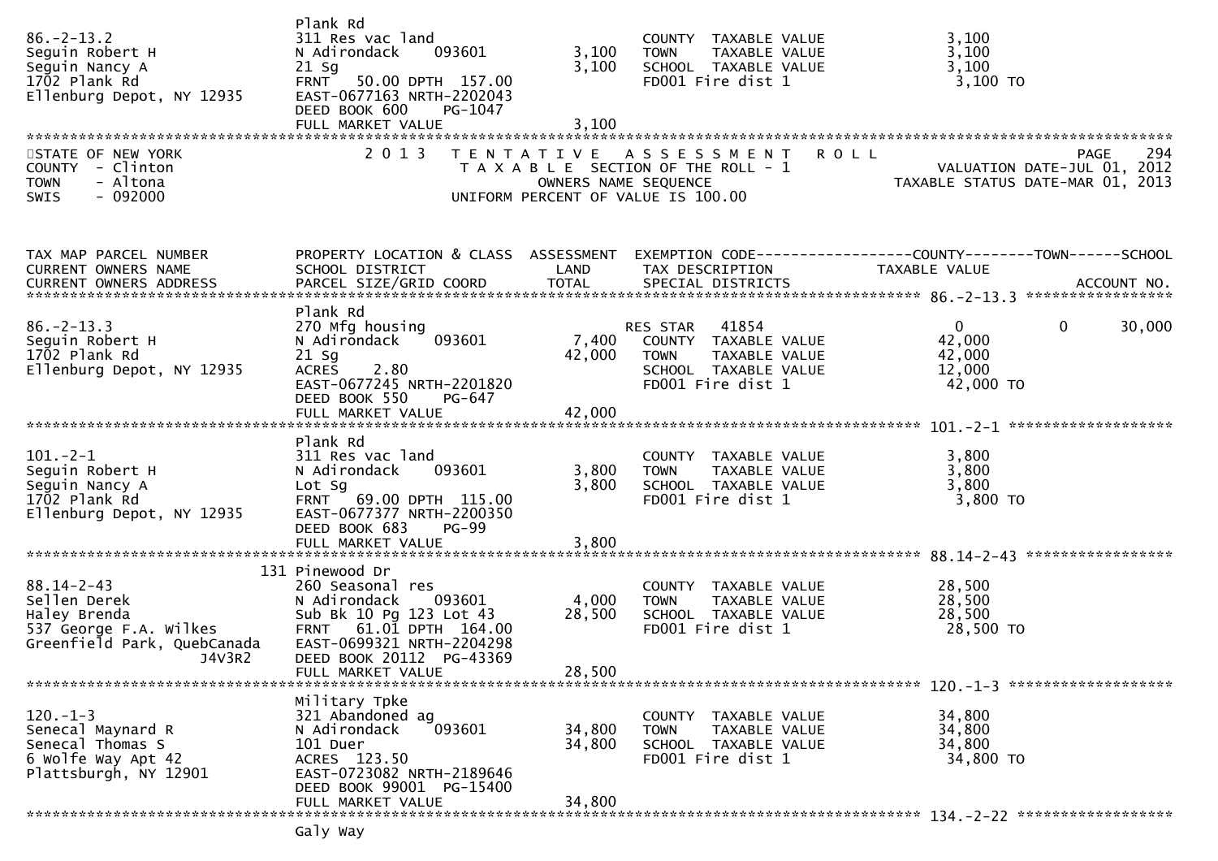| | | | | |
|---|---|---|---|---|
| 86.-2-13.2<br>Seguin Robert H<br>Seguin Nancy A<br>1702 Plank Rd<br>Ellenburg Depot, NY 12935 | Plank Rd<br>311 Res vac land<br>N Adirondack 093601<br>21 Sg<br>FRNT 50.00 DPTH 157.00<br>EAST-0677163 NRTH-2202043<br>DEED BOOK 600 PG-1047<br>FULL MARKET VALUE | <br><br>3,100<br>3,100<br><br><br><br>3,100 | <br>COUNTY TAXABLE VALUE<br>TOWN TAXABLE VALUE<br>SCHOOL TAXABLE VALUE<br>FD001 Fire dist 1 | <br>3,100<br>3,100<br>3,100<br>3,100 TO |

STATE OF NEW YORK
COUNTY - Clinton
TOWN - Altona
SWIS - 092000

2013 TENTATIVE ASSESSMENT ROLL
TAXABLE SECTION OF THE ROLL - 1
OWNERS NAME SEQUENCE
UNIFORM PERCENT OF VALUE IS 100.00

PAGE 294
VALUATION DATE-JUL 01, 2012
TAXABLE STATUS DATE-MAR 01, 2013

| TAX MAP PARCEL NUMBER<br>CURRENT OWNERS NAME<br>CURRENT OWNERS ADDRESS | PROPERTY LOCATION & CLASS<br>SCHOOL DISTRICT<br>PARCEL SIZE/GRID COORD | ASSESSMENT<br>LAND<br>TOTAL | EXEMPTION CODE------------------COUNTY--------TOWN------SCHOOL<br>TAX DESCRIPTION<br>SPECIAL DISTRICTS | TAXABLE VALUE<br><br>ACCOUNT NO. |
|---|---|---|---|---|
| 86.-2-13.3<br>Seguin Robert H<br>1702 Plank Rd<br>Ellenburg Depot, NY 12935 | Plank Rd<br>270 Mfg housing<br>N Adirondack 093601<br>21 Sg<br>ACRES 2.80<br>EAST-0677245 NRTH-2201820<br>DEED BOOK 550 PG-647<br>FULL MARKET VALUE | <br><br>7,400<br>42,000<br><br><br><br>42,000 | <br>RES STAR 41854<br>COUNTY TAXABLE VALUE<br>TOWN TAXABLE VALUE<br>SCHOOL TAXABLE VALUE<br>FD001 Fire dist 1 | <br>0 0 30,000<br>42,000<br>42,000<br>12,000<br>42,000 TO |
| 101.-2-1<br>Seguin Robert H<br>Seguin Nancy A<br>1702 Plank Rd<br>Ellenburg Depot, NY 12935 | Plank Rd<br>311 Res vac land<br>N Adirondack 093601<br>Lot Sg<br>FRNT 69.00 DPTH 115.00<br>EAST-0677377 NRTH-2200350<br>DEED BOOK 683 PG-99<br>FULL MARKET VALUE | <br><br>3,800<br>3,800<br><br><br><br>3,800 | <br>COUNTY TAXABLE VALUE<br>TOWN TAXABLE VALUE<br>SCHOOL TAXABLE VALUE<br>FD001 Fire dist 1 | <br>3,800<br>3,800<br>3,800<br>3,800 TO |
| 88.14-2-43<br>Sellen Derek<br>Haley Brenda<br>537 George F.A. Wilkes<br>Greenfield Park, QuebCanada J4V3R2 | 131 Pinewood Dr<br>260 Seasonal res<br>N Adirondack 093601<br>Sub Bk 10 Pg 123 Lot 43<br>FRNT 61.01 DPTH 164.00<br>EAST-0699321 NRTH-2204298<br>DEED BOOK 20112 PG-43369<br>FULL MARKET VALUE | <br><br>4,000<br>28,500<br><br><br><br>28,500 | <br>COUNTY TAXABLE VALUE<br>TOWN TAXABLE VALUE<br>SCHOOL TAXABLE VALUE<br>FD001 Fire dist 1 | <br>28,500<br>28,500<br>28,500<br>28,500 TO |
| 120.-1-3<br>Senecal Maynard R<br>Senecal Thomas S<br>6 Wolfe Way Apt 42<br>Plattsburgh, NY 12901 | Military Tpke<br>321 Abandoned ag<br>N Adirondack 093601<br>101 Duer<br>ACRES 123.50<br>EAST-0723082 NRTH-2189646<br>DEED BOOK 99001 PG-15400<br>FULL MARKET VALUE | <br><br>34,800<br>34,800<br><br><br><br>34,800 | <br>COUNTY TAXABLE VALUE<br>TOWN TAXABLE VALUE<br>SCHOOL TAXABLE VALUE<br>FD001 Fire dist 1 | <br>34,800<br>34,800<br>34,800<br>34,800 TO |
| 134.-2-22 | Galy Way | | | |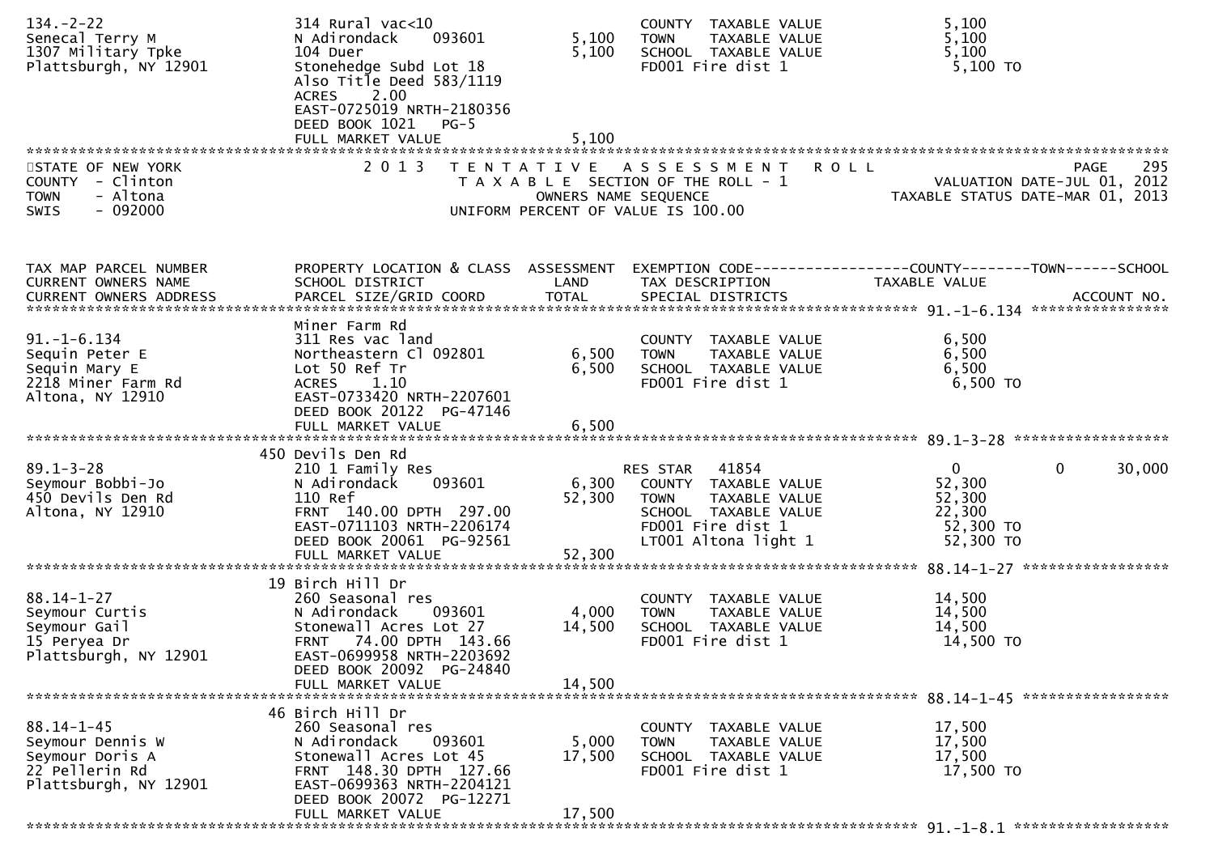```
134.-2-22                      314 Rural vac<10                          COUNTY  TAXABLE VALUE              5,100
Senecal Terry M                N Adirondack     093601          5,100    TOWN    TAXABLE VALUE              5,100
1307 Military Tpke             104 Duer                         5,100    SCHOOL  TAXABLE VALUE              5,100
Plattsburgh, NY 12901          Stonehedge Subd Lot 18                    FD001 Fire dist 1                   5,100 TO
                               Also Title Deed 583/1119
                               ACRES    2.00
                               EAST-0725019 NRTH-2180356
                               DEED BOOK 1021   PG-5
                               FULL MARKET VALUE                5,100
******************************************************************************************************************************************
```

STATE OF NEW YORK — 2013 TENTATIVE ASSESSMENT ROLL
COUNTY - Clinton — TAXABLE SECTION OF THE ROLL - 1 — VALUATION DATE-JUL 01, 2012
TOWN - Altona — OWNERS NAME SEQUENCE — TAXABLE STATUS DATE-MAR 01, 2013
SWIS - 092000 — UNIFORM PERCENT OF VALUE IS 100.00

```
TAX MAP PARCEL NUMBER          PROPERTY LOCATION & CLASS  ASSESSMENT  EXEMPTION CODE------------------COUNTY--------TOWN------SCHOOL
CURRENT OWNERS NAME            SCHOOL DISTRICT               LAND      TAX DESCRIPTION            TAXABLE VALUE
CURRENT OWNERS ADDRESS         PARCEL SIZE/GRID COORD        TOTAL     SPECIAL DISTRICTS                                    ACCOUNT NO.
******************************************************************************************************** 91.-1-6.134 ****************
                               Miner Farm Rd
91.-1-6.134                    311 Res vac land                          COUNTY  TAXABLE VALUE              6,500
Sequin Peter E                 Northeastern Cl 092801           6,500    TOWN    TAXABLE VALUE              6,500
Sequin Mary E                  Lot 50 Ref Tr                    6,500    SCHOOL  TAXABLE VALUE              6,500
2218 Miner Farm Rd             ACRES    1.10                             FD001 Fire dist 1                   6,500 TO
Altona, NY 12910               EAST-0733420 NRTH-2207601
                               DEED BOOK 20122  PG-47146
                               FULL MARKET VALUE                6,500
******************************************************************************************************** 89.1-3-28 ******************
                             450 Devils Den Rd
89.1-3-28                      210 1 Family Res                          RES STAR   41854                   0              0       30,000
Seymour Bobbi-Jo               N Adirondack     093601          6,300    COUNTY  TAXABLE VALUE             52,300
450 Devils Den Rd              110 Ref                         52,300    TOWN    TAXABLE VALUE             52,300
Altona, NY 12910               FRNT  140.00 DPTH  297.00                 SCHOOL  TAXABLE VALUE             22,300
                               EAST-0711103 NRTH-2206174                 FD001 Fire dist 1                  52,300 TO
                               DEED BOOK 20061  PG-92561                 LT001 Altona light 1               52,300 TO
                               FULL MARKET VALUE               52,300
******************************************************************************************************** 88.14-1-27 *****************
                             19 Birch Hill Dr
88.14-1-27                     260 Seasonal res                          COUNTY  TAXABLE VALUE             14,500
Seymour Curtis                 N Adirondack     093601          4,000    TOWN    TAXABLE VALUE             14,500
Seymour Gail                   Stonewall Acres Lot 27          14,500    SCHOOL  TAXABLE VALUE             14,500
15 Peryea Dr                   FRNT   74.00 DPTH  143.66                 FD001 Fire dist 1                  14,500 TO
Plattsburgh, NY 12901          EAST-0699958 NRTH-2203692
                               DEED BOOK 20092  PG-24840
                               FULL MARKET VALUE               14,500
******************************************************************************************************** 88.14-1-45 *****************
                             46 Birch Hill Dr
88.14-1-45                     260 Seasonal res                          COUNTY  TAXABLE VALUE             17,500
Seymour Dennis W               N Adirondack     093601          5,000    TOWN    TAXABLE VALUE             17,500
Seymour Doris A                Stonewall Acres Lot 45          17,500    SCHOOL  TAXABLE VALUE             17,500
22 Pellerin Rd                 FRNT  148.30 DPTH  127.66                 FD001 Fire dist 1                  17,500 TO
Plattsburgh, NY 12901          EAST-0699363 NRTH-2204121
                               DEED BOOK 20072  PG-12271
                               FULL MARKET VALUE               17,500
******************************************************************************************************** 91.-1-8.1 ******************
```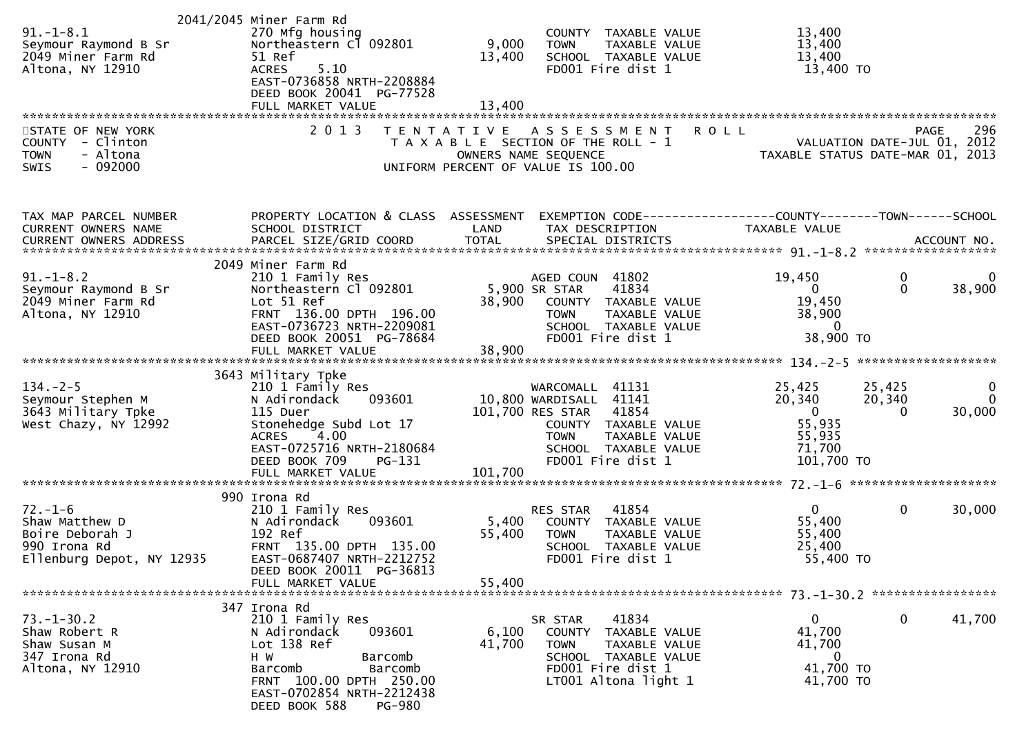```
               2041/2045 Miner Farm Rd
91.-1-8.1                  270 Mfg housing                        COUNTY  TAXABLE VALUE              13,400
Seymour Raymond B Sr       Northeastern Cl 092801      9,000      TOWN    TAXABLE VALUE              13,400
2049 Miner Farm Rd         51 Ref                     13,400      SCHOOL  TAXABLE VALUE              13,400
Altona, NY 12910           ACRES     5.10                         FD001 Fire dist 1                   13,400 TO
                           EAST-0736858 NRTH-2208884
                           DEED BOOK 20041  PG-77528
                           FULL MARKET VALUE          13,400
******************************************************************************************************************************
STATE OF NEW YORK              2 0 1 3   T E N T A T I V E   A S S E S S M E N T   R O L L                         PAGE    296
COUNTY  - Clinton                        T A X A B L E  SECTION OF THE ROLL - 1                  VALUATION DATE-JUL 01, 2012
TOWN    - Altona                              OWNERS NAME SEQUENCE                          TAXABLE STATUS DATE-MAR 01, 2013
SWIS    - 092000                      UNIFORM PERCENT OF VALUE IS 100.00


TAX MAP PARCEL NUMBER          PROPERTY LOCATION & CLASS  ASSESSMENT  EXEMPTION CODE------------------COUNTY--------TOWN------SCHOOL
CURRENT OWNERS NAME            SCHOOL DISTRICT               LAND      TAX DESCRIPTION               TAXABLE VALUE
CURRENT OWNERS ADDRESS         PARCEL SIZE/GRID COORD        TOTAL     SPECIAL DISTRICTS                                   ACCOUNT NO.
*************************************************************************************************** 91.-1-8.2 *******************
                     2049 Miner Farm Rd
91.-1-8.2                  210 1 Family Res                       AGED COUN  41802              19,450           0            0
Seymour Raymond B Sr       Northeastern Cl 092801        5,900 SR STAR    41834                   0           0       38,900
2049 Miner Farm Rd         Lot 51 Ref                   38,900    COUNTY  TAXABLE VALUE              19,450
Altona, NY 12910           FRNT 136.00 DPTH 196.00                TOWN    TAXABLE VALUE              38,900
                           EAST-0736723 NRTH-2209081              SCHOOL  TAXABLE VALUE                   0
                           DEED BOOK 20051  PG-78684              FD001 Fire dist 1                   38,900 TO
                           FULL MARKET VALUE            38,900
*************************************************************************************************** 134.-2-5 ********************
                     3643 Military Tpke
134.-2-5                   210 1 Family Res                       WARCOMALL  41131              25,425      25,425            0
Seymour Stephen M          N Adirondack     093601      10,800 WARDISALL  41141              20,340      20,340            0
3643 Military Tpke         115 Duer                    101,700 RES STAR   41854                   0           0       30,000
West Chazy, NY 12992       Stonehedge Subd Lot 17                 COUNTY  TAXABLE VALUE              55,935
                           ACRES     4.00                         TOWN    TAXABLE VALUE              55,935
                           EAST-0725716 NRTH-2180684              SCHOOL  TAXABLE VALUE              71,700
                           DEED BOOK 709     PG-131               FD001 Fire dist 1                  101,700 TO
                           FULL MARKET VALUE           101,700
*************************************************************************************************** 72.-1-6 *********************
                      990 Irona Rd
72.-1-6                    210 1 Family Res                       RES STAR   41854                   0           0       30,000
Shaw Matthew D             N Adirondack     093601       5,400    COUNTY  TAXABLE VALUE              55,400
Boire Deborah J            192 Ref                      55,400    TOWN    TAXABLE VALUE              55,400
990 Irona Rd               FRNT 135.00 DPTH 135.00                SCHOOL  TAXABLE VALUE              25,400
Ellenburg Depot, NY 12935  EAST-0687407 NRTH-2212752              FD001 Fire dist 1                   55,400 TO
                           DEED BOOK 20011  PG-36813
                           FULL MARKET VALUE            55,400
*************************************************************************************************** 73.-1-30.2 ******************
                      347 Irona Rd
73.-1-30.2                 210 1 Family Res                       SR STAR    41834                   0           0       41,700
Shaw Robert R              N Adirondack     093601       6,100    COUNTY  TAXABLE VALUE              41,700
Shaw Susan M               Lot 138 Ref                  41,700    TOWN    TAXABLE VALUE              41,700
347 Irona Rd               H W              Barcomb               SCHOOL  TAXABLE VALUE                   0
Altona, NY 12910           Barcomb          Barcomb               FD001 Fire dist 1                   41,700 TO
                           FRNT 100.00 DPTH 250.00                LT001 Altona light 1                41,700 TO
                           EAST-0702854 NRTH-2212438
                           DEED BOOK 588     PG-980
```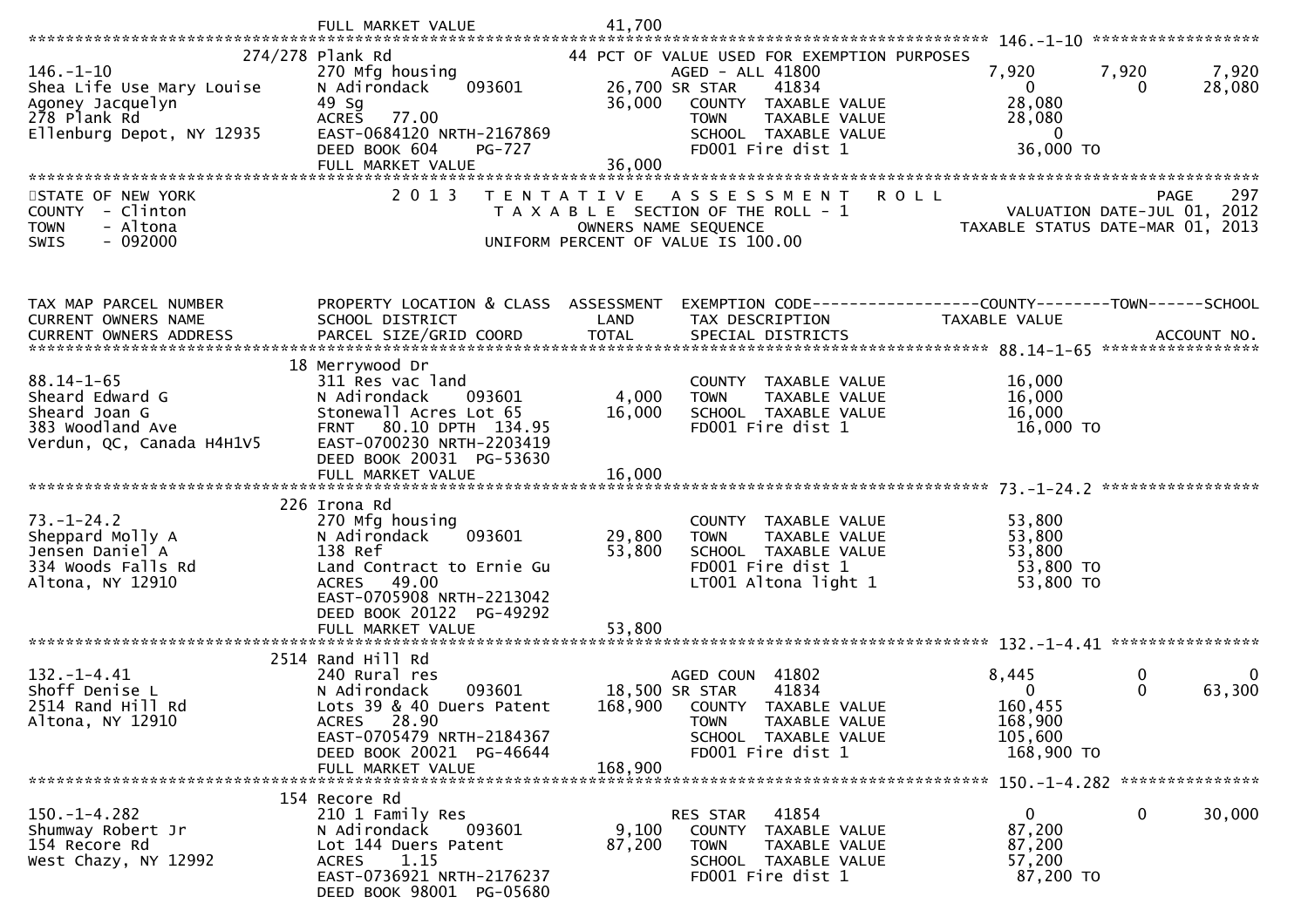FULL MARKET VALUE 41,700

******************************************************************************************************* 146.-1-10 *****************

```
                          274/278 Plank Rd                              44 PCT OF VALUE USED FOR EXEMPTION PURPOSES
146.-1-10                      270 Mfg housing                              AGED - ALL 41800                     7,920       7,920       7,920
Shea Life Use Mary Louise      N Adirondack     093601          26,700 SR STAR       41834                       0           0        28,080
Agoney Jacquelyn               49 Sg                            36,000    COUNTY  TAXABLE VALUE             28,080
278 Plank Rd                   ACRES   77.00                              TOWN    TAXABLE VALUE             28,080
Ellenburg Depot, NY 12935      EAST-0684120 NRTH-2167869                  SCHOOL  TAXABLE VALUE                  0
                               DEED BOOK 604     PG-727                   FD001 Fire dist 1                 36,000 TO
                               FULL MARKET VALUE                36,000
```

STATE OF NEW YORK — 2013 TENTATIVE ASSESSMENT ROLL
COUNTY - Clinton — TAXABLE SECTION OF THE ROLL - 1 — VALUATION DATE-JUL 01, 2012
TOWN - Altona — OWNERS NAME SEQUENCE — TAXABLE STATUS DATE-MAR 01, 2013
SWIS - 092000 — UNIFORM PERCENT OF VALUE IS 100.00

```
TAX MAP PARCEL NUMBER          PROPERTY LOCATION & CLASS  ASSESSMENT  EXEMPTION CODE------------------COUNTY--------TOWN------SCHOOL
CURRENT OWNERS NAME            SCHOOL DISTRICT               LAND      TAX DESCRIPTION                TAXABLE VALUE
CURRENT OWNERS ADDRESS         PARCEL SIZE/GRID COORD        TOTAL     SPECIAL DISTRICTS                                       ACCOUNT NO.
******************************************************************************************************* 88.14-1-65 *****************
                            18 Merrywood Dr
88.14-1-65                     311 Res vac land                           COUNTY  TAXABLE VALUE             16,000
Sheard Edward G                N Adirondack     093601           4,000    TOWN    TAXABLE VALUE             16,000
Sheard Joan G                  Stonewall Acres Lot 65           16,000    SCHOOL  TAXABLE VALUE             16,000
383 Woodland Ave               FRNT   80.10 DPTH 134.95                   FD001 Fire dist 1                 16,000 TO
Verdun, QC, Canada H4H1V5      EAST-0700230 NRTH-2203419
                               DEED BOOK 20031  PG-53630
                               FULL MARKET VALUE                16,000
******************************************************************************************************* 73.-1-24.2 *****************
                           226 Irona Rd
73.-1-24.2                     270 Mfg housing                            COUNTY  TAXABLE VALUE             53,800
Sheppard Molly A               N Adirondack     093601          29,800    TOWN    TAXABLE VALUE             53,800
Jensen Daniel A                138 Ref                          53,800    SCHOOL  TAXABLE VALUE             53,800
334 Woods Falls Rd             Land Contract to Ernie Gu                  FD001 Fire dist 1                 53,800 TO
Altona, NY 12910               ACRES   49.00                              LT001 Altona light 1              53,800 TO
                               EAST-0705908 NRTH-2213042
                               DEED BOOK 20122  PG-49292
                               FULL MARKET VALUE                53,800
******************************************************************************************************* 132.-1-4.41 ****************
                          2514 Rand Hill Rd
132.-1-4.41                    240 Rural res                              AGED COUN  41802                   8,445           0           0
Shoff Denise L                 N Adirondack     093601          18,500 SR STAR       41834                       0           0      63,300
2514 Rand Hill Rd              Lots 39 & 40 Duers Patent       168,900    COUNTY  TAXABLE VALUE            160,455
Altona, NY 12910               ACRES   28.90                              TOWN    TAXABLE VALUE            168,900
                               EAST-0705479 NRTH-2184367                  SCHOOL  TAXABLE VALUE            105,600
                               DEED BOOK 20021  PG-46644                  FD001 Fire dist 1                168,900 TO
                               FULL MARKET VALUE               168,900
******************************************************************************************************* 150.-1-4.282 ***************
                           154 Recore Rd
150.-1-4.282                   210 1 Family Res                           RES STAR   41854                       0           0      30,000
Shumway Robert Jr              N Adirondack     093601           9,100    COUNTY  TAXABLE VALUE             87,200
154 Recore Rd                  Lot 144 Duers Patent             87,200    TOWN    TAXABLE VALUE             87,200
West Chazy, NY 12992           ACRES    1.15                              SCHOOL  TAXABLE VALUE             57,200
                               EAST-0736921 NRTH-2176237                  FD001 Fire dist 1                 87,200 TO
                               DEED BOOK 98001  PG-05680
```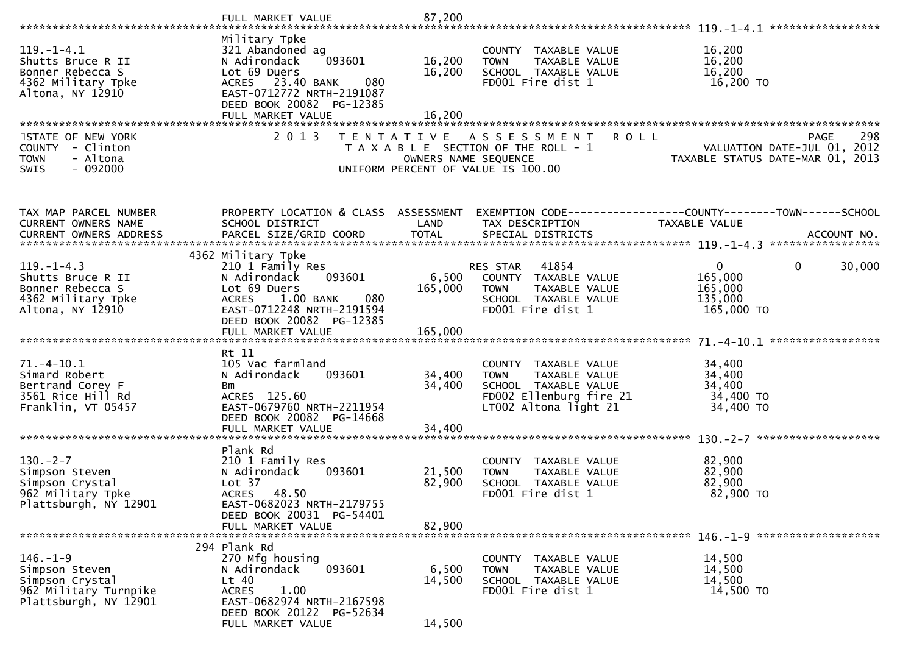FULL MARKET VALUE 87,200

********************************************************************************************* 119.-1-4.1 *****************

| TAX MAP PARCEL NUMBER / CURRENT OWNERS NAME / CURRENT OWNERS ADDRESS | PROPERTY LOCATION & CLASS / SCHOOL DISTRICT / PARCEL SIZE/GRID COORD | ASSESSMENT LAND | TOTAL | EXEMPTION CODE / TAX DESCRIPTION / SPECIAL DISTRICTS | COUNTY TAXABLE VALUE | TOWN | SCHOOL |
|---|---|---|---|---|---|---|---|
| 119.-1-4.1 | Military Tpke | | | | | | |
| Shutts Bruce R II | 321 Abandoned ag | | | COUNTY TAXABLE VALUE | 16,200 | | |
| Bonner Rebecca S | N Adirondack 093601 | 16,200 | | TOWN TAXABLE VALUE | 16,200 | | |
| 4362 Military Tpke | Lot 69 Duers | | 16,200 | SCHOOL TAXABLE VALUE | 16,200 | | |
| Altona, NY 12910 | ACRES 23.40 BANK 080 | | | FD001 Fire dist 1 | 16,200 TO | | |
| | EAST-0712772 NRTH-2191087 | | | | | | |
| | DEED BOOK 20082 PG-12385 | | | | | | |
| | FULL MARKET VALUE | | 16,200 | | | | |

STATE OF NEW YORK — 2013 TENTATIVE ASSESSMENT ROLL — PAGE 298
COUNTY - Clinton — TAXABLE SECTION OF THE ROLL - 1 — VALUATION DATE-JUL 01, 2012
TOWN - Altona — OWNERS NAME SEQUENCE — TAXABLE STATUS DATE-MAR 01, 2013
SWIS - 092000 — UNIFORM PERCENT OF VALUE IS 100.00

| TAX MAP PARCEL NUMBER / CURRENT OWNERS NAME / CURRENT OWNERS ADDRESS | PROPERTY LOCATION & CLASS / SCHOOL DISTRICT / PARCEL SIZE/GRID COORD | ASSESSMENT LAND | TOTAL | EXEMPTION CODE / TAX DESCRIPTION / SPECIAL DISTRICTS | COUNTY TAXABLE VALUE | TOWN | SCHOOL / ACCOUNT NO. |
|---|---|---|---|---|---|---|---|
| 119.-1-4.3 | 4362 Military Tpke | | | | | | |
| 119.-1-4.3 | 210 1 Family Res | | | RES STAR 41854 | 0 | 0 | 30,000 |
| Shutts Bruce R II | N Adirondack 093601 | 6,500 | | COUNTY TAXABLE VALUE | 165,000 | | |
| Bonner Rebecca S | Lot 69 Duers | | 165,000 | TOWN TAXABLE VALUE | 165,000 | | |
| 4362 Military Tpke | ACRES 1.00 BANK 080 | | | SCHOOL TAXABLE VALUE | 135,000 | | |
| Altona, NY 12910 | EAST-0712248 NRTH-2191594 | | | FD001 Fire dist 1 | 165,000 TO | | |
| | DEED BOOK 20082 PG-12385 | | | | | | |
| | FULL MARKET VALUE | | 165,000 | | | | |
| 71.-4-10.1 | Rt 11 | | | | | | |
| 71.-4-10.1 | 105 Vac farmland | | | COUNTY TAXABLE VALUE | 34,400 | | |
| Simard Robert | N Adirondack 093601 | 34,400 | | TOWN TAXABLE VALUE | 34,400 | | |
| Bertrand Corey F | Bm | | 34,400 | SCHOOL TAXABLE VALUE | 34,400 | | |
| 3561 Rice Hill Rd | ACRES 125.60 | | | FD002 Ellenburg fire 21 | 34,400 TO | | |
| Franklin, VT 05457 | EAST-0679760 NRTH-2211954 | | | LT002 Altona light 21 | 34,400 TO | | |
| | DEED BOOK 20082 PG-14668 | | | | | | |
| | FULL MARKET VALUE | | 34,400 | | | | |
| 130.-2-7 | Plank Rd | | | | | | |
| 130.-2-7 | 210 1 Family Res | | | COUNTY TAXABLE VALUE | 82,900 | | |
| Simpson Steven | N Adirondack 093601 | 21,500 | | TOWN TAXABLE VALUE | 82,900 | | |
| Simpson Crystal | Lot 37 | | 82,900 | SCHOOL TAXABLE VALUE | 82,900 | | |
| 962 Military Tpke | ACRES 48.50 | | | FD001 Fire dist 1 | 82,900 TO | | |
| Plattsburgh, NY 12901 | EAST-0682023 NRTH-2179755 | | | | | | |
| | DEED BOOK 20031 PG-54401 | | | | | | |
| | FULL MARKET VALUE | | 82,900 | | | | |
| 146.-1-9 | 294 Plank Rd | | | | | | |
| 146.-1-9 | 270 Mfg housing | | | COUNTY TAXABLE VALUE | 14,500 | | |
| Simpson Steven | N Adirondack 093601 | 6,500 | | TOWN TAXABLE VALUE | 14,500 | | |
| Simpson Crystal | Lt 40 | | 14,500 | SCHOOL TAXABLE VALUE | 14,500 | | |
| 962 Military Turnpike | ACRES 1.00 | | | FD001 Fire dist 1 | 14,500 TO | | |
| Plattsburgh, NY 12901 | EAST-0682974 NRTH-2167598 | | | | | | |
| | DEED BOOK 20122 PG-52634 | | | | | | |
| | FULL MARKET VALUE | | 14,500 | | | | |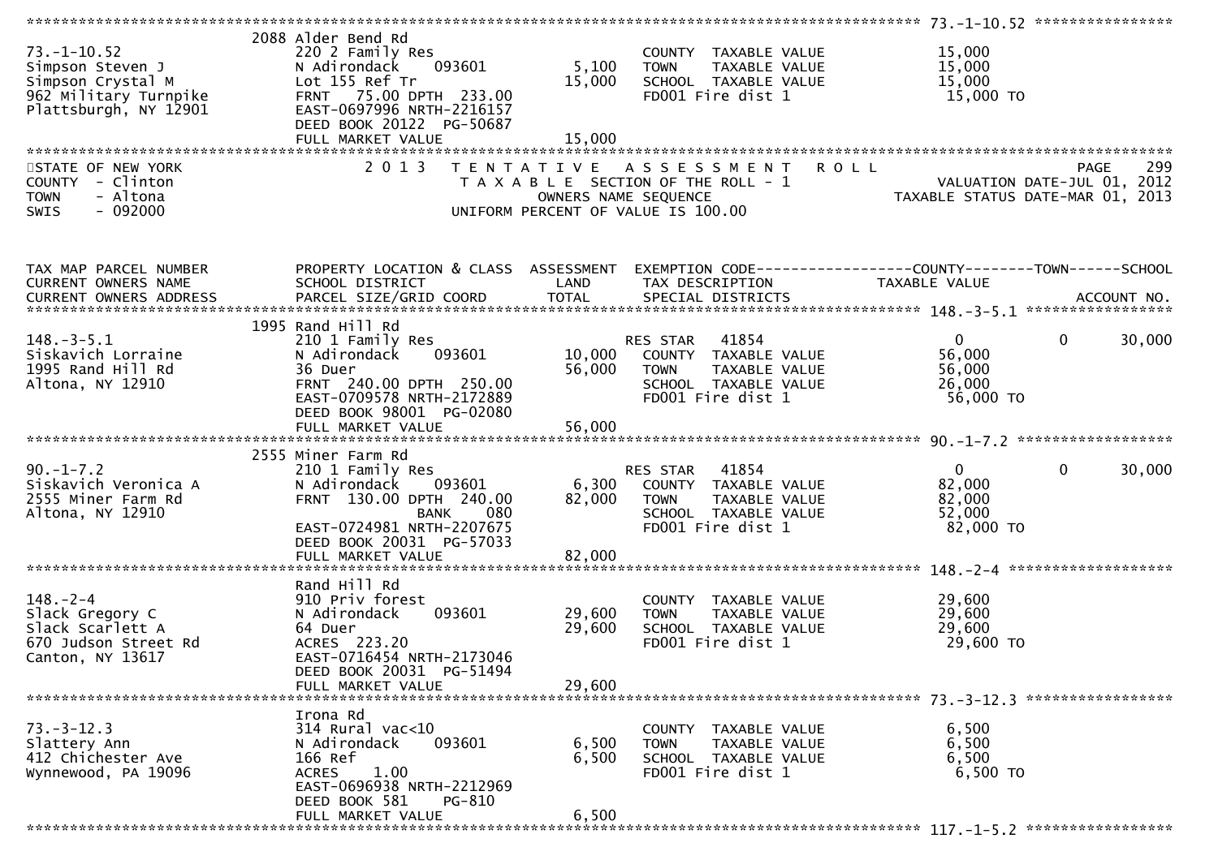**73.-1-10.52**

| TAX MAP PARCEL NUMBER / CURRENT OWNERS NAME / CURRENT OWNERS ADDRESS | PROPERTY LOCATION & CLASS / SCHOOL DISTRICT / PARCEL SIZE/GRID COORD | ASSESSMENT LAND | TOTAL | EXEMPTION CODE / TAX DESCRIPTION / SPECIAL DISTRICTS | COUNTY TAXABLE VALUE | TOWN | SCHOOL |
|---|---|---|---|---|---|---|---|
| 73.-1-10.52 | 2088 Alder Bend Rd | | | | | | |
| Simpson Steven J | 220 2 Family Res | | | COUNTY TAXABLE VALUE | 15,000 | | |
| Simpson Crystal M | N Adirondack 093601 | 5,100 | | TOWN TAXABLE VALUE | 15,000 | | |
| 962 Military Turnpike | Lot 155 Ref Tr | | 15,000 | SCHOOL TAXABLE VALUE | 15,000 | | |
| Plattsburgh, NY 12901 | FRNT 75.00 DPTH 233.00 | | | FD001 Fire dist 1 | 15,000 TO | | |
| | EAST-0697996 NRTH-2216157 | | | | | | |
| | DEED BOOK 20122 PG-50687 | | | | | | |
| | FULL MARKET VALUE | | 15,000 | | | | |

STATE OF NEW YORK
COUNTY - Clinton
TOWN - Altona
SWIS - 092000

2013 TENTATIVE ASSESSMENT ROLL
TAXABLE SECTION OF THE ROLL - 1
OWNERS NAME SEQUENCE
UNIFORM PERCENT OF VALUE IS 100.00

VALUATION DATE-JUL 01, 2012
TAXABLE STATUS DATE-MAR 01, 2013

| TAX MAP PARCEL NUMBER / CURRENT OWNERS NAME / CURRENT OWNERS ADDRESS | PROPERTY LOCATION & CLASS / SCHOOL DISTRICT / PARCEL SIZE/GRID COORD | ASSESSMENT LAND | TOTAL | EXEMPTION CODE / TAX DESCRIPTION / SPECIAL DISTRICTS | COUNTY TAXABLE VALUE | TOWN | SCHOOL / ACCOUNT NO. |
|---|---|---|---|---|---|---|---|
| **148.-3-5.1** | 1995 Rand Hill Rd | | | | | | |
| 148.-3-5.1 | 210 1 Family Res | | | RES STAR 41854 | 0 | 0 | 30,000 |
| Siskavich Lorraine | N Adirondack 093601 | 10,000 | | COUNTY TAXABLE VALUE | 56,000 | | |
| 1995 Rand Hill Rd | 36 Duer | | 56,000 | TOWN TAXABLE VALUE | 56,000 | | |
| Altona, NY 12910 | FRNT 240.00 DPTH 250.00 | | | SCHOOL TAXABLE VALUE | 26,000 | | |
| | EAST-0709578 NRTH-2172889 | | | FD001 Fire dist 1 | 56,000 TO | | |
| | DEED BOOK 98001 PG-02080 | | | | | | |
| | FULL MARKET VALUE | | 56,000 | | | | |
| **90.-1-7.2** | 2555 Miner Farm Rd | | | | | | |
| 90.-1-7.2 | 210 1 Family Res | | | RES STAR 41854 | 0 | 0 | 30,000 |
| Siskavich Veronica A | N Adirondack 093601 | 6,300 | | COUNTY TAXABLE VALUE | 82,000 | | |
| 2555 Miner Farm Rd | FRNT 130.00 DPTH 240.00 | | 82,000 | TOWN TAXABLE VALUE | 82,000 | | |
| Altona, NY 12910 | BANK 080 | | | SCHOOL TAXABLE VALUE | 52,000 | | |
| | EAST-0724981 NRTH-2207675 | | | FD001 Fire dist 1 | 82,000 TO | | |
| | DEED BOOK 20031 PG-57033 | | | | | | |
| | FULL MARKET VALUE | | 82,000 | | | | |
| **148.-2-4** | Rand Hill Rd | | | | | | |
| 148.-2-4 | 910 Priv forest | | | COUNTY TAXABLE VALUE | 29,600 | | |
| Slack Gregory C | N Adirondack 093601 | 29,600 | | TOWN TAXABLE VALUE | 29,600 | | |
| Slack Scarlett A | 64 Duer | | 29,600 | SCHOOL TAXABLE VALUE | 29,600 | | |
| 670 Judson Street Rd | ACRES 223.20 | | | FD001 Fire dist 1 | 29,600 TO | | |
| Canton, NY 13617 | EAST-0716454 NRTH-2173046 | | | | | | |
| | DEED BOOK 20031 PG-51494 | | | | | | |
| | FULL MARKET VALUE | | 29,600 | | | | |
| **73.-3-12.3** | Irona Rd | | | | | | |
| 73.-3-12.3 | 314 Rural vac<10 | | | COUNTY TAXABLE VALUE | 6,500 | | |
| Slattery Ann | N Adirondack 093601 | 6,500 | | TOWN TAXABLE VALUE | 6,500 | | |
| 412 Chichester Ave | 166 Ref | | 6,500 | SCHOOL TAXABLE VALUE | 6,500 | | |
| Wynnewood, PA 19096 | ACRES 1.00 | | | FD001 Fire dist 1 | 6,500 TO | | |
| | EAST-0696938 NRTH-2212969 | | | | | | |
| | DEED BOOK 581 PG-810 | | | | | | |
| | FULL MARKET VALUE | | 6,500 | | | | |

**117.-1-5.2**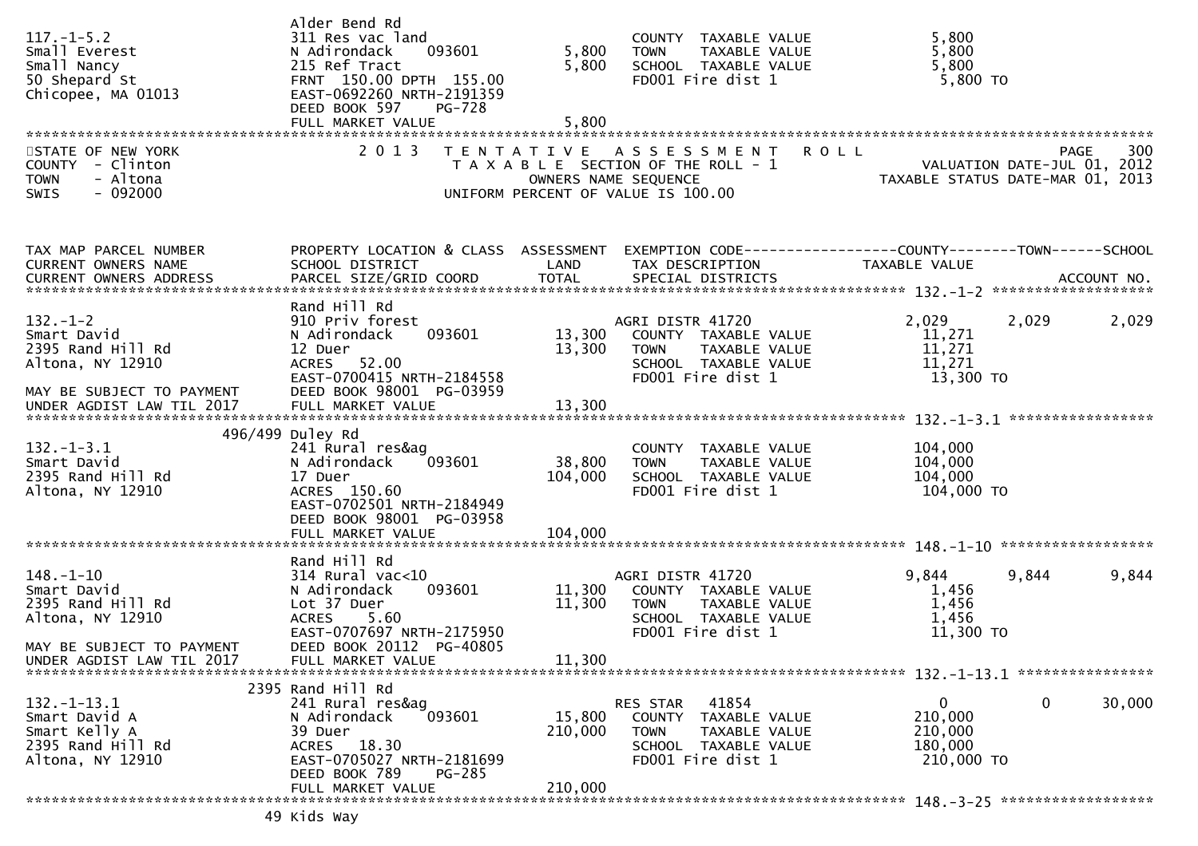| | | | | |
|---|---|---|---|---|
| 117.-1-5.2 | Alder Bend Rd<br>311 Res vac land | | COUNTY TAXABLE VALUE | 5,800 |
| Small Everest | N Adirondack 093601 | 5,800 | TOWN TAXABLE VALUE | 5,800 |
| Small Nancy | 215 Ref Tract | 5,800 | SCHOOL TAXABLE VALUE | 5,800 |
| 50 Shepard St | FRNT 150.00 DPTH 155.00 | | FD001 Fire dist 1 | 5,800 TO |
| Chicopee, MA 01013 | EAST-0692260 NRTH-2191359 | | | |
| | DEED BOOK 597 PG-728 | | | |
| | FULL MARKET VALUE | 5,800 | | |

STATE OF NEW YORK
COUNTY - Clinton
TOWN - Altona
SWIS - 092000

2013 TENTATIVE ASSESSMENT ROLL
TAXABLE SECTION OF THE ROLL - 1
OWNERS NAME SEQUENCE
UNIFORM PERCENT OF VALUE IS 100.00

PAGE 300
VALUATION DATE-JUL 01, 2012
TAXABLE STATUS DATE-MAR 01, 2013

| TAX MAP PARCEL NUMBER<br>CURRENT OWNERS NAME<br>CURRENT OWNERS ADDRESS | PROPERTY LOCATION & CLASS<br>SCHOOL DISTRICT<br>PARCEL SIZE/GRID COORD | ASSESSMENT<br>LAND<br>TOTAL | EXEMPTION CODE<br>TAX DESCRIPTION<br>SPECIAL DISTRICTS | COUNTY<br>TAXABLE VALUE | TOWN | SCHOOL<br>ACCOUNT NO. |
|---|---|---|---|---|---|---|
| **132.-1-2** | Rand Hill Rd | | | | | |
| 132.-1-2 | 910 Priv forest | | AGRI DISTR 41720 | 2,029 | 2,029 | 2,029 |
| Smart David | N Adirondack 093601 | 13,300 | COUNTY TAXABLE VALUE | 11,271 | | |
| 2395 Rand Hill Rd | 12 Duer | 13,300 | TOWN TAXABLE VALUE | 11,271 | | |
| Altona, NY 12910 | ACRES 52.00 | | SCHOOL TAXABLE VALUE | 11,271 | | |
| | EAST-0700415 NRTH-2184558 | | FD001 Fire dist 1 | 13,300 TO | | |
| MAY BE SUBJECT TO PAYMENT | DEED BOOK 98001 PG-03959 | | | | | |
| UNDER AGDIST LAW TIL 2017 | FULL MARKET VALUE | 13,300 | | | | |
| **132.-1-3.1** | 496/499 Duley Rd | | | | | |
| 132.-1-3.1 | 241 Rural res&ag | | COUNTY TAXABLE VALUE | 104,000 | | |
| Smart David | N Adirondack 093601 | 38,800 | TOWN TAXABLE VALUE | 104,000 | | |
| 2395 Rand Hill Rd | 17 Duer | 104,000 | SCHOOL TAXABLE VALUE | 104,000 | | |
| Altona, NY 12910 | ACRES 150.60 | | FD001 Fire dist 1 | 104,000 TO | | |
| | EAST-0702501 NRTH-2184949 | | | | | |
| | DEED BOOK 98001 PG-03958 | | | | | |
| | FULL MARKET VALUE | 104,000 | | | | |
| **148.-1-10** | Rand Hill Rd | | | | | |
| 148.-1-10 | 314 Rural vac<10 | | AGRI DISTR 41720 | 9,844 | 9,844 | 9,844 |
| Smart David | N Adirondack 093601 | 11,300 | COUNTY TAXABLE VALUE | 1,456 | | |
| 2395 Rand Hill Rd | Lot 37 Duer | 11,300 | TOWN TAXABLE VALUE | 1,456 | | |
| Altona, NY 12910 | ACRES 5.60 | | SCHOOL TAXABLE VALUE | 1,456 | | |
| | EAST-0707697 NRTH-2175950 | | FD001 Fire dist 1 | 11,300 TO | | |
| MAY BE SUBJECT TO PAYMENT | DEED BOOK 20112 PG-40805 | | | | | |
| UNDER AGDIST LAW TIL 2017 | FULL MARKET VALUE | 11,300 | | | | |
| **132.-1-13.1** | 2395 Rand Hill Rd | | | | | |
| 132.-1-13.1 | 241 Rural res&ag | | RES STAR 41854 | 0 | 0 | 30,000 |
| Smart David A | N Adirondack 093601 | 15,800 | COUNTY TAXABLE VALUE | 210,000 | | |
| Smart Kelly A | 39 Duer | 210,000 | TOWN TAXABLE VALUE | 210,000 | | |
| 2395 Rand Hill Rd | ACRES 18.30 | | SCHOOL TAXABLE VALUE | 180,000 | | |
| Altona, NY 12910 | EAST-0705027 NRTH-2181699 | | FD001 Fire dist 1 | 210,000 TO | | |
| | DEED BOOK 789 PG-285 | | | | | |
| | FULL MARKET VALUE | 210,000 | | | | |
| **148.-3-25** | 49 Kids Way | | | | | |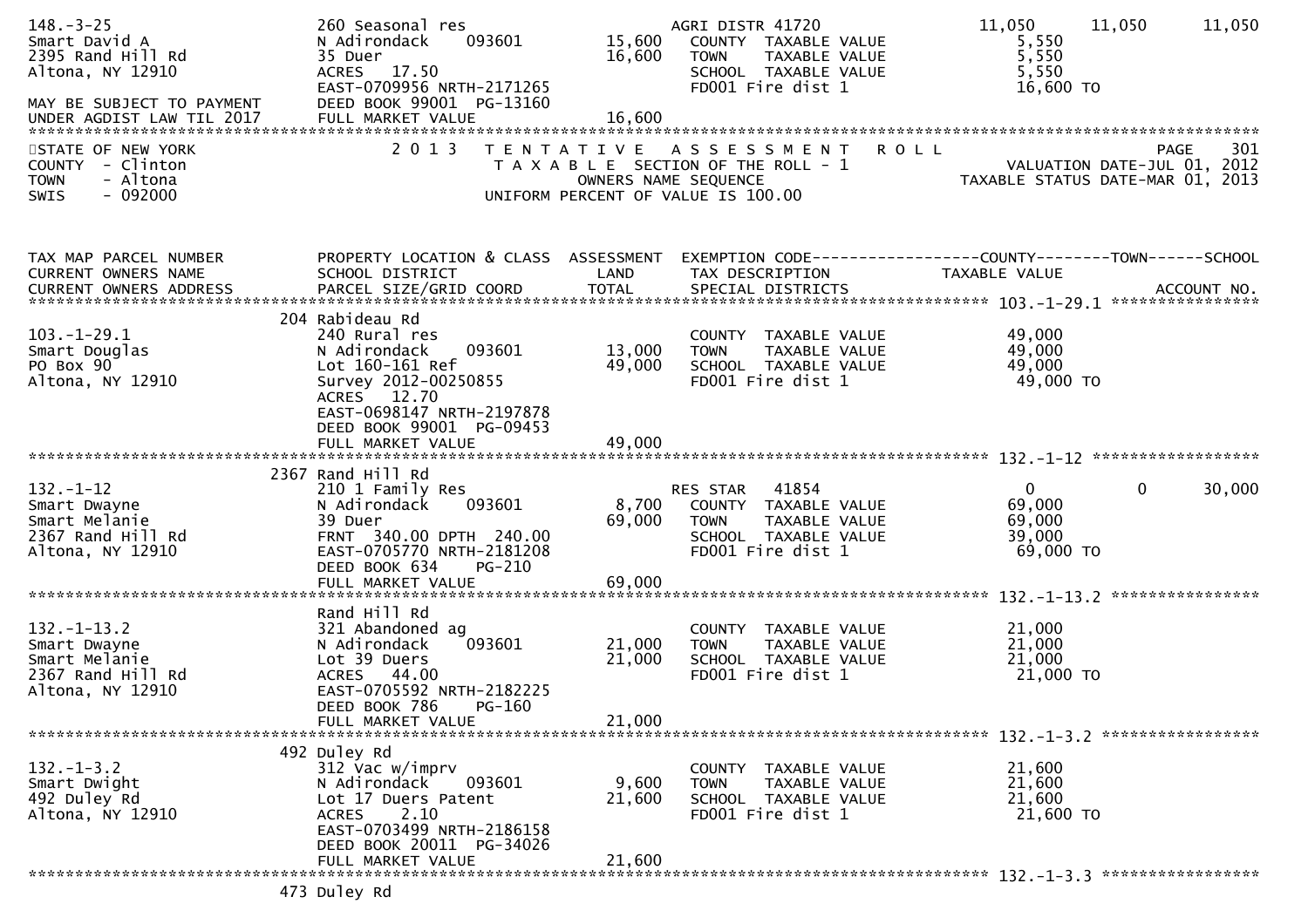```
148.-3-25                   260 Seasonal res                    AGRI DISTR 41720            11,050     11,050     11,050
Smart David A               N Adirondack    093601     15,600   COUNTY  TAXABLE VALUE        5,550
2395 Rand Hill Rd           35 Duer                    16,600   TOWN    TAXABLE VALUE        5,550
Altona, NY 12910            ACRES  17.50                        SCHOOL  TAXABLE VALUE        5,550
                            EAST-0709956 NRTH-2171265           FD001 Fire dist 1           16,600 TO
MAY BE SUBJECT TO PAYMENT   DEED BOOK 99001  PG-13160
UNDER AGDIST LAW TIL 2017   FULL MARKET VALUE          16,600
******************************************************************************************************************************
```

STATE OF NEW YORK — 2013 TENTATIVE ASSESSMENT ROLL — PAGE 301
COUNTY - Clinton — TAXABLE SECTION OF THE ROLL - 1 — VALUATION DATE-JUL 01, 2012
TOWN - Altona — OWNERS NAME SEQUENCE — TAXABLE STATUS DATE-MAR 01, 2013
SWIS - 092000 — UNIFORM PERCENT OF VALUE IS 100.00

```
TAX MAP PARCEL NUMBER       PROPERTY LOCATION & CLASS  ASSESSMENT  EXEMPTION CODE------------------COUNTY--------TOWN------SCHOOL
CURRENT OWNERS NAME         SCHOOL DISTRICT             LAND       TAX DESCRIPTION            TAXABLE VALUE
CURRENT OWNERS ADDRESS      PARCEL SIZE/GRID COORD      TOTAL      SPECIAL DISTRICTS                                ACCOUNT NO.
****************************************************************************************** 103.-1-29.1 ****************
                            204 Rabideau Rd
103.-1-29.1                 240 Rural res                          COUNTY  TAXABLE VALUE        49,000
Smart Douglas               N Adirondack    093601     13,000      TOWN    TAXABLE VALUE        49,000
PO Box 90                   Lot 160-161 Ref            49,000      SCHOOL  TAXABLE VALUE        49,000
Altona, NY 12910            Survey 2012-00250855                   FD001 Fire dist 1            49,000 TO
                            ACRES  12.70
                            EAST-0698147 NRTH-2197878
                            DEED BOOK 99001  PG-09453
                            FULL MARKET VALUE          49,000
****************************************************************************************** 132.-1-12 ******************
                            2367 Rand Hill Rd
132.-1-12                   210 1 Family Res                       RES STAR   41854             0           0      30,000
Smart Dwayne                N Adirondack    093601      8,700      COUNTY  TAXABLE VALUE        69,000
Smart Melanie               39 Duer                    69,000      TOWN    TAXABLE VALUE        69,000
2367 Rand Hill Rd           FRNT 340.00 DPTH 240.00                SCHOOL  TAXABLE VALUE        39,000
Altona, NY 12910            EAST-0705770 NRTH-2181208              FD001 Fire dist 1            69,000 TO
                            DEED BOOK 634    PG-210
                            FULL MARKET VALUE          69,000
****************************************************************************************** 132.-1-13.2 ****************
                            Rand Hill Rd
132.-1-13.2                 321 Abandoned ag                       COUNTY  TAXABLE VALUE        21,000
Smart Dwayne                N Adirondack    093601     21,000      TOWN    TAXABLE VALUE        21,000
Smart Melanie               Lot 39 Duers               21,000      SCHOOL  TAXABLE VALUE        21,000
2367 Rand Hill Rd           ACRES  44.00                           FD001 Fire dist 1            21,000 TO
Altona, NY 12910            EAST-0705592 NRTH-2182225
                            DEED BOOK 786    PG-160
                            FULL MARKET VALUE          21,000
****************************************************************************************** 132.-1-3.2 *****************
                            492 Duley Rd
132.-1-3.2                  312 Vac w/imprv                        COUNTY  TAXABLE VALUE        21,600
Smart Dwight                N Adirondack    093601      9,600      TOWN    TAXABLE VALUE        21,600
492 Duley Rd                Lot 17 Duers Patent        21,600      SCHOOL  TAXABLE VALUE        21,600
Altona, NY 12910            ACRES   2.10                           FD001 Fire dist 1            21,600 TO
                            EAST-0703499 NRTH-2186158
                            DEED BOOK 20011  PG-34026
                            FULL MARKET VALUE          21,600
****************************************************************************************** 132.-1-3.3 *****************
                            473 Duley Rd
```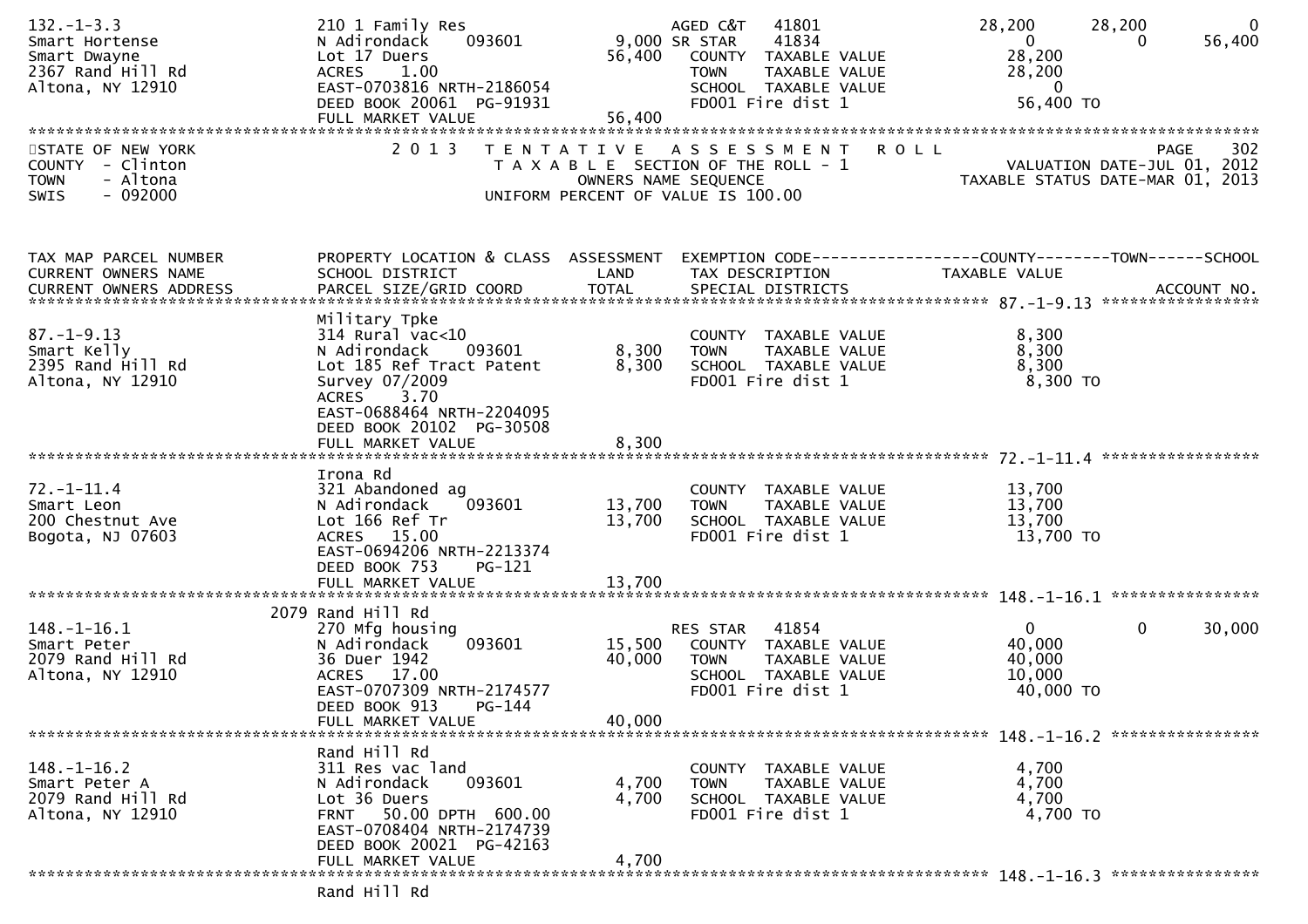```
132.-1-3.3           210 1 Family Res                 AGED C&T   41801             28,200     28,200          0
Smart Hortense       N Adirondack    093601     9,000 SR STAR    41834                  0          0     56,400
Smart Dwayne         Lot 17 Duers              56,400   COUNTY  TAXABLE VALUE       28,200
2367 Rand Hill Rd    ACRES    1.00                      TOWN    TAXABLE VALUE       28,200
Altona, NY 12910     EAST-0703816 NRTH-2186054          SCHOOL  TAXABLE VALUE            0
                     DEED BOOK 20061  PG-91931          FD001 Fire dist 1           56,400 TO
                     FULL MARKET VALUE         56,400
```

STATE OF NEW YORK — 2013 TENTATIVE ASSESSMENT ROLL — PAGE 302
COUNTY - Clinton — TAXABLE SECTION OF THE ROLL - 1 — VALUATION DATE-JUL 01, 2012
TOWN - Altona — OWNERS NAME SEQUENCE — TAXABLE STATUS DATE-MAR 01, 2013
SWIS - 092000 — UNIFORM PERCENT OF VALUE IS 100.00

```
TAX MAP PARCEL NUMBER    PROPERTY LOCATION & CLASS  ASSESSMENT  EXEMPTION CODE------------------COUNTY--------TOWN------SCHOOL
CURRENT OWNERS NAME      SCHOOL DISTRICT               LAND      TAX DESCRIPTION            TAXABLE VALUE
CURRENT OWNERS ADDRESS   PARCEL SIZE/GRID COORD        TOTAL     SPECIAL DISTRICTS                                  ACCOUNT NO.
******************************************************************************************** 87.-1-9.13 *****************
                         Military Tpke
87.-1-9.13               314 Rural vac<10                        COUNTY  TAXABLE VALUE          8,300
Smart Kelly              N Adirondack    093601        8,300     TOWN    TAXABLE VALUE          8,300
2395 Rand Hill Rd        Lot 185 Ref Tract Patent      8,300     SCHOOL  TAXABLE VALUE          8,300
Altona, NY 12910         Survey 07/2009                          FD001 Fire dist 1              8,300 TO
                         ACRES    3.70
                         EAST-0688464 NRTH-2204095
                         DEED BOOK 20102  PG-30508
                         FULL MARKET VALUE             8,300
******************************************************************************************** 72.-1-11.4 *****************
                         Irona Rd
72.-1-11.4               321 Abandoned ag                        COUNTY  TAXABLE VALUE         13,700
Smart Leon               N Adirondack    093601       13,700     TOWN    TAXABLE VALUE         13,700
200 Chestnut Ave         Lot 166 Ref Tr               13,700     SCHOOL  TAXABLE VALUE         13,700
Bogota, NJ 07603         ACRES   15.00                           FD001 Fire dist 1             13,700 TO
                         EAST-0694206 NRTH-2213374
                         DEED BOOK 753     PG-121
                         FULL MARKET VALUE            13,700
******************************************************************************************** 148.-1-16.1 ****************
                    2079 Rand Hill Rd
148.-1-16.1              270 Mfg housing                         RES STAR   41854                   0          0     30,000
Smart Peter              N Adirondack    093601       15,500     COUNTY  TAXABLE VALUE         40,000
2079 Rand Hill Rd        36 Duer 1942                 40,000     TOWN    TAXABLE VALUE         40,000
Altona, NY 12910         ACRES   17.00                           SCHOOL  TAXABLE VALUE         10,000
                         EAST-0707309 NRTH-2174577               FD001 Fire dist 1             40,000 TO
                         DEED BOOK 913     PG-144
                         FULL MARKET VALUE            40,000
******************************************************************************************** 148.-1-16.2 ****************
                         Rand Hill Rd
148.-1-16.2              311 Res vac land                        COUNTY  TAXABLE VALUE          4,700
Smart Peter A            N Adirondack    093601        4,700     TOWN    TAXABLE VALUE          4,700
2079 Rand Hill Rd        Lot 36 Duers                  4,700     SCHOOL  TAXABLE VALUE          4,700
Altona, NY 12910         FRNT   50.00 DPTH  600.00               FD001 Fire dist 1              4,700 TO
                         EAST-0708404 NRTH-2174739
                         DEED BOOK 20021  PG-42163
                         FULL MARKET VALUE             4,700
******************************************************************************************** 148.-1-16.3 ****************
                         Rand Hill Rd
```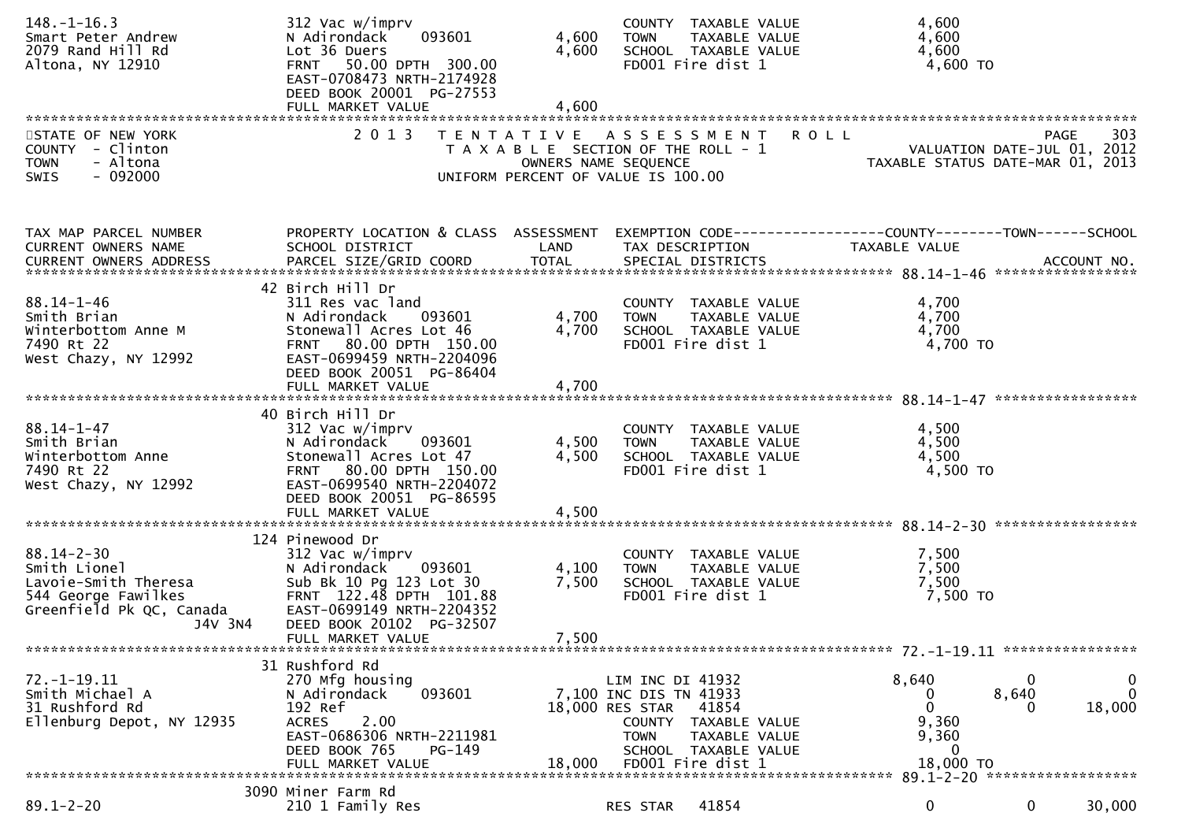```
148.-1-16.3                  312 Vac w/imprv                          COUNTY  TAXABLE VALUE            4,600
Smart Peter Andrew           N Adirondack    093601        4,600      TOWN    TAXABLE VALUE            4,600
2079 Rand Hill Rd            Lot 36 Duers                  4,600      SCHOOL  TAXABLE VALUE            4,600
Altona, NY 12910             FRNT   50.00 DPTH  300.00                FD001 Fire dist 1                 4,600 TO
                             EAST-0708473 NRTH-2174928
                             DEED BOOK 20001  PG-27553
                             FULL MARKET VALUE             4,600
********************************************************************************************************************************
STATE OF NEW YORK            2 0 1 3   T E N T A T I V E   A S S E S S M E N T   R O L L                                PAGE    303
COUNTY  - Clinton                      T A X A B L E  SECTION OF THE ROLL - 1                          VALUATION DATE-JUL 01, 2012
TOWN    - Altona                               OWNERS NAME SEQUENCE                              TAXABLE STATUS DATE-MAR 01, 2013
SWIS    - 092000                       UNIFORM PERCENT OF VALUE IS 100.00



TAX MAP PARCEL NUMBER        PROPERTY LOCATION & CLASS  ASSESSMENT  EXEMPTION CODE------------------COUNTY--------TOWN------SCHOOL
CURRENT OWNERS NAME          SCHOOL DISTRICT               LAND     TAX DESCRIPTION             TAXABLE VALUE
CURRENT OWNERS ADDRESS       PARCEL SIZE/GRID COORD       TOTAL     SPECIAL DISTRICTS                                  ACCOUNT NO.
******************************************************************************************************* 88.14-1-46 *****************
                          42 Birch Hill Dr
88.14-1-46                   311 Res vac land                         COUNTY  TAXABLE VALUE            4,700
Smith Brian                  N Adirondack    093601        4,700      TOWN    TAXABLE VALUE            4,700
Winterbottom Anne M          Stonewall Acres Lot 46        4,700      SCHOOL  TAXABLE VALUE            4,700
7490 Rt 22                   FRNT   80.00 DPTH  150.00                FD001 Fire dist 1                 4,700 TO
West Chazy, NY 12992         EAST-0699459 NRTH-2204096
                             DEED BOOK 20051  PG-86404
                             FULL MARKET VALUE             4,700
******************************************************************************************************* 88.14-1-47 *****************
                          40 Birch Hill Dr
88.14-1-47                   312 Vac w/imprv                          COUNTY  TAXABLE VALUE            4,500
Smith Brian                  N Adirondack    093601        4,500      TOWN    TAXABLE VALUE            4,500
Winterbottom Anne            Stonewall Acres Lot 47        4,500      SCHOOL  TAXABLE VALUE            4,500
7490 Rt 22                   FRNT   80.00 DPTH  150.00                FD001 Fire dist 1                 4,500 TO
West Chazy, NY 12992         EAST-0699540 NRTH-2204072
                             DEED BOOK 20051  PG-86595
                             FULL MARKET VALUE             4,500
******************************************************************************************************* 88.14-2-30 *****************
                         124 Pinewood Dr
88.14-2-30                   312 Vac w/imprv                          COUNTY  TAXABLE VALUE            7,500
Smith Lionel                 N Adirondack    093601        4,100      TOWN    TAXABLE VALUE            7,500
Lavoie-Smith Theresa         Sub Bk 10 Pg 123 Lot 30       7,500      SCHOOL  TAXABLE VALUE            7,500
544 George Fawilkes          FRNT  122.48 DPTH  101.88                FD001 Fire dist 1                 7,500 TO
Greenfield Pk QC, Canada     EAST-0699149 NRTH-2204352
                 J4V 3N4     DEED BOOK 20102  PG-32507
                             FULL MARKET VALUE             7,500
******************************************************************************************************* 72.-1-19.11 ****************
                          31 Rushford Rd
72.-1-19.11                  270 Mfg housing                    LIM INC DI 41932            8,640           0             0
Smith Michael A              N Adirondack    093601        7,100 INC DIS TN 41933               0       8,640             0
31 Rushford Rd               192 Ref                      18,000 RES STAR   41854               0           0        18,000
Ellenburg Depot, NY 12935    ACRES    2.00                        COUNTY  TAXABLE VALUE            9,360
                             EAST-0686306 NRTH-2211981            TOWN    TAXABLE VALUE            9,360
                             DEED BOOK 765     PG-149             SCHOOL  TAXABLE VALUE                0
                             FULL MARKET VALUE            18,000  FD001 Fire dist 1                18,000 TO
******************************************************************************************************* 89.1-2-20 ******************
                        3090 Miner Farm Rd
89.1-2-20                    210 1 Family Res                   RES STAR   41854               0           0        30,000
```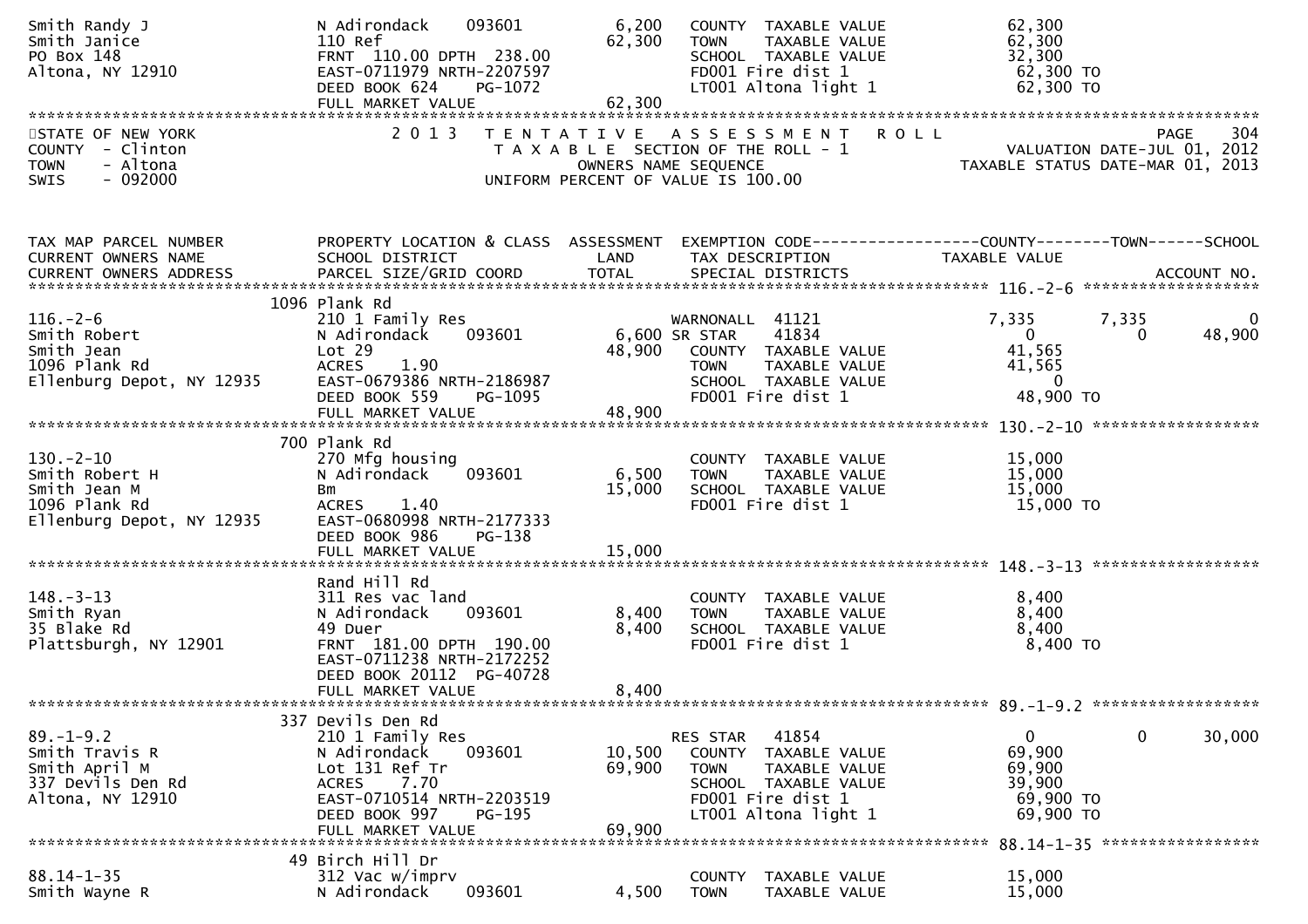```
Smith Randy J                  N Adirondack    093601          6,200   COUNTY  TAXABLE VALUE            62,300
Smith Janice                   110 Ref                        62,300   TOWN    TAXABLE VALUE            62,300
PO Box 148                     FRNT 110.00 DPTH 238.00                 SCHOOL  TAXABLE VALUE            32,300
Altona, NY 12910               EAST-0711979 NRTH-2207597               FD001 Fire dist 1                 62,300 TO
                               DEED BOOK 624    PG-1072                LT001 Altona light 1              62,300 TO
                               FULL MARKET VALUE              62,300
******************************************************************************************************************************************
STATE OF NEW YORK              2 0 1 3   T E N T A T I V E   A S S E S S M E N T   R O L L                                  PAGE    304
COUNTY  - Clinton                        T A X A B L E  SECTION OF THE ROLL - 1                      VALUATION DATE-JUL 01, 2012
TOWN    - Altona                               OWNERS NAME SEQUENCE                           TAXABLE STATUS DATE-MAR 01, 2013
SWIS    - 092000                        UNIFORM PERCENT OF VALUE IS 100.00


TAX MAP PARCEL NUMBER          PROPERTY LOCATION & CLASS  ASSESSMENT  EXEMPTION CODE------------------COUNTY--------TOWN------SCHOOL
CURRENT OWNERS NAME            SCHOOL DISTRICT               LAND      TAX DESCRIPTION             TAXABLE VALUE
CURRENT OWNERS ADDRESS         PARCEL SIZE/GRID COORD        TOTAL     SPECIAL DISTRICTS                                    ACCOUNT NO.
************************************************************************************************ 116.-2-6 ********************
                       1096 Plank Rd
116.-2-6                       210 1 Family Res                        WARNONALL  41121              7,335       7,335           0
Smith Robert                   N Adirondack    093601          6,600 SR STAR    41834                  0           0      48,900
Smith Jean                     Lot 29                         48,900   COUNTY  TAXABLE VALUE            41,565
1096 Plank Rd                  ACRES    1.90                           TOWN    TAXABLE VALUE            41,565
Ellenburg Depot, NY 12935      EAST-0679386 NRTH-2186987               SCHOOL  TAXABLE VALUE                 0
                               DEED BOOK 559    PG-1095                FD001 Fire dist 1                 48,900 TO
                               FULL MARKET VALUE              48,900
************************************************************************************************ 130.-2-10 *******************
                        700 Plank Rd
130.-2-10                      270 Mfg housing                         COUNTY  TAXABLE VALUE            15,000
Smith Robert H                 N Adirondack    093601          6,500   TOWN    TAXABLE VALUE            15,000
Smith Jean M                   Bm                             15,000   SCHOOL  TAXABLE VALUE            15,000
1096 Plank Rd                  ACRES    1.40                           FD001 Fire dist 1                 15,000 TO
Ellenburg Depot, NY 12935      EAST-0680998 NRTH-2177333
                               DEED BOOK 986    PG-138
                               FULL MARKET VALUE              15,000
************************************************************************************************ 148.-3-13 *******************
                               Rand Hill Rd
148.-3-13                      311 Res vac land                        COUNTY  TAXABLE VALUE             8,400
Smith Ryan                     N Adirondack    093601          8,400   TOWN    TAXABLE VALUE             8,400
35 Blake Rd                    49 Duer                         8,400   SCHOOL  TAXABLE VALUE             8,400
Plattsburgh, NY 12901          FRNT 181.00 DPTH 190.00                 FD001 Fire dist 1                  8,400 TO
                               EAST-0711238 NRTH-2172252
                               DEED BOOK 20112  PG-40728
                               FULL MARKET VALUE               8,400
************************************************************************************************ 89.-1-9.2 *******************
                        337 Devils Den Rd
89.-1-9.2                      210 1 Family Res                        RES STAR   41854                  0           0      30,000
Smith Travis R                 N Adirondack    093601         10,500   COUNTY  TAXABLE VALUE            69,900
Smith April M                  Lot 131 Ref Tr                 69,900   TOWN    TAXABLE VALUE            69,900
337 Devils Den Rd              ACRES    7.70                           SCHOOL  TAXABLE VALUE            39,900
Altona, NY 12910               EAST-0710514 NRTH-2203519               FD001 Fire dist 1                 69,900 TO
                               DEED BOOK 997    PG-195                 LT001 Altona light 1              69,900 TO
                               FULL MARKET VALUE              69,900
************************************************************************************************ 88.14-1-35 ******************
                         49 Birch Hill Dr
88.14-1-35                     312 Vac w/imprv                         COUNTY  TAXABLE VALUE            15,000
Smith Wayne R                  N Adirondack    093601          4,500   TOWN    TAXABLE VALUE            15,000
```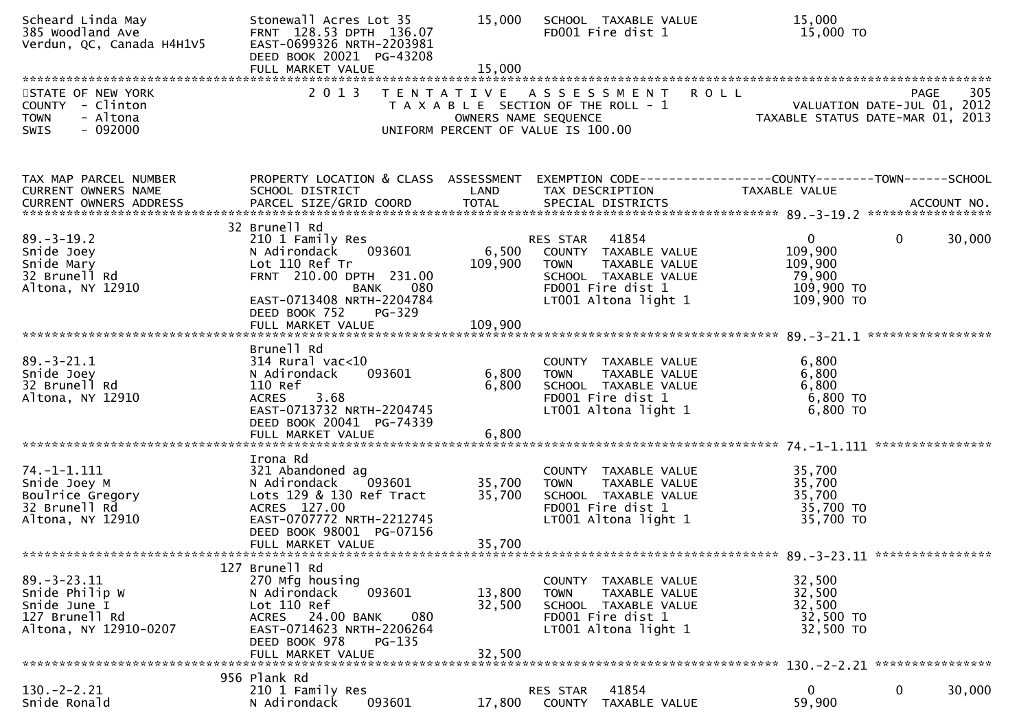```
Scheard Linda May            Stonewall Acres Lot 35          15,000   SCHOOL  TAXABLE VALUE            15,000
385 Woodland Ave             FRNT 128.53 DPTH 136.07                  FD001 Fire dist 1                 15,000 TO
Verdun, QC, Canada H4H1V5    EAST-0699326 NRTH-2203981
                             DEED BOOK 20021  PG-43208
                             FULL MARKET VALUE               15,000
******************************************************************************************************************************************
STATE OF NEW YORK            2 0 1 3   T E N T A T I V E   A S S E S S M E N T   R O L L                                PAGE    305
COUNTY  - Clinton                      T A X A B L E  SECTION OF THE ROLL - 1                        VALUATION DATE-JUL 01, 2012
TOWN    - Altona                                 OWNERS NAME SEQUENCE                           TAXABLE STATUS DATE-MAR 01, 2013
SWIS    - 092000                        UNIFORM PERCENT OF VALUE IS 100.00


TAX MAP PARCEL NUMBER        PROPERTY LOCATION & CLASS  ASSESSMENT  EXEMPTION CODE------------------COUNTY--------TOWN------SCHOOL
CURRENT OWNERS NAME          SCHOOL DISTRICT              LAND      TAX DESCRIPTION                 TAXABLE VALUE
CURRENT OWNERS ADDRESS       PARCEL SIZE/GRID COORD       TOTAL     SPECIAL DISTRICTS                                   ACCOUNT NO.
****************************************************************************************************** 89.-3-19.2 *****************
                          32 Brunell Rd
89.-3-19.2                   210 1 Family Res                       RES STAR   41854                   0          0      30,000
Snide Joey                   N Adirondack    093601        6,500    COUNTY  TAXABLE VALUE            109,900
Snide Mary                   Lot 110 Ref Tr              109,900    TOWN    TAXABLE VALUE            109,900
32 Brunell Rd                FRNT 210.00 DPTH 231.00                SCHOOL  TAXABLE VALUE             79,900
Altona, NY 12910                          BANK    080               FD001 Fire dist 1                109,900 TO
                             EAST-0713408 NRTH-2204784              LT001 Altona light 1             109,900 TO
                             DEED BOOK 752     PG-329
                             FULL MARKET VALUE           109,900
****************************************************************************************************** 89.-3-21.1 *****************
                             Brunell Rd
89.-3-21.1                   314 Rural vac<10                       COUNTY  TAXABLE VALUE              6,800
Snide Joey                   N Adirondack    093601        6,800    TOWN    TAXABLE VALUE              6,800
32 Brunell Rd                110 Ref                       6,800    SCHOOL  TAXABLE VALUE              6,800
Altona, NY 12910             ACRES     3.68                         FD001 Fire dist 1                  6,800 TO
                             EAST-0713732 NRTH-2204745              LT001 Altona light 1               6,800 TO
                             DEED BOOK 20041  PG-74339
                             FULL MARKET VALUE             6,800
****************************************************************************************************** 74.-1-1.111 ****************
                             Irona Rd
74.-1-1.111                  321 Abandoned ag                       COUNTY  TAXABLE VALUE             35,700
Snide Joey M                 N Adirondack    093601       35,700    TOWN    TAXABLE VALUE             35,700
Boulrice Gregory             Lots 129 & 130 Ref Tract     35,700    SCHOOL  TAXABLE VALUE             35,700
32 Brunell Rd                ACRES   127.00                         FD001 Fire dist 1                 35,700 TO
Altona, NY 12910             EAST-0707772 NRTH-2212745              LT001 Altona light 1              35,700 TO
                             DEED BOOK 98001  PG-07156
                             FULL MARKET VALUE            35,700
****************************************************************************************************** 89.-3-23.11 ****************
                         127 Brunell Rd
89.-3-23.11                  270 Mfg housing                        COUNTY  TAXABLE VALUE             32,500
Snide Philip W               N Adirondack    093601       13,800    TOWN    TAXABLE VALUE             32,500
Snide June I                 Lot 110 Ref                  32,500    SCHOOL  TAXABLE VALUE             32,500
127 Brunell Rd               ACRES    24.00 BANK     080            FD001 Fire dist 1                 32,500 TO
Altona, NY 12910-0207        EAST-0714623 NRTH-2206264              LT001 Altona light 1              32,500 TO
                             DEED BOOK 978     PG-135
                             FULL MARKET VALUE            32,500
****************************************************************************************************** 130.-2-2.21 ****************
                         956 Plank Rd
130.-2-2.21                  210 1 Family Res                       RES STAR   41854                   0          0      30,000
Snide Ronald                 N Adirondack    093601       17,800    COUNTY  TAXABLE VALUE             59,900
```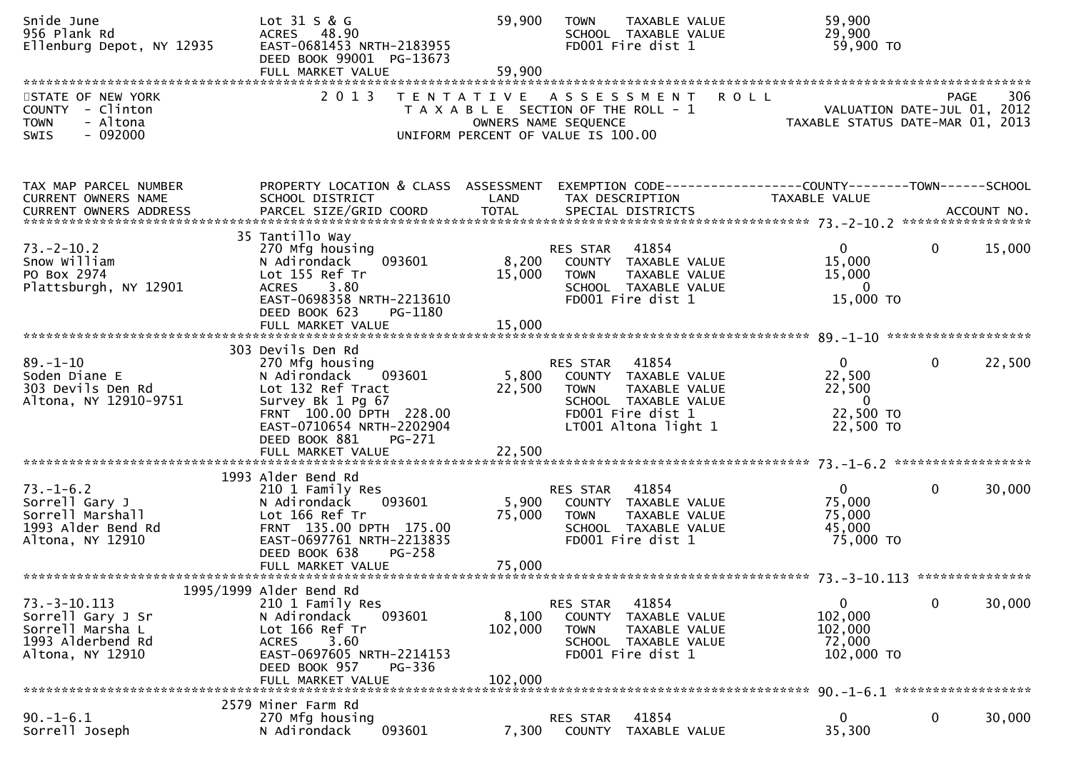Snide June | Lot 31 S & G | 59,900 | TOWN TAXABLE VALUE | 59,900
956 Plank Rd | ACRES 48.90 | | SCHOOL TAXABLE VALUE | 29,900
Ellenburg Depot, NY 12935 | EAST-0681453 NRTH-2183955 | | FD001 Fire dist 1 | 59,900 TO
DEED BOOK 99001 PG-13673
FULL MARKET VALUE 59,900

STATE OF NEW YORK
COUNTY - Clinton
TOWN - Altona
SWIS - 092000

# 2013 TENTATIVE ASSESSMENT ROLL

TAXABLE SECTION OF THE ROLL - 1
OWNERS NAME SEQUENCE
UNIFORM PERCENT OF VALUE IS 100.00

PAGE 306
VALUATION DATE-JUL 01, 2012
TAXABLE STATUS DATE-MAR 01, 2013

| TAX MAP PARCEL NUMBER / CURRENT OWNERS NAME / CURRENT OWNERS ADDRESS | PROPERTY LOCATION & CLASS / SCHOOL DISTRICT / PARCEL SIZE/GRID COORD | ASSESSMENT LAND / TOTAL | EXEMPTION CODE / TAX DESCRIPTION / SPECIAL DISTRICTS | COUNTY TAXABLE VALUE | TOWN | SCHOOL / ACCOUNT NO. |
|---|---|---|---|---|---|---|
| **73.-2-10.2** | 35 Tantillo Way | | | | | |
| 73.-2-10.2 | 270 Mfg housing | | RES STAR 41854 | 0 | 0 | 15,000 |
| Snow William | N Adirondack 093601 | 8,200 | COUNTY TAXABLE VALUE | 15,000 | | |
| PO Box 2974 | Lot 155 Ref Tr | 15,000 | TOWN TAXABLE VALUE | 15,000 | | |
| Plattsburgh, NY 12901 | ACRES 3.80 | | SCHOOL TAXABLE VALUE | 0 | | |
| | EAST-0698358 NRTH-2213610 | | FD001 Fire dist 1 | 15,000 TO | | |
| | DEED BOOK 623 PG-1180 | | | | | |
| | FULL MARKET VALUE | 15,000 | | | | |
| **89.-1-10** | 303 Devils Den Rd | | | | | |
| 89.-1-10 | 270 Mfg housing | | RES STAR 41854 | 0 | 0 | 22,500 |
| Soden Diane E | N Adirondack 093601 | 5,800 | COUNTY TAXABLE VALUE | 22,500 | | |
| 303 Devils Den Rd | Lot 132 Ref Tract | 22,500 | TOWN TAXABLE VALUE | 22,500 | | |
| Altona, NY 12910-9751 | Survey Bk 1 Pg 67 | | SCHOOL TAXABLE VALUE | 0 | | |
| | FRNT 100.00 DPTH 228.00 | | FD001 Fire dist 1 | 22,500 TO | | |
| | EAST-0710654 NRTH-2202904 | | LT001 Altona light 1 | 22,500 TO | | |
| | DEED BOOK 881 PG-271 | | | | | |
| | FULL MARKET VALUE | 22,500 | | | | |
| **73.-1-6.2** | 1993 Alder Bend Rd | | | | | |
| 73.-1-6.2 | 210 1 Family Res | | RES STAR 41854 | 0 | 0 | 30,000 |
| Sorrell Gary J | N Adirondack 093601 | 5,900 | COUNTY TAXABLE VALUE | 75,000 | | |
| Sorrell Marshall | Lot 166 Ref Tr | 75,000 | TOWN TAXABLE VALUE | 75,000 | | |
| 1993 Alder Bend Rd | FRNT 135.00 DPTH 175.00 | | SCHOOL TAXABLE VALUE | 45,000 | | |
| Altona, NY 12910 | EAST-0697761 NRTH-2213835 | | FD001 Fire dist 1 | 75,000 TO | | |
| | DEED BOOK 638 PG-258 | | | | | |
| | FULL MARKET VALUE | 75,000 | | | | |
| **73.-3-10.113** | 1995/1999 Alder Bend Rd | | | | | |
| 73.-3-10.113 | 210 1 Family Res | | RES STAR 41854 | 0 | 0 | 30,000 |
| Sorrell Gary J Sr | N Adirondack 093601 | 8,100 | COUNTY TAXABLE VALUE | 102,000 | | |
| Sorrell Marsha L | Lot 166 Ref Tr | 102,000 | TOWN TAXABLE VALUE | 102,000 | | |
| 1993 Alderbend Rd | ACRES 3.60 | | SCHOOL TAXABLE VALUE | 72,000 | | |
| Altona, NY 12910 | EAST-0697605 NRTH-2214153 | | FD001 Fire dist 1 | 102,000 TO | | |
| | DEED BOOK 957 PG-336 | | | | | |
| | FULL MARKET VALUE | 102,000 | | | | |
| **90.-1-6.1** | 2579 Miner Farm Rd | | | | | |
| 90.-1-6.1 | 270 Mfg housing | | RES STAR 41854 | 0 | 0 | 30,000 |
| Sorrell Joseph | N Adirondack 093601 | 7,300 | COUNTY TAXABLE VALUE | 35,300 | | |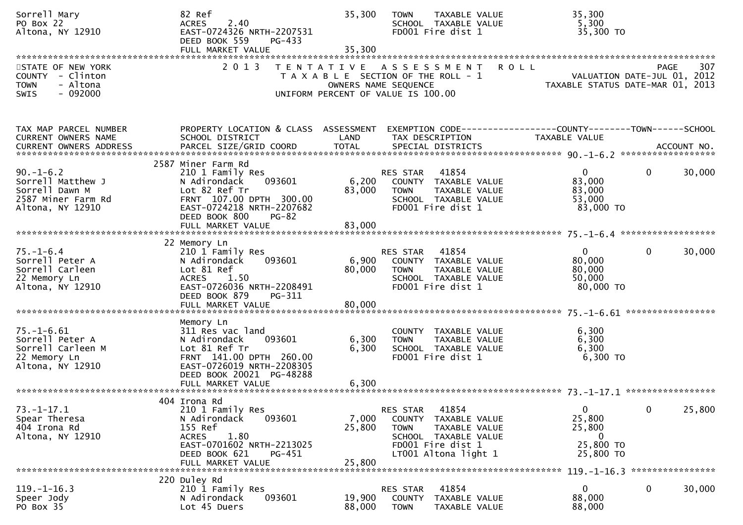| | | | | |
|---|---|---|---|---|
| Sorrell Mary | 82 Ref | 35,300 | TOWN TAXABLE VALUE | 35,300 |
| PO Box 22 | ACRES 2.40 | | SCHOOL TAXABLE VALUE | 5,300 |
| Altona, NY 12910 | EAST-0724326 NRTH-2207531 | | FD001 Fire dist 1 | 35,300 TO |
| | DEED BOOK 559 PG-433 | | | |
| | FULL MARKET VALUE | 35,300 | | |

STATE OF NEW YORK — 2 0 1 3 TENTATIVE ASSESSMENT ROLL — PAGE 307
COUNTY - Clinton — TAXABLE SECTION OF THE ROLL - 1 — VALUATION DATE-JUL 01, 2012
TOWN - Altona — OWNERS NAME SEQUENCE — TAXABLE STATUS DATE-MAR 01, 2013
SWIS - 092000 — UNIFORM PERCENT OF VALUE IS 100.00

| TAX MAP PARCEL NUMBER / CURRENT OWNERS NAME / CURRENT OWNERS ADDRESS | PROPERTY LOCATION & CLASS / SCHOOL DISTRICT / PARCEL SIZE/GRID COORD | ASSESSMENT LAND / TOTAL | EXEMPTION CODE / TAX DESCRIPTION / SPECIAL DISTRICTS | COUNTY TAXABLE VALUE | TOWN | SCHOOL / ACCOUNT NO. |
|---|---|---|---|---|---|---|
| | | | | 90.-1-6.2 | | |
| | 2587 Miner Farm Rd | | | | | |
| 90.-1-6.2 | 210 1 Family Res | | RES STAR 41854 | 0 | 0 | 30,000 |
| Sorrell Matthew J | N Adirondack 093601 | 6,200 | COUNTY TAXABLE VALUE | 83,000 | | |
| Sorrell Dawn M | Lot 82 Ref Tr | 83,000 | TOWN TAXABLE VALUE | 83,000 | | |
| 2587 Miner Farm Rd | FRNT 107.00 DPTH 300.00 | | SCHOOL TAXABLE VALUE | 53,000 | | |
| Altona, NY 12910 | EAST-0724218 NRTH-2207682 | | FD001 Fire dist 1 | 83,000 TO | | |
| | DEED BOOK 800 PG-82 | | | | | |
| | FULL MARKET VALUE | 83,000 | | | | |
| | | | | 75.-1-6.4 | | |
| | 22 Memory Ln | | | | | |
| 75.-1-6.4 | 210 1 Family Res | | RES STAR 41854 | 0 | 0 | 30,000 |
| Sorrell Peter A | N Adirondack 093601 | 6,900 | COUNTY TAXABLE VALUE | 80,000 | | |
| Sorrell Carleen | Lot 81 Ref | 80,000 | TOWN TAXABLE VALUE | 80,000 | | |
| 22 Memory Ln | ACRES 1.50 | | SCHOOL TAXABLE VALUE | 50,000 | | |
| Altona, NY 12910 | EAST-0726036 NRTH-2208491 | | FD001 Fire dist 1 | 80,000 TO | | |
| | DEED BOOK 879 PG-311 | | | | | |
| | FULL MARKET VALUE | 80,000 | | | | |
| | | | | 75.-1-6.61 | | |
| | Memory Ln | | | | | |
| 75.-1-6.61 | 311 Res vac land | | COUNTY TAXABLE VALUE | 6,300 | | |
| Sorrell Peter A | N Adirondack 093601 | 6,300 | TOWN TAXABLE VALUE | 6,300 | | |
| Sorrell Carleen M | Lot 81 Ref Tr | 6,300 | SCHOOL TAXABLE VALUE | 6,300 | | |
| 22 Memory Ln | FRNT 141.00 DPTH 260.00 | | FD001 Fire dist 1 | 6,300 TO | | |
| Altona, NY 12910 | EAST-0726019 NRTH-2208305 | | | | | |
| | DEED BOOK 20021 PG-48288 | | | | | |
| | FULL MARKET VALUE | 6,300 | | | | |
| | | | | 73.-1-17.1 | | |
| | 404 Irona Rd | | | | | |
| 73.-1-17.1 | 210 1 Family Res | | RES STAR 41854 | 0 | 0 | 25,800 |
| Spear Theresa | N Adirondack 093601 | 7,000 | COUNTY TAXABLE VALUE | 25,800 | | |
| 404 Irona Rd | 155 Ref | 25,800 | TOWN TAXABLE VALUE | 25,800 | | |
| Altona, NY 12910 | ACRES 1.80 | | SCHOOL TAXABLE VALUE | 0 | | |
| | EAST-0701602 NRTH-2213025 | | FD001 Fire dist 1 | 25,800 TO | | |
| | DEED BOOK 621 PG-451 | | LT001 Altona light 1 | 25,800 TO | | |
| | FULL MARKET VALUE | 25,800 | | | | |
| | | | | 119.-1-16.3 | | |
| | 220 Duley Rd | | | | | |
| 119.-1-16.3 | 210 1 Family Res | | RES STAR 41854 | 0 | 0 | 30,000 |
| Speer Jody | N Adirondack 093601 | 19,900 | COUNTY TAXABLE VALUE | 88,000 | | |
| PO Box 35 | Lot 45 Duers | 88,000 | TOWN TAXABLE VALUE | 88,000 | | |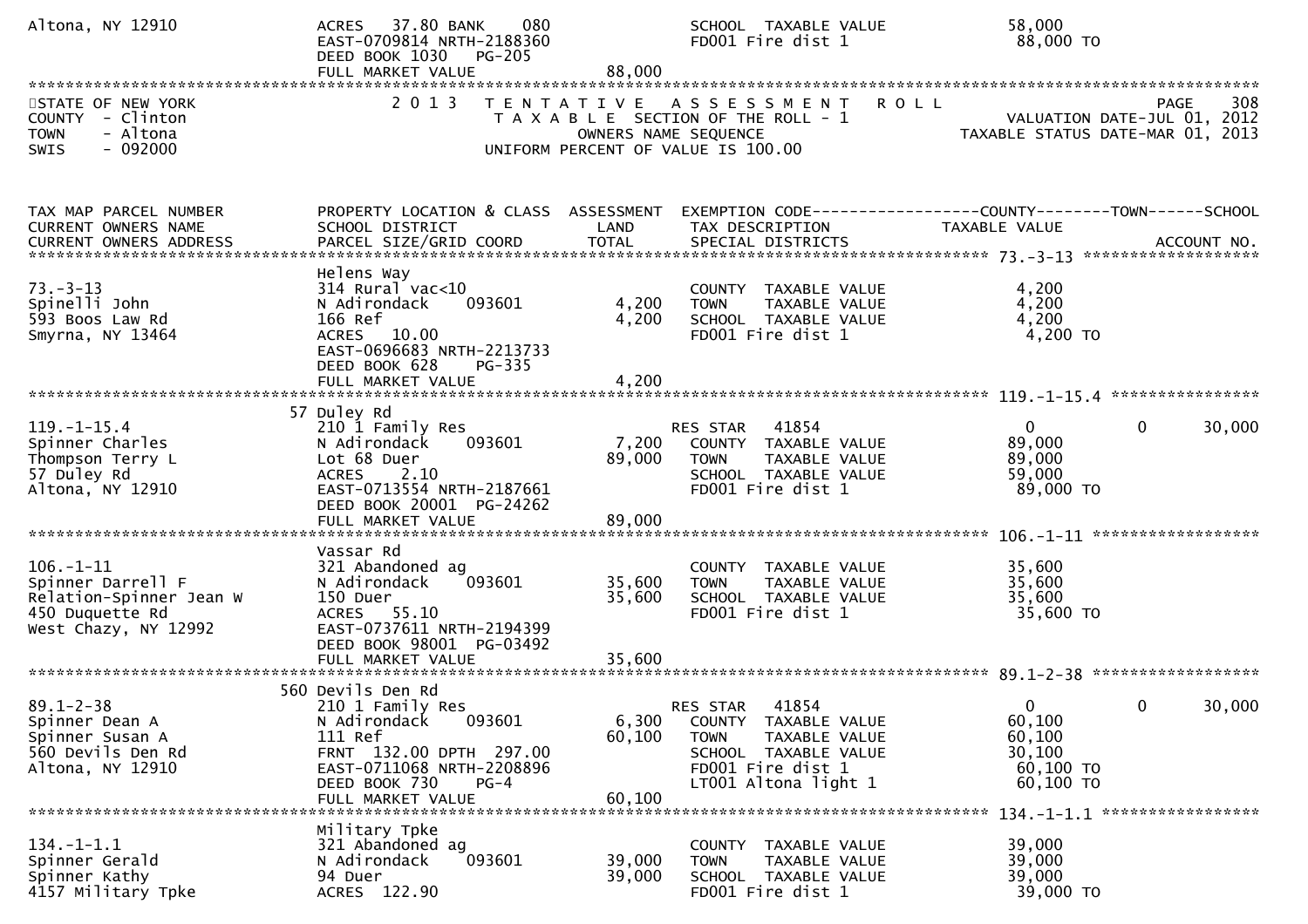Altona, NY 12910 | ACRES 37.80 BANK 080 | | SCHOOL TAXABLE VALUE | 58,000
EAST-0709814 NRTH-2188360 | | FD001 Fire dist 1 | 88,000 TO
DEED BOOK 1030 PG-205
FULL MARKET VALUE 88,000

STATE OF NEW YORK
COUNTY - Clinton
TOWN - Altona
SWIS - 092000

2013 TENTATIVE ASSESSMENT ROLL
TAXABLE SECTION OF THE ROLL - 1
OWNERS NAME SEQUENCE
UNIFORM PERCENT OF VALUE IS 100.00

VALUATION DATE-JUL 01, 2012
TAXABLE STATUS DATE-MAR 01, 2013

| TAX MAP PARCEL NUMBER / CURRENT OWNERS NAME / CURRENT OWNERS ADDRESS | PROPERTY LOCATION & CLASS / SCHOOL DISTRICT / PARCEL SIZE/GRID COORD | ASSESSMENT LAND / TOTAL | EXEMPTION CODE / TAX DESCRIPTION / SPECIAL DISTRICTS | COUNTY TAXABLE VALUE | TOWN | SCHOOL / ACCOUNT NO. |
|---|---|---|---|---|---|---|
| **73.-3-13** | Helens Way | | | | | |
| 73.-3-13 | 314 Rural vac<10 | | COUNTY TAXABLE VALUE | 4,200 | | |
| Spinelli John | N Adirondack 093601 | 4,200 | TOWN TAXABLE VALUE | 4,200 | | |
| 593 Boos Law Rd | 166 Ref | 4,200 | SCHOOL TAXABLE VALUE | 4,200 | | |
| Smyrna, NY 13464 | ACRES 10.00 | | FD001 Fire dist 1 | 4,200 TO | | |
| | EAST-0696683 NRTH-2213733 | | | | | |
| | DEED BOOK 628 PG-335 | | | | | |
| | FULL MARKET VALUE | 4,200 | | | | |
| **119.-1-15.4** | 57 Duley Rd | | | | | |
| 119.-1-15.4 | 210 1 Family Res | | RES STAR 41854 | 0 | 0 | 30,000 |
| Spinner Charles | N Adirondack 093601 | 7,200 | COUNTY TAXABLE VALUE | 89,000 | | |
| Thompson Terry L | Lot 68 Duer | 89,000 | TOWN TAXABLE VALUE | 89,000 | | |
| 57 Duley Rd | ACRES 2.10 | | SCHOOL TAXABLE VALUE | 59,000 | | |
| Altona, NY 12910 | EAST-0713554 NRTH-2187661 | | FD001 Fire dist 1 | 89,000 TO | | |
| | DEED BOOK 20001 PG-24262 | | | | | |
| | FULL MARKET VALUE | 89,000 | | | | |
| **106.-1-11** | Vassar Rd | | | | | |
| 106.-1-11 | 321 Abandoned ag | | COUNTY TAXABLE VALUE | 35,600 | | |
| Spinner Darrell F | N Adirondack 093601 | 35,600 | TOWN TAXABLE VALUE | 35,600 | | |
| Relation-Spinner Jean W | 150 Duer | 35,600 | SCHOOL TAXABLE VALUE | 35,600 | | |
| 450 Duquette Rd | ACRES 55.10 | | FD001 Fire dist 1 | 35,600 TO | | |
| West Chazy, NY 12992 | EAST-0737611 NRTH-2194399 | | | | | |
| | DEED BOOK 98001 PG-03492 | | | | | |
| | FULL MARKET VALUE | 35,600 | | | | |
| **89.1-2-38** | 560 Devils Den Rd | | | | | |
| 89.1-2-38 | 210 1 Family Res | | RES STAR 41854 | 0 | 0 | 30,000 |
| Spinner Dean A | N Adirondack 093601 | 6,300 | COUNTY TAXABLE VALUE | 60,100 | | |
| Spinner Susan A | 111 Ref | 60,100 | TOWN TAXABLE VALUE | 60,100 | | |
| 560 Devils Den Rd | FRNT 132.00 DPTH 297.00 | | SCHOOL TAXABLE VALUE | 30,100 | | |
| Altona, NY 12910 | EAST-0711068 NRTH-2208896 | | FD001 Fire dist 1 | 60,100 TO | | |
| | DEED BOOK 730 PG-4 | | LT001 Altona light 1 | 60,100 TO | | |
| | FULL MARKET VALUE | 60,100 | | | | |
| **134.-1-1.1** | Military Tpke | | | | | |
| 134.-1-1.1 | 321 Abandoned ag | | COUNTY TAXABLE VALUE | 39,000 | | |
| Spinner Gerald | N Adirondack 093601 | 39,000 | TOWN TAXABLE VALUE | 39,000 | | |
| Spinner Kathy | 94 Duer | 39,000 | SCHOOL TAXABLE VALUE | 39,000 | | |
| 4157 Military Tpke | ACRES 122.90 | | FD001 Fire dist 1 | 39,000 TO | | |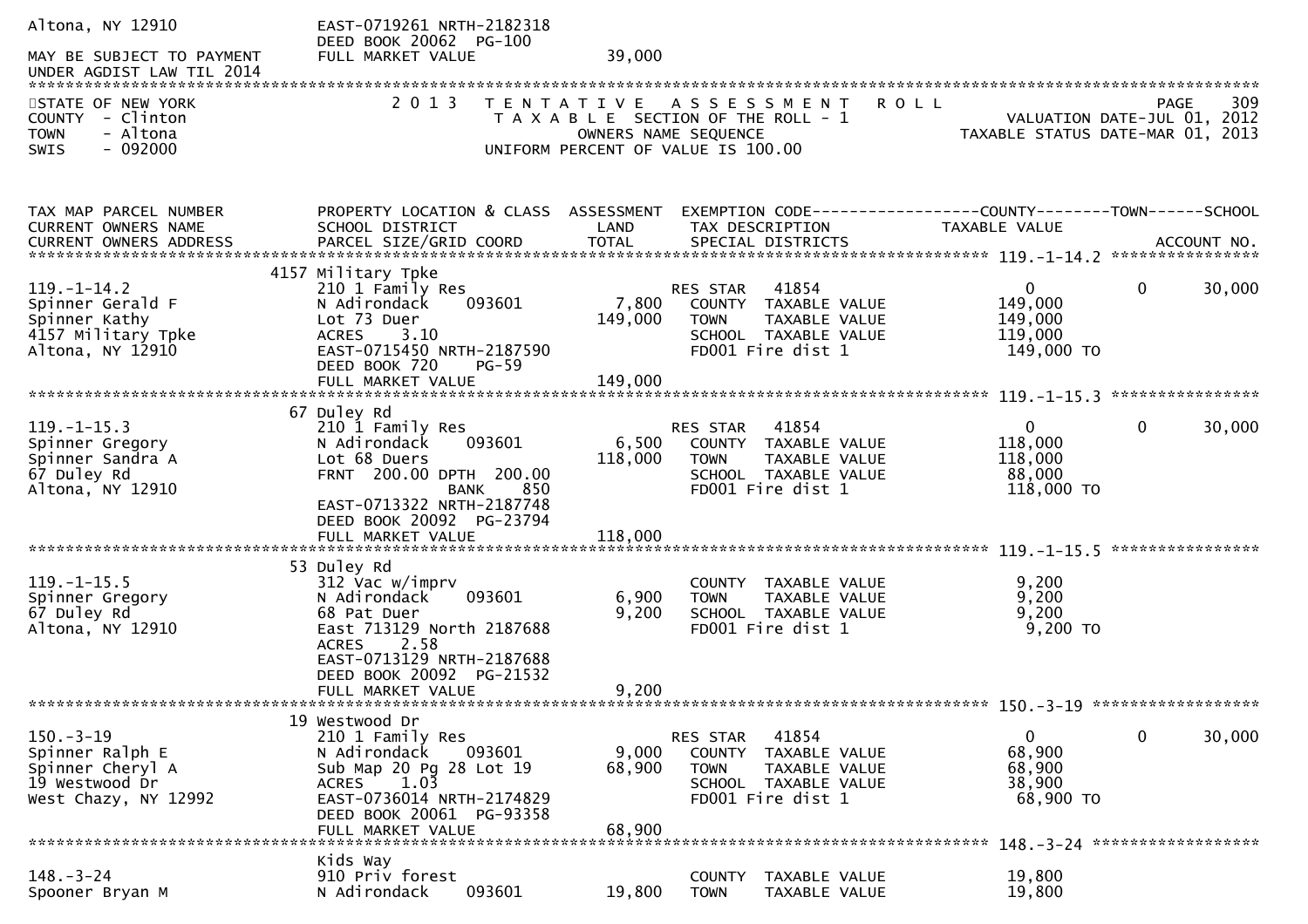Altona, NY 12910 EAST-0719261 NRTH-2182318
DEED BOOK 20062 PG-100
MAY BE SUBJECT TO PAYMENT FULL MARKET VALUE 39,000
UNDER AGDIST LAW TIL 2014

STATE OF NEW YORK
COUNTY - Clinton
TOWN - Altona
SWIS - 092000

2013 TENTATIVE ASSESSMENT ROLL
TAXABLE SECTION OF THE ROLL - 1
OWNERS NAME SEQUENCE
UNIFORM PERCENT OF VALUE IS 100.00

PAGE 309
VALUATION DATE-JUL 01, 2012
TAXABLE STATUS DATE-MAR 01, 2013

| TAX MAP PARCEL NUMBER / CURRENT OWNERS NAME / CURRENT OWNERS ADDRESS | PROPERTY LOCATION & CLASS / SCHOOL DISTRICT / PARCEL SIZE/GRID COORD | ASSESSMENT LAND / TOTAL | EXEMPTION CODE / TAX DESCRIPTION / SPECIAL DISTRICTS | COUNTY TAXABLE VALUE | TOWN | SCHOOL / ACCOUNT NO. |
|---|---|---|---|---|---|---|
| **119.-1-14.2** | 4157 Military Tpke | | | | | |
| 119.-1-14.2 | 210 1 Family Res | | RES STAR 41854 | 0 | 0 | 30,000 |
| Spinner Gerald F | N Adirondack 093601 | 7,800 | COUNTY TAXABLE VALUE | 149,000 | | |
| Spinner Kathy | Lot 73 Duer | 149,000 | TOWN TAXABLE VALUE | 149,000 | | |
| 4157 Military Tpke | ACRES 3.10 | | SCHOOL TAXABLE VALUE | 119,000 | | |
| Altona, NY 12910 | EAST-0715450 NRTH-2187590 | | FD001 Fire dist 1 | 149,000 TO | | |
| | DEED BOOK 720 PG-59 | | | | | |
| | FULL MARKET VALUE | 149,000 | | | | |
| **119.-1-15.3** | 67 Duley Rd | | | | | |
| 119.-1-15.3 | 210 1 Family Res | | RES STAR 41854 | 0 | 0 | 30,000 |
| Spinner Gregory | N Adirondack 093601 | 6,500 | COUNTY TAXABLE VALUE | 118,000 | | |
| Spinner Sandra A | Lot 68 Duers | 118,000 | TOWN TAXABLE VALUE | 118,000 | | |
| 67 Duley Rd | FRNT 200.00 DPTH 200.00 | | SCHOOL TAXABLE VALUE | 88,000 | | |
| Altona, NY 12910 | BANK 850 | | FD001 Fire dist 1 | 118,000 TO | | |
| | EAST-0713322 NRTH-2187748 | | | | | |
| | DEED BOOK 20092 PG-23794 | | | | | |
| | FULL MARKET VALUE | 118,000 | | | | |
| **119.-1-15.5** | 53 Duley Rd | | | | | |
| 119.-1-15.5 | 312 Vac w/imprv | | COUNTY TAXABLE VALUE | 9,200 | | |
| Spinner Gregory | N Adirondack 093601 | 6,900 | TOWN TAXABLE VALUE | 9,200 | | |
| 67 Duley Rd | 68 Pat Duer | 9,200 | SCHOOL TAXABLE VALUE | 9,200 | | |
| Altona, NY 12910 | East 713129 North 2187688 | | FD001 Fire dist 1 | 9,200 TO | | |
| | ACRES 2.58 | | | | | |
| | EAST-0713129 NRTH-2187688 | | | | | |
| | DEED BOOK 20092 PG-21532 | | | | | |
| | FULL MARKET VALUE | 9,200 | | | | |
| **150.-3-19** | 19 Westwood Dr | | | | | |
| 150.-3-19 | 210 1 Family Res | | RES STAR 41854 | 0 | 0 | 30,000 |
| Spinner Ralph E | N Adirondack 093601 | 9,000 | COUNTY TAXABLE VALUE | 68,900 | | |
| Spinner Cheryl A | Sub Map 20 Pg 28 Lot 19 | 68,900 | TOWN TAXABLE VALUE | 68,900 | | |
| 19 Westwood Dr | ACRES 1.03 | | SCHOOL TAXABLE VALUE | 38,900 | | |
| West Chazy, NY 12992 | EAST-0736014 NRTH-2174829 | | FD001 Fire dist 1 | 68,900 TO | | |
| | DEED BOOK 20061 PG-93358 | | | | | |
| | FULL MARKET VALUE | 68,900 | | | | |
| **148.-3-24** | Kids Way | | | | | |
| 148.-3-24 | 910 Priv forest | | COUNTY TAXABLE VALUE | 19,800 | | |
| Spooner Bryan M | N Adirondack 093601 | 19,800 | TOWN TAXABLE VALUE | 19,800 | | |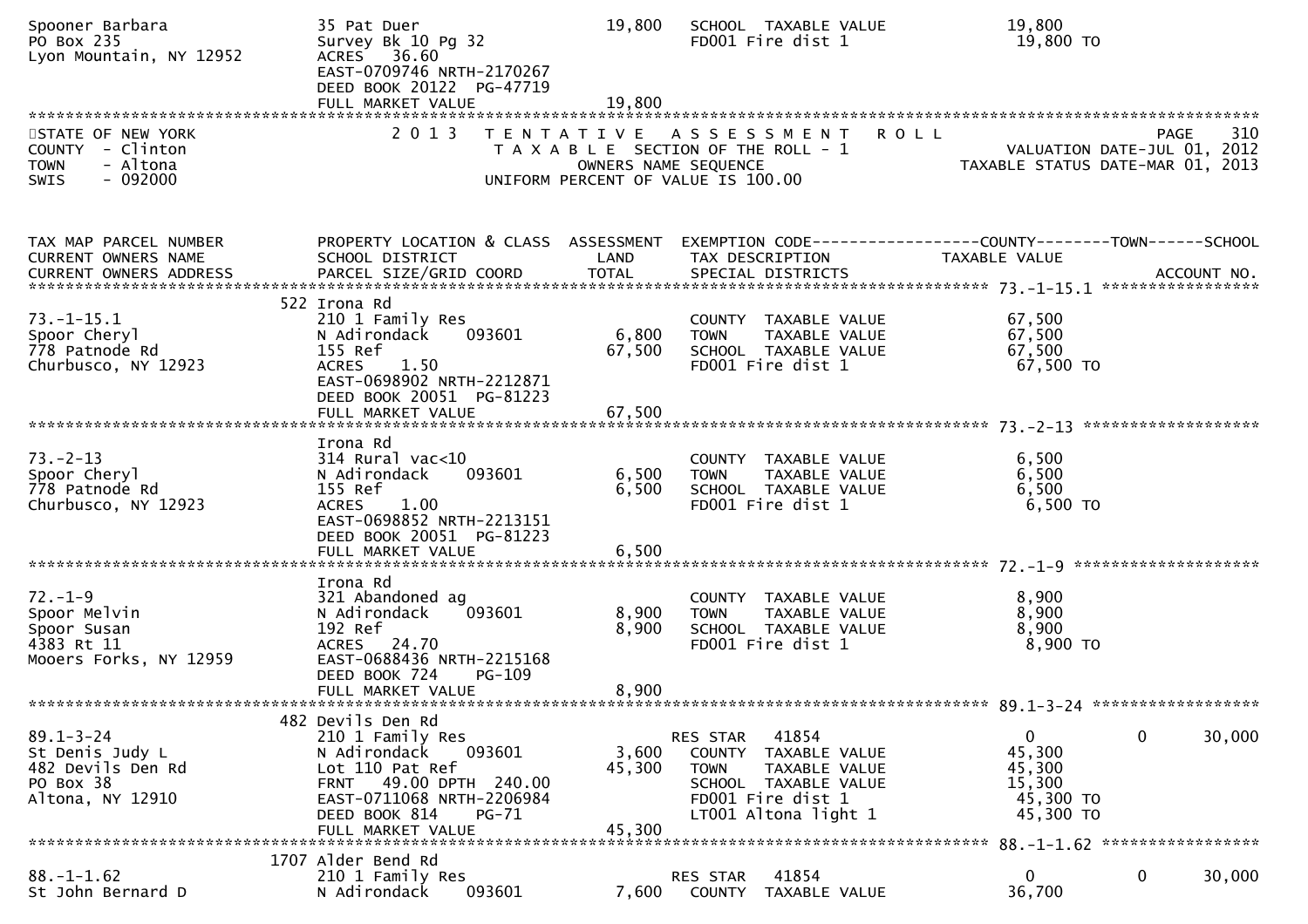```
Spooner Barbara                35 Pat Duer                     19,800   SCHOOL  TAXABLE VALUE              19,800
PO Box 235                     Survey Bk 10 Pg 32                       FD001 Fire dist 1                   19,800 TO
Lyon Mountain, NY 12952        ACRES   36.60
                               EAST-0709746 NRTH-2170267
                               DEED BOOK 20122  PG-47719
                               FULL MARKET VALUE               19,800
******************************************************************************************************************************
```

STATE OF NEW YORK — COUNTY - Clinton — TOWN - Altona — SWIS - 092000

**2013 TENTATIVE ASSESSMENT ROLL**
TAXABLE SECTION OF THE ROLL - 1
OWNERS NAME SEQUENCE
UNIFORM PERCENT OF VALUE IS 100.00

VALUATION DATE-JUL 01, 2012
TAXABLE STATUS DATE-MAR 01, 2013

```
TAX MAP PARCEL NUMBER          PROPERTY LOCATION & CLASS  ASSESSMENT  EXEMPTION CODE------------------COUNTY--------TOWN------SCHOOL
CURRENT OWNERS NAME            SCHOOL DISTRICT               LAND      TAX DESCRIPTION             TAXABLE VALUE
CURRENT OWNERS ADDRESS         PARCEL SIZE/GRID COORD       TOTAL      SPECIAL DISTRICTS                                  ACCOUNT NO.
*************************************************************************************************** 73.-1-15.1 *****************
                               522 Irona Rd
73.-1-15.1                     210 1 Family Res                         COUNTY  TAXABLE VALUE              67,500
Spoor Cheryl                   N Adirondack    093601          6,800    TOWN    TAXABLE VALUE              67,500
778 Patnode Rd                 155 Ref                        67,500    SCHOOL  TAXABLE VALUE              67,500
Churbusco, NY 12923            ACRES    1.50                            FD001 Fire dist 1                   67,500 TO
                               EAST-0698902 NRTH-2212871
                               DEED BOOK 20051  PG-81223
                               FULL MARKET VALUE               67,500
*************************************************************************************************** 73.-2-13 *******************
                               Irona Rd
73.-2-13                       314 Rural vac<10                         COUNTY  TAXABLE VALUE               6,500
Spoor Cheryl                   N Adirondack    093601          6,500    TOWN    TAXABLE VALUE               6,500
778 Patnode Rd                 155 Ref                         6,500    SCHOOL  TAXABLE VALUE               6,500
Churbusco, NY 12923            ACRES    1.00                            FD001 Fire dist 1                    6,500 TO
                               EAST-0698852 NRTH-2213151
                               DEED BOOK 20051  PG-81223
                               FULL MARKET VALUE                6,500
*************************************************************************************************** 72.-1-9 ********************
                               Irona Rd
72.-1-9                        321 Abandoned ag                         COUNTY  TAXABLE VALUE               8,900
Spoor Melvin                   N Adirondack    093601          8,900    TOWN    TAXABLE VALUE               8,900
Spoor Susan                    192 Ref                         8,900    SCHOOL  TAXABLE VALUE               8,900
4383 Rt 11                     ACRES   24.70                            FD001 Fire dist 1                    8,900 TO
Mooers Forks, NY 12959         EAST-0688436 NRTH-2215168
                               DEED BOOK 724    PG-109
                               FULL MARKET VALUE                8,900
*************************************************************************************************** 89.1-3-24 ******************
                               482 Devils Den Rd
89.1-3-24                      210 1 Family Res                         RES STAR   41854                       0          0     30,000
St Denis Judy L                N Adirondack    093601          3,600    COUNTY  TAXABLE VALUE              45,300
482 Devils Den Rd              Lot 110 Pat Ref                45,300    TOWN    TAXABLE VALUE              45,300
PO Box 38                      FRNT   49.00 DPTH  240.00                SCHOOL  TAXABLE VALUE              15,300
Altona, NY 12910               EAST-0711068 NRTH-2206984                FD001 Fire dist 1                   45,300 TO
                               DEED BOOK 814    PG-71                   LT001 Altona light 1                45,300 TO
                               FULL MARKET VALUE               45,300
*************************************************************************************************** 88.-1-1.62 *****************
                               1707 Alder Bend Rd
88.-1-1.62                     210 1 Family Res                         RES STAR   41854                       0          0     30,000
St John Bernard D              N Adirondack    093601          7,600    COUNTY  TAXABLE VALUE              36,700
```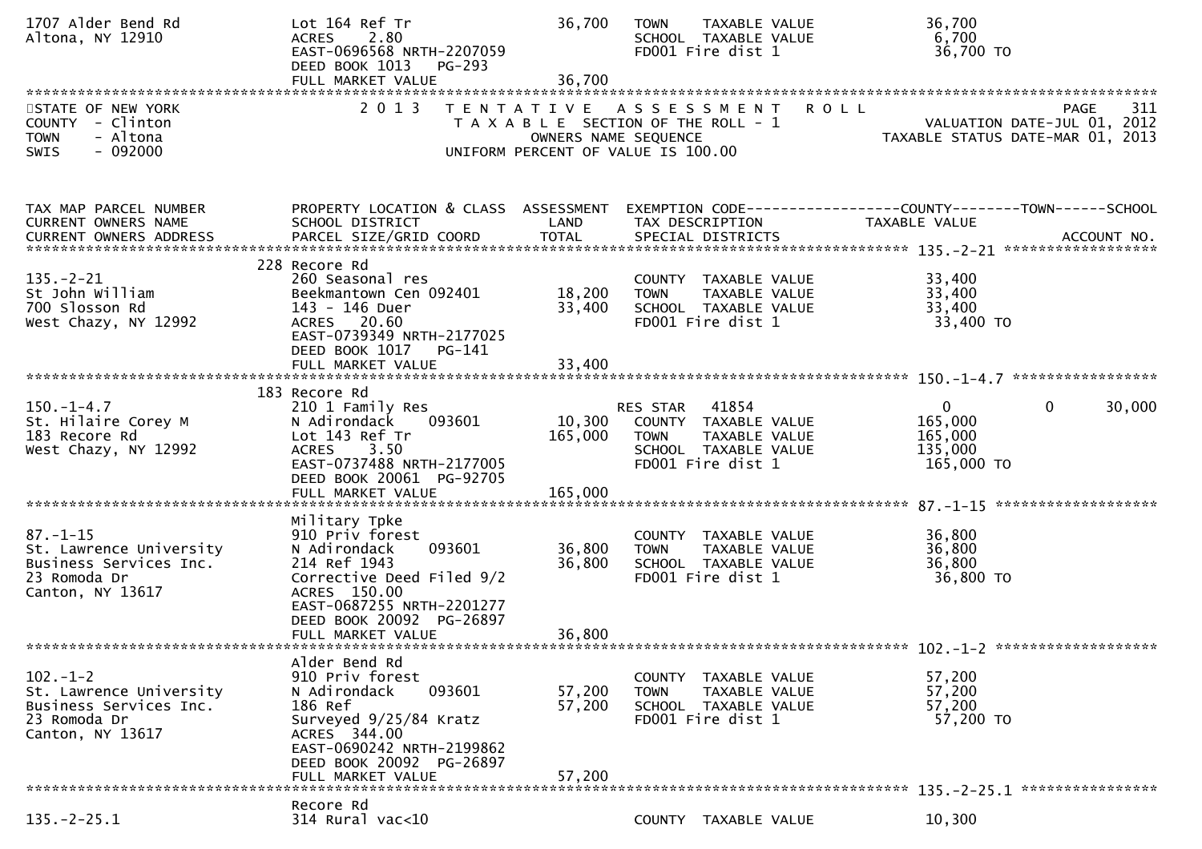| | | | | |
|---|---|---|---|---|
| 1707 Alder Bend Rd | Lot 164 Ref Tr | 36,700 | TOWN TAXABLE VALUE | 36,700 |
| Altona, NY 12910 | ACRES 2.80 | | SCHOOL TAXABLE VALUE | 6,700 |
| | EAST-0696568 NRTH-2207059 | | FD001 Fire dist 1 | 36,700 TO |
| | DEED BOOK 1013 PG-293 | | | |
| | FULL MARKET VALUE | 36,700 | | |

STATE OF NEW YORK
COUNTY - Clinton
TOWN - Altona
SWIS - 092000

2013 TENTATIVE ASSESSMENT ROLL
TAXABLE SECTION OF THE ROLL - 1
OWNERS NAME SEQUENCE
UNIFORM PERCENT OF VALUE IS 100.00

PAGE 311
VALUATION DATE-JUL 01, 2012
TAXABLE STATUS DATE-MAR 01, 2013

| TAX MAP PARCEL NUMBER / CURRENT OWNERS NAME / CURRENT OWNERS ADDRESS | PROPERTY LOCATION & CLASS / SCHOOL DISTRICT / PARCEL SIZE/GRID COORD | ASSESSMENT LAND / TOTAL | EXEMPTION CODE / TAX DESCRIPTION / SPECIAL DISTRICTS | COUNTY | TOWN | SCHOOL / TAXABLE VALUE / ACCOUNT NO. |
|---|---|---|---|---|---|---|
| **135.-2-21** | | | | | | |
| | 228 Recore Rd | | | | | |
| 135.-2-21 | 260 Seasonal res | | COUNTY TAXABLE VALUE | 33,400 | | |
| St John William | Beekmantown Cen 092401 | 18,200 | TOWN TAXABLE VALUE | 33,400 | | |
| 700 Slosson Rd | 143 - 146 Duer | 33,400 | SCHOOL TAXABLE VALUE | 33,400 | | |
| West Chazy, NY 12992 | ACRES 20.60 | | FD001 Fire dist 1 | 33,400 TO | | |
| | EAST-0739349 NRTH-2177025 | | | | | |
| | DEED BOOK 1017 PG-141 | | | | | |
| | FULL MARKET VALUE | 33,400 | | | | |
| **150.-1-4.7** | | | | | | |
| | 183 Recore Rd | | | | | |
| 150.-1-4.7 | 210 1 Family Res | | RES STAR 41854 | 0 | 0 | 30,000 |
| St. Hilaire Corey M | N Adirondack 093601 | 10,300 | COUNTY TAXABLE VALUE | 165,000 | | |
| 183 Recore Rd | Lot 143 Ref Tr | 165,000 | TOWN TAXABLE VALUE | 165,000 | | |
| West Chazy, NY 12992 | ACRES 3.50 | | SCHOOL TAXABLE VALUE | 135,000 | | |
| | EAST-0737488 NRTH-2177005 | | FD001 Fire dist 1 | 165,000 TO | | |
| | DEED BOOK 20061 PG-92705 | | | | | |
| | FULL MARKET VALUE | 165,000 | | | | |
| **87.-1-15** | | | | | | |
| | Military Tpke | | | | | |
| 87.-1-15 | 910 Priv forest | | COUNTY TAXABLE VALUE | 36,800 | | |
| St. Lawrence University | N Adirondack 093601 | 36,800 | TOWN TAXABLE VALUE | 36,800 | | |
| Business Services Inc. | 214 Ref 1943 | 36,800 | SCHOOL TAXABLE VALUE | 36,800 | | |
| 23 Romoda Dr | Corrective Deed Filed 9/2 | | FD001 Fire dist 1 | 36,800 TO | | |
| Canton, NY 13617 | ACRES 150.00 | | | | | |
| | EAST-0687255 NRTH-2201277 | | | | | |
| | DEED BOOK 20092 PG-26897 | | | | | |
| | FULL MARKET VALUE | 36,800 | | | | |
| **102.-1-2** | | | | | | |
| | Alder Bend Rd | | | | | |
| 102.-1-2 | 910 Priv forest | | COUNTY TAXABLE VALUE | 57,200 | | |
| St. Lawrence University | N Adirondack 093601 | 57,200 | TOWN TAXABLE VALUE | 57,200 | | |
| Business Services Inc. | 186 Ref | 57,200 | SCHOOL TAXABLE VALUE | 57,200 | | |
| 23 Romoda Dr | Surveyed 9/25/84 Kratz | | FD001 Fire dist 1 | 57,200 TO | | |
| Canton, NY 13617 | ACRES 344.00 | | | | | |
| | EAST-0690242 NRTH-2199862 | | | | | |
| | DEED BOOK 20092 PG-26897 | | | | | |
| | FULL MARKET VALUE | 57,200 | | | | |
| **135.-2-25.1** | | | | | | |
| | Recore Rd | | | | | |
| 135.-2-25.1 | 314 Rural vac<10 | | COUNTY TAXABLE VALUE | 10,300 | | |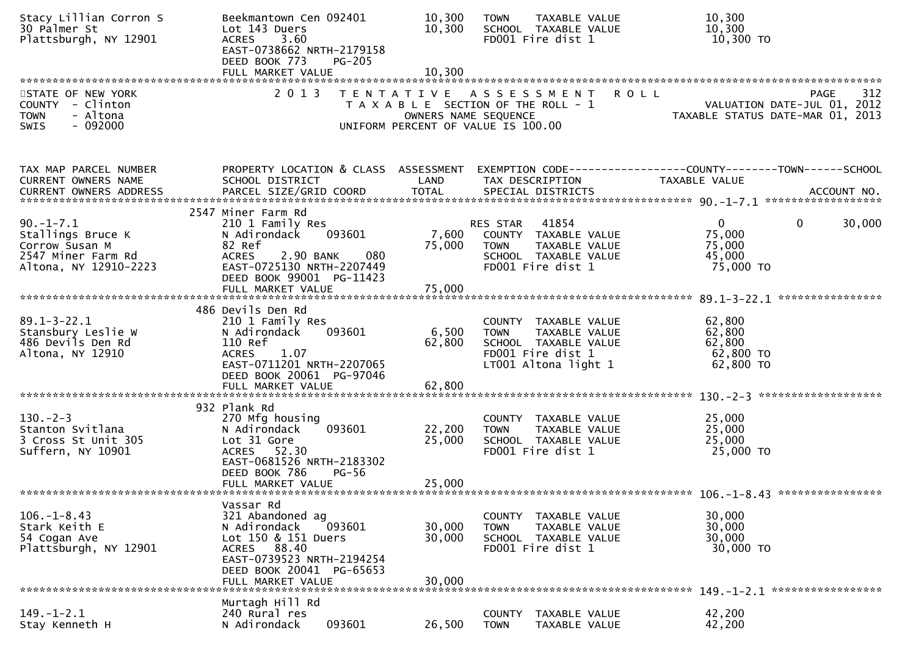```
Stacy Lillian Corron S          Beekmantown Cen 092401        10,300    TOWN     TAXABLE VALUE              10,300
30 Palmer St                    Lot 143 Duers                 10,300    SCHOOL   TAXABLE VALUE              10,300
Plattsburgh, NY 12901           ACRES     3.60                          FD001 Fire dist 1                   10,300 TO
                                EAST-0738662 NRTH-2179158
                                DEED BOOK 773     PG-205
                                FULL MARKET VALUE             10,300
******************************************************************************************************************************
STATE OF NEW YORK                 2 0 1 3   T E N T A T I V E   A S S E S S M E N T   R O L L                        PAGE    312
COUNTY  - Clinton                         T A X A B L E SECTION OF THE ROLL - 1                    VALUATION DATE-JUL 01, 2012
TOWN    - Altona                                 OWNERS NAME SEQUENCE                          TAXABLE STATUS DATE-MAR 01, 2013
SWIS    - 092000                          UNIFORM PERCENT OF VALUE IS 100.00


TAX MAP PARCEL NUMBER           PROPERTY LOCATION & CLASS  ASSESSMENT  EXEMPTION CODE------------------COUNTY--------TOWN------SCHOOL
CURRENT OWNERS NAME             SCHOOL DISTRICT               LAND      TAX DESCRIPTION             TAXABLE VALUE
CURRENT OWNERS ADDRESS          PARCEL SIZE/GRID COORD        TOTAL     SPECIAL DISTRICTS                                 ACCOUNT NO.
****************************************************************************************************** 90.-1-7.1 *****************
                                2547 Miner Farm Rd
90.-1-7.1                       210 1 Family Res                        RES STAR   41854                  0           0      30,000
Stallings Bruce K               N Adirondack     093601        7,600    COUNTY  TAXABLE VALUE              75,000
Corrow Susan M                  82 Ref                        75,000    TOWN    TAXABLE VALUE              75,000
2547 Miner Farm Rd              ACRES     2.90 BANK     080             SCHOOL  TAXABLE VALUE              45,000
Altona, NY 12910-2223           EAST-0725130 NRTH-2207449               FD001 Fire dist 1                   75,000 TO
                                DEED BOOK 99001  PG-11423
                                FULL MARKET VALUE             75,000
****************************************************************************************************** 89.1-3-22.1 ***************
                                486 Devils Den Rd
89.1-3-22.1                     210 1 Family Res                        COUNTY  TAXABLE VALUE              62,800
Stansbury Leslie W              N Adirondack     093601        6,500    TOWN    TAXABLE VALUE              62,800
486 Devils Den Rd               110 Ref                       62,800    SCHOOL  TAXABLE VALUE              62,800
Altona, NY 12910                ACRES     1.07                          FD001 Fire dist 1                   62,800 TO
                                EAST-0711201 NRTH-2207065               LT001 Altona light 1                62,800 TO
                                DEED BOOK 20061  PG-97046
                                FULL MARKET VALUE             62,800
****************************************************************************************************** 130.-2-3 ******************
                                932 Plank Rd
130.-2-3                        270 Mfg housing                         COUNTY  TAXABLE VALUE              25,000
Stanton Svitlana                N Adirondack     093601       22,200    TOWN    TAXABLE VALUE              25,000
3 Cross St Unit 305             Lot 31 Gore                   25,000    SCHOOL  TAXABLE VALUE              25,000
Suffern, NY 10901               ACRES    52.30                          FD001 Fire dist 1                   25,000 TO
                                EAST-0681526 NRTH-2183302
                                DEED BOOK 786     PG-56
                                FULL MARKET VALUE             25,000
****************************************************************************************************** 106.-1-8.43 ***************
                                Vassar Rd
106.-1-8.43                     321 Abandoned ag                        COUNTY  TAXABLE VALUE              30,000
Stark Keith E                   N Adirondack     093601       30,000    TOWN    TAXABLE VALUE              30,000
54 Cogan Ave                    Lot 150 & 151 Duers           30,000    SCHOOL  TAXABLE VALUE              30,000
Plattsburgh, NY 12901           ACRES    88.40                          FD001 Fire dist 1                   30,000 TO
                                EAST-0739523 NRTH-2194254
                                DEED BOOK 20041  PG-65653
                                FULL MARKET VALUE             30,000
****************************************************************************************************** 149.-1-2.1 ****************
                                Murtagh Hill Rd
149.-1-2.1                      240 Rural res                           COUNTY  TAXABLE VALUE              42,200
Stay Kenneth H                  N Adirondack     093601       26,500    TOWN    TAXABLE VALUE              42,200
```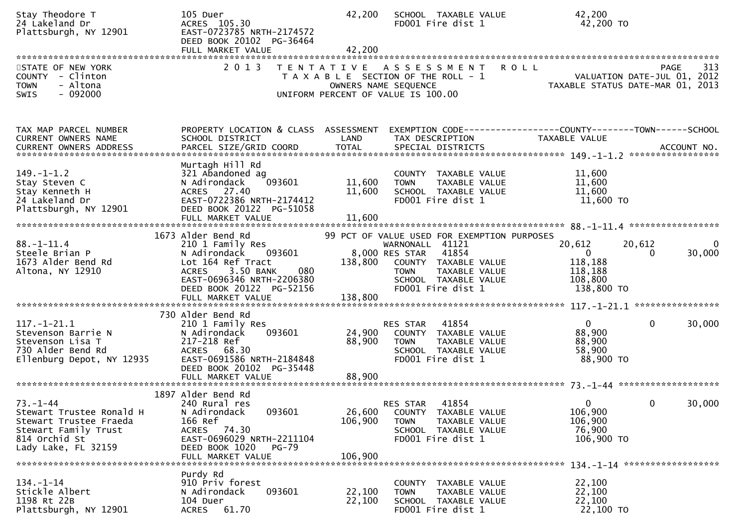```
Stay Theodore T               105 Duer                          42,200   SCHOOL  TAXABLE VALUE            42,200
24 Lakeland Dr                ACRES 105.30                               FD001 Fire dist 1                 42,200 TO
Plattsburgh, NY 12901         EAST-0723785 NRTH-2174572
                              DEED BOOK 20102  PG-36464
                              FULL MARKET VALUE                 42,200
******************************************************************************************************************************
STATE OF NEW YORK                  2 0 1 3   T E N T A T I V E   A S S E S S M E N T   R O L L                    PAGE    313
COUNTY  - Clinton                        T A X A B L E  SECTION OF THE ROLL - 1                      VALUATION DATE-JUL 01, 2012
TOWN    - Altona                              OWNERS NAME SEQUENCE                             TAXABLE STATUS DATE-MAR 01, 2013
SWIS    - 092000                         UNIFORM PERCENT OF VALUE IS 100.00


TAX MAP PARCEL NUMBER         PROPERTY LOCATION & CLASS  ASSESSMENT  EXEMPTION CODE------------------COUNTY--------TOWN------SCHOOL
CURRENT OWNERS NAME           SCHOOL DISTRICT               LAND     TAX DESCRIPTION              TAXABLE VALUE
CURRENT OWNERS ADDRESS        PARCEL SIZE/GRID COORD        TOTAL    SPECIAL DISTRICTS                                  ACCOUNT NO.
******************************************************************************************************* 149.-1-1.2 *****************
                              Murtagh Hill Rd
149.-1-1.2                    321 Abandoned ag                           COUNTY  TAXABLE VALUE            11,600
Stay Steven C                 N Adirondack      093601      11,600      TOWN    TAXABLE VALUE            11,600
Stay Kenneth H                ACRES  27.40                  11,600      SCHOOL  TAXABLE VALUE            11,600
24 Lakeland Dr                EAST-0722386 NRTH-2174412                 FD001 Fire dist 1                 11,600 TO
Plattsburgh, NY 12901         DEED BOOK 20122  PG-51058
                              FULL MARKET VALUE             11,600
******************************************************************************************************* 88.-1-11.4 *****************
                         1673 Alder Bend Rd               99 PCT OF VALUE USED FOR EXEMPTION PURPOSES
88.-1-11.4                    210 1 Family Res                    WARNONALL  41121           20,612      20,612           0
Steele Brian P                N Adirondack      093601       8,000 RES STAR   41854                 0           0      30,000
1673 Alder Bend Rd            Lot 164 Ref Tract            138,800    COUNTY  TAXABLE VALUE           118,188
Altona, NY 12910              ACRES    3.50 BANK     080               TOWN    TAXABLE VALUE           118,188
                              EAST-0696346 NRTH-2206380               SCHOOL  TAXABLE VALUE           108,800
                              DEED BOOK 20122  PG-52156               FD001 Fire dist 1                138,800 TO
                              FULL MARKET VALUE            138,800
******************************************************************************************************* 117.-1-21.1 ****************
                          730 Alder Bend Rd
117.-1-21.1                   210 1 Family Res                    RES STAR   41854                  0           0      30,000
Stevenson Barrie N            N Adirondack      093601      24,900    COUNTY  TAXABLE VALUE            88,900
Stevenson Lisa T              217-218 Ref                   88,900    TOWN    TAXABLE VALUE            88,900
730 Alder Bend Rd             ACRES  68.30                            SCHOOL  TAXABLE VALUE            58,900
Ellenburg Depot, NY 12935     EAST-0691586 NRTH-2184848               FD001 Fire dist 1                 88,900 TO
                              DEED BOOK 20102  PG-35448
                              FULL MARKET VALUE             88,900
******************************************************************************************************* 73.-1-44 *******************
                         1897 Alder Bend Rd
73.-1-44                      240 Rural res                       RES STAR   41854                  0           0      30,000
Stewart Trustee Ronald H      N Adirondack      093601      26,600    COUNTY  TAXABLE VALUE           106,900
Stewart Trustee Fraeda        166 Ref                      106,900    TOWN    TAXABLE VALUE           106,900
Stewart Family Trust          ACRES  74.30                            SCHOOL  TAXABLE VALUE            76,900
814 Orchid St                 EAST-0696029 NRTH-2211104               FD001 Fire dist 1                106,900 TO
Lady Lake, FL 32159           DEED BOOK 1020    PG-79
                              FULL MARKET VALUE            106,900
******************************************************************************************************* 134.-1-14 ******************
                              Purdy Rd
134.-1-14                     910 Priv forest                     COUNTY  TAXABLE VALUE            22,100
Stickle Albert                N Adirondack      093601      22,100    TOWN    TAXABLE VALUE            22,100
1198 Rt 22B                   104 Duer                      22,100    SCHOOL  TAXABLE VALUE            22,100
Plattsburgh, NY 12901         ACRES  61.70                            FD001 Fire dist 1                 22,100 TO
```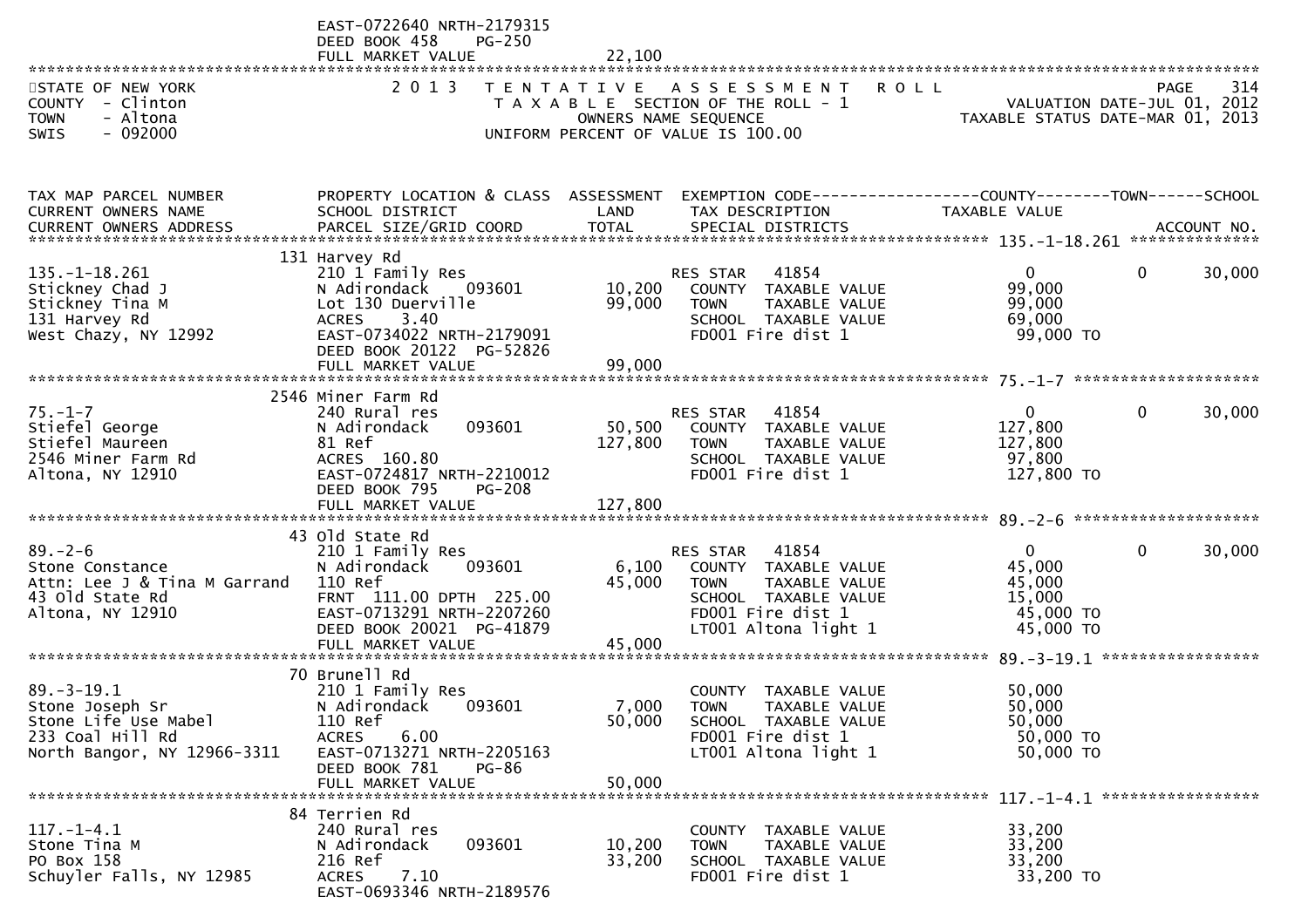EAST-0722640 NRTH-2179315
DEED BOOK 458 PG-250
FULL MARKET VALUE 22,100

STATE OF NEW YORK
COUNTY - Clinton
TOWN - Altona
SWIS - 092000

2013 TENTATIVE ASSESSMENT ROLL
TAXABLE SECTION OF THE ROLL - 1
OWNERS NAME SEQUENCE
UNIFORM PERCENT OF VALUE IS 100.00

VALUATION DATE-JUL 01, 2012
TAXABLE STATUS DATE-MAR 01, 2013

| TAX MAP PARCEL NUMBER / CURRENT OWNERS NAME / CURRENT OWNERS ADDRESS | PROPERTY LOCATION & CLASS / SCHOOL DISTRICT / PARCEL SIZE/GRID COORD | ASSESSMENT LAND / TOTAL | EXEMPTION CODE / TAX DESCRIPTION / SPECIAL DISTRICTS | COUNTY TAXABLE VALUE | TOWN | SCHOOL / ACCOUNT NO. |
|---|---|---|---|---|---|---|
| **135.-1-18.261** | 131 Harvey Rd | | | | | |
| 135.-1-18.261 | 210 1 Family Res | | RES STAR 41854 | 0 | 0 | 30,000 |
| Stickney Chad J | N Adirondack 093601 | 10,200 | COUNTY TAXABLE VALUE | 99,000 | | |
| Stickney Tina M | Lot 130 Duerville | 99,000 | TOWN TAXABLE VALUE | 99,000 | | |
| 131 Harvey Rd | ACRES 3.40 | | SCHOOL TAXABLE VALUE | 69,000 | | |
| West Chazy, NY 12992 | EAST-0734022 NRTH-2179091 | | FD001 Fire dist 1 | 99,000 TO | | |
| | DEED BOOK 20122 PG-52826 | | | | | |
| | FULL MARKET VALUE | 99,000 | | | | |
| **75.-1-7** | 2546 Miner Farm Rd | | | | | |
| 75.-1-7 | 240 Rural res | | RES STAR 41854 | 0 | 0 | 30,000 |
| Stiefel George | N Adirondack 093601 | 50,500 | COUNTY TAXABLE VALUE | 127,800 | | |
| Stiefel Maureen | 81 Ref | 127,800 | TOWN TAXABLE VALUE | 127,800 | | |
| 2546 Miner Farm Rd | ACRES 160.80 | | SCHOOL TAXABLE VALUE | 97,800 | | |
| Altona, NY 12910 | EAST-0724817 NRTH-2210012 | | FD001 Fire dist 1 | 127,800 TO | | |
| | DEED BOOK 795 PG-208 | | | | | |
| | FULL MARKET VALUE | 127,800 | | | | |
| **89.-2-6** | 43 Old State Rd | | | | | |
| 89.-2-6 | 210 1 Family Res | | RES STAR 41854 | 0 | 0 | 30,000 |
| Stone Constance | N Adirondack 093601 | 6,100 | COUNTY TAXABLE VALUE | 45,000 | | |
| Attn: Lee J & Tina M Garrand | 110 Ref | 45,000 | TOWN TAXABLE VALUE | 45,000 | | |
| 43 Old State Rd | FRNT 111.00 DPTH 225.00 | | SCHOOL TAXABLE VALUE | 15,000 | | |
| Altona, NY 12910 | EAST-0713291 NRTH-2207260 | | FD001 Fire dist 1 | 45,000 TO | | |
| | DEED BOOK 20021 PG-41879 | | LT001 Altona light 1 | 45,000 TO | | |
| | FULL MARKET VALUE | 45,000 | | | | |
| **89.-3-19.1** | 70 Brunell Rd | | | | | |
| 89.-3-19.1 | 210 1 Family Res | | COUNTY TAXABLE VALUE | 50,000 | | |
| Stone Joseph Sr | N Adirondack 093601 | 7,000 | TOWN TAXABLE VALUE | 50,000 | | |
| Stone Life Use Mabel | 110 Ref | 50,000 | SCHOOL TAXABLE VALUE | 50,000 | | |
| 233 Coal Hill Rd | ACRES 6.00 | | FD001 Fire dist 1 | 50,000 TO | | |
| North Bangor, NY 12966-3311 | EAST-0713271 NRTH-2205163 | | LT001 Altona light 1 | 50,000 TO | | |
| | DEED BOOK 781 PG-86 | | | | | |
| | FULL MARKET VALUE | 50,000 | | | | |
| **117.-1-4.1** | 84 Terrien Rd | | | | | |
| 117.-1-4.1 | 240 Rural res | | COUNTY TAXABLE VALUE | 33,200 | | |
| Stone Tina M | N Adirondack 093601 | 10,200 | TOWN TAXABLE VALUE | 33,200 | | |
| PO Box 158 | 216 Ref | 33,200 | SCHOOL TAXABLE VALUE | 33,200 | | |
| Schuyler Falls, NY 12985 | ACRES 7.10 | | FD001 Fire dist 1 | 33,200 TO | | |
| | EAST-0693346 NRTH-2189576 | | | | | |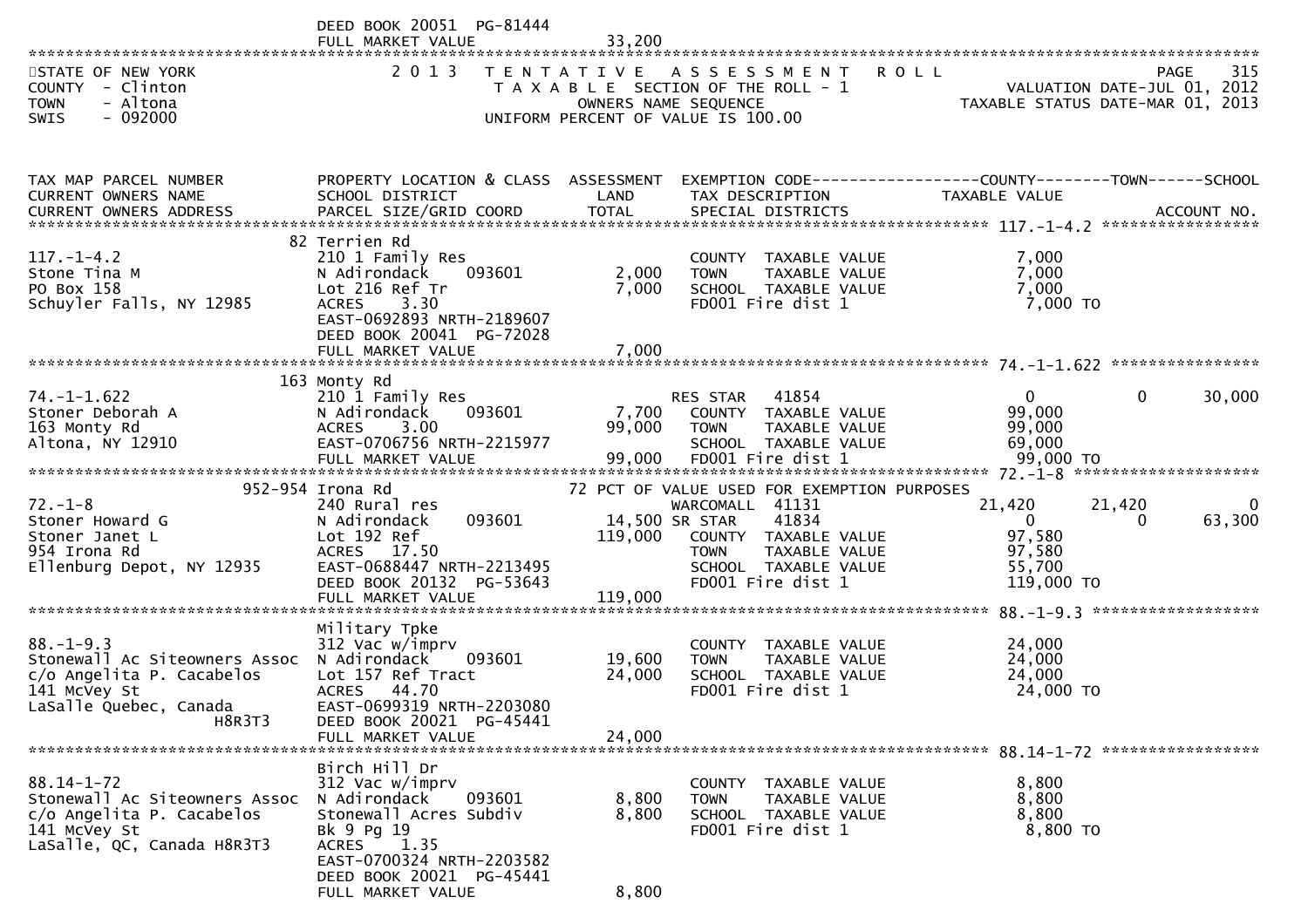DEED BOOK 20051 PG-81444
FULL MARKET VALUE 33,200

STATE OF NEW YORK
COUNTY - Clinton
TOWN - Altona
SWIS - 092000

2013 TENTATIVE ASSESSMENT ROLL
TAXABLE SECTION OF THE ROLL - 1
OWNERS NAME SEQUENCE
UNIFORM PERCENT OF VALUE IS 100.00

VALUATION DATE-JUL 01, 2012
TAXABLE STATUS DATE-MAR 01, 2013

| TAX MAP PARCEL NUMBER / CURRENT OWNERS NAME / CURRENT OWNERS ADDRESS | PROPERTY LOCATION & CLASS / SCHOOL DISTRICT / PARCEL SIZE/GRID COORD | ASSESSMENT LAND / TOTAL | EXEMPTION CODE / TAX DESCRIPTION / SPECIAL DISTRICTS | COUNTY TAXABLE VALUE | TOWN | SCHOOL |
|---|---|---|---|---|---|---|
| **117.-1-4.2** | 82 Terrien Rd | | | | | |
| 117.-1-4.2 | 210 1 Family Res | | COUNTY TAXABLE VALUE | 7,000 | | |
| Stone Tina M | N Adirondack 093601 | 2,000 | TOWN TAXABLE VALUE | 7,000 | | |
| PO Box 158 | Lot 216 Ref Tr | 7,000 | SCHOOL TAXABLE VALUE | 7,000 | | |
| Schuyler Falls, NY 12985 | ACRES 3.30 | | FD001 Fire dist 1 | 7,000 TO | | |
| | EAST-0692893 NRTH-2189607 | | | | | |
| | DEED BOOK 20041 PG-72028 | | | | | |
| | FULL MARKET VALUE | 7,000 | | | | |
| **74.-1-1.622** | 163 Monty Rd | | | | | |
| 74.-1-1.622 | 210 1 Family Res | | RES STAR 41854 | 0 | 0 | 30,000 |
| Stoner Deborah A | N Adirondack 093601 | 7,700 | COUNTY TAXABLE VALUE | 99,000 | | |
| 163 Monty Rd | ACRES 3.00 | 99,000 | TOWN TAXABLE VALUE | 99,000 | | |
| Altona, NY 12910 | EAST-0706756 NRTH-2215977 | | SCHOOL TAXABLE VALUE | 69,000 | | |
| | FULL MARKET VALUE | 99,000 | FD001 Fire dist 1 | 99,000 TO | | |
| **72.-1-8** | 952-954 Irona Rd | | 72 PCT OF VALUE USED FOR EXEMPTION PURPOSES | | | |
| 72.-1-8 | 240 Rural res | | WARCOMALL 41131 | 21,420 | 21,420 | 0 |
| Stoner Howard G | N Adirondack 093601 | 14,500 | SR STAR 41834 | 0 | 0 | 63,300 |
| Stoner Janet L | Lot 192 Ref | 119,000 | COUNTY TAXABLE VALUE | 97,580 | | |
| 954 Irona Rd | ACRES 17.50 | | TOWN TAXABLE VALUE | 97,580 | | |
| Ellenburg Depot, NY 12935 | EAST-0688447 NRTH-2213495 | | SCHOOL TAXABLE VALUE | 55,700 | | |
| | DEED BOOK 20132 PG-53643 | | FD001 Fire dist 1 | 119,000 TO | | |
| | FULL MARKET VALUE | 119,000 | | | | |
| **88.-1-9.3** | Military Tpke | | | | | |
| 88.-1-9.3 | 312 Vac w/imprv | | COUNTY TAXABLE VALUE | 24,000 | | |
| Stonewall Ac Siteowners Assoc | N Adirondack 093601 | 19,600 | TOWN TAXABLE VALUE | 24,000 | | |
| c/o Angelita P. Cacabelos | Lot 157 Ref Tract | 24,000 | SCHOOL TAXABLE VALUE | 24,000 | | |
| 141 McVey St | ACRES 44.70 | | FD001 Fire dist 1 | 24,000 TO | | |
| LaSalle Quebec, Canada H8R3T3 | EAST-0699319 NRTH-2203080 | | | | | |
| | DEED BOOK 20021 PG-45441 | | | | | |
| | FULL MARKET VALUE | 24,000 | | | | |
| **88.14-1-72** | Birch Hill Dr | | | | | |
| 88.14-1-72 | 312 Vac w/imprv | | COUNTY TAXABLE VALUE | 8,800 | | |
| Stonewall Ac Siteowners Assoc | N Adirondack 093601 | 8,800 | TOWN TAXABLE VALUE | 8,800 | | |
| c/o Angelita P. Cacabelos | Stonewall Acres Subdiv | 8,800 | SCHOOL TAXABLE VALUE | 8,800 | | |
| 141 McVey St | Bk 9 Pg 19 | | FD001 Fire dist 1 | 8,800 TO | | |
| LaSalle, QC, Canada H8R3T3 | ACRES 1.35 | | | | | |
| | EAST-0700324 NRTH-2203582 | | | | | |
| | DEED BOOK 20021 PG-45441 | | | | | |
| | FULL MARKET VALUE | 8,800 | | | | |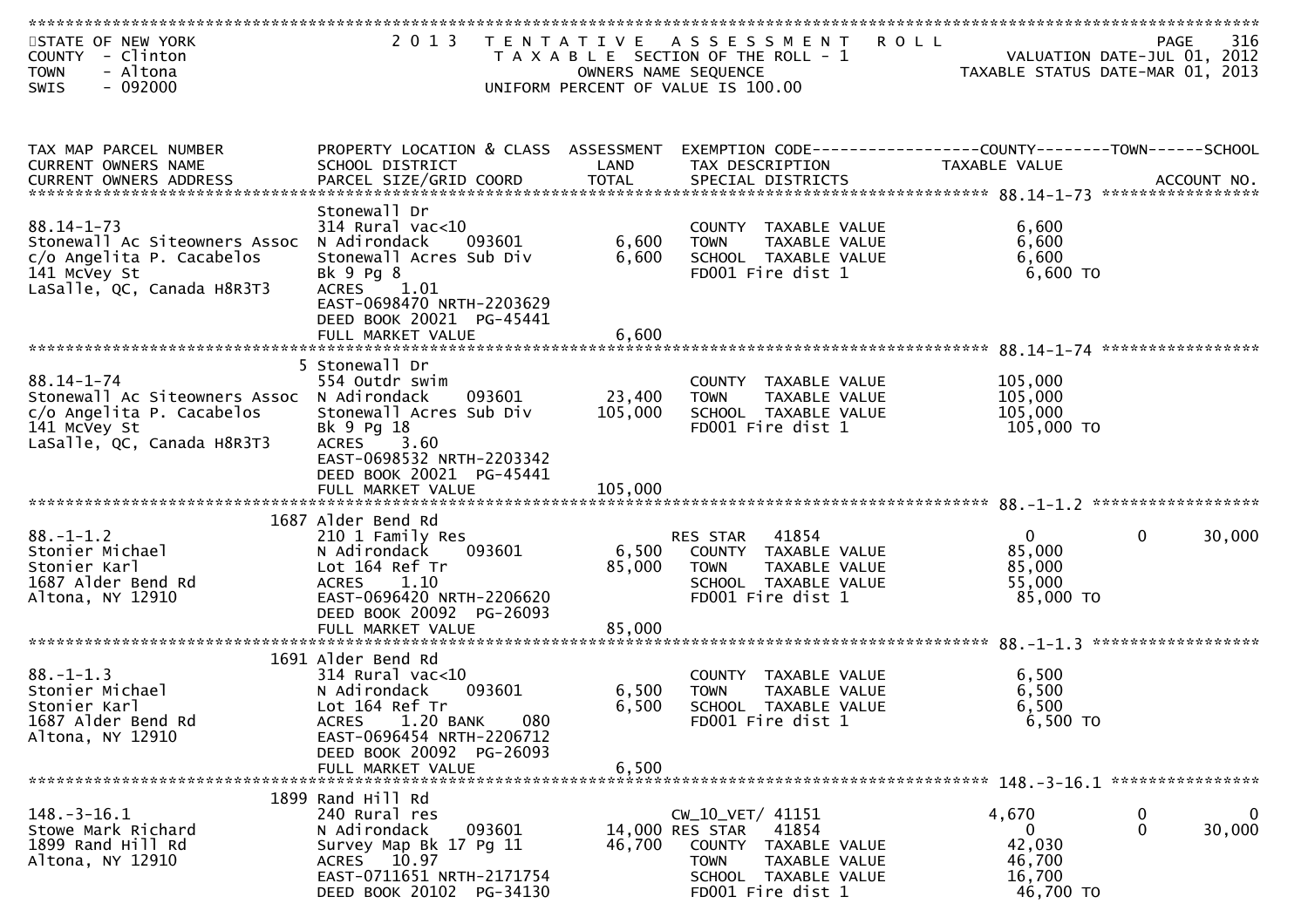STATE OF NEW YORK
COUNTY - Clinton
TOWN - Altona
SWIS - 092000

# 2013 TENTATIVE ASSESSMENT ROLL

TAXABLE SECTION OF THE ROLL - 1
OWNERS NAME SEQUENCE
UNIFORM PERCENT OF VALUE IS 100.00

VALUATION DATE-JUL 01, 2012
TAXABLE STATUS DATE-MAR 01, 2013

| TAX MAP PARCEL NUMBER / CURRENT OWNERS NAME / CURRENT OWNERS ADDRESS | PROPERTY LOCATION & CLASS / SCHOOL DISTRICT / PARCEL SIZE/GRID COORD | ASSESSMENT LAND | ASSESSMENT TOTAL | EXEMPTION CODE / TAX DESCRIPTION / SPECIAL DISTRICTS | COUNTY TAXABLE VALUE | TOWN | SCHOOL |
|---|---|---|---|---|---|---|---|
| **88.14-1-73** | Stonewall Dr | | | | | | |
| 88.14-1-73 | 314 Rural vac<10 | | | COUNTY TAXABLE VALUE | 6,600 | | |
| Stonewall Ac Siteowners Assoc | N Adirondack 093601 | 6,600 | | TOWN TAXABLE VALUE | 6,600 | | |
| c/o Angelita P. Cacabelos | Stonewall Acres Sub Div | | 6,600 | SCHOOL TAXABLE VALUE | 6,600 | | |
| 141 McVey St | Bk 9 Pg 8 | | | FD001 Fire dist 1 | 6,600 TO | | |
| LaSalle, QC, Canada H8R3T3 | ACRES 1.01 | | | | | | |
| | EAST-0698470 NRTH-2203629 | | | | | | |
| | DEED BOOK 20021 PG-45441 | | | | | | |
| | FULL MARKET VALUE | | 6,600 | | | | |
| **88.14-1-74** | 5 Stonewall Dr | | | | | | |
| 88.14-1-74 | 554 Outdr swim | | | COUNTY TAXABLE VALUE | 105,000 | | |
| Stonewall Ac Siteowners Assoc | N Adirondack 093601 | 23,400 | | TOWN TAXABLE VALUE | 105,000 | | |
| c/o Angelita P. Cacabelos | Stonewall Acres Sub Div | | 105,000 | SCHOOL TAXABLE VALUE | 105,000 | | |
| 141 McVey St | Bk 9 Pg 18 | | | FD001 Fire dist 1 | 105,000 TO | | |
| LaSalle, QC, Canada H8R3T3 | ACRES 3.60 | | | | | | |
| | EAST-0698532 NRTH-2203342 | | | | | | |
| | DEED BOOK 20021 PG-45441 | | | | | | |
| | FULL MARKET VALUE | | 105,000 | | | | |
| **88.-1-1.2** | 1687 Alder Bend Rd | | | | | | |
| 88.-1-1.2 | 210 1 Family Res | | | RES STAR 41854 | 0 | 0 | 30,000 |
| Stonier Michael | N Adirondack 093601 | 6,500 | | COUNTY TAXABLE VALUE | 85,000 | | |
| Stonier Karl | Lot 164 Ref Tr | | 85,000 | TOWN TAXABLE VALUE | 85,000 | | |
| 1687 Alder Bend Rd | ACRES 1.10 | | | SCHOOL TAXABLE VALUE | 55,000 | | |
| Altona, NY 12910 | EAST-0696420 NRTH-2206620 | | | FD001 Fire dist 1 | 85,000 TO | | |
| | DEED BOOK 20092 PG-26093 | | | | | | |
| | FULL MARKET VALUE | | 85,000 | | | | |
| **88.-1-1.3** | 1691 Alder Bend Rd | | | | | | |
| 88.-1-1.3 | 314 Rural vac<10 | | | COUNTY TAXABLE VALUE | 6,500 | | |
| Stonier Michael | N Adirondack 093601 | 6,500 | | TOWN TAXABLE VALUE | 6,500 | | |
| Stonier Karl | Lot 164 Ref Tr | | 6,500 | SCHOOL TAXABLE VALUE | 6,500 | | |
| 1687 Alder Bend Rd | ACRES 1.20 BANK 080 | | | FD001 Fire dist 1 | 6,500 TO | | |
| Altona, NY 12910 | EAST-0696454 NRTH-2206712 | | | | | | |
| | DEED BOOK 20092 PG-26093 | | | | | | |
| | FULL MARKET VALUE | | 6,500 | | | | |
| **148.-3-16.1** | 1899 Rand Hill Rd | | | | | | |
| 148.-3-16.1 | 240 Rural res | | | CW_10_VET/ 41151 | 4,670 | 0 | 0 |
| Stowe Mark Richard | N Adirondack 093601 | 14,000 | | RES STAR 41854 | 0 | 0 | 30,000 |
| 1899 Rand Hill Rd | Survey Map Bk 17 Pg 11 | | 46,700 | COUNTY TAXABLE VALUE | 42,030 | | |
| Altona, NY 12910 | ACRES 10.97 | | | TOWN TAXABLE VALUE | 46,700 | | |
| | EAST-0711651 NRTH-2171754 | | | SCHOOL TAXABLE VALUE | 16,700 | | |
| | DEED BOOK 20102 PG-34130 | | | FD001 Fire dist 1 | 46,700 TO | | |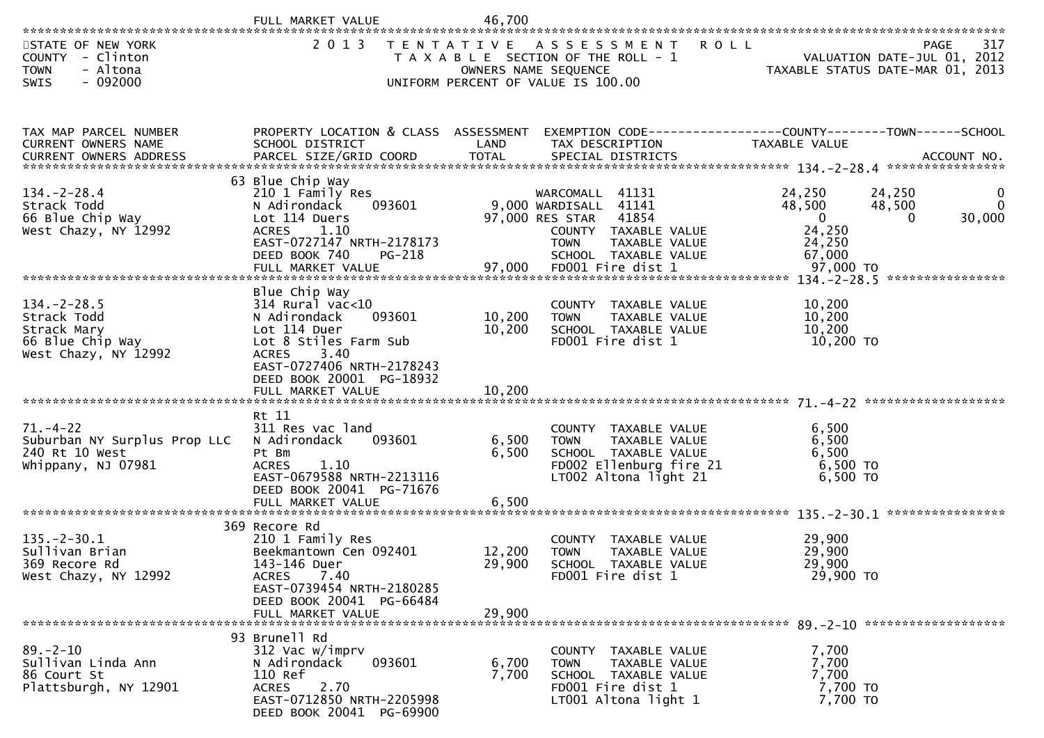FULL MARKET VALUE 46,700

STATE OF NEW YORK
COUNTY - Clinton
TOWN - Altona
SWIS - 092000

2 0 1 3 TENTATIVE ASSESSMENT ROLL
TAXABLE SECTION OF THE ROLL - 1
OWNERS NAME SEQUENCE
UNIFORM PERCENT OF VALUE IS 100.00

PAGE 317
VALUATION DATE-JUL 01, 2012
TAXABLE STATUS DATE-MAR 01, 2013

| TAX MAP PARCEL NUMBER / CURRENT OWNERS NAME / CURRENT OWNERS ADDRESS | PROPERTY LOCATION & CLASS / SCHOOL DISTRICT / PARCEL SIZE/GRID COORD | ASSESSMENT LAND | ASSESSMENT TOTAL | EXEMPTION CODE / TAX DESCRIPTION / SPECIAL DISTRICTS | COUNTY TAXABLE VALUE | TOWN | SCHOOL | ACCOUNT NO. |
|---|---|---|---|---|---|---|---|---|
| **134.-2-28.4** | 63 Blue Chip Way | | | | | | | |
| 134.-2-28.4 | 210 1 Family Res | | | WARCOMALL 41131 | 24,250 | 24,250 | 0 | |
| Strack Todd | N Adirondack 093601 | 9,000 | | WARDISALL 41141 | 48,500 | 48,500 | 0 | |
| 66 Blue Chip Way | Lot 114 Duers | | 97,000 | RES STAR 41854 | 0 | 0 | 30,000 | |
| West Chazy, NY 12992 | ACRES 1.10 | | | COUNTY TAXABLE VALUE | 24,250 | | | |
| | EAST-0727147 NRTH-2178173 | | | TOWN TAXABLE VALUE | 24,250 | | | |
| | DEED BOOK 740 PG-218 | | | SCHOOL TAXABLE VALUE | 67,000 | | | |
| | FULL MARKET VALUE | | 97,000 | FD001 Fire dist 1 | 97,000 TO | | | |
| **134.-2-28.5** | Blue Chip Way | | | | | | | |
| 134.-2-28.5 | 314 Rural vac<10 | | | COUNTY TAXABLE VALUE | 10,200 | | | |
| Strack Todd | N Adirondack 093601 | 10,200 | | TOWN TAXABLE VALUE | 10,200 | | | |
| Strack Mary | Lot 114 Duer | | 10,200 | SCHOOL TAXABLE VALUE | 10,200 | | | |
| 66 Blue Chip Way | Lot 8 Stiles Farm Sub | | | FD001 Fire dist 1 | 10,200 TO | | | |
| West Chazy, NY 12992 | ACRES 3.40 | | | | | | | |
| | EAST-0727406 NRTH-2178243 | | | | | | | |
| | DEED BOOK 20001 PG-18932 | | | | | | | |
| | FULL MARKET VALUE | | 10,200 | | | | | |
| **71.-4-22** | Rt 11 | | | | | | | |
| 71.-4-22 | 311 Res vac land | | | COUNTY TAXABLE VALUE | 6,500 | | | |
| Suburban NY Surplus Prop LLC | N Adirondack 093601 | 6,500 | | TOWN TAXABLE VALUE | 6,500 | | | |
| 240 Rt 10 West | Pt Bm | | 6,500 | SCHOOL TAXABLE VALUE | 6,500 | | | |
| Whippany, NJ 07981 | ACRES 1.10 | | | FD002 Ellenburg fire 21 | 6,500 TO | | | |
| | EAST-0679588 NRTH-2213116 | | | LT002 Altona light 21 | 6,500 TO | | | |
| | DEED BOOK 20041 PG-71676 | | | | | | | |
| | FULL MARKET VALUE | | 6,500 | | | | | |
| **135.-2-30.1** | 369 Recore Rd | | | | | | | |
| 135.-2-30.1 | 210 1 Family Res | | | COUNTY TAXABLE VALUE | 29,900 | | | |
| Sullivan Brian | Beekmantown Cen 092401 | 12,200 | | TOWN TAXABLE VALUE | 29,900 | | | |
| 369 Recore Rd | 143-146 Duer | | 29,900 | SCHOOL TAXABLE VALUE | 29,900 | | | |
| West Chazy, NY 12992 | ACRES 7.40 | | | FD001 Fire dist 1 | 29,900 TO | | | |
| | EAST-0739454 NRTH-2180285 | | | | | | | |
| | DEED BOOK 20041 PG-66484 | | | | | | | |
| | FULL MARKET VALUE | | 29,900 | | | | | |
| **89.-2-10** | 93 Brunell Rd | | | | | | | |
| 89.-2-10 | 312 Vac w/imprv | | | COUNTY TAXABLE VALUE | 7,700 | | | |
| Sullivan Linda Ann | N Adirondack 093601 | 6,700 | | TOWN TAXABLE VALUE | 7,700 | | | |
| 86 Court St | 110 Ref | | 7,700 | SCHOOL TAXABLE VALUE | 7,700 | | | |
| Plattsburgh, NY 12901 | ACRES 2.70 | | | FD001 Fire dist 1 | 7,700 TO | | | |
| | EAST-0712850 NRTH-2205998 | | | LT001 Altona light 1 | 7,700 TO | | | |
| | DEED BOOK 20041 PG-69900 | | | | | | | |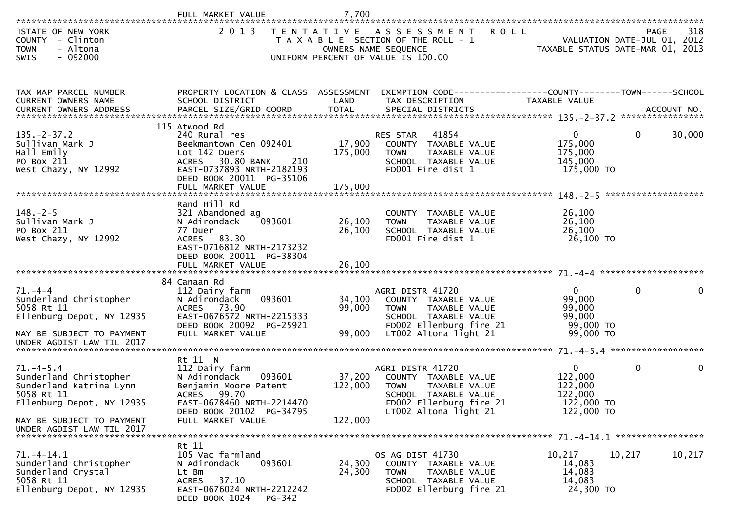FULL MARKET VALUE 7,700

STATE OF NEW YORK
COUNTY - Clinton
TOWN - Altona
SWIS - 092000

## 2013 TENTATIVE ASSESSMENT ROLL

TAXABLE SECTION OF THE ROLL - 1
OWNERS NAME SEQUENCE
UNIFORM PERCENT OF VALUE IS 100.00

VALUATION DATE-JUL 01, 2012
TAXABLE STATUS DATE-MAR 01, 2013

| TAX MAP PARCEL NUMBER / CURRENT OWNERS NAME / CURRENT OWNERS ADDRESS | PROPERTY LOCATION & CLASS / SCHOOL DISTRICT / PARCEL SIZE/GRID COORD | ASSESSMENT LAND / TOTAL | EXEMPTION CODE / TAX DESCRIPTION / SPECIAL DISTRICTS | COUNTY TAXABLE VALUE | TOWN | SCHOOL |
|---|---|---|---|---|---|---|
| **135.-2-37.2** | 115 Atwood Rd | | | | | |
| 135.-2-37.2 | 240 Rural res | | RES STAR 41854 | 0 | 0 | 30,000 |
| Sullivan Mark J | Beekmantown Cen 092401 | 17,900 | COUNTY TAXABLE VALUE | 175,000 | | |
| Hall Emily | Lot 142 Duers | 175,000 | TOWN TAXABLE VALUE | 175,000 | | |
| PO Box 211 | ACRES 30.80 BANK 210 | | SCHOOL TAXABLE VALUE | 145,000 | | |
| West Chazy, NY 12992 | EAST-0737893 NRTH-2182193 | | FD001 Fire dist 1 | 175,000 TO | | |
| | DEED BOOK 20011 PG-35106 | | | | | |
| | FULL MARKET VALUE | 175,000 | | | | |
| **148.-2-5** | Rand Hill Rd | | | | | |
| 148.-2-5 | 321 Abandoned ag | | COUNTY TAXABLE VALUE | 26,100 | | |
| Sullivan Mark J | N Adirondack 093601 | 26,100 | TOWN TAXABLE VALUE | 26,100 | | |
| PO Box 211 | 77 Duer | 26,100 | SCHOOL TAXABLE VALUE | 26,100 | | |
| West Chazy, NY 12992 | ACRES 83.30 | | FD001 Fire dist 1 | 26,100 TO | | |
| | EAST-0716812 NRTH-2173232 | | | | | |
| | DEED BOOK 20011 PG-38304 | | | | | |
| | FULL MARKET VALUE | 26,100 | | | | |
| **71.-4-4** | 84 Canaan Rd | | | | | |
| 71.-4-4 | 112 Dairy farm | | AGRI DISTR 41720 | 0 | 0 | 0 |
| Sunderland Christopher | N Adirondack 093601 | 34,100 | COUNTY TAXABLE VALUE | 99,000 | | |
| 5058 Rt 11 | ACRES 73.90 | 99,000 | TOWN TAXABLE VALUE | 99,000 | | |
| Ellenburg Depot, NY 12935 | EAST-0676572 NRTH-2215333 | | SCHOOL TAXABLE VALUE | 99,000 | | |
| | DEED BOOK 20092 PG-25921 | | FD002 Ellenburg fire 21 | 99,000 TO | | |
| MAY BE SUBJECT TO PAYMENT UNDER AGDIST LAW TIL 2017 | FULL MARKET VALUE | 99,000 | LT002 Altona light 21 | 99,000 TO | | |
| **71.-4-5.4** | Rt 11 N | | | | | |
| 71.-4-5.4 | 112 Dairy farm | | AGRI DISTR 41720 | 0 | 0 | 0 |
| Sunderland Christopher | N Adirondack 093601 | 37,200 | COUNTY TAXABLE VALUE | 122,000 | | |
| Sunderland Katrina Lynn | Benjamin Moore Patent | 122,000 | TOWN TAXABLE VALUE | 122,000 | | |
| 5058 Rt 11 | ACRES 99.70 | | SCHOOL TAXABLE VALUE | 122,000 | | |
| Ellenburg Depot, NY 12935 | EAST-0678460 NRTH-2214470 | | FD002 Ellenburg fire 21 | 122,000 TO | | |
| | DEED BOOK 20102 PG-34795 | | LT002 Altona light 21 | 122,000 TO | | |
| MAY BE SUBJECT TO PAYMENT UNDER AGDIST LAW TIL 2017 | FULL MARKET VALUE | 122,000 | | | | |
| **71.-4-14.1** | Rt 11 | | | | | |
| 71.-4-14.1 | 105 Vac farmland | | OS AG DIST 41730 | 10,217 | 10,217 | 10,217 |
| Sunderland Christopher | N Adirondack 093601 | 24,300 | COUNTY TAXABLE VALUE | 14,083 | | |
| Sunderland Crystal | Lt Bm | 24,300 | TOWN TAXABLE VALUE | 14,083 | | |
| 5058 Rt 11 | ACRES 37.10 | | SCHOOL TAXABLE VALUE | 14,083 | | |
| Ellenburg Depot, NY 12935 | EAST-0676024 NRTH-2212242 | | FD002 Ellenburg fire 21 | 24,300 TO | | |
| | DEED BOOK 1024 PG-342 | | | | | |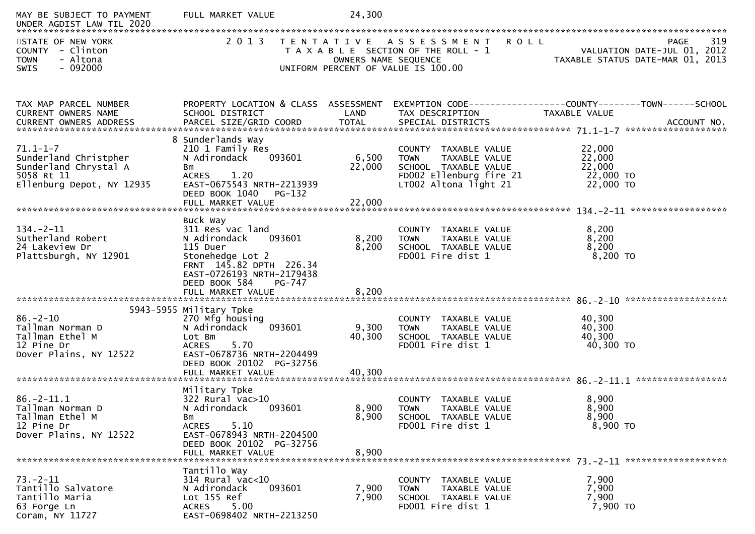MAY BE SUBJECT TO PAYMENT UNDER AGDIST LAW TIL 2020 — FULL MARKET VALUE 24,300

STATE OF NEW YORK
COUNTY - Clinton
TOWN - Altona
SWIS - 092000

2013 TENTATIVE ASSESSMENT ROLL
TAXABLE SECTION OF THE ROLL - 1
OWNERS NAME SEQUENCE
UNIFORM PERCENT OF VALUE IS 100.00

VALUATION DATE-JUL 01, 2012
TAXABLE STATUS DATE-MAR 01, 2013

| TAX MAP PARCEL NUMBER / CURRENT OWNERS NAME / CURRENT OWNERS ADDRESS | PROPERTY LOCATION & CLASS / SCHOOL DISTRICT / PARCEL SIZE/GRID COORD | ASSESSMENT LAND / TOTAL | EXEMPTION CODE / TAX DESCRIPTION / SPECIAL DISTRICTS | TAXABLE VALUE (COUNTY / TOWN / SCHOOL) | ACCOUNT NO. |
|---|---|---|---|---|---|
| **71.1-1-7** | 8 Sunderlands Way | | | | |
| 71.1-1-7 | 210 1 Family Res | | COUNTY TAXABLE VALUE | 22,000 | |
| Sunderland Christpher | N Adirondack 093601 | 6,500 | TOWN TAXABLE VALUE | 22,000 | |
| Sunderland Chrystal A | Bm | 22,000 | SCHOOL TAXABLE VALUE | 22,000 | |
| 5058 Rt 11 | ACRES 1.20 | | FD002 Ellenburg fire 21 | 22,000 TO | |
| Ellenburg Depot, NY 12935 | EAST-0675543 NRTH-2213939 | | LT002 Altona light 21 | 22,000 TO | |
| | DEED BOOK 1040 PG-132 | | | | |
| | FULL MARKET VALUE | 22,000 | | | |
| **134.-2-11** | Buck Way | | | | |
| 134.-2-11 | 311 Res vac land | | COUNTY TAXABLE VALUE | 8,200 | |
| Sutherland Robert | N Adirondack 093601 | 8,200 | TOWN TAXABLE VALUE | 8,200 | |
| 24 Lakeview Dr | 115 Duer | 8,200 | SCHOOL TAXABLE VALUE | 8,200 | |
| Plattsburgh, NY 12901 | Stonehedge Lot 2 | | FD001 Fire dist 1 | 8,200 TO | |
| | FRNT 145.82 DPTH 226.34 | | | | |
| | EAST-0726193 NRTH-2179438 | | | | |
| | DEED BOOK 584 PG-747 | | | | |
| | FULL MARKET VALUE | 8,200 | | | |
| **86.-2-10** | 5943-5955 Military Tpke | | | | |
| 86.-2-10 | 270 Mfg housing | | COUNTY TAXABLE VALUE | 40,300 | |
| Tallman Norman D | N Adirondack 093601 | 9,300 | TOWN TAXABLE VALUE | 40,300 | |
| Tallman Ethel M | Lot Bm | 40,300 | SCHOOL TAXABLE VALUE | 40,300 | |
| 12 Pine Dr | ACRES 5.70 | | FD001 Fire dist 1 | 40,300 TO | |
| Dover Plains, NY 12522 | EAST-0678736 NRTH-2204499 | | | | |
| | DEED BOOK 20102 PG-32756 | | | | |
| | FULL MARKET VALUE | 40,300 | | | |
| **86.-2-11.1** | Military Tpke | | | | |
| 86.-2-11.1 | 322 Rural vac>10 | | COUNTY TAXABLE VALUE | 8,900 | |
| Tallman Norman D | N Adirondack 093601 | 8,900 | TOWN TAXABLE VALUE | 8,900 | |
| Tallman Ethel M | Bm | 8,900 | SCHOOL TAXABLE VALUE | 8,900 | |
| 12 Pine Dr | ACRES 5.10 | | FD001 Fire dist 1 | 8,900 TO | |
| Dover Plains, NY 12522 | EAST-0678943 NRTH-2204500 | | | | |
| | DEED BOOK 20102 PG-32756 | | | | |
| | FULL MARKET VALUE | 8,900 | | | |
| **73.-2-11** | Tantillo Way | | | | |
| 73.-2-11 | 314 Rural vac<10 | | COUNTY TAXABLE VALUE | 7,900 | |
| Tantillo Salvatore | N Adirondack 093601 | 7,900 | TOWN TAXABLE VALUE | 7,900 | |
| Tantillo Maria | Lot 155 Ref | 7,900 | SCHOOL TAXABLE VALUE | 7,900 | |
| 63 Forge Ln | ACRES 5.00 | | FD001 Fire dist 1 | 7,900 TO | |
| Coram, NY 11727 | EAST-0698402 NRTH-2213250 | | | | |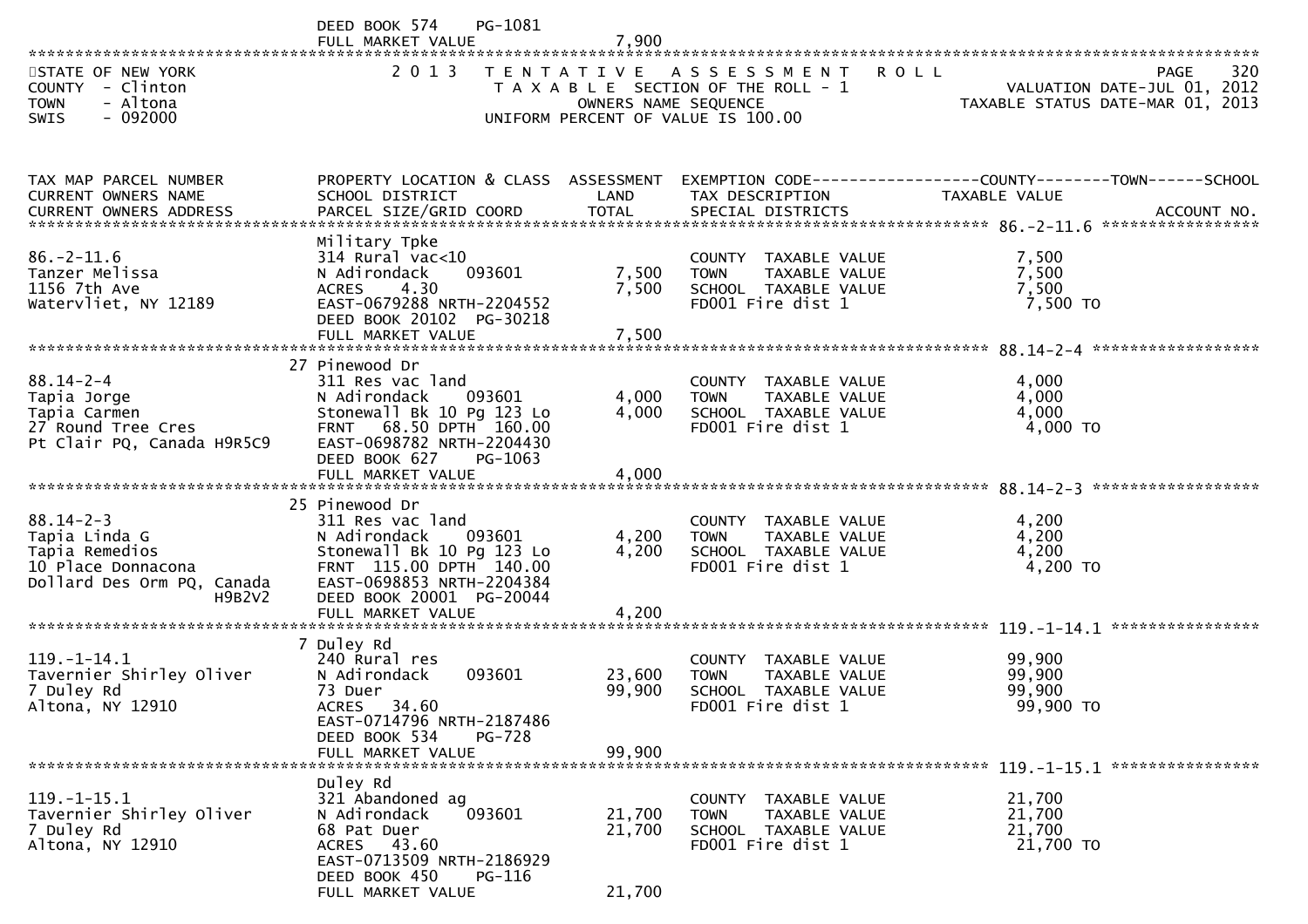DEED BOOK 574 PG-1081
FULL MARKET VALUE 7,900

STATE OF NEW YORK
COUNTY - Clinton
TOWN - Altona
SWIS - 092000

2013 TENTATIVE ASSESSMENT ROLL
TAXABLE SECTION OF THE ROLL - 1
OWNERS NAME SEQUENCE
UNIFORM PERCENT OF VALUE IS 100.00

VALUATION DATE-JUL 01, 2012
TAXABLE STATUS DATE-MAR 01, 2013

| TAX MAP PARCEL NUMBER / CURRENT OWNERS NAME / CURRENT OWNERS ADDRESS | PROPERTY LOCATION & CLASS / SCHOOL DISTRICT / PARCEL SIZE/GRID COORD | ASSESSMENT LAND / TOTAL | EXEMPTION CODE / TAX DESCRIPTION / SPECIAL DISTRICTS | COUNTY / TOWN / SCHOOL TAXABLE VALUE | ACCOUNT NO. |
|---|---|---|---|---|---|
| **86.-2-11.6** | Military Tpke | | | | |
| 86.-2-11.6 | 314 Rural vac<10 | | COUNTY TAXABLE VALUE | 7,500 | |
| Tanzer Melissa | N Adirondack 093601 | 7,500 | TOWN TAXABLE VALUE | 7,500 | |
| 1156 7th Ave | ACRES 4.30 | 7,500 | SCHOOL TAXABLE VALUE | 7,500 | |
| Watervliet, NY 12189 | EAST-0679288 NRTH-2204552 | | FD001 Fire dist 1 | 7,500 TO | |
| | DEED BOOK 20102 PG-30218 | | | | |
| | FULL MARKET VALUE | 7,500 | | | |
| **88.14-2-4** | 27 Pinewood Dr | | | | |
| 88.14-2-4 | 311 Res vac land | | COUNTY TAXABLE VALUE | 4,000 | |
| Tapia Jorge | N Adirondack 093601 | 4,000 | TOWN TAXABLE VALUE | 4,000 | |
| Tapia Carmen | Stonewall Bk 10 Pg 123 Lo | 4,000 | SCHOOL TAXABLE VALUE | 4,000 | |
| 27 Round Tree Cres | FRNT 68.50 DPTH 160.00 | | FD001 Fire dist 1 | 4,000 TO | |
| Pt Clair PQ, Canada H9R5C9 | EAST-0698782 NRTH-2204430 | | | | |
| | DEED BOOK 627 PG-1063 | | | | |
| | FULL MARKET VALUE | 4,000 | | | |
| **88.14-2-3** | 25 Pinewood Dr | | | | |
| 88.14-2-3 | 311 Res vac land | | COUNTY TAXABLE VALUE | 4,200 | |
| Tapia Linda G | N Adirondack 093601 | 4,200 | TOWN TAXABLE VALUE | 4,200 | |
| Tapia Remedios | Stonewall Bk 10 Pg 123 Lo | 4,200 | SCHOOL TAXABLE VALUE | 4,200 | |
| 10 Place Donnacona | FRNT 115.00 DPTH 140.00 | | FD001 Fire dist 1 | 4,200 TO | |
| Dollard Des Orm PQ, Canada H9B2V2 | EAST-0698853 NRTH-2204384 | | | | |
| | DEED BOOK 20001 PG-20044 | | | | |
| | FULL MARKET VALUE | 4,200 | | | |
| **119.-1-14.1** | 7 Duley Rd | | | | |
| 119.-1-14.1 | 240 Rural res | | COUNTY TAXABLE VALUE | 99,900 | |
| Tavernier Shirley Oliver | N Adirondack 093601 | 23,600 | TOWN TAXABLE VALUE | 99,900 | |
| 7 Duley Rd | 73 Duer | 99,900 | SCHOOL TAXABLE VALUE | 99,900 | |
| Altona, NY 12910 | ACRES 34.60 | | FD001 Fire dist 1 | 99,900 TO | |
| | EAST-0714796 NRTH-2187486 | | | | |
| | DEED BOOK 534 PG-728 | | | | |
| | FULL MARKET VALUE | 99,900 | | | |
| **119.-1-15.1** | Duley Rd | | | | |
| 119.-1-15.1 | 321 Abandoned ag | | COUNTY TAXABLE VALUE | 21,700 | |
| Tavernier Shirley Oliver | N Adirondack 093601 | 21,700 | TOWN TAXABLE VALUE | 21,700 | |
| 7 Duley Rd | 68 Pat Duer | 21,700 | SCHOOL TAXABLE VALUE | 21,700 | |
| Altona, NY 12910 | ACRES 43.60 | | FD001 Fire dist 1 | 21,700 TO | |
| | EAST-0713509 NRTH-2186929 | | | | |
| | DEED BOOK 450 PG-116 | | | | |
| | FULL MARKET VALUE | 21,700 | | | |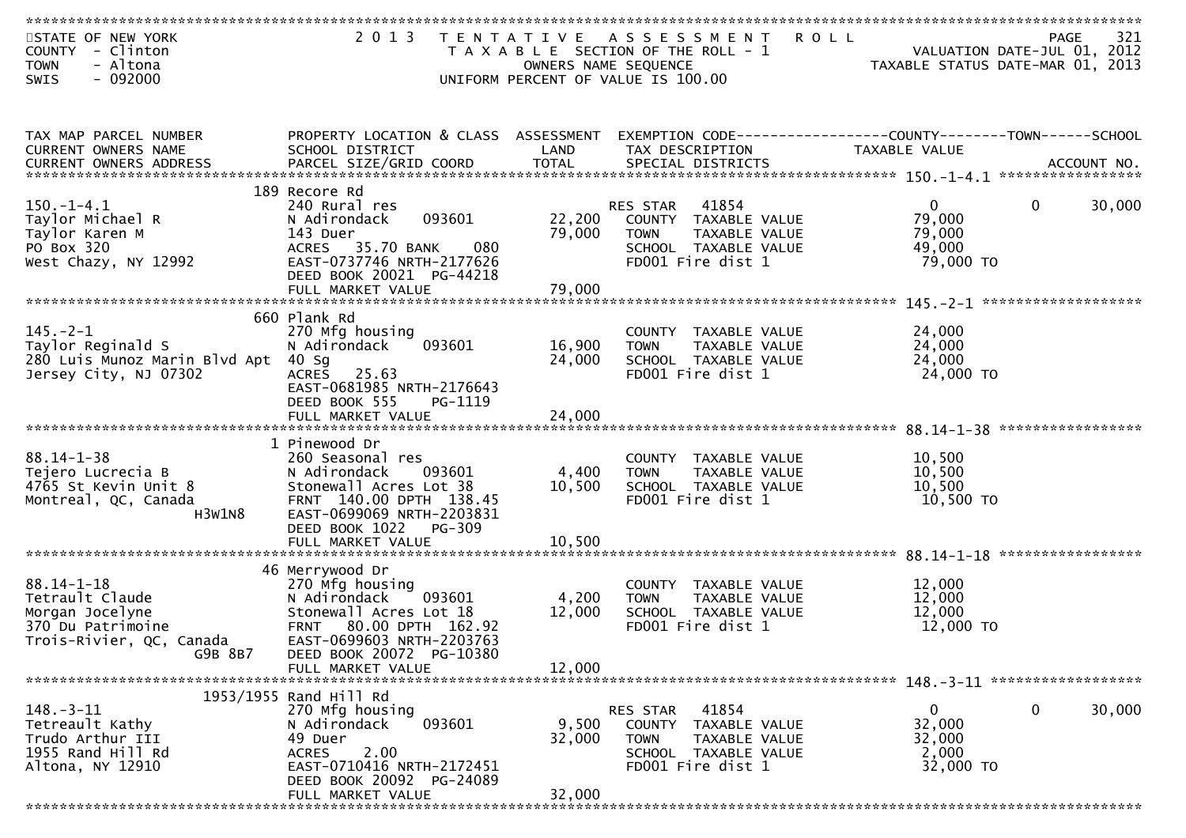STATE OF NEW YORK
COUNTY - Clinton
TOWN - Altona
SWIS - 092000

# 2013 TENTATIVE ASSESSMENT ROLL

TAXABLE SECTION OF THE ROLL - 1
OWNERS NAME SEQUENCE
UNIFORM PERCENT OF VALUE IS 100.00

VALUATION DATE-JUL 01, 2012
TAXABLE STATUS DATE-MAR 01, 2013

| TAX MAP PARCEL NUMBER / CURRENT OWNERS NAME / CURRENT OWNERS ADDRESS | PROPERTY LOCATION & CLASS / SCHOOL DISTRICT / PARCEL SIZE/GRID COORD | ASSESSMENT LAND / TOTAL | EXEMPTION CODE / TAX DESCRIPTION / SPECIAL DISTRICTS | COUNTY TAXABLE VALUE | TOWN | SCHOOL |
|---|---|---|---|---|---|---|
| **150.-1-4.1** | 189 Recore Rd | | | | | |
| 150.-1-4.1 | 240 Rural res | | RES STAR 41854 | 0 | 0 | 30,000 |
| Taylor Michael R | N Adirondack 093601 | 22,200 | COUNTY TAXABLE VALUE | 79,000 | | |
| Taylor Karen M | 143 Duer | 79,000 | TOWN TAXABLE VALUE | 79,000 | | |
| PO Box 320 | ACRES 35.70 BANK 080 | | SCHOOL TAXABLE VALUE | 49,000 | | |
| West Chazy, NY 12992 | EAST-0737746 NRTH-2177626 | | FD001 Fire dist 1 | 79,000 TO | | |
| | DEED BOOK 20021 PG-44218 | | | | | |
| | FULL MARKET VALUE | 79,000 | | | | |
| **145.-2-1** | 660 Plank Rd | | | | | |
| 145.-2-1 | 270 Mfg housing | | COUNTY TAXABLE VALUE | 24,000 | | |
| Taylor Reginald S | N Adirondack 093601 | 16,900 | TOWN TAXABLE VALUE | 24,000 | | |
| 280 Luis Munoz Marin Blvd Apt 40 Sg | | 24,000 | SCHOOL TAXABLE VALUE | 24,000 | | |
| Jersey City, NJ 07302 | ACRES 25.63 | | FD001 Fire dist 1 | 24,000 TO | | |
| | EAST-0681985 NRTH-2176643 | | | | | |
| | DEED BOOK 555 PG-1119 | | | | | |
| | FULL MARKET VALUE | 24,000 | | | | |
| **88.14-1-38** | 1 Pinewood Dr | | | | | |
| 88.14-1-38 | 260 Seasonal res | | COUNTY TAXABLE VALUE | 10,500 | | |
| Tejero Lucrecia B | N Adirondack 093601 | 4,400 | TOWN TAXABLE VALUE | 10,500 | | |
| 4765 St Kevin Unit 8 | Stonewall Acres Lot 38 | 10,500 | SCHOOL TAXABLE VALUE | 10,500 | | |
| Montreal, QC, Canada | FRNT 140.00 DPTH 138.45 | | FD001 Fire dist 1 | 10,500 TO | | |
| H3W1N8 | EAST-0699069 NRTH-2203831 | | | | | |
| | DEED BOOK 1022 PG-309 | | | | | |
| | FULL MARKET VALUE | 10,500 | | | | |
| **88.14-1-18** | 46 Merrywood Dr | | | | | |
| 88.14-1-18 | 270 Mfg housing | | COUNTY TAXABLE VALUE | 12,000 | | |
| Tetrault Claude | N Adirondack 093601 | 4,200 | TOWN TAXABLE VALUE | 12,000 | | |
| Morgan Jocelyne | Stonewall Acres Lot 18 | 12,000 | SCHOOL TAXABLE VALUE | 12,000 | | |
| 370 Du Patrimoine | FRNT 80.00 DPTH 162.92 | | FD001 Fire dist 1 | 12,000 TO | | |
| Trois-Rivier, QC, Canada | EAST-0699603 NRTH-2203763 | | | | | |
| G9B 8B7 | DEED BOOK 20072 PG-10380 | | | | | |
| | FULL MARKET VALUE | 12,000 | | | | |
| **148.-3-11** | 1953/1955 Rand Hill Rd | | | | | |
| 148.-3-11 | 270 Mfg housing | | RES STAR 41854 | 0 | 0 | 30,000 |
| Tetreault Kathy | N Adirondack 093601 | 9,500 | COUNTY TAXABLE VALUE | 32,000 | | |
| Trudo Arthur III | 49 Duer | 32,000 | TOWN TAXABLE VALUE | 32,000 | | |
| 1955 Rand Hill Rd | ACRES 2.00 | | SCHOOL TAXABLE VALUE | 2,000 | | |
| Altona, NY 12910 | EAST-0710416 NRTH-2172451 | | FD001 Fire dist 1 | 32,000 TO | | |
| | DEED BOOK 20092 PG-24089 | | | | | |
| | FULL MARKET VALUE | 32,000 | | | | |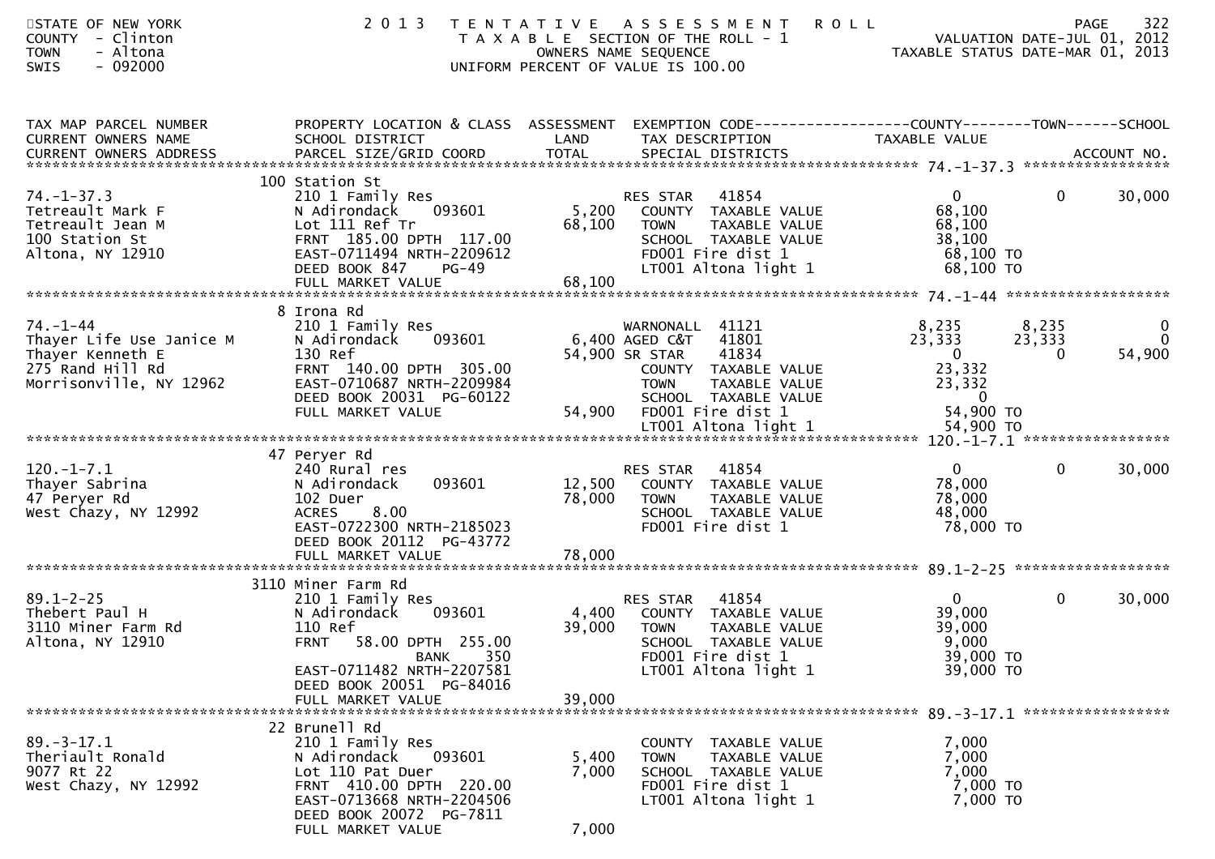STATE OF NEW YORK
COUNTY - Clinton
TOWN - Altona
SWIS - 092000

# 2013 TENTATIVE ASSESSMENT ROLL

TAXABLE SECTION OF THE ROLL - 1
OWNERS NAME SEQUENCE
UNIFORM PERCENT OF VALUE IS 100.00

VALUATION DATE-JUL 01, 2012
TAXABLE STATUS DATE-MAR 01, 2013

| TAX MAP PARCEL NUMBER / CURRENT OWNERS NAME / CURRENT OWNERS ADDRESS | PROPERTY LOCATION & CLASS / SCHOOL DISTRICT / PARCEL SIZE/GRID COORD | ASSESSMENT LAND | TOTAL | EXEMPTION CODE / TAX DESCRIPTION / SPECIAL DISTRICTS | COUNTY TAXABLE VALUE | TOWN | SCHOOL |
|---|---|---|---|---|---|---|---|
| **74.-1-37.3** | 100 Station St | | | | | | |
| 74.-1-37.3 | 210 1 Family Res | | | RES STAR 41854 | 0 | 0 | 30,000 |
| Tetreault Mark F | N Adirondack 093601 | 5,200 | | COUNTY TAXABLE VALUE | 68,100 | | |
| Tetreault Jean M | Lot 111 Ref Tr | | 68,100 | TOWN TAXABLE VALUE | 68,100 | | |
| 100 Station St | FRNT 185.00 DPTH 117.00 | | | SCHOOL TAXABLE VALUE | 38,100 | | |
| Altona, NY 12910 | EAST-0711494 NRTH-2209612 | | | FD001 Fire dist 1 | 68,100 TO | | |
| | DEED BOOK 847 PG-49 | | | LT001 Altona light 1 | 68,100 TO | | |
| | FULL MARKET VALUE | | 68,100 | | | | |
| **74.-1-44** | 8 Irona Rd | | | | | | |
| 74.-1-44 | 210 1 Family Res | | | WARNONALL 41121 | 8,235 | 8,235 | 0 |
| Thayer Life Use Janice M | N Adirondack 093601 | 6,400 | | AGED C&T 41801 | 23,333 | 23,333 | 0 |
| Thayer Kenneth E | 130 Ref | | 54,900 | SR STAR 41834 | 0 | 0 | 54,900 |
| 275 Rand Hill Rd | FRNT 140.00 DPTH 305.00 | | | COUNTY TAXABLE VALUE | 23,332 | | |
| Morrisonville, NY 12962 | EAST-0710687 NRTH-2209984 | | | TOWN TAXABLE VALUE | 23,332 | | |
| | DEED BOOK 20031 PG-60122 | | | SCHOOL TAXABLE VALUE | 0 | | |
| | FULL MARKET VALUE | | 54,900 | FD001 Fire dist 1 | 54,900 TO | | |
| | | | | LT001 Altona light 1 | 54,900 TO | | |
| **120.-1-7.1** | 47 Peryer Rd | | | | | | |
| 120.-1-7.1 | 240 Rural res | | | RES STAR 41854 | 0 | 0 | 30,000 |
| Thayer Sabrina | N Adirondack 093601 | 12,500 | | COUNTY TAXABLE VALUE | 78,000 | | |
| 47 Peryer Rd | 102 Duer | | 78,000 | TOWN TAXABLE VALUE | 78,000 | | |
| West Chazy, NY 12992 | ACRES 8.00 | | | SCHOOL TAXABLE VALUE | 48,000 | | |
| | EAST-0722300 NRTH-2185023 | | | FD001 Fire dist 1 | 78,000 TO | | |
| | DEED BOOK 20112 PG-43772 | | | | | | |
| | FULL MARKET VALUE | | 78,000 | | | | |
| **89.1-2-25** | 3110 Miner Farm Rd | | | | | | |
| 89.1-2-25 | 210 1 Family Res | | | RES STAR 41854 | 0 | 0 | 30,000 |
| Thebert Paul H | N Adirondack 093601 | 4,400 | | COUNTY TAXABLE VALUE | 39,000 | | |
| 3110 Miner Farm Rd | 110 Ref | | 39,000 | TOWN TAXABLE VALUE | 39,000 | | |
| Altona, NY 12910 | FRNT 58.00 DPTH 255.00 | | | SCHOOL TAXABLE VALUE | 9,000 | | |
| | BANK 350 | | | FD001 Fire dist 1 | 39,000 TO | | |
| | EAST-0711482 NRTH-2207581 | | | LT001 Altona light 1 | 39,000 TO | | |
| | DEED BOOK 20051 PG-84016 | | | | | | |
| | FULL MARKET VALUE | | 39,000 | | | | |
| **89.-3-17.1** | 22 Brunell Rd | | | | | | |
| 89.-3-17.1 | 210 1 Family Res | | | COUNTY TAXABLE VALUE | 7,000 | | |
| Theriault Ronald | N Adirondack 093601 | 5,400 | | TOWN TAXABLE VALUE | 7,000 | | |
| 9077 Rt 22 | Lot 110 Pat Duer | | 7,000 | SCHOOL TAXABLE VALUE | 7,000 | | |
| West Chazy, NY 12992 | FRNT 410.00 DPTH 220.00 | | | FD001 Fire dist 1 | 7,000 TO | | |
| | EAST-0713668 NRTH-2204506 | | | LT001 Altona light 1 | 7,000 TO | | |
| | DEED BOOK 20072 PG-7811 | | | | | | |
| | FULL MARKET VALUE | | 7,000 | | | | |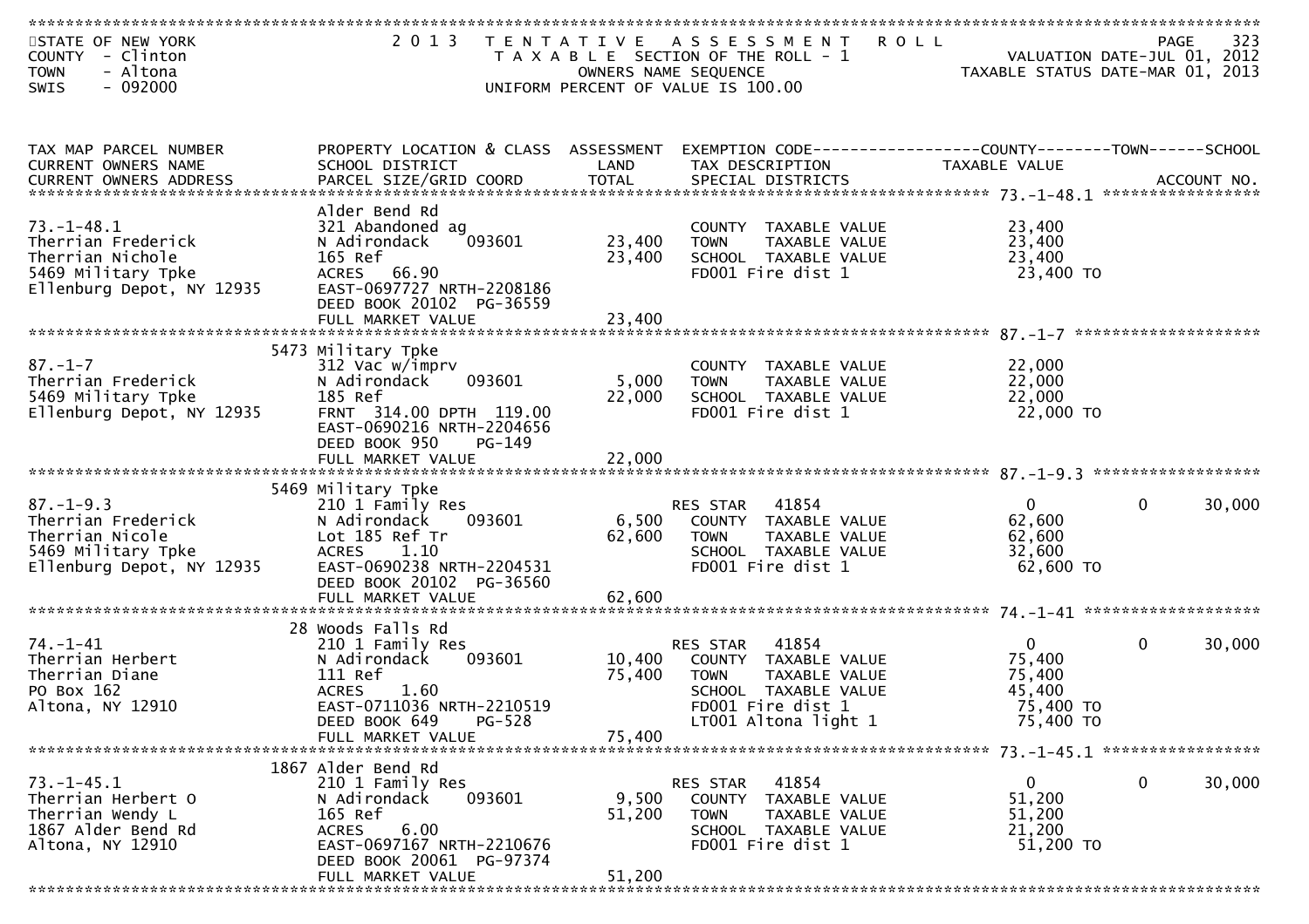STATE OF NEW YORK
COUNTY - Clinton
TOWN - Altona
SWIS - 092000

2 0 1 3 T E N T A T I V E A S S E S S M E N T R O L L
T A X A B L E SECTION OF THE ROLL - 1
OWNERS NAME SEQUENCE
UNIFORM PERCENT OF VALUE IS 100.00

VALUATION DATE-JUL 01, 2012
TAXABLE STATUS DATE-MAR 01, 2013

| TAX MAP PARCEL NUMBER / CURRENT OWNERS NAME / CURRENT OWNERS ADDRESS | PROPERTY LOCATION & CLASS / SCHOOL DISTRICT / PARCEL SIZE/GRID COORD | ASSESSMENT LAND | TOTAL | EXEMPTION CODE / TAX DESCRIPTION / SPECIAL DISTRICTS | COUNTY TAXABLE VALUE | TOWN | SCHOOL |
|---|---|---|---|---|---|---|---|
| **73.-1-48.1** | Alder Bend Rd | | | | | | |
| 73.-1-48.1 | 321 Abandoned ag | | | COUNTY TAXABLE VALUE | 23,400 | | |
| Therrian Frederick | N Adirondack 093601 | 23,400 | | TOWN TAXABLE VALUE | 23,400 | | |
| Therrian Nichole | 165 Ref | | 23,400 | SCHOOL TAXABLE VALUE | 23,400 | | |
| 5469 Military Tpke | ACRES 66.90 | | | FD001 Fire dist 1 | 23,400 TO | | |
| Ellenburg Depot, NY 12935 | EAST-0697727 NRTH-2208186 | | | | | | |
| | DEED BOOK 20102 PG-36559 | | | | | | |
| | FULL MARKET VALUE | | 23,400 | | | | |
| **87.-1-7** | 5473 Military Tpke | | | | | | |
| 87.-1-7 | 312 Vac w/imprv | | | COUNTY TAXABLE VALUE | 22,000 | | |
| Therrian Frederick | N Adirondack 093601 | 5,000 | | TOWN TAXABLE VALUE | 22,000 | | |
| 5469 Military Tpke | 185 Ref | | 22,000 | SCHOOL TAXABLE VALUE | 22,000 | | |
| Ellenburg Depot, NY 12935 | FRNT 314.00 DPTH 119.00 | | | FD001 Fire dist 1 | 22,000 TO | | |
| | EAST-0690216 NRTH-2204656 | | | | | | |
| | DEED BOOK 950 PG-149 | | | | | | |
| | FULL MARKET VALUE | | 22,000 | | | | |
| **87.-1-9.3** | 5469 Military Tpke | | | | | | |
| 87.-1-9.3 | 210 1 Family Res | | | RES STAR 41854 | 0 | 0 | 30,000 |
| Therrian Frederick | N Adirondack 093601 | 6,500 | | COUNTY TAXABLE VALUE | 62,600 | | |
| Therrian Nicole | Lot 185 Ref Tr | | 62,600 | TOWN TAXABLE VALUE | 62,600 | | |
| 5469 Military Tpke | ACRES 1.10 | | | SCHOOL TAXABLE VALUE | 32,600 | | |
| Ellenburg Depot, NY 12935 | EAST-0690238 NRTH-2204531 | | | FD001 Fire dist 1 | 62,600 TO | | |
| | DEED BOOK 20102 PG-36560 | | | | | | |
| | FULL MARKET VALUE | | 62,600 | | | | |
| **74.-1-41** | 28 Woods Falls Rd | | | | | | |
| 74.-1-41 | 210 1 Family Res | | | RES STAR 41854 | 0 | 0 | 30,000 |
| Therrian Herbert | N Adirondack 093601 | 10,400 | | COUNTY TAXABLE VALUE | 75,400 | | |
| Therrian Diane | 111 Ref | | 75,400 | TOWN TAXABLE VALUE | 75,400 | | |
| PO Box 162 | ACRES 1.60 | | | SCHOOL TAXABLE VALUE | 45,400 | | |
| Altona, NY 12910 | EAST-0711036 NRTH-2210519 | | | FD001 Fire dist 1 | 75,400 TO | | |
| | DEED BOOK 649 PG-528 | | | LT001 Altona light 1 | 75,400 TO | | |
| | FULL MARKET VALUE | | 75,400 | | | | |
| **73.-1-45.1** | 1867 Alder Bend Rd | | | | | | |
| 73.-1-45.1 | 210 1 Family Res | | | RES STAR 41854 | 0 | 0 | 30,000 |
| Therrian Herbert O | N Adirondack 093601 | 9,500 | | COUNTY TAXABLE VALUE | 51,200 | | |
| Therrian Wendy L | 165 Ref | | 51,200 | TOWN TAXABLE VALUE | 51,200 | | |
| 1867 Alder Bend Rd | ACRES 6.00 | | | SCHOOL TAXABLE VALUE | 21,200 | | |
| Altona, NY 12910 | EAST-0697167 NRTH-2210676 | | | FD001 Fire dist 1 | 51,200 TO | | |
| | DEED BOOK 20061 PG-97374 | | | | | | |
| | FULL MARKET VALUE | | 51,200 | | | | |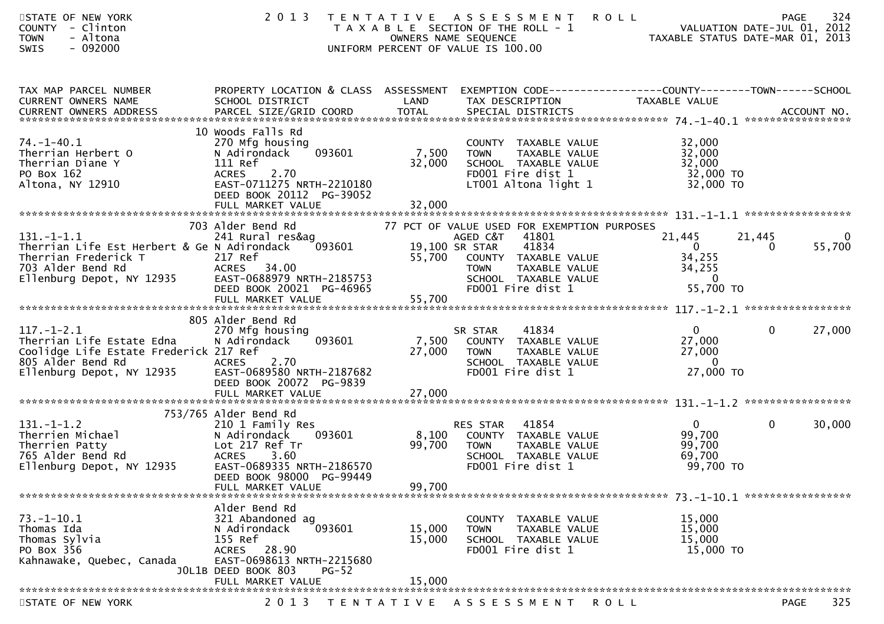STATE OF NEW YORK
COUNTY - Clinton
TOWN - Altona
SWIS - 092000

2 0 1 3 TENTATIVE ASSESSMENT ROLL
TAXABLE SECTION OF THE ROLL - 1
OWNERS NAME SEQUENCE
UNIFORM PERCENT OF VALUE IS 100.00

VALUATION DATE-JUL 01, 2012
TAXABLE STATUS DATE-MAR 01, 2013

| TAX MAP PARCEL NUMBER / CURRENT OWNERS NAME / CURRENT OWNERS ADDRESS | PROPERTY LOCATION & CLASS / SCHOOL DISTRICT / PARCEL SIZE/GRID COORD | ASSESSMENT LAND | TOTAL | EXEMPTION CODE / TAX DESCRIPTION / SPECIAL DISTRICTS | COUNTY TAXABLE VALUE | TOWN | SCHOOL |
|---|---|---|---|---|---|---|---|
| **74.-1-40.1** | 10 Woods Falls Rd | | | | | | |
| 74.-1-40.1 | 270 Mfg housing | | | COUNTY TAXABLE VALUE | 32,000 | | |
| Therrian Herbert O | N Adirondack 093601 | 7,500 | | TOWN TAXABLE VALUE | 32,000 | | |
| Therrian Diane Y | 111 Ref | | 32,000 | SCHOOL TAXABLE VALUE | 32,000 | | |
| PO Box 162 | ACRES 2.70 | | | FD001 Fire dist 1 | 32,000 TO | | |
| Altona, NY 12910 | EAST-0711275 NRTH-2210180 | | | LT001 Altona light 1 | 32,000 TO | | |
| | DEED BOOK 20112 PG-39052 | | | | | | |
| | FULL MARKET VALUE | | 32,000 | | | | |
| **131.-1-1.1** | 703 Alder Bend Rd | | | 77 PCT OF VALUE USED FOR EXEMPTION PURPOSES | | | |
| 131.-1-1.1 | 241 Rural res&ag | | | AGED C&T 41801 | 21,445 | 21,445 | 0 |
| Therrian Life Est Herbert & Ge | N Adirondack 093601 | 19,100 | | SR STAR 41834 | 0 | 0 | 55,700 |
| Therrian Frederick T | 217 Ref | | 55,700 | COUNTY TAXABLE VALUE | 34,255 | | |
| 703 Alder Bend Rd | ACRES 34.00 | | | TOWN TAXABLE VALUE | 34,255 | | |
| Ellenburg Depot, NY 12935 | EAST-0688979 NRTH-2185753 | | | SCHOOL TAXABLE VALUE | 0 | | |
| | DEED BOOK 20021 PG-46965 | | | FD001 Fire dist 1 | 55,700 TO | | |
| | FULL MARKET VALUE | | 55,700 | | | | |
| **117.-1-2.1** | 805 Alder Bend Rd | | | | | | |
| 117.-1-2.1 | 270 Mfg housing | | | SR STAR 41834 | 0 | 0 | 27,000 |
| Therrian Life Estate Edna | N Adirondack 093601 | 7,500 | | COUNTY TAXABLE VALUE | 27,000 | | |
| Coolidge Life Estate Frederick | 217 Ref | | 27,000 | TOWN TAXABLE VALUE | 27,000 | | |
| 805 Alder Bend Rd | ACRES 2.70 | | | SCHOOL TAXABLE VALUE | 0 | | |
| Ellenburg Depot, NY 12935 | EAST-0689580 NRTH-2187682 | | | FD001 Fire dist 1 | 27,000 TO | | |
| | DEED BOOK 20072 PG-9839 | | | | | | |
| | FULL MARKET VALUE | | 27,000 | | | | |
| **131.-1-1.2** | 753/765 Alder Bend Rd | | | | | | |
| 131.-1-1.2 | 210 1 Family Res | | | RES STAR 41854 | 0 | 0 | 30,000 |
| Therrien Michael | N Adirondack 093601 | 8,100 | | COUNTY TAXABLE VALUE | 99,700 | | |
| Therrien Patty | Lot 217 Ref Tr | | 99,700 | TOWN TAXABLE VALUE | 99,700 | | |
| 765 Alder Bend Rd | ACRES 3.60 | | | SCHOOL TAXABLE VALUE | 69,700 | | |
| Ellenburg Depot, NY 12935 | EAST-0689335 NRTH-2186570 | | | FD001 Fire dist 1 | 99,700 TO | | |
| | DEED BOOK 98000 PG-99449 | | | | | | |
| | FULL MARKET VALUE | | 99,700 | | | | |
| **73.-1-10.1** | Alder Bend Rd | | | | | | |
| 73.-1-10.1 | 321 Abandoned ag | | | COUNTY TAXABLE VALUE | 15,000 | | |
| Thomas Ida | N Adirondack 093601 | 15,000 | | TOWN TAXABLE VALUE | 15,000 | | |
| Thomas Sylvia | 155 Ref | | 15,000 | SCHOOL TAXABLE VALUE | 15,000 | | |
| PO Box 356 | ACRES 28.90 | | | FD001 Fire dist 1 | 15,000 TO | | |
| Kahnawake, Quebec, Canada J0L1B | EAST-0698613 NRTH-2215680 | | | | | | |
| | DEED BOOK 803 PG-52 | | | | | | |
| | FULL MARKET VALUE | | 15,000 | | | | |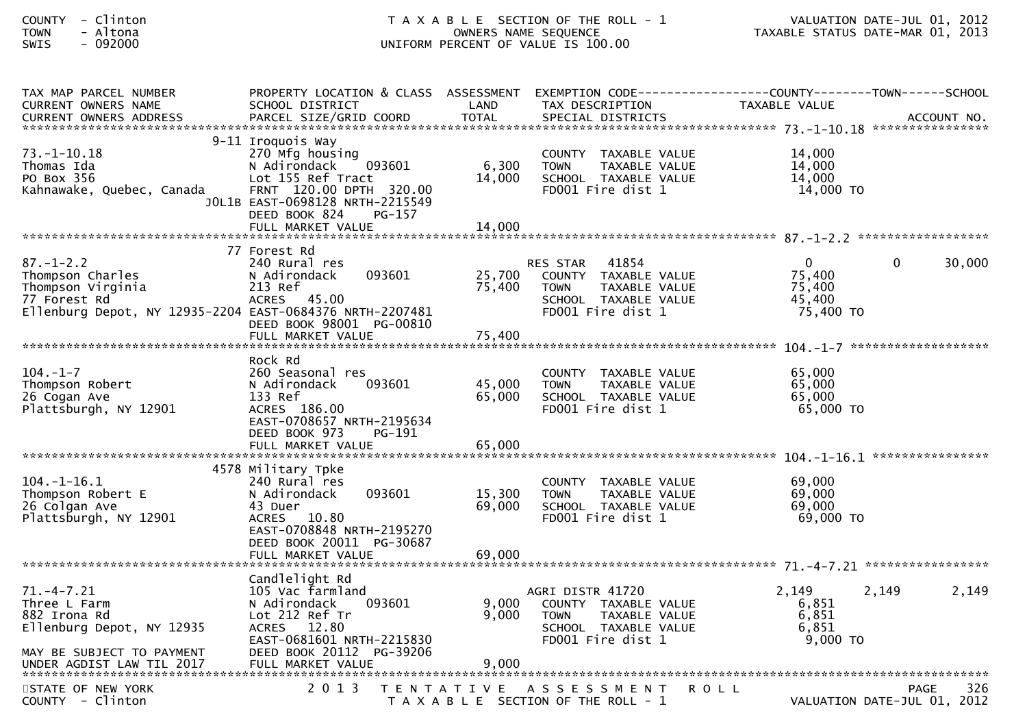COUNTY - Clinton
TOWN - Altona
SWIS - 092000

TAXABLE SECTION OF THE ROLL - 1
OWNERS NAME SEQUENCE
UNIFORM PERCENT OF VALUE IS 100.00

VALUATION DATE-JUL 01, 2012
TAXABLE STATUS DATE-MAR 01, 2013

| TAX MAP PARCEL NUMBER / CURRENT OWNERS NAME / CURRENT OWNERS ADDRESS | PROPERTY LOCATION & CLASS / SCHOOL DISTRICT / PARCEL SIZE/GRID COORD | ASSESSMENT LAND / TOTAL | EXEMPTION CODE / TAX DESCRIPTION / SPECIAL DISTRICTS | COUNTY TAXABLE VALUE | TOWN | SCHOOL / ACCOUNT NO. |
|---|---|---|---|---|---|---|
| **73.-1-10.18** | 9-11 Iroquois Way | | | | | |
| 73.-1-10.18 | 270 Mfg housing | | COUNTY TAXABLE VALUE | 14,000 | | |
| Thomas Ida | N Adirondack 093601 | 6,300 | TOWN TAXABLE VALUE | 14,000 | | |
| PO Box 356 | Lot 155 Ref Tract | 14,000 | SCHOOL TAXABLE VALUE | 14,000 | | |
| Kahnawake, Quebec, Canada | FRNT 120.00 DPTH 320.00 | | FD001 Fire dist 1 | 14,000 TO | | |
| J0L1B | EAST-0698128 NRTH-2215549 | | | | | |
| | DEED BOOK 824 PG-157 | | | | | |
| | FULL MARKET VALUE | 14,000 | | | | |
| **87.-1-2.2** | 77 Forest Rd | | | | | |
| 87.-1-2.2 | 240 Rural res | | RES STAR 41854 | 0 | 0 | 30,000 |
| Thompson Charles | N Adirondack 093601 | 25,700 | COUNTY TAXABLE VALUE | 75,400 | | |
| Thompson Virginia | 213 Ref | 75,400 | TOWN TAXABLE VALUE | 75,400 | | |
| 77 Forest Rd | ACRES 45.00 | | SCHOOL TAXABLE VALUE | 45,400 | | |
| Ellenburg Depot, NY 12935-2204 | EAST-0684376 NRTH-2207481 | | FD001 Fire dist 1 | 75,400 TO | | |
| | DEED BOOK 98001 PG-00810 | | | | | |
| | FULL MARKET VALUE | 75,400 | | | | |
| **104.-1-7** | Rock Rd | | | | | |
| 104.-1-7 | 260 Seasonal res | | COUNTY TAXABLE VALUE | 65,000 | | |
| Thompson Robert | N Adirondack 093601 | 45,000 | TOWN TAXABLE VALUE | 65,000 | | |
| 26 Cogan Ave | 133 Ref | 65,000 | SCHOOL TAXABLE VALUE | 65,000 | | |
| Plattsburgh, NY 12901 | ACRES 186.00 | | FD001 Fire dist 1 | 65,000 TO | | |
| | EAST-0708657 NRTH-2195634 | | | | | |
| | DEED BOOK 973 PG-191 | | | | | |
| | FULL MARKET VALUE | 65,000 | | | | |
| **104.-1-16.1** | 4578 Military Tpke | | | | | |
| 104.-1-16.1 | 240 Rural res | | COUNTY TAXABLE VALUE | 69,000 | | |
| Thompson Robert E | N Adirondack 093601 | 15,300 | TOWN TAXABLE VALUE | 69,000 | | |
| 26 Colgan Ave | 43 Duer | 69,000 | SCHOOL TAXABLE VALUE | 69,000 | | |
| Plattsburgh, NY 12901 | ACRES 10.80 | | FD001 Fire dist 1 | 69,000 TO | | |
| | EAST-0708848 NRTH-2195270 | | | | | |
| | DEED BOOK 20011 PG-30687 | | | | | |
| | FULL MARKET VALUE | 69,000 | | | | |
| **71.-4-7.21** | Candlelight Rd | | | | | |
| 71.-4-7.21 | 105 Vac farmland | | AGRI DISTR 41720 | 2,149 | 2,149 | 2,149 |
| Three L Farm | N Adirondack 093601 | 9,000 | COUNTY TAXABLE VALUE | 6,851 | | |
| 882 Irona Rd | Lot 212 Ref Tr | 9,000 | TOWN TAXABLE VALUE | 6,851 | | |
| Ellenburg Depot, NY 12935 | ACRES 12.80 | | SCHOOL TAXABLE VALUE | 6,851 | | |
| | EAST-0681601 NRTH-2215830 | | FD001 Fire dist 1 | 9,000 TO | | |
| MAY BE SUBJECT TO PAYMENT | DEED BOOK 20112 PG-39206 | | | | | |
| UNDER AGDIST LAW TIL 2017 | FULL MARKET VALUE | 9,000 | | | | |

STATE OF NEW YORK
COUNTY - Clinton

2013 TENTATIVE ASSESSMENT ROLL
TAXABLE SECTION OF THE ROLL - 1

VALUATION DATE-JUL 01, 2012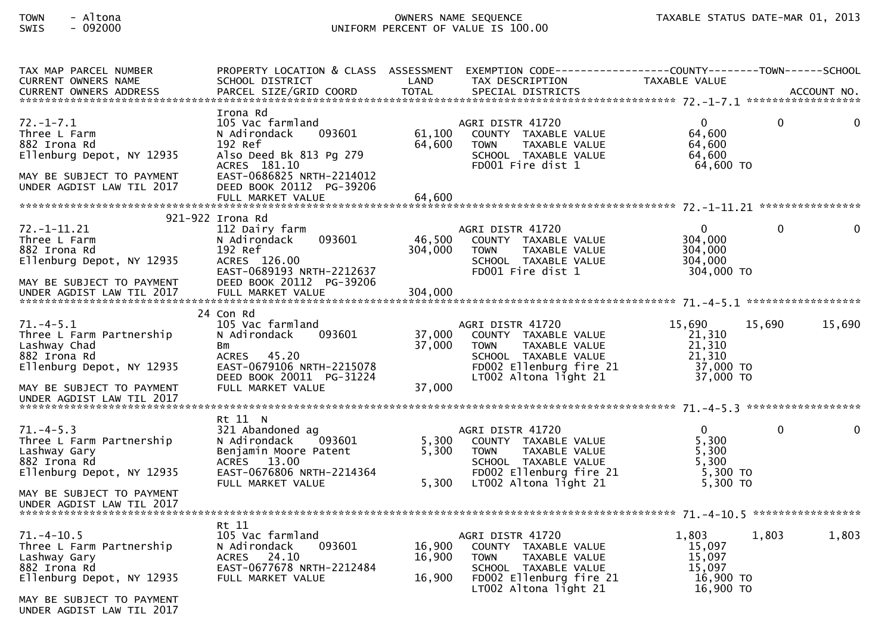TOWN - Altona
SWIS - 092000

OWNERS NAME SEQUENCE
UNIFORM PERCENT OF VALUE IS 100.00

TAXABLE STATUS DATE-MAR 01, 2013

```
TAX MAP PARCEL NUMBER          PROPERTY LOCATION & CLASS  ASSESSMENT  EXEMPTION CODE------------------COUNTY--------TOWN------SCHOOL
CURRENT OWNERS NAME            SCHOOL DISTRICT               LAND      TAX DESCRIPTION            TAXABLE VALUE
CURRENT OWNERS ADDRESS         PARCEL SIZE/GRID COORD       TOTAL      SPECIAL DISTRICTS                                  ACCOUNT NO.
******************************************************************************************************* 72.-1-7.1 ******************
                               Irona Rd
72.-1-7.1                      105 Vac farmland                     AGRI DISTR 41720             0            0            0
Three L Farm                   N Adirondack     093601     61,100     COUNTY  TAXABLE VALUE         64,600
882 Irona Rd                   192 Ref                     64,600     TOWN    TAXABLE VALUE         64,600
Ellenburg Depot, NY 12935      Also Deed Bk 813 Pg 279                SCHOOL  TAXABLE VALUE         64,600
                               ACRES  181.10                          FD001 Fire dist 1             64,600 TO
MAY BE SUBJECT TO PAYMENT      EAST-0686825 NRTH-2214012
UNDER AGDIST LAW TIL 2017      DEED BOOK 20112  PG-39206
                               FULL MARKET VALUE           64,600
******************************************************************************************************* 72.-1-11.21 ****************
                       921-922 Irona Rd
72.-1-11.21                    112 Dairy farm                       AGRI DISTR 41720             0            0            0
Three L Farm                   N Adirondack     093601     46,500     COUNTY  TAXABLE VALUE        304,000
882 Irona Rd                   192 Ref                    304,000     TOWN    TAXABLE VALUE        304,000
Ellenburg Depot, NY 12935      ACRES  126.00                          SCHOOL  TAXABLE VALUE        304,000
                               EAST-0689193 NRTH-2212637              FD001 Fire dist 1            304,000 TO
MAY BE SUBJECT TO PAYMENT      DEED BOOK 20112  PG-39206
UNDER AGDIST LAW TIL 2017      FULL MARKET VALUE          304,000
******************************************************************************************************* 71.-4-5.1 ******************
                               24 Con Rd
71.-4-5.1                      105 Vac farmland                     AGRI DISTR 41720        15,690       15,690       15,690
Three L Farm Partnership       N Adirondack     093601     37,000     COUNTY  TAXABLE VALUE         21,310
Lashway Chad                   Bm                          37,000     TOWN    TAXABLE VALUE         21,310
882 Irona Rd                   ACRES   45.20                          SCHOOL  TAXABLE VALUE         21,310
Ellenburg Depot, NY 12935      EAST-0679106 NRTH-2215078              FD002 Ellenburg fire 21       37,000 TO
                               DEED BOOK 20011  PG-31224              LT002 Altona light 21         37,000 TO
MAY BE SUBJECT TO PAYMENT      FULL MARKET VALUE           37,000
UNDER AGDIST LAW TIL 2017
******************************************************************************************************* 71.-4-5.3 ******************
                               Rt 11  N
71.-4-5.3                      321 Abandoned ag                     AGRI DISTR 41720             0            0            0
Three L Farm Partnership       N Adirondack     093601      5,300     COUNTY  TAXABLE VALUE          5,300
Lashway Gary                   Benjamin Moore Patent        5,300     TOWN    TAXABLE VALUE          5,300
882 Irona Rd                   ACRES   13.00                          SCHOOL  TAXABLE VALUE          5,300
Ellenburg Depot, NY 12935      EAST-0676806 NRTH-2214364              FD002 Ellenburg fire 21        5,300 TO
                               FULL MARKET VALUE            5,300     LT002 Altona light 21          5,300 TO
MAY BE SUBJECT TO PAYMENT
UNDER AGDIST LAW TIL 2017
******************************************************************************************************* 71.-4-10.5 *****************
                               Rt 11
71.-4-10.5                     105 Vac farmland                     AGRI DISTR 41720         1,803        1,803        1,803
Three L Farm Partnership       N Adirondack     093601     16,900     COUNTY  TAXABLE VALUE         15,097
Lashway Gary                   ACRES   24.10               16,900     TOWN    TAXABLE VALUE         15,097
882 Irona Rd                   EAST-0677678 NRTH-2212484              SCHOOL  TAXABLE VALUE         15,097
Ellenburg Depot, NY 12935      FULL MARKET VALUE           16,900     FD002 Ellenburg fire 21       16,900 TO
                                                                      LT002 Altona light 21         16,900 TO
MAY BE SUBJECT TO PAYMENT
UNDER AGDIST LAW TIL 2017
```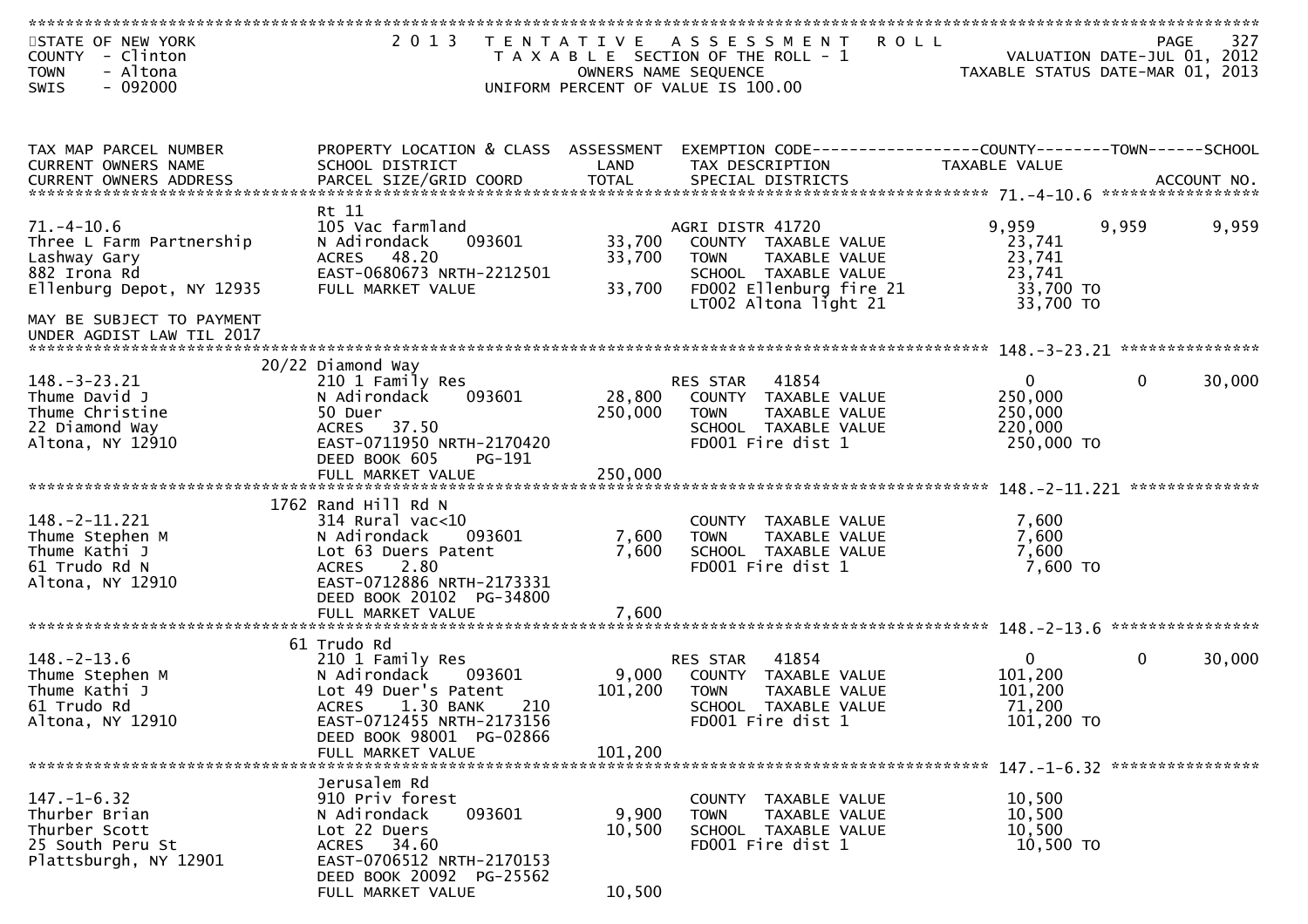STATE OF NEW YORK
COUNTY - Clinton
TOWN - Altona
SWIS - 092000

# 2013 TENTATIVE ASSESSMENT ROLL

TAXABLE SECTION OF THE ROLL - 1
OWNERS NAME SEQUENCE
UNIFORM PERCENT OF VALUE IS 100.00

VALUATION DATE-JUL 01, 2012
TAXABLE STATUS DATE-MAR 01, 2013

| TAX MAP PARCEL NUMBER / CURRENT OWNERS NAME / CURRENT OWNERS ADDRESS | PROPERTY LOCATION & CLASS / SCHOOL DISTRICT / PARCEL SIZE/GRID COORD | ASSESSMENT LAND / TOTAL | EXEMPTION CODE / TAX DESCRIPTION / SPECIAL DISTRICTS | COUNTY TAXABLE VALUE | TOWN | SCHOOL / ACCOUNT NO. |
|---|---|---|---|---|---|---|
| **71.-4-10.6** | Rt 11 | | | | | |
| 71.-4-10.6 | 105 Vac farmland | | AGRI DISTR 41720 | 9,959 | 9,959 | 9,959 |
| Three L Farm Partnership | N Adirondack 093601 | 33,700 | COUNTY TAXABLE VALUE | 23,741 | | |
| Lashway Gary | ACRES 48.20 | 33,700 | TOWN TAXABLE VALUE | 23,741 | | |
| 882 Irona Rd | EAST-0680673 NRTH-2212501 | | SCHOOL TAXABLE VALUE | 23,741 | | |
| Ellenburg Depot, NY 12935 | FULL MARKET VALUE | 33,700 | FD002 Ellenburg fire 21 | 33,700 TO | | |
| | | | LT002 Altona light 21 | 33,700 TO | | |
| MAY BE SUBJECT TO PAYMENT UNDER AGDIST LAW TIL 2017 | | | | | | |
| **148.-3-23.21** | 20/22 Diamond Way | | | | | |
| 148.-3-23.21 | 210 1 Family Res | | RES STAR 41854 | 0 | 0 | 30,000 |
| Thume David J | N Adirondack 093601 | 28,800 | COUNTY TAXABLE VALUE | 250,000 | | |
| Thume Christine | 50 Duer | 250,000 | TOWN TAXABLE VALUE | 250,000 | | |
| 22 Diamond Way | ACRES 37.50 | | SCHOOL TAXABLE VALUE | 220,000 | | |
| Altona, NY 12910 | EAST-0711950 NRTH-2170420 | | FD001 Fire dist 1 | 250,000 TO | | |
| | DEED BOOK 605 PG-191 | | | | | |
| | FULL MARKET VALUE | 250,000 | | | | |
| **148.-2-11.221** | 1762 Rand Hill Rd N | | | | | |
| 148.-2-11.221 | 314 Rural vac<10 | | COUNTY TAXABLE VALUE | 7,600 | | |
| Thume Stephen M | N Adirondack 093601 | 7,600 | TOWN TAXABLE VALUE | 7,600 | | |
| Thume Kathi J | Lot 63 Duers Patent | 7,600 | SCHOOL TAXABLE VALUE | 7,600 | | |
| 61 Trudo Rd N | ACRES 2.80 | | FD001 Fire dist 1 | 7,600 TO | | |
| Altona, NY 12910 | EAST-0712886 NRTH-2173331 | | | | | |
| | DEED BOOK 20102 PG-34800 | | | | | |
| | FULL MARKET VALUE | 7,600 | | | | |
| **148.-2-13.6** | 61 Trudo Rd | | | | | |
| 148.-2-13.6 | 210 1 Family Res | | RES STAR 41854 | 0 | 0 | 30,000 |
| Thume Stephen M | N Adirondack 093601 | 9,000 | COUNTY TAXABLE VALUE | 101,200 | | |
| Thume Kathi J | Lot 49 Duer's Patent | 101,200 | TOWN TAXABLE VALUE | 101,200 | | |
| 61 Trudo Rd | ACRES 1.30 BANK 210 | | SCHOOL TAXABLE VALUE | 71,200 | | |
| Altona, NY 12910 | EAST-0712455 NRTH-2173156 | | FD001 Fire dist 1 | 101,200 TO | | |
| | DEED BOOK 98001 PG-02866 | | | | | |
| | FULL MARKET VALUE | 101,200 | | | | |
| **147.-1-6.32** | Jerusalem Rd | | | | | |
| 147.-1-6.32 | 910 Priv forest | | COUNTY TAXABLE VALUE | 10,500 | | |
| Thurber Brian | N Adirondack 093601 | 9,900 | TOWN TAXABLE VALUE | 10,500 | | |
| Thurber Scott | Lot 22 Duers | 10,500 | SCHOOL TAXABLE VALUE | 10,500 | | |
| 25 South Peru St | ACRES 34.60 | | FD001 Fire dist 1 | 10,500 TO | | |
| Plattsburgh, NY 12901 | EAST-0706512 NRTH-2170153 | | | | | |
| | DEED BOOK 20092 PG-25562 | | | | | |
| | FULL MARKET VALUE | 10,500 | | | | |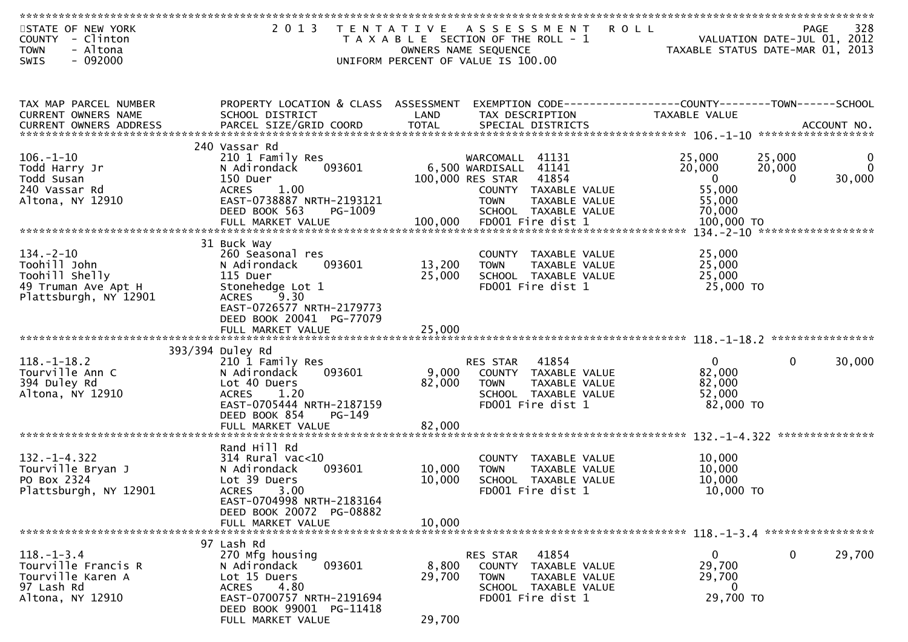STATE OF NEW YORK
COUNTY - Clinton
TOWN - Altona
SWIS - 092000

2013 TENTATIVE ASSESSMENT ROLL
TAXABLE SECTION OF THE ROLL - 1
OWNERS NAME SEQUENCE
UNIFORM PERCENT OF VALUE IS 100.00

VALUATION DATE-JUL 01, 2012
TAXABLE STATUS DATE-MAR 01, 2013

| TAX MAP PARCEL NUMBER / CURRENT OWNERS NAME / CURRENT OWNERS ADDRESS | PROPERTY LOCATION & CLASS / SCHOOL DISTRICT / PARCEL SIZE/GRID COORD | ASSESSMENT LAND / TOTAL | EXEMPTION CODE / TAX DESCRIPTION / SPECIAL DISTRICTS | COUNTY TAXABLE VALUE | TOWN | SCHOOL / ACCOUNT NO. |
|---|---|---|---|---|---|---|
| **106.-1-10** | 240 Vassar Rd | | | | | |
| 106.-1-10 | 210 1 Family Res | | WARCOMALL 41131 | 25,000 | 25,000 | 0 |
| Todd Harry Jr | N Adirondack 093601 | 6,500 | WARDISALL 41141 | 20,000 | 20,000 | 0 |
| Todd Susan | 150 Duer | 100,000 | RES STAR 41854 | 0 | 0 | 30,000 |
| 240 Vassar Rd | ACRES 1.00 | | COUNTY TAXABLE VALUE | 55,000 | | |
| Altona, NY 12910 | EAST-0738887 NRTH-2193121 | | TOWN TAXABLE VALUE | 55,000 | | |
| | DEED BOOK 563 PG-1009 | | SCHOOL TAXABLE VALUE | 70,000 | | |
| | FULL MARKET VALUE | 100,000 | FD001 Fire dist 1 | 100,000 TO | | |
| **134.-2-10** | 31 Buck Way | | | | | |
| 134.-2-10 | 260 Seasonal res | | COUNTY TAXABLE VALUE | 25,000 | | |
| Toohill John | N Adirondack 093601 | 13,200 | TOWN TAXABLE VALUE | 25,000 | | |
| Toohill Shelly | 115 Duer | 25,000 | SCHOOL TAXABLE VALUE | 25,000 | | |
| 49 Truman Ave Apt H | Stonehedge Lot 1 | | FD001 Fire dist 1 | 25,000 TO | | |
| Plattsburgh, NY 12901 | ACRES 9.30 | | | | | |
| | EAST-0726577 NRTH-2179773 | | | | | |
| | DEED BOOK 20041 PG-77079 | | | | | |
| | FULL MARKET VALUE | 25,000 | | | | |
| **118.-1-18.2** | 393/394 Duley Rd | | | | | |
| 118.-1-18.2 | 210 1 Family Res | | RES STAR 41854 | 0 | 0 | 30,000 |
| Tourville Ann C | N Adirondack 093601 | 9,000 | COUNTY TAXABLE VALUE | 82,000 | | |
| 394 Duley Rd | Lot 40 Duers | 82,000 | TOWN TAXABLE VALUE | 82,000 | | |
| Altona, NY 12910 | ACRES 1.20 | | SCHOOL TAXABLE VALUE | 52,000 | | |
| | EAST-0705444 NRTH-2187159 | | FD001 Fire dist 1 | 82,000 TO | | |
| | DEED BOOK 854 PG-149 | | | | | |
| | FULL MARKET VALUE | 82,000 | | | | |
| **132.-1-4.322** | Rand Hill Rd | | | | | |
| 132.-1-4.322 | 314 Rural vac<10 | | COUNTY TAXABLE VALUE | 10,000 | | |
| Tourville Bryan J | N Adirondack 093601 | 10,000 | TOWN TAXABLE VALUE | 10,000 | | |
| PO Box 2324 | Lot 39 Duers | 10,000 | SCHOOL TAXABLE VALUE | 10,000 | | |
| Plattsburgh, NY 12901 | ACRES 3.00 | | FD001 Fire dist 1 | 10,000 TO | | |
| | EAST-0704998 NRTH-2183164 | | | | | |
| | DEED BOOK 20072 PG-08882 | | | | | |
| | FULL MARKET VALUE | 10,000 | | | | |
| **118.-1-3.4** | 97 Lash Rd | | | | | |
| 118.-1-3.4 | 270 Mfg housing | | RES STAR 41854 | 0 | 0 | 29,700 |
| Tourville Francis R | N Adirondack 093601 | 8,800 | COUNTY TAXABLE VALUE | 29,700 | | |
| Tourville Karen A | Lot 15 Duers | 29,700 | TOWN TAXABLE VALUE | 29,700 | | |
| 97 Lash Rd | ACRES 4.80 | | SCHOOL TAXABLE VALUE | 0 | | |
| Altona, NY 12910 | EAST-0700757 NRTH-2191694 | | FD001 Fire dist 1 | 29,700 TO | | |
| | DEED BOOK 99001 PG-11418 | | | | | |
| | FULL MARKET VALUE | 29,700 | | | | |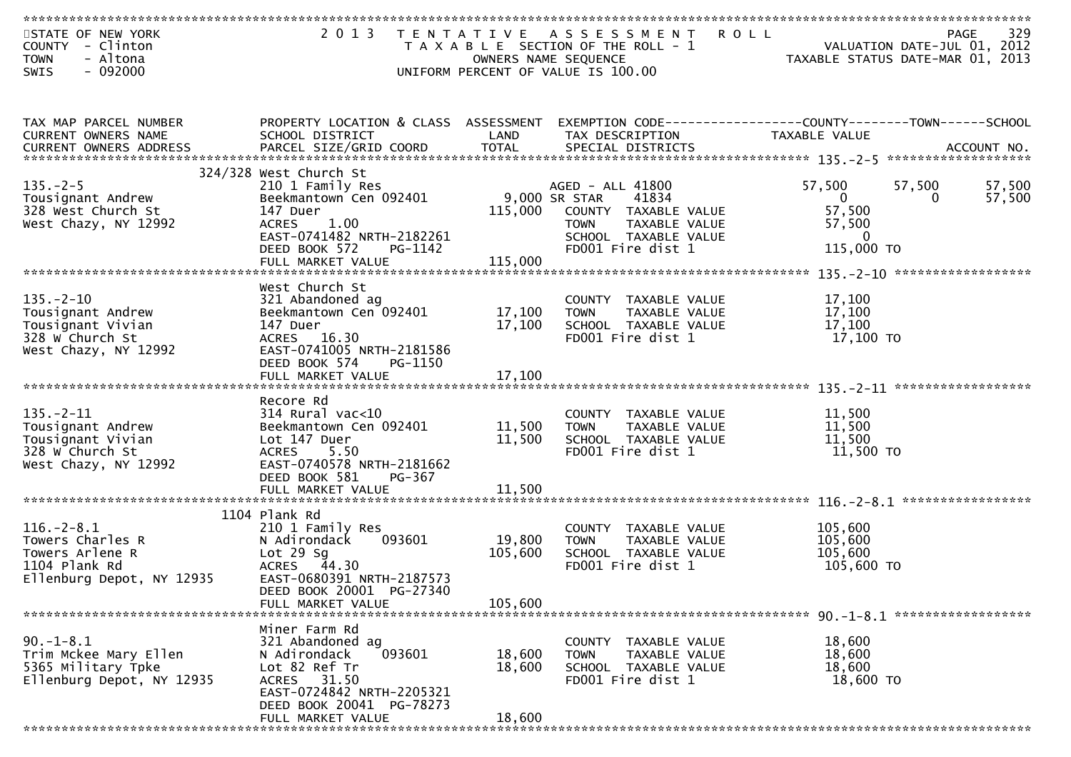STATE OF NEW YORK
COUNTY - Clinton
TOWN - Altona
SWIS - 092000

# 2013 TENTATIVE ASSESSMENT ROLL
TAXABLE SECTION OF THE ROLL - 1
OWNERS NAME SEQUENCE
UNIFORM PERCENT OF VALUE IS 100.00

VALUATION DATE-JUL 01, 2012
TAXABLE STATUS DATE-MAR 01, 2013

| TAX MAP PARCEL NUMBER / CURRENT OWNERS NAME / CURRENT OWNERS ADDRESS | PROPERTY LOCATION & CLASS / SCHOOL DISTRICT / PARCEL SIZE/GRID COORD | ASSESSMENT LAND / TOTAL | EXEMPTION CODE / TAX DESCRIPTION / SPECIAL DISTRICTS | COUNTY TAXABLE VALUE | TOWN | SCHOOL |
|---|---|---|---|---|---|---|
| **135.-2-5** | 324/328 West Church St | | | | | |
| 135.-2-5 | 210 1 Family Res | | AGED - ALL 41800 | 57,500 | 57,500 | 57,500 |
| Tousignant Andrew | Beekmantown Cen 092401 | 9,000 | SR STAR 41834 | 0 | 0 | 57,500 |
| 328 West Church St | 147 Duer | 115,000 | COUNTY TAXABLE VALUE | 57,500 | | |
| West Chazy, NY 12992 | ACRES 1.00 | | TOWN TAXABLE VALUE | 57,500 | | |
| | EAST-0741482 NRTH-2182261 | | SCHOOL TAXABLE VALUE | 0 | | |
| | DEED BOOK 572 PG-1142 | | FD001 Fire dist 1 | 115,000 TO | | |
| | FULL MARKET VALUE | 115,000 | | | | |
| **135.-2-10** | West Church St | | | | | |
| 135.-2-10 | 321 Abandoned ag | | COUNTY TAXABLE VALUE | 17,100 | | |
| Tousignant Andrew | Beekmantown Cen 092401 | 17,100 | TOWN TAXABLE VALUE | 17,100 | | |
| Tousignant Vivian | 147 Duer | 17,100 | SCHOOL TAXABLE VALUE | 17,100 | | |
| 328 W Church St | ACRES 16.30 | | FD001 Fire dist 1 | 17,100 TO | | |
| West Chazy, NY 12992 | EAST-0741005 NRTH-2181586 | | | | | |
| | DEED BOOK 574 PG-1150 | | | | | |
| | FULL MARKET VALUE | 17,100 | | | | |
| **135.-2-11** | Recore Rd | | | | | |
| 135.-2-11 | 314 Rural vac<10 | | COUNTY TAXABLE VALUE | 11,500 | | |
| Tousignant Andrew | Beekmantown Cen 092401 | 11,500 | TOWN TAXABLE VALUE | 11,500 | | |
| Tousignant Vivian | Lot 147 Duer | 11,500 | SCHOOL TAXABLE VALUE | 11,500 | | |
| 328 W Church St | ACRES 5.50 | | FD001 Fire dist 1 | 11,500 TO | | |
| West Chazy, NY 12992 | EAST-0740578 NRTH-2181662 | | | | | |
| | DEED BOOK 581 PG-367 | | | | | |
| | FULL MARKET VALUE | 11,500 | | | | |
| **116.-2-8.1** | 1104 Plank Rd | | | | | |
| 116.-2-8.1 | 210 1 Family Res | | COUNTY TAXABLE VALUE | 105,600 | | |
| Towers Charles R | N Adirondack 093601 | 19,800 | TOWN TAXABLE VALUE | 105,600 | | |
| Towers Arlene R | Lot 29 Sg | 105,600 | SCHOOL TAXABLE VALUE | 105,600 | | |
| 1104 Plank Rd | ACRES 44.30 | | FD001 Fire dist 1 | 105,600 TO | | |
| Ellenburg Depot, NY 12935 | EAST-0680391 NRTH-2187573 | | | | | |
| | DEED BOOK 20001 PG-27340 | | | | | |
| | FULL MARKET VALUE | 105,600 | | | | |
| **90.-1-8.1** | Miner Farm Rd | | | | | |
| 90.-1-8.1 | 321 Abandoned ag | | COUNTY TAXABLE VALUE | 18,600 | | |
| Trim Mckee Mary Ellen | N Adirondack 093601 | 18,600 | TOWN TAXABLE VALUE | 18,600 | | |
| 5365 Military Tpke | Lot 82 Ref Tr | 18,600 | SCHOOL TAXABLE VALUE | 18,600 | | |
| Ellenburg Depot, NY 12935 | ACRES 31.50 | | FD001 Fire dist 1 | 18,600 TO | | |
| | EAST-0724842 NRTH-2205321 | | | | | |
| | DEED BOOK 20041 PG-78273 | | | | | |
| | FULL MARKET VALUE | 18,600 | | | | |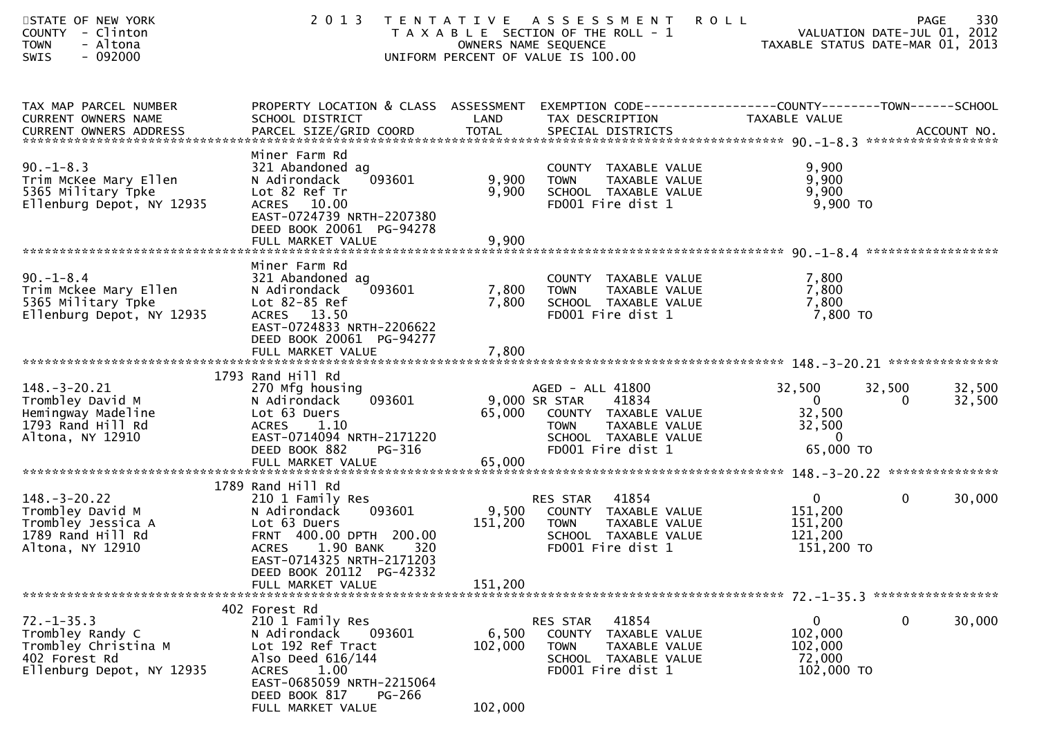STATE OF NEW YORK
COUNTY - Clinton
TOWN - Altona
SWIS - 092000

## 2013 TENTATIVE ASSESSMENT ROLL
TAXABLE SECTION OF THE ROLL - 1
OWNERS NAME SEQUENCE
UNIFORM PERCENT OF VALUE IS 100.00

VALUATION DATE-JUL 01, 2012
TAXABLE STATUS DATE-MAR 01, 2013

| TAX MAP PARCEL NUMBER / CURRENT OWNERS NAME / CURRENT OWNERS ADDRESS | PROPERTY LOCATION & CLASS / SCHOOL DISTRICT / PARCEL SIZE/GRID COORD | ASSESSMENT LAND / TOTAL | EXEMPTION CODE / TAX DESCRIPTION / SPECIAL DISTRICTS | COUNTY TAXABLE VALUE | TOWN | SCHOOL / ACCOUNT NO. |
|---|---|---|---|---|---|---|
| **90.-1-8.3** | Miner Farm Rd | | | | | |
| 90.-1-8.3 | 321 Abandoned ag | | COUNTY TAXABLE VALUE | 9,900 | | |
| Trim McKee Mary Ellen | N Adirondack 093601 | 9,900 | TOWN TAXABLE VALUE | 9,900 | | |
| 5365 Military Tpke | Lot 82 Ref Tr | 9,900 | SCHOOL TAXABLE VALUE | 9,900 | | |
| Ellenburg Depot, NY 12935 | ACRES 10.00 | | FD001 Fire dist 1 | 9,900 TO | | |
| | EAST-0724739 NRTH-2207380 | | | | | |
| | DEED BOOK 20061 PG-94278 | | | | | |
| | FULL MARKET VALUE | 9,900 | | | | |
| **90.-1-8.4** | Miner Farm Rd | | | | | |
| 90.-1-8.4 | 321 Abandoned ag | | COUNTY TAXABLE VALUE | 7,800 | | |
| Trim Mckee Mary Ellen | N Adirondack 093601 | 7,800 | TOWN TAXABLE VALUE | 7,800 | | |
| 5365 Military Tpke | Lot 82-85 Ref | 7,800 | SCHOOL TAXABLE VALUE | 7,800 | | |
| Ellenburg Depot, NY 12935 | ACRES 13.50 | | FD001 Fire dist 1 | 7,800 TO | | |
| | EAST-0724833 NRTH-2206622 | | | | | |
| | DEED BOOK 20061 PG-94277 | | | | | |
| | FULL MARKET VALUE | 7,800 | | | | |
| **148.-3-20.21** | 1793 Rand Hill Rd | | | | | |
| 148.-3-20.21 | 270 Mfg housing | | AGED - ALL 41800 | 32,500 | 32,500 | 32,500 |
| Trombley David M | N Adirondack 093601 | 9,000 | SR STAR 41834 | 0 | 0 | 32,500 |
| Hemingway Madeline | Lot 63 Duers | 65,000 | COUNTY TAXABLE VALUE | 32,500 | | |
| 1793 Rand Hill Rd | ACRES 1.10 | | TOWN TAXABLE VALUE | 32,500 | | |
| Altona, NY 12910 | EAST-0714094 NRTH-2171220 | | SCHOOL TAXABLE VALUE | 0 | | |
| | DEED BOOK 882 PG-316 | | FD001 Fire dist 1 | 65,000 TO | | |
| | FULL MARKET VALUE | 65,000 | | | | |
| **148.-3-20.22** | 1789 Rand Hill Rd | | | | | |
| 148.-3-20.22 | 210 1 Family Res | | RES STAR 41854 | 0 | 0 | 30,000 |
| Trombley David M | N Adirondack 093601 | 9,500 | COUNTY TAXABLE VALUE | 151,200 | | |
| Trombley Jessica A | Lot 63 Duers | 151,200 | TOWN TAXABLE VALUE | 151,200 | | |
| 1789 Rand Hill Rd | FRNT 400.00 DPTH 200.00 | | SCHOOL TAXABLE VALUE | 121,200 | | |
| Altona, NY 12910 | ACRES 1.90 BANK 320 | | FD001 Fire dist 1 | 151,200 TO | | |
| | EAST-0714325 NRTH-2171203 | | | | | |
| | DEED BOOK 20112 PG-42332 | | | | | |
| | FULL MARKET VALUE | 151,200 | | | | |
| **72.-1-35.3** | 402 Forest Rd | | | | | |
| 72.-1-35.3 | 210 1 Family Res | | RES STAR 41854 | 0 | 0 | 30,000 |
| Trombley Randy C | N Adirondack 093601 | 6,500 | COUNTY TAXABLE VALUE | 102,000 | | |
| Trombley Christina M | Lot 192 Ref Tract | 102,000 | TOWN TAXABLE VALUE | 102,000 | | |
| 402 Forest Rd | Also Deed 616/144 | | SCHOOL TAXABLE VALUE | 72,000 | | |
| Ellenburg Depot, NY 12935 | ACRES 1.00 | | FD001 Fire dist 1 | 102,000 TO | | |
| | EAST-0685059 NRTH-2215064 | | | | | |
| | DEED BOOK 817 PG-266 | | | | | |
| | FULL MARKET VALUE | 102,000 | | | | |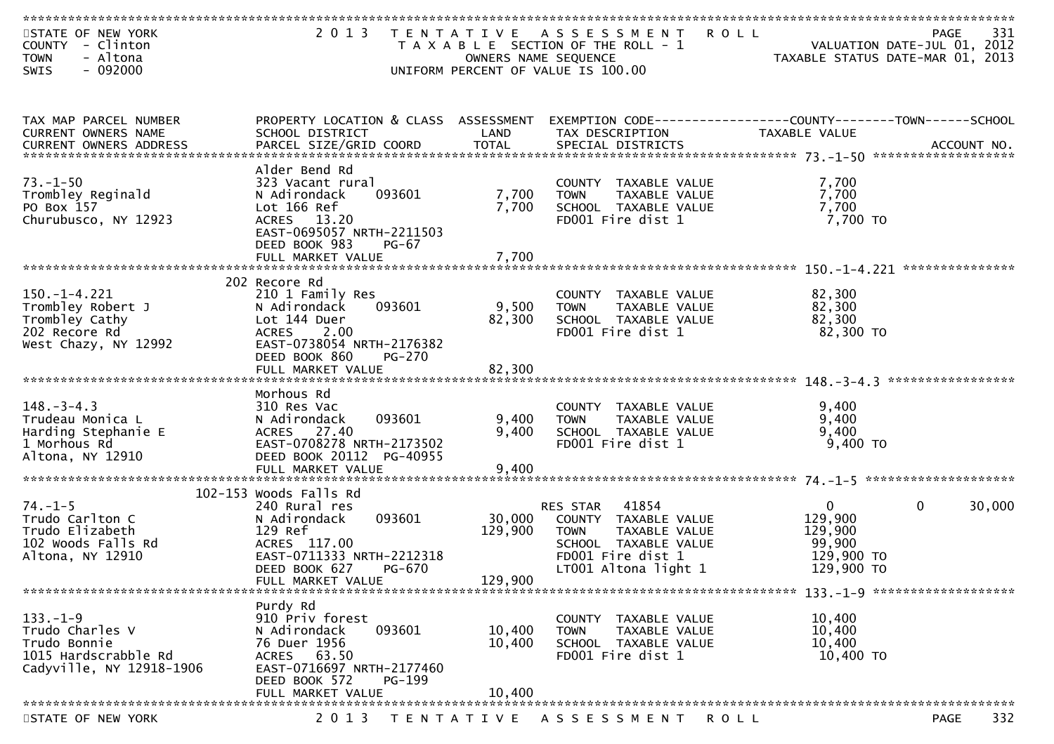STATE OF NEW YORK
COUNTY - Clinton
TOWN - Altona
SWIS - 092000

2013 TENTATIVE ASSESSMENT ROLL
TAXABLE SECTION OF THE ROLL - 1
OWNERS NAME SEQUENCE
UNIFORM PERCENT OF VALUE IS 100.00

VALUATION DATE-JUL 01, 2012
TAXABLE STATUS DATE-MAR 01, 2013

| TAX MAP PARCEL NUMBER / CURRENT OWNERS NAME / CURRENT OWNERS ADDRESS | PROPERTY LOCATION & CLASS / SCHOOL DISTRICT / PARCEL SIZE/GRID COORD | ASSESSMENT LAND | ASSESSMENT TOTAL | EXEMPTION CODE / TAX DESCRIPTION / SPECIAL DISTRICTS | COUNTY TAXABLE VALUE | TOWN | SCHOOL | ACCOUNT NO. |
|---|---|---|---|---|---|---|---|---|
| **73.-1-50** | Alder Bend Rd | | | | | | | |
| 73.-1-50 | 323 Vacant rural | | | COUNTY TAXABLE VALUE | 7,700 | | | |
| Trombley Reginald | N Adirondack 093601 | 7,700 | | TOWN TAXABLE VALUE | 7,700 | | | |
| PO Box 157 | Lot 166 Ref | | 7,700 | SCHOOL TAXABLE VALUE | 7,700 | | | |
| Churubusco, NY 12923 | ACRES 13.20 | | | FD001 Fire dist 1 | 7,700 TO | | | |
| | EAST-0695057 NRTH-2211503 | | | | | | | |
| | DEED BOOK 983 PG-67 | | | | | | | |
| | FULL MARKET VALUE | | 7,700 | | | | | |
| **150.-1-4.221** | 202 Recore Rd | | | | | | | |
| 150.-1-4.221 | 210 1 Family Res | | | COUNTY TAXABLE VALUE | 82,300 | | | |
| Trombley Robert J | N Adirondack 093601 | 9,500 | | TOWN TAXABLE VALUE | 82,300 | | | |
| Trombley Cathy | Lot 144 Duer | | 82,300 | SCHOOL TAXABLE VALUE | 82,300 | | | |
| 202 Recore Rd | ACRES 2.00 | | | FD001 Fire dist 1 | 82,300 TO | | | |
| West Chazy, NY 12992 | EAST-0738054 NRTH-2176382 | | | | | | | |
| | DEED BOOK 860 PG-270 | | | | | | | |
| | FULL MARKET VALUE | | 82,300 | | | | | |
| **148.-3-4.3** | Morhous Rd | | | | | | | |
| 148.-3-4.3 | 310 Res Vac | | | COUNTY TAXABLE VALUE | 9,400 | | | |
| Trudeau Monica L | N Adirondack 093601 | 9,400 | | TOWN TAXABLE VALUE | 9,400 | | | |
| Harding Stephanie E | ACRES 27.40 | | 9,400 | SCHOOL TAXABLE VALUE | 9,400 | | | |
| 1 Morhous Rd | EAST-0708278 NRTH-2173502 | | | FD001 Fire dist 1 | 9,400 TO | | | |
| Altona, NY 12910 | DEED BOOK 20112 PG-40955 | | | | | | | |
| | FULL MARKET VALUE | | 9,400 | | | | | |
| **74.-1-5** | 102-153 Woods Falls Rd | | | | | | | |
| 74.-1-5 | 240 Rural res | | | RES STAR 41854 | 0 | 0 | 30,000 | |
| Trudo Carlton C | N Adirondack 093601 | 30,000 | | COUNTY TAXABLE VALUE | 129,900 | | | |
| Trudo Elizabeth | 129 Ref | | 129,900 | TOWN TAXABLE VALUE | 129,900 | | | |
| 102 Woods Falls Rd | ACRES 117.00 | | | SCHOOL TAXABLE VALUE | 99,900 | | | |
| Altona, NY 12910 | EAST-0711333 NRTH-2212318 | | | FD001 Fire dist 1 | 129,900 TO | | | |
| | DEED BOOK 627 PG-670 | | | LT001 Altona light 1 | 129,900 TO | | | |
| | FULL MARKET VALUE | | 129,900 | | | | | |
| **133.-1-9** | Purdy Rd | | | | | | | |
| 133.-1-9 | 910 Priv forest | | | COUNTY TAXABLE VALUE | 10,400 | | | |
| Trudo Charles V | N Adirondack 093601 | 10,400 | | TOWN TAXABLE VALUE | 10,400 | | | |
| Trudo Bonnie | 76 Duer 1956 | | 10,400 | SCHOOL TAXABLE VALUE | 10,400 | | | |
| 1015 Hardscrabble Rd | ACRES 63.50 | | | FD001 Fire dist 1 | 10,400 TO | | | |
| Cadyville, NY 12918-1906 | EAST-0716697 NRTH-2177460 | | | | | | | |
| | DEED BOOK 572 PG-199 | | | | | | | |
| | FULL MARKET VALUE | | 10,400 | | | | | |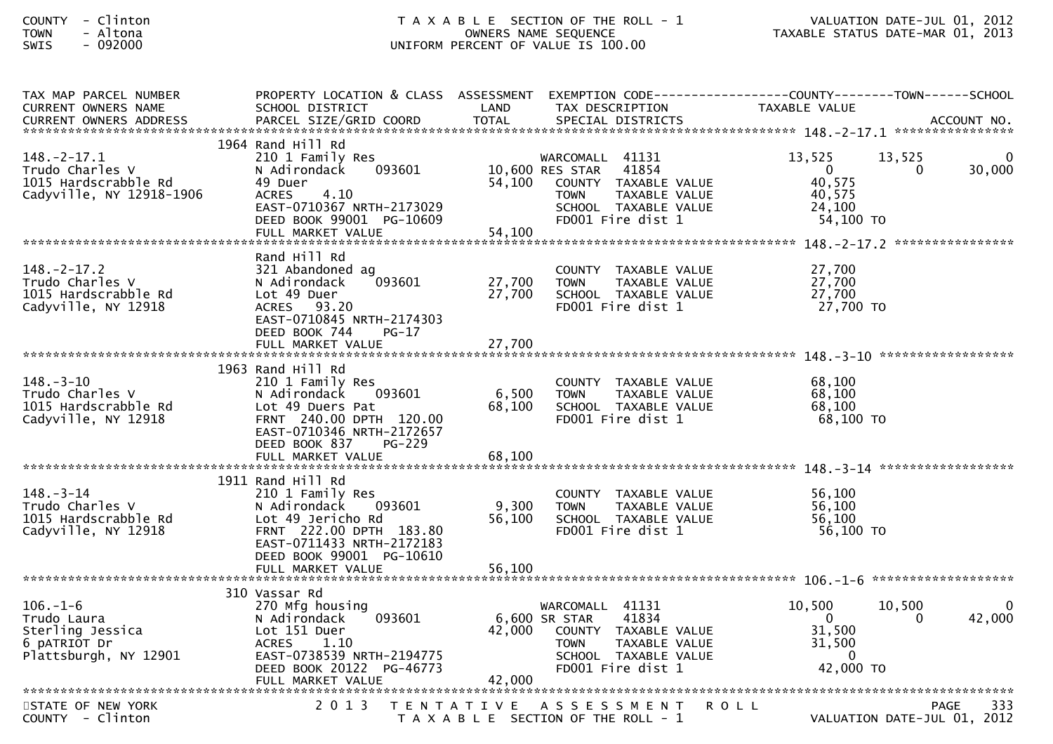COUNTY - Clinton
TOWN - Altona
SWIS - 092000

T A X A B L E SECTION OF THE ROLL - 1
OWNERS NAME SEQUENCE
UNIFORM PERCENT OF VALUE IS 100.00

VALUATION DATE-JUL 01, 2012
TAXABLE STATUS DATE-MAR 01, 2013

| TAX MAP PARCEL NUMBER / CURRENT OWNERS NAME / CURRENT OWNERS ADDRESS | PROPERTY LOCATION & CLASS / SCHOOL DISTRICT / PARCEL SIZE/GRID COORD | ASSESSMENT LAND / TOTAL | EXEMPTION CODE / TAX DESCRIPTION / SPECIAL DISTRICTS | COUNTY TAXABLE VALUE | TOWN | SCHOOL / ACCOUNT NO. |
|---|---|---|---|---|---|---|
| **148.-2-17.1** | 1964 Rand Hill Rd | | | | | |
| 148.-2-17.1 | 210 1 Family Res | | WARCOMALL 41131 | 13,525 | 13,525 | 0 |
| Trudo Charles V | N Adirondack 093601 | 10,600 | RES STAR 41854 | 0 | 0 | 30,000 |
| 1015 Hardscrabble Rd | 49 Duer | 54,100 | COUNTY TAXABLE VALUE | 40,575 | | |
| Cadyville, NY 12918-1906 | ACRES 4.10 | | TOWN TAXABLE VALUE | 40,575 | | |
| | EAST-0710367 NRTH-2173029 | | SCHOOL TAXABLE VALUE | 24,100 | | |
| | DEED BOOK 99001 PG-10609 | | FD001 Fire dist 1 | 54,100 TO | | |
| | FULL MARKET VALUE | 54,100 | | | | |
| **148.-2-17.2** | Rand Hill Rd | | | | | |
| 148.-2-17.2 | 321 Abandoned ag | | COUNTY TAXABLE VALUE | 27,700 | | |
| Trudo Charles V | N Adirondack 093601 | 27,700 | TOWN TAXABLE VALUE | 27,700 | | |
| 1015 Hardscrabble Rd | Lot 49 Duer | 27,700 | SCHOOL TAXABLE VALUE | 27,700 | | |
| Cadyville, NY 12918 | ACRES 93.20 | | FD001 Fire dist 1 | 27,700 TO | | |
| | EAST-0710845 NRTH-2174303 | | | | | |
| | DEED BOOK 744 PG-17 | | | | | |
| | FULL MARKET VALUE | 27,700 | | | | |
| **148.-3-10** | 1963 Rand Hill Rd | | | | | |
| 148.-3-10 | 210 1 Family Res | | COUNTY TAXABLE VALUE | 68,100 | | |
| Trudo Charles V | N Adirondack 093601 | 6,500 | TOWN TAXABLE VALUE | 68,100 | | |
| 1015 Hardscrabble Rd | Lot 49 Duers Pat | 68,100 | SCHOOL TAXABLE VALUE | 68,100 | | |
| Cadyville, NY 12918 | FRNT 240.00 DPTH 120.00 | | FD001 Fire dist 1 | 68,100 TO | | |
| | EAST-0710346 NRTH-2172657 | | | | | |
| | DEED BOOK 837 PG-229 | | | | | |
| | FULL MARKET VALUE | 68,100 | | | | |
| **148.-3-14** | 1911 Rand Hill Rd | | | | | |
| 148.-3-14 | 210 1 Family Res | | COUNTY TAXABLE VALUE | 56,100 | | |
| Trudo Charles V | N Adirondack 093601 | 9,300 | TOWN TAXABLE VALUE | 56,100 | | |
| 1015 Hardscrabble Rd | Lot 49 Jericho Rd | 56,100 | SCHOOL TAXABLE VALUE | 56,100 | | |
| Cadyville, NY 12918 | FRNT 222.00 DPTH 183.80 | | FD001 Fire dist 1 | 56,100 TO | | |
| | EAST-0711433 NRTH-2172183 | | | | | |
| | DEED BOOK 99001 PG-10610 | | | | | |
| | FULL MARKET VALUE | 56,100 | | | | |
| **106.-1-6** | 310 Vassar Rd | | | | | |
| 106.-1-6 | 270 Mfg housing | | WARCOMALL 41131 | 10,500 | 10,500 | 0 |
| Trudo Laura | N Adirondack 093601 | 6,600 | SR STAR 41834 | 0 | 0 | 42,000 |
| Sterling Jessica | Lot 151 Duer | 42,000 | COUNTY TAXABLE VALUE | 31,500 | | |
| 6 pATRIOT Dr | ACRES 1.10 | | TOWN TAXABLE VALUE | 31,500 | | |
| Plattsburgh, NY 12901 | EAST-0738539 NRTH-2194775 | | SCHOOL TAXABLE VALUE | 0 | | |
| | DEED BOOK 20122 PG-46773 | | FD001 Fire dist 1 | 42,000 TO | | |
| | FULL MARKET VALUE | 42,000 | | | | |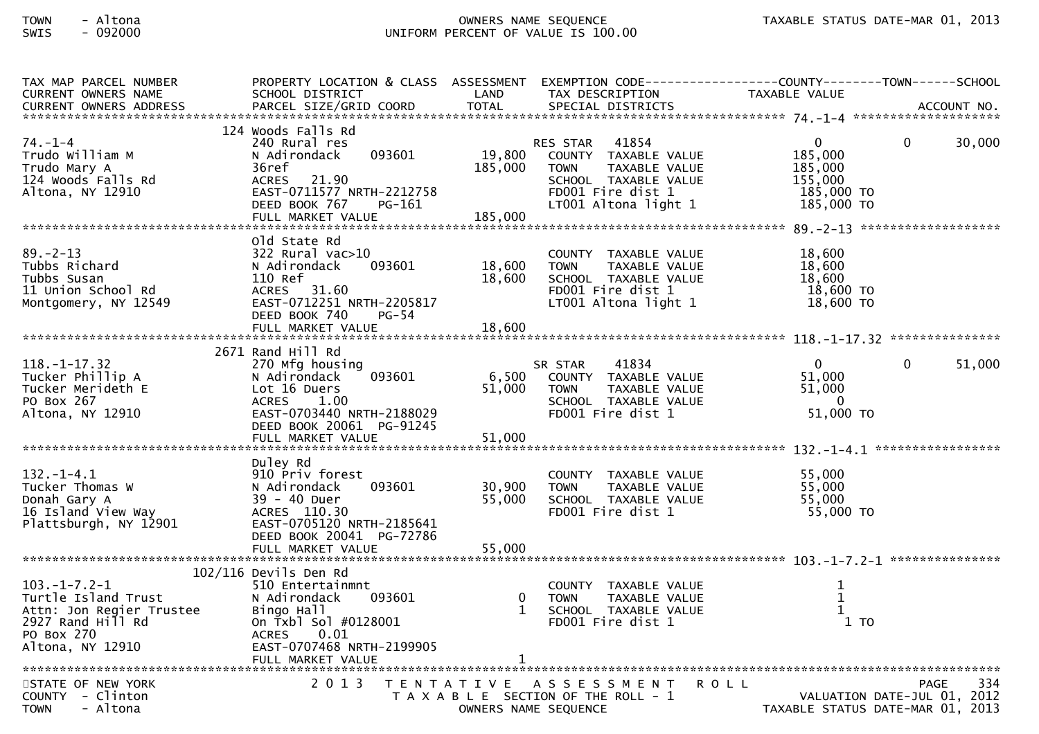TOWN - Altona
SWIS - 092000

OWNERS NAME SEQUENCE
UNIFORM PERCENT OF VALUE IS 100.00

| TAX MAP PARCEL NUMBER / CURRENT OWNERS NAME / CURRENT OWNERS ADDRESS | PROPERTY LOCATION & CLASS / SCHOOL DISTRICT / PARCEL SIZE/GRID COORD | ASSESSMENT LAND / TOTAL | EXEMPTION CODE / TAX DESCRIPTION / SPECIAL DISTRICTS | COUNTY TAXABLE VALUE | TOWN | SCHOOL / ACCOUNT NO. |
|---|---|---|---|---|---|---|
| | 124 Woods Falls Rd | | | | | |
| 74.-1-4 | 240 Rural res | | RES STAR 41854 | 0 | 0 | 30,000 |
| Trudo William M | N Adirondack 093601 | 19,800 | COUNTY TAXABLE VALUE | 185,000 | | |
| Trudo Mary A | 36ref | 185,000 | TOWN TAXABLE VALUE | 185,000 | | |
| 124 Woods Falls Rd | ACRES 21.90 | | SCHOOL TAXABLE VALUE | 155,000 | | |
| Altona, NY 12910 | EAST-0711577 NRTH-2212758 | | FD001 Fire dist 1 | 185,000 TO | | |
| | DEED BOOK 767 PG-161 | | LT001 Altona light 1 | 185,000 TO | | |
| | FULL MARKET VALUE | 185,000 | | | | |
| | Old State Rd | | | | | |
| 89.-2-13 | 322 Rural vac>10 | | COUNTY TAXABLE VALUE | 18,600 | | |
| Tubbs Richard | N Adirondack 093601 | 18,600 | TOWN TAXABLE VALUE | 18,600 | | |
| Tubbs Susan | 110 Ref | 18,600 | SCHOOL TAXABLE VALUE | 18,600 | | |
| 11 Union School Rd | ACRES 31.60 | | FD001 Fire dist 1 | 18,600 TO | | |
| Montgomery, NY 12549 | EAST-0712251 NRTH-2205817 | | LT001 Altona light 1 | 18,600 TO | | |
| | DEED BOOK 740 PG-54 | | | | | |
| | FULL MARKET VALUE | 18,600 | | | | |
| | 2671 Rand Hill Rd | | | | | |
| 118.-1-17.32 | 270 Mfg housing | | SR STAR 41834 | 0 | 0 | 51,000 |
| Tucker Phillip A | N Adirondack 093601 | 6,500 | COUNTY TAXABLE VALUE | 51,000 | | |
| Tucker Merideth E | Lot 16 Duers | 51,000 | TOWN TAXABLE VALUE | 51,000 | | |
| PO Box 267 | ACRES 1.00 | | SCHOOL TAXABLE VALUE | 0 | | |
| Altona, NY 12910 | EAST-0703440 NRTH-2188029 | | FD001 Fire dist 1 | 51,000 TO | | |
| | DEED BOOK 20061 PG-91245 | | | | | |
| | FULL MARKET VALUE | 51,000 | | | | |
| | Duley Rd | | | | | |
| 132.-1-4.1 | 910 Priv forest | | COUNTY TAXABLE VALUE | 55,000 | | |
| Tucker Thomas W | N Adirondack 093601 | 30,900 | TOWN TAXABLE VALUE | 55,000 | | |
| Donah Gary A | 39 - 40 Duer | 55,000 | SCHOOL TAXABLE VALUE | 55,000 | | |
| 16 Island View Way | ACRES 110.30 | | FD001 Fire dist 1 | 55,000 TO | | |
| Plattsburgh, NY 12901 | EAST-0705120 NRTH-2185641 | | | | | |
| | DEED BOOK 20041 PG-72786 | | | | | |
| | FULL MARKET VALUE | 55,000 | | | | |
| | 102/116 Devils Den Rd | | | | | |
| 103.-1-7.2-1 | 510 Entertainmnt | | COUNTY TAXABLE VALUE | 1 | | |
| Turtle Island Trust | N Adirondack 093601 | 0 | TOWN TAXABLE VALUE | 1 | | |
| Attn: Jon Regier Trustee | Bingo Hall | 1 | SCHOOL TAXABLE VALUE | 1 | | |
| 2927 Rand Hill Rd | On Txbl Sol #0128001 | | FD001 Fire dist 1 | 1 TO | | |
| PO Box 270 | ACRES 0.01 | | | | | |
| Altona, NY 12910 | EAST-0707468 NRTH-2199905 | | | | | |
| | FULL MARKET VALUE | 1 | | | | |

STATE OF NEW YORK
COUNTY - Clinton
TOWN - Altona

2013 TENTATIVE ASSESSMENT ROLL
TAXABLE SECTION OF THE ROLL - 1
OWNERS NAME SEQUENCE

VALUATION DATE-JUL 01, 2012
TAXABLE STATUS DATE-MAR 01, 2013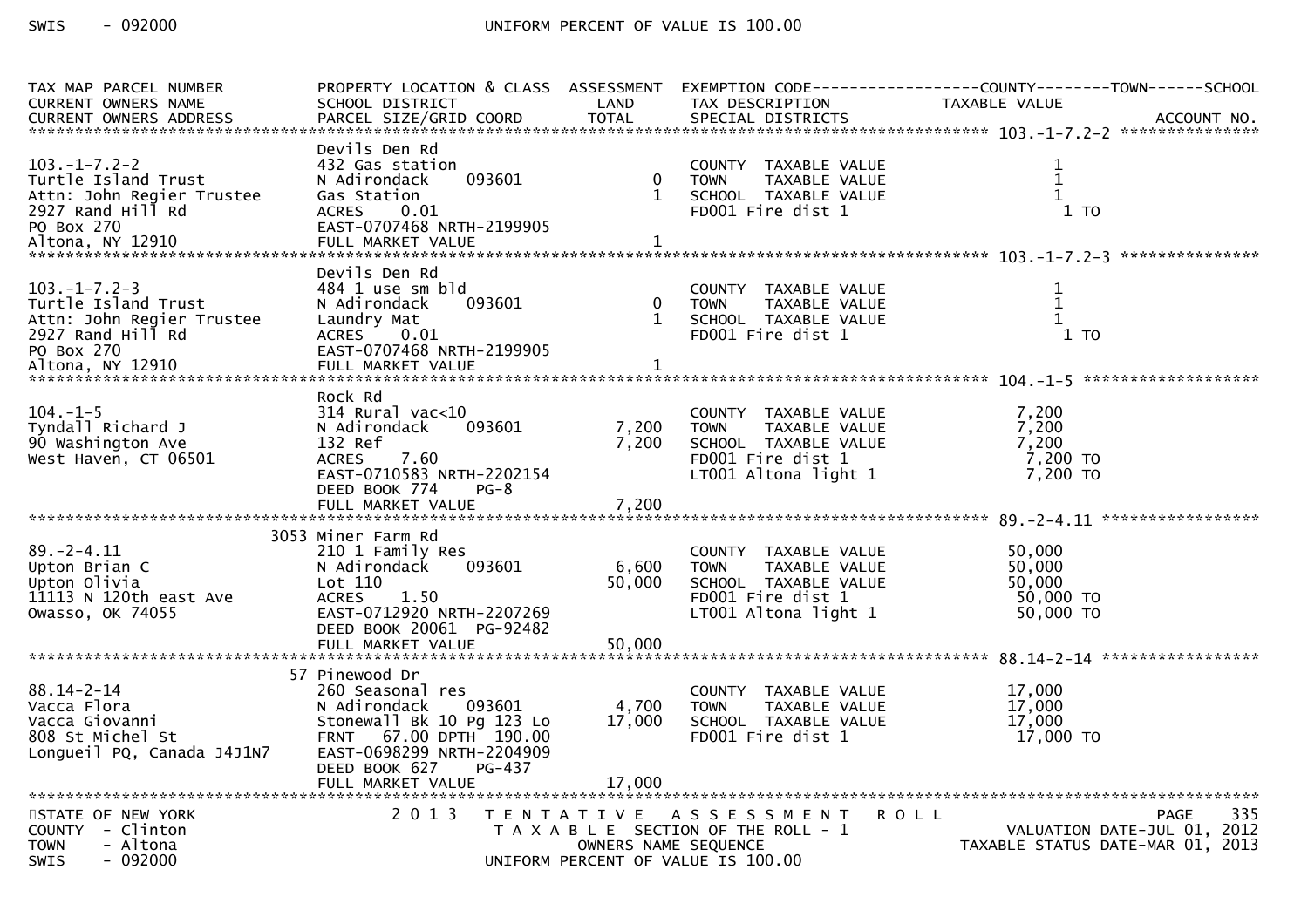| TAX MAP PARCEL NUMBER<br>CURRENT OWNERS NAME<br>CURRENT OWNERS ADDRESS | PROPERTY LOCATION & CLASS<br>SCHOOL DISTRICT<br>PARCEL SIZE/GRID COORD | ASSESSMENT<br>LAND<br>TOTAL | EXEMPTION CODE<br>TAX DESCRIPTION<br>SPECIAL DISTRICTS | COUNTY--------TOWN------SCHOOL<br>TAXABLE VALUE | ACCOUNT NO. |
|---|---|---|---|---|---|
| **103.-1-7.2-2** | | | | | |
| | Devils Den Rd | | | | |
| 103.-1-7.2-2 | 432 Gas station | | COUNTY TAXABLE VALUE | 1 | |
| Turtle Island Trust | N Adirondack 093601 | 0 | TOWN TAXABLE VALUE | 1 | |
| Attn: John Regier Trustee | Gas Station | 1 | SCHOOL TAXABLE VALUE | 1 | |
| 2927 Rand Hill Rd | ACRES 0.01 | | FD001 Fire dist 1 | 1 TO | |
| PO Box 270 | EAST-0707468 NRTH-2199905 | | | | |
| Altona, NY 12910 | FULL MARKET VALUE | 1 | | | |
| **103.-1-7.2-3** | | | | | |
| | Devils Den Rd | | | | |
| 103.-1-7.2-3 | 484 1 use sm bld | | COUNTY TAXABLE VALUE | 1 | |
| Turtle Island Trust | N Adirondack 093601 | 0 | TOWN TAXABLE VALUE | 1 | |
| Attn: John Regier Trustee | Laundry Mat | 1 | SCHOOL TAXABLE VALUE | 1 | |
| 2927 Rand Hill Rd | ACRES 0.01 | | FD001 Fire dist 1 | 1 TO | |
| PO Box 270 | EAST-0707468 NRTH-2199905 | | | | |
| Altona, NY 12910 | FULL MARKET VALUE | 1 | | | |
| **104.-1-5** | | | | | |
| | Rock Rd | | | | |
| 104.-1-5 | 314 Rural vac<10 | | COUNTY TAXABLE VALUE | 7,200 | |
| Tyndall Richard J | N Adirondack 093601 | 7,200 | TOWN TAXABLE VALUE | 7,200 | |
| 90 Washington Ave | 132 Ref | 7,200 | SCHOOL TAXABLE VALUE | 7,200 | |
| West Haven, CT 06501 | ACRES 7.60 | | FD001 Fire dist 1 | 7,200 TO | |
| | EAST-0710583 NRTH-2202154 | | LT001 Altona light 1 | 7,200 TO | |
| | DEED BOOK 774 PG-8 | | | | |
| | FULL MARKET VALUE | 7,200 | | | |
| **89.-2-4.11** | | | | | |
| | 3053 Miner Farm Rd | | | | |
| 89.-2-4.11 | 210 1 Family Res | | COUNTY TAXABLE VALUE | 50,000 | |
| Upton Brian C | N Adirondack 093601 | 6,600 | TOWN TAXABLE VALUE | 50,000 | |
| Upton Olivia | Lot 110 | 50,000 | SCHOOL TAXABLE VALUE | 50,000 | |
| 11113 N 120th east Ave | ACRES 1.50 | | FD001 Fire dist 1 | 50,000 TO | |
| Owasso, OK 74055 | EAST-0712920 NRTH-2207269 | | LT001 Altona light 1 | 50,000 TO | |
| | DEED BOOK 20061 PG-92482 | | | | |
| | FULL MARKET VALUE | 50,000 | | | |
| **88.14-2-14** | | | | | |
| | 57 Pinewood Dr | | | | |
| 88.14-2-14 | 260 Seasonal res | | COUNTY TAXABLE VALUE | 17,000 | |
| Vacca Flora | N Adirondack 093601 | 4,700 | TOWN TAXABLE VALUE | 17,000 | |
| Vacca Giovanni | Stonewall Bk 10 Pg 123 Lo | 17,000 | SCHOOL TAXABLE VALUE | 17,000 | |
| 808 St Michel St | FRNT 67.00 DPTH 190.00 | | FD001 Fire dist 1 | 17,000 TO | |
| Longueil PQ, Canada J4J1N7 | EAST-0698299 NRTH-2204909 | | | | |
| | DEED BOOK 627 PG-437 | | | | |
| | FULL MARKET VALUE | 17,000 | | | |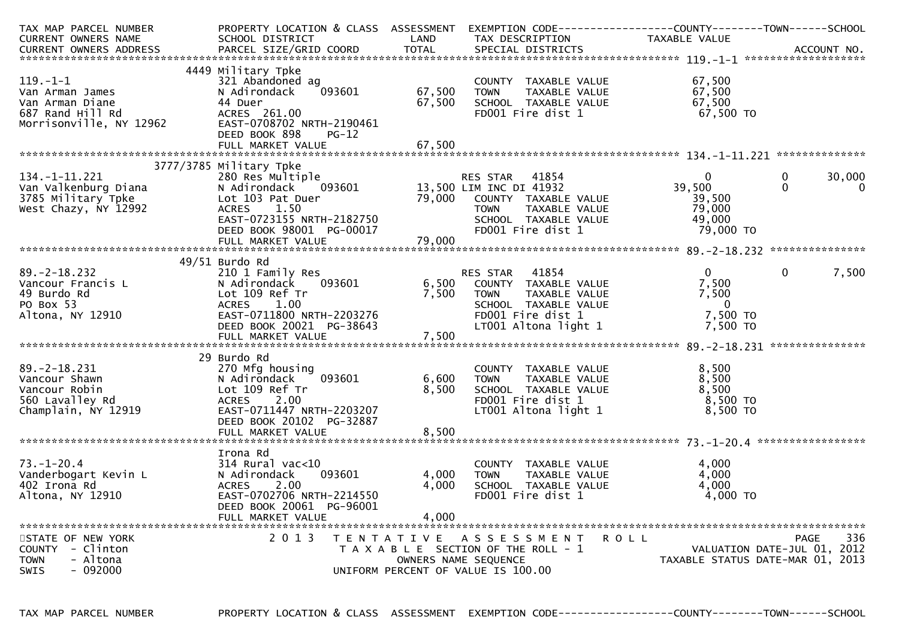| TAX MAP PARCEL NUMBER<br>CURRENT OWNERS NAME<br>CURRENT OWNERS ADDRESS | PROPERTY LOCATION & CLASS<br>SCHOOL DISTRICT<br>PARCEL SIZE/GRID COORD | ASSESSMENT<br>LAND<br>TOTAL | EXEMPTION CODE<br>TAX DESCRIPTION<br>SPECIAL DISTRICTS | COUNTY<br>TAXABLE VALUE | TOWN | SCHOOL<br>ACCOUNT NO. |
|---|---|---|---|---|---|---|
| **119.-1-1** | | | | | | |
| | 4449 Military Tpke | | | | | |
| 119.-1-1 | 321 Abandoned ag | | COUNTY TAXABLE VALUE | 67,500 | | |
| Van Arman James | N Adirondack 093601 | 67,500 | TOWN TAXABLE VALUE | 67,500 | | |
| Van Arman Diane | 44 Duer | 67,500 | SCHOOL TAXABLE VALUE | 67,500 | | |
| 687 Rand Hill Rd | ACRES 261.00 | | FD001 Fire dist 1 | 67,500 TO | | |
| Morrisonville, NY 12962 | EAST-0708702 NRTH-2190461 | | | | | |
| | DEED BOOK 898 PG-12 | | | | | |
| | FULL MARKET VALUE | 67,500 | | | | |
| **134.-1-11.221** | | | | | | |
| | 3777/3785 Military Tpke | | | | | |
| 134.-1-11.221 | 280 Res Multiple | | RES STAR 41854 | 0 | 0 | 30,000 |
| Van Valkenburg Diana | N Adirondack 093601 | 13,500 | LIM INC DI 41932 | 39,500 | 0 | 0 |
| 3785 Military Tpke | Lot 103 Pat Duer | 79,000 | COUNTY TAXABLE VALUE | 39,500 | | |
| West Chazy, NY 12992 | ACRES 1.50 | | TOWN TAXABLE VALUE | 79,000 | | |
| | EAST-0723155 NRTH-2182750 | | SCHOOL TAXABLE VALUE | 49,000 | | |
| | DEED BOOK 98001 PG-00017 | | FD001 Fire dist 1 | 79,000 TO | | |
| | FULL MARKET VALUE | 79,000 | | | | |
| **89.-2-18.232** | | | | | | |
| | 49/51 Burdo Rd | | | | | |
| 89.-2-18.232 | 210 1 Family Res | | RES STAR 41854 | 0 | 0 | 7,500 |
| Vancour Francis L | N Adirondack 093601 | 6,500 | COUNTY TAXABLE VALUE | 7,500 | | |
| 49 Burdo Rd | Lot 109 Ref Tr | 7,500 | TOWN TAXABLE VALUE | 7,500 | | |
| PO Box 53 | ACRES 1.00 | | SCHOOL TAXABLE VALUE | 0 | | |
| Altona, NY 12910 | EAST-0711800 NRTH-2203276 | | FD001 Fire dist 1 | 7,500 TO | | |
| | DEED BOOK 20021 PG-38643 | | LT001 Altona light 1 | 7,500 TO | | |
| | FULL MARKET VALUE | 7,500 | | | | |
| **89.-2-18.231** | | | | | | |
| | 29 Burdo Rd | | | | | |
| 89.-2-18.231 | 270 Mfg housing | | COUNTY TAXABLE VALUE | 8,500 | | |
| Vancour Shawn | N Adirondack 093601 | 6,600 | TOWN TAXABLE VALUE | 8,500 | | |
| Vancour Robin | Lot 109 Ref Tr | 8,500 | SCHOOL TAXABLE VALUE | 8,500 | | |
| 560 Lavalley Rd | ACRES 2.00 | | FD001 Fire dist 1 | 8,500 TO | | |
| Champlain, NY 12919 | EAST-0711447 NRTH-2203207 | | LT001 Altona light 1 | 8,500 TO | | |
| | DEED BOOK 20102 PG-32887 | | | | | |
| | FULL MARKET VALUE | 8,500 | | | | |
| **73.-1-20.4** | | | | | | |
| | Irona Rd | | | | | |
| 73.-1-20.4 | 314 Rural vac<10 | | COUNTY TAXABLE VALUE | 4,000 | | |
| Vanderbogart Kevin L | N Adirondack 093601 | 4,000 | TOWN TAXABLE VALUE | 4,000 | | |
| 402 Irona Rd | ACRES 2.00 | 4,000 | SCHOOL TAXABLE VALUE | 4,000 | | |
| Altona, NY 12910 | EAST-0702706 NRTH-2214550 | | FD001 Fire dist 1 | 4,000 TO | | |
| | DEED BOOK 20061 PG-96001 | | | | | |
| | FULL MARKET VALUE | 4,000 | | | | |

STATE OF NEW YORK
COUNTY - Clinton
TOWN - Altona
SWIS - 092000

2013 TENTATIVE ASSESSMENT ROLL
TAXABLE SECTION OF THE ROLL - 1
OWNERS NAME SEQUENCE
UNIFORM PERCENT OF VALUE IS 100.00

VALUATION DATE-JUL 01, 2012
TAXABLE STATUS DATE-MAR 01, 2013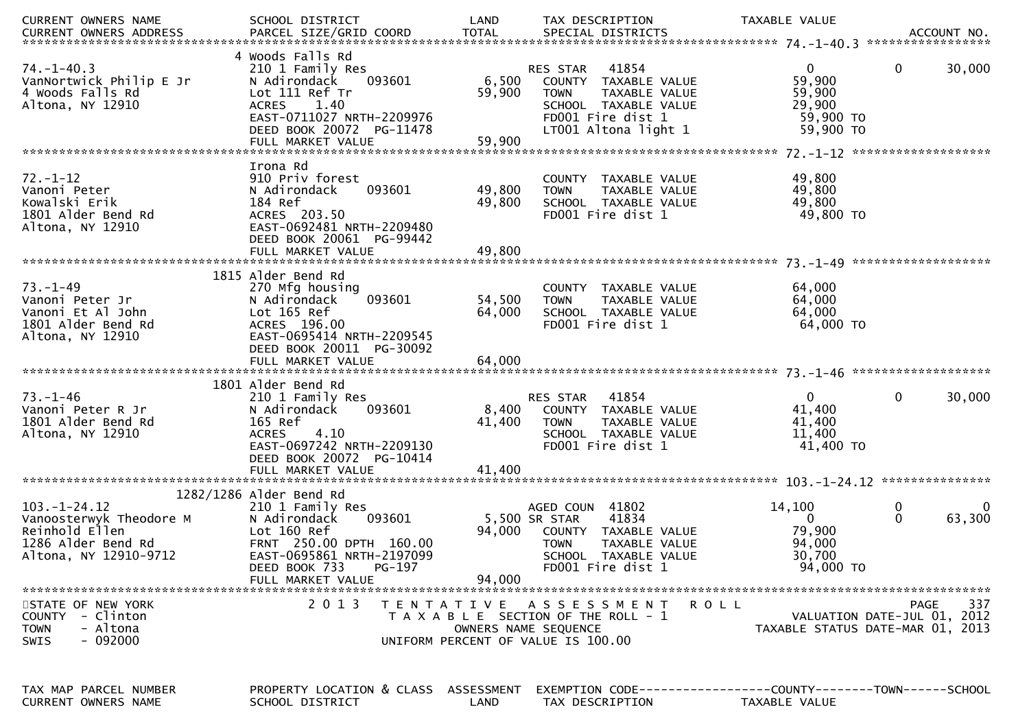| CURRENT OWNERS NAME | SCHOOL DISTRICT | LAND | TAX DESCRIPTION | TAXABLE VALUE | | |
|---|---|---|---|---|---|---|
| CURRENT OWNERS ADDRESS | PARCEL SIZE/GRID COORD | TOTAL | SPECIAL DISTRICTS | | | ACCOUNT NO. |

******************************************************************************************************* 74.-1-40.3 *****************

| | | | | | | |
|---|---|---|---|---|---|---|
| | 4 Woods Falls Rd | | | | | |
| 74.-1-40.3 | 210 1 Family Res | | RES STAR 41854 | 0 | 0 | 30,000 |
| VanNortwick Philip E Jr | N Adirondack 093601 | 6,500 | COUNTY TAXABLE VALUE | 59,900 | | |
| 4 Woods Falls Rd | Lot 111 Ref Tr | 59,900 | TOWN TAXABLE VALUE | 59,900 | | |
| Altona, NY 12910 | ACRES 1.40 | | SCHOOL TAXABLE VALUE | 29,900 | | |
| | EAST-0711027 NRTH-2209976 | | FD001 Fire dist 1 | 59,900 TO | | |
| | DEED BOOK 20072 PG-11478 | | LT001 Altona light 1 | 59,900 TO | | |
| | FULL MARKET VALUE | 59,900 | | | | |

******************************************************************************************************* 72.-1-12 *******************

| | | | | | | |
|---|---|---|---|---|---|---|
| | Irona Rd | | | | | |
| 72.-1-12 | 910 Priv forest | | COUNTY TAXABLE VALUE | 49,800 | | |
| Vanoni Peter | N Adirondack 093601 | 49,800 | TOWN TAXABLE VALUE | 49,800 | | |
| Kowalski Erik | 184 Ref | 49,800 | SCHOOL TAXABLE VALUE | 49,800 | | |
| 1801 Alder Bend Rd | ACRES 203.50 | | FD001 Fire dist 1 | 49,800 TO | | |
| Altona, NY 12910 | EAST-0692481 NRTH-2209480 | | | | | |
| | DEED BOOK 20061 PG-99442 | | | | | |
| | FULL MARKET VALUE | 49,800 | | | | |

******************************************************************************************************* 73.-1-49 *******************

| | | | | | | |
|---|---|---|---|---|---|---|
| | 1815 Alder Bend Rd | | | | | |
| 73.-1-49 | 270 Mfg housing | | COUNTY TAXABLE VALUE | 64,000 | | |
| Vanoni Peter Jr | N Adirondack 093601 | 54,500 | TOWN TAXABLE VALUE | 64,000 | | |
| Vanoni Et Al John | Lot 165 Ref | 64,000 | SCHOOL TAXABLE VALUE | 64,000 | | |
| 1801 Alder Bend Rd | ACRES 196.00 | | FD001 Fire dist 1 | 64,000 TO | | |
| Altona, NY 12910 | EAST-0695414 NRTH-2209545 | | | | | |
| | DEED BOOK 20011 PG-30092 | | | | | |
| | FULL MARKET VALUE | 64,000 | | | | |

******************************************************************************************************* 73.-1-46 *******************

| | | | | | | |
|---|---|---|---|---|---|---|
| | 1801 Alder Bend Rd | | | | | |
| 73.-1-46 | 210 1 Family Res | | RES STAR 41854 | 0 | 0 | 30,000 |
| Vanoni Peter R Jr | N Adirondack 093601 | 8,400 | COUNTY TAXABLE VALUE | 41,400 | | |
| 1801 Alder Bend Rd | 165 Ref | 41,400 | TOWN TAXABLE VALUE | 41,400 | | |
| Altona, NY 12910 | ACRES 4.10 | | SCHOOL TAXABLE VALUE | 11,400 | | |
| | EAST-0697242 NRTH-2209130 | | FD001 Fire dist 1 | 41,400 TO | | |
| | DEED BOOK 20072 PG-10414 | | | | | |
| | FULL MARKET VALUE | 41,400 | | | | |

******************************************************************************************************* 103.-1-24.12 ***************

| | | | | | | |
|---|---|---|---|---|---|---|
| | 1282/1286 Alder Bend Rd | | | | | |
| 103.-1-24.12 | 210 1 Family Res | | AGED COUN 41802 | 14,100 | 0 | 0 |
| Vanoosterwyk Theodore M | N Adirondack 093601 | 5,500 | SR STAR 41834 | 0 | 0 | 63,300 |
| Reinhold Ellen | Lot 160 Ref | 94,000 | COUNTY TAXABLE VALUE | 79,900 | | |
| 1286 Alder Bend Rd | FRNT 250.00 DPTH 160.00 | | TOWN TAXABLE VALUE | 94,000 | | |
| Altona, NY 12910-9712 | EAST-0695861 NRTH-2197099 | | SCHOOL TAXABLE VALUE | 30,700 | | |
| | DEED BOOK 733 PG-197 | | FD001 Fire dist 1 | 94,000 TO | | |
| | FULL MARKET VALUE | 94,000 | | | | |

*******************************************************************************************************************************

STATE OF NEW YORK
COUNTY - Clinton
TOWN - Altona
SWIS - 092000

2 0 1 3 T E N T A T I V E A S S E S S M E N T R O L L
T A X A B L E SECTION OF THE ROLL - 1
OWNERS NAME SEQUENCE
UNIFORM PERCENT OF VALUE IS 100.00

PAGE 337
VALUATION DATE-JUL 01, 2012
TAXABLE STATUS DATE-MAR 01, 2013

| TAX MAP PARCEL NUMBER | PROPERTY LOCATION & CLASS | ASSESSMENT | EXEMPTION CODE------------------COUNTY--------TOWN------SCHOOL |
|---|---|---|---|
| CURRENT OWNERS NAME | SCHOOL DISTRICT | LAND | TAX DESCRIPTION TAXABLE VALUE |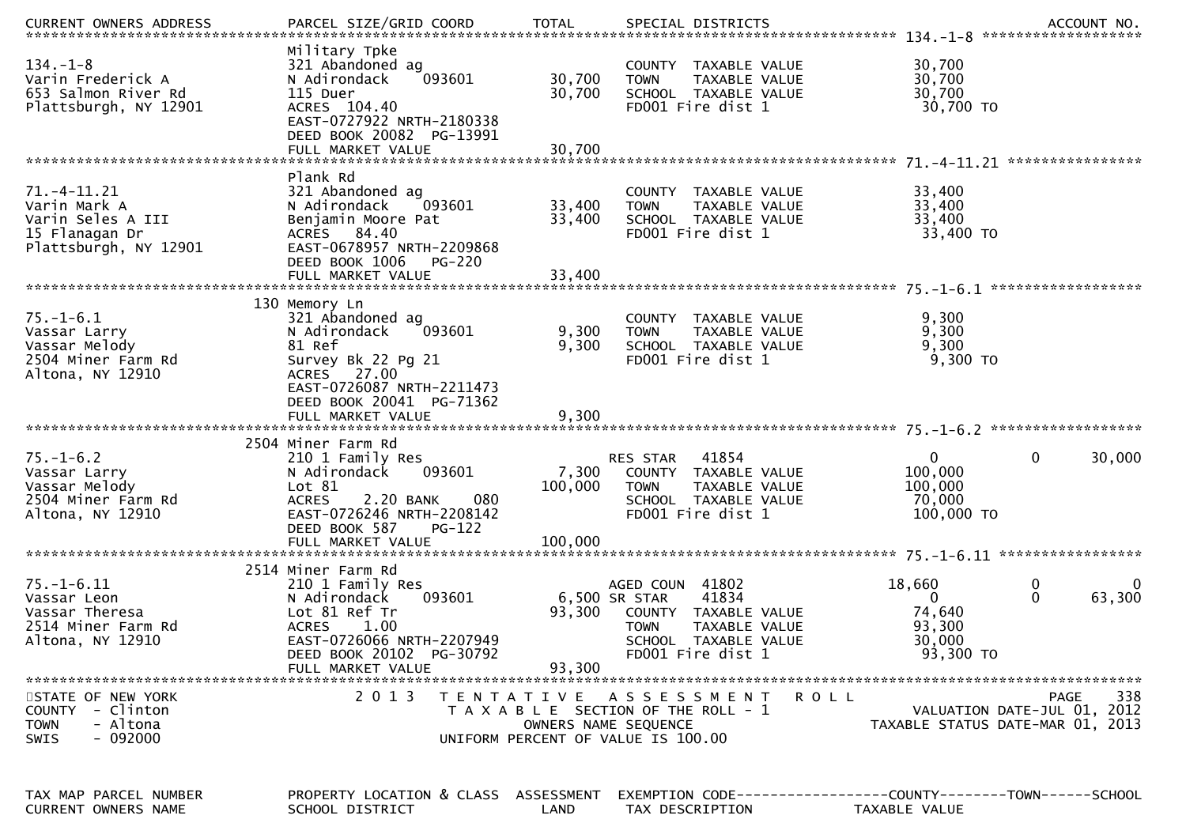| TAX MAP PARCEL NUMBER<br>CURRENT OWNERS NAME<br>CURRENT OWNERS ADDRESS | PROPERTY LOCATION & CLASS<br>SCHOOL DISTRICT<br>PARCEL SIZE/GRID COORD | ASSESSMENT<br>LAND<br>TOTAL | EXEMPTION CODE<br>TAX DESCRIPTION<br>SPECIAL DISTRICTS | COUNTY<br>TAXABLE VALUE | TOWN | SCHOOL<br>ACCOUNT NO. |
|---|---|---|---|---|---|---|
| **134.-1-8** | Military Tpke | | | | | |
| 134.-1-8 | 321 Abandoned ag | | COUNTY TAXABLE VALUE | 30,700 | | |
| Varin Frederick A | N Adirondack 093601 | 30,700 | TOWN TAXABLE VALUE | 30,700 | | |
| 653 Salmon River Rd | 115 Duer | 30,700 | SCHOOL TAXABLE VALUE | 30,700 | | |
| Plattsburgh, NY 12901 | ACRES 104.40 | | FD001 Fire dist 1 | 30,700 TO | | |
| | EAST-0727922 NRTH-2180338 | | | | | |
| | DEED BOOK 20082 PG-13991 | | | | | |
| | FULL MARKET VALUE | 30,700 | | | | |
| **71.-4-11.21** | Plank Rd | | | | | |
| 71.-4-11.21 | 321 Abandoned ag | | COUNTY TAXABLE VALUE | 33,400 | | |
| Varin Mark A | N Adirondack 093601 | 33,400 | TOWN TAXABLE VALUE | 33,400 | | |
| Varin Seles A III | Benjamin Moore Pat | 33,400 | SCHOOL TAXABLE VALUE | 33,400 | | |
| 15 Flanagan Dr | ACRES 84.40 | | FD001 Fire dist 1 | 33,400 TO | | |
| Plattsburgh, NY 12901 | EAST-0678957 NRTH-2209868 | | | | | |
| | DEED BOOK 1006 PG-220 | | | | | |
| | FULL MARKET VALUE | 33,400 | | | | |
| **75.-1-6.1** | 130 Memory Ln | | | | | |
| 75.-1-6.1 | 321 Abandoned ag | | COUNTY TAXABLE VALUE | 9,300 | | |
| Vassar Larry | N Adirondack 093601 | 9,300 | TOWN TAXABLE VALUE | 9,300 | | |
| Vassar Melody | 81 Ref | 9,300 | SCHOOL TAXABLE VALUE | 9,300 | | |
| 2504 Miner Farm Rd | Survey Bk 22 Pg 21 | | FD001 Fire dist 1 | 9,300 TO | | |
| Altona, NY 12910 | ACRES 27.00 | | | | | |
| | EAST-0726087 NRTH-2211473 | | | | | |
| | DEED BOOK 20041 PG-71362 | | | | | |
| | FULL MARKET VALUE | 9,300 | | | | |
| **75.-1-6.2** | 2504 Miner Farm Rd | | | | | |
| 75.-1-6.2 | 210 1 Family Res | | RES STAR 41854 | 0 | 0 | 30,000 |
| Vassar Larry | N Adirondack 093601 | 7,300 | COUNTY TAXABLE VALUE | 100,000 | | |
| Vassar Melody | Lot 81 | 100,000 | TOWN TAXABLE VALUE | 100,000 | | |
| 2504 Miner Farm Rd | ACRES 2.20 BANK 080 | | SCHOOL TAXABLE VALUE | 70,000 | | |
| Altona, NY 12910 | EAST-0726246 NRTH-2208142 | | FD001 Fire dist 1 | 100,000 TO | | |
| | DEED BOOK 587 PG-122 | | | | | |
| | FULL MARKET VALUE | 100,000 | | | | |
| **75.-1-6.11** | 2514 Miner Farm Rd | | | | | |
| 75.-1-6.11 | 210 1 Family Res | | AGED COUN 41802 | 18,660 | 0 | 0 |
| Vassar Leon | N Adirondack 093601 | 6,500 | SR STAR 41834 | 0 | 0 | 63,300 |
| Vassar Theresa | Lot 81 Ref Tr | 93,300 | COUNTY TAXABLE VALUE | 74,640 | | |
| 2514 Miner Farm Rd | ACRES 1.00 | | TOWN TAXABLE VALUE | 93,300 | | |
| Altona, NY 12910 | EAST-0726066 NRTH-2207949 | | SCHOOL TAXABLE VALUE | 30,000 | | |
| | DEED BOOK 20102 PG-30792 | | FD001 Fire dist 1 | 93,300 TO | | |
| | FULL MARKET VALUE | 93,300 | | | | |

STATE OF NEW YORK
COUNTY - Clinton
TOWN - Altona
SWIS - 092000

2013 TENTATIVE ASSESSMENT ROLL
TAXABLE SECTION OF THE ROLL - 1
OWNERS NAME SEQUENCE
UNIFORM PERCENT OF VALUE IS 100.00

VALUATION DATE-JUL 01, 2012
TAXABLE STATUS DATE-MAR 01, 2013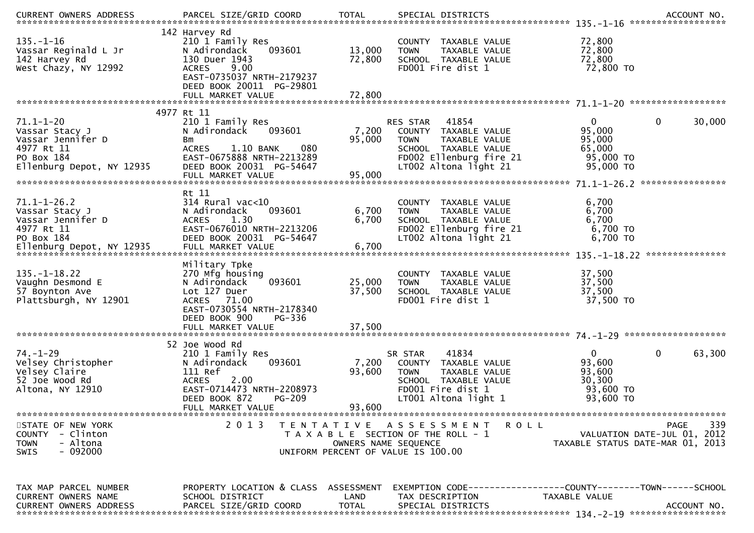| CURRENT OWNERS ADDRESS | PARCEL SIZE/GRID COORD | TOTAL | SPECIAL DISTRICTS | | | ACCOUNT NO. |
|---|---|---|---|---|---|---|
| ******************** 135.-1-16 ******************** | | | | | | |
| | 142 Harvey Rd | | | | | |
| 135.-1-16 | 210 1 Family Res | | COUNTY TAXABLE VALUE | 72,800 | | |
| Vassar Reginald L Jr | N Adirondack 093601 | 13,000 | TOWN TAXABLE VALUE | 72,800 | | |
| 142 Harvey Rd | 130 Duer 1943 | 72,800 | SCHOOL TAXABLE VALUE | 72,800 | | |
| West Chazy, NY 12992 | ACRES 9.00 | | FD001 Fire dist 1 | 72,800 TO | | |
| | EAST-0735037 NRTH-2179237 | | | | | |
| | DEED BOOK 20011 PG-29801 | | | | | |
| | FULL MARKET VALUE | 72,800 | | | | |
| ******************** 71.1-1-20 ******************** | | | | | | |
| | 4977 Rt 11 | | | | | |
| 71.1-1-20 | 210 1 Family Res | | RES STAR 41854 | 0 | 0 | 30,000 |
| Vassar Stacy J | N Adirondack 093601 | 7,200 | COUNTY TAXABLE VALUE | 95,000 | | |
| Vassar Jennifer D | Bm | 95,000 | TOWN TAXABLE VALUE | 95,000 | | |
| 4977 Rt 11 | ACRES 1.10 BANK 080 | | SCHOOL TAXABLE VALUE | 65,000 | | |
| PO Box 184 | EAST-0675888 NRTH-2213289 | | FD002 Ellenburg fire 21 | 95,000 TO | | |
| Ellenburg Depot, NY 12935 | DEED BOOK 20031 PG-54647 | | LT002 Altona light 21 | 95,000 TO | | |
| | FULL MARKET VALUE | 95,000 | | | | |
| ******************** 71.1-1-26.2 ******************** | | | | | | |
| | Rt 11 | | | | | |
| 71.1-1-26.2 | 314 Rural vac<10 | | COUNTY TAXABLE VALUE | 6,700 | | |
| Vassar Stacy J | N Adirondack 093601 | 6,700 | TOWN TAXABLE VALUE | 6,700 | | |
| Vassar Jennifer D | ACRES 1.30 | 6,700 | SCHOOL TAXABLE VALUE | 6,700 | | |
| 4977 Rt 11 | EAST-0676010 NRTH-2213206 | | FD002 Ellenburg fire 21 | 6,700 TO | | |
| PO Box 184 | DEED BOOK 20031 PG-54647 | | LT002 Altona light 21 | 6,700 TO | | |
| Ellenburg Depot, NY 12935 | FULL MARKET VALUE | 6,700 | | | | |
| ******************** 135.-1-18.22 ******************** | | | | | | |
| | Military Tpke | | | | | |
| 135.-1-18.22 | 270 Mfg housing | | COUNTY TAXABLE VALUE | 37,500 | | |
| Vaughn Desmond E | N Adirondack 093601 | 25,000 | TOWN TAXABLE VALUE | 37,500 | | |
| 57 Boynton Ave | Lot 127 Duer | 37,500 | SCHOOL TAXABLE VALUE | 37,500 | | |
| Plattsburgh, NY 12901 | ACRES 71.00 | | FD001 Fire dist 1 | 37,500 TO | | |
| | EAST-0730554 NRTH-2178340 | | | | | |
| | DEED BOOK 900 PG-336 | | | | | |
| | FULL MARKET VALUE | 37,500 | | | | |
| ******************** 74.-1-29 ******************** | | | | | | |
| | 52 Joe Wood Rd | | | | | |
| 74.-1-29 | 210 1 Family Res | | SR STAR 41834 | 0 | 0 | 63,300 |
| Velsey Christopher | N Adirondack 093601 | 7,200 | COUNTY TAXABLE VALUE | 93,600 | | |
| Velsey Claire | 111 Ref | 93,600 | TOWN TAXABLE VALUE | 93,600 | | |
| 52 Joe Wood Rd | ACRES 2.00 | | SCHOOL TAXABLE VALUE | 30,300 | | |
| Altona, NY 12910 | EAST-0714473 NRTH-2208973 | | FD001 Fire dist 1 | 93,600 TO | | |
| | DEED BOOK 872 PG-209 | | LT001 Altona light 1 | 93,600 TO | | |
| | FULL MARKET VALUE | 93,600 | | | | |

STATE OF NEW YORK
COUNTY - Clinton
TOWN - Altona
SWIS - 092000

2013 TENTATIVE ASSESSMENT ROLL
TAXABLE SECTION OF THE ROLL - 1
OWNERS NAME SEQUENCE
UNIFORM PERCENT OF VALUE IS 100.00

VALUATION DATE-JUL 01, 2012
TAXABLE STATUS DATE-MAR 01, 2013

| TAX MAP PARCEL NUMBER | PROPERTY LOCATION & CLASS | ASSESSMENT | EXEMPTION CODE | COUNTY | TOWN | SCHOOL |
|---|---|---|---|---|---|---|
| CURRENT OWNERS NAME | SCHOOL DISTRICT | LAND | TAX DESCRIPTION | TAXABLE VALUE | | |
| CURRENT OWNERS ADDRESS | PARCEL SIZE/GRID COORD | TOTAL | SPECIAL DISTRICTS | | | ACCOUNT NO. |
| ******************** 134.-2-19 ******************** | | | | | | |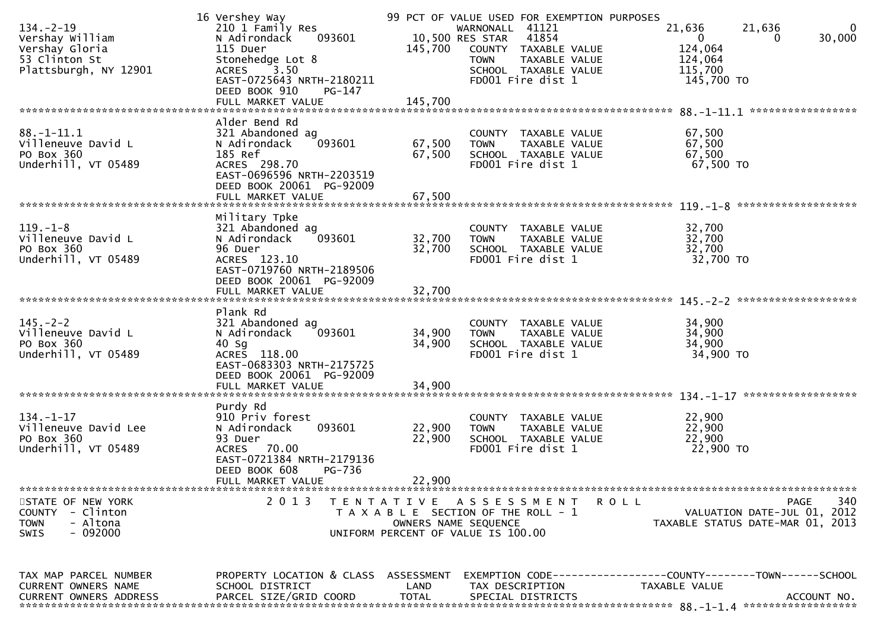```
                                 16 Vershey Way                 99 PCT OF VALUE USED FOR EXEMPTION PURPOSES
134.-2-19                        210 1 Family Res                  WARNONALL  41121                21,636       21,636            0
Vershay William                  N Adirondack     093601     10,500 RES STAR   41854                     0            0        30,000
Vershay Gloria                   115 Duer                   145,700   COUNTY  TAXABLE VALUE          124,064
53 Clinton St                    Stonehedge Lot 8                     TOWN    TAXABLE VALUE          124,064
Plattsburgh, NY 12901            ACRES    3.50                        SCHOOL  TAXABLE VALUE          115,700
                                 EAST-0725643 NRTH-2180211            FD001 Fire dist 1               145,700 TO
                                 DEED BOOK 910    PG-147
                                 FULL MARKET VALUE          145,700
******************************************************************************************************* 88.-1-11.1 *****************
                                 Alder Bend Rd
88.-1-11.1                       321 Abandoned ag                     COUNTY  TAXABLE VALUE           67,500
Villeneuve David L               N Adirondack     093601     67,500   TOWN    TAXABLE VALUE           67,500
PO Box 360                       185 Ref                     67,500   SCHOOL  TAXABLE VALUE           67,500
Underhill, VT 05489              ACRES  298.70                        FD001 Fire dist 1                67,500 TO
                                 EAST-0696596 NRTH-2203519
                                 DEED BOOK 20061  PG-92009
                                 FULL MARKET VALUE           67,500
******************************************************************************************************* 119.-1-8 *******************
                                 Military Tpke
119.-1-8                         321 Abandoned ag                     COUNTY  TAXABLE VALUE           32,700
Villeneuve David L               N Adirondack     093601     32,700   TOWN    TAXABLE VALUE           32,700
PO Box 360                       96 Duer                     32,700   SCHOOL  TAXABLE VALUE           32,700
Underhill, VT 05489              ACRES  123.10                        FD001 Fire dist 1                32,700 TO
                                 EAST-0719760 NRTH-2189506
                                 DEED BOOK 20061  PG-92009
                                 FULL MARKET VALUE           32,700
******************************************************************************************************* 145.-2-2 *******************
                                 Plank Rd
145.-2-2                         321 Abandoned ag                     COUNTY  TAXABLE VALUE           34,900
Villeneuve David L               N Adirondack     093601     34,900   TOWN    TAXABLE VALUE           34,900
PO Box 360                       40 Sg                       34,900   SCHOOL  TAXABLE VALUE           34,900
Underhill, VT 05489              ACRES  118.00                        FD001 Fire dist 1                34,900 TO
                                 EAST-0683303 NRTH-2175725
                                 DEED BOOK 20061  PG-92009
                                 FULL MARKET VALUE           34,900
******************************************************************************************************* 134.-1-17 ******************
                                 Purdy Rd
134.-1-17                        910 Priv forest                      COUNTY  TAXABLE VALUE           22,900
Villeneuve David Lee             N Adirondack     093601     22,900   TOWN    TAXABLE VALUE           22,900
PO Box 360                       93 Duer                     22,900   SCHOOL  TAXABLE VALUE           22,900
Underhill, VT 05489              ACRES   70.00                        FD001 Fire dist 1                22,900 TO
                                 EAST-0721384 NRTH-2179136
                                 DEED BOOK 608    PG-736
                                 FULL MARKET VALUE           22,900
************************************************************************************************************************************
STATE OF NEW YORK                2 0 1 3   T E N T A T I V E   A S S E S S M E N T   R O L L                                PAGE   340
COUNTY  - Clinton                           T A X A B L E  SECTION OF THE ROLL - 1                          VALUATION DATE-JUL 01, 2012
TOWN    - Altona                                   OWNERS NAME SEQUENCE                                TAXABLE STATUS DATE-MAR 01, 2013
SWIS    - 092000                          UNIFORM PERCENT OF VALUE IS 100.00


TAX MAP PARCEL NUMBER            PROPERTY LOCATION & CLASS  ASSESSMENT  EXEMPTION CODE------------------COUNTY--------TOWN------SCHOOL
CURRENT OWNERS NAME              SCHOOL DISTRICT               LAND     TAX DESCRIPTION            TAXABLE VALUE
CURRENT OWNERS ADDRESS           PARCEL SIZE/GRID COORD       TOTAL     SPECIAL DISTRICTS                                ACCOUNT NO.
******************************************************************************************************* 88.-1-1.4 ******************
```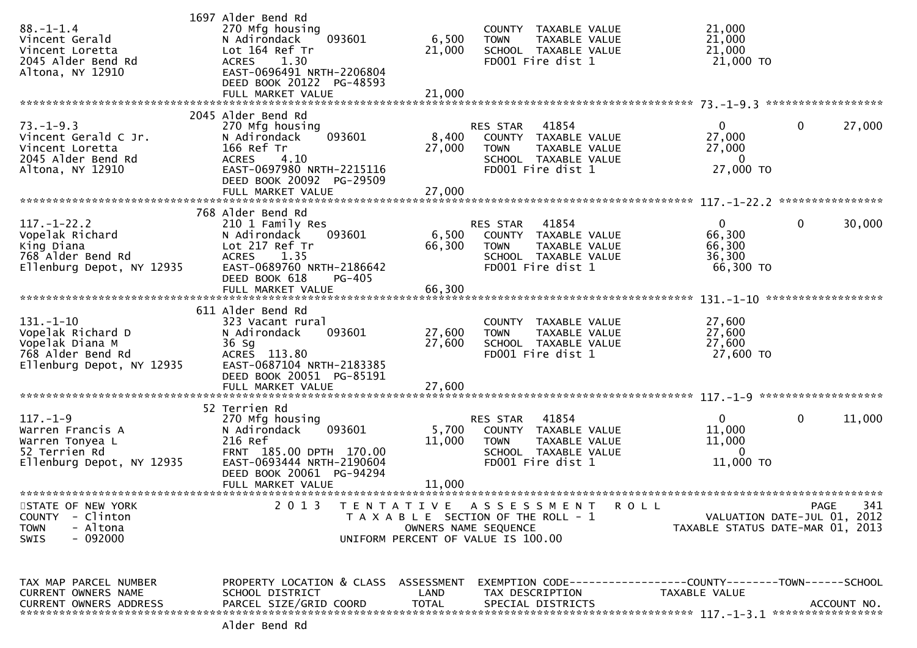| TAX MAP PARCEL NUMBER / CURRENT OWNERS NAME / CURRENT OWNERS ADDRESS | PROPERTY LOCATION & CLASS / SCHOOL DISTRICT / PARCEL SIZE/GRID COORD | ASSESSMENT LAND | ASSESSMENT TOTAL | EXEMPTION CODE / TAX DESCRIPTION / SPECIAL DISTRICTS | COUNTY TAXABLE VALUE | TOWN | SCHOOL |
|---|---|---|---|---|---|---|---|
| 88.-1-1.4 | 1697 Alder Bend Rd | | | | | | |
| Vincent Gerald | 270 Mfg housing | | | COUNTY TAXABLE VALUE | 21,000 | | |
| Vincent Loretta | N Adirondack 093601 | 6,500 | | TOWN TAXABLE VALUE | 21,000 | | |
| 2045 Alder Bend Rd | Lot 164 Ref Tr | | 21,000 | SCHOOL TAXABLE VALUE | 21,000 | | |
| Altona, NY 12910 | ACRES 1.30 | | | FD001 Fire dist 1 | 21,000 TO | | |
| | EAST-0696491 NRTH-2206804 | | | | | | |
| | DEED BOOK 20122 PG-48593 | | | | | | |
| | FULL MARKET VALUE | | 21,000 | | | | |
| 73.-1-9.3 | 2045 Alder Bend Rd | | | | | | |
| Vincent Gerald C Jr. | 270 Mfg housing | | | RES STAR 41854 | 0 | 0 | 27,000 |
| Vincent Loretta | N Adirondack 093601 | 8,400 | | COUNTY TAXABLE VALUE | 27,000 | | |
| 2045 Alder Bend Rd | 166 Ref Tr | | 27,000 | TOWN TAXABLE VALUE | 27,000 | | |
| Altona, NY 12910 | ACRES 4.10 | | | SCHOOL TAXABLE VALUE | 0 | | |
| | EAST-0697980 NRTH-2215116 | | | FD001 Fire dist 1 | 27,000 TO | | |
| | DEED BOOK 20092 PG-29509 | | | | | | |
| | FULL MARKET VALUE | | 27,000 | | | | |
| 117.-1-22.2 | 768 Alder Bend Rd | | | | | | |
| Vopelak Richard | 210 1 Family Res | | | RES STAR 41854 | 0 | 0 | 30,000 |
| King Diana | N Adirondack 093601 | 6,500 | | COUNTY TAXABLE VALUE | 66,300 | | |
| 768 Alder Bend Rd | Lot 217 Ref Tr | | 66,300 | TOWN TAXABLE VALUE | 66,300 | | |
| Ellenburg Depot, NY 12935 | ACRES 1.35 | | | SCHOOL TAXABLE VALUE | 36,300 | | |
| | EAST-0689760 NRTH-2186642 | | | FD001 Fire dist 1 | 66,300 TO | | |
| | DEED BOOK 618 PG-405 | | | | | | |
| | FULL MARKET VALUE | | 66,300 | | | | |
| 131.-1-10 | 611 Alder Bend Rd | | | | | | |
| Vopelak Richard D | 323 Vacant rural | | | COUNTY TAXABLE VALUE | 27,600 | | |
| Vopelak Diana M | N Adirondack 093601 | 27,600 | | TOWN TAXABLE VALUE | 27,600 | | |
| 768 Alder Bend Rd | 36 Sg | | 27,600 | SCHOOL TAXABLE VALUE | 27,600 | | |
| Ellenburg Depot, NY 12935 | ACRES 113.80 | | | FD001 Fire dist 1 | 27,600 TO | | |
| | EAST-0687104 NRTH-2183385 | | | | | | |
| | DEED BOOK 20051 PG-85191 | | | | | | |
| | FULL MARKET VALUE | | 27,600 | | | | |
| 117.-1-9 | 52 Terrien Rd | | | | | | |
| Warren Francis A | 270 Mfg housing | | | RES STAR 41854 | 0 | 0 | 11,000 |
| Warren Tonyea L | N Adirondack 093601 | 5,700 | | COUNTY TAXABLE VALUE | 11,000 | | |
| 52 Terrien Rd | 216 Ref | | 11,000 | TOWN TAXABLE VALUE | 11,000 | | |
| Ellenburg Depot, NY 12935 | FRNT 185.00 DPTH 170.00 | | | SCHOOL TAXABLE VALUE | 0 | | |
| | EAST-0693444 NRTH-2190604 | | | FD001 Fire dist 1 | 11,000 TO | | |
| | DEED BOOK 20061 PG-94294 | | | | | | |
| | FULL MARKET VALUE | | 11,000 | | | | |

STATE OF NEW YORK
COUNTY - Clinton
TOWN - Altona
SWIS - 092000

2013 TENTATIVE ASSESSMENT ROLL
TAXABLE SECTION OF THE ROLL - 1
OWNERS NAME SEQUENCE
UNIFORM PERCENT OF VALUE IS 100.00

PAGE 341
VALUATION DATE-JUL 01, 2012
TAXABLE STATUS DATE-MAR 01, 2013

| TAX MAP PARCEL NUMBER / CURRENT OWNERS NAME / CURRENT OWNERS ADDRESS | PROPERTY LOCATION & CLASS / SCHOOL DISTRICT / PARCEL SIZE/GRID COORD | ASSESSMENT LAND / TOTAL | EXEMPTION CODE / TAX DESCRIPTION / SPECIAL DISTRICTS | COUNTY / TAXABLE VALUE | TOWN | SCHOOL / ACCOUNT NO. |
|---|---|---|---|---|---|---|
| 117.-1-3.1 | Alder Bend Rd | | | | | |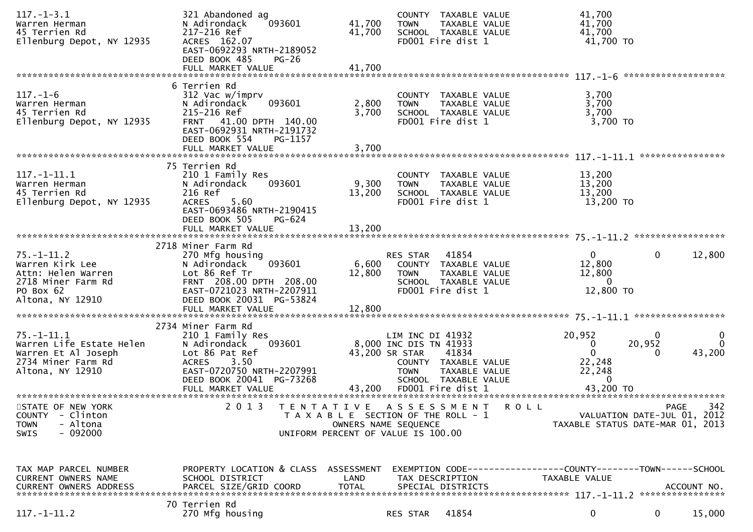```
117.-1-3.1                    321 Abandoned ag                           COUNTY  TAXABLE VALUE             41,700
Warren Herman                 N Adirondack     093601        41,700      TOWN    TAXABLE VALUE             41,700
45 Terrien Rd                 217-216 Ref                    41,700      SCHOOL  TAXABLE VALUE             41,700
Ellenburg Depot, NY 12935     ACRES 162.07                               FD001 Fire dist 1                  41,700 TO
                              EAST-0692293 NRTH-2189052
                              DEED BOOK 485     PG-26
                              FULL MARKET VALUE              41,700
******************************************************************************************************* 117.-1-6 *******************
                            6 Terrien Rd
117.-1-6                      312 Vac w/imprv                            COUNTY  TAXABLE VALUE              3,700
Warren Herman                 N Adirondack     093601         2,800      TOWN    TAXABLE VALUE              3,700
45 Terrien Rd                 215-216 Ref                     3,700      SCHOOL  TAXABLE VALUE              3,700
Ellenburg Depot, NY 12935     FRNT   41.00 DPTH 140.00                   FD001 Fire dist 1                   3,700 TO
                              EAST-0692931 NRTH-2191732
                              DEED BOOK 554     PG-1157
                              FULL MARKET VALUE               3,700
******************************************************************************************************* 117.-1-11.1 ****************
                           75 Terrien Rd
117.-1-11.1                   210 1 Family Res                           COUNTY  TAXABLE VALUE             13,200
Warren Herman                 N Adirondack     093601         9,300      TOWN    TAXABLE VALUE             13,200
45 Terrien Rd                 216 Ref                        13,200      SCHOOL  TAXABLE VALUE             13,200
Ellenburg Depot, NY 12935     ACRES    5.60                              FD001 Fire dist 1                  13,200 TO
                              EAST-0693486 NRTH-2190415
                              DEED BOOK 505     PG-624
                              FULL MARKET VALUE              13,200
******************************************************************************************************* 75.-1-11.2 *****************
                         2718 Miner Farm Rd
75.-1-11.2                    270 Mfg housing                            RES STAR   41854                     0              0        12,800
Warren Kirk Lee               N Adirondack     093601         6,600      COUNTY  TAXABLE VALUE             12,800
Attn: Helen Warren            Lot 86 Ref Tr                  12,800      TOWN    TAXABLE VALUE             12,800
2718 Miner Farm Rd            FRNT  208.00 DPTH 208.00                   SCHOOL  TAXABLE VALUE                  0
PO Box 62                     EAST-0721023 NRTH-2207911                  FD001 Fire dist 1                  12,800 TO
Altona, NY 12910              DEED BOOK 20031  PG-53824
                              FULL MARKET VALUE              12,800
******************************************************************************************************* 75.-1-11.1 *****************
                         2734 Miner Farm Rd
75.-1-11.1                    210 1 Family Res                           LIM INC DI 41932             20,952              0             0
Warren Life Estate Helen      N Adirondack     093601         8,000      INC DIS TN 41933                  0         20,952             0
Warren Et Al Joseph           Lot 86 Pat Ref                 43,200      SR STAR    41834                  0              0        43,200
2734 Miner Farm Rd            ACRES    3.50                              COUNTY  TAXABLE VALUE             22,248
Altona, NY 12910              EAST-0720750 NRTH-2207991                  TOWN    TAXABLE VALUE             22,248
                              DEED BOOK 20041  PG-73268                  SCHOOL  TAXABLE VALUE                  0
                              FULL MARKET VALUE              43,200      FD001 Fire dist 1                  43,200 TO
**************************************************************************************************************************************
STATE OF NEW YORK                   2 0 1 3   T E N T A T I V E   A S S E S S M E N T   R O L L                          PAGE   342
COUNTY  - Clinton                             T A X A B L E  SECTION OF THE ROLL - 1                       VALUATION DATE-JUL 01, 2012
TOWN    - Altona                                      OWNERS NAME SEQUENCE                            TAXABLE STATUS DATE-MAR 01, 2013
SWIS    - 092000                                 UNIFORM PERCENT OF VALUE IS 100.00


TAX MAP PARCEL NUMBER         PROPERTY LOCATION & CLASS  ASSESSMENT  EXEMPTION CODE------------------COUNTY--------TOWN------SCHOOL
CURRENT OWNERS NAME           SCHOOL DISTRICT               LAND      TAX DESCRIPTION              TAXABLE VALUE
CURRENT OWNERS ADDRESS        PARCEL SIZE/GRID COORD        TOTAL     SPECIAL DISTRICTS                                  ACCOUNT NO.
******************************************************************************************************* 117.-1-11.2 ****************
                           70 Terrien Rd
117.-1-11.2                   270 Mfg housing                            RES STAR   41854                     0              0        15,000
```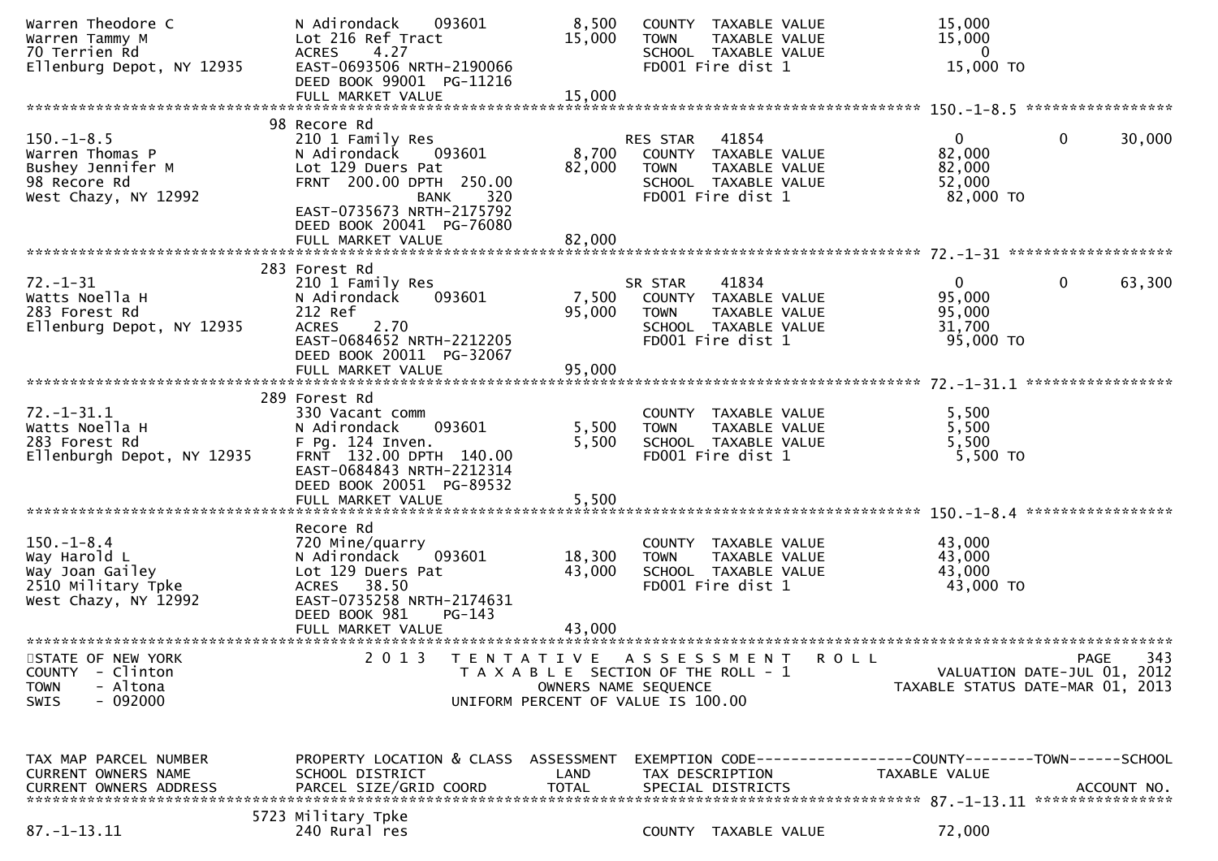```
Warren Theodore C              N Adirondack     093601        8,500    COUNTY  TAXABLE VALUE              15,000
Warren Tammy M                 Lot 216 Ref Tract             15,000    TOWN    TAXABLE VALUE              15,000
70 Terrien Rd                  ACRES    4.27                           SCHOOL  TAXABLE VALUE                   0
Ellenburg Depot, NY 12935      EAST-0693506 NRTH-2190066               FD001 Fire dist 1                  15,000 TO
                               DEED BOOK 99001  PG-11216
                               FULL MARKET VALUE             15,000
******************************************************************************************************* 150.-1-8.5 *****************
                               98 Recore Rd
150.-1-8.5                     210 1 Family Res                         RES STAR   41854                    0             0       30,000
Warren Thomas P                N Adirondack     093601        8,700    COUNTY  TAXABLE VALUE              82,000
Bushey Jennifer M              Lot 129 Duers Pat             82,000    TOWN    TAXABLE VALUE              82,000
98 Recore Rd                   FRNT  200.00 DPTH  250.00               SCHOOL  TAXABLE VALUE              52,000
West Chazy, NY 12992                            BANK     320           FD001 Fire dist 1                  82,000 TO
                               EAST-0735673 NRTH-2175792
                               DEED BOOK 20041  PG-76080
                               FULL MARKET VALUE             82,000
******************************************************************************************************* 72.-1-31 *******************
                               283 Forest Rd
72.-1-31                       210 1 Family Res                         SR STAR    41834                    0             0       63,300
Watts Noella H                 N Adirondack     093601        7,500    COUNTY  TAXABLE VALUE              95,000
283 Forest Rd                  212 Ref                       95,000    TOWN    TAXABLE VALUE              95,000
Ellenburg Depot, NY 12935      ACRES    2.70                           SCHOOL  TAXABLE VALUE              31,700
                               EAST-0684652 NRTH-2212205               FD001 Fire dist 1                  95,000 TO
                               DEED BOOK 20011  PG-32067
                               FULL MARKET VALUE             95,000
******************************************************************************************************* 72.-1-31.1 *****************
                               289 Forest Rd
72.-1-31.1                     330 Vacant comm                          COUNTY  TAXABLE VALUE               5,500
Watts Noella H                 N Adirondack     093601        5,500    TOWN    TAXABLE VALUE               5,500
283 Forest Rd                  F Pg. 124 Inven.               5,500    SCHOOL  TAXABLE VALUE               5,500
Ellenburgh Depot, NY 12935     FRNT  132.00 DPTH  140.00               FD001 Fire dist 1                   5,500 TO
                               EAST-0684843 NRTH-2212314
                               DEED BOOK 20051  PG-89532
                               FULL MARKET VALUE              5,500
******************************************************************************************************* 150.-1-8.4 *****************
                               Recore Rd
150.-1-8.4                     720 Mine/quarry                          COUNTY  TAXABLE VALUE              43,000
Way Harold L                   N Adirondack     093601       18,300    TOWN    TAXABLE VALUE              43,000
Way Joan Gailey                Lot 129 Duers Pat             43,000    SCHOOL  TAXABLE VALUE              43,000
2510 Military Tpke             ACRES   38.50                           FD001 Fire dist 1                  43,000 TO
West Chazy, NY 12992           EAST-0735258 NRTH-2174631
                               DEED BOOK 981    PG-143
                               FULL MARKET VALUE             43,000
************************************************************************************************************************************
STATE OF NEW YORK              2 0 1 3   T E N T A T I V E   A S S E S S M E N T   R O L L                                PAGE   343
COUNTY  - Clinton                        T A X A B L E  SECTION OF THE ROLL - 1                       VALUATION DATE-JUL 01, 2012
TOWN    - Altona                                 OWNERS NAME SEQUENCE                            TAXABLE STATUS DATE-MAR 01, 2013
SWIS    - 092000                          UNIFORM PERCENT OF VALUE IS 100.00


TAX MAP PARCEL NUMBER          PROPERTY LOCATION & CLASS  ASSESSMENT  EXEMPTION CODE------------------COUNTY--------TOWN------SCHOOL
CURRENT OWNERS NAME            SCHOOL DISTRICT              LAND      TAX DESCRIPTION              TAXABLE VALUE
CURRENT OWNERS ADDRESS         PARCEL SIZE/GRID COORD       TOTAL     SPECIAL DISTRICTS                                  ACCOUNT NO.
******************************************************************************************************* 87.-1-13.11 ****************
                               5723 Military Tpke
87.-1-13.11                    240 Rural res                            COUNTY  TAXABLE VALUE              72,000
```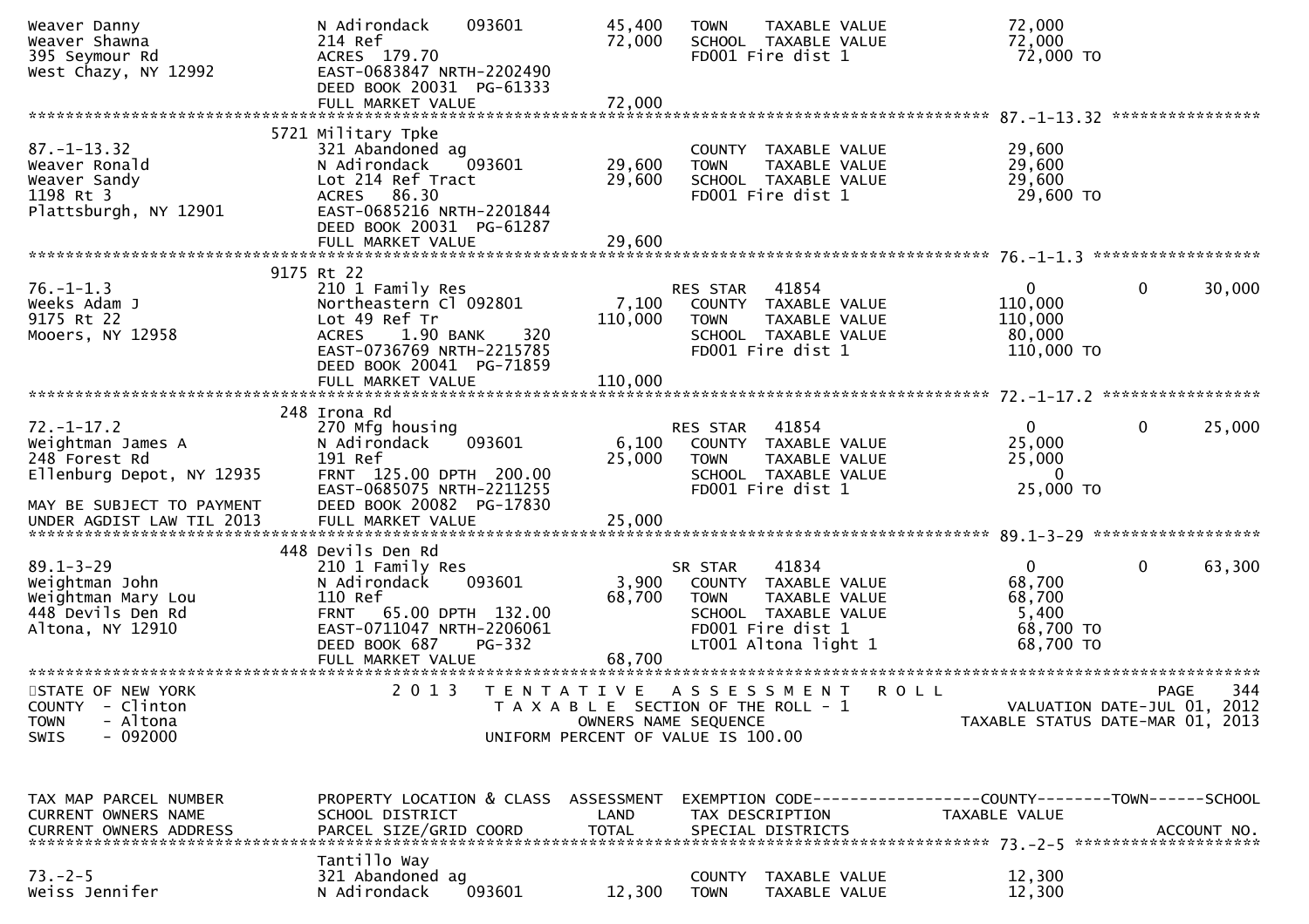```
Weaver Danny                   N Adirondack    093601        45,400   TOWN    TAXABLE VALUE              72,000
Weaver Shawna                  214 Ref                       72,000   SCHOOL  TAXABLE VALUE              72,000
395 Seymour Rd                 ACRES 179.70                           FD001 Fire dist 1                   72,000 TO
West Chazy, NY 12992           EAST-0683847 NRTH-2202490
                               DEED BOOK 20031 PG-61333
                               FULL MARKET VALUE             72,000
******************************************************************************************************* 87.-1-13.32 ****************
                          5721 Military Tpke
87.-1-13.32                    321 Abandoned ag                       COUNTY  TAXABLE VALUE              29,600
Weaver Ronald                  N Adirondack    093601        29,600   TOWN    TAXABLE VALUE              29,600
Weaver Sandy                   Lot 214 Ref Tract             29,600   SCHOOL  TAXABLE VALUE              29,600
1198 Rt 3                      ACRES  86.30                           FD001 Fire dist 1                   29,600 TO
Plattsburgh, NY 12901          EAST-0685216 NRTH-2201844
                               DEED BOOK 20031 PG-61287
                               FULL MARKET VALUE             29,600
******************************************************************************************************* 76.-1-1.3 ******************
                          9175 Rt 22
76.-1-1.3                      210 1 Family Res                       RES STAR   41854                    0           0       30,000
Weeks Adam J                   Northeastern Cl 092801         7,100   COUNTY  TAXABLE VALUE             110,000
9175 Rt 22                     Lot 49 Ref Tr                110,000   TOWN    TAXABLE VALUE             110,000
Mooers, NY 12958               ACRES    1.90 BANK     320             SCHOOL  TAXABLE VALUE              80,000
                               EAST-0736769 NRTH-2215785              FD001 Fire dist 1                  110,000 TO
                               DEED BOOK 20041 PG-71859
                               FULL MARKET VALUE            110,000
******************************************************************************************************* 72.-1-17.2 *****************
                          248 Irona Rd
72.-1-17.2                     270 Mfg housing                        RES STAR   41854                    0           0       25,000
Weightman James A              N Adirondack    093601         6,100   COUNTY  TAXABLE VALUE              25,000
248 Forest Rd                  191 Ref                       25,000   TOWN    TAXABLE VALUE              25,000
Ellenburg Depot, NY 12935      FRNT  125.00 DPTH  200.00              SCHOOL  TAXABLE VALUE                   0
                               EAST-0685075 NRTH-2211255              FD001 Fire dist 1                   25,000 TO
MAY BE SUBJECT TO PAYMENT      DEED BOOK 20082 PG-17830
UNDER AGDIST LAW TIL 2013      FULL MARKET VALUE             25,000
******************************************************************************************************* 89.1-3-29 ******************
                          448 Devils Den Rd
89.1-3-29                      210 1 Family Res                       SR STAR    41834                    0           0       63,300
Weightman John                 N Adirondack    093601         3,900   COUNTY  TAXABLE VALUE              68,700
Weightman Mary Lou             110 Ref                       68,700   TOWN    TAXABLE VALUE              68,700
448 Devils Den Rd              FRNT   65.00 DPTH  132.00              SCHOOL  TAXABLE VALUE               5,400
Altona, NY 12910               EAST-0711047 NRTH-2206061              FD001 Fire dist 1                   68,700 TO
                               DEED BOOK 687    PG-332                LT001 Altona light 1                68,700 TO
                               FULL MARKET VALUE             68,700
************************************************************************************************************************************
STATE OF NEW YORK                   2 0 1 3   T E N T A T I V E   A S S E S S M E N T   R O L L                         PAGE   344
COUNTY  - Clinton                          T A X A B L E  SECTION OF THE ROLL - 1                  VALUATION DATE-JUL 01, 2012
TOWN    - Altona                                  OWNERS NAME SEQUENCE                       TAXABLE STATUS DATE-MAR 01, 2013
SWIS    - 092000                           UNIFORM PERCENT OF VALUE IS 100.00


TAX MAP PARCEL NUMBER          PROPERTY LOCATION & CLASS  ASSESSMENT  EXEMPTION CODE------------------COUNTY--------TOWN------SCHOOL
CURRENT OWNERS NAME            SCHOOL DISTRICT               LAND      TAX DESCRIPTION             TAXABLE VALUE
CURRENT OWNERS ADDRESS         PARCEL SIZE/GRID COORD        TOTAL     SPECIAL DISTRICTS                                ACCOUNT NO.
******************************************************************************************************* 73.-2-5 ********************
                               Tantillo Way
73.-2-5                        321 Abandoned ag                       COUNTY  TAXABLE VALUE              12,300
Weiss Jennifer                 N Adirondack    093601        12,300   TOWN    TAXABLE VALUE              12,300
```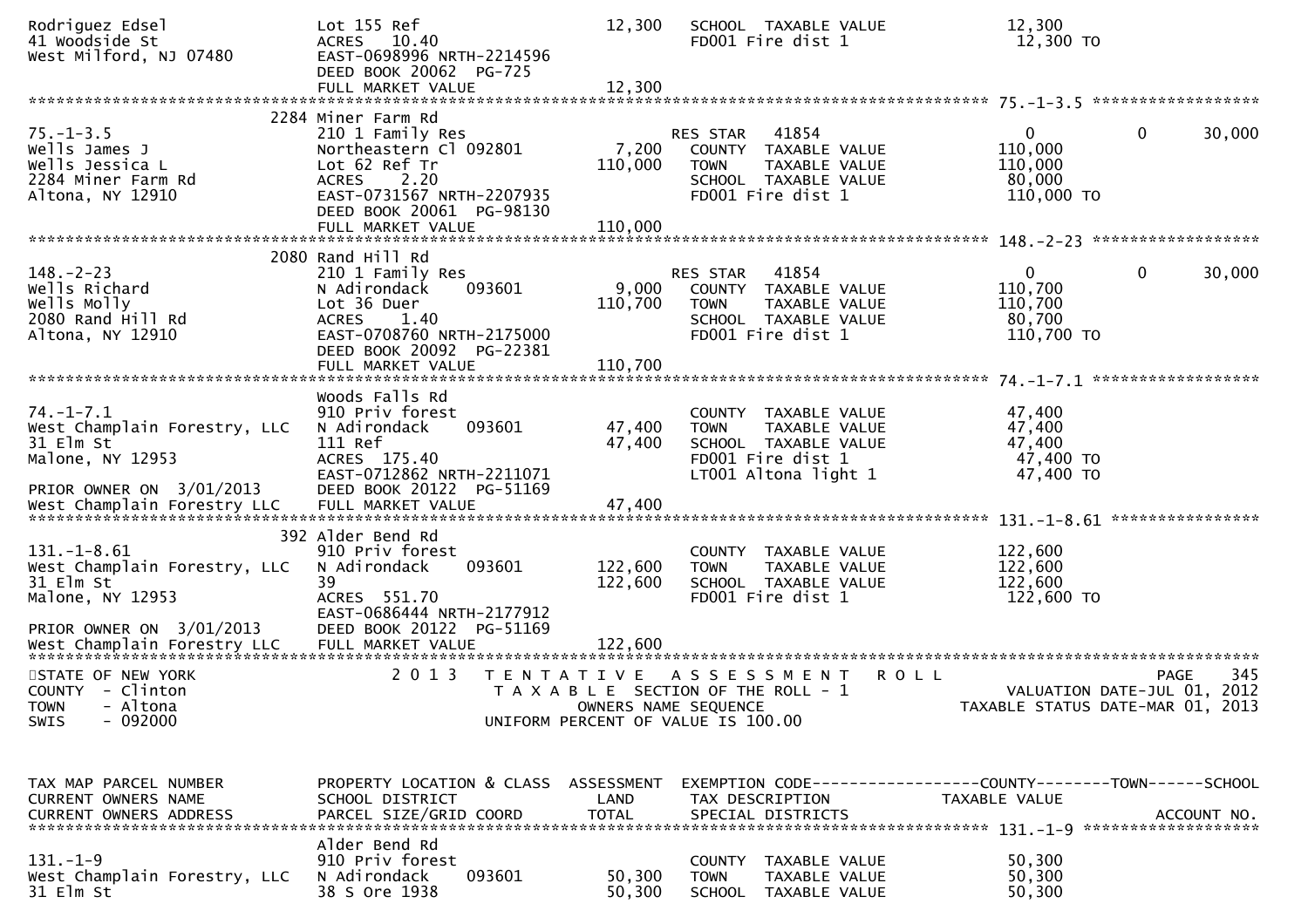```
Rodriguez Edsel                Lot 155 Ref                    12,300   SCHOOL  TAXABLE VALUE            12,300
41 Woodside St                 ACRES   10.40                           FD001 Fire dist 1                12,300 TO
West Milford, NJ 07480         EAST-0698996 NRTH-2214596
                               DEED BOOK 20062  PG-725
                               FULL MARKET VALUE               12,300
******************************************************************************************************* 75.-1-3.5 ******************
                          2284 Miner Farm Rd
75.-1-3.5                      210 1 Family Res                         RES STAR    41854                   0         0      30,000
Wells James J                  Northeastern Cl 092801          7,200   COUNTY  TAXABLE VALUE           110,000
Wells Jessica L                Lot 62 Ref Tr                  110,000   TOWN    TAXABLE VALUE           110,000
2284 Miner Farm Rd             ACRES    2.20                           SCHOOL  TAXABLE VALUE            80,000
Altona, NY 12910               EAST-0731567 NRTH-2207935               FD001 Fire dist 1               110,000 TO
                               DEED BOOK 20061  PG-98130
                               FULL MARKET VALUE              110,000
******************************************************************************************************* 148.-2-23 ******************
                          2080 Rand Hill Rd
148.-2-23                      210 1 Family Res                         RES STAR    41854                   0         0      30,000
Wells Richard                  N Adirondack     093601         9,000   COUNTY  TAXABLE VALUE           110,700
Wells Molly                    Lot 36 Duer                    110,700   TOWN    TAXABLE VALUE           110,700
2080 Rand Hill Rd              ACRES    1.40                           SCHOOL  TAXABLE VALUE            80,700
Altona, NY 12910               EAST-0708760 NRTH-2175000               FD001 Fire dist 1               110,700 TO
                               DEED BOOK 20092  PG-22381
                               FULL MARKET VALUE              110,700
******************************************************************************************************* 74.-1-7.1 ******************
                               Woods Falls Rd
74.-1-7.1                      910 Priv forest                         COUNTY  TAXABLE VALUE            47,400
West Champlain Forestry, LLC   N Adirondack     093601        47,400   TOWN    TAXABLE VALUE            47,400
31 Elm St                      111 Ref                         47,400   SCHOOL  TAXABLE VALUE            47,400
Malone, NY 12953               ACRES  175.40                           FD001 Fire dist 1                47,400 TO
                               EAST-0712862 NRTH-2211071               LT001 Altona light 1             47,400 TO
PRIOR OWNER ON  3/01/2013      DEED BOOK 20122  PG-51169
West Champlain Forestry LLC    FULL MARKET VALUE               47,400
******************************************************************************************************* 131.-1-8.61 ****************
                           392 Alder Bend Rd
131.-1-8.61                    910 Priv forest                         COUNTY  TAXABLE VALUE           122,600
West Champlain Forestry, LLC   N Adirondack     093601       122,600   TOWN    TAXABLE VALUE           122,600
31 Elm St                      39                             122,600   SCHOOL  TAXABLE VALUE           122,600
Malone, NY 12953               ACRES  551.70                           FD001 Fire dist 1               122,600 TO
                               EAST-0686444 NRTH-2177912
PRIOR OWNER ON  3/01/2013      DEED BOOK 20122  PG-51169
West Champlain Forestry LLC    FULL MARKET VALUE              122,600
************************************************************************************************************************************
STATE OF NEW YORK                  2 0 1 3   T E N T A T I V E   A S S E S S M E N T   R O L L                         PAGE    345
COUNTY  - Clinton                            T A X A B L E  SECTION OF THE ROLL - 1                   VALUATION DATE-JUL 01, 2012
TOWN    - Altona                                   OWNERS NAME SEQUENCE                         TAXABLE STATUS DATE-MAR 01, 2013
SWIS    - 092000                            UNIFORM PERCENT OF VALUE IS 100.00


TAX MAP PARCEL NUMBER          PROPERTY LOCATION & CLASS  ASSESSMENT  EXEMPTION CODE------------------COUNTY--------TOWN------SCHOOL
CURRENT OWNERS NAME            SCHOOL DISTRICT               LAND      TAX DESCRIPTION              TAXABLE VALUE
CURRENT OWNERS ADDRESS         PARCEL SIZE/GRID COORD        TOTAL     SPECIAL DISTRICTS                                 ACCOUNT NO.
******************************************************************************************************* 131.-1-9 *******************
                               Alder Bend Rd
131.-1-9                       910 Priv forest                         COUNTY  TAXABLE VALUE            50,300
West Champlain Forestry, LLC   N Adirondack     093601        50,300   TOWN    TAXABLE VALUE            50,300
31 Elm St                      38 S Ore 1938                   50,300   SCHOOL  TAXABLE VALUE            50,300
```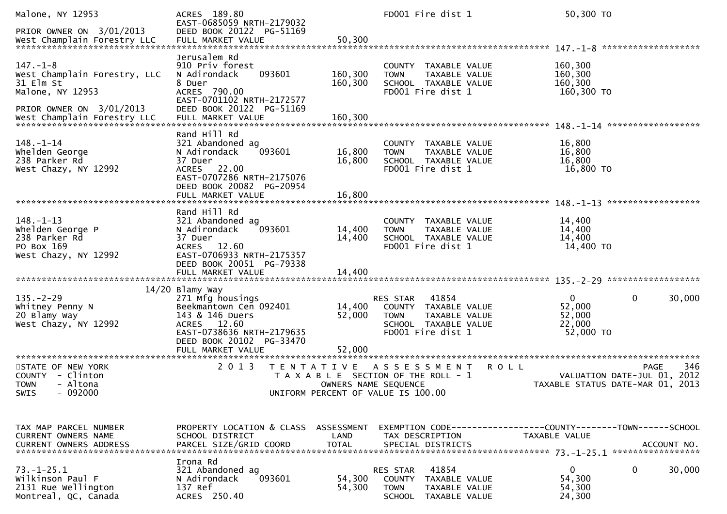```
Malone, NY 12953              ACRES 189.80                              FD001 Fire dist 1              50,300 TO
                              EAST-0685059 NRTH-2179032
PRIOR OWNER ON 3/01/2013      DEED BOOK 20122  PG-51169
West Champlain Forestry LLC   FULL MARKET VALUE              50,300
******************************************************************************************************* 147.-1-8 *******************
                              Jerusalem Rd
147.-1-8                      910 Priv forest                           COUNTY  TAXABLE VALUE          160,300
West Champlain Forestry, LLC  N Adirondack     093601       160,300     TOWN    TAXABLE VALUE          160,300
31 Elm St                     8 Duer                        160,300     SCHOOL  TAXABLE VALUE          160,300
Malone, NY 12953              ACRES 790.00                              FD001 Fire dist 1              160,300 TO
                              EAST-0701102 NRTH-2172577
PRIOR OWNER ON 3/01/2013      DEED BOOK 20122  PG-51169
West Champlain Forestry LLC   FULL MARKET VALUE             160,300
******************************************************************************************************* 148.-1-14 ******************
                              Rand Hill Rd
148.-1-14                     321 Abandoned ag                          COUNTY  TAXABLE VALUE           16,800
Whelden George                N Adirondack     093601        16,800     TOWN    TAXABLE VALUE           16,800
238 Parker Rd                 37 Duer                        16,800     SCHOOL  TAXABLE VALUE           16,800
West Chazy, NY 12992          ACRES  22.00                              FD001 Fire dist 1               16,800 TO
                              EAST-0707286 NRTH-2175076
                              DEED BOOK 20082  PG-20954
                              FULL MARKET VALUE              16,800
******************************************************************************************************* 148.-1-13 ******************
                              Rand Hill Rd
148.-1-13                     321 Abandoned ag                          COUNTY  TAXABLE VALUE           14,400
Whelden George P              N Adirondack     093601        14,400     TOWN    TAXABLE VALUE           14,400
238 Parker Rd                 37 Duer                        14,400     SCHOOL  TAXABLE VALUE           14,400
PO Box 169                    ACRES  12.60                              FD001 Fire dist 1               14,400 TO
West Chazy, NY 12992          EAST-0706933 NRTH-2175357
                              DEED BOOK 20051  PG-79338
                              FULL MARKET VALUE              14,400
******************************************************************************************************* 135.-2-29 ******************
                        14/20 Blamy Way
135.-2-29                     271 Mfg housings                          RES STAR    41854                   0          0      30,000
Whitney Penny N               Beekmantown Cen 092401         14,400     COUNTY  TAXABLE VALUE           52,000
20 Blamy Way                  143 & 146 Duers                52,000     TOWN    TAXABLE VALUE           52,000
West Chazy, NY 12992          ACRES  12.60                              SCHOOL  TAXABLE VALUE           22,000
                              EAST-0738636 NRTH-2179635                 FD001 Fire dist 1               52,000 TO
                              DEED BOOK 20102  PG-33470
                              FULL MARKET VALUE              52,000
************************************************************************************************************************************
STATE OF NEW YORK                 2 0 1 3   T E N T A T I V E   A S S E S S M E N T   R O L L                          PAGE   346
COUNTY  - Clinton                           T A X A B L E  SECTION OF THE ROLL - 1                       VALUATION DATE-JUL 01, 2012
TOWN    - Altona                                   OWNERS NAME SEQUENCE                              TAXABLE STATUS DATE-MAR 01, 2013
SWIS    - 092000                           UNIFORM PERCENT OF VALUE IS 100.00


TAX MAP PARCEL NUMBER         PROPERTY LOCATION & CLASS  ASSESSMENT  EXEMPTION CODE------------------COUNTY--------TOWN------SCHOOL
CURRENT OWNERS NAME           SCHOOL DISTRICT               LAND     TAX DESCRIPTION              TAXABLE VALUE
CURRENT OWNERS ADDRESS        PARCEL SIZE/GRID COORD        TOTAL    SPECIAL DISTRICTS                                  ACCOUNT NO.
******************************************************************************************************* 73.-1-25.1 *****************
                              Irona Rd
73.-1-25.1                    321 Abandoned ag                          RES STAR    41854                   0          0      30,000
Wilkinson Paul F              N Adirondack     093601        54,300     COUNTY  TAXABLE VALUE           54,300
2131 Rue Wellington           137 Ref                        54,300     TOWN    TAXABLE VALUE           54,300
Montreal, QC, Canada          ACRES 250.40                              SCHOOL  TAXABLE VALUE           24,300
```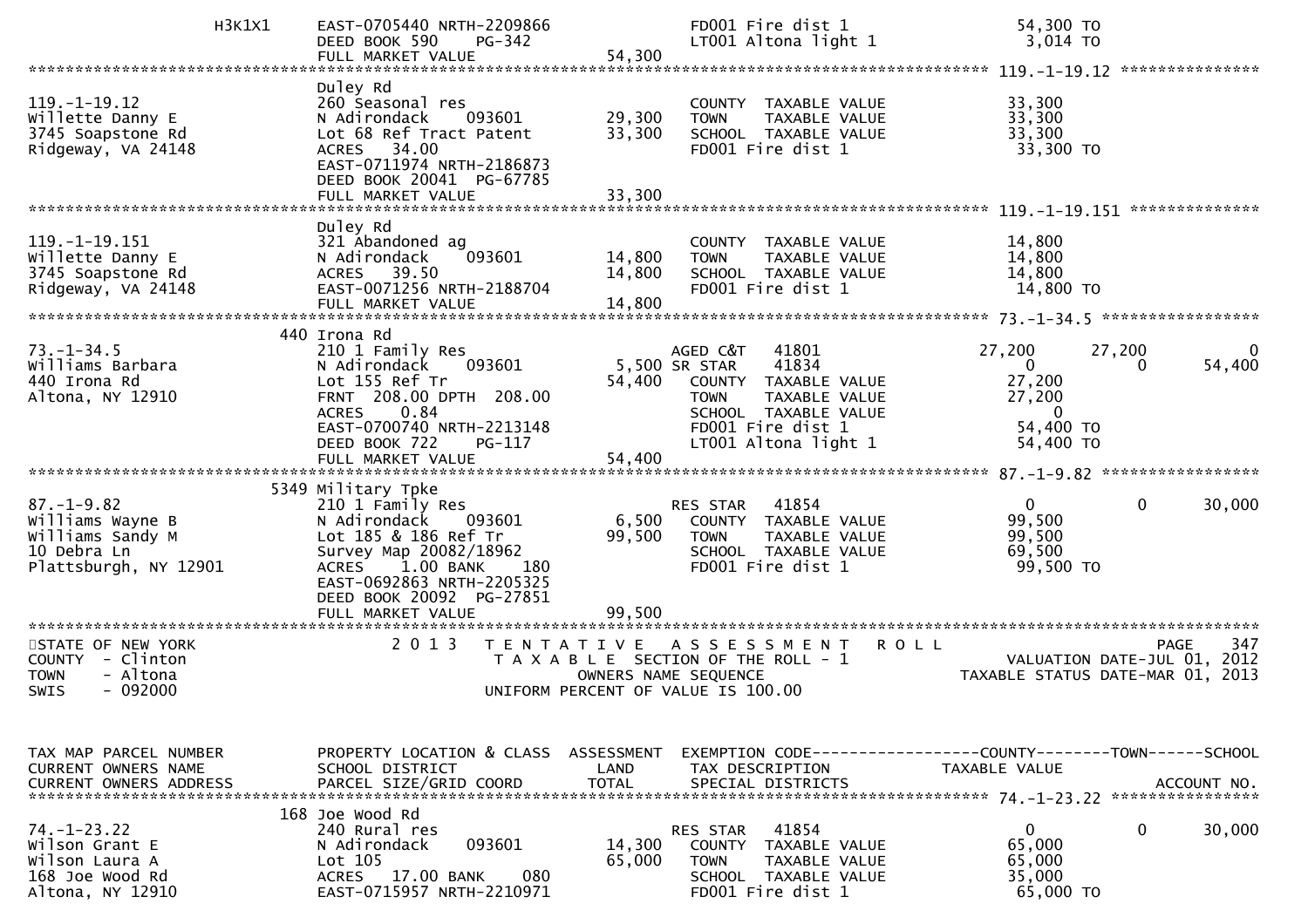| | | | | | |
|---|---|---|---|---|---|
| H3K1X1 | EAST-0705440 NRTH-2209866 | | FD001 Fire dist 1 | 54,300 TO | |
| | DEED BOOK 590 PG-342 | | LT001 Altona light 1 | 3,014 TO | |
| | FULL MARKET VALUE | 54,300 | | | |

******************************************************************************************************* 119.-1-19.12 ***************

| | | | | |
|---|---|---|---|---|
| | Duley Rd | | | |
| 119.-1-19.12 | 260 Seasonal res | | COUNTY TAXABLE VALUE | 33,300 |
| Willette Danny E | N Adirondack 093601 | 29,300 | TOWN TAXABLE VALUE | 33,300 |
| 3745 Soapstone Rd | Lot 68 Ref Tract Patent | 33,300 | SCHOOL TAXABLE VALUE | 33,300 |
| Ridgeway, VA 24148 | ACRES 34.00 | | FD001 Fire dist 1 | 33,300 TO |
| | EAST-0711974 NRTH-2186873 | | | |
| | DEED BOOK 20041 PG-67785 | | | |
| | FULL MARKET VALUE | 33,300 | | |

******************************************************************************************************* 119.-1-19.151 **************

| | | | | |
|---|---|---|---|---|
| | Duley Rd | | | |
| 119.-1-19.151 | 321 Abandoned ag | | COUNTY TAXABLE VALUE | 14,800 |
| Willette Danny E | N Adirondack 093601 | 14,800 | TOWN TAXABLE VALUE | 14,800 |
| 3745 Soapstone Rd | ACRES 39.50 | 14,800 | SCHOOL TAXABLE VALUE | 14,800 |
| Ridgeway, VA 24148 | EAST-0071256 NRTH-2188704 | | FD001 Fire dist 1 | 14,800 TO |
| | FULL MARKET VALUE | 14,800 | | |

******************************************************************************************************* 73.-1-34.5 *****************

| | | | | | | |
|---|---|---|---|---|---|---|
| | 440 Irona Rd | | | | | |
| 73.-1-34.5 | 210 1 Family Res | | AGED C&T 41801 | 27,200 | 27,200 | 0 |
| Williams Barbara | N Adirondack 093601 | 5,500 | SR STAR 41834 | 0 | 0 | 54,400 |
| 440 Irona Rd | Lot 155 Ref Tr | 54,400 | COUNTY TAXABLE VALUE | 27,200 | | |
| Altona, NY 12910 | FRNT 208.00 DPTH 208.00 | | TOWN TAXABLE VALUE | 27,200 | | |
| | ACRES 0.84 | | SCHOOL TAXABLE VALUE | 0 | | |
| | EAST-0700740 NRTH-2213148 | | FD001 Fire dist 1 | 54,400 TO | | |
| | DEED BOOK 722 PG-117 | | LT001 Altona light 1 | 54,400 TO | | |
| | FULL MARKET VALUE | 54,400 | | | | |

******************************************************************************************************* 87.-1-9.82 *****************

| | | | | | | |
|---|---|---|---|---|---|---|
| | 5349 Military Tpke | | | | | |
| 87.-1-9.82 | 210 1 Family Res | | RES STAR 41854 | 0 | 0 | 30,000 |
| Williams Wayne B | N Adirondack 093601 | 6,500 | COUNTY TAXABLE VALUE | 99,500 | | |
| Williams Sandy M | Lot 185 & 186 Ref Tr | 99,500 | TOWN TAXABLE VALUE | 99,500 | | |
| 10 Debra Ln | Survey Map 20082/18962 | | SCHOOL TAXABLE VALUE | 69,500 | | |
| Plattsburgh, NY 12901 | ACRES 1.00 BANK 180 | | FD001 Fire dist 1 | 99,500 TO | | |
| | EAST-0692863 NRTH-2205325 | | | | | |
| | DEED BOOK 20092 PG-27851 | | | | | |
| | FULL MARKET VALUE | 99,500 | | | | |

*******************************************************************************************************************************

STATE OF NEW YORK
COUNTY - Clinton
TOWN - Altona
SWIS - 092000

2 0 1 3 T E N T A T I V E A S S E S S M E N T R O L L
T A X A B L E SECTION OF THE ROLL - 1
OWNERS NAME SEQUENCE
UNIFORM PERCENT OF VALUE IS 100.00

VALUATION DATE-JUL 01, 2012
TAXABLE STATUS DATE-MAR 01, 2013

| TAX MAP PARCEL NUMBER<br>CURRENT OWNERS NAME<br>CURRENT OWNERS ADDRESS | PROPERTY LOCATION & CLASS<br>SCHOOL DISTRICT<br>PARCEL SIZE/GRID COORD | ASSESSMENT<br>LAND<br>TOTAL | EXEMPTION CODE<br>TAX DESCRIPTION<br>SPECIAL DISTRICTS | COUNTY<br>TAXABLE VALUE | TOWN | SCHOOL<br><br>ACCOUNT NO. |
|---|---|---|---|---|---|---|

******************************************************************************************************* 74.-1-23.22 ****************

| | | | | | | |
|---|---|---|---|---|---|---|
| | 168 Joe Wood Rd | | | | | |
| 74.-1-23.22 | 240 Rural res | | RES STAR 41854 | 0 | 0 | 30,000 |
| Wilson Grant E | N Adirondack 093601 | 14,300 | COUNTY TAXABLE VALUE | 65,000 | | |
| Wilson Laura A | Lot 105 | 65,000 | TOWN TAXABLE VALUE | 65,000 | | |
| 168 Joe Wood Rd | ACRES 17.00 BANK 080 | | SCHOOL TAXABLE VALUE | 35,000 | | |
| Altona, NY 12910 | EAST-0715957 NRTH-2210971 | | FD001 Fire dist 1 | 65,000 TO | | |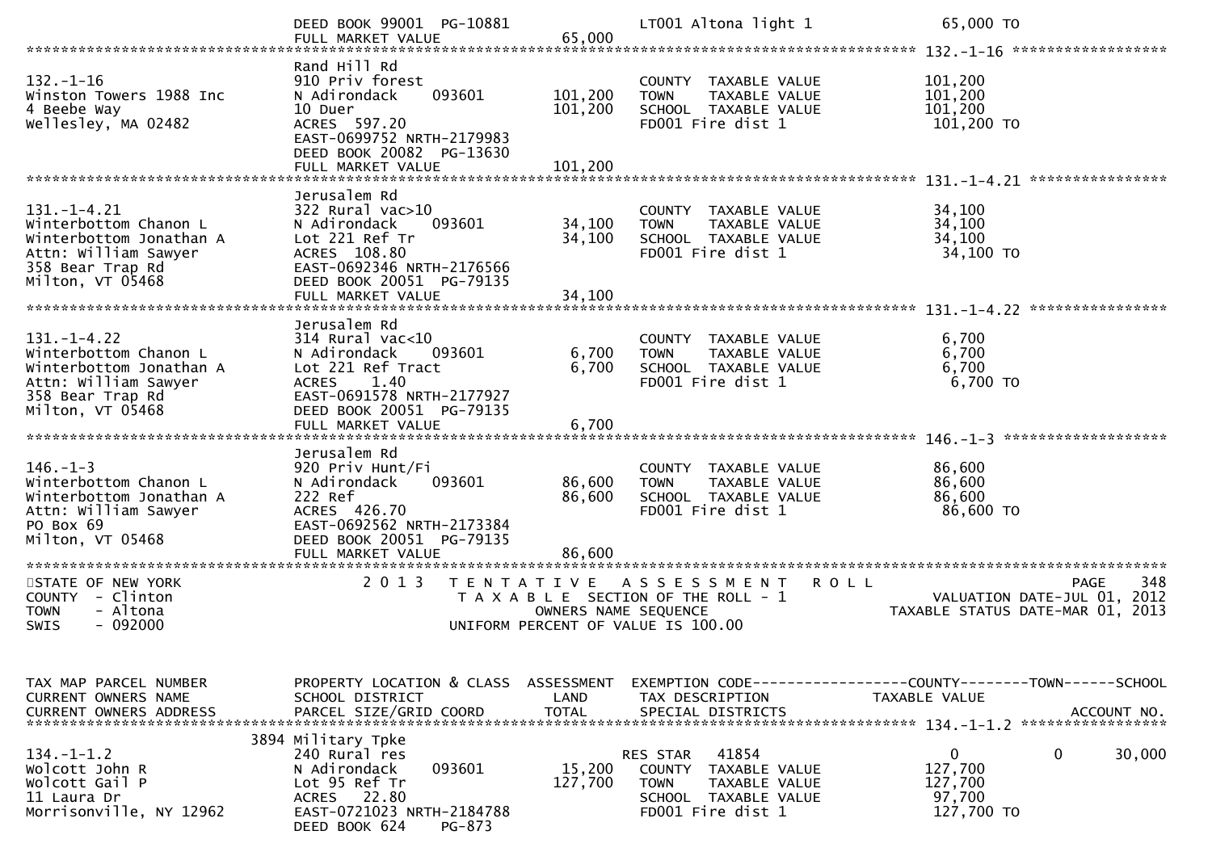```
               DEED BOOK 99001  PG-10881              LT001 Altona light 1              65,000 TO
               FULL MARKET VALUE               65,000
******************************************************************************************************* 132.-1-16 ******************
               Rand Hill Rd
132.-1-16      910 Priv forest                        COUNTY  TAXABLE VALUE            101,200
Winston Towers 1988 Inc    N Adirondack    093601   101,200   TOWN    TAXABLE VALUE            101,200
4 Beebe Way    10 Duer                        101,200   SCHOOL  TAXABLE VALUE            101,200
Wellesley, MA 02482   ACRES 597.20                    FD001 Fire dist 1                101,200 TO
               EAST-0699752 NRTH-2179983
               DEED BOOK 20082  PG-13630
               FULL MARKET VALUE              101,200
******************************************************************************************************* 131.-1-4.21 ****************
               Jerusalem Rd
131.-1-4.21    322 Rural vac>10                       COUNTY  TAXABLE VALUE             34,100
Winterbottom Chanon L      N Adirondack    093601    34,100   TOWN    TAXABLE VALUE             34,100
Winterbottom Jonathan A    Lot 221 Ref Tr      34,100   SCHOOL  TAXABLE VALUE             34,100
Attn: William Sawyer       ACRES 108.80               FD001 Fire dist 1                 34,100 TO
358 Bear Trap Rd           EAST-0692346 NRTH-2176566
Milton, VT 05468           DEED BOOK 20051  PG-79135
               FULL MARKET VALUE               34,100
******************************************************************************************************* 131.-1-4.22 ****************
               Jerusalem Rd
131.-1-4.22    314 Rural vac<10                       COUNTY  TAXABLE VALUE              6,700
Winterbottom Chanon L      N Adirondack    093601     6,700   TOWN    TAXABLE VALUE              6,700
Winterbottom Jonathan A    Lot 221 Ref Tract    6,700   SCHOOL  TAXABLE VALUE              6,700
Attn: William Sawyer       ACRES   1.40               FD001 Fire dist 1                  6,700 TO
358 Bear Trap Rd           EAST-0691578 NRTH-2177927
Milton, VT 05468           DEED BOOK 20051  PG-79135
               FULL MARKET VALUE                6,700
******************************************************************************************************* 146.-1-3 *******************
               Jerusalem Rd
146.-1-3       920 Priv Hunt/Fi                       COUNTY  TAXABLE VALUE             86,600
Winterbottom Chanon L      N Adirondack    093601    86,600   TOWN    TAXABLE VALUE             86,600
Winterbottom Jonathan A    222 Ref             86,600   SCHOOL  TAXABLE VALUE             86,600
Attn: William Sawyer       ACRES 426.70               FD001 Fire dist 1                 86,600 TO
PO Box 69                  EAST-0692562 NRTH-2173384
Milton, VT 05468           DEED BOOK 20051  PG-79135
               FULL MARKET VALUE               86,600
*************************************************************************************************************************************
STATE OF NEW YORK          2 0 1 3   T E N T A T I V E   A S S E S S M E N T   R O L L                         PAGE   348
COUNTY  - Clinton                  T A X A B L E  SECTION OF THE ROLL - 1                   VALUATION DATE-JUL 01, 2012
TOWN    - Altona                           OWNERS NAME SEQUENCE                       TAXABLE STATUS DATE-MAR 01, 2013
SWIS    - 092000                    UNIFORM PERCENT OF VALUE IS 100.00


TAX MAP PARCEL NUMBER      PROPERTY LOCATION & CLASS  ASSESSMENT  EXEMPTION CODE------------------COUNTY--------TOWN------SCHOOL
CURRENT OWNERS NAME        SCHOOL DISTRICT               LAND     TAX DESCRIPTION             TAXABLE VALUE
CURRENT OWNERS ADDRESS     PARCEL SIZE/GRID COORD        TOTAL    SPECIAL DISTRICTS                                    ACCOUNT NO.
******************************************************************************************************* 134.-1-1.2 *****************
          3894 Military Tpke
134.-1-1.2     240 Rural res                          RES STAR   41854                    0          0     30,000
Wolcott John R             N Adirondack    093601    15,200   COUNTY  TAXABLE VALUE            127,700
Wolcott Gail P             Lot 95 Ref Tr      127,700   TOWN    TAXABLE VALUE            127,700
11 Laura Dr                ACRES  22.80               SCHOOL  TAXABLE VALUE             97,700
Morrisonville, NY 12962    EAST-0721023 NRTH-2184788  FD001 Fire dist 1                127,700 TO
               DEED BOOK 624    PG-873
```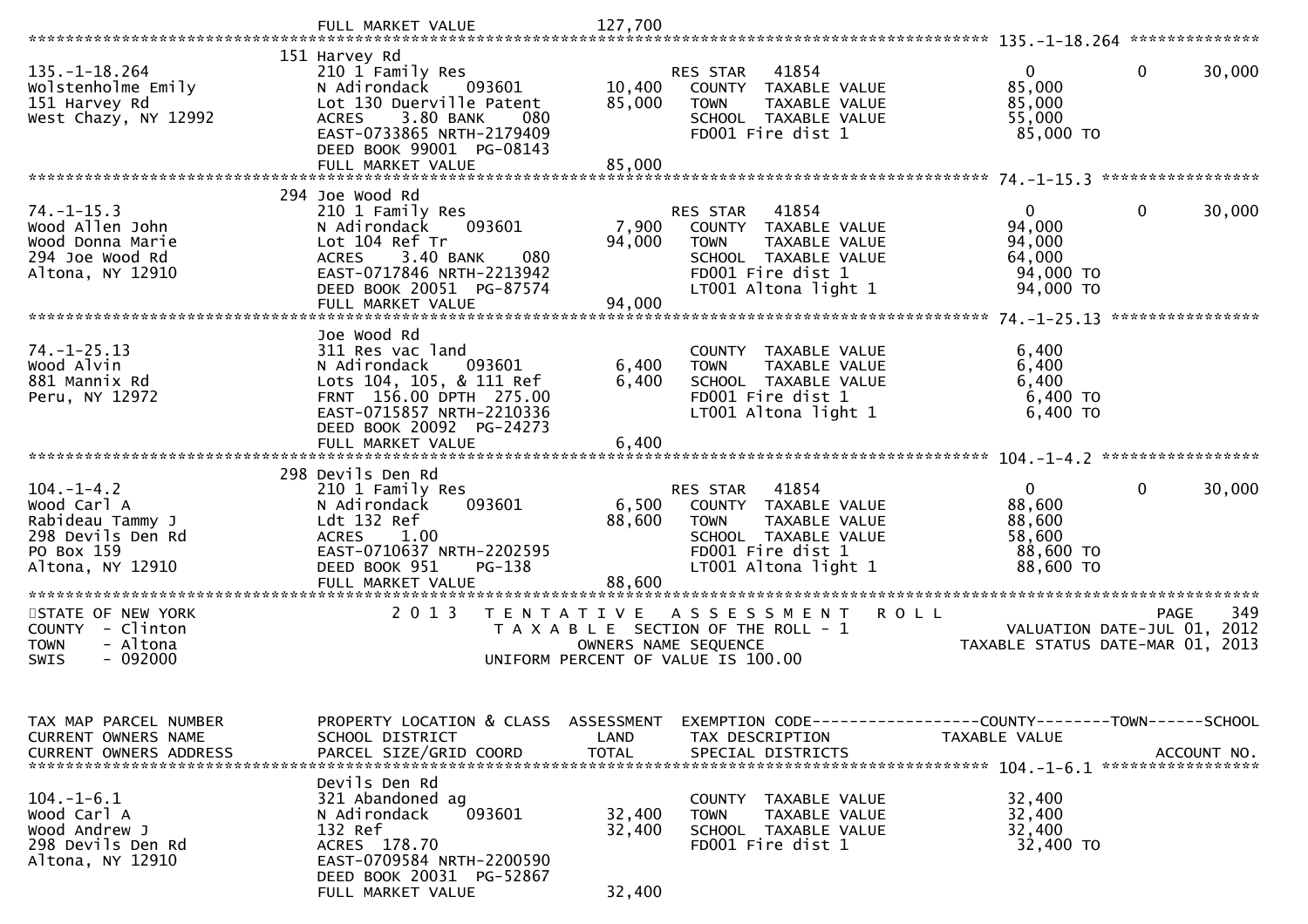| | | | | |
|---|---|---|---|---|
| | FULL MARKET VALUE | 127,700 | | |

**135.-1-18.264**

| | | | | |
|---|---|---|---|---|
| 135.-1-18.264 | 151 Harvey Rd | | | |
| Wolstenholme Emily | 210 1 Family Res | | RES STAR 41854 | 0 0 30,000 |
| 151 Harvey Rd | N Adirondack 093601 | 10,400 | COUNTY TAXABLE VALUE | 85,000 |
| West Chazy, NY 12992 | Lot 130 Duerville Patent | 85,000 | TOWN TAXABLE VALUE | 85,000 |
| | ACRES 3.80 BANK 080 | | SCHOOL TAXABLE VALUE | 55,000 |
| | EAST-0733865 NRTH-2179409 | | FD001 Fire dist 1 | 85,000 TO |
| | DEED BOOK 99001 PG-08143 | | | |
| | FULL MARKET VALUE | 85,000 | | |

**74.-1-15.3**

| | | | | |
|---|---|---|---|---|
| 74.-1-15.3 | 294 Joe Wood Rd | | | |
| Wood Allen John | 210 1 Family Res | | RES STAR 41854 | 0 0 30,000 |
| Wood Donna Marie | N Adirondack 093601 | 7,900 | COUNTY TAXABLE VALUE | 94,000 |
| 294 Joe Wood Rd | Lot 104 Ref Tr | 94,000 | TOWN TAXABLE VALUE | 94,000 |
| Altona, NY 12910 | ACRES 3.40 BANK 080 | | SCHOOL TAXABLE VALUE | 64,000 |
| | EAST-0717846 NRTH-2213942 | | FD001 Fire dist 1 | 94,000 TO |
| | DEED BOOK 20051 PG-87574 | | LT001 Altona light 1 | 94,000 TO |
| | FULL MARKET VALUE | 94,000 | | |

**74.-1-25.13**

| | | | | |
|---|---|---|---|---|
| 74.-1-25.13 | Joe Wood Rd | | | |
| Wood Alvin | 311 Res vac land | | COUNTY TAXABLE VALUE | 6,400 |
| 881 Mannix Rd | N Adirondack 093601 | 6,400 | TOWN TAXABLE VALUE | 6,400 |
| Peru, NY 12972 | Lots 104, 105, & 111 Ref | 6,400 | SCHOOL TAXABLE VALUE | 6,400 |
| | FRNT 156.00 DPTH 275.00 | | FD001 Fire dist 1 | 6,400 TO |
| | EAST-0715857 NRTH-2210336 | | LT001 Altona light 1 | 6,400 TO |
| | DEED BOOK 20092 PG-24273 | | | |
| | FULL MARKET VALUE | 6,400 | | |

**104.-1-4.2**

| | | | | |
|---|---|---|---|---|
| 104.-1-4.2 | 298 Devils Den Rd | | | |
| Wood Carl A | 210 1 Family Res | | RES STAR 41854 | 0 0 30,000 |
| Rabideau Tammy J | N Adirondack 093601 | 6,500 | COUNTY TAXABLE VALUE | 88,600 |
| 298 Devils Den Rd | Ldt 132 Ref | 88,600 | TOWN TAXABLE VALUE | 88,600 |
| PO Box 159 | ACRES 1.00 | | SCHOOL TAXABLE VALUE | 58,600 |
| Altona, NY 12910 | EAST-0710637 NRTH-2202595 | | FD001 Fire dist 1 | 88,600 TO |
| | DEED BOOK 951 PG-138 | | LT001 Altona light 1 | 88,600 TO |
| | FULL MARKET VALUE | 88,600 | | |

STATE OF NEW YORK — 2013 TENTATIVE ASSESSMENT ROLL — PAGE 349
COUNTY - Clinton — TAXABLE SECTION OF THE ROLL - 1 — VALUATION DATE-JUL 01, 2012
TOWN - Altona — OWNERS NAME SEQUENCE — TAXABLE STATUS DATE-MAR 01, 2013
SWIS - 092000 — UNIFORM PERCENT OF VALUE IS 100.00

| TAX MAP PARCEL NUMBER / CURRENT OWNERS NAME / CURRENT OWNERS ADDRESS | PROPERTY LOCATION & CLASS / SCHOOL DISTRICT / PARCEL SIZE/GRID COORD | ASSESSMENT LAND / TOTAL | EXEMPTION CODE / TAX DESCRIPTION / SPECIAL DISTRICTS | COUNTY / TOWN / SCHOOL TAXABLE VALUE / ACCOUNT NO. |
|---|---|---|---|---|

**104.-1-6.1**

| | | | | |
|---|---|---|---|---|
| 104.-1-6.1 | Devils Den Rd | | | |
| Wood Carl A | 321 Abandoned ag | | COUNTY TAXABLE VALUE | 32,400 |
| Wood Andrew J | N Adirondack 093601 | 32,400 | TOWN TAXABLE VALUE | 32,400 |
| 298 Devils Den Rd | 132 Ref | 32,400 | SCHOOL TAXABLE VALUE | 32,400 |
| Altona, NY 12910 | ACRES 178.70 | | FD001 Fire dist 1 | 32,400 TO |
| | EAST-0709584 NRTH-2200590 | | | |
| | DEED BOOK 20031 PG-52867 | | | |
| | FULL MARKET VALUE | 32,400 | | |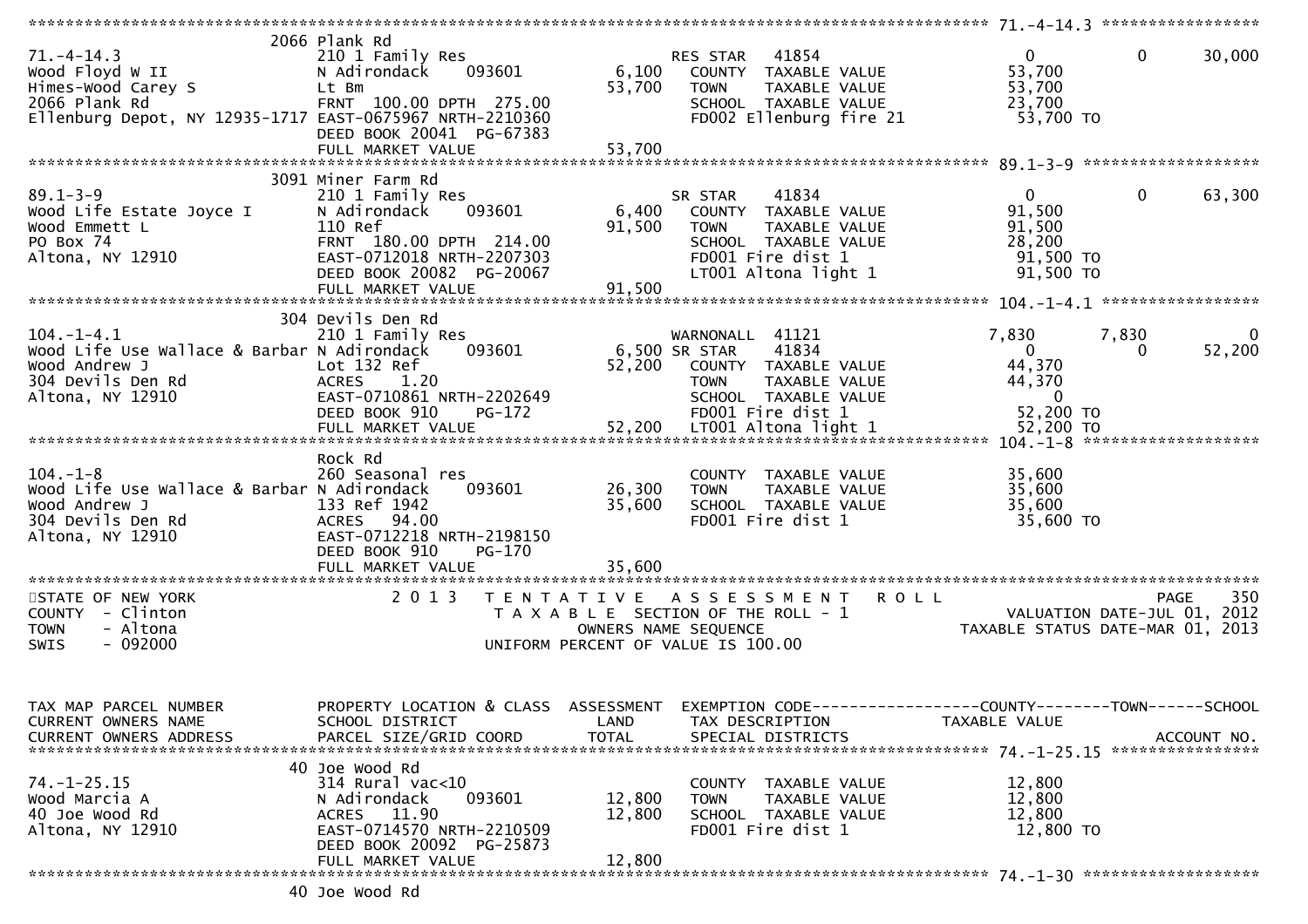```
******************************************************************************************************* 71.-4-14.3 *****************
                        2066 Plank Rd
71.-4-14.3                        210 1 Family Res                    RES STAR   41854                  0          0      30,000
Wood Floyd W II                   N Adirondack     093601      6,100   COUNTY  TAXABLE VALUE          53,700
Himes-Wood Carey S                Lt Bm                       53,700   TOWN    TAXABLE VALUE          53,700
2066 Plank Rd                     FRNT 100.00 DPTH 275.00              SCHOOL  TAXABLE VALUE          23,700
Ellenburg Depot, NY 12935-1717 EAST-0675967 NRTH-2210360               FD002 Ellenburg fire 21          53,700 TO
                                  DEED BOOK 20041  PG-67383
                                  FULL MARKET VALUE           53,700
******************************************************************************************************* 89.1-3-9 *******************
                        3091 Miner Farm Rd
89.1-3-9                          210 1 Family Res                    SR STAR    41834                  0          0      63,300
Wood Life Estate Joyce I          N Adirondack     093601      6,400   COUNTY  TAXABLE VALUE          91,500
Wood Emmett L                     110 Ref                     91,500   TOWN    TAXABLE VALUE          91,500
PO Box 74                         FRNT 180.00 DPTH 214.00              SCHOOL  TAXABLE VALUE          28,200
Altona, NY 12910                  EAST-0712018 NRTH-2207303            FD001 Fire dist 1                91,500 TO
                                  DEED BOOK 20082  PG-20067            LT001 Altona light 1             91,500 TO
                                  FULL MARKET VALUE           91,500
******************************************************************************************************* 104.-1-4.1 *****************
                        304 Devils Den Rd
104.-1-4.1                        210 1 Family Res                    WARNONALL  41121              7,830      7,830          0
Wood Life Use Wallace & Barbar N Adirondack     093601      6,500 SR STAR    41834                  0          0      52,200
Wood Andrew J                     Lot 132 Ref                 52,200   COUNTY  TAXABLE VALUE          44,370
304 Devils Den Rd                 ACRES    1.20                        TOWN    TAXABLE VALUE          44,370
Altona, NY 12910                  EAST-0710861 NRTH-2202649            SCHOOL  TAXABLE VALUE               0
                                  DEED BOOK 910    PG-172              FD001 Fire dist 1                52,200 TO
                                  FULL MARKET VALUE           52,200   LT001 Altona light 1             52,200 TO
******************************************************************************************************* 104.-1-8 *******************
                        Rock Rd
104.-1-8                          260 Seasonal res                     COUNTY  TAXABLE VALUE          35,600
Wood Life Use Wallace & Barbar N Adirondack     093601     26,300   TOWN    TAXABLE VALUE          35,600
Wood Andrew J                     133 Ref 1942                35,600   SCHOOL  TAXABLE VALUE          35,600
304 Devils Den Rd                 ACRES   94.00                        FD001 Fire dist 1                35,600 TO
Altona, NY 12910                  EAST-0712218 NRTH-2198150
                                  DEED BOOK 910    PG-170
                                  FULL MARKET VALUE           35,600
************************************************************************************************************************************
STATE OF NEW YORK                2 0 1 3   T E N T A T I V E   A S S E S S M E N T   R O L L                            PAGE    350
COUNTY  - Clinton                          T A X A B L E  SECTION OF THE ROLL - 1                    VALUATION DATE-JUL 01, 2012
TOWN    - Altona                                    OWNERS NAME SEQUENCE                         TAXABLE STATUS DATE-MAR 01, 2013
SWIS    - 092000                              UNIFORM PERCENT OF VALUE IS 100.00


TAX MAP PARCEL NUMBER             PROPERTY LOCATION & CLASS  ASSESSMENT  EXEMPTION CODE------------------COUNTY--------TOWN------SCHOOL
CURRENT OWNERS NAME               SCHOOL DISTRICT               LAND      TAX DESCRIPTION              TAXABLE VALUE
CURRENT OWNERS ADDRESS            PARCEL SIZE/GRID COORD        TOTAL     SPECIAL DISTRICTS                                   ACCOUNT NO.
******************************************************************************************************* 74.-1-25.15 ****************
                        40 Joe Wood Rd
74.-1-25.15                       314 Rural vac<10                     COUNTY  TAXABLE VALUE          12,800
Wood Marcia A                     N Adirondack     093601     12,800   TOWN    TAXABLE VALUE          12,800
40 Joe Wood Rd                    ACRES   11.90               12,800   SCHOOL  TAXABLE VALUE          12,800
Altona, NY 12910                  EAST-0714570 NRTH-2210509            FD001 Fire dist 1                12,800 TO
                                  DEED BOOK 20092  PG-25873
                                  FULL MARKET VALUE           12,800
******************************************************************************************************* 74.-1-30 *******************
                        40 Joe Wood Rd
```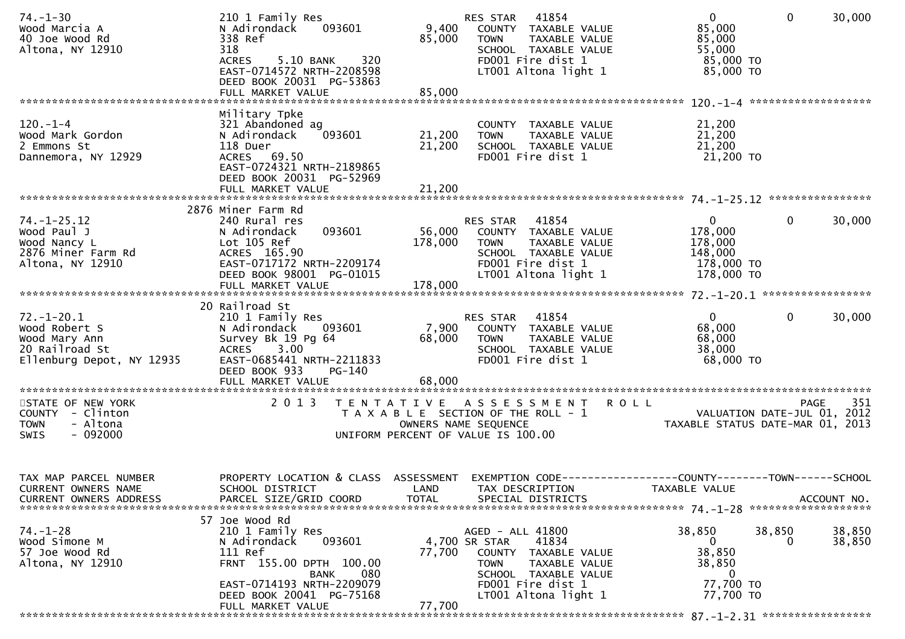```
74.-1-30                    210 1 Family Res                    RES STAR   41854                     0          0      30,000
Wood Marcia A               N Adirondack     093601       9,400   COUNTY  TAXABLE VALUE          85,000
40 Joe Wood Rd              338 Ref                      85,000   TOWN    TAXABLE VALUE          85,000
Altona, NY 12910            318                                   SCHOOL  TAXABLE VALUE          55,000
                            ACRES    5.10 BANK    320             FD001 Fire dist 1               85,000 TO
                            EAST-0714572 NRTH-2208598             LT001 Altona light 1            85,000 TO
                            DEED BOOK 20031  PG-53863
                            FULL MARKET VALUE            85,000
******************************************************************************************************* 120.-1-4 ******************
                            Military Tpke
120.-1-4                    321 Abandoned ag                      COUNTY  TAXABLE VALUE          21,200
Wood Mark Gordon            N Adirondack     093601      21,200   TOWN    TAXABLE VALUE          21,200
2 Emmons St                 118 Duer                     21,200   SCHOOL  TAXABLE VALUE          21,200
Dannemora, NY 12929         ACRES   69.50                         FD001 Fire dist 1               21,200 TO
                            EAST-0724321 NRTH-2189865
                            DEED BOOK 20031  PG-52969
                            FULL MARKET VALUE            21,200
******************************************************************************************************* 74.-1-25.12 ***************
                    2876 Miner Farm Rd
74.-1-25.12                 240 Rural res                         RES STAR   41854                     0          0      30,000
Wood Paul J                 N Adirondack     093601      56,000   COUNTY  TAXABLE VALUE         178,000
Wood Nancy L                Lot 105 Ref                 178,000   TOWN    TAXABLE VALUE         178,000
2876 Miner Farm Rd          ACRES  165.90                         SCHOOL  TAXABLE VALUE         148,000
Altona, NY 12910            EAST-0717172 NRTH-2209174             FD001 Fire dist 1              178,000 TO
                            DEED BOOK 98001  PG-01015             LT001 Altona light 1           178,000 TO
                            FULL MARKET VALUE           178,000
******************************************************************************************************* 72.-1-20.1 ****************
                    20 Railroad St
72.-1-20.1                  210 1 Family Res                      RES STAR   41854                     0          0      30,000
Wood Robert S               N Adirondack     093601       7,900   COUNTY  TAXABLE VALUE          68,000
Wood Mary Ann               Survey Bk 19 Pg 64           68,000   TOWN    TAXABLE VALUE          68,000
20 Railroad St              ACRES    3.00                         SCHOOL  TAXABLE VALUE          38,000
Ellenburg Depot, NY 12935   EAST-0685441 NRTH-2211833             FD001 Fire dist 1               68,000 TO
                            DEED BOOK 933    PG-140
                            FULL MARKET VALUE            68,000
***********************************************************************************************************************************
STATE OF NEW YORK                   2 0 1 3   T E N T A T I V E   A S S E S S M E N T   R O L L                         PAGE   351
COUNTY  - Clinton                         T A X A B L E  SECTION OF THE ROLL - 1                   VALUATION DATE-JUL 01, 2012
TOWN    - Altona                                  OWNERS NAME SEQUENCE                        TAXABLE STATUS DATE-MAR 01, 2013
SWIS    - 092000                          UNIFORM PERCENT OF VALUE IS 100.00


TAX MAP PARCEL NUMBER       PROPERTY LOCATION & CLASS  ASSESSMENT  EXEMPTION CODE------------------COUNTY--------TOWN------SCHOOL
CURRENT OWNERS NAME         SCHOOL DISTRICT               LAND     TAX DESCRIPTION              TAXABLE VALUE
CURRENT OWNERS ADDRESS      PARCEL SIZE/GRID COORD        TOTAL    SPECIAL DISTRICTS                                  ACCOUNT NO.
******************************************************************************************************* 74.-1-28 ******************
                    57 Joe Wood Rd
74.-1-28                    210 1 Family Res                      AGED - ALL 41800                38,850     38,850      38,850
Wood Simone M               N Adirondack     093601       4,700 SR STAR    41834                     0          0      38,850
57 Joe Wood Rd              111 Ref                      77,700   COUNTY  TAXABLE VALUE          38,850
Altona, NY 12910            FRNT  155.00 DPTH  100.00             TOWN    TAXABLE VALUE          38,850
                                         BANK    080              SCHOOL  TAXABLE VALUE               0
                            EAST-0714193 NRTH-2209079             FD001 Fire dist 1               77,700 TO
                            DEED BOOK 20041  PG-75168             LT001 Altona light 1            77,700 TO
                            FULL MARKET VALUE            77,700
******************************************************************************************************* 87.-1-2.31 ****************
```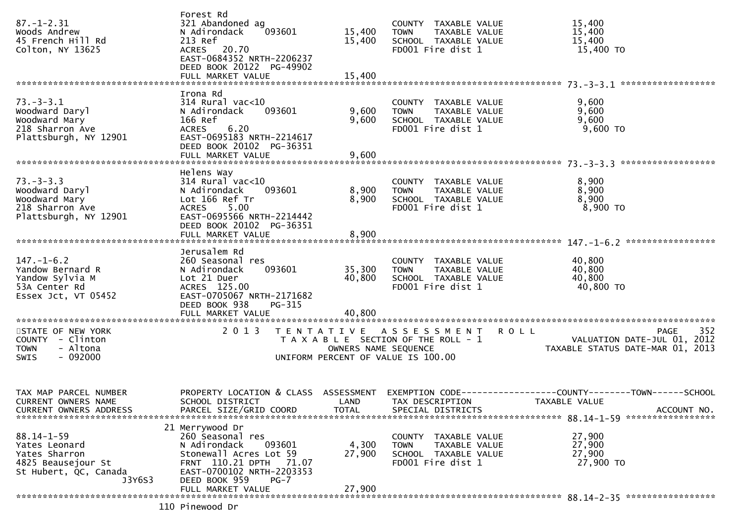| | | | | |
|---|---|---|---|---|
| 87.-1-2.31 | Forest Rd | | | |
| Woods Andrew | 321 Abandoned ag | | COUNTY TAXABLE VALUE | 15,400 |
| 45 French Hill Rd | N Adirondack 093601 | 15,400 | TOWN TAXABLE VALUE | 15,400 |
| Colton, NY 13625 | 213 Ref | 15,400 | SCHOOL TAXABLE VALUE | 15,400 |
| | ACRES 20.70 | | FD001 Fire dist 1 | 15,400 TO |
| | EAST-0684352 NRTH-2206237 | | | |
| | DEED BOOK 20122 PG-49902 | | | |
| | FULL MARKET VALUE | 15,400 | | |

******************************************************************************************************* 73.-3-3.1 ******************

| | | | | |
|---|---|---|---|---|
| | Irona Rd | | | |
| 73.-3-3.1 | 314 Rural vac<10 | | COUNTY TAXABLE VALUE | 9,600 |
| Woodward Daryl | N Adirondack 093601 | 9,600 | TOWN TAXABLE VALUE | 9,600 |
| Woodward Mary | 166 Ref | 9,600 | SCHOOL TAXABLE VALUE | 9,600 |
| 218 Sharron Ave | ACRES 6.20 | | FD001 Fire dist 1 | 9,600 TO |
| Plattsburgh, NY 12901 | EAST-0695183 NRTH-2214617 | | | |
| | DEED BOOK 20102 PG-36351 | | | |
| | FULL MARKET VALUE | 9,600 | | |

******************************************************************************************************* 73.-3-3.3 ******************

| | | | | |
|---|---|---|---|---|
| | Helens Way | | | |
| 73.-3-3.3 | 314 Rural vac<10 | | COUNTY TAXABLE VALUE | 8,900 |
| Woodward Daryl | N Adirondack 093601 | 8,900 | TOWN TAXABLE VALUE | 8,900 |
| Woodward Mary | Lot 166 Ref Tr | 8,900 | SCHOOL TAXABLE VALUE | 8,900 |
| 218 Sharron Ave | ACRES 5.00 | | FD001 Fire dist 1 | 8,900 TO |
| Plattsburgh, NY 12901 | EAST-0695566 NRTH-2214442 | | | |
| | DEED BOOK 20102 PG-36351 | | | |
| | FULL MARKET VALUE | 8,900 | | |

******************************************************************************************************* 147.-1-6.2 *****************

| | | | | |
|---|---|---|---|---|
| | Jerusalem Rd | | | |
| 147.-1-6.2 | 260 Seasonal res | | COUNTY TAXABLE VALUE | 40,800 |
| Yandow Bernard R | N Adirondack 093601 | 35,300 | TOWN TAXABLE VALUE | 40,800 |
| Yandow Sylvia M | Lot 21 Duer | 40,800 | SCHOOL TAXABLE VALUE | 40,800 |
| 53A Center Rd | ACRES 125.00 | | FD001 Fire dist 1 | 40,800 TO |
| Essex Jct, VT 05452 | EAST-0705067 NRTH-2171682 | | | |
| | DEED BOOK 938 PG-315 | | | |
| | FULL MARKET VALUE | 40,800 | | |

STATE OF NEW YORK
COUNTY - Clinton
TOWN - Altona
SWIS - 092000

2 0 1 3 T E N T A T I V E A S S E S S M E N T R O L L
T A X A B L E SECTION OF THE ROLL - 1
OWNERS NAME SEQUENCE
UNIFORM PERCENT OF VALUE IS 100.00

VALUATION DATE-JUL 01, 2012
TAXABLE STATUS DATE-MAR 01, 2013

| TAX MAP PARCEL NUMBER<br>CURRENT OWNERS NAME<br>CURRENT OWNERS ADDRESS | PROPERTY LOCATION & CLASS<br>SCHOOL DISTRICT<br>PARCEL SIZE/GRID COORD | ASSESSMENT<br>LAND<br>TOTAL | EXEMPTION CODE------------------COUNTY--------TOWN------SCHOOL<br>TAX DESCRIPTION<br>SPECIAL DISTRICTS | TAXABLE VALUE<br><br>ACCOUNT NO. |
|---|---|---|---|---|

******************************************************************************************************* 88.14-1-59 *****************

| | | | | |
|---|---|---|---|---|
| | 21 Merrywood Dr | | | |
| 88.14-1-59 | 260 Seasonal res | | COUNTY TAXABLE VALUE | 27,900 |
| Yates Leonard | N Adirondack 093601 | 4,300 | TOWN TAXABLE VALUE | 27,900 |
| Yates Sharron | Stonewall Acres Lot 59 | 27,900 | SCHOOL TAXABLE VALUE | 27,900 |
| 4825 Beausejour St | FRNT 110.21 DPTH 71.07 | | FD001 Fire dist 1 | 27,900 TO |
| St Hubert, QC, Canada J3Y6S3 | EAST-0700102 NRTH-2203353 | | | |
| | DEED BOOK 959 PG-7 | | | |
| | FULL MARKET VALUE | 27,900 | | |

******************************************************************************************************* 88.14-2-35 *****************

110 Pinewood Dr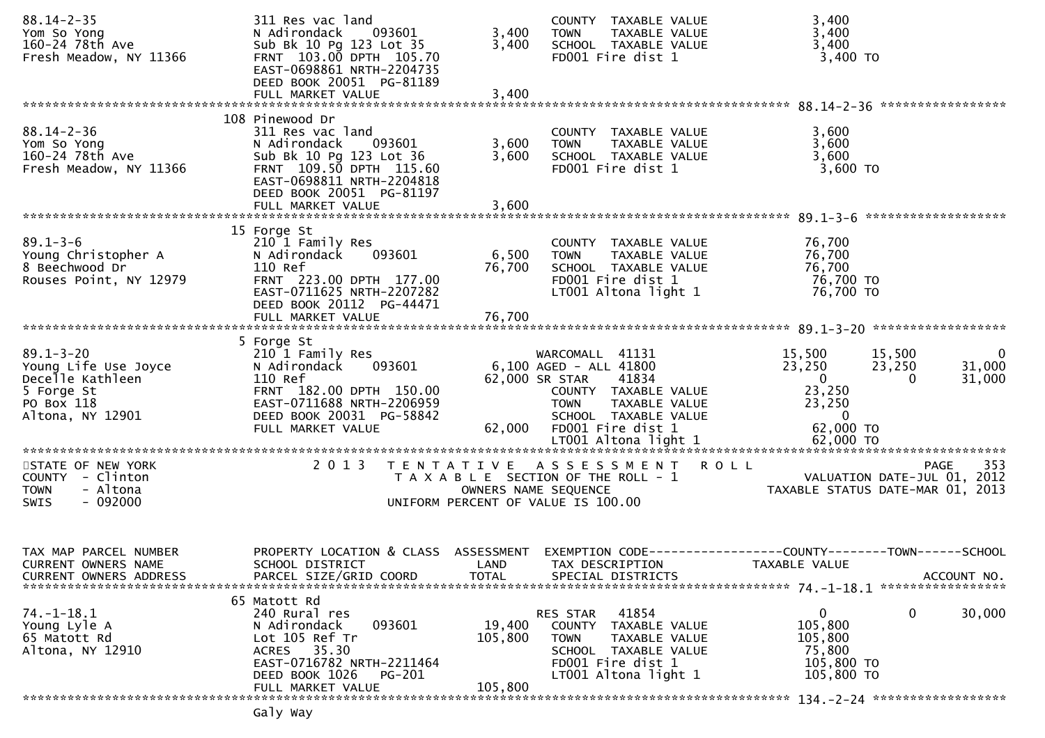```
88.14-2-35                     311 Res vac land                       COUNTY  TAXABLE VALUE              3,400
Yom So Yong                    N Adirondack    093601        3,400    TOWN    TAXABLE VALUE              3,400
160-24 78th Ave                Sub Bk 10 Pg 123 Lot 35       3,400    SCHOOL  TAXABLE VALUE              3,400
Fresh Meadow, NY 11366         FRNT 103.00 DPTH 105.70                FD001 Fire dist 1                   3,400 TO
                               EAST-0698861 NRTH-2204735
                               DEED BOOK 20051  PG-81189
                               FULL MARKET VALUE             3,400
******************************************************************************************************* 88.14-2-36 *****************
                               108 Pinewood Dr
88.14-2-36                     311 Res vac land                       COUNTY  TAXABLE VALUE              3,600
Yom So Yong                    N Adirondack    093601        3,600    TOWN    TAXABLE VALUE              3,600
160-24 78th Ave                Sub Bk 10 Pg 123 Lot 36       3,600    SCHOOL  TAXABLE VALUE              3,600
Fresh Meadow, NY 11366         FRNT 109.50 DPTH 115.60                FD001 Fire dist 1                   3,600 TO
                               EAST-0698811 NRTH-2204818
                               DEED BOOK 20051  PG-81197
                               FULL MARKET VALUE             3,600
******************************************************************************************************* 89.1-3-6 *******************
                               15 Forge St
89.1-3-6                       210 1 Family Res                       COUNTY  TAXABLE VALUE             76,700
Young Christopher A            N Adirondack    093601        6,500    TOWN    TAXABLE VALUE             76,700
8 Beechwood Dr                 110 Ref                      76,700    SCHOOL  TAXABLE VALUE             76,700
Rouses Point, NY 12979         FRNT 223.00 DPTH 177.00                FD001 Fire dist 1                  76,700 TO
                               EAST-0711625 NRTH-2207282              LT001 Altona light 1               76,700 TO
                               DEED BOOK 20112  PG-44471
                               FULL MARKET VALUE            76,700
******************************************************************************************************* 89.1-3-20 ******************
                               5 Forge St
89.1-3-20                      210 1 Family Res                       WARCOMALL  41131            15,500      15,500           0
Young Life Use Joyce           N Adirondack    093601        6,100 AGED - ALL 41800               23,250      23,250      31,000
Decelle Kathleen               110 Ref                      62,000 SR STAR    41834                    0           0      31,000
5 Forge St                     FRNT 182.00 DPTH 150.00                COUNTY  TAXABLE VALUE             23,250
PO Box 118                     EAST-0711688 NRTH-2206959              TOWN    TAXABLE VALUE             23,250
Altona, NY 12901               DEED BOOK 20031  PG-58842              SCHOOL  TAXABLE VALUE                  0
                               FULL MARKET VALUE            62,000    FD001 Fire dist 1                  62,000 TO
                                                                      LT001 Altona light 1               62,000 TO
************************************************************************************************************************************
STATE OF NEW YORK                 2 0 1 3   T E N T A T I V E   A S S E S S M E N T   R O L L                          PAGE    353
COUNTY  - Clinton                           T A X A B L E  SECTION OF THE ROLL - 1                      VALUATION DATE-JUL 01, 2012
TOWN    - Altona                                  OWNERS NAME SEQUENCE                              TAXABLE STATUS DATE-MAR 01, 2013
SWIS    - 092000                          UNIFORM PERCENT OF VALUE IS 100.00


TAX MAP PARCEL NUMBER          PROPERTY LOCATION & CLASS  ASSESSMENT  EXEMPTION CODE------------------COUNTY--------TOWN------SCHOOL
CURRENT OWNERS NAME            SCHOOL DISTRICT               LAND     TAX DESCRIPTION                TAXABLE VALUE
CURRENT OWNERS ADDRESS         PARCEL SIZE/GRID COORD        TOTAL    SPECIAL DISTRICTS                                  ACCOUNT NO.
******************************************************************************************************* 74.-1-18.1 *****************
                               65 Matott Rd
74.-1-18.1                     240 Rural res                          RES STAR   41854                    0           0      30,000
Young Lyle A                   N Adirondack    093601       19,400    COUNTY  TAXABLE VALUE            105,800
65 Matott Rd                   Lot 105 Ref Tr              105,800    TOWN    TAXABLE VALUE            105,800
Altona, NY 12910               ACRES   35.30                          SCHOOL  TAXABLE VALUE             75,800
                               EAST-0716782 NRTH-2211464              FD001 Fire dist 1                 105,800 TO
                               DEED BOOK 1026   PG-201                LT001 Altona light 1              105,800 TO
                               FULL MARKET VALUE           105,800
******************************************************************************************************* 134.-2-24 ******************
                               Galy Way
```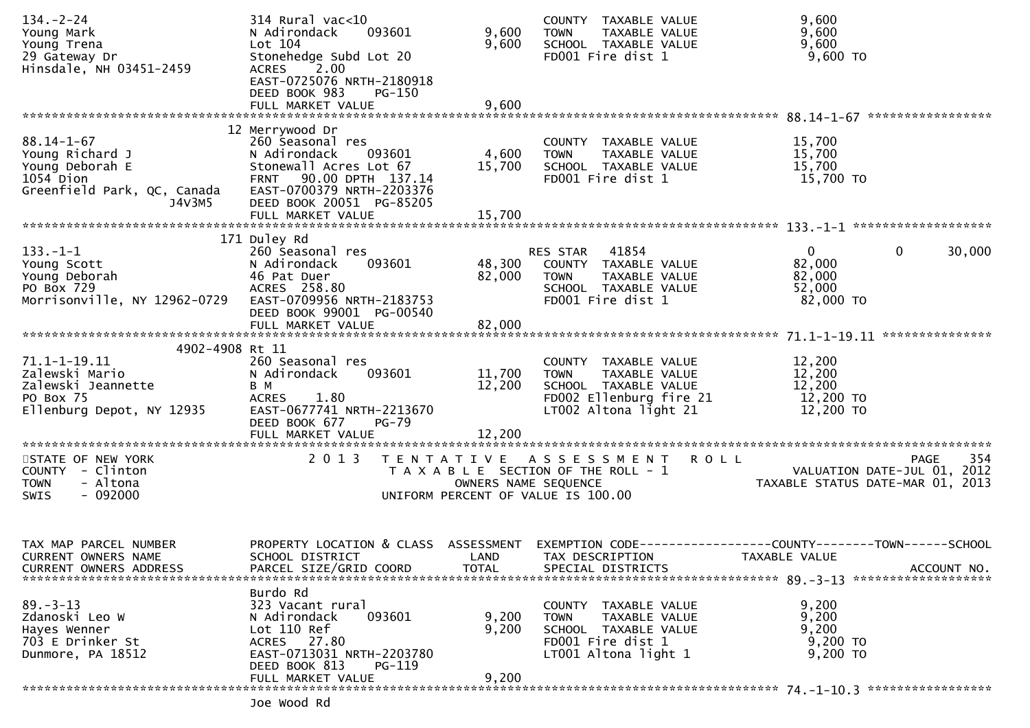```
134.-2-24                    314 Rural vac<10                          COUNTY  TAXABLE VALUE             9,600
Young Mark                   N Adirondack     093601          9,600    TOWN    TAXABLE VALUE             9,600
Young Trena                  Lot 104                          9,600    SCHOOL  TAXABLE VALUE             9,600
29 Gateway Dr                Stonehedge Subd Lot 20                    FD001 Fire dist 1                  9,600 TO
Hinsdale, NH 03451-2459      ACRES     2.00
                             EAST-0725076 NRTH-2180918
                             DEED BOOK 983    PG-150
                             FULL MARKET VALUE                9,600
******************************************************************************************************* 88.14-1-67 *****************
                          12 Merrywood Dr
88.14-1-67                   260 Seasonal res                          COUNTY  TAXABLE VALUE            15,700
Young Richard J              N Adirondack     093601          4,600    TOWN    TAXABLE VALUE            15,700
Young Deborah E              Stonewall Acres Lot 67          15,700    SCHOOL  TAXABLE VALUE            15,700
1054 Dion                    FRNT   90.00 DPTH  137.14                 FD001 Fire dist 1                 15,700 TO
Greenfield Park, QC, Canada  EAST-0700379 NRTH-2203376
                 J4V3M5      DEED BOOK 20051  PG-85205
                             FULL MARKET VALUE               15,700
******************************************************************************************************* 133.-1-1 *******************
                         171 Duley Rd
133.-1-1                     260 Seasonal res                          RES STAR   41854                   0             0        30,000
Young Scott                  N Adirondack     093601         48,300    COUNTY  TAXABLE VALUE            82,000
Young Deborah                46 Pat Duer                     82,000    TOWN    TAXABLE VALUE            82,000
PO Box 729                   ACRES  258.80                             SCHOOL  TAXABLE VALUE            52,000
Morrisonville, NY 12962-0729 EAST-0709956 NRTH-2183753                 FD001 Fire dist 1                 82,000 TO
                             DEED BOOK 99001  PG-00540
                             FULL MARKET VALUE               82,000
******************************************************************************************************* 71.1-1-19.11 ***************
                   4902-4908 Rt 11
71.1-1-19.11                 260 Seasonal res                          COUNTY  TAXABLE VALUE            12,200
Zalewski Mario               N Adirondack     093601         11,700    TOWN    TAXABLE VALUE            12,200
Zalewski Jeannette           B M                             12,200    SCHOOL  TAXABLE VALUE            12,200
PO Box 75                    ACRES     1.80                            FD002 Ellenburg fire 21           12,200 TO
Ellenburg Depot, NY 12935    EAST-0677741 NRTH-2213670                 LT002 Altona light 21             12,200 TO
                             DEED BOOK 677    PG-79
                             FULL MARKET VALUE               12,200
************************************************************************************************************************************
STATE OF NEW YORK                     2 0 1 3   T E N T A T I V E   A S S E S S M E N T   R O L L                           PAGE    354
COUNTY  - Clinton                          T A X A B L E  SECTION OF THE ROLL - 1                        VALUATION DATE-JUL 01, 2012
TOWN    - Altona                                  OWNERS NAME SEQUENCE                               TAXABLE STATUS DATE-MAR 01, 2013
SWIS    - 092000                           UNIFORM PERCENT OF VALUE IS 100.00


TAX MAP PARCEL NUMBER        PROPERTY LOCATION & CLASS  ASSESSMENT  EXEMPTION CODE------------------COUNTY--------TOWN------SCHOOL
CURRENT OWNERS NAME          SCHOOL DISTRICT               LAND      TAX DESCRIPTION                 TAXABLE VALUE
CURRENT OWNERS ADDRESS       PARCEL SIZE/GRID COORD        TOTAL     SPECIAL DISTRICTS                                     ACCOUNT NO.
******************************************************************************************************* 89.-3-13 *******************
                             Burdo Rd
89.-3-13                     323 Vacant rural                          COUNTY  TAXABLE VALUE             9,200
Zdanoski Leo W               N Adirondack     093601          9,200    TOWN    TAXABLE VALUE             9,200
Hayes Wenner                 Lot 110 Ref                      9,200    SCHOOL  TAXABLE VALUE             9,200
703 E Drinker St             ACRES    27.80                            FD001 Fire dist 1                  9,200 TO
Dunmore, PA 18512            EAST-0713031 NRTH-2203780                 LT001 Altona light 1               9,200 TO
                             DEED BOOK 813    PG-119
                             FULL MARKET VALUE                9,200
******************************************************************************************************* 74.-1-10.3 *****************
                             Joe Wood Rd
```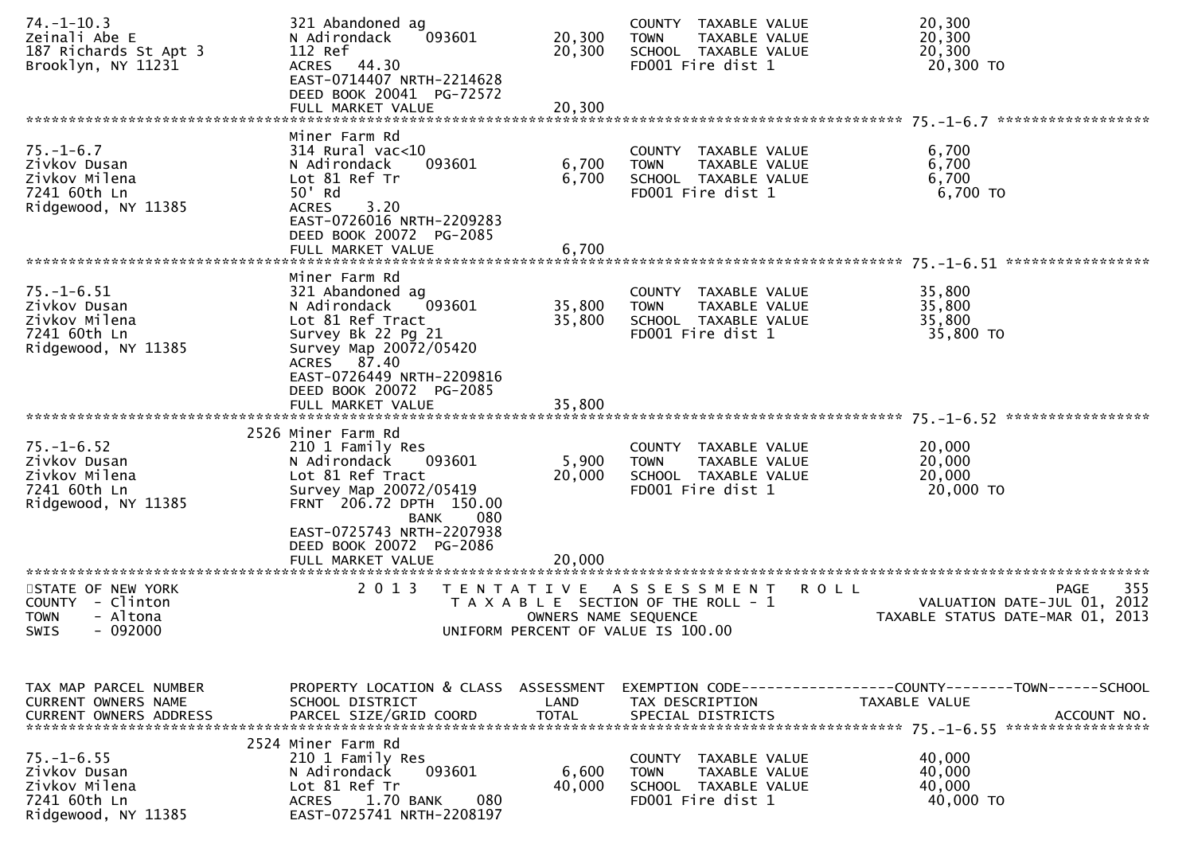| TAX MAP PARCEL NUMBER | PROPERTY LOCATION & CLASS | ASSESSMENT | EXEMPTION CODE------------------COUNTY--------TOWN------SCHOOL | |
|---|---|---|---|---|
| CURRENT OWNERS NAME | SCHOOL DISTRICT | LAND | TAX DESCRIPTION | TAXABLE VALUE |
| CURRENT OWNERS ADDRESS | PARCEL SIZE/GRID COORD | TOTAL | SPECIAL DISTRICTS | ACCOUNT NO. |
| 74.-1-10.3 | 321 Abandoned ag | | COUNTY TAXABLE VALUE | 20,300 |
| Zeinali Abe E | N Adirondack 093601 | 20,300 | TOWN TAXABLE VALUE | 20,300 |
| 187 Richards St Apt 3 | 112 Ref | 20,300 | SCHOOL TAXABLE VALUE | 20,300 |
| Brooklyn, NY 11231 | ACRES 44.30 | | FD001 Fire dist 1 | 20,300 TO |
| | EAST-0714407 NRTH-2214628 | | | |
| | DEED BOOK 20041 PG-72572 | | | |
| | FULL MARKET VALUE | 20,300 | | |
| ******** | | | | 75.-1-6.7 ******** |
| | Miner Farm Rd | | | |
| 75.-1-6.7 | 314 Rural vac<10 | | COUNTY TAXABLE VALUE | 6,700 |
| Zivkov Dusan | N Adirondack 093601 | 6,700 | TOWN TAXABLE VALUE | 6,700 |
| Zivkov Milena | Lot 81 Ref Tr | 6,700 | SCHOOL TAXABLE VALUE | 6,700 |
| 7241 60th Ln | 50' Rd | | FD001 Fire dist 1 | 6,700 TO |
| Ridgewood, NY 11385 | ACRES 3.20 | | | |
| | EAST-0726016 NRTH-2209283 | | | |
| | DEED BOOK 20072 PG-2085 | | | |
| | FULL MARKET VALUE | 6,700 | | |
| ******** | | | | 75.-1-6.51 ******** |
| | Miner Farm Rd | | | |
| 75.-1-6.51 | 321 Abandoned ag | | COUNTY TAXABLE VALUE | 35,800 |
| Zivkov Dusan | N Adirondack 093601 | 35,800 | TOWN TAXABLE VALUE | 35,800 |
| Zivkov Milena | Lot 81 Ref Tract | 35,800 | SCHOOL TAXABLE VALUE | 35,800 |
| 7241 60th Ln | Survey Bk 22 Pg 21 | | FD001 Fire dist 1 | 35,800 TO |
| Ridgewood, NY 11385 | Survey Map 20072/05420 | | | |
| | ACRES 87.40 | | | |
| | EAST-0726449 NRTH-2209816 | | | |
| | DEED BOOK 20072 PG-2085 | | | |
| | FULL MARKET VALUE | 35,800 | | |
| ******** | | | | 75.-1-6.52 ******** |
| | 2526 Miner Farm Rd | | | |
| 75.-1-6.52 | 210 1 Family Res | | COUNTY TAXABLE VALUE | 20,000 |
| Zivkov Dusan | N Adirondack 093601 | 5,900 | TOWN TAXABLE VALUE | 20,000 |
| Zivkov Milena | Lot 81 Ref Tract | 20,000 | SCHOOL TAXABLE VALUE | 20,000 |
| 7241 60th Ln | Survey Map 20072/05419 | | FD001 Fire dist 1 | 20,000 TO |
| Ridgewood, NY 11385 | FRNT 206.72 DPTH 150.00 | | | |
| | BANK 080 | | | |
| | EAST-0725743 NRTH-2207938 | | | |
| | DEED BOOK 20072 PG-2086 | | | |
| | FULL MARKET VALUE | 20,000 | | |

STATE OF NEW YORK — COUNTY - Clinton — TOWN - Altona — SWIS - 092000

2013 TENTATIVE ASSESSMENT ROLL — TAXABLE SECTION OF THE ROLL - 1 — OWNERS NAME SEQUENCE — UNIFORM PERCENT OF VALUE IS 100.00

VALUATION DATE-JUL 01, 2012 — TAXABLE STATUS DATE-MAR 01, 2013

| TAX MAP PARCEL NUMBER | PROPERTY LOCATION & CLASS | ASSESSMENT | EXEMPTION CODE------------------COUNTY--------TOWN------SCHOOL | |
|---|---|---|---|---|
| CURRENT OWNERS NAME | SCHOOL DISTRICT | LAND | TAX DESCRIPTION | TAXABLE VALUE |
| CURRENT OWNERS ADDRESS | PARCEL SIZE/GRID COORD | TOTAL | SPECIAL DISTRICTS | ACCOUNT NO. |
| ******** | | | | 75.-1-6.55 ******** |
| | 2524 Miner Farm Rd | | | |
| 75.-1-6.55 | 210 1 Family Res | | COUNTY TAXABLE VALUE | 40,000 |
| Zivkov Dusan | N Adirondack 093601 | 6,600 | TOWN TAXABLE VALUE | 40,000 |
| Zivkov Milena | Lot 81 Ref Tr | 40,000 | SCHOOL TAXABLE VALUE | 40,000 |
| 7241 60th Ln | ACRES 1.70 BANK 080 | | FD001 Fire dist 1 | 40,000 TO |
| Ridgewood, NY 11385 | EAST-0725741 NRTH-2208197 | | | |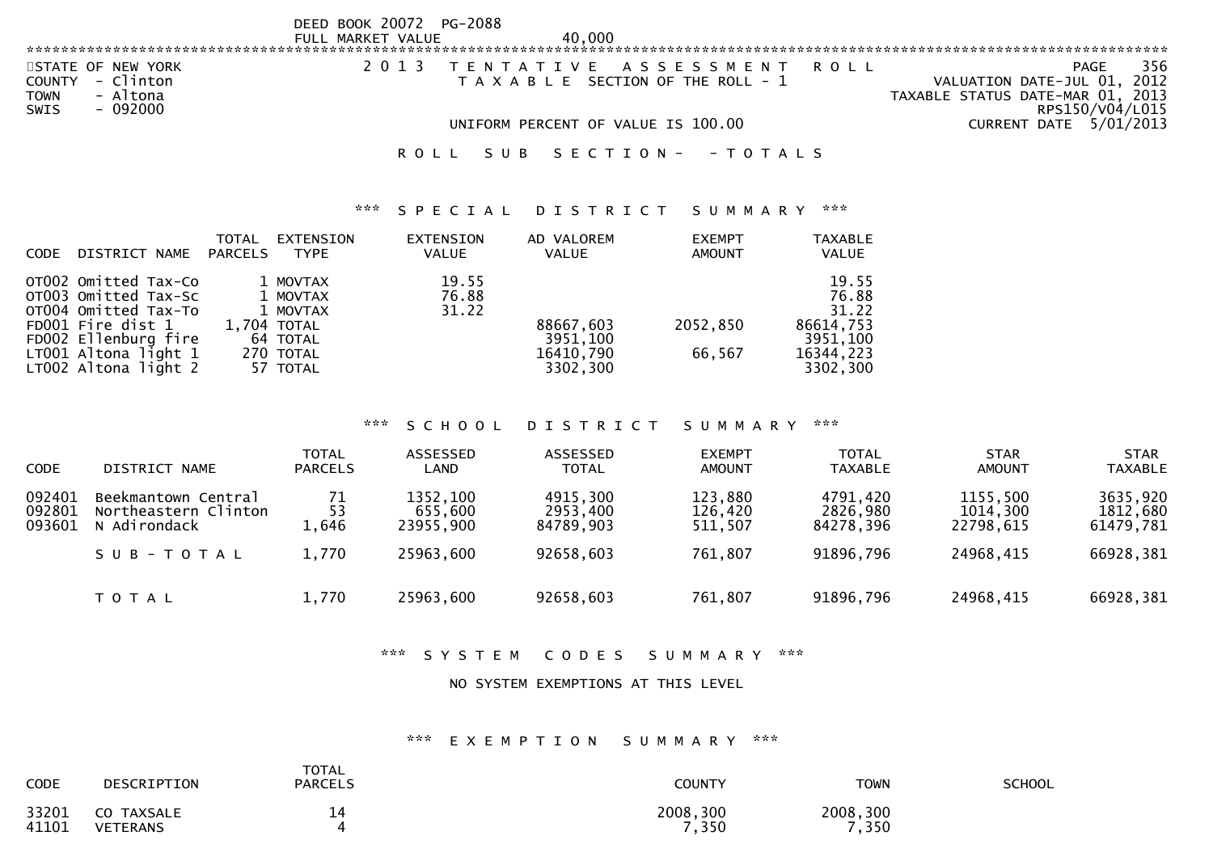DEED BOOK 20072 PG-2088
FULL MARKET VALUE 40,000

STATE OF NEW YORK
COUNTY - Clinton
TOWN - Altona
SWIS - 092000

2013 TENTATIVE ASSESSMENT ROLL
TAXABLE SECTION OF THE ROLL - 1

VALUATION DATE-JUL 01, 2012
TAXABLE STATUS DATE-MAR 01, 2013
RPS150/V04/L015
CURRENT DATE 5/01/2013

UNIFORM PERCENT OF VALUE IS 100.00

ROLL SUB SECTION- - TOTALS

### *** SPECIAL DISTRICT SUMMARY ***

| CODE | DISTRICT NAME | TOTAL PARCELS | EXTENSION TYPE | EXTENSION VALUE | AD VALOREM VALUE | EXEMPT AMOUNT | TAXABLE VALUE |
|---|---|---|---|---|---|---|---|
| OT002 | Omitted Tax-Co | 1 | MOVTAX | 19.55 | | | 19.55 |
| OT003 | Omitted Tax-Sc | 1 | MOVTAX | 76.88 | | | 76.88 |
| OT004 | Omitted Tax-To | 1 | MOVTAX | 31.22 | | | 31.22 |
| FD001 | Fire dist 1 | 1,704 | TOTAL | | 88667,603 | 2052,850 | 86614,753 |
| FD002 | Ellenburg fire | 64 | TOTAL | | 3951,100 | | 3951,100 |
| LT001 | Altona light 1 | 270 | TOTAL | | 16410,790 | 66,567 | 16344,223 |
| LT002 | Altona light 2 | 57 | TOTAL | | 3302,300 | | 3302,300 |

### *** SCHOOL DISTRICT SUMMARY ***

| CODE | DISTRICT NAME | TOTAL PARCELS | ASSESSED LAND | ASSESSED TOTAL | EXEMPT AMOUNT | TOTAL TAXABLE | STAR AMOUNT | STAR TAXABLE |
|---|---|---|---|---|---|---|---|---|
| 092401 | Beekmantown Central | 71 | 1352,100 | 4915,300 | 123,880 | 4791,420 | 1155,500 | 3635,920 |
| 092801 | Northeastern Clinton | 53 | 655,600 | 2953,400 | 126,420 | 2826,980 | 1014,300 | 1812,680 |
| 093601 | N Adirondack | 1,646 | 23955,900 | 84789,903 | 511,507 | 84278,396 | 22798,615 | 61479,781 |
| | SUB-TOTAL | 1,770 | 25963,600 | 92658,603 | 761,807 | 91896,796 | 24968,415 | 66928,381 |
| | TOTAL | 1,770 | 25963,600 | 92658,603 | 761,807 | 91896,796 | 24968,415 | 66928,381 |

### *** SYSTEM CODES SUMMARY ***

NO SYSTEM EXEMPTIONS AT THIS LEVEL

### *** EXEMPTION SUMMARY ***

| CODE | DESCRIPTION | TOTAL PARCELS | COUNTY | TOWN | SCHOOL |
|---|---|---|---|---|---|
| 33201 | CO TAXSALE | 14 | 2008,300 | 2008,300 | |
| 41101 | VETERANS | 4 | 7,350 | 7,350 | |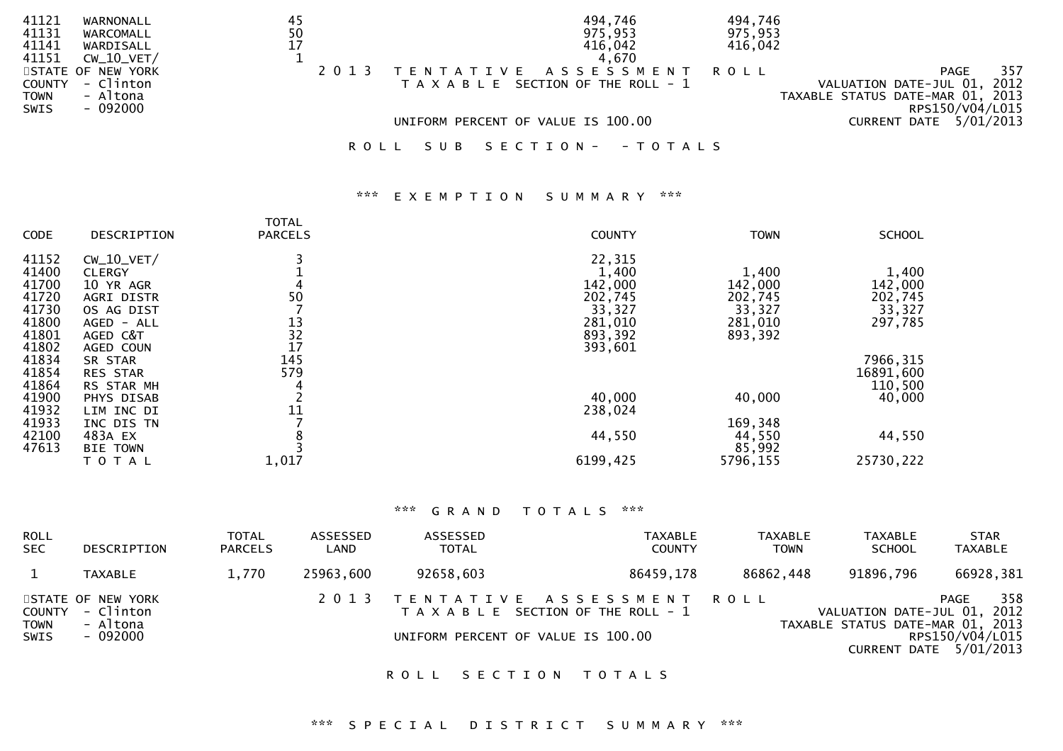| CODE | DESCRIPTION | TOTAL PARCELS | COUNTY | TOWN | SCHOOL |
|---|---|---|---|---|---|
| 41121 | WARNONALL | 45 | 494,746 | 494,746 | |
| 41131 | WARCOMALL | 50 | 975,953 | 975,953 | |
| 41141 | WARDISALL | 17 | 416,042 | 416,042 | |
| 41151 | CW_10_VET/ | 1 | 4,670 | | |

STATE OF NEW YORK
COUNTY - Clinton
TOWN - Altona
SWIS - 092000

2 0 1 3 TENTATIVE ASSESSMENT ROLL
TAXABLE SECTION OF THE ROLL - 1

UNIFORM PERCENT OF VALUE IS 100.00

VALUATION DATE-JUL 01, 2012
TAXABLE STATUS DATE-MAR 01, 2013
RPS150/V04/L015
CURRENT DATE 5/01/2013

ROLL SUB SECTION- - TOTALS

*** EXEMPTION SUMMARY ***

| CODE | DESCRIPTION | TOTAL PARCELS | COUNTY | TOWN | SCHOOL |
|---|---|---|---|---|---|
| 41152 | CW_10_VET/ | 3 | 22,315 | | |
| 41400 | CLERGY | 1 | 1,400 | 1,400 | 1,400 |
| 41700 | 10 YR AGR | 4 | 142,000 | 142,000 | 142,000 |
| 41720 | AGRI DISTR | 50 | 202,745 | 202,745 | 202,745 |
| 41730 | OS AG DIST | 7 | 33,327 | 33,327 | 33,327 |
| 41800 | AGED - ALL | 13 | 281,010 | 281,010 | 297,785 |
| 41801 | AGED C&T | 32 | 893,392 | 893,392 | |
| 41802 | AGED COUN | 17 | 393,601 | | |
| 41834 | SR STAR | 145 | | | 7966,315 |
| 41854 | RES STAR | 579 | | | 16891,600 |
| 41864 | RS STAR MH | 4 | | | 110,500 |
| 41900 | PHYS DISAB | 2 | 40,000 | 40,000 | 40,000 |
| 41932 | LIM INC DI | 11 | 238,024 | | |
| 41933 | INC DIS TN | 7 | | 169,348 | |
| 42100 | 483A EX | 8 | 44,550 | 44,550 | 44,550 |
| 47613 | BIE TOWN | 3 | | 85,992 | |
| | TOTAL | 1,017 | 6199,425 | 5796,155 | 25730,222 |

*** GRAND TOTALS ***

| ROLL SEC | DESCRIPTION | TOTAL PARCELS | ASSESSED LAND | ASSESSED TOTAL | TAXABLE COUNTY | TAXABLE TOWN | TAXABLE SCHOOL | STAR TAXABLE |
|---|---|---|---|---|---|---|---|---|
| 1 | TAXABLE | 1,770 | 25963,600 | 92658,603 | 86459,178 | 86862,448 | 91896,796 | 66928,381 |

STATE OF NEW YORK
COUNTY - Clinton
TOWN - Altona
SWIS - 092000

2 0 1 3 TENTATIVE ASSESSMENT ROLL
TAXABLE SECTION OF THE ROLL - 1

UNIFORM PERCENT OF VALUE IS 100.00

VALUATION DATE-JUL 01, 2012
TAXABLE STATUS DATE-MAR 01, 2013
RPS150/V04/L015
CURRENT DATE 5/01/2013

ROLL SECTION TOTALS

*** SPECIAL DISTRICT SUMMARY ***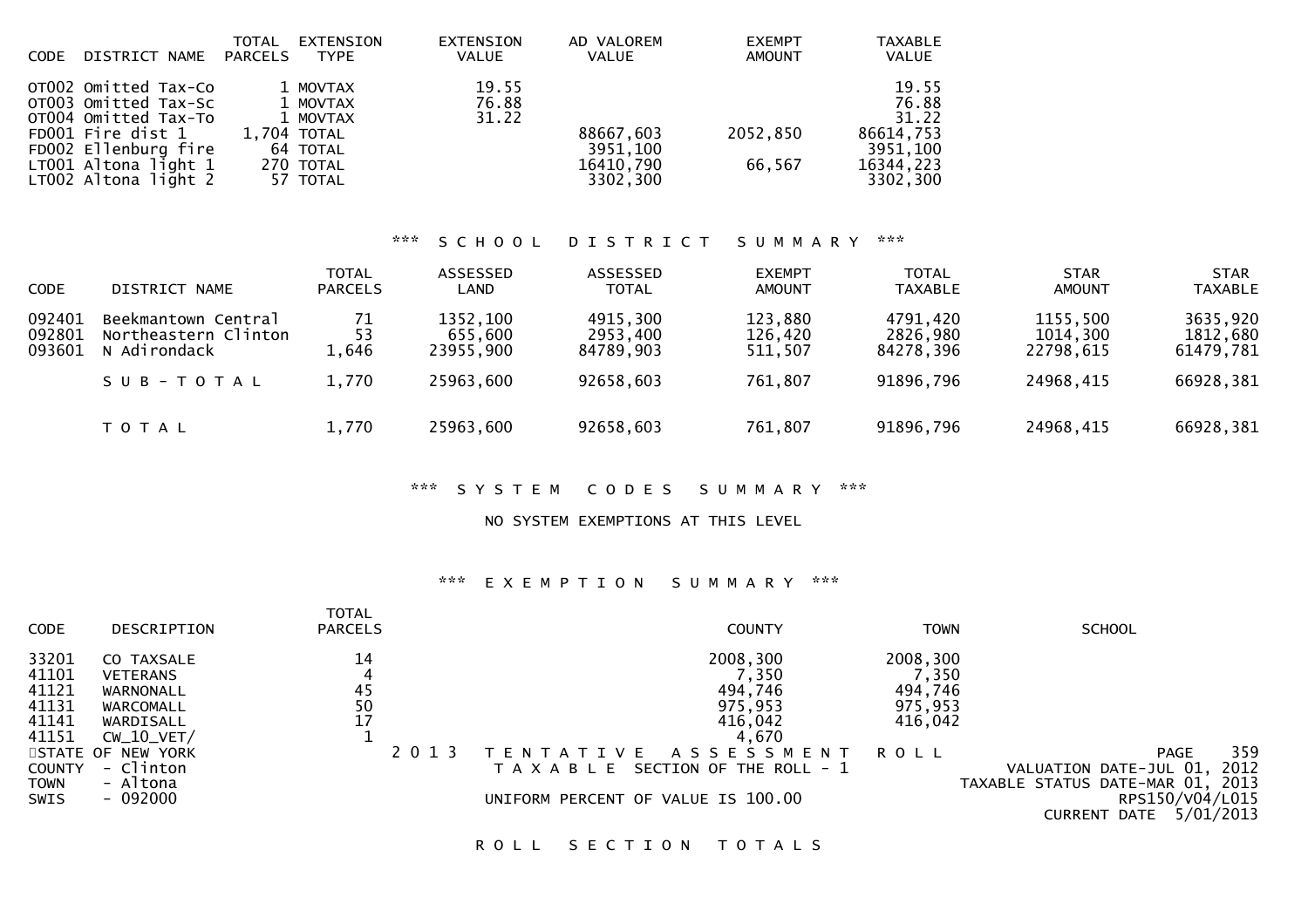| CODE | DISTRICT NAME | TOTAL PARCELS | EXTENSION TYPE | EXTENSION VALUE | AD VALOREM VALUE | EXEMPT AMOUNT | TAXABLE VALUE |
|---|---|---|---|---|---|---|---|
| OT002 | Omitted Tax-Co | 1 | MOVTAX | 19.55 | | | 19.55 |
| OT003 | Omitted Tax-Sc | 1 | MOVTAX | 76.88 | | | 76.88 |
| OT004 | Omitted Tax-To | 1 | MOVTAX | 31.22 | | | 31.22 |
| FD001 | Fire dist 1 | 1,704 | TOTAL | | 88667,603 | 2052,850 | 86614,753 |
| FD002 | Ellenburg fire | 64 | TOTAL | | 3951,100 | | 3951,100 |
| LT001 | Altona light 1 | 270 | TOTAL | | 16410,790 | 66,567 | 16344,223 |
| LT002 | Altona light 2 | 57 | TOTAL | | 3302,300 | | 3302,300 |

### *** S C H O O L   D I S T R I C T   S U M M A R Y ***

| CODE | DISTRICT NAME | TOTAL PARCELS | ASSESSED LAND | ASSESSED TOTAL | EXEMPT AMOUNT | TOTAL TAXABLE | STAR AMOUNT | STAR TAXABLE |
|---|---|---|---|---|---|---|---|---|
| 092401 | Beekmantown Central | 71 | 1352,100 | 4915,300 | 123,880 | 4791,420 | 1155,500 | 3635,920 |
| 092801 | Northeastern Clinton | 53 | 655,600 | 2953,400 | 126,420 | 2826,980 | 1014,300 | 1812,680 |
| 093601 | N Adirondack | 1,646 | 23955,900 | 84789,903 | 511,507 | 84278,396 | 22798,615 | 61479,781 |
| | S U B - T O T A L | 1,770 | 25963,600 | 92658,603 | 761,807 | 91896,796 | 24968,415 | 66928,381 |
| | T O T A L | 1,770 | 25963,600 | 92658,603 | 761,807 | 91896,796 | 24968,415 | 66928,381 |

### *** S Y S T E M   C O D E S   S U M M A R Y ***

NO SYSTEM EXEMPTIONS AT THIS LEVEL

### *** E X E M P T I O N   S U M M A R Y ***

| CODE | DESCRIPTION | TOTAL PARCELS | COUNTY | TOWN | SCHOOL |
|---|---|---|---|---|---|
| 33201 | CO TAXSALE | 14 | 2008,300 | 2008,300 | |
| 41101 | VETERANS | 4 | 7,350 | 7,350 | |
| 41121 | WARNONALL | 45 | 494,746 | 494,746 | |
| 41131 | WARCOMALL | 50 | 975,953 | 975,953 | |
| 41141 | WARDISALL | 17 | 416,042 | 416,042 | |
| 41151 | CW_10_VET/ | 1 | 4,670 | | |

STATE OF NEW YORK
COUNTY - Clinton
TOWN - Altona
SWIS - 092000

2 0 1 3   T E N T A T I V E   A S S E S S M E N T   R O L L
T A X A B L E   SECTION OF THE ROLL - 1

UNIFORM PERCENT OF VALUE IS 100.00

VALUATION DATE-JUL 01, 2012
TAXABLE STATUS DATE-MAR 01, 2013
RPS150/V04/L015
CURRENT DATE 5/01/2013

R O L L   S E C T I O N   T O T A L S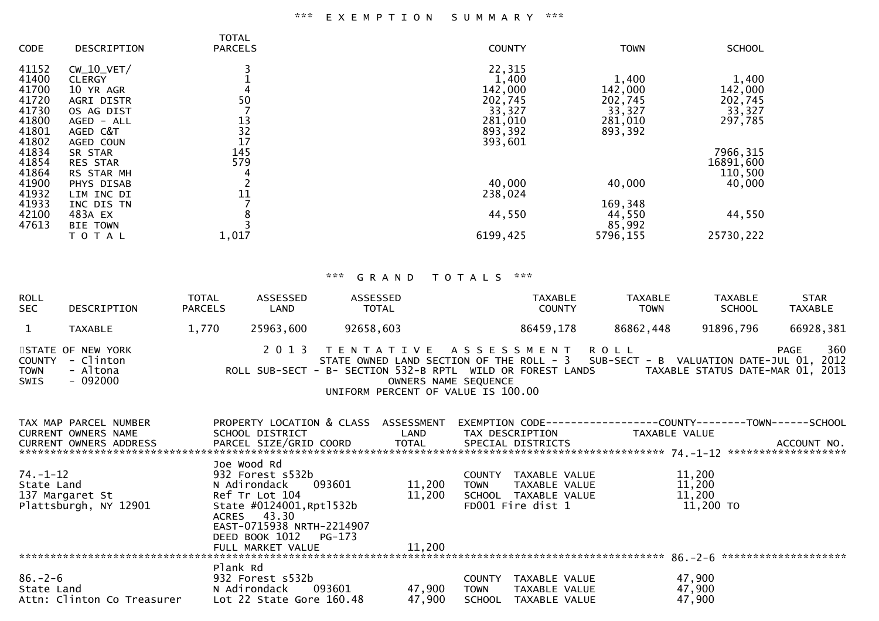*** EXEMPTION SUMMARY ***

| CODE | DESCRIPTION | TOTAL PARCELS | COUNTY | TOWN | SCHOOL |
|---|---|---|---|---|---|
| 41152 | CW_10_VET/ | 3 | 22,315 | | |
| 41400 | CLERGY | 1 | 1,400 | 1,400 | 1,400 |
| 41700 | 10 YR AGR | 4 | 142,000 | 142,000 | 142,000 |
| 41720 | AGRI DISTR | 50 | 202,745 | 202,745 | 202,745 |
| 41730 | OS AG DIST | 7 | 33,327 | 33,327 | 33,327 |
| 41800 | AGED - ALL | 13 | 281,010 | 281,010 | 297,785 |
| 41801 | AGED C&T | 32 | 893,392 | 893,392 | |
| 41802 | AGED COUN | 17 | 393,601 | | |
| 41834 | SR STAR | 145 | | | 7966,315 |
| 41854 | RES STAR | 579 | | | 16891,600 |
| 41864 | RS STAR MH | 4 | | | 110,500 |
| 41900 | PHYS DISAB | 2 | 40,000 | 40,000 | 40,000 |
| 41932 | LIM INC DI | 11 | 238,024 | | |
| 41933 | INC DIS TN | 7 | | 169,348 | |
| 42100 | 483A EX | 8 | 44,550 | 44,550 | 44,550 |
| 47613 | BIE TOWN | 3 | | 85,992 | |
| | TOTAL | 1,017 | 6199,425 | 5796,155 | 25730,222 |

*** GRAND TOTALS ***

| ROLL SEC | DESCRIPTION | TOTAL PARCELS | ASSESSED LAND | ASSESSED TOTAL | TAXABLE COUNTY | TAXABLE TOWN | TAXABLE SCHOOL | STAR TAXABLE |
|---|---|---|---|---|---|---|---|---|
| 1 | TAXABLE | 1,770 | 25963,600 | 92658,603 | 86459,178 | 86862,448 | 91896,796 | 66928,381 |

```
STATE OF NEW YORK              2 0 1 3   T E N T A T I V E   A S S E S S M E N T   R O L L                        PAGE    360
COUNTY  - Clinton                        STATE OWNED LAND SECTION OF THE ROLL - 3   SUB-SECT - B  VALUATION DATE-JUL 01, 2012
TOWN    - Altona               ROLL SUB-SECT - B- SECTION 532-B RPTL  WILD OR FOREST LANDS       TAXABLE STATUS DATE-MAR 01, 2013
SWIS    - 092000                                    OWNERS NAME SEQUENCE
                                               UNIFORM PERCENT OF VALUE IS 100.00

TAX MAP PARCEL NUMBER          PROPERTY LOCATION & CLASS  ASSESSMENT  EXEMPTION CODE-----------------COUNTY--------TOWN------SCHOOL
CURRENT OWNERS NAME            SCHOOL DISTRICT               LAND      TAX DESCRIPTION            TAXABLE VALUE
CURRENT OWNERS ADDRESS         PARCEL SIZE/GRID COORD        TOTAL     SPECIAL DISTRICTS                                  ACCOUNT NO.
******************************************************************************************************* 74.-1-12 ********************
                               Joe Wood Rd
74.-1-12                       932 Forest s532b                        COUNTY  TAXABLE VALUE            11,200
State Land                     N Adirondack     093601       11,200    TOWN    TAXABLE VALUE            11,200
137 Margaret St                Ref Tr Lot 104                11,200    SCHOOL  TAXABLE VALUE            11,200
Plattsburgh, NY 12901          State #0124001,Rptl532b                 FD001 Fire dist 1                 11,200 TO
                               ACRES   43.30
                               EAST-0715938 NRTH-2214907
                               DEED BOOK 1012   PG-173
                               FULL MARKET VALUE             11,200
******************************************************************************************************* 86.-2-6 *********************
                               Plank Rd
86.-2-6                        932 Forest s532b                        COUNTY  TAXABLE VALUE            47,900
State Land                     N Adirondack     093601       47,900    TOWN    TAXABLE VALUE            47,900
Attn: Clinton Co Treasurer     Lot 22 State Gore 160.48      47,900    SCHOOL  TAXABLE VALUE            47,900
```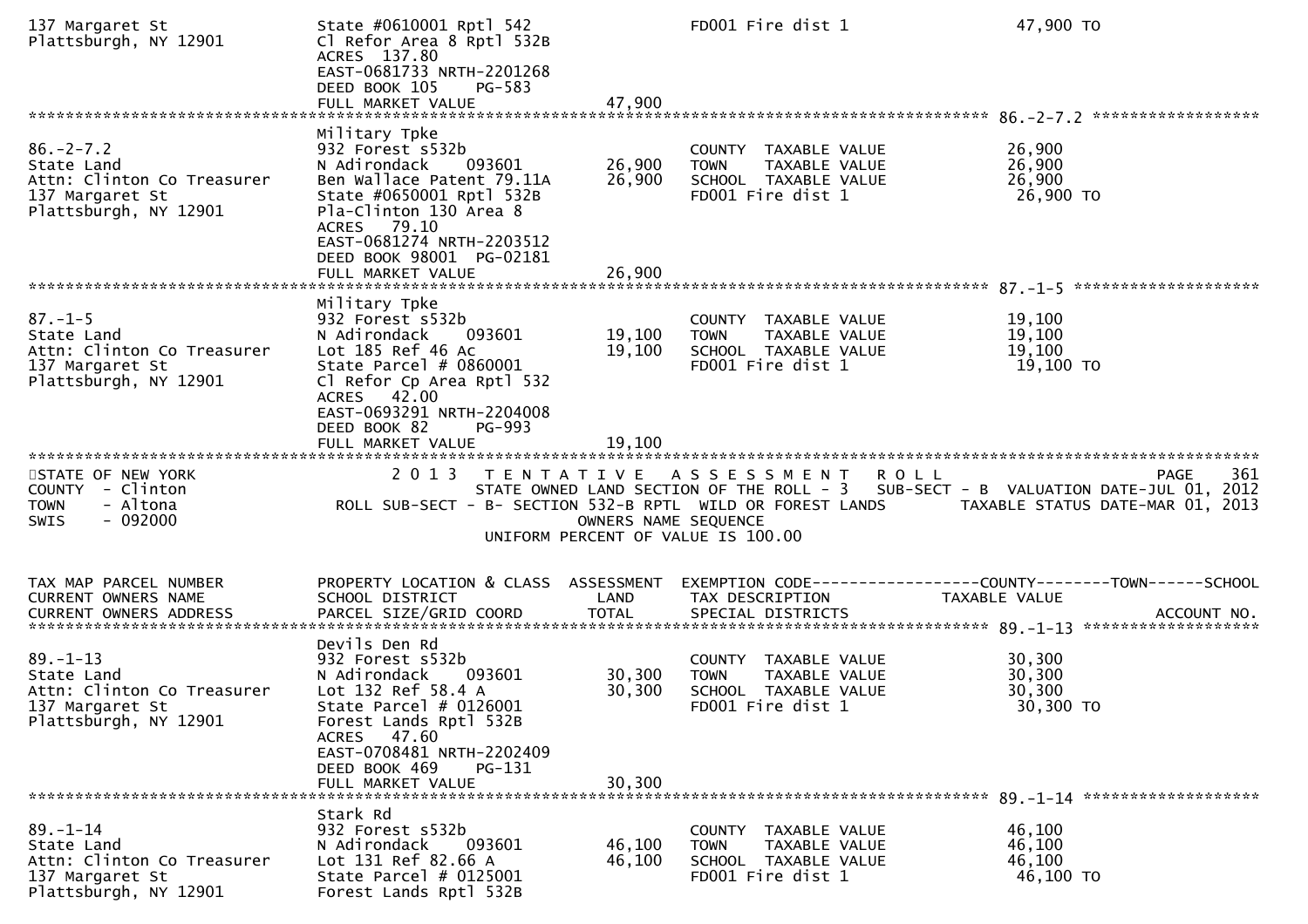```
137 Margaret St                State #0610001 Rptl 542                   FD001 Fire dist 1                    47,900 TO
Plattsburgh, NY 12901          Cl Refor Area 8 Rptl 532B
                               ACRES  137.80
                               EAST-0681733 NRTH-2201268
                               DEED BOOK 105     PG-583
                               FULL MARKET VALUE              47,900
******************************************************************************************************* 86.-2-7.2 ******************
                               Military Tpke
86.-2-7.2                      932 Forest s532b                           COUNTY  TAXABLE VALUE                26,900
State Land                     N Adirondack     093601        26,900      TOWN    TAXABLE VALUE                26,900
Attn: Clinton Co Treasurer     Ben Wallace Patent 79.11A      26,900      SCHOOL  TAXABLE VALUE                26,900
137 Margaret St                State #0650001 Rptl 532B                   FD001 Fire dist 1                     26,900 TO
Plattsburgh, NY 12901          Pla-Clinton 130 Area 8
                               ACRES   79.10
                               EAST-0681274 NRTH-2203512
                               DEED BOOK 98001  PG-02181
                               FULL MARKET VALUE              26,900
******************************************************************************************************* 87.-1-5 ********************
                               Military Tpke
87.-1-5                        932 Forest s532b                           COUNTY  TAXABLE VALUE                19,100
State Land                     N Adirondack     093601        19,100      TOWN    TAXABLE VALUE                19,100
Attn: Clinton Co Treasurer     Lot 185 Ref 46 Ac              19,100      SCHOOL  TAXABLE VALUE                19,100
137 Margaret St                State Parcel # 0860001                     FD001 Fire dist 1                     19,100 TO
Plattsburgh, NY 12901          Cl Refor Cp Area Rptl 532
                               ACRES   42.00
                               EAST-0693291 NRTH-2204008
                               DEED BOOK 82      PG-993
                               FULL MARKET VALUE              19,100
************************************************************************************************************************************
STATE OF NEW YORK                   2 0 1 3   T E N T A T I V E   A S S E S S M E N T   R O L L                           PAGE   361
COUNTY  - Clinton                      STATE OWNED LAND SECTION OF THE ROLL - 3   SUB-SECT - B  VALUATION DATE-JUL 01, 2012
TOWN    - Altona              ROLL SUB-SECT - B- SECTION 532-B RPTL  WILD OR FOREST LANDS       TAXABLE STATUS DATE-MAR 01, 2013
SWIS    - 092000                                        OWNERS NAME SEQUENCE
                                                  UNIFORM PERCENT OF VALUE IS 100.00


TAX MAP PARCEL NUMBER          PROPERTY LOCATION & CLASS  ASSESSMENT  EXEMPTION CODE------------------COUNTY--------TOWN------SCHOOL
CURRENT OWNERS NAME            SCHOOL DISTRICT               LAND      TAX DESCRIPTION             TAXABLE VALUE
CURRENT OWNERS ADDRESS         PARCEL SIZE/GRID COORD       TOTAL      SPECIAL DISTRICTS                                    ACCOUNT NO.
******************************************************************************************************* 89.-1-13 *******************
                               Devils Den Rd
89.-1-13                       932 Forest s532b                           COUNTY  TAXABLE VALUE                30,300
State Land                     N Adirondack     093601        30,300      TOWN    TAXABLE VALUE                30,300
Attn: Clinton Co Treasurer     Lot 132 Ref 58.4 A             30,300      SCHOOL  TAXABLE VALUE                30,300
137 Margaret St                State Parcel # 0126001                     FD001 Fire dist 1                     30,300 TO
Plattsburgh, NY 12901          Forest Lands Rptl 532B
                               ACRES   47.60
                               EAST-0708481 NRTH-2202409
                               DEED BOOK 469     PG-131
                               FULL MARKET VALUE              30,300
******************************************************************************************************* 89.-1-14 *******************
                               Stark Rd
89.-1-14                       932 Forest s532b                           COUNTY  TAXABLE VALUE                46,100
State Land                     N Adirondack     093601        46,100      TOWN    TAXABLE VALUE                46,100
Attn: Clinton Co Treasurer     Lot 131 Ref 82.66 A            46,100      SCHOOL  TAXABLE VALUE                46,100
137 Margaret St                State Parcel # 0125001                     FD001 Fire dist 1                     46,100 TO
Plattsburgh, NY 12901          Forest Lands Rptl 532B
```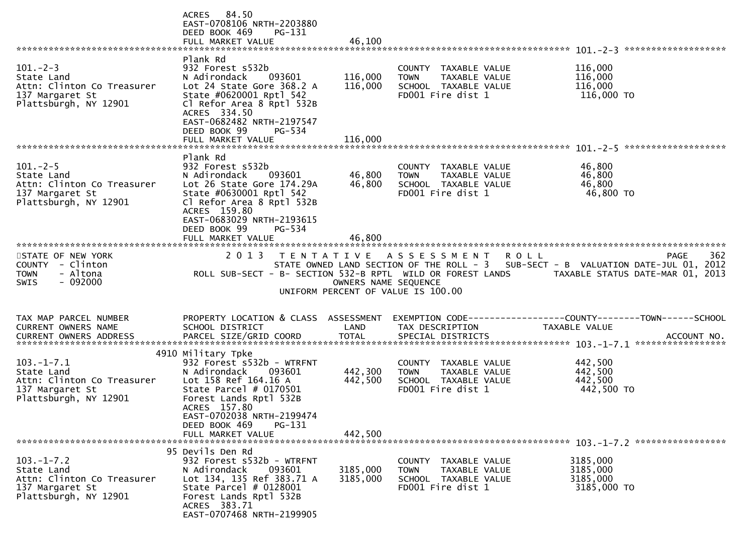```
                              ACRES    84.50
                              EAST-0708106 NRTH-2203880
                              DEED BOOK 469    PG-131
                              FULL MARKET VALUE              46,100
******************************************************************************************************* 101.-2-3 *******************
                              Plank Rd
101.-2-3                      932 Forest s532b                        COUNTY  TAXABLE VALUE              116,000
State Land                    N Adirondack     093601      116,000    TOWN    TAXABLE VALUE              116,000
Attn: Clinton Co Treasurer    Lot 24 State Gore 368.2 A    116,000    SCHOOL  TAXABLE VALUE              116,000
137 Margaret St               State #0620001 Rptl 542                 FD001 Fire dist 1                  116,000 TO
Plattsburgh, NY 12901         Cl Refor Area 8 Rptl 532B
                              ACRES  334.50
                              EAST-0682482 NRTH-2197547
                              DEED BOOK 99     PG-534
                              FULL MARKET VALUE             116,000
******************************************************************************************************* 101.-2-5 *******************
                              Plank Rd
101.-2-5                      932 Forest s532b                        COUNTY  TAXABLE VALUE               46,800
State Land                    N Adirondack     093601       46,800    TOWN    TAXABLE VALUE               46,800
Attn: Clinton Co Treasurer    Lot 26 State Gore 174.29A     46,800    SCHOOL  TAXABLE VALUE               46,800
137 Margaret St               State #0630001 Rptl 542                 FD001 Fire dist 1                   46,800 TO
Plattsburgh, NY 12901         Cl Refor Area 8 Rptl 532B
                              ACRES  159.80
                              EAST-0683029 NRTH-2193615
                              DEED BOOK 99     PG-534
                              FULL MARKET VALUE              46,800
************************************************************************************************************************************
STATE OF NEW YORK                2 0 1 3   T E N T A T I V E   A S S E S S M E N T   R O L L                              PAGE    362
COUNTY  - Clinton                    STATE OWNED LAND SECTION OF THE ROLL - 3   SUB-SECT - B  VALUATION DATE-JUL 01, 2012
TOWN    - Altona                ROLL SUB-SECT - B- SECTION 532-B RPTL  WILD OR FOREST LANDS        TAXABLE STATUS DATE-MAR 01, 2013
SWIS    - 092000                                      OWNERS NAME SEQUENCE
                                               UNIFORM PERCENT OF VALUE IS 100.00


TAX MAP PARCEL NUMBER         PROPERTY LOCATION & CLASS  ASSESSMENT  EXEMPTION CODE------------------COUNTY--------TOWN------SCHOOL
CURRENT OWNERS NAME           SCHOOL DISTRICT               LAND     TAX DESCRIPTION              TAXABLE VALUE
CURRENT OWNERS ADDRESS        PARCEL SIZE/GRID COORD        TOTAL    SPECIAL DISTRICTS                                    ACCOUNT NO.
******************************************************************************************************* 103.-1-7.1 *****************
                         4910 Military Tpke
103.-1-7.1                    932 Forest s532b - WTRFNT               COUNTY  TAXABLE VALUE              442,500
State Land                    N Adirondack     093601      442,300    TOWN    TAXABLE VALUE              442,500
Attn: Clinton Co Treasurer    Lot 158 Ref 164.16 A         442,500    SCHOOL  TAXABLE VALUE              442,500
137 Margaret St               State Parcel # 0170501                  FD001 Fire dist 1                  442,500 TO
Plattsburgh, NY 12901         Forest Lands Rptl 532B
                              ACRES  157.80
                              EAST-0702038 NRTH-2199474
                              DEED BOOK 469    PG-131
                              FULL MARKET VALUE             442,500
******************************************************************************************************* 103.-1-7.2 *****************
                           95 Devils Den Rd
103.-1-7.2                    932 Forest s532b - WTRFNT               COUNTY  TAXABLE VALUE             3185,000
State Land                    N Adirondack     093601     3185,000    TOWN    TAXABLE VALUE             3185,000
Attn: Clinton Co Treasurer    Lot 134, 135 Ref 383.71 A   3185,000    SCHOOL  TAXABLE VALUE             3185,000
137 Margaret St               State Parcel # 0128001                  FD001 Fire dist 1                 3185,000 TO
Plattsburgh, NY 12901         Forest Lands Rptl 532B
                              ACRES  383.71
                              EAST-0707468 NRTH-2199905
```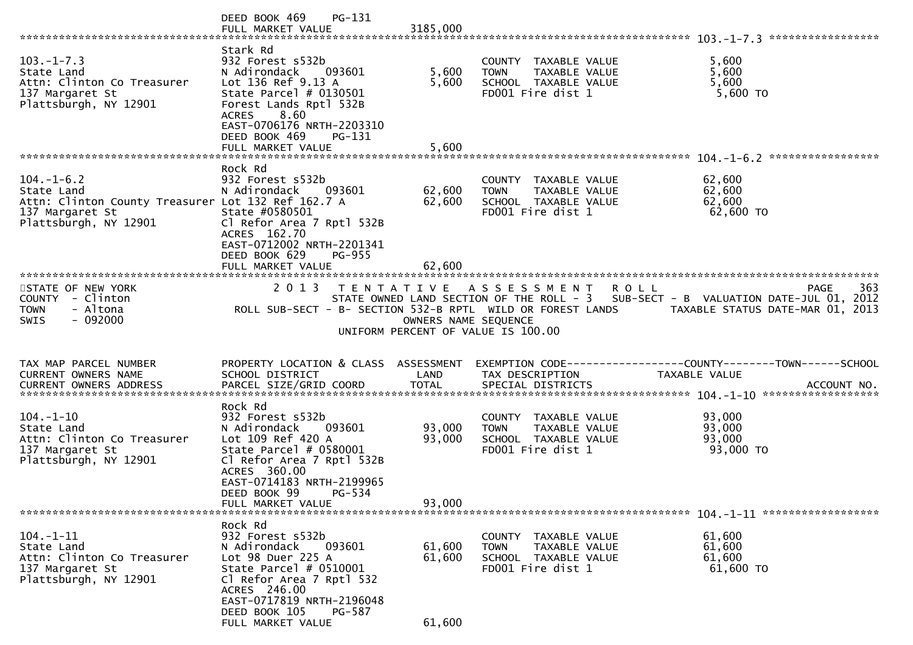DEED BOOK 469 PG-131
FULL MARKET VALUE 3185,000

******************************************************************************************************* 103.-1-7.3 *****************

| | | | | |
|---|---|---|---|---|
| 103.-1-7.3 | Stark Rd | | | |
| State Land | 932 Forest s532b | | COUNTY TAXABLE VALUE | 5,600 |
| Attn: Clinton Co Treasurer | N Adirondack 093601 | 5,600 | TOWN TAXABLE VALUE | 5,600 |
| 137 Margaret St | Lot 136 Ref 9.13 A | 5,600 | SCHOOL TAXABLE VALUE | 5,600 |
| Plattsburgh, NY 12901 | State Parcel # 0130501 | | FD001 Fire dist 1 | 5,600 TO |
| | Forest Lands Rptl 532B | | | |
| | ACRES 8.60 | | | |
| | EAST-0706176 NRTH-2203310 | | | |
| | DEED BOOK 469 PG-131 | | | |
| | FULL MARKET VALUE | 5,600 | | |

******************************************************************************************************* 104.-1-6.2 *****************

| | | | | |
|---|---|---|---|---|
| 104.-1-6.2 | Rock Rd | | | |
| State Land | 932 Forest s532b | | COUNTY TAXABLE VALUE | 62,600 |
| Attn: Clinton County Treasurer | N Adirondack 093601 | 62,600 | TOWN TAXABLE VALUE | 62,600 |
| 137 Margaret St | Lot 132 Ref 162.7 A | 62,600 | SCHOOL TAXABLE VALUE | 62,600 |
| Plattsburgh, NY 12901 | State #0580501 | | FD001 Fire dist 1 | 62,600 TO |
| | Cl Refor Area 7 Rptl 532B | | | |
| | ACRES 162.70 | | | |
| | EAST-0712002 NRTH-2201341 | | | |
| | DEED BOOK 629 PG-955 | | | |
| | FULL MARKET VALUE | 62,600 | | |

*******************************************************************************************************************************************

STATE OF NEW YORK — 2013 TENTATIVE ASSESSMENT ROLL — PAGE 363
COUNTY - Clinton — STATE OWNED LAND SECTION OF THE ROLL - 3 SUB-SECT - B VALUATION DATE-JUL 01, 2012
TOWN - Altona — ROLL SUB-SECT - B- SECTION 532-B RPTL WILD OR FOREST LANDS — TAXABLE STATUS DATE-MAR 01, 2013
SWIS - 092000 — OWNERS NAME SEQUENCE
UNIFORM PERCENT OF VALUE IS 100.00

| TAX MAP PARCEL NUMBER / CURRENT OWNERS NAME / CURRENT OWNERS ADDRESS | PROPERTY LOCATION & CLASS / SCHOOL DISTRICT / PARCEL SIZE/GRID COORD | ASSESSMENT LAND / TOTAL | EXEMPTION CODE / TAX DESCRIPTION / SPECIAL DISTRICTS | COUNTY--------TOWN------SCHOOL TAXABLE VALUE / ACCOUNT NO. |
|---|---|---|---|---|

******************************************************************************************************* 104.-1-10 ******************

| | | | | |
|---|---|---|---|---|
| 104.-1-10 | Rock Rd | | | |
| State Land | 932 Forest s532b | | COUNTY TAXABLE VALUE | 93,000 |
| Attn: Clinton Co Treasurer | N Adirondack 093601 | 93,000 | TOWN TAXABLE VALUE | 93,000 |
| 137 Margaret St | Lot 109 Ref 420 A | 93,000 | SCHOOL TAXABLE VALUE | 93,000 |
| Plattsburgh, NY 12901 | State Parcel # 0580001 | | FD001 Fire dist 1 | 93,000 TO |
| | Cl Refor Area 7 Rptl 532B | | | |
| | ACRES 360.00 | | | |
| | EAST-0714183 NRTH-2199965 | | | |
| | DEED BOOK 99 PG-534 | | | |
| | FULL MARKET VALUE | 93,000 | | |

******************************************************************************************************* 104.-1-11 ******************

| | | | | |
|---|---|---|---|---|
| 104.-1-11 | Rock Rd | | | |
| State Land | 932 Forest s532b | | COUNTY TAXABLE VALUE | 61,600 |
| Attn: Clinton Co Treasurer | N Adirondack 093601 | 61,600 | TOWN TAXABLE VALUE | 61,600 |
| 137 Margaret St | Lot 98 Duer 225 A | 61,600 | SCHOOL TAXABLE VALUE | 61,600 |
| Plattsburgh, NY 12901 | State Parcel # 0510001 | | FD001 Fire dist 1 | 61,600 TO |
| | Cl Refor Area 7 Rptl 532 | | | |
| | ACRES 246.00 | | | |
| | EAST-0717819 NRTH-2196048 | | | |
| | DEED BOOK 105 PG-587 | | | |
| | FULL MARKET VALUE | 61,600 | | |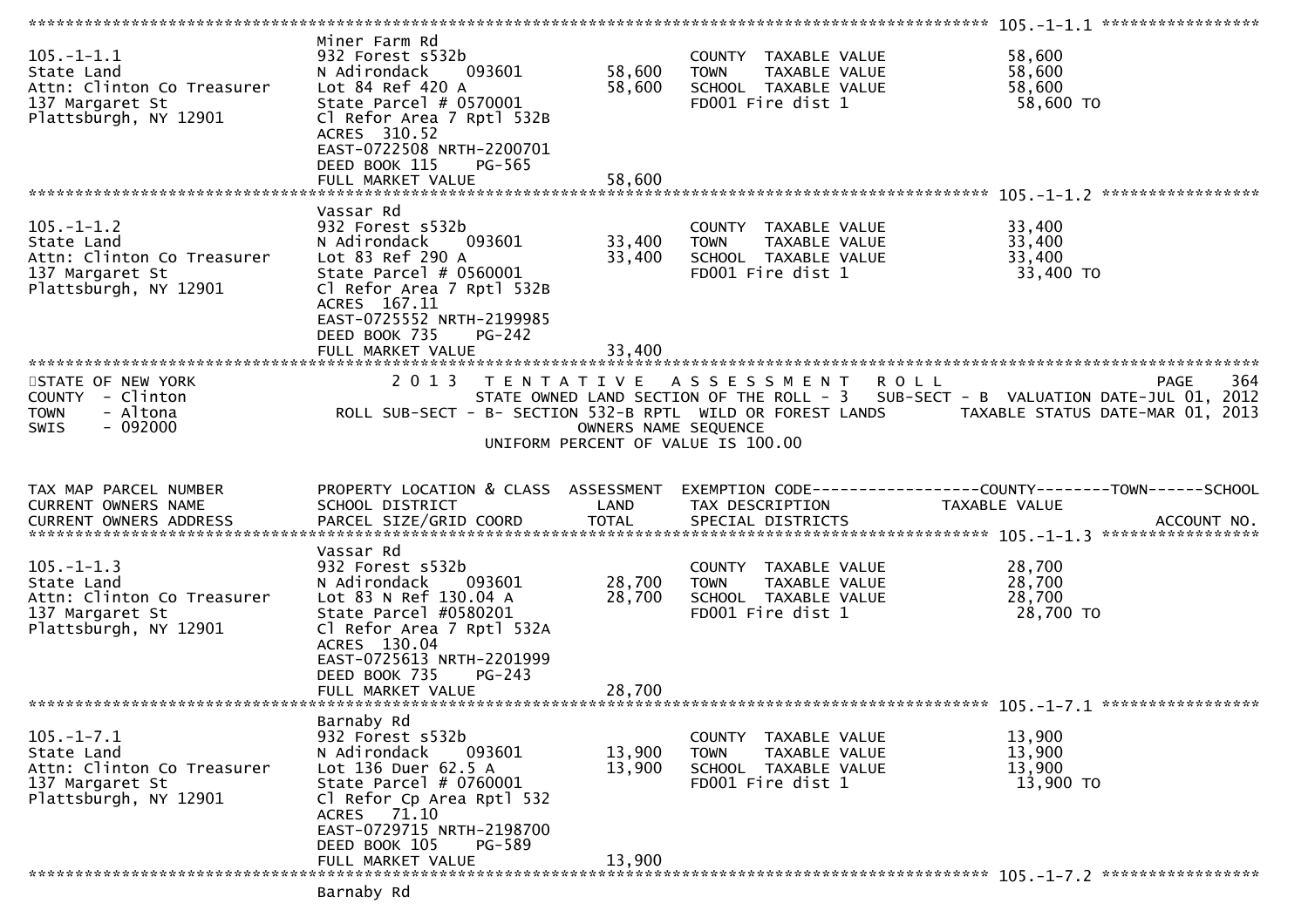```
******************************************************************************************************* 105.-1-1.1 *****************
                              Miner Farm Rd
105.-1-1.1                    932 Forest s532b                     COUNTY  TAXABLE VALUE             58,600
State Land                    N Adirondack    093601     58,600    TOWN    TAXABLE VALUE             58,600
Attn: Clinton Co Treasurer    Lot 84 Ref 420 A           58,600    SCHOOL  TAXABLE VALUE             58,600
137 Margaret St               State Parcel # 0570001               FD001 Fire dist 1                  58,600 TO
Plattsburgh, NY 12901         Cl Refor Area 7 Rptl 532B
                              ACRES  310.52
                              EAST-0722508 NRTH-2200701
                              DEED BOOK 115    PG-565
                              FULL MARKET VALUE          58,600
******************************************************************************************************* 105.-1-1.2 *****************
                              Vassar Rd
105.-1-1.2                    932 Forest s532b                     COUNTY  TAXABLE VALUE             33,400
State Land                    N Adirondack    093601     33,400    TOWN    TAXABLE VALUE             33,400
Attn: Clinton Co Treasurer    Lot 83 Ref 290 A           33,400    SCHOOL  TAXABLE VALUE             33,400
137 Margaret St               State Parcel # 0560001               FD001 Fire dist 1                  33,400 TO
Plattsburgh, NY 12901         Cl Refor Area 7 Rptl 532B
                              ACRES  167.11
                              EAST-0725552 NRTH-2199985
                              DEED BOOK 735    PG-242
                              FULL MARKET VALUE          33,400
************************************************************************************************************************************
STATE OF NEW YORK              2 0 1 3   T E N T A T I V E   A S S E S S M E N T   R O L L                              PAGE    364
COUNTY  - Clinton                        STATE OWNED LAND SECTION OF THE ROLL - 3   SUB-SECT - B  VALUATION DATE-JUL 01, 2012
TOWN    - Altona               ROLL SUB-SECT - B- SECTION 532-B RPTL  WILD OR FOREST LANDS      TAXABLE STATUS DATE-MAR 01, 2013
SWIS    - 092000                                    OWNERS NAME SEQUENCE
                                               UNIFORM PERCENT OF VALUE IS 100.00


TAX MAP PARCEL NUMBER         PROPERTY LOCATION & CLASS  ASSESSMENT  EXEMPTION CODE------------------COUNTY--------TOWN------SCHOOL
CURRENT OWNERS NAME           SCHOOL DISTRICT               LAND     TAX DESCRIPTION             TAXABLE VALUE
CURRENT OWNERS ADDRESS        PARCEL SIZE/GRID COORD       TOTAL     SPECIAL DISTRICTS                                   ACCOUNT NO.
******************************************************************************************************* 105.-1-1.3 *****************
                              Vassar Rd
105.-1-1.3                    932 Forest s532b                     COUNTY  TAXABLE VALUE             28,700
State Land                    N Adirondack    093601     28,700    TOWN    TAXABLE VALUE             28,700
Attn: Clinton Co Treasurer    Lot 83 N Ref 130.04 A      28,700    SCHOOL  TAXABLE VALUE             28,700
137 Margaret St               State Parcel #0580201                FD001 Fire dist 1                  28,700 TO
Plattsburgh, NY 12901         Cl Refor Area 7 Rptl 532A
                              ACRES  130.04
                              EAST-0725613 NRTH-2201999
                              DEED BOOK 735    PG-243
                              FULL MARKET VALUE          28,700
******************************************************************************************************* 105.-1-7.1 *****************
                              Barnaby Rd
105.-1-7.1                    932 Forest s532b                     COUNTY  TAXABLE VALUE             13,900
State Land                    N Adirondack    093601     13,900    TOWN    TAXABLE VALUE             13,900
Attn: Clinton Co Treasurer    Lot 136 Duer 62.5 A        13,900    SCHOOL  TAXABLE VALUE             13,900
137 Margaret St               State Parcel # 0760001               FD001 Fire dist 1                  13,900 TO
Plattsburgh, NY 12901         Cl Refor Cp Area Rptl 532
                              ACRES   71.10
                              EAST-0729715 NRTH-2198700
                              DEED BOOK 105    PG-589
                              FULL MARKET VALUE          13,900
******************************************************************************************************* 105.-1-7.2 *****************
                              Barnaby Rd
```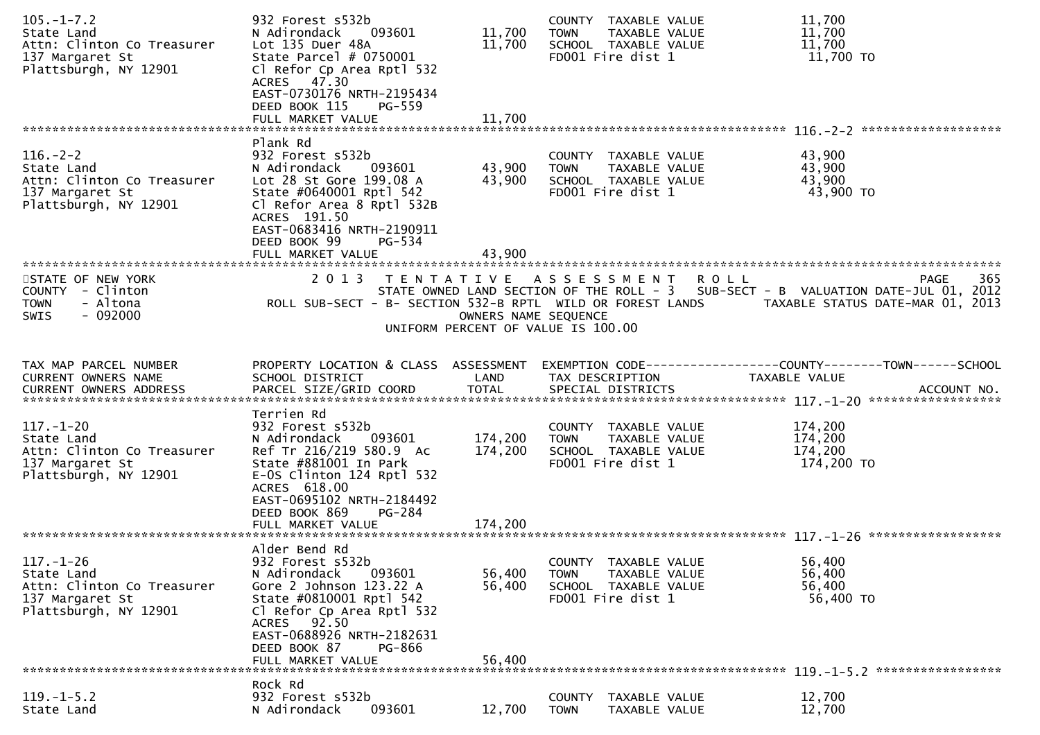```
105.-1-7.2                     932 Forest s532b                        COUNTY  TAXABLE VALUE              11,700
State Land                     N Adirondack     093601       11,700    TOWN    TAXABLE VALUE              11,700
Attn: Clinton Co Treasurer     Lot 135 Duer 48A              11,700    SCHOOL  TAXABLE VALUE              11,700
137 Margaret St                State Parcel # 0750001                  FD001 Fire dist 1                   11,700 TO
Plattsburgh, NY 12901          Cl Refor Cp Area Rptl 532
                               ACRES   47.30
                               EAST-0730176 NRTH-2195434
                               DEED BOOK 115    PG-559
                               FULL MARKET VALUE             11,700
******************************************************************************************************* 116.-2-2 *******************
                               Plank Rd
116.-2-2                       932 Forest s532b                        COUNTY  TAXABLE VALUE              43,900
State Land                     N Adirondack     093601       43,900    TOWN    TAXABLE VALUE              43,900
Attn: Clinton Co Treasurer     Lot 28 St Gore 199.08 A       43,900    SCHOOL  TAXABLE VALUE              43,900
137 Margaret St                State #0640001 Rptl 542                 FD001 Fire dist 1                   43,900 TO
Plattsburgh, NY 12901          Cl Refor Area 8 Rptl 532B
                               ACRES  191.50
                               EAST-0683416 NRTH-2190911
                               DEED BOOK 99     PG-534
                               FULL MARKET VALUE             43,900
************************************************************************************************************************************
STATE OF NEW YORK                 2 0 1 3   T E N T A T I V E   A S S E S S M E N T   R O L L                                PAGE    365
COUNTY  - Clinton                    STATE OWNED LAND SECTION OF THE ROLL - 3   SUB-SECT - B  VALUATION DATE-JUL 01, 2012
TOWN    - Altona              ROLL SUB-SECT - B- SECTION 532-B RPTL  WILD OR FOREST LANDS        TAXABLE STATUS DATE-MAR 01, 2013
SWIS    - 092000                                      OWNERS NAME SEQUENCE
                                                 UNIFORM PERCENT OF VALUE IS 100.00


TAX MAP PARCEL NUMBER          PROPERTY LOCATION & CLASS  ASSESSMENT  EXEMPTION CODE------------------COUNTY--------TOWN------SCHOOL
CURRENT OWNERS NAME            SCHOOL DISTRICT               LAND      TAX DESCRIPTION            TAXABLE VALUE
CURRENT OWNERS ADDRESS         PARCEL SIZE/GRID COORD        TOTAL     SPECIAL DISTRICTS                                  ACCOUNT NO.
******************************************************************************************************* 117.-1-20 ******************
                               Terrien Rd
117.-1-20                      932 Forest s532b                        COUNTY  TAXABLE VALUE             174,200
State Land                     N Adirondack     093601      174,200    TOWN    TAXABLE VALUE             174,200
Attn: Clinton Co Treasurer     Ref Tr 216/219 580.9  Ac     174,200    SCHOOL  TAXABLE VALUE             174,200
137 Margaret St                State #881001 In Park                   FD001 Fire dist 1                  174,200 TO
Plattsburgh, NY 12901          E-OS Clinton 124 Rptl 532
                               ACRES  618.00
                               EAST-0695102 NRTH-2184492
                               DEED BOOK 869    PG-284
                               FULL MARKET VALUE            174,200
******************************************************************************************************* 117.-1-26 ******************
                               Alder Bend Rd
117.-1-26                      932 Forest s532b                        COUNTY  TAXABLE VALUE              56,400
State Land                     N Adirondack     093601       56,400    TOWN    TAXABLE VALUE              56,400
Attn: Clinton Co Treasurer     Gore 2 Johnson 123.22 A       56,400    SCHOOL  TAXABLE VALUE              56,400
137 Margaret St                State #0810001 Rptl 542                 FD001 Fire dist 1                   56,400 TO
Plattsburgh, NY 12901          Cl Refor Cp Area Rptl 532
                               ACRES   92.50
                               EAST-0688926 NRTH-2182631
                               DEED BOOK 87     PG-866
                               FULL MARKET VALUE             56,400
******************************************************************************************************* 119.-1-5.2 *****************
                               Rock Rd
119.-1-5.2                     932 Forest s532b                        COUNTY  TAXABLE VALUE              12,700
State Land                     N Adirondack     093601       12,700    TOWN    TAXABLE VALUE              12,700
```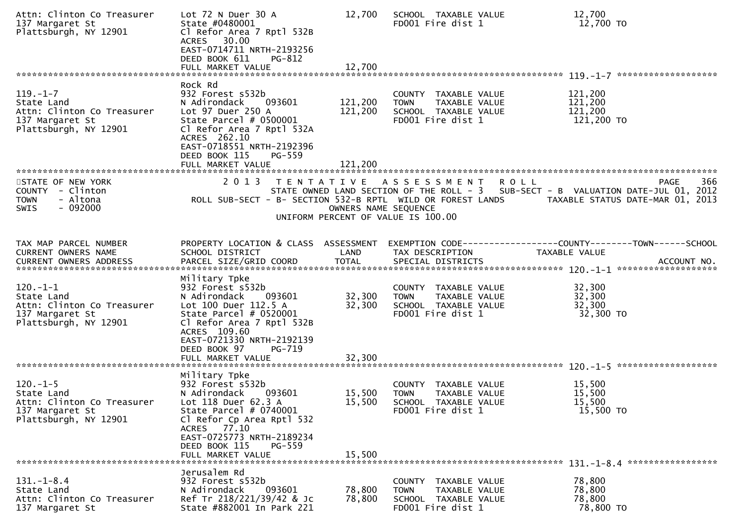```
Attn: Clinton Co Treasurer     Lot 72 N Duer 30 A              12,700   SCHOOL  TAXABLE VALUE              12,700
137 Margaret St                State #0480001                           FD001 Fire dist 1                  12,700 TO
Plattsburgh, NY 12901          Cl Refor Area 7 Rptl 532B
                               ACRES   30.00
                               EAST-0714711 NRTH-2193256
                               DEED BOOK 611    PG-812
                               FULL MARKET VALUE               12,700
******************************************************************************************************* 119.-1-7 ******************
                               Rock Rd
119.-1-7                       932 Forest s532b                         COUNTY  TAXABLE VALUE             121,200
State Land                     N Adirondack    093601         121,200   TOWN    TAXABLE VALUE             121,200
Attn: Clinton Co Treasurer     Lot 97 Duer 250 A              121,200   SCHOOL  TAXABLE VALUE             121,200
137 Margaret St                State Parcel # 0500001                   FD001 Fire dist 1                 121,200 TO
Plattsburgh, NY 12901          Cl Refor Area 7 Rptl 532A
                               ACRES  262.10
                               EAST-0718551 NRTH-2192396
                               DEED BOOK 115    PG-559
                               FULL MARKET VALUE              121,200
************************************************************************************************************************************
```

```
STATE OF NEW YORK                    2 0 1 3   T E N T A T I V E   A S S E S S M E N T   R O L L                         PAGE    366
COUNTY  - Clinton                     STATE OWNED LAND SECTION OF THE ROLL - 3   SUB-SECT - B  VALUATION DATE-JUL 01, 2012
TOWN    - Altona               ROLL SUB-SECT - B- SECTION 532-B RPTL  WILD OR FOREST LANDS       TAXABLE STATUS DATE-MAR 01, 2013
SWIS    - 092000                                       OWNERS NAME SEQUENCE
                                                 UNIFORM PERCENT OF VALUE IS 100.00
```

```
TAX MAP PARCEL NUMBER          PROPERTY LOCATION & CLASS  ASSESSMENT  EXEMPTION CODE------------------COUNTY--------TOWN------SCHOOL
CURRENT OWNERS NAME            SCHOOL DISTRICT               LAND      TAX DESCRIPTION            TAXABLE VALUE
CURRENT OWNERS ADDRESS         PARCEL SIZE/GRID COORD        TOTAL     SPECIAL DISTRICTS                                 ACCOUNT NO.
******************************************************************************************************* 120.-1-1 ******************
                               Military Tpke
120.-1-1                       932 Forest s532b                         COUNTY  TAXABLE VALUE              32,300
State Land                     N Adirondack    093601          32,300   TOWN    TAXABLE VALUE              32,300
Attn: Clinton Co Treasurer     Lot 100 Duer 112.5 A            32,300   SCHOOL  TAXABLE VALUE              32,300
137 Margaret St                State Parcel # 0520001                   FD001 Fire dist 1                  32,300 TO
Plattsburgh, NY 12901          Cl Refor Area 7 Rptl 532B
                               ACRES  109.60
                               EAST-0721330 NRTH-2192139
                               DEED BOOK 97     PG-719
                               FULL MARKET VALUE               32,300
******************************************************************************************************* 120.-1-5 ******************
                               Military Tpke
120.-1-5                       932 Forest s532b                         COUNTY  TAXABLE VALUE              15,500
State Land                     N Adirondack    093601          15,500   TOWN    TAXABLE VALUE              15,500
Attn: Clinton Co Treasurer     Lot 118 Duer 62.3 A             15,500   SCHOOL  TAXABLE VALUE              15,500
137 Margaret St                State Parcel # 0740001                   FD001 Fire dist 1                  15,500 TO
Plattsburgh, NY 12901          Cl Refor Cp Area Rptl 532
                               ACRES   77.10
                               EAST-0725773 NRTH-2189234
                               DEED BOOK 115    PG-559
                               FULL MARKET VALUE               15,500
******************************************************************************************************* 131.-1-8.4 ****************
                               Jerusalem Rd
131.-1-8.4                     932 Forest s532b                         COUNTY  TAXABLE VALUE              78,800
State Land                     N Adirondack    093601          78,800   TOWN    TAXABLE VALUE              78,800
Attn: Clinton Co Treasurer     Ref Tr 218/221/39/42 & Jc       78,800   SCHOOL  TAXABLE VALUE              78,800
137 Margaret St                State #882001 In Park 221                FD001 Fire dist 1                  78,800 TO
```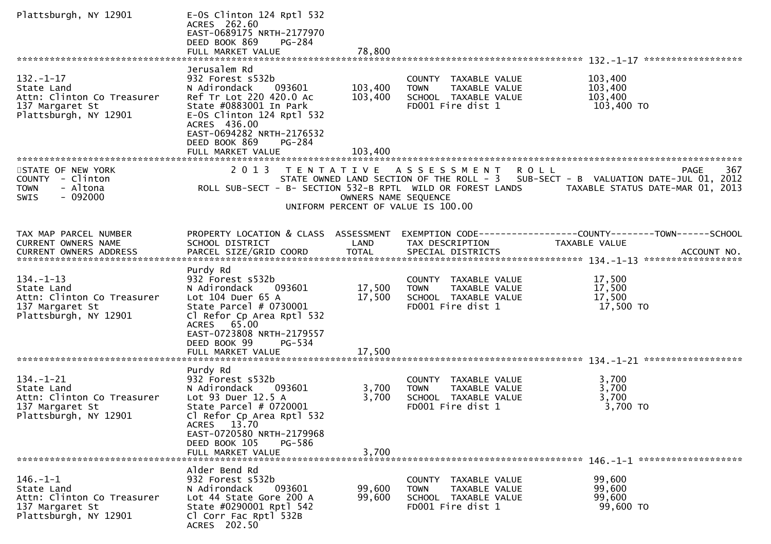```
Plattsburgh, NY 12901           E-OS Clinton 124 Rptl 532
                                ACRES 262.60
                                EAST-0689175 NRTH-2177970
                                DEED BOOK 869    PG-284
                                FULL MARKET VALUE              78,800
******************************************************************************************************* 132.-1-17 ******************
                                Jerusalem Rd
132.-1-17                       932 Forest s532b                        COUNTY  TAXABLE VALUE            103,400
State Land                      N Adirondack    093601        103,400   TOWN    TAXABLE VALUE            103,400
Attn: Clinton Co Treasurer      Ref Tr Lot 220 420.0 Ac       103,400   SCHOOL  TAXABLE VALUE            103,400
137 Margaret St                 State #0883001 In Park                  FD001 Fire dist 1                 103,400 TO
Plattsburgh, NY 12901           E-OS Clinton 124 Rptl 532
                                ACRES 436.00
                                EAST-0694282 NRTH-2176532
                                DEED BOOK 869    PG-284
                                FULL MARKET VALUE             103,400
*******************************************************************************************************************************
STATE OF NEW YORK                    2 0 1 3   T E N T A T I V E   A S S E S S M E N T   R O L L                      PAGE   367
COUNTY  - Clinton                    STATE OWNED LAND SECTION OF THE ROLL - 3   SUB-SECT - B  VALUATION DATE-JUL 01, 2012
TOWN    - Altona            ROLL SUB-SECT - B- SECTION 532-B RPTL  WILD OR FOREST LANDS        TAXABLE STATUS DATE-MAR 01, 2013
SWIS    - 092000                                   OWNERS NAME SEQUENCE
                                            UNIFORM PERCENT OF VALUE IS 100.00


TAX MAP PARCEL NUMBER           PROPERTY LOCATION & CLASS  ASSESSMENT  EXEMPTION CODE------------------COUNTY--------TOWN------SCHOOL
CURRENT OWNERS NAME             SCHOOL DISTRICT               LAND      TAX DESCRIPTION              TAXABLE VALUE
CURRENT OWNERS ADDRESS          PARCEL SIZE/GRID COORD       TOTAL      SPECIAL DISTRICTS                                  ACCOUNT NO.
******************************************************************************************************* 134.-1-13 ******************
                                Purdy Rd
134.-1-13                       932 Forest s532b                        COUNTY  TAXABLE VALUE             17,500
State Land                      N Adirondack    093601         17,500   TOWN    TAXABLE VALUE             17,500
Attn: Clinton Co Treasurer      Lot 104 Duer 65 A              17,500   SCHOOL  TAXABLE VALUE             17,500
137 Margaret St                 State Parcel # 0730001                  FD001 Fire dist 1                  17,500 TO
Plattsburgh, NY 12901           Cl Refor Cp Area Rptl 532
                                ACRES  65.00
                                EAST-0723808 NRTH-2179557
                                DEED BOOK 99     PG-534
                                FULL MARKET VALUE              17,500
******************************************************************************************************* 134.-1-21 ******************
                                Purdy Rd
134.-1-21                       932 Forest s532b                        COUNTY  TAXABLE VALUE              3,700
State Land                      N Adirondack    093601          3,700   TOWN    TAXABLE VALUE              3,700
Attn: Clinton Co Treasurer      Lot 93 Duer 12.5 A              3,700   SCHOOL  TAXABLE VALUE              3,700
137 Margaret St                 State Parcel # 0720001                  FD001 Fire dist 1                   3,700 TO
Plattsburgh, NY 12901           Cl Refor Cp Area Rptl 532
                                ACRES  13.70
                                EAST-0720580 NRTH-2179968
                                DEED BOOK 105    PG-586
                                FULL MARKET VALUE               3,700
******************************************************************************************************* 146.-1-1 *******************
                                Alder Bend Rd
146.-1-1                        932 Forest s532b                        COUNTY  TAXABLE VALUE             99,600
State Land                      N Adirondack    093601         99,600   TOWN    TAXABLE VALUE             99,600
Attn: Clinton Co Treasurer      Lot 44 State Gore 200 A        99,600   SCHOOL  TAXABLE VALUE             99,600
137 Margaret St                 State #0290001 Rptl 542                 FD001 Fire dist 1                  99,600 TO
Plattsburgh, NY 12901           Cl Corr Fac Rptl 532B
                                ACRES 202.50
```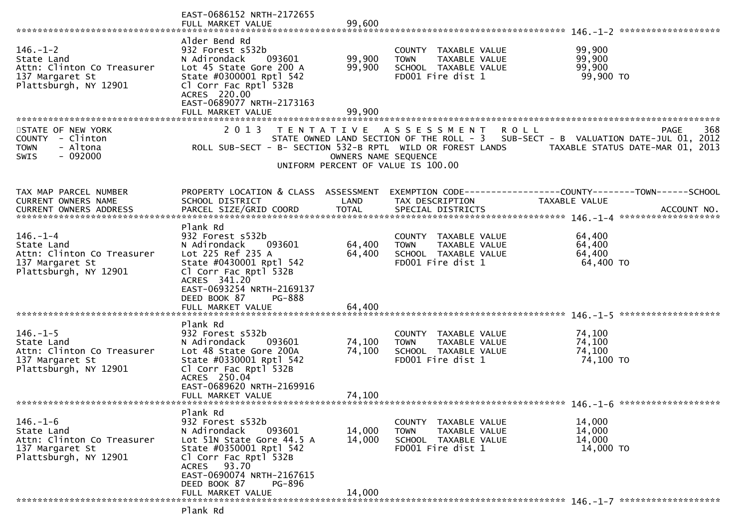EAST-0686152 NRTH-2172655
FULL MARKET VALUE 99,600

**146.-1-2**

| | | | | |
|---|---|---|---|---|
| 146.-1-2 | Alder Bend Rd | | | |
| State Land | 932 Forest s532b | | COUNTY TAXABLE VALUE | 99,900 |
| Attn: Clinton Co Treasurer | N Adirondack 093601 | 99,900 | TOWN TAXABLE VALUE | 99,900 |
| 137 Margaret St | Lot 45 State Gore 200 A | 99,900 | SCHOOL TAXABLE VALUE | 99,900 |
| Plattsburgh, NY 12901 | State #0300001 Rptl 542 | | FD001 Fire dist 1 | 99,900 TO |
| | Cl Corr Fac Rptl 532B | | | |
| | ACRES 220.00 | | | |
| | EAST-0689077 NRTH-2173163 | | | |
| | FULL MARKET VALUE | 99,900 | | |

STATE OF NEW YORK
COUNTY - Clinton
TOWN - Altona
SWIS - 092000

2013 TENTATIVE ASSESSMENT ROLL
STATE OWNED LAND SECTION OF THE ROLL - 3 SUB-SECT - B VALUATION DATE-JUL 01, 2012
ROLL SUB-SECT - B- SECTION 532-B RPTL WILD OR FOREST LANDS TAXABLE STATUS DATE-MAR 01, 2013
OWNERS NAME SEQUENCE
UNIFORM PERCENT OF VALUE IS 100.00

| TAX MAP PARCEL NUMBER / CURRENT OWNERS NAME / CURRENT OWNERS ADDRESS | PROPERTY LOCATION & CLASS / SCHOOL DISTRICT / PARCEL SIZE/GRID COORD | ASSESSMENT LAND / TOTAL | EXEMPTION CODE-----COUNTY-----TOWN-----SCHOOL / TAX DESCRIPTION / SPECIAL DISTRICTS | TAXABLE VALUE / ACCOUNT NO. |
|---|---|---|---|---|
| **146.-1-4** | | | | |
| 146.-1-4 | Plank Rd | | | |
| State Land | 932 Forest s532b | | COUNTY TAXABLE VALUE | 64,400 |
| Attn: Clinton Co Treasurer | N Adirondack 093601 | 64,400 | TOWN TAXABLE VALUE | 64,400 |
| 137 Margaret St | Lot 225 Ref 235 A | 64,400 | SCHOOL TAXABLE VALUE | 64,400 |
| Plattsburgh, NY 12901 | State #0430001 Rptl 542 | | FD001 Fire dist 1 | 64,400 TO |
| | Cl Corr Fac Rptl 532B | | | |
| | ACRES 341.20 | | | |
| | EAST-0693254 NRTH-2169137 | | | |
| | DEED BOOK 87 PG-888 | | | |
| | FULL MARKET VALUE | 64,400 | | |
| **146.-1-5** | | | | |
| 146.-1-5 | Plank Rd | | | |
| State Land | 932 Forest s532b | | COUNTY TAXABLE VALUE | 74,100 |
| Attn: Clinton Co Treasurer | N Adirondack 093601 | 74,100 | TOWN TAXABLE VALUE | 74,100 |
| 137 Margaret St | Lot 48 State Gore 200A | 74,100 | SCHOOL TAXABLE VALUE | 74,100 |
| Plattsburgh, NY 12901 | State #0330001 Rptl 542 | | FD001 Fire dist 1 | 74,100 TO |
| | Cl Corr Fac Rptl 532B | | | |
| | ACRES 250.04 | | | |
| | EAST-0689620 NRTH-2169916 | | | |
| | FULL MARKET VALUE | 74,100 | | |
| **146.-1-6** | | | | |
| 146.-1-6 | Plank Rd | | | |
| State Land | 932 Forest s532b | | COUNTY TAXABLE VALUE | 14,000 |
| Attn: Clinton Co Treasurer | N Adirondack 093601 | 14,000 | TOWN TAXABLE VALUE | 14,000 |
| 137 Margaret St | Lot 51N State Gore 44.5 A | 14,000 | SCHOOL TAXABLE VALUE | 14,000 |
| Plattsburgh, NY 12901 | State #0350001 Rptl 542 | | FD001 Fire dist 1 | 14,000 TO |
| | Cl Corr Fac Rptl 532B | | | |
| | ACRES 93.70 | | | |
| | EAST-0690074 NRTH-2167615 | | | |
| | DEED BOOK 87 PG-896 | | | |
| | FULL MARKET VALUE | 14,000 | | |
| **146.-1-7** | | | | |
| | Plank Rd | | | |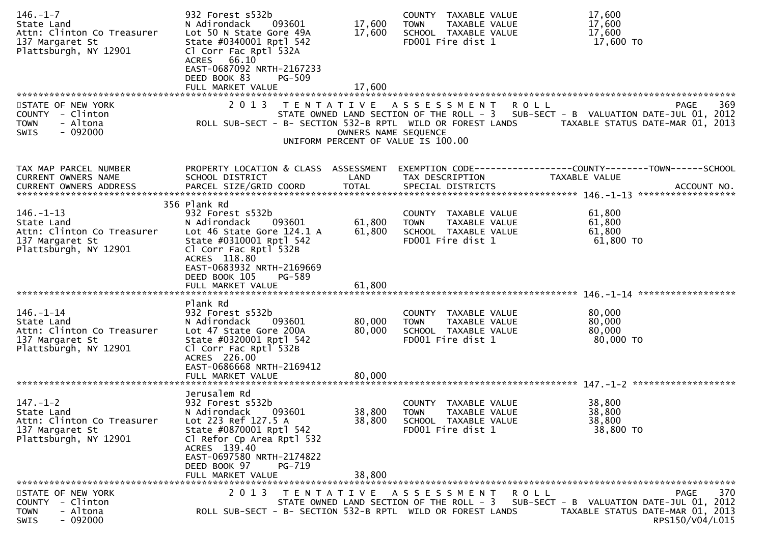| TAX MAP PARCEL NUMBER | PROPERTY LOCATION & CLASS | ASSESSMENT | EXEMPTION CODE------------------COUNTY--------TOWN------SCHOOL | |
|---|---|---|---|---|
| CURRENT OWNERS NAME | SCHOOL DISTRICT | LAND | TAX DESCRIPTION | TAXABLE VALUE |
| CURRENT OWNERS ADDRESS | PARCEL SIZE/GRID COORD | TOTAL | SPECIAL DISTRICTS | ACCOUNT NO. |
| 146.-1-7 | 932 Forest s532b | | COUNTY TAXABLE VALUE | 17,600 |
| State Land | N Adirondack 093601 | 17,600 | TOWN TAXABLE VALUE | 17,600 |
| Attn: Clinton Co Treasurer | Lot 50 N State Gore 49A | 17,600 | SCHOOL TAXABLE VALUE | 17,600 |
| 137 Margaret St | State #0340001 Rptl 542 | | FD001 Fire dist 1 | 17,600 TO |
| Plattsburgh, NY 12901 | Cl Corr Fac Rptl 532A | | | |
| | ACRES 66.10 | | | |
| | EAST-0687092 NRTH-2167233 | | | |
| | DEED BOOK 83 PG-509 | | | |
| | FULL MARKET VALUE | 17,600 | | |

STATE OF NEW YORK
COUNTY - Clinton
TOWN - Altona
SWIS - 092000

2013 TENTATIVE ASSESSMENT ROLL
STATE OWNED LAND SECTION OF THE ROLL - 3 SUB-SECT - B VALUATION DATE-JUL 01, 2012
ROLL SUB-SECT - B- SECTION 532-B RPTL WILD OR FOREST LANDS TAXABLE STATUS DATE-MAR 01, 2013
OWNERS NAME SEQUENCE
UNIFORM PERCENT OF VALUE IS 100.00

| TAX MAP PARCEL NUMBER | PROPERTY LOCATION & CLASS | ASSESSMENT | EXEMPTION CODE------------------COUNTY--------TOWN------SCHOOL | |
|---|---|---|---|---|
| CURRENT OWNERS NAME | SCHOOL DISTRICT | LAND | TAX DESCRIPTION | TAXABLE VALUE |
| CURRENT OWNERS ADDRESS | PARCEL SIZE/GRID COORD | TOTAL | SPECIAL DISTRICTS | ACCOUNT NO. |
| ********** 146.-1-13 ********** | | | | |
| | 356 Plank Rd | | | |
| 146.-1-13 | 932 Forest s532b | | COUNTY TAXABLE VALUE | 61,800 |
| State Land | N Adirondack 093601 | 61,800 | TOWN TAXABLE VALUE | 61,800 |
| Attn: Clinton Co Treasurer | Lot 46 State Gore 124.1 A | 61,800 | SCHOOL TAXABLE VALUE | 61,800 |
| 137 Margaret St | State #0310001 Rptl 542 | | FD001 Fire dist 1 | 61,800 TO |
| Plattsburgh, NY 12901 | Cl Corr Fac Rptl 532B | | | |
| | ACRES 118.80 | | | |
| | EAST-0683932 NRTH-2169669 | | | |
| | DEED BOOK 105 PG-589 | | | |
| | FULL MARKET VALUE | 61,800 | | |
| ********** 146.-1-14 ********** | | | | |
| | Plank Rd | | | |
| 146.-1-14 | 932 Forest s532b | | COUNTY TAXABLE VALUE | 80,000 |
| State Land | N Adirondack 093601 | 80,000 | TOWN TAXABLE VALUE | 80,000 |
| Attn: Clinton Co Treasurer | Lot 47 State Gore 200A | 80,000 | SCHOOL TAXABLE VALUE | 80,000 |
| 137 Margaret St | State #0320001 Rptl 542 | | FD001 Fire dist 1 | 80,000 TO |
| Plattsburgh, NY 12901 | Cl Corr Fac Rptl 532B | | | |
| | ACRES 226.00 | | | |
| | EAST-0686668 NRTH-2169412 | | | |
| | FULL MARKET VALUE | 80,000 | | |
| ********** 147.-1-2 ********** | | | | |
| | Jerusalem Rd | | | |
| 147.-1-2 | 932 Forest s532b | | COUNTY TAXABLE VALUE | 38,800 |
| State Land | N Adirondack 093601 | 38,800 | TOWN TAXABLE VALUE | 38,800 |
| Attn: Clinton Co Treasurer | Lot 223 Ref 127.5 A | 38,800 | SCHOOL TAXABLE VALUE | 38,800 |
| 137 Margaret St | State #0870001 Rptl 542 | | FD001 Fire dist 1 | 38,800 TO |
| Plattsburgh, NY 12901 | Cl Refor Cp Area Rptl 532 | | | |
| | ACRES 139.40 | | | |
| | EAST-0697580 NRTH-2174822 | | | |
| | DEED BOOK 97 PG-719 | | | |
| | FULL MARKET VALUE | 38,800 | | |

STATE OF NEW YORK
COUNTY - Clinton
TOWN - Altona
SWIS - 092000

2013 TENTATIVE ASSESSMENT ROLL
STATE OWNED LAND SECTION OF THE ROLL - 3 SUB-SECT - B VALUATION DATE-JUL 01, 2012
ROLL SUB-SECT - B- SECTION 532-B RPTL WILD OR FOREST LANDS TAXABLE STATUS DATE-MAR 01, 2013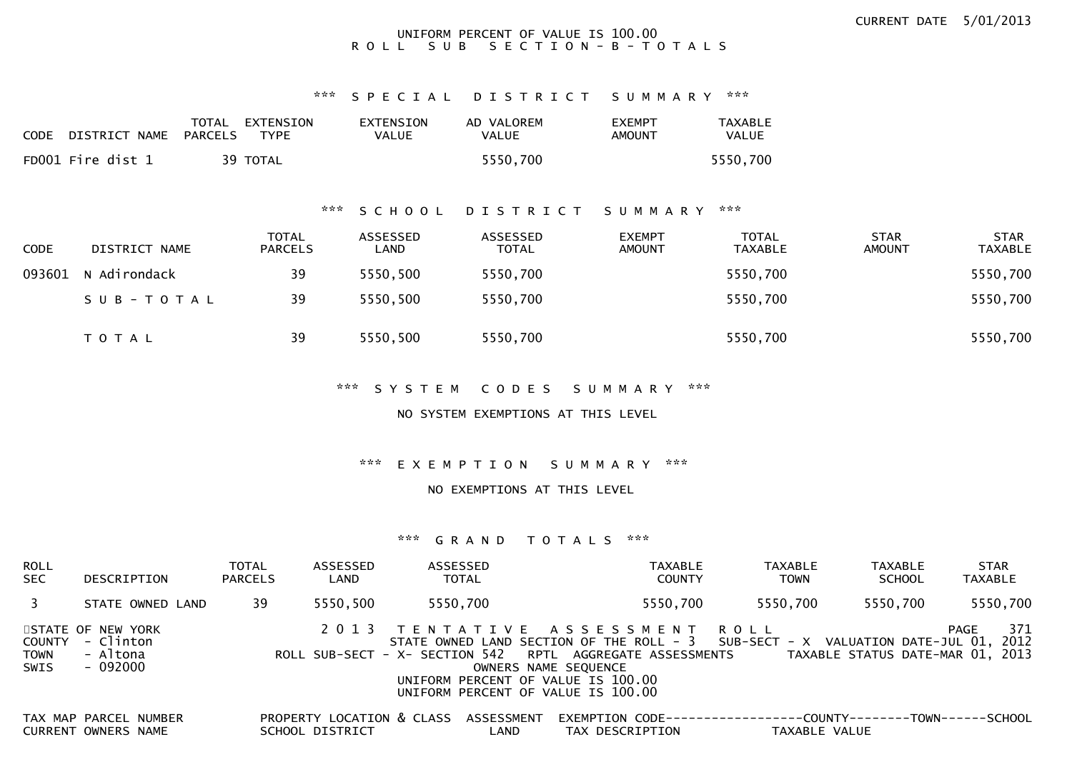CURRENT DATE 5/01/2013

UNIFORM PERCENT OF VALUE IS 100.00
R O L L S U B S E C T I O N - B - T O T A L S

### *** S P E C I A L D I S T R I C T S U M M A R Y ***

| CODE | DISTRICT NAME | TOTAL PARCELS | EXTENSION TYPE | EXTENSION VALUE | AD VALOREM VALUE | EXEMPT AMOUNT | TAXABLE VALUE |
|---|---|---|---|---|---|---|---|
| FD001 | Fire dist 1 | 39 | TOTAL | | 5550,700 | | 5550,700 |

### *** S C H O O L D I S T R I C T S U M M A R Y ***

| CODE | DISTRICT NAME | TOTAL PARCELS | ASSESSED LAND | ASSESSED TOTAL | EXEMPT AMOUNT | TOTAL TAXABLE | STAR AMOUNT | STAR TAXABLE |
|---|---|---|---|---|---|---|---|---|
| 093601 | N Adirondack | 39 | 5550,500 | 5550,700 | | 5550,700 | | 5550,700 |
| | S U B - T O T A L | 39 | 5550,500 | 5550,700 | | 5550,700 | | 5550,700 |
| | T O T A L | 39 | 5550,500 | 5550,700 | | 5550,700 | | 5550,700 |

### *** S Y S T E M C O D E S S U M M A R Y ***

NO SYSTEM EXEMPTIONS AT THIS LEVEL

### *** E X E M P T I O N S U M M A R Y ***

NO EXEMPTIONS AT THIS LEVEL

### *** G R A N D T O T A L S ***

| ROLL SEC | DESCRIPTION | TOTAL PARCELS | ASSESSED LAND | ASSESSED TOTAL | TAXABLE COUNTY | TAXABLE TOWN | TAXABLE SCHOOL | STAR TAXABLE |
|---|---|---|---|---|---|---|---|---|
| 3 | STATE OWNED LAND | 39 | 5550,500 | 5550,700 | 5550,700 | 5550,700 | 5550,700 | 5550,700 |

STATE OF NEW YORK
COUNTY - Clinton
TOWN - Altona
SWIS - 092000

2 0 1 3 T E N T A T I V E A S S E S S M E N T R O L L
STATE OWNED LAND SECTION OF THE ROLL - 3 SUB-SECT - X VALUATION DATE-JUL 01, 2012
ROLL SUB-SECT - X- SECTION 542 RPTL AGGREGATE ASSESSMENTS TAXABLE STATUS DATE-MAR 01, 2013
OWNERS NAME SEQUENCE
UNIFORM PERCENT OF VALUE IS 100.00
UNIFORM PERCENT OF VALUE IS 100.00

| TAX MAP PARCEL NUMBER / CURRENT OWNERS NAME | PROPERTY LOCATION & CLASS / SCHOOL DISTRICT | ASSESSMENT / LAND | EXEMPTION CODE / TAX DESCRIPTION | COUNTY / TAXABLE VALUE | TOWN | SCHOOL |
|---|---|---|---|---|---|---|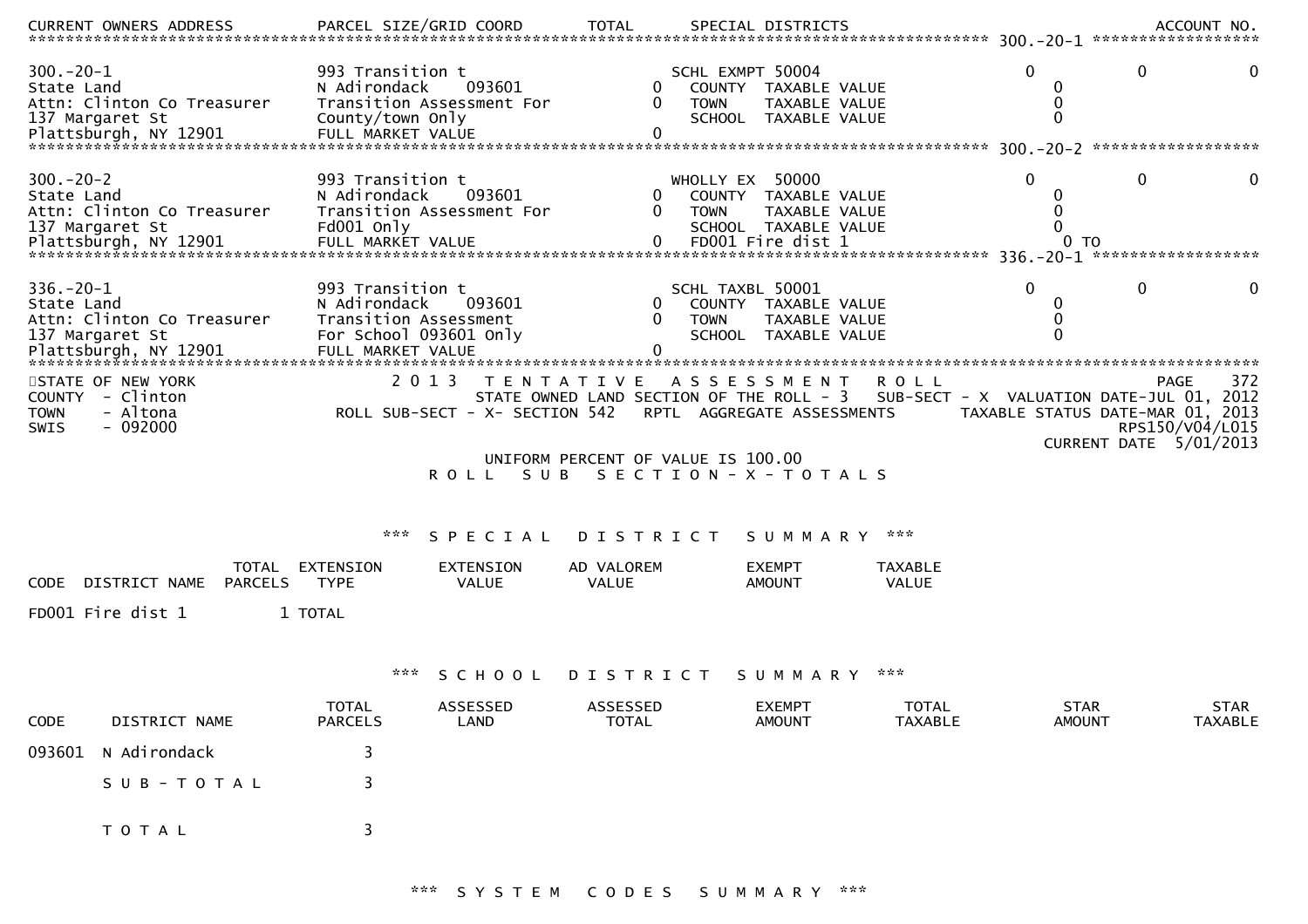| CURRENT OWNERS ADDRESS | PARCEL SIZE/GRID COORD | TOTAL | SPECIAL DISTRICTS | | | ACCOUNT NO. |
|---|---|---|---|---|---|---|
| ************** 300.-20-1 ************** | | | | | | |
| 300.-20-1 | 993 Transition t | | SCHL EXMPT 50004 | 0 | 0 | 0 |
| State Land | N Adirondack 093601 | 0 | COUNTY TAXABLE VALUE | 0 | | |
| Attn: Clinton Co Treasurer | Transition Assessment For | 0 | TOWN TAXABLE VALUE | 0 | | |
| 137 Margaret St | County/town Only | | SCHOOL TAXABLE VALUE | 0 | | |
| Plattsburgh, NY 12901 | FULL MARKET VALUE | 0 | | | | |
| ************** 300.-20-2 ************** | | | | | | |
| 300.-20-2 | 993 Transition t | | WHOLLY EX 50000 | 0 | 0 | 0 |
| State Land | N Adirondack 093601 | 0 | COUNTY TAXABLE VALUE | 0 | | |
| Attn: Clinton Co Treasurer | Transition Assessment For | 0 | TOWN TAXABLE VALUE | 0 | | |
| 137 Margaret St | Fd001 Only | | SCHOOL TAXABLE VALUE | 0 | | |
| Plattsburgh, NY 12901 | FULL MARKET VALUE | 0 | FD001 Fire dist 1 | 0 TO | | |
| ************** 336.-20-1 ************** | | | | | | |
| 336.-20-1 | 993 Transition t | | SCHL TAXBL 50001 | 0 | 0 | 0 |
| State Land | N Adirondack 093601 | 0 | COUNTY TAXABLE VALUE | 0 | | |
| Attn: Clinton Co Treasurer | Transition Assessment | 0 | TOWN TAXABLE VALUE | 0 | | |
| 137 Margaret St | For School 093601 Only | | SCHOOL TAXABLE VALUE | 0 | | |
| Plattsburgh, NY 12901 | FULL MARKET VALUE | 0 | | | | |

STATE OF NEW YORK
COUNTY - Clinton
TOWN - Altona
SWIS - 092000

2 0 1 3 T E N T A T I V E A S S E S S M E N T R O L L
STATE OWNED LAND SECTION OF THE ROLL - 3 SUB-SECT - X
ROLL SUB-SECT - X- SECTION 542 RPTL AGGREGATE ASSESSMENTS

PAGE 372
VALUATION DATE-JUL 01, 2012
TAXABLE STATUS DATE-MAR 01, 2013
RPS150/V04/L015
CURRENT DATE 5/01/2013

UNIFORM PERCENT OF VALUE IS 100.00

R O L L S U B S E C T I O N - X - T O T A L S

*** S P E C I A L D I S T R I C T S U M M A R Y ***

| CODE | DISTRICT NAME | TOTAL PARCELS | EXTENSION TYPE | EXTENSION VALUE | AD VALOREM VALUE | EXEMPT AMOUNT | TAXABLE VALUE |
|---|---|---|---|---|---|---|---|
| FD001 | Fire dist 1 | 1 | TOTAL | | | | |

*** S C H O O L D I S T R I C T S U M M A R Y ***

| CODE | DISTRICT NAME | TOTAL PARCELS | ASSESSED LAND | ASSESSED TOTAL | EXEMPT AMOUNT | TOTAL TAXABLE | STAR AMOUNT | STAR TAXABLE |
|---|---|---|---|---|---|---|---|---|
| 093601 | N Adirondack | 3 | | | | | | |
| | S U B - T O T A L | 3 | | | | | | |
| | T O T A L | 3 | | | | | | |

*** S Y S T E M C O D E S S U M M A R Y ***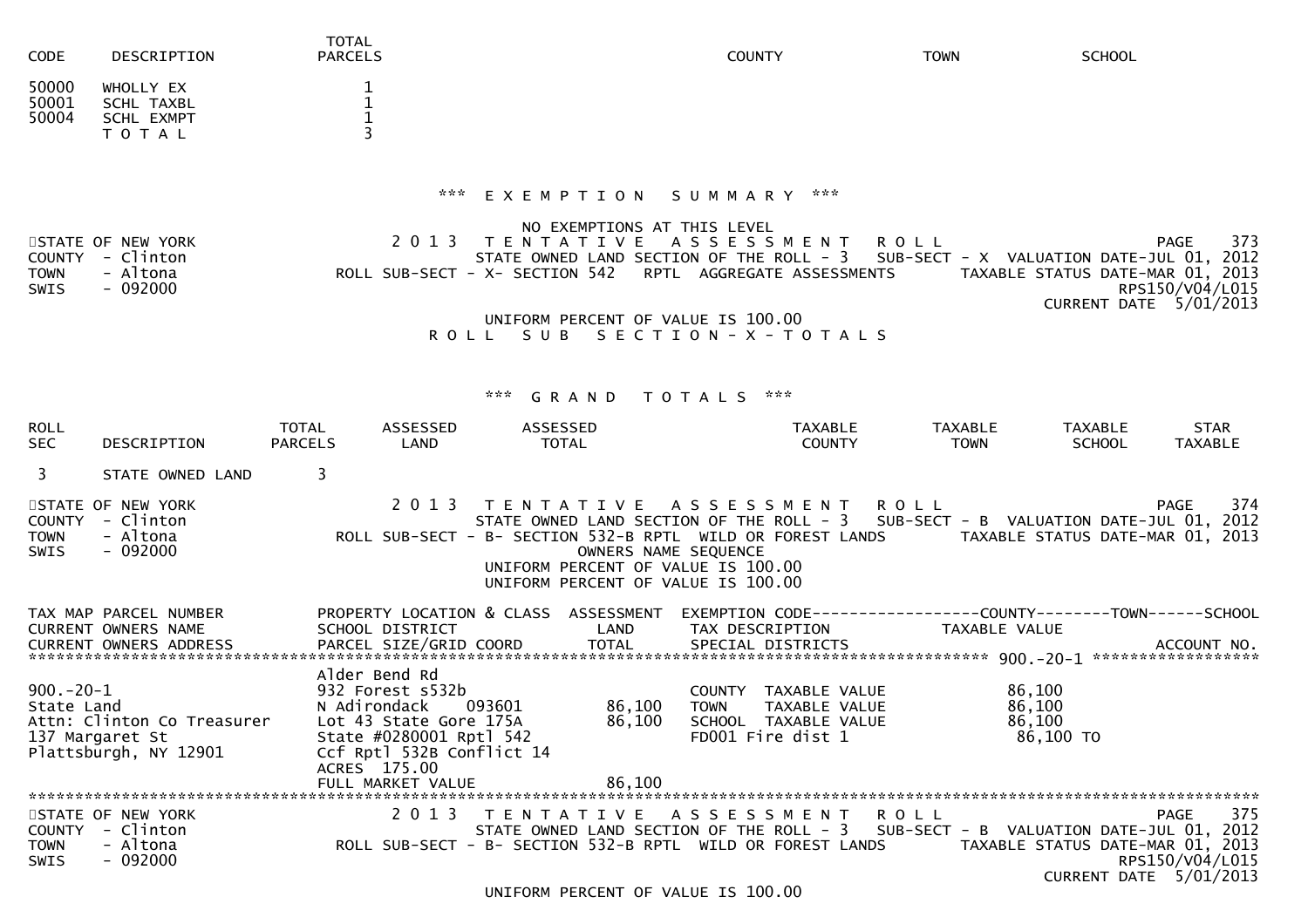| CODE | DESCRIPTION | TOTAL PARCELS | COUNTY | TOWN | SCHOOL |
|---|---|---|---|---|---|
| 50000 | WHOLLY EX | 1 | | | |
| 50001 | SCHL TAXBL | 1 | | | |
| 50004 | SCHL EXMPT | 1 | | | |
| | T O T A L | 3 | | | |

*** E X E M P T I O N   S U M M A R Y ***

NO EXEMPTIONS AT THIS LEVEL

STATE OF NEW YORK
COUNTY - Clinton
TOWN - Altona
SWIS - 092000

2 0 1 3   T E N T A T I V E   A S S E S S M E N T   R O L L
STATE OWNED LAND SECTION OF THE ROLL - 3   SUB-SECT - X   VALUATION DATE-JUL 01, 2012
ROLL SUB-SECT - X- SECTION 542   RPTL  AGGREGATE ASSESSMENTS   TAXABLE STATUS DATE-MAR 01, 2013
RPS150/V04/L015
CURRENT DATE 5/01/2013

UNIFORM PERCENT OF VALUE IS 100.00

R O L L   S U B   S E C T I O N - X - T O T A L S

*** G R A N D   T O T A L S ***

| ROLL SEC | DESCRIPTION | TOTAL PARCELS | ASSESSED LAND | ASSESSED TOTAL | TAXABLE COUNTY | TAXABLE TOWN | TAXABLE SCHOOL | STAR TAXABLE |
|---|---|---|---|---|---|---|---|---|
| 3 | STATE OWNED LAND | 3 | | | | | | |

STATE OF NEW YORK
COUNTY - Clinton
TOWN - Altona
SWIS - 092000

2 0 1 3   T E N T A T I V E   A S S E S S M E N T   R O L L
STATE OWNED LAND SECTION OF THE ROLL - 3   SUB-SECT - B   VALUATION DATE-JUL 01, 2012
ROLL SUB-SECT - B- SECTION 532-B RPTL  WILD OR FOREST LANDS   TAXABLE STATUS DATE-MAR 01, 2013
OWNERS NAME SEQUENCE
UNIFORM PERCENT OF VALUE IS 100.00
UNIFORM PERCENT OF VALUE IS 100.00

```
TAX MAP PARCEL NUMBER          PROPERTY LOCATION & CLASS  ASSESSMENT  EXEMPTION CODE------------------COUNTY--------TOWN------SCHOOL
CURRENT OWNERS NAME            SCHOOL DISTRICT               LAND      TAX DESCRIPTION            TAXABLE VALUE
CURRENT OWNERS ADDRESS         PARCEL SIZE/GRID COORD       TOTAL      SPECIAL DISTRICTS                                      ACCOUNT NO.
******************************************************************************************************* 900.-20-1 *****************
                               Alder Bend Rd
900.-20-1                      932 Forest s532b                      COUNTY  TAXABLE VALUE            86,100
State Land                     N Adirondack    093601      86,100    TOWN    TAXABLE VALUE            86,100
Attn: Clinton Co Treasurer     Lot 43 State Gore 175A      86,100    SCHOOL  TAXABLE VALUE            86,100
137 Margaret St                State #0280001 Rptl 542               FD001 Fire dist 1                 86,100 TO
Plattsburgh, NY 12901          Ccf Rptl 532B Conflict 14
                               ACRES  175.00
                               FULL MARKET VALUE           86,100
************************************************************************************************************************************
```

STATE OF NEW YORK
COUNTY - Clinton
TOWN - Altona
SWIS - 092000

2 0 1 3   T E N T A T I V E   A S S E S S M E N T   R O L L
STATE OWNED LAND SECTION OF THE ROLL - 3   SUB-SECT - B   VALUATION DATE-JUL 01, 2012
ROLL SUB-SECT - B- SECTION 532-B RPTL  WILD OR FOREST LANDS   TAXABLE STATUS DATE-MAR 01, 2013
RPS150/V04/L015
CURRENT DATE 5/01/2013

UNIFORM PERCENT OF VALUE IS 100.00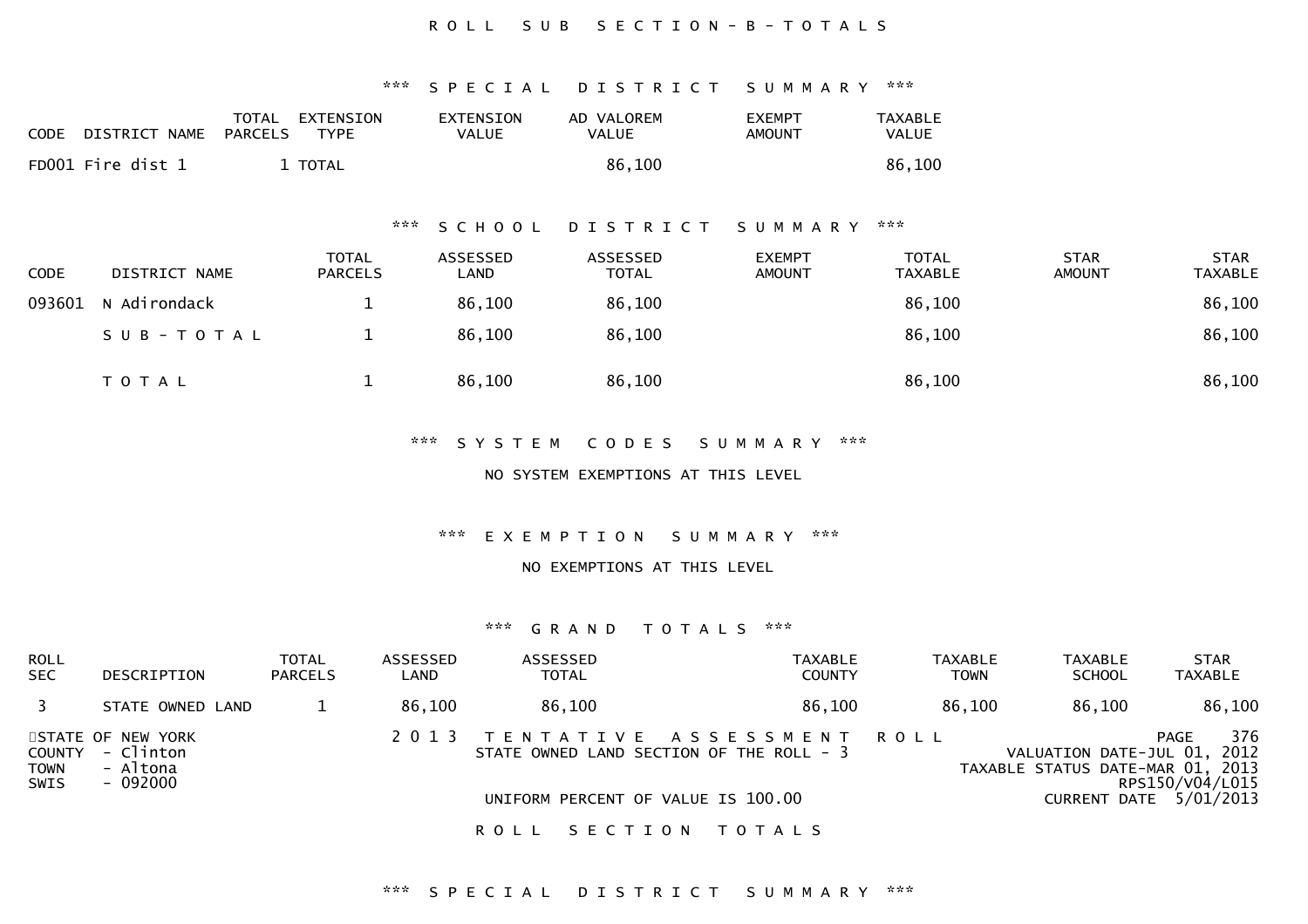ROLL SUB SECTION-B-TOTALS

*** SPECIAL DISTRICT SUMMARY ***

| CODE | DISTRICT NAME | TOTAL PARCELS | EXTENSION TYPE | EXTENSION VALUE | AD VALOREM VALUE | EXEMPT AMOUNT | TAXABLE VALUE |
|---|---|---|---|---|---|---|---|
| FD001 | Fire dist 1 | 1 | TOTAL | | 86,100 | | 86,100 |

*** SCHOOL DISTRICT SUMMARY ***

| CODE | DISTRICT NAME | TOTAL PARCELS | ASSESSED LAND | ASSESSED TOTAL | EXEMPT AMOUNT | TOTAL TAXABLE | STAR AMOUNT | STAR TAXABLE |
|---|---|---|---|---|---|---|---|---|
| 093601 | N Adirondack | 1 | 86,100 | 86,100 | | 86,100 | | 86,100 |
| | SUB-TOTAL | 1 | 86,100 | 86,100 | | 86,100 | | 86,100 |
| | TOTAL | 1 | 86,100 | 86,100 | | 86,100 | | 86,100 |

*** SYSTEM CODES SUMMARY ***

NO SYSTEM EXEMPTIONS AT THIS LEVEL

*** EXEMPTION SUMMARY ***

NO EXEMPTIONS AT THIS LEVEL

*** GRAND TOTALS ***

| ROLL SEC | DESCRIPTION | TOTAL PARCELS | ASSESSED LAND | ASSESSED TOTAL | TAXABLE COUNTY | TAXABLE TOWN | TAXABLE SCHOOL | STAR TAXABLE |
|---|---|---|---|---|---|---|---|---|
| 3 | STATE OWNED LAND | 1 | 86,100 | 86,100 | 86,100 | 86,100 | 86,100 | 86,100 |

STATE OF NEW YORK
COUNTY - Clinton
TOWN - Altona
SWIS - 092000

2013 TENTATIVE ASSESSMENT ROLL
STATE OWNED LAND SECTION OF THE ROLL - 3

UNIFORM PERCENT OF VALUE IS 100.00

VALUATION DATE-JUL 01, 2012
TAXABLE STATUS DATE-MAR 01, 2013
RPS150/V04/L015
CURRENT DATE 5/01/2013

ROLL SECTION TOTALS

*** SPECIAL DISTRICT SUMMARY ***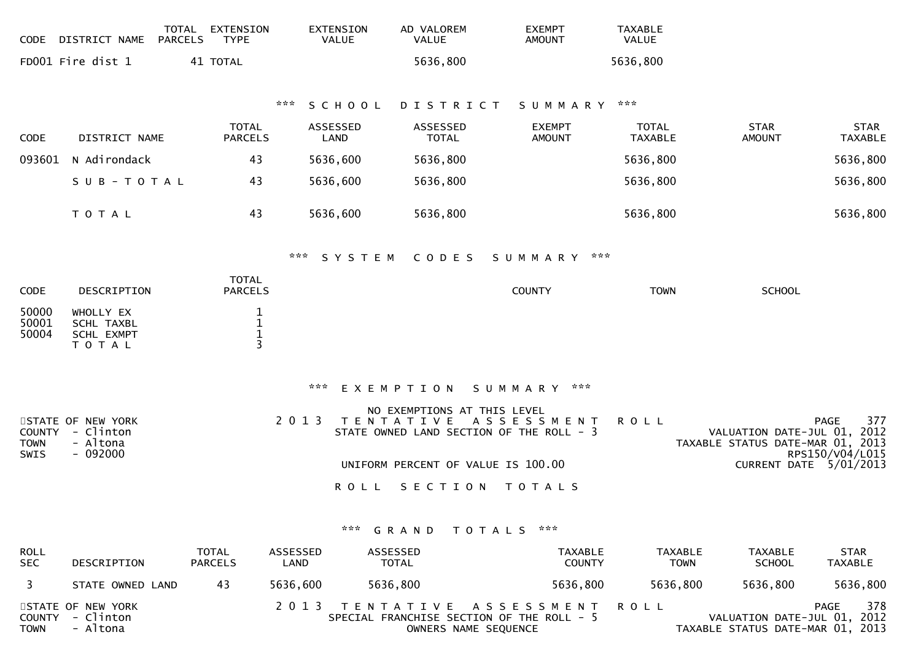| CODE | DISTRICT NAME | TOTAL PARCELS | EXTENSION TYPE | EXTENSION VALUE | AD VALOREM VALUE | EXEMPT AMOUNT | TAXABLE VALUE |
|---|---|---|---|---|---|---|---|
| FD001 | Fire dist 1 | 41 | TOTAL | | 5636,800 | | 5636,800 |

### *** S C H O O L   D I S T R I C T   S U M M A R Y ***

| CODE | DISTRICT NAME | TOTAL PARCELS | ASSESSED LAND | ASSESSED TOTAL | EXEMPT AMOUNT | TOTAL TAXABLE | STAR AMOUNT | STAR TAXABLE |
|---|---|---|---|---|---|---|---|---|
| 093601 | N Adirondack | 43 | 5636,600 | 5636,800 | | 5636,800 | | 5636,800 |
| | S U B - T O T A L | 43 | 5636,600 | 5636,800 | | 5636,800 | | 5636,800 |
| | T O T A L | 43 | 5636,600 | 5636,800 | | 5636,800 | | 5636,800 |

### *** S Y S T E M   C O D E S   S U M M A R Y ***

| CODE | DESCRIPTION | TOTAL PARCELS | COUNTY | TOWN | SCHOOL |
|---|---|---|---|---|---|
| 50000 | WHOLLY EX | 1 | | | |
| 50001 | SCHL TAXBL | 1 | | | |
| 50004 | SCHL EXMPT | 1 | | | |
| | T O T A L | 3 | | | |

### *** E X E M P T I O N   S U M M A R Y ***

NO EXEMPTIONS AT THIS LEVEL

STATE OF NEW YORK
COUNTY - Clinton
TOWN - Altona
SWIS - 092000

2 0 1 3 T E N T A T I V E A S S E S S M E N T R O L L
STATE OWNED LAND SECTION OF THE ROLL - 3

UNIFORM PERCENT OF VALUE IS 100.00

PAGE 377
VALUATION DATE-JUL 01, 2012
TAXABLE STATUS DATE-MAR 01, 2013
RPS150/V04/L015
CURRENT DATE 5/01/2013

## R O L L   S E C T I O N   T O T A L S

### *** G R A N D   T O T A L S ***

| ROLL SEC | DESCRIPTION | TOTAL PARCELS | ASSESSED LAND | ASSESSED TOTAL | TAXABLE COUNTY | TAXABLE TOWN | TAXABLE SCHOOL | STAR TAXABLE |
|---|---|---|---|---|---|---|---|---|
| 3 | STATE OWNED LAND | 43 | 5636,600 | 5636,800 | 5636,800 | 5636,800 | 5636,800 | 5636,800 |

STATE OF NEW YORK
COUNTY - Clinton
TOWN - Altona

2 0 1 3 T E N T A T I V E A S S E S S M E N T R O L L
SPECIAL FRANCHISE SECTION OF THE ROLL - 5
OWNERS NAME SEQUENCE

PAGE 378
VALUATION DATE-JUL 01, 2012
TAXABLE STATUS DATE-MAR 01, 2013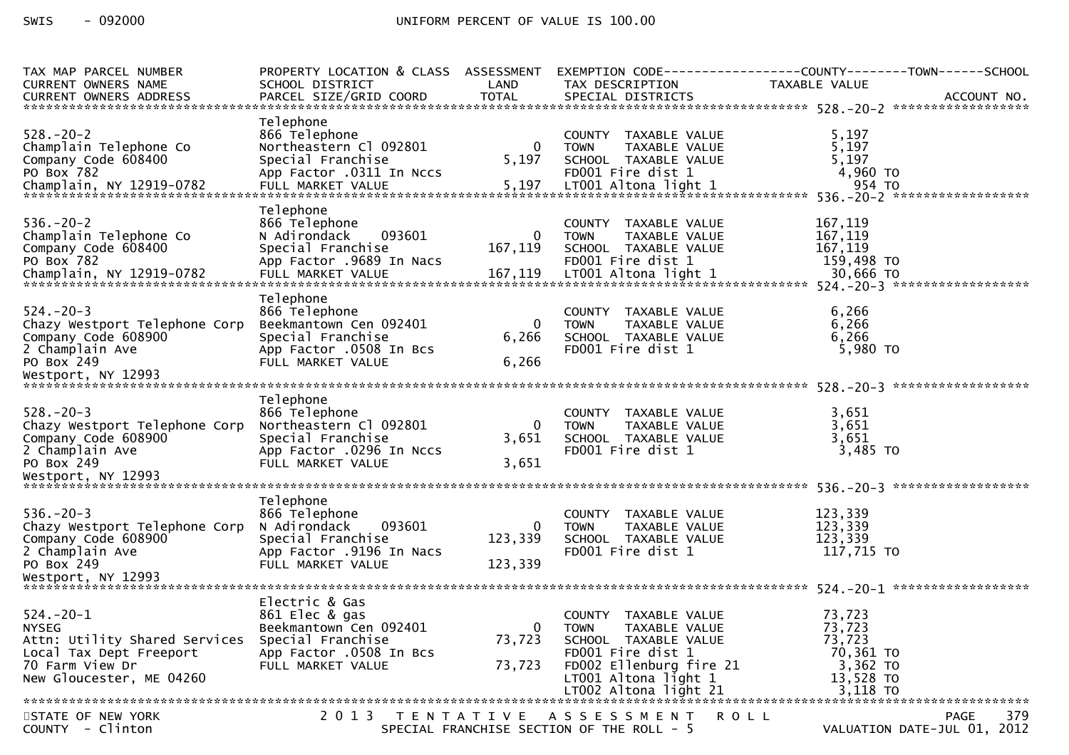SWIS - 092000 UNIFORM PERCENT OF VALUE IS 100.00

| TAX MAP PARCEL NUMBER / CURRENT OWNERS NAME / CURRENT OWNERS ADDRESS | PROPERTY LOCATION & CLASS / SCHOOL DISTRICT / PARCEL SIZE/GRID COORD | ASSESSMENT LAND | ASSESSMENT TOTAL | EXEMPTION CODE / TAX DESCRIPTION / SPECIAL DISTRICTS | TAXABLE VALUE (COUNTY / TOWN / SCHOOL) | ACCOUNT NO. |
|---|---|---|---|---|---|---|
| **528.-20-2** | Telephone | | | | | |
| 528.-20-2 | 866 Telephone | | | COUNTY TAXABLE VALUE | 5,197 | |
| Champlain Telephone Co | Northeastern Cl 092801 | 0 | | TOWN TAXABLE VALUE | 5,197 | |
| Company Code 608400 | Special Franchise | | 5,197 | SCHOOL TAXABLE VALUE | 5,197 | |
| PO Box 782 | App Factor .0311 In Nccs | | | FD001 Fire dist 1 | 4,960 TO | |
| Champlain, NY 12919-0782 | FULL MARKET VALUE | | 5,197 | LT001 Altona light 1 | 954 TO | |
| **536.-20-2** | Telephone | | | | | |
| 536.-20-2 | 866 Telephone | | | COUNTY TAXABLE VALUE | 167,119 | |
| Champlain Telephone Co | N Adirondack 093601 | 0 | | TOWN TAXABLE VALUE | 167,119 | |
| Company Code 608400 | Special Franchise | | 167,119 | SCHOOL TAXABLE VALUE | 167,119 | |
| PO Box 782 | App Factor .9689 In Nacs | | | FD001 Fire dist 1 | 159,498 TO | |
| Champlain, NY 12919-0782 | FULL MARKET VALUE | | 167,119 | LT001 Altona light 1 | 30,666 TO | |
| **524.-20-3** | Telephone | | | | | |
| 524.-20-3 | 866 Telephone | | | COUNTY TAXABLE VALUE | 6,266 | |
| Chazy Westport Telephone Corp | Beekmantown Cen 092401 | 0 | | TOWN TAXABLE VALUE | 6,266 | |
| Company Code 608900 | Special Franchise | | 6,266 | SCHOOL TAXABLE VALUE | 6,266 | |
| 2 Champlain Ave | App Factor .0508 In Bcs | | | FD001 Fire dist 1 | 5,980 TO | |
| PO Box 249 | FULL MARKET VALUE | | 6,266 | | | |
| Westport, NY 12993 | | | | | | |
| **528.-20-3** | Telephone | | | | | |
| 528.-20-3 | 866 Telephone | | | COUNTY TAXABLE VALUE | 3,651 | |
| Chazy Westport Telephone Corp | Northeastern Cl 092801 | 0 | | TOWN TAXABLE VALUE | 3,651 | |
| Company Code 608900 | Special Franchise | | 3,651 | SCHOOL TAXABLE VALUE | 3,651 | |
| 2 Champlain Ave | App Factor .0296 In Nccs | | | FD001 Fire dist 1 | 3,485 TO | |
| PO Box 249 | FULL MARKET VALUE | | 3,651 | | | |
| Westport, NY 12993 | | | | | | |
| **536.-20-3** | Telephone | | | | | |
| 536.-20-3 | 866 Telephone | | | COUNTY TAXABLE VALUE | 123,339 | |
| Chazy Westport Telephone Corp | N Adirondack 093601 | 0 | | TOWN TAXABLE VALUE | 123,339 | |
| Company Code 608900 | Special Franchise | | 123,339 | SCHOOL TAXABLE VALUE | 123,339 | |
| 2 Champlain Ave | App Factor .9196 In Nacs | | | FD001 Fire dist 1 | 117,715 TO | |
| PO Box 249 | FULL MARKET VALUE | | 123,339 | | | |
| Westport, NY 12993 | | | | | | |
| **524.-20-1** | Electric & Gas | | | | | |
| 524.-20-1 | 861 Elec & gas | | | COUNTY TAXABLE VALUE | 73,723 | |
| NYSEG | Beekmantown Cen 092401 | 0 | | TOWN TAXABLE VALUE | 73,723 | |
| Attn: Utility Shared Services | Special Franchise | | 73,723 | SCHOOL TAXABLE VALUE | 73,723 | |
| Local Tax Dept Freeport | App Factor .0508 In Bcs | | | FD001 Fire dist 1 | 70,361 TO | |
| 70 Farm View Dr | FULL MARKET VALUE | | 73,723 | FD002 Ellenburg fire 21 | 3,362 TO | |
| New Gloucester, ME 04260 | | | | LT001 Altona light 1 | 13,528 TO | |
| | | | | LT002 Altona light 21 | 3,118 TO | |

STATE OF NEW YORK — 2013 TENTATIVE ASSESSMENT ROLL
COUNTY - Clinton — SPECIAL FRANCHISE SECTION OF THE ROLL - 5 — VALUATION DATE-JUL 01, 2012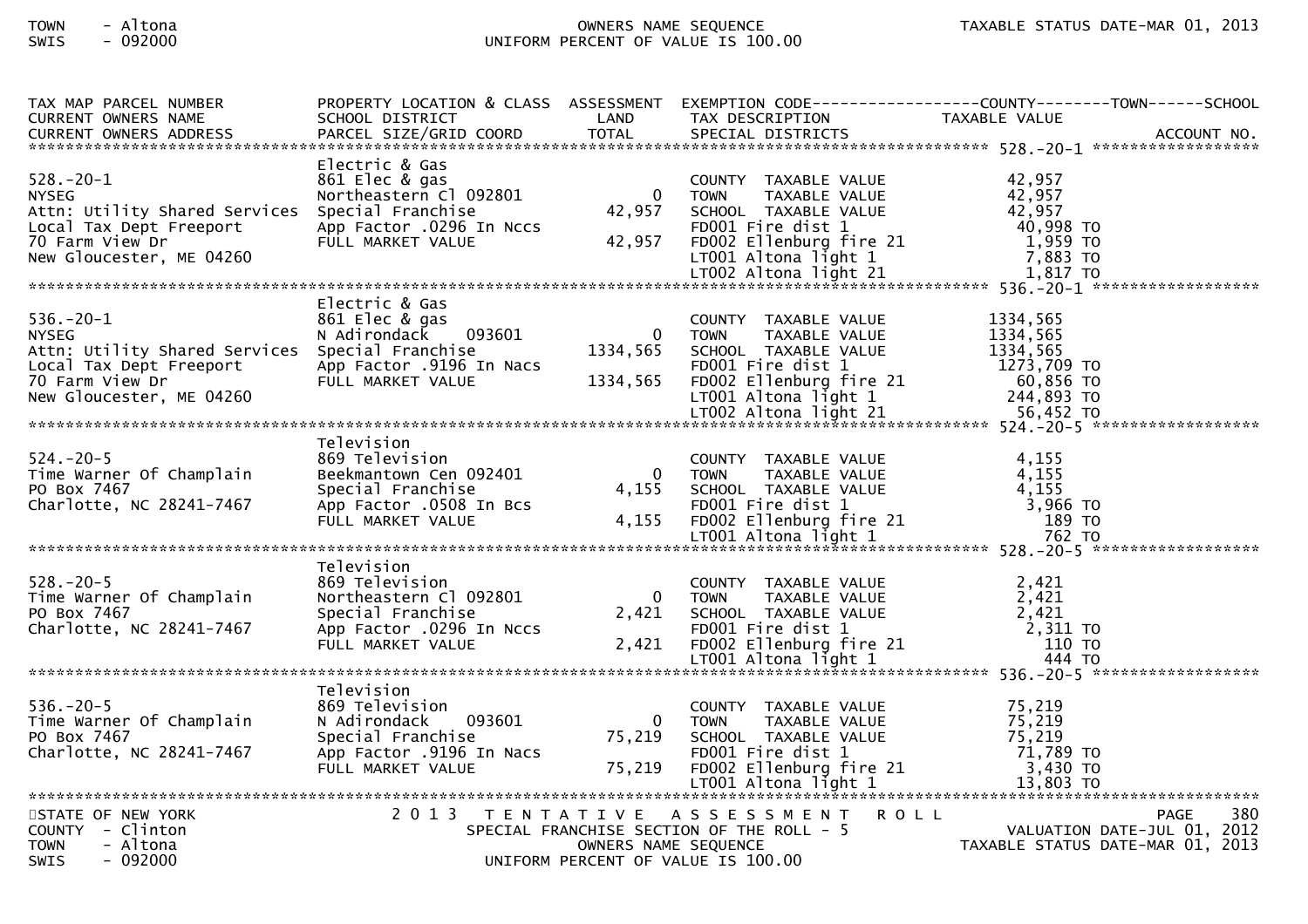| TAX MAP PARCEL NUMBER / CURRENT OWNERS NAME / CURRENT OWNERS ADDRESS | PROPERTY LOCATION & CLASS / SCHOOL DISTRICT / PARCEL SIZE/GRID COORD | ASSESSMENT LAND / TOTAL | EXEMPTION CODE / TAX DESCRIPTION / SPECIAL DISTRICTS | COUNTY / TOWN / SCHOOL TAXABLE VALUE | ACCOUNT NO. |
|---|---|---|---|---|---|
| **528.-20-1** | Electric & Gas | | | | |
| 528.-20-1 | 861 Elec & gas | | COUNTY TAXABLE VALUE | 42,957 | |
| NYSEG | Northeastern Cl 092801 | 0 | TOWN TAXABLE VALUE | 42,957 | |
| Attn: Utility Shared Services | Special Franchise | 42,957 | SCHOOL TAXABLE VALUE | 42,957 | |
| Local Tax Dept Freeport | App Factor .0296 In Nccs | | FD001 Fire dist 1 | 40,998 TO | |
| 70 Farm View Dr | FULL MARKET VALUE | 42,957 | FD002 Ellenburg fire 21 | 1,959 TO | |
| New Gloucester, ME 04260 | | | LT001 Altona light 1 | 7,883 TO | |
| | | | LT002 Altona light 21 | 1,817 TO | |
| **536.-20-1** | Electric & Gas | | | | |
| 536.-20-1 | 861 Elec & gas | | COUNTY TAXABLE VALUE | 1334,565 | |
| NYSEG | N Adirondack 093601 | 0 | TOWN TAXABLE VALUE | 1334,565 | |
| Attn: Utility Shared Services | Special Franchise | 1334,565 | SCHOOL TAXABLE VALUE | 1334,565 | |
| Local Tax Dept Freeport | App Factor .9196 In Nacs | | FD001 Fire dist 1 | 1273,709 TO | |
| 70 Farm View Dr | FULL MARKET VALUE | 1334,565 | FD002 Ellenburg fire 21 | 60,856 TO | |
| New Gloucester, ME 04260 | | | LT001 Altona light 1 | 244,893 TO | |
| | | | LT002 Altona light 21 | 56,452 TO | |
| **524.-20-5** | Television | | | | |
| 524.-20-5 | 869 Television | | COUNTY TAXABLE VALUE | 4,155 | |
| Time Warner Of Champlain | Beekmantown Cen 092401 | 0 | TOWN TAXABLE VALUE | 4,155 | |
| PO Box 7467 | Special Franchise | 4,155 | SCHOOL TAXABLE VALUE | 4,155 | |
| Charlotte, NC 28241-7467 | App Factor .0508 In Bcs | | FD001 Fire dist 1 | 3,966 TO | |
| | FULL MARKET VALUE | 4,155 | FD002 Ellenburg fire 21 | 189 TO | |
| | | | LT001 Altona light 1 | 762 TO | |
| **528.-20-5** | Television | | | | |
| 528.-20-5 | 869 Television | | COUNTY TAXABLE VALUE | 2,421 | |
| Time Warner Of Champlain | Northeastern Cl 092801 | 0 | TOWN TAXABLE VALUE | 2,421 | |
| PO Box 7467 | Special Franchise | 2,421 | SCHOOL TAXABLE VALUE | 2,421 | |
| Charlotte, NC 28241-7467 | App Factor .0296 In Nccs | | FD001 Fire dist 1 | 2,311 TO | |
| | FULL MARKET VALUE | 2,421 | FD002 Ellenburg fire 21 | 110 TO | |
| | | | LT001 Altona light 1 | 444 TO | |
| **536.-20-5** | Television | | | | |
| 536.-20-5 | 869 Television | | COUNTY TAXABLE VALUE | 75,219 | |
| Time Warner Of Champlain | N Adirondack 093601 | 0 | TOWN TAXABLE VALUE | 75,219 | |
| PO Box 7467 | Special Franchise | 75,219 | SCHOOL TAXABLE VALUE | 75,219 | |
| Charlotte, NC 28241-7467 | App Factor .9196 In Nacs | | FD001 Fire dist 1 | 71,789 TO | |
| | FULL MARKET VALUE | 75,219 | FD002 Ellenburg fire 21 | 3,430 TO | |
| | | | LT001 Altona light 1 | 13,803 TO | |

STATE OF NEW YORK — COUNTY - Clinton — TOWN - Altona — SWIS - 092000

2013 TENTATIVE ASSESSMENT ROLL — SPECIAL FRANCHISE SECTION OF THE ROLL - 5 — OWNERS NAME SEQUENCE — UNIFORM PERCENT OF VALUE IS 100.00

VALUATION DATE-JUL 01, 2012 — TAXABLE STATUS DATE-MAR 01, 2013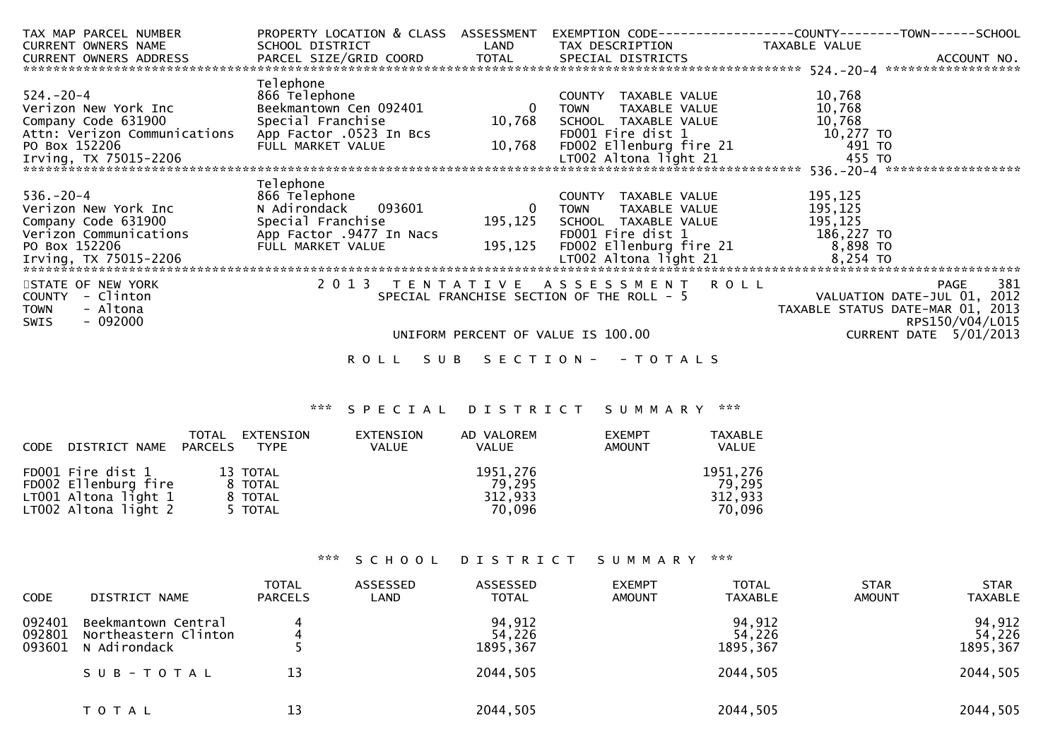| TAX MAP PARCEL NUMBER<br>CURRENT OWNERS NAME<br>CURRENT OWNERS ADDRESS | PROPERTY LOCATION & CLASS<br>SCHOOL DISTRICT<br>PARCEL SIZE/GRID COORD | ASSESSMENT<br>LAND<br>TOTAL | EXEMPTION CODE<br>TAX DESCRIPTION<br>SPECIAL DISTRICTS | COUNTY / TOWN / SCHOOL<br>TAXABLE VALUE | ACCOUNT NO. |
|---|---|---|---|---|---|
| 524.-20-4 | | | | | |
| 524.-20-4 | Telephone | | | | |
| Verizon New York Inc | 866 Telephone | | COUNTY TAXABLE VALUE | 10,768 | |
| Company Code 631900 | Beekmantown Cen 092401 | 0 | TOWN TAXABLE VALUE | 10,768 | |
| Attn: Verizon Communications | Special Franchise | 10,768 | SCHOOL TAXABLE VALUE | 10,768 | |
| PO Box 152206 | App Factor .0523 In Bcs | | FD001 Fire dist 1 | 10,277 TO | |
| Irving, TX 75015-2206 | FULL MARKET VALUE | 10,768 | FD002 Ellenburg fire 21 | 491 TO | |
| | | | LT002 Altona light 21 | 455 TO | |
| 536.-20-4 | | | | | |
| 536.-20-4 | Telephone | | | | |
| Verizon New York Inc | 866 Telephone | | COUNTY TAXABLE VALUE | 195,125 | |
| Company Code 631900 | N Adirondack 093601 | 0 | TOWN TAXABLE VALUE | 195,125 | |
| Verizon Communications | Special Franchise | 195,125 | SCHOOL TAXABLE VALUE | 195,125 | |
| PO Box 152206 | App Factor .9477 In Nacs | | FD001 Fire dist 1 | 186,227 TO | |
| Irving, TX 75015-2206 | FULL MARKET VALUE | 195,125 | FD002 Ellenburg fire 21 | 8,898 TO | |
| | | | LT002 Altona light 21 | 8,254 TO | |

STATE OF NEW YORK
COUNTY - Clinton
TOWN - Altona
SWIS - 092000

2 0 1 3 T E N T A T I V E A S S E S S M E N T R O L L
SPECIAL FRANCHISE SECTION OF THE ROLL - 5

VALUATION DATE-JUL 01, 2012
TAXABLE STATUS DATE-MAR 01, 2013
RPS150/V04/L015
CURRENT DATE 5/01/2013

UNIFORM PERCENT OF VALUE IS 100.00

R O L L S U B S E C T I O N - - T O T A L S

*** S P E C I A L D I S T R I C T S U M M A R Y ***

| CODE | DISTRICT NAME | TOTAL PARCELS | EXTENSION TYPE | EXTENSION VALUE | AD VALOREM VALUE | EXEMPT AMOUNT | TAXABLE VALUE |
|---|---|---|---|---|---|---|---|
| FD001 | Fire dist 1 | 13 | TOTAL | | 1951,276 | | 1951,276 |
| FD002 | Ellenburg fire | 8 | TOTAL | | 79,295 | | 79,295 |
| LT001 | Altona light 1 | 8 | TOTAL | | 312,933 | | 312,933 |
| LT002 | Altona light 2 | 5 | TOTAL | | 70,096 | | 70,096 |

*** S C H O O L D I S T R I C T S U M M A R Y ***

| CODE | DISTRICT NAME | TOTAL PARCELS | ASSESSED LAND | ASSESSED TOTAL | EXEMPT AMOUNT | TOTAL TAXABLE | STAR AMOUNT | STAR TAXABLE |
|---|---|---|---|---|---|---|---|---|
| 092401 | Beekmantown Central | 4 | | 94,912 | | 94,912 | | 94,912 |
| 092801 | Northeastern Clinton | 4 | | 54,226 | | 54,226 | | 54,226 |
| 093601 | N Adirondack | 5 | | 1895,367 | | 1895,367 | | 1895,367 |
| | S U B - T O T A L | 13 | | 2044,505 | | 2044,505 | | 2044,505 |
| | T O T A L | 13 | | 2044,505 | | 2044,505 | | 2044,505 |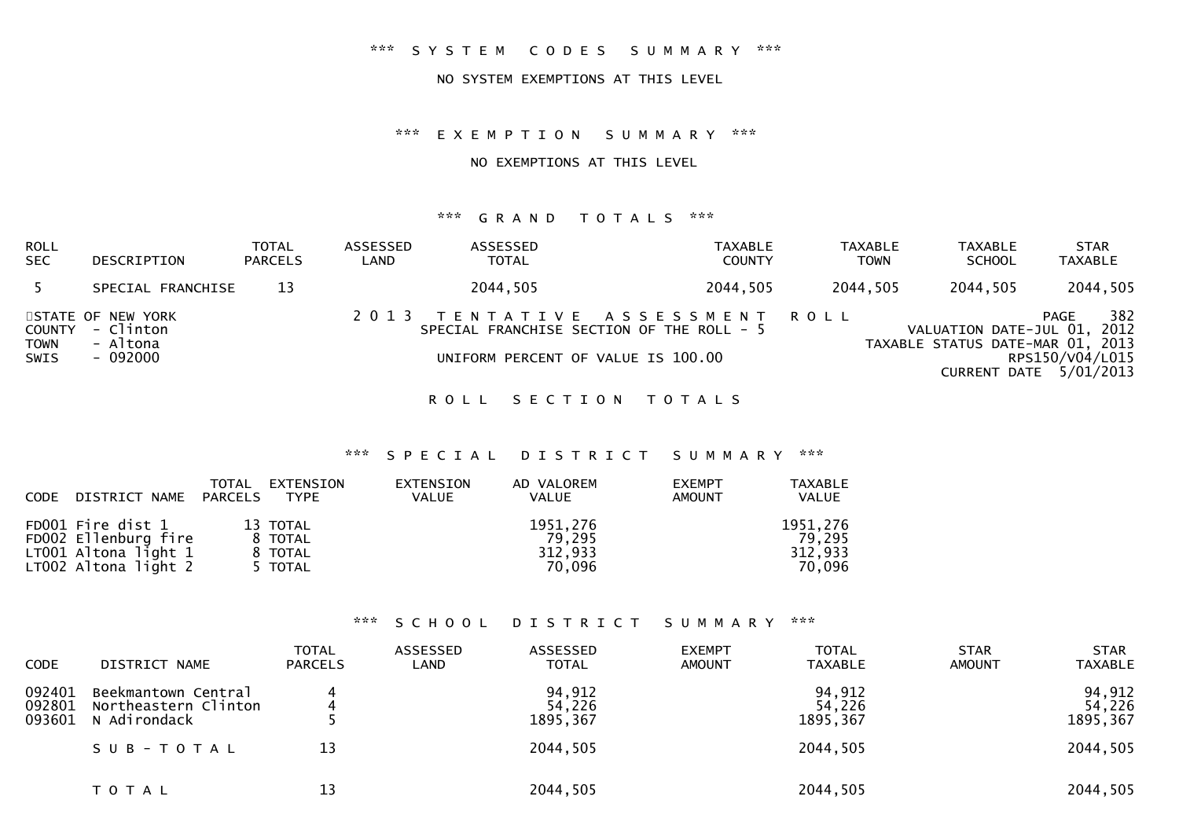*** SYSTEM CODES SUMMARY ***

NO SYSTEM EXEMPTIONS AT THIS LEVEL

*** EXEMPTION SUMMARY ***

NO EXEMPTIONS AT THIS LEVEL

*** GRAND TOTALS ***

| ROLL SEC | DESCRIPTION | TOTAL PARCELS | ASSESSED LAND | ASSESSED TOTAL | TAXABLE COUNTY | TAXABLE TOWN | TAXABLE SCHOOL | STAR TAXABLE |
|---|---|---|---|---|---|---|---|---|
| 5 | SPECIAL FRANCHISE | 13 | | 2044,505 | 2044,505 | 2044,505 | 2044,505 | 2044,505 |

STATE OF NEW YORK
COUNTY - Clinton
TOWN - Altona
SWIS - 092000

2013 TENTATIVE ASSESSMENT ROLL
SPECIAL FRANCHISE SECTION OF THE ROLL - 5

UNIFORM PERCENT OF VALUE IS 100.00

PAGE 382
VALUATION DATE-JUL 01, 2012
TAXABLE STATUS DATE-MAR 01, 2013
RPS150/V04/L015
CURRENT DATE 5/01/2013

ROLL SECTION TOTALS

*** SPECIAL DISTRICT SUMMARY ***

| CODE | DISTRICT NAME | TOTAL PARCELS | EXTENSION TYPE | EXTENSION VALUE | AD VALOREM VALUE | EXEMPT AMOUNT | TAXABLE VALUE |
|---|---|---|---|---|---|---|---|
| FD001 | Fire dist 1 | 13 | TOTAL | | 1951,276 | | 1951,276 |
| FD002 | Ellenburg fire | 8 | TOTAL | | 79,295 | | 79,295 |
| LT001 | Altona light 1 | 8 | TOTAL | | 312,933 | | 312,933 |
| LT002 | Altona light 2 | 5 | TOTAL | | 70,096 | | 70,096 |

*** SCHOOL DISTRICT SUMMARY ***

| CODE | DISTRICT NAME | TOTAL PARCELS | ASSESSED LAND | ASSESSED TOTAL | EXEMPT AMOUNT | TOTAL TAXABLE | STAR AMOUNT | STAR TAXABLE |
|---|---|---|---|---|---|---|---|---|
| 092401 | Beekmantown Central | 4 | | 94,912 | | 94,912 | | 94,912 |
| 092801 | Northeastern Clinton | 4 | | 54,226 | | 54,226 | | 54,226 |
| 093601 | N Adirondack | 5 | | 1895,367 | | 1895,367 | | 1895,367 |
| | SUB-TOTAL | 13 | | 2044,505 | | 2044,505 | | 2044,505 |
| | TOTAL | 13 | | 2044,505 | | 2044,505 | | 2044,505 |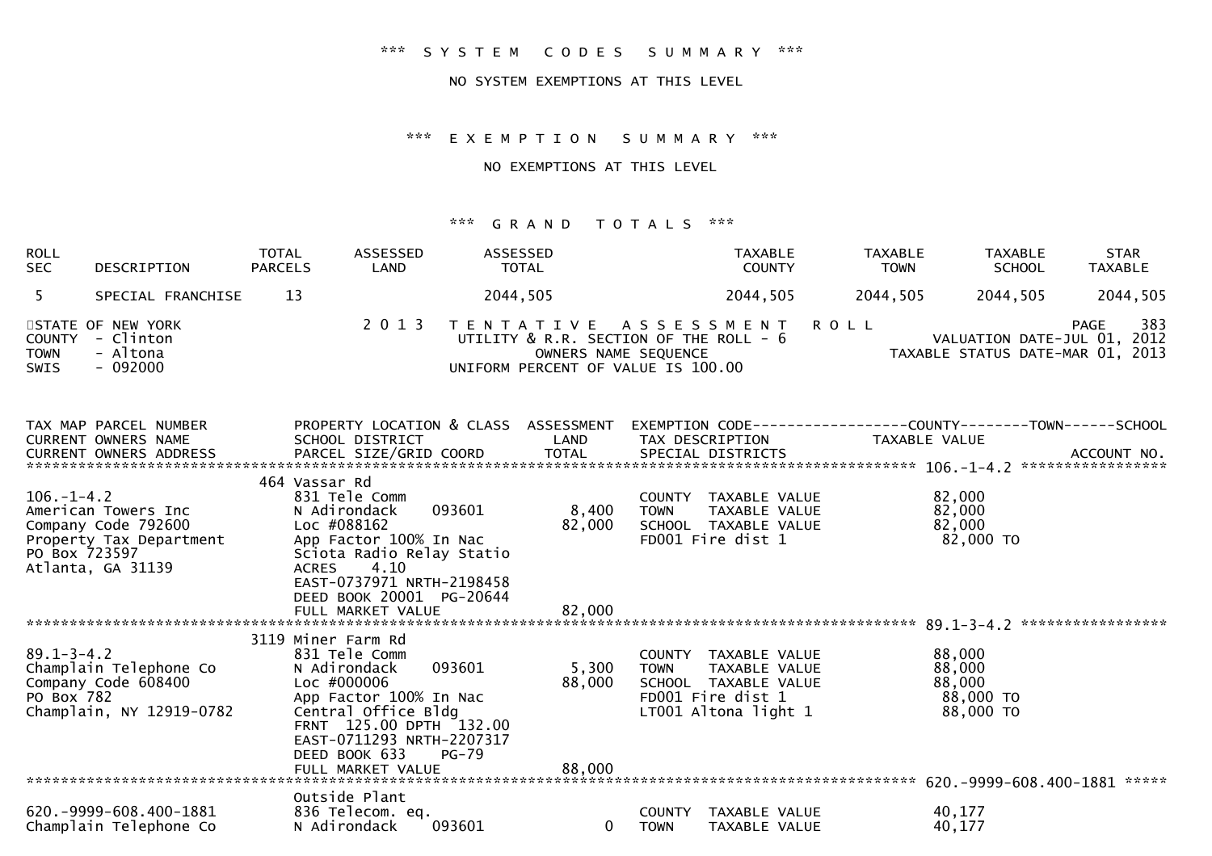*** SYSTEM CODES SUMMARY ***

NO SYSTEM EXEMPTIONS AT THIS LEVEL

*** EXEMPTION SUMMARY ***

NO EXEMPTIONS AT THIS LEVEL

*** GRAND TOTALS ***

| ROLL SEC | DESCRIPTION | TOTAL PARCELS | ASSESSED LAND | ASSESSED TOTAL | TAXABLE COUNTY | TAXABLE TOWN | TAXABLE SCHOOL | STAR TAXABLE |
|---|---|---|---|---|---|---|---|---|
| 5 | SPECIAL FRANCHISE | 13 | | 2044,505 | 2044,505 | 2044,505 | 2044,505 | 2044,505 |

STATE OF NEW YORK — 2013 TENTATIVE ASSESSMENT ROLL — PAGE 383
COUNTY - Clinton — UTILITY & R.R. SECTION OF THE ROLL - 6 — VALUATION DATE-JUL 01, 2012
TOWN - Altona — OWNERS NAME SEQUENCE — TAXABLE STATUS DATE-MAR 01, 2013
SWIS - 092000 — UNIFORM PERCENT OF VALUE IS 100.00

```
TAX MAP PARCEL NUMBER          PROPERTY LOCATION & CLASS  ASSESSMENT  EXEMPTION CODE------------------COUNTY--------TOWN------SCHOOL
CURRENT OWNERS NAME            SCHOOL DISTRICT               LAND     TAX DESCRIPTION            TAXABLE VALUE
CURRENT OWNERS ADDRESS         PARCEL SIZE/GRID COORD        TOTAL    SPECIAL DISTRICTS                                   ACCOUNT NO.
**************************************************************************************************** 106.-1-4.2 *****************
                             464 Vassar Rd
106.-1-4.2                     831 Tele Comm                          COUNTY  TAXABLE VALUE            82,000
American Towers Inc            N Adirondack     093601      8,400     TOWN    TAXABLE VALUE            82,000
Company Code 792600            Loc #088162                 82,000     SCHOOL  TAXABLE VALUE            82,000
Property Tax Department        App Factor 100% In Nac                 FD001 Fire dist 1                 82,000 TO
PO Box 723597                  Sciota Radio Relay Statio
Atlanta, GA 31139              ACRES     4.10
                               EAST-0737971 NRTH-2198458
                               DEED BOOK 20001  PG-20644
                               FULL MARKET VALUE           82,000
**************************************************************************************************** 89.1-3-4.2 *****************
                             3119 Miner Farm Rd
89.1-3-4.2                     831 Tele Comm                          COUNTY  TAXABLE VALUE            88,000
Champlain Telephone Co         N Adirondack     093601      5,300     TOWN    TAXABLE VALUE            88,000
Company Code 608400            Loc #000006                 88,000     SCHOOL  TAXABLE VALUE            88,000
PO Box 782                     App Factor 100% In Nac                 FD001 Fire dist 1                 88,000 TO
Champlain, NY 12919-0782       Central Office Bldg                    LT001 Altona light 1              88,000 TO
                               FRNT  125.00 DPTH  132.00
                               EAST-0711293 NRTH-2207317
                               DEED BOOK 633    PG-79
                               FULL MARKET VALUE           88,000
**************************************************************************************************** 620.-9999-608.400-1881 *****
                               Outside Plant
620.-9999-608.400-1881         836 Telecom. eq.                       COUNTY  TAXABLE VALUE            40,177
Champlain Telephone Co         N Adirondack     093601          0     TOWN    TAXABLE VALUE            40,177
```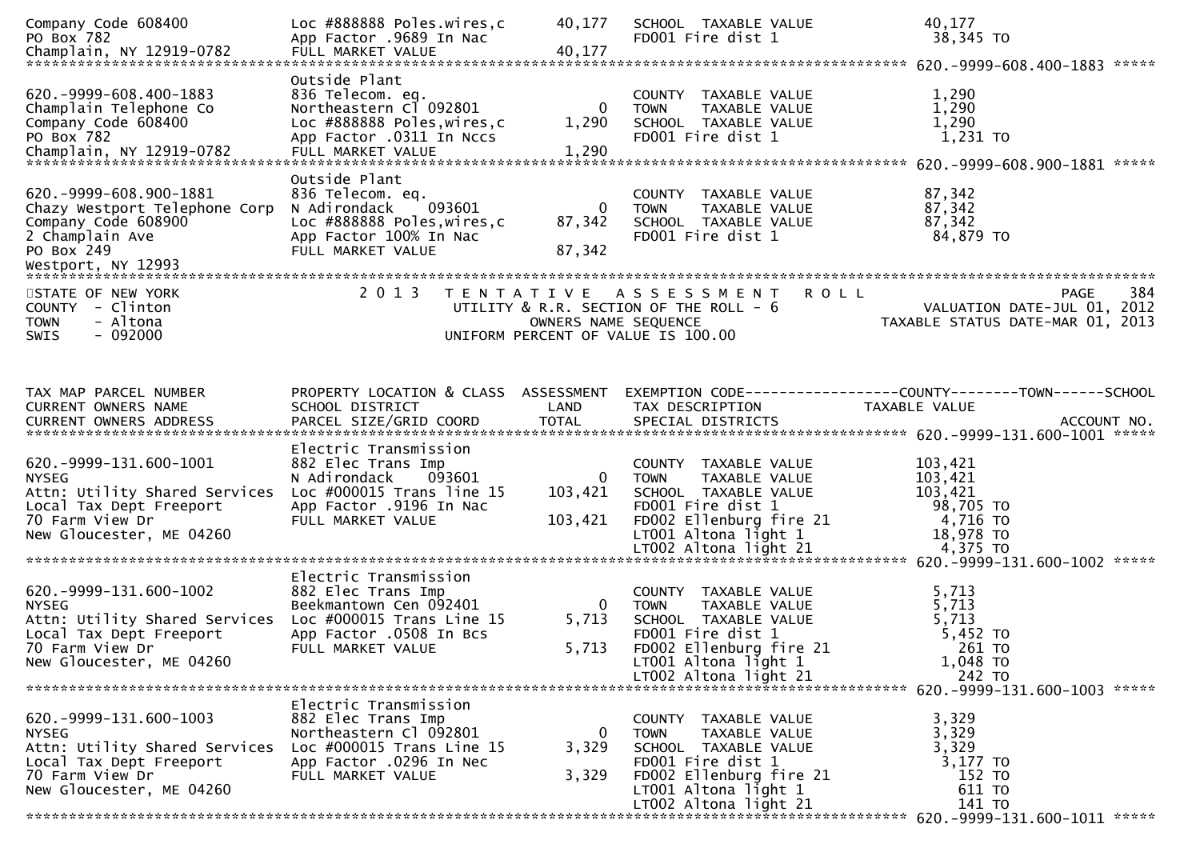```
Company Code 608400           Loc #888888 Poles.wires,c      40,177   SCHOOL  TAXABLE VALUE            40,177
PO Box 782                    App Factor .9689 In Nac                 FD001 Fire dist 1                 38,345 TO
Champlain, NY 12919-0782      FULL MARKET VALUE              40,177
******************************************************************************************************* 620.-9999-608.400-1883 *****
                              Outside Plant
620.-9999-608.400-1883        836 Telecom. eq.                        COUNTY  TAXABLE VALUE             1,290
Champlain Telephone Co        Northeastern Cl 092801             0    TOWN    TAXABLE VALUE             1,290
Company Code 608400           Loc #888888 Poles,wires,c       1,290   SCHOOL  TAXABLE VALUE             1,290
PO Box 782                    App Factor .0311 In Nccs                FD001 Fire dist 1                  1,231 TO
Champlain, NY 12919-0782      FULL MARKET VALUE               1,290
******************************************************************************************************* 620.-9999-608.900-1881 *****
                              Outside Plant
620.-9999-608.900-1881        836 Telecom. eq.                        COUNTY  TAXABLE VALUE            87,342
Chazy Westport Telephone Corp N Adirondack    093601             0    TOWN    TAXABLE VALUE            87,342
Company Code 608900           Loc #888888 Poles,wires,c      87,342   SCHOOL  TAXABLE VALUE            87,342
2 Champlain Ave               App Factor 100% In Nac                  FD001 Fire dist 1                 84,879 TO
PO Box 249                    FULL MARKET VALUE              87,342
Westport, NY 12993
*************************************************************************************************************************************
STATE OF NEW YORK              2 0 1 3   T E N T A T I V E   A S S E S S M E N T   R O L L                              PAGE   384
COUNTY  - Clinton                        UTILITY & R.R. SECTION OF THE ROLL - 6                       VALUATION DATE-JUL 01, 2012
TOWN    - Altona                                OWNERS NAME SEQUENCE                              TAXABLE STATUS DATE-MAR 01, 2013
SWIS    - 092000                          UNIFORM PERCENT OF VALUE IS 100.00


TAX MAP PARCEL NUMBER          PROPERTY LOCATION & CLASS  ASSESSMENT  EXEMPTION CODE------------------COUNTY--------TOWN------SCHOOL
CURRENT OWNERS NAME            SCHOOL DISTRICT               LAND      TAX DESCRIPTION            TAXABLE VALUE
CURRENT OWNERS ADDRESS         PARCEL SIZE/GRID COORD        TOTAL     SPECIAL DISTRICTS                                 ACCOUNT NO.
******************************************************************************************************* 620.-9999-131.600-1001 *****
                              Electric Transmission
620.-9999-131.600-1001        882 Elec Trans Imp                      COUNTY  TAXABLE VALUE           103,421
NYSEG                         N Adirondack    093601             0    TOWN    TAXABLE VALUE           103,421
Attn: Utility Shared Services Loc #000015 Trans line 15     103,421   SCHOOL  TAXABLE VALUE           103,421
Local Tax Dept Freeport       App Factor .9196 In Nac                 FD001 Fire dist 1                 98,705 TO
70 Farm View Dr               FULL MARKET VALUE             103,421   FD002 Ellenburg fire 21            4,716 TO
New Gloucester, ME 04260                                              LT001 Altona light 1              18,978 TO
                                                                      LT002 Altona light 21              4,375 TO
******************************************************************************************************* 620.-9999-131.600-1002 *****
                              Electric Transmission
620.-9999-131.600-1002        882 Elec Trans Imp                      COUNTY  TAXABLE VALUE             5,713
NYSEG                         Beekmantown Cen 092401             0    TOWN    TAXABLE VALUE             5,713
Attn: Utility Shared Services Loc #000015 Trans Line 15       5,713   SCHOOL  TAXABLE VALUE             5,713
Local Tax Dept Freeport       App Factor .0508 In Bcs                 FD001 Fire dist 1                  5,452 TO
70 Farm View Dr               FULL MARKET VALUE               5,713   FD002 Ellenburg fire 21              261 TO
New Gloucester, ME 04260                                              LT001 Altona light 1               1,048 TO
                                                                      LT002 Altona light 21                242 TO
******************************************************************************************************* 620.-9999-131.600-1003 *****
                              Electric Transmission
620.-9999-131.600-1003        882 Elec Trans Imp                      COUNTY  TAXABLE VALUE             3,329
NYSEG                         Northeastern Cl 092801             0    TOWN    TAXABLE VALUE             3,329
Attn: Utility Shared Services Loc #000015 Trans Line 15       3,329   SCHOOL  TAXABLE VALUE             3,329
Local Tax Dept Freeport       App Factor .0296 In Nec                 FD001 Fire dist 1                  3,177 TO
70 Farm View Dr               FULL MARKET VALUE               3,329   FD002 Ellenburg fire 21              152 TO
New Gloucester, ME 04260                                              LT001 Altona light 1                 611 TO
                                                                      LT002 Altona light 21                141 TO
******************************************************************************************************* 620.-9999-131.600-1011 *****
```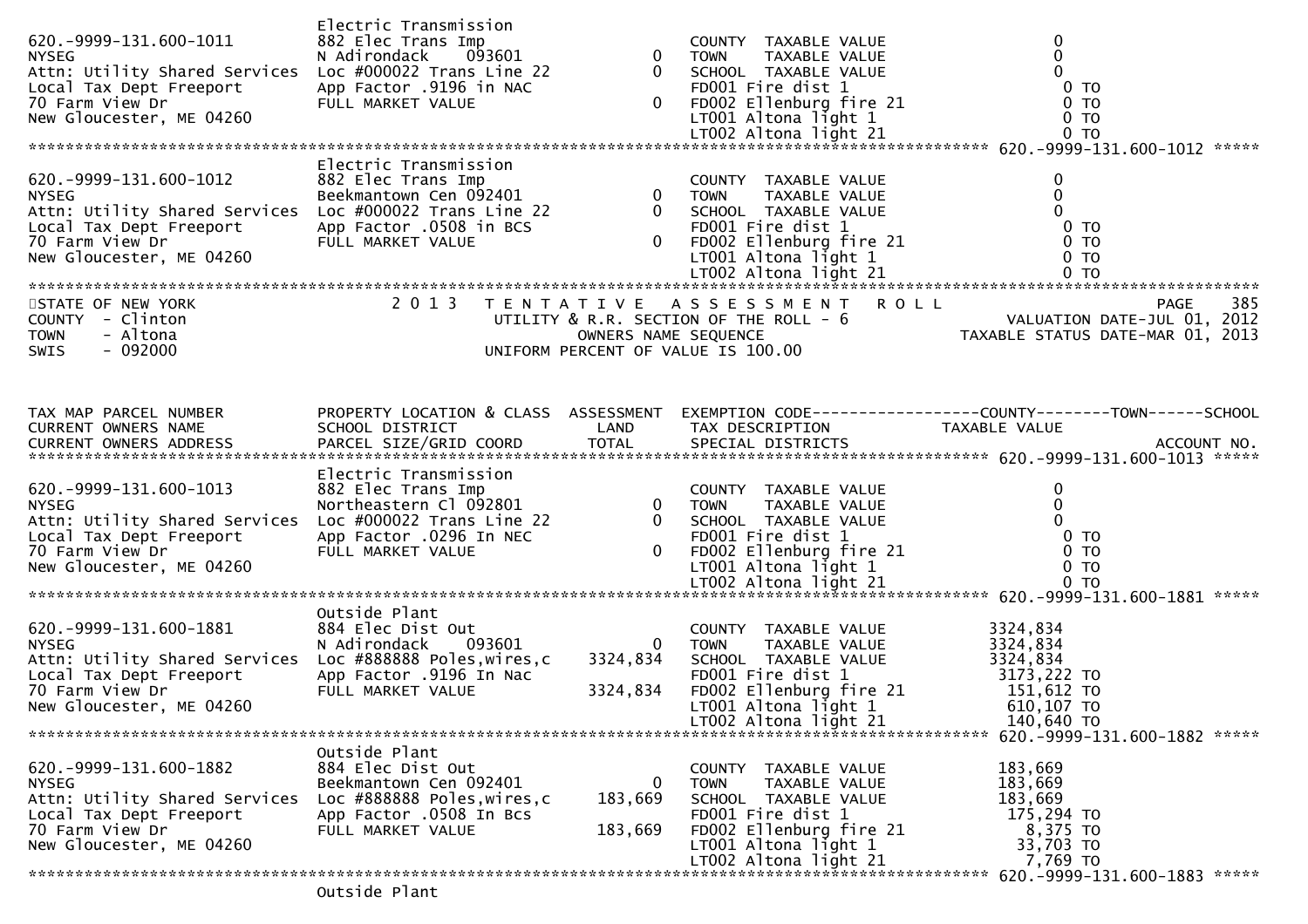| Parcel / Owner | Property Location & Class | Land | Total | Tax Description | Taxable Value |
|---|---|---|---|---|---|
| 620.-9999-131.600-1011 | Electric Transmission | | | | |
| NYSEG | 882 Elec Trans Imp | | | COUNTY TAXABLE VALUE | 0 |
| Attn: Utility Shared Services | N Adirondack 093601 | 0 | | TOWN TAXABLE VALUE | 0 |
| Local Tax Dept Freeport | Loc #000022 Trans Line 22 | | 0 | SCHOOL TAXABLE VALUE | 0 |
| 70 Farm View Dr | App Factor .9196 in NAC | | | FD001 Fire dist 1 | 0 TO |
| New Gloucester, ME 04260 | FULL MARKET VALUE | | 0 | FD002 Ellenburg fire 21 | 0 TO |
| | | | | LT001 Altona light 1 | 0 TO |
| | | | | LT002 Altona light 21 | 0 TO |
| 620.-9999-131.600-1012 | Electric Transmission | | | | |
| NYSEG | 882 Elec Trans Imp | | | COUNTY TAXABLE VALUE | 0 |
| Attn: Utility Shared Services | Beekmantown Cen 092401 | 0 | | TOWN TAXABLE VALUE | 0 |
| Local Tax Dept Freeport | Loc #000022 Trans Line 22 | | 0 | SCHOOL TAXABLE VALUE | 0 |
| 70 Farm View Dr | App Factor .0508 in BCS | | | FD001 Fire dist 1 | 0 TO |
| New Gloucester, ME 04260 | FULL MARKET VALUE | | 0 | FD002 Ellenburg fire 21 | 0 TO |
| | | | | LT001 Altona light 1 | 0 TO |
| | | | | LT002 Altona light 21 | 0 TO |

STATE OF NEW YORK — COUNTY - Clinton — TOWN - Altona — SWIS - 092000

2013 TENTATIVE ASSESSMENT ROLL — UTILITY & R.R. SECTION OF THE ROLL - 6 — OWNERS NAME SEQUENCE — UNIFORM PERCENT OF VALUE IS 100.00

VALUATION DATE-JUL 01, 2012 — TAXABLE STATUS DATE-MAR 01, 2013

| TAX MAP PARCEL NUMBER / CURRENT OWNERS NAME / CURRENT OWNERS ADDRESS | PROPERTY LOCATION & CLASS / SCHOOL DISTRICT / PARCEL SIZE/GRID COORD | ASSESSMENT LAND | TOTAL | EXEMPTION CODE / TAX DESCRIPTION / SPECIAL DISTRICTS | TAXABLE VALUE (COUNTY / TOWN / SCHOOL) ACCOUNT NO. |
|---|---|---|---|---|---|
| 620.-9999-131.600-1013 | Electric Transmission | | | | |
| NYSEG | 882 Elec Trans Imp | | | COUNTY TAXABLE VALUE | 0 |
| Attn: Utility Shared Services | Northeastern Cl 092801 | 0 | | TOWN TAXABLE VALUE | 0 |
| Local Tax Dept Freeport | Loc #000022 Trans Line 22 | | 0 | SCHOOL TAXABLE VALUE | 0 |
| 70 Farm View Dr | App Factor .0296 In NEC | | | FD001 Fire dist 1 | 0 TO |
| New Gloucester, ME 04260 | FULL MARKET VALUE | | 0 | FD002 Ellenburg fire 21 | 0 TO |
| | | | | LT001 Altona light 1 | 0 TO |
| | | | | LT002 Altona light 21 | 0 TO |
| 620.-9999-131.600-1881 | Outside Plant | | | | |
| NYSEG | 884 Elec Dist Out | | | COUNTY TAXABLE VALUE | 3324,834 |
| Attn: Utility Shared Services | N Adirondack 093601 | 0 | | TOWN TAXABLE VALUE | 3324,834 |
| Local Tax Dept Freeport | Loc #888888 Poles,wires,c | | 3324,834 | SCHOOL TAXABLE VALUE | 3324,834 |
| 70 Farm View Dr | App Factor .9196 In Nac | | | FD001 Fire dist 1 | 3173,222 TO |
| New Gloucester, ME 04260 | FULL MARKET VALUE | | 3324,834 | FD002 Ellenburg fire 21 | 151,612 TO |
| | | | | LT001 Altona light 1 | 610,107 TO |
| | | | | LT002 Altona light 21 | 140,640 TO |
| 620.-9999-131.600-1882 | Outside Plant | | | | |
| NYSEG | 884 Elec Dist Out | | | COUNTY TAXABLE VALUE | 183,669 |
| Attn: Utility Shared Services | Beekmantown Cen 092401 | 0 | | TOWN TAXABLE VALUE | 183,669 |
| Local Tax Dept Freeport | Loc #888888 Poles,wires,c | | 183,669 | SCHOOL TAXABLE VALUE | 183,669 |
| 70 Farm View Dr | App Factor .0508 In Bcs | | | FD001 Fire dist 1 | 175,294 TO |
| New Gloucester, ME 04260 | FULL MARKET VALUE | | 183,669 | FD002 Ellenburg fire 21 | 8,375 TO |
| | | | | LT001 Altona light 1 | 33,703 TO |
| | | | | LT002 Altona light 21 | 7,769 TO |
| 620.-9999-131.600-1883 | Outside Plant | | | | |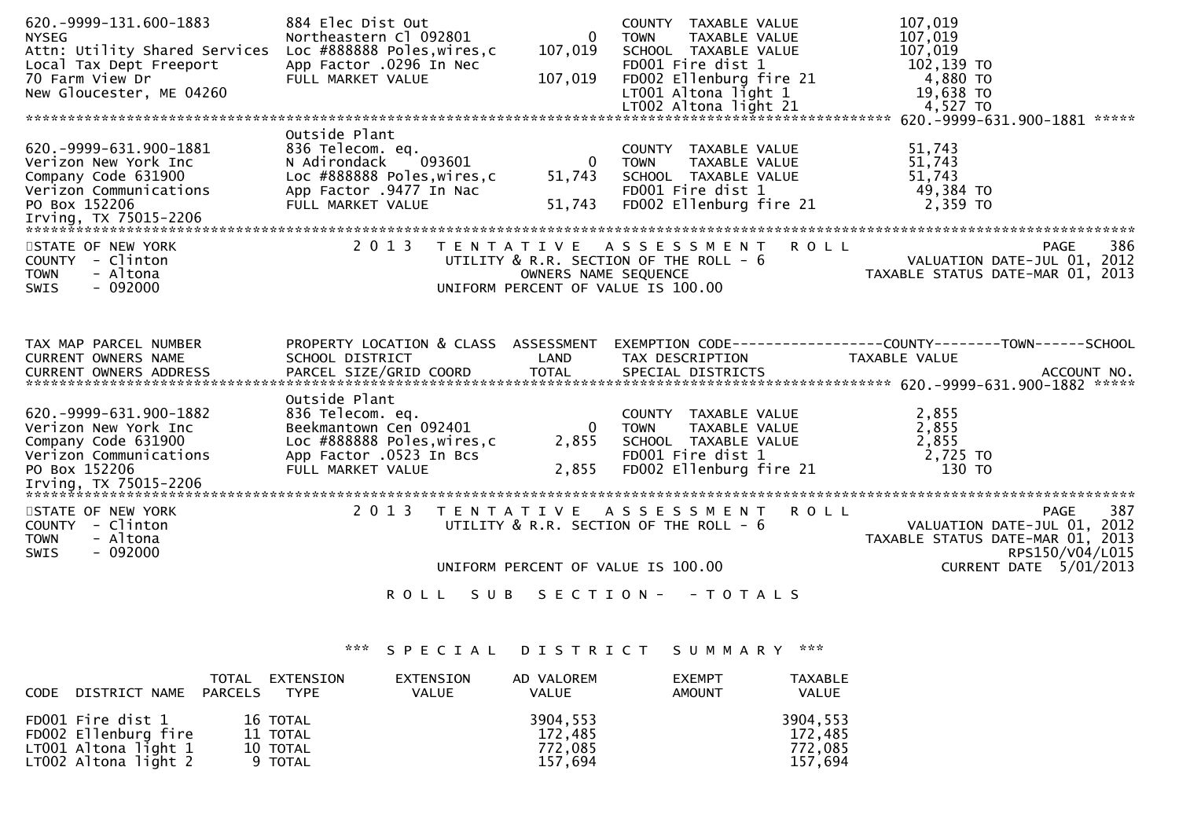| | | | | |
|---|---|---|---|---|
| 620.-9999-131.600-1883 | 884 Elec Dist Out | | COUNTY TAXABLE VALUE | 107,019 |
| NYSEG | Northeastern Cl 092801 | 0 | TOWN TAXABLE VALUE | 107,019 |
| Attn: Utility Shared Services | Loc #888888 Poles,wires,c | 107,019 | SCHOOL TAXABLE VALUE | 107,019 |
| Local Tax Dept Freeport | App Factor .0296 In Nec | | FD001 Fire dist 1 | 102,139 TO |
| 70 Farm View Dr | FULL MARKET VALUE | 107,019 | FD002 Ellenburg fire 21 | 4,880 TO |
| New Gloucester, ME 04260 | | | LT001 Altona light 1 | 19,638 TO |
| | | | LT002 Altona light 21 | 4,527 TO |

************************************************************************************************ 620.-9999-631.900-1881 *****

| | | | | |
|---|---|---|---|---|
| | Outside Plant | | | |
| 620.-9999-631.900-1881 | 836 Telecom. eq. | | COUNTY TAXABLE VALUE | 51,743 |
| Verizon New York Inc | N Adirondack 093601 | 0 | TOWN TAXABLE VALUE | 51,743 |
| Company Code 631900 | Loc #888888 Poles,wires,c | 51,743 | SCHOOL TAXABLE VALUE | 51,743 |
| Verizon Communications | App Factor .9477 In Nac | | FD001 Fire dist 1 | 49,384 TO |
| PO Box 152206 | FULL MARKET VALUE | 51,743 | FD002 Ellenburg fire 21 | 2,359 TO |
| Irving, TX 75015-2206 | | | | |

STATE OF NEW YORK — 2013 TENTATIVE ASSESSMENT ROLL — PAGE 386
COUNTY - Clinton — UTILITY & R.R. SECTION OF THE ROLL - 6 — VALUATION DATE-JUL 01, 2012
TOWN - Altona — OWNERS NAME SEQUENCE — TAXABLE STATUS DATE-MAR 01, 2013
SWIS - 092000 — UNIFORM PERCENT OF VALUE IS 100.00

| TAX MAP PARCEL NUMBER / CURRENT OWNERS NAME / CURRENT OWNERS ADDRESS | PROPERTY LOCATION & CLASS / SCHOOL DISTRICT / PARCEL SIZE/GRID COORD | ASSESSMENT LAND / TOTAL | EXEMPTION CODE / TAX DESCRIPTION / SPECIAL DISTRICTS | COUNTY--TOWN--SCHOOL TAXABLE VALUE ACCOUNT NO. |
|---|---|---|---|---|
| | | | | 620.-9999-631.900-1882 ***** |
| | Outside Plant | | | |
| 620.-9999-631.900-1882 | 836 Telecom. eq. | | COUNTY TAXABLE VALUE | 2,855 |
| Verizon New York Inc | Beekmantown Cen 092401 | 0 | TOWN TAXABLE VALUE | 2,855 |
| Company Code 631900 | Loc #888888 Poles,wires,c | 2,855 | SCHOOL TAXABLE VALUE | 2,855 |
| Verizon Communications | App Factor .0523 In Bcs | | FD001 Fire dist 1 | 2,725 TO |
| PO Box 152206 | FULL MARKET VALUE | 2,855 | FD002 Ellenburg fire 21 | 130 TO |
| Irving, TX 75015-2206 | | | | |

STATE OF NEW YORK — 2013 TENTATIVE ASSESSMENT ROLL — PAGE 387
COUNTY - Clinton — UTILITY & R.R. SECTION OF THE ROLL - 6 — VALUATION DATE-JUL 01, 2012
TOWN - Altona — TAXABLE STATUS DATE-MAR 01, 2013
SWIS - 092000 — RPS150/V04/L015
UNIFORM PERCENT OF VALUE IS 100.00 — CURRENT DATE 5/01/2013

ROLL SUB SECTION- - TOTALS

*** SPECIAL DISTRICT SUMMARY ***

| CODE DISTRICT NAME | TOTAL PARCELS | EXTENSION TYPE | EXTENSION VALUE | AD VALOREM VALUE | EXEMPT AMOUNT | TAXABLE VALUE |
|---|---|---|---|---|---|---|
| FD001 Fire dist 1 | 16 | TOTAL | | 3904,553 | | 3904,553 |
| FD002 Ellenburg fire | 11 | TOTAL | | 172,485 | | 172,485 |
| LT001 Altona light 1 | 10 | TOTAL | | 772,085 | | 772,085 |
| LT002 Altona light 2 | 9 | TOTAL | | 157,694 | | 157,694 |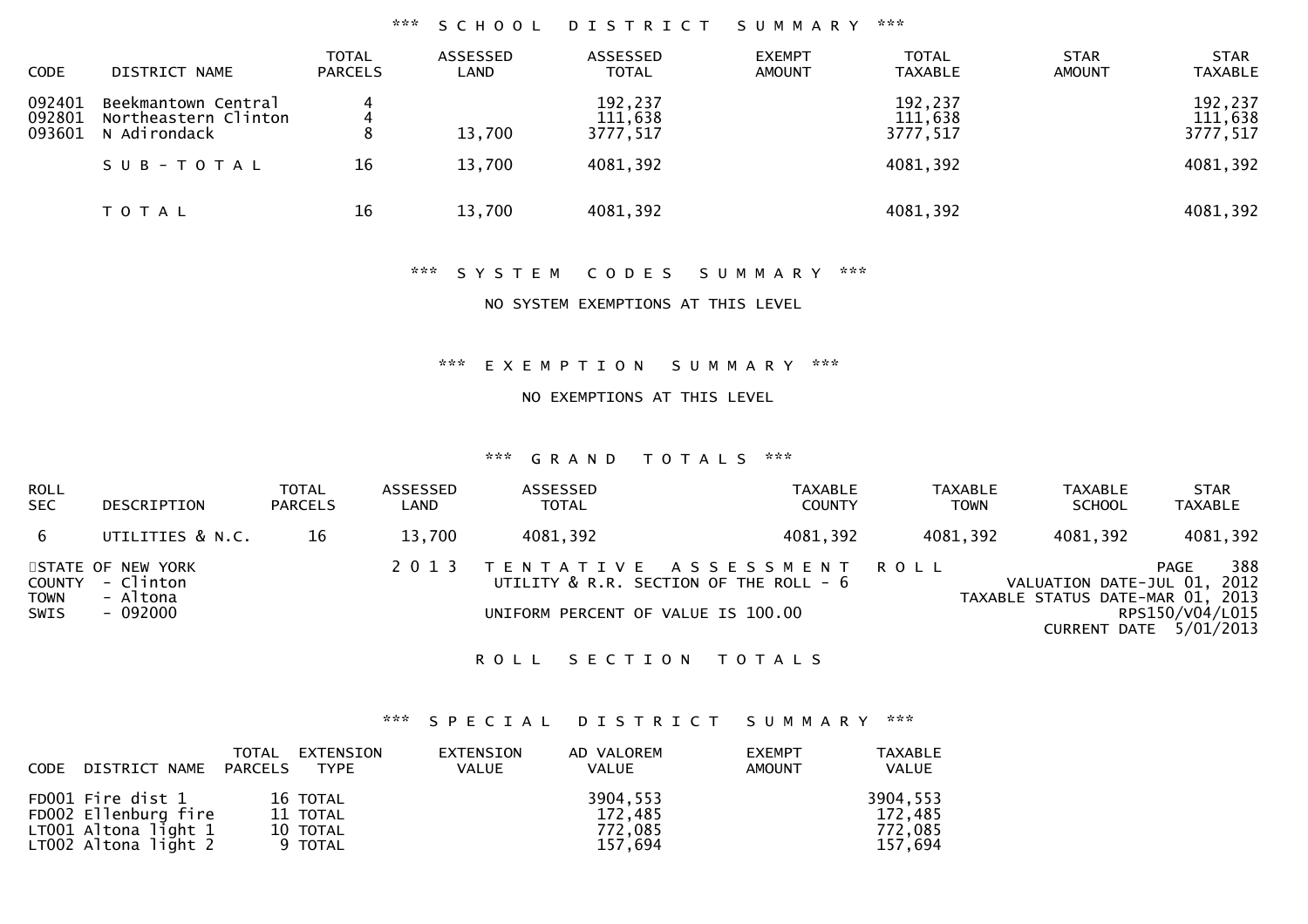### *** SCHOOL DISTRICT SUMMARY ***

| CODE | DISTRICT NAME | TOTAL PARCELS | ASSESSED LAND | ASSESSED TOTAL | EXEMPT AMOUNT | TOTAL TAXABLE | STAR AMOUNT | STAR TAXABLE |
|---|---|---|---|---|---|---|---|---|
| 092401 | Beekmantown Central | 4 | | 192,237 | | 192,237 | | 192,237 |
| 092801 | Northeastern Clinton | 4 | | 111,638 | | 111,638 | | 111,638 |
| 093601 | N Adirondack | 8 | 13,700 | 3777,517 | | 3777,517 | | 3777,517 |
| | S U B - T O T A L | 16 | 13,700 | 4081,392 | | 4081,392 | | 4081,392 |
| | T O T A L | 16 | 13,700 | 4081,392 | | 4081,392 | | 4081,392 |

### *** SYSTEM CODES SUMMARY ***

NO SYSTEM EXEMPTIONS AT THIS LEVEL

### *** EXEMPTION SUMMARY ***

NO EXEMPTIONS AT THIS LEVEL

### *** GRAND TOTALS ***

| ROLL SEC | DESCRIPTION | TOTAL PARCELS | ASSESSED LAND | ASSESSED TOTAL | TAXABLE COUNTY | TAXABLE TOWN | TAXABLE SCHOOL | STAR TAXABLE |
|---|---|---|---|---|---|---|---|---|
| 6 | UTILITIES & N.C. | 16 | 13,700 | 4081,392 | 4081,392 | 4081,392 | 4081,392 | 4081,392 |

STATE OF NEW YORK
COUNTY - Clinton
TOWN - Altona
SWIS - 092000

2013 TENTATIVE ASSESSMENT ROLL
UTILITY & R.R. SECTION OF THE ROLL - 6

UNIFORM PERCENT OF VALUE IS 100.00

PAGE 388
VALUATION DATE-JUL 01, 2012
TAXABLE STATUS DATE-MAR 01, 2013
RPS150/V04/L015
CURRENT DATE 5/01/2013

## ROLL SECTION TOTALS

### *** SPECIAL DISTRICT SUMMARY ***

| CODE | DISTRICT NAME | TOTAL PARCELS | EXTENSION TYPE | EXTENSION VALUE | AD VALOREM VALUE | EXEMPT AMOUNT | TAXABLE VALUE |
|---|---|---|---|---|---|---|---|
| FD001 | Fire dist 1 | 16 | TOTAL | | 3904,553 | | 3904,553 |
| FD002 | Ellenburg fire | 11 | TOTAL | | 172,485 | | 172,485 |
| LT001 | Altona light 1 | 10 | TOTAL | | 772,085 | | 772,085 |
| LT002 | Altona light 2 | 9 | TOTAL | | 157,694 | | 157,694 |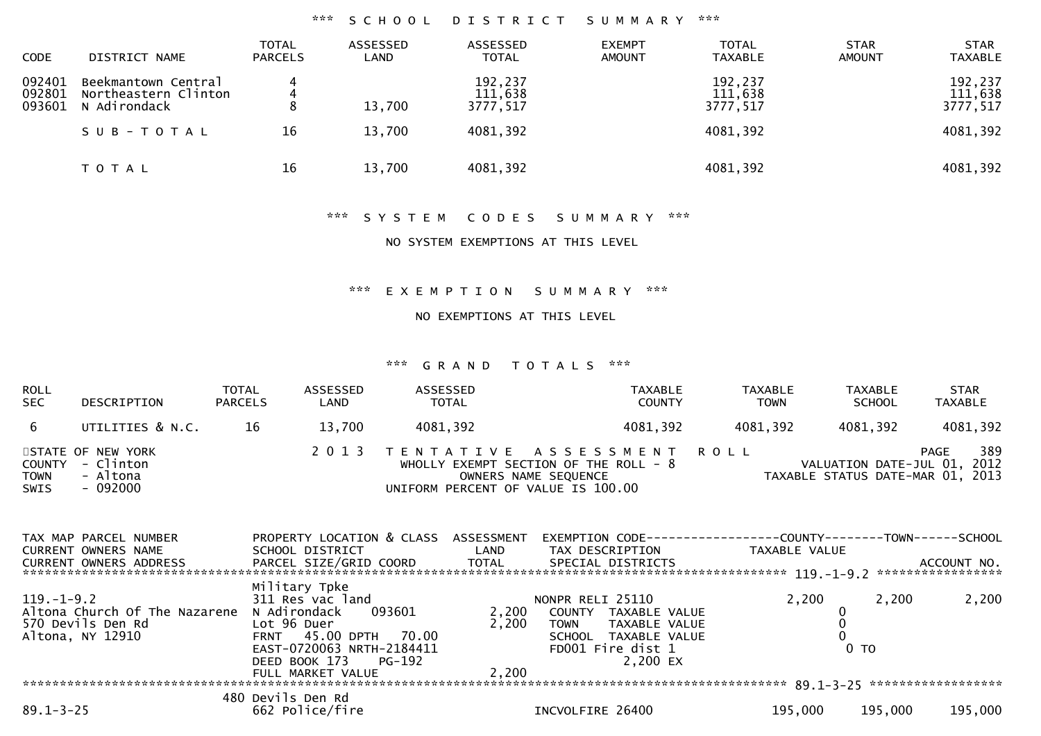### \*\*\* SCHOOL DISTRICT SUMMARY \*\*\*

| CODE | DISTRICT NAME | TOTAL PARCELS | ASSESSED LAND | ASSESSED TOTAL | EXEMPT AMOUNT | TOTAL TAXABLE | STAR AMOUNT | STAR TAXABLE |
|---|---|---|---|---|---|---|---|---|
| 092401 | Beekmantown Central | 4 | | 192,237 | | 192,237 | | 192,237 |
| 092801 | Northeastern Clinton | 4 | | 111,638 | | 111,638 | | 111,638 |
| 093601 | N Adirondack | 8 | 13,700 | 3777,517 | | 3777,517 | | 3777,517 |
| | SUB-TOTAL | 16 | 13,700 | 4081,392 | | 4081,392 | | 4081,392 |
| | TOTAL | 16 | 13,700 | 4081,392 | | 4081,392 | | 4081,392 |

### \*\*\* SYSTEM CODES SUMMARY \*\*\*

NO SYSTEM EXEMPTIONS AT THIS LEVEL

### \*\*\* EXEMPTION SUMMARY \*\*\*

NO EXEMPTIONS AT THIS LEVEL

### \*\*\* GRAND TOTALS \*\*\*

| ROLL SEC | DESCRIPTION | TOTAL PARCELS | ASSESSED LAND | ASSESSED TOTAL | TAXABLE COUNTY | TAXABLE TOWN | TAXABLE SCHOOL | STAR TAXABLE |
|---|---|---|---|---|---|---|---|---|
| 6 | UTILITIES & N.C. | 16 | 13,700 | 4081,392 | 4081,392 | 4081,392 | 4081,392 | 4081,392 |

STATE OF NEW YORK — 2013 TENTATIVE ASSESSMENT ROLL — PAGE 389
COUNTY - Clinton — WHOLLY EXEMPT SECTION OF THE ROLL - 8 — VALUATION DATE-JUL 01, 2012
TOWN - Altona — OWNERS NAME SEQUENCE — TAXABLE STATUS DATE-MAR 01, 2013
SWIS - 092000 — UNIFORM PERCENT OF VALUE IS 100.00

```
TAX MAP PARCEL NUMBER          PROPERTY LOCATION & CLASS  ASSESSMENT  EXEMPTION CODE------------------COUNTY--------TOWN------SCHOOL
CURRENT OWNERS NAME            SCHOOL DISTRICT               LAND      TAX DESCRIPTION            TAXABLE VALUE
CURRENT OWNERS ADDRESS         PARCEL SIZE/GRID COORD        TOTAL     SPECIAL DISTRICTS                                   ACCOUNT NO.
************************************************************************************************************ 119.-1-9.2 *****************
                               Military Tpke
119.-1-9.2                     311 Res vac land                        NONPR RELI 25110               2,200      2,200       2,200
Altona Church Of The Nazarene  N Adirondack      093601        2,200     COUNTY  TAXABLE VALUE                  0
570 Devils Den Rd              Lot 96 Duer                     2,200     TOWN    TAXABLE VALUE                  0
Altona, NY 12910               FRNT   45.00 DPTH   70.00                 SCHOOL  TAXABLE VALUE                  0
                               EAST-0720063 NRTH-2184411                 FD001 Fire dist 1                      0 TO
                               DEED BOOK 173    PG-192                           2,200 EX
                               FULL MARKET VALUE               2,200
************************************************************************************************************ 89.1-3-25 ******************
                           480 Devils Den Rd
89.1-3-25                      662 Police/fire                         INCVOLFIRE 26400             195,000    195,000     195,000
```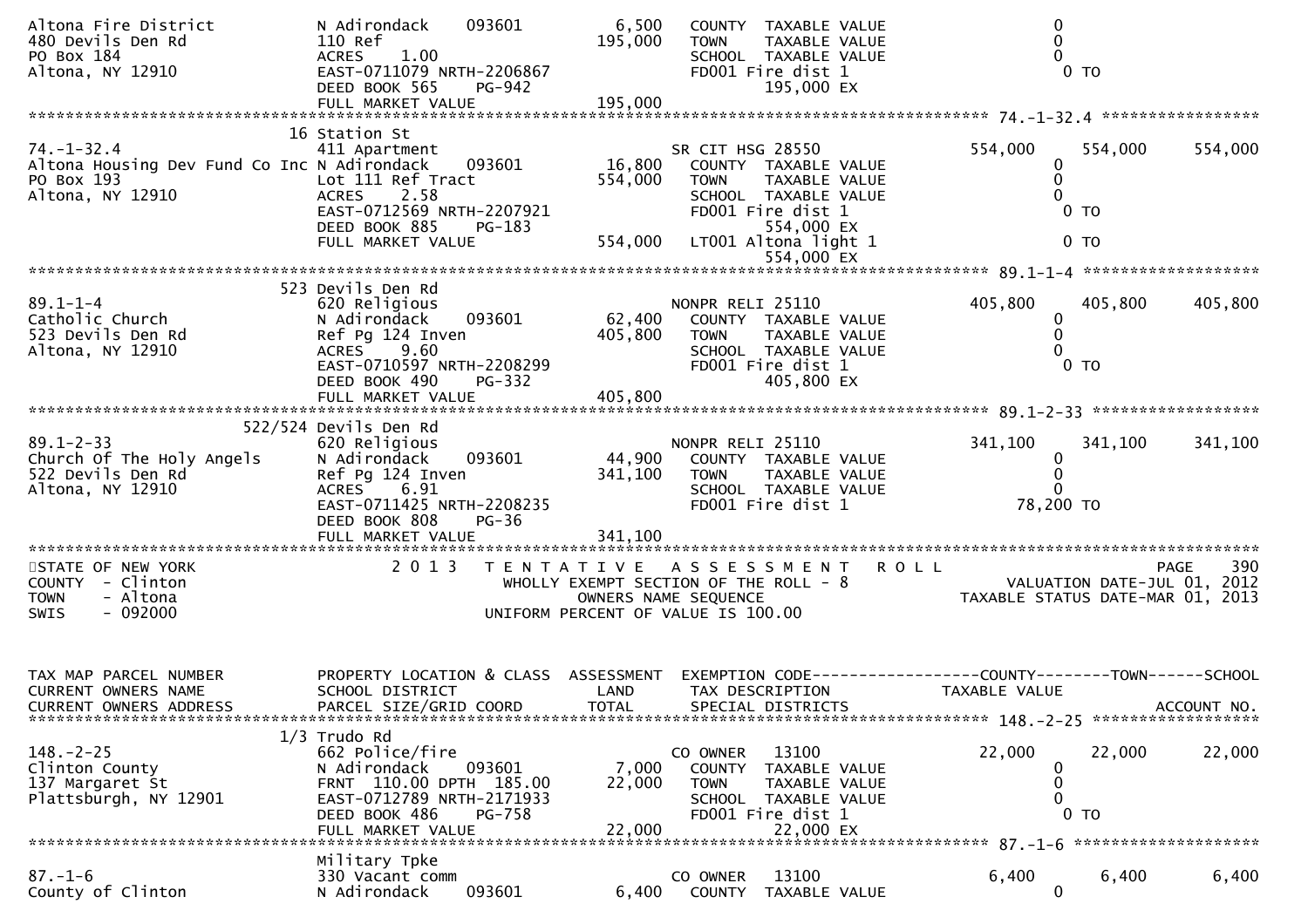```
Altona Fire District           N Adirondack     093601        6,500   COUNTY  TAXABLE VALUE                 0
480 Devils Den Rd              110 Ref                      195,000   TOWN    TAXABLE VALUE                 0
PO Box 184                     ACRES    1.00                          SCHOOL  TAXABLE VALUE                 0
Altona, NY 12910               EAST-0711079 NRTH-2206867              FD001 Fire dist 1                      0 TO
                               DEED BOOK 565    PG-942                      195,000 EX
                               FULL MARKET VALUE            195,000
******************************************************************************************************* 74.-1-32.4 *****************
                            16 Station St
74.-1-32.4                     411 Apartment                          SR CIT HSG 28550              554,000      554,000      554,000
Altona Housing Dev Fund Co Inc N Adirondack     093601       16,800   COUNTY  TAXABLE VALUE                 0
PO Box 193                     Lot 111 Ref Tract            554,000   TOWN    TAXABLE VALUE                 0
Altona, NY 12910               ACRES    2.58                          SCHOOL  TAXABLE VALUE                 0
                               EAST-0712569 NRTH-2207921              FD001 Fire dist 1                      0 TO
                               DEED BOOK 885    PG-183                      554,000 EX
                               FULL MARKET VALUE            554,000   LT001 Altona light 1                   0 TO
                                                                            554,000 EX
******************************************************************************************************* 89.1-1-4 *******************
                            523 Devils Den Rd
89.1-1-4                       620 Religious                          NONPR RELI 25110              405,800      405,800      405,800
Catholic Church                N Adirondack     093601       62,400   COUNTY  TAXABLE VALUE                 0
523 Devils Den Rd              Ref Pg 124 Inven             405,800   TOWN    TAXABLE VALUE                 0
Altona, NY 12910               ACRES    9.60                          SCHOOL  TAXABLE VALUE                 0
                               EAST-0710597 NRTH-2208299              FD001 Fire dist 1                      0 TO
                               DEED BOOK 490    PG-332                      405,800 EX
                               FULL MARKET VALUE            405,800
******************************************************************************************************* 89.1-2-33 ******************
                        522/524 Devils Den Rd
89.1-2-33                      620 Religious                          NONPR RELI 25110              341,100      341,100      341,100
Church Of The Holy Angels      N Adirondack     093601       44,900   COUNTY  TAXABLE VALUE                 0
522 Devils Den Rd              Ref Pg 124 Inven             341,100   TOWN    TAXABLE VALUE                 0
Altona, NY 12910               ACRES    6.91                          SCHOOL  TAXABLE VALUE                 0
                               EAST-0711425 NRTH-2208235              FD001 Fire dist 1                 78,200 TO
                               DEED BOOK 808    PG-36
                               FULL MARKET VALUE            341,100
************************************************************************************************************************************
STATE OF NEW YORK                 2 0 1 3   T E N T A T I V E   A S S E S S M E N T   R O L L                          PAGE    390
COUNTY  - Clinton                           WHOLLY EXEMPT SECTION OF THE ROLL - 8                       VALUATION DATE-JUL 01, 2012
TOWN    - Altona                                   OWNERS NAME SEQUENCE                            TAXABLE STATUS DATE-MAR 01, 2013
SWIS    - 092000                            UNIFORM PERCENT OF VALUE IS 100.00


TAX MAP PARCEL NUMBER          PROPERTY LOCATION & CLASS  ASSESSMENT  EXEMPTION CODE------------------COUNTY--------TOWN------SCHOOL
CURRENT OWNERS NAME            SCHOOL DISTRICT               LAND      TAX DESCRIPTION            TAXABLE VALUE
CURRENT OWNERS ADDRESS         PARCEL SIZE/GRID COORD        TOTAL     SPECIAL DISTRICTS                                  ACCOUNT NO.
******************************************************************************************************* 148.-2-25 ******************
                           1/3 Trudo Rd
148.-2-25                      662 Police/fire                        CO OWNER    13100              22,000       22,000       22,000
Clinton County                 N Adirondack     093601        7,000   COUNTY  TAXABLE VALUE                 0
137 Margaret St                FRNT  110.00 DPTH  185.00     22,000   TOWN    TAXABLE VALUE                 0
Plattsburgh, NY 12901          EAST-0712789 NRTH-2171933              SCHOOL  TAXABLE VALUE                 0
                               DEED BOOK 486    PG-758                FD001 Fire dist 1                      0 TO
                               FULL MARKET VALUE             22,000         22,000 EX
******************************************************************************************************* 87.-1-6 ********************
                               Military Tpke
87.-1-6                        330 Vacant comm                        CO OWNER    13100               6,400        6,400        6,400
County of Clinton              N Adirondack     093601        6,400   COUNTY  TAXABLE VALUE                 0
```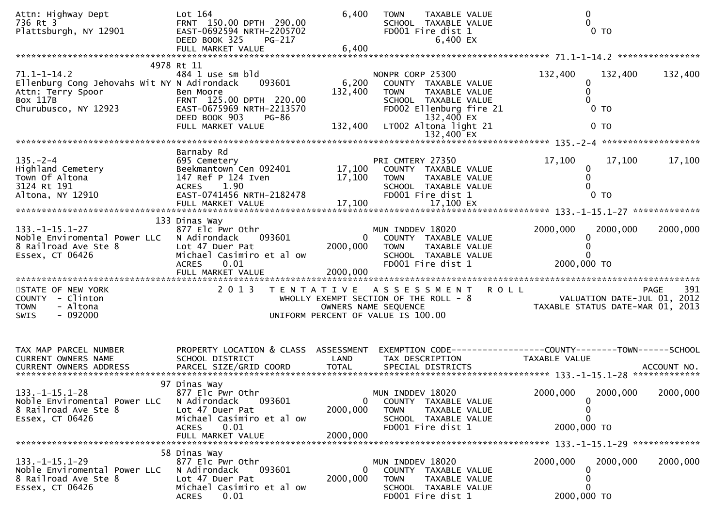```
Attn: Highway Dept              Lot 164                             6,400   TOWN    TAXABLE VALUE                     0
736 Rt 3                        FRNT 150.00 DPTH 290.00                     SCHOOL  TAXABLE VALUE                     0
Plattsburgh, NY 12901           EAST-0692594 NRTH-2205702                   FD001 Fire dist 1                           0 TO
                                DEED BOOK 325    PG-217                            6,400 EX
                                FULL MARKET VALUE                   6,400
******************************************************************************************************* 71.1-1-14.2 *****************
                         4978 Rt 11
71.1-1-14.2                     484 1 use sm bld                            NONPR CORP 25300              132,400     132,400     132,400
Ellenburg Cong Jehovahs Wit NY N Adirondack      093601           6,200   COUNTY  TAXABLE VALUE                     0
Attn: Terry Spoor               Ben Moore                         132,400   TOWN    TAXABLE VALUE                     0
Box 117B                        FRNT 125.00 DPTH 220.00                     SCHOOL  TAXABLE VALUE                     0
Churubusco, NY 12923            EAST-0675969 NRTH-2213570                   FD002 Ellenburg fire 21                     0 TO
                                DEED BOOK 903    PG-86                             132,400 EX
                                FULL MARKET VALUE                 132,400   LT002 Altona light 21                       0 TO
                                                                                   132,400 EX
******************************************************************************************************* 135.-2-4 *******************
                                Barnaby Rd
135.-2-4                        695 Cemetery                                PRI CMTERY 27350               17,100      17,100      17,100
Highland Cemetery               Beekmantown Cen 092401           17,100   COUNTY  TAXABLE VALUE                     0
Town Of Altona                  147 Ref P 124 Iven               17,100   TOWN    TAXABLE VALUE                     0
3124 Rt 191                     ACRES     1.90                              SCHOOL  TAXABLE VALUE                     0
Altona, NY 12910                EAST-0741456 NRTH-2182478                   FD001 Fire dist 1                           0 TO
                                FULL MARKET VALUE                  17,100          17,100 EX
******************************************************************************************************* 133.-1-15.1-27 *************
                          133 Dinas Way
133.-1-15.1-27                  877 Elc Pwr Othr                            MUN INDDEV 18020            2000,000    2000,000    2000,000
Noble Enviromental Power LLC    N Adirondack      093601              0   COUNTY  TAXABLE VALUE                     0
8 Railroad Ave Ste 8            Lot 47 Duer Pat                  2000,000   TOWN    TAXABLE VALUE                     0
Essex, CT 06426                 Michael Casimiro et al ow                   SCHOOL  TAXABLE VALUE                     0
                                ACRES     0.01                              FD001 Fire dist 1                   2000,000 TO
                                FULL MARKET VALUE                2000,000
************************************************************************************************************************************
STATE OF NEW YORK                 2 0 1 3   T E N T A T I V E   A S S E S S M E N T   R O L L                          PAGE   391
COUNTY  - Clinton                        WHOLLY EXEMPT SECTION OF THE ROLL - 8                           VALUATION DATE-JUL 01, 2012
TOWN    - Altona                                  OWNERS NAME SEQUENCE                               TAXABLE STATUS DATE-MAR 01, 2013
SWIS    - 092000                          UNIFORM PERCENT OF VALUE IS 100.00


TAX MAP PARCEL NUMBER           PROPERTY LOCATION & CLASS  ASSESSMENT  EXEMPTION CODE------------------COUNTY--------TOWN------SCHOOL
CURRENT OWNERS NAME             SCHOOL DISTRICT               LAND      TAX DESCRIPTION              TAXABLE VALUE
CURRENT OWNERS ADDRESS          PARCEL SIZE/GRID COORD        TOTAL     SPECIAL DISTRICTS                                 ACCOUNT NO.
******************************************************************************************************* 133.-1-15.1-28 *************
                           97 Dinas Way
133.-1-15.1-28                  877 Elc Pwr Othr                            MUN INDDEV 18020            2000,000    2000,000    2000,000
Noble Enviromental Power LLC    N Adirondack      093601              0   COUNTY  TAXABLE VALUE                     0
8 Railroad Ave Ste 8            Lot 47 Duer Pat                  2000,000   TOWN    TAXABLE VALUE                     0
Essex, CT 06426                 Michael Casimiro et al ow                   SCHOOL  TAXABLE VALUE                     0
                                ACRES     0.01                              FD001 Fire dist 1                   2000,000 TO
                                FULL MARKET VALUE                2000,000
******************************************************************************************************* 133.-1-15.1-29 *************
                           58 Dinas Way
133.-1-15.1-29                  877 Elc Pwr Othr                            MUN INDDEV 18020            2000,000    2000,000    2000,000
Noble Enviromental Power LLC    N Adirondack      093601              0   COUNTY  TAXABLE VALUE                     0
8 Railroad Ave Ste 8            Lot 47 Duer Pat                  2000,000   TOWN    TAXABLE VALUE                     0
Essex, CT 06426                 Michael Casimiro et al ow                   SCHOOL  TAXABLE VALUE                     0
                                ACRES     0.01                              FD001 Fire dist 1                   2000,000 TO
```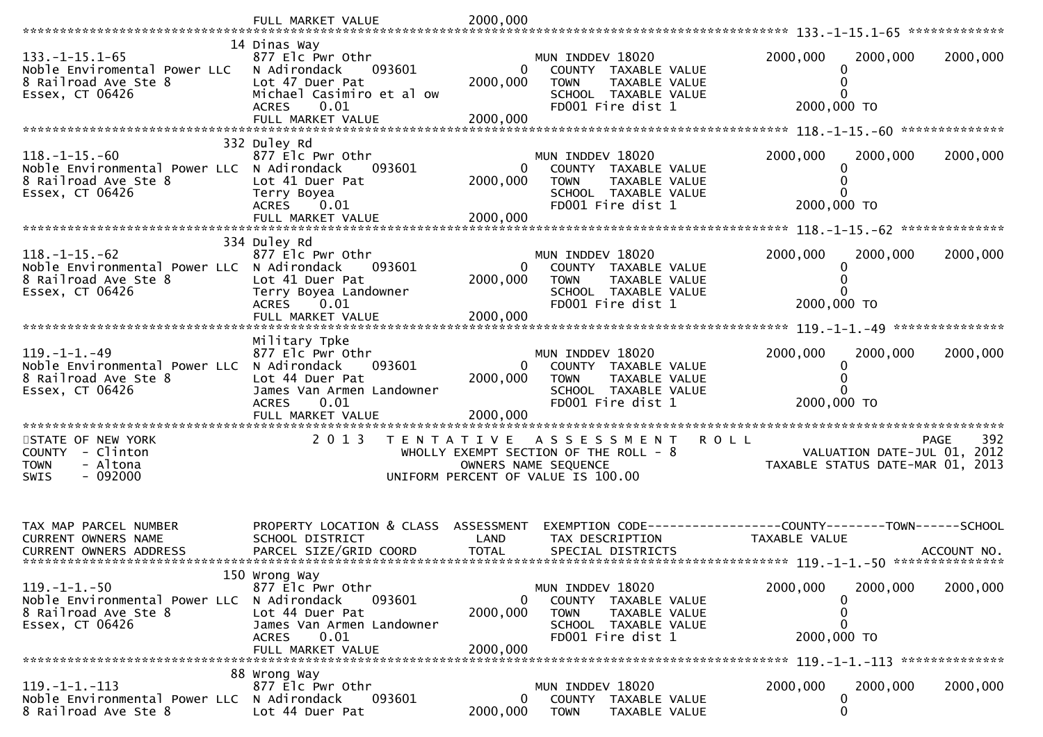FULL MARKET VALUE 2000,000

******************************************************************************************************* 133.-1-15.1-65 *************

| | | | | |
|---|---|---|---|---|
| 133.-1-15.1-65 | 14 Dinas Way<br>877 Elc Pwr Othr | | MUN INDDEV 18020 | 2000,000 2000,000 2000,000 |
| Noble Enviromental Power LLC | N Adirondack 093601 | 0 | COUNTY TAXABLE VALUE | 0 |
| 8 Railroad Ave Ste 8 | Lot 47 Duer Pat | 2000,000 | TOWN TAXABLE VALUE | 0 |
| Essex, CT 06426 | Michael Casimiro et al ow | | SCHOOL TAXABLE VALUE | 0 |
| | ACRES 0.01 | | FD001 Fire dist 1 | 2000,000 TO |
| | FULL MARKET VALUE | 2000,000 | | |

******************************************************************************************************* 118.-1-15.-60 **************

| | | | | |
|---|---|---|---|---|
| 118.-1-15.-60 | 332 Duley Rd<br>877 Elc Pwr Othr | | MUN INDDEV 18020 | 2000,000 2000,000 2000,000 |
| Noble Environmental Power LLC | N Adirondack 093601 | 0 | COUNTY TAXABLE VALUE | 0 |
| 8 Railroad Ave Ste 8 | Lot 41 Duer Pat | 2000,000 | TOWN TAXABLE VALUE | 0 |
| Essex, CT 06426 | Terry Boyea | | SCHOOL TAXABLE VALUE | 0 |
| | ACRES 0.01 | | FD001 Fire dist 1 | 2000,000 TO |
| | FULL MARKET VALUE | 2000,000 | | |

******************************************************************************************************* 118.-1-15.-62 **************

| | | | | |
|---|---|---|---|---|
| 118.-1-15.-62 | 334 Duley Rd<br>877 Elc Pwr Othr | | MUN INDDEV 18020 | 2000,000 2000,000 2000,000 |
| Noble Environmental Power LLC | N Adirondack 093601 | 0 | COUNTY TAXABLE VALUE | 0 |
| 8 Railroad Ave Ste 8 | Lot 41 Duer Pat | 2000,000 | TOWN TAXABLE VALUE | 0 |
| Essex, CT 06426 | Terry Boyea Landowner | | SCHOOL TAXABLE VALUE | 0 |
| | ACRES 0.01 | | FD001 Fire dist 1 | 2000,000 TO |
| | FULL MARKET VALUE | 2000,000 | | |

******************************************************************************************************* 119.-1-1.-49 ***************

| | | | | |
|---|---|---|---|---|
| 119.-1-1.-49 | Military Tpke<br>877 Elc Pwr Othr | | MUN INDDEV 18020 | 2000,000 2000,000 2000,000 |
| Noble Environmental Power LLC | N Adirondack 093601 | 0 | COUNTY TAXABLE VALUE | 0 |
| 8 Railroad Ave Ste 8 | Lot 44 Duer Pat | 2000,000 | TOWN TAXABLE VALUE | 0 |
| Essex, CT 06426 | James Van Armen Landowner | | SCHOOL TAXABLE VALUE | 0 |
| | ACRES 0.01 | | FD001 Fire dist 1 | 2000,000 TO |
| | FULL MARKET VALUE | 2000,000 | | |

*******************************************************************************************************************************

STATE OF NEW YORK — 2 0 1 3 TENTATIVE ASSESSMENT ROLL — PAGE 392
COUNTY - Clinton — WHOLLY EXEMPT SECTION OF THE ROLL - 8 — VALUATION DATE-JUL 01, 2012
TOWN - Altona — OWNERS NAME SEQUENCE — TAXABLE STATUS DATE-MAR 01, 2013
SWIS - 092000 — UNIFORM PERCENT OF VALUE IS 100.00

| TAX MAP PARCEL NUMBER<br>CURRENT OWNERS NAME<br>CURRENT OWNERS ADDRESS | PROPERTY LOCATION & CLASS<br>SCHOOL DISTRICT<br>PARCEL SIZE/GRID COORD | ASSESSMENT<br>LAND<br>TOTAL | EXEMPTION CODE<br>TAX DESCRIPTION<br>SPECIAL DISTRICTS | -----COUNTY--------TOWN------SCHOOL<br>TAXABLE VALUE<br>ACCOUNT NO. |
|---|---|---|---|---|

******************************************************************************************************* 119.-1-1.-50 ***************

| | | | | |
|---|---|---|---|---|
| 119.-1-1.-50 | 150 Wrong Way<br>877 Elc Pwr Othr | | MUN INDDEV 18020 | 2000,000 2000,000 2000,000 |
| Noble Environmental Power LLC | N Adirondack 093601 | 0 | COUNTY TAXABLE VALUE | 0 |
| 8 Railroad Ave Ste 8 | Lot 44 Duer Pat | 2000,000 | TOWN TAXABLE VALUE | 0 |
| Essex, CT 06426 | James Van Armen Landowner | | SCHOOL TAXABLE VALUE | 0 |
| | ACRES 0.01 | | FD001 Fire dist 1 | 2000,000 TO |
| | FULL MARKET VALUE | 2000,000 | | |

******************************************************************************************************* 119.-1-1.-113 **************

| | | | | |
|---|---|---|---|---|
| 119.-1-1.-113 | 88 Wrong Way<br>877 Elc Pwr Othr | | MUN INDDEV 18020 | 2000,000 2000,000 2000,000 |
| Noble Environmental Power LLC | N Adirondack 093601 | 0 | COUNTY TAXABLE VALUE | 0 |
| 8 Railroad Ave Ste 8 | Lot 44 Duer Pat | 2000,000 | TOWN TAXABLE VALUE | 0 |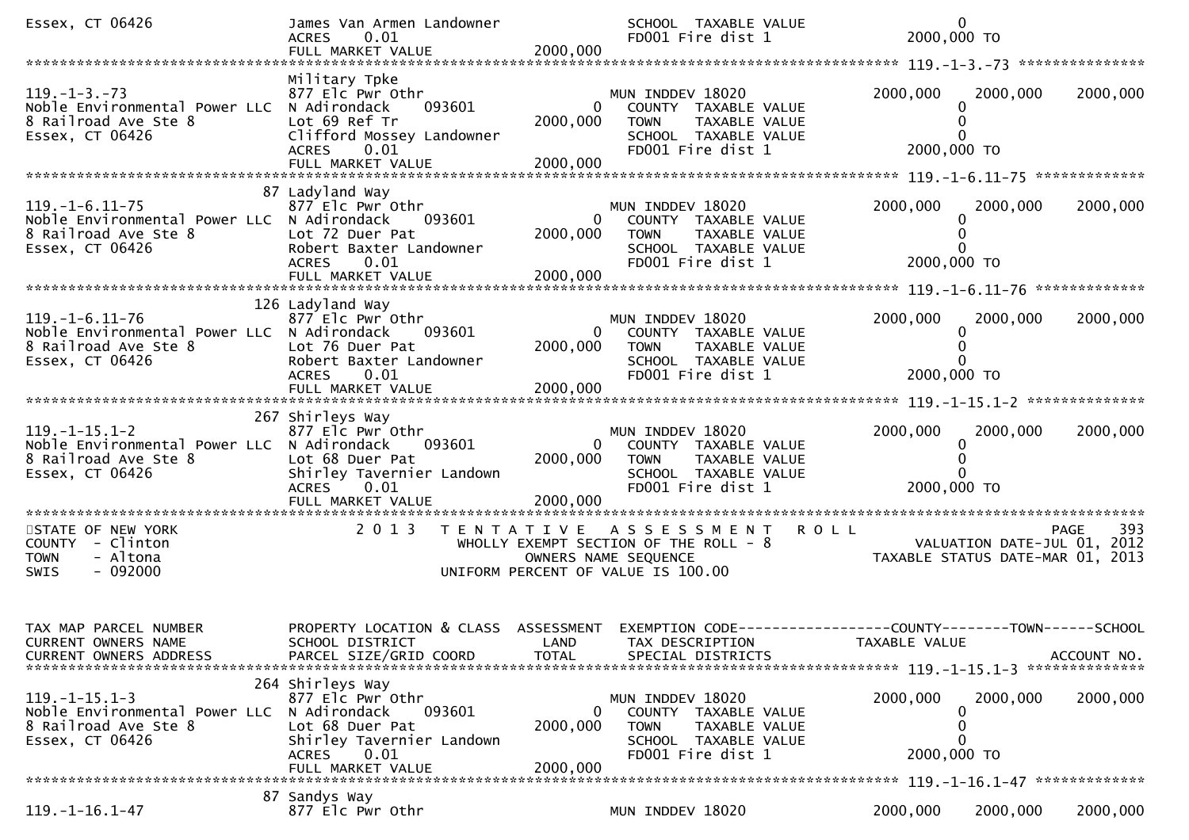```
Essex, CT 06426               James Van Armen Landowner              SCHOOL  TAXABLE VALUE                    0
                              ACRES     0.01                         FD001 Fire dist 1                2000,000 TO
                              FULL MARKET VALUE           2000,000
******************************************************************************************************* 119.-1-3.-73 ****************
                              Military Tpke
119.-1-3.-73                  877 Elc Pwr Othr                       MUN INDDEV 18020                 2000,000    2000,000    2000,000
Noble Environmental Power LLC N Adirondack      093601          0    COUNTY  TAXABLE VALUE                    0
8 Railroad Ave Ste 8          Lot 69 Ref Tr               2000,000   TOWN    TAXABLE VALUE                    0
Essex, CT 06426               Clifford Mossey Landowner              SCHOOL  TAXABLE VALUE                    0
                              ACRES     0.01                         FD001 Fire dist 1                2000,000 TO
                              FULL MARKET VALUE           2000,000
******************************************************************************************************* 119.-1-6.11-75 **************
                           87 Ladyland Way
119.-1-6.11-75                877 Elc Pwr Othr                       MUN INDDEV 18020                 2000,000    2000,000    2000,000
Noble Environmental Power LLC N Adirondack      093601          0    COUNTY  TAXABLE VALUE                    0
8 Railroad Ave Ste 8          Lot 72 Duer Pat             2000,000   TOWN    TAXABLE VALUE                    0
Essex, CT 06426               Robert Baxter Landowner                SCHOOL  TAXABLE VALUE                    0
                              ACRES     0.01                         FD001 Fire dist 1                2000,000 TO
                              FULL MARKET VALUE           2000,000
******************************************************************************************************* 119.-1-6.11-76 **************
                          126 Ladyland Way
119.-1-6.11-76                877 Elc Pwr Othr                       MUN INDDEV 18020                 2000,000    2000,000    2000,000
Noble Environmental Power LLC N Adirondack      093601          0    COUNTY  TAXABLE VALUE                    0
8 Railroad Ave Ste 8          Lot 76 Duer Pat             2000,000   TOWN    TAXABLE VALUE                    0
Essex, CT 06426               Robert Baxter Landowner                SCHOOL  TAXABLE VALUE                    0
                              ACRES     0.01                         FD001 Fire dist 1                2000,000 TO
                              FULL MARKET VALUE           2000,000
******************************************************************************************************* 119.-1-15.1-2 ***************
                          267 Shirleys Way
119.-1-15.1-2                 877 Elc Pwr Othr                       MUN INDDEV 18020                 2000,000    2000,000    2000,000
Noble Environmental Power LLC N Adirondack      093601          0    COUNTY  TAXABLE VALUE                    0
8 Railroad Ave Ste 8          Lot 68 Duer Pat             2000,000   TOWN    TAXABLE VALUE                    0
Essex, CT 06426               Shirley Tavernier Landown              SCHOOL  TAXABLE VALUE                    0
                              ACRES     0.01                         FD001 Fire dist 1                2000,000 TO
                              FULL MARKET VALUE           2000,000
***************************************************************************************************************************************
STATE OF NEW YORK                 2 0 1 3   T E N T A T I V E   A S S E S S M E N T   R O L L                              PAGE    393
COUNTY  - Clinton                           WHOLLY EXEMPT SECTION OF THE ROLL - 8                     VALUATION DATE-JUL 01, 2012
TOWN    - Altona                                   OWNERS NAME SEQUENCE                           TAXABLE STATUS DATE-MAR 01, 2013
SWIS    - 092000                              UNIFORM PERCENT OF VALUE IS 100.00



TAX MAP PARCEL NUMBER         PROPERTY LOCATION & CLASS  ASSESSMENT  EXEMPTION CODE------------------COUNTY--------TOWN------SCHOOL
CURRENT OWNERS NAME           SCHOOL DISTRICT               LAND     TAX DESCRIPTION                  TAXABLE VALUE
CURRENT OWNERS ADDRESS        PARCEL SIZE/GRID COORD        TOTAL    SPECIAL DISTRICTS                                      ACCOUNT NO.
******************************************************************************************************* 119.-1-15.1-3 ***************
                          264 Shirleys Way
119.-1-15.1-3                 877 Elc Pwr Othr                       MUN INDDEV 18020                 2000,000    2000,000    2000,000
Noble Environmental Power LLC N Adirondack      093601          0    COUNTY  TAXABLE VALUE                    0
8 Railroad Ave Ste 8          Lot 68 Duer Pat             2000,000   TOWN    TAXABLE VALUE                    0
Essex, CT 06426               Shirley Tavernier Landown              SCHOOL  TAXABLE VALUE                    0
                              ACRES     0.01                         FD001 Fire dist 1                2000,000 TO
                              FULL MARKET VALUE           2000,000
******************************************************************************************************* 119.-1-16.1-47 **************
                           87 Sandys Way
119.-1-16.1-47                877 Elc Pwr Othr                       MUN INDDEV 18020                 2000,000    2000,000    2000,000
```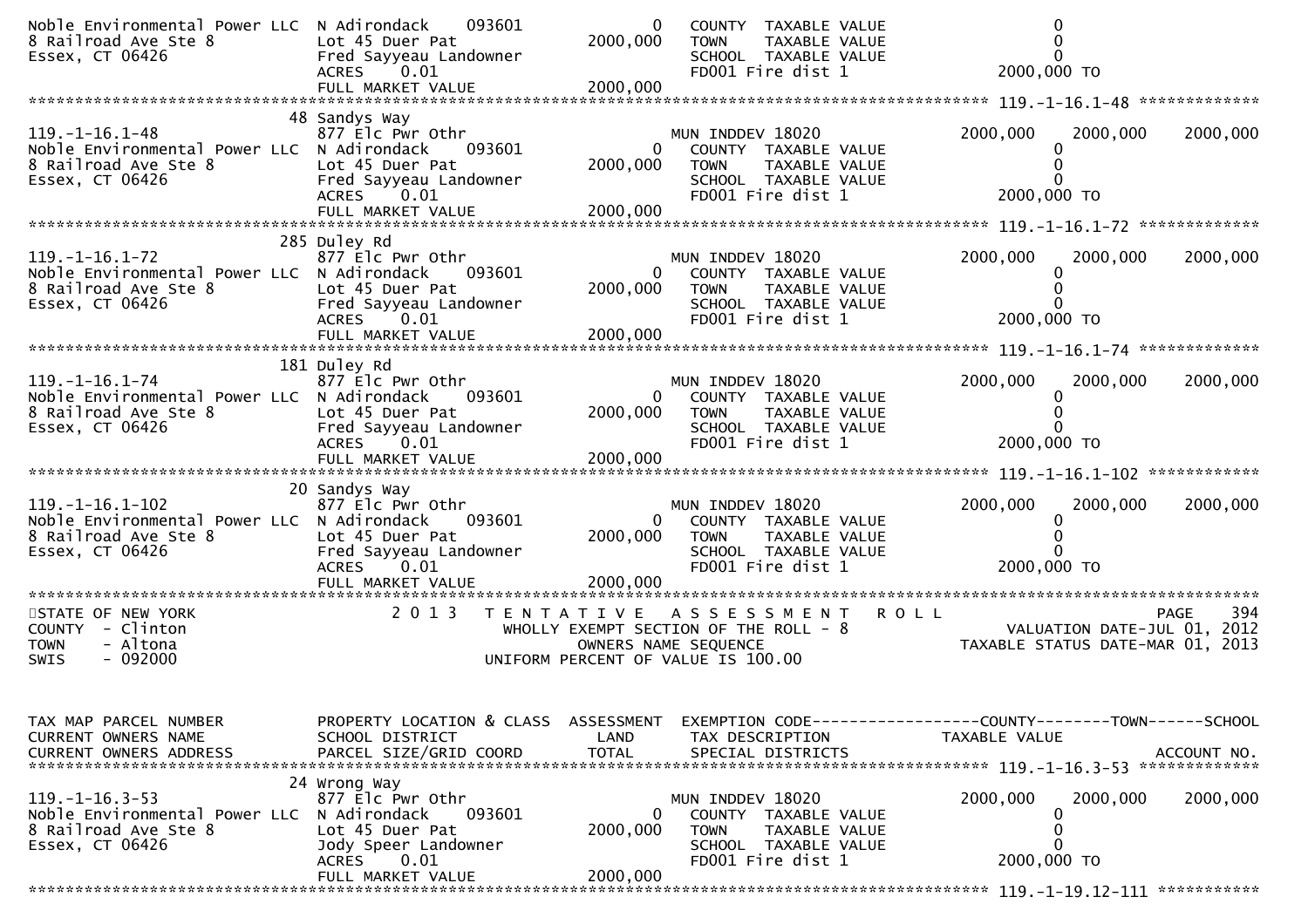```
Noble Environmental Power LLC  N Adirondack     093601            0   COUNTY  TAXABLE VALUE                    0
8 Railroad Ave Ste 8           Lot 45 Duer Pat             2000,000   TOWN    TAXABLE VALUE                    0
Essex, CT 06426                Fred Sayyeau Landowner                 SCHOOL  TAXABLE VALUE                    0
                               ACRES     0.01                         FD001 Fire dist 1               2000,000 TO
                               FULL MARKET VALUE           2000,000
******************************************************************************************************* 119.-1-16.1-48 *************
                             48 Sandys Way
119.-1-16.1-48                 877 Elc Pwr Othr                      MUN INDDEV 18020                 2000,000    2000,000    2000,000
Noble Environmental Power LLC  N Adirondack     093601            0   COUNTY  TAXABLE VALUE                    0
8 Railroad Ave Ste 8           Lot 45 Duer Pat             2000,000   TOWN    TAXABLE VALUE                    0
Essex, CT 06426                Fred Sayyeau Landowner                 SCHOOL  TAXABLE VALUE                    0
                               ACRES     0.01                         FD001 Fire dist 1               2000,000 TO
                               FULL MARKET VALUE           2000,000
******************************************************************************************************* 119.-1-16.1-72 *************
                            285 Duley Rd
119.-1-16.1-72                 877 Elc Pwr Othr                      MUN INDDEV 18020                 2000,000    2000,000    2000,000
Noble Environmental Power LLC  N Adirondack     093601            0   COUNTY  TAXABLE VALUE                    0
8 Railroad Ave Ste 8           Lot 45 Duer Pat             2000,000   TOWN    TAXABLE VALUE                    0
Essex, CT 06426                Fred Sayyeau Landowner                 SCHOOL  TAXABLE VALUE                    0
                               ACRES     0.01                         FD001 Fire dist 1               2000,000 TO
                               FULL MARKET VALUE           2000,000
******************************************************************************************************* 119.-1-16.1-74 *************
                            181 Duley Rd
119.-1-16.1-74                 877 Elc Pwr Othr                      MUN INDDEV 18020                 2000,000    2000,000    2000,000
Noble Environmental Power LLC  N Adirondack     093601            0   COUNTY  TAXABLE VALUE                    0
8 Railroad Ave Ste 8           Lot 45 Duer Pat             2000,000   TOWN    TAXABLE VALUE                    0
Essex, CT 06426                Fred Sayyeau Landowner                 SCHOOL  TAXABLE VALUE                    0
                               ACRES     0.01                         FD001 Fire dist 1               2000,000 TO
                               FULL MARKET VALUE           2000,000
******************************************************************************************************* 119.-1-16.1-102 ************
                             20 Sandys Way
119.-1-16.1-102                877 Elc Pwr Othr                      MUN INDDEV 18020                 2000,000    2000,000    2000,000
Noble Environmental Power LLC  N Adirondack     093601            0   COUNTY  TAXABLE VALUE                    0
8 Railroad Ave Ste 8           Lot 45 Duer Pat             2000,000   TOWN    TAXABLE VALUE                    0
Essex, CT 06426                Fred Sayyeau Landowner                 SCHOOL  TAXABLE VALUE                    0
                               ACRES     0.01                         FD001 Fire dist 1               2000,000 TO
                               FULL MARKET VALUE           2000,000
************************************************************************************************************************************
STATE OF NEW YORK                 2 0 1 3   T E N T A T I V E   A S S E S S M E N T   R O L L                             PAGE   394
COUNTY  - Clinton                             WHOLLY EXEMPT SECTION OF THE ROLL - 8                    VALUATION DATE-JUL 01, 2012
TOWN    - Altona                                     OWNERS NAME SEQUENCE                             TAXABLE STATUS DATE-MAR 01, 2013
SWIS    - 092000                               UNIFORM PERCENT OF VALUE IS 100.00


TAX MAP PARCEL NUMBER          PROPERTY LOCATION & CLASS  ASSESSMENT  EXEMPTION CODE------------------COUNTY--------TOWN------SCHOOL
CURRENT OWNERS NAME            SCHOOL DISTRICT               LAND      TAX DESCRIPTION             TAXABLE VALUE
CURRENT OWNERS ADDRESS         PARCEL SIZE/GRID COORD        TOTAL     SPECIAL DISTRICTS                                    ACCOUNT NO.
******************************************************************************************************* 119.-1-16.3-53 *************
                             24 Wrong Way
119.-1-16.3-53                 877 Elc Pwr Othr                      MUN INDDEV 18020                 2000,000    2000,000    2000,000
Noble Environmental Power LLC  N Adirondack     093601            0   COUNTY  TAXABLE VALUE                    0
8 Railroad Ave Ste 8           Lot 45 Duer Pat             2000,000   TOWN    TAXABLE VALUE                    0
Essex, CT 06426                Jody Speer Landowner                   SCHOOL  TAXABLE VALUE                    0
                               ACRES     0.01                         FD001 Fire dist 1               2000,000 TO
                               FULL MARKET VALUE           2000,000
******************************************************************************************************* 119.-1-19.12-111 ***********
```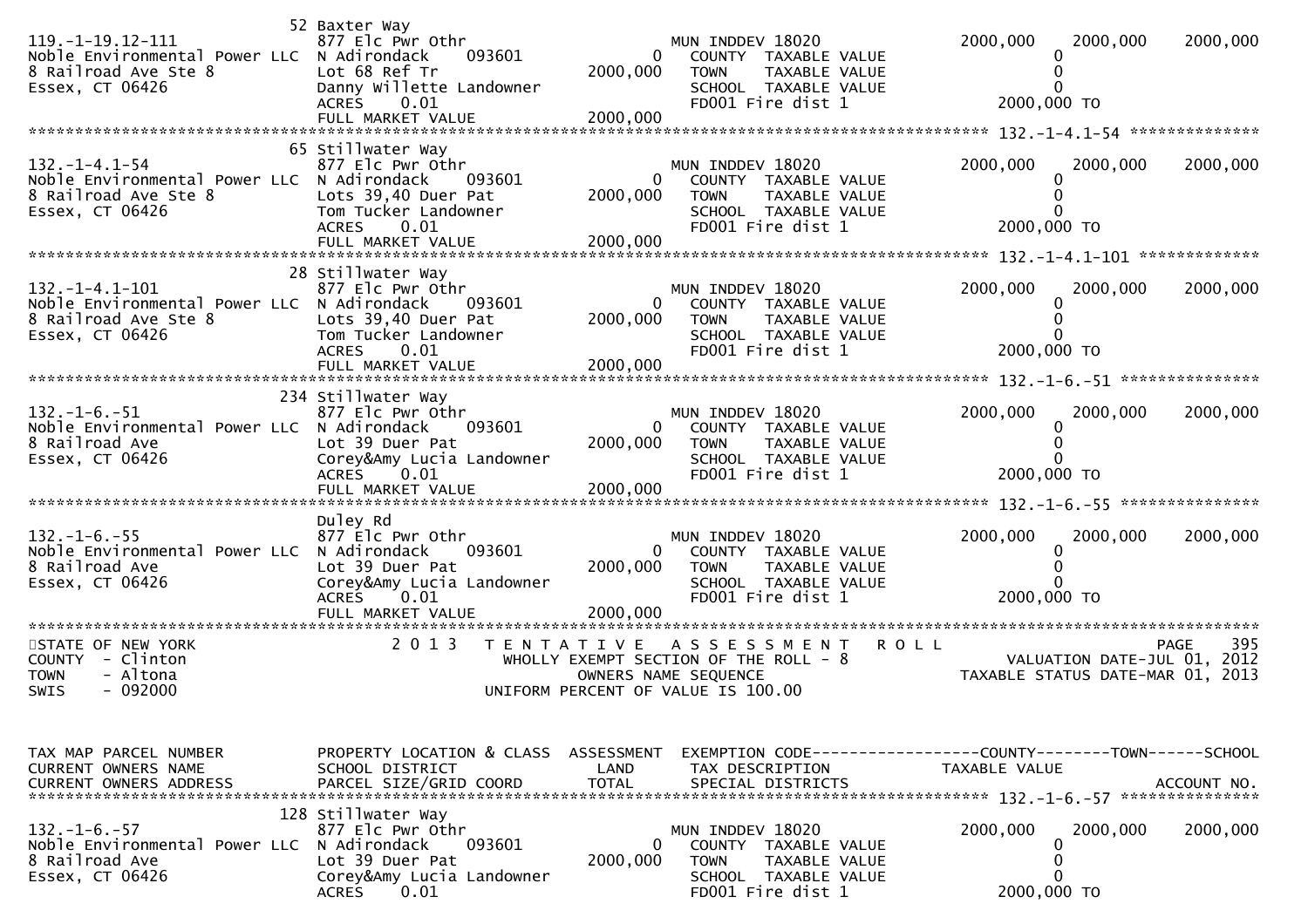```
                                  52 Baxter Way
119.-1-19.12-111                  877 Elc Pwr Othr                        MUN INDDEV 18020               2000,000     2000,000     2000,000
Noble Environmental Power LLC     N Adirondack      093601          0     COUNTY  TAXABLE VALUE                 0
8 Railroad Ave Ste 8              Lot 68 Ref Tr                 2000,000  TOWN    TAXABLE VALUE                 0
Essex, CT 06426                   Danny Willette Landowner                SCHOOL  TAXABLE VALUE                 0
                                  ACRES    0.01                           FD001 Fire dist 1              2000,000 TO
                                  FULL MARKET VALUE             2000,000
******************************************************************************************************* 132.-1-4.1-54 **************
                                  65 Stillwater Way
132.-1-4.1-54                     877 Elc Pwr Othr                        MUN INDDEV 18020               2000,000     2000,000     2000,000
Noble Environmental Power LLC     N Adirondack      093601          0     COUNTY  TAXABLE VALUE                 0
8 Railroad Ave Ste 8              Lots 39,40 Duer Pat           2000,000  TOWN    TAXABLE VALUE                 0
Essex, CT 06426                   Tom Tucker Landowner                    SCHOOL  TAXABLE VALUE                 0
                                  ACRES    0.01                           FD001 Fire dist 1              2000,000 TO
                                  FULL MARKET VALUE             2000,000
******************************************************************************************************* 132.-1-4.1-101 *************
                                  28 Stillwater Way
132.-1-4.1-101                    877 Elc Pwr Othr                        MUN INDDEV 18020               2000,000     2000,000     2000,000
Noble Environmental Power LLC     N Adirondack      093601          0     COUNTY  TAXABLE VALUE                 0
8 Railroad Ave Ste 8              Lots 39,40 Duer Pat           2000,000  TOWN    TAXABLE VALUE                 0
Essex, CT 06426                   Tom Tucker Landowner                    SCHOOL  TAXABLE VALUE                 0
                                  ACRES    0.01                           FD001 Fire dist 1              2000,000 TO
                                  FULL MARKET VALUE             2000,000
******************************************************************************************************* 132.-1-6.-51 ***************
                                  234 Stillwater Way
132.-1-6.-51                      877 Elc Pwr Othr                        MUN INDDEV 18020               2000,000     2000,000     2000,000
Noble Environmental Power LLC     N Adirondack      093601          0     COUNTY  TAXABLE VALUE                 0
8 Railroad Ave                    Lot 39 Duer Pat               2000,000  TOWN    TAXABLE VALUE                 0
Essex, CT 06426                   Corey&Amy Lucia Landowner               SCHOOL  TAXABLE VALUE                 0
                                  ACRES    0.01                           FD001 Fire dist 1              2000,000 TO
                                  FULL MARKET VALUE             2000,000
******************************************************************************************************* 132.-1-6.-55 ***************
                                  Duley Rd
132.-1-6.-55                      877 Elc Pwr Othr                        MUN INDDEV 18020               2000,000     2000,000     2000,000
Noble Environmental Power LLC     N Adirondack      093601          0     COUNTY  TAXABLE VALUE                 0
8 Railroad Ave                    Lot 39 Duer Pat               2000,000  TOWN    TAXABLE VALUE                 0
Essex, CT 06426                   Corey&Amy Lucia Landowner               SCHOOL  TAXABLE VALUE                 0
                                  ACRES    0.01                           FD001 Fire dist 1              2000,000 TO
                                  FULL MARKET VALUE             2000,000
************************************************************************************************************************************
STATE OF NEW YORK                 2 0 1 3   T E N T A T I V E   A S S E S S M E N T   R O L L                           PAGE    395
COUNTY  - Clinton                           WHOLLY EXEMPT SECTION OF THE ROLL - 8                        VALUATION DATE-JUL 01, 2012
TOWN    - Altona                                  OWNERS NAME SEQUENCE                                 TAXABLE STATUS DATE-MAR 01, 2013
SWIS    - 092000                             UNIFORM PERCENT OF VALUE IS 100.00


TAX MAP PARCEL NUMBER             PROPERTY LOCATION & CLASS  ASSESSMENT  EXEMPTION CODE------------------COUNTY--------TOWN------SCHOOL
CURRENT OWNERS NAME               SCHOOL DISTRICT               LAND      TAX DESCRIPTION              TAXABLE VALUE
CURRENT OWNERS ADDRESS            PARCEL SIZE/GRID COORD        TOTAL     SPECIAL DISTRICTS                                  ACCOUNT NO.
******************************************************************************************************* 132.-1-6.-57 ***************
                                  128 Stillwater Way
132.-1-6.-57                      877 Elc Pwr Othr                        MUN INDDEV 18020               2000,000     2000,000     2000,000
Noble Environmental Power LLC     N Adirondack      093601          0     COUNTY  TAXABLE VALUE                 0
8 Railroad Ave                    Lot 39 Duer Pat               2000,000  TOWN    TAXABLE VALUE                 0
Essex, CT 06426                   Corey&Amy Lucia Landowner               SCHOOL  TAXABLE VALUE                 0
                                  ACRES    0.01                           FD001 Fire dist 1              2000,000 TO
```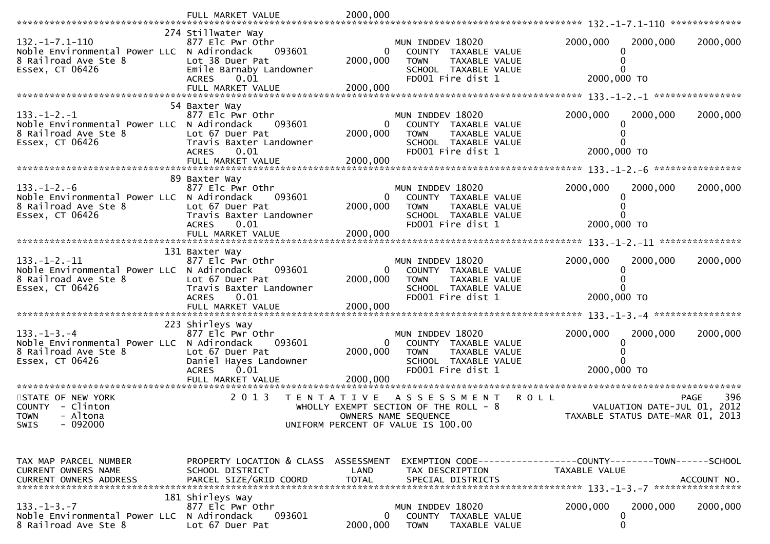```
                                  FULL MARKET VALUE           2000,000
******************************************************************************************************* 132.-1-7.1-110 *************
                                  274 Stillwater Way
132.-1-7.1-110                    877 Elc Pwr Othr                          MUN INDDEV 18020                  2000,000    2000,000    2000,000
Noble Environmental Power LLC     N Adirondack      093601            0       COUNTY  TAXABLE VALUE                   0
8 Railroad Ave Ste 8              Lot 38 Duer Pat                  2000,000     TOWN    TAXABLE VALUE                   0
Essex, CT 06426                   Emile Barnaby Landowner                    SCHOOL  TAXABLE VALUE                   0
                                  ACRES      0.01                             FD001 Fire dist 1                   2000,000 TO
                                  FULL MARKET VALUE           2000,000
******************************************************************************************************* 133.-1-2.-1 ****************
                                  54 Baxter Way
133.-1-2.-1                       877 Elc Pwr Othr                          MUN INDDEV 18020                  2000,000    2000,000    2000,000
Noble Environmental Power LLC     N Adirondack      093601            0       COUNTY  TAXABLE VALUE                   0
8 Railroad Ave Ste 8              Lot 67 Duer Pat                  2000,000     TOWN    TAXABLE VALUE                   0
Essex, CT 06426                   Travis Baxter Landowner                    SCHOOL  TAXABLE VALUE                   0
                                  ACRES      0.01                             FD001 Fire dist 1                   2000,000 TO
                                  FULL MARKET VALUE           2000,000
******************************************************************************************************* 133.-1-2.-6 ****************
                                  89 Baxter Way
133.-1-2.-6                       877 Elc Pwr Othr                          MUN INDDEV 18020                  2000,000    2000,000    2000,000
Noble Environmental Power LLC     N Adirondack      093601            0       COUNTY  TAXABLE VALUE                   0
8 Railroad Ave Ste 8              Lot 67 Duer Pat                  2000,000     TOWN    TAXABLE VALUE                   0
Essex, CT 06426                   Travis Baxter Landowner                    SCHOOL  TAXABLE VALUE                   0
                                  ACRES      0.01                             FD001 Fire dist 1                   2000,000 TO
                                  FULL MARKET VALUE           2000,000
******************************************************************************************************* 133.-1-2.-11 ***************
                                  131 Baxter Way
133.-1-2.-11                      877 Elc Pwr Othr                          MUN INDDEV 18020                  2000,000    2000,000    2000,000
Noble Environmental Power LLC     N Adirondack      093601            0       COUNTY  TAXABLE VALUE                   0
8 Railroad Ave Ste 8              Lot 67 Duer Pat                  2000,000     TOWN    TAXABLE VALUE                   0
Essex, CT 06426                   Travis Baxter Landowner                    SCHOOL  TAXABLE VALUE                   0
                                  ACRES      0.01                             FD001 Fire dist 1                   2000,000 TO
                                  FULL MARKET VALUE           2000,000
******************************************************************************************************* 133.-1-3.-4 ****************
                                  223 Shirleys Way
133.-1-3.-4                       877 Elc Pwr Othr                          MUN INDDEV 18020                  2000,000    2000,000    2000,000
Noble Environmental Power LLC     N Adirondack      093601            0       COUNTY  TAXABLE VALUE                   0
8 Railroad Ave Ste 8              Lot 67 Duer Pat                  2000,000     TOWN    TAXABLE VALUE                   0
Essex, CT 06426                   Daniel Hayes Landowner                     SCHOOL  TAXABLE VALUE                   0
                                  ACRES      0.01                             FD001 Fire dist 1                   2000,000 TO
                                  FULL MARKET VALUE           2000,000
*************************************************************************************************************************************
STATE OF NEW YORK                     2 0 1 3   T E N T A T I V E   A S S E S S M E N T   R O L L                           PAGE    396
COUNTY  - Clinton                          WHOLLY EXEMPT SECTION OF THE ROLL - 8                        VALUATION DATE-JUL 01, 2012
TOWN    - Altona                                  OWNERS NAME SEQUENCE                            TAXABLE STATUS DATE-MAR 01, 2013
SWIS    - 092000                           UNIFORM PERCENT OF VALUE IS 100.00


TAX MAP PARCEL NUMBER             PROPERTY LOCATION & CLASS  ASSESSMENT  EXEMPTION CODE------------------COUNTY--------TOWN------SCHOOL
CURRENT OWNERS NAME               SCHOOL DISTRICT               LAND      TAX DESCRIPTION              TAXABLE VALUE
CURRENT OWNERS ADDRESS            PARCEL SIZE/GRID COORD        TOTAL     SPECIAL DISTRICTS                                    ACCOUNT NO.
******************************************************************************************************* 133.-1-3.-7 ****************
                                  181 Shirleys Way
133.-1-3.-7                       877 Elc Pwr Othr                          MUN INDDEV 18020                  2000,000    2000,000    2000,000
Noble Environmental Power LLC     N Adirondack      093601            0       COUNTY  TAXABLE VALUE                   0
8 Railroad Ave Ste 8              Lot 67 Duer Pat                  2000,000     TOWN    TAXABLE VALUE                   0
```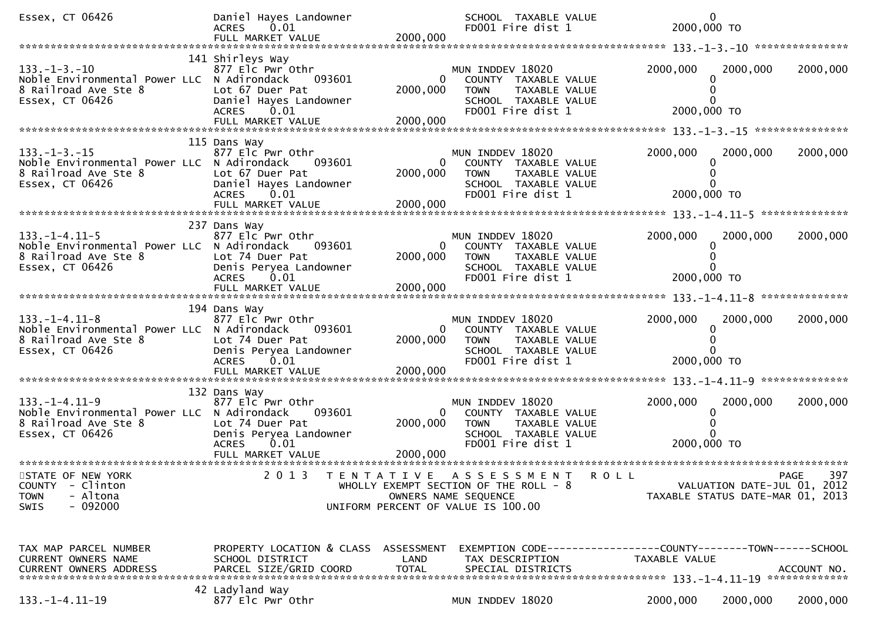```
Essex, CT 06426               Daniel Hayes Landowner               SCHOOL  TAXABLE VALUE                  0
                              ACRES     0.01                       FD001 Fire dist 1                2000,000 TO
                              FULL MARKET VALUE         2000,000
******************************************************************************************************* 133.-1-3.-10 ***************
                              141 Shirleys Way
133.-1-3.-10                  877 Elc Pwr Othr                     MUN INDDEV 18020                2000,000    2000,000    2000,000
Noble Environmental Power LLC N Adirondack     093601          0   COUNTY  TAXABLE VALUE                  0
8 Railroad Ave Ste 8          Lot 67 Duer Pat            2000,000  TOWN    TAXABLE VALUE                  0
Essex, CT 06426               Daniel Hayes Landowner               SCHOOL  TAXABLE VALUE                  0
                              ACRES     0.01                       FD001 Fire dist 1                2000,000 TO
                              FULL MARKET VALUE         2000,000
******************************************************************************************************* 133.-1-3.-15 ***************
                              115 Dans Way
133.-1-3.-15                  877 Elc Pwr Othr                     MUN INDDEV 18020                2000,000    2000,000    2000,000
Noble Environmental Power LLC N Adirondack     093601          0   COUNTY  TAXABLE VALUE                  0
8 Railroad Ave Ste 8          Lot 67 Duer Pat            2000,000  TOWN    TAXABLE VALUE                  0
Essex, CT 06426               Daniel Hayes Landowner               SCHOOL  TAXABLE VALUE                  0
                              ACRES     0.01                       FD001 Fire dist 1                2000,000 TO
                              FULL MARKET VALUE         2000,000
******************************************************************************************************* 133.-1-4.11-5 **************
                              237 Dans Way
133.-1-4.11-5                 877 Elc Pwr Othr                     MUN INDDEV 18020                2000,000    2000,000    2000,000
Noble Environmental Power LLC N Adirondack     093601          0   COUNTY  TAXABLE VALUE                  0
8 Railroad Ave Ste 8          Lot 74 Duer Pat            2000,000  TOWN    TAXABLE VALUE                  0
Essex, CT 06426               Denis Peryea Landowner               SCHOOL  TAXABLE VALUE                  0
                              ACRES     0.01                       FD001 Fire dist 1                2000,000 TO
                              FULL MARKET VALUE         2000,000
******************************************************************************************************* 133.-1-4.11-8 **************
                              194 Dans Way
133.-1-4.11-8                 877 Elc Pwr Othr                     MUN INDDEV 18020                2000,000    2000,000    2000,000
Noble Environmental Power LLC N Adirondack     093601          0   COUNTY  TAXABLE VALUE                  0
8 Railroad Ave Ste 8          Lot 74 Duer Pat            2000,000  TOWN    TAXABLE VALUE                  0
Essex, CT 06426               Denis Peryea Landowner               SCHOOL  TAXABLE VALUE                  0
                              ACRES     0.01                       FD001 Fire dist 1                2000,000 TO
                              FULL MARKET VALUE         2000,000
******************************************************************************************************* 133.-1-4.11-9 **************
                              132 Dans Way
133.-1-4.11-9                 877 Elc Pwr Othr                     MUN INDDEV 18020                2000,000    2000,000    2000,000
Noble Environmental Power LLC N Adirondack     093601          0   COUNTY  TAXABLE VALUE                  0
8 Railroad Ave Ste 8          Lot 74 Duer Pat            2000,000  TOWN    TAXABLE VALUE                  0
Essex, CT 06426               Denis Peryea Landowner               SCHOOL  TAXABLE VALUE                  0
                              ACRES     0.01                       FD001 Fire dist 1                2000,000 TO
                              FULL MARKET VALUE         2000,000
************************************************************************************************************************************
STATE OF NEW YORK                2 0 1 3   T E N T A T I V E   A S S E S S M E N T   R O L L                          PAGE   397
COUNTY  - Clinton                          WHOLLY EXEMPT SECTION OF THE ROLL - 8                      VALUATION DATE-JUL 01, 2012
TOWN    - Altona                                  OWNERS NAME SEQUENCE                          TAXABLE STATUS DATE-MAR 01, 2013
SWIS    - 092000                           UNIFORM PERCENT OF VALUE IS 100.00


TAX MAP PARCEL NUMBER          PROPERTY LOCATION & CLASS  ASSESSMENT  EXEMPTION CODE------------------COUNTY--------TOWN------SCHOOL
CURRENT OWNERS NAME            SCHOOL DISTRICT               LAND      TAX DESCRIPTION              TAXABLE VALUE
CURRENT OWNERS ADDRESS         PARCEL SIZE/GRID COORD        TOTAL     SPECIAL DISTRICTS                                  ACCOUNT NO.
******************************************************************************************************* 133.-1-4.11-19 *************
                              42 Ladyland Way
133.-1-4.11-19                877 Elc Pwr Othr                     MUN INDDEV 18020                2000,000    2000,000    2000,000
```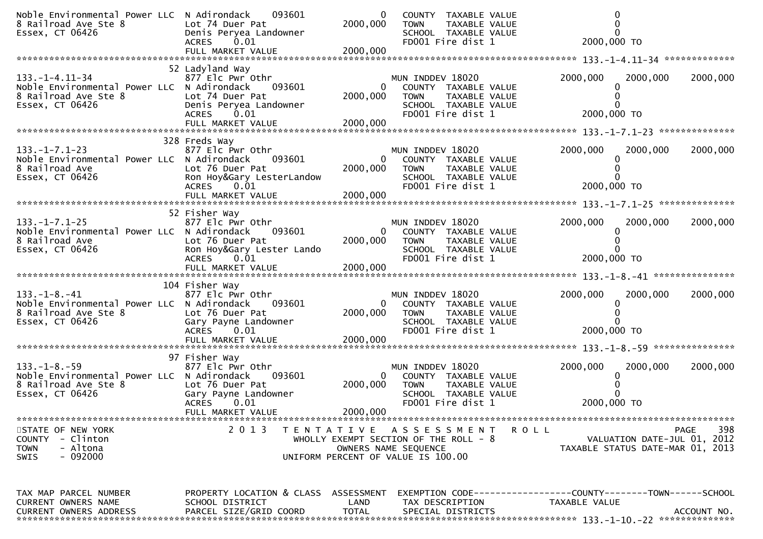```
Noble Environmental Power LLC  N Adirondack     093601           0   COUNTY  TAXABLE VALUE                  0
8 Railroad Ave Ste 8           Lot 74 Duer Pat             2000,000   TOWN    TAXABLE VALUE                  0
Essex, CT 06426                Denis Peryea Landowner                 SCHOOL  TAXABLE VALUE                  0
                               ACRES    0.01                          FD001 Fire dist 1               2000,000 TO
                               FULL MARKET VALUE           2000,000
******************************************************************************************************* 133.-1-4.11-34 *************
                               52 Ladyland Way
133.-1-4.11-34                 877 Elc Pwr Othr                       MUN INDDEV 18020           2000,000    2000,000    2000,000
Noble Environmental Power LLC  N Adirondack     093601           0   COUNTY  TAXABLE VALUE                  0
8 Railroad Ave Ste 8           Lot 74 Duer Pat             2000,000   TOWN    TAXABLE VALUE                  0
Essex, CT 06426                Denis Peryea Landowner                 SCHOOL  TAXABLE VALUE                  0
                               ACRES    0.01                          FD001 Fire dist 1               2000,000 TO
                               FULL MARKET VALUE           2000,000
******************************************************************************************************* 133.-1-7.1-23 **************
                               328 Freds Way
133.-1-7.1-23                  877 Elc Pwr Othr                       MUN INDDEV 18020           2000,000    2000,000    2000,000
Noble Environmental Power LLC  N Adirondack     093601           0   COUNTY  TAXABLE VALUE                  0
8 Railroad Ave                 Lot 76 Duer Pat             2000,000   TOWN    TAXABLE VALUE                  0
Essex, CT 06426                Ron Hoy&Gary LesterLandow              SCHOOL  TAXABLE VALUE                  0
                               ACRES    0.01                          FD001 Fire dist 1               2000,000 TO
                               FULL MARKET VALUE           2000,000
******************************************************************************************************* 133.-1-7.1-25 **************
                               52 Fisher Way
133.-1-7.1-25                  877 Elc Pwr Othr                       MUN INDDEV 18020           2000,000    2000,000    2000,000
Noble Environmental Power LLC  N Adirondack     093601           0   COUNTY  TAXABLE VALUE                  0
8 Railroad Ave                 Lot 76 Duer Pat             2000,000   TOWN    TAXABLE VALUE                  0
Essex, CT 06426                Ron Hoy&Gary Lester Lando              SCHOOL  TAXABLE VALUE                  0
                               ACRES    0.01                          FD001 Fire dist 1               2000,000 TO
                               FULL MARKET VALUE           2000,000
******************************************************************************************************* 133.-1-8.-41 ***************
                               104 Fisher Way
133.-1-8.-41                   877 Elc Pwr Othr                       MUN INDDEV 18020           2000,000    2000,000    2000,000
Noble Environmental Power LLC  N Adirondack     093601           0   COUNTY  TAXABLE VALUE                  0
8 Railroad Ave Ste 8           Lot 76 Duer Pat             2000,000   TOWN    TAXABLE VALUE                  0
Essex, CT 06426                Gary Payne Landowner                   SCHOOL  TAXABLE VALUE                  0
                               ACRES    0.01                          FD001 Fire dist 1               2000,000 TO
                               FULL MARKET VALUE           2000,000
******************************************************************************************************* 133.-1-8.-59 ***************
                               97 Fisher Way
133.-1-8.-59                   877 Elc Pwr Othr                       MUN INDDEV 18020           2000,000    2000,000    2000,000
Noble Environmental Power LLC  N Adirondack     093601           0   COUNTY  TAXABLE VALUE                  0
8 Railroad Ave Ste 8           Lot 76 Duer Pat             2000,000   TOWN    TAXABLE VALUE                  0
Essex, CT 06426                Gary Payne Landowner                   SCHOOL  TAXABLE VALUE                  0
                               ACRES    0.01                          FD001 Fire dist 1               2000,000 TO
                               FULL MARKET VALUE           2000,000
************************************************************************************************************************************
STATE OF NEW YORK                   2 0 1 3   T E N T A T I V E   A S S E S S M E N T   R O L L                        PAGE    398
COUNTY  - Clinton                          WHOLLY EXEMPT SECTION OF THE ROLL - 8                   VALUATION DATE-JUL 01, 2012
TOWN    - Altona                                  OWNERS NAME SEQUENCE                         TAXABLE STATUS DATE-MAR 01, 2013
SWIS    - 092000                          UNIFORM PERCENT OF VALUE IS 100.00


TAX MAP PARCEL NUMBER          PROPERTY LOCATION & CLASS  ASSESSMENT  EXEMPTION CODE------------------COUNTY--------TOWN------SCHOOL
CURRENT OWNERS NAME            SCHOOL DISTRICT                 LAND   TAX DESCRIPTION              TAXABLE VALUE
CURRENT OWNERS ADDRESS         PARCEL SIZE/GRID COORD         TOTAL   SPECIAL DISTRICTS                                   ACCOUNT NO.
******************************************************************************************************* 133.-1-10.-22 **************
```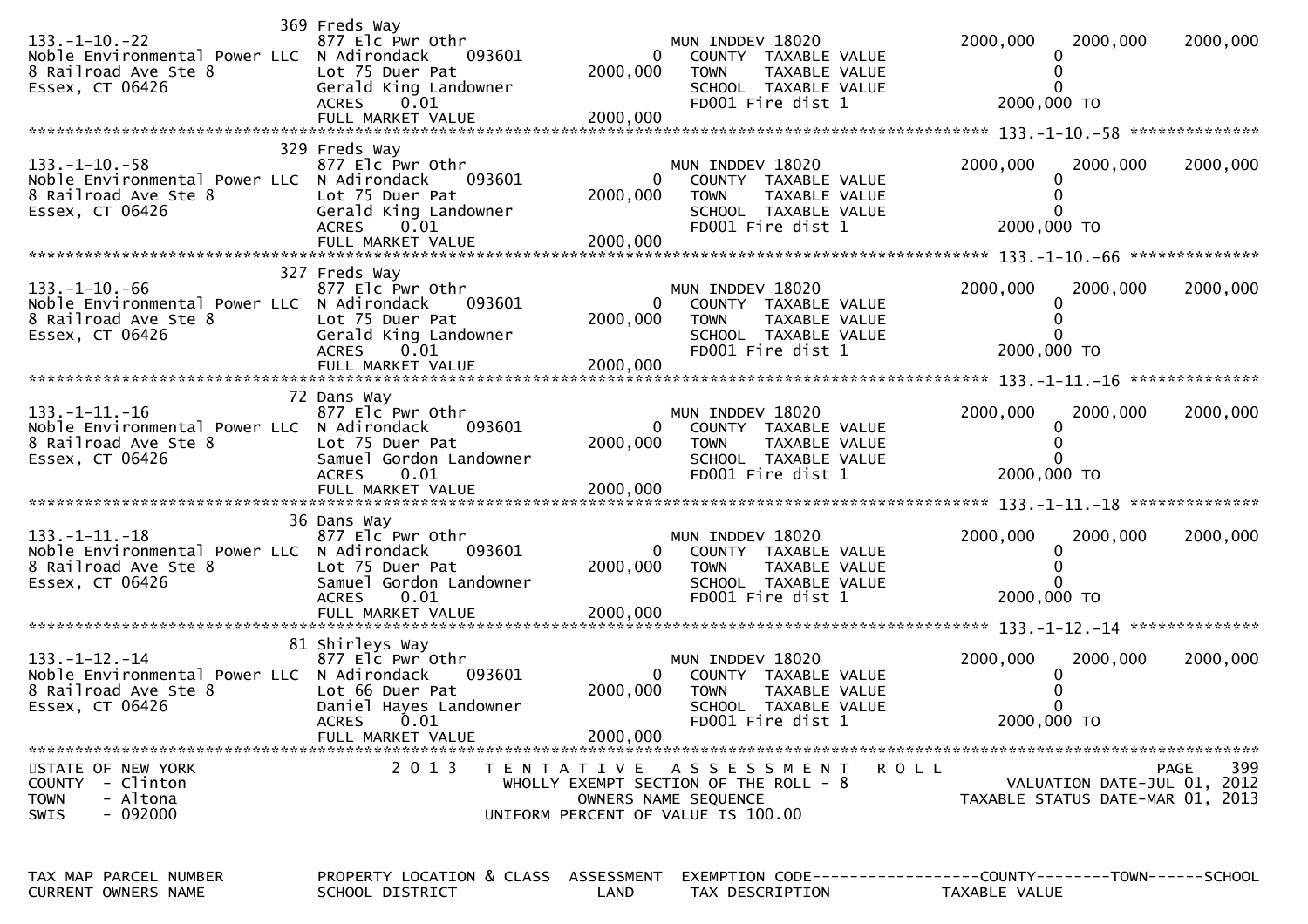| TAX MAP PARCEL NUMBER<br>CURRENT OWNERS NAME | PROPERTY LOCATION & CLASS<br>SCHOOL DISTRICT | ASSESSMENT<br>LAND | EXEMPTION CODE<br>TAX DESCRIPTION | COUNTY<br>TAXABLE VALUE | TOWN | SCHOOL |
|---|---|---|---|---|---|---|
| | 369 Freds Way | | | | | |
| 133.-1-10.-22 | 877 Elc Pwr Othr | | MUN INDDEV 18020 | 2000,000 | 2000,000 | 2000,000 |
| Noble Environmental Power LLC | N Adirondack 093601 | 0 | COUNTY TAXABLE VALUE | 0 | | |
| 8 Railroad Ave Ste 8 | Lot 75 Duer Pat | 2000,000 | TOWN TAXABLE VALUE | 0 | | |
| Essex, CT 06426 | Gerald King Landowner | | SCHOOL TAXABLE VALUE | 0 | | |
| | ACRES 0.01 | | FD001 Fire dist 1 | 2000,000 TO | | |
| | FULL MARKET VALUE | 2000,000 | | | | |
| | 329 Freds Way | | | | | |
| 133.-1-10.-58 | 877 Elc Pwr Othr | | MUN INDDEV 18020 | 2000,000 | 2000,000 | 2000,000 |
| Noble Environmental Power LLC | N Adirondack 093601 | 0 | COUNTY TAXABLE VALUE | 0 | | |
| 8 Railroad Ave Ste 8 | Lot 75 Duer Pat | 2000,000 | TOWN TAXABLE VALUE | 0 | | |
| Essex, CT 06426 | Gerald King Landowner | | SCHOOL TAXABLE VALUE | 0 | | |
| | ACRES 0.01 | | FD001 Fire dist 1 | 2000,000 TO | | |
| | FULL MARKET VALUE | 2000,000 | | | | |
| | 327 Freds Way | | | | | |
| 133.-1-10.-66 | 877 Elc Pwr Othr | | MUN INDDEV 18020 | 2000,000 | 2000,000 | 2000,000 |
| Noble Environmental Power LLC | N Adirondack 093601 | 0 | COUNTY TAXABLE VALUE | 0 | | |
| 8 Railroad Ave Ste 8 | Lot 75 Duer Pat | 2000,000 | TOWN TAXABLE VALUE | 0 | | |
| Essex, CT 06426 | Gerald King Landowner | | SCHOOL TAXABLE VALUE | 0 | | |
| | ACRES 0.01 | | FD001 Fire dist 1 | 2000,000 TO | | |
| | FULL MARKET VALUE | 2000,000 | | | | |
| | 72 Dans Way | | | | | |
| 133.-1-11.-16 | 877 Elc Pwr Othr | | MUN INDDEV 18020 | 2000,000 | 2000,000 | 2000,000 |
| Noble Environmental Power LLC | N Adirondack 093601 | 0 | COUNTY TAXABLE VALUE | 0 | | |
| 8 Railroad Ave Ste 8 | Lot 75 Duer Pat | 2000,000 | TOWN TAXABLE VALUE | 0 | | |
| Essex, CT 06426 | Samuel Gordon Landowner | | SCHOOL TAXABLE VALUE | 0 | | |
| | ACRES 0.01 | | FD001 Fire dist 1 | 2000,000 TO | | |
| | FULL MARKET VALUE | 2000,000 | | | | |
| | 36 Dans Way | | | | | |
| 133.-1-11.-18 | 877 Elc Pwr Othr | | MUN INDDEV 18020 | 2000,000 | 2000,000 | 2000,000 |
| Noble Environmental Power LLC | N Adirondack 093601 | 0 | COUNTY TAXABLE VALUE | 0 | | |
| 8 Railroad Ave Ste 8 | Lot 75 Duer Pat | 2000,000 | TOWN TAXABLE VALUE | 0 | | |
| Essex, CT 06426 | Samuel Gordon Landowner | | SCHOOL TAXABLE VALUE | 0 | | |
| | ACRES 0.01 | | FD001 Fire dist 1 | 2000,000 TO | | |
| | FULL MARKET VALUE | 2000,000 | | | | |
| | 81 Shirleys Way | | | | | |
| 133.-1-12.-14 | 877 Elc Pwr Othr | | MUN INDDEV 18020 | 2000,000 | 2000,000 | 2000,000 |
| Noble Environmental Power LLC | N Adirondack 093601 | 0 | COUNTY TAXABLE VALUE | 0 | | |
| 8 Railroad Ave Ste 8 | Lot 66 Duer Pat | 2000,000 | TOWN TAXABLE VALUE | 0 | | |
| Essex, CT 06426 | Daniel Hayes Landowner | | SCHOOL TAXABLE VALUE | 0 | | |
| | ACRES 0.01 | | FD001 Fire dist 1 | 2000,000 TO | | |
| | FULL MARKET VALUE | 2000,000 | | | | |

STATE OF NEW YORK
COUNTY - Clinton
TOWN - Altona
SWIS - 092000

2013 TENTATIVE ASSESSMENT ROLL
WHOLLY EXEMPT SECTION OF THE ROLL - 8
OWNERS NAME SEQUENCE
UNIFORM PERCENT OF VALUE IS 100.00

VALUATION DATE-JUL 01, 2012
TAXABLE STATUS DATE-MAR 01, 2013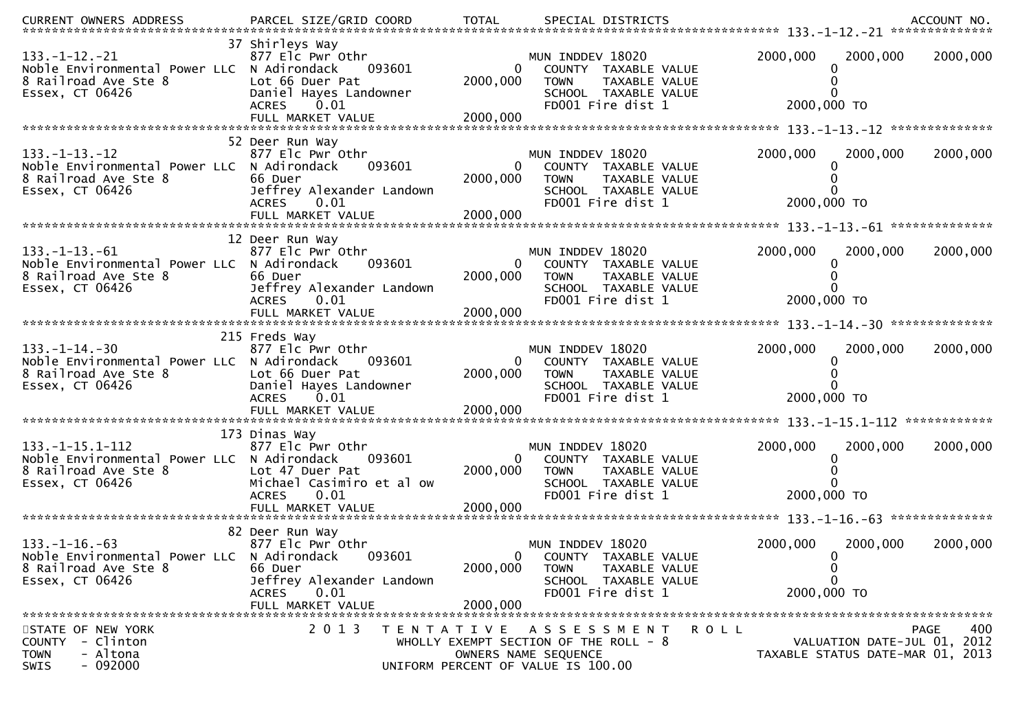| CURRENT OWNERS ADDRESS | PARCEL SIZE/GRID COORD | TOTAL | SPECIAL DISTRICTS | | | ACCOUNT NO. |
|---|---|---|---|---|---|---|
| **133.-1-12.-21** | 37 Shirleys Way | | | | | |
| 133.-1-12.-21 | 877 Elc Pwr Othr | | MUN INDDEV 18020 | 2000,000 | 2000,000 | 2000,000 |
| Noble Environmental Power LLC | N Adirondack 093601 | 0 | COUNTY TAXABLE VALUE | 0 | | |
| 8 Railroad Ave Ste 8 | Lot 66 Duer Pat | 2000,000 | TOWN TAXABLE VALUE | 0 | | |
| Essex, CT 06426 | Daniel Hayes Landowner | | SCHOOL TAXABLE VALUE | 0 | | |
| | ACRES 0.01 | | FD001 Fire dist 1 | 2000,000 TO | | |
| | FULL MARKET VALUE | 2000,000 | | | | |
| **133.-1-13.-12** | 52 Deer Run Way | | | | | |
| 133.-1-13.-12 | 877 Elc Pwr Othr | | MUN INDDEV 18020 | 2000,000 | 2000,000 | 2000,000 |
| Noble Environmental Power LLC | N Adirondack 093601 | 0 | COUNTY TAXABLE VALUE | 0 | | |
| 8 Railroad Ave Ste 8 | 66 Duer | 2000,000 | TOWN TAXABLE VALUE | 0 | | |
| Essex, CT 06426 | Jeffrey Alexander Landown | | SCHOOL TAXABLE VALUE | 0 | | |
| | ACRES 0.01 | | FD001 Fire dist 1 | 2000,000 TO | | |
| | FULL MARKET VALUE | 2000,000 | | | | |
| **133.-1-13.-61** | 12 Deer Run Way | | | | | |
| 133.-1-13.-61 | 877 Elc Pwr Othr | | MUN INDDEV 18020 | 2000,000 | 2000,000 | 2000,000 |
| Noble Environmental Power LLC | N Adirondack 093601 | 0 | COUNTY TAXABLE VALUE | 0 | | |
| 8 Railroad Ave Ste 8 | 66 Duer | 2000,000 | TOWN TAXABLE VALUE | 0 | | |
| Essex, CT 06426 | Jeffrey Alexander Landown | | SCHOOL TAXABLE VALUE | 0 | | |
| | ACRES 0.01 | | FD001 Fire dist 1 | 2000,000 TO | | |
| | FULL MARKET VALUE | 2000,000 | | | | |
| **133.-1-14.-30** | 215 Freds Way | | | | | |
| 133.-1-14.-30 | 877 Elc Pwr Othr | | MUN INDDEV 18020 | 2000,000 | 2000,000 | 2000,000 |
| Noble Environmental Power LLC | N Adirondack 093601 | 0 | COUNTY TAXABLE VALUE | 0 | | |
| 8 Railroad Ave Ste 8 | Lot 66 Duer Pat | 2000,000 | TOWN TAXABLE VALUE | 0 | | |
| Essex, CT 06426 | Daniel Hayes Landowner | | SCHOOL TAXABLE VALUE | 0 | | |
| | ACRES 0.01 | | FD001 Fire dist 1 | 2000,000 TO | | |
| | FULL MARKET VALUE | 2000,000 | | | | |
| **133.-1-15.1-112** | 173 Dinas Way | | | | | |
| 133.-1-15.1-112 | 877 Elc Pwr Othr | | MUN INDDEV 18020 | 2000,000 | 2000,000 | 2000,000 |
| Noble Environmental Power LLC | N Adirondack 093601 | 0 | COUNTY TAXABLE VALUE | 0 | | |
| 8 Railroad Ave Ste 8 | Lot 47 Duer Pat | 2000,000 | TOWN TAXABLE VALUE | 0 | | |
| Essex, CT 06426 | Michael Casimiro et al ow | | SCHOOL TAXABLE VALUE | 0 | | |
| | ACRES 0.01 | | FD001 Fire dist 1 | 2000,000 TO | | |
| | FULL MARKET VALUE | 2000,000 | | | | |
| **133.-1-16.-63** | 82 Deer Run Way | | | | | |
| 133.-1-16.-63 | 877 Elc Pwr Othr | | MUN INDDEV 18020 | 2000,000 | 2000,000 | 2000,000 |
| Noble Environmental Power LLC | N Adirondack 093601 | 0 | COUNTY TAXABLE VALUE | 0 | | |
| 8 Railroad Ave Ste 8 | 66 Duer | 2000,000 | TOWN TAXABLE VALUE | 0 | | |
| Essex, CT 06426 | Jeffrey Alexander Landown | | SCHOOL TAXABLE VALUE | 0 | | |
| | ACRES 0.01 | | FD001 Fire dist 1 | 2000,000 TO | | |
| | FULL MARKET VALUE | 2000,000 | | | | |

STATE OF NEW YORK
COUNTY - Clinton
TOWN - Altona
SWIS - 092000

2013 TENTATIVE ASSESSMENT ROLL
WHOLLY EXEMPT SECTION OF THE ROLL - 8
OWNERS NAME SEQUENCE
UNIFORM PERCENT OF VALUE IS 100.00

PAGE 400
VALUATION DATE-JUL 01, 2012
TAXABLE STATUS DATE-MAR 01, 2013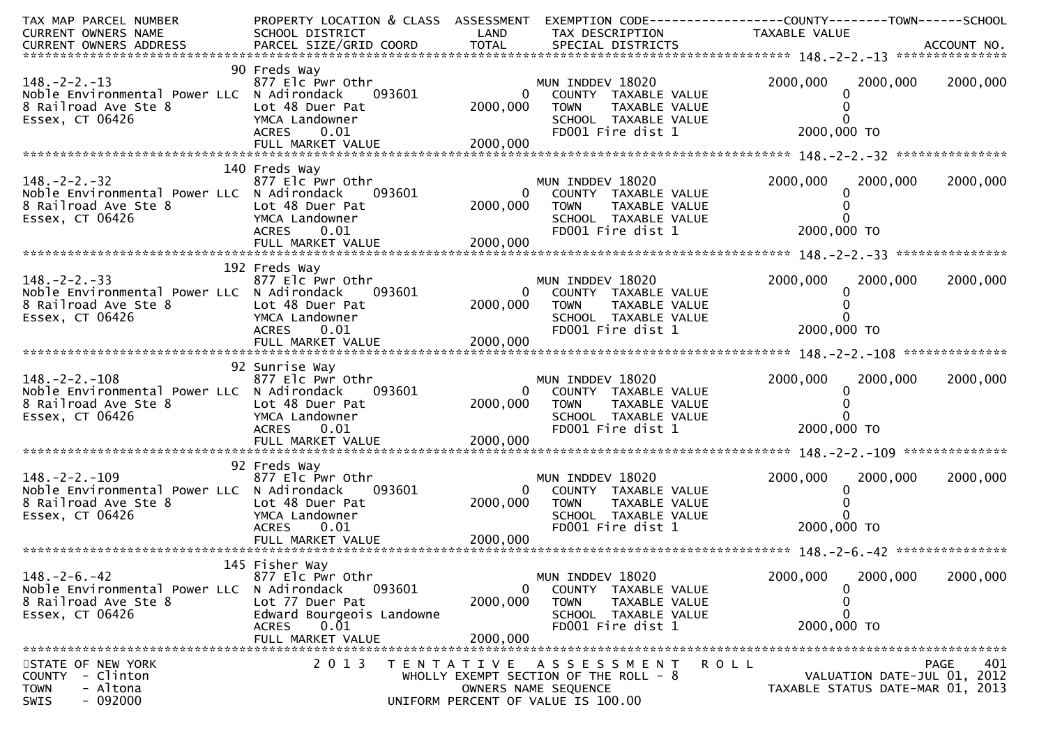| TAX MAP PARCEL NUMBER<br>CURRENT OWNERS NAME<br>CURRENT OWNERS ADDRESS | PROPERTY LOCATION & CLASS<br>SCHOOL DISTRICT<br>PARCEL SIZE/GRID COORD | ASSESSMENT<br>LAND<br>TOTAL | EXEMPTION CODE<br>TAX DESCRIPTION<br>SPECIAL DISTRICTS | COUNTY<br>TAXABLE VALUE | TOWN | SCHOOL<br>ACCOUNT NO. |
|---|---|---|---|---|---|---|
| **148.-2-2.-13** | 90 Freds Way | | | | | |
| 148.-2-2.-13 | 877 Elc Pwr Othr | | MUN INDDEV 18020 | 2000,000 | 2000,000 | 2000,000 |
| Noble Environmental Power LLC | N Adirondack 093601 | 0 | COUNTY TAXABLE VALUE | 0 | | |
| 8 Railroad Ave Ste 8 | Lot 48 Duer Pat | 2000,000 | TOWN TAXABLE VALUE | 0 | | |
| Essex, CT 06426 | YMCA Landowner | | SCHOOL TAXABLE VALUE | 0 | | |
| | ACRES 0.01 | | FD001 Fire dist 1 | 2000,000 TO | | |
| | FULL MARKET VALUE | 2000,000 | | | | |
| **148.-2-2.-32** | 140 Freds Way | | | | | |
| 148.-2-2.-32 | 877 Elc Pwr Othr | | MUN INDDEV 18020 | 2000,000 | 2000,000 | 2000,000 |
| Noble Environmental Power LLC | N Adirondack 093601 | 0 | COUNTY TAXABLE VALUE | 0 | | |
| 8 Railroad Ave Ste 8 | Lot 48 Duer Pat | 2000,000 | TOWN TAXABLE VALUE | 0 | | |
| Essex, CT 06426 | YMCA Landowner | | SCHOOL TAXABLE VALUE | 0 | | |
| | ACRES 0.01 | | FD001 Fire dist 1 | 2000,000 TO | | |
| | FULL MARKET VALUE | 2000,000 | | | | |
| **148.-2-2.-33** | 192 Freds Way | | | | | |
| 148.-2-2.-33 | 877 Elc Pwr Othr | | MUN INDDEV 18020 | 2000,000 | 2000,000 | 2000,000 |
| Noble Environmental Power LLC | N Adirondack 093601 | 0 | COUNTY TAXABLE VALUE | 0 | | |
| 8 Railroad Ave Ste 8 | Lot 48 Duer Pat | 2000,000 | TOWN TAXABLE VALUE | 0 | | |
| Essex, CT 06426 | YMCA Landowner | | SCHOOL TAXABLE VALUE | 0 | | |
| | ACRES 0.01 | | FD001 Fire dist 1 | 2000,000 TO | | |
| | FULL MARKET VALUE | 2000,000 | | | | |
| **148.-2-2.-108** | 92 Sunrise Way | | | | | |
| 148.-2-2.-108 | 877 Elc Pwr Othr | | MUN INDDEV 18020 | 2000,000 | 2000,000 | 2000,000 |
| Noble Environmental Power LLC | N Adirondack 093601 | 0 | COUNTY TAXABLE VALUE | 0 | | |
| 8 Railroad Ave Ste 8 | Lot 48 Duer Pat | 2000,000 | TOWN TAXABLE VALUE | 0 | | |
| Essex, CT 06426 | YMCA Landowner | | SCHOOL TAXABLE VALUE | 0 | | |
| | ACRES 0.01 | | FD001 Fire dist 1 | 2000,000 TO | | |
| | FULL MARKET VALUE | 2000,000 | | | | |
| **148.-2-2.-109** | 92 Freds Way | | | | | |
| 148.-2-2.-109 | 877 Elc Pwr Othr | | MUN INDDEV 18020 | 2000,000 | 2000,000 | 2000,000 |
| Noble Environmental Power LLC | N Adirondack 093601 | 0 | COUNTY TAXABLE VALUE | 0 | | |
| 8 Railroad Ave Ste 8 | Lot 48 Duer Pat | 2000,000 | TOWN TAXABLE VALUE | 0 | | |
| Essex, CT 06426 | YMCA Landowner | | SCHOOL TAXABLE VALUE | 0 | | |
| | ACRES 0.01 | | FD001 Fire dist 1 | 2000,000 TO | | |
| | FULL MARKET VALUE | 2000,000 | | | | |
| **148.-2-6.-42** | 145 Fisher Way | | | | | |
| 148.-2-6.-42 | 877 Elc Pwr Othr | | MUN INDDEV 18020 | 2000,000 | 2000,000 | 2000,000 |
| Noble Environmental Power LLC | N Adirondack 093601 | 0 | COUNTY TAXABLE VALUE | 0 | | |
| 8 Railroad Ave Ste 8 | Lot 77 Duer Pat | 2000,000 | TOWN TAXABLE VALUE | 0 | | |
| Essex, CT 06426 | Edward Bourgeois Landowne | | SCHOOL TAXABLE VALUE | 0 | | |
| | ACRES 0.01 | | FD001 Fire dist 1 | 2000,000 TO | | |
| | FULL MARKET VALUE | 2000,000 | | | | |

STATE OF NEW YORK
COUNTY - Clinton
TOWN - Altona
SWIS - 092000

2013 TENTATIVE ASSESSMENT ROLL
WHOLLY EXEMPT SECTION OF THE ROLL - 8
OWNERS NAME SEQUENCE
UNIFORM PERCENT OF VALUE IS 100.00

VALUATION DATE-JUL 01, 2012
TAXABLE STATUS DATE-MAR 01, 2013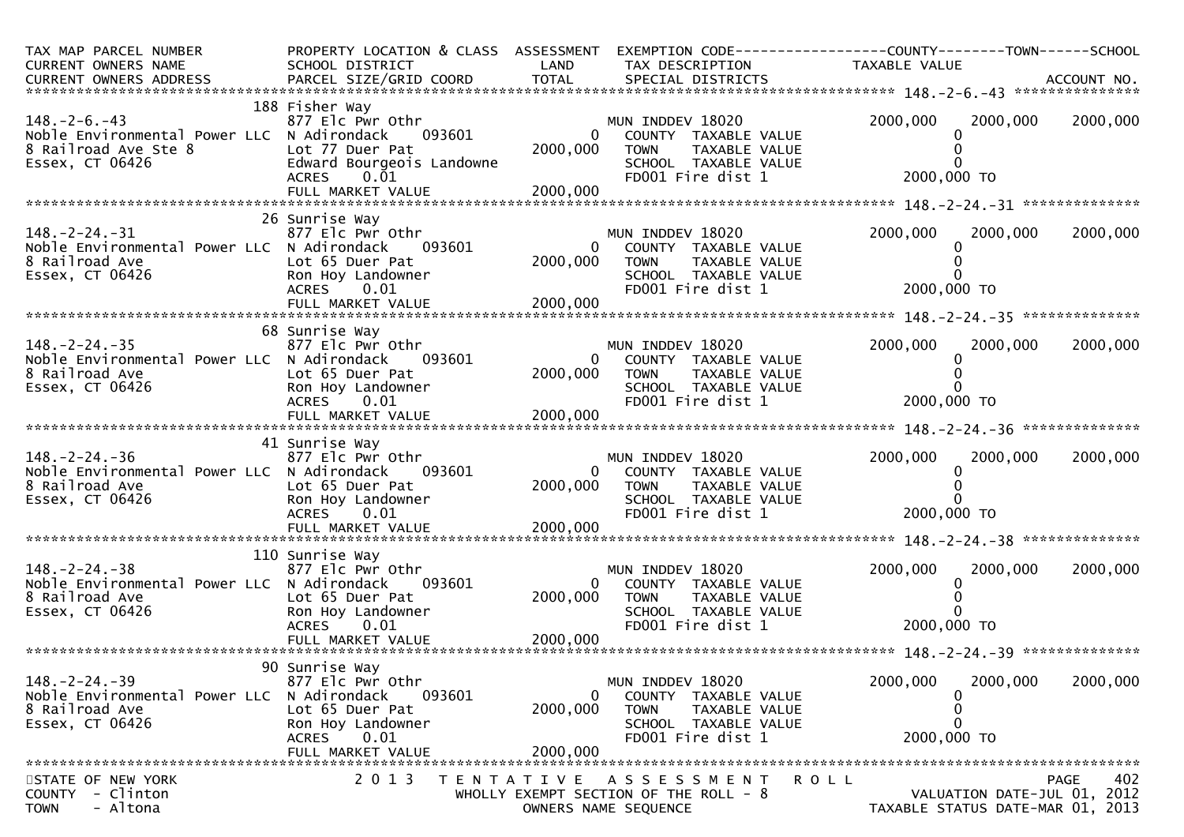| TAX MAP PARCEL NUMBER<br>CURRENT OWNERS NAME<br>CURRENT OWNERS ADDRESS | PROPERTY LOCATION & CLASS<br>SCHOOL DISTRICT<br>PARCEL SIZE/GRID COORD | ASSESSMENT<br>LAND<br>TOTAL | EXEMPTION CODE<br>TAX DESCRIPTION<br>SPECIAL DISTRICTS | COUNTY<br>TAXABLE VALUE | TOWN | SCHOOL<br><br>ACCOUNT NO. |
|---|---|---|---|---|---|---|
| 148.-2-6.-43 | 188 Fisher Way | | | | | |
| 148.-2-6.-43 | 877 Elc Pwr Othr | | MUN INDDEV 18020 | 2000,000 | 2000,000 | 2000,000 |
| Noble Environmental Power LLC | N Adirondack 093601 | 0 | COUNTY TAXABLE VALUE | 0 | | |
| 8 Railroad Ave Ste 8 | Lot 77 Duer Pat | 2000,000 | TOWN TAXABLE VALUE | 0 | | |
| Essex, CT 06426 | Edward Bourgeois Landowne | | SCHOOL TAXABLE VALUE | 0 | | |
| | ACRES 0.01 | | FD001 Fire dist 1 | 2000,000 TO | | |
| | FULL MARKET VALUE | 2000,000 | | | | |
| 148.-2-24.-31 | 26 Sunrise Way | | | | | |
| 148.-2-24.-31 | 877 Elc Pwr Othr | | MUN INDDEV 18020 | 2000,000 | 2000,000 | 2000,000 |
| Noble Environmental Power LLC | N Adirondack 093601 | 0 | COUNTY TAXABLE VALUE | 0 | | |
| 8 Railroad Ave | Lot 65 Duer Pat | 2000,000 | TOWN TAXABLE VALUE | 0 | | |
| Essex, CT 06426 | Ron Hoy Landowner | | SCHOOL TAXABLE VALUE | 0 | | |
| | ACRES 0.01 | | FD001 Fire dist 1 | 2000,000 TO | | |
| | FULL MARKET VALUE | 2000,000 | | | | |
| 148.-2-24.-35 | 68 Sunrise Way | | | | | |
| 148.-2-24.-35 | 877 Elc Pwr Othr | | MUN INDDEV 18020 | 2000,000 | 2000,000 | 2000,000 |
| Noble Environmental Power LLC | N Adirondack 093601 | 0 | COUNTY TAXABLE VALUE | 0 | | |
| 8 Railroad Ave | Lot 65 Duer Pat | 2000,000 | TOWN TAXABLE VALUE | 0 | | |
| Essex, CT 06426 | Ron Hoy Landowner | | SCHOOL TAXABLE VALUE | 0 | | |
| | ACRES 0.01 | | FD001 Fire dist 1 | 2000,000 TO | | |
| | FULL MARKET VALUE | 2000,000 | | | | |
| 148.-2-24.-36 | 41 Sunrise Way | | | | | |
| 148.-2-24.-36 | 877 Elc Pwr Othr | | MUN INDDEV 18020 | 2000,000 | 2000,000 | 2000,000 |
| Noble Environmental Power LLC | N Adirondack 093601 | 0 | COUNTY TAXABLE VALUE | 0 | | |
| 8 Railroad Ave | Lot 65 Duer Pat | 2000,000 | TOWN TAXABLE VALUE | 0 | | |
| Essex, CT 06426 | Ron Hoy Landowner | | SCHOOL TAXABLE VALUE | 0 | | |
| | ACRES 0.01 | | FD001 Fire dist 1 | 2000,000 TO | | |
| | FULL MARKET VALUE | 2000,000 | | | | |
| 148.-2-24.-38 | 110 Sunrise Way | | | | | |
| 148.-2-24.-38 | 877 Elc Pwr Othr | | MUN INDDEV 18020 | 2000,000 | 2000,000 | 2000,000 |
| Noble Environmental Power LLC | N Adirondack 093601 | 0 | COUNTY TAXABLE VALUE | 0 | | |
| 8 Railroad Ave | Lot 65 Duer Pat | 2000,000 | TOWN TAXABLE VALUE | 0 | | |
| Essex, CT 06426 | Ron Hoy Landowner | | SCHOOL TAXABLE VALUE | 0 | | |
| | ACRES 0.01 | | FD001 Fire dist 1 | 2000,000 TO | | |
| | FULL MARKET VALUE | 2000,000 | | | | |
| 148.-2-24.-39 | 90 Sunrise Way | | | | | |
| 148.-2-24.-39 | 877 Elc Pwr Othr | | MUN INDDEV 18020 | 2000,000 | 2000,000 | 2000,000 |
| Noble Environmental Power LLC | N Adirondack 093601 | 0 | COUNTY TAXABLE VALUE | 0 | | |
| 8 Railroad Ave | Lot 65 Duer Pat | 2000,000 | TOWN TAXABLE VALUE | 0 | | |
| Essex, CT 06426 | Ron Hoy Landowner | | SCHOOL TAXABLE VALUE | 0 | | |
| | ACRES 0.01 | | FD001 Fire dist 1 | 2000,000 TO | | |
| | FULL MARKET VALUE | 2000,000 | | | | |

STATE OF NEW YORK
COUNTY - Clinton
TOWN - Altona

2013 TENTATIVE ASSESSMENT ROLL
WHOLLY EXEMPT SECTION OF THE ROLL - 8
OWNERS NAME SEQUENCE

VALUATION DATE-JUL 01, 2012
TAXABLE STATUS DATE-MAR 01, 2013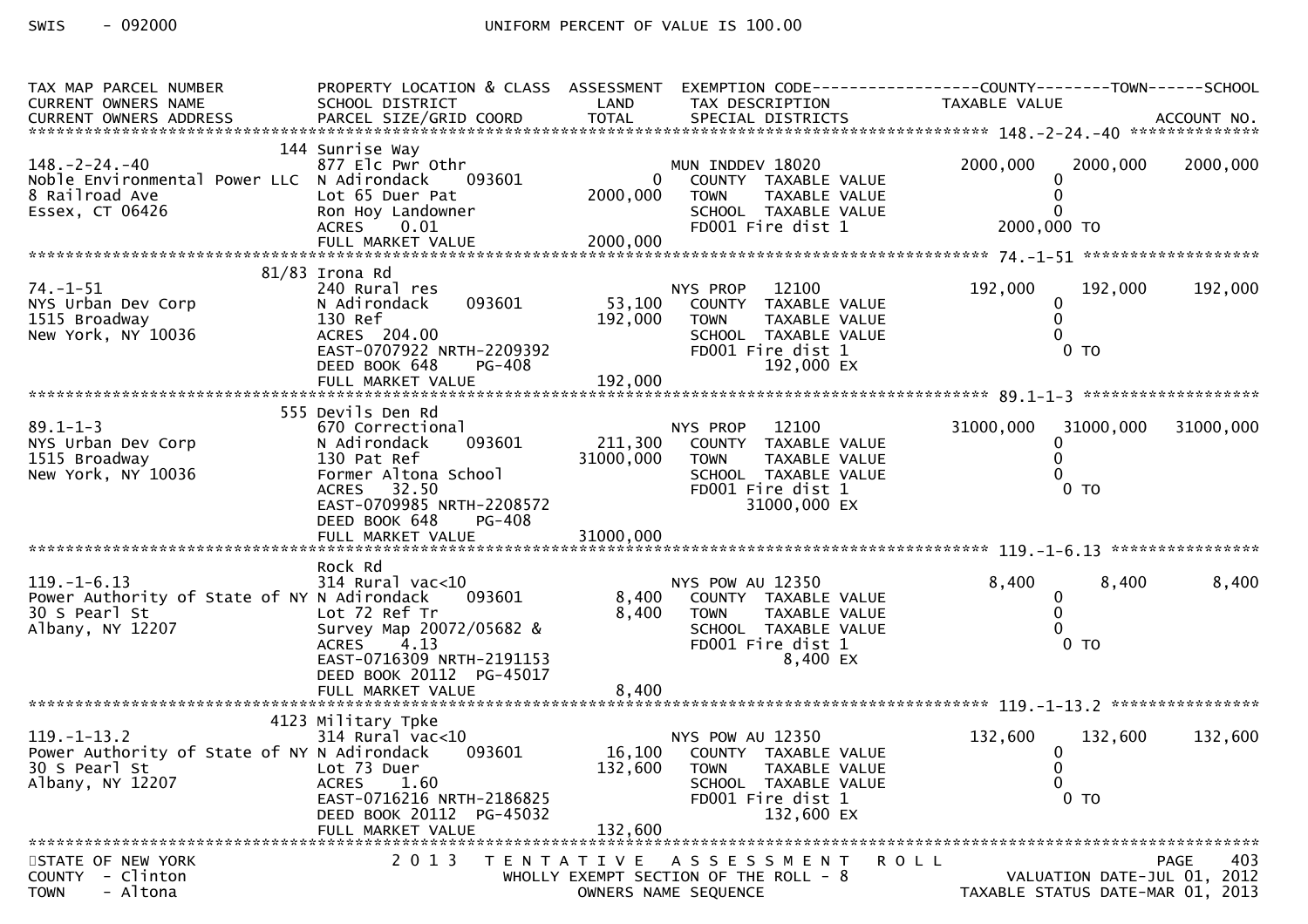SWIS - 092000 UNIFORM PERCENT OF VALUE IS 100.00

| TAX MAP PARCEL NUMBER / CURRENT OWNERS NAME / CURRENT OWNERS ADDRESS | PROPERTY LOCATION & CLASS / SCHOOL DISTRICT / PARCEL SIZE/GRID COORD | ASSESSMENT LAND / TOTAL | EXEMPTION CODE / TAX DESCRIPTION / SPECIAL DISTRICTS | COUNTY TAXABLE VALUE | TOWN | SCHOOL / ACCOUNT NO. |
|---|---|---|---|---|---|---|
| **148.-2-24.-40** | | | | | | |
| | 144 Sunrise Way | | | | | |
| 148.-2-24.-40 | 877 Elc Pwr Othr | | MUN INDDEV 18020 | 2000,000 | 2000,000 | 2000,000 |
| Noble Environmental Power LLC | N Adirondack 093601 | 0 | COUNTY TAXABLE VALUE | 0 | | |
| 8 Railroad Ave | Lot 65 Duer Pat | 2000,000 | TOWN TAXABLE VALUE | 0 | | |
| Essex, CT 06426 | Ron Hoy Landowner | | SCHOOL TAXABLE VALUE | 0 | | |
| | ACRES 0.01 | | FD001 Fire dist 1 | 2000,000 TO | | |
| | FULL MARKET VALUE | 2000,000 | | | | |
| **74.-1-51** | | | | | | |
| | 81/83 Irona Rd | | | | | |
| 74.-1-51 | 240 Rural res | | NYS PROP 12100 | 192,000 | 192,000 | 192,000 |
| NYS Urban Dev Corp | N Adirondack 093601 | 53,100 | COUNTY TAXABLE VALUE | 0 | | |
| 1515 Broadway | 130 Ref | 192,000 | TOWN TAXABLE VALUE | 0 | | |
| New York, NY 10036 | ACRES 204.00 | | SCHOOL TAXABLE VALUE | 0 | | |
| | EAST-0707922 NRTH-2209392 | | FD001 Fire dist 1 | 0 TO | | |
| | DEED BOOK 648 PG-408 | | 192,000 EX | | | |
| | FULL MARKET VALUE | 192,000 | | | | |
| **89.1-1-3** | | | | | | |
| | 555 Devils Den Rd | | | | | |
| 89.1-1-3 | 670 Correctional | | NYS PROP 12100 | 31000,000 | 31000,000 | 31000,000 |
| NYS Urban Dev Corp | N Adirondack 093601 | 211,300 | COUNTY TAXABLE VALUE | 0 | | |
| 1515 Broadway | 130 Pat Ref | 31000,000 | TOWN TAXABLE VALUE | 0 | | |
| New York, NY 10036 | Former Altona School | | SCHOOL TAXABLE VALUE | 0 | | |
| | ACRES 32.50 | | FD001 Fire dist 1 | 0 TO | | |
| | EAST-0709985 NRTH-2208572 | | 31000,000 EX | | | |
| | DEED BOOK 648 PG-408 | | | | | |
| | FULL MARKET VALUE | 31000,000 | | | | |
| **119.-1-6.13** | | | | | | |
| | Rock Rd | | | | | |
| 119.-1-6.13 | 314 Rural vac<10 | | NYS POW AU 12350 | 8,400 | 8,400 | 8,400 |
| Power Authority of State of NY | N Adirondack 093601 | 8,400 | COUNTY TAXABLE VALUE | 0 | | |
| 30 S Pearl St | Lot 72 Ref Tr | 8,400 | TOWN TAXABLE VALUE | 0 | | |
| Albany, NY 12207 | Survey Map 20072/05682 & | | SCHOOL TAXABLE VALUE | 0 | | |
| | ACRES 4.13 | | FD001 Fire dist 1 | 0 TO | | |
| | EAST-0716309 NRTH-2191153 | | 8,400 EX | | | |
| | DEED BOOK 20112 PG-45017 | | | | | |
| | FULL MARKET VALUE | 8,400 | | | | |
| **119.-1-13.2** | | | | | | |
| | 4123 Military Tpke | | | | | |
| 119.-1-13.2 | 314 Rural vac<10 | | NYS POW AU 12350 | 132,600 | 132,600 | 132,600 |
| Power Authority of State of NY | N Adirondack 093601 | 16,100 | COUNTY TAXABLE VALUE | 0 | | |
| 30 S Pearl St | Lot 73 Duer | 132,600 | TOWN TAXABLE VALUE | 0 | | |
| Albany, NY 12207 | ACRES 1.60 | | SCHOOL TAXABLE VALUE | 0 | | |
| | EAST-0716216 NRTH-2186825 | | FD001 Fire dist 1 | 0 TO | | |
| | DEED BOOK 20112 PG-45032 | | 132,600 EX | | | |
| | FULL MARKET VALUE | 132,600 | | | | |

STATE OF NEW YORK — 2013 TENTATIVE ASSESSMENT ROLL — PAGE 403
COUNTY - Clinton — WHOLLY EXEMPT SECTION OF THE ROLL - 8 — VALUATION DATE-JUL 01, 2012
TOWN - Altona — OWNERS NAME SEQUENCE — TAXABLE STATUS DATE-MAR 01, 2013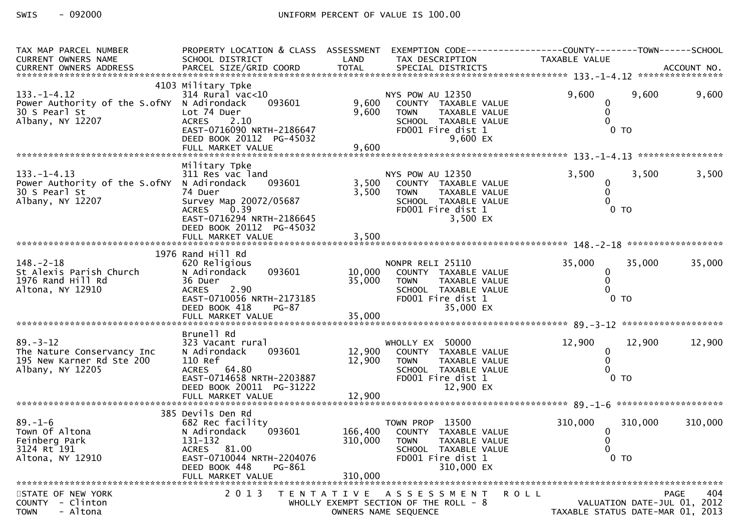SWIS - 092000 UNIFORM PERCENT OF VALUE IS 100.00

| TAX MAP PARCEL NUMBER / CURRENT OWNERS NAME / CURRENT OWNERS ADDRESS | PROPERTY LOCATION & CLASS / SCHOOL DISTRICT / PARCEL SIZE/GRID COORD | ASSESSMENT LAND | ASSESSMENT TOTAL | EXEMPTION CODE / TAX DESCRIPTION / SPECIAL DISTRICTS | COUNTY TAXABLE VALUE | TOWN | SCHOOL | ACCOUNT NO. |
|---|---|---|---|---|---|---|---|---|
| **133.-1-4.12** | 4103 Military Tpke | | | | | | | |
| 133.-1-4.12 | 314 Rural vac<10 | | | NYS POW AU 12350 | 9,600 | 9,600 | 9,600 | |
| Power Authority of the S.ofNY | N Adirondack 093601 | 9,600 | | COUNTY TAXABLE VALUE | 0 | | | |
| 30 S Pearl St | Lot 74 Duer | | 9,600 | TOWN TAXABLE VALUE | 0 | | | |
| Albany, NY 12207 | ACRES 2.10 | | | SCHOOL TAXABLE VALUE | 0 | | | |
| | EAST-0716090 NRTH-2186647 | | | FD001 Fire dist 1 | 0 TO | | | |
| | DEED BOOK 20112 PG-45032 | | | 9,600 EX | | | | |
| | FULL MARKET VALUE | | 9,600 | | | | | |
| **133.-1-4.13** | Military Tpke | | | | | | | |
| 133.-1-4.13 | 311 Res vac land | | | NYS POW AU 12350 | 3,500 | 3,500 | 3,500 | |
| Power Authority of the S.ofNY | N Adirondack 093601 | 3,500 | | COUNTY TAXABLE VALUE | 0 | | | |
| 30 S Pearl St | 74 Duer | | 3,500 | TOWN TAXABLE VALUE | 0 | | | |
| Albany, NY 12207 | Survey Map 20072/05687 | | | SCHOOL TAXABLE VALUE | 0 | | | |
| | ACRES 0.39 | | | FD001 Fire dist 1 | 0 TO | | | |
| | EAST-0716294 NRTH-2186645 | | | 3,500 EX | | | | |
| | DEED BOOK 20112 PG-45032 | | | | | | | |
| | FULL MARKET VALUE | | 3,500 | | | | | |
| **148.-2-18** | 1976 Rand Hill Rd | | | | | | | |
| 148.-2-18 | 620 Religious | | | NONPR RELI 25110 | 35,000 | 35,000 | 35,000 | |
| St Alexis Parish Church | N Adirondack 093601 | 10,000 | | COUNTY TAXABLE VALUE | 0 | | | |
| 1976 Rand Hill Rd | 36 Duer | | 35,000 | TOWN TAXABLE VALUE | 0 | | | |
| Altona, NY 12910 | ACRES 2.90 | | | SCHOOL TAXABLE VALUE | 0 | | | |
| | EAST-0710056 NRTH-2173185 | | | FD001 Fire dist 1 | 0 TO | | | |
| | DEED BOOK 418 PG-87 | | | 35,000 EX | | | | |
| | FULL MARKET VALUE | | 35,000 | | | | | |
| **89.-3-12** | Brunell Rd | | | | | | | |
| 89.-3-12 | 323 Vacant rural | | | WHOLLY EX 50000 | 12,900 | 12,900 | 12,900 | |
| The Nature Conservancy Inc | N Adirondack 093601 | 12,900 | | COUNTY TAXABLE VALUE | 0 | | | |
| 195 New Karner Rd Ste 200 | 110 Ref | | 12,900 | TOWN TAXABLE VALUE | 0 | | | |
| Albany, NY 12205 | ACRES 64.80 | | | SCHOOL TAXABLE VALUE | 0 | | | |
| | EAST-0714658 NRTH-2203887 | | | FD001 Fire dist 1 | 0 TO | | | |
| | DEED BOOK 20011 PG-31222 | | | 12,900 EX | | | | |
| | FULL MARKET VALUE | | 12,900 | | | | | |
| **89.-1-6** | 385 Devils Den Rd | | | | | | | |
| 89.-1-6 | 682 Rec facility | | | TOWN PROP 13500 | 310,000 | 310,000 | 310,000 | |
| Town Of Altona | N Adirondack 093601 | 166,400 | | COUNTY TAXABLE VALUE | 0 | | | |
| Feinberg Park | 131-132 | | 310,000 | TOWN TAXABLE VALUE | 0 | | | |
| 3124 Rt 191 | ACRES 81.00 | | | SCHOOL TAXABLE VALUE | 0 | | | |
| Altona, NY 12910 | EAST-0710044 NRTH-2204076 | | | FD001 Fire dist 1 | 0 TO | | | |
| | DEED BOOK 448 PG-861 | | | 310,000 EX | | | | |
| | FULL MARKET VALUE | | 310,000 | | | | | |

STATE OF NEW YORK — 2013 TENTATIVE ASSESSMENT ROLL
COUNTY - Clinton — WHOLLY EXEMPT SECTION OF THE ROLL - 8 — VALUATION DATE-JUL 01, 2012
TOWN - Altona — OWNERS NAME SEQUENCE — TAXABLE STATUS DATE-MAR 01, 2013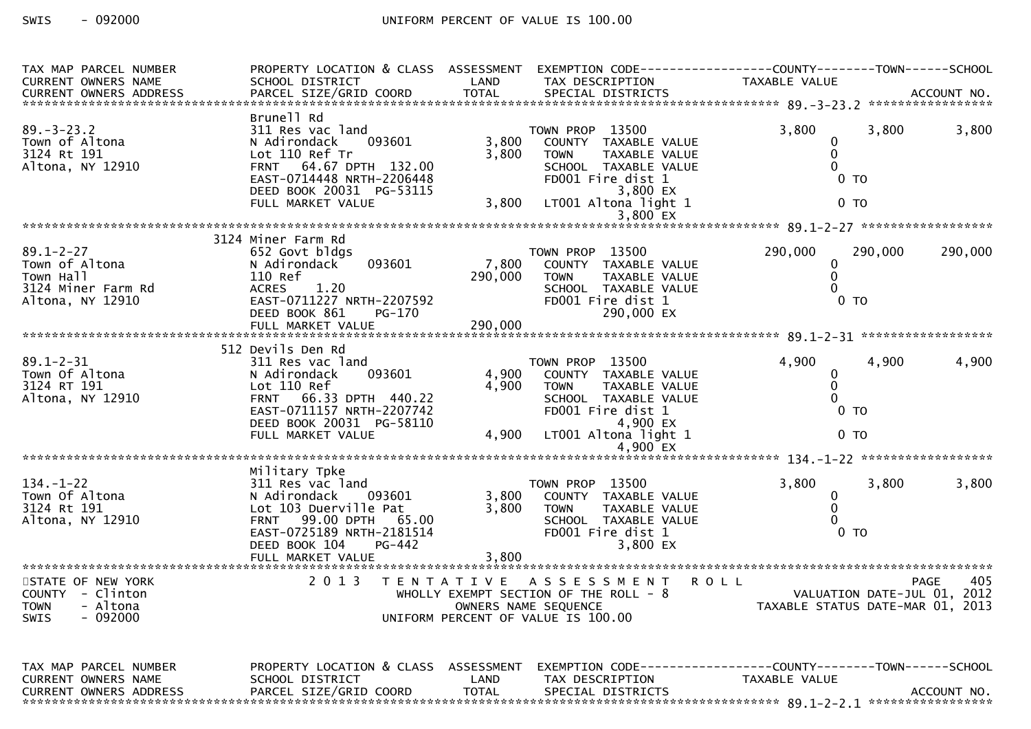| TAX MAP PARCEL NUMBER<br>CURRENT OWNERS NAME<br>CURRENT OWNERS ADDRESS | PROPERTY LOCATION & CLASS<br>SCHOOL DISTRICT<br>PARCEL SIZE/GRID COORD | ASSESSMENT<br>LAND<br>TOTAL | EXEMPTION CODE<br>TAX DESCRIPTION<br>SPECIAL DISTRICTS | COUNTY<br>TAXABLE VALUE | TOWN | SCHOOL<br>ACCOUNT NO. |
|---|---|---|---|---|---|---|
| **89.-3-23.2** | | | | | | |
| 89.-3-23.2 | Brunell Rd | | | | | |
| Town of Altona | 311 Res vac land | | TOWN PROP 13500 | 3,800 | 3,800 | 3,800 |
| 3124 Rt 191 | N Adirondack 093601 | 3,800 | COUNTY TAXABLE VALUE | 0 | | |
| Altona, NY 12910 | Lot 110 Ref Tr | 3,800 | TOWN TAXABLE VALUE | 0 | | |
| | FRNT 64.67 DPTH 132.00 | | SCHOOL TAXABLE VALUE | 0 | | |
| | EAST-0714448 NRTH-2206448 | | FD001 Fire dist 1 | 0 TO | | |
| | DEED BOOK 20031 PG-53115 | | 3,800 EX | | | |
| | FULL MARKET VALUE | 3,800 | LT001 Altona light 1 | 0 TO | | |
| | | | 3,800 EX | | | |
| **89.1-2-27** | | | | | | |
| 89.1-2-27 | 3124 Miner Farm Rd | | | | | |
| Town of Altona | 652 Govt bldgs | | TOWN PROP 13500 | 290,000 | 290,000 | 290,000 |
| Town Hall | N Adirondack 093601 | 7,800 | COUNTY TAXABLE VALUE | 0 | | |
| 3124 Miner Farm Rd | 110 Ref | 290,000 | TOWN TAXABLE VALUE | 0 | | |
| Altona, NY 12910 | ACRES 1.20 | | SCHOOL TAXABLE VALUE | 0 | | |
| | EAST-0711227 NRTH-2207592 | | FD001 Fire dist 1 | 0 TO | | |
| | DEED BOOK 861 PG-170 | | 290,000 EX | | | |
| | FULL MARKET VALUE | 290,000 | | | | |
| **89.1-2-31** | | | | | | |
| 89.1-2-31 | 512 Devils Den Rd | | | | | |
| Town Of Altona | 311 Res vac land | | TOWN PROP 13500 | 4,900 | 4,900 | 4,900 |
| 3124 RT 191 | N Adirondack 093601 | 4,900 | COUNTY TAXABLE VALUE | 0 | | |
| Altona, NY 12910 | Lot 110 Ref | 4,900 | TOWN TAXABLE VALUE | 0 | | |
| | FRNT 66.33 DPTH 440.22 | | SCHOOL TAXABLE VALUE | 0 | | |
| | EAST-0711157 NRTH-2207742 | | FD001 Fire dist 1 | 0 TO | | |
| | DEED BOOK 20031 PG-58110 | | 4,900 EX | | | |
| | FULL MARKET VALUE | 4,900 | LT001 Altona light 1 | 0 TO | | |
| | | | 4,900 EX | | | |
| **134.-1-22** | | | | | | |
| 134.-1-22 | Military Tpke | | | | | |
| Town Of Altona | 311 Res vac land | | TOWN PROP 13500 | 3,800 | 3,800 | 3,800 |
| 3124 Rt 191 | N Adirondack 093601 | 3,800 | COUNTY TAXABLE VALUE | 0 | | |
| Altona, NY 12910 | Lot 103 Duerville Pat | 3,800 | TOWN TAXABLE VALUE | 0 | | |
| | FRNT 99.00 DPTH 65.00 | | SCHOOL TAXABLE VALUE | 0 | | |
| | EAST-0725189 NRTH-2181514 | | FD001 Fire dist 1 | 0 TO | | |
| | DEED BOOK 104 PG-442 | | 3,800 EX | | | |
| | FULL MARKET VALUE | 3,800 | | | | |

STATE OF NEW YORK — 2013 TENTATIVE ASSESSMENT ROLL — PAGE 405
COUNTY - Clinton — WHOLLY EXEMPT SECTION OF THE ROLL - 8 — VALUATION DATE-JUL 01, 2012
TOWN - Altona — OWNERS NAME SEQUENCE — TAXABLE STATUS DATE-MAR 01, 2013
SWIS - 092000 — UNIFORM PERCENT OF VALUE IS 100.00

| TAX MAP PARCEL NUMBER<br>CURRENT OWNERS NAME<br>CURRENT OWNERS ADDRESS | PROPERTY LOCATION & CLASS<br>SCHOOL DISTRICT<br>PARCEL SIZE/GRID COORD | ASSESSMENT<br>LAND<br>TOTAL | EXEMPTION CODE<br>TAX DESCRIPTION<br>SPECIAL DISTRICTS | COUNTY<br>TAXABLE VALUE | TOWN | SCHOOL<br>ACCOUNT NO. |
|---|---|---|---|---|---|---|
| **89.1-2-2.1** | | | | | | |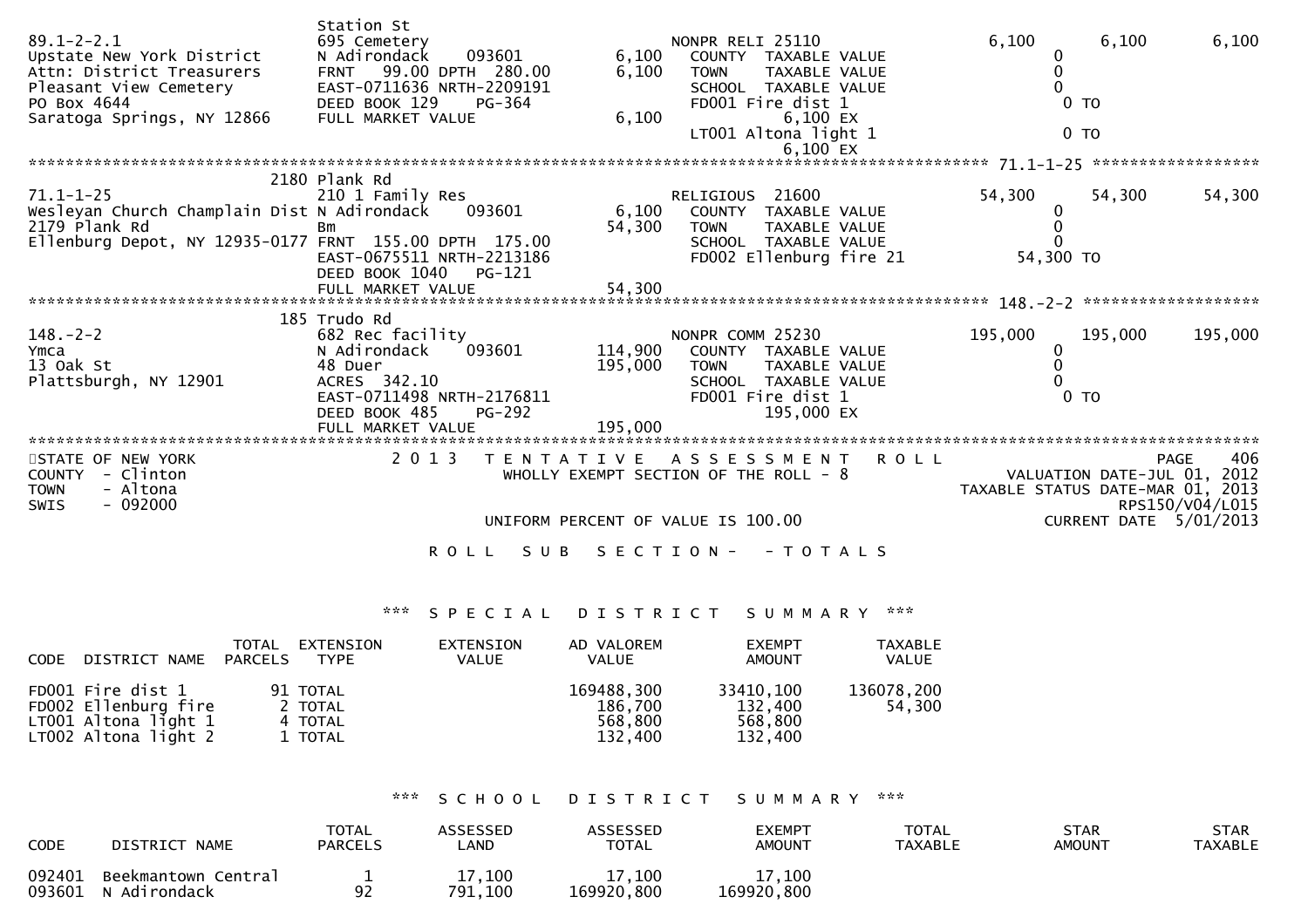```
                              Station St
89.1-2-2.1                    695 Cemetery                          NONPR RELI 25110                  6,100        6,100        6,100
Upstate New York District     N Adirondack      093601       6,100    COUNTY  TAXABLE VALUE              0
Attn: District Treasurers     FRNT   99.00 DPTH  280.00      6,100    TOWN    TAXABLE VALUE              0
Pleasant View Cemetery        EAST-0711636 NRTH-2209191               SCHOOL  TAXABLE VALUE              0
PO Box 4644                   DEED BOOK 129     PG-364                FD001 Fire dist 1                    0 TO
Saratoga Springs, NY 12866    FULL MARKET VALUE              6,100           6,100 EX
                                                                      LT001 Altona light 1                 0 TO
                                                                             6,100 EX
******************************************************************************************************* 71.1-1-25 *****************
                         2180 Plank Rd
71.1-1-25                     210 1 Family Res                      RELIGIOUS  21600                 54,300       54,300       54,300
Wesleyan Church Champlain Dist N Adirondack     093601       6,100    COUNTY  TAXABLE VALUE              0
2179 Plank Rd                 Bm                            54,300    TOWN    TAXABLE VALUE              0
Ellenburg Depot, NY 12935-0177 FRNT  155.00 DPTH  175.00              SCHOOL  TAXABLE VALUE              0
                              EAST-0675511 NRTH-2213186               FD002 Ellenburg fire 21         54,300 TO
                              DEED BOOK 1040    PG-121
                              FULL MARKET VALUE             54,300
******************************************************************************************************* 148.-2-2 ******************
                          185 Trudo Rd
148.-2-2                      682 Rec facility                      NONPR COMM 25230                195,000      195,000      195,000
Ymca                          N Adirondack      093601     114,900    COUNTY  TAXABLE VALUE              0
13 Oak St                     48 Duer                      195,000    TOWN    TAXABLE VALUE              0
Plattsburgh, NY 12901         ACRES 342.10                            SCHOOL  TAXABLE VALUE              0
                              EAST-0711498 NRTH-2176811               FD001 Fire dist 1                    0 TO
                              DEED BOOK 485     PG-292                     195,000 EX
                              FULL MARKET VALUE            195,000
************************************************************************************************************************************
STATE OF NEW YORK                2 0 1 3   T E N T A T I V E   A S S E S S M E N T   R O L L                          PAGE    406
COUNTY  - Clinton                      WHOLLY EXEMPT SECTION OF THE ROLL - 8                          VALUATION DATE-JUL 01, 2012
TOWN    - Altona                                                                                TAXABLE STATUS DATE-MAR 01, 2013
SWIS    - 092000                                                                                                   RPS150/V04/L015
                                         UNIFORM PERCENT OF VALUE IS 100.00                               CURRENT DATE  5/01/2013

                                     R O L L   S U B   S E C T I O N -   - T O T A L S
```

*** S P E C I A L   D I S T R I C T   S U M M A R Y ***

| CODE | DISTRICT NAME | TOTAL PARCELS | EXTENSION TYPE | EXTENSION VALUE | AD VALOREM VALUE | EXEMPT AMOUNT | TAXABLE VALUE |
|---|---|---|---|---|---|---|---|
| FD001 | Fire dist 1 | 91 | TOTAL | | 169488,300 | 33410,100 | 136078,200 |
| FD002 | Ellenburg fire | 2 | TOTAL | | 186,700 | 132,400 | 54,300 |
| LT001 | Altona light 1 | 4 | TOTAL | | 568,800 | 568,800 | |
| LT002 | Altona light 2 | 1 | TOTAL | | 132,400 | 132,400 | |

*** S C H O O L   D I S T R I C T   S U M M A R Y ***

| CODE | DISTRICT NAME | TOTAL PARCELS | ASSESSED LAND | ASSESSED TOTAL | EXEMPT AMOUNT | TOTAL TAXABLE | STAR AMOUNT | STAR TAXABLE |
|---|---|---|---|---|---|---|---|---|
| 092401 | Beekmantown Central | 1 | 17,100 | 17,100 | 17,100 | | | |
| 093601 | N Adirondack | 92 | 791,100 | 169920,800 | 169920,800 | | | |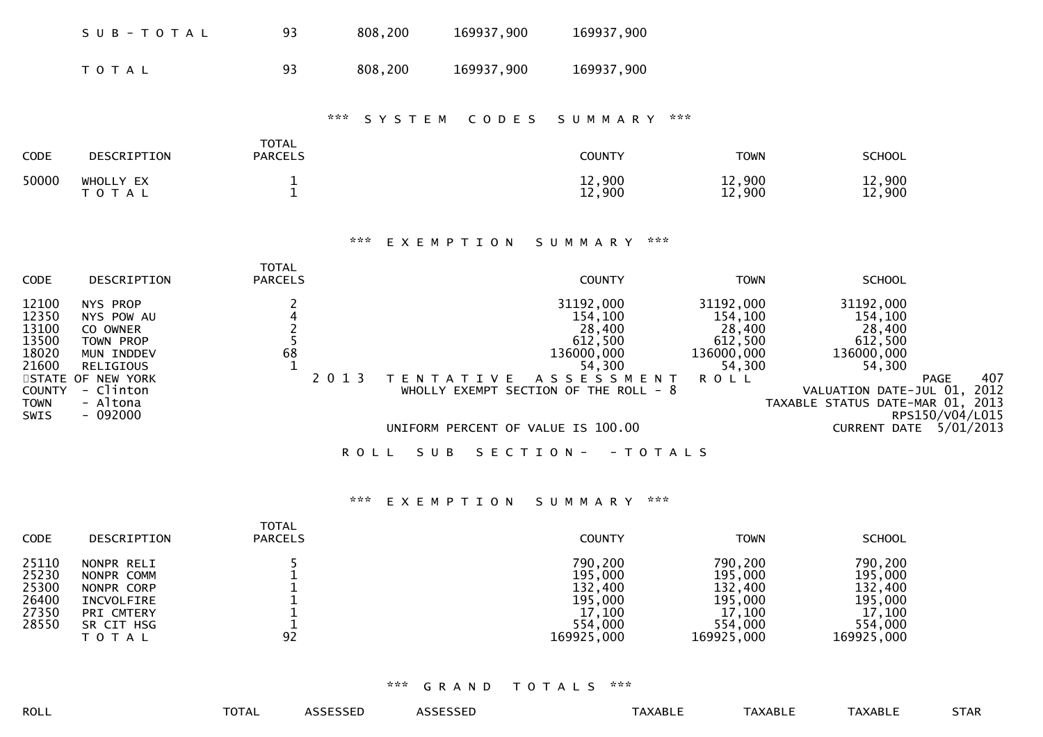| | | | | |
|---|---|---|---|---|
| S U B - T O T A L | 93 | 808,200 | 169937,900 | 169937,900 |
| T O T A L | 93 | 808,200 | 169937,900 | 169937,900 |

### *** S Y S T E M   C O D E S   S U M M A R Y ***

| CODE | DESCRIPTION | TOTAL PARCELS | COUNTY | TOWN | SCHOOL |
|---|---|---|---|---|---|
| 50000 | WHOLLY EX | 1 | 12,900 | 12,900 | 12,900 |
| | T O T A L | 1 | 12,900 | 12,900 | 12,900 |

### *** E X E M P T I O N   S U M M A R Y ***

| CODE | DESCRIPTION | TOTAL PARCELS | COUNTY | TOWN | SCHOOL |
|---|---|---|---|---|---|
| 12100 | NYS PROP | 2 | 31192,000 | 31192,000 | 31192,000 |
| 12350 | NYS POW AU | 4 | 154,100 | 154,100 | 154,100 |
| 13100 | CO OWNER | 2 | 28,400 | 28,400 | 28,400 |
| 13500 | TOWN PROP | 5 | 612,500 | 612,500 | 612,500 |
| 18020 | MUN INDDEV | 68 | 136000,000 | 136000,000 | 136000,000 |
| 21600 | RELIGIOUS | 1 | 54,300 | 54,300 | 54,300 |

STATE OF NEW YORK
COUNTY - Clinton
TOWN - Altona
SWIS - 092000

2 0 1 3   T E N T A T I V E   A S S E S S M E N T   R O L L
WHOLLY EXEMPT SECTION OF THE ROLL - 8

UNIFORM PERCENT OF VALUE IS 100.00

PAGE 407
VALUATION DATE-JUL 01, 2012
TAXABLE STATUS DATE-MAR 01, 2013
RPS150/V04/L015
CURRENT DATE 5/01/2013

R O L L   S U B   S E C T I O N -   - T O T A L S

### *** E X E M P T I O N   S U M M A R Y ***

| CODE | DESCRIPTION | TOTAL PARCELS | COUNTY | TOWN | SCHOOL |
|---|---|---|---|---|---|
| 25110 | NONPR RELI | 5 | 790,200 | 790,200 | 790,200 |
| 25230 | NONPR COMM | 1 | 195,000 | 195,000 | 195,000 |
| 25300 | NONPR CORP | 1 | 132,400 | 132,400 | 132,400 |
| 26400 | INCVOLFIRE | 1 | 195,000 | 195,000 | 195,000 |
| 27350 | PRI CMTERY | 1 | 17,100 | 17,100 | 17,100 |
| 28550 | SR CIT HSG | 1 | 554,000 | 554,000 | 554,000 |
| | T O T A L | 92 | 169925,000 | 169925,000 | 169925,000 |

### *** G R A N D   T O T A L S ***

| ROLL | TOTAL | ASSESSED | ASSESSED | TAXABLE | TAXABLE | TAXABLE | STAR |
|---|---|---|---|---|---|---|---|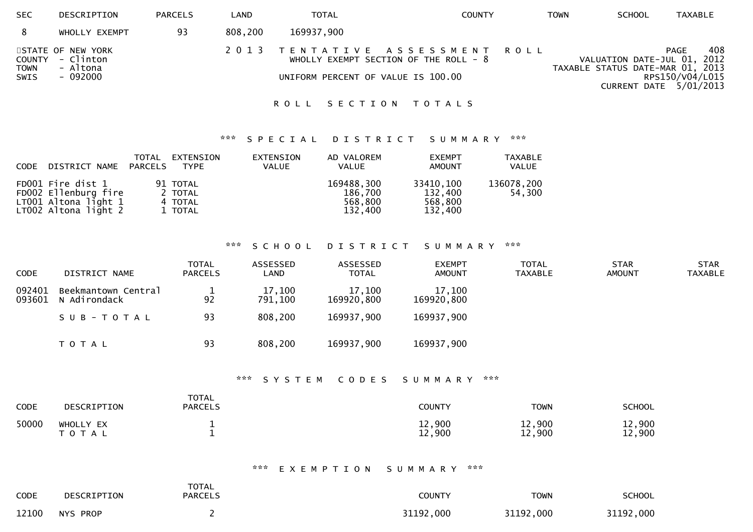| SEC | DESCRIPTION | PARCELS | LAND | TOTAL | COUNTY | TOWN | SCHOOL | TAXABLE |
|---|---|---|---|---|---|---|---|---|
| 8 | WHOLLY EXEMPT | 93 | 808,200 | 169937,900 | | | | |

STATE OF NEW YORK
COUNTY - Clinton
TOWN - Altona
SWIS - 092000

2013 TENTATIVE ASSESSMENT ROLL
WHOLLY EXEMPT SECTION OF THE ROLL - 8

UNIFORM PERCENT OF VALUE IS 100.00

PAGE 408
VALUATION DATE-JUL 01, 2012
TAXABLE STATUS DATE-MAR 01, 2013
RPS150/V04/L015
CURRENT DATE 5/01/2013

# ROLL SECTION TOTALS

## *** SPECIAL DISTRICT SUMMARY ***

| CODE | DISTRICT NAME | TOTAL PARCELS | EXTENSION TYPE | EXTENSION VALUE | AD VALOREM VALUE | EXEMPT AMOUNT | TAXABLE VALUE |
|---|---|---|---|---|---|---|---|
| FD001 | Fire dist 1 | 91 | TOTAL | | 169488,300 | 33410,100 | 136078,200 |
| FD002 | Ellenburg fire | 2 | TOTAL | | 186,700 | 132,400 | 54,300 |
| LT001 | Altona light 1 | 4 | TOTAL | | 568,800 | 568,800 | |
| LT002 | Altona light 2 | 1 | TOTAL | | 132,400 | 132,400 | |

## *** SCHOOL DISTRICT SUMMARY ***

| CODE | DISTRICT NAME | TOTAL PARCELS | ASSESSED LAND | ASSESSED TOTAL | EXEMPT AMOUNT | TOTAL TAXABLE | STAR AMOUNT | STAR TAXABLE |
|---|---|---|---|---|---|---|---|---|
| 092401 | Beekmantown Central | 1 | 17,100 | 17,100 | 17,100 | | | |
| 093601 | N Adirondack | 92 | 791,100 | 169920,800 | 169920,800 | | | |
| | SUB-TOTAL | 93 | 808,200 | 169937,900 | 169937,900 | | | |
| | TOTAL | 93 | 808,200 | 169937,900 | 169937,900 | | | |

## *** SYSTEM CODES SUMMARY ***

| CODE | DESCRIPTION | TOTAL PARCELS | COUNTY | TOWN | SCHOOL |
|---|---|---|---|---|---|
| 50000 | WHOLLY EX | 1 | 12,900 | 12,900 | 12,900 |
| | TOTAL | 1 | 12,900 | 12,900 | 12,900 |

## *** EXEMPTION SUMMARY ***

| CODE | DESCRIPTION | TOTAL PARCELS | COUNTY | TOWN | SCHOOL |
|---|---|---|---|---|---|
| 12100 | NYS PROP | 2 | 31192,000 | 31192,000 | 31192,000 |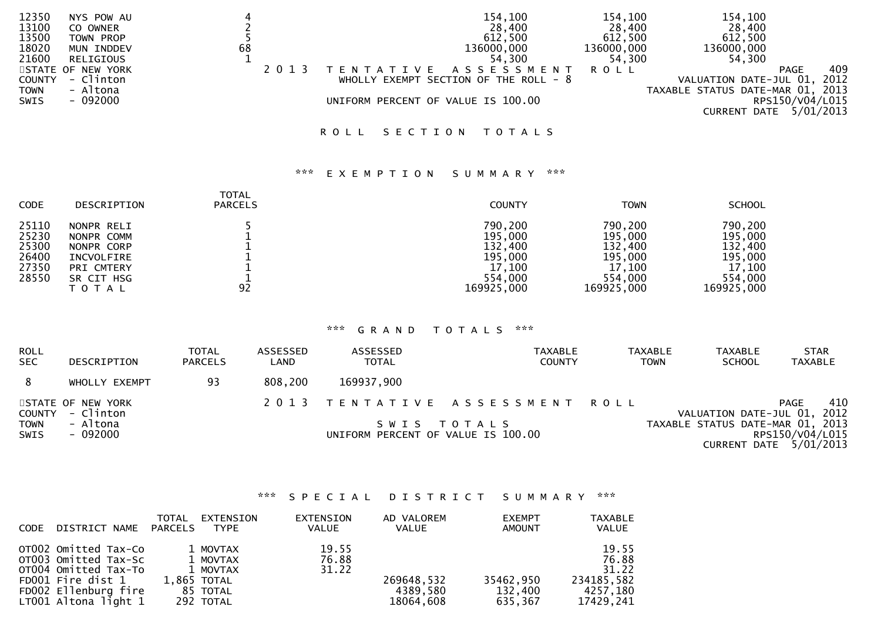| CODE | DESCRIPTION | TOTAL PARCELS | COUNTY | TOWN | SCHOOL |
|---|---|---|---|---|---|
| 12350 | NYS POW AU | 4 | 154,100 | 154,100 | 154,100 |
| 13100 | CO OWNER | 2 | 28,400 | 28,400 | 28,400 |
| 13500 | TOWN PROP | 5 | 612,500 | 612,500 | 612,500 |
| 18020 | MUN INDDEV | 68 | 136000,000 | 136000,000 | 136000,000 |
| 21600 | RELIGIOUS | 1 | 54,300 | 54,300 | 54,300 |

STATE OF NEW YORK
COUNTY - Clinton
TOWN - Altona
SWIS - 092000

2 0 1 3 TENTATIVE ASSESSMENT ROLL
WHOLLY EXEMPT SECTION OF THE ROLL - 8
UNIFORM PERCENT OF VALUE IS 100.00

VALUATION DATE-JUL 01, 2012
TAXABLE STATUS DATE-MAR 01, 2013
RPS150/V04/L015
CURRENT DATE 5/01/2013

## ROLL SECTION TOTALS

### *** EXEMPTION SUMMARY ***

| CODE | DESCRIPTION | TOTAL PARCELS | COUNTY | TOWN | SCHOOL |
|---|---|---|---|---|---|
| 25110 | NONPR RELI | 5 | 790,200 | 790,200 | 790,200 |
| 25230 | NONPR COMM | 1 | 195,000 | 195,000 | 195,000 |
| 25300 | NONPR CORP | 1 | 132,400 | 132,400 | 132,400 |
| 26400 | INCVOLFIRE | 1 | 195,000 | 195,000 | 195,000 |
| 27350 | PRI CMTERY | 1 | 17,100 | 17,100 | 17,100 |
| 28550 | SR CIT HSG | 1 | 554,000 | 554,000 | 554,000 |
| | T O T A L | 92 | 169925,000 | 169925,000 | 169925,000 |

### *** GRAND TOTALS ***

| ROLL SEC | DESCRIPTION | TOTAL PARCELS | ASSESSED LAND | ASSESSED TOTAL | TAXABLE COUNTY | TAXABLE TOWN | TAXABLE SCHOOL | STAR TAXABLE |
|---|---|---|---|---|---|---|---|---|
| 8 | WHOLLY EXEMPT | 93 | 808,200 | 169937,900 | | | | |

STATE OF NEW YORK
COUNTY - Clinton
TOWN - Altona
SWIS - 092000

2 0 1 3 TENTATIVE ASSESSMENT ROLL
SWIS TOTALS
UNIFORM PERCENT OF VALUE IS 100.00

VALUATION DATE-JUL 01, 2012
TAXABLE STATUS DATE-MAR 01, 2013
RPS150/V04/L015
CURRENT DATE 5/01/2013

### *** SPECIAL DISTRICT SUMMARY ***

| CODE | DISTRICT NAME | TOTAL PARCELS | EXTENSION TYPE | EXTENSION VALUE | AD VALOREM VALUE | EXEMPT AMOUNT | TAXABLE VALUE |
|---|---|---|---|---|---|---|---|
| OT002 | Omitted Tax-Co | 1 | MOVTAX | 19.55 | | | 19.55 |
| OT003 | Omitted Tax-Sc | 1 | MOVTAX | 76.88 | | | 76.88 |
| OT004 | Omitted Tax-To | 1 | MOVTAX | 31.22 | | | 31.22 |
| FD001 | Fire dist 1 | 1,865 | TOTAL | | 269648,532 | 35462,950 | 234185,582 |
| FD002 | Ellenburg fire | 85 | TOTAL | | 4389,580 | 132,400 | 4257,180 |
| LT001 | Altona light 1 | 292 | TOTAL | | 18064,608 | 635,367 | 17429,241 |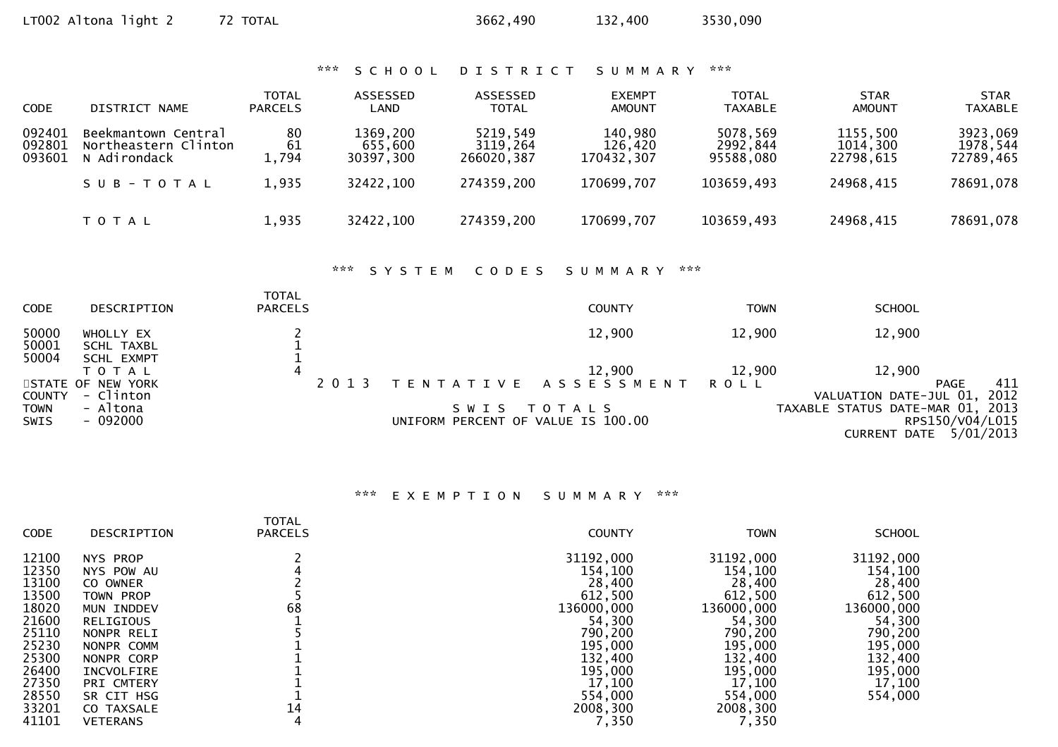| | | | | | |
|---|---|---|---|---|---|
| LT002 Altona light 2 | 72 TOTAL | 3662,490 | 132,400 | 3530,090 |

### *** SCHOOL DISTRICT SUMMARY ***

| CODE | DISTRICT NAME | TOTAL PARCELS | ASSESSED LAND | ASSESSED TOTAL | EXEMPT AMOUNT | TOTAL TAXABLE | STAR AMOUNT | STAR TAXABLE |
|---|---|---|---|---|---|---|---|---|
| 092401 | Beekmantown Central | 80 | 1369,200 | 5219,549 | 140,980 | 5078,569 | 1155,500 | 3923,069 |
| 092801 | Northeastern Clinton | 61 | 655,600 | 3119,264 | 126,420 | 2992,844 | 1014,300 | 1978,544 |
| 093601 | N Adirondack | 1,794 | 30397,300 | 266020,387 | 170432,307 | 95588,080 | 22798,615 | 72789,465 |
| | SUB-TOTAL | 1,935 | 32422,100 | 274359,200 | 170699,707 | 103659,493 | 24968,415 | 78691,078 |
| | TOTAL | 1,935 | 32422,100 | 274359,200 | 170699,707 | 103659,493 | 24968,415 | 78691,078 |

### *** SYSTEM CODES SUMMARY ***

| CODE | DESCRIPTION | TOTAL PARCELS | COUNTY | TOWN | SCHOOL |
|---|---|---|---|---|---|
| 50000 | WHOLLY EX | 2 | 12,900 | 12,900 | 12,900 |
| 50001 | SCHL TAXBL | 1 | | | |
| 50004 | SCHL EXMPT | 1 | | | |
| | TOTAL | 4 | 12,900 | 12,900 | 12,900 |

STATE OF NEW YORK
COUNTY - Clinton
TOWN - Altona
SWIS - 092000

2013 TENTATIVE ASSESSMENT ROLL

SWIS TOTALS

UNIFORM PERCENT OF VALUE IS 100.00

PAGE 411
VALUATION DATE-JUL 01, 2012
TAXABLE STATUS DATE-MAR 01, 2013
RPS150/V04/L015
CURRENT DATE 5/01/2013

### *** EXEMPTION SUMMARY ***

| CODE | DESCRIPTION | TOTAL PARCELS | COUNTY | TOWN | SCHOOL |
|---|---|---|---|---|---|
| 12100 | NYS PROP | 2 | 31192,000 | 31192,000 | 31192,000 |
| 12350 | NYS POW AU | 4 | 154,100 | 154,100 | 154,100 |
| 13100 | CO OWNER | 2 | 28,400 | 28,400 | 28,400 |
| 13500 | TOWN PROP | 5 | 612,500 | 612,500 | 612,500 |
| 18020 | MUN INDDEV | 68 | 136000,000 | 136000,000 | 136000,000 |
| 21600 | RELIGIOUS | 1 | 54,300 | 54,300 | 54,300 |
| 25110 | NONPR RELI | 5 | 790,200 | 790,200 | 790,200 |
| 25230 | NONPR COMM | 1 | 195,000 | 195,000 | 195,000 |
| 25300 | NONPR CORP | 1 | 132,400 | 132,400 | 132,400 |
| 26400 | INCVOLFIRE | 1 | 195,000 | 195,000 | 195,000 |
| 27350 | PRI CMTERY | 1 | 17,100 | 17,100 | 17,100 |
| 28550 | SR CIT HSG | 1 | 554,000 | 554,000 | 554,000 |
| 33201 | CO TAXSALE | 14 | 2008,300 | 2008,300 | |
| 41101 | VETERANS | 4 | 7,350 | 7,350 | |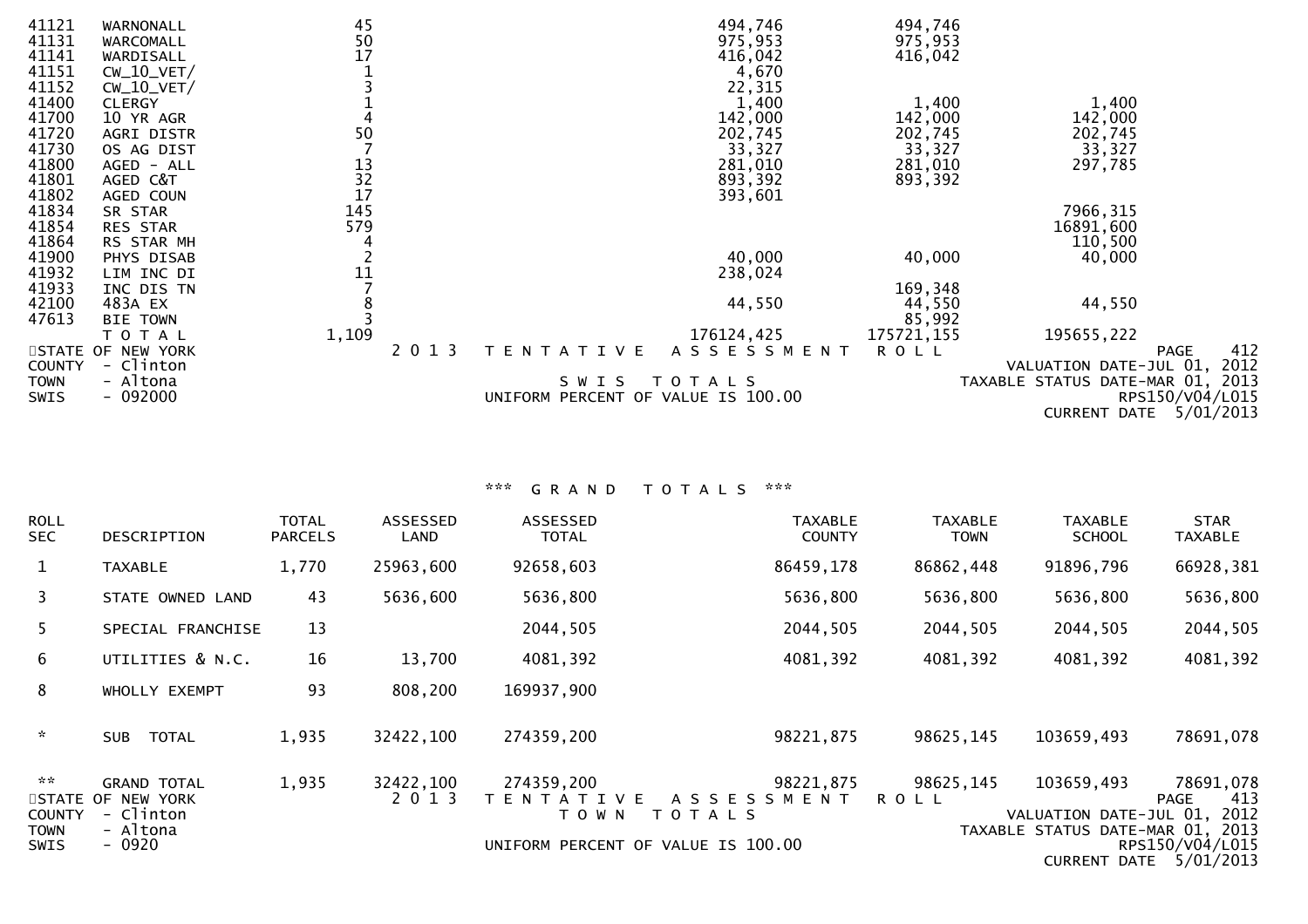| CODE | DESCRIPTION | TOTAL PARCELS | | COUNTY | TOWN | SCHOOL |
|---|---|---|---|---|---|---|
| 41121 | WARNONALL | 45 | | 494,746 | 494,746 | |
| 41131 | WARCOMALL | 50 | | 975,953 | 975,953 | |
| 41141 | WARDISALL | 17 | | 416,042 | 416,042 | |
| 41151 | CW_10_VET/ | 1 | | 4,670 | | |
| 41152 | CW_10_VET/ | 3 | | 22,315 | | |
| 41400 | CLERGY | 1 | | 1,400 | 1,400 | 1,400 |
| 41700 | 10 YR AGR | 4 | | 142,000 | 142,000 | 142,000 |
| 41720 | AGRI DISTR | 50 | | 202,745 | 202,745 | 202,745 |
| 41730 | OS AG DIST | 7 | | 33,327 | 33,327 | 33,327 |
| 41800 | AGED - ALL | 13 | | 281,010 | 281,010 | 297,785 |
| 41801 | AGED C&T | 32 | | 893,392 | 893,392 | |
| 41802 | AGED COUN | 17 | | 393,601 | | |
| 41834 | SR STAR | 145 | | | | 7966,315 |
| 41854 | RES STAR | 579 | | | | 16891,600 |
| 41864 | RS STAR MH | 4 | | | | 110,500 |
| 41900 | PHYS DISAB | 2 | | 40,000 | 40,000 | 40,000 |
| 41932 | LIM INC DI | 11 | | 238,024 | | |
| 41933 | INC DIS TN | 7 | | | 169,348 | |
| 42100 | 483A EX | 8 | | 44,550 | 44,550 | 44,550 |
| 47613 | BIE TOWN | 3 | | | 85,992 | |
| | T O T A L | 1,109 | | 176124,425 | 175721,155 | 195655,222 |

STATE OF NEW YORK — 2 0 1 3 T E N T A T I V E A S S E S S M E N T R O L L — PAGE 412
COUNTY - Clinton — VALUATION DATE-JUL 01, 2012
TOWN - Altona — S W I S T O T A L S — TAXABLE STATUS DATE-MAR 01, 2013
SWIS - 092000 — UNIFORM PERCENT OF VALUE IS 100.00 — RPS150/V04/L015
CURRENT DATE 5/01/2013

## *** G R A N D T O T A L S ***

| ROLL SEC | DESCRIPTION | TOTAL PARCELS | ASSESSED LAND | ASSESSED TOTAL | TAXABLE COUNTY | TAXABLE TOWN | TAXABLE SCHOOL | STAR TAXABLE |
|---|---|---|---|---|---|---|---|---|
| 1 | TAXABLE | 1,770 | 25963,600 | 92658,603 | 86459,178 | 86862,448 | 91896,796 | 66928,381 |
| 3 | STATE OWNED LAND | 43 | 5636,600 | 5636,800 | 5636,800 | 5636,800 | 5636,800 | 5636,800 |
| 5 | SPECIAL FRANCHISE | 13 | | 2044,505 | 2044,505 | 2044,505 | 2044,505 | 2044,505 |
| 6 | UTILITIES & N.C. | 16 | 13,700 | 4081,392 | 4081,392 | 4081,392 | 4081,392 | 4081,392 |
| 8 | WHOLLY EXEMPT | 93 | 808,200 | 169937,900 | | | | |
| * | SUB TOTAL | 1,935 | 32422,100 | 274359,200 | 98221,875 | 98625,145 | 103659,493 | 78691,078 |
| ** | GRAND TOTAL | 1,935 | 32422,100 | 274359,200 | 98221,875 | 98625,145 | 103659,493 | 78691,078 |

STATE OF NEW YORK — 2 0 1 3 T E N T A T I V E A S S E S S M E N T R O L L — PAGE 413
COUNTY - Clinton — T O W N T O T A L S — VALUATION DATE-JUL 01, 2012
TOWN - Altona — TAXABLE STATUS DATE-MAR 01, 2013
SWIS - 0920 — UNIFORM PERCENT OF VALUE IS 100.00 — RPS150/V04/L015
CURRENT DATE 5/01/2013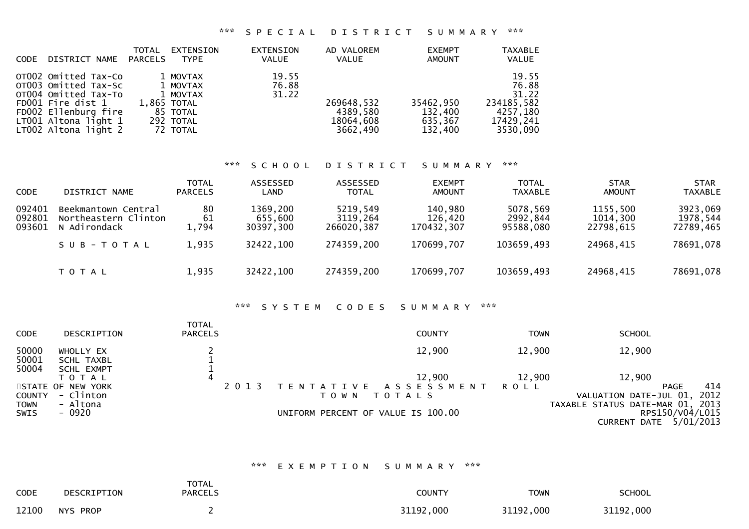### *** SPECIAL DISTRICT SUMMARY ***

| CODE | DISTRICT NAME | TOTAL PARCELS | EXTENSION TYPE | EXTENSION VALUE | AD VALOREM VALUE | EXEMPT AMOUNT | TAXABLE VALUE |
|---|---|---|---|---|---|---|---|
| OT002 | Omitted Tax-Co | 1 | MOVTAX | 19.55 | | | 19.55 |
| OT003 | Omitted Tax-Sc | 1 | MOVTAX | 76.88 | | | 76.88 |
| OT004 | Omitted Tax-To | 1 | MOVTAX | 31.22 | | | 31.22 |
| FD001 | Fire dist 1 | 1,865 | TOTAL | | 269648,532 | 35462,950 | 234185,582 |
| FD002 | Ellenburg fire | 85 | TOTAL | | 4389,580 | 132,400 | 4257,180 |
| LT001 | Altona light 1 | 292 | TOTAL | | 18064,608 | 635,367 | 17429,241 |
| LT002 | Altona light 2 | 72 | TOTAL | | 3662,490 | 132,400 | 3530,090 |

### *** SCHOOL DISTRICT SUMMARY ***

| CODE | DISTRICT NAME | TOTAL PARCELS | ASSESSED LAND | ASSESSED TOTAL | EXEMPT AMOUNT | TOTAL TAXABLE | STAR AMOUNT | STAR TAXABLE |
|---|---|---|---|---|---|---|---|---|
| 092401 | Beekmantown Central | 80 | 1369,200 | 5219,549 | 140,980 | 5078,569 | 1155,500 | 3923,069 |
| 092801 | Northeastern Clinton | 61 | 655,600 | 3119,264 | 126,420 | 2992,844 | 1014,300 | 1978,544 |
| 093601 | N Adirondack | 1,794 | 30397,300 | 266020,387 | 170432,307 | 95588,080 | 22798,615 | 72789,465 |
| | SUB-TOTAL | 1,935 | 32422,100 | 274359,200 | 170699,707 | 103659,493 | 24968,415 | 78691,078 |
| | TOTAL | 1,935 | 32422,100 | 274359,200 | 170699,707 | 103659,493 | 24968,415 | 78691,078 |

### *** SYSTEM CODES SUMMARY ***

| CODE | DESCRIPTION | TOTAL PARCELS | COUNTY | TOWN | SCHOOL |
|---|---|---|---|---|---|
| 50000 | WHOLLY EX | 2 | 12,900 | 12,900 | 12,900 |
| 50001 | SCHL TAXBL | 1 | | | |
| 50004 | SCHL EXMPT | 1 | | | |
| | TOTAL | 4 | 12,900 | 12,900 | 12,900 |

STATE OF NEW YORK — 2013 TENTATIVE ASSESSMENT ROLL
COUNTY - Clinton — TOWN TOTALS
TOWN - Altona
SWIS - 0920 — UNIFORM PERCENT OF VALUE IS 100.00

VALUATION DATE-JUL 01, 2012
TAXABLE STATUS DATE-MAR 01, 2013
RPS150/V04/L015
CURRENT DATE 5/01/2013

### *** EXEMPTION SUMMARY ***

| CODE | DESCRIPTION | TOTAL PARCELS | COUNTY | TOWN | SCHOOL |
|---|---|---|---|---|---|
| 12100 | NYS PROP | 2 | 31192,000 | 31192,000 | 31192,000 |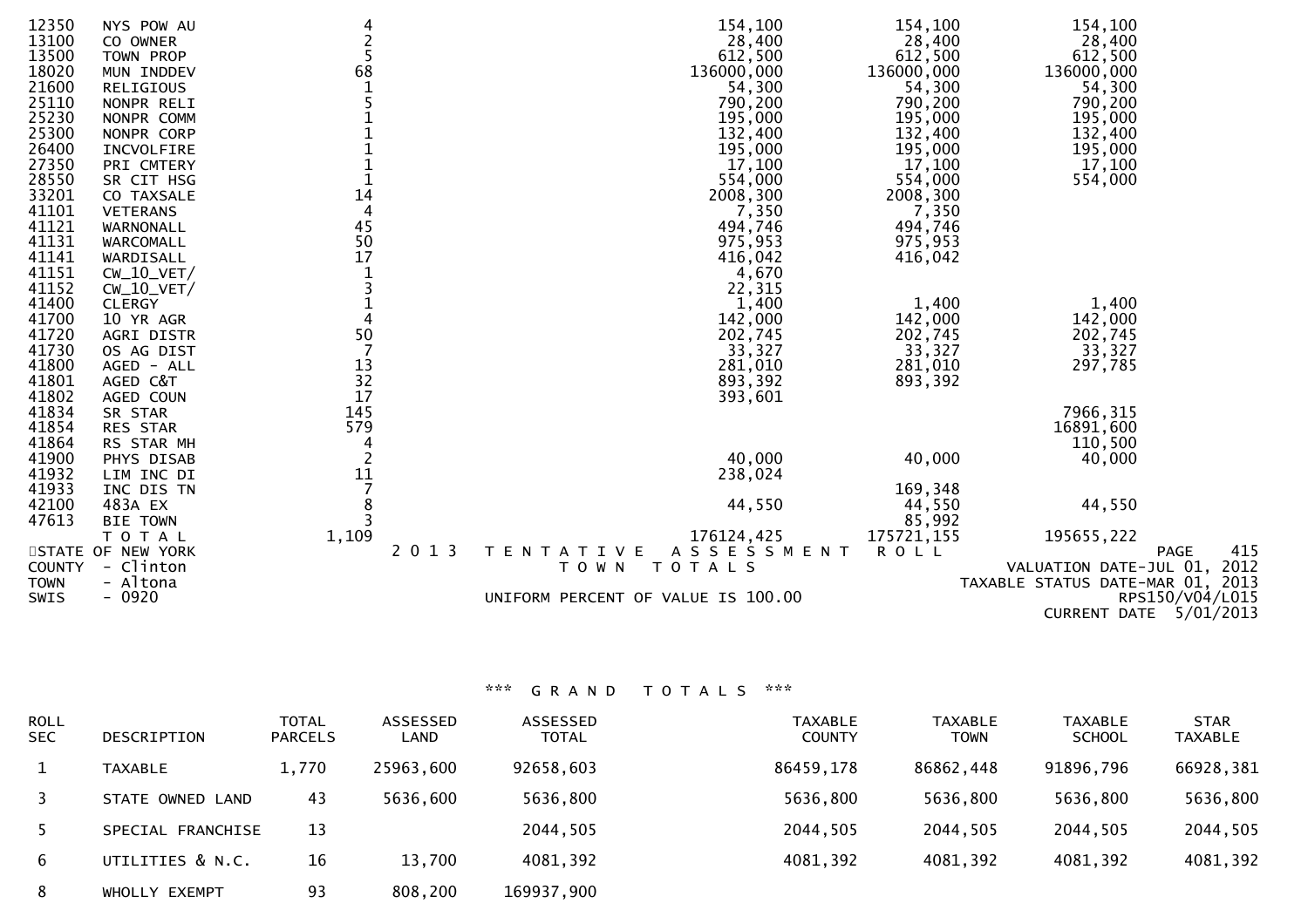| Code | Description | Count | County | Town | School |
|---|---|---|---|---|---|
| 12350 | NYS POW AU | 4 | 154,100 | 154,100 | 154,100 |
| 13100 | CO OWNER | 2 | 28,400 | 28,400 | 28,400 |
| 13500 | TOWN PROP | 5 | 612,500 | 612,500 | 612,500 |
| 18020 | MUN INDDEV | 68 | 136000,000 | 136000,000 | 136000,000 |
| 21600 | RELIGIOUS | 1 | 54,300 | 54,300 | 54,300 |
| 25110 | NONPR RELI | 5 | 790,200 | 790,200 | 790,200 |
| 25230 | NONPR COMM | 1 | 195,000 | 195,000 | 195,000 |
| 25300 | NONPR CORP | 1 | 132,400 | 132,400 | 132,400 |
| 26400 | INCVOLFIRE | 1 | 195,000 | 195,000 | 195,000 |
| 27350 | PRI CMTERY | 1 | 17,100 | 17,100 | 17,100 |
| 28550 | SR CIT HSG | 1 | 554,000 | 554,000 | 554,000 |
| 33201 | CO TAXSALE | 14 | 2008,300 | 2008,300 | |
| 41101 | VETERANS | 4 | 7,350 | 7,350 | |
| 41121 | WARNONALL | 45 | 494,746 | 494,746 | |
| 41131 | WARCOMALL | 50 | 975,953 | 975,953 | |
| 41141 | WARDISALL | 17 | 416,042 | 416,042 | |
| 41151 | CW_10_VET/ | 1 | 4,670 | | |
| 41152 | CW_10_VET/ | 3 | 22,315 | | |
| 41400 | CLERGY | 1 | 1,400 | 1,400 | 1,400 |
| 41700 | 10 YR AGR | 4 | 142,000 | 142,000 | 142,000 |
| 41720 | AGRI DISTR | 50 | 202,745 | 202,745 | 202,745 |
| 41730 | OS AG DIST | 7 | 33,327 | 33,327 | 33,327 |
| 41800 | AGED - ALL | 13 | 281,010 | 281,010 | 297,785 |
| 41801 | AGED C&T | 32 | 893,392 | 893,392 | |
| 41802 | AGED COUN | 17 | 393,601 | | |
| 41834 | SR STAR | 145 | | | 7966,315 |
| 41854 | RES STAR | 579 | | | 16891,600 |
| 41864 | RS STAR MH | 4 | | | 110,500 |
| 41900 | PHYS DISAB | 2 | 40,000 | 40,000 | 40,000 |
| 41932 | LIM INC DI | 11 | 238,024 | | |
| 41933 | INC DIS TN | 7 | | 169,348 | |
| 42100 | 483A EX | 8 | 44,550 | 44,550 | 44,550 |
| 47613 | BIE TOWN | 3 | | 85,992 | |
| | T O T A L | 1,109 | 176124,425 | 175721,155 | 195655,222 |

STATE OF NEW YORK — 2013 TENTATIVE ASSESSMENT ROLL — PAGE 415
COUNTY - Clinton — TOWN TOTALS — VALUATION DATE-JUL 01, 2012
TOWN - Altona — TAXABLE STATUS DATE-MAR 01, 2013
SWIS - 0920 — UNIFORM PERCENT OF VALUE IS 100.00 — RPS150/V04/L015
CURRENT DATE 5/01/2013

## *** G R A N D T O T A L S ***

| ROLL SEC | DESCRIPTION | TOTAL PARCELS | ASSESSED LAND | ASSESSED TOTAL | TAXABLE COUNTY | TAXABLE TOWN | TAXABLE SCHOOL | STAR TAXABLE |
|---|---|---|---|---|---|---|---|---|
| 1 | TAXABLE | 1,770 | 25963,600 | 92658,603 | 86459,178 | 86862,448 | 91896,796 | 66928,381 |
| 3 | STATE OWNED LAND | 43 | 5636,600 | 5636,800 | 5636,800 | 5636,800 | 5636,800 | 5636,800 |
| 5 | SPECIAL FRANCHISE | 13 | | 2044,505 | 2044,505 | 2044,505 | 2044,505 | 2044,505 |
| 6 | UTILITIES & N.C. | 16 | 13,700 | 4081,392 | 4081,392 | 4081,392 | 4081,392 | 4081,392 |
| 8 | WHOLLY EXEMPT | 93 | 808,200 | 169937,900 | | | | |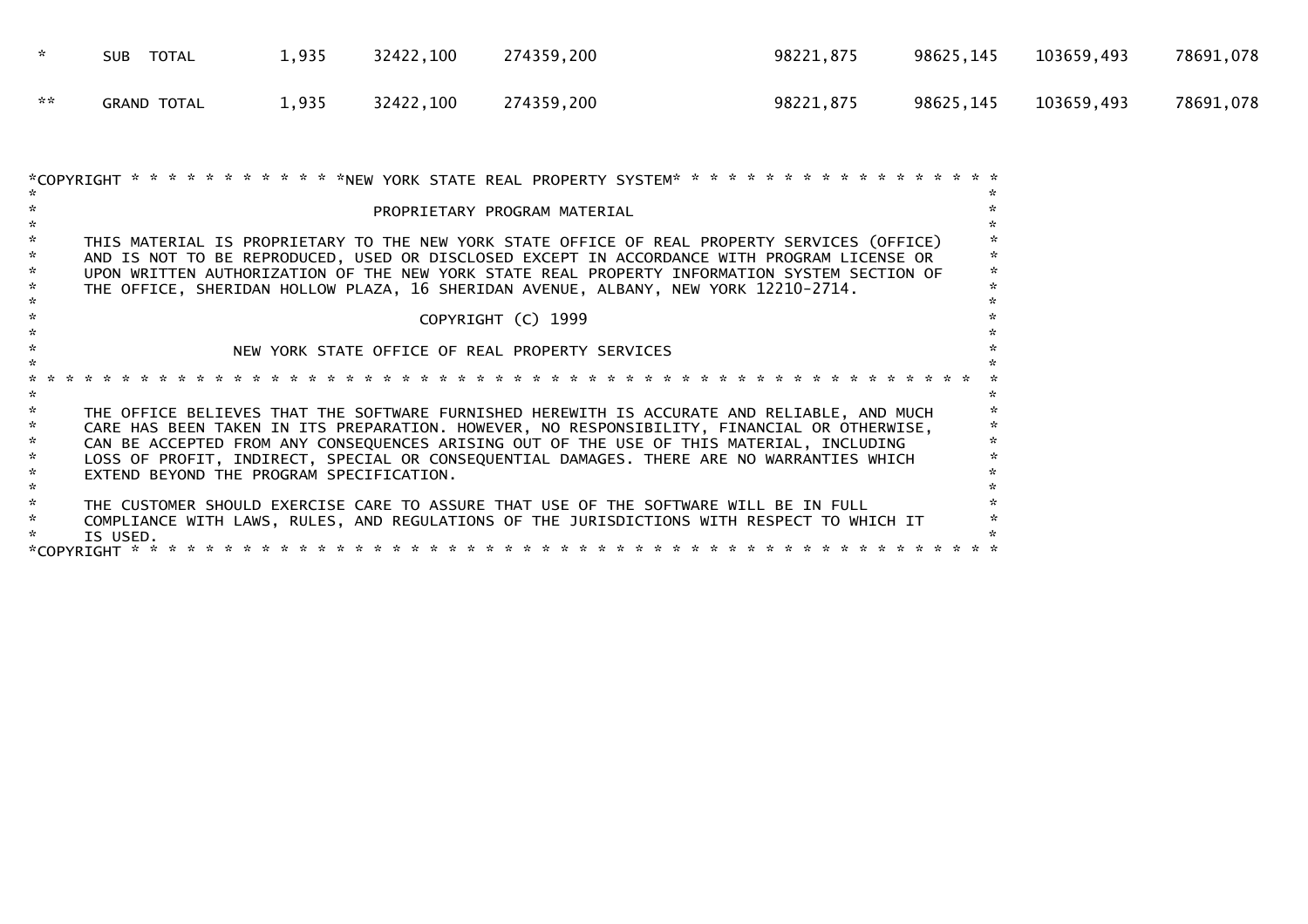| | | | | | | | | |
|---|---|---|---|---|---|---|---|---|
| * | SUB TOTAL | 1,935 | 32422,100 | 274359,200 | 98221,875 | 98625,145 | 103659,493 | 78691,078 |
| ** | GRAND TOTAL | 1,935 | 32422,100 | 274359,200 | 98221,875 | 98625,145 | 103659,493 | 78691,078 |

```
*COPYRIGHT * * * * * * * * * * * *NEW YORK STATE REAL PROPERTY SYSTEM* * * * * * * * * * * * * * * * * *
*                                                                                                        *
*                                    PROPRIETARY PROGRAM MATERIAL                                        *
*                                                                                                        *
*     THIS MATERIAL IS PROPRIETARY TO THE NEW YORK STATE OFFICE OF REAL PROPERTY SERVICES (OFFICE)       *
*     AND IS NOT TO BE REPRODUCED, USED OR DISCLOSED EXCEPT IN ACCORDANCE WITH PROGRAM LICENSE OR        *
*     UPON WRITTEN AUTHORIZATION OF THE NEW YORK STATE REAL PROPERTY INFORMATION SYSTEM SECTION OF       *
*     THE OFFICE, SHERIDAN HOLLOW PLAZA, 16 SHERIDAN AVENUE, ALBANY, NEW YORK 12210-2714.                *
*                                                                                                        *
*                                          COPYRIGHT (C) 1999                                            *
*                                                                                                        *
*                         NEW YORK STATE OFFICE OF REAL PROPERTY SERVICES                                *
*                                                                                                        *
* * * * * * * * * * * * * * * * * * * * * * * * * * * * * * * * * * * * * * * * * * * * * * * * * * * *  *
*                                                                                                        *
*     THE OFFICE BELIEVES THAT THE SOFTWARE FURNISHED HEREWITH IS ACCURATE AND RELIABLE, AND MUCH         *
*     CARE HAS BEEN TAKEN IN ITS PREPARATION. HOWEVER, NO RESPONSIBILITY, FINANCIAL OR OTHERWISE,        *
*     CAN BE ACCEPTED FROM ANY CONSEQUENCES ARISING OUT OF THE USE OF THIS MATERIAL, INCLUDING           *
*     LOSS OF PROFIT, INDIRECT, SPECIAL OR CONSEQUENTIAL DAMAGES. THERE ARE NO WARRANTIES WHICH          *
*     EXTEND BEYOND THE PROGRAM SPECIFICATION.                                                           *
*                                                                                                        *
*     THE CUSTOMER SHOULD EXERCISE CARE TO ASSURE THAT USE OF THE SOFTWARE WILL BE IN FULL               *
*     COMPLIANCE WITH LAWS, RULES, AND REGULATIONS OF THE JURISDICTIONS WITH RESPECT TO WHICH IT         *
*     IS USED.                                                                                           *
*COPYRIGHT * * * * * * * * * * * * * * * * * * * * * * * * * * * * * * * * * * * * * * * * * * * * * * *
```